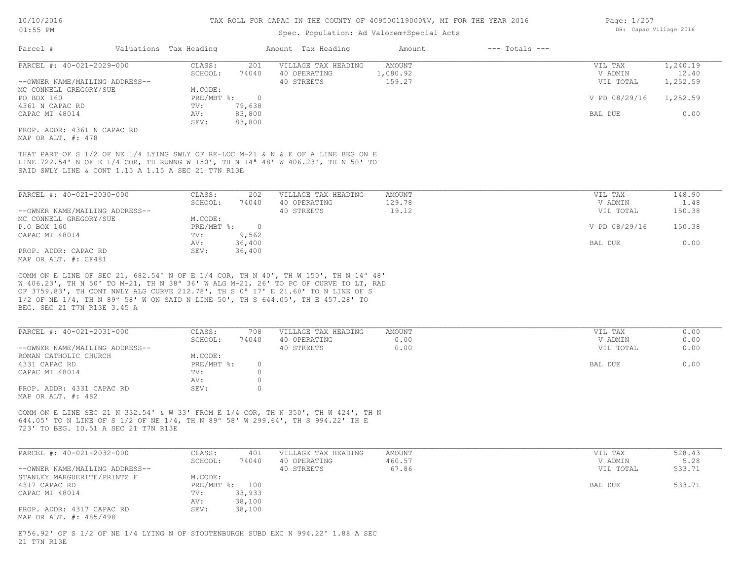# TAX ROLL FOR CAPAC IN THE COUNTY OF 409500119000%V, MI FOR THE YEAR 2016

Spec. Population: Ad Valorem+Special Acts

DB: Capac Village 2016

| Parcel # | Valuations | Tax Heading | Amount | Tax Heading | Amount | --- Totals --- | |
|---|---|---|---|---|---|---|---|

---

**PARCEL #: 40-021-2029-000**

--OWNER NAME/MAILING ADDRESS--
MC CONNELL GREGORY/SUE
PO BOX 160
4361 N CAPAC RD
CAPAC MI 48014

PROP. ADDR: 4361 N CAPAC RD
MAP OR ALT. #: 478

| | | | | | |
|---|---|---|---|---|---|
| CLASS: | 201 | VILLAGE TAX HEADING | AMOUNT | VIL TAX | 1,240.19 |
| SCHOOL: | 74040 | 40 OPERATING | 1,080.92 | V ADMIN | 12.40 |
| M.CODE: | | 40 STREETS | 159.27 | VIL TOTAL | 1,252.59 |
| PRE/MBT %: | 0 | | | V PD 08/29/16 | 1,252.59 |
| TV: | 79,638 | | | | |
| AV: | 83,800 | | | BAL DUE | 0.00 |
| SEV: | 83,800 | | | | |

THAT PART OF S 1/2 OF NE 1/4 LYING SWLY OF RE-LOC M-21 & N & E OF A LINE BEG ON E LINE 722.54' N OF E 1/4 COR, TH RUNNG W 150', TH N 14ª 48' W 406.23', TH N 50' TO SAID SWLY LINE & CONT 1.15 A 1.15 A SEC 21 T7N R13E

---

**PARCEL #: 40-021-2030-000**

--OWNER NAME/MAILING ADDRESS--
MC CONNELL GREGORY/SUE
P.O BOX 160
CAPAC MI 48014

PROP. ADDR: CAPAC RD
MAP OR ALT. #: CF481

| | | | | | |
|---|---|---|---|---|---|
| CLASS: | 202 | VILLAGE TAX HEADING | AMOUNT | VIL TAX | 148.90 |
| SCHOOL: | 74040 | 40 OPERATING | 129.78 | V ADMIN | 1.48 |
| M.CODE: | | 40 STREETS | 19.12 | VIL TOTAL | 150.38 |
| PRE/MBT %: | 0 | | | V PD 08/29/16 | 150.38 |
| TV: | 9,562 | | | | |
| AV: | 36,400 | | | BAL DUE | 0.00 |
| SEV: | 36,400 | | | | |

COMM ON E LINE OF SEC 21, 682.54' N OF E 1/4 COR, TH N 40', TH W 150', TH N 14ª 48' W 406.23', TH N 50' TO M-21, TH N 38ª 36' W ALG M-21, 26' TO PC OF CURVE TO LT, RAD OF 3759.83', TH CONT NWLY ALG CURVE 212.78', TH S 0ª 17' E 21.60' TO N LINE OF S 1/2 OF NE 1/4, TH N 89ª 58' W ON SAID N LINE 50', TH S 644.05', TH E 457.28' TO BEG. SEC 21 T7N R13E 3.45 A

---

**PARCEL #: 40-021-2031-000**

--OWNER NAME/MAILING ADDRESS--
ROMAN CATHOLIC CHURCH
4331 CAPAC RD
CAPAC MI 48014

PROP. ADDR: 4331 CAPAC RD
MAP OR ALT. #: 482

| | | | | | |
|---|---|---|---|---|---|
| CLASS: | 708 | VILLAGE TAX HEADING | AMOUNT | VIL TAX | 0.00 |
| SCHOOL: | 74040 | 40 OPERATING | 0.00 | V ADMIN | 0.00 |
| M.CODE: | | 40 STREETS | 0.00 | VIL TOTAL | 0.00 |
| PRE/MBT %: | 0 | | | BAL DUE | 0.00 |
| TV: | 0 | | | | |
| AV: | 0 | | | | |
| SEV: | 0 | | | | |

COMM ON E LINE SEC 21 N 332.54' & W 33' FROM E 1/4 COR, TH N 350', TH W 424', TH N 644.05' TO N LINE OF S 1/2 OF NE 1/4, TH N 89ª 58' W 299.64', TH S 994.22' TH E 723' TO BEG. 10.51 A SEC 21 T7N R13E

---

**PARCEL #: 40-021-2032-000**

--OWNER NAME/MAILING ADDRESS--
STANLEY MARGUERITE/PRINTZ F
4317 CAPAC RD
CAPAC MI 48014

PROP. ADDR: 4317 CAPAC RD
MAP OR ALT. #: 485/498

| | | | | | |
|---|---|---|---|---|---|
| CLASS: | 401 | VILLAGE TAX HEADING | AMOUNT | VIL TAX | 528.43 |
| SCHOOL: | 74040 | 40 OPERATING | 460.57 | V ADMIN | 5.28 |
| M.CODE: | | 40 STREETS | 67.86 | VIL TOTAL | 533.71 |
| PRE/MBT %: | 100 | | | BAL DUE | 533.71 |
| TV: | 33,933 | | | | |
| AV: | 38,100 | | | | |
| SEV: | 38,100 | | | | |

E756.92' OF S 1/2 OF NE 1/4 LYING N OF STOUTENBURGH SUBD EXC N 994.22' 1.88 A SEC 21 T7N R13E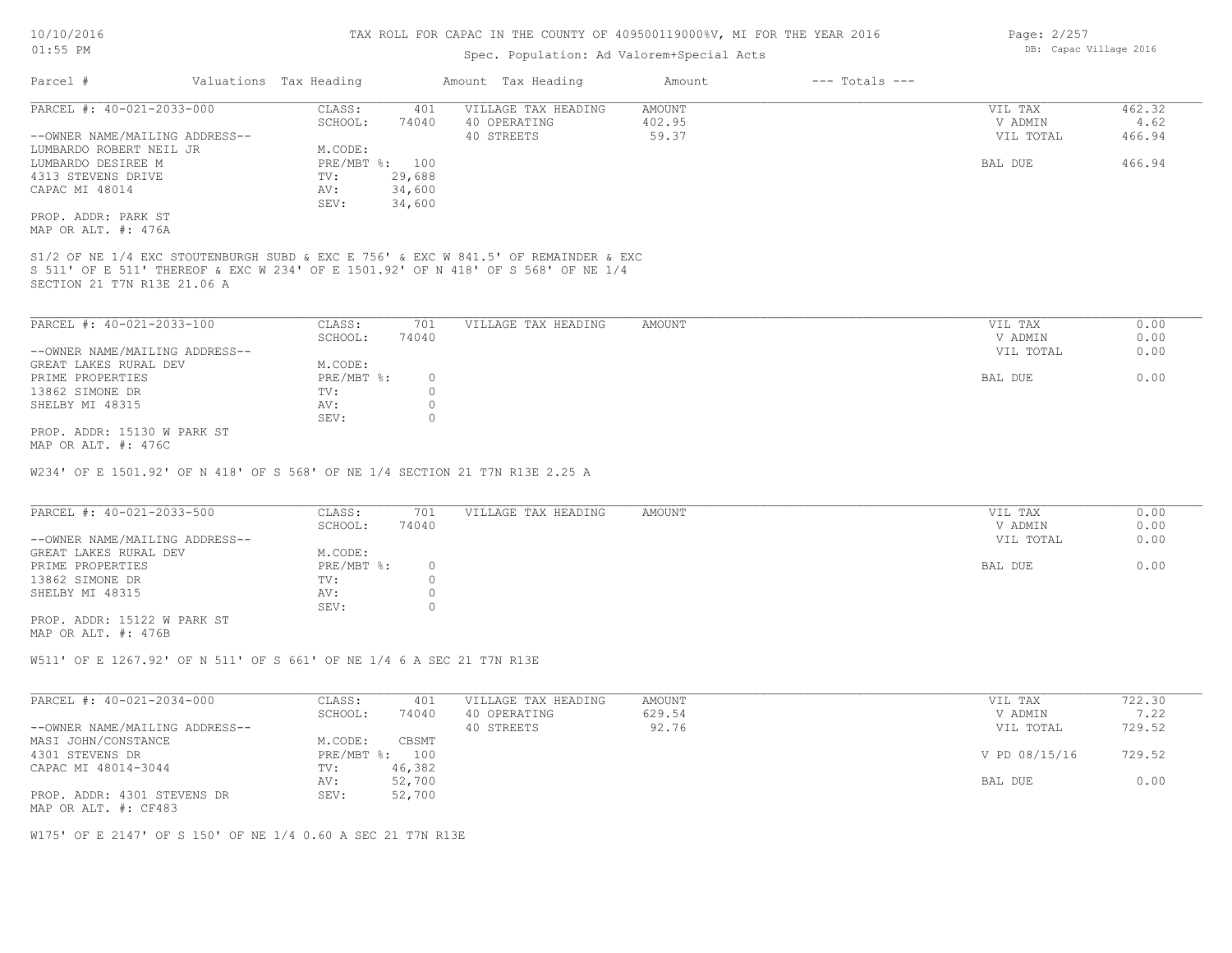# TAX ROLL FOR CAPAC IN THE COUNTY OF 409500119000%V, MI FOR THE YEAR 2016

Spec. Population: Ad Valorem+Special Acts

DB: Capac Village 2016

| Parcel # | Valuations | Tax Heading | Amount | Tax Heading | Amount | --- Totals --- | |
|---|---|---|---|---|---|---|---|

---

**PARCEL #: 40-021-2033-000**

| | | | | | |
|---|---|---|---|---|---|
| CLASS: | 401 | VILLAGE TAX HEADING | AMOUNT | VIL TAX | 462.32 |
| SCHOOL: | 74040 | 40 OPERATING | 402.95 | V ADMIN | 4.62 |
| | | 40 STREETS | 59.37 | VIL TOTAL | 466.94 |
| M.CODE: | | | | | |
| PRE/MBT %: | 100 | | | BAL DUE | 466.94 |
| TV: | 29,688 | | | | |
| AV: | 34,600 | | | | |
| SEV: | 34,600 | | | | |

--OWNER NAME/MAILING ADDRESS--
LUMBARDO ROBERT NEIL JR
LUMBARDO DESIREE M
4313 STEVENS DRIVE
CAPAC MI 48014

PROP. ADDR: PARK ST
MAP OR ALT. #: 476A

S1/2 OF NE 1/4 EXC STOUTENBURGH SUBD & EXC E 756' & EXC W 841.5' OF REMAINDER & EXC S 511' OF E 511' THEREOF & EXC W 234' OF E 1501.92' OF N 418' OF S 568' OF NE 1/4 SECTION 21 T7N R13E 21.06 A

---

**PARCEL #: 40-021-2033-100**

| | | | | | |
|---|---|---|---|---|---|
| CLASS: | 701 | VILLAGE TAX HEADING | AMOUNT | VIL TAX | 0.00 |
| SCHOOL: | 74040 | | | V ADMIN | 0.00 |
| | | | | VIL TOTAL | 0.00 |
| M.CODE: | | | | | |
| PRE/MBT %: | 0 | | | BAL DUE | 0.00 |
| TV: | 0 | | | | |
| AV: | 0 | | | | |
| SEV: | 0 | | | | |

--OWNER NAME/MAILING ADDRESS--
GREAT LAKES RURAL DEV
PRIME PROPERTIES
13862 SIMONE DR
SHELBY MI 48315

PROP. ADDR: 15130 W PARK ST
MAP OR ALT. #: 476C

W234' OF E 1501.92' OF N 418' OF S 568' OF NE 1/4 SECTION 21 T7N R13E 2.25 A

---

**PARCEL #: 40-021-2033-500**

| | | | | | |
|---|---|---|---|---|---|
| CLASS: | 701 | VILLAGE TAX HEADING | AMOUNT | VIL TAX | 0.00 |
| SCHOOL: | 74040 | | | V ADMIN | 0.00 |
| | | | | VIL TOTAL | 0.00 |
| M.CODE: | | | | | |
| PRE/MBT %: | 0 | | | BAL DUE | 0.00 |
| TV: | 0 | | | | |
| AV: | 0 | | | | |
| SEV: | 0 | | | | |

--OWNER NAME/MAILING ADDRESS--
GREAT LAKES RURAL DEV
PRIME PROPERTIES
13862 SIMONE DR
SHELBY MI 48315

PROP. ADDR: 15122 W PARK ST
MAP OR ALT. #: 476B

W511' OF E 1267.92' OF N 511' OF S 661' OF NE 1/4 6 A SEC 21 T7N R13E

---

**PARCEL #: 40-021-2034-000**

| | | | | | |
|---|---|---|---|---|---|
| CLASS: | 401 | VILLAGE TAX HEADING | AMOUNT | VIL TAX | 722.30 |
| SCHOOL: | 74040 | 40 OPERATING | 629.54 | V ADMIN | 7.22 |
| | | 40 STREETS | 92.76 | VIL TOTAL | 729.52 |
| M.CODE: | CBSMT | | | | |
| PRE/MBT %: | 100 | | | V PD 08/15/16 | 729.52 |
| TV: | 46,382 | | | | |
| AV: | 52,700 | | | BAL DUE | 0.00 |
| SEV: | 52,700 | | | | |

--OWNER NAME/MAILING ADDRESS--
MASI JOHN/CONSTANCE
4301 STEVENS DR
CAPAC MI 48014-3044

PROP. ADDR: 4301 STEVENS DR
MAP OR ALT. #: CF483

W175' OF E 2147' OF S 150' OF NE 1/4 0.60 A SEC 21 T7N R13E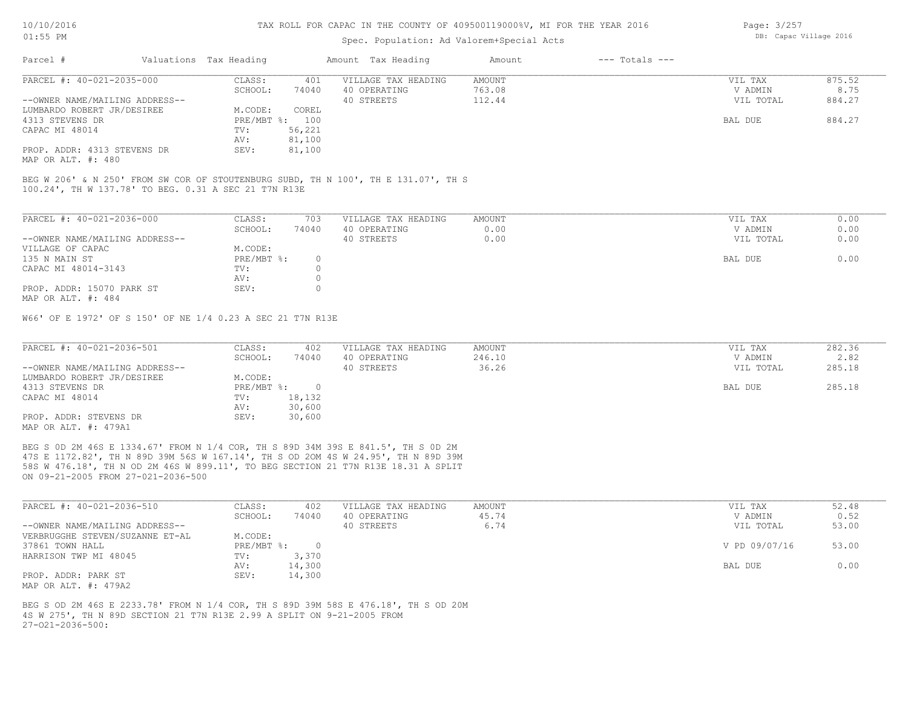TAX ROLL FOR CAPAC IN THE COUNTY OF 409500119000%V, MI FOR THE YEAR 2016

Spec. Population: Ad Valorem+Special Acts

DB: Capac Village 2016

| Parcel # | Valuations | Tax Heading | Amount | Tax Heading | Amount | --- Totals --- | |
|---|---|---|---|---|---|---|---|

**PARCEL #: 40-021-2035-000**

| | | | | | |
|---|---|---|---|---|---|
| CLASS: | 401 | VILLAGE TAX HEADING | AMOUNT | VIL TAX | 875.52 |
| SCHOOL: | 74040 | 40 OPERATING | 763.08 | V ADMIN | 8.75 |
| | | 40 STREETS | 112.44 | VIL TOTAL | 884.27 |
| M.CODE: | COREL | | | | |
| PRE/MBT %: | 100 | | | BAL DUE | 884.27 |
| TV: | 56,221 | | | | |
| AV: | 81,100 | | | | |
| SEV: | 81,100 | | | | |

--OWNER NAME/MAILING ADDRESS--
LUMBARDO ROBERT JR/DESIREE
4313 STEVENS DR
CAPAC MI 48014

PROP. ADDR: 4313 STEVENS DR
MAP OR ALT. #: 480

BEG W 206' & N 250' FROM SW COR OF STOUTENBURG SUBD, TH N 100', TH E 131.07', TH S 100.24', TH W 137.78' TO BEG. 0.31 A SEC 21 T7N R13E

**PARCEL #: 40-021-2036-000**

| | | | | | |
|---|---|---|---|---|---|
| CLASS: | 703 | VILLAGE TAX HEADING | AMOUNT | VIL TAX | 0.00 |
| SCHOOL: | 74040 | 40 OPERATING | 0.00 | V ADMIN | 0.00 |
| | | 40 STREETS | 0.00 | VIL TOTAL | 0.00 |
| M.CODE: | | | | | |
| PRE/MBT %: | 0 | | | BAL DUE | 0.00 |
| TV: | 0 | | | | |
| AV: | 0 | | | | |
| SEV: | 0 | | | | |

--OWNER NAME/MAILING ADDRESS--
VILLAGE OF CAPAC
135 N MAIN ST
CAPAC MI 48014-3143

PROP. ADDR: 15070 PARK ST
MAP OR ALT. #: 484

W66' OF E 1972' OF S 150' OF NE 1/4 0.23 A SEC 21 T7N R13E

**PARCEL #: 40-021-2036-501**

| | | | | | |
|---|---|---|---|---|---|
| CLASS: | 402 | VILLAGE TAX HEADING | AMOUNT | VIL TAX | 282.36 |
| SCHOOL: | 74040 | 40 OPERATING | 246.10 | V ADMIN | 2.82 |
| | | 40 STREETS | 36.26 | VIL TOTAL | 285.18 |
| M.CODE: | | | | | |
| PRE/MBT %: | 0 | | | BAL DUE | 285.18 |
| TV: | 18,132 | | | | |
| AV: | 30,600 | | | | |
| SEV: | 30,600 | | | | |

--OWNER NAME/MAILING ADDRESS--
LUMBARDO ROBERT JR/DESIREE
4313 STEVENS DR
CAPAC MI 48014

PROP. ADDR: STEVENS DR
MAP OR ALT. #: 479A1

BEG S 0D 2M 46S E 1334.67' FROM N 1/4 COR, TH S 89D 34M 39S E 841.5', TH S 0D 2M 47S E 1172.82', TH N 89D 39M 56S W 167.14', TH S OD 20M 4S W 24.95', TH N 89D 39M 58S W 476.18', TH N OD 2M 46S W 899.11', TO BEG SECTION 21 T7N R13E 18.31 A SPLIT ON 09-21-2005 FROM 27-021-2036-500

**PARCEL #: 40-021-2036-510**

| | | | | | |
|---|---|---|---|---|---|
| CLASS: | 402 | VILLAGE TAX HEADING | AMOUNT | VIL TAX | 52.48 |
| SCHOOL: | 74040 | 40 OPERATING | 45.74 | V ADMIN | 0.52 |
| | | 40 STREETS | 6.74 | VIL TOTAL | 53.00 |
| M.CODE: | | | | | |
| PRE/MBT %: | 0 | | | V PD 09/07/16 | 53.00 |
| TV: | 3,370 | | | | |
| AV: | 14,300 | | | BAL DUE | 0.00 |
| SEV: | 14,300 | | | | |

--OWNER NAME/MAILING ADDRESS--
VERBRUGGHE STEVEN/SUZANNE ET-AL
37861 TOWN HALL
HARRISON TWP MI 48045

PROP. ADDR: PARK ST
MAP OR ALT. #: 479A2

BEG S OD 2M 46S E 2233.78' FROM N 1/4 COR, TH S 89D 39M 58S E 476.18', TH S OD 20M 4S W 275', TH N 89D SECTION 21 T7N R13E 2.99 A SPLIT ON 9-21-2005 FROM 27-021-2036-500: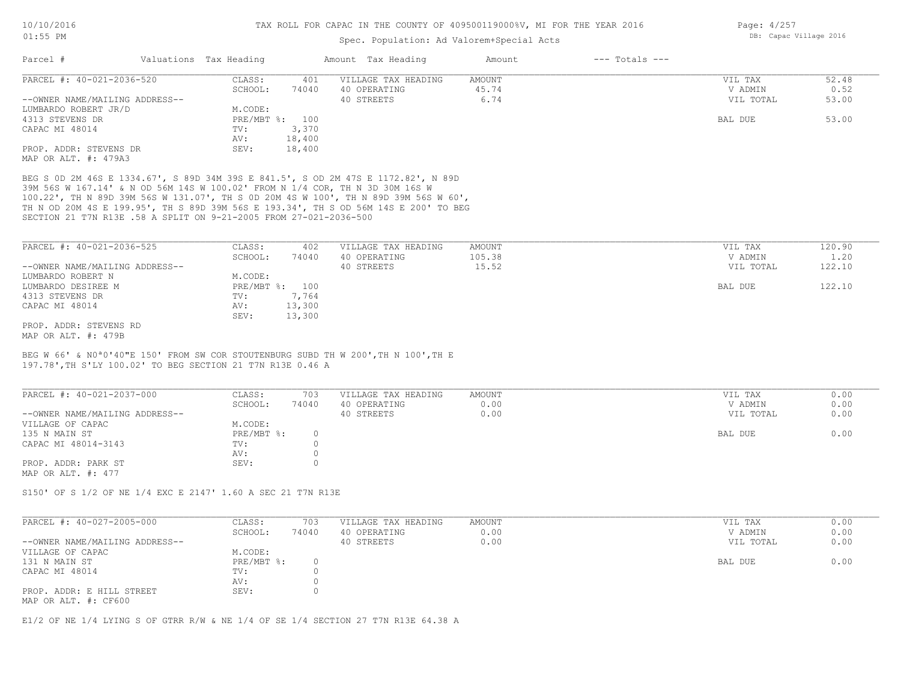Spec. Population: Ad Valorem+Special Acts

| Parcel # | Valuations | Tax Heading | Amount | Tax Heading | Amount | --- Totals --- |
|---|---|---|---|---|---|---|

---

**PARCEL #: 40-021-2036-520**

| | | | | | |
|---|---|---|---|---|---|
| CLASS: | 401 | VILLAGE TAX HEADING | AMOUNT | VIL TAX | 52.48 |
| SCHOOL: | 74040 | 40 OPERATING | 45.74 | V ADMIN | 0.52 |
| | | 40 STREETS | 6.74 | VIL TOTAL | 53.00 |
| M.CODE: | | | | | |
| PRE/MBT %: | 100 | | | BAL DUE | 53.00 |
| TV: | 3,370 | | | | |
| AV: | 18,400 | | | | |
| SEV: | 18,400 | | | | |

--OWNER NAME/MAILING ADDRESS--
LUMBARDO ROBERT JR/D
4313 STEVENS DR
CAPAC MI 48014

PROP. ADDR: STEVENS DR
MAP OR ALT. #: 479A3

BEG S 0D 2M 46S E 1334.67', S 89D 34M 39S E 841.5', S OD 2M 47S E 1172.82', N 89D 39M 56S W 167.14' & N OD 56M 14S W 100.02' FROM N 1/4 COR, TH N 3D 30M 16S W 100.22', TH N 89D 39M 56S W 131.07', TH S 0D 20M 4S W 100', TH N 89D 39M 56S W 60', TH N OD 20M 4S E 199.95', TH S 89D 39M 56S E 193.34', TH S OD 56M 14S E 200' TO BEG SECTION 21 T7N R13E .58 A SPLIT ON 9-21-2005 FROM 27-021-2036-500

---

**PARCEL #: 40-021-2036-525**

| | | | | | |
|---|---|---|---|---|---|
| CLASS: | 402 | VILLAGE TAX HEADING | AMOUNT | VIL TAX | 120.90 |
| SCHOOL: | 74040 | 40 OPERATING | 105.38 | V ADMIN | 1.20 |
| | | 40 STREETS | 15.52 | VIL TOTAL | 122.10 |
| M.CODE: | | | | | |
| PRE/MBT %: | 100 | | | BAL DUE | 122.10 |
| TV: | 7,764 | | | | |
| AV: | 13,300 | | | | |
| SEV: | 13,300 | | | | |

--OWNER NAME/MAILING ADDRESS--
LUMBARDO ROBERT N
LUMBARDO DESIREE M
4313 STEVENS DR
CAPAC MI 48014

PROP. ADDR: STEVENS RD
MAP OR ALT. #: 479B

BEG W 66' & N0ª0'40"E 150' FROM SW COR STOUTENBURG SUBD TH W 200',TH N 100',TH E 197.78',TH S'LY 100.02' TO BEG SECTION 21 T7N R13E 0.46 A

---

**PARCEL #: 40-021-2037-000**

| | | | | | |
|---|---|---|---|---|---|
| CLASS: | 703 | VILLAGE TAX HEADING | AMOUNT | VIL TAX | 0.00 |
| SCHOOL: | 74040 | 40 OPERATING | 0.00 | V ADMIN | 0.00 |
| | | 40 STREETS | 0.00 | VIL TOTAL | 0.00 |
| M.CODE: | | | | | |
| PRE/MBT %: | 0 | | | BAL DUE | 0.00 |
| TV: | 0 | | | | |
| AV: | 0 | | | | |
| SEV: | 0 | | | | |

--OWNER NAME/MAILING ADDRESS--
VILLAGE OF CAPAC
135 N MAIN ST
CAPAC MI 48014-3143

PROP. ADDR: PARK ST
MAP OR ALT. #: 477

S150' OF S 1/2 OF NE 1/4 EXC E 2147' 1.60 A SEC 21 T7N R13E

---

**PARCEL #: 40-027-2005-000**

| | | | | | |
|---|---|---|---|---|---|
| CLASS: | 703 | VILLAGE TAX HEADING | AMOUNT | VIL TAX | 0.00 |
| SCHOOL: | 74040 | 40 OPERATING | 0.00 | V ADMIN | 0.00 |
| | | 40 STREETS | 0.00 | VIL TOTAL | 0.00 |
| M.CODE: | | | | | |
| PRE/MBT %: | 0 | | | BAL DUE | 0.00 |
| TV: | 0 | | | | |
| AV: | 0 | | | | |
| SEV: | 0 | | | | |

--OWNER NAME/MAILING ADDRESS--
VILLAGE OF CAPAC
131 N MAIN ST
CAPAC MI 48014

PROP. ADDR: E HILL STREET
MAP OR ALT. #: CF600

E1/2 OF NE 1/4 LYING S OF GTRR R/W & NE 1/4 OF SE 1/4 SECTION 27 T7N R13E 64.38 A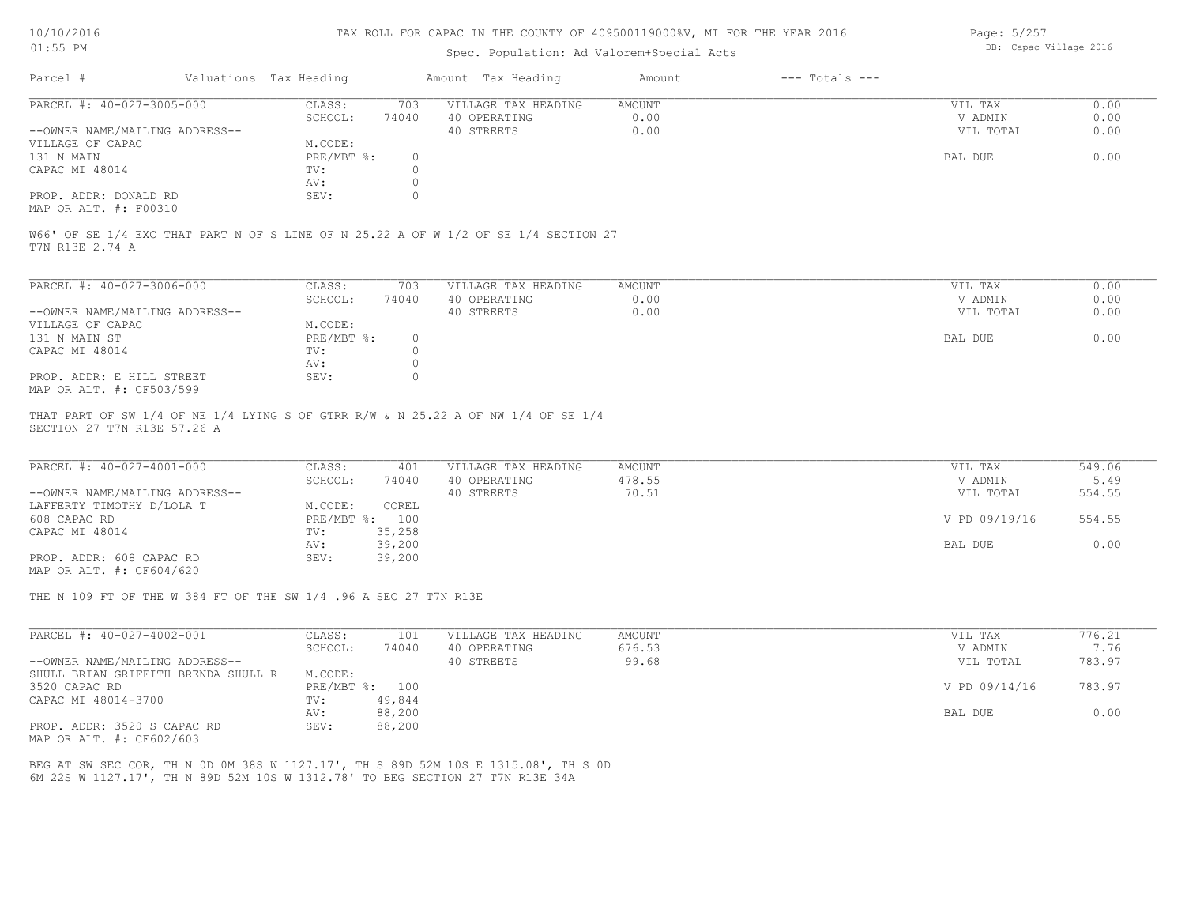# TAX ROLL FOR CAPAC IN THE COUNTY OF 409500119000%V, MI FOR THE YEAR 2016

Spec. Population: Ad Valorem+Special Acts

10/10/2016
01:55 PM

DB: Capac Village 2016

| Parcel # | Valuations | Tax Heading | Amount | Tax Heading | Amount | --- Totals --- | |
|---|---|---|---|---|---|---|---|
| PARCEL #: 40-027-3005-000 | CLASS: | 703 | VILLAGE TAX HEADING | AMOUNT | | VIL TAX | 0.00 |
| | SCHOOL: | 74040 | 40 OPERATING | 0.00 | | V ADMIN | 0.00 |
| --OWNER NAME/MAILING ADDRESS-- | | | 40 STREETS | 0.00 | | VIL TOTAL | 0.00 |
| VILLAGE OF CAPAC | M.CODE: | | | | | | |
| 131 N MAIN | PRE/MBT %: | 0 | | | | BAL DUE | 0.00 |
| CAPAC MI 48014 | TV: | 0 | | | | | |
| | AV: | 0 | | | | | |
| PROP. ADDR: DONALD RD | SEV: | 0 | | | | | |
| MAP OR ALT. #: F00310 | | | | | | | |

W66' OF SE 1/4 EXC THAT PART N OF S LINE OF N 25.22 A OF W 1/2 OF SE 1/4 SECTION 27
T7N R13E 2.74 A

| Parcel # | Valuations | Tax Heading | Amount | Tax Heading | Amount | --- Totals --- | |
|---|---|---|---|---|---|---|---|
| PARCEL #: 40-027-3006-000 | CLASS: | 703 | VILLAGE TAX HEADING | AMOUNT | | VIL TAX | 0.00 |
| | SCHOOL: | 74040 | 40 OPERATING | 0.00 | | V ADMIN | 0.00 |
| --OWNER NAME/MAILING ADDRESS-- | | | 40 STREETS | 0.00 | | VIL TOTAL | 0.00 |
| VILLAGE OF CAPAC | M.CODE: | | | | | | |
| 131 N MAIN ST | PRE/MBT %: | 0 | | | | BAL DUE | 0.00 |
| CAPAC MI 48014 | TV: | 0 | | | | | |
| | AV: | 0 | | | | | |
| PROP. ADDR: E HILL STREET | SEV: | 0 | | | | | |
| MAP OR ALT. #: CF503/599 | | | | | | | |

THAT PART OF SW 1/4 OF NE 1/4 LYING S OF GTRR R/W & N 25.22 A OF NW 1/4 OF SE 1/4
SECTION 27 T7N R13E 57.26 A

| Parcel # | Valuations | Tax Heading | Amount | Tax Heading | Amount | --- Totals --- | |
|---|---|---|---|---|---|---|---|
| PARCEL #: 40-027-4001-000 | CLASS: | 401 | VILLAGE TAX HEADING | AMOUNT | | VIL TAX | 549.06 |
| | SCHOOL: | 74040 | 40 OPERATING | 478.55 | | V ADMIN | 5.49 |
| --OWNER NAME/MAILING ADDRESS-- | | | 40 STREETS | 70.51 | | VIL TOTAL | 554.55 |
| LAFFERTY TIMOTHY D/LOLA T | M.CODE: | COREL | | | | | |
| 608 CAPAC RD | PRE/MBT %: | 100 | | | | V PD 09/19/16 | 554.55 |
| CAPAC MI 48014 | TV: | 35,258 | | | | | |
| | AV: | 39,200 | | | | BAL DUE | 0.00 |
| PROP. ADDR: 608 CAPAC RD | SEV: | 39,200 | | | | | |
| MAP OR ALT. #: CF604/620 | | | | | | | |

THE N 109 FT OF THE W 384 FT OF THE SW 1/4 .96 A SEC 27 T7N R13E

| Parcel # | Valuations | Tax Heading | Amount | Tax Heading | Amount | --- Totals --- | |
|---|---|---|---|---|---|---|---|
| PARCEL #: 40-027-4002-001 | CLASS: | 101 | VILLAGE TAX HEADING | AMOUNT | | VIL TAX | 776.21 |
| | SCHOOL: | 74040 | 40 OPERATING | 676.53 | | V ADMIN | 7.76 |
| --OWNER NAME/MAILING ADDRESS-- | | | 40 STREETS | 99.68 | | VIL TOTAL | 783.97 |
| SHULL BRIAN GRIFFITH BRENDA SHULL R | M.CODE: | | | | | | |
| 3520 CAPAC RD | PRE/MBT %: | 100 | | | | V PD 09/14/16 | 783.97 |
| CAPAC MI 48014-3700 | TV: | 49,844 | | | | | |
| | AV: | 88,200 | | | | BAL DUE | 0.00 |
| PROP. ADDR: 3520 S CAPAC RD | SEV: | 88,200 | | | | | |
| MAP OR ALT. #: CF602/603 | | | | | | | |

BEG AT SW SEC COR, TH N 0D 0M 38S W 1127.17', TH S 89D 52M 10S E 1315.08', TH S 0D
6M 22S W 1127.17', TH N 89D 52M 10S W 1312.78' TO BEG SECTION 27 T7N R13E 34A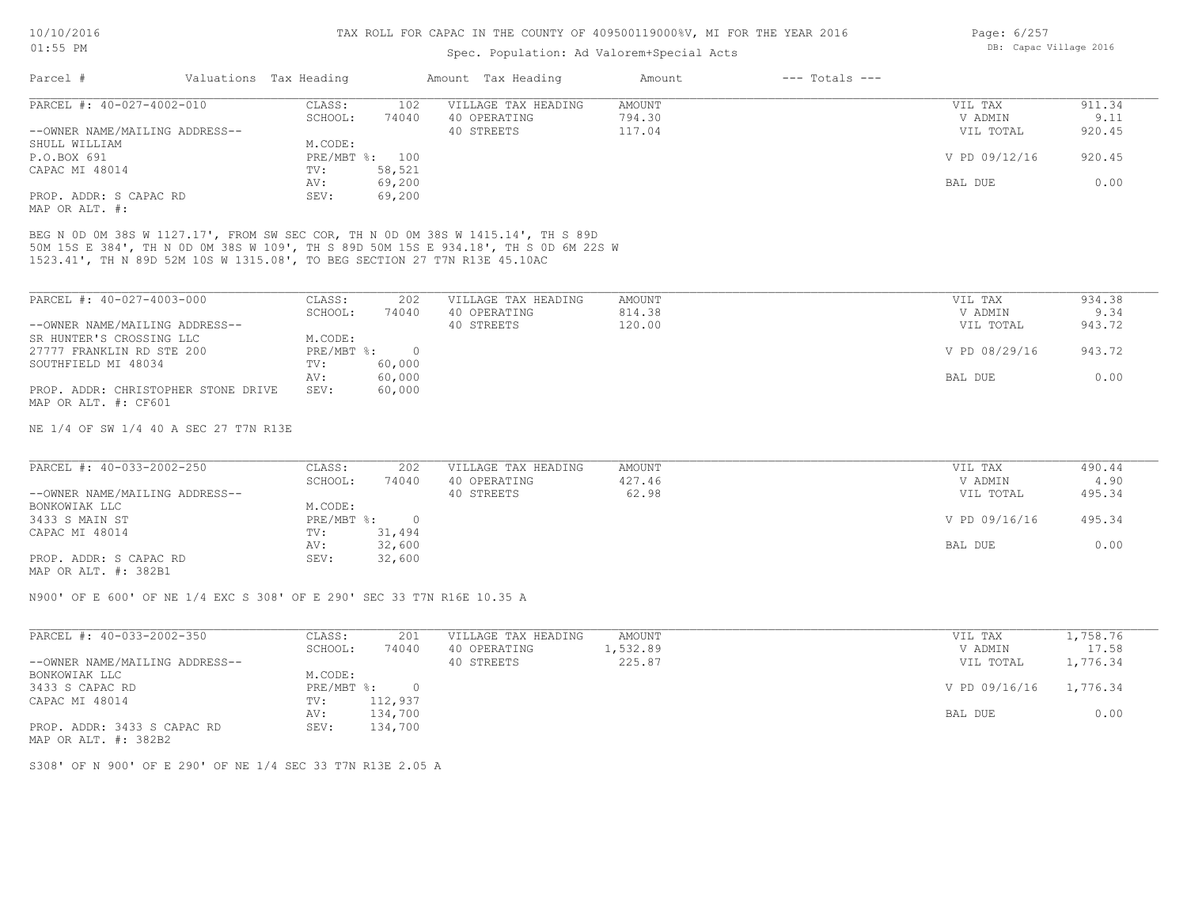10/10/2016
01:55 PM

TAX ROLL FOR CAPAC IN THE COUNTY OF 409500119000%V, MI FOR THE YEAR 2016

Spec. Population: Ad Valorem+Special Acts

DB: Capac Village 2016

| Parcel # | Valuations | Tax Heading | Amount | Tax Heading | Amount | --- Totals --- | |
|---|---|---|---|---|---|---|---|
| PARCEL #: 40-027-4002-010 | CLASS: | 102 | VILLAGE TAX HEADING | AMOUNT | | VIL TAX | 911.34 |
| | SCHOOL: | 74040 | 40 OPERATING | 794.30 | | V ADMIN | 9.11 |
| --OWNER NAME/MAILING ADDRESS-- | | | 40 STREETS | 117.04 | | VIL TOTAL | 920.45 |
| SHULL WILLIAM | M.CODE: | | | | | | |
| P.O.BOX 691 | PRE/MBT %: | 100 | | | | V PD 09/12/16 | 920.45 |
| CAPAC MI 48014 | TV: | 58,521 | | | | | |
| | AV: | 69,200 | | | | BAL DUE | 0.00 |
| PROP. ADDR: S CAPAC RD | SEV: | 69,200 | | | | | |
| MAP OR ALT. #: | | | | | | | |

BEG N 0D 0M 38S W 1127.17', FROM SW SEC COR, TH N 0D 0M 38S W 1415.14', TH S 89D 50M 15S E 384', TH N 0D 0M 38S W 109', TH S 89D 50M 15S E 934.18', TH S 0D 6M 22S W 1523.41', TH N 89D 52M 10S W 1315.08', TO BEG SECTION 27 T7N R13E 45.10AC

| Parcel # | Valuations | Tax Heading | Amount | Tax Heading | Amount | --- Totals --- | |
|---|---|---|---|---|---|---|---|
| PARCEL #: 40-027-4003-000 | CLASS: | 202 | VILLAGE TAX HEADING | AMOUNT | | VIL TAX | 934.38 |
| | SCHOOL: | 74040 | 40 OPERATING | 814.38 | | V ADMIN | 9.34 |
| --OWNER NAME/MAILING ADDRESS-- | | | 40 STREETS | 120.00 | | VIL TOTAL | 943.72 |
| SR HUNTER'S CROSSING LLC | M.CODE: | | | | | | |
| 27777 FRANKLIN RD STE 200 | PRE/MBT %: | 0 | | | | V PD 08/29/16 | 943.72 |
| SOUTHFIELD MI 48034 | TV: | 60,000 | | | | | |
| | AV: | 60,000 | | | | BAL DUE | 0.00 |
| PROP. ADDR: CHRISTOPHER STONE DRIVE | SEV: | 60,000 | | | | | |
| MAP OR ALT. #: CF601 | | | | | | | |

NE 1/4 OF SW 1/4 40 A SEC 27 T7N R13E

| Parcel # | Valuations | Tax Heading | Amount | Tax Heading | Amount | --- Totals --- | |
|---|---|---|---|---|---|---|---|
| PARCEL #: 40-033-2002-250 | CLASS: | 202 | VILLAGE TAX HEADING | AMOUNT | | VIL TAX | 490.44 |
| | SCHOOL: | 74040 | 40 OPERATING | 427.46 | | V ADMIN | 4.90 |
| --OWNER NAME/MAILING ADDRESS-- | | | 40 STREETS | 62.98 | | VIL TOTAL | 495.34 |
| BONKOWIAK LLC | M.CODE: | | | | | | |
| 3433 S MAIN ST | PRE/MBT %: | 0 | | | | V PD 09/16/16 | 495.34 |
| CAPAC MI 48014 | TV: | 31,494 | | | | | |
| | AV: | 32,600 | | | | BAL DUE | 0.00 |
| PROP. ADDR: S CAPAC RD | SEV: | 32,600 | | | | | |
| MAP OR ALT. #: 382B1 | | | | | | | |

N900' OF E 600' OF NE 1/4 EXC S 308' OF E 290' SEC 33 T7N R16E 10.35 A

| Parcel # | Valuations | Tax Heading | Amount | Tax Heading | Amount | --- Totals --- | |
|---|---|---|---|---|---|---|---|
| PARCEL #: 40-033-2002-350 | CLASS: | 201 | VILLAGE TAX HEADING | AMOUNT | | VIL TAX | 1,758.76 |
| | SCHOOL: | 74040 | 40 OPERATING | 1,532.89 | | V ADMIN | 17.58 |
| --OWNER NAME/MAILING ADDRESS-- | | | 40 STREETS | 225.87 | | VIL TOTAL | 1,776.34 |
| BONKOWIAK LLC | M.CODE: | | | | | | |
| 3433 S CAPAC RD | PRE/MBT %: | 0 | | | | V PD 09/16/16 | 1,776.34 |
| CAPAC MI 48014 | TV: | 112,937 | | | | | |
| | AV: | 134,700 | | | | BAL DUE | 0.00 |
| PROP. ADDR: 3433 S CAPAC RD | SEV: | 134,700 | | | | | |
| MAP OR ALT. #: 382B2 | | | | | | | |

S308' OF N 900' OF E 290' OF NE 1/4 SEC 33 T7N R13E 2.05 A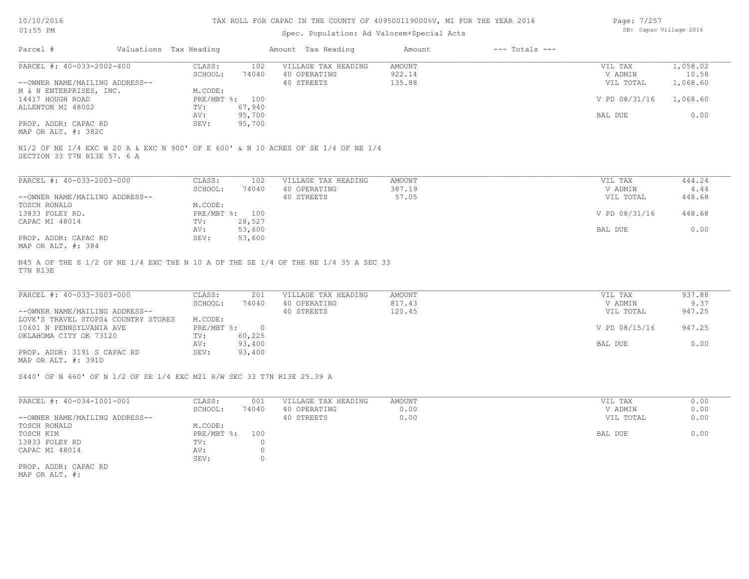# TAX ROLL FOR CAPAC IN THE COUNTY OF 409500119000%V, MI FOR THE YEAR 2016

Spec. Population: Ad Valorem+Special Acts

| Parcel # | Valuations | Tax Heading | Amount | Tax Heading | Amount | --- Totals --- |
|---|---|---|---|---|---|---|

## PARCEL #: 40-033-2002-400

| | | | | | | |
|---|---|---|---|---|---|---|
| PARCEL #: 40-033-2002-400 | CLASS: | 102 | VILLAGE TAX HEADING | AMOUNT | VIL TAX | 1,058.02 |
| | SCHOOL: | 74040 | 40 OPERATING | 922.14 | V ADMIN | 10.58 |
| --OWNER NAME/MAILING ADDRESS-- | | | 40 STREETS | 135.88 | VIL TOTAL | 1,068.60 |
| M & N ENTERPRISES, INC. | M.CODE: | | | | | |
| 14417 HOUGH ROAD | PRE/MBT %: | 100 | | | V PD 08/31/16 | 1,068.60 |
| ALLENTON MI 48002 | TV: | 67,940 | | | | |
| | AV: | 95,700 | | | BAL DUE | 0.00 |
| PROP. ADDR: CAPAC RD | SEV: | 95,700 | | | | |
| MAP OR ALT. #: 382C | | | | | | |

N1/2 OF NE 1/4 EXC W 20 A & EXC N 900' OF E 600' & N 10 ACRES OF SE 1/4 OF NE 1/4
SECTION 33 T7N R13E 57. 6 A

## PARCEL #: 40-033-2003-000

| | | | | | | |
|---|---|---|---|---|---|---|
| PARCEL #: 40-033-2003-000 | CLASS: | 102 | VILLAGE TAX HEADING | AMOUNT | VIL TAX | 444.24 |
| | SCHOOL: | 74040 | 40 OPERATING | 387.19 | V ADMIN | 4.44 |
| --OWNER NAME/MAILING ADDRESS-- | | | 40 STREETS | 57.05 | VIL TOTAL | 448.68 |
| TOSCH RONALD | M.CODE: | | | | | |
| 13833 FOLEY RD. | PRE/MBT %: | 100 | | | V PD 08/31/16 | 448.68 |
| CAPAC MI 48014 | TV: | 28,527 | | | | |
| | AV: | 53,600 | | | BAL DUE | 0.00 |
| PROP. ADDR: CAPAC RD | SEV: | 53,600 | | | | |
| MAP OR ALT. #: 384 | | | | | | |

N45 A OF THE S 1/2 OF NE 1/4 EXC THE N 10 A OF THE SE 1/4 OF THE NE 1/4 35 A SEC 33
T7N R13E

## PARCEL #: 40-033-3003-000

| | | | | | | |
|---|---|---|---|---|---|---|
| PARCEL #: 40-033-3003-000 | CLASS: | 201 | VILLAGE TAX HEADING | AMOUNT | VIL TAX | 937.88 |
| | SCHOOL: | 74040 | 40 OPERATING | 817.43 | V ADMIN | 9.37 |
| --OWNER NAME/MAILING ADDRESS-- | | | 40 STREETS | 120.45 | VIL TOTAL | 947.25 |
| LOVE'S TRAVEL STOPS& COUNTRY STORES | M.CODE: | | | | | |
| 10601 N PENNSYLVANIA AVE | PRE/MBT %: | 0 | | | V PD 08/15/16 | 947.25 |
| OKLAHOMA CITY OK 73120 | TV: | 60,225 | | | | |
| | AV: | 93,400 | | | BAL DUE | 0.00 |
| PROP. ADDR: 3191 S CAPAC RD | SEV: | 93,400 | | | | |
| MAP OR ALT. #: 391D | | | | | | |

S440' OF N 660' OF N 1/2 OF SE 1/4 EXC M21 R/W SEC 33 T7N R13E 25.39 A

## PARCEL #: 40-034-1001-001

| | | | | | | |
|---|---|---|---|---|---|---|
| PARCEL #: 40-034-1001-001 | CLASS: | 001 | VILLAGE TAX HEADING | AMOUNT | VIL TAX | 0.00 |
| | SCHOOL: | 74040 | 40 OPERATING | 0.00 | V ADMIN | 0.00 |
| --OWNER NAME/MAILING ADDRESS-- | | | 40 STREETS | 0.00 | VIL TOTAL | 0.00 |
| TOSCH RONALD | M.CODE: | | | | | |
| TOSCH KIM | PRE/MBT %: | 100 | | | BAL DUE | 0.00 |
| 13833 FOLEY RD | TV: | 0 | | | | |
| CAPAC MI 48014 | AV: | 0 | | | | |
| | SEV: | 0 | | | | |
| PROP. ADDR: CAPAC RD | | | | | | |
| MAP OR ALT. #: | | | | | | |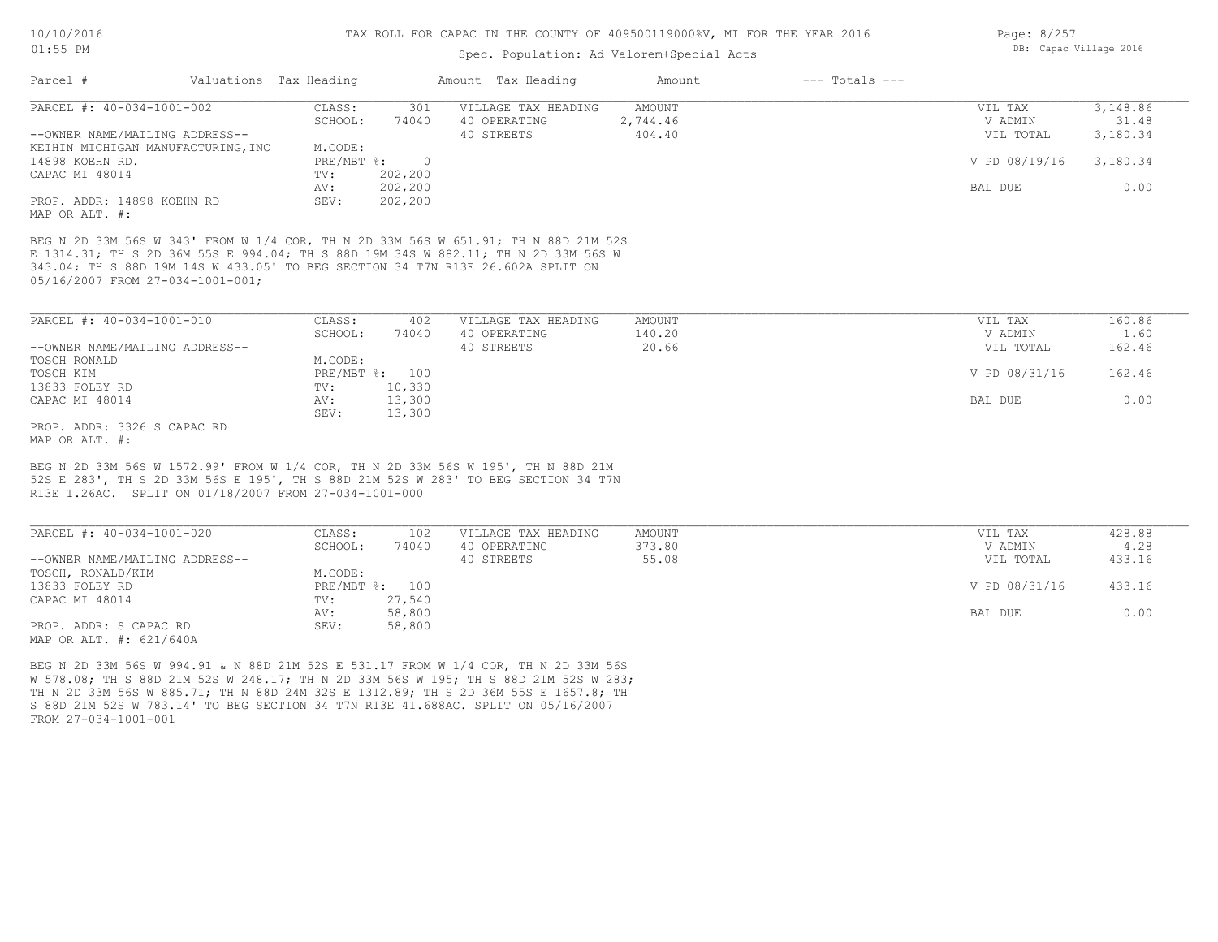TAX ROLL FOR CAPAC IN THE COUNTY OF 409500119000%V, MI FOR THE YEAR 2016

Spec. Population: Ad Valorem+Special Acts

DB: Capac Village 2016

| Parcel # | Valuations | Tax Heading | Amount | Tax Heading | Amount | --- Totals --- | |
|---|---|---|---|---|---|---|---|

## PARCEL #: 40-034-1001-002

| | | | | | | |
|---|---|---|---|---|---|---|
| --OWNER NAME/MAILING ADDRESS-- | CLASS: | 301 | VILLAGE TAX HEADING | AMOUNT | VIL TAX | 3,148.86 |
| KEIHIN MICHIGAN MANUFACTURING,INC | SCHOOL: | 74040 | 40 OPERATING | 2,744.46 | V ADMIN | 31.48 |
| 14898 KOEHN RD. | M.CODE: | | 40 STREETS | 404.40 | VIL TOTAL | 3,180.34 |
| CAPAC MI 48014 | PRE/MBT %: | 0 | | | V PD 08/19/16 | 3,180.34 |
| | TV: | 202,200 | | | | |
| | AV: | 202,200 | | | BAL DUE | 0.00 |
| PROP. ADDR: 14898 KOEHN RD | SEV: | 202,200 | | | | |

MAP OR ALT. #:

BEG N 2D 33M 56S W 343' FROM W 1/4 COR, TH N 2D 33M 56S W 651.91; TH N 88D 21M 52S E 1314.31; TH S 2D 36M 55S E 994.04; TH S 88D 19M 34S W 882.11; TH N 2D 33M 56S W 343.04; TH S 88D 19M 14S W 433.05' TO BEG SECTION 34 T7N R13E 26.602A SPLIT ON 05/16/2007 FROM 27-034-1001-001;

## PARCEL #: 40-034-1001-010

| | | | | | | |
|---|---|---|---|---|---|---|
| --OWNER NAME/MAILING ADDRESS-- | CLASS: | 402 | VILLAGE TAX HEADING | AMOUNT | VIL TAX | 160.86 |
| TOSCH RONALD | SCHOOL: | 74040 | 40 OPERATING | 140.20 | V ADMIN | 1.60 |
| TOSCH KIM | M.CODE: | | 40 STREETS | 20.66 | VIL TOTAL | 162.46 |
| 13833 FOLEY RD | PRE/MBT %: | 100 | | | V PD 08/31/16 | 162.46 |
| CAPAC MI 48014 | TV: | 10,330 | | | | |
| | AV: | 13,300 | | | BAL DUE | 0.00 |
| PROP. ADDR: 3326 S CAPAC RD | SEV: | 13,300 | | | | |

MAP OR ALT. #:

BEG N 2D 33M 56S W 1572.99' FROM W 1/4 COR, TH N 2D 33M 56S W 195', TH N 88D 21M 52S E 283', TH S 2D 33M 56S E 195', TH S 88D 21M 52S W 283' TO BEG SECTION 34 T7N R13E 1.26AC. SPLIT ON 01/18/2007 FROM 27-034-1001-000

## PARCEL #: 40-034-1001-020

| | | | | | | |
|---|---|---|---|---|---|---|
| --OWNER NAME/MAILING ADDRESS-- | CLASS: | 102 | VILLAGE TAX HEADING | AMOUNT | VIL TAX | 428.88 |
| TOSCH, RONALD/KIM | SCHOOL: | 74040 | 40 OPERATING | 373.80 | V ADMIN | 4.28 |
| 13833 FOLEY RD | M.CODE: | | 40 STREETS | 55.08 | VIL TOTAL | 433.16 |
| CAPAC MI 48014 | PRE/MBT %: | 100 | | | V PD 08/31/16 | 433.16 |
| | TV: | 27,540 | | | | |
| | AV: | 58,800 | | | BAL DUE | 0.00 |
| PROP. ADDR: S CAPAC RD | SEV: | 58,800 | | | | |

MAP OR ALT. #: 621/640A

BEG N 2D 33M 56S W 994.91 & N 88D 21M 52S E 531.17 FROM W 1/4 COR, TH N 2D 33M 56S W 578.08; TH S 88D 21M 52S W 248.17; TH N 2D 33M 56S W 195; TH S 88D 21M 52S W 283; TH N 2D 33M 56S W 885.71; TH N 88D 24M 32S E 1312.89; TH S 2D 36M 55S E 1657.8; TH S 88D 21M 52S W 783.14' TO BEG SECTION 34 T7N R13E 41.688AC. SPLIT ON 05/16/2007 FROM 27-034-1001-001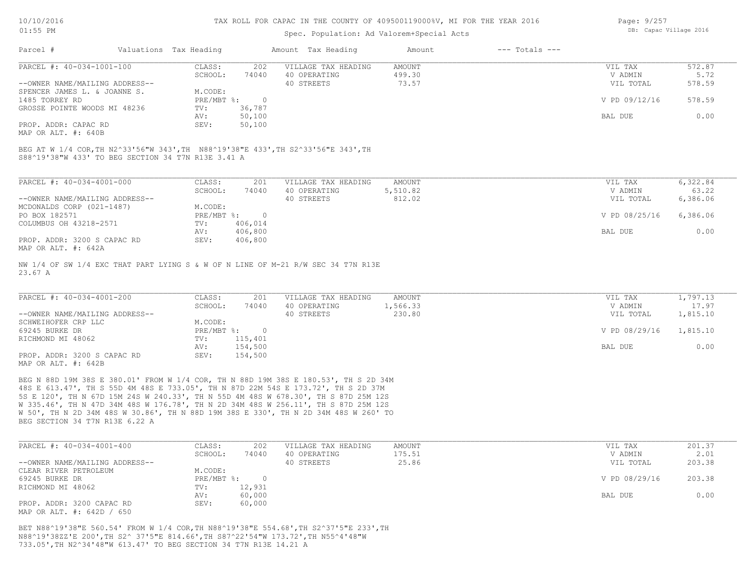TAX ROLL FOR CAPAC IN THE COUNTY OF 409500119000%V, MI FOR THE YEAR 2016

Spec. Population: Ad Valorem+Special Acts

| Parcel # | Valuations Tax Heading | | Amount Tax Heading | Amount | --- Totals --- | |
|---|---|---|---|---|---|---|

**PARCEL #: 40-034-1001-100**

| | | | | | | |
|---|---|---|---|---|---|---|
| --OWNER NAME/MAILING ADDRESS-- | CLASS: | 202 | VILLAGE TAX HEADING | AMOUNT | VIL TAX | 572.87 |
| SPENCER JAMES L. & JOANNE S. | SCHOOL: | 74040 | 40 OPERATING | 499.30 | V ADMIN | 5.72 |
| 1485 TORREY RD | M.CODE: | | 40 STREETS | 73.57 | VIL TOTAL | 578.59 |
| GROSSE POINTE WOODS MI 48236 | PRE/MBT %: | 0 | | | V PD 09/12/16 | 578.59 |
| | TV: | 36,787 | | | | |
| PROP. ADDR: CAPAC RD | AV: | 50,100 | | | BAL DUE | 0.00 |
| MAP OR ALT. #: 640B | SEV: | 50,100 | | | | |

BEG AT W 1/4 COR,TH N2^33'56"W 343',TH N88^19'38"E 433',TH S2^33'56"E 343',TH S88^19'38"W 433' TO BEG SECTION 34 T7N R13E 3.41 A

**PARCEL #: 40-034-4001-000**

| | | | | | | |
|---|---|---|---|---|---|---|
| --OWNER NAME/MAILING ADDRESS-- | CLASS: | 201 | VILLAGE TAX HEADING | AMOUNT | VIL TAX | 6,322.84 |
| MCDONALDS CORP (021-1487) | SCHOOL: | 74040 | 40 OPERATING | 5,510.82 | V ADMIN | 63.22 |
| PO BOX 182571 | M.CODE: | | 40 STREETS | 812.02 | VIL TOTAL | 6,386.06 |
| COLUMBUS OH 43218-2571 | PRE/MBT %: | 0 | | | V PD 08/25/16 | 6,386.06 |
| | TV: | 406,014 | | | | |
| PROP. ADDR: 3200 S CAPAC RD | AV: | 406,800 | | | BAL DUE | 0.00 |
| MAP OR ALT. #: 642A | SEV: | 406,800 | | | | |

NW 1/4 OF SW 1/4 EXC THAT PART LYING S & W OF N LINE OF M-21 R/W SEC 34 T7N R13E 23.67 A

**PARCEL #: 40-034-4001-200**

| | | | | | | |
|---|---|---|---|---|---|---|
| --OWNER NAME/MAILING ADDRESS-- | CLASS: | 201 | VILLAGE TAX HEADING | AMOUNT | VIL TAX | 1,797.13 |
| SCHWEIHOFER CRP LLC | SCHOOL: | 74040 | 40 OPERATING | 1,566.33 | V ADMIN | 17.97 |
| 69245 BURKE DR | M.CODE: | | 40 STREETS | 230.80 | VIL TOTAL | 1,815.10 |
| RICHMOND MI 48062 | PRE/MBT %: | 0 | | | V PD 08/29/16 | 1,815.10 |
| | TV: | 115,401 | | | | |
| PROP. ADDR: 3200 S CAPAC RD | AV: | 154,500 | | | BAL DUE | 0.00 |
| MAP OR ALT. #: 642B | SEV: | 154,500 | | | | |

BEG N 88D 19M 38S E 380.01' FROM W 1/4 COR, TH N 88D 19M 38S E 180.53', TH S 2D 34M 48S E 613.47', TH S 55D 4M 48S E 733.05', TH N 87D 22M 54S E 173.72', TH S 2D 37M 5S E 120', TH N 67D 15M 24S W 240.33', TH N 55D 4M 48S W 678.30', TH S 87D 25M 12S W 335.46', TH N 47D 34M 48S W 176.78', TH N 2D 34M 48S W 256.11', TH S 87D 25M 12S W 50', TH N 2D 34M 48S W 30.86', TH N 88D 19M 38S E 330', TH N 2D 34M 48S W 260' TO BEG SECTION 34 T7N R13E 6.22 A

**PARCEL #: 40-034-4001-400**

| | | | | | | |
|---|---|---|---|---|---|---|
| --OWNER NAME/MAILING ADDRESS-- | CLASS: | 202 | VILLAGE TAX HEADING | AMOUNT | VIL TAX | 201.37 |
| CLEAR RIVER PETROLEUM | SCHOOL: | 74040 | 40 OPERATING | 175.51 | V ADMIN | 2.01 |
| 69245 BURKE DR | M.CODE: | | 40 STREETS | 25.86 | VIL TOTAL | 203.38 |
| RICHMOND MI 48062 | PRE/MBT %: | 0 | | | V PD 08/29/16 | 203.38 |
| | TV: | 12,931 | | | | |
| PROP. ADDR: 3200 CAPAC RD | AV: | 60,000 | | | BAL DUE | 0.00 |
| MAP OR ALT. #: 642D / 650 | SEV: | 60,000 | | | | |

BET N88^19'38"E 560.54' FROM W 1/4 COR,TH N88^19'38"E 554.68',TH S2^37'5"E 233',TH N88^19'38ZZ'E 200',TH S2^ 37'5"E 814.66',TH S87^22'54"W 173.72',TH N55^4'48"W 733.05',TH N2^34'48"W 613.47' TO BEG SECTION 34 T7N R13E 14.21 A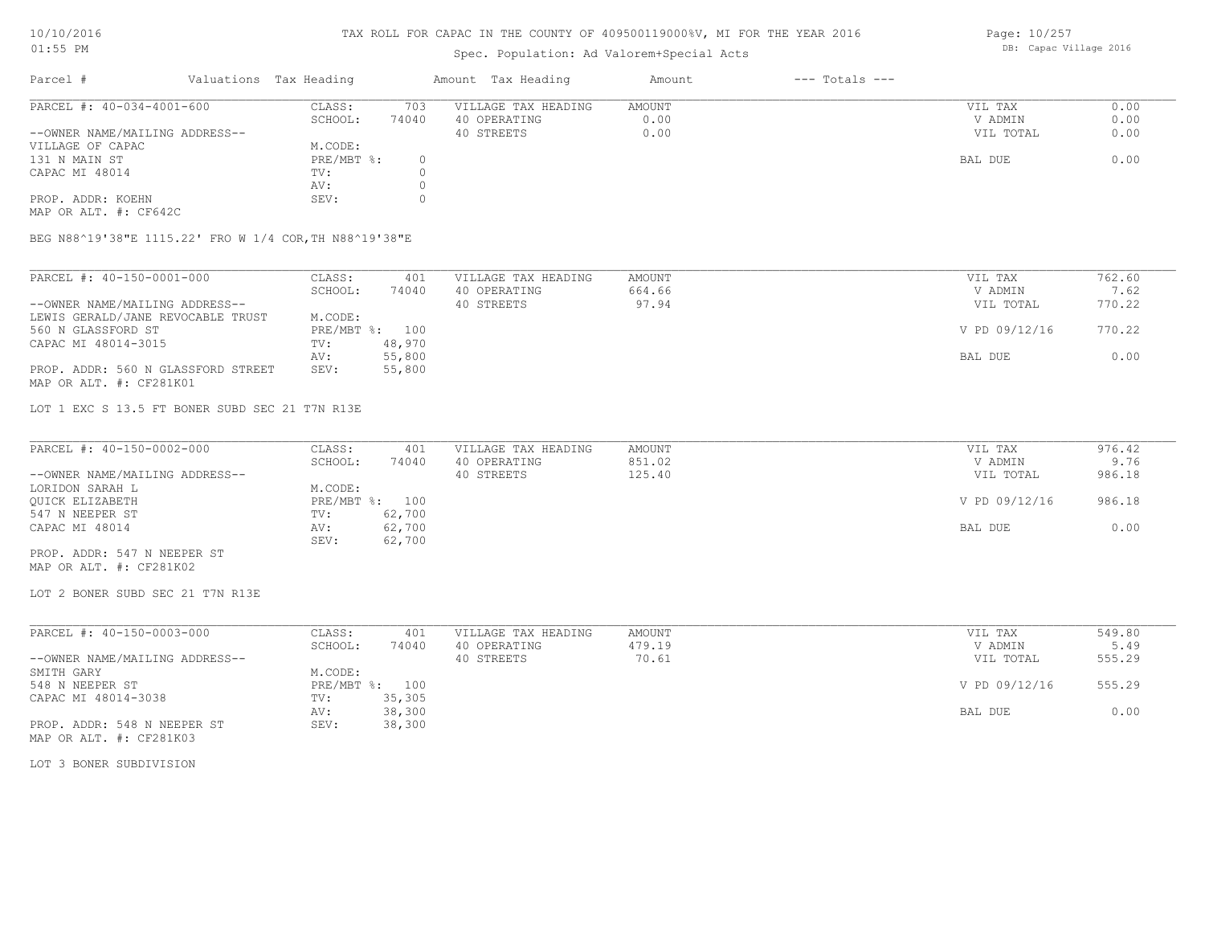TAX ROLL FOR CAPAC IN THE COUNTY OF 409500119000%V, MI FOR THE YEAR 2016

Spec. Population: Ad Valorem+Special Acts

| Parcel # | Valuations | Tax Heading | Amount | Tax Heading | Amount | --- Totals --- | |
|---|---|---|---|---|---|---|---|

**PARCEL #: 40-034-4001-600**

| | | | | | |
|---|---|---|---|---|---|
| CLASS: | 703 | VILLAGE TAX HEADING | AMOUNT | VIL TAX | 0.00 |
| SCHOOL: | 74040 | 40 OPERATING | 0.00 | V ADMIN | 0.00 |
| M.CODE: | | 40 STREETS | 0.00 | VIL TOTAL | 0.00 |
| PRE/MBT %: | 0 | | | BAL DUE | 0.00 |
| TV: | 0 | | | | |
| AV: | 0 | | | | |
| SEV: | 0 | | | | |

--OWNER NAME/MAILING ADDRESS--
VILLAGE OF CAPAC
131 N MAIN ST
CAPAC MI 48014

PROP. ADDR: KOEHN
MAP OR ALT. #: CF642C

BEG N88^19'38"E 1115.22' FRO W 1/4 COR,TH N88^19'38"E

**PARCEL #: 40-150-0001-000**

| | | | | | |
|---|---|---|---|---|---|
| CLASS: | 401 | VILLAGE TAX HEADING | AMOUNT | VIL TAX | 762.60 |
| SCHOOL: | 74040 | 40 OPERATING | 664.66 | V ADMIN | 7.62 |
| M.CODE: | | 40 STREETS | 97.94 | VIL TOTAL | 770.22 |
| PRE/MBT %: | 100 | | | V PD 09/12/16 | 770.22 |
| TV: | 48,970 | | | | |
| AV: | 55,800 | | | BAL DUE | 0.00 |
| SEV: | 55,800 | | | | |

--OWNER NAME/MAILING ADDRESS--
LEWIS GERALD/JANE REVOCABLE TRUST
560 N GLASSFORD ST
CAPAC MI 48014-3015

PROP. ADDR: 560 N GLASSFORD STREET
MAP OR ALT. #: CF281K01

LOT 1 EXC S 13.5 FT BONER SUBD SEC 21 T7N R13E

**PARCEL #: 40-150-0002-000**

| | | | | | |
|---|---|---|---|---|---|
| CLASS: | 401 | VILLAGE TAX HEADING | AMOUNT | VIL TAX | 976.42 |
| SCHOOL: | 74040 | 40 OPERATING | 851.02 | V ADMIN | 9.76 |
| M.CODE: | | 40 STREETS | 125.40 | VIL TOTAL | 986.18 |
| PRE/MBT %: | 100 | | | V PD 09/12/16 | 986.18 |
| TV: | 62,700 | | | | |
| AV: | 62,700 | | | BAL DUE | 0.00 |
| SEV: | 62,700 | | | | |

--OWNER NAME/MAILING ADDRESS--
LORIDON SARAH L
QUICK ELIZABETH
547 N NEEPER ST
CAPAC MI 48014

PROP. ADDR: 547 N NEEPER ST
MAP OR ALT. #: CF281K02

LOT 2 BONER SUBD SEC 21 T7N R13E

**PARCEL #: 40-150-0003-000**

| | | | | | |
|---|---|---|---|---|---|
| CLASS: | 401 | VILLAGE TAX HEADING | AMOUNT | VIL TAX | 549.80 |
| SCHOOL: | 74040 | 40 OPERATING | 479.19 | V ADMIN | 5.49 |
| M.CODE: | | 40 STREETS | 70.61 | VIL TOTAL | 555.29 |
| PRE/MBT %: | 100 | | | V PD 09/12/16 | 555.29 |
| TV: | 35,305 | | | | |
| AV: | 38,300 | | | BAL DUE | 0.00 |
| SEV: | 38,300 | | | | |

--OWNER NAME/MAILING ADDRESS--
SMITH GARY
548 N NEEPER ST
CAPAC MI 48014-3038

PROP. ADDR: 548 N NEEPER ST
MAP OR ALT. #: CF281K03

LOT 3 BONER SUBDIVISION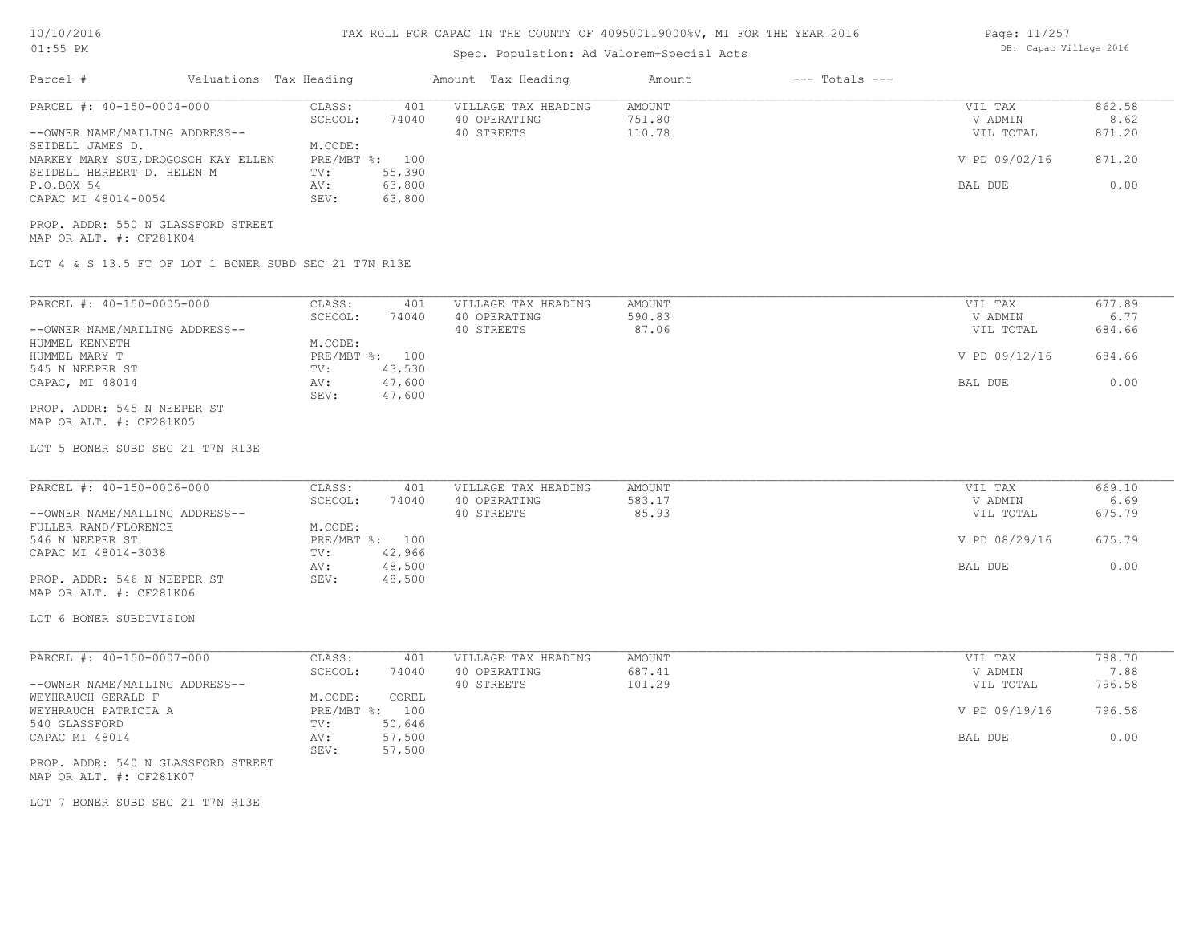# TAX ROLL FOR CAPAC IN THE COUNTY OF 409500119000%V, MI FOR THE YEAR 2016

Spec. Population: Ad Valorem+Special Acts

| Parcel # | Valuations | Tax Heading | Amount | Tax Heading | Amount | --- Totals --- |
|---|---|---|---|---|---|---|

---

**PARCEL #: 40-150-0004-000**

| | | | | | |
|---|---|---|---|---|---|
| CLASS: | 401 | VILLAGE TAX HEADING | AMOUNT | VIL TAX | 862.58 |
| SCHOOL: | 74040 | 40 OPERATING | 751.80 | V ADMIN | 8.62 |
| | | 40 STREETS | 110.78 | VIL TOTAL | 871.20 |
| M.CODE: | | | | | |
| PRE/MBT %: | 100 | | | V PD 09/02/16 | 871.20 |
| TV: | 55,390 | | | | |
| AV: | 63,800 | | | BAL DUE | 0.00 |
| SEV: | 63,800 | | | | |

--OWNER NAME/MAILING ADDRESS--
SEIDELL JAMES D.
MARKEY MARY SUE,DROGOSCH KAY ELLEN
SEIDELL HERBERT D. HELEN M
P.O.BOX 54
CAPAC MI 48014-0054

PROP. ADDR: 550 N GLASSFORD STREET
MAP OR ALT. #: CF281K04

LOT 4 & S 13.5 FT OF LOT 1 BONER SUBD SEC 21 T7N R13E

---

**PARCEL #: 40-150-0005-000**

| | | | | | |
|---|---|---|---|---|---|
| CLASS: | 401 | VILLAGE TAX HEADING | AMOUNT | VIL TAX | 677.89 |
| SCHOOL: | 74040 | 40 OPERATING | 590.83 | V ADMIN | 6.77 |
| | | 40 STREETS | 87.06 | VIL TOTAL | 684.66 |
| M.CODE: | | | | | |
| PRE/MBT %: | 100 | | | V PD 09/12/16 | 684.66 |
| TV: | 43,530 | | | | |
| AV: | 47,600 | | | BAL DUE | 0.00 |
| SEV: | 47,600 | | | | |

--OWNER NAME/MAILING ADDRESS--
HUMMEL KENNETH
HUMMEL MARY T
545 N NEEPER ST
CAPAC, MI 48014

PROP. ADDR: 545 N NEEPER ST
MAP OR ALT. #: CF281K05

LOT 5 BONER SUBD SEC 21 T7N R13E

---

**PARCEL #: 40-150-0006-000**

| | | | | | |
|---|---|---|---|---|---|
| CLASS: | 401 | VILLAGE TAX HEADING | AMOUNT | VIL TAX | 669.10 |
| SCHOOL: | 74040 | 40 OPERATING | 583.17 | V ADMIN | 6.69 |
| | | 40 STREETS | 85.93 | VIL TOTAL | 675.79 |
| M.CODE: | | | | | |
| PRE/MBT %: | 100 | | | V PD 08/29/16 | 675.79 |
| TV: | 42,966 | | | | |
| AV: | 48,500 | | | BAL DUE | 0.00 |
| SEV: | 48,500 | | | | |

--OWNER NAME/MAILING ADDRESS--
FULLER RAND/FLORENCE
546 N NEEPER ST
CAPAC MI 48014-3038

PROP. ADDR: 546 N NEEPER ST
MAP OR ALT. #: CF281K06

LOT 6 BONER SUBDIVISION

---

**PARCEL #: 40-150-0007-000**

| | | | | | |
|---|---|---|---|---|---|
| CLASS: | 401 | VILLAGE TAX HEADING | AMOUNT | VIL TAX | 788.70 |
| SCHOOL: | 74040 | 40 OPERATING | 687.41 | V ADMIN | 7.88 |
| | | 40 STREETS | 101.29 | VIL TOTAL | 796.58 |
| M.CODE: | COREL | | | | |
| PRE/MBT %: | 100 | | | V PD 09/19/16 | 796.58 |
| TV: | 50,646 | | | | |
| AV: | 57,500 | | | BAL DUE | 0.00 |
| SEV: | 57,500 | | | | |

--OWNER NAME/MAILING ADDRESS--
WEYHRAUCH GERALD F
WEYHRAUCH PATRICIA A
540 GLASSFORD
CAPAC MI 48014

PROP. ADDR: 540 N GLASSFORD STREET
MAP OR ALT. #: CF281K07

LOT 7 BONER SUBD SEC 21 T7N R13E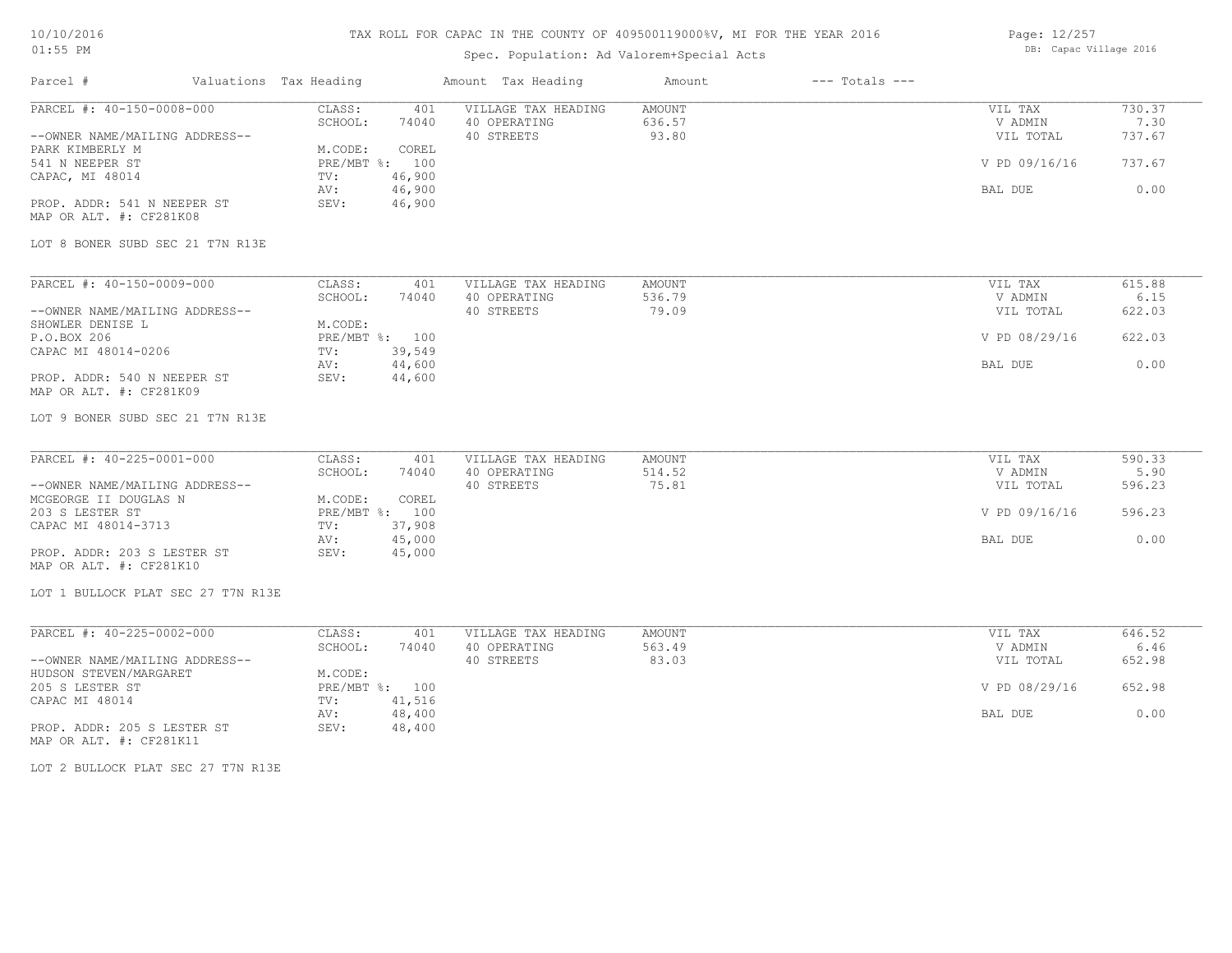# TAX ROLL FOR CAPAC IN THE COUNTY OF 409500119000%V, MI FOR THE YEAR 2016

10/10/2016
01:55 PM

Spec. Population: Ad Valorem+Special Acts

DB: Capac Village 2016

| Parcel # | Valuations | Tax Heading | Amount | Tax Heading | Amount | --- Totals --- | |
|---|---|---|---|---|---|---|---|

## PARCEL #: 40-150-0008-000

| | | | | | |
|---|---|---|---|---|---|
| CLASS: | 401 | VILLAGE TAX HEADING | AMOUNT | VIL TAX | 730.37 |
| SCHOOL: | 74040 | 40 OPERATING | 636.57 | V ADMIN | 7.30 |
| | | 40 STREETS | 93.80 | VIL TOTAL | 737.67 |
| M.CODE: | COREL | | | | |
| PRE/MBT %: | 100 | | | V PD 09/16/16 | 737.67 |
| TV: | 46,900 | | | | |
| AV: | 46,900 | | | BAL DUE | 0.00 |
| SEV: | 46,900 | | | | |

--OWNER NAME/MAILING ADDRESS--
PARK KIMBERLY M
541 N NEEPER ST
CAPAC, MI 48014

PROP. ADDR: 541 N NEEPER ST
MAP OR ALT. #: CF281K08

LOT 8 BONER SUBD SEC 21 T7N R13E

## PARCEL #: 40-150-0009-000

| | | | | | |
|---|---|---|---|---|---|
| CLASS: | 401 | VILLAGE TAX HEADING | AMOUNT | VIL TAX | 615.88 |
| SCHOOL: | 74040 | 40 OPERATING | 536.79 | V ADMIN | 6.15 |
| | | 40 STREETS | 79.09 | VIL TOTAL | 622.03 |
| M.CODE: | | | | | |
| PRE/MBT %: | 100 | | | V PD 08/29/16 | 622.03 |
| TV: | 39,549 | | | | |
| AV: | 44,600 | | | BAL DUE | 0.00 |
| SEV: | 44,600 | | | | |

--OWNER NAME/MAILING ADDRESS--
SHOWLER DENISE L
P.O.BOX 206
CAPAC MI 48014-0206

PROP. ADDR: 540 N NEEPER ST
MAP OR ALT. #: CF281K09

LOT 9 BONER SUBD SEC 21 T7N R13E

## PARCEL #: 40-225-0001-000

| | | | | | |
|---|---|---|---|---|---|
| CLASS: | 401 | VILLAGE TAX HEADING | AMOUNT | VIL TAX | 590.33 |
| SCHOOL: | 74040 | 40 OPERATING | 514.52 | V ADMIN | 5.90 |
| | | 40 STREETS | 75.81 | VIL TOTAL | 596.23 |
| M.CODE: | COREL | | | | |
| PRE/MBT %: | 100 | | | V PD 09/16/16 | 596.23 |
| TV: | 37,908 | | | | |
| AV: | 45,000 | | | BAL DUE | 0.00 |
| SEV: | 45,000 | | | | |

--OWNER NAME/MAILING ADDRESS--
MCGEORGE II DOUGLAS N
203 S LESTER ST
CAPAC MI 48014-3713

PROP. ADDR: 203 S LESTER ST
MAP OR ALT. #: CF281K10

LOT 1 BULLOCK PLAT SEC 27 T7N R13E

## PARCEL #: 40-225-0002-000

| | | | | | |
|---|---|---|---|---|---|
| CLASS: | 401 | VILLAGE TAX HEADING | AMOUNT | VIL TAX | 646.52 |
| SCHOOL: | 74040 | 40 OPERATING | 563.49 | V ADMIN | 6.46 |
| | | 40 STREETS | 83.03 | VIL TOTAL | 652.98 |
| M.CODE: | | | | | |
| PRE/MBT %: | 100 | | | V PD 08/29/16 | 652.98 |
| TV: | 41,516 | | | | |
| AV: | 48,400 | | | BAL DUE | 0.00 |
| SEV: | 48,400 | | | | |

--OWNER NAME/MAILING ADDRESS--
HUDSON STEVEN/MARGARET
205 S LESTER ST
CAPAC MI 48014

PROP. ADDR: 205 S LESTER ST
MAP OR ALT. #: CF281K11

LOT 2 BULLOCK PLAT SEC 27 T7N R13E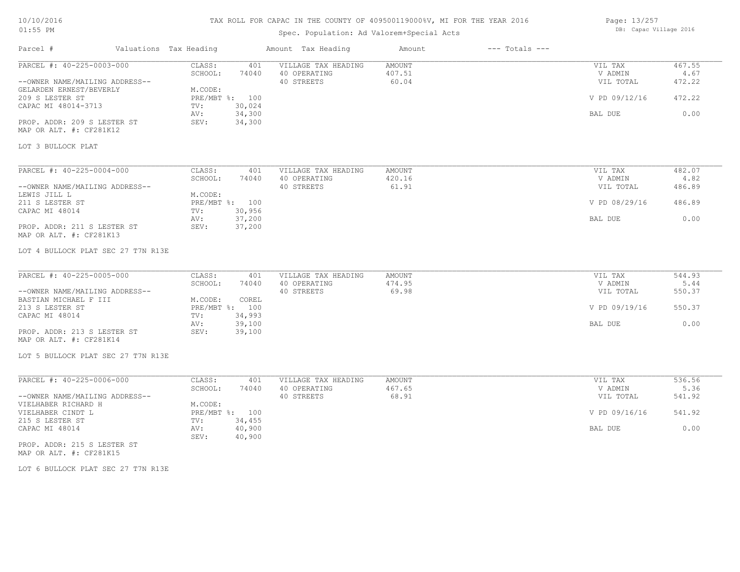# TAX ROLL FOR CAPAC IN THE COUNTY OF 409500119000%V, MI FOR THE YEAR 2016

Spec. Population: Ad Valorem+Special Acts

| Parcel # | Valuations | Tax Heading | Amount | Tax Heading | Amount | --- Totals --- | |
|---|---|---|---|---|---|---|---|
| PARCEL #: 40-225-0003-000 | CLASS: | 401 | VILLAGE TAX HEADING | AMOUNT | | VIL TAX | 467.55 |
| | SCHOOL: | 74040 | 40 OPERATING | 407.51 | | V ADMIN | 4.67 |
| --OWNER NAME/MAILING ADDRESS-- | | | 40 STREETS | 60.04 | | VIL TOTAL | 472.22 |
| GELARDEN ERNEST/BEVERLY | M.CODE: | | | | | | |
| 209 S LESTER ST | PRE/MBT %: | 100 | | | | V PD 09/12/16 | 472.22 |
| CAPAC MI 48014-3713 | TV: | 30,024 | | | | | |
| | AV: | 34,300 | | | | BAL DUE | 0.00 |
| PROP. ADDR: 209 S LESTER ST | SEV: | 34,300 | | | | | |
| MAP OR ALT. #: CF281K12 | | | | | | | |
| LOT 3 BULLOCK PLAT | | | | | | | |

| Parcel # | Valuations | Tax Heading | Amount | Tax Heading | Amount | --- Totals --- | |
|---|---|---|---|---|---|---|---|
| PARCEL #: 40-225-0004-000 | CLASS: | 401 | VILLAGE TAX HEADING | AMOUNT | | VIL TAX | 482.07 |
| | SCHOOL: | 74040 | 40 OPERATING | 420.16 | | V ADMIN | 4.82 |
| --OWNER NAME/MAILING ADDRESS-- | | | 40 STREETS | 61.91 | | VIL TOTAL | 486.89 |
| LEWIS JILL L | M.CODE: | | | | | | |
| 211 S LESTER ST | PRE/MBT %: | 100 | | | | V PD 08/29/16 | 486.89 |
| CAPAC MI 48014 | TV: | 30,956 | | | | | |
| | AV: | 37,200 | | | | BAL DUE | 0.00 |
| PROP. ADDR: 211 S LESTER ST | SEV: | 37,200 | | | | | |
| MAP OR ALT. #: CF281K13 | | | | | | | |
| LOT 4 BULLOCK PLAT SEC 27 T7N R13E | | | | | | | |

| Parcel # | Valuations | Tax Heading | Amount | Tax Heading | Amount | --- Totals --- | |
|---|---|---|---|---|---|---|---|
| PARCEL #: 40-225-0005-000 | CLASS: | 401 | VILLAGE TAX HEADING | AMOUNT | | VIL TAX | 544.93 |
| | SCHOOL: | 74040 | 40 OPERATING | 474.95 | | V ADMIN | 5.44 |
| --OWNER NAME/MAILING ADDRESS-- | | | 40 STREETS | 69.98 | | VIL TOTAL | 550.37 |
| BASTIAN MICHAEL F III | M.CODE: | COREL | | | | | |
| 213 S LESTER ST | PRE/MBT %: | 100 | | | | V PD 09/19/16 | 550.37 |
| CAPAC MI 48014 | TV: | 34,993 | | | | | |
| | AV: | 39,100 | | | | BAL DUE | 0.00 |
| PROP. ADDR: 213 S LESTER ST | SEV: | 39,100 | | | | | |
| MAP OR ALT. #: CF281K14 | | | | | | | |
| LOT 5 BULLOCK PLAT SEC 27 T7N R13E | | | | | | | |

| Parcel # | Valuations | Tax Heading | Amount | Tax Heading | Amount | --- Totals --- | |
|---|---|---|---|---|---|---|---|
| PARCEL #: 40-225-0006-000 | CLASS: | 401 | VILLAGE TAX HEADING | AMOUNT | | VIL TAX | 536.56 |
| | SCHOOL: | 74040 | 40 OPERATING | 467.65 | | V ADMIN | 5.36 |
| --OWNER NAME/MAILING ADDRESS-- | | | 40 STREETS | 68.91 | | VIL TOTAL | 541.92 |
| VIELHABER RICHARD H | M.CODE: | | | | | | |
| VIELHABER CINDT L | PRE/MBT %: | 100 | | | | V PD 09/16/16 | 541.92 |
| 215 S LESTER ST | TV: | 34,455 | | | | | |
| CAPAC MI 48014 | AV: | 40,900 | | | | BAL DUE | 0.00 |
| | SEV: | 40,900 | | | | | |
| PROP. ADDR: 215 S LESTER ST | | | | | | | |
| MAP OR ALT. #: CF281K15 | | | | | | | |
| LOT 6 BULLOCK PLAT SEC 27 T7N R13E | | | | | | | |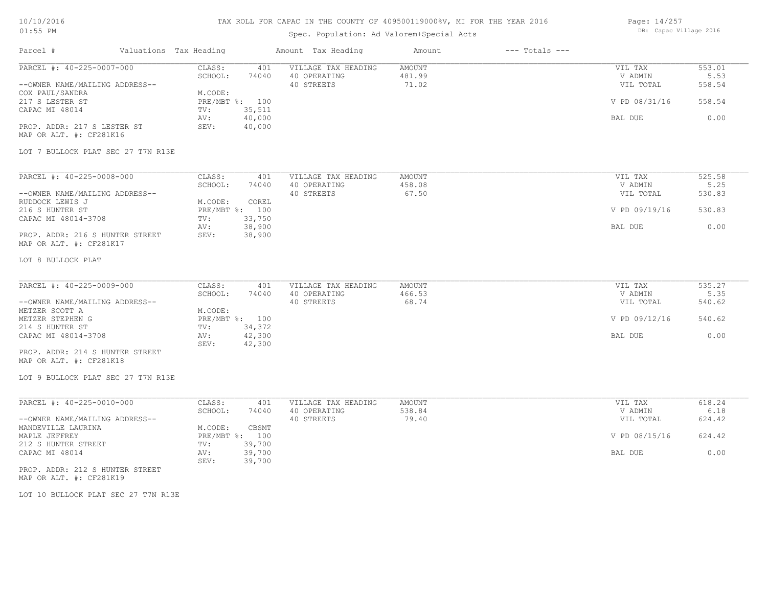# TAX ROLL FOR CAPAC IN THE COUNTY OF 409500119000%V, MI FOR THE YEAR 2016

Spec. Population: Ad Valorem+Special Acts

DB: Capac Village 2016

| Parcel # | Valuations | Tax Heading | Amount Tax Heading | Amount | --- Totals --- | |
|---|---|---|---|---|---|---|
| PARCEL #: 40-225-0007-000 | CLASS: 401 | VILLAGE TAX HEADING | AMOUNT | | VIL TAX | 553.01 |
| | SCHOOL: 74040 | 40 OPERATING | 481.99 | | V ADMIN | 5.53 |
| --OWNER NAME/MAILING ADDRESS-- | | 40 STREETS | 71.02 | | VIL TOTAL | 558.54 |
| COX PAUL/SANDRA | M.CODE: | | | | | |
| 217 S LESTER ST | PRE/MBT %: 100 | | | | V PD 08/31/16 | 558.54 |
| CAPAC MI 48014 | TV: 35,511 | | | | | |
| | AV: 40,000 | | | | BAL DUE | 0.00 |
| PROP. ADDR: 217 S LESTER ST | SEV: 40,000 | | | | | |
| MAP OR ALT. #: CF281K16 | | | | | | |
| LOT 7 BULLOCK PLAT SEC 27 T7N R13E | | | | | | |

| Parcel # | Valuations | Tax Heading | Amount Tax Heading | Amount | --- Totals --- | |
|---|---|---|---|---|---|---|
| PARCEL #: 40-225-0008-000 | CLASS: 401 | VILLAGE TAX HEADING | AMOUNT | | VIL TAX | 525.58 |
| | SCHOOL: 74040 | 40 OPERATING | 458.08 | | V ADMIN | 5.25 |
| --OWNER NAME/MAILING ADDRESS-- | | 40 STREETS | 67.50 | | VIL TOTAL | 530.83 |
| RUDDOCK LEWIS J | M.CODE: COREL | | | | | |
| 216 S HUNTER ST | PRE/MBT %: 100 | | | | V PD 09/19/16 | 530.83 |
| CAPAC MI 48014-3708 | TV: 33,750 | | | | | |
| | AV: 38,900 | | | | BAL DUE | 0.00 |
| PROP. ADDR: 216 S HUNTER STREET | SEV: 38,900 | | | | | |
| MAP OR ALT. #: CF281K17 | | | | | | |
| LOT 8 BULLOCK PLAT | | | | | | |

| Parcel # | Valuations | Tax Heading | Amount Tax Heading | Amount | --- Totals --- | |
|---|---|---|---|---|---|---|
| PARCEL #: 40-225-0009-000 | CLASS: 401 | VILLAGE TAX HEADING | AMOUNT | | VIL TAX | 535.27 |
| | SCHOOL: 74040 | 40 OPERATING | 466.53 | | V ADMIN | 5.35 |
| --OWNER NAME/MAILING ADDRESS-- | | 40 STREETS | 68.74 | | VIL TOTAL | 540.62 |
| METZER SCOTT A | M.CODE: | | | | | |
| METZER STEPHEN G | PRE/MBT %: 100 | | | | V PD 09/12/16 | 540.62 |
| 214 S HUNTER ST | TV: 34,372 | | | | | |
| CAPAC MI 48014-3708 | AV: 42,300 | | | | BAL DUE | 0.00 |
| | SEV: 42,300 | | | | | |
| PROP. ADDR: 214 S HUNTER STREET | | | | | | |
| MAP OR ALT. #: CF281K18 | | | | | | |
| LOT 9 BULLOCK PLAT SEC 27 T7N R13E | | | | | | |

| Parcel # | Valuations | Tax Heading | Amount Tax Heading | Amount | --- Totals --- | |
|---|---|---|---|---|---|---|
| PARCEL #: 40-225-0010-000 | CLASS: 401 | VILLAGE TAX HEADING | AMOUNT | | VIL TAX | 618.24 |
| | SCHOOL: 74040 | 40 OPERATING | 538.84 | | V ADMIN | 6.18 |
| --OWNER NAME/MAILING ADDRESS-- | | 40 STREETS | 79.40 | | VIL TOTAL | 624.42 |
| MANDEVILLE LAURINA | M.CODE: CBSMT | | | | | |
| MAPLE JEFFREY | PRE/MBT %: 100 | | | | V PD 08/15/16 | 624.42 |
| 212 S HUNTER STREET | TV: 39,700 | | | | | |
| CAPAC MI 48014 | AV: 39,700 | | | | BAL DUE | 0.00 |
| | SEV: 39,700 | | | | | |
| PROP. ADDR: 212 S HUNTER STREET | | | | | | |
| MAP OR ALT. #: CF281K19 | | | | | | |
| LOT 10 BULLOCK PLAT SEC 27 T7N R13E | | | | | | |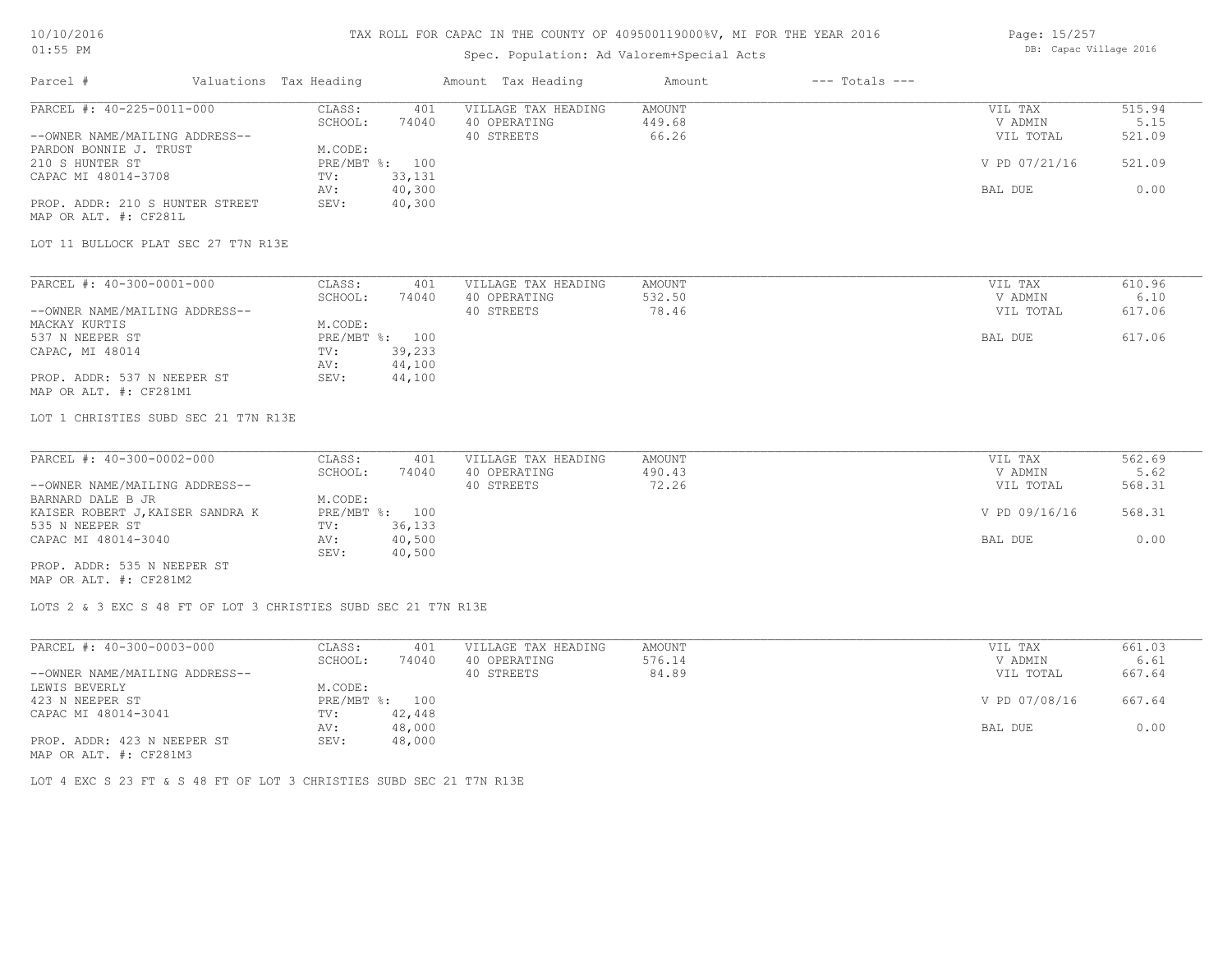TAX ROLL FOR CAPAC IN THE COUNTY OF 409500119000%V, MI FOR THE YEAR 2016

Spec. Population: Ad Valorem+Special Acts

| Parcel # | Valuations | Tax Heading | Amount | Tax Heading | Amount | --- Totals --- | |
|---|---|---|---|---|---|---|---|

**PARCEL #: 40-225-0011-000**

| | | | | | | |
|---|---|---|---|---|---|---|
| --OWNER NAME/MAILING ADDRESS-- | CLASS: | 401 | VILLAGE TAX HEADING | AMOUNT | VIL TAX | 515.94 |
| PARDON BONNIE J. TRUST | SCHOOL: | 74040 | 40 OPERATING | 449.68 | V ADMIN | 5.15 |
| 210 S HUNTER ST | M.CODE: | | 40 STREETS | 66.26 | VIL TOTAL | 521.09 |
| CAPAC MI 48014-3708 | PRE/MBT %: | 100 | | | V PD 07/21/16 | 521.09 |
| | TV: | 33,131 | | | | |
| | AV: | 40,300 | | | BAL DUE | 0.00 |
| PROP. ADDR: 210 S HUNTER STREET | SEV: | 40,300 | | | | |
| MAP OR ALT. #: CF281L | | | | | | |

LOT 11 BULLOCK PLAT SEC 27 T7N R13E

**PARCEL #: 40-300-0001-000**

| | | | | | | |
|---|---|---|---|---|---|---|
| --OWNER NAME/MAILING ADDRESS-- | CLASS: | 401 | VILLAGE TAX HEADING | AMOUNT | VIL TAX | 610.96 |
| MACKAY KURTIS | SCHOOL: | 74040 | 40 OPERATING | 532.50 | V ADMIN | 6.10 |
| 537 N NEEPER ST | M.CODE: | | 40 STREETS | 78.46 | VIL TOTAL | 617.06 |
| CAPAC, MI 48014 | PRE/MBT %: | 100 | | | BAL DUE | 617.06 |
| | TV: | 39,233 | | | | |
| | AV: | 44,100 | | | | |
| PROP. ADDR: 537 N NEEPER ST | SEV: | 44,100 | | | | |
| MAP OR ALT. #: CF281M1 | | | | | | |

LOT 1 CHRISTIES SUBD SEC 21 T7N R13E

**PARCEL #: 40-300-0002-000**

| | | | | | | |
|---|---|---|---|---|---|---|
| --OWNER NAME/MAILING ADDRESS-- | CLASS: | 401 | VILLAGE TAX HEADING | AMOUNT | VIL TAX | 562.69 |
| BARNARD DALE B JR | SCHOOL: | 74040 | 40 OPERATING | 490.43 | V ADMIN | 5.62 |
| KAISER ROBERT J,KAISER SANDRA K | M.CODE: | | 40 STREETS | 72.26 | VIL TOTAL | 568.31 |
| 535 N NEEPER ST | PRE/MBT %: | 100 | | | V PD 09/16/16 | 568.31 |
| CAPAC MI 48014-3040 | TV: | 36,133 | | | | |
| | AV: | 40,500 | | | BAL DUE | 0.00 |
| | SEV: | 40,500 | | | | |
| PROP. ADDR: 535 N NEEPER ST | | | | | | |
| MAP OR ALT. #: CF281M2 | | | | | | |

LOTS 2 & 3 EXC S 48 FT OF LOT 3 CHRISTIES SUBD SEC 21 T7N R13E

**PARCEL #: 40-300-0003-000**

| | | | | | | |
|---|---|---|---|---|---|---|
| --OWNER NAME/MAILING ADDRESS-- | CLASS: | 401 | VILLAGE TAX HEADING | AMOUNT | VIL TAX | 661.03 |
| LEWIS BEVERLY | SCHOOL: | 74040 | 40 OPERATING | 576.14 | V ADMIN | 6.61 |
| 423 N NEEPER ST | M.CODE: | | 40 STREETS | 84.89 | VIL TOTAL | 667.64 |
| CAPAC MI 48014-3041 | PRE/MBT %: | 100 | | | V PD 07/08/16 | 667.64 |
| | TV: | 42,448 | | | | |
| | AV: | 48,000 | | | BAL DUE | 0.00 |
| PROP. ADDR: 423 N NEEPER ST | SEV: | 48,000 | | | | |
| MAP OR ALT. #: CF281M3 | | | | | | |

LOT 4 EXC S 23 FT & S 48 FT OF LOT 3 CHRISTIES SUBD SEC 21 T7N R13E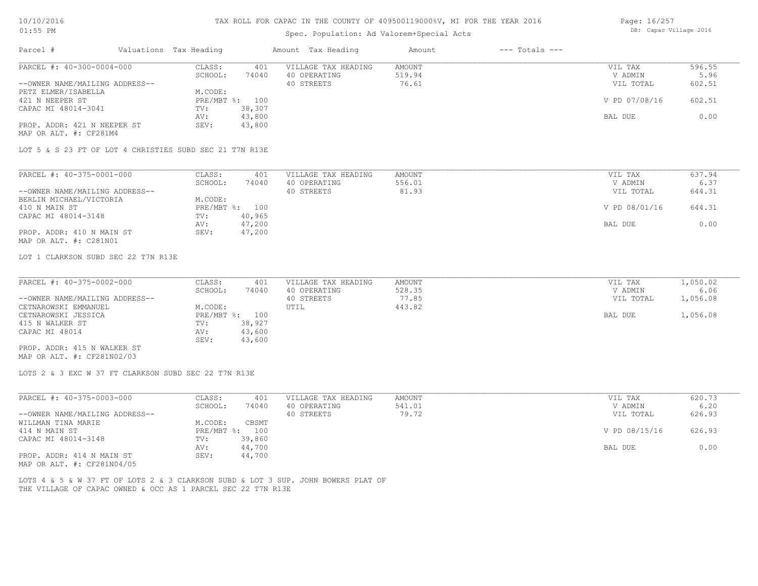# TAX ROLL FOR CAPAC IN THE COUNTY OF 409500119000%V, MI FOR THE YEAR 2016

Spec. Population: Ad Valorem+Special Acts

10/10/2016
01:55 PM

DB: Capac Village 2016

| Parcel # | Valuations | Tax Heading | Amount | Tax Heading | Amount | --- Totals --- | |
|---|---|---|---|---|---|---|---|
| PARCEL #: 40-300-0004-000 | CLASS: | 401 | VILLAGE TAX HEADING | AMOUNT | | VIL TAX | 596.55 |
| | SCHOOL: | 74040 | 40 OPERATING | 519.94 | | V ADMIN | 5.96 |
| --OWNER NAME/MAILING ADDRESS-- | | | 40 STREETS | 76.61 | | VIL TOTAL | 602.51 |
| PETZ ELMER/ISABELLA | M.CODE: | | | | | | |
| 421 N NEEPER ST | PRE/MBT %: | 100 | | | | V PD 07/08/16 | 602.51 |
| CAPAC MI 48014-3041 | TV: | 38,307 | | | | | |
| | AV: | 43,800 | | | | BAL DUE | 0.00 |
| PROP. ADDR: 421 N NEEPER ST | SEV: | 43,800 | | | | | |
| MAP OR ALT. #: CF281M4 | | | | | | | |

LOT 5 & S 23 FT OF LOT 4 CHRISTIES SUBD SEC 21 T7N R13E

| Parcel # | Valuations | Tax Heading | Amount | Tax Heading | Amount | --- Totals --- | |
|---|---|---|---|---|---|---|---|
| PARCEL #: 40-375-0001-000 | CLASS: | 401 | VILLAGE TAX HEADING | AMOUNT | | VIL TAX | 637.94 |
| | SCHOOL: | 74040 | 40 OPERATING | 556.01 | | V ADMIN | 6.37 |
| --OWNER NAME/MAILING ADDRESS-- | | | 40 STREETS | 81.93 | | VIL TOTAL | 644.31 |
| BERLIN MICHAEL/VICTORIA | M.CODE: | | | | | | |
| 410 N MAIN ST | PRE/MBT %: | 100 | | | | V PD 08/01/16 | 644.31 |
| CAPAC MI 48014-3148 | TV: | 40,965 | | | | | |
| | AV: | 47,200 | | | | BAL DUE | 0.00 |
| PROP. ADDR: 410 N MAIN ST | SEV: | 47,200 | | | | | |
| MAP OR ALT. #: C281N01 | | | | | | | |

LOT 1 CLARKSON SUBD SEC 22 T7N R13E

| Parcel # | Valuations | Tax Heading | Amount | Tax Heading | Amount | --- Totals --- | |
|---|---|---|---|---|---|---|---|
| PARCEL #: 40-375-0002-000 | CLASS: | 401 | VILLAGE TAX HEADING | AMOUNT | | VIL TAX | 1,050.02 |
| | SCHOOL: | 74040 | 40 OPERATING | 528.35 | | V ADMIN | 6.06 |
| --OWNER NAME/MAILING ADDRESS-- | | | 40 STREETS | 77.85 | | VIL TOTAL | 1,056.08 |
| CETNAROWSKI EMMANUEL | M.CODE: | | UTIL | 443.82 | | | |
| CETNAROWSKI JESSICA | PRE/MBT %: | 100 | | | | BAL DUE | 1,056.08 |
| 415 N WALKER ST | TV: | 38,927 | | | | | |
| CAPAC MI 48014 | AV: | 43,600 | | | | | |
| | SEV: | 43,600 | | | | | |
| PROP. ADDR: 415 N WALKER ST | | | | | | | |
| MAP OR ALT. #: CF281N02/03 | | | | | | | |

LOTS 2 & 3 EXC W 37 FT CLARKSON SUBD SEC 22 T7N R13E

| Parcel # | Valuations | Tax Heading | Amount | Tax Heading | Amount | --- Totals --- | |
|---|---|---|---|---|---|---|---|
| PARCEL #: 40-375-0003-000 | CLASS: | 401 | VILLAGE TAX HEADING | AMOUNT | | VIL TAX | 620.73 |
| | SCHOOL: | 74040 | 40 OPERATING | 541.01 | | V ADMIN | 6.20 |
| --OWNER NAME/MAILING ADDRESS-- | | | 40 STREETS | 79.72 | | VIL TOTAL | 626.93 |
| WILLMAN TINA MARIE | M.CODE: | CBSMT | | | | | |
| 414 N MAIN ST | PRE/MBT %: | 100 | | | | V PD 08/15/16 | 626.93 |
| CAPAC MI 48014-3148 | TV: | 39,860 | | | | | |
| | AV: | 44,700 | | | | BAL DUE | 0.00 |
| PROP. ADDR: 414 N MAIN ST | SEV: | 44,700 | | | | | |
| MAP OR ALT. #: CF281N04/05 | | | | | | | |

LOTS 4 & 5 & W 37 FT OF LOTS 2 & 3 CLARKSON SUBD & LOT 3 SUP. JOHN BOWERS PLAT OF THE VILLAGE OF CAPAC OWNED & OCC AS 1 PARCEL SEC 22 T7N R13E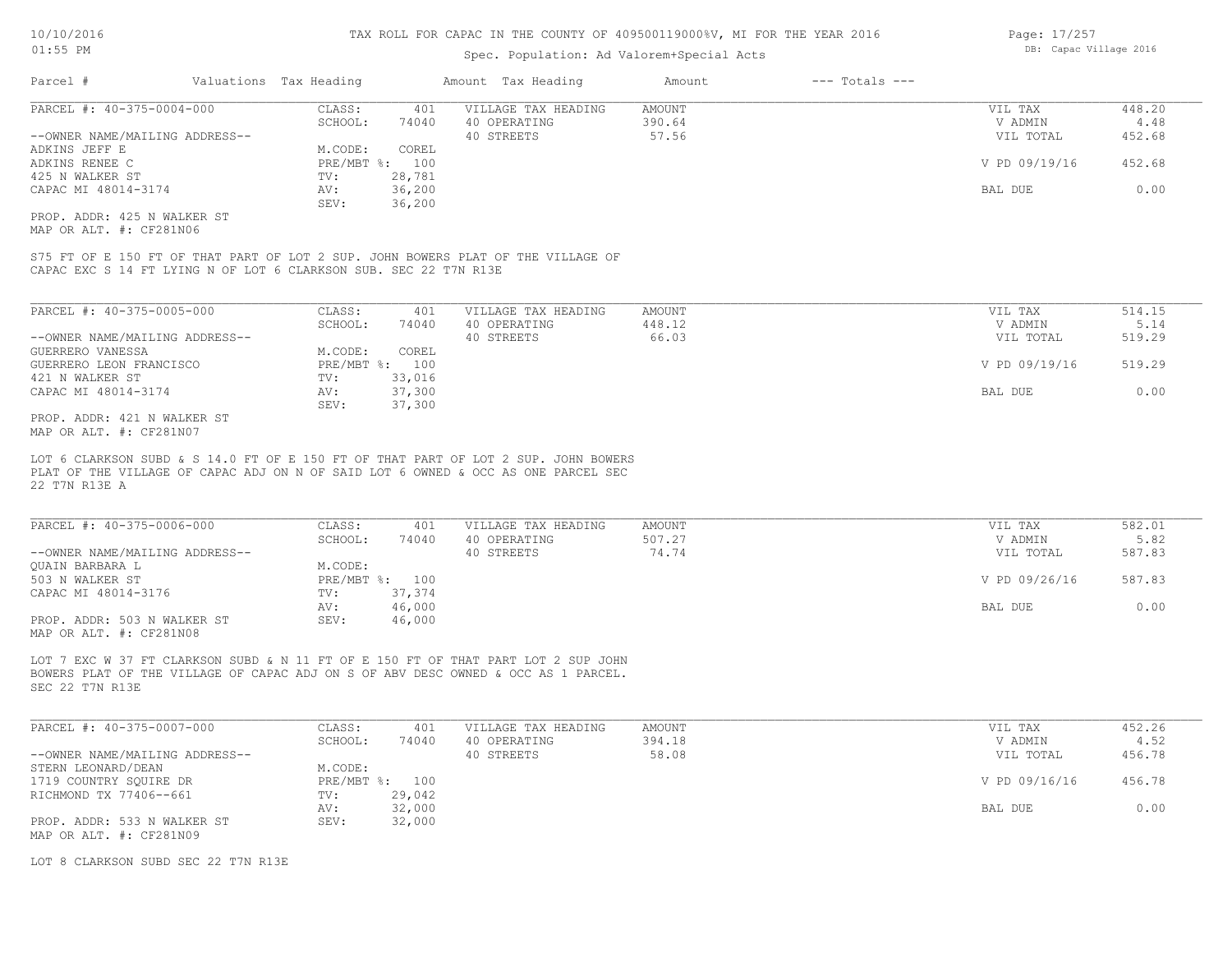TAX ROLL FOR CAPAC IN THE COUNTY OF 409500119000%V, MI FOR THE YEAR 2016

Spec. Population: Ad Valorem+Special Acts

| Parcel # | Valuations Tax Heading | | Amount Tax Heading | Amount | --- Totals --- | |
|---|---|---|---|---|---|---|

**PARCEL #: 40-375-0004-000**

| | | | | | |
|---|---|---|---|---|---|
| CLASS: | 401 | VILLAGE TAX HEADING | AMOUNT | VIL TAX | 448.20 |
| SCHOOL: | 74040 | 40 OPERATING | 390.64 | V ADMIN | 4.48 |
| | | 40 STREETS | 57.56 | VIL TOTAL | 452.68 |
| M.CODE: | COREL | | | | |
| PRE/MBT %: | 100 | | | V PD 09/19/16 | 452.68 |
| TV: | 28,781 | | | | |
| AV: | 36,200 | | | BAL DUE | 0.00 |
| SEV: | 36,200 | | | | |

--OWNER NAME/MAILING ADDRESS--
ADKINS JEFF E
ADKINS RENEE C
425 N WALKER ST
CAPAC MI 48014-3174

PROP. ADDR: 425 N WALKER ST
MAP OR ALT. #: CF281N06

S75 FT OF E 150 FT OF THAT PART OF LOT 2 SUP. JOHN BOWERS PLAT OF THE VILLAGE OF CAPAC EXC S 14 FT LYING N OF LOT 6 CLARKSON SUB. SEC 22 T7N R13E

**PARCEL #: 40-375-0005-000**

| | | | | | |
|---|---|---|---|---|---|
| CLASS: | 401 | VILLAGE TAX HEADING | AMOUNT | VIL TAX | 514.15 |
| SCHOOL: | 74040 | 40 OPERATING | 448.12 | V ADMIN | 5.14 |
| | | 40 STREETS | 66.03 | VIL TOTAL | 519.29 |
| M.CODE: | COREL | | | | |
| PRE/MBT %: | 100 | | | V PD 09/19/16 | 519.29 |
| TV: | 33,016 | | | | |
| AV: | 37,300 | | | BAL DUE | 0.00 |
| SEV: | 37,300 | | | | |

--OWNER NAME/MAILING ADDRESS--
GUERRERO VANESSA
GUERRERO LEON FRANCISCO
421 N WALKER ST
CAPAC MI 48014-3174

PROP. ADDR: 421 N WALKER ST
MAP OR ALT. #: CF281N07

LOT 6 CLARKSON SUBD & S 14.0 FT OF E 150 FT OF THAT PART OF LOT 2 SUP. JOHN BOWERS PLAT OF THE VILLAGE OF CAPAC ADJ ON N OF SAID LOT 6 OWNED & OCC AS ONE PARCEL SEC 22 T7N R13E A

**PARCEL #: 40-375-0006-000**

| | | | | | |
|---|---|---|---|---|---|
| CLASS: | 401 | VILLAGE TAX HEADING | AMOUNT | VIL TAX | 582.01 |
| SCHOOL: | 74040 | 40 OPERATING | 507.27 | V ADMIN | 5.82 |
| | | 40 STREETS | 74.74 | VIL TOTAL | 587.83 |
| M.CODE: | | | | | |
| PRE/MBT %: | 100 | | | V PD 09/26/16 | 587.83 |
| TV: | 37,374 | | | | |
| AV: | 46,000 | | | BAL DUE | 0.00 |
| SEV: | 46,000 | | | | |

--OWNER NAME/MAILING ADDRESS--
QUAIN BARBARA L
503 N WALKER ST
CAPAC MI 48014-3176

PROP. ADDR: 503 N WALKER ST
MAP OR ALT. #: CF281N08

LOT 7 EXC W 37 FT CLARKSON SUBD & N 11 FT OF E 150 FT OF THAT PART LOT 2 SUP JOHN BOWERS PLAT OF THE VILLAGE OF CAPAC ADJ ON S OF ABV DESC OWNED & OCC AS 1 PARCEL. SEC 22 T7N R13E

**PARCEL #: 40-375-0007-000**

| | | | | | |
|---|---|---|---|---|---|
| CLASS: | 401 | VILLAGE TAX HEADING | AMOUNT | VIL TAX | 452.26 |
| SCHOOL: | 74040 | 40 OPERATING | 394.18 | V ADMIN | 4.52 |
| | | 40 STREETS | 58.08 | VIL TOTAL | 456.78 |
| M.CODE: | | | | | |
| PRE/MBT %: | 100 | | | V PD 09/16/16 | 456.78 |
| TV: | 29,042 | | | | |
| AV: | 32,000 | | | BAL DUE | 0.00 |
| SEV: | 32,000 | | | | |

--OWNER NAME/MAILING ADDRESS--
STERN LEONARD/DEAN
1719 COUNTRY SQUIRE DR
RICHMOND TX 77406--661

PROP. ADDR: 533 N WALKER ST
MAP OR ALT. #: CF281N09

LOT 8 CLARKSON SUBD SEC 22 T7N R13E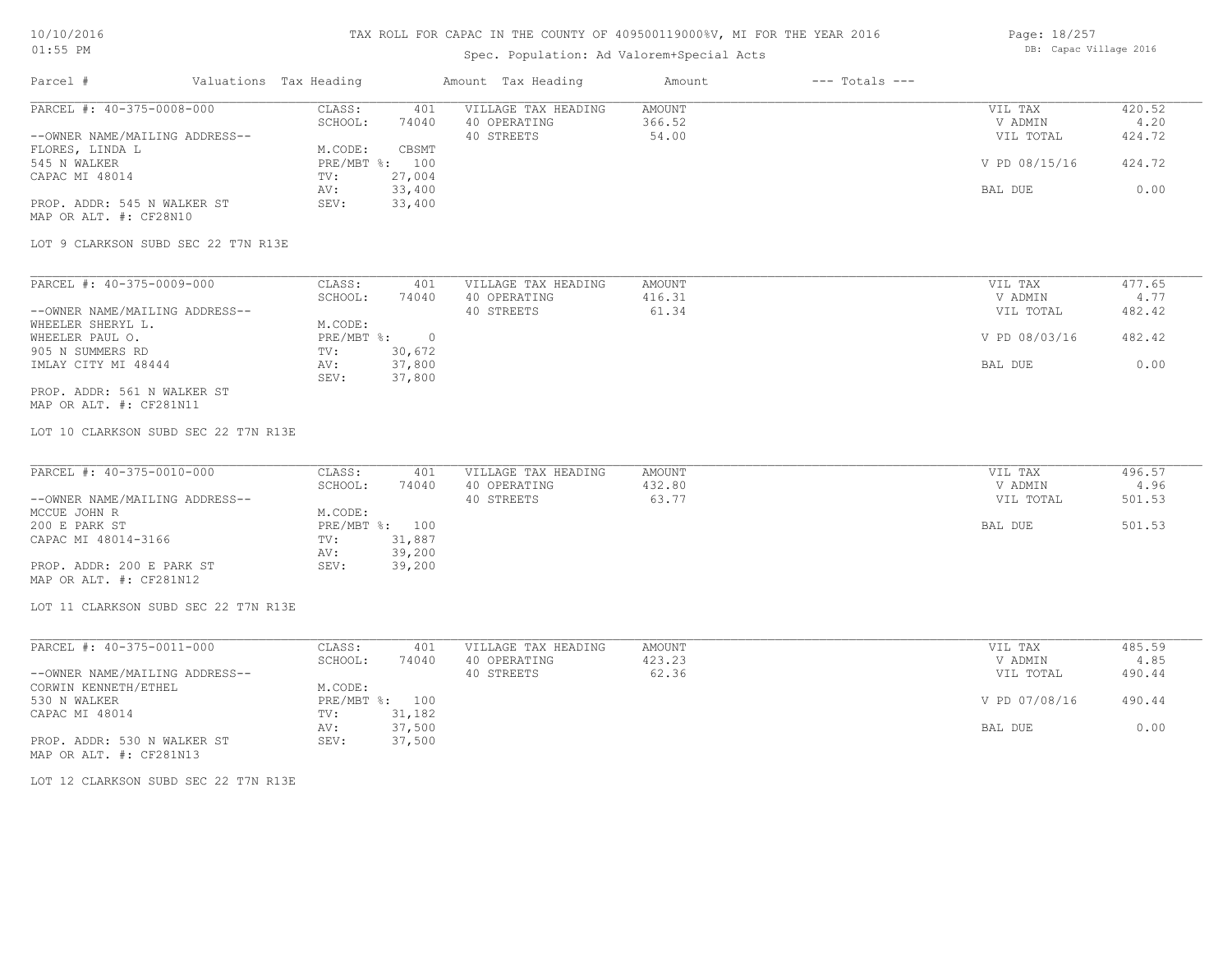TAX ROLL FOR CAPAC IN THE COUNTY OF 409500119000%V, MI FOR THE YEAR 2016

Spec. Population: Ad Valorem+Special Acts

DB: Capac Village 2016

10/10/2016
01:55 PM

| Parcel # | Valuations | Tax Heading | Amount | Tax Heading | Amount | --- Totals --- | |
|---|---|---|---|---|---|---|---|

## PARCEL #: 40-375-0008-000

| | | | | |
|---|---|---|---|---|
| CLASS: 401 | VILLAGE TAX HEADING | AMOUNT | VIL TAX | 420.52 |
| SCHOOL: 74040 | 40 OPERATING | 366.52 | V ADMIN | 4.20 |
| M.CODE: CBSMT | 40 STREETS | 54.00 | VIL TOTAL | 424.72 |
| PRE/MBT %: 100 | | | V PD 08/15/16 | 424.72 |
| TV: 27,004 | | | | |
| AV: 33,400 | | | BAL DUE | 0.00 |
| SEV: 33,400 | | | | |

--OWNER NAME/MAILING ADDRESS--
FLORES, LINDA L
545 N WALKER
CAPAC MI 48014

PROP. ADDR: 545 N WALKER ST
MAP OR ALT. #: CF28N10

LOT 9 CLARKSON SUBD SEC 22 T7N R13E

## PARCEL #: 40-375-0009-000

| | | | | |
|---|---|---|---|---|
| CLASS: 401 | VILLAGE TAX HEADING | AMOUNT | VIL TAX | 477.65 |
| SCHOOL: 74040 | 40 OPERATING | 416.31 | V ADMIN | 4.77 |
| M.CODE: | 40 STREETS | 61.34 | VIL TOTAL | 482.42 |
| PRE/MBT %: 0 | | | V PD 08/03/16 | 482.42 |
| TV: 30,672 | | | | |
| AV: 37,800 | | | BAL DUE | 0.00 |
| SEV: 37,800 | | | | |

--OWNER NAME/MAILING ADDRESS--
WHEELER SHERYL L.
WHEELER PAUL O.
905 N SUMMERS RD
IMLAY CITY MI 48444

PROP. ADDR: 561 N WALKER ST
MAP OR ALT. #: CF281N11

LOT 10 CLARKSON SUBD SEC 22 T7N R13E

## PARCEL #: 40-375-0010-000

| | | | | |
|---|---|---|---|---|
| CLASS: 401 | VILLAGE TAX HEADING | AMOUNT | VIL TAX | 496.57 |
| SCHOOL: 74040 | 40 OPERATING | 432.80 | V ADMIN | 4.96 |
| M.CODE: | 40 STREETS | 63.77 | VIL TOTAL | 501.53 |
| PRE/MBT %: 100 | | | BAL DUE | 501.53 |
| TV: 31,887 | | | | |
| AV: 39,200 | | | | |
| SEV: 39,200 | | | | |

--OWNER NAME/MAILING ADDRESS--
MCCUE JOHN R
200 E PARK ST
CAPAC MI 48014-3166

PROP. ADDR: 200 E PARK ST
MAP OR ALT. #: CF281N12

LOT 11 CLARKSON SUBD SEC 22 T7N R13E

## PARCEL #: 40-375-0011-000

| | | | | |
|---|---|---|---|---|
| CLASS: 401 | VILLAGE TAX HEADING | AMOUNT | VIL TAX | 485.59 |
| SCHOOL: 74040 | 40 OPERATING | 423.23 | V ADMIN | 4.85 |
| M.CODE: | 40 STREETS | 62.36 | VIL TOTAL | 490.44 |
| PRE/MBT %: 100 | | | V PD 07/08/16 | 490.44 |
| TV: 31,182 | | | | |
| AV: 37,500 | | | BAL DUE | 0.00 |
| SEV: 37,500 | | | | |

--OWNER NAME/MAILING ADDRESS--
CORWIN KENNETH/ETHEL
530 N WALKER
CAPAC MI 48014

PROP. ADDR: 530 N WALKER ST
MAP OR ALT. #: CF281N13

LOT 12 CLARKSON SUBD SEC 22 T7N R13E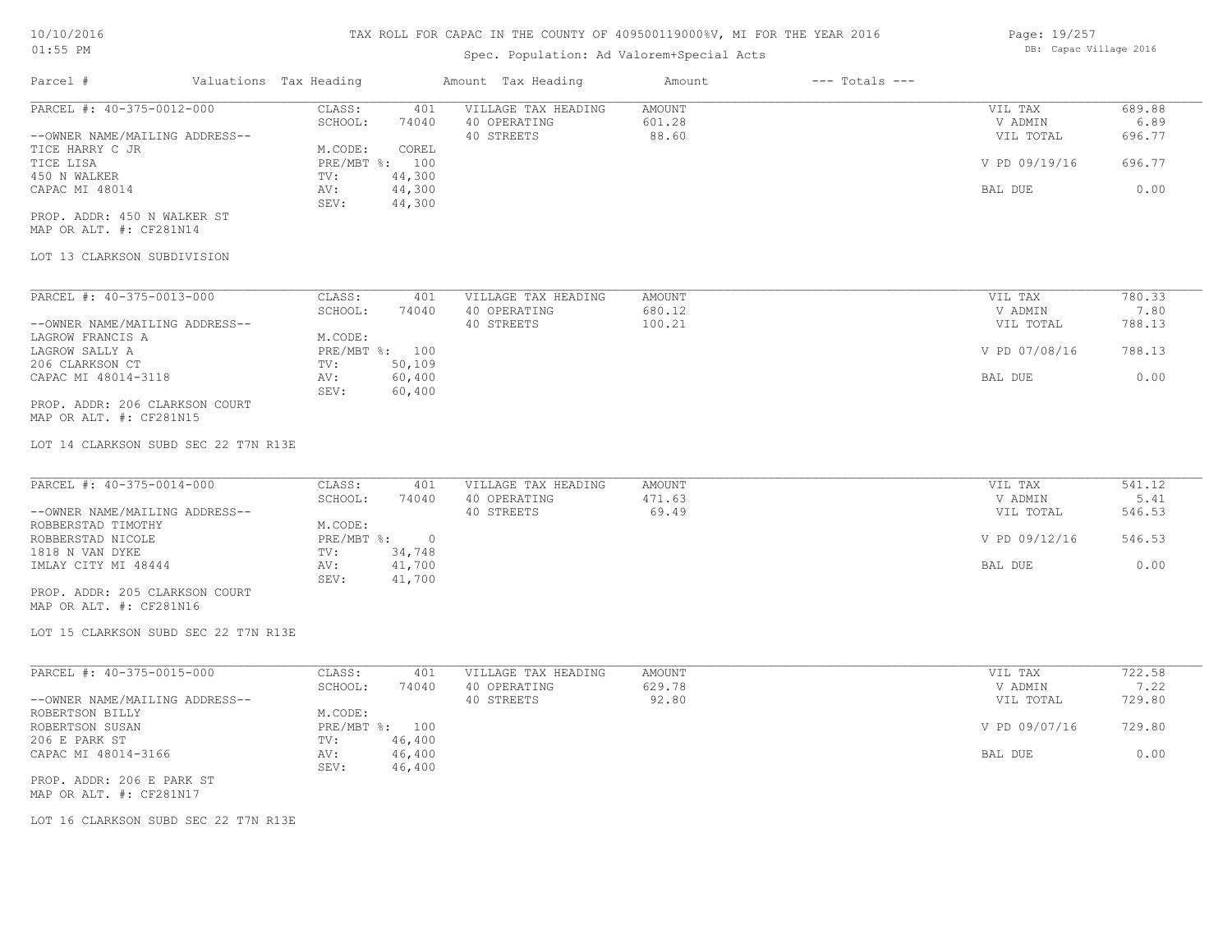# TAX ROLL FOR CAPAC IN THE COUNTY OF 409500119000%V, MI FOR THE YEAR 2016

Spec. Population: Ad Valorem+Special Acts

| Parcel # | Valuations | Tax Heading | Amount | Tax Heading | Amount | --- Totals --- | |
|---|---|---|---|---|---|---|---|
| PARCEL #: 40-375-0012-000 | CLASS: | 401 | VILLAGE TAX HEADING | AMOUNT | | VIL TAX | 689.88 |
| | SCHOOL: | 74040 | 40 OPERATING | 601.28 | | V ADMIN | 6.89 |
| --OWNER NAME/MAILING ADDRESS-- | | | 40 STREETS | 88.60 | | VIL TOTAL | 696.77 |
| TICE HARRY C JR | M.CODE: | COREL | | | | | |
| TICE LISA | PRE/MBT %: | 100 | | | | V PD 09/19/16 | 696.77 |
| 450 N WALKER | TV: | 44,300 | | | | | |
| CAPAC MI 48014 | AV: | 44,300 | | | | BAL DUE | 0.00 |
| | SEV: | 44,300 | | | | | |

PROP. ADDR: 450 N WALKER ST
MAP OR ALT. #: CF281N14

LOT 13 CLARKSON SUBDIVISION

| Parcel # | Valuations | Tax Heading | Amount | Tax Heading | Amount | --- Totals --- | |
|---|---|---|---|---|---|---|---|
| PARCEL #: 40-375-0013-000 | CLASS: | 401 | VILLAGE TAX HEADING | AMOUNT | | VIL TAX | 780.33 |
| | SCHOOL: | 74040 | 40 OPERATING | 680.12 | | V ADMIN | 7.80 |
| --OWNER NAME/MAILING ADDRESS-- | | | 40 STREETS | 100.21 | | VIL TOTAL | 788.13 |
| LAGROW FRANCIS A | M.CODE: | | | | | | |
| LAGROW SALLY A | PRE/MBT %: | 100 | | | | V PD 07/08/16 | 788.13 |
| 206 CLARKSON CT | TV: | 50,109 | | | | | |
| CAPAC MI 48014-3118 | AV: | 60,400 | | | | BAL DUE | 0.00 |
| | SEV: | 60,400 | | | | | |

PROP. ADDR: 206 CLARKSON COURT
MAP OR ALT. #: CF281N15

LOT 14 CLARKSON SUBD SEC 22 T7N R13E

| Parcel # | Valuations | Tax Heading | Amount | Tax Heading | Amount | --- Totals --- | |
|---|---|---|---|---|---|---|---|
| PARCEL #: 40-375-0014-000 | CLASS: | 401 | VILLAGE TAX HEADING | AMOUNT | | VIL TAX | 541.12 |
| | SCHOOL: | 74040 | 40 OPERATING | 471.63 | | V ADMIN | 5.41 |
| --OWNER NAME/MAILING ADDRESS-- | | | 40 STREETS | 69.49 | | VIL TOTAL | 546.53 |
| ROBBERSTAD TIMOTHY | M.CODE: | | | | | | |
| ROBBERSTAD NICOLE | PRE/MBT %: | 0 | | | | V PD 09/12/16 | 546.53 |
| 1818 N VAN DYKE | TV: | 34,748 | | | | | |
| IMLAY CITY MI 48444 | AV: | 41,700 | | | | BAL DUE | 0.00 |
| | SEV: | 41,700 | | | | | |

PROP. ADDR: 205 CLARKSON COURT
MAP OR ALT. #: CF281N16

LOT 15 CLARKSON SUBD SEC 22 T7N R13E

| Parcel # | Valuations | Tax Heading | Amount | Tax Heading | Amount | --- Totals --- | |
|---|---|---|---|---|---|---|---|
| PARCEL #: 40-375-0015-000 | CLASS: | 401 | VILLAGE TAX HEADING | AMOUNT | | VIL TAX | 722.58 |
| | SCHOOL: | 74040 | 40 OPERATING | 629.78 | | V ADMIN | 7.22 |
| --OWNER NAME/MAILING ADDRESS-- | | | 40 STREETS | 92.80 | | VIL TOTAL | 729.80 |
| ROBERTSON BILLY | M.CODE: | | | | | | |
| ROBERTSON SUSAN | PRE/MBT %: | 100 | | | | V PD 09/07/16 | 729.80 |
| 206 E PARK ST | TV: | 46,400 | | | | | |
| CAPAC MI 48014-3166 | AV: | 46,400 | | | | BAL DUE | 0.00 |
| | SEV: | 46,400 | | | | | |

PROP. ADDR: 206 E PARK ST
MAP OR ALT. #: CF281N17

LOT 16 CLARKSON SUBD SEC 22 T7N R13E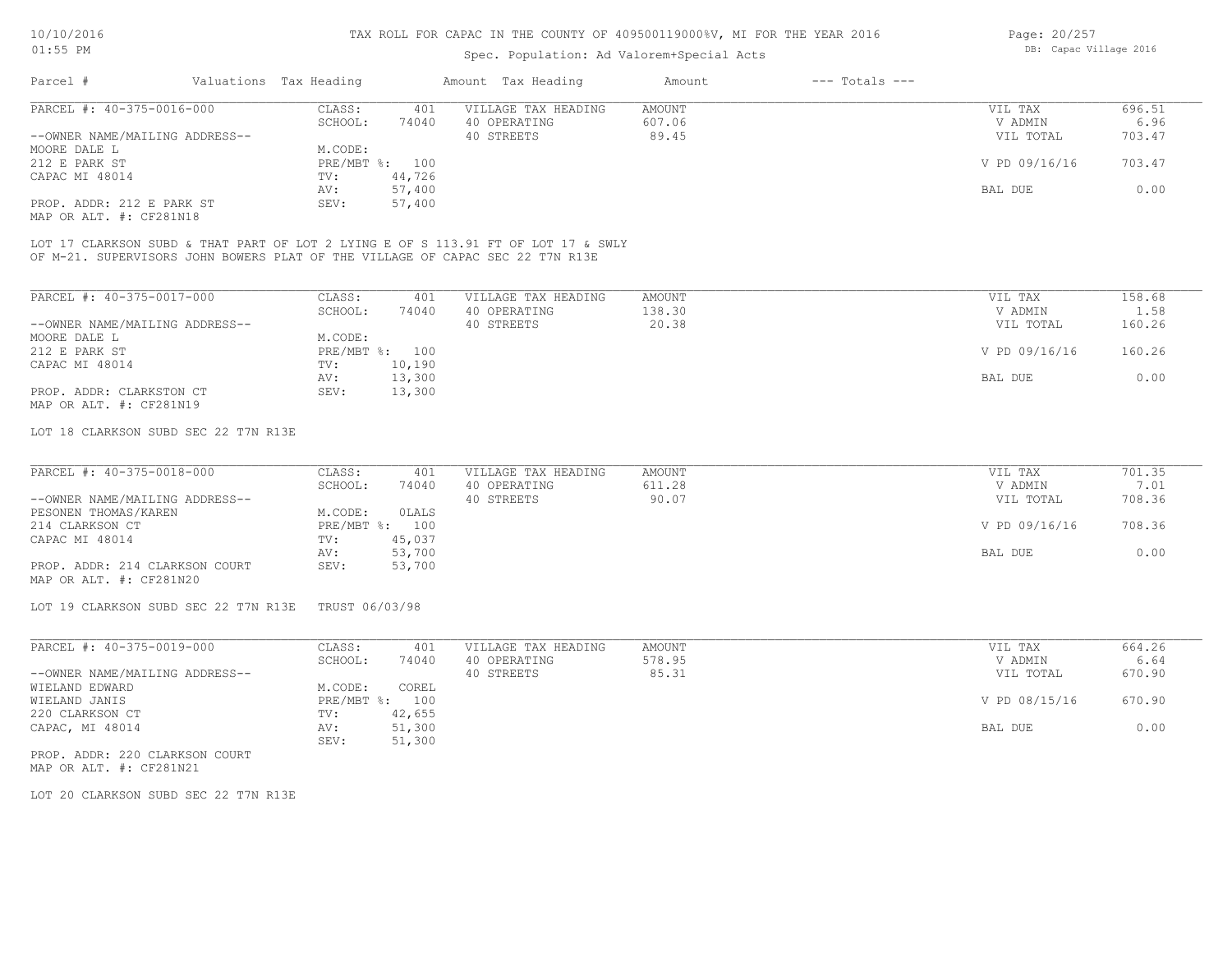# TAX ROLL FOR CAPAC IN THE COUNTY OF 409500119000%V, MI FOR THE YEAR 2016

Spec. Population: Ad Valorem+Special Acts

| Parcel # | Valuations Tax Heading | | Amount Tax Heading | Amount | --- Totals --- | |
|---|---|---|---|---|---|---|
| PARCEL #: 40-375-0016-000 | CLASS: | 401 | VILLAGE TAX HEADING | AMOUNT | VIL TAX | 696.51 |
| | SCHOOL: | 74040 | 40 OPERATING | 607.06 | V ADMIN | 6.96 |
| --OWNER NAME/MAILING ADDRESS-- | | | 40 STREETS | 89.45 | VIL TOTAL | 703.47 |
| MOORE DALE L | M.CODE: | | | | | |
| 212 E PARK ST | PRE/MBT %: | 100 | | | V PD 09/16/16 | 703.47 |
| CAPAC MI 48014 | TV: | 44,726 | | | | |
| | AV: | 57,400 | | | BAL DUE | 0.00 |
| PROP. ADDR: 212 E PARK ST | SEV: | 57,400 | | | | |
| MAP OR ALT. #: CF281N18 | | | | | | |

LOT 17 CLARKSON SUBD & THAT PART OF LOT 2 LYING E OF S 113.91 FT OF LOT 17 & SWLY OF M-21. SUPERVISORS JOHN BOWERS PLAT OF THE VILLAGE OF CAPAC SEC 22 T7N R13E

| Parcel # | Valuations Tax Heading | | Amount Tax Heading | Amount | --- Totals --- | |
|---|---|---|---|---|---|---|
| PARCEL #: 40-375-0017-000 | CLASS: | 401 | VILLAGE TAX HEADING | AMOUNT | VIL TAX | 158.68 |
| | SCHOOL: | 74040 | 40 OPERATING | 138.30 | V ADMIN | 1.58 |
| --OWNER NAME/MAILING ADDRESS-- | | | 40 STREETS | 20.38 | VIL TOTAL | 160.26 |
| MOORE DALE L | M.CODE: | | | | | |
| 212 E PARK ST | PRE/MBT %: | 100 | | | V PD 09/16/16 | 160.26 |
| CAPAC MI 48014 | TV: | 10,190 | | | | |
| | AV: | 13,300 | | | BAL DUE | 0.00 |
| PROP. ADDR: CLARKSTON CT | SEV: | 13,300 | | | | |
| MAP OR ALT. #: CF281N19 | | | | | | |

LOT 18 CLARKSON SUBD SEC 22 T7N R13E

| Parcel # | Valuations Tax Heading | | Amount Tax Heading | Amount | --- Totals --- | |
|---|---|---|---|---|---|---|
| PARCEL #: 40-375-0018-000 | CLASS: | 401 | VILLAGE TAX HEADING | AMOUNT | VIL TAX | 701.35 |
| | SCHOOL: | 74040 | 40 OPERATING | 611.28 | V ADMIN | 7.01 |
| --OWNER NAME/MAILING ADDRESS-- | | | 40 STREETS | 90.07 | VIL TOTAL | 708.36 |
| PESONEN THOMAS/KAREN | M.CODE: | 0LALS | | | | |
| 214 CLARKSON CT | PRE/MBT %: | 100 | | | V PD 09/16/16 | 708.36 |
| CAPAC MI 48014 | TV: | 45,037 | | | | |
| | AV: | 53,700 | | | BAL DUE | 0.00 |
| PROP. ADDR: 214 CLARKSON COURT | SEV: | 53,700 | | | | |
| MAP OR ALT. #: CF281N20 | | | | | | |

LOT 19 CLARKSON SUBD SEC 22 T7N R13E TRUST 06/03/98

| Parcel # | Valuations Tax Heading | | Amount Tax Heading | Amount | --- Totals --- | |
|---|---|---|---|---|---|---|
| PARCEL #: 40-375-0019-000 | CLASS: | 401 | VILLAGE TAX HEADING | AMOUNT | VIL TAX | 664.26 |
| | SCHOOL: | 74040 | 40 OPERATING | 578.95 | V ADMIN | 6.64 |
| --OWNER NAME/MAILING ADDRESS-- | | | 40 STREETS | 85.31 | VIL TOTAL | 670.90 |
| WIELAND EDWARD | M.CODE: | COREL | | | | |
| WIELAND JANIS | PRE/MBT %: | 100 | | | V PD 08/15/16 | 670.90 |
| 220 CLARKSON CT | TV: | 42,655 | | | | |
| CAPAC, MI 48014 | AV: | 51,300 | | | BAL DUE | 0.00 |
| | SEV: | 51,300 | | | | |
| PROP. ADDR: 220 CLARKSON COURT | | | | | | |
| MAP OR ALT. #: CF281N21 | | | | | | |

LOT 20 CLARKSON SUBD SEC 22 T7N R13E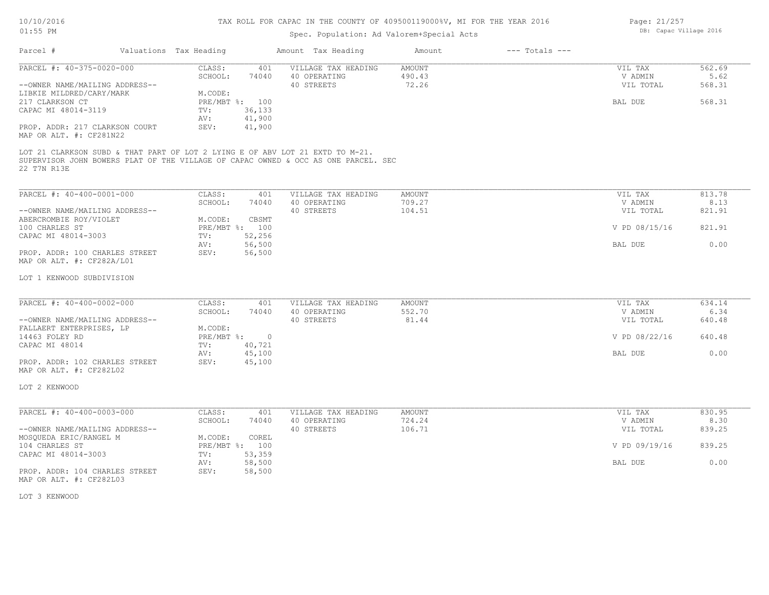| Parcel # | Valuations | Tax Heading | Amount | Tax Heading | Amount | --- Totals --- | |
|---|---|---|---|---|---|---|---|
| PARCEL #: 40-375-0020-000 | CLASS: | 401 | VILLAGE TAX HEADING | AMOUNT | | VIL TAX | 562.69 |
| | SCHOOL: | 74040 | 40 OPERATING | 490.43 | | V ADMIN | 5.62 |
| --OWNER NAME/MAILING ADDRESS-- | | | 40 STREETS | 72.26 | | VIL TOTAL | 568.31 |
| LIBKIE MILDRED/CARY/MARK | M.CODE: | | | | | | |
| 217 CLARKSON CT | PRE/MBT %: | 100 | | | | BAL DUE | 568.31 |
| CAPAC MI 48014-3119 | TV: | 36,133 | | | | | |
| | AV: | 41,900 | | | | | |
| PROP. ADDR: 217 CLARKSON COURT | SEV: | 41,900 | | | | | |
| MAP OR ALT. #: CF281N22 | | | | | | | |

LOT 21 CLARKSON SUBD & THAT PART OF LOT 2 LYING E OF ABV LOT 21 EXTD TO M-21. SUPERVISOR JOHN BOWERS PLAT OF THE VILLAGE OF CAPAC OWNED & OCC AS ONE PARCEL. SEC 22 T7N R13E

| Parcel # | Valuations | Tax Heading | Amount | Tax Heading | Amount | --- Totals --- | |
|---|---|---|---|---|---|---|---|
| PARCEL #: 40-400-0001-000 | CLASS: | 401 | VILLAGE TAX HEADING | AMOUNT | | VIL TAX | 813.78 |
| | SCHOOL: | 74040 | 40 OPERATING | 709.27 | | V ADMIN | 8.13 |
| --OWNER NAME/MAILING ADDRESS-- | | | 40 STREETS | 104.51 | | VIL TOTAL | 821.91 |
| ABERCROMBIE ROY/VIOLET | M.CODE: | CBSMT | | | | | |
| 100 CHARLES ST | PRE/MBT %: | 100 | | | | V PD 08/15/16 | 821.91 |
| CAPAC MI 48014-3003 | TV: | 52,256 | | | | | |
| | AV: | 56,500 | | | | BAL DUE | 0.00 |
| PROP. ADDR: 100 CHARLES STREET | SEV: | 56,500 | | | | | |
| MAP OR ALT. #: CF282A/L01 | | | | | | | |

LOT 1 KENWOOD SUBDIVISION

| Parcel # | Valuations | Tax Heading | Amount | Tax Heading | Amount | --- Totals --- | |
|---|---|---|---|---|---|---|---|
| PARCEL #: 40-400-0002-000 | CLASS: | 401 | VILLAGE TAX HEADING | AMOUNT | | VIL TAX | 634.14 |
| | SCHOOL: | 74040 | 40 OPERATING | 552.70 | | V ADMIN | 6.34 |
| --OWNER NAME/MAILING ADDRESS-- | | | 40 STREETS | 81.44 | | VIL TOTAL | 640.48 |
| FALLAERT ENTERPRISES, LP | M.CODE: | | | | | | |
| 14463 FOLEY RD | PRE/MBT %: | 0 | | | | V PD 08/22/16 | 640.48 |
| CAPAC MI 48014 | TV: | 40,721 | | | | | |
| | AV: | 45,100 | | | | BAL DUE | 0.00 |
| PROP. ADDR: 102 CHARLES STREET | SEV: | 45,100 | | | | | |
| MAP OR ALT. #: CF282L02 | | | | | | | |

LOT 2 KENWOOD

| Parcel # | Valuations | Tax Heading | Amount | Tax Heading | Amount | --- Totals --- | |
|---|---|---|---|---|---|---|---|
| PARCEL #: 40-400-0003-000 | CLASS: | 401 | VILLAGE TAX HEADING | AMOUNT | | VIL TAX | 830.95 |
| | SCHOOL: | 74040 | 40 OPERATING | 724.24 | | V ADMIN | 8.30 |
| --OWNER NAME/MAILING ADDRESS-- | | | 40 STREETS | 106.71 | | VIL TOTAL | 839.25 |
| MOSQUEDA ERIC/RANGEL M | M.CODE: | COREL | | | | | |
| 104 CHARLES ST | PRE/MBT %: | 100 | | | | V PD 09/19/16 | 839.25 |
| CAPAC MI 48014-3003 | TV: | 53,359 | | | | | |
| | AV: | 58,500 | | | | BAL DUE | 0.00 |
| PROP. ADDR: 104 CHARLES STREET | SEV: | 58,500 | | | | | |
| MAP OR ALT. #: CF282L03 | | | | | | | |

LOT 3 KENWOOD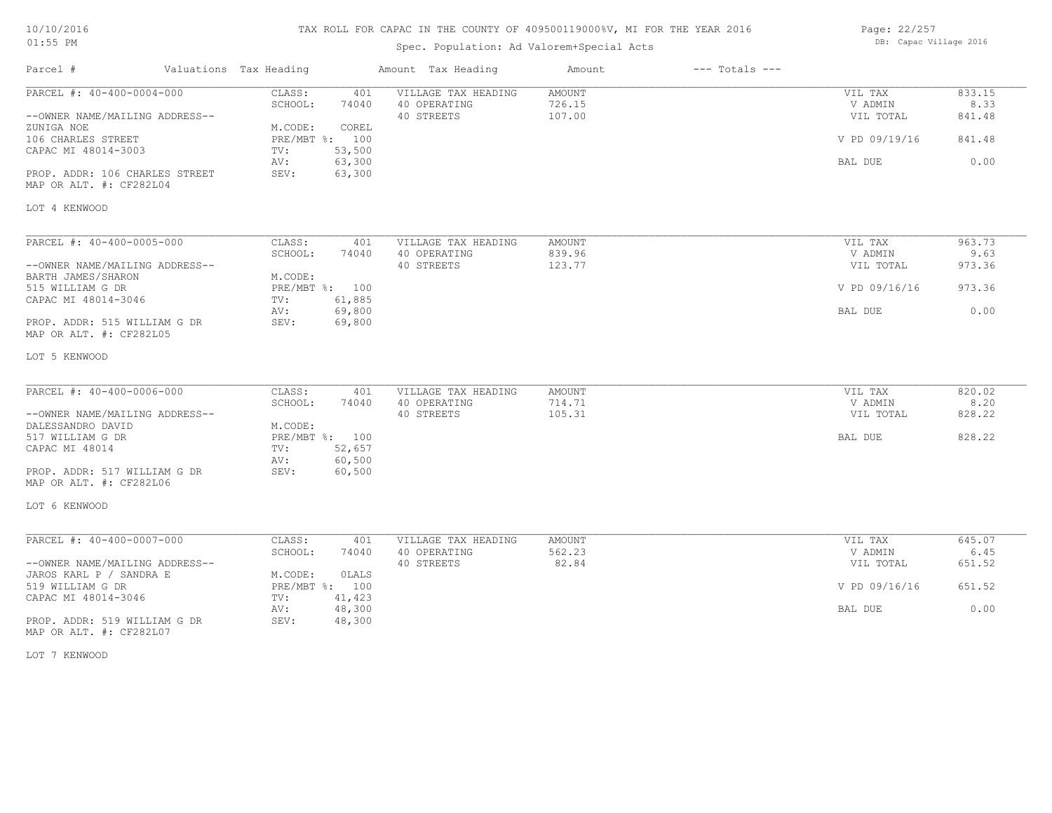# TAX ROLL FOR CAPAC IN THE COUNTY OF 409500119000%V, MI FOR THE YEAR 2016

10/10/2016
01:55 PM

Spec. Population: Ad Valorem+Special Acts

DB: Capac Village 2016

| Parcel # | Valuations | Tax Heading | Amount | Tax Heading | Amount | --- Totals --- | |
|---|---|---|---|---|---|---|---|
| PARCEL #: 40-400-0004-000 | CLASS: | 401 | VILLAGE TAX HEADING | AMOUNT | | VIL TAX | 833.15 |
| | SCHOOL: | 74040 | 40 OPERATING | 726.15 | | V ADMIN | 8.33 |
| --OWNER NAME/MAILING ADDRESS-- | | | 40 STREETS | 107.00 | | VIL TOTAL | 841.48 |
| ZUNIGA NOE | M.CODE: | COREL | | | | | |
| 106 CHARLES STREET | PRE/MBT %: | 100 | | | | V PD 09/19/16 | 841.48 |
| CAPAC MI 48014-3003 | TV: | 53,500 | | | | | |
| | AV: | 63,300 | | | | BAL DUE | 0.00 |
| PROP. ADDR: 106 CHARLES STREET | SEV: | 63,300 | | | | | |
| MAP OR ALT. #: CF282L04 | | | | | | | |
| LOT 4 KENWOOD | | | | | | | |

| Parcel # | Valuations | Tax Heading | Amount | Tax Heading | Amount | --- Totals --- | |
|---|---|---|---|---|---|---|---|
| PARCEL #: 40-400-0005-000 | CLASS: | 401 | VILLAGE TAX HEADING | AMOUNT | | VIL TAX | 963.73 |
| | SCHOOL: | 74040 | 40 OPERATING | 839.96 | | V ADMIN | 9.63 |
| --OWNER NAME/MAILING ADDRESS-- | | | 40 STREETS | 123.77 | | VIL TOTAL | 973.36 |
| BARTH JAMES/SHARON | M.CODE: | | | | | | |
| 515 WILLIAM G DR | PRE/MBT %: | 100 | | | | V PD 09/16/16 | 973.36 |
| CAPAC MI 48014-3046 | TV: | 61,885 | | | | | |
| | AV: | 69,800 | | | | BAL DUE | 0.00 |
| PROP. ADDR: 515 WILLIAM G DR | SEV: | 69,800 | | | | | |
| MAP OR ALT. #: CF282L05 | | | | | | | |
| LOT 5 KENWOOD | | | | | | | |

| Parcel # | Valuations | Tax Heading | Amount | Tax Heading | Amount | --- Totals --- | |
|---|---|---|---|---|---|---|---|
| PARCEL #: 40-400-0006-000 | CLASS: | 401 | VILLAGE TAX HEADING | AMOUNT | | VIL TAX | 820.02 |
| | SCHOOL: | 74040 | 40 OPERATING | 714.71 | | V ADMIN | 8.20 |
| --OWNER NAME/MAILING ADDRESS-- | | | 40 STREETS | 105.31 | | VIL TOTAL | 828.22 |
| DALESSANDRO DAVID | M.CODE: | | | | | | |
| 517 WILLIAM G DR | PRE/MBT %: | 100 | | | | BAL DUE | 828.22 |
| CAPAC MI 48014 | TV: | 52,657 | | | | | |
| | AV: | 60,500 | | | | | |
| PROP. ADDR: 517 WILLIAM G DR | SEV: | 60,500 | | | | | |
| MAP OR ALT. #: CF282L06 | | | | | | | |
| LOT 6 KENWOOD | | | | | | | |

| Parcel # | Valuations | Tax Heading | Amount | Tax Heading | Amount | --- Totals --- | |
|---|---|---|---|---|---|---|---|
| PARCEL #: 40-400-0007-000 | CLASS: | 401 | VILLAGE TAX HEADING | AMOUNT | | VIL TAX | 645.07 |
| | SCHOOL: | 74040 | 40 OPERATING | 562.23 | | V ADMIN | 6.45 |
| --OWNER NAME/MAILING ADDRESS-- | | | 40 STREETS | 82.84 | | VIL TOTAL | 651.52 |
| JAROS KARL P / SANDRA E | M.CODE: | 0LALS | | | | | |
| 519 WILLIAM G DR | PRE/MBT %: | 100 | | | | V PD 09/16/16 | 651.52 |
| CAPAC MI 48014-3046 | TV: | 41,423 | | | | | |
| | AV: | 48,300 | | | | BAL DUE | 0.00 |
| PROP. ADDR: 519 WILLIAM G DR | SEV: | 48,300 | | | | | |
| MAP OR ALT. #: CF282L07 | | | | | | | |
| LOT 7 KENWOOD | | | | | | | |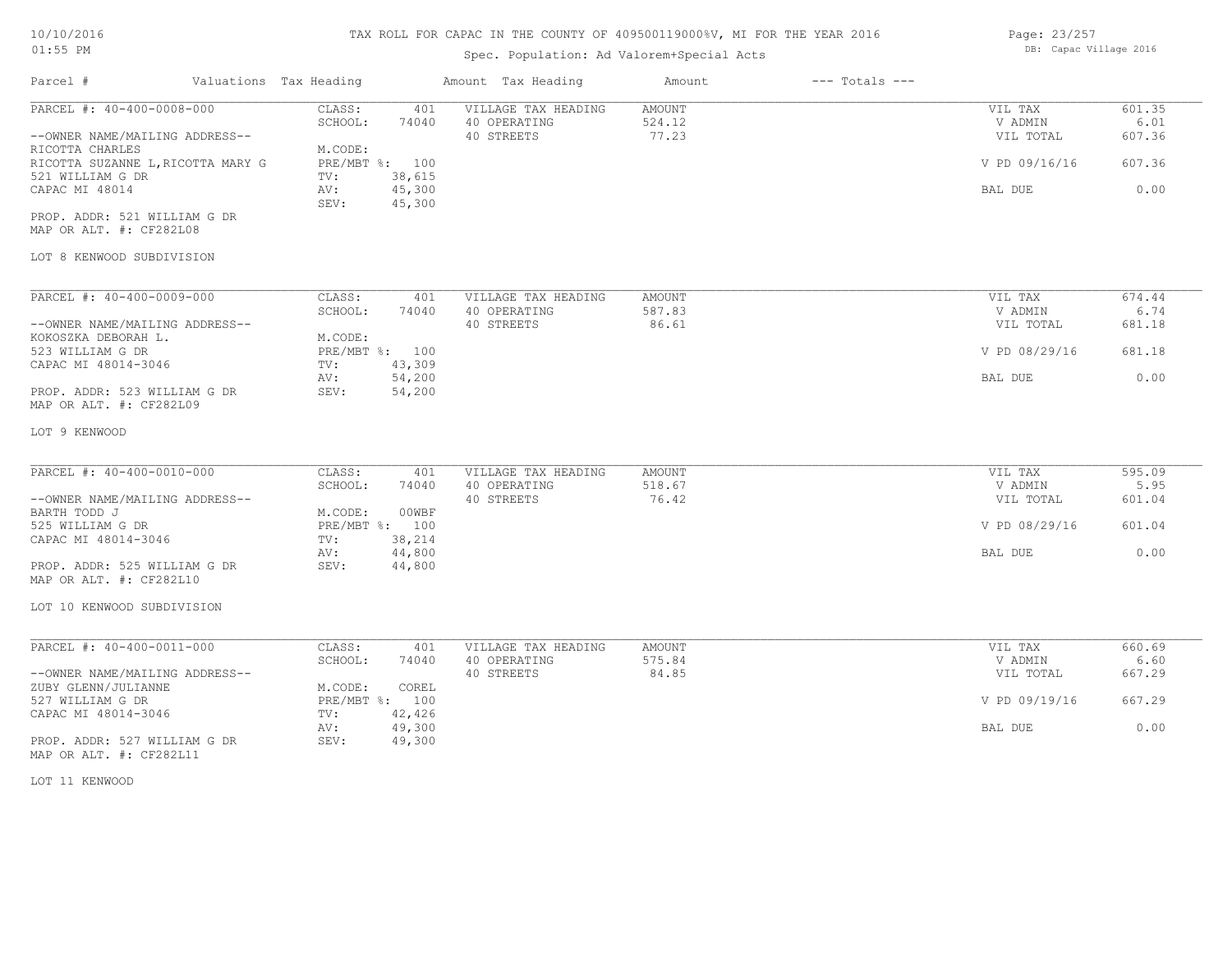# TAX ROLL FOR CAPAC IN THE COUNTY OF 409500119000%V, MI FOR THE YEAR 2016

Spec. Population: Ad Valorem+Special Acts

| Parcel # | Valuations | Tax Heading | Amount | Tax Heading | Amount | --- Totals --- | |
|---|---|---|---|---|---|---|---|
| PARCEL #: 40-400-0008-000 | CLASS: | 401 | VILLAGE TAX HEADING | AMOUNT | | VIL TAX | 601.35 |
| | SCHOOL: | 74040 | 40 OPERATING | 524.12 | | V ADMIN | 6.01 |
| --OWNER NAME/MAILING ADDRESS-- | | | 40 STREETS | 77.23 | | VIL TOTAL | 607.36 |
| RICOTTA CHARLES | M.CODE: | | | | | | |
| RICOTTA SUZANNE L,RICOTTA MARY G | PRE/MBT %: | 100 | | | | V PD 09/16/16 | 607.36 |
| 521 WILLIAM G DR | TV: | 38,615 | | | | | |
| CAPAC MI 48014 | AV: | 45,300 | | | | BAL DUE | 0.00 |
| | SEV: | 45,300 | | | | | |
| PROP. ADDR: 521 WILLIAM G DR | | | | | | | |
| MAP OR ALT. #: CF282L08 | | | | | | | |
| LOT 8 KENWOOD SUBDIVISION | | | | | | | |

| Parcel # | Valuations | Tax Heading | Amount | Tax Heading | Amount | --- Totals --- | |
|---|---|---|---|---|---|---|---|
| PARCEL #: 40-400-0009-000 | CLASS: | 401 | VILLAGE TAX HEADING | AMOUNT | | VIL TAX | 674.44 |
| | SCHOOL: | 74040 | 40 OPERATING | 587.83 | | V ADMIN | 6.74 |
| --OWNER NAME/MAILING ADDRESS-- | | | 40 STREETS | 86.61 | | VIL TOTAL | 681.18 |
| KOKOSZKA DEBORAH L. | M.CODE: | | | | | | |
| 523 WILLIAM G DR | PRE/MBT %: | 100 | | | | V PD 08/29/16 | 681.18 |
| CAPAC MI 48014-3046 | TV: | 43,309 | | | | | |
| | AV: | 54,200 | | | | BAL DUE | 0.00 |
| PROP. ADDR: 523 WILLIAM G DR | SEV: | 54,200 | | | | | |
| MAP OR ALT. #: CF282L09 | | | | | | | |
| LOT 9 KENWOOD | | | | | | | |

| Parcel # | Valuations | Tax Heading | Amount | Tax Heading | Amount | --- Totals --- | |
|---|---|---|---|---|---|---|---|
| PARCEL #: 40-400-0010-000 | CLASS: | 401 | VILLAGE TAX HEADING | AMOUNT | | VIL TAX | 595.09 |
| | SCHOOL: | 74040 | 40 OPERATING | 518.67 | | V ADMIN | 5.95 |
| --OWNER NAME/MAILING ADDRESS-- | | | 40 STREETS | 76.42 | | VIL TOTAL | 601.04 |
| BARTH TODD J | M.CODE: | 00WBF | | | | | |
| 525 WILLIAM G DR | PRE/MBT %: | 100 | | | | V PD 08/29/16 | 601.04 |
| CAPAC MI 48014-3046 | TV: | 38,214 | | | | | |
| | AV: | 44,800 | | | | BAL DUE | 0.00 |
| PROP. ADDR: 525 WILLIAM G DR | SEV: | 44,800 | | | | | |
| MAP OR ALT. #: CF282L10 | | | | | | | |
| LOT 10 KENWOOD SUBDIVISION | | | | | | | |

| Parcel # | Valuations | Tax Heading | Amount | Tax Heading | Amount | --- Totals --- | |
|---|---|---|---|---|---|---|---|
| PARCEL #: 40-400-0011-000 | CLASS: | 401 | VILLAGE TAX HEADING | AMOUNT | | VIL TAX | 660.69 |
| | SCHOOL: | 74040 | 40 OPERATING | 575.84 | | V ADMIN | 6.60 |
| --OWNER NAME/MAILING ADDRESS-- | | | 40 STREETS | 84.85 | | VIL TOTAL | 667.29 |
| ZUBY GLENN/JULIANNE | M.CODE: | COREL | | | | | |
| 527 WILLIAM G DR | PRE/MBT %: | 100 | | | | V PD 09/19/16 | 667.29 |
| CAPAC MI 48014-3046 | TV: | 42,426 | | | | | |
| | AV: | 49,300 | | | | BAL DUE | 0.00 |
| PROP. ADDR: 527 WILLIAM G DR | SEV: | 49,300 | | | | | |
| MAP OR ALT. #: CF282L11 | | | | | | | |
| LOT 11 KENWOOD | | | | | | | |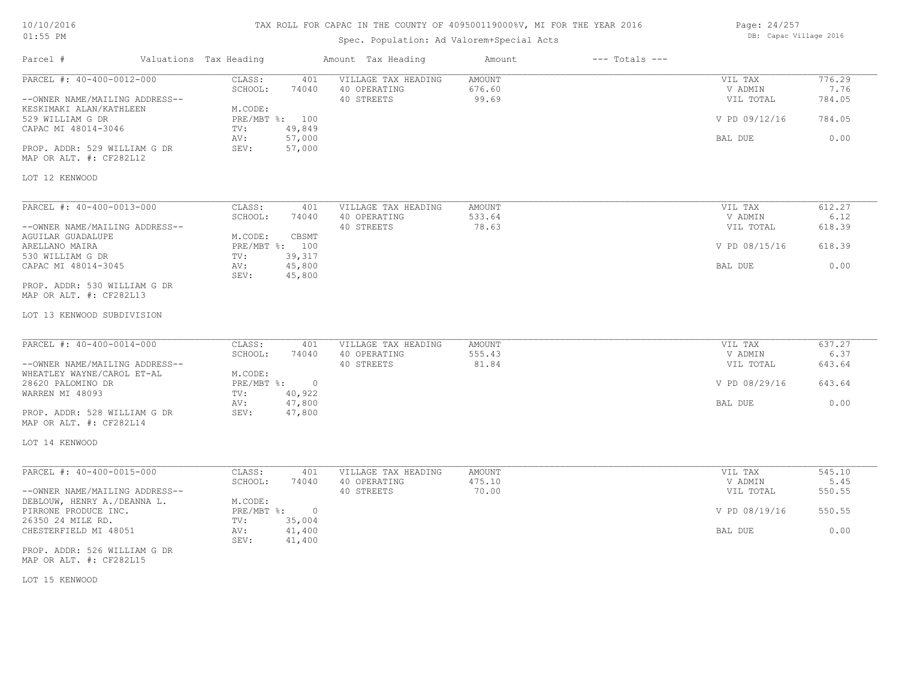# TAX ROLL FOR CAPAC IN THE COUNTY OF 409500119000%V, MI FOR THE YEAR 2016

Spec. Population: Ad Valorem+Special Acts

| Parcel # | Valuations | Tax Heading | Amount | Tax Heading | Amount | --- Totals --- | |
|---|---|---|---|---|---|---|---|
| PARCEL #: 40-400-0012-000 | CLASS: | 401 | VILLAGE TAX HEADING | AMOUNT | | VIL TAX | 776.29 |
| | SCHOOL: | 74040 | 40 OPERATING | 676.60 | | V ADMIN | 7.76 |
| --OWNER NAME/MAILING ADDRESS-- | | | 40 STREETS | 99.69 | | VIL TOTAL | 784.05 |
| KESKIMAKI ALAN/KATHLEEN | M.CODE: | | | | | | |
| 529 WILLIAM G DR | PRE/MBT %: | 100 | | | | V PD 09/12/16 | 784.05 |
| CAPAC MI 48014-3046 | TV: | 49,849 | | | | | |
| | AV: | 57,000 | | | | BAL DUE | 0.00 |
| PROP. ADDR: 529 WILLIAM G DR | SEV: | 57,000 | | | | | |
| MAP OR ALT. #: CF282L12 | | | | | | | |
| LOT 12 KENWOOD | | | | | | | |

| Parcel # | Valuations | Tax Heading | Amount | Tax Heading | Amount | --- Totals --- | |
|---|---|---|---|---|---|---|---|
| PARCEL #: 40-400-0013-000 | CLASS: | 401 | VILLAGE TAX HEADING | AMOUNT | | VIL TAX | 612.27 |
| | SCHOOL: | 74040 | 40 OPERATING | 533.64 | | V ADMIN | 6.12 |
| --OWNER NAME/MAILING ADDRESS-- | | | 40 STREETS | 78.63 | | VIL TOTAL | 618.39 |
| AGUILAR GUADALUPE | M.CODE: | CBSMT | | | | | |
| ARELLANO MAIRA | PRE/MBT %: | 100 | | | | V PD 08/15/16 | 618.39 |
| 530 WILLIAM G DR | TV: | 39,317 | | | | | |
| CAPAC MI 48014-3045 | AV: | 45,800 | | | | BAL DUE | 0.00 |
| | SEV: | 45,800 | | | | | |
| PROP. ADDR: 530 WILLIAM G DR | | | | | | | |
| MAP OR ALT. #: CF282L13 | | | | | | | |
| LOT 13 KENWOOD SUBDIVISION | | | | | | | |

| Parcel # | Valuations | Tax Heading | Amount | Tax Heading | Amount | --- Totals --- | |
|---|---|---|---|---|---|---|---|
| PARCEL #: 40-400-0014-000 | CLASS: | 401 | VILLAGE TAX HEADING | AMOUNT | | VIL TAX | 637.27 |
| | SCHOOL: | 74040 | 40 OPERATING | 555.43 | | V ADMIN | 6.37 |
| --OWNER NAME/MAILING ADDRESS-- | | | 40 STREETS | 81.84 | | VIL TOTAL | 643.64 |
| WHEATLEY WAYNE/CAROL ET-AL | M.CODE: | | | | | | |
| 28620 PALOMINO DR | PRE/MBT %: | 0 | | | | V PD 08/29/16 | 643.64 |
| WARREN MI 48093 | TV: | 40,922 | | | | | |
| | AV: | 47,800 | | | | BAL DUE | 0.00 |
| PROP. ADDR: 528 WILLIAM G DR | SEV: | 47,800 | | | | | |
| MAP OR ALT. #: CF282L14 | | | | | | | |
| LOT 14 KENWOOD | | | | | | | |

| Parcel # | Valuations | Tax Heading | Amount | Tax Heading | Amount | --- Totals --- | |
|---|---|---|---|---|---|---|---|
| PARCEL #: 40-400-0015-000 | CLASS: | 401 | VILLAGE TAX HEADING | AMOUNT | | VIL TAX | 545.10 |
| | SCHOOL: | 74040 | 40 OPERATING | 475.10 | | V ADMIN | 5.45 |
| --OWNER NAME/MAILING ADDRESS-- | | | 40 STREETS | 70.00 | | VIL TOTAL | 550.55 |
| DEBLOUW, HENRY A./DEANNA L. | M.CODE: | | | | | | |
| PIRRONE PRODUCE INC. | PRE/MBT %: | 0 | | | | V PD 08/19/16 | 550.55 |
| 26350 24 MILE RD. | TV: | 35,004 | | | | | |
| CHESTERFIELD MI 48051 | AV: | 41,400 | | | | BAL DUE | 0.00 |
| | SEV: | 41,400 | | | | | |
| PROP. ADDR: 526 WILLIAM G DR | | | | | | | |
| MAP OR ALT. #: CF282L15 | | | | | | | |
| LOT 15 KENWOOD | | | | | | | |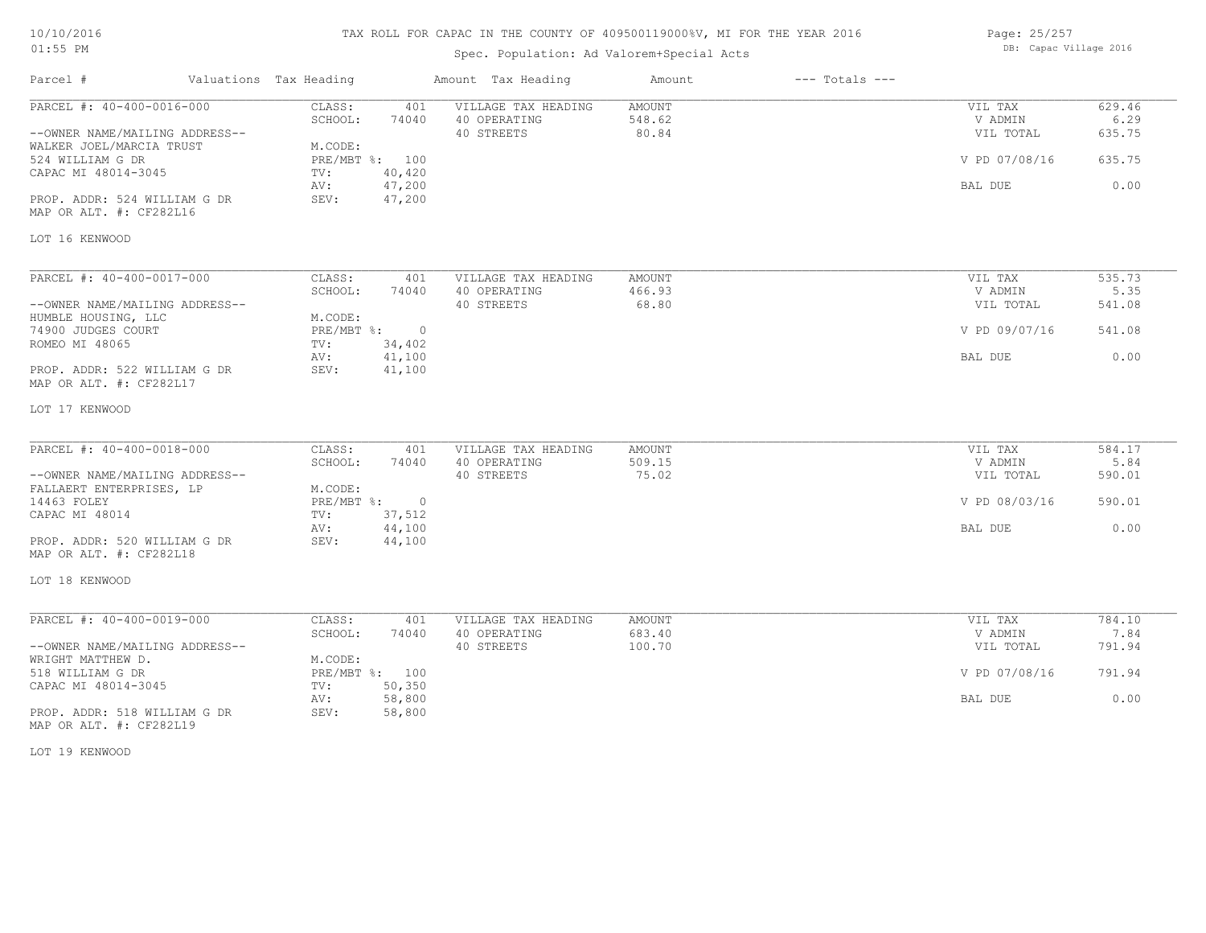TAX ROLL FOR CAPAC IN THE COUNTY OF 409500119000%V, MI FOR THE YEAR 2016

Spec. Population: Ad Valorem+Special Acts

| Parcel # | Valuations | Tax Heading | Amount | Tax Heading | Amount | --- Totals --- | |
|---|---|---|---|---|---|---|---|
| PARCEL #: 40-400-0016-000 | CLASS: | 401 | VILLAGE TAX HEADING | AMOUNT | | VIL TAX | 629.46 |
| | SCHOOL: | 74040 | 40 OPERATING | 548.62 | | V ADMIN | 6.29 |
| --OWNER NAME/MAILING ADDRESS-- | | | 40 STREETS | 80.84 | | VIL TOTAL | 635.75 |
| WALKER JOEL/MARCIA TRUST | M.CODE: | | | | | | |
| 524 WILLIAM G DR | PRE/MBT %: | 100 | | | | V PD 07/08/16 | 635.75 |
| CAPAC MI 48014-3045 | TV: | 40,420 | | | | | |
| | AV: | 47,200 | | | | BAL DUE | 0.00 |
| PROP. ADDR: 524 WILLIAM G DR | SEV: | 47,200 | | | | | |
| MAP OR ALT. #: CF282L16 | | | | | | | |
| LOT 16 KENWOOD | | | | | | | |

| Parcel # | Valuations | Tax Heading | Amount | Tax Heading | Amount | --- Totals --- | |
|---|---|---|---|---|---|---|---|
| PARCEL #: 40-400-0017-000 | CLASS: | 401 | VILLAGE TAX HEADING | AMOUNT | | VIL TAX | 535.73 |
| | SCHOOL: | 74040 | 40 OPERATING | 466.93 | | V ADMIN | 5.35 |
| --OWNER NAME/MAILING ADDRESS-- | | | 40 STREETS | 68.80 | | VIL TOTAL | 541.08 |
| HUMBLE HOUSING, LLC | M.CODE: | | | | | | |
| 74900 JUDGES COURT | PRE/MBT %: | 0 | | | | V PD 09/07/16 | 541.08 |
| ROMEO MI 48065 | TV: | 34,402 | | | | | |
| | AV: | 41,100 | | | | BAL DUE | 0.00 |
| PROP. ADDR: 522 WILLIAM G DR | SEV: | 41,100 | | | | | |
| MAP OR ALT. #: CF282L17 | | | | | | | |
| LOT 17 KENWOOD | | | | | | | |

| Parcel # | Valuations | Tax Heading | Amount | Tax Heading | Amount | --- Totals --- | |
|---|---|---|---|---|---|---|---|
| PARCEL #: 40-400-0018-000 | CLASS: | 401 | VILLAGE TAX HEADING | AMOUNT | | VIL TAX | 584.17 |
| | SCHOOL: | 74040 | 40 OPERATING | 509.15 | | V ADMIN | 5.84 |
| --OWNER NAME/MAILING ADDRESS-- | | | 40 STREETS | 75.02 | | VIL TOTAL | 590.01 |
| FALLAERT ENTERPRISES, LP | M.CODE: | | | | | | |
| 14463 FOLEY | PRE/MBT %: | 0 | | | | V PD 08/03/16 | 590.01 |
| CAPAC MI 48014 | TV: | 37,512 | | | | | |
| | AV: | 44,100 | | | | BAL DUE | 0.00 |
| PROP. ADDR: 520 WILLIAM G DR | SEV: | 44,100 | | | | | |
| MAP OR ALT. #: CF282L18 | | | | | | | |
| LOT 18 KENWOOD | | | | | | | |

| Parcel # | Valuations | Tax Heading | Amount | Tax Heading | Amount | --- Totals --- | |
|---|---|---|---|---|---|---|---|
| PARCEL #: 40-400-0019-000 | CLASS: | 401 | VILLAGE TAX HEADING | AMOUNT | | VIL TAX | 784.10 |
| | SCHOOL: | 74040 | 40 OPERATING | 683.40 | | V ADMIN | 7.84 |
| --OWNER NAME/MAILING ADDRESS-- | | | 40 STREETS | 100.70 | | VIL TOTAL | 791.94 |
| WRIGHT MATTHEW D. | M.CODE: | | | | | | |
| 518 WILLIAM G DR | PRE/MBT %: | 100 | | | | V PD 07/08/16 | 791.94 |
| CAPAC MI 48014-3045 | TV: | 50,350 | | | | | |
| | AV: | 58,800 | | | | BAL DUE | 0.00 |
| PROP. ADDR: 518 WILLIAM G DR | SEV: | 58,800 | | | | | |
| MAP OR ALT. #: CF282L19 | | | | | | | |
| LOT 19 KENWOOD | | | | | | | |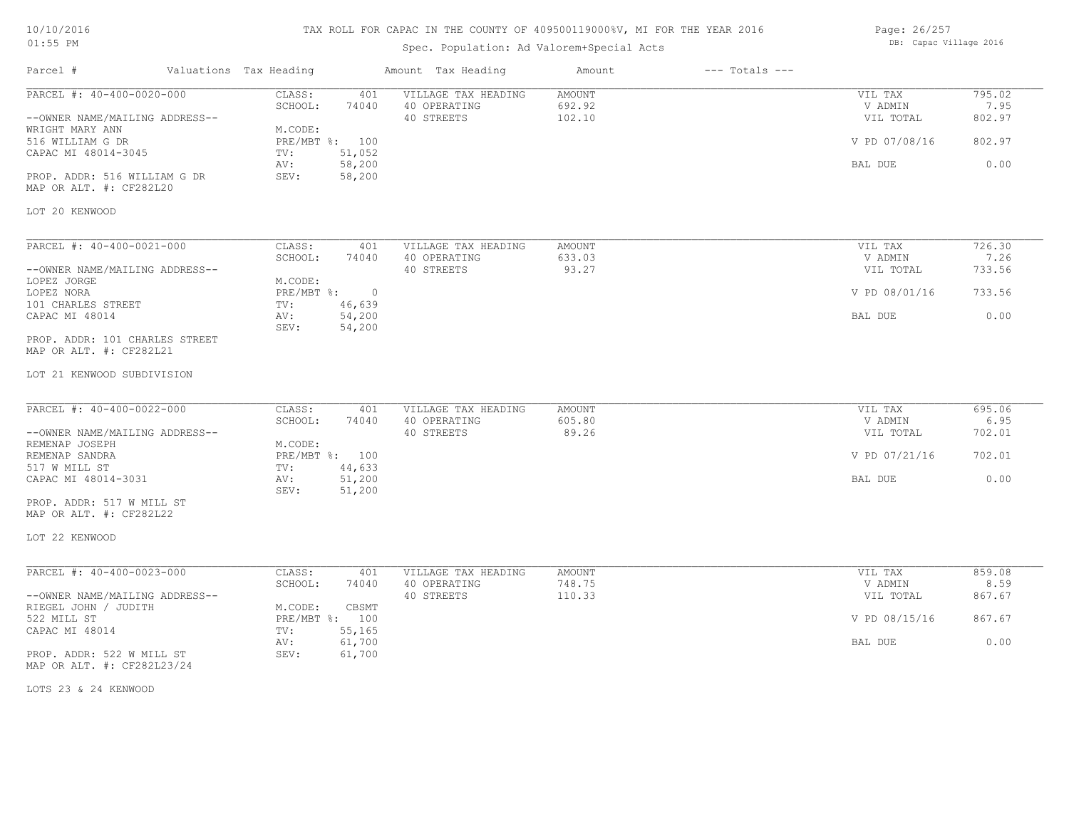# TAX ROLL FOR CAPAC IN THE COUNTY OF 409500119000%V, MI FOR THE YEAR 2016

Spec. Population: Ad Valorem+Special Acts

10/10/2016
01:55 PM

DB: Capac Village 2016

| Parcel # | Valuations | Tax Heading | Amount | Tax Heading | Amount | --- Totals --- | |
|---|---|---|---|---|---|---|---|
| PARCEL #: 40-400-0020-000 | CLASS: | 401 | VILLAGE TAX HEADING | AMOUNT | | VIL TAX | 795.02 |
| | SCHOOL: | 74040 | 40 OPERATING | 692.92 | | V ADMIN | 7.95 |
| --OWNER NAME/MAILING ADDRESS-- | | | 40 STREETS | 102.10 | | VIL TOTAL | 802.97 |
| WRIGHT MARY ANN | M.CODE: | | | | | | |
| 516 WILLIAM G DR | PRE/MBT %: | 100 | | | | V PD 07/08/16 | 802.97 |
| CAPAC MI 48014-3045 | TV: | 51,052 | | | | | |
| | AV: | 58,200 | | | | BAL DUE | 0.00 |
| PROP. ADDR: 516 WILLIAM G DR | SEV: | 58,200 | | | | | |
| MAP OR ALT. #: CF282L20 | | | | | | | |

LOT 20 KENWOOD

| Parcel # | Valuations | Tax Heading | Amount | Tax Heading | Amount | --- Totals --- | |
|---|---|---|---|---|---|---|---|
| PARCEL #: 40-400-0021-000 | CLASS: | 401 | VILLAGE TAX HEADING | AMOUNT | | VIL TAX | 726.30 |
| | SCHOOL: | 74040 | 40 OPERATING | 633.03 | | V ADMIN | 7.26 |
| --OWNER NAME/MAILING ADDRESS-- | | | 40 STREETS | 93.27 | | VIL TOTAL | 733.56 |
| LOPEZ JORGE | M.CODE: | | | | | | |
| LOPEZ NORA | PRE/MBT %: | 0 | | | | V PD 08/01/16 | 733.56 |
| 101 CHARLES STREET | TV: | 46,639 | | | | | |
| CAPAC MI 48014 | AV: | 54,200 | | | | BAL DUE | 0.00 |
| | SEV: | 54,200 | | | | | |
| PROP. ADDR: 101 CHARLES STREET | | | | | | | |
| MAP OR ALT. #: CF282L21 | | | | | | | |

LOT 21 KENWOOD SUBDIVISION

| Parcel # | Valuations | Tax Heading | Amount | Tax Heading | Amount | --- Totals --- | |
|---|---|---|---|---|---|---|---|
| PARCEL #: 40-400-0022-000 | CLASS: | 401 | VILLAGE TAX HEADING | AMOUNT | | VIL TAX | 695.06 |
| | SCHOOL: | 74040 | 40 OPERATING | 605.80 | | V ADMIN | 6.95 |
| --OWNER NAME/MAILING ADDRESS-- | | | 40 STREETS | 89.26 | | VIL TOTAL | 702.01 |
| REMENAP JOSEPH | M.CODE: | | | | | | |
| REMENAP SANDRA | PRE/MBT %: | 100 | | | | V PD 07/21/16 | 702.01 |
| 517 W MILL ST | TV: | 44,633 | | | | | |
| CAPAC MI 48014-3031 | AV: | 51,200 | | | | BAL DUE | 0.00 |
| | SEV: | 51,200 | | | | | |
| PROP. ADDR: 517 W MILL ST | | | | | | | |
| MAP OR ALT. #: CF282L22 | | | | | | | |

LOT 22 KENWOOD

| Parcel # | Valuations | Tax Heading | Amount | Tax Heading | Amount | --- Totals --- | |
|---|---|---|---|---|---|---|---|
| PARCEL #: 40-400-0023-000 | CLASS: | 401 | VILLAGE TAX HEADING | AMOUNT | | VIL TAX | 859.08 |
| | SCHOOL: | 74040 | 40 OPERATING | 748.75 | | V ADMIN | 8.59 |
| --OWNER NAME/MAILING ADDRESS-- | | | 40 STREETS | 110.33 | | VIL TOTAL | 867.67 |
| RIEGEL JOHN / JUDITH | M.CODE: | CBSMT | | | | | |
| 522 MILL ST | PRE/MBT %: | 100 | | | | V PD 08/15/16 | 867.67 |
| CAPAC MI 48014 | TV: | 55,165 | | | | | |
| | AV: | 61,700 | | | | BAL DUE | 0.00 |
| PROP. ADDR: 522 W MILL ST | SEV: | 61,700 | | | | | |
| MAP OR ALT. #: CF282L23/24 | | | | | | | |

LOTS 23 & 24 KENWOOD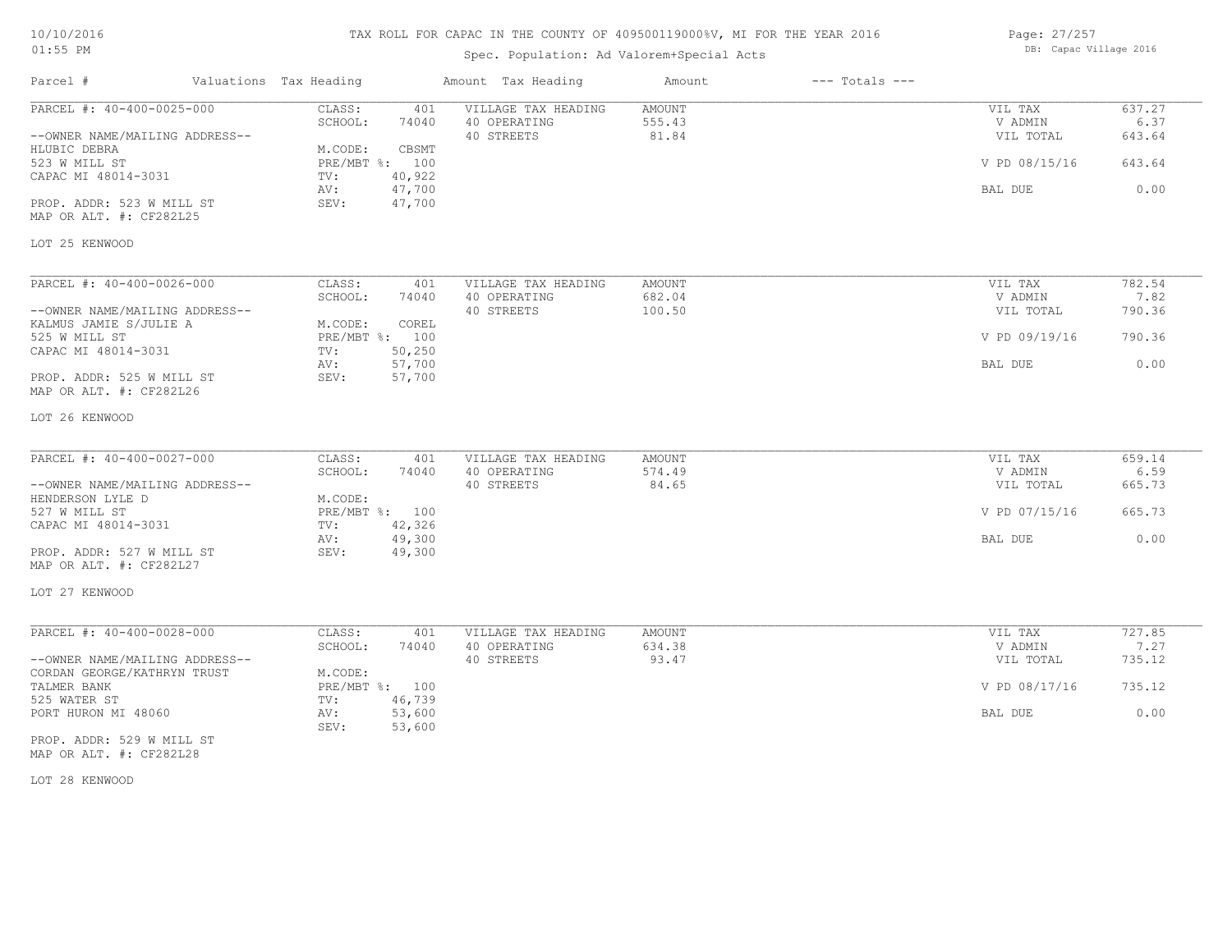# TAX ROLL FOR CAPAC IN THE COUNTY OF 409500119000%V, MI FOR THE YEAR 2016

Spec. Population: Ad Valorem+Special Acts

| Parcel # | Valuations Tax Heading | | Amount Tax Heading | Amount | --- Totals --- | |
|---|---|---|---|---|---|---|
| PARCEL #: 40-400-0025-000 | CLASS: | 401 | VILLAGE TAX HEADING | AMOUNT | VIL TAX | 637.27 |
| | SCHOOL: | 74040 | 40 OPERATING | 555.43 | V ADMIN | 6.37 |
| --OWNER NAME/MAILING ADDRESS-- | | | 40 STREETS | 81.84 | VIL TOTAL | 643.64 |
| HLUBIC DEBRA | M.CODE: | CBSMT | | | | |
| 523 W MILL ST | PRE/MBT %: | 100 | | | V PD 08/15/16 | 643.64 |
| CAPAC MI 48014-3031 | TV: | 40,922 | | | | |
| | AV: | 47,700 | | | BAL DUE | 0.00 |
| PROP. ADDR: 523 W MILL ST | SEV: | 47,700 | | | | |
| MAP OR ALT. #: CF282L25 | | | | | | |

LOT 25 KENWOOD

| Parcel # | Valuations Tax Heading | | Amount Tax Heading | Amount | --- Totals --- | |
|---|---|---|---|---|---|---|
| PARCEL #: 40-400-0026-000 | CLASS: | 401 | VILLAGE TAX HEADING | AMOUNT | VIL TAX | 782.54 |
| | SCHOOL: | 74040 | 40 OPERATING | 682.04 | V ADMIN | 7.82 |
| --OWNER NAME/MAILING ADDRESS-- | | | 40 STREETS | 100.50 | VIL TOTAL | 790.36 |
| KALMUS JAMIE S/JULIE A | M.CODE: | COREL | | | | |
| 525 W MILL ST | PRE/MBT %: | 100 | | | V PD 09/19/16 | 790.36 |
| CAPAC MI 48014-3031 | TV: | 50,250 | | | | |
| | AV: | 57,700 | | | BAL DUE | 0.00 |
| PROP. ADDR: 525 W MILL ST | SEV: | 57,700 | | | | |
| MAP OR ALT. #: CF282L26 | | | | | | |

LOT 26 KENWOOD

| Parcel # | Valuations Tax Heading | | Amount Tax Heading | Amount | --- Totals --- | |
|---|---|---|---|---|---|---|
| PARCEL #: 40-400-0027-000 | CLASS: | 401 | VILLAGE TAX HEADING | AMOUNT | VIL TAX | 659.14 |
| | SCHOOL: | 74040 | 40 OPERATING | 574.49 | V ADMIN | 6.59 |
| --OWNER NAME/MAILING ADDRESS-- | | | 40 STREETS | 84.65 | VIL TOTAL | 665.73 |
| HENDERSON LYLE D | M.CODE: | | | | | |
| 527 W MILL ST | PRE/MBT %: | 100 | | | V PD 07/15/16 | 665.73 |
| CAPAC MI 48014-3031 | TV: | 42,326 | | | | |
| | AV: | 49,300 | | | BAL DUE | 0.00 |
| PROP. ADDR: 527 W MILL ST | SEV: | 49,300 | | | | |
| MAP OR ALT. #: CF282L27 | | | | | | |

LOT 27 KENWOOD

| Parcel # | Valuations Tax Heading | | Amount Tax Heading | Amount | --- Totals --- | |
|---|---|---|---|---|---|---|
| PARCEL #: 40-400-0028-000 | CLASS: | 401 | VILLAGE TAX HEADING | AMOUNT | VIL TAX | 727.85 |
| | SCHOOL: | 74040 | 40 OPERATING | 634.38 | V ADMIN | 7.27 |
| --OWNER NAME/MAILING ADDRESS-- | | | 40 STREETS | 93.47 | VIL TOTAL | 735.12 |
| CORDAN GEORGE/KATHRYN TRUST | M.CODE: | | | | | |
| TALMER BANK | PRE/MBT %: | 100 | | | V PD 08/17/16 | 735.12 |
| 525 WATER ST | TV: | 46,739 | | | | |
| PORT HURON MI 48060 | AV: | 53,600 | | | BAL DUE | 0.00 |
| | SEV: | 53,600 | | | | |
| PROP. ADDR: 529 W MILL ST | | | | | | |
| MAP OR ALT. #: CF282L28 | | | | | | |

LOT 28 KENWOOD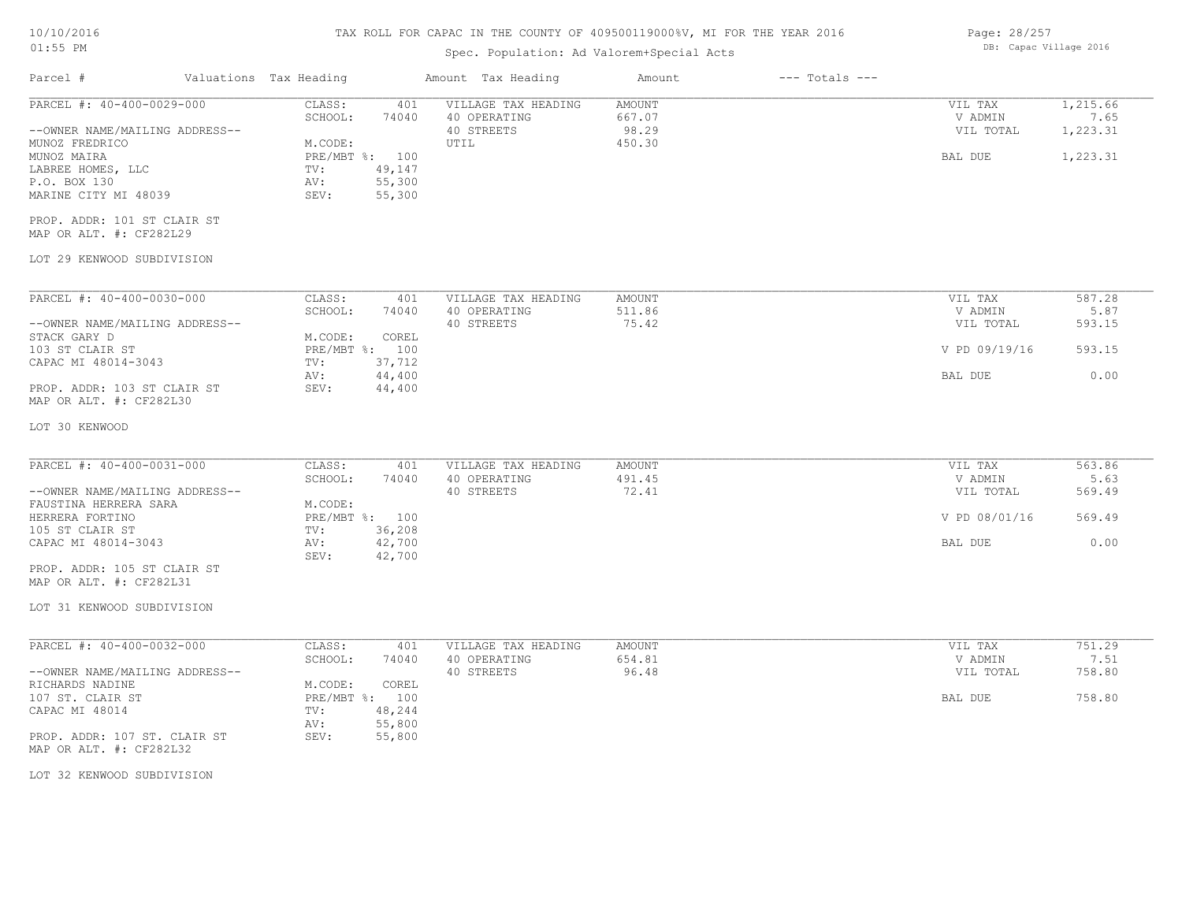TAX ROLL FOR CAPAC IN THE COUNTY OF 409500119000%V, MI FOR THE YEAR 2016

Spec. Population: Ad Valorem+Special Acts

DB: Capac Village 2016

| Parcel # | Valuations | Tax Heading | Amount | Tax Heading | Amount | --- Totals --- | |
|---|---|---|---|---|---|---|---|
| PARCEL #: 40-400-0029-000 | CLASS: | 401 | VILLAGE TAX HEADING | AMOUNT | | VIL TAX | 1,215.66 |
| | SCHOOL: | 74040 | 40 OPERATING | 667.07 | | V ADMIN | 7.65 |
| --OWNER NAME/MAILING ADDRESS-- | | | 40 STREETS | 98.29 | | VIL TOTAL | 1,223.31 |
| MUNOZ FREDRICO | M.CODE: | | UTIL | 450.30 | | | |
| MUNOZ MAIRA | PRE/MBT %: | 100 | | | | BAL DUE | 1,223.31 |
| LABREE HOMES, LLC | TV: | 49,147 | | | | | |
| P.O. BOX 130 | AV: | 55,300 | | | | | |
| MARINE CITY MI 48039 | SEV: | 55,300 | | | | | |
| PROP. ADDR: 101 ST CLAIR ST | | | | | | | |
| MAP OR ALT. #: CF282L29 | | | | | | | |
| LOT 29 KENWOOD SUBDIVISION | | | | | | | |

| Parcel # | Valuations | Tax Heading | Amount | Tax Heading | Amount | --- Totals --- | |
|---|---|---|---|---|---|---|---|
| PARCEL #: 40-400-0030-000 | CLASS: | 401 | VILLAGE TAX HEADING | AMOUNT | | VIL TAX | 587.28 |
| | SCHOOL: | 74040 | 40 OPERATING | 511.86 | | V ADMIN | 5.87 |
| --OWNER NAME/MAILING ADDRESS-- | | | 40 STREETS | 75.42 | | VIL TOTAL | 593.15 |
| STACK GARY D | M.CODE: | COREL | | | | | |
| 103 ST CLAIR ST | PRE/MBT %: | 100 | | | | V PD 09/19/16 | 593.15 |
| CAPAC MI 48014-3043 | TV: | 37,712 | | | | | |
| | AV: | 44,400 | | | | BAL DUE | 0.00 |
| PROP. ADDR: 103 ST CLAIR ST | SEV: | 44,400 | | | | | |
| MAP OR ALT. #: CF282L30 | | | | | | | |
| LOT 30 KENWOOD | | | | | | | |

| Parcel # | Valuations | Tax Heading | Amount | Tax Heading | Amount | --- Totals --- | |
|---|---|---|---|---|---|---|---|
| PARCEL #: 40-400-0031-000 | CLASS: | 401 | VILLAGE TAX HEADING | AMOUNT | | VIL TAX | 563.86 |
| | SCHOOL: | 74040 | 40 OPERATING | 491.45 | | V ADMIN | 5.63 |
| --OWNER NAME/MAILING ADDRESS-- | | | 40 STREETS | 72.41 | | VIL TOTAL | 569.49 |
| FAUSTINA HERRERA SARA | M.CODE: | | | | | | |
| HERRERA FORTINO | PRE/MBT %: | 100 | | | | V PD 08/01/16 | 569.49 |
| 105 ST CLAIR ST | TV: | 36,208 | | | | | |
| CAPAC MI 48014-3043 | AV: | 42,700 | | | | BAL DUE | 0.00 |
| | SEV: | 42,700 | | | | | |
| PROP. ADDR: 105 ST CLAIR ST | | | | | | | |
| MAP OR ALT. #: CF282L31 | | | | | | | |
| LOT 31 KENWOOD SUBDIVISION | | | | | | | |

| Parcel # | Valuations | Tax Heading | Amount | Tax Heading | Amount | --- Totals --- | |
|---|---|---|---|---|---|---|---|
| PARCEL #: 40-400-0032-000 | CLASS: | 401 | VILLAGE TAX HEADING | AMOUNT | | VIL TAX | 751.29 |
| | SCHOOL: | 74040 | 40 OPERATING | 654.81 | | V ADMIN | 7.51 |
| --OWNER NAME/MAILING ADDRESS-- | | | 40 STREETS | 96.48 | | VIL TOTAL | 758.80 |
| RICHARDS NADINE | M.CODE: | COREL | | | | | |
| 107 ST. CLAIR ST | PRE/MBT %: | 100 | | | | BAL DUE | 758.80 |
| CAPAC MI 48014 | TV: | 48,244 | | | | | |
| | AV: | 55,800 | | | | | |
| PROP. ADDR: 107 ST. CLAIR ST | SEV: | 55,800 | | | | | |
| MAP OR ALT. #: CF282L32 | | | | | | | |
| LOT 32 KENWOOD SUBDIVISION | | | | | | | |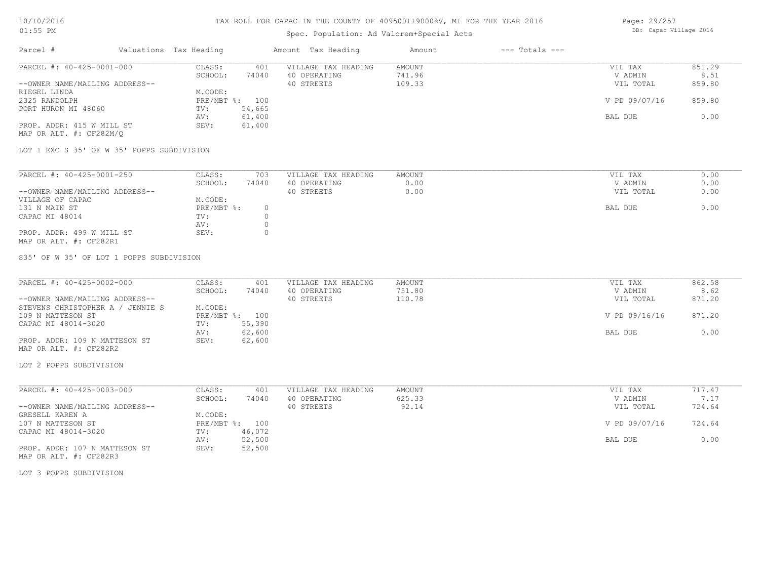# TAX ROLL FOR CAPAC IN THE COUNTY OF 409500119000%V, MI FOR THE YEAR 2016

Spec. Population: Ad Valorem+Special Acts

| Parcel # | Valuations | Tax Heading | Amount | Tax Heading | Amount | --- Totals --- | |
|---|---|---|---|---|---|---|---|
| PARCEL #: 40-425-0001-000 | CLASS: | 401 | VILLAGE TAX HEADING | AMOUNT | | VIL TAX | 851.29 |
| | SCHOOL: | 74040 | 40 OPERATING | 741.96 | | V ADMIN | 8.51 |
| --OWNER NAME/MAILING ADDRESS-- | | | 40 STREETS | 109.33 | | VIL TOTAL | 859.80 |
| RIEGEL LINDA | M.CODE: | | | | | | |
| 2325 RANDOLPH | PRE/MBT %: | 100 | | | | V PD 09/07/16 | 859.80 |
| PORT HURON MI 48060 | TV: | 54,665 | | | | | |
| | AV: | 61,400 | | | | BAL DUE | 0.00 |
| PROP. ADDR: 415 W MILL ST | SEV: | 61,400 | | | | | |
| MAP OR ALT. #: CF282M/Q | | | | | | | |

LOT 1 EXC S 35' OF W 35' POPPS SUBDIVISION

| Parcel # | Valuations | Tax Heading | Amount | Tax Heading | Amount | --- Totals --- | |
|---|---|---|---|---|---|---|---|
| PARCEL #: 40-425-0001-250 | CLASS: | 703 | VILLAGE TAX HEADING | AMOUNT | | VIL TAX | 0.00 |
| | SCHOOL: | 74040 | 40 OPERATING | 0.00 | | V ADMIN | 0.00 |
| --OWNER NAME/MAILING ADDRESS-- | | | 40 STREETS | 0.00 | | VIL TOTAL | 0.00 |
| VILLAGE OF CAPAC | M.CODE: | | | | | | |
| 131 N MAIN ST | PRE/MBT %: | 0 | | | | BAL DUE | 0.00 |
| CAPAC MI 48014 | TV: | 0 | | | | | |
| | AV: | 0 | | | | | |
| PROP. ADDR: 499 W MILL ST | SEV: | 0 | | | | | |
| MAP OR ALT. #: CF282R1 | | | | | | | |

S35' OF W 35' OF LOT 1 POPPS SUBDIVISION

| Parcel # | Valuations | Tax Heading | Amount | Tax Heading | Amount | --- Totals --- | |
|---|---|---|---|---|---|---|---|
| PARCEL #: 40-425-0002-000 | CLASS: | 401 | VILLAGE TAX HEADING | AMOUNT | | VIL TAX | 862.58 |
| | SCHOOL: | 74040 | 40 OPERATING | 751.80 | | V ADMIN | 8.62 |
| --OWNER NAME/MAILING ADDRESS-- | | | 40 STREETS | 110.78 | | VIL TOTAL | 871.20 |
| STEVENS CHRISTOPHER A / JENNIE S | M.CODE: | | | | | | |
| 109 N MATTESON ST | PRE/MBT %: | 100 | | | | V PD 09/16/16 | 871.20 |
| CAPAC MI 48014-3020 | TV: | 55,390 | | | | | |
| | AV: | 62,600 | | | | BAL DUE | 0.00 |
| PROP. ADDR: 109 N MATTESON ST | SEV: | 62,600 | | | | | |
| MAP OR ALT. #: CF282R2 | | | | | | | |

LOT 2 POPPS SUBDIVISION

| Parcel # | Valuations | Tax Heading | Amount | Tax Heading | Amount | --- Totals --- | |
|---|---|---|---|---|---|---|---|
| PARCEL #: 40-425-0003-000 | CLASS: | 401 | VILLAGE TAX HEADING | AMOUNT | | VIL TAX | 717.47 |
| | SCHOOL: | 74040 | 40 OPERATING | 625.33 | | V ADMIN | 7.17 |
| --OWNER NAME/MAILING ADDRESS-- | | | 40 STREETS | 92.14 | | VIL TOTAL | 724.64 |
| GRESELL KAREN A | M.CODE: | | | | | | |
| 107 N MATTESON ST | PRE/MBT %: | 100 | | | | V PD 09/07/16 | 724.64 |
| CAPAC MI 48014-3020 | TV: | 46,072 | | | | | |
| | AV: | 52,500 | | | | BAL DUE | 0.00 |
| PROP. ADDR: 107 N MATTESON ST | SEV: | 52,500 | | | | | |
| MAP OR ALT. #: CF282R3 | | | | | | | |

LOT 3 POPPS SUBDIVISION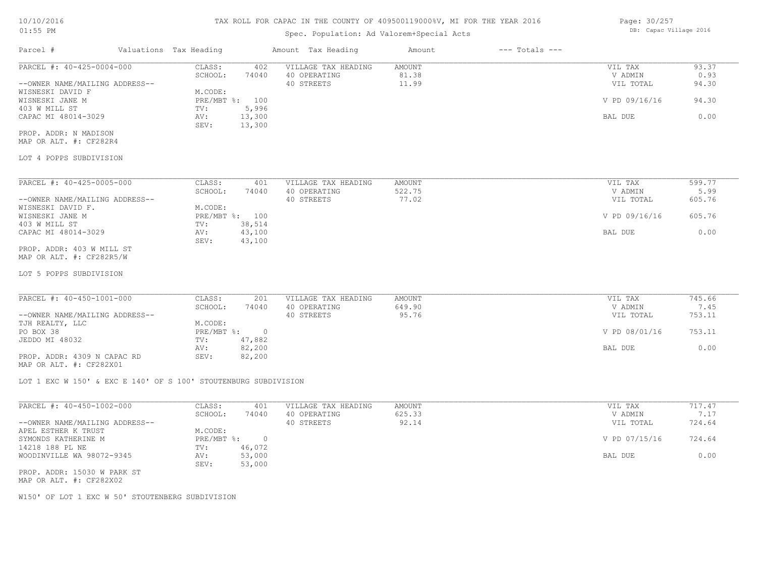# TAX ROLL FOR CAPAC IN THE COUNTY OF 409500119000%V, MI FOR THE YEAR 2016

Spec. Population: Ad Valorem+Special Acts

| Parcel # | Valuations | Tax Heading | Amount | Tax Heading | Amount | --- Totals --- | |
|---|---|---|---|---|---|---|---|
| PARCEL #: 40-425-0004-000 | CLASS: | 402 | VILLAGE TAX HEADING | AMOUNT | | VIL TAX | 93.37 |
| | SCHOOL: | 74040 | 40 OPERATING | 81.38 | | V ADMIN | 0.93 |
| --OWNER NAME/MAILING ADDRESS-- | | | 40 STREETS | 11.99 | | VIL TOTAL | 94.30 |
| WISNESKI DAVID F | M.CODE: | | | | | | |
| WISNESKI JANE M | PRE/MBT %: | 100 | | | | V PD 09/16/16 | 94.30 |
| 403 W MILL ST | TV: | 5,996 | | | | | |
| CAPAC MI 48014-3029 | AV: | 13,300 | | | | BAL DUE | 0.00 |
| | SEV: | 13,300 | | | | | |
| PROP. ADDR: N MADISON | | | | | | | |
| MAP OR ALT. #: CF282R4 | | | | | | | |

LOT 4 POPPS SUBDIVISION

| Parcel # | Valuations | Tax Heading | Amount | Tax Heading | Amount | --- Totals --- | |
|---|---|---|---|---|---|---|---|
| PARCEL #: 40-425-0005-000 | CLASS: | 401 | VILLAGE TAX HEADING | AMOUNT | | VIL TAX | 599.77 |
| | SCHOOL: | 74040 | 40 OPERATING | 522.75 | | V ADMIN | 5.99 |
| --OWNER NAME/MAILING ADDRESS-- | | | 40 STREETS | 77.02 | | VIL TOTAL | 605.76 |
| WISNESKI DAVID F. | M.CODE: | | | | | | |
| WISNESKI JANE M | PRE/MBT %: | 100 | | | | V PD 09/16/16 | 605.76 |
| 403 W MILL ST | TV: | 38,514 | | | | | |
| CAPAC MI 48014-3029 | AV: | 43,100 | | | | BAL DUE | 0.00 |
| | SEV: | 43,100 | | | | | |
| PROP. ADDR: 403 W MILL ST | | | | | | | |
| MAP OR ALT. #: CF282R5/W | | | | | | | |

LOT 5 POPPS SUBDIVISION

| Parcel # | Valuations | Tax Heading | Amount | Tax Heading | Amount | --- Totals --- | |
|---|---|---|---|---|---|---|---|
| PARCEL #: 40-450-1001-000 | CLASS: | 201 | VILLAGE TAX HEADING | AMOUNT | | VIL TAX | 745.66 |
| | SCHOOL: | 74040 | 40 OPERATING | 649.90 | | V ADMIN | 7.45 |
| --OWNER NAME/MAILING ADDRESS-- | | | 40 STREETS | 95.76 | | VIL TOTAL | 753.11 |
| TJH REALTY, LLC | M.CODE: | | | | | | |
| PO BOX 38 | PRE/MBT %: | 0 | | | | V PD 08/01/16 | 753.11 |
| JEDDO MI 48032 | TV: | 47,882 | | | | | |
| | AV: | 82,200 | | | | BAL DUE | 0.00 |
| PROP. ADDR: 4309 N CAPAC RD | SEV: | 82,200 | | | | | |
| MAP OR ALT. #: CF282X01 | | | | | | | |

LOT 1 EXC W 150' & EXC E 140' OF S 100' STOUTENBURG SUBDIVISION

| Parcel # | Valuations | Tax Heading | Amount | Tax Heading | Amount | --- Totals --- | |
|---|---|---|---|---|---|---|---|
| PARCEL #: 40-450-1002-000 | CLASS: | 401 | VILLAGE TAX HEADING | AMOUNT | | VIL TAX | 717.47 |
| | SCHOOL: | 74040 | 40 OPERATING | 625.33 | | V ADMIN | 7.17 |
| --OWNER NAME/MAILING ADDRESS-- | | | 40 STREETS | 92.14 | | VIL TOTAL | 724.64 |
| APEL ESTHER K TRUST | M.CODE: | | | | | | |
| SYMONDS KATHERINE M | PRE/MBT %: | 0 | | | | V PD 07/15/16 | 724.64 |
| 14218 188 PL NE | TV: | 46,072 | | | | | |
| WOODINVILLE WA 98072-9345 | AV: | 53,000 | | | | BAL DUE | 0.00 |
| | SEV: | 53,000 | | | | | |
| PROP. ADDR: 15030 W PARK ST | | | | | | | |
| MAP OR ALT. #: CF282X02 | | | | | | | |

W150' OF LOT 1 EXC W 50' STOUTENBERG SUBDIVISION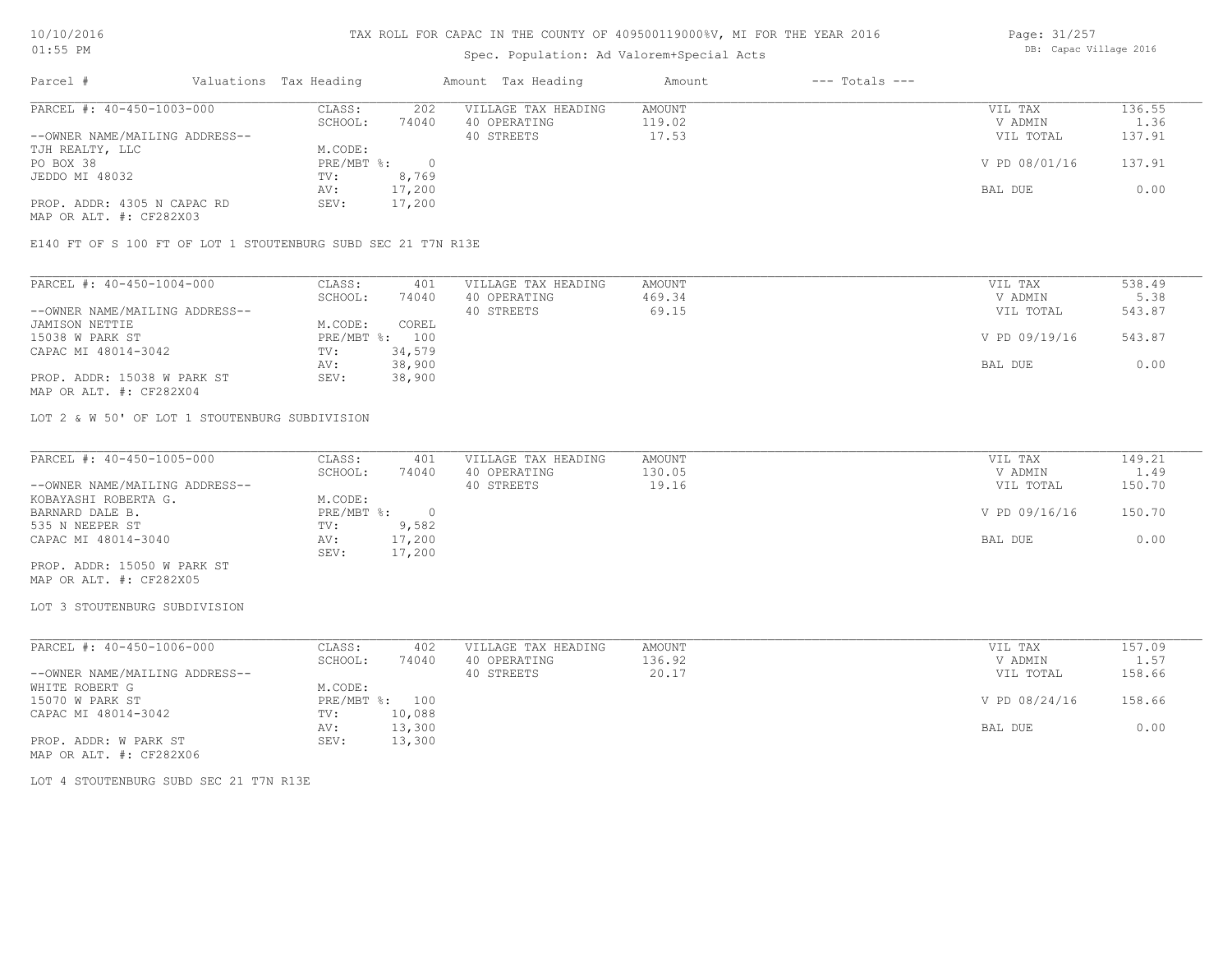# TAX ROLL FOR CAPAC IN THE COUNTY OF 409500119000%V, MI FOR THE YEAR 2016

Spec. Population: Ad Valorem+Special Acts

DB: Capac Village 2016

10/10/2016 01:55 PM

| Parcel # | Valuations | Tax Heading | Amount | Tax Heading | Amount | --- Totals --- | |
|---|---|---|---|---|---|---|---|
| PARCEL #: 40-450-1003-000 | CLASS: | 202 | VILLAGE TAX HEADING | AMOUNT | | VIL TAX | 136.55 |
| | SCHOOL: | 74040 | 40 OPERATING | 119.02 | | V ADMIN | 1.36 |
| --OWNER NAME/MAILING ADDRESS-- | | | 40 STREETS | 17.53 | | VIL TOTAL | 137.91 |
| TJH REALTY, LLC | M.CODE: | | | | | | |
| PO BOX 38 | PRE/MBT %: | 0 | | | | V PD 08/01/16 | 137.91 |
| JEDDO MI 48032 | TV: | 8,769 | | | | | |
| | AV: | 17,200 | | | | BAL DUE | 0.00 |
| PROP. ADDR: 4305 N CAPAC RD | SEV: | 17,200 | | | | | |
| MAP OR ALT. #: CF282X03 | | | | | | | |

E140 FT OF S 100 FT OF LOT 1 STOUTENBURG SUBD SEC 21 T7N R13E

| Parcel # | Valuations | Tax Heading | Amount | Tax Heading | Amount | --- Totals --- | |
|---|---|---|---|---|---|---|---|
| PARCEL #: 40-450-1004-000 | CLASS: | 401 | VILLAGE TAX HEADING | AMOUNT | | VIL TAX | 538.49 |
| | SCHOOL: | 74040 | 40 OPERATING | 469.34 | | V ADMIN | 5.38 |
| --OWNER NAME/MAILING ADDRESS-- | | | 40 STREETS | 69.15 | | VIL TOTAL | 543.87 |
| JAMISON NETTIE | M.CODE: | COREL | | | | | |
| 15038 W PARK ST | PRE/MBT %: | 100 | | | | V PD 09/19/16 | 543.87 |
| CAPAC MI 48014-3042 | TV: | 34,579 | | | | | |
| | AV: | 38,900 | | | | BAL DUE | 0.00 |
| PROP. ADDR: 15038 W PARK ST | SEV: | 38,900 | | | | | |
| MAP OR ALT. #: CF282X04 | | | | | | | |

LOT 2 & W 50' OF LOT 1 STOUTENBURG SUBDIVISION

| Parcel # | Valuations | Tax Heading | Amount | Tax Heading | Amount | --- Totals --- | |
|---|---|---|---|---|---|---|---|
| PARCEL #: 40-450-1005-000 | CLASS: | 401 | VILLAGE TAX HEADING | AMOUNT | | VIL TAX | 149.21 |
| | SCHOOL: | 74040 | 40 OPERATING | 130.05 | | V ADMIN | 1.49 |
| --OWNER NAME/MAILING ADDRESS-- | | | 40 STREETS | 19.16 | | VIL TOTAL | 150.70 |
| KOBAYASHI ROBERTA G. | M.CODE: | | | | | | |
| BARNARD DALE B. | PRE/MBT %: | 0 | | | | V PD 09/16/16 | 150.70 |
| 535 N NEEPER ST | TV: | 9,582 | | | | | |
| CAPAC MI 48014-3040 | AV: | 17,200 | | | | BAL DUE | 0.00 |
| | SEV: | 17,200 | | | | | |
| PROP. ADDR: 15050 W PARK ST | | | | | | | |
| MAP OR ALT. #: CF282X05 | | | | | | | |

LOT 3 STOUTENBURG SUBDIVISION

| Parcel # | Valuations | Tax Heading | Amount | Tax Heading | Amount | --- Totals --- | |
|---|---|---|---|---|---|---|---|
| PARCEL #: 40-450-1006-000 | CLASS: | 402 | VILLAGE TAX HEADING | AMOUNT | | VIL TAX | 157.09 |
| | SCHOOL: | 74040 | 40 OPERATING | 136.92 | | V ADMIN | 1.57 |
| --OWNER NAME/MAILING ADDRESS-- | | | 40 STREETS | 20.17 | | VIL TOTAL | 158.66 |
| WHITE ROBERT G | M.CODE: | | | | | | |
| 15070 W PARK ST | PRE/MBT %: | 100 | | | | V PD 08/24/16 | 158.66 |
| CAPAC MI 48014-3042 | TV: | 10,088 | | | | | |
| | AV: | 13,300 | | | | BAL DUE | 0.00 |
| PROP. ADDR: W PARK ST | SEV: | 13,300 | | | | | |
| MAP OR ALT. #: CF282X06 | | | | | | | |

LOT 4 STOUTENBURG SUBD SEC 21 T7N R13E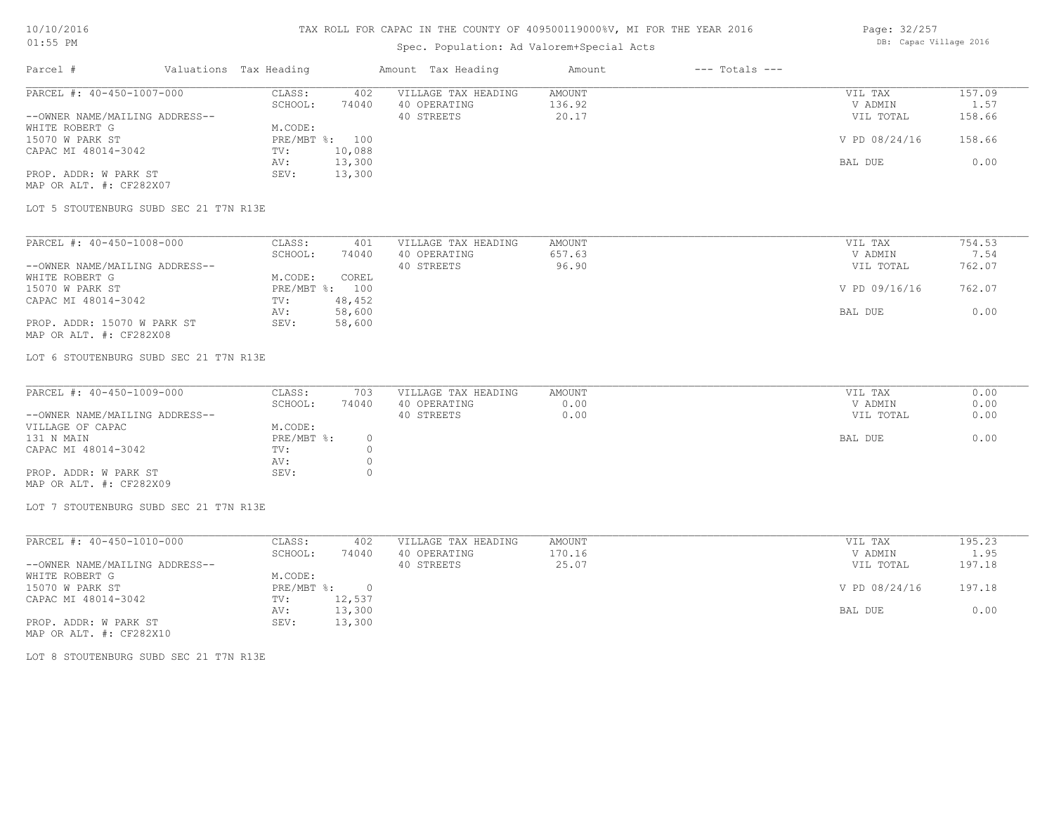TAX ROLL FOR CAPAC IN THE COUNTY OF 409500119000%V, MI FOR THE YEAR 2016

Spec. Population: Ad Valorem+Special Acts

| Parcel # | Valuations | Tax Heading | Amount | Tax Heading | Amount | --- Totals --- | |
|---|---|---|---|---|---|---|---|
| PARCEL #: 40-450-1007-000 | CLASS: | 402 | VILLAGE TAX HEADING | AMOUNT | | VIL TAX | 157.09 |
| | SCHOOL: | 74040 | 40 OPERATING | 136.92 | | V ADMIN | 1.57 |
| --OWNER NAME/MAILING ADDRESS-- | | | 40 STREETS | 20.17 | | VIL TOTAL | 158.66 |
| WHITE ROBERT G | M.CODE: | | | | | | |
| 15070 W PARK ST | PRE/MBT %: | 100 | | | | V PD 08/24/16 | 158.66 |
| CAPAC MI 48014-3042 | TV: | 10,088 | | | | | |
| | AV: | 13,300 | | | | BAL DUE | 0.00 |
| PROP. ADDR: W PARK ST | SEV: | 13,300 | | | | | |
| MAP OR ALT. #: CF282X07 | | | | | | | |

LOT 5 STOUTENBURG SUBD SEC 21 T7N R13E

| Parcel # | Valuations | Tax Heading | Amount | Tax Heading | Amount | --- Totals --- | |
|---|---|---|---|---|---|---|---|
| PARCEL #: 40-450-1008-000 | CLASS: | 401 | VILLAGE TAX HEADING | AMOUNT | | VIL TAX | 754.53 |
| | SCHOOL: | 74040 | 40 OPERATING | 657.63 | | V ADMIN | 7.54 |
| --OWNER NAME/MAILING ADDRESS-- | | | 40 STREETS | 96.90 | | VIL TOTAL | 762.07 |
| WHITE ROBERT G | M.CODE: | COREL | | | | | |
| 15070 W PARK ST | PRE/MBT %: | 100 | | | | V PD 09/16/16 | 762.07 |
| CAPAC MI 48014-3042 | TV: | 48,452 | | | | | |
| | AV: | 58,600 | | | | BAL DUE | 0.00 |
| PROP. ADDR: 15070 W PARK ST | SEV: | 58,600 | | | | | |
| MAP OR ALT. #: CF282X08 | | | | | | | |

LOT 6 STOUTENBURG SUBD SEC 21 T7N R13E

| Parcel # | Valuations | Tax Heading | Amount | Tax Heading | Amount | --- Totals --- | |
|---|---|---|---|---|---|---|---|
| PARCEL #: 40-450-1009-000 | CLASS: | 703 | VILLAGE TAX HEADING | AMOUNT | | VIL TAX | 0.00 |
| | SCHOOL: | 74040 | 40 OPERATING | 0.00 | | V ADMIN | 0.00 |
| --OWNER NAME/MAILING ADDRESS-- | | | 40 STREETS | 0.00 | | VIL TOTAL | 0.00 |
| VILLAGE OF CAPAC | M.CODE: | | | | | | |
| 131 N MAIN | PRE/MBT %: | 0 | | | | BAL DUE | 0.00 |
| CAPAC MI 48014-3042 | TV: | 0 | | | | | |
| | AV: | 0 | | | | | |
| PROP. ADDR: W PARK ST | SEV: | 0 | | | | | |
| MAP OR ALT. #: CF282X09 | | | | | | | |

LOT 7 STOUTENBURG SUBD SEC 21 T7N R13E

| Parcel # | Valuations | Tax Heading | Amount | Tax Heading | Amount | --- Totals --- | |
|---|---|---|---|---|---|---|---|
| PARCEL #: 40-450-1010-000 | CLASS: | 402 | VILLAGE TAX HEADING | AMOUNT | | VIL TAX | 195.23 |
| | SCHOOL: | 74040 | 40 OPERATING | 170.16 | | V ADMIN | 1.95 |
| --OWNER NAME/MAILING ADDRESS-- | | | 40 STREETS | 25.07 | | VIL TOTAL | 197.18 |
| WHITE ROBERT G | M.CODE: | | | | | | |
| 15070 W PARK ST | PRE/MBT %: | 0 | | | | V PD 08/24/16 | 197.18 |
| CAPAC MI 48014-3042 | TV: | 12,537 | | | | | |
| | AV: | 13,300 | | | | BAL DUE | 0.00 |
| PROP. ADDR: W PARK ST | SEV: | 13,300 | | | | | |
| MAP OR ALT. #: CF282X10 | | | | | | | |

LOT 8 STOUTENBURG SUBD SEC 21 T7N R13E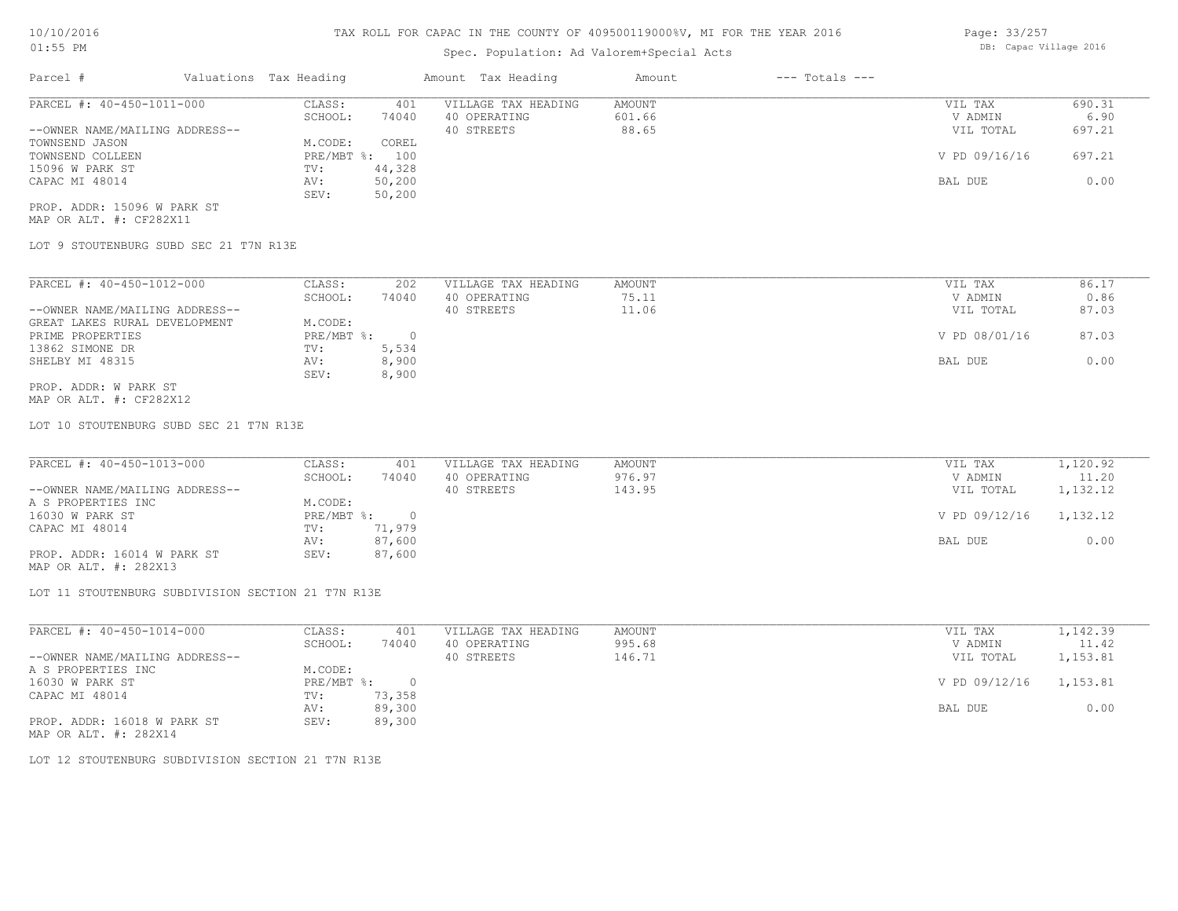# TAX ROLL FOR CAPAC IN THE COUNTY OF 409500119000%V, MI FOR THE YEAR 2016

Spec. Population: Ad Valorem+Special Acts

| Parcel # | Valuations | Tax Heading | Amount | Tax Heading | Amount | --- Totals --- | |
|---|---|---|---|---|---|---|---|

## PARCEL #: 40-450-1011-000

| | | | | | |
|---|---|---|---|---|---|
| CLASS: | 401 | VILLAGE TAX HEADING | AMOUNT | VIL TAX | 690.31 |
| SCHOOL: | 74040 | 40 OPERATING | 601.66 | V ADMIN | 6.90 |
| | | 40 STREETS | 88.65 | VIL TOTAL | 697.21 |
| M.CODE: | COREL | | | | |
| PRE/MBT %: | 100 | | | V PD 09/16/16 | 697.21 |
| TV: | 44,328 | | | | |
| AV: | 50,200 | | | BAL DUE | 0.00 |
| SEV: | 50,200 | | | | |

--OWNER NAME/MAILING ADDRESS--
TOWNSEND JASON
TOWNSEND COLLEEN
15096 W PARK ST
CAPAC MI 48014

PROP. ADDR: 15096 W PARK ST
MAP OR ALT. #: CF282X11

LOT 9 STOUTENBURG SUBD SEC 21 T7N R13E

## PARCEL #: 40-450-1012-000

| | | | | | |
|---|---|---|---|---|---|
| CLASS: | 202 | VILLAGE TAX HEADING | AMOUNT | VIL TAX | 86.17 |
| SCHOOL: | 74040 | 40 OPERATING | 75.11 | V ADMIN | 0.86 |
| | | 40 STREETS | 11.06 | VIL TOTAL | 87.03 |
| M.CODE: | | | | | |
| PRE/MBT %: | 0 | | | V PD 08/01/16 | 87.03 |
| TV: | 5,534 | | | | |
| AV: | 8,900 | | | BAL DUE | 0.00 |
| SEV: | 8,900 | | | | |

--OWNER NAME/MAILING ADDRESS--
GREAT LAKES RURAL DEVELOPMENT
PRIME PROPERTIES
13862 SIMONE DR
SHELBY MI 48315

PROP. ADDR: W PARK ST
MAP OR ALT. #: CF282X12

LOT 10 STOUTENBURG SUBD SEC 21 T7N R13E

## PARCEL #: 40-450-1013-000

| | | | | | |
|---|---|---|---|---|---|
| CLASS: | 401 | VILLAGE TAX HEADING | AMOUNT | VIL TAX | 1,120.92 |
| SCHOOL: | 74040 | 40 OPERATING | 976.97 | V ADMIN | 11.20 |
| | | 40 STREETS | 143.95 | VIL TOTAL | 1,132.12 |
| M.CODE: | | | | | |
| PRE/MBT %: | 0 | | | V PD 09/12/16 | 1,132.12 |
| TV: | 71,979 | | | | |
| AV: | 87,600 | | | BAL DUE | 0.00 |
| SEV: | 87,600 | | | | |

--OWNER NAME/MAILING ADDRESS--
A S PROPERTIES INC
16030 W PARK ST
CAPAC MI 48014

PROP. ADDR: 16014 W PARK ST
MAP OR ALT. #: 282X13

LOT 11 STOUTENBURG SUBDIVISION SECTION 21 T7N R13E

## PARCEL #: 40-450-1014-000

| | | | | | |
|---|---|---|---|---|---|
| CLASS: | 401 | VILLAGE TAX HEADING | AMOUNT | VIL TAX | 1,142.39 |
| SCHOOL: | 74040 | 40 OPERATING | 995.68 | V ADMIN | 11.42 |
| | | 40 STREETS | 146.71 | VIL TOTAL | 1,153.81 |
| M.CODE: | | | | | |
| PRE/MBT %: | 0 | | | V PD 09/12/16 | 1,153.81 |
| TV: | 73,358 | | | | |
| AV: | 89,300 | | | BAL DUE | 0.00 |
| SEV: | 89,300 | | | | |

--OWNER NAME/MAILING ADDRESS--
A S PROPERTIES INC
16030 W PARK ST
CAPAC MI 48014

PROP. ADDR: 16018 W PARK ST
MAP OR ALT. #: 282X14

LOT 12 STOUTENBURG SUBDIVISION SECTION 21 T7N R13E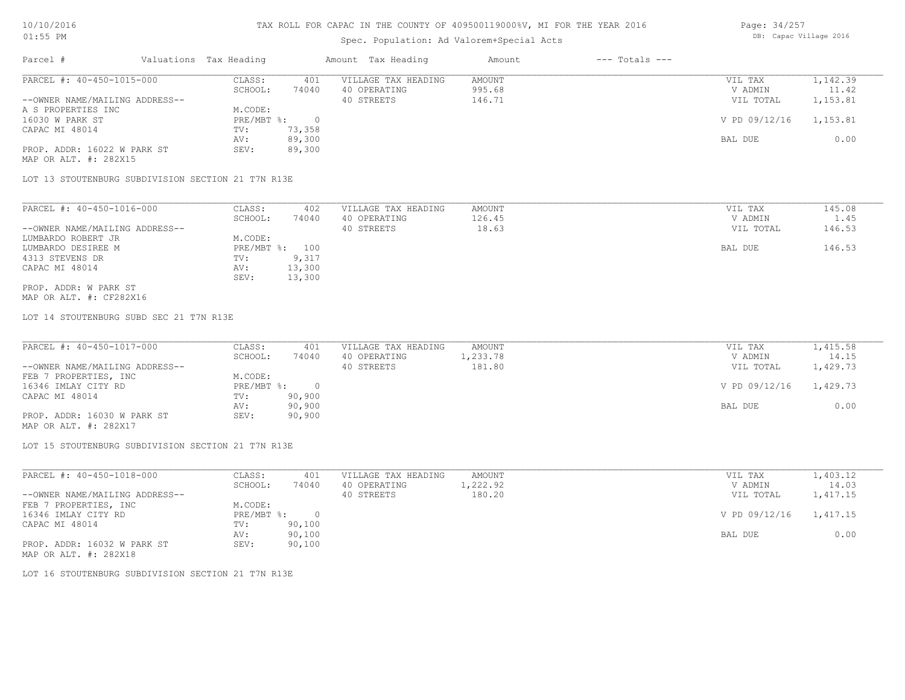# TAX ROLL FOR CAPAC IN THE COUNTY OF 409500119000%V, MI FOR THE YEAR 2016

10/10/2016
01:55 PM

Spec. Population: Ad Valorem+Special Acts

DB: Capac Village 2016

| Parcel # | Valuations | Tax Heading | Amount | Tax Heading | Amount | --- Totals --- | |
|---|---|---|---|---|---|---|---|

---

| PARCEL #: 40-450-1015-000 | CLASS: | 401 | VILLAGE TAX HEADING | AMOUNT | VIL TAX | 1,142.39 |
|---|---|---|---|---|---|---|
| | SCHOOL: | 74040 | 40 OPERATING | 995.68 | V ADMIN | 11.42 |
| --OWNER NAME/MAILING ADDRESS-- | | | 40 STREETS | 146.71 | VIL TOTAL | 1,153.81 |
| A S PROPERTIES INC | M.CODE: | | | | | |
| 16030 W PARK ST | PRE/MBT %: | 0 | | | V PD 09/12/16 | 1,153.81 |
| CAPAC MI 48014 | TV: | 73,358 | | | | |
| | AV: | 89,300 | | | BAL DUE | 0.00 |
| PROP. ADDR: 16022 W PARK ST | SEV: | 89,300 | | | | |
| MAP OR ALT. #: 282X15 | | | | | | |

LOT 13 STOUTENBURG SUBDIVISION SECTION 21 T7N R13E

---

| PARCEL #: 40-450-1016-000 | CLASS: | 402 | VILLAGE TAX HEADING | AMOUNT | VIL TAX | 145.08 |
|---|---|---|---|---|---|---|
| | SCHOOL: | 74040 | 40 OPERATING | 126.45 | V ADMIN | 1.45 |
| --OWNER NAME/MAILING ADDRESS-- | | | 40 STREETS | 18.63 | VIL TOTAL | 146.53 |
| LUMBARDO ROBERT JR | M.CODE: | | | | | |
| LUMBARDO DESIREE M | PRE/MBT %: | 100 | | | BAL DUE | 146.53 |
| 4313 STEVENS DR | TV: | 9,317 | | | | |
| CAPAC MI 48014 | AV: | 13,300 | | | | |
| | SEV: | 13,300 | | | | |
| PROP. ADDR: W PARK ST | | | | | | |
| MAP OR ALT. #: CF282X16 | | | | | | |

LOT 14 STOUTENBURG SUBD SEC 21 T7N R13E

---

| PARCEL #: 40-450-1017-000 | CLASS: | 401 | VILLAGE TAX HEADING | AMOUNT | VIL TAX | 1,415.58 |
|---|---|---|---|---|---|---|
| | SCHOOL: | 74040 | 40 OPERATING | 1,233.78 | V ADMIN | 14.15 |
| --OWNER NAME/MAILING ADDRESS-- | | | 40 STREETS | 181.80 | VIL TOTAL | 1,429.73 |
| FEB 7 PROPERTIES, INC | M.CODE: | | | | | |
| 16346 IMLAY CITY RD | PRE/MBT %: | 0 | | | V PD 09/12/16 | 1,429.73 |
| CAPAC MI 48014 | TV: | 90,900 | | | | |
| | AV: | 90,900 | | | BAL DUE | 0.00 |
| PROP. ADDR: 16030 W PARK ST | SEV: | 90,900 | | | | |
| MAP OR ALT. #: 282X17 | | | | | | |

LOT 15 STOUTENBURG SUBDIVISION SECTION 21 T7N R13E

---

| PARCEL #: 40-450-1018-000 | CLASS: | 401 | VILLAGE TAX HEADING | AMOUNT | VIL TAX | 1,403.12 |
|---|---|---|---|---|---|---|
| | SCHOOL: | 74040 | 40 OPERATING | 1,222.92 | V ADMIN | 14.03 |
| --OWNER NAME/MAILING ADDRESS-- | | | 40 STREETS | 180.20 | VIL TOTAL | 1,417.15 |
| FEB 7 PROPERTIES, INC | M.CODE: | | | | | |
| 16346 IMLAY CITY RD | PRE/MBT %: | 0 | | | V PD 09/12/16 | 1,417.15 |
| CAPAC MI 48014 | TV: | 90,100 | | | | |
| | AV: | 90,100 | | | BAL DUE | 0.00 |
| PROP. ADDR: 16032 W PARK ST | SEV: | 90,100 | | | | |
| MAP OR ALT. #: 282X18 | | | | | | |

LOT 16 STOUTENBURG SUBDIVISION SECTION 21 T7N R13E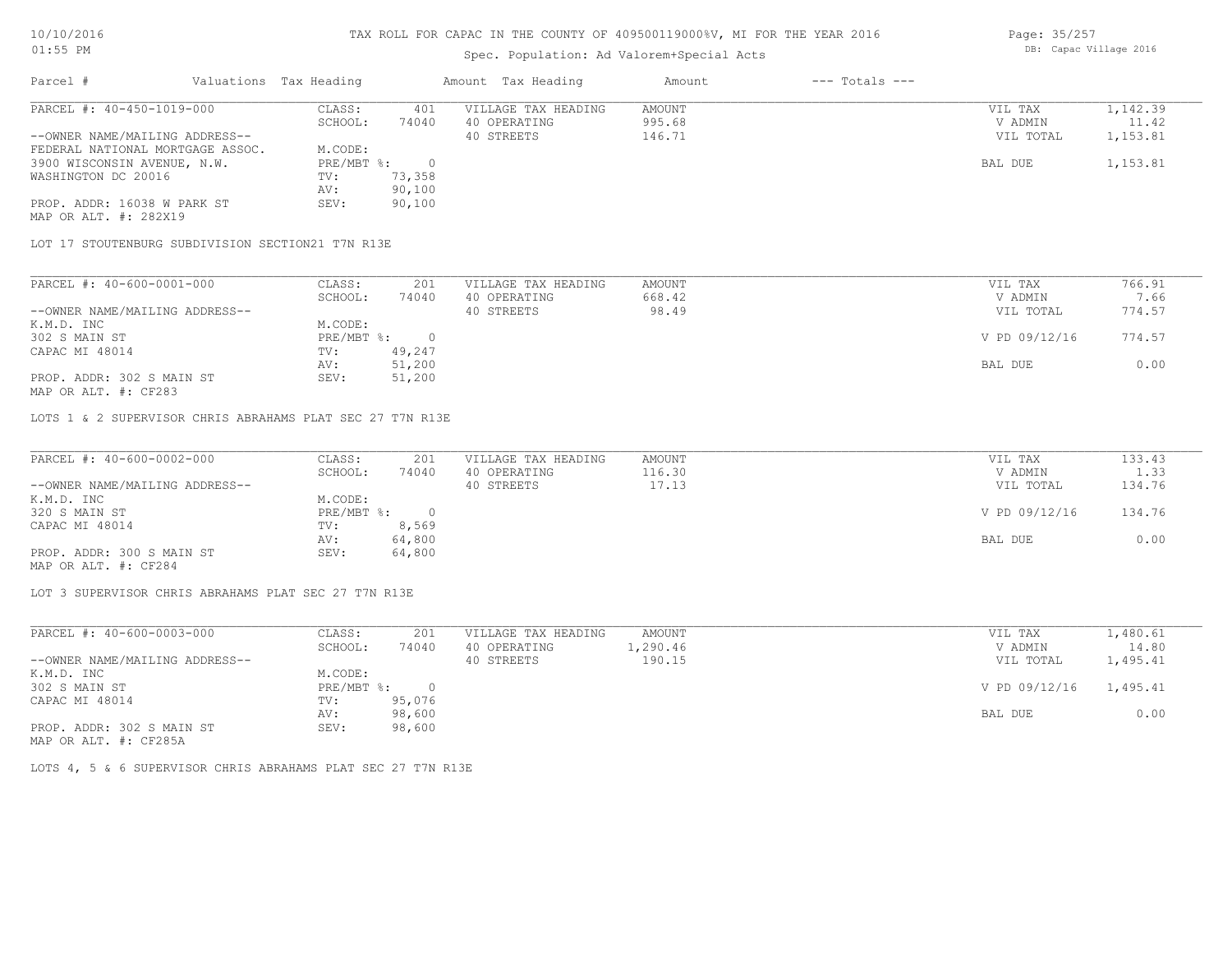TAX ROLL FOR CAPAC IN THE COUNTY OF 409500119000%V, MI FOR THE YEAR 2016

Spec. Population: Ad Valorem+Special Acts

| Parcel # | Valuations | Tax Heading | Amount | Tax Heading | Amount | --- Totals --- | |
|---|---|---|---|---|---|---|---|
| PARCEL #: 40-450-1019-000 | CLASS: | 401 | VILLAGE TAX HEADING | AMOUNT | | VIL TAX | 1,142.39 |
| | SCHOOL: | 74040 | 40 OPERATING | 995.68 | | V ADMIN | 11.42 |
| --OWNER NAME/MAILING ADDRESS-- | | | 40 STREETS | 146.71 | | VIL TOTAL | 1,153.81 |
| FEDERAL NATIONAL MORTGAGE ASSOC. | M.CODE: | | | | | | |
| 3900 WISCONSIN AVENUE, N.W. | PRE/MBT %: | 0 | | | | BAL DUE | 1,153.81 |
| WASHINGTON DC 20016 | TV: | 73,358 | | | | | |
| | AV: | 90,100 | | | | | |
| PROP. ADDR: 16038 W PARK ST | SEV: | 90,100 | | | | | |
| MAP OR ALT. #: 282X19 | | | | | | | |

LOT 17 STOUTENBURG SUBDIVISION SECTION21 T7N R13E

| Parcel # | Valuations | Tax Heading | Amount | Tax Heading | Amount | --- Totals --- | |
|---|---|---|---|---|---|---|---|
| PARCEL #: 40-600-0001-000 | CLASS: | 201 | VILLAGE TAX HEADING | AMOUNT | | VIL TAX | 766.91 |
| | SCHOOL: | 74040 | 40 OPERATING | 668.42 | | V ADMIN | 7.66 |
| --OWNER NAME/MAILING ADDRESS-- | | | 40 STREETS | 98.49 | | VIL TOTAL | 774.57 |
| K.M.D. INC | M.CODE: | | | | | | |
| 302 S MAIN ST | PRE/MBT %: | 0 | | | | V PD 09/12/16 | 774.57 |
| CAPAC MI 48014 | TV: | 49,247 | | | | | |
| | AV: | 51,200 | | | | BAL DUE | 0.00 |
| PROP. ADDR: 302 S MAIN ST | SEV: | 51,200 | | | | | |
| MAP OR ALT. #: CF283 | | | | | | | |

LOTS 1 & 2 SUPERVISOR CHRIS ABRAHAMS PLAT SEC 27 T7N R13E

| Parcel # | Valuations | Tax Heading | Amount | Tax Heading | Amount | --- Totals --- | |
|---|---|---|---|---|---|---|---|
| PARCEL #: 40-600-0002-000 | CLASS: | 201 | VILLAGE TAX HEADING | AMOUNT | | VIL TAX | 133.43 |
| | SCHOOL: | 74040 | 40 OPERATING | 116.30 | | V ADMIN | 1.33 |
| --OWNER NAME/MAILING ADDRESS-- | | | 40 STREETS | 17.13 | | VIL TOTAL | 134.76 |
| K.M.D. INC | M.CODE: | | | | | | |
| 320 S MAIN ST | PRE/MBT %: | 0 | | | | V PD 09/12/16 | 134.76 |
| CAPAC MI 48014 | TV: | 8,569 | | | | | |
| | AV: | 64,800 | | | | BAL DUE | 0.00 |
| PROP. ADDR: 300 S MAIN ST | SEV: | 64,800 | | | | | |
| MAP OR ALT. #: CF284 | | | | | | | |

LOT 3 SUPERVISOR CHRIS ABRAHAMS PLAT SEC 27 T7N R13E

| Parcel # | Valuations | Tax Heading | Amount | Tax Heading | Amount | --- Totals --- | |
|---|---|---|---|---|---|---|---|
| PARCEL #: 40-600-0003-000 | CLASS: | 201 | VILLAGE TAX HEADING | AMOUNT | | VIL TAX | 1,480.61 |
| | SCHOOL: | 74040 | 40 OPERATING | 1,290.46 | | V ADMIN | 14.80 |
| --OWNER NAME/MAILING ADDRESS-- | | | 40 STREETS | 190.15 | | VIL TOTAL | 1,495.41 |
| K.M.D. INC | M.CODE: | | | | | | |
| 302 S MAIN ST | PRE/MBT %: | 0 | | | | V PD 09/12/16 | 1,495.41 |
| CAPAC MI 48014 | TV: | 95,076 | | | | | |
| | AV: | 98,600 | | | | BAL DUE | 0.00 |
| PROP. ADDR: 302 S MAIN ST | SEV: | 98,600 | | | | | |
| MAP OR ALT. #: CF285A | | | | | | | |

LOTS 4, 5 & 6 SUPERVISOR CHRIS ABRAHAMS PLAT SEC 27 T7N R13E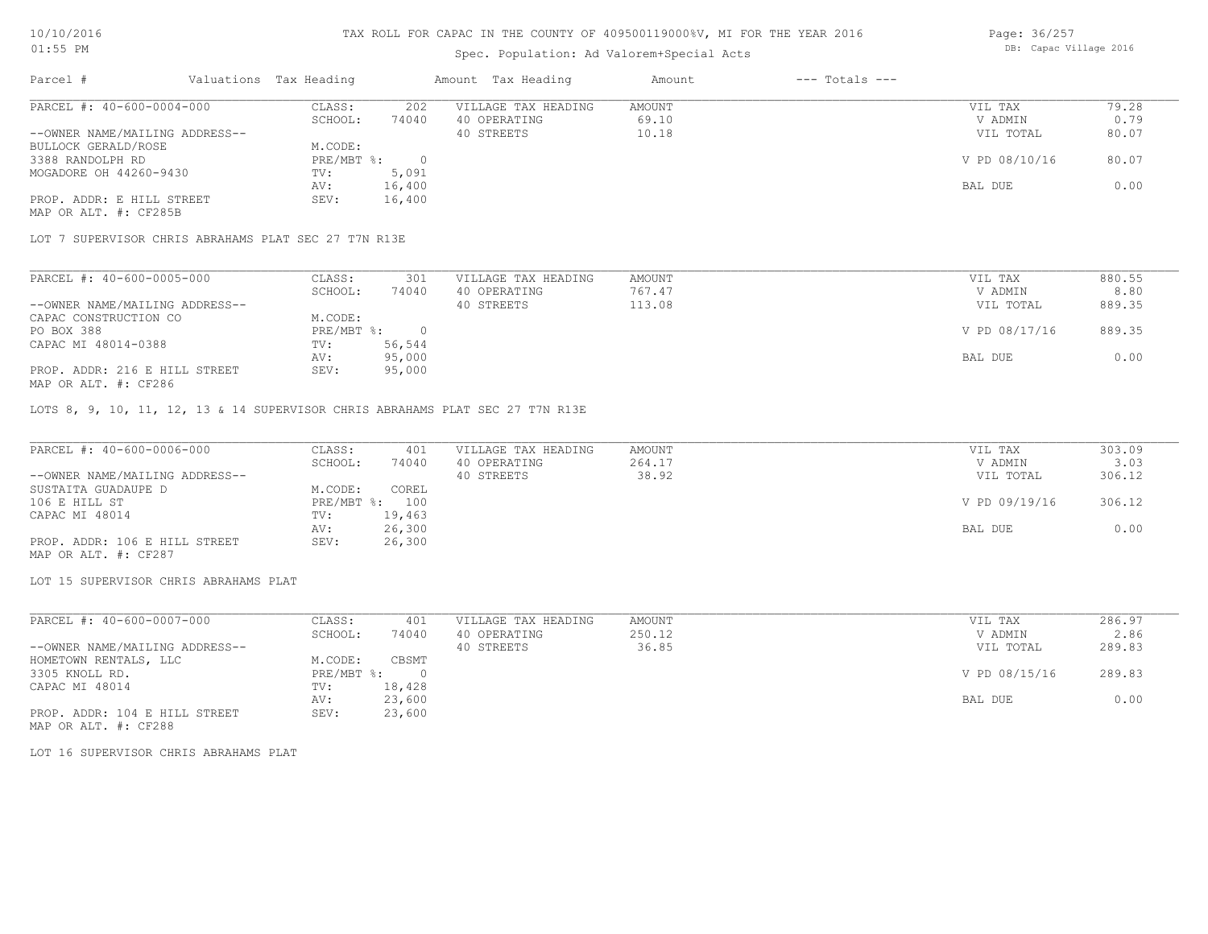10/10/2016
01:55 PM

TAX ROLL FOR CAPAC IN THE COUNTY OF 409500119000%V, MI FOR THE YEAR 2016

Spec. Population: Ad Valorem+Special Acts

DB: Capac Village 2016

| Parcel # | Valuations | Tax Heading | Amount | Tax Heading | Amount | --- Totals --- | |
|---|---|---|---|---|---|---|---|
| PARCEL #: 40-600-0004-000 | CLASS: | 202 | VILLAGE TAX HEADING | AMOUNT | | VIL TAX | 79.28 |
| | SCHOOL: | 74040 | 40 OPERATING | 69.10 | | V ADMIN | 0.79 |
| --OWNER NAME/MAILING ADDRESS-- | | | 40 STREETS | 10.18 | | VIL TOTAL | 80.07 |
| BULLOCK GERALD/ROSE | M.CODE: | | | | | | |
| 3388 RANDOLPH RD | PRE/MBT %: | 0 | | | | V PD 08/10/16 | 80.07 |
| MOGADORE OH 44260-9430 | TV: | 5,091 | | | | | |
| | AV: | 16,400 | | | | BAL DUE | 0.00 |
| PROP. ADDR: E HILL STREET | SEV: | 16,400 | | | | | |
| MAP OR ALT. #: CF285B | | | | | | | |

LOT 7 SUPERVISOR CHRIS ABRAHAMS PLAT SEC 27 T7N R13E

| Parcel # | Valuations | Tax Heading | Amount | Tax Heading | Amount | --- Totals --- | |
|---|---|---|---|---|---|---|---|
| PARCEL #: 40-600-0005-000 | CLASS: | 301 | VILLAGE TAX HEADING | AMOUNT | | VIL TAX | 880.55 |
| | SCHOOL: | 74040 | 40 OPERATING | 767.47 | | V ADMIN | 8.80 |
| --OWNER NAME/MAILING ADDRESS-- | | | 40 STREETS | 113.08 | | VIL TOTAL | 889.35 |
| CAPAC CONSTRUCTION CO | M.CODE: | | | | | | |
| PO BOX 388 | PRE/MBT %: | 0 | | | | V PD 08/17/16 | 889.35 |
| CAPAC MI 48014-0388 | TV: | 56,544 | | | | | |
| | AV: | 95,000 | | | | BAL DUE | 0.00 |
| PROP. ADDR: 216 E HILL STREET | SEV: | 95,000 | | | | | |
| MAP OR ALT. #: CF286 | | | | | | | |

LOTS 8, 9, 10, 11, 12, 13 & 14 SUPERVISOR CHRIS ABRAHAMS PLAT SEC 27 T7N R13E

| Parcel # | Valuations | Tax Heading | Amount | Tax Heading | Amount | --- Totals --- | |
|---|---|---|---|---|---|---|---|
| PARCEL #: 40-600-0006-000 | CLASS: | 401 | VILLAGE TAX HEADING | AMOUNT | | VIL TAX | 303.09 |
| | SCHOOL: | 74040 | 40 OPERATING | 264.17 | | V ADMIN | 3.03 |
| --OWNER NAME/MAILING ADDRESS-- | | | 40 STREETS | 38.92 | | VIL TOTAL | 306.12 |
| SUSTAITA GUADAUPE D | M.CODE: | COREL | | | | | |
| 106 E HILL ST | PRE/MBT %: | 100 | | | | V PD 09/19/16 | 306.12 |
| CAPAC MI 48014 | TV: | 19,463 | | | | | |
| | AV: | 26,300 | | | | BAL DUE | 0.00 |
| PROP. ADDR: 106 E HILL STREET | SEV: | 26,300 | | | | | |
| MAP OR ALT. #: CF287 | | | | | | | |

LOT 15 SUPERVISOR CHRIS ABRAHAMS PLAT

| Parcel # | Valuations | Tax Heading | Amount | Tax Heading | Amount | --- Totals --- | |
|---|---|---|---|---|---|---|---|
| PARCEL #: 40-600-0007-000 | CLASS: | 401 | VILLAGE TAX HEADING | AMOUNT | | VIL TAX | 286.97 |
| | SCHOOL: | 74040 | 40 OPERATING | 250.12 | | V ADMIN | 2.86 |
| --OWNER NAME/MAILING ADDRESS-- | | | 40 STREETS | 36.85 | | VIL TOTAL | 289.83 |
| HOMETOWN RENTALS, LLC | M.CODE: | CBSMT | | | | | |
| 3305 KNOLL RD. | PRE/MBT %: | 0 | | | | V PD 08/15/16 | 289.83 |
| CAPAC MI 48014 | TV: | 18,428 | | | | | |
| | AV: | 23,600 | | | | BAL DUE | 0.00 |
| PROP. ADDR: 104 E HILL STREET | SEV: | 23,600 | | | | | |
| MAP OR ALT. #: CF288 | | | | | | | |

LOT 16 SUPERVISOR CHRIS ABRAHAMS PLAT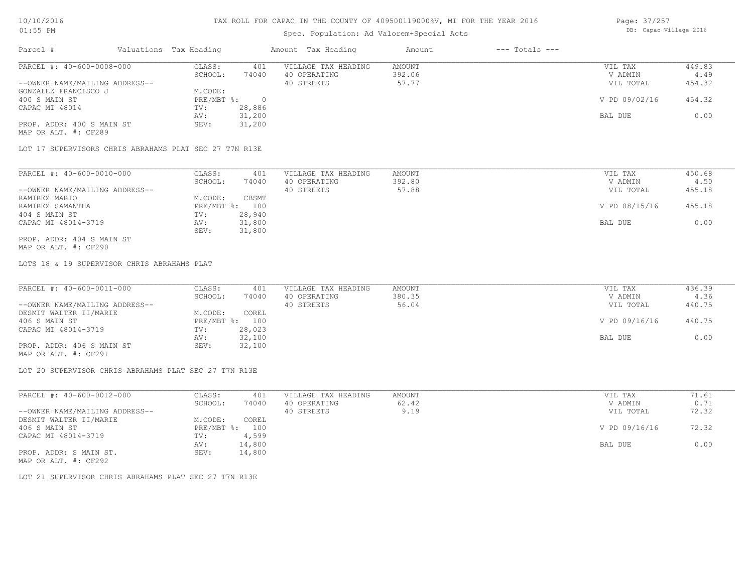# TAX ROLL FOR CAPAC IN THE COUNTY OF 409500119000%V, MI FOR THE YEAR 2016

Spec. Population: Ad Valorem+Special Acts

DB: Capac Village 2016

| Parcel # | Valuations | Tax Heading | Amount | Tax Heading | Amount | --- Totals --- | |
|---|---|---|---|---|---|---|---|
| PARCEL #: 40-600-0008-000 | CLASS: | 401 | VILLAGE TAX HEADING | AMOUNT | | VIL TAX | 449.83 |
| | SCHOOL: | 74040 | 40 OPERATING | 392.06 | | V ADMIN | 4.49 |
| --OWNER NAME/MAILING ADDRESS-- | | | 40 STREETS | 57.77 | | VIL TOTAL | 454.32 |
| GONZALEZ FRANCISCO J | M.CODE: | | | | | | |
| 400 S MAIN ST | PRE/MBT %: | 0 | | | | V PD 09/02/16 | 454.32 |
| CAPAC MI 48014 | TV: | 28,886 | | | | | |
| | AV: | 31,200 | | | | BAL DUE | 0.00 |
| PROP. ADDR: 400 S MAIN ST | SEV: | 31,200 | | | | | |
| MAP OR ALT. #: CF289 | | | | | | | |

LOT 17 SUPERVISORS CHRIS ABRAHAMS PLAT SEC 27 T7N R13E

| Parcel # | Valuations | Tax Heading | Amount | Tax Heading | Amount | --- Totals --- | |
|---|---|---|---|---|---|---|---|
| PARCEL #: 40-600-0010-000 | CLASS: | 401 | VILLAGE TAX HEADING | AMOUNT | | VIL TAX | 450.68 |
| | SCHOOL: | 74040 | 40 OPERATING | 392.80 | | V ADMIN | 4.50 |
| --OWNER NAME/MAILING ADDRESS-- | | | 40 STREETS | 57.88 | | VIL TOTAL | 455.18 |
| RAMIREZ MARIO | M.CODE: | CBSMT | | | | | |
| RAMIREZ SAMANTHA | PRE/MBT %: | 100 | | | | V PD 08/15/16 | 455.18 |
| 404 S MAIN ST | TV: | 28,940 | | | | | |
| CAPAC MI 48014-3719 | AV: | 31,800 | | | | BAL DUE | 0.00 |
| | SEV: | 31,800 | | | | | |
| PROP. ADDR: 404 S MAIN ST | | | | | | | |
| MAP OR ALT. #: CF290 | | | | | | | |

LOTS 18 & 19 SUPERVISOR CHRIS ABRAHAMS PLAT

| Parcel # | Valuations | Tax Heading | Amount | Tax Heading | Amount | --- Totals --- | |
|---|---|---|---|---|---|---|---|
| PARCEL #: 40-600-0011-000 | CLASS: | 401 | VILLAGE TAX HEADING | AMOUNT | | VIL TAX | 436.39 |
| | SCHOOL: | 74040 | 40 OPERATING | 380.35 | | V ADMIN | 4.36 |
| --OWNER NAME/MAILING ADDRESS-- | | | 40 STREETS | 56.04 | | VIL TOTAL | 440.75 |
| DESMIT WALTER II/MARIE | M.CODE: | COREL | | | | | |
| 406 S MAIN ST | PRE/MBT %: | 100 | | | | V PD 09/16/16 | 440.75 |
| CAPAC MI 48014-3719 | TV: | 28,023 | | | | | |
| | AV: | 32,100 | | | | BAL DUE | 0.00 |
| PROP. ADDR: 406 S MAIN ST | SEV: | 32,100 | | | | | |
| MAP OR ALT. #: CF291 | | | | | | | |

LOT 20 SUPERVISOR CHRIS ABRAHAMS PLAT SEC 27 T7N R13E

| Parcel # | Valuations | Tax Heading | Amount | Tax Heading | Amount | --- Totals --- | |
|---|---|---|---|---|---|---|---|
| PARCEL #: 40-600-0012-000 | CLASS: | 401 | VILLAGE TAX HEADING | AMOUNT | | VIL TAX | 71.61 |
| | SCHOOL: | 74040 | 40 OPERATING | 62.42 | | V ADMIN | 0.71 |
| --OWNER NAME/MAILING ADDRESS-- | | | 40 STREETS | 9.19 | | VIL TOTAL | 72.32 |
| DESMIT WALTER II/MARIE | M.CODE: | COREL | | | | | |
| 406 S MAIN ST | PRE/MBT %: | 100 | | | | V PD 09/16/16 | 72.32 |
| CAPAC MI 48014-3719 | TV: | 4,599 | | | | | |
| | AV: | 14,800 | | | | BAL DUE | 0.00 |
| PROP. ADDR: S MAIN ST. | SEV: | 14,800 | | | | | |
| MAP OR ALT. #: CF292 | | | | | | | |

LOT 21 SUPERVISOR CHRIS ABRAHAMS PLAT SEC 27 T7N R13E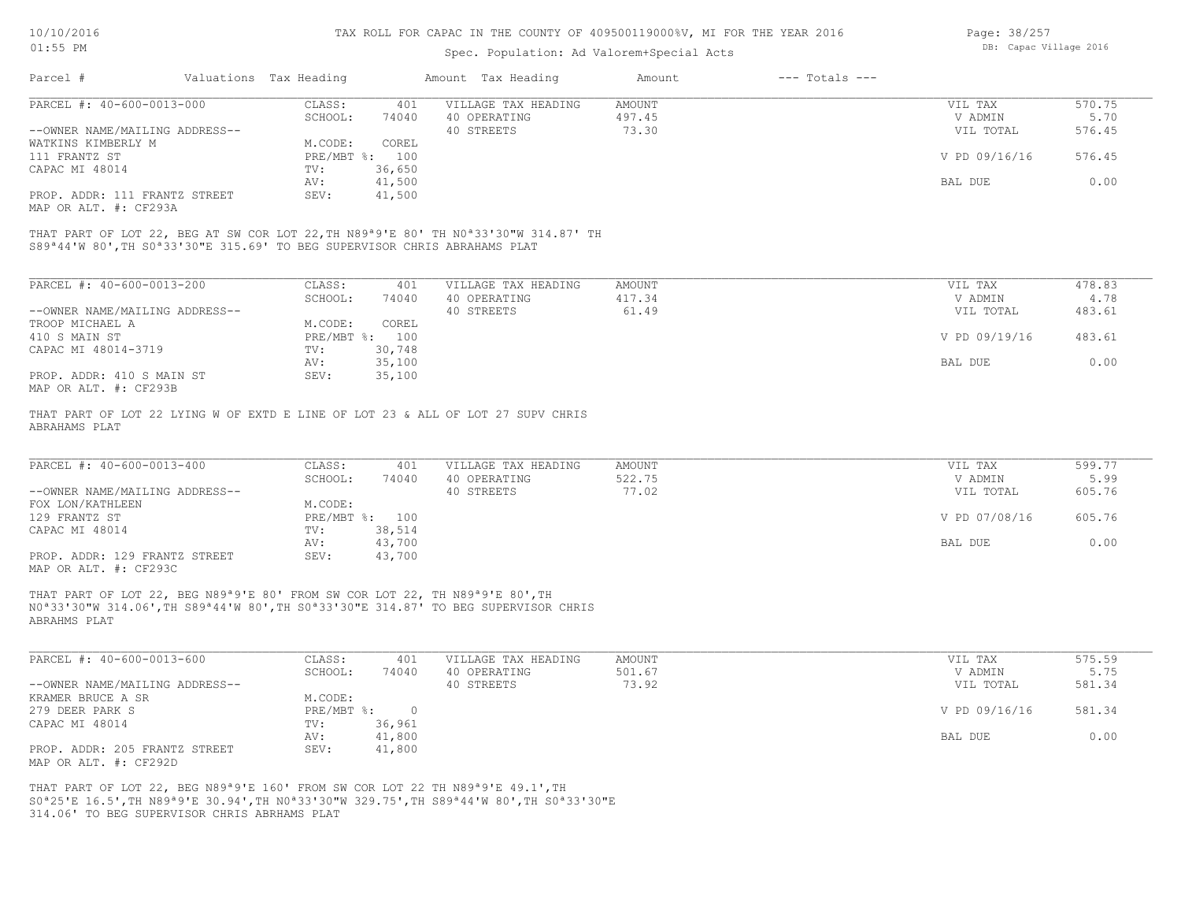# TAX ROLL FOR CAPAC IN THE COUNTY OF 409500119000%V, MI FOR THE YEAR 2016

Spec. Population: Ad Valorem+Special Acts

DB: Capac Village 2016

| Parcel # | Valuations | Tax Heading | Amount | Tax Heading | Amount | --- Totals --- | |
|---|---|---|---|---|---|---|---|
| PARCEL #: 40-600-0013-000 | CLASS: | 401 | VILLAGE TAX HEADING | AMOUNT | | VIL TAX | 570.75 |
| | SCHOOL: | 74040 | 40 OPERATING | 497.45 | | V ADMIN | 5.70 |
| --OWNER NAME/MAILING ADDRESS-- | | | 40 STREETS | 73.30 | | VIL TOTAL | 576.45 |
| WATKINS KIMBERLY M | M.CODE: | COREL | | | | | |
| 111 FRANTZ ST | PRE/MBT %: | 100 | | | | V PD 09/16/16 | 576.45 |
| CAPAC MI 48014 | TV: | 36,650 | | | | | |
| | AV: | 41,500 | | | | BAL DUE | 0.00 |
| PROP. ADDR: 111 FRANTZ STREET | SEV: | 41,500 | | | | | |
| MAP OR ALT. #: CF293A | | | | | | | |

THAT PART OF LOT 22, BEG AT SW COR LOT 22,TH N89ª9'E 80' TH N0ª33'30"W 314.87' TH S89ª44'W 80',TH S0ª33'30"E 315.69' TO BEG SUPERVISOR CHRIS ABRAHAMS PLAT

| Parcel # | Valuations | Tax Heading | Amount | Tax Heading | Amount | --- Totals --- | |
|---|---|---|---|---|---|---|---|
| PARCEL #: 40-600-0013-200 | CLASS: | 401 | VILLAGE TAX HEADING | AMOUNT | | VIL TAX | 478.83 |
| | SCHOOL: | 74040 | 40 OPERATING | 417.34 | | V ADMIN | 4.78 |
| --OWNER NAME/MAILING ADDRESS-- | | | 40 STREETS | 61.49 | | VIL TOTAL | 483.61 |
| TROOP MICHAEL A | M.CODE: | COREL | | | | | |
| 410 S MAIN ST | PRE/MBT %: | 100 | | | | V PD 09/19/16 | 483.61 |
| CAPAC MI 48014-3719 | TV: | 30,748 | | | | | |
| | AV: | 35,100 | | | | BAL DUE | 0.00 |
| PROP. ADDR: 410 S MAIN ST | SEV: | 35,100 | | | | | |
| MAP OR ALT. #: CF293B | | | | | | | |

THAT PART OF LOT 22 LYING W OF EXTD E LINE OF LOT 23 & ALL OF LOT 27 SUPV CHRIS ABRAHAMS PLAT

| Parcel # | Valuations | Tax Heading | Amount | Tax Heading | Amount | --- Totals --- | |
|---|---|---|---|---|---|---|---|
| PARCEL #: 40-600-0013-400 | CLASS: | 401 | VILLAGE TAX HEADING | AMOUNT | | VIL TAX | 599.77 |
| | SCHOOL: | 74040 | 40 OPERATING | 522.75 | | V ADMIN | 5.99 |
| --OWNER NAME/MAILING ADDRESS-- | | | 40 STREETS | 77.02 | | VIL TOTAL | 605.76 |
| FOX LON/KATHLEEN | M.CODE: | | | | | | |
| 129 FRANTZ ST | PRE/MBT %: | 100 | | | | V PD 07/08/16 | 605.76 |
| CAPAC MI 48014 | TV: | 38,514 | | | | | |
| | AV: | 43,700 | | | | BAL DUE | 0.00 |
| PROP. ADDR: 129 FRANTZ STREET | SEV: | 43,700 | | | | | |
| MAP OR ALT. #: CF293C | | | | | | | |

THAT PART OF LOT 22, BEG N89ª9'E 80' FROM SW COR LOT 22, TH N89ª9'E 80',TH N0ª33'30"W 314.06',TH S89ª44'W 80',TH S0ª33'30"E 314.87' TO BEG SUPERVISOR CHRIS ABRHMS PLAT

| Parcel # | Valuations | Tax Heading | Amount | Tax Heading | Amount | --- Totals --- | |
|---|---|---|---|---|---|---|---|
| PARCEL #: 40-600-0013-600 | CLASS: | 401 | VILLAGE TAX HEADING | AMOUNT | | VIL TAX | 575.59 |
| | SCHOOL: | 74040 | 40 OPERATING | 501.67 | | V ADMIN | 5.75 |
| --OWNER NAME/MAILING ADDRESS-- | | | 40 STREETS | 73.92 | | VIL TOTAL | 581.34 |
| KRAMER BRUCE A SR | M.CODE: | | | | | | |
| 279 DEER PARK S | PRE/MBT %: | 0 | | | | V PD 09/16/16 | 581.34 |
| CAPAC MI 48014 | TV: | 36,961 | | | | | |
| | AV: | 41,800 | | | | BAL DUE | 0.00 |
| PROP. ADDR: 205 FRANTZ STREET | SEV: | 41,800 | | | | | |
| MAP OR ALT. #: CF292D | | | | | | | |

THAT PART OF LOT 22, BEG N89ª9'E 160' FROM SW COR LOT 22 TH N89ª9'E 49.1',TH S0ª25'E 16.5',TH N89ª9'E 30.94',TH N0ª33'30"W 329.75',TH S89ª44'W 80',TH S0ª33'30"E 314.06' TO BEG SUPERVISOR CHRIS ABRHAMS PLAT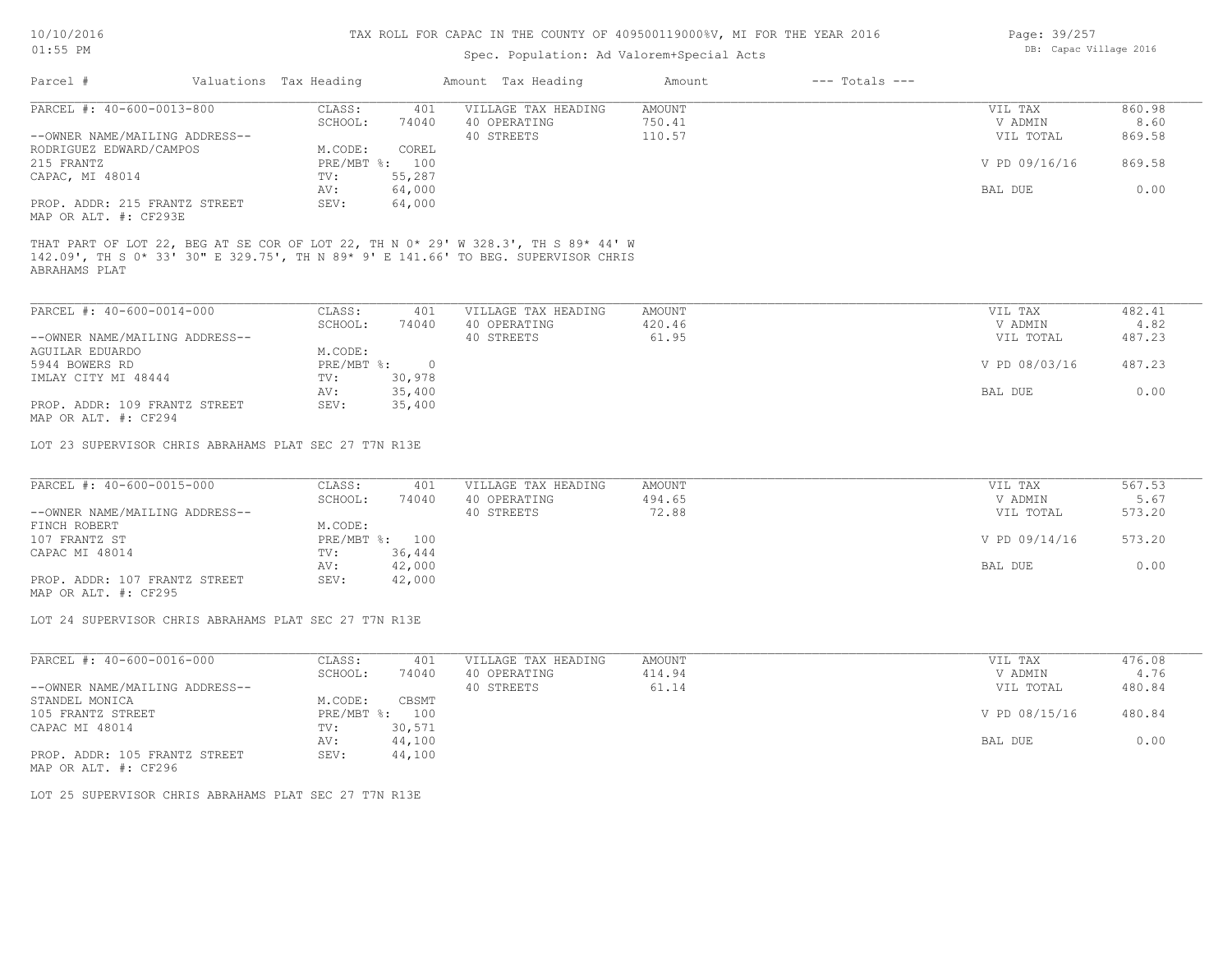TAX ROLL FOR CAPAC IN THE COUNTY OF 409500119000%V, MI FOR THE YEAR 2016

Spec. Population: Ad Valorem+Special Acts

DB: Capac Village 2016

10/10/2016
01:55 PM

| Parcel # | Valuations | Tax Heading | Amount | Tax Heading | Amount | --- Totals --- | |
|---|---|---|---|---|---|---|---|
| PARCEL #: 40-600-0013-800 | CLASS: | 401 | VILLAGE TAX HEADING | AMOUNT | | VIL TAX | 860.98 |
| | SCHOOL: | 74040 | 40 OPERATING | 750.41 | | V ADMIN | 8.60 |
| --OWNER NAME/MAILING ADDRESS-- | | | 40 STREETS | 110.57 | | VIL TOTAL | 869.58 |
| RODRIGUEZ EDWARD/CAMPOS | M.CODE: | COREL | | | | | |
| 215 FRANTZ | PRE/MBT %: | 100 | | | | V PD 09/16/16 | 869.58 |
| CAPAC, MI 48014 | TV: | 55,287 | | | | | |
| | AV: | 64,000 | | | | BAL DUE | 0.00 |
| PROP. ADDR: 215 FRANTZ STREET | SEV: | 64,000 | | | | | |
| MAP OR ALT. #: CF293E | | | | | | | |

THAT PART OF LOT 22, BEG AT SE COR OF LOT 22, TH N 0* 29' W 328.3', TH S 89* 44' W 142.09', TH S 0* 33' 30" E 329.75', TH N 89* 9' E 141.66' TO BEG. SUPERVISOR CHRIS ABRAHAMS PLAT

| Parcel # | Valuations | Tax Heading | Amount | Tax Heading | Amount | --- Totals --- | |
|---|---|---|---|---|---|---|---|
| PARCEL #: 40-600-0014-000 | CLASS: | 401 | VILLAGE TAX HEADING | AMOUNT | | VIL TAX | 482.41 |
| | SCHOOL: | 74040 | 40 OPERATING | 420.46 | | V ADMIN | 4.82 |
| --OWNER NAME/MAILING ADDRESS-- | | | 40 STREETS | 61.95 | | VIL TOTAL | 487.23 |
| AGUILAR EDUARDO | M.CODE: | | | | | | |
| 5944 BOWERS RD | PRE/MBT %: | 0 | | | | V PD 08/03/16 | 487.23 |
| IMLAY CITY MI 48444 | TV: | 30,978 | | | | | |
| | AV: | 35,400 | | | | BAL DUE | 0.00 |
| PROP. ADDR: 109 FRANTZ STREET | SEV: | 35,400 | | | | | |
| MAP OR ALT. #: CF294 | | | | | | | |

LOT 23 SUPERVISOR CHRIS ABRAHAMS PLAT SEC 27 T7N R13E

| Parcel # | Valuations | Tax Heading | Amount | Tax Heading | Amount | --- Totals --- | |
|---|---|---|---|---|---|---|---|
| PARCEL #: 40-600-0015-000 | CLASS: | 401 | VILLAGE TAX HEADING | AMOUNT | | VIL TAX | 567.53 |
| | SCHOOL: | 74040 | 40 OPERATING | 494.65 | | V ADMIN | 5.67 |
| --OWNER NAME/MAILING ADDRESS-- | | | 40 STREETS | 72.88 | | VIL TOTAL | 573.20 |
| FINCH ROBERT | M.CODE: | | | | | | |
| 107 FRANTZ ST | PRE/MBT %: | 100 | | | | V PD 09/14/16 | 573.20 |
| CAPAC MI 48014 | TV: | 36,444 | | | | | |
| | AV: | 42,000 | | | | BAL DUE | 0.00 |
| PROP. ADDR: 107 FRANTZ STREET | SEV: | 42,000 | | | | | |
| MAP OR ALT. #: CF295 | | | | | | | |

LOT 24 SUPERVISOR CHRIS ABRAHAMS PLAT SEC 27 T7N R13E

| Parcel # | Valuations | Tax Heading | Amount | Tax Heading | Amount | --- Totals --- | |
|---|---|---|---|---|---|---|---|
| PARCEL #: 40-600-0016-000 | CLASS: | 401 | VILLAGE TAX HEADING | AMOUNT | | VIL TAX | 476.08 |
| | SCHOOL: | 74040 | 40 OPERATING | 414.94 | | V ADMIN | 4.76 |
| --OWNER NAME/MAILING ADDRESS-- | | | 40 STREETS | 61.14 | | VIL TOTAL | 480.84 |
| STANDEL MONICA | M.CODE: | CBSMT | | | | | |
| 105 FRANTZ STREET | PRE/MBT %: | 100 | | | | V PD 08/15/16 | 480.84 |
| CAPAC MI 48014 | TV: | 30,571 | | | | | |
| | AV: | 44,100 | | | | BAL DUE | 0.00 |
| PROP. ADDR: 105 FRANTZ STREET | SEV: | 44,100 | | | | | |
| MAP OR ALT. #: CF296 | | | | | | | |

LOT 25 SUPERVISOR CHRIS ABRAHAMS PLAT SEC 27 T7N R13E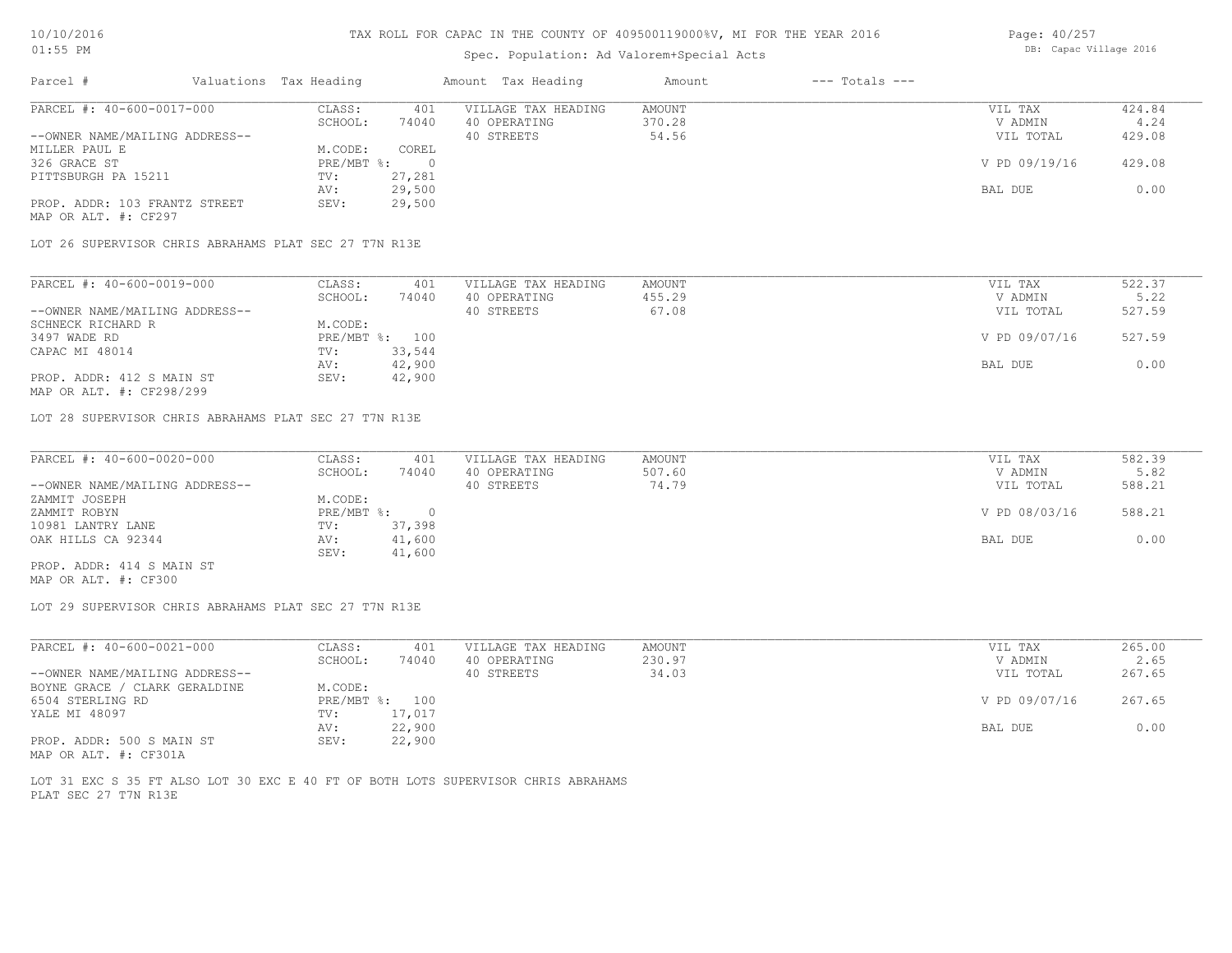# TAX ROLL FOR CAPAC IN THE COUNTY OF 409500119000%V, MI FOR THE YEAR 2016

Spec. Population: Ad Valorem+Special Acts

DB: Capac Village 2016

10/10/2016
01:55 PM

| Parcel # | Valuations | Tax Heading | Amount | Tax Heading | Amount | --- Totals --- | |
|---|---|---|---|---|---|---|---|

---

**PARCEL #: 40-600-0017-000**

| | | | | | | |
|---|---|---|---|---|---|---|
| CLASS: | 401 | VILLAGE TAX HEADING | AMOUNT | | VIL TAX | 424.84 |
| SCHOOL: | 74040 | 40 OPERATING | 370.28 | | V ADMIN | 4.24 |
| | | 40 STREETS | 54.56 | | VIL TOTAL | 429.08 |
| M.CODE: | COREL | | | | | |
| PRE/MBT %: | 0 | | | | V PD 09/19/16 | 429.08 |
| TV: | 27,281 | | | | | |
| AV: | 29,500 | | | | BAL DUE | 0.00 |
| SEV: | 29,500 | | | | | |

--OWNER NAME/MAILING ADDRESS--
MILLER PAUL E
326 GRACE ST
PITTSBURGH PA 15211

PROP. ADDR: 103 FRANTZ STREET
MAP OR ALT. #: CF297

LOT 26 SUPERVISOR CHRIS ABRAHAMS PLAT SEC 27 T7N R13E

---

**PARCEL #: 40-600-0019-000**

| | | | | | | |
|---|---|---|---|---|---|---|
| CLASS: | 401 | VILLAGE TAX HEADING | AMOUNT | | VIL TAX | 522.37 |
| SCHOOL: | 74040 | 40 OPERATING | 455.29 | | V ADMIN | 5.22 |
| | | 40 STREETS | 67.08 | | VIL TOTAL | 527.59 |
| M.CODE: | | | | | | |
| PRE/MBT %: | 100 | | | | V PD 09/07/16 | 527.59 |
| TV: | 33,544 | | | | | |
| AV: | 42,900 | | | | BAL DUE | 0.00 |
| SEV: | 42,900 | | | | | |

--OWNER NAME/MAILING ADDRESS--
SCHNECK RICHARD R
3497 WADE RD
CAPAC MI 48014

PROP. ADDR: 412 S MAIN ST
MAP OR ALT. #: CF298/299

LOT 28 SUPERVISOR CHRIS ABRAHAMS PLAT SEC 27 T7N R13E

---

**PARCEL #: 40-600-0020-000**

| | | | | | | |
|---|---|---|---|---|---|---|
| CLASS: | 401 | VILLAGE TAX HEADING | AMOUNT | | VIL TAX | 582.39 |
| SCHOOL: | 74040 | 40 OPERATING | 507.60 | | V ADMIN | 5.82 |
| | | 40 STREETS | 74.79 | | VIL TOTAL | 588.21 |
| M.CODE: | | | | | | |
| PRE/MBT %: | 0 | | | | V PD 08/03/16 | 588.21 |
| TV: | 37,398 | | | | | |
| AV: | 41,600 | | | | BAL DUE | 0.00 |
| SEV: | 41,600 | | | | | |

--OWNER NAME/MAILING ADDRESS--
ZAMMIT JOSEPH
ZAMMIT ROBYN
10981 LANTRY LANE
OAK HILLS CA 92344

PROP. ADDR: 414 S MAIN ST
MAP OR ALT. #: CF300

LOT 29 SUPERVISOR CHRIS ABRAHAMS PLAT SEC 27 T7N R13E

---

**PARCEL #: 40-600-0021-000**

| | | | | | | |
|---|---|---|---|---|---|---|
| CLASS: | 401 | VILLAGE TAX HEADING | AMOUNT | | VIL TAX | 265.00 |
| SCHOOL: | 74040 | 40 OPERATING | 230.97 | | V ADMIN | 2.65 |
| | | 40 STREETS | 34.03 | | VIL TOTAL | 267.65 |
| M.CODE: | | | | | | |
| PRE/MBT %: | 100 | | | | V PD 09/07/16 | 267.65 |
| TV: | 17,017 | | | | | |
| AV: | 22,900 | | | | BAL DUE | 0.00 |
| SEV: | 22,900 | | | | | |

--OWNER NAME/MAILING ADDRESS--
BOYNE GRACE / CLARK GERALDINE
6504 STERLING RD
YALE MI 48097

PROP. ADDR: 500 S MAIN ST
MAP OR ALT. #: CF301A

LOT 31 EXC S 35 FT ALSO LOT 30 EXC E 40 FT OF BOTH LOTS SUPERVISOR CHRIS ABRAHAMS PLAT SEC 27 T7N R13E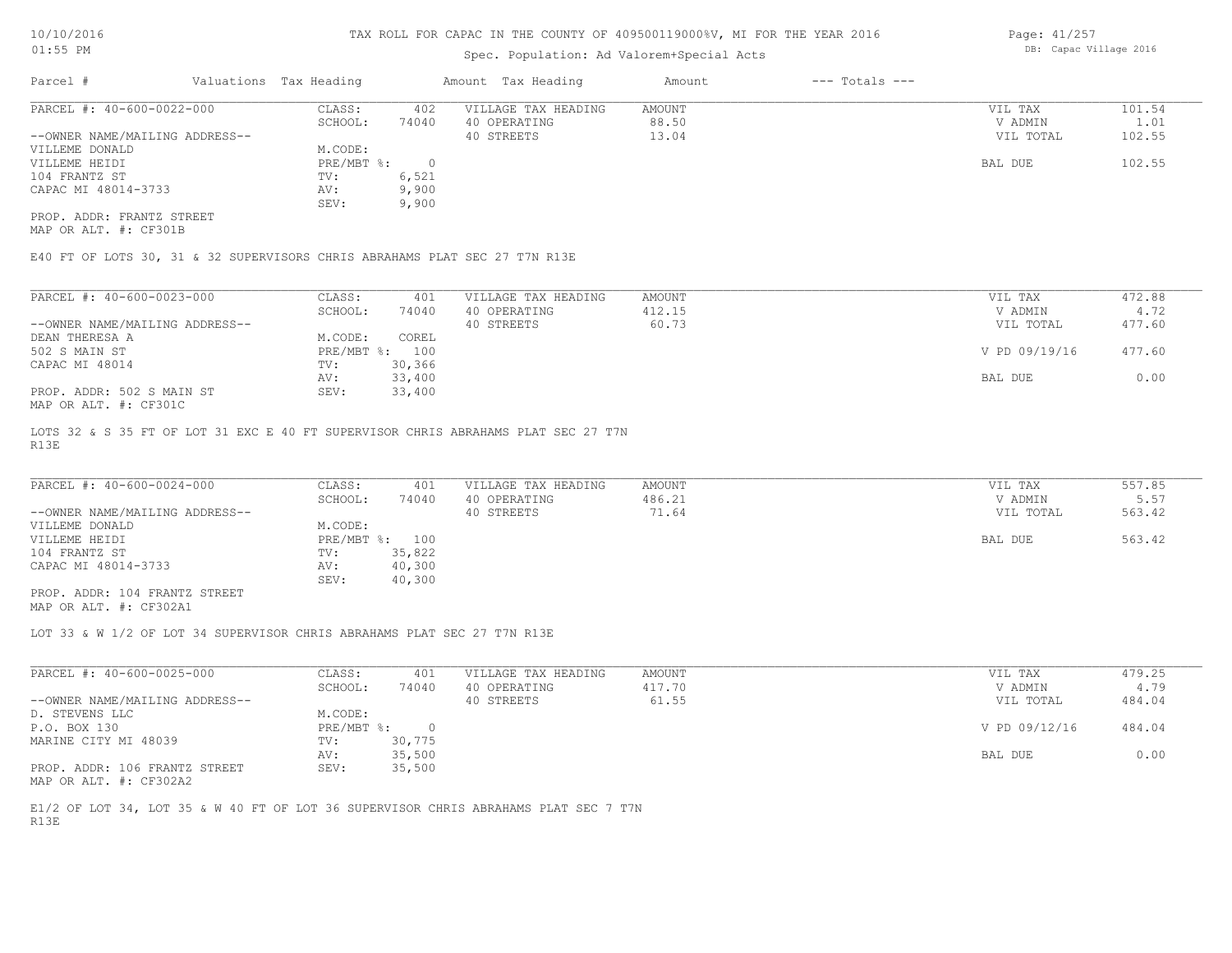TAX ROLL FOR CAPAC IN THE COUNTY OF 409500119000%V, MI FOR THE YEAR 2016

Spec. Population: Ad Valorem+Special Acts

| Parcel # | Valuations | Tax Heading | Amount | Tax Heading | Amount | --- Totals --- | |
|---|---|---|---|---|---|---|---|

---

**PARCEL #: 40-600-0022-000**

| | | | | | |
|---|---|---|---|---|---|
| CLASS: | 402 | VILLAGE TAX HEADING | AMOUNT | VIL TAX | 101.54 |
| SCHOOL: | 74040 | 40 OPERATING | 88.50 | V ADMIN | 1.01 |
| | | 40 STREETS | 13.04 | VIL TOTAL | 102.55 |
| M.CODE: | | | | | |
| PRE/MBT %: | 0 | | | BAL DUE | 102.55 |
| TV: | 6,521 | | | | |
| AV: | 9,900 | | | | |
| SEV: | 9,900 | | | | |

--OWNER NAME/MAILING ADDRESS--
VILLEME DONALD
VILLEME HEIDI
104 FRANTZ ST
CAPAC MI 48014-3733

PROP. ADDR: FRANTZ STREET
MAP OR ALT. #: CF301B

E40 FT OF LOTS 30, 31 & 32 SUPERVISORS CHRIS ABRAHAMS PLAT SEC 27 T7N R13E

---

**PARCEL #: 40-600-0023-000**

| | | | | | |
|---|---|---|---|---|---|
| CLASS: | 401 | VILLAGE TAX HEADING | AMOUNT | VIL TAX | 472.88 |
| SCHOOL: | 74040 | 40 OPERATING | 412.15 | V ADMIN | 4.72 |
| | | 40 STREETS | 60.73 | VIL TOTAL | 477.60 |
| M.CODE: | COREL | | | | |
| PRE/MBT %: | 100 | | | V PD 09/19/16 | 477.60 |
| TV: | 30,366 | | | | |
| AV: | 33,400 | | | BAL DUE | 0.00 |
| SEV: | 33,400 | | | | |

--OWNER NAME/MAILING ADDRESS--
DEAN THERESA A
502 S MAIN ST
CAPAC MI 48014

PROP. ADDR: 502 S MAIN ST
MAP OR ALT. #: CF301C

LOTS 32 & S 35 FT OF LOT 31 EXC E 40 FT SUPERVISOR CHRIS ABRAHAMS PLAT SEC 27 T7N R13E

---

**PARCEL #: 40-600-0024-000**

| | | | | | |
|---|---|---|---|---|---|
| CLASS: | 401 | VILLAGE TAX HEADING | AMOUNT | VIL TAX | 557.85 |
| SCHOOL: | 74040 | 40 OPERATING | 486.21 | V ADMIN | 5.57 |
| | | 40 STREETS | 71.64 | VIL TOTAL | 563.42 |
| M.CODE: | | | | | |
| PRE/MBT %: | 100 | | | BAL DUE | 563.42 |
| TV: | 35,822 | | | | |
| AV: | 40,300 | | | | |
| SEV: | 40,300 | | | | |

--OWNER NAME/MAILING ADDRESS--
VILLEME DONALD
VILLEME HEIDI
104 FRANTZ ST
CAPAC MI 48014-3733

PROP. ADDR: 104 FRANTZ STREET
MAP OR ALT. #: CF302A1

LOT 33 & W 1/2 OF LOT 34 SUPERVISOR CHRIS ABRAHAMS PLAT SEC 27 T7N R13E

---

**PARCEL #: 40-600-0025-000**

| | | | | | |
|---|---|---|---|---|---|
| CLASS: | 401 | VILLAGE TAX HEADING | AMOUNT | VIL TAX | 479.25 |
| SCHOOL: | 74040 | 40 OPERATING | 417.70 | V ADMIN | 4.79 |
| | | 40 STREETS | 61.55 | VIL TOTAL | 484.04 |
| M.CODE: | | | | | |
| PRE/MBT %: | 0 | | | V PD 09/12/16 | 484.04 |
| TV: | 30,775 | | | | |
| AV: | 35,500 | | | BAL DUE | 0.00 |
| SEV: | 35,500 | | | | |

--OWNER NAME/MAILING ADDRESS--
D. STEVENS LLC
P.O. BOX 130
MARINE CITY MI 48039

PROP. ADDR: 106 FRANTZ STREET
MAP OR ALT. #: CF302A2

E1/2 OF LOT 34, LOT 35 & W 40 FT OF LOT 36 SUPERVISOR CHRIS ABRAHAMS PLAT SEC 7 T7N R13E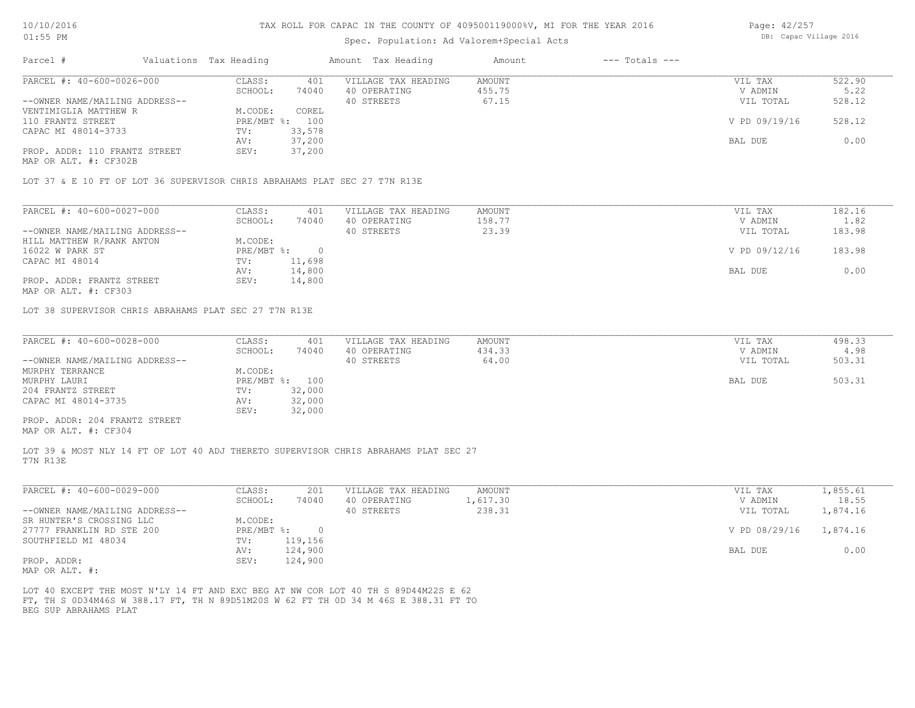# TAX ROLL FOR CAPAC IN THE COUNTY OF 409500119000%V, MI FOR THE YEAR 2016

10/10/2016
01:55 PM

Spec. Population: Ad Valorem+Special Acts

DB: Capac Village 2016

| Parcel # | Valuations | Tax Heading | Amount | Tax Heading | Amount | --- Totals --- | |
|---|---|---|---|---|---|---|---|

---

**PARCEL #: 40-600-0026-000**

| | | | | | |
|---|---|---|---|---|---|
| --OWNER NAME/MAILING ADDRESS-- | CLASS: 401 | VILLAGE TAX HEADING | AMOUNT | VIL TAX | 522.90 |
| VENTIMIGLIA MATTHEW R | SCHOOL: 74040 | 40 OPERATING | 455.75 | V ADMIN | 5.22 |
| 110 FRANTZ STREET | M.CODE: COREL | 40 STREETS | 67.15 | VIL TOTAL | 528.12 |
| CAPAC MI 48014-3733 | PRE/MBT %: 100 | | | V PD 09/19/16 | 528.12 |
| | TV: 33,578 | | | | |
| PROP. ADDR: 110 FRANTZ STREET | AV: 37,200 | | | BAL DUE | 0.00 |
| MAP OR ALT. #: CF302B | SEV: 37,200 | | | | |

LOT 37 & E 10 FT OF LOT 36 SUPERVISOR CHRIS ABRAHAMS PLAT SEC 27 T7N R13E

---

**PARCEL #: 40-600-0027-000**

| | | | | | |
|---|---|---|---|---|---|
| --OWNER NAME/MAILING ADDRESS-- | CLASS: 401 | VILLAGE TAX HEADING | AMOUNT | VIL TAX | 182.16 |
| HILL MATTHEW R/RANK ANTON | SCHOOL: 74040 | 40 OPERATING | 158.77 | V ADMIN | 1.82 |
| 16022 W PARK ST | M.CODE: | 40 STREETS | 23.39 | VIL TOTAL | 183.98 |
| CAPAC MI 48014 | PRE/MBT %: 0 | | | V PD 09/12/16 | 183.98 |
| | TV: 11,698 | | | | |
| PROP. ADDR: FRANTZ STREET | AV: 14,800 | | | BAL DUE | 0.00 |
| MAP OR ALT. #: CF303 | SEV: 14,800 | | | | |

LOT 38 SUPERVISOR CHRIS ABRAHAMS PLAT SEC 27 T7N R13E

---

**PARCEL #: 40-600-0028-000**

| | | | | | |
|---|---|---|---|---|---|
| --OWNER NAME/MAILING ADDRESS-- | CLASS: 401 | VILLAGE TAX HEADING | AMOUNT | VIL TAX | 498.33 |
| MURPHY TERRANCE | SCHOOL: 74040 | 40 OPERATING | 434.33 | V ADMIN | 4.98 |
| MURPHY LAURI | M.CODE: | 40 STREETS | 64.00 | VIL TOTAL | 503.31 |
| 204 FRANTZ STREET | PRE/MBT %: 100 | | | BAL DUE | 503.31 |
| CAPAC MI 48014-3735 | TV: 32,000 | | | | |
| | AV: 32,000 | | | | |
| PROP. ADDR: 204 FRANTZ STREET | SEV: 32,000 | | | | |
| MAP OR ALT. #: CF304 | | | | | |

LOT 39 & MOST NLY 14 FT OF LOT 40 ADJ THERETO SUPERVISOR CHRIS ABRAHAMS PLAT SEC 27 T7N R13E

---

**PARCEL #: 40-600-0029-000**

| | | | | | |
|---|---|---|---|---|---|
| --OWNER NAME/MAILING ADDRESS-- | CLASS: 201 | VILLAGE TAX HEADING | AMOUNT | VIL TAX | 1,855.61 |
| SR HUNTER'S CROSSING LLC | SCHOOL: 74040 | 40 OPERATING | 1,617.30 | V ADMIN | 18.55 |
| 27777 FRANKLIN RD STE 200 | M.CODE: | 40 STREETS | 238.31 | VIL TOTAL | 1,874.16 |
| SOUTHFIELD MI 48034 | PRE/MBT %: 0 | | | V PD 08/29/16 | 1,874.16 |
| | TV: 119,156 | | | | |
| PROP. ADDR: | AV: 124,900 | | | BAL DUE | 0.00 |
| MAP OR ALT. #: | SEV: 124,900 | | | | |

LOT 40 EXCEPT THE MOST N'LY 14 FT AND EXC BEG AT NW COR LOT 40 TH S 89D44M22S E 62 FT, TH S 0D34M46S W 388.17 FT, TH N 89D51M20S W 62 FT TH 0D 34 M 46S E 388.31 FT TO BEG SUP ABRAHAMS PLAT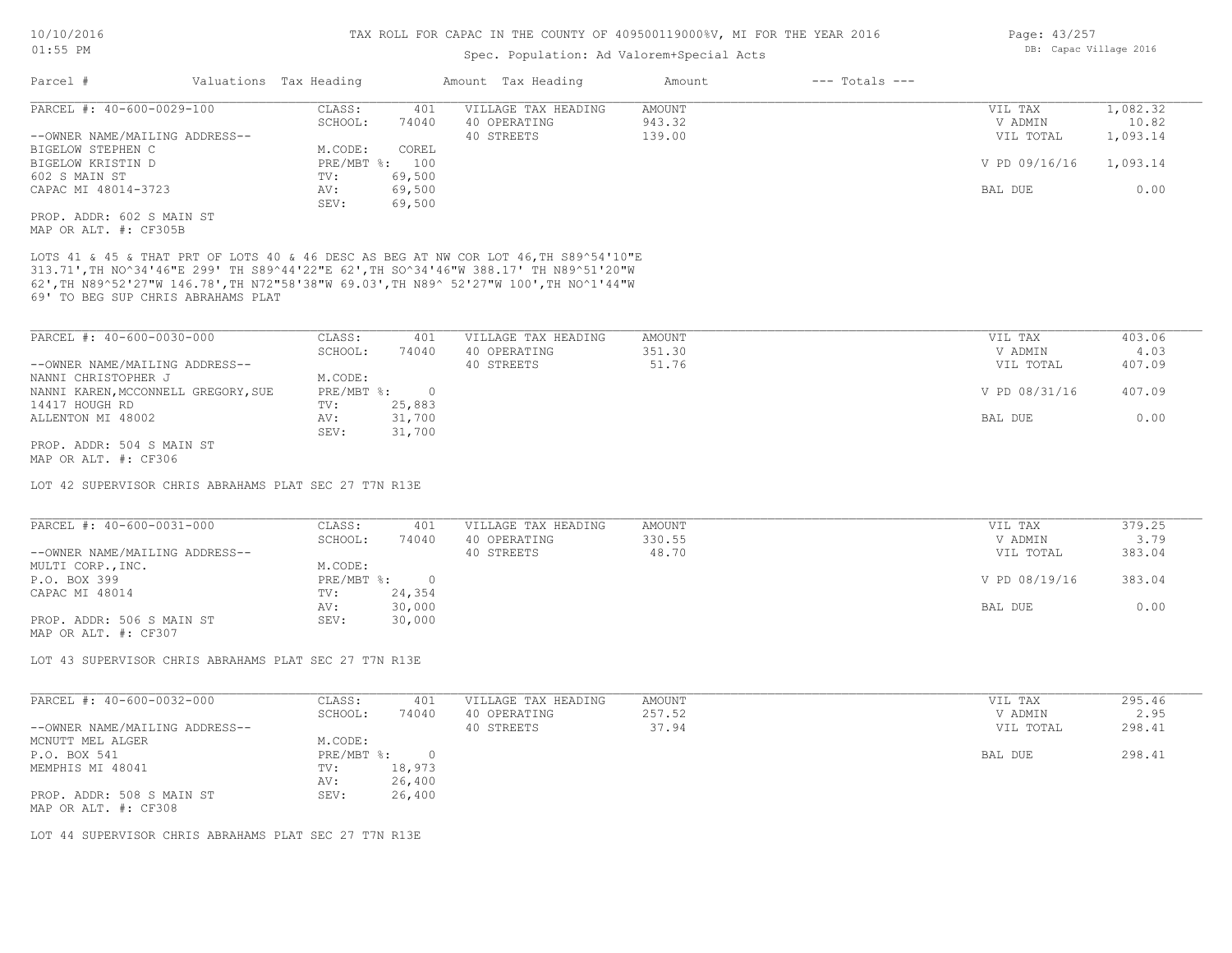# TAX ROLL FOR CAPAC IN THE COUNTY OF 409500119000%V, MI FOR THE YEAR 2016

Spec. Population: Ad Valorem+Special Acts

DB: Capac Village 2016

| Parcel # | Valuations | Tax Heading | Amount | Tax Heading | Amount | --- Totals --- | |
|---|---|---|---|---|---|---|---|

---

**PARCEL #: 40-600-0029-100**

| | | | | | |
|---|---|---|---|---|---|
| CLASS: | 401 | VILLAGE TAX HEADING | AMOUNT | VIL TAX | 1,082.32 |
| SCHOOL: | 74040 | 40 OPERATING | 943.32 | V ADMIN | 10.82 |
| | | 40 STREETS | 139.00 | VIL TOTAL | 1,093.14 |
| M.CODE: | COREL | | | | |
| PRE/MBT %: | 100 | | | V PD 09/16/16 | 1,093.14 |
| TV: | 69,500 | | | | |
| AV: | 69,500 | | | BAL DUE | 0.00 |
| SEV: | 69,500 | | | | |

--OWNER NAME/MAILING ADDRESS--
BIGELOW STEPHEN C
BIGELOW KRISTIN D
602 S MAIN ST
CAPAC MI 48014-3723

PROP. ADDR: 602 S MAIN ST
MAP OR ALT. #: CF305B

LOTS 41 & 45 & THAT PRT OF LOTS 40 & 46 DESC AS BEG AT NW COR LOT 46,TH S89^54'10"E 313.71',TH NO^34'46"E 299' TH S89^44'22"E 62',TH SO^34'46"W 388.17' TH N89^51'20"W 62',TH N89^52'27"W 146.78',TH N72"58'38"W 69.03',TH N89^ 52'27"W 100',TH NO^1'44"W 69' TO BEG SUP CHRIS ABRAHAMS PLAT

---

**PARCEL #: 40-600-0030-000**

| | | | | | |
|---|---|---|---|---|---|
| CLASS: | 401 | VILLAGE TAX HEADING | AMOUNT | VIL TAX | 403.06 |
| SCHOOL: | 74040 | 40 OPERATING | 351.30 | V ADMIN | 4.03 |
| | | 40 STREETS | 51.76 | VIL TOTAL | 407.09 |
| M.CODE: | | | | | |
| PRE/MBT %: | 0 | | | V PD 08/31/16 | 407.09 |
| TV: | 25,883 | | | | |
| AV: | 31,700 | | | BAL DUE | 0.00 |
| SEV: | 31,700 | | | | |

--OWNER NAME/MAILING ADDRESS--
NANNI CHRISTOPHER J
NANNI KAREN,MCCONNELL GREGORY,SUE
14417 HOUGH RD
ALLENTON MI 48002

PROP. ADDR: 504 S MAIN ST
MAP OR ALT. #: CF306

LOT 42 SUPERVISOR CHRIS ABRAHAMS PLAT SEC 27 T7N R13E

---

**PARCEL #: 40-600-0031-000**

| | | | | | |
|---|---|---|---|---|---|
| CLASS: | 401 | VILLAGE TAX HEADING | AMOUNT | VIL TAX | 379.25 |
| SCHOOL: | 74040 | 40 OPERATING | 330.55 | V ADMIN | 3.79 |
| | | 40 STREETS | 48.70 | VIL TOTAL | 383.04 |
| M.CODE: | | | | | |
| PRE/MBT %: | 0 | | | V PD 08/19/16 | 383.04 |
| TV: | 24,354 | | | | |
| AV: | 30,000 | | | BAL DUE | 0.00 |
| SEV: | 30,000 | | | | |

--OWNER NAME/MAILING ADDRESS--
MULTI CORP.,INC.
P.O. BOX 399
CAPAC MI 48014

PROP. ADDR: 506 S MAIN ST
MAP OR ALT. #: CF307

LOT 43 SUPERVISOR CHRIS ABRAHAMS PLAT SEC 27 T7N R13E

---

**PARCEL #: 40-600-0032-000**

| | | | | | |
|---|---|---|---|---|---|
| CLASS: | 401 | VILLAGE TAX HEADING | AMOUNT | VIL TAX | 295.46 |
| SCHOOL: | 74040 | 40 OPERATING | 257.52 | V ADMIN | 2.95 |
| | | 40 STREETS | 37.94 | VIL TOTAL | 298.41 |
| M.CODE: | | | | | |
| PRE/MBT %: | 0 | | | BAL DUE | 298.41 |
| TV: | 18,973 | | | | |
| AV: | 26,400 | | | | |
| SEV: | 26,400 | | | | |

--OWNER NAME/MAILING ADDRESS--
MCNUTT MEL ALGER
P.O. BOX 541
MEMPHIS MI 48041

PROP. ADDR: 508 S MAIN ST
MAP OR ALT. #: CF308

LOT 44 SUPERVISOR CHRIS ABRAHAMS PLAT SEC 27 T7N R13E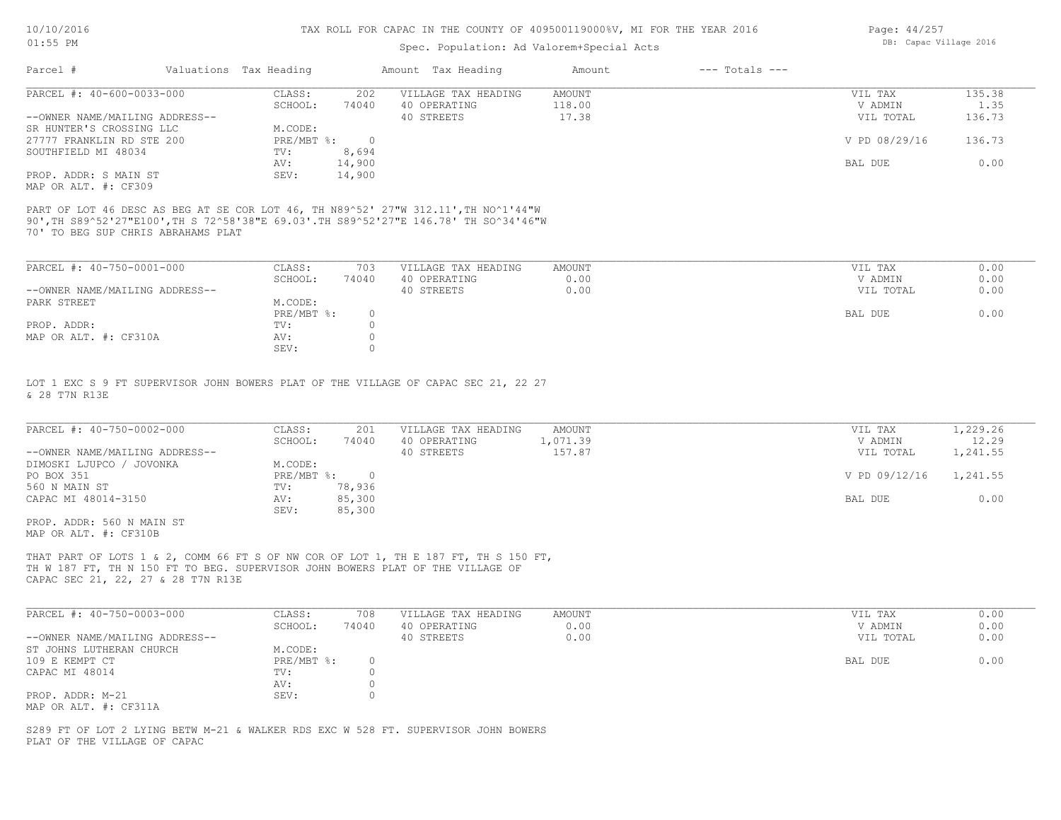# TAX ROLL FOR CAPAC IN THE COUNTY OF 409500119000%V, MI FOR THE YEAR 2016

Spec. Population: Ad Valorem+Special Acts

| Parcel # | Valuations | Tax Heading | Amount | Tax Heading | Amount | --- Totals --- | |
|---|---|---|---|---|---|---|---|
| PARCEL #: 40-600-0033-000 | CLASS: | 202 | VILLAGE TAX HEADING | AMOUNT | | VIL TAX | 135.38 |
| | SCHOOL: | 74040 | 40 OPERATING | 118.00 | | V ADMIN | 1.35 |
| --OWNER NAME/MAILING ADDRESS-- | | | 40 STREETS | 17.38 | | VIL TOTAL | 136.73 |
| SR HUNTER'S CROSSING LLC | M.CODE: | | | | | | |
| 27777 FRANKLIN RD STE 200 | PRE/MBT %: | 0 | | | | V PD 08/29/16 | 136.73 |
| SOUTHFIELD MI 48034 | TV: | 8,694 | | | | | |
| | AV: | 14,900 | | | | BAL DUE | 0.00 |
| PROP. ADDR: S MAIN ST | SEV: | 14,900 | | | | | |
| MAP OR ALT. #: CF309 | | | | | | | |

PART OF LOT 46 DESC AS BEG AT SE COR LOT 46, TH N89^52' 27"W 312.11',TH NO^1'44"W 90',TH S89^52'27"E100',TH S 72^58'38"E 69.03'.TH S89^52'27"E 146.78' TH SO^34'46"W 70' TO BEG SUP CHRIS ABRAHAMS PLAT

| Parcel # | Valuations | Tax Heading | Amount | Tax Heading | Amount | --- Totals --- | |
|---|---|---|---|---|---|---|---|
| PARCEL #: 40-750-0001-000 | CLASS: | 703 | VILLAGE TAX HEADING | AMOUNT | | VIL TAX | 0.00 |
| | SCHOOL: | 74040 | 40 OPERATING | 0.00 | | V ADMIN | 0.00 |
| --OWNER NAME/MAILING ADDRESS-- | | | 40 STREETS | 0.00 | | VIL TOTAL | 0.00 |
| PARK STREET | M.CODE: | | | | | | |
| | PRE/MBT %: | 0 | | | | BAL DUE | 0.00 |
| PROP. ADDR: | TV: | 0 | | | | | |
| MAP OR ALT. #: CF310A | AV: | 0 | | | | | |
| | SEV: | 0 | | | | | |

LOT 1 EXC S 9 FT SUPERVISOR JOHN BOWERS PLAT OF THE VILLAGE OF CAPAC SEC 21, 22 27 & 28 T7N R13E

| Parcel # | Valuations | Tax Heading | Amount | Tax Heading | Amount | --- Totals --- | |
|---|---|---|---|---|---|---|---|
| PARCEL #: 40-750-0002-000 | CLASS: | 201 | VILLAGE TAX HEADING | AMOUNT | | VIL TAX | 1,229.26 |
| | SCHOOL: | 74040 | 40 OPERATING | 1,071.39 | | V ADMIN | 12.29 |
| --OWNER NAME/MAILING ADDRESS-- | | | 40 STREETS | 157.87 | | VIL TOTAL | 1,241.55 |
| DIMOSKI LJUPCO / JOVONKA | M.CODE: | | | | | | |
| PO BOX 351 | PRE/MBT %: | 0 | | | | V PD 09/12/16 | 1,241.55 |
| 560 N MAIN ST | TV: | 78,936 | | | | | |
| CAPAC MI 48014-3150 | AV: | 85,300 | | | | BAL DUE | 0.00 |
| | SEV: | 85,300 | | | | | |
| PROP. ADDR: 560 N MAIN ST | | | | | | | |
| MAP OR ALT. #: CF310B | | | | | | | |

THAT PART OF LOTS 1 & 2, COMM 66 FT S OF NW COR OF LOT 1, TH E 187 FT, TH S 150 FT, TH W 187 FT, TH N 150 FT TO BEG. SUPERVISOR JOHN BOWERS PLAT OF THE VILLAGE OF CAPAC SEC 21, 22, 27 & 28 T7N R13E

| Parcel # | Valuations | Tax Heading | Amount | Tax Heading | Amount | --- Totals --- | |
|---|---|---|---|---|---|---|---|
| PARCEL #: 40-750-0003-000 | CLASS: | 708 | VILLAGE TAX HEADING | AMOUNT | | VIL TAX | 0.00 |
| | SCHOOL: | 74040 | 40 OPERATING | 0.00 | | V ADMIN | 0.00 |
| --OWNER NAME/MAILING ADDRESS-- | | | 40 STREETS | 0.00 | | VIL TOTAL | 0.00 |
| ST JOHNS LUTHERAN CHURCH | M.CODE: | | | | | | |
| 109 E KEMPT CT | PRE/MBT %: | 0 | | | | BAL DUE | 0.00 |
| CAPAC MI 48014 | TV: | 0 | | | | | |
| | AV: | 0 | | | | | |
| PROP. ADDR: M-21 | SEV: | 0 | | | | | |
| MAP OR ALT. #: CF311A | | | | | | | |

S289 FT OF LOT 2 LYING BETW M-21 & WALKER RDS EXC W 528 FT. SUPERVISOR JOHN BOWERS PLAT OF THE VILLAGE OF CAPAC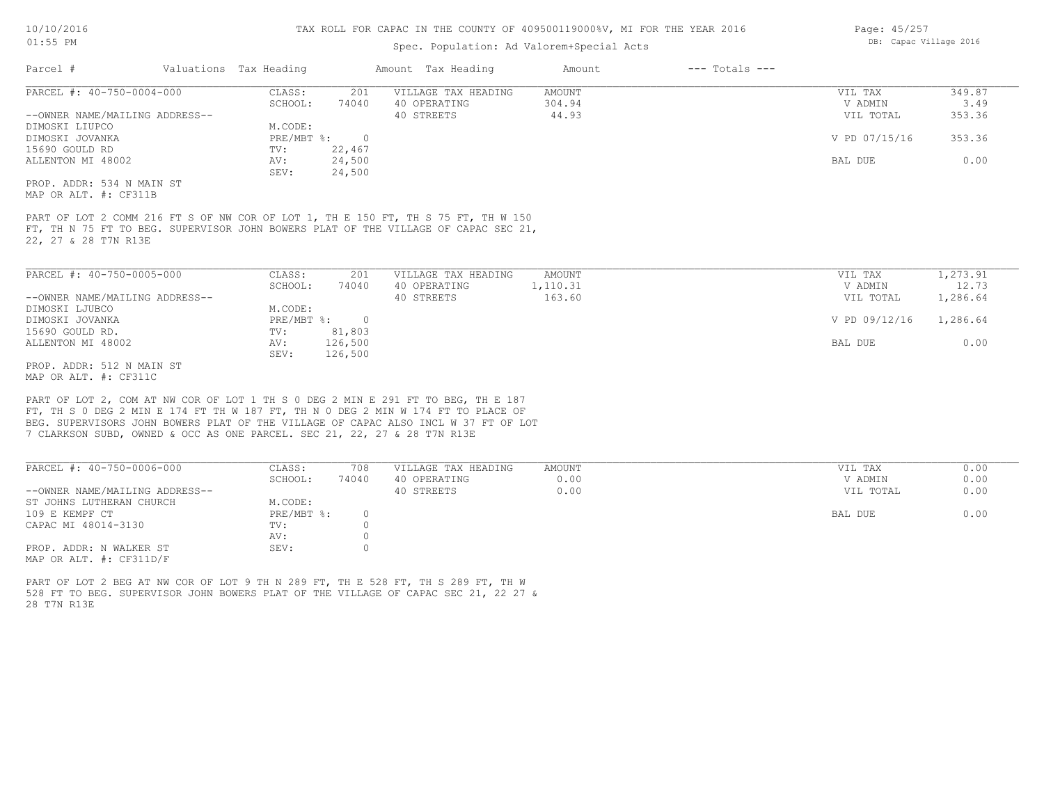TAX ROLL FOR CAPAC IN THE COUNTY OF 409500119000%V, MI FOR THE YEAR 2016

Spec. Population: Ad Valorem+Special Acts

DB: Capac Village 2016

| Parcel # | Valuations | Tax Heading | Amount | Tax Heading | Amount | --- Totals --- | |
|---|---|---|---|---|---|---|---|
| PARCEL #: 40-750-0004-000 | CLASS: | 201 | VILLAGE TAX HEADING | AMOUNT | | VIL TAX | 349.87 |
| | SCHOOL: | 74040 | 40 OPERATING | 304.94 | | V ADMIN | 3.49 |
| --OWNER NAME/MAILING ADDRESS-- | | | 40 STREETS | 44.93 | | VIL TOTAL | 353.36 |
| DIMOSKI LIUPCO | M.CODE: | | | | | | |
| DIMOSKI JOVANKA | PRE/MBT %: | 0 | | | | V PD 07/15/16 | 353.36 |
| 15690 GOULD RD | TV: | 22,467 | | | | | |
| ALLENTON MI 48002 | AV: | 24,500 | | | | BAL DUE | 0.00 |
| | SEV: | 24,500 | | | | | |

PROP. ADDR: 534 N MAIN ST
MAP OR ALT. #: CF311B

PART OF LOT 2 COMM 216 FT S OF NW COR OF LOT 1, TH E 150 FT, TH S 75 FT, TH W 150 FT, TH N 75 FT TO BEG. SUPERVISOR JOHN BOWERS PLAT OF THE VILLAGE OF CAPAC SEC 21, 22, 27 & 28 T7N R13E

| Parcel # | Valuations | Tax Heading | Amount | Tax Heading | Amount | --- Totals --- | |
|---|---|---|---|---|---|---|---|
| PARCEL #: 40-750-0005-000 | CLASS: | 201 | VILLAGE TAX HEADING | AMOUNT | | VIL TAX | 1,273.91 |
| | SCHOOL: | 74040 | 40 OPERATING | 1,110.31 | | V ADMIN | 12.73 |
| --OWNER NAME/MAILING ADDRESS-- | | | 40 STREETS | 163.60 | | VIL TOTAL | 1,286.64 |
| DIMOSKI LJUBCO | M.CODE: | | | | | | |
| DIMOSKI JOVANKA | PRE/MBT %: | 0 | | | | V PD 09/12/16 | 1,286.64 |
| 15690 GOULD RD. | TV: | 81,803 | | | | | |
| ALLENTON MI 48002 | AV: | 126,500 | | | | BAL DUE | 0.00 |
| | SEV: | 126,500 | | | | | |

PROP. ADDR: 512 N MAIN ST
MAP OR ALT. #: CF311C

PART OF LOT 2, COM AT NW COR OF LOT 1 TH S 0 DEG 2 MIN E 291 FT TO BEG, TH E 187 FT, TH S 0 DEG 2 MIN E 174 FT TH W 187 FT, TH N 0 DEG 2 MIN W 174 FT TO PLACE OF BEG. SUPERVISORS JOHN BOWERS PLAT OF THE VILLAGE OF CAPAC ALSO INCL W 37 FT OF LOT 7 CLARKSON SUBD, OWNED & OCC AS ONE PARCEL. SEC 21, 22, 27 & 28 T7N R13E

| Parcel # | Valuations | Tax Heading | Amount | Tax Heading | Amount | --- Totals --- | |
|---|---|---|---|---|---|---|---|
| PARCEL #: 40-750-0006-000 | CLASS: | 708 | VILLAGE TAX HEADING | AMOUNT | | VIL TAX | 0.00 |
| | SCHOOL: | 74040 | 40 OPERATING | 0.00 | | V ADMIN | 0.00 |
| --OWNER NAME/MAILING ADDRESS-- | | | 40 STREETS | 0.00 | | VIL TOTAL | 0.00 |
| ST JOHNS LUTHERAN CHURCH | M.CODE: | | | | | | |
| 109 E KEMPF CT | PRE/MBT %: | 0 | | | | BAL DUE | 0.00 |
| CAPAC MI 48014-3130 | TV: | 0 | | | | | |
| | AV: | 0 | | | | | |
| PROP. ADDR: N WALKER ST | SEV: | 0 | | | | | |

MAP OR ALT. #: CF311D/F

PART OF LOT 2 BEG AT NW COR OF LOT 9 TH N 289 FT, TH E 528 FT, TH S 289 FT, TH W 528 FT TO BEG. SUPERVISOR JOHN BOWERS PLAT OF THE VILLAGE OF CAPAC SEC 21, 22 27 & 28 T7N R13E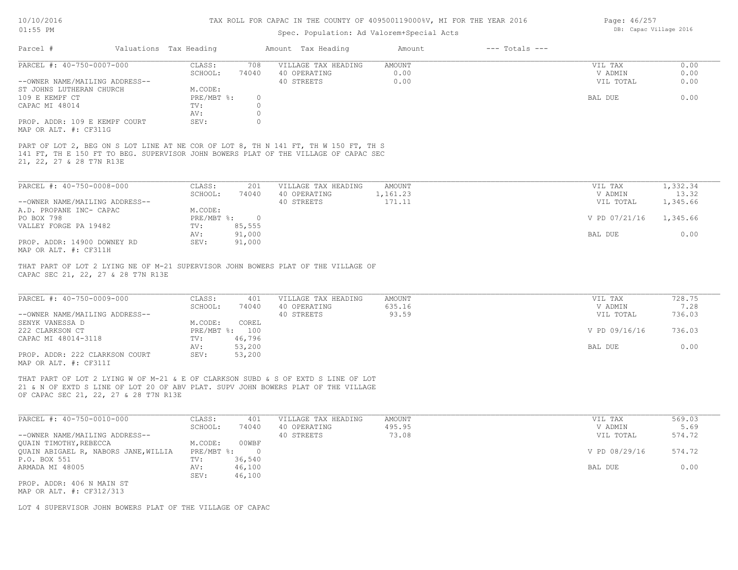# TAX ROLL FOR CAPAC IN THE COUNTY OF 409500119000%V, MI FOR THE YEAR 2016

Spec. Population: Ad Valorem+Special Acts

| Parcel # | Valuations | Tax Heading | Amount | Tax Heading | Amount | --- Totals --- | |
|---|---|---|---|---|---|---|---|

---

PARCEL #: 40-750-0007-000

| | | | | | |
|---|---|---|---|---|---|
| CLASS: | 708 | VILLAGE TAX HEADING | AMOUNT | VIL TAX | 0.00 |
| SCHOOL: | 74040 | 40 OPERATING | 0.00 | V ADMIN | 0.00 |
| | | 40 STREETS | 0.00 | VIL TOTAL | 0.00 |
| M.CODE: | | | | | |
| PRE/MBT %: | 0 | | | BAL DUE | 0.00 |
| TV: | 0 | | | | |
| AV: | 0 | | | | |
| SEV: | 0 | | | | |

--OWNER NAME/MAILING ADDRESS--
ST JOHNS LUTHERAN CHURCH
109 E KEMPF CT
CAPAC MI 48014

PROP. ADDR: 109 E KEMPF COURT
MAP OR ALT. #: CF311G

PART OF LOT 2, BEG ON S LOT LINE AT NE COR OF LOT 8, TH N 141 FT, TH W 150 FT, TH S 141 FT, TH E 150 FT TO BEG. SUPERVISOR JOHN BOWERS PLAT OF THE VILLAGE OF CAPAC SEC 21, 22, 27 & 28 T7N R13E

---

PARCEL #: 40-750-0008-000

| | | | | | |
|---|---|---|---|---|---|
| CLASS: | 201 | VILLAGE TAX HEADING | AMOUNT | VIL TAX | 1,332.34 |
| SCHOOL: | 74040 | 40 OPERATING | 1,161.23 | V ADMIN | 13.32 |
| | | 40 STREETS | 171.11 | VIL TOTAL | 1,345.66 |
| M.CODE: | | | | | |
| PRE/MBT %: | 0 | | | V PD 07/21/16 | 1,345.66 |
| TV: | 85,555 | | | | |
| AV: | 91,000 | | | BAL DUE | 0.00 |
| SEV: | 91,000 | | | | |

--OWNER NAME/MAILING ADDRESS--
A.D. PROPANE INC- CAPAC
PO BOX 798
VALLEY FORGE PA 19482

PROP. ADDR: 14900 DOWNEY RD
MAP OR ALT. #: CF311H

THAT PART OF LOT 2 LYING NE OF M-21 SUPERVISOR JOHN BOWERS PLAT OF THE VILLAGE OF CAPAC SEC 21, 22, 27 & 28 T7N R13E

---

PARCEL #: 40-750-0009-000

| | | | | | |
|---|---|---|---|---|---|
| CLASS: | 401 | VILLAGE TAX HEADING | AMOUNT | VIL TAX | 728.75 |
| SCHOOL: | 74040 | 40 OPERATING | 635.16 | V ADMIN | 7.28 |
| | | 40 STREETS | 93.59 | VIL TOTAL | 736.03 |
| M.CODE: | COREL | | | | |
| PRE/MBT %: | 100 | | | V PD 09/16/16 | 736.03 |
| TV: | 46,796 | | | | |
| AV: | 53,200 | | | BAL DUE | 0.00 |
| SEV: | 53,200 | | | | |

--OWNER NAME/MAILING ADDRESS--
SENYK VANESSA D
222 CLARKSON CT
CAPAC MI 48014-3118

PROP. ADDR: 222 CLARKSON COURT
MAP OR ALT. #: CF311I

THAT PART OF LOT 2 LYING W OF M-21 & E OF CLARKSON SUBD & S OF EXTD S LINE OF LOT 21 & N OF EXTD S LINE OF LOT 20 OF ABV PLAT. SUPV JOHN BOWERS PLAT OF THE VILLAGE OF CAPAC SEC 21, 22, 27 & 28 T7N R13E

---

PARCEL #: 40-750-0010-000

| | | | | | |
|---|---|---|---|---|---|
| CLASS: | 401 | VILLAGE TAX HEADING | AMOUNT | VIL TAX | 569.03 |
| SCHOOL: | 74040 | 40 OPERATING | 495.95 | V ADMIN | 5.69 |
| | | 40 STREETS | 73.08 | VIL TOTAL | 574.72 |
| M.CODE: | 00WBF | | | | |
| PRE/MBT %: | 0 | | | V PD 08/29/16 | 574.72 |
| TV: | 36,540 | | | | |
| AV: | 46,100 | | | BAL DUE | 0.00 |
| SEV: | 46,100 | | | | |

--OWNER NAME/MAILING ADDRESS--
QUAIN TIMOTHY,REBECCA
QUAIN ABIGAEL R, NABORS JANE,WILLIA
P.O. BOX 551
ARMADA MI 48005

PROP. ADDR: 406 N MAIN ST
MAP OR ALT. #: CF312/313

LOT 4 SUPERVISOR JOHN BOWERS PLAT OF THE VILLAGE OF CAPAC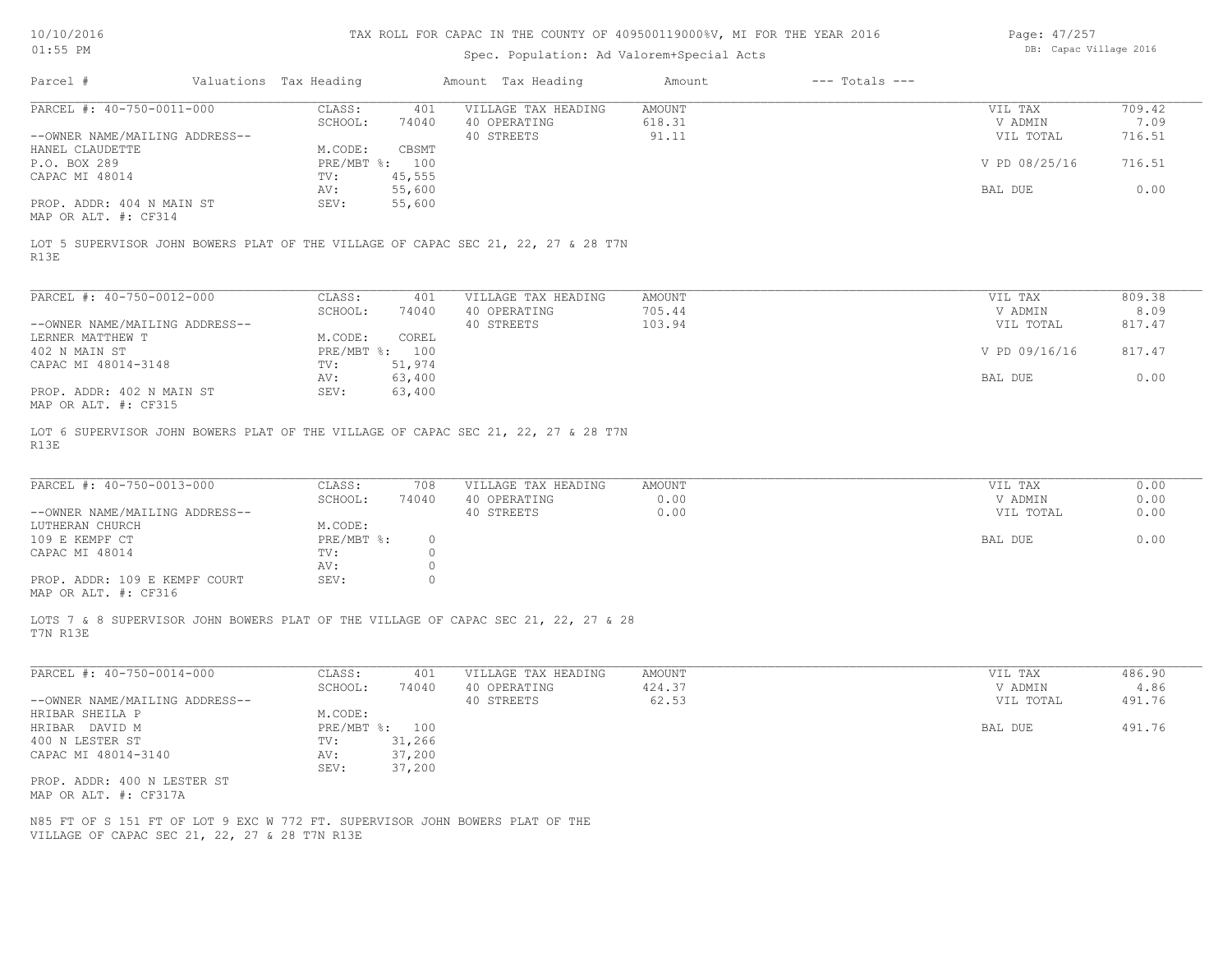TAX ROLL FOR CAPAC IN THE COUNTY OF 409500119000%V, MI FOR THE YEAR 2016

Spec. Population: Ad Valorem+Special Acts

DB: Capac Village 2016

10/10/2016
01:55 PM

| Parcel # | Valuations | Tax Heading | Amount | Tax Heading | Amount | --- Totals --- | |
|---|---|---|---|---|---|---|---|

PARCEL #: 40-750-0011-000

| | | | | | |
|---|---|---|---|---|---|
| CLASS: | 401 | VILLAGE TAX HEADING | AMOUNT | VIL TAX | 709.42 |
| SCHOOL: | 74040 | 40 OPERATING | 618.31 | V ADMIN | 7.09 |
| | | 40 STREETS | 91.11 | VIL TOTAL | 716.51 |
| M.CODE: | CBSMT | | | | |
| PRE/MBT %: | 100 | | | V PD 08/25/16 | 716.51 |
| TV: | 45,555 | | | | |
| AV: | 55,600 | | | BAL DUE | 0.00 |
| SEV: | 55,600 | | | | |

--OWNER NAME/MAILING ADDRESS--
HANEL CLAUDETTE
P.O. BOX 289
CAPAC MI 48014

PROP. ADDR: 404 N MAIN ST
MAP OR ALT. #: CF314

LOT 5 SUPERVISOR JOHN BOWERS PLAT OF THE VILLAGE OF CAPAC SEC 21, 22, 27 & 28 T7N R13E

PARCEL #: 40-750-0012-000

| | | | | | |
|---|---|---|---|---|---|
| CLASS: | 401 | VILLAGE TAX HEADING | AMOUNT | VIL TAX | 809.38 |
| SCHOOL: | 74040 | 40 OPERATING | 705.44 | V ADMIN | 8.09 |
| | | 40 STREETS | 103.94 | VIL TOTAL | 817.47 |
| M.CODE: | COREL | | | | |
| PRE/MBT %: | 100 | | | V PD 09/16/16 | 817.47 |
| TV: | 51,974 | | | | |
| AV: | 63,400 | | | BAL DUE | 0.00 |
| SEV: | 63,400 | | | | |

--OWNER NAME/MAILING ADDRESS--
LERNER MATTHEW T
402 N MAIN ST
CAPAC MI 48014-3148

PROP. ADDR: 402 N MAIN ST
MAP OR ALT. #: CF315

LOT 6 SUPERVISOR JOHN BOWERS PLAT OF THE VILLAGE OF CAPAC SEC 21, 22, 27 & 28 T7N R13E

PARCEL #: 40-750-0013-000

| | | | | | |
|---|---|---|---|---|---|
| CLASS: | 708 | VILLAGE TAX HEADING | AMOUNT | VIL TAX | 0.00 |
| SCHOOL: | 74040 | 40 OPERATING | 0.00 | V ADMIN | 0.00 |
| | | 40 STREETS | 0.00 | VIL TOTAL | 0.00 |
| M.CODE: | | | | | |
| PRE/MBT %: | 0 | | | BAL DUE | 0.00 |
| TV: | 0 | | | | |
| AV: | 0 | | | | |
| SEV: | 0 | | | | |

--OWNER NAME/MAILING ADDRESS--
LUTHERAN CHURCH
109 E KEMPF CT
CAPAC MI 48014

PROP. ADDR: 109 E KEMPF COURT
MAP OR ALT. #: CF316

LOTS 7 & 8 SUPERVISOR JOHN BOWERS PLAT OF THE VILLAGE OF CAPAC SEC 21, 22, 27 & 28 T7N R13E

PARCEL #: 40-750-0014-000

| | | | | | |
|---|---|---|---|---|---|
| CLASS: | 401 | VILLAGE TAX HEADING | AMOUNT | VIL TAX | 486.90 |
| SCHOOL: | 74040 | 40 OPERATING | 424.37 | V ADMIN | 4.86 |
| | | 40 STREETS | 62.53 | VIL TOTAL | 491.76 |
| M.CODE: | | | | | |
| PRE/MBT %: | 100 | | | BAL DUE | 491.76 |
| TV: | 31,266 | | | | |
| AV: | 37,200 | | | | |
| SEV: | 37,200 | | | | |

--OWNER NAME/MAILING ADDRESS--
HRIBAR SHEILA P
HRIBAR DAVID M
400 N LESTER ST
CAPAC MI 48014-3140

PROP. ADDR: 400 N LESTER ST
MAP OR ALT. #: CF317A

N85 FT OF S 151 FT OF LOT 9 EXC W 772 FT. SUPERVISOR JOHN BOWERS PLAT OF THE VILLAGE OF CAPAC SEC 21, 22, 27 & 28 T7N R13E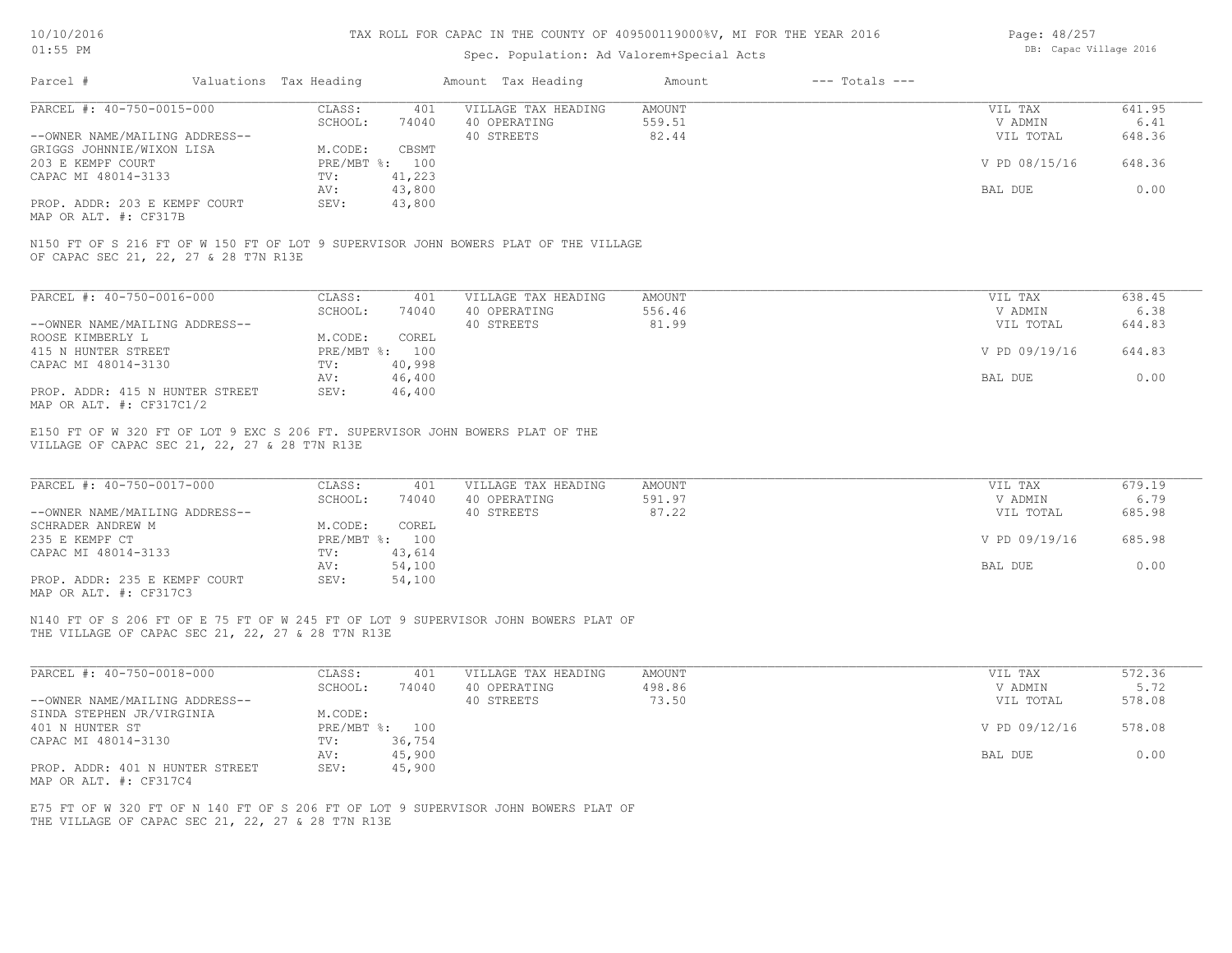# TAX ROLL FOR CAPAC IN THE COUNTY OF 409500119000%V, MI FOR THE YEAR 2016

Spec. Population: Ad Valorem+Special Acts

DB: Capac Village 2016

| Parcel # | Valuations | Tax Heading | Amount | Tax Heading | Amount | --- Totals --- | |
|---|---|---|---|---|---|---|---|

---

**PARCEL #: 40-750-0015-000**

| | | | | | |
|---|---|---|---|---|---|
| CLASS: | 401 | VILLAGE TAX HEADING | AMOUNT | VIL TAX | 641.95 |
| SCHOOL: | 74040 | 40 OPERATING | 559.51 | V ADMIN | 6.41 |
| | | 40 STREETS | 82.44 | VIL TOTAL | 648.36 |
| M.CODE: | CBSMT | | | | |
| PRE/MBT %: | 100 | | | V PD 08/15/16 | 648.36 |
| TV: | 41,223 | | | | |
| AV: | 43,800 | | | BAL DUE | 0.00 |
| SEV: | 43,800 | | | | |

--OWNER NAME/MAILING ADDRESS--
GRIGGS JOHNNIE/WIXON LISA
203 E KEMPF COURT
CAPAC MI 48014-3133

PROP. ADDR: 203 E KEMPF COURT
MAP OR ALT. #: CF317B

N150 FT OF S 216 FT OF W 150 FT OF LOT 9 SUPERVISOR JOHN BOWERS PLAT OF THE VILLAGE OF CAPAC SEC 21, 22, 27 & 28 T7N R13E

---

**PARCEL #: 40-750-0016-000**

| | | | | | |
|---|---|---|---|---|---|
| CLASS: | 401 | VILLAGE TAX HEADING | AMOUNT | VIL TAX | 638.45 |
| SCHOOL: | 74040 | 40 OPERATING | 556.46 | V ADMIN | 6.38 |
| | | 40 STREETS | 81.99 | VIL TOTAL | 644.83 |
| M.CODE: | COREL | | | | |
| PRE/MBT %: | 100 | | | V PD 09/19/16 | 644.83 |
| TV: | 40,998 | | | | |
| AV: | 46,400 | | | BAL DUE | 0.00 |
| SEV: | 46,400 | | | | |

--OWNER NAME/MAILING ADDRESS--
ROOSE KIMBERLY L
415 N HUNTER STREET
CAPAC MI 48014-3130

PROP. ADDR: 415 N HUNTER STREET
MAP OR ALT. #: CF317C1/2

E150 FT OF W 320 FT OF LOT 9 EXC S 206 FT. SUPERVISOR JOHN BOWERS PLAT OF THE VILLAGE OF CAPAC SEC 21, 22, 27 & 28 T7N R13E

---

**PARCEL #: 40-750-0017-000**

| | | | | | |
|---|---|---|---|---|---|
| CLASS: | 401 | VILLAGE TAX HEADING | AMOUNT | VIL TAX | 679.19 |
| SCHOOL: | 74040 | 40 OPERATING | 591.97 | V ADMIN | 6.79 |
| | | 40 STREETS | 87.22 | VIL TOTAL | 685.98 |
| M.CODE: | COREL | | | | |
| PRE/MBT %: | 100 | | | V PD 09/19/16 | 685.98 |
| TV: | 43,614 | | | | |
| AV: | 54,100 | | | BAL DUE | 0.00 |
| SEV: | 54,100 | | | | |

--OWNER NAME/MAILING ADDRESS--
SCHRADER ANDREW M
235 E KEMPF CT
CAPAC MI 48014-3133

PROP. ADDR: 235 E KEMPF COURT
MAP OR ALT. #: CF317C3

N140 FT OF S 206 FT OF E 75 FT OF W 245 FT OF LOT 9 SUPERVISOR JOHN BOWERS PLAT OF THE VILLAGE OF CAPAC SEC 21, 22, 27 & 28 T7N R13E

---

**PARCEL #: 40-750-0018-000**

| | | | | | |
|---|---|---|---|---|---|
| CLASS: | 401 | VILLAGE TAX HEADING | AMOUNT | VIL TAX | 572.36 |
| SCHOOL: | 74040 | 40 OPERATING | 498.86 | V ADMIN | 5.72 |
| | | 40 STREETS | 73.50 | VIL TOTAL | 578.08 |
| M.CODE: | | | | | |
| PRE/MBT %: | 100 | | | V PD 09/12/16 | 578.08 |
| TV: | 36,754 | | | | |
| AV: | 45,900 | | | BAL DUE | 0.00 |
| SEV: | 45,900 | | | | |

--OWNER NAME/MAILING ADDRESS--
SINDA STEPHEN JR/VIRGINIA
401 N HUNTER ST
CAPAC MI 48014-3130

PROP. ADDR: 401 N HUNTER STREET
MAP OR ALT. #: CF317C4

E75 FT OF W 320 FT OF N 140 FT OF S 206 FT OF LOT 9 SUPERVISOR JOHN BOWERS PLAT OF THE VILLAGE OF CAPAC SEC 21, 22, 27 & 28 T7N R13E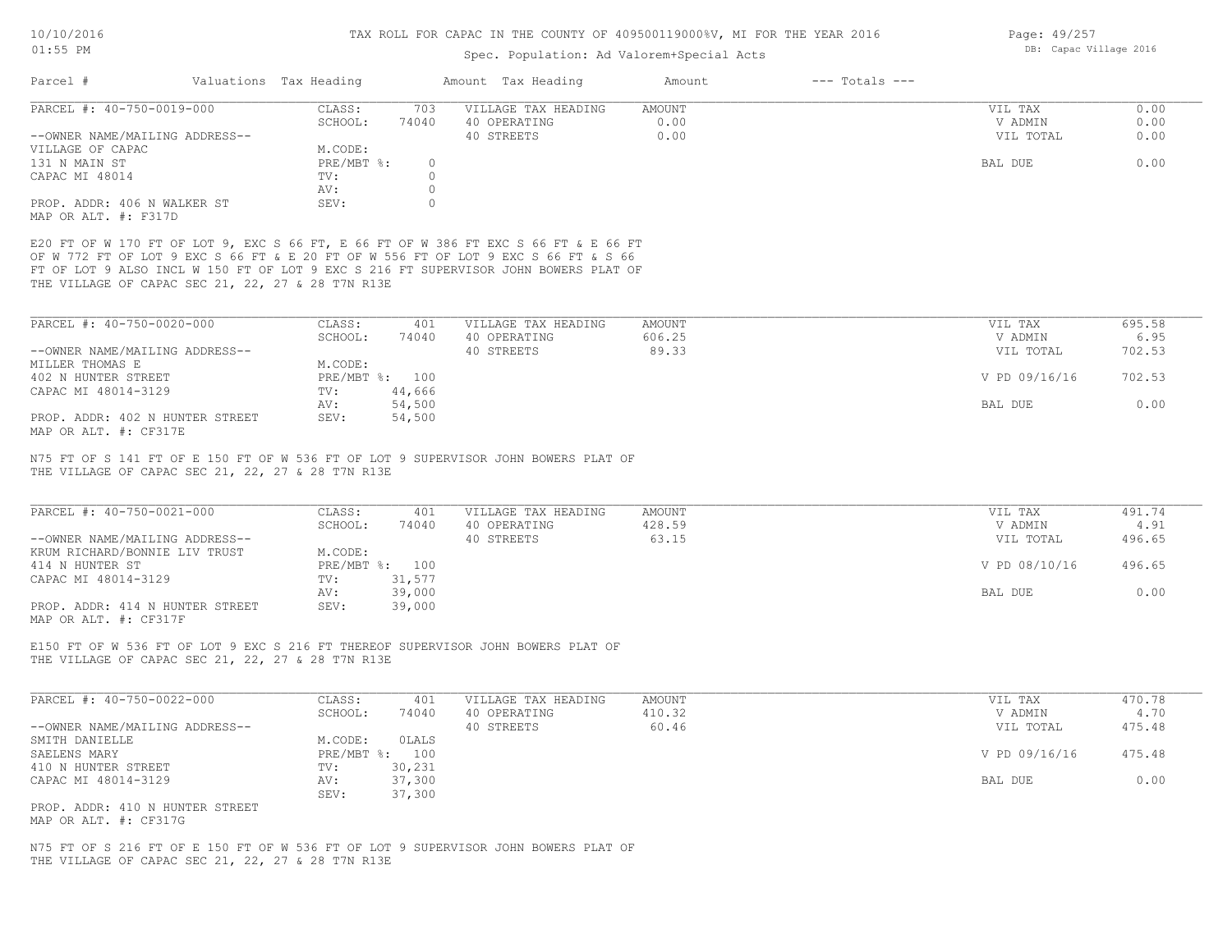# TAX ROLL FOR CAPAC IN THE COUNTY OF 409500119000%V, MI FOR THE YEAR 2016

Spec. Population: Ad Valorem+Special Acts

| Parcel # | Valuations | Tax Heading | Amount | Tax Heading | Amount | --- Totals --- | |
|---|---|---|---|---|---|---|---|

## PARCEL #: 40-750-0019-000

| | | | | | |
|---|---|---|---|---|---|
| --OWNER NAME/MAILING ADDRESS-- | CLASS: 703 | VILLAGE TAX HEADING | AMOUNT | VIL TAX | 0.00 |
| VILLAGE OF CAPAC | SCHOOL: 74040 | 40 OPERATING | 0.00 | V ADMIN | 0.00 |
| 131 N MAIN ST | M.CODE: | 40 STREETS | 0.00 | VIL TOTAL | 0.00 |
| CAPAC MI 48014 | PRE/MBT %: 0 | | | BAL DUE | 0.00 |
| | TV: 0 | | | | |
| | AV: 0 | | | | |
| PROP. ADDR: 406 N WALKER ST | SEV: 0 | | | | |
| MAP OR ALT. #: F317D | | | | | |

E20 FT OF W 170 FT OF LOT 9, EXC S 66 FT, E 66 FT OF W 386 FT EXC S 66 FT & E 66 FT OF W 772 FT OF LOT 9 EXC S 66 FT & E 20 FT OF W 556 FT OF LOT 9 EXC S 66 FT & S 66 FT OF LOT 9 ALSO INCL W 150 FT OF LOT 9 EXC S 216 FT SUPERVISOR JOHN BOWERS PLAT OF THE VILLAGE OF CAPAC SEC 21, 22, 27 & 28 T7N R13E

## PARCEL #: 40-750-0020-000

| | | | | | |
|---|---|---|---|---|---|
| --OWNER NAME/MAILING ADDRESS-- | CLASS: 401 | VILLAGE TAX HEADING | AMOUNT | VIL TAX | 695.58 |
| MILLER THOMAS E | SCHOOL: 74040 | 40 OPERATING | 606.25 | V ADMIN | 6.95 |
| 402 N HUNTER STREET | M.CODE: | 40 STREETS | 89.33 | VIL TOTAL | 702.53 |
| CAPAC MI 48014-3129 | PRE/MBT %: 100 | | | V PD 09/16/16 | 702.53 |
| | TV: 44,666 | | | | |
| | AV: 54,500 | | | BAL DUE | 0.00 |
| PROP. ADDR: 402 N HUNTER STREET | SEV: 54,500 | | | | |
| MAP OR ALT. #: CF317E | | | | | |

N75 FT OF S 141 FT OF E 150 FT OF W 536 FT OF LOT 9 SUPERVISOR JOHN BOWERS PLAT OF THE VILLAGE OF CAPAC SEC 21, 22, 27 & 28 T7N R13E

## PARCEL #: 40-750-0021-000

| | | | | | |
|---|---|---|---|---|---|
| --OWNER NAME/MAILING ADDRESS-- | CLASS: 401 | VILLAGE TAX HEADING | AMOUNT | VIL TAX | 491.74 |
| KRUM RICHARD/BONNIE LIV TRUST | SCHOOL: 74040 | 40 OPERATING | 428.59 | V ADMIN | 4.91 |
| 414 N HUNTER ST | M.CODE: | 40 STREETS | 63.15 | VIL TOTAL | 496.65 |
| CAPAC MI 48014-3129 | PRE/MBT %: 100 | | | V PD 08/10/16 | 496.65 |
| | TV: 31,577 | | | | |
| | AV: 39,000 | | | BAL DUE | 0.00 |
| PROP. ADDR: 414 N HUNTER STREET | SEV: 39,000 | | | | |
| MAP OR ALT. #: CF317F | | | | | |

E150 FT OF W 536 FT OF LOT 9 EXC S 216 FT THEREOF SUPERVISOR JOHN BOWERS PLAT OF THE VILLAGE OF CAPAC SEC 21, 22, 27 & 28 T7N R13E

## PARCEL #: 40-750-0022-000

| | | | | | |
|---|---|---|---|---|---|
| --OWNER NAME/MAILING ADDRESS-- | CLASS: 401 | VILLAGE TAX HEADING | AMOUNT | VIL TAX | 470.78 |
| SMITH DANIELLE | SCHOOL: 74040 | 40 OPERATING | 410.32 | V ADMIN | 4.70 |
| SAELENS MARY | M.CODE: OLALS | 40 STREETS | 60.46 | VIL TOTAL | 475.48 |
| 410 N HUNTER STREET | PRE/MBT %: 100 | | | V PD 09/16/16 | 475.48 |
| CAPAC MI 48014-3129 | TV: 30,231 | | | | |
| | AV: 37,300 | | | BAL DUE | 0.00 |
| | SEV: 37,300 | | | | |
| PROP. ADDR: 410 N HUNTER STREET | | | | | |
| MAP OR ALT. #: CF317G | | | | | |

N75 FT OF S 216 FT OF E 150 FT OF W 536 FT OF LOT 9 SUPERVISOR JOHN BOWERS PLAT OF THE VILLAGE OF CAPAC SEC 21, 22, 27 & 28 T7N R13E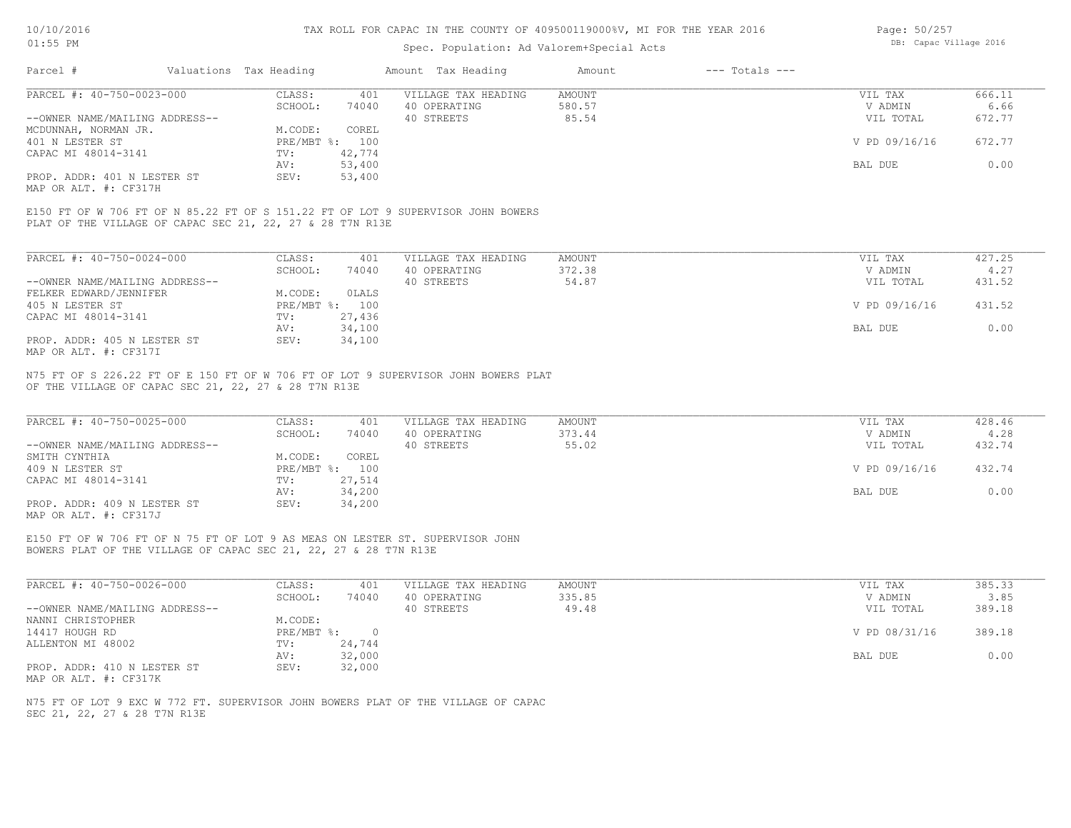# TAX ROLL FOR CAPAC IN THE COUNTY OF 409500119000%V, MI FOR THE YEAR 2016

Spec. Population: Ad Valorem+Special Acts

| Parcel # | Valuations | Tax Heading | Amount | Tax Heading | Amount | --- Totals --- | |
|---|---|---|---|---|---|---|---|
| PARCEL #: 40-750-0023-000 | CLASS: | 401 | VILLAGE TAX HEADING | AMOUNT | | VIL TAX | 666.11 |
| | SCHOOL: | 74040 | 40 OPERATING | 580.57 | | V ADMIN | 6.66 |
| --OWNER NAME/MAILING ADDRESS-- | | | 40 STREETS | 85.54 | | VIL TOTAL | 672.77 |
| MCDUNNAH, NORMAN JR. | M.CODE: | COREL | | | | | |
| 401 N LESTER ST | PRE/MBT %: | 100 | | | | V PD 09/16/16 | 672.77 |
| CAPAC MI 48014-3141 | TV: | 42,774 | | | | | |
| | AV: | 53,400 | | | | BAL DUE | 0.00 |
| PROP. ADDR: 401 N LESTER ST | SEV: | 53,400 | | | | | |
| MAP OR ALT. #: CF317H | | | | | | | |

E150 FT OF W 706 FT OF N 85.22 FT OF S 151.22 FT OF LOT 9 SUPERVISOR JOHN BOWERS PLAT OF THE VILLAGE OF CAPAC SEC 21, 22, 27 & 28 T7N R13E

| Parcel # | Valuations | Tax Heading | Amount | Tax Heading | Amount | --- Totals --- | |
|---|---|---|---|---|---|---|---|
| PARCEL #: 40-750-0024-000 | CLASS: | 401 | VILLAGE TAX HEADING | AMOUNT | | VIL TAX | 427.25 |
| | SCHOOL: | 74040 | 40 OPERATING | 372.38 | | V ADMIN | 4.27 |
| --OWNER NAME/MAILING ADDRESS-- | | | 40 STREETS | 54.87 | | VIL TOTAL | 431.52 |
| FELKER EDWARD/JENNIFER | M.CODE: | 0LALS | | | | | |
| 405 N LESTER ST | PRE/MBT %: | 100 | | | | V PD 09/16/16 | 431.52 |
| CAPAC MI 48014-3141 | TV: | 27,436 | | | | | |
| | AV: | 34,100 | | | | BAL DUE | 0.00 |
| PROP. ADDR: 405 N LESTER ST | SEV: | 34,100 | | | | | |
| MAP OR ALT. #: CF317I | | | | | | | |

N75 FT OF S 226.22 FT OF E 150 FT OF W 706 FT OF LOT 9 SUPERVISOR JOHN BOWERS PLAT OF THE VILLAGE OF CAPAC SEC 21, 22, 27 & 28 T7N R13E

| Parcel # | Valuations | Tax Heading | Amount | Tax Heading | Amount | --- Totals --- | |
|---|---|---|---|---|---|---|---|
| PARCEL #: 40-750-0025-000 | CLASS: | 401 | VILLAGE TAX HEADING | AMOUNT | | VIL TAX | 428.46 |
| | SCHOOL: | 74040 | 40 OPERATING | 373.44 | | V ADMIN | 4.28 |
| --OWNER NAME/MAILING ADDRESS-- | | | 40 STREETS | 55.02 | | VIL TOTAL | 432.74 |
| SMITH CYNTHIA | M.CODE: | COREL | | | | | |
| 409 N LESTER ST | PRE/MBT %: | 100 | | | | V PD 09/16/16 | 432.74 |
| CAPAC MI 48014-3141 | TV: | 27,514 | | | | | |
| | AV: | 34,200 | | | | BAL DUE | 0.00 |
| PROP. ADDR: 409 N LESTER ST | SEV: | 34,200 | | | | | |
| MAP OR ALT. #: CF317J | | | | | | | |

E150 FT OF W 706 FT OF N 75 FT OF LOT 9 AS MEAS ON LESTER ST. SUPERVISOR JOHN BOWERS PLAT OF THE VILLAGE OF CAPAC SEC 21, 22, 27 & 28 T7N R13E

| Parcel # | Valuations | Tax Heading | Amount | Tax Heading | Amount | --- Totals --- | |
|---|---|---|---|---|---|---|---|
| PARCEL #: 40-750-0026-000 | CLASS: | 401 | VILLAGE TAX HEADING | AMOUNT | | VIL TAX | 385.33 |
| | SCHOOL: | 74040 | 40 OPERATING | 335.85 | | V ADMIN | 3.85 |
| --OWNER NAME/MAILING ADDRESS-- | | | 40 STREETS | 49.48 | | VIL TOTAL | 389.18 |
| NANNI CHRISTOPHER | M.CODE: | | | | | | |
| 14417 HOUGH RD | PRE/MBT %: | 0 | | | | V PD 08/31/16 | 389.18 |
| ALLENTON MI 48002 | TV: | 24,744 | | | | | |
| | AV: | 32,000 | | | | BAL DUE | 0.00 |
| PROP. ADDR: 410 N LESTER ST | SEV: | 32,000 | | | | | |
| MAP OR ALT. #: CF317K | | | | | | | |

N75 FT OF LOT 9 EXC W 772 FT. SUPERVISOR JOHN BOWERS PLAT OF THE VILLAGE OF CAPAC SEC 21, 22, 27 & 28 T7N R13E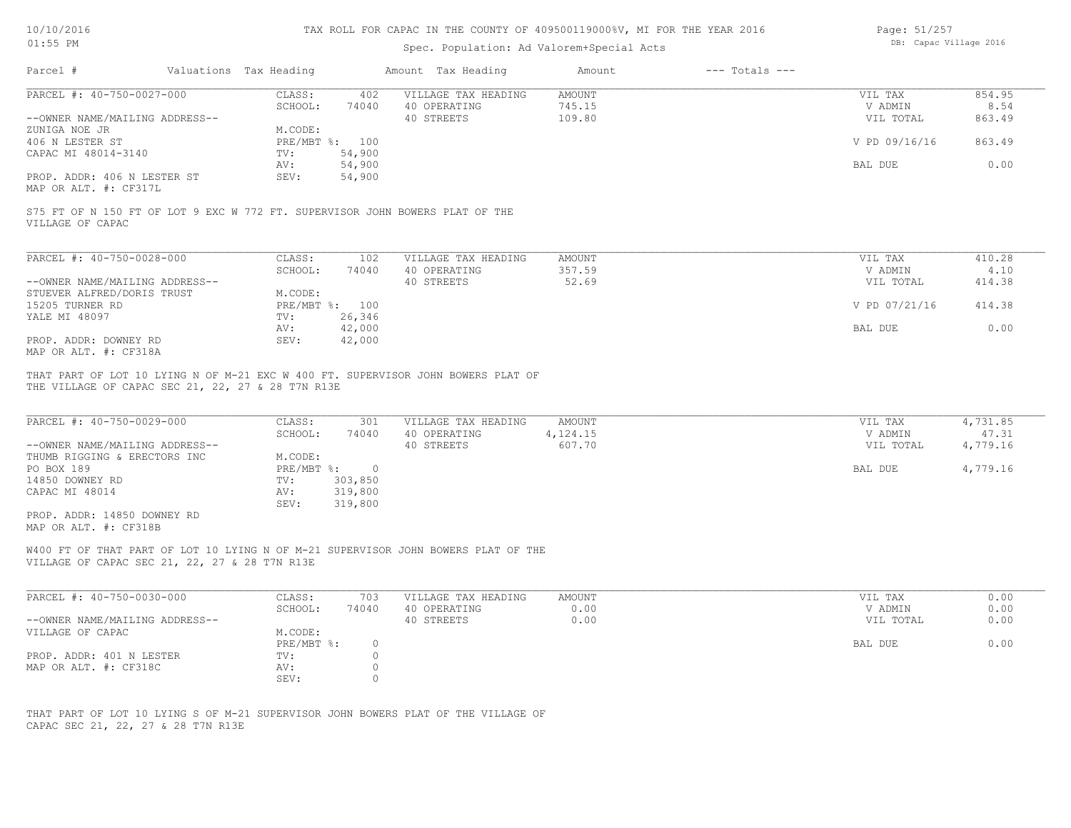TAX ROLL FOR CAPAC IN THE COUNTY OF 409500119000%V, MI FOR THE YEAR 2016

Spec. Population: Ad Valorem+Special Acts

DB: Capac Village 2016

| Parcel # | Valuations | Tax Heading | Amount | Tax Heading | Amount | --- Totals --- | |
|---|---|---|---|---|---|---|---|

**PARCEL #: 40-750-0027-000**

| | | | | |
|---|---|---|---|---|
| CLASS: | 402 | VILLAGE TAX HEADING | AMOUNT | VIL TAX | 854.95 |
| SCHOOL: | 74040 | 40 OPERATING | 745.15 | V ADMIN | 8.54 |
| | | 40 STREETS | 109.80 | VIL TOTAL | 863.49 |
| M.CODE: | | | | | |
| PRE/MBT %: | 100 | | | V PD 09/16/16 | 863.49 |
| TV: | 54,900 | | | | |
| AV: | 54,900 | | | BAL DUE | 0.00 |
| SEV: | 54,900 | | | | |

--OWNER NAME/MAILING ADDRESS--
ZUNIGA NOE JR
406 N LESTER ST
CAPAC MI 48014-3140

PROP. ADDR: 406 N LESTER ST
MAP OR ALT. #: CF317L

S75 FT OF N 150 FT OF LOT 9 EXC W 772 FT. SUPERVISOR JOHN BOWERS PLAT OF THE VILLAGE OF CAPAC

**PARCEL #: 40-750-0028-000**

| | | | | | |
|---|---|---|---|---|---|
| CLASS: | 102 | VILLAGE TAX HEADING | AMOUNT | VIL TAX | 410.28 |
| SCHOOL: | 74040 | 40 OPERATING | 357.59 | V ADMIN | 4.10 |
| | | 40 STREETS | 52.69 | VIL TOTAL | 414.38 |
| M.CODE: | | | | | |
| PRE/MBT %: | 100 | | | V PD 07/21/16 | 414.38 |
| TV: | 26,346 | | | | |
| AV: | 42,000 | | | BAL DUE | 0.00 |
| SEV: | 42,000 | | | | |

--OWNER NAME/MAILING ADDRESS--
STUEVER ALFRED/DORIS TRUST
15205 TURNER RD
YALE MI 48097

PROP. ADDR: DOWNEY RD
MAP OR ALT. #: CF318A

THAT PART OF LOT 10 LYING N OF M-21 EXC W 400 FT. SUPERVISOR JOHN BOWERS PLAT OF THE VILLAGE OF CAPAC SEC 21, 22, 27 & 28 T7N R13E

**PARCEL #: 40-750-0029-000**

| | | | | | |
|---|---|---|---|---|---|
| CLASS: | 301 | VILLAGE TAX HEADING | AMOUNT | VIL TAX | 4,731.85 |
| SCHOOL: | 74040 | 40 OPERATING | 4,124.15 | V ADMIN | 47.31 |
| | | 40 STREETS | 607.70 | VIL TOTAL | 4,779.16 |
| M.CODE: | | | | | |
| PRE/MBT %: | 0 | | | BAL DUE | 4,779.16 |
| TV: | 303,850 | | | | |
| AV: | 319,800 | | | | |
| SEV: | 319,800 | | | | |

--OWNER NAME/MAILING ADDRESS--
THUMB RIGGING & ERECTORS INC
PO BOX 189
14850 DOWNEY RD
CAPAC MI 48014

PROP. ADDR: 14850 DOWNEY RD
MAP OR ALT. #: CF318B

W400 FT OF THAT PART OF LOT 10 LYING N OF M-21 SUPERVISOR JOHN BOWERS PLAT OF THE VILLAGE OF CAPAC SEC 21, 22, 27 & 28 T7N R13E

**PARCEL #: 40-750-0030-000**

| | | | | | |
|---|---|---|---|---|---|
| CLASS: | 703 | VILLAGE TAX HEADING | AMOUNT | VIL TAX | 0.00 |
| SCHOOL: | 74040 | 40 OPERATING | 0.00 | V ADMIN | 0.00 |
| | | 40 STREETS | 0.00 | VIL TOTAL | 0.00 |
| M.CODE: | | | | | |
| PRE/MBT %: | 0 | | | BAL DUE | 0.00 |
| TV: | 0 | | | | |
| AV: | 0 | | | | |
| SEV: | 0 | | | | |

--OWNER NAME/MAILING ADDRESS--
VILLAGE OF CAPAC

PROP. ADDR: 401 N LESTER
MAP OR ALT. #: CF318C

THAT PART OF LOT 10 LYING S OF M-21 SUPERVISOR JOHN BOWERS PLAT OF THE VILLAGE OF CAPAC SEC 21, 22, 27 & 28 T7N R13E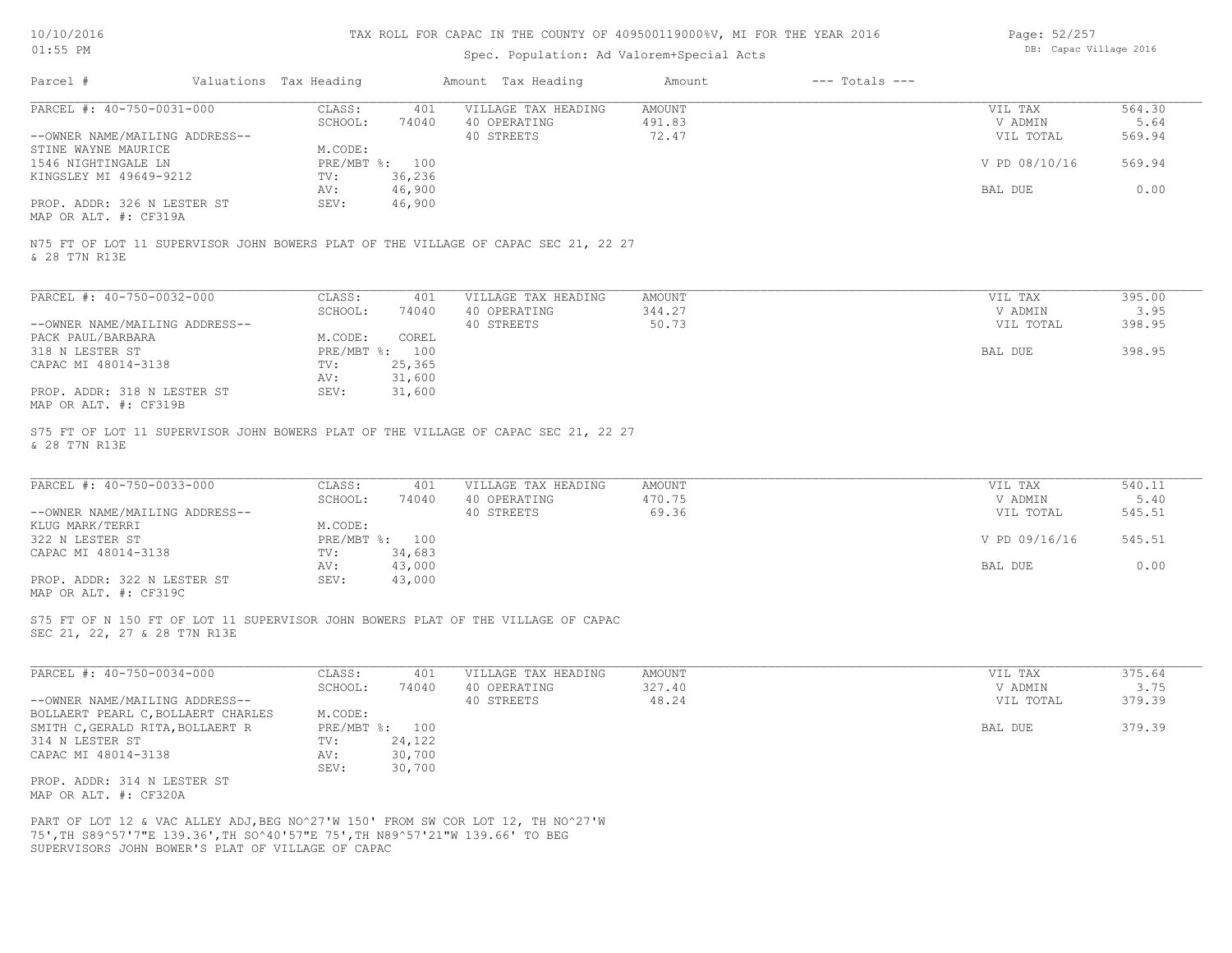# TAX ROLL FOR CAPAC IN THE COUNTY OF 409500119000%V, MI FOR THE YEAR 2016

Spec. Population: Ad Valorem+Special Acts

| Parcel # | Valuations Tax Heading | Amount Tax Heading | Amount | --- Totals --- |
|---|---|---|---|---|

---

PARCEL #: 40-750-0031-000

| | | | | | |
|---|---|---|---|---|---|
| CLASS: | 401 | VILLAGE TAX HEADING | AMOUNT | VIL TAX | 564.30 |
| SCHOOL: | 74040 | 40 OPERATING | 491.83 | V ADMIN | 5.64 |
| | | 40 STREETS | 72.47 | VIL TOTAL | 569.94 |
| M.CODE: | | | | | |
| PRE/MBT %: | 100 | | | V PD 08/10/16 | 569.94 |
| TV: | 36,236 | | | | |
| AV: | 46,900 | | | BAL DUE | 0.00 |
| SEV: | 46,900 | | | | |

--OWNER NAME/MAILING ADDRESS--
STINE WAYNE MAURICE
1546 NIGHTINGALE LN
KINGSLEY MI 49649-9212

PROP. ADDR: 326 N LESTER ST
MAP OR ALT. #: CF319A

N75 FT OF LOT 11 SUPERVISOR JOHN BOWERS PLAT OF THE VILLAGE OF CAPAC SEC 21, 22 27 & 28 T7N R13E

---

PARCEL #: 40-750-0032-000

| | | | | | |
|---|---|---|---|---|---|
| CLASS: | 401 | VILLAGE TAX HEADING | AMOUNT | VIL TAX | 395.00 |
| SCHOOL: | 74040 | 40 OPERATING | 344.27 | V ADMIN | 3.95 |
| | | 40 STREETS | 50.73 | VIL TOTAL | 398.95 |
| M.CODE: | COREL | | | | |
| PRE/MBT %: | 100 | | | BAL DUE | 398.95 |
| TV: | 25,365 | | | | |
| AV: | 31,600 | | | | |
| SEV: | 31,600 | | | | |

--OWNER NAME/MAILING ADDRESS--
PACK PAUL/BARBARA
318 N LESTER ST
CAPAC MI 48014-3138

PROP. ADDR: 318 N LESTER ST
MAP OR ALT. #: CF319B

S75 FT OF LOT 11 SUPERVISOR JOHN BOWERS PLAT OF THE VILLAGE OF CAPAC SEC 21, 22 27 & 28 T7N R13E

---

PARCEL #: 40-750-0033-000

| | | | | | |
|---|---|---|---|---|---|
| CLASS: | 401 | VILLAGE TAX HEADING | AMOUNT | VIL TAX | 540.11 |
| SCHOOL: | 74040 | 40 OPERATING | 470.75 | V ADMIN | 5.40 |
| | | 40 STREETS | 69.36 | VIL TOTAL | 545.51 |
| M.CODE: | | | | | |
| PRE/MBT %: | 100 | | | V PD 09/16/16 | 545.51 |
| TV: | 34,683 | | | | |
| AV: | 43,000 | | | BAL DUE | 0.00 |
| SEV: | 43,000 | | | | |

--OWNER NAME/MAILING ADDRESS--
KLUG MARK/TERRI
322 N LESTER ST
CAPAC MI 48014-3138

PROP. ADDR: 322 N LESTER ST
MAP OR ALT. #: CF319C

S75 FT OF N 150 FT OF LOT 11 SUPERVISOR JOHN BOWERS PLAT OF THE VILLAGE OF CAPAC SEC 21, 22, 27 & 28 T7N R13E

---

PARCEL #: 40-750-0034-000

| | | | | | |
|---|---|---|---|---|---|
| CLASS: | 401 | VILLAGE TAX HEADING | AMOUNT | VIL TAX | 375.64 |
| SCHOOL: | 74040 | 40 OPERATING | 327.40 | V ADMIN | 3.75 |
| | | 40 STREETS | 48.24 | VIL TOTAL | 379.39 |
| M.CODE: | | | | | |
| PRE/MBT %: | 100 | | | BAL DUE | 379.39 |
| TV: | 24,122 | | | | |
| AV: | 30,700 | | | | |
| SEV: | 30,700 | | | | |

--OWNER NAME/MAILING ADDRESS--
BOLLAERT PEARL C,BOLLAERT CHARLES
SMITH C,GERALD RITA,BOLLAERT R
314 N LESTER ST
CAPAC MI 48014-3138

PROP. ADDR: 314 N LESTER ST
MAP OR ALT. #: CF320A

PART OF LOT 12 & VAC ALLEY ADJ,BEG NO^27'W 150' FROM SW COR LOT 12, TH NO^27'W 75',TH S89^57'7"E 139.36',TH SO^40'57"E 75',TH N89^57'21"W 139.66' TO BEG SUPERVISORS JOHN BOWER'S PLAT OF VILLAGE OF CAPAC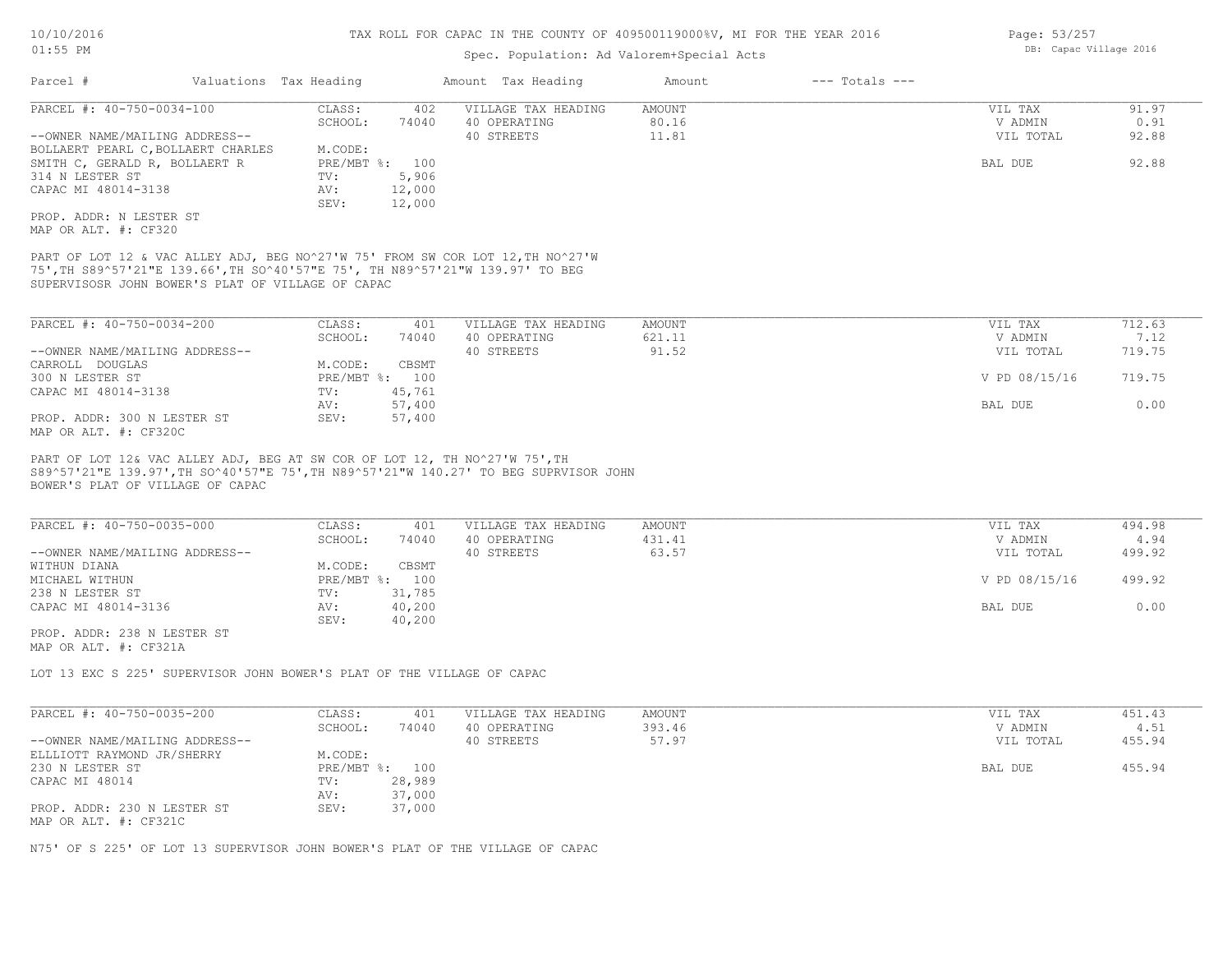# TAX ROLL FOR CAPAC IN THE COUNTY OF 409500119000%V, MI FOR THE YEAR 2016

Spec. Population: Ad Valorem+Special Acts

DB: Capac Village 2016

| Parcel # | Valuations | Tax Heading | Amount | Tax Heading | Amount | --- Totals --- | |
|---|---|---|---|---|---|---|---|
| PARCEL #: 40-750-0034-100 | CLASS: | 402 | VILLAGE TAX HEADING | AMOUNT | | VIL TAX | 91.97 |
| | SCHOOL: | 74040 | 40 OPERATING | 80.16 | | V ADMIN | 0.91 |
| --OWNER NAME/MAILING ADDRESS-- | | | 40 STREETS | 11.81 | | VIL TOTAL | 92.88 |
| BOLLAERT PEARL C,BOLLAERT CHARLES | M.CODE: | | | | | | |
| SMITH C, GERALD R, BOLLAERT R | PRE/MBT %: | 100 | | | | BAL DUE | 92.88 |
| 314 N LESTER ST | TV: | 5,906 | | | | | |
| CAPAC MI 48014-3138 | AV: | 12,000 | | | | | |
| | SEV: | 12,000 | | | | | |

PROP. ADDR: N LESTER ST
MAP OR ALT. #: CF320

PART OF LOT 12 & VAC ALLEY ADJ, BEG NO^27'W 75' FROM SW COR LOT 12,TH NO^27'W 75',TH S89^57'21"E 139.66',TH SO^40'57"E 75', TH N89^57'21"W 139.97' TO BEG SUPERVISOSR JOHN BOWER'S PLAT OF VILLAGE OF CAPAC

| Parcel # | Valuations | Tax Heading | Amount | Tax Heading | Amount | --- Totals --- | |
|---|---|---|---|---|---|---|---|
| PARCEL #: 40-750-0034-200 | CLASS: | 401 | VILLAGE TAX HEADING | AMOUNT | | VIL TAX | 712.63 |
| | SCHOOL: | 74040 | 40 OPERATING | 621.11 | | V ADMIN | 7.12 |
| --OWNER NAME/MAILING ADDRESS-- | | | 40 STREETS | 91.52 | | VIL TOTAL | 719.75 |
| CARROLL DOUGLAS | M.CODE: | CBSMT | | | | | |
| 300 N LESTER ST | PRE/MBT %: | 100 | | | | V PD 08/15/16 | 719.75 |
| CAPAC MI 48014-3138 | TV: | 45,761 | | | | | |
| | AV: | 57,400 | | | | BAL DUE | 0.00 |
| PROP. ADDR: 300 N LESTER ST | SEV: | 57,400 | | | | | |

MAP OR ALT. #: CF320C

PART OF LOT 12& VAC ALLEY ADJ, BEG AT SW COR OF LOT 12, TH NO^27'W 75',TH S89^57'21"E 139.97',TH SO^40'57"E 75',TH N89^57'21"W 140.27' TO BEG SUPRVISOR JOHN BOWER'S PLAT OF VILLAGE OF CAPAC

| Parcel # | Valuations | Tax Heading | Amount | Tax Heading | Amount | --- Totals --- | |
|---|---|---|---|---|---|---|---|
| PARCEL #: 40-750-0035-000 | CLASS: | 401 | VILLAGE TAX HEADING | AMOUNT | | VIL TAX | 494.98 |
| | SCHOOL: | 74040 | 40 OPERATING | 431.41 | | V ADMIN | 4.94 |
| --OWNER NAME/MAILING ADDRESS-- | | | 40 STREETS | 63.57 | | VIL TOTAL | 499.92 |
| WITHUN DIANA | M.CODE: | CBSMT | | | | | |
| MICHAEL WITHUN | PRE/MBT %: | 100 | | | | V PD 08/15/16 | 499.92 |
| 238 N LESTER ST | TV: | 31,785 | | | | | |
| CAPAC MI 48014-3136 | AV: | 40,200 | | | | BAL DUE | 0.00 |
| | SEV: | 40,200 | | | | | |

PROP. ADDR: 238 N LESTER ST
MAP OR ALT. #: CF321A

LOT 13 EXC S 225' SUPERVISOR JOHN BOWER'S PLAT OF THE VILLAGE OF CAPAC

| Parcel # | Valuations | Tax Heading | Amount | Tax Heading | Amount | --- Totals --- | |
|---|---|---|---|---|---|---|---|
| PARCEL #: 40-750-0035-200 | CLASS: | 401 | VILLAGE TAX HEADING | AMOUNT | | VIL TAX | 451.43 |
| | SCHOOL: | 74040 | 40 OPERATING | 393.46 | | V ADMIN | 4.51 |
| --OWNER NAME/MAILING ADDRESS-- | | | 40 STREETS | 57.97 | | VIL TOTAL | 455.94 |
| ELLLIOTT RAYMOND JR/SHERRY | M.CODE: | | | | | | |
| 230 N LESTER ST | PRE/MBT %: | 100 | | | | BAL DUE | 455.94 |
| CAPAC MI 48014 | TV: | 28,989 | | | | | |
| | AV: | 37,000 | | | | | |
| PROP. ADDR: 230 N LESTER ST | SEV: | 37,000 | | | | | |

MAP OR ALT. #: CF321C

N75' OF S 225' OF LOT 13 SUPERVISOR JOHN BOWER'S PLAT OF THE VILLAGE OF CAPAC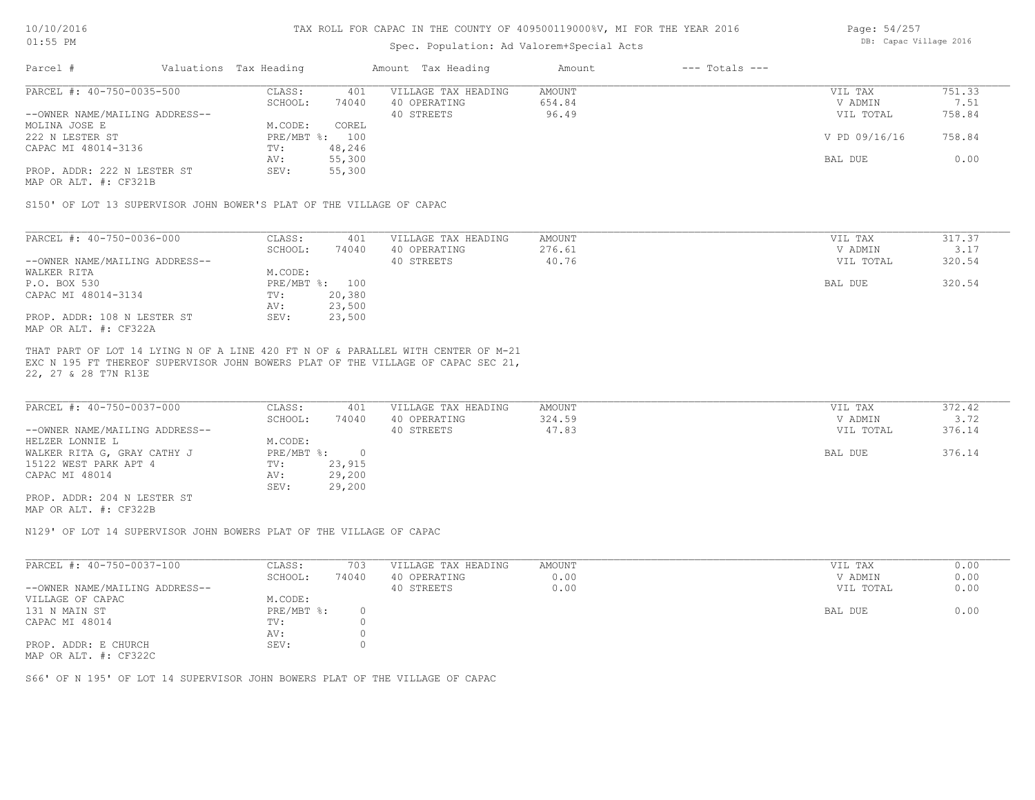TAX ROLL FOR CAPAC IN THE COUNTY OF 409500119000%V, MI FOR THE YEAR 2016

Spec. Population: Ad Valorem+Special Acts

| Parcel # | Valuations Tax Heading | Amount Tax Heading | Amount | --- Totals --- |
|---|---|---|---|---|

## PARCEL #: 40-750-0035-500

| | | | | | |
|---|---|---|---|---|---|
| CLASS: | 401 | VILLAGE TAX HEADING | AMOUNT | VIL TAX | 751.33 |
| SCHOOL: | 74040 | 40 OPERATING | 654.84 | V ADMIN | 7.51 |
| | | 40 STREETS | 96.49 | VIL TOTAL | 758.84 |
| M.CODE: | COREL | | | | |
| PRE/MBT %: | 100 | | | V PD 09/16/16 | 758.84 |
| TV: | 48,246 | | | | |
| AV: | 55,300 | | | BAL DUE | 0.00 |
| SEV: | 55,300 | | | | |

--OWNER NAME/MAILING ADDRESS--
MOLINA JOSE E
222 N LESTER ST
CAPAC MI 48014-3136

PROP. ADDR: 222 N LESTER ST
MAP OR ALT. #: CF321B

S150' OF LOT 13 SUPERVISOR JOHN BOWER'S PLAT OF THE VILLAGE OF CAPAC

## PARCEL #: 40-750-0036-000

| | | | | | |
|---|---|---|---|---|---|
| CLASS: | 401 | VILLAGE TAX HEADING | AMOUNT | VIL TAX | 317.37 |
| SCHOOL: | 74040 | 40 OPERATING | 276.61 | V ADMIN | 3.17 |
| | | 40 STREETS | 40.76 | VIL TOTAL | 320.54 |
| M.CODE: | | | | | |
| PRE/MBT %: | 100 | | | BAL DUE | 320.54 |
| TV: | 20,380 | | | | |
| AV: | 23,500 | | | | |
| SEV: | 23,500 | | | | |

--OWNER NAME/MAILING ADDRESS--
WALKER RITA
P.O. BOX 530
CAPAC MI 48014-3134

PROP. ADDR: 108 N LESTER ST
MAP OR ALT. #: CF322A

THAT PART OF LOT 14 LYING N OF A LINE 420 FT N OF & PARALLEL WITH CENTER OF M-21 EXC N 195 FT THEREOF SUPERVISOR JOHN BOWERS PLAT OF THE VILLAGE OF CAPAC SEC 21, 22, 27 & 28 T7N R13E

## PARCEL #: 40-750-0037-000

| | | | | | |
|---|---|---|---|---|---|
| CLASS: | 401 | VILLAGE TAX HEADING | AMOUNT | VIL TAX | 372.42 |
| SCHOOL: | 74040 | 40 OPERATING | 324.59 | V ADMIN | 3.72 |
| | | 40 STREETS | 47.83 | VIL TOTAL | 376.14 |
| M.CODE: | | | | | |
| PRE/MBT %: | 0 | | | BAL DUE | 376.14 |
| TV: | 23,915 | | | | |
| AV: | 29,200 | | | | |
| SEV: | 29,200 | | | | |

--OWNER NAME/MAILING ADDRESS--
HELZER LONNIE L
WALKER RITA G, GRAY CATHY J
15122 WEST PARK APT 4
CAPAC MI 48014

PROP. ADDR: 204 N LESTER ST
MAP OR ALT. #: CF322B

N129' OF LOT 14 SUPERVISOR JOHN BOWERS PLAT OF THE VILLAGE OF CAPAC

## PARCEL #: 40-750-0037-100

| | | | | | |
|---|---|---|---|---|---|
| CLASS: | 703 | VILLAGE TAX HEADING | AMOUNT | VIL TAX | 0.00 |
| SCHOOL: | 74040 | 40 OPERATING | 0.00 | V ADMIN | 0.00 |
| | | 40 STREETS | 0.00 | VIL TOTAL | 0.00 |
| M.CODE: | | | | | |
| PRE/MBT %: | 0 | | | BAL DUE | 0.00 |
| TV: | 0 | | | | |
| AV: | 0 | | | | |
| SEV: | 0 | | | | |

--OWNER NAME/MAILING ADDRESS--
VILLAGE OF CAPAC
131 N MAIN ST
CAPAC MI 48014

PROP. ADDR: E CHURCH
MAP OR ALT. #: CF322C

S66' OF N 195' OF LOT 14 SUPERVISOR JOHN BOWERS PLAT OF THE VILLAGE OF CAPAC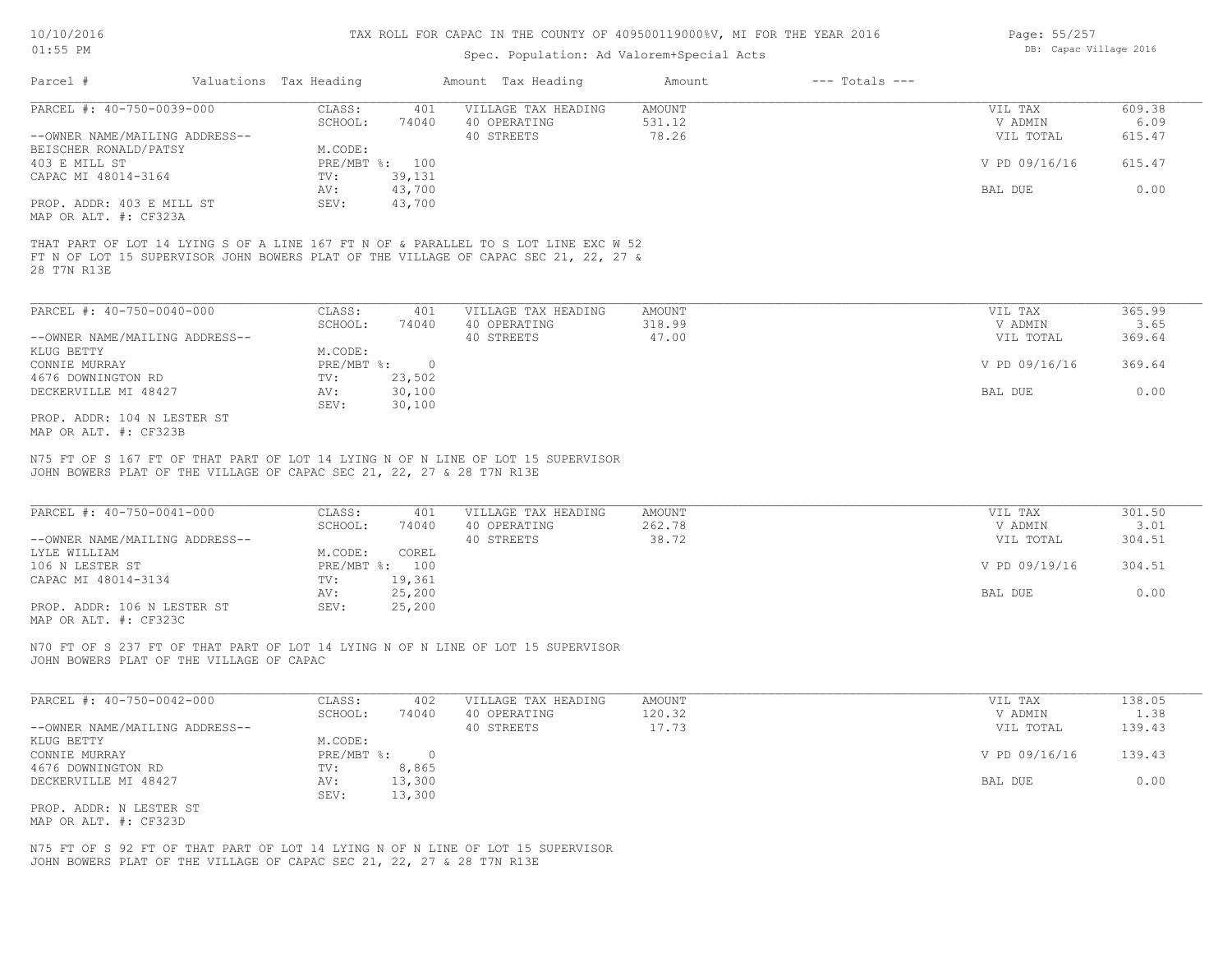# TAX ROLL FOR CAPAC IN THE COUNTY OF 409500119000%V, MI FOR THE YEAR 2016

Spec. Population: Ad Valorem+Special Acts

| Parcel # | Valuations | Tax Heading | Amount | Tax Heading | Amount | --- Totals --- | |
|---|---|---|---|---|---|---|---|
| PARCEL #: 40-750-0039-000 | CLASS: | 401 | VILLAGE TAX HEADING | AMOUNT | | VIL TAX | 609.38 |
| | SCHOOL: | 74040 | 40 OPERATING | 531.12 | | V ADMIN | 6.09 |
| --OWNER NAME/MAILING ADDRESS-- | | | 40 STREETS | 78.26 | | VIL TOTAL | 615.47 |
| BEISCHER RONALD/PATSY | M.CODE: | | | | | | |
| 403 E MILL ST | PRE/MBT %: | 100 | | | | V PD 09/16/16 | 615.47 |
| CAPAC MI 48014-3164 | TV: | 39,131 | | | | | |
| | AV: | 43,700 | | | | BAL DUE | 0.00 |
| PROP. ADDR: 403 E MILL ST | SEV: | 43,700 | | | | | |
| MAP OR ALT. #: CF323A | | | | | | | |

THAT PART OF LOT 14 LYING S OF A LINE 167 FT N OF & PARALLEL TO S LOT LINE EXC W 52 FT N OF LOT 15 SUPERVISOR JOHN BOWERS PLAT OF THE VILLAGE OF CAPAC SEC 21, 22, 27 & 28 T7N R13E

| Parcel # | Valuations | Tax Heading | Amount | Tax Heading | Amount | --- Totals --- | |
|---|---|---|---|---|---|---|---|
| PARCEL #: 40-750-0040-000 | CLASS: | 401 | VILLAGE TAX HEADING | AMOUNT | | VIL TAX | 365.99 |
| | SCHOOL: | 74040 | 40 OPERATING | 318.99 | | V ADMIN | 3.65 |
| --OWNER NAME/MAILING ADDRESS-- | | | 40 STREETS | 47.00 | | VIL TOTAL | 369.64 |
| KLUG BETTY | M.CODE: | | | | | | |
| CONNIE MURRAY | PRE/MBT %: | 0 | | | | V PD 09/16/16 | 369.64 |
| 4676 DOWNINGTON RD | TV: | 23,502 | | | | | |
| DECKERVILLE MI 48427 | AV: | 30,100 | | | | BAL DUE | 0.00 |
| | SEV: | 30,100 | | | | | |
| PROP. ADDR: 104 N LESTER ST | | | | | | | |
| MAP OR ALT. #: CF323B | | | | | | | |

N75 FT OF S 167 FT OF THAT PART OF LOT 14 LYING N OF N LINE OF LOT 15 SUPERVISOR JOHN BOWERS PLAT OF THE VILLAGE OF CAPAC SEC 21, 22, 27 & 28 T7N R13E

| Parcel # | Valuations | Tax Heading | Amount | Tax Heading | Amount | --- Totals --- | |
|---|---|---|---|---|---|---|---|
| PARCEL #: 40-750-0041-000 | CLASS: | 401 | VILLAGE TAX HEADING | AMOUNT | | VIL TAX | 301.50 |
| | SCHOOL: | 74040 | 40 OPERATING | 262.78 | | V ADMIN | 3.01 |
| --OWNER NAME/MAILING ADDRESS-- | | | 40 STREETS | 38.72 | | VIL TOTAL | 304.51 |
| LYLE WILLIAM | M.CODE: | COREL | | | | | |
| 106 N LESTER ST | PRE/MBT %: | 100 | | | | V PD 09/19/16 | 304.51 |
| CAPAC MI 48014-3134 | TV: | 19,361 | | | | | |
| | AV: | 25,200 | | | | BAL DUE | 0.00 |
| PROP. ADDR: 106 N LESTER ST | SEV: | 25,200 | | | | | |
| MAP OR ALT. #: CF323C | | | | | | | |

N70 FT OF S 237 FT OF THAT PART OF LOT 14 LYING N OF N LINE OF LOT 15 SUPERVISOR JOHN BOWERS PLAT OF THE VILLAGE OF CAPAC

| Parcel # | Valuations | Tax Heading | Amount | Tax Heading | Amount | --- Totals --- | |
|---|---|---|---|---|---|---|---|
| PARCEL #: 40-750-0042-000 | CLASS: | 402 | VILLAGE TAX HEADING | AMOUNT | | VIL TAX | 138.05 |
| | SCHOOL: | 74040 | 40 OPERATING | 120.32 | | V ADMIN | 1.38 |
| --OWNER NAME/MAILING ADDRESS-- | | | 40 STREETS | 17.73 | | VIL TOTAL | 139.43 |
| KLUG BETTY | M.CODE: | | | | | | |
| CONNIE MURRAY | PRE/MBT %: | 0 | | | | V PD 09/16/16 | 139.43 |
| 4676 DOWNINGTON RD | TV: | 8,865 | | | | | |
| DECKERVILLE MI 48427 | AV: | 13,300 | | | | BAL DUE | 0.00 |
| | SEV: | 13,300 | | | | | |
| PROP. ADDR: N LESTER ST | | | | | | | |
| MAP OR ALT. #: CF323D | | | | | | | |

N75 FT OF S 92 FT OF THAT PART OF LOT 14 LYING N OF N LINE OF LOT 15 SUPERVISOR JOHN BOWERS PLAT OF THE VILLAGE OF CAPAC SEC 21, 22, 27 & 28 T7N R13E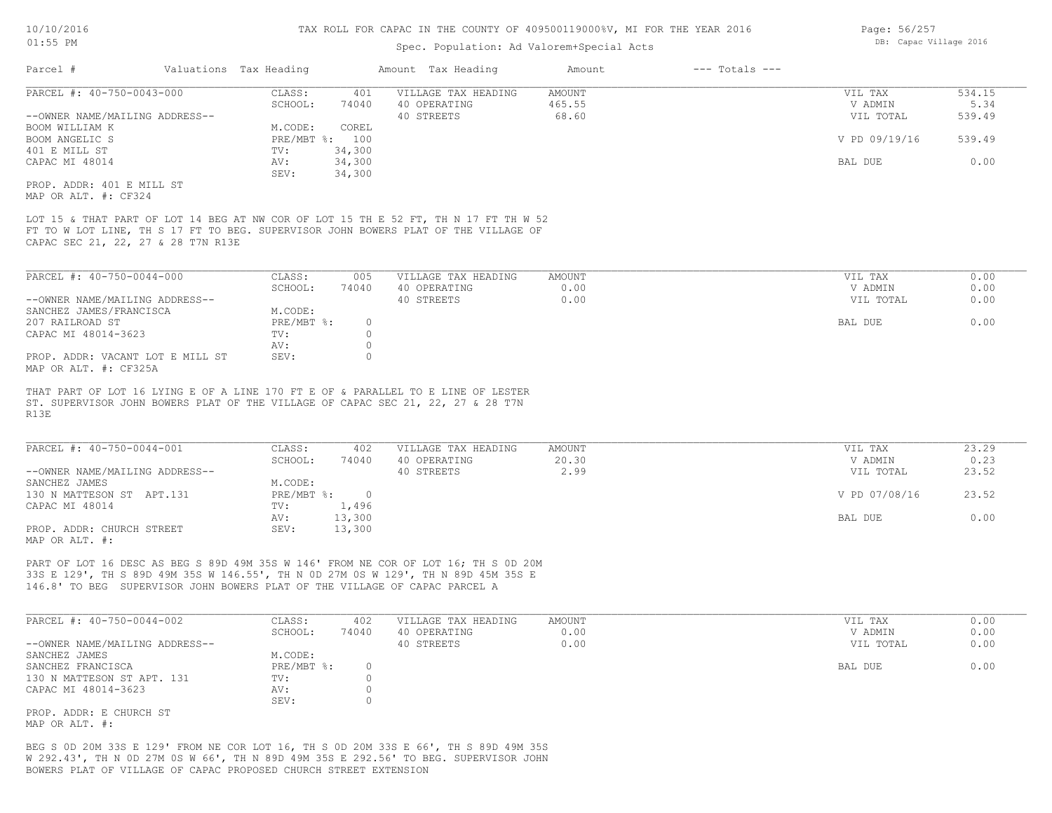TAX ROLL FOR CAPAC IN THE COUNTY OF 409500119000%V, MI FOR THE YEAR 2016

Spec. Population: Ad Valorem+Special Acts

DB: Capac Village 2016

| Parcel # | Valuations | Tax Heading | Amount | Tax Heading | Amount | --- Totals --- |
|---|---|---|---|---|---|---|

## PARCEL #: 40-750-0043-000

| | | | | | |
|---|---|---|---|---|---|
| CLASS: | 401 | VILLAGE TAX HEADING | AMOUNT | VIL TAX | 534.15 |
| SCHOOL: | 74040 | 40 OPERATING | 465.55 | V ADMIN | 5.34 |
| | | 40 STREETS | 68.60 | VIL TOTAL | 539.49 |
| M.CODE: | COREL | | | | |
| PRE/MBT %: | 100 | | | V PD 09/19/16 | 539.49 |
| TV: | 34,300 | | | | |
| AV: | 34,300 | | | BAL DUE | 0.00 |
| SEV: | 34,300 | | | | |

--OWNER NAME/MAILING ADDRESS--
BOOM WILLIAM K
BOOM ANGELIC S
401 E MILL ST
CAPAC MI 48014

PROP. ADDR: 401 E MILL ST
MAP OR ALT. #: CF324

LOT 15 & THAT PART OF LOT 14 BEG AT NW COR OF LOT 15 TH E 52 FT, TH N 17 FT TH W 52 FT TO W LOT LINE, TH S 17 FT TO BEG. SUPERVISOR JOHN BOWERS PLAT OF THE VILLAGE OF CAPAC SEC 21, 22, 27 & 28 T7N R13E

## PARCEL #: 40-750-0044-000

| | | | | | |
|---|---|---|---|---|---|
| CLASS: | 005 | VILLAGE TAX HEADING | AMOUNT | VIL TAX | 0.00 |
| SCHOOL: | 74040 | 40 OPERATING | 0.00 | V ADMIN | 0.00 |
| | | 40 STREETS | 0.00 | VIL TOTAL | 0.00 |
| M.CODE: | | | | | |
| PRE/MBT %: | 0 | | | BAL DUE | 0.00 |
| TV: | 0 | | | | |
| AV: | 0 | | | | |
| SEV: | 0 | | | | |

--OWNER NAME/MAILING ADDRESS--
SANCHEZ JAMES/FRANCISCA
207 RAILROAD ST
CAPAC MI 48014-3623

PROP. ADDR: VACANT LOT E MILL ST
MAP OR ALT. #: CF325A

THAT PART OF LOT 16 LYING E OF A LINE 170 FT E OF & PARALLEL TO E LINE OF LESTER ST. SUPERVISOR JOHN BOWERS PLAT OF THE VILLAGE OF CAPAC SEC 21, 22, 27 & 28 T7N R13E

## PARCEL #: 40-750-0044-001

| | | | | | |
|---|---|---|---|---|---|
| CLASS: | 402 | VILLAGE TAX HEADING | AMOUNT | VIL TAX | 23.29 |
| SCHOOL: | 74040 | 40 OPERATING | 20.30 | V ADMIN | 0.23 |
| | | 40 STREETS | 2.99 | VIL TOTAL | 23.52 |
| M.CODE: | | | | | |
| PRE/MBT %: | 0 | | | V PD 07/08/16 | 23.52 |
| TV: | 1,496 | | | | |
| AV: | 13,300 | | | BAL DUE | 0.00 |
| SEV: | 13,300 | | | | |

--OWNER NAME/MAILING ADDRESS--
SANCHEZ JAMES
130 N MATTESON ST APT.131
CAPAC MI 48014

PROP. ADDR: CHURCH STREET
MAP OR ALT. #:

PART OF LOT 16 DESC AS BEG S 89D 49M 35S W 146' FROM NE COR OF LOT 16; TH S 0D 20M 33S E 129', TH S 89D 49M 35S W 146.55', TH N 0D 27M 0S W 129', TH N 89D 45M 35S E 146.8' TO BEG SUPERVISOR JOHN BOWERS PLAT OF THE VILLAGE OF CAPAC PARCEL A

## PARCEL #: 40-750-0044-002

| | | | | | |
|---|---|---|---|---|---|
| CLASS: | 402 | VILLAGE TAX HEADING | AMOUNT | VIL TAX | 0.00 |
| SCHOOL: | 74040 | 40 OPERATING | 0.00 | V ADMIN | 0.00 |
| | | 40 STREETS | 0.00 | VIL TOTAL | 0.00 |
| M.CODE: | | | | | |
| PRE/MBT %: | 0 | | | BAL DUE | 0.00 |
| TV: | 0 | | | | |
| AV: | 0 | | | | |
| SEV: | 0 | | | | |

--OWNER NAME/MAILING ADDRESS--
SANCHEZ JAMES
SANCHEZ FRANCISCA
130 N MATTESON ST APT. 131
CAPAC MI 48014-3623

PROP. ADDR: E CHURCH ST
MAP OR ALT. #:

BEG S 0D 20M 33S E 129' FROM NE COR LOT 16, TH S 0D 20M 33S E 66', TH S 89D 49M 35S W 292.43', TH N 0D 27M 0S W 66', TH N 89D 49M 35S E 292.56' TO BEG. SUPERVISOR JOHN BOWERS PLAT OF VILLAGE OF CAPAC PROPOSED CHURCH STREET EXTENSION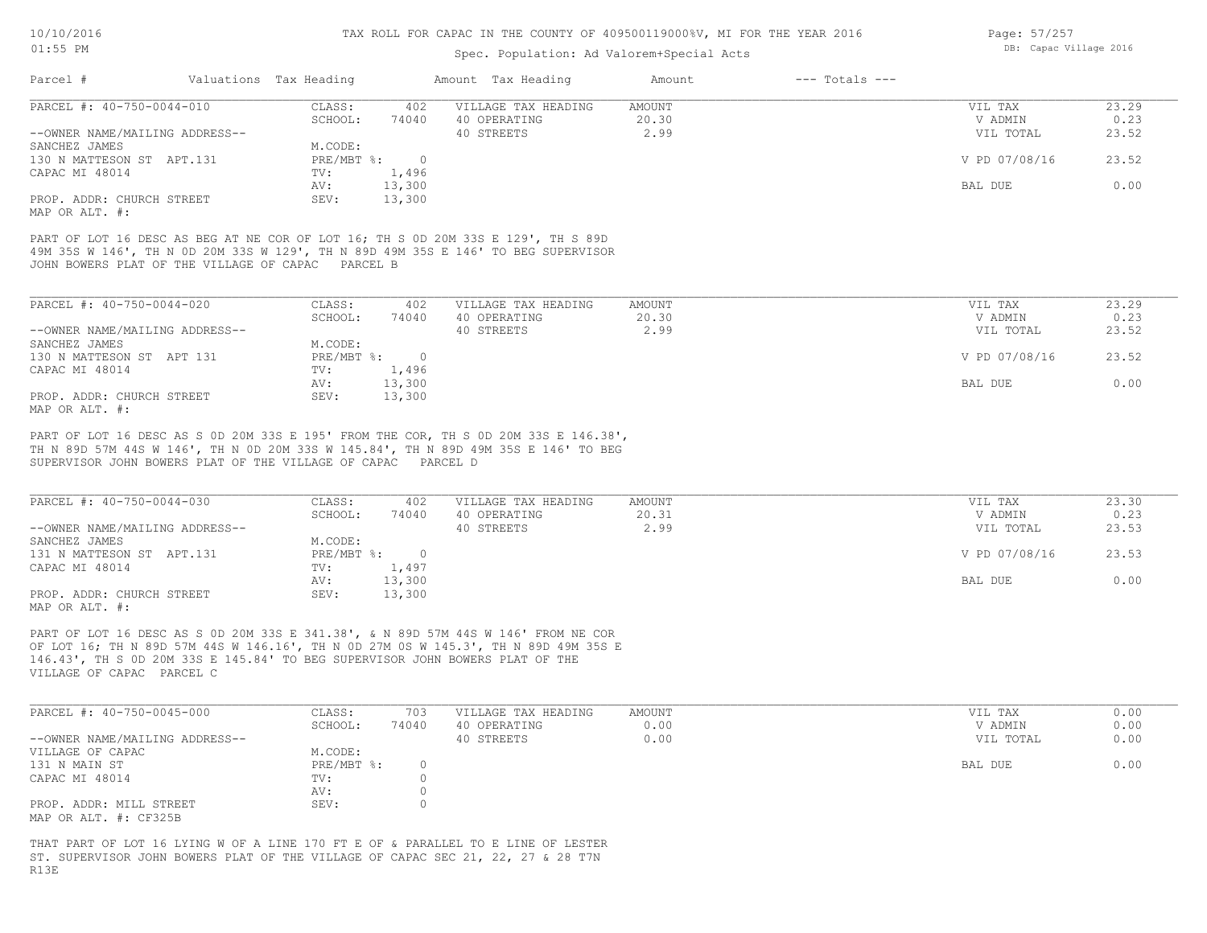TAX ROLL FOR CAPAC IN THE COUNTY OF 409500119000%V, MI FOR THE YEAR 2016

Spec. Population: Ad Valorem+Special Acts

| Parcel # | Valuations | Tax Heading | Amount | Tax Heading | Amount | --- Totals --- | |
|---|---|---|---|---|---|---|---|
| PARCEL #: 40-750-0044-010 | CLASS: | 402 | VILLAGE TAX HEADING | AMOUNT | | VIL TAX | 23.29 |
| | SCHOOL: | 74040 | 40 OPERATING | 20.30 | | V ADMIN | 0.23 |
| --OWNER NAME/MAILING ADDRESS-- | | | 40 STREETS | 2.99 | | VIL TOTAL | 23.52 |
| SANCHEZ JAMES | M.CODE: | | | | | | |
| 130 N MATTESON ST APT.131 | PRE/MBT %: | 0 | | | | V PD 07/08/16 | 23.52 |
| CAPAC MI 48014 | TV: | 1,496 | | | | | |
| | AV: | 13,300 | | | | BAL DUE | 0.00 |
| PROP. ADDR: CHURCH STREET | SEV: | 13,300 | | | | | |
| MAP OR ALT. #: | | | | | | | |

PART OF LOT 16 DESC AS BEG AT NE COR OF LOT 16; TH S 0D 20M 33S E 129', TH S 89D 49M 35S W 146', TH N 0D 20M 33S W 129', TH N 89D 49M 35S E 146' TO BEG SUPERVISOR JOHN BOWERS PLAT OF THE VILLAGE OF CAPAC PARCEL B

| Parcel # | Valuations | Tax Heading | Amount | Tax Heading | Amount | --- Totals --- | |
|---|---|---|---|---|---|---|---|
| PARCEL #: 40-750-0044-020 | CLASS: | 402 | VILLAGE TAX HEADING | AMOUNT | | VIL TAX | 23.29 |
| | SCHOOL: | 74040 | 40 OPERATING | 20.30 | | V ADMIN | 0.23 |
| --OWNER NAME/MAILING ADDRESS-- | | | 40 STREETS | 2.99 | | VIL TOTAL | 23.52 |
| SANCHEZ JAMES | M.CODE: | | | | | | |
| 130 N MATTESON ST APT 131 | PRE/MBT %: | 0 | | | | V PD 07/08/16 | 23.52 |
| CAPAC MI 48014 | TV: | 1,496 | | | | | |
| | AV: | 13,300 | | | | BAL DUE | 0.00 |
| PROP. ADDR: CHURCH STREET | SEV: | 13,300 | | | | | |
| MAP OR ALT. #: | | | | | | | |

PART OF LOT 16 DESC AS S 0D 20M 33S E 195' FROM THE COR, TH S 0D 20M 33S E 146.38', TH N 89D 57M 44S W 146', TH N 0D 20M 33S W 145.84', TH N 89D 49M 35S E 146' TO BEG SUPERVISOR JOHN BOWERS PLAT OF THE VILLAGE OF CAPAC PARCEL D

| Parcel # | Valuations | Tax Heading | Amount | Tax Heading | Amount | --- Totals --- | |
|---|---|---|---|---|---|---|---|
| PARCEL #: 40-750-0044-030 | CLASS: | 402 | VILLAGE TAX HEADING | AMOUNT | | VIL TAX | 23.30 |
| | SCHOOL: | 74040 | 40 OPERATING | 20.31 | | V ADMIN | 0.23 |
| --OWNER NAME/MAILING ADDRESS-- | | | 40 STREETS | 2.99 | | VIL TOTAL | 23.53 |
| SANCHEZ JAMES | M.CODE: | | | | | | |
| 131 N MATTESON ST APT.131 | PRE/MBT %: | 0 | | | | V PD 07/08/16 | 23.53 |
| CAPAC MI 48014 | TV: | 1,497 | | | | | |
| | AV: | 13,300 | | | | BAL DUE | 0.00 |
| PROP. ADDR: CHURCH STREET | SEV: | 13,300 | | | | | |
| MAP OR ALT. #: | | | | | | | |

PART OF LOT 16 DESC AS S 0D 20M 33S E 341.38', & N 89D 57M 44S W 146' FROM NE COR OF LOT 16; TH N 89D 57M 44S W 146.16', TH N 0D 27M 0S W 145.3', TH N 89D 49M 35S E 146.43', TH S 0D 20M 33S E 145.84' TO BEG SUPERVISOR JOHN BOWERS PLAT OF THE VILLAGE OF CAPAC PARCEL C

| Parcel # | Valuations | Tax Heading | Amount | Tax Heading | Amount | --- Totals --- | |
|---|---|---|---|---|---|---|---|
| PARCEL #: 40-750-0045-000 | CLASS: | 703 | VILLAGE TAX HEADING | AMOUNT | | VIL TAX | 0.00 |
| | SCHOOL: | 74040 | 40 OPERATING | 0.00 | | V ADMIN | 0.00 |
| --OWNER NAME/MAILING ADDRESS-- | | | 40 STREETS | 0.00 | | VIL TOTAL | 0.00 |
| VILLAGE OF CAPAC | M.CODE: | | | | | | |
| 131 N MAIN ST | PRE/MBT %: | 0 | | | | BAL DUE | 0.00 |
| CAPAC MI 48014 | TV: | 0 | | | | | |
| | AV: | 0 | | | | | |
| PROP. ADDR: MILL STREET | SEV: | 0 | | | | | |
| MAP OR ALT. #: CF325B | | | | | | | |

THAT PART OF LOT 16 LYING W OF A LINE 170 FT E OF & PARALLEL TO E LINE OF LESTER ST. SUPERVISOR JOHN BOWERS PLAT OF THE VILLAGE OF CAPAC SEC 21, 22, 27 & 28 T7N R13E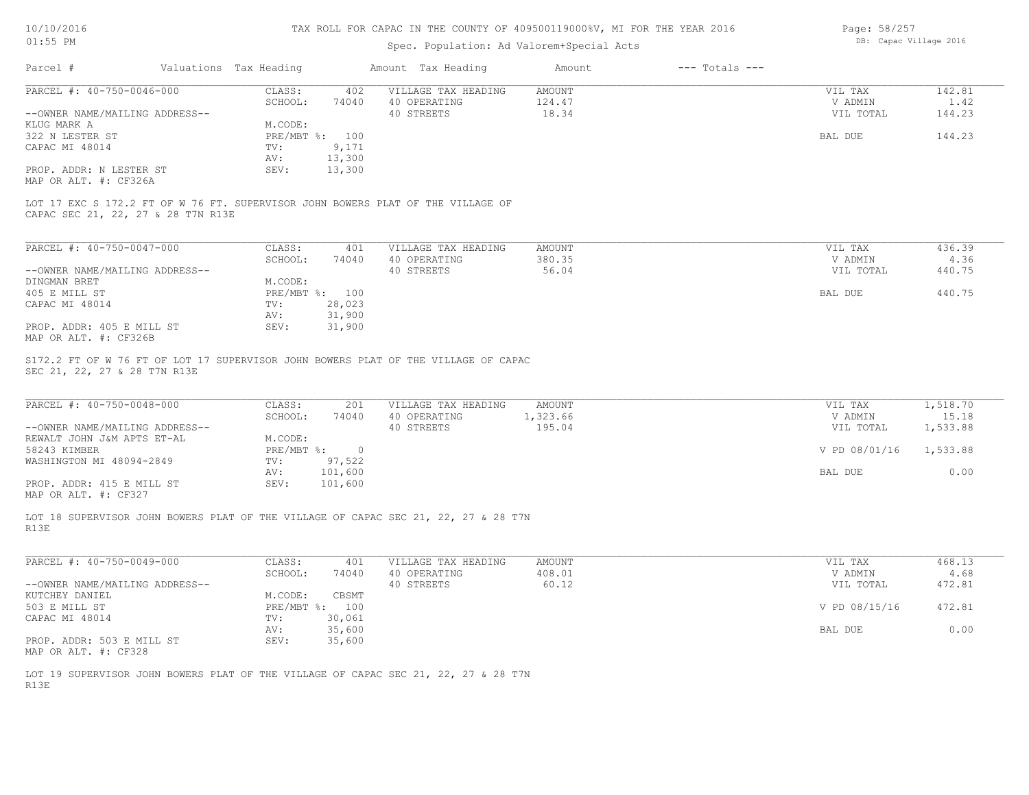TAX ROLL FOR CAPAC IN THE COUNTY OF 409500119000%V, MI FOR THE YEAR 2016

Spec. Population: Ad Valorem+Special Acts

DB: Capac Village 2016

| Parcel # | Valuations | Tax Heading | Amount | Tax Heading | Amount | --- Totals --- | |
|---|---|---|---|---|---|---|---|

## PARCEL #: 40-750-0046-000

| | | | | | |
|---|---|---|---|---|---|
| CLASS: | 402 | VILLAGE TAX HEADING | AMOUNT | VIL TAX | 142.81 |
| SCHOOL: | 74040 | 40 OPERATING | 124.47 | V ADMIN | 1.42 |
| M.CODE: | | 40 STREETS | 18.34 | VIL TOTAL | 144.23 |
| PRE/MBT %: | 100 | | | BAL DUE | 144.23 |
| TV: | 9,171 | | | | |
| AV: | 13,300 | | | | |
| SEV: | 13,300 | | | | |

--OWNER NAME/MAILING ADDRESS--
KLUG MARK A
322 N LESTER ST
CAPAC MI 48014

PROP. ADDR: N LESTER ST
MAP OR ALT. #: CF326A

LOT 17 EXC S 172.2 FT OF W 76 FT. SUPERVISOR JOHN BOWERS PLAT OF THE VILLAGE OF CAPAC SEC 21, 22, 27 & 28 T7N R13E

## PARCEL #: 40-750-0047-000

| | | | | | |
|---|---|---|---|---|---|
| CLASS: | 401 | VILLAGE TAX HEADING | AMOUNT | VIL TAX | 436.39 |
| SCHOOL: | 74040 | 40 OPERATING | 380.35 | V ADMIN | 4.36 |
| M.CODE: | | 40 STREETS | 56.04 | VIL TOTAL | 440.75 |
| PRE/MBT %: | 100 | | | BAL DUE | 440.75 |
| TV: | 28,023 | | | | |
| AV: | 31,900 | | | | |
| SEV: | 31,900 | | | | |

--OWNER NAME/MAILING ADDRESS--
DINGMAN BRET
405 E MILL ST
CAPAC MI 48014

PROP. ADDR: 405 E MILL ST
MAP OR ALT. #: CF326B

S172.2 FT OF W 76 FT OF LOT 17 SUPERVISOR JOHN BOWERS PLAT OF THE VILLAGE OF CAPAC SEC 21, 22, 27 & 28 T7N R13E

## PARCEL #: 40-750-0048-000

| | | | | | |
|---|---|---|---|---|---|
| CLASS: | 201 | VILLAGE TAX HEADING | AMOUNT | VIL TAX | 1,518.70 |
| SCHOOL: | 74040 | 40 OPERATING | 1,323.66 | V ADMIN | 15.18 |
| M.CODE: | | 40 STREETS | 195.04 | VIL TOTAL | 1,533.88 |
| PRE/MBT %: | 0 | | | V PD 08/01/16 | 1,533.88 |
| TV: | 97,522 | | | | |
| AV: | 101,600 | | | BAL DUE | 0.00 |
| SEV: | 101,600 | | | | |

--OWNER NAME/MAILING ADDRESS--
REWALT JOHN J&M APTS ET-AL
58243 KIMBER
WASHINGTON MI 48094-2849

PROP. ADDR: 415 E MILL ST
MAP OR ALT. #: CF327

LOT 18 SUPERVISOR JOHN BOWERS PLAT OF THE VILLAGE OF CAPAC SEC 21, 22, 27 & 28 T7N R13E

## PARCEL #: 40-750-0049-000

| | | | | | |
|---|---|---|---|---|---|
| CLASS: | 401 | VILLAGE TAX HEADING | AMOUNT | VIL TAX | 468.13 |
| SCHOOL: | 74040 | 40 OPERATING | 408.01 | V ADMIN | 4.68 |
| M.CODE: | CBSMT | 40 STREETS | 60.12 | VIL TOTAL | 472.81 |
| PRE/MBT %: | 100 | | | V PD 08/15/16 | 472.81 |
| TV: | 30,061 | | | | |
| AV: | 35,600 | | | BAL DUE | 0.00 |
| SEV: | 35,600 | | | | |

--OWNER NAME/MAILING ADDRESS--
KUTCHEY DANIEL
503 E MILL ST
CAPAC MI 48014

PROP. ADDR: 503 E MILL ST
MAP OR ALT. #: CF328

LOT 19 SUPERVISOR JOHN BOWERS PLAT OF THE VILLAGE OF CAPAC SEC 21, 22, 27 & 28 T7N R13E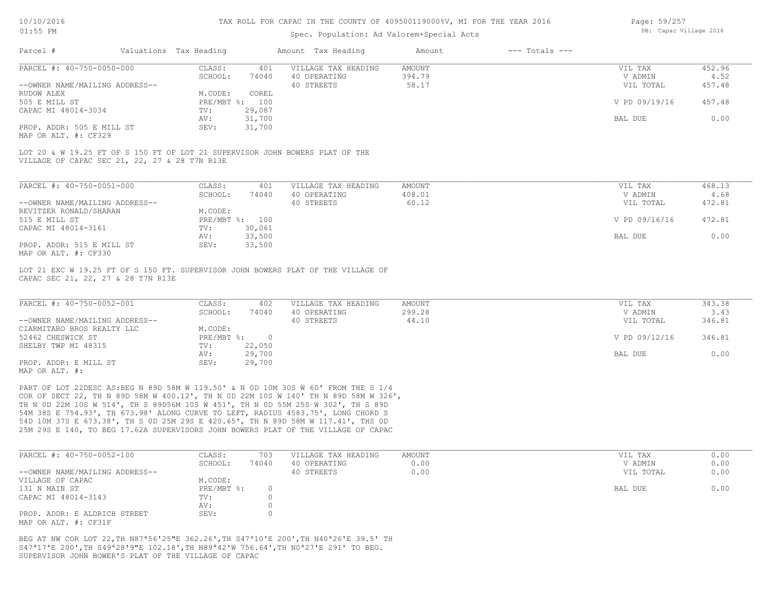# TAX ROLL FOR CAPAC IN THE COUNTY OF 409500119000%V, MI FOR THE YEAR 2016

Spec. Population: Ad Valorem+Special Acts

| Parcel # | Valuations | Tax Heading | Amount | Tax Heading | Amount | --- Totals --- | |
|---|---|---|---|---|---|---|---|

## PARCEL #: 40-750-0050-000

| | | | | |
|---|---|---|---|---|
| CLASS: 401 | VILLAGE TAX HEADING | AMOUNT | VIL TAX | 452.96 |
| SCHOOL: 74040 | 40 OPERATING | 394.79 | V ADMIN | 4.52 |
| M.CODE: COREL | 40 STREETS | 58.17 | VIL TOTAL | 457.48 |
| PRE/MBT %: 100 | | | V PD 09/19/16 | 457.48 |
| TV: 29,087 | | | | |
| AV: 31,700 | | | BAL DUE | 0.00 |
| SEV: 31,700 | | | | |

--OWNER NAME/MAILING ADDRESS--
RUDOW ALEX
505 E MILL ST
CAPAC MI 48014-3034

PROP. ADDR: 505 E MILL ST
MAP OR ALT. #: CF329

LOT 20 & W 19.25 FT OF S 150 FT OF LOT 21 SUPERVISOR JOHN BOWERS PLAT OF THE VILLAGE OF CAPAC SEC 21, 22, 27 & 28 T7N R13E

## PARCEL #: 40-750-0051-000

| | | | | |
|---|---|---|---|---|
| CLASS: 401 | VILLAGE TAX HEADING | AMOUNT | VIL TAX | 468.13 |
| SCHOOL: 74040 | 40 OPERATING | 408.01 | V ADMIN | 4.68 |
| M.CODE: | 40 STREETS | 60.12 | VIL TOTAL | 472.81 |
| PRE/MBT %: 100 | | | V PD 09/16/16 | 472.81 |
| TV: 30,061 | | | | |
| AV: 33,500 | | | BAL DUE | 0.00 |
| SEV: 33,500 | | | | |

--OWNER NAME/MAILING ADDRESS--
REVITZER RONALD/SHARAN
515 E MILL ST
CAPAC MI 48014-3161

PROP. ADDR: 515 E MILL ST
MAP OR ALT. #: CF330

LOT 21 EXC W 19.25 FT OF S 150 FT. SUPERVISOR JOHN BOWERS PLAT OF THE VILLAGE OF CAPAC SEC 21, 22, 27 & 28 T7N R13E

## PARCEL #: 40-750-0052-001

| | | | | |
|---|---|---|---|---|
| CLASS: 402 | VILLAGE TAX HEADING | AMOUNT | VIL TAX | 343.38 |
| SCHOOL: 74040 | 40 OPERATING | 299.28 | V ADMIN | 3.43 |
| M.CODE: | 40 STREETS | 44.10 | VIL TOTAL | 346.81 |
| PRE/MBT %: 0 | | | V PD 09/12/16 | 346.81 |
| TV: 22,050 | | | | |
| AV: 29,700 | | | BAL DUE | 0.00 |
| SEV: 29,700 | | | | |

--OWNER NAME/MAILING ADDRESS--
CIARMITARO BROS REALTY LLC
52462 CHESWICK ST
SHELBY TWP MI 48315

PROP. ADDR: E MILL ST
MAP OR ALT. #:

PART OF LOT 22DESC AS:BEG N 89D 58M W 119.50' & N 0D 10M 30S W 60' FROM THE S 1/4 COR OF SECT 22, TH N 89D 58M W 400.12', TH N 0D 22M 10S W 140' TH N 89D 58M W 326', TH N 0D 22M 10S W 514', TH S 89D56M 10S W 451', TH N 0D 55M 25S W 302', TH S 89D 54M 38S E 754.93', TH 673.98' ALONG CURVE TO LEFT, RADIUS 4583.75', LONG CHORD S 54D 10M 37S E 673.38', TH S 0D 25M 29S E 420.65', TH N 89D 58M W 117.41', THS 0D 25M 29S E 140, TO BEG 17.62A SUPERVISORS JOHN BOWERS PLAT OF THE VILLAGE OF CAPAC

## PARCEL #: 40-750-0052-100

| | | | | |
|---|---|---|---|---|
| CLASS: 703 | VILLAGE TAX HEADING | AMOUNT | VIL TAX | 0.00 |
| SCHOOL: 74040 | 40 OPERATING | 0.00 | V ADMIN | 0.00 |
| M.CODE: | 40 STREETS | 0.00 | VIL TOTAL | 0.00 |
| PRE/MBT %: 0 | | | BAL DUE | 0.00 |
| TV: 0 | | | | |
| AV: 0 | | | | |
| SEV: 0 | | | | |

--OWNER NAME/MAILING ADDRESS--
VILLAGE OF CAPAC
131 N MAIN ST
CAPAC MI 48014-3143

PROP. ADDR: E ALDRICH STREET
MAP OR ALT. #: CF31F

BEG AT NW COR LOT 22,TH N87ª56'25"E 362.26',TH S47ª10'E 200',TH N40ª26'E 39.5' TH S47ª17'E 200',TH S49ª28'9"E 102.18',TH N89ª42'W 756.64',TH N0ª27'E 291' TO BEG. SUPERVISOR JOHN BOWER'S PLAT OF THE VILLAGE OF CAPAC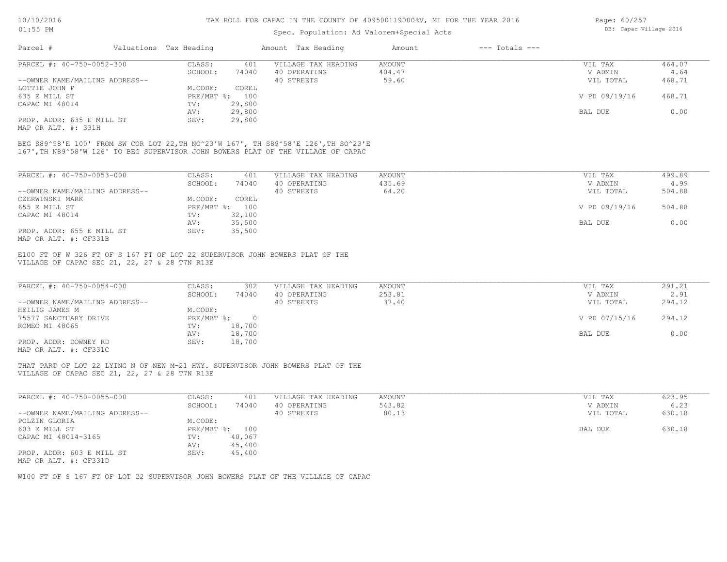# TAX ROLL FOR CAPAC IN THE COUNTY OF 409500119000%V, MI FOR THE YEAR 2016

Spec. Population: Ad Valorem+Special Acts

DB: Capac Village 2016

| Parcel # | Valuations | Tax Heading | Amount | Tax Heading | Amount | --- Totals --- | |
|---|---|---|---|---|---|---|---|

## PARCEL #: 40-750-0052-300

| | | | | | | |
|---|---|---|---|---|---|---|
| | CLASS: | 401 | VILLAGE TAX HEADING | AMOUNT | VIL TAX | 464.07 |
| | SCHOOL: | 74040 | 40 OPERATING | 404.47 | V ADMIN | 4.64 |
| --OWNER NAME/MAILING ADDRESS-- | | | 40 STREETS | 59.60 | VIL TOTAL | 468.71 |
| LOTTIE JOHN P | M.CODE: | COREL | | | | |
| 635 E MILL ST | PRE/MBT %: | 100 | | | V PD 09/19/16 | 468.71 |
| CAPAC MI 48014 | TV: | 29,800 | | | | |
| | AV: | 29,800 | | | BAL DUE | 0.00 |
| PROP. ADDR: 635 E MILL ST | SEV: | 29,800 | | | | |
| MAP OR ALT. #: 331H | | | | | | |

BEG S89^58'E 100' FROM SW COR LOT 22,TH NO^23'W 167', TH S89^58'E 126',TH SO^23'E 167',TH N89^58'W 126' TO BEG SUPERVISOR JOHN BOWERS PLAT OF THE VILLAGE OF CAPAC

## PARCEL #: 40-750-0053-000

| | | | | | | |
|---|---|---|---|---|---|---|
| | CLASS: | 401 | VILLAGE TAX HEADING | AMOUNT | VIL TAX | 499.89 |
| | SCHOOL: | 74040 | 40 OPERATING | 435.69 | V ADMIN | 4.99 |
| --OWNER NAME/MAILING ADDRESS-- | | | 40 STREETS | 64.20 | VIL TOTAL | 504.88 |
| CZERWINSKI MARK | M.CODE: | COREL | | | | |
| 655 E MILL ST | PRE/MBT %: | 100 | | | V PD 09/19/16 | 504.88 |
| CAPAC MI 48014 | TV: | 32,100 | | | | |
| | AV: | 35,500 | | | BAL DUE | 0.00 |
| PROP. ADDR: 655 E MILL ST | SEV: | 35,500 | | | | |
| MAP OR ALT. #: CF331B | | | | | | |

E100 FT OF W 326 FT OF S 167 FT OF LOT 22 SUPERVISOR JOHN BOWERS PLAT OF THE VILLAGE OF CAPAC SEC 21, 22, 27 & 28 T7N R13E

## PARCEL #: 40-750-0054-000

| | | | | | | |
|---|---|---|---|---|---|---|
| | CLASS: | 302 | VILLAGE TAX HEADING | AMOUNT | VIL TAX | 291.21 |
| | SCHOOL: | 74040 | 40 OPERATING | 253.81 | V ADMIN | 2.91 |
| --OWNER NAME/MAILING ADDRESS-- | | | 40 STREETS | 37.40 | VIL TOTAL | 294.12 |
| HEILIG JAMES M | M.CODE: | | | | | |
| 75577 SANCTUARY DRIVE | PRE/MBT %: | 0 | | | V PD 07/15/16 | 294.12 |
| ROMEO MI 48065 | TV: | 18,700 | | | | |
| | AV: | 18,700 | | | BAL DUE | 0.00 |
| PROP. ADDR: DOWNEY RD | SEV: | 18,700 | | | | |
| MAP OR ALT. #: CF331C | | | | | | |

THAT PART OF LOT 22 LYING N OF NEW M-21 HWY. SUPERVISOR JOHN BOWERS PLAT OF THE VILLAGE OF CAPAC SEC 21, 22, 27 & 28 T7N R13E

## PARCEL #: 40-750-0055-000

| | | | | | | |
|---|---|---|---|---|---|---|
| | CLASS: | 401 | VILLAGE TAX HEADING | AMOUNT | VIL TAX | 623.95 |
| | SCHOOL: | 74040 | 40 OPERATING | 543.82 | V ADMIN | 6.23 |
| --OWNER NAME/MAILING ADDRESS-- | | | 40 STREETS | 80.13 | VIL TOTAL | 630.18 |
| POLZIN GLORIA | M.CODE: | | | | | |
| 603 E MILL ST | PRE/MBT %: | 100 | | | BAL DUE | 630.18 |
| CAPAC MI 48014-3165 | TV: | 40,067 | | | | |
| | AV: | 45,400 | | | | |
| PROP. ADDR: 603 E MILL ST | SEV: | 45,400 | | | | |
| MAP OR ALT. #: CF331D | | | | | | |

W100 FT OF S 167 FT OF LOT 22 SUPERVISOR JOHN BOWERS PLAT OF THE VILLAGE OF CAPAC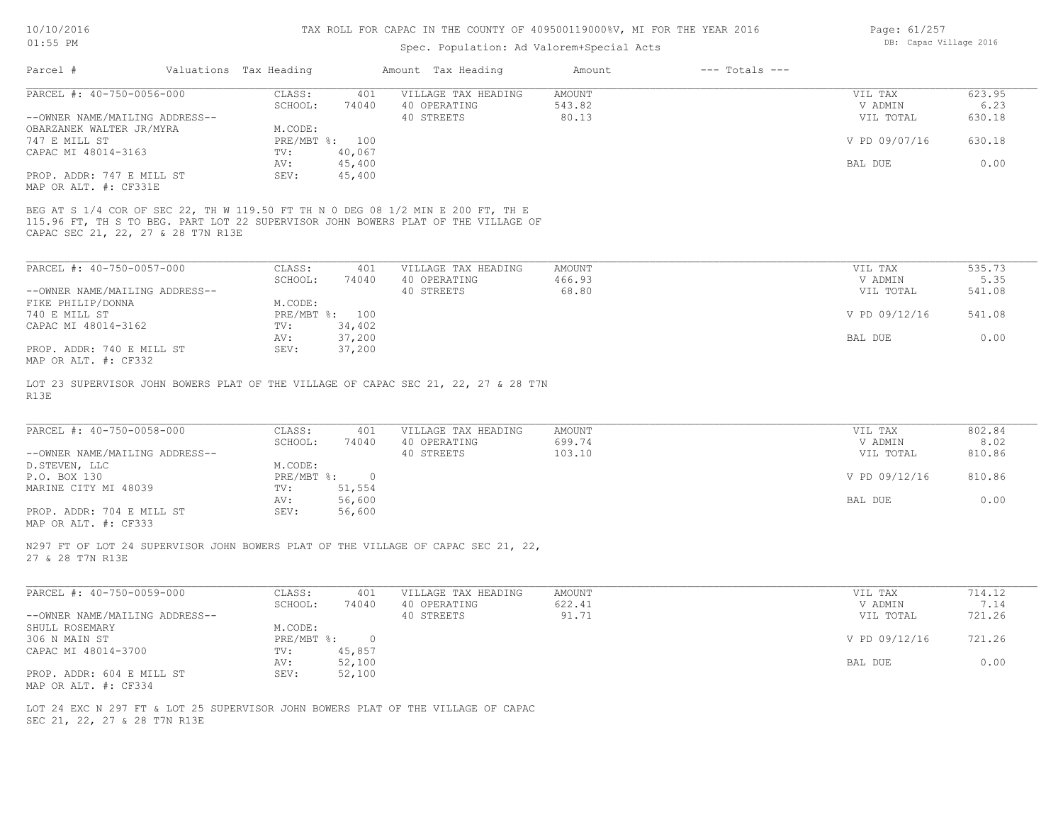TAX ROLL FOR CAPAC IN THE COUNTY OF 409500119000%V, MI FOR THE YEAR 2016

Spec. Population: Ad Valorem+Special Acts

DB: Capac Village 2016

10/10/2016
01:55 PM

| Parcel # | Valuations | Tax Heading | Amount | Tax Heading | Amount | --- Totals --- | |
|---|---|---|---|---|---|---|---|

## PARCEL #: 40-750-0056-000

| | | | | |
|---|---|---|---|---|
| CLASS: 401 | VILLAGE TAX HEADING | AMOUNT | VIL TAX | 623.95 |
| SCHOOL: 74040 | 40 OPERATING | 543.82 | V ADMIN | 6.23 |
| | 40 STREETS | 80.13 | VIL TOTAL | 630.18 |
| M.CODE: | | | | |
| PRE/MBT %: 100 | | | V PD 09/07/16 | 630.18 |
| TV: 40,067 | | | | |
| AV: 45,400 | | | BAL DUE | 0.00 |
| SEV: 45,400 | | | | |

--OWNER NAME/MAILING ADDRESS--
OBARZANEK WALTER JR/MYRA
747 E MILL ST
CAPAC MI 48014-3163

PROP. ADDR: 747 E MILL ST
MAP OR ALT. #: CF331E

BEG AT S 1/4 COR OF SEC 22, TH W 119.50 FT TH N 0 DEG 08 1/2 MIN E 200 FT, TH E 115.96 FT, TH S TO BEG. PART LOT 22 SUPERVISOR JOHN BOWERS PLAT OF THE VILLAGE OF CAPAC SEC 21, 22, 27 & 28 T7N R13E

## PARCEL #: 40-750-0057-000

| | | | | |
|---|---|---|---|---|
| CLASS: 401 | VILLAGE TAX HEADING | AMOUNT | VIL TAX | 535.73 |
| SCHOOL: 74040 | 40 OPERATING | 466.93 | V ADMIN | 5.35 |
| | 40 STREETS | 68.80 | VIL TOTAL | 541.08 |
| M.CODE: | | | | |
| PRE/MBT %: 100 | | | V PD 09/12/16 | 541.08 |
| TV: 34,402 | | | | |
| AV: 37,200 | | | BAL DUE | 0.00 |
| SEV: 37,200 | | | | |

--OWNER NAME/MAILING ADDRESS--
FIKE PHILIP/DONNA
740 E MILL ST
CAPAC MI 48014-3162

PROP. ADDR: 740 E MILL ST
MAP OR ALT. #: CF332

LOT 23 SUPERVISOR JOHN BOWERS PLAT OF THE VILLAGE OF CAPAC SEC 21, 22, 27 & 28 T7N R13E

## PARCEL #: 40-750-0058-000

| | | | | |
|---|---|---|---|---|
| CLASS: 401 | VILLAGE TAX HEADING | AMOUNT | VIL TAX | 802.84 |
| SCHOOL: 74040 | 40 OPERATING | 699.74 | V ADMIN | 8.02 |
| | 40 STREETS | 103.10 | VIL TOTAL | 810.86 |
| M.CODE: | | | | |
| PRE/MBT %: 0 | | | V PD 09/12/16 | 810.86 |
| TV: 51,554 | | | | |
| AV: 56,600 | | | BAL DUE | 0.00 |
| SEV: 56,600 | | | | |

--OWNER NAME/MAILING ADDRESS--
D.STEVEN, LLC
P.O. BOX 130
MARINE CITY MI 48039

PROP. ADDR: 704 E MILL ST
MAP OR ALT. #: CF333

N297 FT OF LOT 24 SUPERVISOR JOHN BOWERS PLAT OF THE VILLAGE OF CAPAC SEC 21, 22, 27 & 28 T7N R13E

## PARCEL #: 40-750-0059-000

| | | | | |
|---|---|---|---|---|
| CLASS: 401 | VILLAGE TAX HEADING | AMOUNT | VIL TAX | 714.12 |
| SCHOOL: 74040 | 40 OPERATING | 622.41 | V ADMIN | 7.14 |
| | 40 STREETS | 91.71 | VIL TOTAL | 721.26 |
| M.CODE: | | | | |
| PRE/MBT %: 0 | | | V PD 09/12/16 | 721.26 |
| TV: 45,857 | | | | |
| AV: 52,100 | | | BAL DUE | 0.00 |
| SEV: 52,100 | | | | |

--OWNER NAME/MAILING ADDRESS--
SHULL ROSEMARY
306 N MAIN ST
CAPAC MI 48014-3700

PROP. ADDR: 604 E MILL ST
MAP OR ALT. #: CF334

LOT 24 EXC N 297 FT & LOT 25 SUPERVISOR JOHN BOWERS PLAT OF THE VILLAGE OF CAPAC SEC 21, 22, 27 & 28 T7N R13E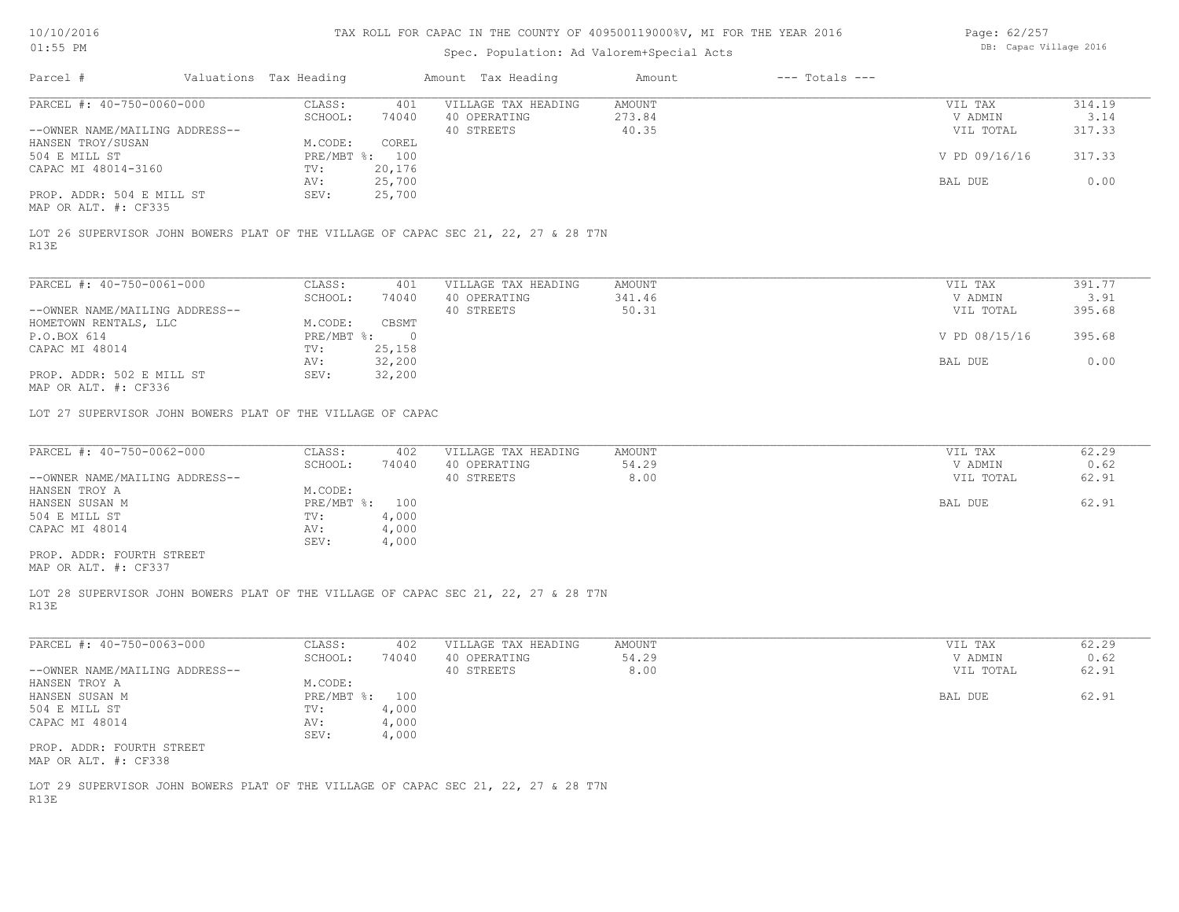# TAX ROLL FOR CAPAC IN THE COUNTY OF 409500119000%V, MI FOR THE YEAR 2016

Spec. Population: Ad Valorem+Special Acts

| Parcel # | Valuations | Tax Heading | Amount | Tax Heading | Amount | --- Totals --- |
|---|---|---|---|---|---|---|

---

**PARCEL #: 40-750-0060-000**

| | | | | | |
|---|---|---|---|---|---|
| CLASS: | 401 | VILLAGE TAX HEADING | AMOUNT | VIL TAX | 314.19 |
| SCHOOL: | 74040 | 40 OPERATING | 273.84 | V ADMIN | 3.14 |
| | | 40 STREETS | 40.35 | VIL TOTAL | 317.33 |
| M.CODE: | COREL | | | | |
| PRE/MBT %: | 100 | | | V PD 09/16/16 | 317.33 |
| TV: | 20,176 | | | | |
| AV: | 25,700 | | | BAL DUE | 0.00 |
| SEV: | 25,700 | | | | |

--OWNER NAME/MAILING ADDRESS--
HANSEN TROY/SUSAN
504 E MILL ST
CAPAC MI 48014-3160

PROP. ADDR: 504 E MILL ST
MAP OR ALT. #: CF335

LOT 26 SUPERVISOR JOHN BOWERS PLAT OF THE VILLAGE OF CAPAC SEC 21, 22, 27 & 28 T7N R13E

---

**PARCEL #: 40-750-0061-000**

| | | | | | |
|---|---|---|---|---|---|
| CLASS: | 401 | VILLAGE TAX HEADING | AMOUNT | VIL TAX | 391.77 |
| SCHOOL: | 74040 | 40 OPERATING | 341.46 | V ADMIN | 3.91 |
| | | 40 STREETS | 50.31 | VIL TOTAL | 395.68 |
| M.CODE: | CBSMT | | | | |
| PRE/MBT %: | 0 | | | V PD 08/15/16 | 395.68 |
| TV: | 25,158 | | | | |
| AV: | 32,200 | | | BAL DUE | 0.00 |
| SEV: | 32,200 | | | | |

--OWNER NAME/MAILING ADDRESS--
HOMETOWN RENTALS, LLC
P.O.BOX 614
CAPAC MI 48014

PROP. ADDR: 502 E MILL ST
MAP OR ALT. #: CF336

LOT 27 SUPERVISOR JOHN BOWERS PLAT OF THE VILLAGE OF CAPAC

---

**PARCEL #: 40-750-0062-000**

| | | | | | |
|---|---|---|---|---|---|
| CLASS: | 402 | VILLAGE TAX HEADING | AMOUNT | VIL TAX | 62.29 |
| SCHOOL: | 74040 | 40 OPERATING | 54.29 | V ADMIN | 0.62 |
| | | 40 STREETS | 8.00 | VIL TOTAL | 62.91 |
| M.CODE: | | | | | |
| PRE/MBT %: | 100 | | | BAL DUE | 62.91 |
| TV: | 4,000 | | | | |
| AV: | 4,000 | | | | |
| SEV: | 4,000 | | | | |

--OWNER NAME/MAILING ADDRESS--
HANSEN TROY A
HANSEN SUSAN M
504 E MILL ST
CAPAC MI 48014

PROP. ADDR: FOURTH STREET
MAP OR ALT. #: CF337

LOT 28 SUPERVISOR JOHN BOWERS PLAT OF THE VILLAGE OF CAPAC SEC 21, 22, 27 & 28 T7N R13E

---

**PARCEL #: 40-750-0063-000**

| | | | | | |
|---|---|---|---|---|---|
| CLASS: | 402 | VILLAGE TAX HEADING | AMOUNT | VIL TAX | 62.29 |
| SCHOOL: | 74040 | 40 OPERATING | 54.29 | V ADMIN | 0.62 |
| | | 40 STREETS | 8.00 | VIL TOTAL | 62.91 |
| M.CODE: | | | | | |
| PRE/MBT %: | 100 | | | BAL DUE | 62.91 |
| TV: | 4,000 | | | | |
| AV: | 4,000 | | | | |
| SEV: | 4,000 | | | | |

--OWNER NAME/MAILING ADDRESS--
HANSEN TROY A
HANSEN SUSAN M
504 E MILL ST
CAPAC MI 48014

PROP. ADDR: FOURTH STREET
MAP OR ALT. #: CF338

LOT 29 SUPERVISOR JOHN BOWERS PLAT OF THE VILLAGE OF CAPAC SEC 21, 22, 27 & 28 T7N R13E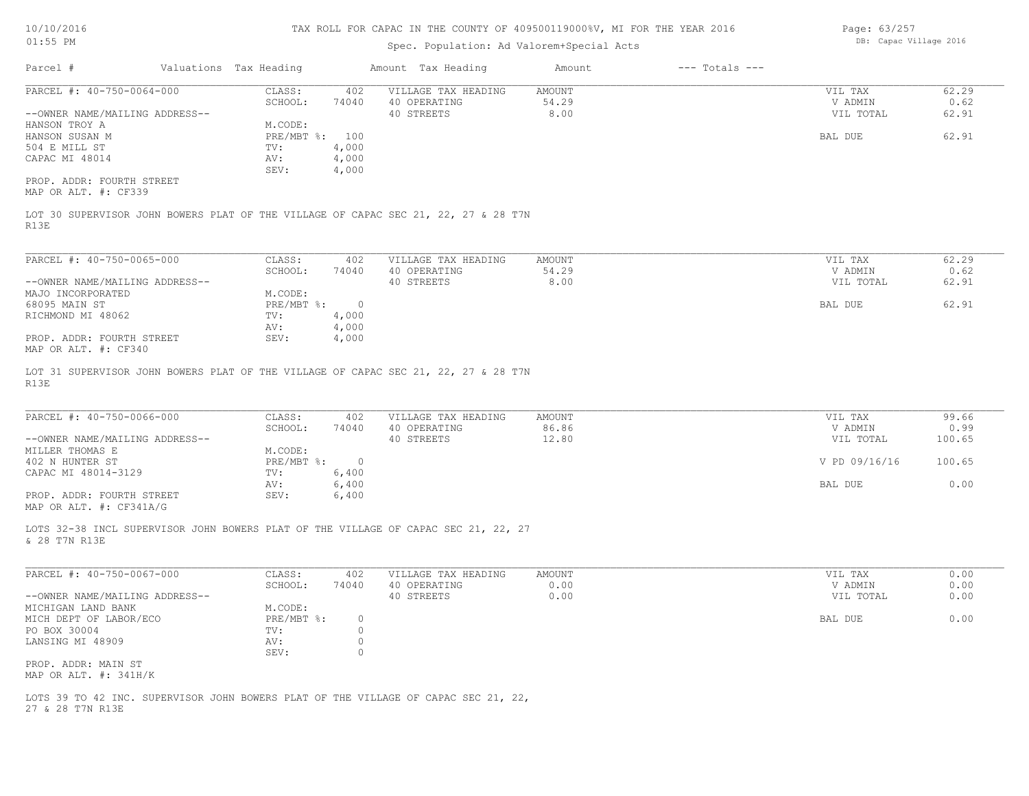# TAX ROLL FOR CAPAC IN THE COUNTY OF 409500119000%V, MI FOR THE YEAR 2016

Spec. Population: Ad Valorem+Special Acts

10/10/2016
01:55 PM

DB: Capac Village 2016

| Parcel # | Valuations | Tax Heading | Amount | Tax Heading | Amount | --- Totals --- | |
|---|---|---|---|---|---|---|---|

---

**PARCEL #: 40-750-0064-000**

| | | | | | |
|---|---|---|---|---|---|
| CLASS: | 402 | VILLAGE TAX HEADING | AMOUNT | VIL TAX | 62.29 |
| SCHOOL: | 74040 | 40 OPERATING | 54.29 | V ADMIN | 0.62 |
| | | 40 STREETS | 8.00 | VIL TOTAL | 62.91 |
| M.CODE: | | | | | |
| PRE/MBT %: | 100 | | | BAL DUE | 62.91 |
| TV: | 4,000 | | | | |
| AV: | 4,000 | | | | |
| SEV: | 4,000 | | | | |

--OWNER NAME/MAILING ADDRESS--
HANSON TROY A
HANSON SUSAN M
504 E MILL ST
CAPAC MI 48014

PROP. ADDR: FOURTH STREET
MAP OR ALT. #: CF339

LOT 30 SUPERVISOR JOHN BOWERS PLAT OF THE VILLAGE OF CAPAC SEC 21, 22, 27 & 28 T7N R13E

---

**PARCEL #: 40-750-0065-000**

| | | | | | |
|---|---|---|---|---|---|
| CLASS: | 402 | VILLAGE TAX HEADING | AMOUNT | VIL TAX | 62.29 |
| SCHOOL: | 74040 | 40 OPERATING | 54.29 | V ADMIN | 0.62 |
| | | 40 STREETS | 8.00 | VIL TOTAL | 62.91 |
| M.CODE: | | | | | |
| PRE/MBT %: | 0 | | | BAL DUE | 62.91 |
| TV: | 4,000 | | | | |
| AV: | 4,000 | | | | |
| SEV: | 4,000 | | | | |

--OWNER NAME/MAILING ADDRESS--
MAJO INCORPORATED
68095 MAIN ST
RICHMOND MI 48062

PROP. ADDR: FOURTH STREET
MAP OR ALT. #: CF340

LOT 31 SUPERVISOR JOHN BOWERS PLAT OF THE VILLAGE OF CAPAC SEC 21, 22, 27 & 28 T7N R13E

---

**PARCEL #: 40-750-0066-000**

| | | | | | |
|---|---|---|---|---|---|
| CLASS: | 402 | VILLAGE TAX HEADING | AMOUNT | VIL TAX | 99.66 |
| SCHOOL: | 74040 | 40 OPERATING | 86.86 | V ADMIN | 0.99 |
| | | 40 STREETS | 12.80 | VIL TOTAL | 100.65 |
| M.CODE: | | | | | |
| PRE/MBT %: | 0 | | | V PD 09/16/16 | 100.65 |
| TV: | 6,400 | | | | |
| AV: | 6,400 | | | BAL DUE | 0.00 |
| SEV: | 6,400 | | | | |

--OWNER NAME/MAILING ADDRESS--
MILLER THOMAS E
402 N HUNTER ST
CAPAC MI 48014-3129

PROP. ADDR: FOURTH STREET
MAP OR ALT. #: CF341A/G

LOTS 32-38 INCL SUPERVISOR JOHN BOWERS PLAT OF THE VILLAGE OF CAPAC SEC 21, 22, 27 & 28 T7N R13E

---

**PARCEL #: 40-750-0067-000**

| | | | | | |
|---|---|---|---|---|---|
| CLASS: | 402 | VILLAGE TAX HEADING | AMOUNT | VIL TAX | 0.00 |
| SCHOOL: | 74040 | 40 OPERATING | 0.00 | V ADMIN | 0.00 |
| | | 40 STREETS | 0.00 | VIL TOTAL | 0.00 |
| M.CODE: | | | | | |
| PRE/MBT %: | 0 | | | BAL DUE | 0.00 |
| TV: | 0 | | | | |
| AV: | 0 | | | | |
| SEV: | 0 | | | | |

--OWNER NAME/MAILING ADDRESS--
MICHIGAN LAND BANK
MICH DEPT OF LABOR/ECO
PO BOX 30004
LANSING MI 48909

PROP. ADDR: MAIN ST
MAP OR ALT. #: 341H/K

LOTS 39 TO 42 INC. SUPERVISOR JOHN BOWERS PLAT OF THE VILLAGE OF CAPAC SEC 21, 22, 27 & 28 T7N R13E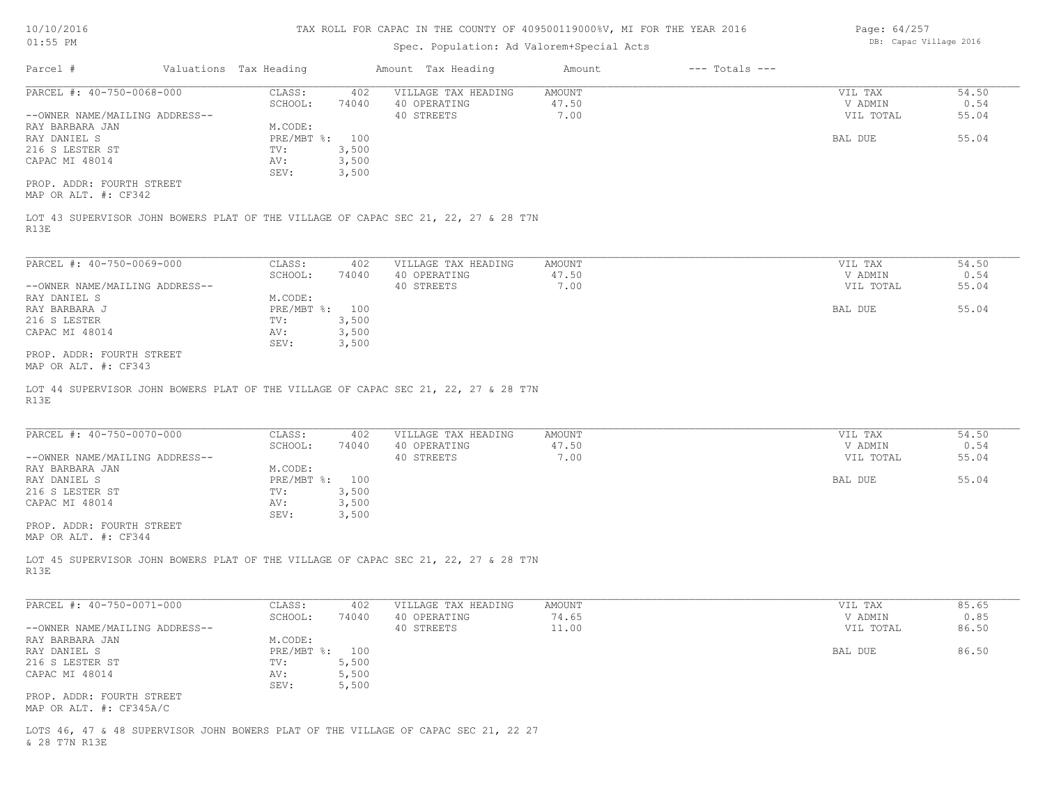# TAX ROLL FOR CAPAC IN THE COUNTY OF 409500119000%V, MI FOR THE YEAR 2016

Spec. Population: Ad Valorem+Special Acts

DB: Capac Village 2016

10/10/2016
01:55 PM

| Parcel # | Valuations | Tax Heading | Amount | Tax Heading | Amount | --- Totals --- |
|---|---|---|---|---|---|---|

---

**PARCEL #: 40-750-0068-000**

| | | | | | |
|---|---|---|---|---|---|
| CLASS: | 402 | VILLAGE TAX HEADING | AMOUNT | VIL TAX | 54.50 |
| SCHOOL: | 74040 | 40 OPERATING | 47.50 | V ADMIN | 0.54 |
| | | 40 STREETS | 7.00 | VIL TOTAL | 55.04 |
| M.CODE: | | | | | |
| PRE/MBT %: | 100 | | | BAL DUE | 55.04 |
| TV: | 3,500 | | | | |
| AV: | 3,500 | | | | |
| SEV: | 3,500 | | | | |

--OWNER NAME/MAILING ADDRESS--
RAY BARBARA JAN
RAY DANIEL S
216 S LESTER ST
CAPAC MI 48014

PROP. ADDR: FOURTH STREET
MAP OR ALT. #: CF342

LOT 43 SUPERVISOR JOHN BOWERS PLAT OF THE VILLAGE OF CAPAC SEC 21, 22, 27 & 28 T7N R13E

---

**PARCEL #: 40-750-0069-000**

| | | | | | |
|---|---|---|---|---|---|
| CLASS: | 402 | VILLAGE TAX HEADING | AMOUNT | VIL TAX | 54.50 |
| SCHOOL: | 74040 | 40 OPERATING | 47.50 | V ADMIN | 0.54 |
| | | 40 STREETS | 7.00 | VIL TOTAL | 55.04 |
| M.CODE: | | | | | |
| PRE/MBT %: | 100 | | | BAL DUE | 55.04 |
| TV: | 3,500 | | | | |
| AV: | 3,500 | | | | |
| SEV: | 3,500 | | | | |

--OWNER NAME/MAILING ADDRESS--
RAY DANIEL S
RAY BARBARA J
216 S LESTER
CAPAC MI 48014

PROP. ADDR: FOURTH STREET
MAP OR ALT. #: CF343

LOT 44 SUPERVISOR JOHN BOWERS PLAT OF THE VILLAGE OF CAPAC SEC 21, 22, 27 & 28 T7N R13E

---

**PARCEL #: 40-750-0070-000**

| | | | | | |
|---|---|---|---|---|---|
| CLASS: | 402 | VILLAGE TAX HEADING | AMOUNT | VIL TAX | 54.50 |
| SCHOOL: | 74040 | 40 OPERATING | 47.50 | V ADMIN | 0.54 |
| | | 40 STREETS | 7.00 | VIL TOTAL | 55.04 |
| M.CODE: | | | | | |
| PRE/MBT %: | 100 | | | BAL DUE | 55.04 |
| TV: | 3,500 | | | | |
| AV: | 3,500 | | | | |
| SEV: | 3,500 | | | | |

--OWNER NAME/MAILING ADDRESS--
RAY BARBARA JAN
RAY DANIEL S
216 S LESTER ST
CAPAC MI 48014

PROP. ADDR: FOURTH STREET
MAP OR ALT. #: CF344

LOT 45 SUPERVISOR JOHN BOWERS PLAT OF THE VILLAGE OF CAPAC SEC 21, 22, 27 & 28 T7N R13E

---

**PARCEL #: 40-750-0071-000**

| | | | | | |
|---|---|---|---|---|---|
| CLASS: | 402 | VILLAGE TAX HEADING | AMOUNT | VIL TAX | 85.65 |
| SCHOOL: | 74040 | 40 OPERATING | 74.65 | V ADMIN | 0.85 |
| | | 40 STREETS | 11.00 | VIL TOTAL | 86.50 |
| M.CODE: | | | | | |
| PRE/MBT %: | 100 | | | BAL DUE | 86.50 |
| TV: | 5,500 | | | | |
| AV: | 5,500 | | | | |
| SEV: | 5,500 | | | | |

--OWNER NAME/MAILING ADDRESS--
RAY BARBARA JAN
RAY DANIEL S
216 S LESTER ST
CAPAC MI 48014

PROP. ADDR: FOURTH STREET
MAP OR ALT. #: CF345A/C

LOTS 46, 47 & 48 SUPERVISOR JOHN BOWERS PLAT OF THE VILLAGE OF CAPAC SEC 21, 22 27 & 28 T7N R13E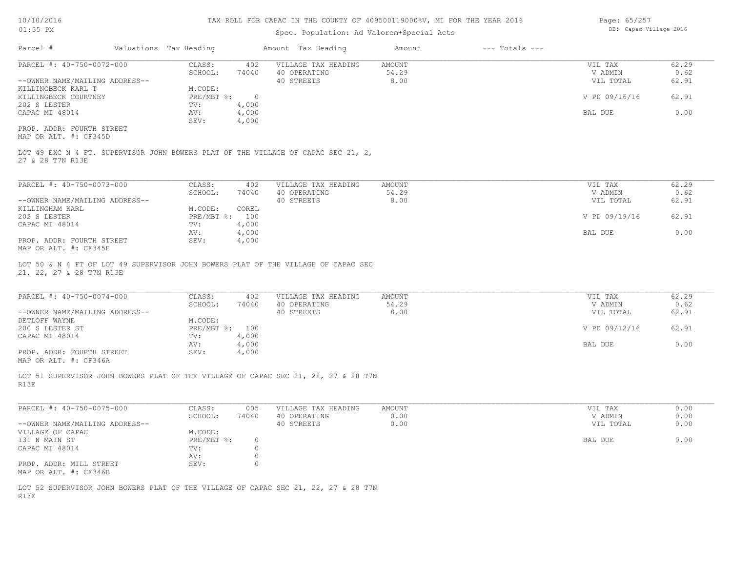# TAX ROLL FOR CAPAC IN THE COUNTY OF 409500119000%V, MI FOR THE YEAR 2016

Spec. Population: Ad Valorem+Special Acts

| Parcel # | Valuations | Tax Heading | Amount | Tax Heading | Amount | --- Totals --- |
|---|---|---|---|---|---|---|

## PARCEL #: 40-750-0072-000

| | | | | | |
|---|---|---|---|---|---|
| CLASS: | 402 | VILLAGE TAX HEADING | AMOUNT | VIL TAX | 62.29 |
| SCHOOL: | 74040 | 40 OPERATING | 54.29 | V ADMIN | 0.62 |
| | | 40 STREETS | 8.00 | VIL TOTAL | 62.91 |
| M.CODE: | | | | | |
| PRE/MBT %: | 0 | | | V PD 09/16/16 | 62.91 |
| TV: | 4,000 | | | | |
| AV: | 4,000 | | | BAL DUE | 0.00 |
| SEV: | 4,000 | | | | |

--OWNER NAME/MAILING ADDRESS--
KILLINGBECK KARL T
KILLINGBECK COURTNEY
202 S LESTER
CAPAC MI 48014

PROP. ADDR: FOURTH STREET
MAP OR ALT. #: CF345D

LOT 49 EXC N 4 FT. SUPERVISOR JOHN BOWERS PLAT OF THE VILLAGE OF CAPAC SEC 21, 2, 27 & 28 T7N R13E

## PARCEL #: 40-750-0073-000

| | | | | | |
|---|---|---|---|---|---|
| CLASS: | 402 | VILLAGE TAX HEADING | AMOUNT | VIL TAX | 62.29 |
| SCHOOL: | 74040 | 40 OPERATING | 54.29 | V ADMIN | 0.62 |
| | | 40 STREETS | 8.00 | VIL TOTAL | 62.91 |
| M.CODE: | COREL | | | | |
| PRE/MBT %: | 100 | | | V PD 09/19/16 | 62.91 |
| TV: | 4,000 | | | | |
| AV: | 4,000 | | | BAL DUE | 0.00 |
| SEV: | 4,000 | | | | |

--OWNER NAME/MAILING ADDRESS--
KILLINGHAM KARL
202 S LESTER
CAPAC MI 48014

PROP. ADDR: FOURTH STREET
MAP OR ALT. #: CF345E

LOT 50 & N 4 FT OF LOT 49 SUPERVISOR JOHN BOWERS PLAT OF THE VILLAGE OF CAPAC SEC 21, 22, 27 & 28 T7N R13E

## PARCEL #: 40-750-0074-000

| | | | | | |
|---|---|---|---|---|---|
| CLASS: | 402 | VILLAGE TAX HEADING | AMOUNT | VIL TAX | 62.29 |
| SCHOOL: | 74040 | 40 OPERATING | 54.29 | V ADMIN | 0.62 |
| | | 40 STREETS | 8.00 | VIL TOTAL | 62.91 |
| M.CODE: | | | | | |
| PRE/MBT %: | 100 | | | V PD 09/12/16 | 62.91 |
| TV: | 4,000 | | | | |
| AV: | 4,000 | | | BAL DUE | 0.00 |
| SEV: | 4,000 | | | | |

--OWNER NAME/MAILING ADDRESS--
DETLOFF WAYNE
200 S LESTER ST
CAPAC MI 48014

PROP. ADDR: FOURTH STREET
MAP OR ALT. #: CF346A

LOT 51 SUPERVISOR JOHN BOWERS PLAT OF THE VILLAGE OF CAPAC SEC 21, 22, 27 & 28 T7N R13E

## PARCEL #: 40-750-0075-000

| | | | | | |
|---|---|---|---|---|---|
| CLASS: | 005 | VILLAGE TAX HEADING | AMOUNT | VIL TAX | 0.00 |
| SCHOOL: | 74040 | 40 OPERATING | 0.00 | V ADMIN | 0.00 |
| | | 40 STREETS | 0.00 | VIL TOTAL | 0.00 |
| M.CODE: | | | | | |
| PRE/MBT %: | 0 | | | BAL DUE | 0.00 |
| TV: | 0 | | | | |
| AV: | 0 | | | | |
| SEV: | 0 | | | | |

--OWNER NAME/MAILING ADDRESS--
VILLAGE OF CAPAC
131 N MAIN ST
CAPAC MI 48014

PROP. ADDR: MILL STREET
MAP OR ALT. #: CF346B

LOT 52 SUPERVISOR JOHN BOWERS PLAT OF THE VILLAGE OF CAPAC SEC 21, 22, 27 & 28 T7N R13E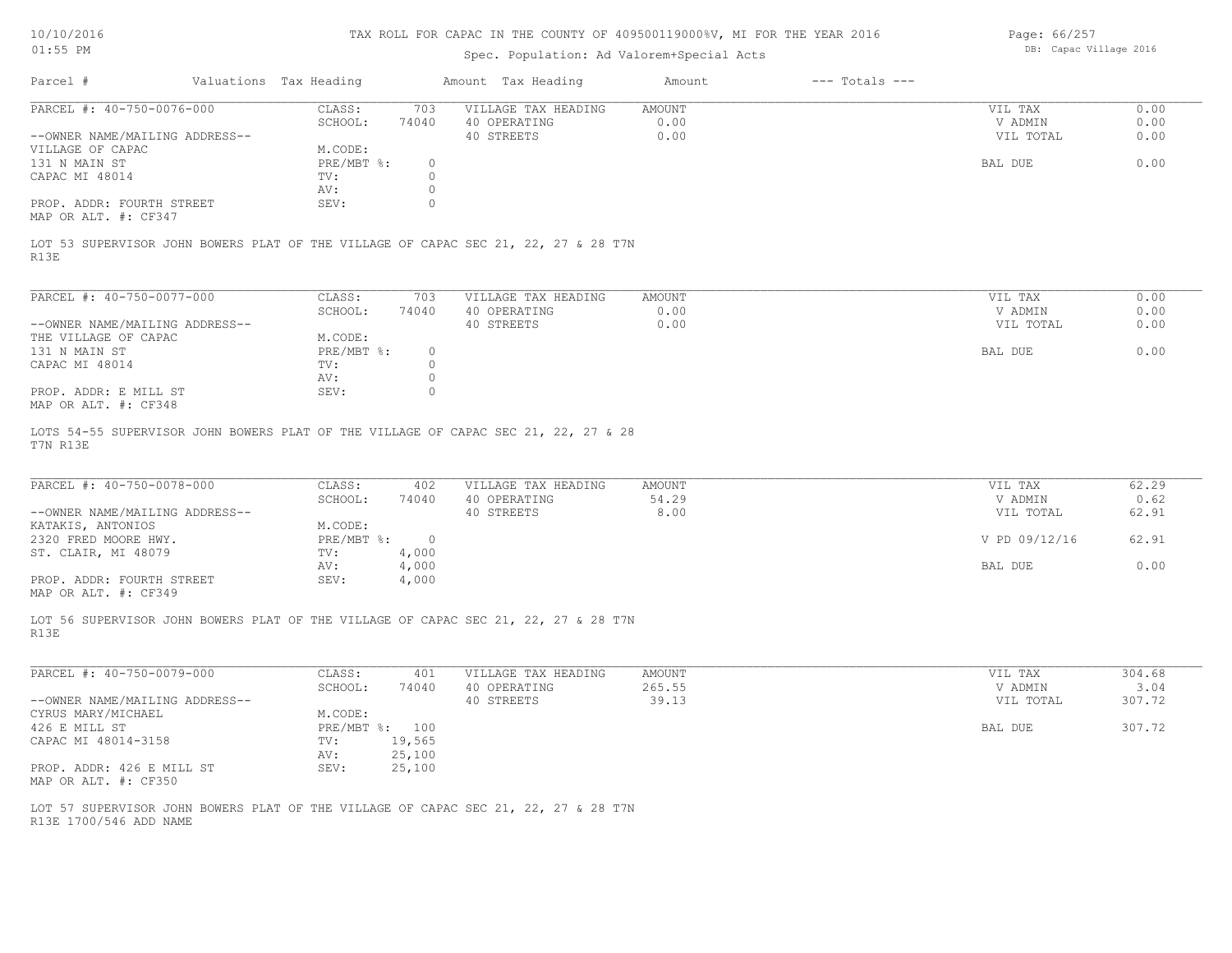TAX ROLL FOR CAPAC IN THE COUNTY OF 409500119000%V, MI FOR THE YEAR 2016

Spec. Population: Ad Valorem+Special Acts

DB: Capac Village 2016

10/10/2016
01:55 PM

| Parcel # | Valuations | Tax Heading | Amount | Tax Heading | Amount | --- Totals --- | |
|---|---|---|---|---|---|---|---|

**PARCEL #: 40-750-0076-000**

| | | | | | |
|---|---|---|---|---|---|
| CLASS: | 703 | VILLAGE TAX HEADING | AMOUNT | VIL TAX | 0.00 |
| SCHOOL: | 74040 | 40 OPERATING | 0.00 | V ADMIN | 0.00 |
| M.CODE: | | 40 STREETS | 0.00 | VIL TOTAL | 0.00 |
| PRE/MBT %: | 0 | | | BAL DUE | 0.00 |
| TV: | 0 | | | | |
| AV: | 0 | | | | |
| SEV: | 0 | | | | |

--OWNER NAME/MAILING ADDRESS--
VILLAGE OF CAPAC
131 N MAIN ST
CAPAC MI 48014

PROP. ADDR: FOURTH STREET
MAP OR ALT. #: CF347

LOT 53 SUPERVISOR JOHN BOWERS PLAT OF THE VILLAGE OF CAPAC SEC 21, 22, 27 & 28 T7N R13E

**PARCEL #: 40-750-0077-000**

| | | | | | |
|---|---|---|---|---|---|
| CLASS: | 703 | VILLAGE TAX HEADING | AMOUNT | VIL TAX | 0.00 |
| SCHOOL: | 74040 | 40 OPERATING | 0.00 | V ADMIN | 0.00 |
| M.CODE: | | 40 STREETS | 0.00 | VIL TOTAL | 0.00 |
| PRE/MBT %: | 0 | | | BAL DUE | 0.00 |
| TV: | 0 | | | | |
| AV: | 0 | | | | |
| SEV: | 0 | | | | |

--OWNER NAME/MAILING ADDRESS--
THE VILLAGE OF CAPAC
131 N MAIN ST
CAPAC MI 48014

PROP. ADDR: E MILL ST
MAP OR ALT. #: CF348

LOTS 54-55 SUPERVISOR JOHN BOWERS PLAT OF THE VILLAGE OF CAPAC SEC 21, 22, 27 & 28 T7N R13E

**PARCEL #: 40-750-0078-000**

| | | | | | |
|---|---|---|---|---|---|
| CLASS: | 402 | VILLAGE TAX HEADING | AMOUNT | VIL TAX | 62.29 |
| SCHOOL: | 74040 | 40 OPERATING | 54.29 | V ADMIN | 0.62 |
| M.CODE: | | 40 STREETS | 8.00 | VIL TOTAL | 62.91 |
| PRE/MBT %: | 0 | | | V PD 09/12/16 | 62.91 |
| TV: | 4,000 | | | | |
| AV: | 4,000 | | | BAL DUE | 0.00 |
| SEV: | 4,000 | | | | |

--OWNER NAME/MAILING ADDRESS--
KATAKIS, ANTONIOS
2320 FRED MOORE HWY.
ST. CLAIR, MI 48079

PROP. ADDR: FOURTH STREET
MAP OR ALT. #: CF349

LOT 56 SUPERVISOR JOHN BOWERS PLAT OF THE VILLAGE OF CAPAC SEC 21, 22, 27 & 28 T7N R13E

**PARCEL #: 40-750-0079-000**

| | | | | | |
|---|---|---|---|---|---|
| CLASS: | 401 | VILLAGE TAX HEADING | AMOUNT | VIL TAX | 304.68 |
| SCHOOL: | 74040 | 40 OPERATING | 265.55 | V ADMIN | 3.04 |
| M.CODE: | | 40 STREETS | 39.13 | VIL TOTAL | 307.72 |
| PRE/MBT %: | 100 | | | BAL DUE | 307.72 |
| TV: | 19,565 | | | | |
| AV: | 25,100 | | | | |
| SEV: | 25,100 | | | | |

--OWNER NAME/MAILING ADDRESS--
CYRUS MARY/MICHAEL
426 E MILL ST
CAPAC MI 48014-3158

PROP. ADDR: 426 E MILL ST
MAP OR ALT. #: CF350

LOT 57 SUPERVISOR JOHN BOWERS PLAT OF THE VILLAGE OF CAPAC SEC 21, 22, 27 & 28 T7N R13E 1700/546 ADD NAME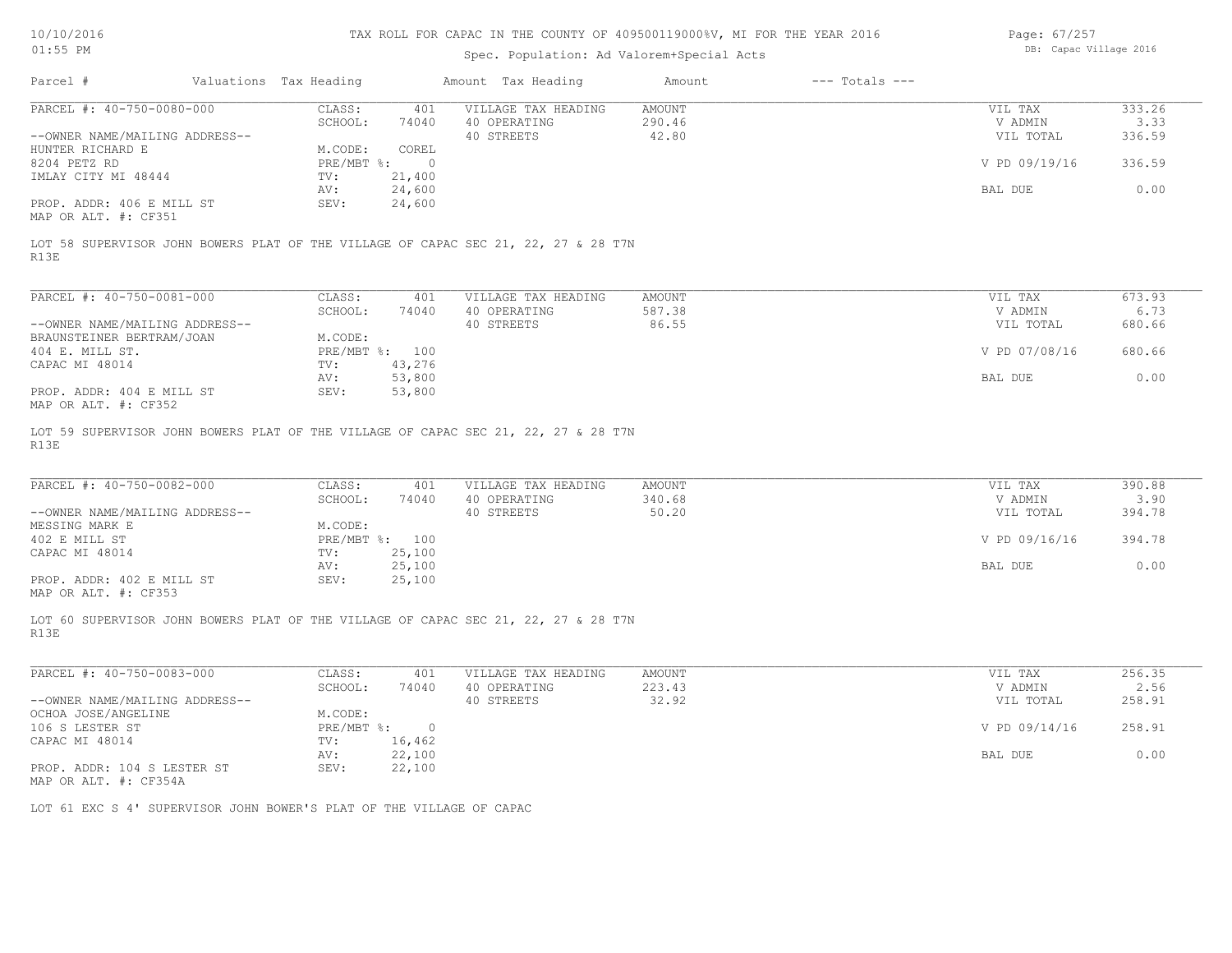# TAX ROLL FOR CAPAC IN THE COUNTY OF 409500119000%V, MI FOR THE YEAR 2016

Spec. Population: Ad Valorem+Special Acts

DB: Capac Village 2016

10/10/2016
01:55 PM

| Parcel # | Valuations | Tax Heading | Amount | Tax Heading | Amount | --- Totals --- |
|---|---|---|---|---|---|---|

---

PARCEL #: 40-750-0080-000

| CLASS: | 401 | VILLAGE TAX HEADING | AMOUNT | VIL TAX | 333.26 |
|---|---|---|---|---|---|
| SCHOOL: | 74040 | 40 OPERATING | 290.46 | V ADMIN | 3.33 |
| | | 40 STREETS | 42.80 | VIL TOTAL | 336.59 |
| M.CODE: | COREL | | | | |
| PRE/MBT %: | 0 | | | V PD 09/19/16 | 336.59 |
| TV: | 21,400 | | | | |
| AV: | 24,600 | | | BAL DUE | 0.00 |
| SEV: | 24,600 | | | | |

--OWNER NAME/MAILING ADDRESS--
HUNTER RICHARD E
8204 PETZ RD
IMLAY CITY MI 48444

PROP. ADDR: 406 E MILL ST
MAP OR ALT. #: CF351

LOT 58 SUPERVISOR JOHN BOWERS PLAT OF THE VILLAGE OF CAPAC SEC 21, 22, 27 & 28 T7N R13E

---

PARCEL #: 40-750-0081-000

| CLASS: | 401 | VILLAGE TAX HEADING | AMOUNT | VIL TAX | 673.93 |
|---|---|---|---|---|---|
| SCHOOL: | 74040 | 40 OPERATING | 587.38 | V ADMIN | 6.73 |
| | | 40 STREETS | 86.55 | VIL TOTAL | 680.66 |
| M.CODE: | | | | | |
| PRE/MBT %: | 100 | | | V PD 07/08/16 | 680.66 |
| TV: | 43,276 | | | | |
| AV: | 53,800 | | | BAL DUE | 0.00 |
| SEV: | 53,800 | | | | |

--OWNER NAME/MAILING ADDRESS--
BRAUNSTEINER BERTRAM/JOAN
404 E. MILL ST.
CAPAC MI 48014

PROP. ADDR: 404 E MILL ST
MAP OR ALT. #: CF352

LOT 59 SUPERVISOR JOHN BOWERS PLAT OF THE VILLAGE OF CAPAC SEC 21, 22, 27 & 28 T7N R13E

---

PARCEL #: 40-750-0082-000

| CLASS: | 401 | VILLAGE TAX HEADING | AMOUNT | VIL TAX | 390.88 |
|---|---|---|---|---|---|
| SCHOOL: | 74040 | 40 OPERATING | 340.68 | V ADMIN | 3.90 |
| | | 40 STREETS | 50.20 | VIL TOTAL | 394.78 |
| M.CODE: | | | | | |
| PRE/MBT %: | 100 | | | V PD 09/16/16 | 394.78 |
| TV: | 25,100 | | | | |
| AV: | 25,100 | | | BAL DUE | 0.00 |
| SEV: | 25,100 | | | | |

--OWNER NAME/MAILING ADDRESS--
MESSING MARK E
402 E MILL ST
CAPAC MI 48014

PROP. ADDR: 402 E MILL ST
MAP OR ALT. #: CF353

LOT 60 SUPERVISOR JOHN BOWERS PLAT OF THE VILLAGE OF CAPAC SEC 21, 22, 27 & 28 T7N R13E

---

PARCEL #: 40-750-0083-000

| CLASS: | 401 | VILLAGE TAX HEADING | AMOUNT | VIL TAX | 256.35 |
|---|---|---|---|---|---|
| SCHOOL: | 74040 | 40 OPERATING | 223.43 | V ADMIN | 2.56 |
| | | 40 STREETS | 32.92 | VIL TOTAL | 258.91 |
| M.CODE: | | | | | |
| PRE/MBT %: | 0 | | | V PD 09/14/16 | 258.91 |
| TV: | 16,462 | | | | |
| AV: | 22,100 | | | BAL DUE | 0.00 |
| SEV: | 22,100 | | | | |

--OWNER NAME/MAILING ADDRESS--
OCHOA JOSE/ANGELINE
106 S LESTER ST
CAPAC MI 48014

PROP. ADDR: 104 S LESTER ST
MAP OR ALT. #: CF354A

LOT 61 EXC S 4' SUPERVISOR JOHN BOWER'S PLAT OF THE VILLAGE OF CAPAC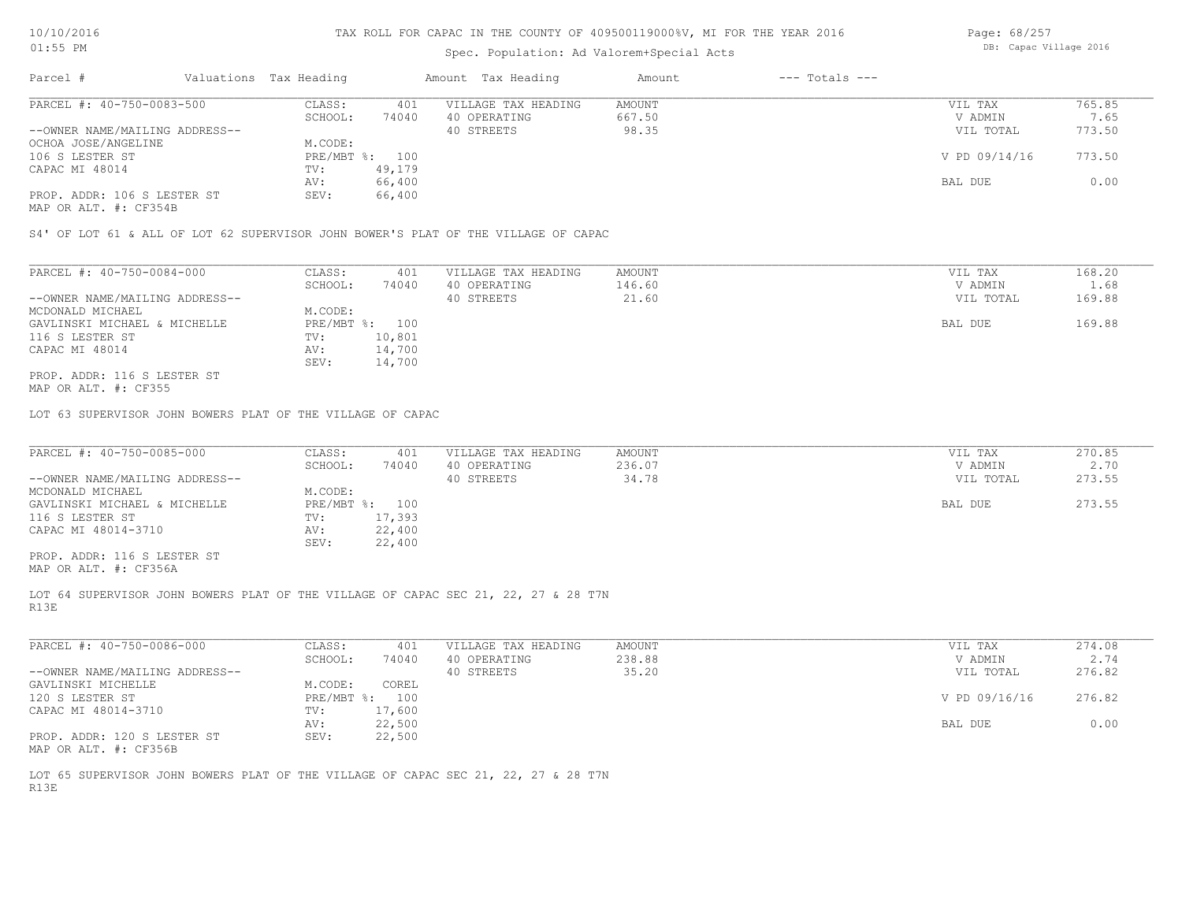# TAX ROLL FOR CAPAC IN THE COUNTY OF 409500119000%V, MI FOR THE YEAR 2016

Spec. Population: Ad Valorem+Special Acts

DB: Capac Village 2016

| Parcel # | Valuations | Tax Heading | Amount | Tax Heading | Amount | --- Totals --- | |
|---|---|---|---|---|---|---|---|

---

**PARCEL #: 40-750-0083-500**

| | | | | | |
|---|---|---|---|---|---|
| CLASS: | 401 | VILLAGE TAX HEADING | AMOUNT | VIL TAX | 765.85 |
| SCHOOL: | 74040 | 40 OPERATING | 667.50 | V ADMIN | 7.65 |
| | | 40 STREETS | 98.35 | VIL TOTAL | 773.50 |
| M.CODE: | | | | | |
| PRE/MBT %: | 100 | | | V PD 09/14/16 | 773.50 |
| TV: | 49,179 | | | | |
| AV: | 66,400 | | | BAL DUE | 0.00 |
| SEV: | 66,400 | | | | |

--OWNER NAME/MAILING ADDRESS--
OCHOA JOSE/ANGELINE
106 S LESTER ST
CAPAC MI 48014

PROP. ADDR: 106 S LESTER ST
MAP OR ALT. #: CF354B

S4' OF LOT 61 & ALL OF LOT 62 SUPERVISOR JOHN BOWER'S PLAT OF THE VILLAGE OF CAPAC

---

**PARCEL #: 40-750-0084-000**

| | | | | | |
|---|---|---|---|---|---|
| CLASS: | 401 | VILLAGE TAX HEADING | AMOUNT | VIL TAX | 168.20 |
| SCHOOL: | 74040 | 40 OPERATING | 146.60 | V ADMIN | 1.68 |
| | | 40 STREETS | 21.60 | VIL TOTAL | 169.88 |
| M.CODE: | | | | | |
| PRE/MBT %: | 100 | | | BAL DUE | 169.88 |
| TV: | 10,801 | | | | |
| AV: | 14,700 | | | | |
| SEV: | 14,700 | | | | |

--OWNER NAME/MAILING ADDRESS--
MCDONALD MICHAEL
GAVLINSKI MICHAEL & MICHELLE
116 S LESTER ST
CAPAC MI 48014

PROP. ADDR: 116 S LESTER ST
MAP OR ALT. #: CF355

LOT 63 SUPERVISOR JOHN BOWERS PLAT OF THE VILLAGE OF CAPAC

---

**PARCEL #: 40-750-0085-000**

| | | | | | |
|---|---|---|---|---|---|
| CLASS: | 401 | VILLAGE TAX HEADING | AMOUNT | VIL TAX | 270.85 |
| SCHOOL: | 74040 | 40 OPERATING | 236.07 | V ADMIN | 2.70 |
| | | 40 STREETS | 34.78 | VIL TOTAL | 273.55 |
| M.CODE: | | | | | |
| PRE/MBT %: | 100 | | | BAL DUE | 273.55 |
| TV: | 17,393 | | | | |
| AV: | 22,400 | | | | |
| SEV: | 22,400 | | | | |

--OWNER NAME/MAILING ADDRESS--
MCDONALD MICHAEL
GAVLINSKI MICHAEL & MICHELLE
116 S LESTER ST
CAPAC MI 48014-3710

PROP. ADDR: 116 S LESTER ST
MAP OR ALT. #: CF356A

LOT 64 SUPERVISOR JOHN BOWERS PLAT OF THE VILLAGE OF CAPAC SEC 21, 22, 27 & 28 T7N R13E

---

**PARCEL #: 40-750-0086-000**

| | | | | | |
|---|---|---|---|---|---|
| CLASS: | 401 | VILLAGE TAX HEADING | AMOUNT | VIL TAX | 274.08 |
| SCHOOL: | 74040 | 40 OPERATING | 238.88 | V ADMIN | 2.74 |
| | | 40 STREETS | 35.20 | VIL TOTAL | 276.82 |
| M.CODE: | COREL | | | | |
| PRE/MBT %: | 100 | | | V PD 09/16/16 | 276.82 |
| TV: | 17,600 | | | | |
| AV: | 22,500 | | | BAL DUE | 0.00 |
| SEV: | 22,500 | | | | |

--OWNER NAME/MAILING ADDRESS--
GAVLINSKI MICHELLE
120 S LESTER ST
CAPAC MI 48014-3710

PROP. ADDR: 120 S LESTER ST
MAP OR ALT. #: CF356B

LOT 65 SUPERVISOR JOHN BOWERS PLAT OF THE VILLAGE OF CAPAC SEC 21, 22, 27 & 28 T7N R13E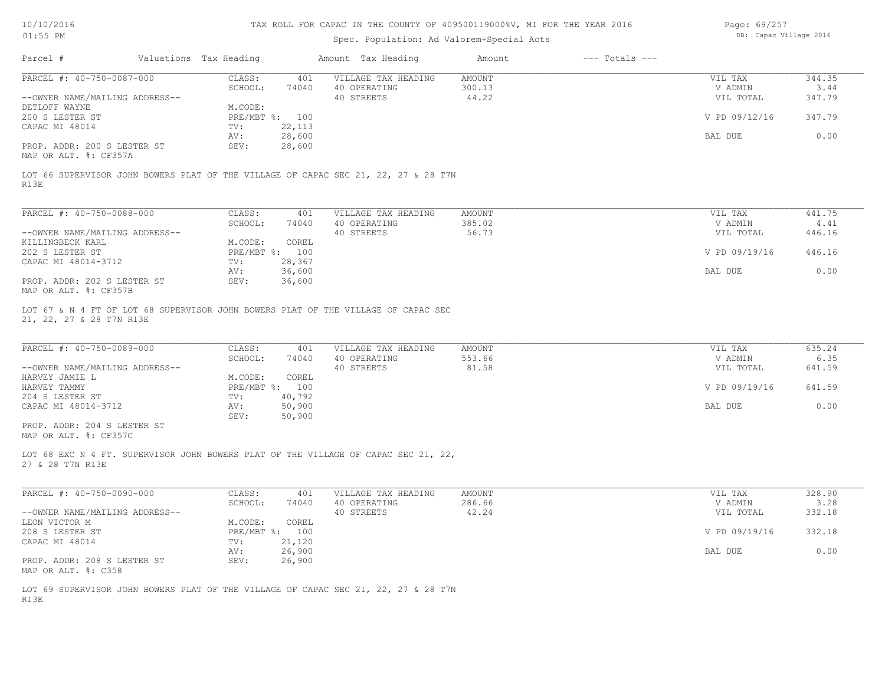TAX ROLL FOR CAPAC IN THE COUNTY OF 409500119000%V, MI FOR THE YEAR 2016

Spec. Population: Ad Valorem+Special Acts

| Parcel # | Valuations | Tax Heading | Amount | Tax Heading | Amount | --- Totals --- |
|---|---|---|---|---|---|---|

PARCEL #: 40-750-0087-000

| | | | | |
|---|---|---|---|---|
| CLASS: 401 | VILLAGE TAX HEADING | AMOUNT | VIL TAX | 344.35 |
| SCHOOL: 74040 | 40 OPERATING | 300.13 | V ADMIN | 3.44 |
| M.CODE: | 40 STREETS | 44.22 | VIL TOTAL | 347.79 |
| PRE/MBT %: 100 | | | V PD 09/12/16 | 347.79 |
| TV: 22,113 | | | | |
| AV: 28,600 | | | BAL DUE | 0.00 |
| SEV: 28,600 | | | | |

--OWNER NAME/MAILING ADDRESS--
DETLOFF WAYNE
200 S LESTER ST
CAPAC MI 48014

PROP. ADDR: 200 S LESTER ST
MAP OR ALT. #: CF357A

LOT 66 SUPERVISOR JOHN BOWERS PLAT OF THE VILLAGE OF CAPAC SEC 21, 22, 27 & 28 T7N R13E

PARCEL #: 40-750-0088-000

| | | | | |
|---|---|---|---|---|
| CLASS: 401 | VILLAGE TAX HEADING | AMOUNT | VIL TAX | 441.75 |
| SCHOOL: 74040 | 40 OPERATING | 385.02 | V ADMIN | 4.41 |
| M.CODE: COREL | 40 STREETS | 56.73 | VIL TOTAL | 446.16 |
| PRE/MBT %: 100 | | | V PD 09/19/16 | 446.16 |
| TV: 28,367 | | | | |
| AV: 36,600 | | | BAL DUE | 0.00 |
| SEV: 36,600 | | | | |

--OWNER NAME/MAILING ADDRESS--
KILLINGBECK KARL
202 S LESTER ST
CAPAC MI 48014-3712

PROP. ADDR: 202 S LESTER ST
MAP OR ALT. #: CF357B

LOT 67 & N 4 FT OF LOT 68 SUPERVISOR JOHN BOWERS PLAT OF THE VILLAGE OF CAPAC SEC 21, 22, 27 & 28 T7N R13E

PARCEL #: 40-750-0089-000

| | | | | |
|---|---|---|---|---|
| CLASS: 401 | VILLAGE TAX HEADING | AMOUNT | VIL TAX | 635.24 |
| SCHOOL: 74040 | 40 OPERATING | 553.66 | V ADMIN | 6.35 |
| M.CODE: COREL | 40 STREETS | 81.58 | VIL TOTAL | 641.59 |
| PRE/MBT %: 100 | | | V PD 09/19/16 | 641.59 |
| TV: 40,792 | | | | |
| AV: 50,900 | | | BAL DUE | 0.00 |
| SEV: 50,900 | | | | |

--OWNER NAME/MAILING ADDRESS--
HARVEY JAMIE L
HARVEY TAMMY
204 S LESTER ST
CAPAC MI 48014-3712

PROP. ADDR: 204 S LESTER ST
MAP OR ALT. #: CF357C

LOT 68 EXC N 4 FT. SUPERVISOR JOHN BOWERS PLAT OF THE VILLAGE OF CAPAC SEC 21, 22, 27 & 28 T7N R13E

PARCEL #: 40-750-0090-000

| | | | | |
|---|---|---|---|---|
| CLASS: 401 | VILLAGE TAX HEADING | AMOUNT | VIL TAX | 328.90 |
| SCHOOL: 74040 | 40 OPERATING | 286.66 | V ADMIN | 3.28 |
| M.CODE: COREL | 40 STREETS | 42.24 | VIL TOTAL | 332.18 |
| PRE/MBT %: 100 | | | V PD 09/19/16 | 332.18 |
| TV: 21,120 | | | | |
| AV: 26,900 | | | BAL DUE | 0.00 |
| SEV: 26,900 | | | | |

--OWNER NAME/MAILING ADDRESS--
LEON VICTOR M
208 S LESTER ST
CAPAC MI 48014

PROP. ADDR: 208 S LESTER ST
MAP OR ALT. #: C358

LOT 69 SUPERVISOR JOHN BOWERS PLAT OF THE VILLAGE OF CAPAC SEC 21, 22, 27 & 28 T7N R13E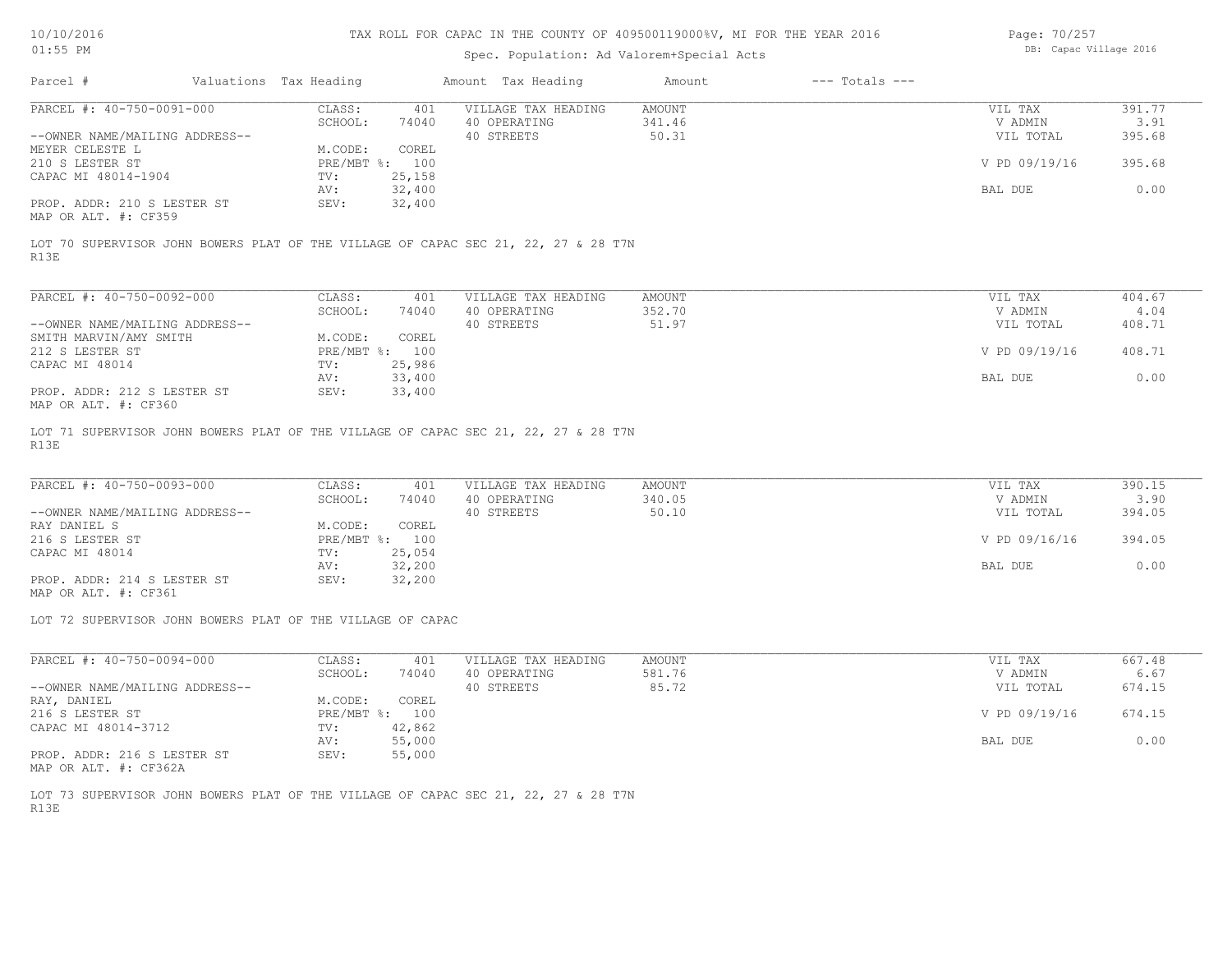# TAX ROLL FOR CAPAC IN THE COUNTY OF 409500119000%V, MI FOR THE YEAR 2016

Spec. Population: Ad Valorem+Special Acts

| Parcel # | Valuations | Tax Heading | Amount | Tax Heading | Amount | --- Totals --- | |
|---|---|---|---|---|---|---|---|
| PARCEL #: 40-750-0091-000 | CLASS: | 401 | VILLAGE TAX HEADING | AMOUNT | | VIL TAX | 391.77 |
| | SCHOOL: | 74040 | 40 OPERATING | 341.46 | | V ADMIN | 3.91 |
| --OWNER NAME/MAILING ADDRESS-- | | | 40 STREETS | 50.31 | | VIL TOTAL | 395.68 |
| MEYER CELESTE L | M.CODE: | COREL | | | | | |
| 210 S LESTER ST | PRE/MBT %: | 100 | | | | V PD 09/19/16 | 395.68 |
| CAPAC MI 48014-1904 | TV: | 25,158 | | | | | |
| | AV: | 32,400 | | | | BAL DUE | 0.00 |
| PROP. ADDR: 210 S LESTER ST | SEV: | 32,400 | | | | | |
| MAP OR ALT. #: CF359 | | | | | | | |

LOT 70 SUPERVISOR JOHN BOWERS PLAT OF THE VILLAGE OF CAPAC SEC 21, 22, 27 & 28 T7N R13E

| Parcel # | Valuations | Tax Heading | Amount | Tax Heading | Amount | --- Totals --- | |
|---|---|---|---|---|---|---|---|
| PARCEL #: 40-750-0092-000 | CLASS: | 401 | VILLAGE TAX HEADING | AMOUNT | | VIL TAX | 404.67 |
| | SCHOOL: | 74040 | 40 OPERATING | 352.70 | | V ADMIN | 4.04 |
| --OWNER NAME/MAILING ADDRESS-- | | | 40 STREETS | 51.97 | | VIL TOTAL | 408.71 |
| SMITH MARVIN/AMY SMITH | M.CODE: | COREL | | | | | |
| 212 S LESTER ST | PRE/MBT %: | 100 | | | | V PD 09/19/16 | 408.71 |
| CAPAC MI 48014 | TV: | 25,986 | | | | | |
| | AV: | 33,400 | | | | BAL DUE | 0.00 |
| PROP. ADDR: 212 S LESTER ST | SEV: | 33,400 | | | | | |
| MAP OR ALT. #: CF360 | | | | | | | |

LOT 71 SUPERVISOR JOHN BOWERS PLAT OF THE VILLAGE OF CAPAC SEC 21, 22, 27 & 28 T7N R13E

| Parcel # | Valuations | Tax Heading | Amount | Tax Heading | Amount | --- Totals --- | |
|---|---|---|---|---|---|---|---|
| PARCEL #: 40-750-0093-000 | CLASS: | 401 | VILLAGE TAX HEADING | AMOUNT | | VIL TAX | 390.15 |
| | SCHOOL: | 74040 | 40 OPERATING | 340.05 | | V ADMIN | 3.90 |
| --OWNER NAME/MAILING ADDRESS-- | | | 40 STREETS | 50.10 | | VIL TOTAL | 394.05 |
| RAY DANIEL S | M.CODE: | COREL | | | | | |
| 216 S LESTER ST | PRE/MBT %: | 100 | | | | V PD 09/16/16 | 394.05 |
| CAPAC MI 48014 | TV: | 25,054 | | | | | |
| | AV: | 32,200 | | | | BAL DUE | 0.00 |
| PROP. ADDR: 214 S LESTER ST | SEV: | 32,200 | | | | | |
| MAP OR ALT. #: CF361 | | | | | | | |

LOT 72 SUPERVISOR JOHN BOWERS PLAT OF THE VILLAGE OF CAPAC

| Parcel # | Valuations | Tax Heading | Amount | Tax Heading | Amount | --- Totals --- | |
|---|---|---|---|---|---|---|---|
| PARCEL #: 40-750-0094-000 | CLASS: | 401 | VILLAGE TAX HEADING | AMOUNT | | VIL TAX | 667.48 |
| | SCHOOL: | 74040 | 40 OPERATING | 581.76 | | V ADMIN | 6.67 |
| --OWNER NAME/MAILING ADDRESS-- | | | 40 STREETS | 85.72 | | VIL TOTAL | 674.15 |
| RAY, DANIEL | M.CODE: | COREL | | | | | |
| 216 S LESTER ST | PRE/MBT %: | 100 | | | | V PD 09/19/16 | 674.15 |
| CAPAC MI 48014-3712 | TV: | 42,862 | | | | | |
| | AV: | 55,000 | | | | BAL DUE | 0.00 |
| PROP. ADDR: 216 S LESTER ST | SEV: | 55,000 | | | | | |
| MAP OR ALT. #: CF362A | | | | | | | |

LOT 73 SUPERVISOR JOHN BOWERS PLAT OF THE VILLAGE OF CAPAC SEC 21, 22, 27 & 28 T7N R13E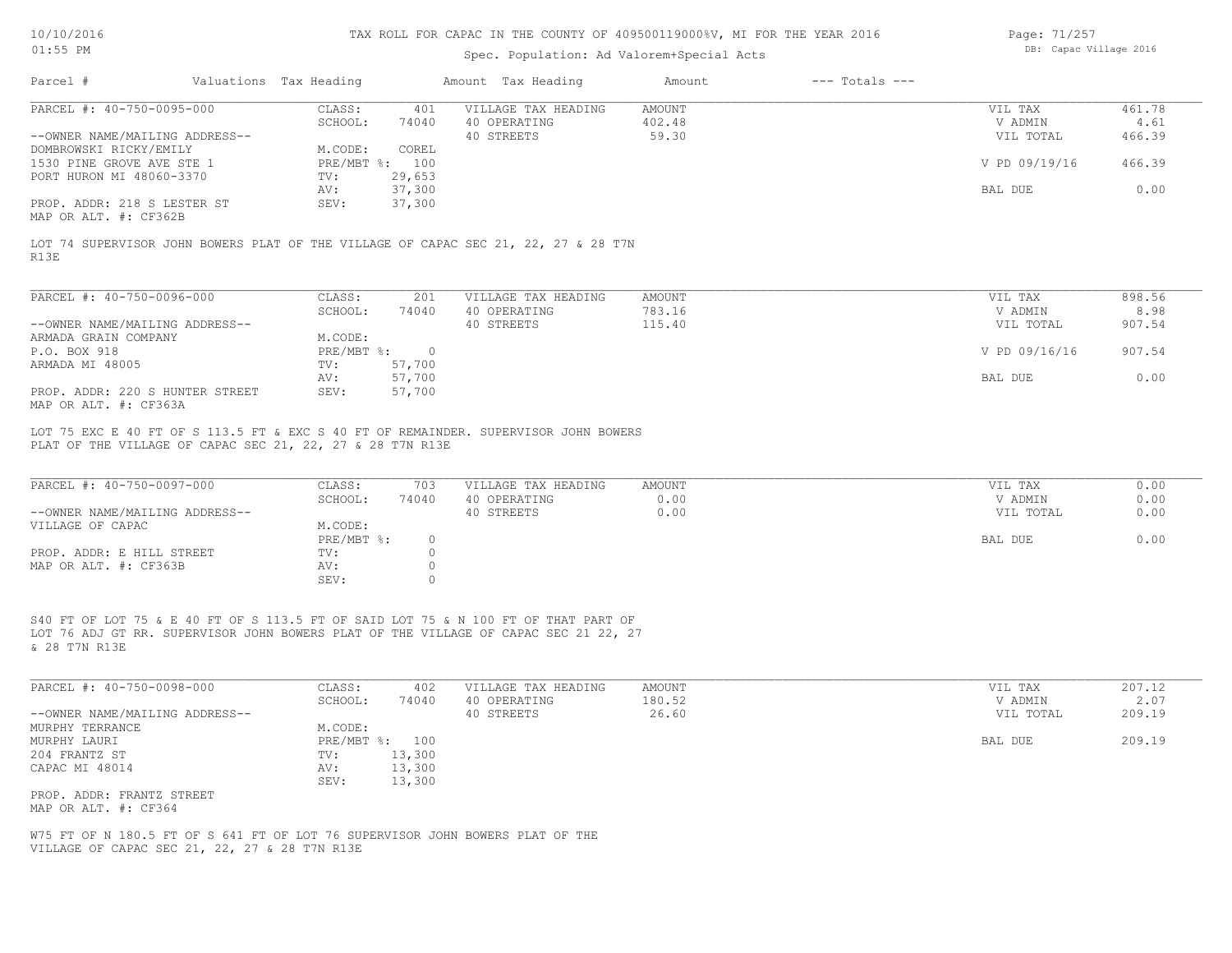TAX ROLL FOR CAPAC IN THE COUNTY OF 409500119000%V, MI FOR THE YEAR 2016

Spec. Population: Ad Valorem+Special Acts

| Parcel # | Valuations | Tax Heading | Amount | Tax Heading | Amount | --- Totals --- | |
|---|---|---|---|---|---|---|---|

**PARCEL #: 40-750-0095-000**

| | | | | | |
|---|---|---|---|---|---|
| CLASS: | 401 | VILLAGE TAX HEADING | AMOUNT | VIL TAX | 461.78 |
| SCHOOL: | 74040 | 40 OPERATING | 402.48 | V ADMIN | 4.61 |
| | | 40 STREETS | 59.30 | VIL TOTAL | 466.39 |
| M.CODE: | COREL | | | | |
| PRE/MBT %: | 100 | | | V PD 09/19/16 | 466.39 |
| TV: | 29,653 | | | | |
| AV: | 37,300 | | | BAL DUE | 0.00 |
| SEV: | 37,300 | | | | |

--OWNER NAME/MAILING ADDRESS--
DOMBROWSKI RICKY/EMILY
1530 PINE GROVE AVE STE 1
PORT HURON MI 48060-3370

PROP. ADDR: 218 S LESTER ST
MAP OR ALT. #: CF362B

LOT 74 SUPERVISOR JOHN BOWERS PLAT OF THE VILLAGE OF CAPAC SEC 21, 22, 27 & 28 T7N R13E

**PARCEL #: 40-750-0096-000**

| | | | | | |
|---|---|---|---|---|---|
| CLASS: | 201 | VILLAGE TAX HEADING | AMOUNT | VIL TAX | 898.56 |
| SCHOOL: | 74040 | 40 OPERATING | 783.16 | V ADMIN | 8.98 |
| | | 40 STREETS | 115.40 | VIL TOTAL | 907.54 |
| M.CODE: | | | | | |
| PRE/MBT %: | 0 | | | V PD 09/16/16 | 907.54 |
| TV: | 57,700 | | | | |
| AV: | 57,700 | | | BAL DUE | 0.00 |
| SEV: | 57,700 | | | | |

--OWNER NAME/MAILING ADDRESS--
ARMADA GRAIN COMPANY
P.O. BOX 918
ARMADA MI 48005

PROP. ADDR: 220 S HUNTER STREET
MAP OR ALT. #: CF363A

LOT 75 EXC E 40 FT OF S 113.5 FT & EXC S 40 FT OF REMAINDER. SUPERVISOR JOHN BOWERS PLAT OF THE VILLAGE OF CAPAC SEC 21, 22, 27 & 28 T7N R13E

**PARCEL #: 40-750-0097-000**

| | | | | | |
|---|---|---|---|---|---|
| CLASS: | 703 | VILLAGE TAX HEADING | AMOUNT | VIL TAX | 0.00 |
| SCHOOL: | 74040 | 40 OPERATING | 0.00 | V ADMIN | 0.00 |
| | | 40 STREETS | 0.00 | VIL TOTAL | 0.00 |
| M.CODE: | | | | | |
| PRE/MBT %: | 0 | | | BAL DUE | 0.00 |
| TV: | 0 | | | | |
| AV: | 0 | | | | |
| SEV: | 0 | | | | |

--OWNER NAME/MAILING ADDRESS--
VILLAGE OF CAPAC

PROP. ADDR: E HILL STREET
MAP OR ALT. #: CF363B

S40 FT OF LOT 75 & E 40 FT OF S 113.5 FT OF SAID LOT 75 & N 100 FT OF THAT PART OF LOT 76 ADJ GT RR. SUPERVISOR JOHN BOWERS PLAT OF THE VILLAGE OF CAPAC SEC 21 22, 27 & 28 T7N R13E

**PARCEL #: 40-750-0098-000**

| | | | | | |
|---|---|---|---|---|---|
| CLASS: | 402 | VILLAGE TAX HEADING | AMOUNT | VIL TAX | 207.12 |
| SCHOOL: | 74040 | 40 OPERATING | 180.52 | V ADMIN | 2.07 |
| | | 40 STREETS | 26.60 | VIL TOTAL | 209.19 |
| M.CODE: | | | | | |
| PRE/MBT %: | 100 | | | BAL DUE | 209.19 |
| TV: | 13,300 | | | | |
| AV: | 13,300 | | | | |
| SEV: | 13,300 | | | | |

--OWNER NAME/MAILING ADDRESS--
MURPHY TERRANCE
MURPHY LAURI
204 FRANTZ ST
CAPAC MI 48014

PROP. ADDR: FRANTZ STREET
MAP OR ALT. #: CF364

W75 FT OF N 180.5 FT OF S 641 FT OF LOT 76 SUPERVISOR JOHN BOWERS PLAT OF THE VILLAGE OF CAPAC SEC 21, 22, 27 & 28 T7N R13E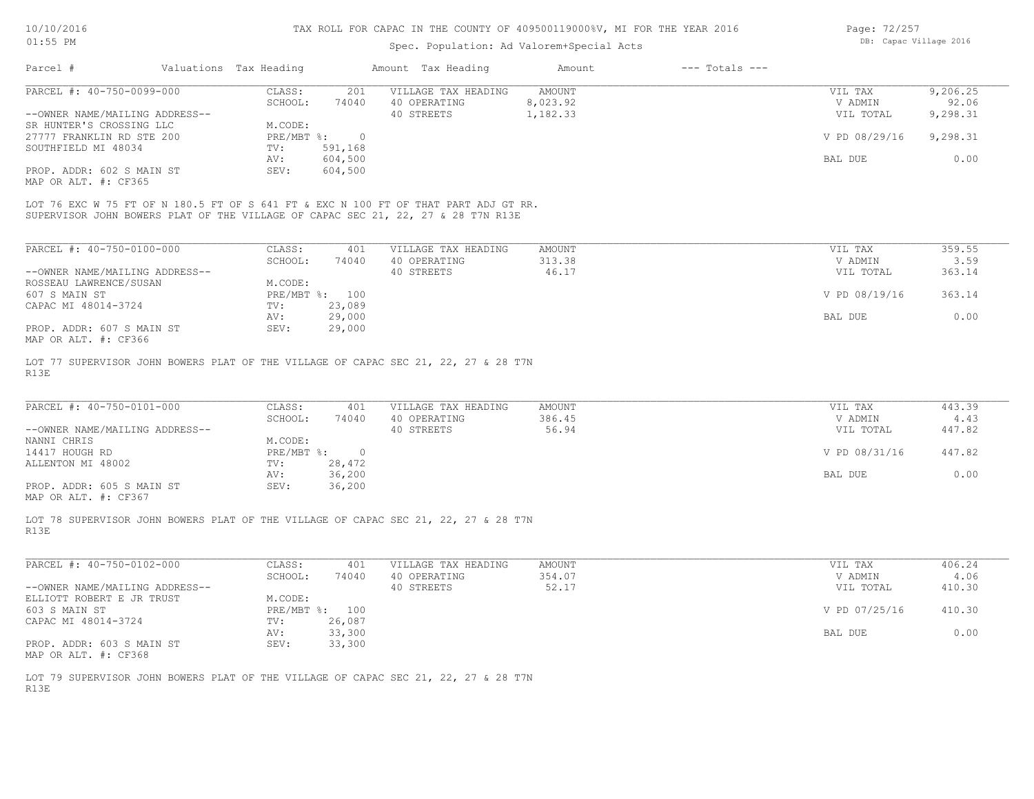TAX ROLL FOR CAPAC IN THE COUNTY OF 409500119000%V, MI FOR THE YEAR 2016

Spec. Population: Ad Valorem+Special Acts

| Parcel # | Valuations | Tax Heading | Amount | Tax Heading | Amount | --- Totals --- | |
|---|---|---|---|---|---|---|---|
| PARCEL #: 40-750-0099-000 | CLASS: | 201 | VILLAGE TAX HEADING | AMOUNT | | VIL TAX | 9,206.25 |
| | SCHOOL: | 74040 | 40 OPERATING | 8,023.92 | | V ADMIN | 92.06 |
| --OWNER NAME/MAILING ADDRESS-- | | | 40 STREETS | 1,182.33 | | VIL TOTAL | 9,298.31 |
| SR HUNTER'S CROSSING LLC | M.CODE: | | | | | | |
| 27777 FRANKLIN RD STE 200 | PRE/MBT %: | 0 | | | | V PD 08/29/16 | 9,298.31 |
| SOUTHFIELD MI 48034 | TV: | 591,168 | | | | | |
| | AV: | 604,500 | | | | BAL DUE | 0.00 |
| PROP. ADDR: 602 S MAIN ST | SEV: | 604,500 | | | | | |
| MAP OR ALT. #: CF365 | | | | | | | |

LOT 76 EXC W 75 FT OF N 180.5 FT OF S 641 FT & EXC N 100 FT OF THAT PART ADJ GT RR. SUPERVISOR JOHN BOWERS PLAT OF THE VILLAGE OF CAPAC SEC 21, 22, 27 & 28 T7N R13E

| Parcel # | Valuations | Tax Heading | Amount | Tax Heading | Amount | --- Totals --- | |
|---|---|---|---|---|---|---|---|
| PARCEL #: 40-750-0100-000 | CLASS: | 401 | VILLAGE TAX HEADING | AMOUNT | | VIL TAX | 359.55 |
| | SCHOOL: | 74040 | 40 OPERATING | 313.38 | | V ADMIN | 3.59 |
| --OWNER NAME/MAILING ADDRESS-- | | | 40 STREETS | 46.17 | | VIL TOTAL | 363.14 |
| ROSSEAU LAWRENCE/SUSAN | M.CODE: | | | | | | |
| 607 S MAIN ST | PRE/MBT %: | 100 | | | | V PD 08/19/16 | 363.14 |
| CAPAC MI 48014-3724 | TV: | 23,089 | | | | | |
| | AV: | 29,000 | | | | BAL DUE | 0.00 |
| PROP. ADDR: 607 S MAIN ST | SEV: | 29,000 | | | | | |
| MAP OR ALT. #: CF366 | | | | | | | |

LOT 77 SUPERVISOR JOHN BOWERS PLAT OF THE VILLAGE OF CAPAC SEC 21, 22, 27 & 28 T7N R13E

| Parcel # | Valuations | Tax Heading | Amount | Tax Heading | Amount | --- Totals --- | |
|---|---|---|---|---|---|---|---|
| PARCEL #: 40-750-0101-000 | CLASS: | 401 | VILLAGE TAX HEADING | AMOUNT | | VIL TAX | 443.39 |
| | SCHOOL: | 74040 | 40 OPERATING | 386.45 | | V ADMIN | 4.43 |
| --OWNER NAME/MAILING ADDRESS-- | | | 40 STREETS | 56.94 | | VIL TOTAL | 447.82 |
| NANNI CHRIS | M.CODE: | | | | | | |
| 14417 HOUGH RD | PRE/MBT %: | 0 | | | | V PD 08/31/16 | 447.82 |
| ALLENTON MI 48002 | TV: | 28,472 | | | | | |
| | AV: | 36,200 | | | | BAL DUE | 0.00 |
| PROP. ADDR: 605 S MAIN ST | SEV: | 36,200 | | | | | |
| MAP OR ALT. #: CF367 | | | | | | | |

LOT 78 SUPERVISOR JOHN BOWERS PLAT OF THE VILLAGE OF CAPAC SEC 21, 22, 27 & 28 T7N R13E

| Parcel # | Valuations | Tax Heading | Amount | Tax Heading | Amount | --- Totals --- | |
|---|---|---|---|---|---|---|---|
| PARCEL #: 40-750-0102-000 | CLASS: | 401 | VILLAGE TAX HEADING | AMOUNT | | VIL TAX | 406.24 |
| | SCHOOL: | 74040 | 40 OPERATING | 354.07 | | V ADMIN | 4.06 |
| --OWNER NAME/MAILING ADDRESS-- | | | 40 STREETS | 52.17 | | VIL TOTAL | 410.30 |
| ELLIOTT ROBERT E JR TRUST | M.CODE: | | | | | | |
| 603 S MAIN ST | PRE/MBT %: | 100 | | | | V PD 07/25/16 | 410.30 |
| CAPAC MI 48014-3724 | TV: | 26,087 | | | | | |
| | AV: | 33,300 | | | | BAL DUE | 0.00 |
| PROP. ADDR: 603 S MAIN ST | SEV: | 33,300 | | | | | |
| MAP OR ALT. #: CF368 | | | | | | | |

LOT 79 SUPERVISOR JOHN BOWERS PLAT OF THE VILLAGE OF CAPAC SEC 21, 22, 27 & 28 T7N R13E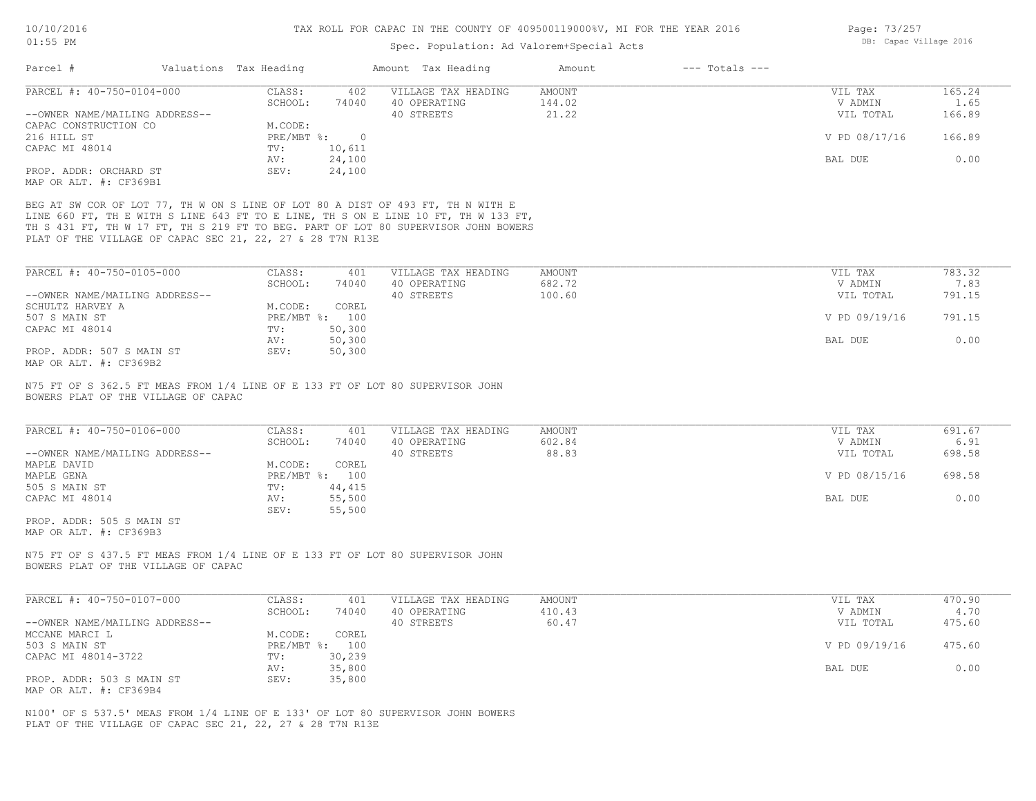# TAX ROLL FOR CAPAC IN THE COUNTY OF 409500119000%V, MI FOR THE YEAR 2016

Spec. Population: Ad Valorem+Special Acts

| Parcel # | Valuations | Tax Heading | Amount | Tax Heading | Amount | --- Totals --- | |
|---|---|---|---|---|---|---|---|

## PARCEL #: 40-750-0104-000

| | | | | | |
|---|---|---|---|---|---|
| CLASS: | 402 | VILLAGE TAX HEADING | AMOUNT | VIL TAX | 165.24 |
| SCHOOL: | 74040 | 40 OPERATING | 144.02 | V ADMIN | 1.65 |
| | | 40 STREETS | 21.22 | VIL TOTAL | 166.89 |
| M.CODE: | | | | | |
| PRE/MBT %: | 0 | | | V PD 08/17/16 | 166.89 |
| TV: | 10,611 | | | | |
| AV: | 24,100 | | | BAL DUE | 0.00 |
| SEV: | 24,100 | | | | |

--OWNER NAME/MAILING ADDRESS--
CAPAC CONSTRUCTION CO
216 HILL ST
CAPAC MI 48014

PROP. ADDR: ORCHARD ST
MAP OR ALT. #: CF369B1

BEG AT SW COR OF LOT 77, TH W ON S LINE OF LOT 80 A DIST OF 493 FT, TH N WITH E LINE 660 FT, TH E WITH S LINE 643 FT TO E LINE, TH S ON E LINE 10 FT, TH W 133 FT, TH S 431 FT, TH W 17 FT, TH S 219 FT TO BEG. PART OF LOT 80 SUPERVISOR JOHN BOWERS PLAT OF THE VILLAGE OF CAPAC SEC 21, 22, 27 & 28 T7N R13E

## PARCEL #: 40-750-0105-000

| | | | | | |
|---|---|---|---|---|---|
| CLASS: | 401 | VILLAGE TAX HEADING | AMOUNT | VIL TAX | 783.32 |
| SCHOOL: | 74040 | 40 OPERATING | 682.72 | V ADMIN | 7.83 |
| | | 40 STREETS | 100.60 | VIL TOTAL | 791.15 |
| M.CODE: | COREL | | | | |
| PRE/MBT %: | 100 | | | V PD 09/19/16 | 791.15 |
| TV: | 50,300 | | | | |
| AV: | 50,300 | | | BAL DUE | 0.00 |
| SEV: | 50,300 | | | | |

--OWNER NAME/MAILING ADDRESS--
SCHULTZ HARVEY A
507 S MAIN ST
CAPAC MI 48014

PROP. ADDR: 507 S MAIN ST
MAP OR ALT. #: CF369B2

N75 FT OF S 362.5 FT MEAS FROM 1/4 LINE OF E 133 FT OF LOT 80 SUPERVISOR JOHN BOWERS PLAT OF THE VILLAGE OF CAPAC

## PARCEL #: 40-750-0106-000

| | | | | | |
|---|---|---|---|---|---|
| CLASS: | 401 | VILLAGE TAX HEADING | AMOUNT | VIL TAX | 691.67 |
| SCHOOL: | 74040 | 40 OPERATING | 602.84 | V ADMIN | 6.91 |
| | | 40 STREETS | 88.83 | VIL TOTAL | 698.58 |
| M.CODE: | COREL | | | | |
| PRE/MBT %: | 100 | | | V PD 08/15/16 | 698.58 |
| TV: | 44,415 | | | | |
| AV: | 55,500 | | | BAL DUE | 0.00 |
| SEV: | 55,500 | | | | |

--OWNER NAME/MAILING ADDRESS--
MAPLE DAVID
MAPLE GENA
505 S MAIN ST
CAPAC MI 48014

PROP. ADDR: 505 S MAIN ST
MAP OR ALT. #: CF369B3

N75 FT OF S 437.5 FT MEAS FROM 1/4 LINE OF E 133 FT OF LOT 80 SUPERVISOR JOHN BOWERS PLAT OF THE VILLAGE OF CAPAC

## PARCEL #: 40-750-0107-000

| | | | | | |
|---|---|---|---|---|---|
| CLASS: | 401 | VILLAGE TAX HEADING | AMOUNT | VIL TAX | 470.90 |
| SCHOOL: | 74040 | 40 OPERATING | 410.43 | V ADMIN | 4.70 |
| | | 40 STREETS | 60.47 | VIL TOTAL | 475.60 |
| M.CODE: | COREL | | | | |
| PRE/MBT %: | 100 | | | V PD 09/19/16 | 475.60 |
| TV: | 30,239 | | | | |
| AV: | 35,800 | | | BAL DUE | 0.00 |
| SEV: | 35,800 | | | | |

--OWNER NAME/MAILING ADDRESS--
MCCANE MARCI L
503 S MAIN ST
CAPAC MI 48014-3722

PROP. ADDR: 503 S MAIN ST
MAP OR ALT. #: CF369B4

N100' OF S 537.5' MEAS FROM 1/4 LINE OF E 133' OF LOT 80 SUPERVISOR JOHN BOWERS PLAT OF THE VILLAGE OF CAPAC SEC 21, 22, 27 & 28 T7N R13E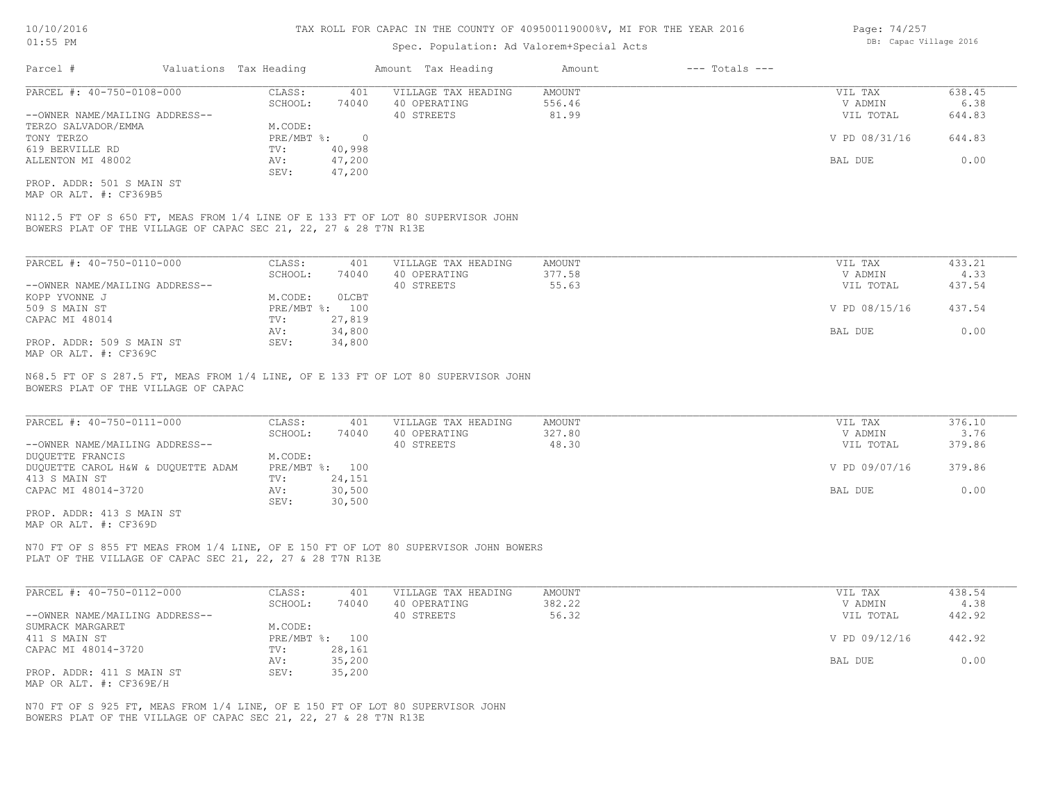# TAX ROLL FOR CAPAC IN THE COUNTY OF 409500119000%V, MI FOR THE YEAR 2016

Spec. Population: Ad Valorem+Special Acts

10/10/2016
01:55 PM

DB: Capac Village 2016

| Parcel # | Valuations | Tax Heading | Amount | Tax Heading | Amount | --- Totals --- | |
|---|---|---|---|---|---|---|---|

---

**PARCEL #: 40-750-0108-000**

| | | | | | |
|---|---|---|---|---|---|
| CLASS: | 401 | VILLAGE TAX HEADING | AMOUNT | VIL TAX | 638.45 |
| SCHOOL: | 74040 | 40 OPERATING | 556.46 | V ADMIN | 6.38 |
| | | 40 STREETS | 81.99 | VIL TOTAL | 644.83 |
| M.CODE: | | | | | |
| PRE/MBT %: | 0 | | | V PD 08/31/16 | 644.83 |
| TV: | 40,998 | | | | |
| AV: | 47,200 | | | BAL DUE | 0.00 |
| SEV: | 47,200 | | | | |

--OWNER NAME/MAILING ADDRESS--
TERZO SALVADOR/EMMA
TONY TERZO
619 BERVILLE RD
ALLENTON MI 48002

PROP. ADDR: 501 S MAIN ST
MAP OR ALT. #: CF369B5

N112.5 FT OF S 650 FT, MEAS FROM 1/4 LINE OF E 133 FT OF LOT 80 SUPERVISOR JOHN BOWERS PLAT OF THE VILLAGE OF CAPAC SEC 21, 22, 27 & 28 T7N R13E

---

**PARCEL #: 40-750-0110-000**

| | | | | | |
|---|---|---|---|---|---|
| CLASS: | 401 | VILLAGE TAX HEADING | AMOUNT | VIL TAX | 433.21 |
| SCHOOL: | 74040 | 40 OPERATING | 377.58 | V ADMIN | 4.33 |
| | | 40 STREETS | 55.63 | VIL TOTAL | 437.54 |
| M.CODE: | 0LCBT | | | | |
| PRE/MBT %: | 100 | | | V PD 08/15/16 | 437.54 |
| TV: | 27,819 | | | | |
| AV: | 34,800 | | | BAL DUE | 0.00 |
| SEV: | 34,800 | | | | |

--OWNER NAME/MAILING ADDRESS--
KOPP YVONNE J
509 S MAIN ST
CAPAC MI 48014

PROP. ADDR: 509 S MAIN ST
MAP OR ALT. #: CF369C

N68.5 FT OF S 287.5 FT, MEAS FROM 1/4 LINE, OF E 133 FT OF LOT 80 SUPERVISOR JOHN BOWERS PLAT OF THE VILLAGE OF CAPAC

---

**PARCEL #: 40-750-0111-000**

| | | | | | |
|---|---|---|---|---|---|
| CLASS: | 401 | VILLAGE TAX HEADING | AMOUNT | VIL TAX | 376.10 |
| SCHOOL: | 74040 | 40 OPERATING | 327.80 | V ADMIN | 3.76 |
| | | 40 STREETS | 48.30 | VIL TOTAL | 379.86 |
| M.CODE: | | | | | |
| PRE/MBT %: | 100 | | | V PD 09/07/16 | 379.86 |
| TV: | 24,151 | | | | |
| AV: | 30,500 | | | BAL DUE | 0.00 |
| SEV: | 30,500 | | | | |

--OWNER NAME/MAILING ADDRESS--
DUQUETTE FRANCIS
DUQUETTE CAROL H&W & DUQUETTE ADAM
413 S MAIN ST
CAPAC MI 48014-3720

PROP. ADDR: 413 S MAIN ST
MAP OR ALT. #: CF369D

N70 FT OF S 855 FT MEAS FROM 1/4 LINE, OF E 150 FT OF LOT 80 SUPERVISOR JOHN BOWERS PLAT OF THE VILLAGE OF CAPAC SEC 21, 22, 27 & 28 T7N R13E

---

**PARCEL #: 40-750-0112-000**

| | | | | | |
|---|---|---|---|---|---|
| CLASS: | 401 | VILLAGE TAX HEADING | AMOUNT | VIL TAX | 438.54 |
| SCHOOL: | 74040 | 40 OPERATING | 382.22 | V ADMIN | 4.38 |
| | | 40 STREETS | 56.32 | VIL TOTAL | 442.92 |
| M.CODE: | | | | | |
| PRE/MBT %: | 100 | | | V PD 09/12/16 | 442.92 |
| TV: | 28,161 | | | | |
| AV: | 35,200 | | | BAL DUE | 0.00 |
| SEV: | 35,200 | | | | |

--OWNER NAME/MAILING ADDRESS--
SUMRACK MARGARET
411 S MAIN ST
CAPAC MI 48014-3720

PROP. ADDR: 411 S MAIN ST
MAP OR ALT. #: CF369E/H

N70 FT OF S 925 FT, MEAS FROM 1/4 LINE, OF E 150 FT OF LOT 80 SUPERVISOR JOHN BOWERS PLAT OF THE VILLAGE OF CAPAC SEC 21, 22, 27 & 28 T7N R13E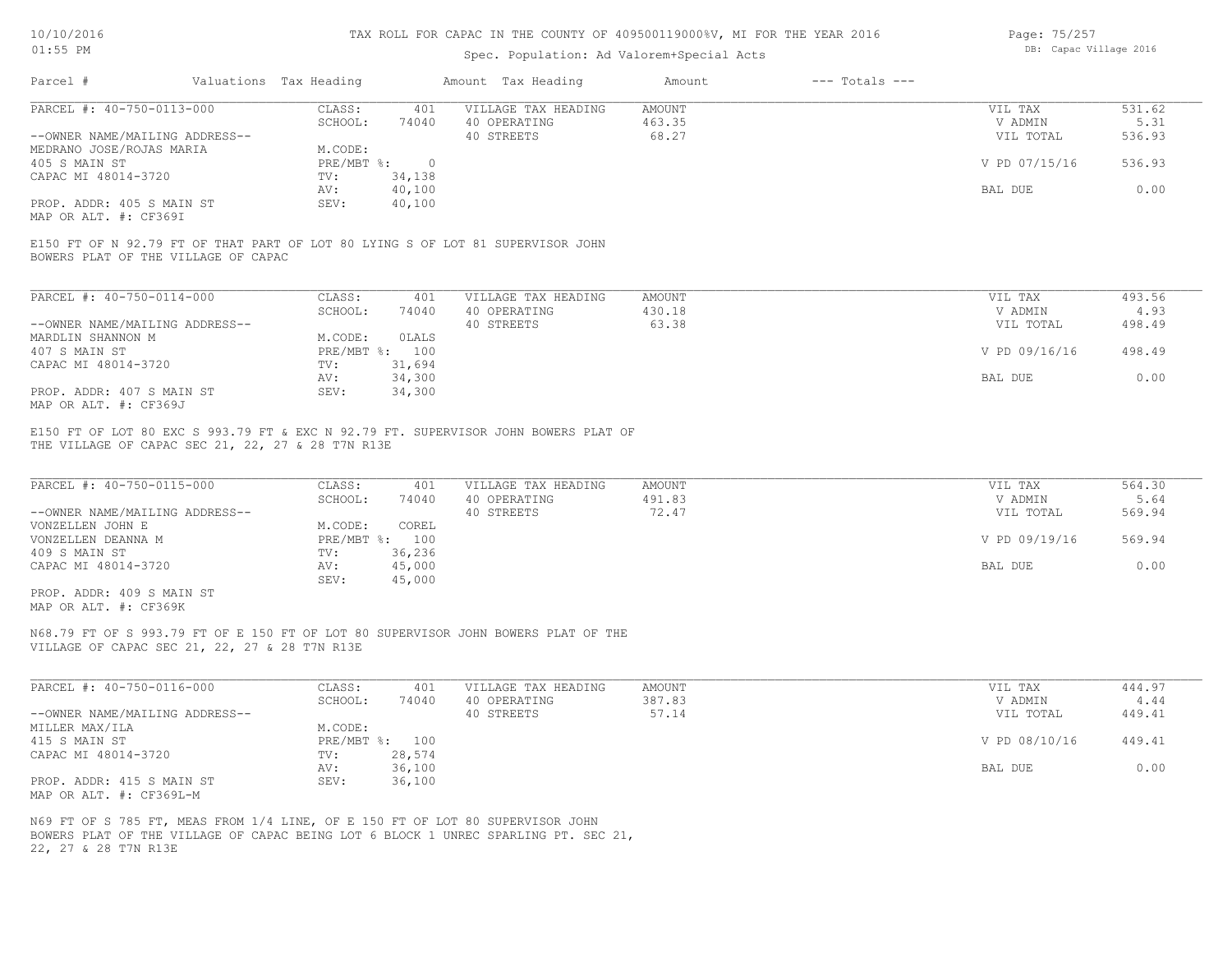TAX ROLL FOR CAPAC IN THE COUNTY OF 409500119000%V, MI FOR THE YEAR 2016

Spec. Population: Ad Valorem+Special Acts

| Parcel # | Valuations | Tax Heading | Amount | Tax Heading | Amount | --- Totals --- | |
|---|---|---|---|---|---|---|---|
| PARCEL #: 40-750-0113-000 | CLASS: | 401 | VILLAGE TAX HEADING | AMOUNT | | VIL TAX | 531.62 |
| | SCHOOL: | 74040 | 40 OPERATING | 463.35 | | V ADMIN | 5.31 |
| --OWNER NAME/MAILING ADDRESS-- | | | 40 STREETS | 68.27 | | VIL TOTAL | 536.93 |
| MEDRANO JOSE/ROJAS MARIA | M.CODE: | | | | | | |
| 405 S MAIN ST | PRE/MBT %: | 0 | | | | V PD 07/15/16 | 536.93 |
| CAPAC MI 48014-3720 | TV: | 34,138 | | | | | |
| | AV: | 40,100 | | | | BAL DUE | 0.00 |
| PROP. ADDR: 405 S MAIN ST | SEV: | 40,100 | | | | | |
| MAP OR ALT. #: CF369I | | | | | | | |

E150 FT OF N 92.79 FT OF THAT PART OF LOT 80 LYING S OF LOT 81 SUPERVISOR JOHN BOWERS PLAT OF THE VILLAGE OF CAPAC

| Parcel # | Valuations | Tax Heading | Amount | Tax Heading | Amount | --- Totals --- | |
|---|---|---|---|---|---|---|---|
| PARCEL #: 40-750-0114-000 | CLASS: | 401 | VILLAGE TAX HEADING | AMOUNT | | VIL TAX | 493.56 |
| | SCHOOL: | 74040 | 40 OPERATING | 430.18 | | V ADMIN | 4.93 |
| --OWNER NAME/MAILING ADDRESS-- | | | 40 STREETS | 63.38 | | VIL TOTAL | 498.49 |
| MARDLIN SHANNON M | M.CODE: | 0LALS | | | | | |
| 407 S MAIN ST | PRE/MBT %: | 100 | | | | V PD 09/16/16 | 498.49 |
| CAPAC MI 48014-3720 | TV: | 31,694 | | | | | |
| | AV: | 34,300 | | | | BAL DUE | 0.00 |
| PROP. ADDR: 407 S MAIN ST | SEV: | 34,300 | | | | | |
| MAP OR ALT. #: CF369J | | | | | | | |

E150 FT OF LOT 80 EXC S 993.79 FT & EXC N 92.79 FT. SUPERVISOR JOHN BOWERS PLAT OF THE VILLAGE OF CAPAC SEC 21, 22, 27 & 28 T7N R13E

| Parcel # | Valuations | Tax Heading | Amount | Tax Heading | Amount | --- Totals --- | |
|---|---|---|---|---|---|---|---|
| PARCEL #: 40-750-0115-000 | CLASS: | 401 | VILLAGE TAX HEADING | AMOUNT | | VIL TAX | 564.30 |
| | SCHOOL: | 74040 | 40 OPERATING | 491.83 | | V ADMIN | 5.64 |
| --OWNER NAME/MAILING ADDRESS-- | | | 40 STREETS | 72.47 | | VIL TOTAL | 569.94 |
| VONZELLEN JOHN E | M.CODE: | COREL | | | | | |
| VONZELLEN DEANNA M | PRE/MBT %: | 100 | | | | V PD 09/19/16 | 569.94 |
| 409 S MAIN ST | TV: | 36,236 | | | | | |
| CAPAC MI 48014-3720 | AV: | 45,000 | | | | BAL DUE | 0.00 |
| | SEV: | 45,000 | | | | | |
| PROP. ADDR: 409 S MAIN ST | | | | | | | |
| MAP OR ALT. #: CF369K | | | | | | | |

N68.79 FT OF S 993.79 FT OF E 150 FT OF LOT 80 SUPERVISOR JOHN BOWERS PLAT OF THE VILLAGE OF CAPAC SEC 21, 22, 27 & 28 T7N R13E

| Parcel # | Valuations | Tax Heading | Amount | Tax Heading | Amount | --- Totals --- | |
|---|---|---|---|---|---|---|---|
| PARCEL #: 40-750-0116-000 | CLASS: | 401 | VILLAGE TAX HEADING | AMOUNT | | VIL TAX | 444.97 |
| | SCHOOL: | 74040 | 40 OPERATING | 387.83 | | V ADMIN | 4.44 |
| --OWNER NAME/MAILING ADDRESS-- | | | 40 STREETS | 57.14 | | VIL TOTAL | 449.41 |
| MILLER MAX/ILA | M.CODE: | | | | | | |
| 415 S MAIN ST | PRE/MBT %: | 100 | | | | V PD 08/10/16 | 449.41 |
| CAPAC MI 48014-3720 | TV: | 28,574 | | | | | |
| | AV: | 36,100 | | | | BAL DUE | 0.00 |
| PROP. ADDR: 415 S MAIN ST | SEV: | 36,100 | | | | | |
| MAP OR ALT. #: CF369L-M | | | | | | | |

N69 FT OF S 785 FT, MEAS FROM 1/4 LINE, OF E 150 FT OF LOT 80 SUPERVISOR JOHN BOWERS PLAT OF THE VILLAGE OF CAPAC BEING LOT 6 BLOCK 1 UNREC SPARLING PT. SEC 21, 22, 27 & 28 T7N R13E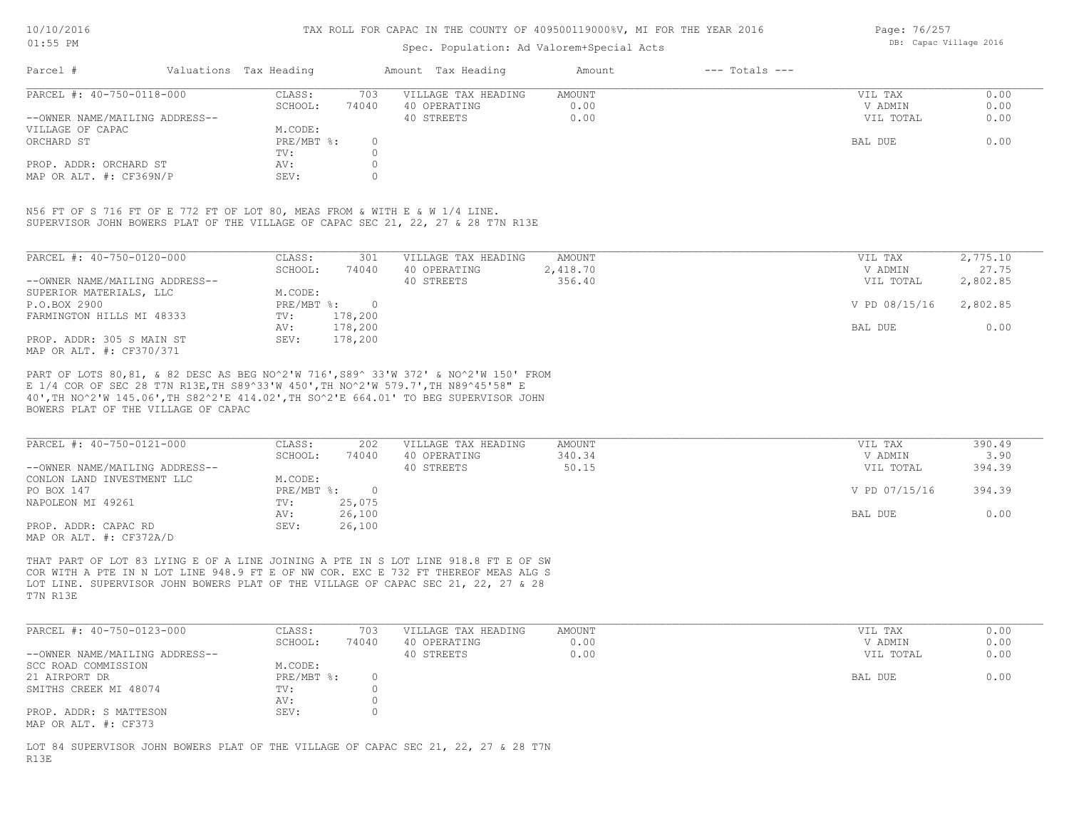TAX ROLL FOR CAPAC IN THE COUNTY OF 409500119000%V, MI FOR THE YEAR 2016

Spec. Population: Ad Valorem+Special Acts

| Parcel # | Valuations | Tax Heading | Amount | Tax Heading | Amount | --- Totals --- | |
|---|---|---|---|---|---|---|---|

**PARCEL #: 40-750-0118-000**

| | | | | | |
|---|---|---|---|---|---|
| --OWNER NAME/MAILING ADDRESS-- | CLASS: 703 | VILLAGE TAX HEADING | AMOUNT | VIL TAX | 0.00 |
| VILLAGE OF CAPAC | SCHOOL: 74040 | 40 OPERATING | 0.00 | V ADMIN | 0.00 |
| ORCHARD ST | M.CODE: | 40 STREETS | 0.00 | VIL TOTAL | 0.00 |
| | PRE/MBT %: 0 | | | BAL DUE | 0.00 |
| PROP. ADDR: ORCHARD ST | TV: 0 | | | | |
| MAP OR ALT. #: CF369N/P | AV: 0 | | | | |
| | SEV: 0 | | | | |

N56 FT OF S 716 FT OF E 772 FT OF LOT 80, MEAS FROM & WITH E & W 1/4 LINE. SUPERVISOR JOHN BOWERS PLAT OF THE VILLAGE OF CAPAC SEC 21, 22, 27 & 28 T7N R13E

**PARCEL #: 40-750-0120-000**

| | | | | | |
|---|---|---|---|---|---|
| --OWNER NAME/MAILING ADDRESS-- | CLASS: 301 | VILLAGE TAX HEADING | AMOUNT | VIL TAX | 2,775.10 |
| SUPERIOR MATERIALS, LLC | SCHOOL: 74040 | 40 OPERATING | 2,418.70 | V ADMIN | 27.75 |
| P.O.BOX 2900 | M.CODE: | 40 STREETS | 356.40 | VIL TOTAL | 2,802.85 |
| FARMINGTON HILLS MI 48333 | PRE/MBT %: 0 | | | V PD 08/15/16 | 2,802.85 |
| PROP. ADDR: 305 S MAIN ST | TV: 178,200 | | | BAL DUE | 0.00 |
| MAP OR ALT. #: CF370/371 | AV: 178,200 | | | | |
| | SEV: 178,200 | | | | |

PART OF LOTS 80,81, & 82 DESC AS BEG NO^2'W 716',S89^ 33'W 372' & NO^2'W 150' FROM E 1/4 COR OF SEC 28 T7N R13E,TH S89^33'W 450',TH NO^2'W 579.7',TH N89^45'58" E 40',TH NO^2'W 145.06',TH S82^2'E 414.02',TH SO^2'E 664.01' TO BEG SUPERVISOR JOHN BOWERS PLAT OF THE VILLAGE OF CAPAC

**PARCEL #: 40-750-0121-000**

| | | | | | |
|---|---|---|---|---|---|
| --OWNER NAME/MAILING ADDRESS-- | CLASS: 202 | VILLAGE TAX HEADING | AMOUNT | VIL TAX | 390.49 |
| CONLON LAND INVESTMENT LLC | SCHOOL: 74040 | 40 OPERATING | 340.34 | V ADMIN | 3.90 |
| PO BOX 147 | M.CODE: | 40 STREETS | 50.15 | VIL TOTAL | 394.39 |
| NAPOLEON MI 49261 | PRE/MBT %: 0 | | | V PD 07/15/16 | 394.39 |
| PROP. ADDR: CAPAC RD | TV: 25,075 | | | BAL DUE | 0.00 |
| MAP OR ALT. #: CF372A/D | AV: 26,100 | | | | |
| | SEV: 26,100 | | | | |

THAT PART OF LOT 83 LYING E OF A LINE JOINING A PTE IN S LOT LINE 918.8 FT E OF SW COR WITH A PTE IN N LOT LINE 948.9 FT E OF NW COR. EXC E 732 FT THEREOF MEAS ALG S LOT LINE. SUPERVISOR JOHN BOWERS PLAT OF THE VILLAGE OF CAPAC SEC 21, 22, 27 & 28 T7N R13E

**PARCEL #: 40-750-0123-000**

| | | | | | |
|---|---|---|---|---|---|
| --OWNER NAME/MAILING ADDRESS-- | CLASS: 703 | VILLAGE TAX HEADING | AMOUNT | VIL TAX | 0.00 |
| SCC ROAD COMMISSION | SCHOOL: 74040 | 40 OPERATING | 0.00 | V ADMIN | 0.00 |
| 21 AIRPORT DR | M.CODE: | 40 STREETS | 0.00 | VIL TOTAL | 0.00 |
| SMITHS CREEK MI 48074 | PRE/MBT %: 0 | | | BAL DUE | 0.00 |
| PROP. ADDR: S MATTESON | TV: 0 | | | | |
| MAP OR ALT. #: CF373 | AV: 0 | | | | |
| | SEV: 0 | | | | |

LOT 84 SUPERVISOR JOHN BOWERS PLAT OF THE VILLAGE OF CAPAC SEC 21, 22, 27 & 28 T7N R13E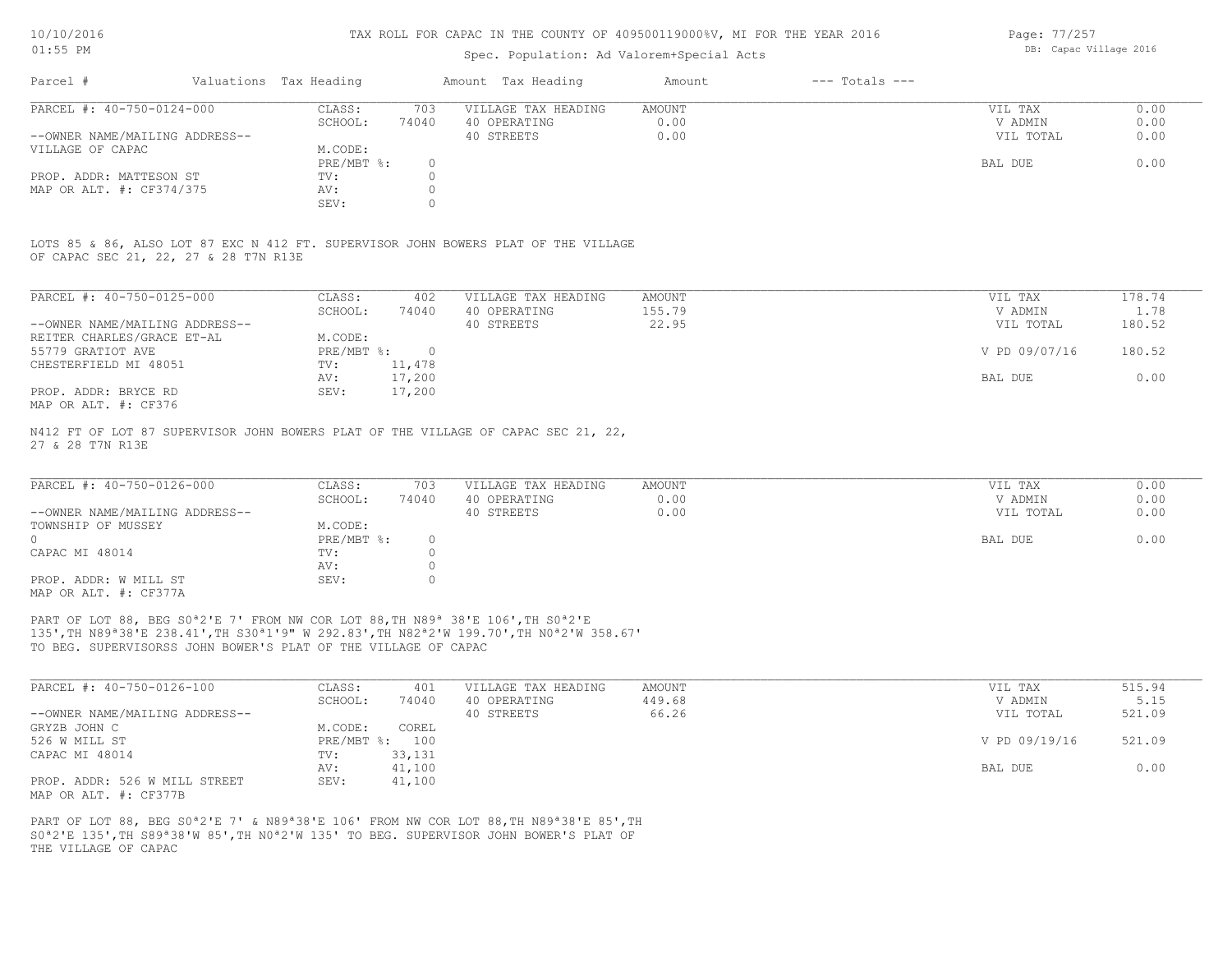TAX ROLL FOR CAPAC IN THE COUNTY OF 409500119000%V, MI FOR THE YEAR 2016

Spec. Population: Ad Valorem+Special Acts

| Parcel # | Valuations | Tax Heading | Amount | Tax Heading | Amount | --- Totals --- | |
|---|---|---|---|---|---|---|---|
| PARCEL #: 40-750-0124-000 | CLASS: | 703 | VILLAGE TAX HEADING | AMOUNT | | VIL TAX | 0.00 |
| | SCHOOL: | 74040 | 40 OPERATING | 0.00 | | V ADMIN | 0.00 |
| --OWNER NAME/MAILING ADDRESS-- | | | 40 STREETS | 0.00 | | VIL TOTAL | 0.00 |
| VILLAGE OF CAPAC | M.CODE: | | | | | | |
| | PRE/MBT %: | 0 | | | | BAL DUE | 0.00 |
| PROP. ADDR: MATTESON ST | TV: | 0 | | | | | |
| MAP OR ALT. #: CF374/375 | AV: | 0 | | | | | |
| | SEV: | 0 | | | | | |

LOTS 85 & 86, ALSO LOT 87 EXC N 412 FT. SUPERVISOR JOHN BOWERS PLAT OF THE VILLAGE OF CAPAC SEC 21, 22, 27 & 28 T7N R13E

| Parcel # | Valuations | Tax Heading | Amount | Tax Heading | Amount | --- Totals --- | |
|---|---|---|---|---|---|---|---|
| PARCEL #: 40-750-0125-000 | CLASS: | 402 | VILLAGE TAX HEADING | AMOUNT | | VIL TAX | 178.74 |
| | SCHOOL: | 74040 | 40 OPERATING | 155.79 | | V ADMIN | 1.78 |
| --OWNER NAME/MAILING ADDRESS-- | | | 40 STREETS | 22.95 | | VIL TOTAL | 180.52 |
| REITER CHARLES/GRACE ET-AL | M.CODE: | | | | | | |
| 55779 GRATIOT AVE | PRE/MBT %: | 0 | | | | V PD 09/07/16 | 180.52 |
| CHESTERFIELD MI 48051 | TV: | 11,478 | | | | | |
| | AV: | 17,200 | | | | BAL DUE | 0.00 |
| PROP. ADDR: BRYCE RD | SEV: | 17,200 | | | | | |
| MAP OR ALT. #: CF376 | | | | | | | |

N412 FT OF LOT 87 SUPERVISOR JOHN BOWERS PLAT OF THE VILLAGE OF CAPAC SEC 21, 22, 27 & 28 T7N R13E

| Parcel # | Valuations | Tax Heading | Amount | Tax Heading | Amount | --- Totals --- | |
|---|---|---|---|---|---|---|---|
| PARCEL #: 40-750-0126-000 | CLASS: | 703 | VILLAGE TAX HEADING | AMOUNT | | VIL TAX | 0.00 |
| | SCHOOL: | 74040 | 40 OPERATING | 0.00 | | V ADMIN | 0.00 |
| --OWNER NAME/MAILING ADDRESS-- | | | 40 STREETS | 0.00 | | VIL TOTAL | 0.00 |
| TOWNSHIP OF MUSSEY | M.CODE: | | | | | | |
| 0 | PRE/MBT %: | 0 | | | | BAL DUE | 0.00 |
| CAPAC MI 48014 | TV: | 0 | | | | | |
| | AV: | 0 | | | | | |
| PROP. ADDR: W MILL ST | SEV: | 0 | | | | | |
| MAP OR ALT. #: CF377A | | | | | | | |

PART OF LOT 88, BEG S0ª2'E 7' FROM NW COR LOT 88,TH N89ª 38'E 106',TH S0ª2'E 135',TH N89ª38'E 238.41',TH S30ª1'9" W 292.83',TH N82ª2'W 199.70',TH N0ª2'W 358.67' TO BEG. SUPERVISORSS JOHN BOWER'S PLAT OF THE VILLAGE OF CAPAC

| Parcel # | Valuations | Tax Heading | Amount | Tax Heading | Amount | --- Totals --- | |
|---|---|---|---|---|---|---|---|
| PARCEL #: 40-750-0126-100 | CLASS: | 401 | VILLAGE TAX HEADING | AMOUNT | | VIL TAX | 515.94 |
| | SCHOOL: | 74040 | 40 OPERATING | 449.68 | | V ADMIN | 5.15 |
| --OWNER NAME/MAILING ADDRESS-- | | | 40 STREETS | 66.26 | | VIL TOTAL | 521.09 |
| GRYZB JOHN C | M.CODE: | COREL | | | | | |
| 526 W MILL ST | PRE/MBT %: | 100 | | | | V PD 09/19/16 | 521.09 |
| CAPAC MI 48014 | TV: | 33,131 | | | | | |
| | AV: | 41,100 | | | | BAL DUE | 0.00 |
| PROP. ADDR: 526 W MILL STREET | SEV: | 41,100 | | | | | |
| MAP OR ALT. #: CF377B | | | | | | | |

PART OF LOT 88, BEG S0ª2'E 7' & N89ª38'E 106' FROM NW COR LOT 88,TH N89ª38'E 85',TH S0ª2'E 135',TH S89ª38'W 85',TH N0ª2'W 135' TO BEG. SUPERVISOR JOHN BOWER'S PLAT OF THE VILLAGE OF CAPAC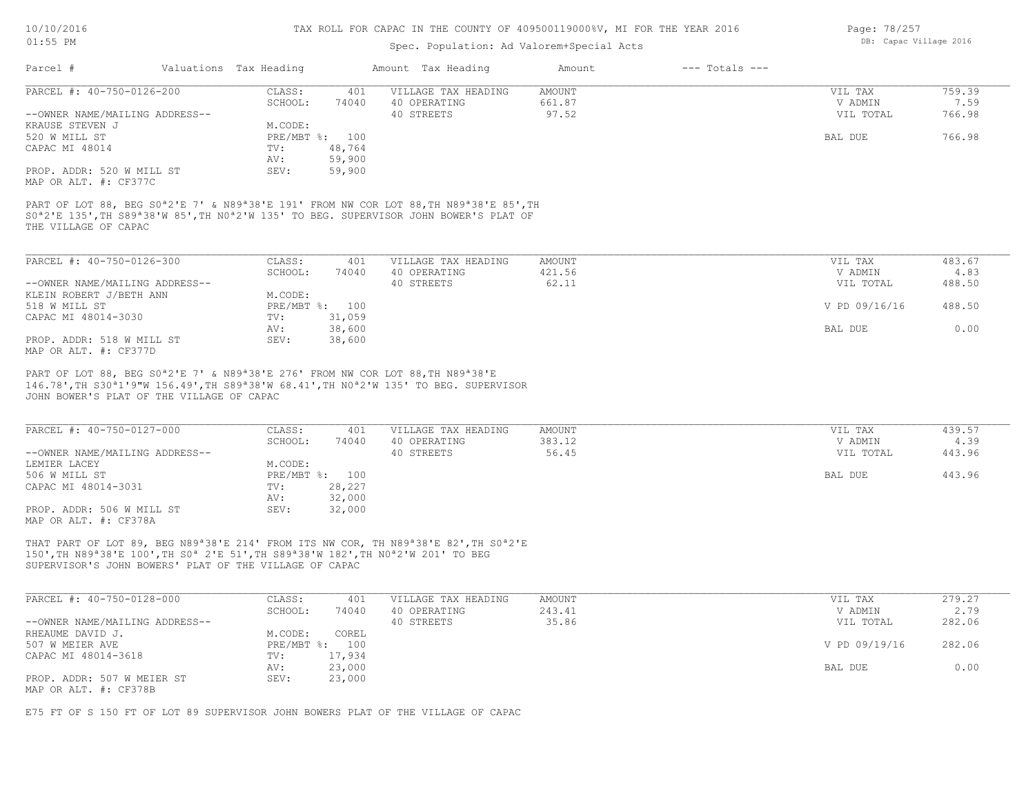10/10/2016
01:55 PM

TAX ROLL FOR CAPAC IN THE COUNTY OF 409500119000%V, MI FOR THE YEAR 2016

Spec. Population: Ad Valorem+Special Acts

DB: Capac Village 2016

| Parcel # | Valuations | Tax Heading | Amount | Tax Heading | Amount | --- Totals --- | |
|---|---|---|---|---|---|---|---|

## PARCEL #: 40-750-0126-200

| | | | | | |
|---|---|---|---|---|---|
| CLASS: | 401 | VILLAGE TAX HEADING | AMOUNT | VIL TAX | 759.39 |
| SCHOOL: | 74040 | 40 OPERATING | 661.87 | V ADMIN | 7.59 |
| | | 40 STREETS | 97.52 | VIL TOTAL | 766.98 |
| M.CODE: | | | | | |
| PRE/MBT %: | 100 | | | BAL DUE | 766.98 |
| TV: | 48,764 | | | | |
| AV: | 59,900 | | | | |
| SEV: | 59,900 | | | | |

--OWNER NAME/MAILING ADDRESS--
KRAUSE STEVEN J
520 W MILL ST
CAPAC MI 48014

PROP. ADDR: 520 W MILL ST
MAP OR ALT. #: CF377C

PART OF LOT 88, BEG S0ª2'E 7' & N89ª38'E 191' FROM NW COR LOT 88,TH N89ª38'E 85',TH S0ª2'E 135',TH S89ª38'W 85',TH N0ª2'W 135' TO BEG. SUPERVISOR JOHN BOWER'S PLAT OF THE VILLAGE OF CAPAC

## PARCEL #: 40-750-0126-300

| | | | | | |
|---|---|---|---|---|---|
| CLASS: | 401 | VILLAGE TAX HEADING | AMOUNT | VIL TAX | 483.67 |
| SCHOOL: | 74040 | 40 OPERATING | 421.56 | V ADMIN | 4.83 |
| | | 40 STREETS | 62.11 | VIL TOTAL | 488.50 |
| M.CODE: | | | | | |
| PRE/MBT %: | 100 | | | V PD 09/16/16 | 488.50 |
| TV: | 31,059 | | | | |
| AV: | 38,600 | | | BAL DUE | 0.00 |
| SEV: | 38,600 | | | | |

--OWNER NAME/MAILING ADDRESS--
KLEIN ROBERT J/BETH ANN
518 W MILL ST
CAPAC MI 48014-3030

PROP. ADDR: 518 W MILL ST
MAP OR ALT. #: CF377D

PART OF LOT 88, BEG S0ª2'E 7' & N89ª38'E 276' FROM NW COR LOT 88,TH N89ª38'E 146.78',TH S30ª1'9"W 156.49',TH S89ª38'W 68.41',TH N0ª2'W 135' TO BEG. SUPERVISOR JOHN BOWER'S PLAT OF THE VILLAGE OF CAPAC

## PARCEL #: 40-750-0127-000

| | | | | | |
|---|---|---|---|---|---|
| CLASS: | 401 | VILLAGE TAX HEADING | AMOUNT | VIL TAX | 439.57 |
| SCHOOL: | 74040 | 40 OPERATING | 383.12 | V ADMIN | 4.39 |
| | | 40 STREETS | 56.45 | VIL TOTAL | 443.96 |
| M.CODE: | | | | | |
| PRE/MBT %: | 100 | | | BAL DUE | 443.96 |
| TV: | 28,227 | | | | |
| AV: | 32,000 | | | | |
| SEV: | 32,000 | | | | |

--OWNER NAME/MAILING ADDRESS--
LEMIER LACEY
506 W MILL ST
CAPAC MI 48014-3031

PROP. ADDR: 506 W MILL ST
MAP OR ALT. #: CF378A

THAT PART OF LOT 89, BEG N89ª38'E 214' FROM ITS NW COR, TH N89ª38'E 82',TH S0ª2'E 150',TH N89ª38'E 100',TH S0ª 2'E 51',TH S89ª38'W 182',TH N0ª2'W 201' TO BEG SUPERVISOR'S JOHN BOWERS' PLAT OF THE VILLAGE OF CAPAC

## PARCEL #: 40-750-0128-000

| | | | | | |
|---|---|---|---|---|---|
| CLASS: | 401 | VILLAGE TAX HEADING | AMOUNT | VIL TAX | 279.27 |
| SCHOOL: | 74040 | 40 OPERATING | 243.41 | V ADMIN | 2.79 |
| | | 40 STREETS | 35.86 | VIL TOTAL | 282.06 |
| M.CODE: | COREL | | | | |
| PRE/MBT %: | 100 | | | V PD 09/19/16 | 282.06 |
| TV: | 17,934 | | | | |
| AV: | 23,000 | | | BAL DUE | 0.00 |
| SEV: | 23,000 | | | | |

--OWNER NAME/MAILING ADDRESS--
RHEAUME DAVID J.
507 W MEIER AVE
CAPAC MI 48014-3618

PROP. ADDR: 507 W MEIER ST
MAP OR ALT. #: CF378B

E75 FT OF S 150 FT OF LOT 89 SUPERVISOR JOHN BOWERS PLAT OF THE VILLAGE OF CAPAC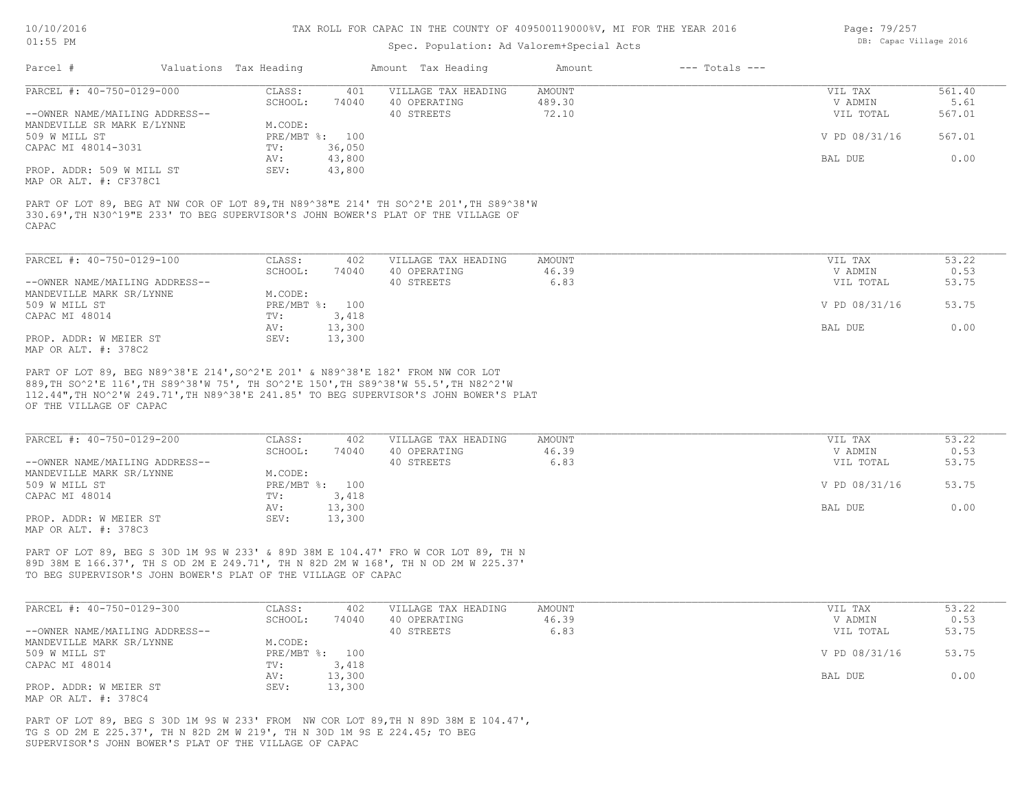TAX ROLL FOR CAPAC IN THE COUNTY OF 409500119000%V, MI FOR THE YEAR 2016

Spec. Population: Ad Valorem+Special Acts

| Parcel # | Valuations | Tax Heading | Amount | Tax Heading | Amount | --- Totals --- |
|---|---|---|---|---|---|---|

PARCEL #: 40-750-0129-000

| | | | | |
|---|---|---|---|---|
| CLASS: 401 | VILLAGE TAX HEADING | AMOUNT | VIL TAX | 561.40 |
| SCHOOL: 74040 | 40 OPERATING | 489.30 | V ADMIN | 5.61 |
| | 40 STREETS | 72.10 | VIL TOTAL | 567.01 |
| M.CODE: | | | | |
| PRE/MBT %: 100 | | | V PD 08/31/16 | 567.01 |
| TV: 36,050 | | | | |
| AV: 43,800 | | | BAL DUE | 0.00 |
| SEV: 43,800 | | | | |

--OWNER NAME/MAILING ADDRESS--
MANDEVILLE SR MARK E/LYNNE
509 W MILL ST
CAPAC MI 48014-3031

PROP. ADDR: 509 W MILL ST
MAP OR ALT. #: CF378C1

PART OF LOT 89, BEG AT NW COR OF LOT 89,TH N89^38"E 214' TH SO^2'E 201',TH S89^38'W 330.69',TH N30^19"E 233' TO BEG SUPERVISOR'S JOHN BOWER'S PLAT OF THE VILLAGE OF CAPAC

PARCEL #: 40-750-0129-100

| | | | | |
|---|---|---|---|---|
| CLASS: 402 | VILLAGE TAX HEADING | AMOUNT | VIL TAX | 53.22 |
| SCHOOL: 74040 | 40 OPERATING | 46.39 | V ADMIN | 0.53 |
| | 40 STREETS | 6.83 | VIL TOTAL | 53.75 |
| M.CODE: | | | | |
| PRE/MBT %: 100 | | | V PD 08/31/16 | 53.75 |
| TV: 3,418 | | | | |
| AV: 13,300 | | | BAL DUE | 0.00 |
| SEV: 13,300 | | | | |

--OWNER NAME/MAILING ADDRESS--
MANDEVILLE MARK SR/LYNNE
509 W MILL ST
CAPAC MI 48014

PROP. ADDR: W MEIER ST
MAP OR ALT. #: 378C2

PART OF LOT 89, BEG N89^38'E 214',SO^2'E 201' & N89^38'E 182' FROM NW COR LOT 889,TH SO^2'E 116',TH S89^38'W 75', TH SO^2'E 150',TH S89^38'W 55.5',TH N82^2'W 112.44",TH NO^2'W 249.71',TH N89^38'E 241.85' TO BEG SUPERVISOR'S JOHN BOWER'S PLAT OF THE VILLAGE OF CAPAC

PARCEL #: 40-750-0129-200

| | | | | |
|---|---|---|---|---|
| CLASS: 402 | VILLAGE TAX HEADING | AMOUNT | VIL TAX | 53.22 |
| SCHOOL: 74040 | 40 OPERATING | 46.39 | V ADMIN | 0.53 |
| | 40 STREETS | 6.83 | VIL TOTAL | 53.75 |
| M.CODE: | | | | |
| PRE/MBT %: 100 | | | V PD 08/31/16 | 53.75 |
| TV: 3,418 | | | | |
| AV: 13,300 | | | BAL DUE | 0.00 |
| SEV: 13,300 | | | | |

--OWNER NAME/MAILING ADDRESS--
MANDEVILLE MARK SR/LYNNE
509 W MILL ST
CAPAC MI 48014

PROP. ADDR: W MEIER ST
MAP OR ALT. #: 378C3

PART OF LOT 89, BEG S 30D 1M 9S W 233' & 89D 38M E 104.47' FRO W COR LOT 89, TH N 89D 38M E 166.37', TH S OD 2M E 249.71', TH N 82D 2M W 168', TH N OD 2M W 225.37' TO BEG SUPERVISOR'S JOHN BOWER'S PLAT OF THE VILLAGE OF CAPAC

PARCEL #: 40-750-0129-300

| | | | | |
|---|---|---|---|---|
| CLASS: 402 | VILLAGE TAX HEADING | AMOUNT | VIL TAX | 53.22 |
| SCHOOL: 74040 | 40 OPERATING | 46.39 | V ADMIN | 0.53 |
| | 40 STREETS | 6.83 | VIL TOTAL | 53.75 |
| M.CODE: | | | | |
| PRE/MBT %: 100 | | | V PD 08/31/16 | 53.75 |
| TV: 3,418 | | | | |
| AV: 13,300 | | | BAL DUE | 0.00 |
| SEV: 13,300 | | | | |

--OWNER NAME/MAILING ADDRESS--
MANDEVILLE MARK SR/LYNNE
509 W MILL ST
CAPAC MI 48014

PROP. ADDR: W MEIER ST
MAP OR ALT. #: 378C4

PART OF LOT 89, BEG S 30D 1M 9S W 233' FROM NW COR LOT 89,TH N 89D 38M E 104.47', TG S OD 2M E 225.37', TH N 82D 2M W 219', TH N 30D 1M 9S E 224.45; TO BEG SUPERVISOR'S JOHN BOWER'S PLAT OF THE VILLAGE OF CAPAC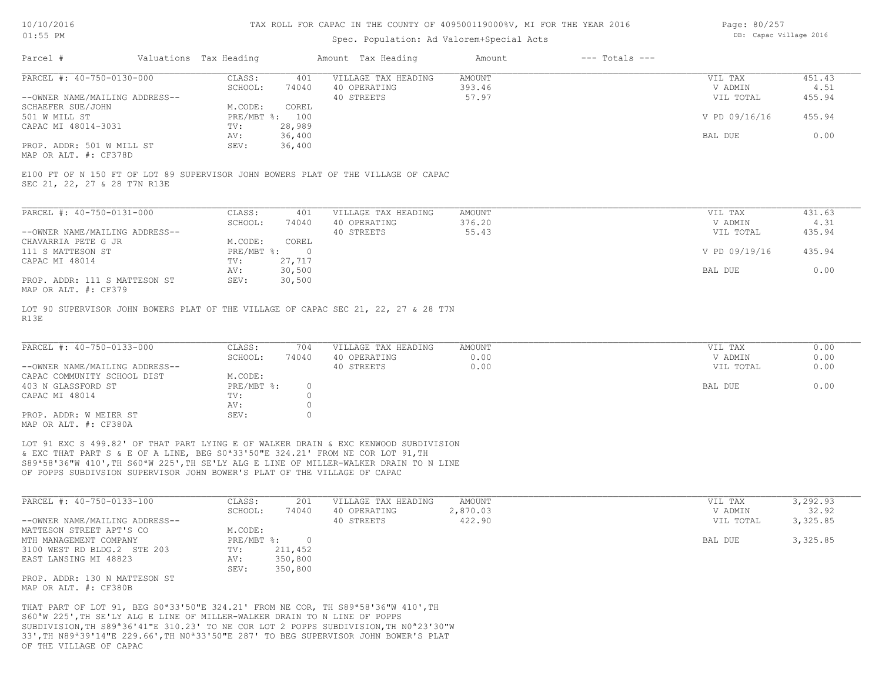TAX ROLL FOR CAPAC IN THE COUNTY OF 409500119000%V, MI FOR THE YEAR 2016

Spec. Population: Ad Valorem+Special Acts

| Parcel # | Valuations | Tax Heading | Amount | Tax Heading | Amount | --- Totals --- | |
|---|---|---|---|---|---|---|---|

**PARCEL #: 40-750-0130-000**

| | | | | | | |
|---|---|---|---|---|---|---|
| CLASS: | 401 | VILLAGE TAX HEADING | AMOUNT | | VIL TAX | 451.43 |
| SCHOOL: | 74040 | 40 OPERATING | 393.46 | | V ADMIN | 4.51 |
| | | 40 STREETS | 57.97 | | VIL TOTAL | 455.94 |
| M.CODE: | COREL | | | | | |
| PRE/MBT %: | 100 | | | | V PD 09/16/16 | 455.94 |
| TV: | 28,989 | | | | | |
| AV: | 36,400 | | | | BAL DUE | 0.00 |
| SEV: | 36,400 | | | | | |

--OWNER NAME/MAILING ADDRESS--
SCHAEFER SUE/JOHN
501 W MILL ST
CAPAC MI 48014-3031

PROP. ADDR: 501 W MILL ST
MAP OR ALT. #: CF378D

E100 FT OF N 150 FT OF LOT 89 SUPERVISOR JOHN BOWERS PLAT OF THE VILLAGE OF CAPAC SEC 21, 22, 27 & 28 T7N R13E

**PARCEL #: 40-750-0131-000**

| | | | | | | |
|---|---|---|---|---|---|---|
| CLASS: | 401 | VILLAGE TAX HEADING | AMOUNT | | VIL TAX | 431.63 |
| SCHOOL: | 74040 | 40 OPERATING | 376.20 | | V ADMIN | 4.31 |
| | | 40 STREETS | 55.43 | | VIL TOTAL | 435.94 |
| M.CODE: | COREL | | | | | |
| PRE/MBT %: | 0 | | | | V PD 09/19/16 | 435.94 |
| TV: | 27,717 | | | | | |
| AV: | 30,500 | | | | BAL DUE | 0.00 |
| SEV: | 30,500 | | | | | |

--OWNER NAME/MAILING ADDRESS--
CHAVARRIA PETE G JR
111 S MATTESON ST
CAPAC MI 48014

PROP. ADDR: 111 S MATTESON ST
MAP OR ALT. #: CF379

LOT 90 SUPERVISOR JOHN BOWERS PLAT OF THE VILLAGE OF CAPAC SEC 21, 22, 27 & 28 T7N R13E

**PARCEL #: 40-750-0133-000**

| | | | | | | |
|---|---|---|---|---|---|---|
| CLASS: | 704 | VILLAGE TAX HEADING | AMOUNT | | VIL TAX | 0.00 |
| SCHOOL: | 74040 | 40 OPERATING | 0.00 | | V ADMIN | 0.00 |
| | | 40 STREETS | 0.00 | | VIL TOTAL | 0.00 |
| M.CODE: | | | | | | |
| PRE/MBT %: | 0 | | | | BAL DUE | 0.00 |
| TV: | 0 | | | | | |
| AV: | 0 | | | | | |
| SEV: | 0 | | | | | |

--OWNER NAME/MAILING ADDRESS--
CAPAC COMMUNITY SCHOOL DIST
403 N GLASSFORD ST
CAPAC MI 48014

PROP. ADDR: W MEIER ST
MAP OR ALT. #: CF380A

LOT 91 EXC S 499.82' OF THAT PART LYING E OF WALKER DRAIN & EXC KENWOOD SUBDIVISION & EXC THAT PART S & E OF A LINE, BEG S0ª33'50"E 324.21' FROM NE COR LOT 91,TH S89ª58'36"W 410',TH S60ªW 225',TH SE'LY ALG E LINE OF MILLER-WALKER DRAIN TO N LINE OF POPPS SUBDIVSION SUPERVISOR JOHN BOWER'S PLAT OF THE VILLAGE OF CAPAC

**PARCEL #: 40-750-0133-100**

| | | | | | | |
|---|---|---|---|---|---|---|
| CLASS: | 201 | VILLAGE TAX HEADING | AMOUNT | | VIL TAX | 3,292.93 |
| SCHOOL: | 74040 | 40 OPERATING | 2,870.03 | | V ADMIN | 32.92 |
| | | 40 STREETS | 422.90 | | VIL TOTAL | 3,325.85 |
| M.CODE: | | | | | | |
| PRE/MBT %: | 0 | | | | BAL DUE | 3,325.85 |
| TV: | 211,452 | | | | | |
| AV: | 350,800 | | | | | |
| SEV: | 350,800 | | | | | |

--OWNER NAME/MAILING ADDRESS--
MATTESON STREET APT'S CO
MTH MANAGEMENT COMPANY
3100 WEST RD BLDG.2 STE 203
EAST LANSING MI 48823

PROP. ADDR: 130 N MATTESON ST
MAP OR ALT. #: CF380B

THAT PART OF LOT 91, BEG S0ª33'50"E 324.21' FROM NE COR, TH S89ª58'36"W 410',TH S60ªW 225',TH SE'LY ALG E LINE OF MILLER-WALKER DRAIN TO N LINE OF POPPS SUBDIVISION,TH S89ª36'41"E 310.23' TO NE COR LOT 2 POPPS SUBDIVISION,TH N0ª23'30"W 33',TH N89ª39'14"E 229.66',TH N0ª33'50"E 287' TO BEG SUPERVISOR JOHN BOWER'S PLAT OF THE VILLAGE OF CAPAC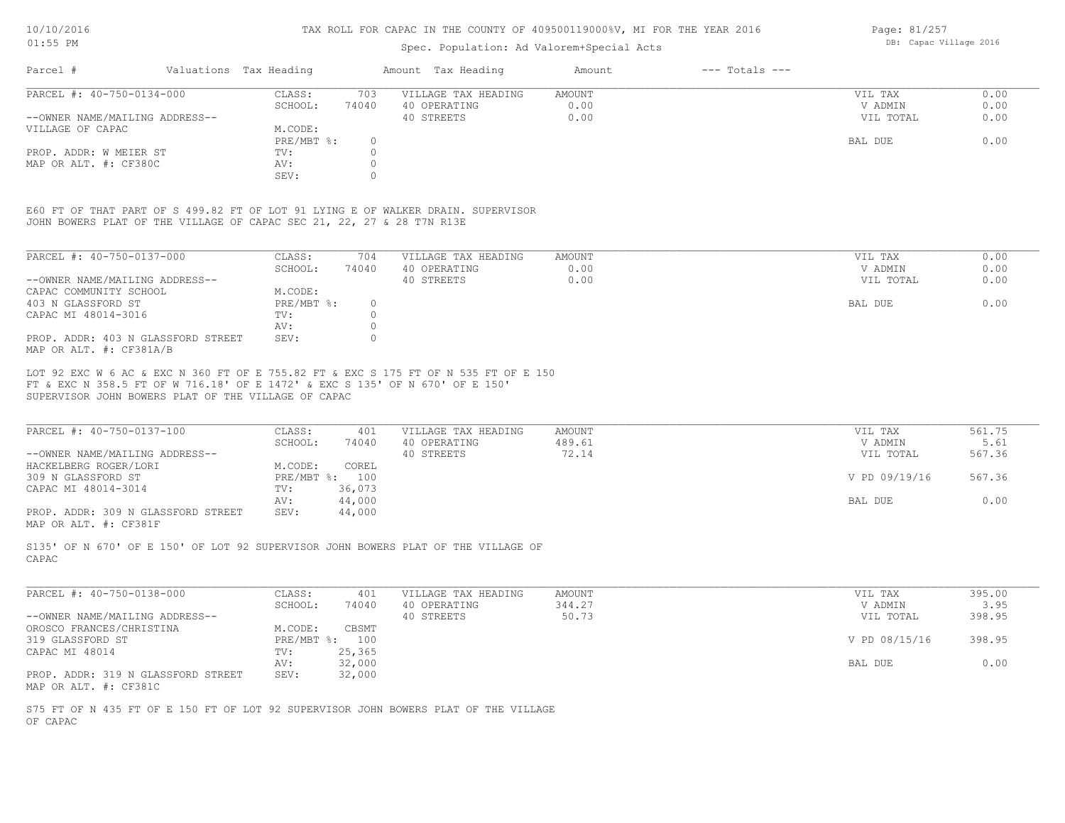Spec. Population: Ad Valorem+Special Acts

| Parcel # | Valuations | Tax Heading | Amount | Tax Heading | Amount | --- Totals --- | |
|---|---|---|---|---|---|---|---|
| PARCEL #: 40-750-0134-000 | CLASS: | 703 | VILLAGE TAX HEADING | AMOUNT | | VIL TAX | 0.00 |
| | SCHOOL: | 74040 | 40 OPERATING | 0.00 | | V ADMIN | 0.00 |
| --OWNER NAME/MAILING ADDRESS-- | | | 40 STREETS | 0.00 | | VIL TOTAL | 0.00 |
| VILLAGE OF CAPAC | M.CODE: | | | | | | |
| | PRE/MBT %: | 0 | | | | BAL DUE | 0.00 |
| PROP. ADDR: W MEIER ST | TV: | 0 | | | | | |
| MAP OR ALT. #: CF380C | AV: | 0 | | | | | |
| | SEV: | 0 | | | | | |

E60 FT OF THAT PART OF S 499.82 FT OF LOT 91 LYING E OF WALKER DRAIN. SUPERVISOR JOHN BOWERS PLAT OF THE VILLAGE OF CAPAC SEC 21, 22, 27 & 28 T7N R13E

| Parcel # | Valuations | Tax Heading | Amount | Tax Heading | Amount | --- Totals --- | |
|---|---|---|---|---|---|---|---|
| PARCEL #: 40-750-0137-000 | CLASS: | 704 | VILLAGE TAX HEADING | AMOUNT | | VIL TAX | 0.00 |
| | SCHOOL: | 74040 | 40 OPERATING | 0.00 | | V ADMIN | 0.00 |
| --OWNER NAME/MAILING ADDRESS-- | | | 40 STREETS | 0.00 | | VIL TOTAL | 0.00 |
| CAPAC COMMUNITY SCHOOL | M.CODE: | | | | | | |
| 403 N GLASSFORD ST | PRE/MBT %: | 0 | | | | BAL DUE | 0.00 |
| CAPAC MI 48014-3016 | TV: | 0 | | | | | |
| | AV: | 0 | | | | | |
| PROP. ADDR: 403 N GLASSFORD STREET | SEV: | 0 | | | | | |
| MAP OR ALT. #: CF381A/B | | | | | | | |

LOT 92 EXC W 6 AC & EXC N 360 FT OF E 755.82 FT & EXC S 175 FT OF N 535 FT OF E 150 FT & EXC N 358.5 FT OF W 716.18' OF E 1472' & EXC S 135' OF N 670' OF E 150' SUPERVISOR JOHN BOWERS PLAT OF THE VILLAGE OF CAPAC

| Parcel # | Valuations | Tax Heading | Amount | Tax Heading | Amount | --- Totals --- | |
|---|---|---|---|---|---|---|---|
| PARCEL #: 40-750-0137-100 | CLASS: | 401 | VILLAGE TAX HEADING | AMOUNT | | VIL TAX | 561.75 |
| | SCHOOL: | 74040 | 40 OPERATING | 489.61 | | V ADMIN | 5.61 |
| --OWNER NAME/MAILING ADDRESS-- | | | 40 STREETS | 72.14 | | VIL TOTAL | 567.36 |
| HACKELBERG ROGER/LORI | M.CODE: | COREL | | | | | |
| 309 N GLASSFORD ST | PRE/MBT %: | 100 | | | | V PD 09/19/16 | 567.36 |
| CAPAC MI 48014-3014 | TV: | 36,073 | | | | | |
| | AV: | 44,000 | | | | BAL DUE | 0.00 |
| PROP. ADDR: 309 N GLASSFORD STREET | SEV: | 44,000 | | | | | |
| MAP OR ALT. #: CF381F | | | | | | | |

S135' OF N 670' OF E 150' OF LOT 92 SUPERVISOR JOHN BOWERS PLAT OF THE VILLAGE OF CAPAC

| Parcel # | Valuations | Tax Heading | Amount | Tax Heading | Amount | --- Totals --- | |
|---|---|---|---|---|---|---|---|
| PARCEL #: 40-750-0138-000 | CLASS: | 401 | VILLAGE TAX HEADING | AMOUNT | | VIL TAX | 395.00 |
| | SCHOOL: | 74040 | 40 OPERATING | 344.27 | | V ADMIN | 3.95 |
| --OWNER NAME/MAILING ADDRESS-- | | | 40 STREETS | 50.73 | | VIL TOTAL | 398.95 |
| OROSCO FRANCES/CHRISTINA | M.CODE: | CBSMT | | | | | |
| 319 GLASSFORD ST | PRE/MBT %: | 100 | | | | V PD 08/15/16 | 398.95 |
| CAPAC MI 48014 | TV: | 25,365 | | | | | |
| | AV: | 32,000 | | | | BAL DUE | 0.00 |
| PROP. ADDR: 319 N GLASSFORD STREET | SEV: | 32,000 | | | | | |
| MAP OR ALT. #: CF381C | | | | | | | |

S75 FT OF N 435 FT OF E 150 FT OF LOT 92 SUPERVISOR JOHN BOWERS PLAT OF THE VILLAGE OF CAPAC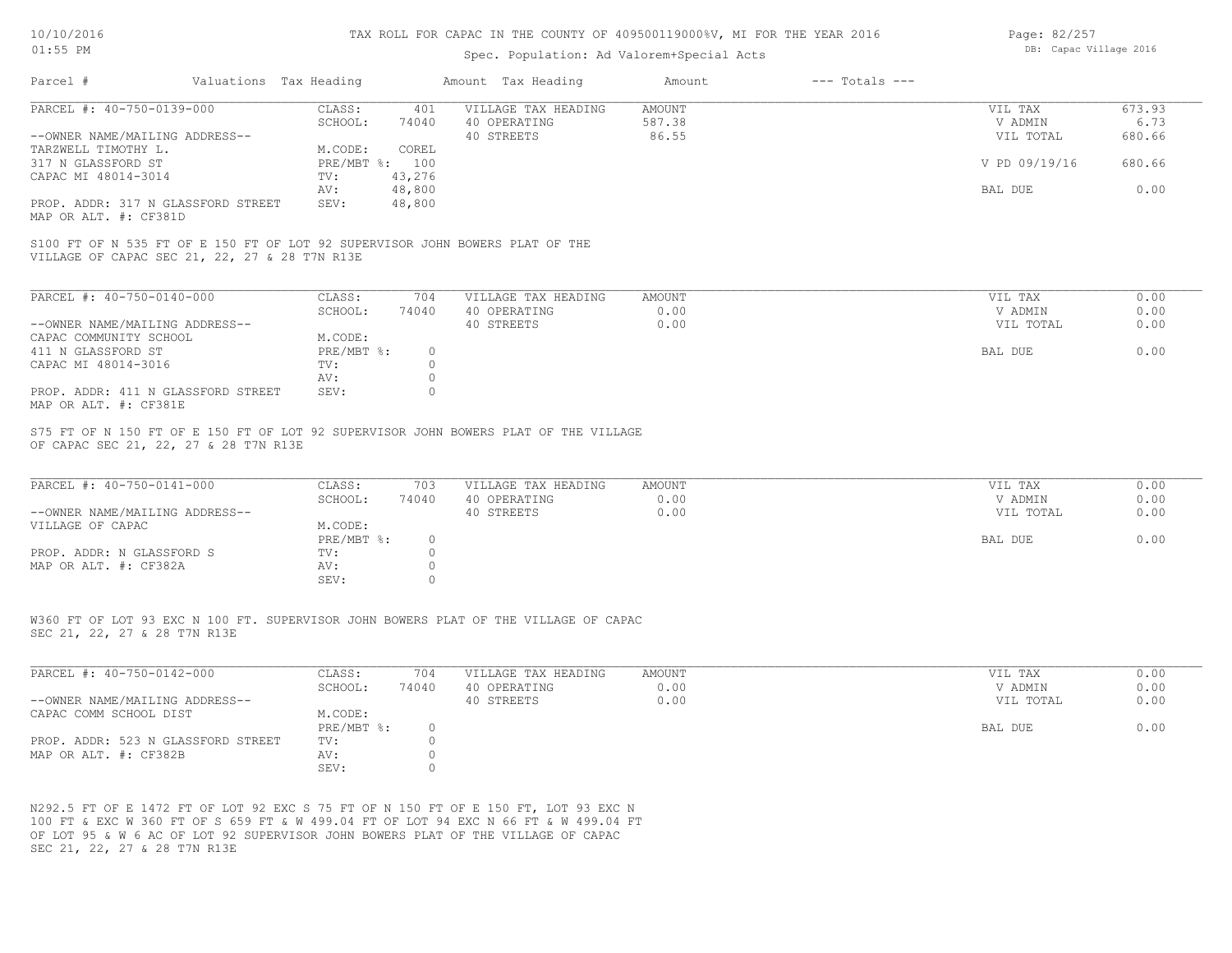# TAX ROLL FOR CAPAC IN THE COUNTY OF 409500119000%V, MI FOR THE YEAR 2016

Spec. Population: Ad Valorem+Special Acts

DB: Capac Village 2016

| Parcel # | Valuations | Tax Heading | Amount | Tax Heading | Amount | --- Totals --- | |
|---|---|---|---|---|---|---|---|
| PARCEL #: 40-750-0139-000 | CLASS: | 401 | VILLAGE TAX HEADING | AMOUNT | | VIL TAX | 673.93 |
| | SCHOOL: | 74040 | 40 OPERATING | 587.38 | | V ADMIN | 6.73 |
| --OWNER NAME/MAILING ADDRESS-- | | | 40 STREETS | 86.55 | | VIL TOTAL | 680.66 |
| TARZWELL TIMOTHY L. | M.CODE: | COREL | | | | | |
| 317 N GLASSFORD ST | PRE/MBT %: | 100 | | | | V PD 09/19/16 | 680.66 |
| CAPAC MI 48014-3014 | TV: | 43,276 | | | | | |
| | AV: | 48,800 | | | | BAL DUE | 0.00 |
| PROP. ADDR: 317 N GLASSFORD STREET | SEV: | 48,800 | | | | | |
| MAP OR ALT. #: CF381D | | | | | | | |

S100 FT OF N 535 FT OF E 150 FT OF LOT 92 SUPERVISOR JOHN BOWERS PLAT OF THE VILLAGE OF CAPAC SEC 21, 22, 27 & 28 T7N R13E

| Parcel # | Valuations | Tax Heading | Amount | Tax Heading | Amount | --- Totals --- | |
|---|---|---|---|---|---|---|---|
| PARCEL #: 40-750-0140-000 | CLASS: | 704 | VILLAGE TAX HEADING | AMOUNT | | VIL TAX | 0.00 |
| | SCHOOL: | 74040 | 40 OPERATING | 0.00 | | V ADMIN | 0.00 |
| --OWNER NAME/MAILING ADDRESS-- | | | 40 STREETS | 0.00 | | VIL TOTAL | 0.00 |
| CAPAC COMMUNITY SCHOOL | M.CODE: | | | | | | |
| 411 N GLASSFORD ST | PRE/MBT %: | 0 | | | | BAL DUE | 0.00 |
| CAPAC MI 48014-3016 | TV: | 0 | | | | | |
| | AV: | 0 | | | | | |
| PROP. ADDR: 411 N GLASSFORD STREET | SEV: | 0 | | | | | |
| MAP OR ALT. #: CF381E | | | | | | | |

S75 FT OF N 150 FT OF E 150 FT OF LOT 92 SUPERVISOR JOHN BOWERS PLAT OF THE VILLAGE OF CAPAC SEC 21, 22, 27 & 28 T7N R13E

| Parcel # | Valuations | Tax Heading | Amount | Tax Heading | Amount | --- Totals --- | |
|---|---|---|---|---|---|---|---|
| PARCEL #: 40-750-0141-000 | CLASS: | 703 | VILLAGE TAX HEADING | AMOUNT | | VIL TAX | 0.00 |
| | SCHOOL: | 74040 | 40 OPERATING | 0.00 | | V ADMIN | 0.00 |
| --OWNER NAME/MAILING ADDRESS-- | | | 40 STREETS | 0.00 | | VIL TOTAL | 0.00 |
| VILLAGE OF CAPAC | M.CODE: | | | | | | |
| | PRE/MBT %: | 0 | | | | BAL DUE | 0.00 |
| PROP. ADDR: N GLASSFORD S | TV: | 0 | | | | | |
| MAP OR ALT. #: CF382A | AV: | 0 | | | | | |
| | SEV: | 0 | | | | | |

W360 FT OF LOT 93 EXC N 100 FT. SUPERVISOR JOHN BOWERS PLAT OF THE VILLAGE OF CAPAC SEC 21, 22, 27 & 28 T7N R13E

| Parcel # | Valuations | Tax Heading | Amount | Tax Heading | Amount | --- Totals --- | |
|---|---|---|---|---|---|---|---|
| PARCEL #: 40-750-0142-000 | CLASS: | 704 | VILLAGE TAX HEADING | AMOUNT | | VIL TAX | 0.00 |
| | SCHOOL: | 74040 | 40 OPERATING | 0.00 | | V ADMIN | 0.00 |
| --OWNER NAME/MAILING ADDRESS-- | | | 40 STREETS | 0.00 | | VIL TOTAL | 0.00 |
| CAPAC COMM SCHOOL DIST | M.CODE: | | | | | | |
| | PRE/MBT %: | 0 | | | | BAL DUE | 0.00 |
| PROP. ADDR: 523 N GLASSFORD STREET | TV: | 0 | | | | | |
| MAP OR ALT. #: CF382B | AV: | 0 | | | | | |
| | SEV: | 0 | | | | | |

N292.5 FT OF E 1472 FT OF LOT 92 EXC S 75 FT OF N 150 FT OF E 150 FT, LOT 93 EXC N 100 FT & EXC W 360 FT OF S 659 FT & W 499.04 FT OF LOT 94 EXC N 66 FT & W 499.04 FT OF LOT 95 & W 6 AC OF LOT 92 SUPERVISOR JOHN BOWERS PLAT OF THE VILLAGE OF CAPAC SEC 21, 22, 27 & 28 T7N R13E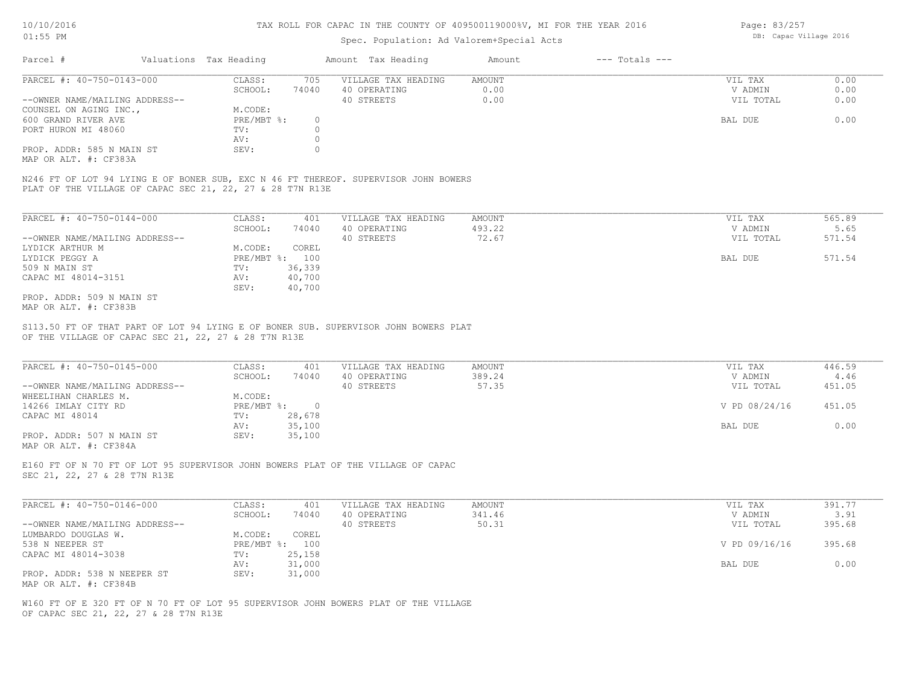TAX ROLL FOR CAPAC IN THE COUNTY OF 409500119000%V, MI FOR THE YEAR 2016

Spec. Population: Ad Valorem+Special Acts

| Parcel # | Valuations | Tax Heading | Amount | Tax Heading | Amount | --- Totals --- | |
|---|---|---|---|---|---|---|---|
| PARCEL #: 40-750-0143-000 | CLASS: | 705 | VILLAGE TAX HEADING | AMOUNT | | VIL TAX | 0.00 |
| | SCHOOL: | 74040 | 40 OPERATING | 0.00 | | V ADMIN | 0.00 |
| --OWNER NAME/MAILING ADDRESS-- | | | 40 STREETS | 0.00 | | VIL TOTAL | 0.00 |
| COUNSEL ON AGING INC., | M.CODE: | | | | | | |
| 600 GRAND RIVER AVE | PRE/MBT %: | 0 | | | | BAL DUE | 0.00 |
| PORT HURON MI 48060 | TV: | 0 | | | | | |
| | AV: | 0 | | | | | |
| PROP. ADDR: 585 N MAIN ST | SEV: | 0 | | | | | |
| MAP OR ALT. #: CF383A | | | | | | | |

N246 FT OF LOT 94 LYING E OF BONER SUB, EXC N 46 FT THEREOF. SUPERVISOR JOHN BOWERS PLAT OF THE VILLAGE OF CAPAC SEC 21, 22, 27 & 28 T7N R13E

| Parcel # | Valuations | Tax Heading | Amount | Tax Heading | Amount | --- Totals --- | |
|---|---|---|---|---|---|---|---|
| PARCEL #: 40-750-0144-000 | CLASS: | 401 | VILLAGE TAX HEADING | AMOUNT | | VIL TAX | 565.89 |
| | SCHOOL: | 74040 | 40 OPERATING | 493.22 | | V ADMIN | 5.65 |
| --OWNER NAME/MAILING ADDRESS-- | | | 40 STREETS | 72.67 | | VIL TOTAL | 571.54 |
| LYDICK ARTHUR M | M.CODE: | COREL | | | | | |
| LYDICK PEGGY A | PRE/MBT %: | 100 | | | | BAL DUE | 571.54 |
| 509 N MAIN ST | TV: | 36,339 | | | | | |
| CAPAC MI 48014-3151 | AV: | 40,700 | | | | | |
| | SEV: | 40,700 | | | | | |
| PROP. ADDR: 509 N MAIN ST | | | | | | | |
| MAP OR ALT. #: CF383B | | | | | | | |

S113.50 FT OF THAT PART OF LOT 94 LYING E OF BONER SUB. SUPERVISOR JOHN BOWERS PLAT OF THE VILLAGE OF CAPAC SEC 21, 22, 27 & 28 T7N R13E

| Parcel # | Valuations | Tax Heading | Amount | Tax Heading | Amount | --- Totals --- | |
|---|---|---|---|---|---|---|---|
| PARCEL #: 40-750-0145-000 | CLASS: | 401 | VILLAGE TAX HEADING | AMOUNT | | VIL TAX | 446.59 |
| | SCHOOL: | 74040 | 40 OPERATING | 389.24 | | V ADMIN | 4.46 |
| --OWNER NAME/MAILING ADDRESS-- | | | 40 STREETS | 57.35 | | VIL TOTAL | 451.05 |
| WHEELIHAN CHARLES M. | M.CODE: | | | | | | |
| 14266 IMLAY CITY RD | PRE/MBT %: | 0 | | | | V PD 08/24/16 | 451.05 |
| CAPAC MI 48014 | TV: | 28,678 | | | | | |
| | AV: | 35,100 | | | | BAL DUE | 0.00 |
| PROP. ADDR: 507 N MAIN ST | SEV: | 35,100 | | | | | |
| MAP OR ALT. #: CF384A | | | | | | | |

E160 FT OF N 70 FT OF LOT 95 SUPERVISOR JOHN BOWERS PLAT OF THE VILLAGE OF CAPAC SEC 21, 22, 27 & 28 T7N R13E

| Parcel # | Valuations | Tax Heading | Amount | Tax Heading | Amount | --- Totals --- | |
|---|---|---|---|---|---|---|---|
| PARCEL #: 40-750-0146-000 | CLASS: | 401 | VILLAGE TAX HEADING | AMOUNT | | VIL TAX | 391.77 |
| | SCHOOL: | 74040 | 40 OPERATING | 341.46 | | V ADMIN | 3.91 |
| --OWNER NAME/MAILING ADDRESS-- | | | 40 STREETS | 50.31 | | VIL TOTAL | 395.68 |
| LUMBARDO DOUGLAS W. | M.CODE: | COREL | | | | | |
| 538 N NEEPER ST | PRE/MBT %: | 100 | | | | V PD 09/16/16 | 395.68 |
| CAPAC MI 48014-3038 | TV: | 25,158 | | | | | |
| | AV: | 31,000 | | | | BAL DUE | 0.00 |
| PROP. ADDR: 538 N NEEPER ST | SEV: | 31,000 | | | | | |
| MAP OR ALT. #: CF384B | | | | | | | |

W160 FT OF E 320 FT OF N 70 FT OF LOT 95 SUPERVISOR JOHN BOWERS PLAT OF THE VILLAGE OF CAPAC SEC 21, 22, 27 & 28 T7N R13E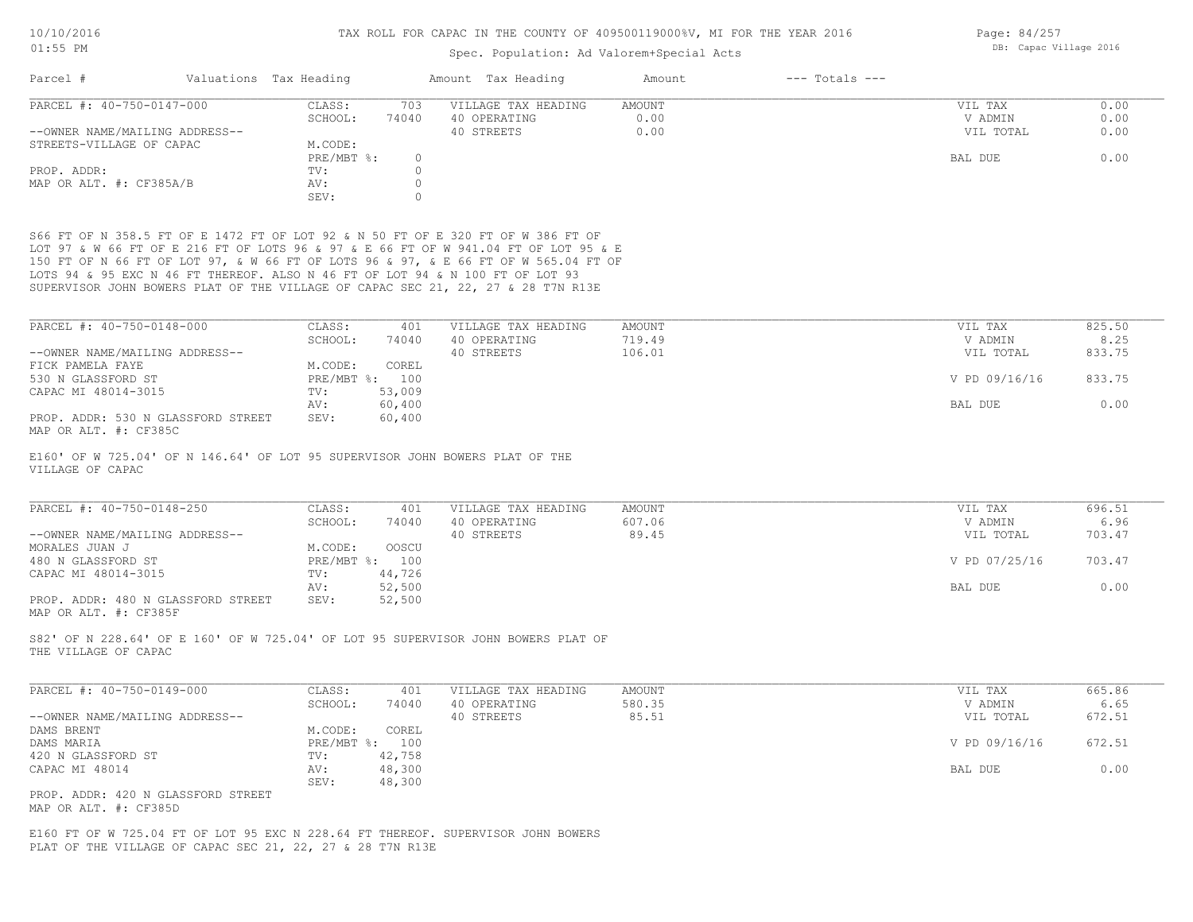# TAX ROLL FOR CAPAC IN THE COUNTY OF 409500119000%V, MI FOR THE YEAR 2016

Spec. Population: Ad Valorem+Special Acts

DB: Capac Village 2016

| Parcel # | Valuations | Tax Heading | Amount | Tax Heading | Amount | --- Totals --- | |
|---|---|---|---|---|---|---|---|
| PARCEL #: 40-750-0147-000 | CLASS: | 703 | VILLAGE TAX HEADING | AMOUNT | | VIL TAX | 0.00 |
| | SCHOOL: | 74040 | 40 OPERATING | 0.00 | | V ADMIN | 0.00 |
| --OWNER NAME/MAILING ADDRESS-- | | | 40 STREETS | 0.00 | | VIL TOTAL | 0.00 |
| STREETS-VILLAGE OF CAPAC | M.CODE: | | | | | | |
| | PRE/MBT %: | 0 | | | | BAL DUE | 0.00 |
| PROP. ADDR: | TV: | 0 | | | | | |
| MAP OR ALT. #: CF385A/B | AV: | 0 | | | | | |
| | SEV: | 0 | | | | | |

S66 FT OF N 358.5 FT OF E 1472 FT OF LOT 92 & N 50 FT OF E 320 FT OF W 386 FT OF LOT 97 & W 66 FT OF E 216 FT OF LOTS 96 & 97 & E 66 FT OF W 941.04 FT OF LOT 95 & E 150 FT OF N 66 FT OF LOT 97, & W 66 FT OF LOTS 96 & 97, & E 66 FT OF W 565.04 FT OF LOTS 94 & 95 EXC N 46 FT THEREOF. ALSO N 46 FT OF LOT 94 & N 100 FT OF LOT 93 SUPERVISOR JOHN BOWERS PLAT OF THE VILLAGE OF CAPAC SEC 21, 22, 27 & 28 T7N R13E

| Parcel # | Valuations | Tax Heading | Amount | Tax Heading | Amount | --- Totals --- | |
|---|---|---|---|---|---|---|---|
| PARCEL #: 40-750-0148-000 | CLASS: | 401 | VILLAGE TAX HEADING | AMOUNT | | VIL TAX | 825.50 |
| | SCHOOL: | 74040 | 40 OPERATING | 719.49 | | V ADMIN | 8.25 |
| --OWNER NAME/MAILING ADDRESS-- | | | 40 STREETS | 106.01 | | VIL TOTAL | 833.75 |
| FICK PAMELA FAYE | M.CODE: | COREL | | | | | |
| 530 N GLASSFORD ST | PRE/MBT %: | 100 | | | | V PD 09/16/16 | 833.75 |
| CAPAC MI 48014-3015 | TV: | 53,009 | | | | | |
| | AV: | 60,400 | | | | BAL DUE | 0.00 |
| PROP. ADDR: 530 N GLASSFORD STREET | SEV: | 60,400 | | | | | |
| MAP OR ALT. #: CF385C | | | | | | | |

E160' OF W 725.04' OF N 146.64' OF LOT 95 SUPERVISOR JOHN BOWERS PLAT OF THE VILLAGE OF CAPAC

| Parcel # | Valuations | Tax Heading | Amount | Tax Heading | Amount | --- Totals --- | |
|---|---|---|---|---|---|---|---|
| PARCEL #: 40-750-0148-250 | CLASS: | 401 | VILLAGE TAX HEADING | AMOUNT | | VIL TAX | 696.51 |
| | SCHOOL: | 74040 | 40 OPERATING | 607.06 | | V ADMIN | 6.96 |
| --OWNER NAME/MAILING ADDRESS-- | | | 40 STREETS | 89.45 | | VIL TOTAL | 703.47 |
| MORALES JUAN J | M.CODE: | OOSCU | | | | | |
| 480 N GLASSFORD ST | PRE/MBT %: | 100 | | | | V PD 07/25/16 | 703.47 |
| CAPAC MI 48014-3015 | TV: | 44,726 | | | | | |
| | AV: | 52,500 | | | | BAL DUE | 0.00 |
| PROP. ADDR: 480 N GLASSFORD STREET | SEV: | 52,500 | | | | | |
| MAP OR ALT. #: CF385F | | | | | | | |

S82' OF N 228.64' OF E 160' OF W 725.04' OF LOT 95 SUPERVISOR JOHN BOWERS PLAT OF THE VILLAGE OF CAPAC

| Parcel # | Valuations | Tax Heading | Amount | Tax Heading | Amount | --- Totals --- | |
|---|---|---|---|---|---|---|---|
| PARCEL #: 40-750-0149-000 | CLASS: | 401 | VILLAGE TAX HEADING | AMOUNT | | VIL TAX | 665.86 |
| | SCHOOL: | 74040 | 40 OPERATING | 580.35 | | V ADMIN | 6.65 |
| --OWNER NAME/MAILING ADDRESS-- | | | 40 STREETS | 85.51 | | VIL TOTAL | 672.51 |
| DAMS BRENT | M.CODE: | COREL | | | | | |
| DAMS MARIA | PRE/MBT %: | 100 | | | | V PD 09/16/16 | 672.51 |
| 420 N GLASSFORD ST | TV: | 42,758 | | | | | |
| CAPAC MI 48014 | AV: | 48,300 | | | | BAL DUE | 0.00 |
| | SEV: | 48,300 | | | | | |
| PROP. ADDR: 420 N GLASSFORD STREET | | | | | | | |
| MAP OR ALT. #: CF385D | | | | | | | |

E160 FT OF W 725.04 FT OF LOT 95 EXC N 228.64 FT THEREOF. SUPERVISOR JOHN BOWERS PLAT OF THE VILLAGE OF CAPAC SEC 21, 22, 27 & 28 T7N R13E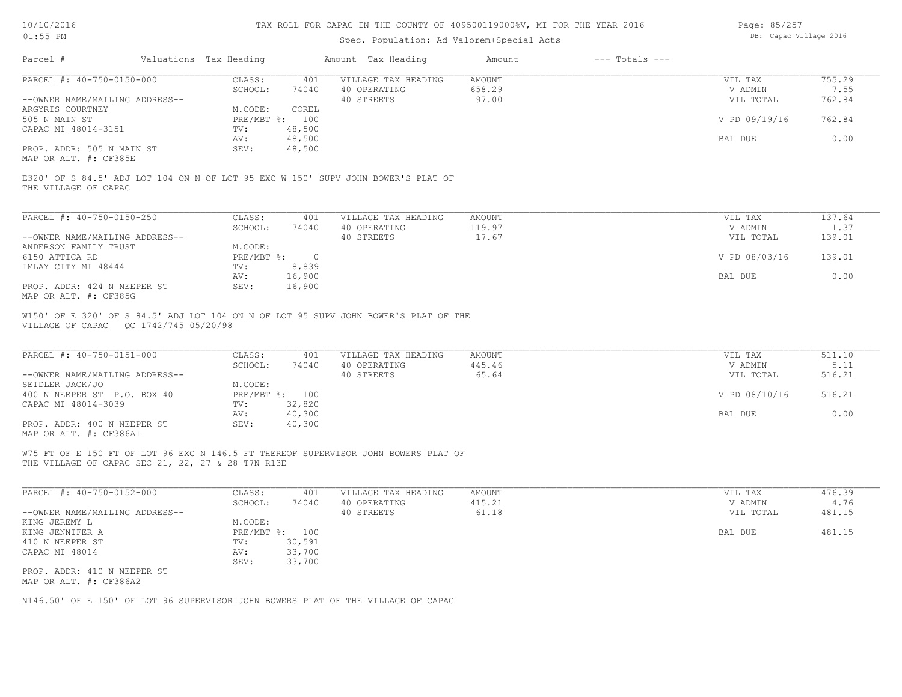TAX ROLL FOR CAPAC IN THE COUNTY OF 409500119000%V, MI FOR THE YEAR 2016

Spec. Population: Ad Valorem+Special Acts

| Parcel # | Valuations | Tax Heading | Amount | Tax Heading | Amount | --- Totals --- | |
|---|---|---|---|---|---|---|---|
| PARCEL #: 40-750-0150-000 | CLASS: | 401 | VILLAGE TAX HEADING | AMOUNT | | VIL TAX | 755.29 |
| | SCHOOL: | 74040 | 40 OPERATING | 658.29 | | V ADMIN | 7.55 |
| --OWNER NAME/MAILING ADDRESS-- | | | 40 STREETS | 97.00 | | VIL TOTAL | 762.84 |
| ARGYRIS COURTNEY | M.CODE: | COREL | | | | | |
| 505 N MAIN ST | PRE/MBT %: | 100 | | | | V PD 09/19/16 | 762.84 |
| CAPAC MI 48014-3151 | TV: | 48,500 | | | | | |
| | AV: | 48,500 | | | | BAL DUE | 0.00 |
| PROP. ADDR: 505 N MAIN ST | SEV: | 48,500 | | | | | |
| MAP OR ALT. #: CF385E | | | | | | | |

E320' OF S 84.5' ADJ LOT 104 ON N OF LOT 95 EXC W 150' SUPV JOHN BOWER'S PLAT OF THE VILLAGE OF CAPAC

| Parcel # | Valuations | Tax Heading | Amount | Tax Heading | Amount | --- Totals --- | |
|---|---|---|---|---|---|---|---|
| PARCEL #: 40-750-0150-250 | CLASS: | 401 | VILLAGE TAX HEADING | AMOUNT | | VIL TAX | 137.64 |
| | SCHOOL: | 74040 | 40 OPERATING | 119.97 | | V ADMIN | 1.37 |
| --OWNER NAME/MAILING ADDRESS-- | | | 40 STREETS | 17.67 | | VIL TOTAL | 139.01 |
| ANDERSON FAMILY TRUST | M.CODE: | | | | | | |
| 6150 ATTICA RD | PRE/MBT %: | 0 | | | | V PD 08/03/16 | 139.01 |
| IMLAY CITY MI 48444 | TV: | 8,839 | | | | | |
| | AV: | 16,900 | | | | BAL DUE | 0.00 |
| PROP. ADDR: 424 N NEEPER ST | SEV: | 16,900 | | | | | |
| MAP OR ALT. #: CF385G | | | | | | | |

W150' OF E 320' OF S 84.5' ADJ LOT 104 ON N OF LOT 95 SUPV JOHN BOWER'S PLAT OF THE VILLAGE OF CAPAC QC 1742/745 05/20/98

| Parcel # | Valuations | Tax Heading | Amount | Tax Heading | Amount | --- Totals --- | |
|---|---|---|---|---|---|---|---|
| PARCEL #: 40-750-0151-000 | CLASS: | 401 | VILLAGE TAX HEADING | AMOUNT | | VIL TAX | 511.10 |
| | SCHOOL: | 74040 | 40 OPERATING | 445.46 | | V ADMIN | 5.11 |
| --OWNER NAME/MAILING ADDRESS-- | | | 40 STREETS | 65.64 | | VIL TOTAL | 516.21 |
| SEIDLER JACK/JO | M.CODE: | | | | | | |
| 400 N NEEPER ST P.O. BOX 40 | PRE/MBT %: | 100 | | | | V PD 08/10/16 | 516.21 |
| CAPAC MI 48014-3039 | TV: | 32,820 | | | | | |
| | AV: | 40,300 | | | | BAL DUE | 0.00 |
| PROP. ADDR: 400 N NEEPER ST | SEV: | 40,300 | | | | | |
| MAP OR ALT. #: CF386A1 | | | | | | | |

W75 FT OF E 150 FT OF LOT 96 EXC N 146.5 FT THEREOF SUPERVISOR JOHN BOWERS PLAT OF THE VILLAGE OF CAPAC SEC 21, 22, 27 & 28 T7N R13E

| Parcel # | Valuations | Tax Heading | Amount | Tax Heading | Amount | --- Totals --- | |
|---|---|---|---|---|---|---|---|
| PARCEL #: 40-750-0152-000 | CLASS: | 401 | VILLAGE TAX HEADING | AMOUNT | | VIL TAX | 476.39 |
| | SCHOOL: | 74040 | 40 OPERATING | 415.21 | | V ADMIN | 4.76 |
| --OWNER NAME/MAILING ADDRESS-- | | | 40 STREETS | 61.18 | | VIL TOTAL | 481.15 |
| KING JEREMY L | M.CODE: | | | | | | |
| KING JENNIFER A | PRE/MBT %: | 100 | | | | BAL DUE | 481.15 |
| 410 N NEEPER ST | TV: | 30,591 | | | | | |
| CAPAC MI 48014 | AV: | 33,700 | | | | | |
| | SEV: | 33,700 | | | | | |
| PROP. ADDR: 410 N NEEPER ST | | | | | | | |
| MAP OR ALT. #: CF386A2 | | | | | | | |

N146.50' OF E 150' OF LOT 96 SUPERVISOR JOHN BOWERS PLAT OF THE VILLAGE OF CAPAC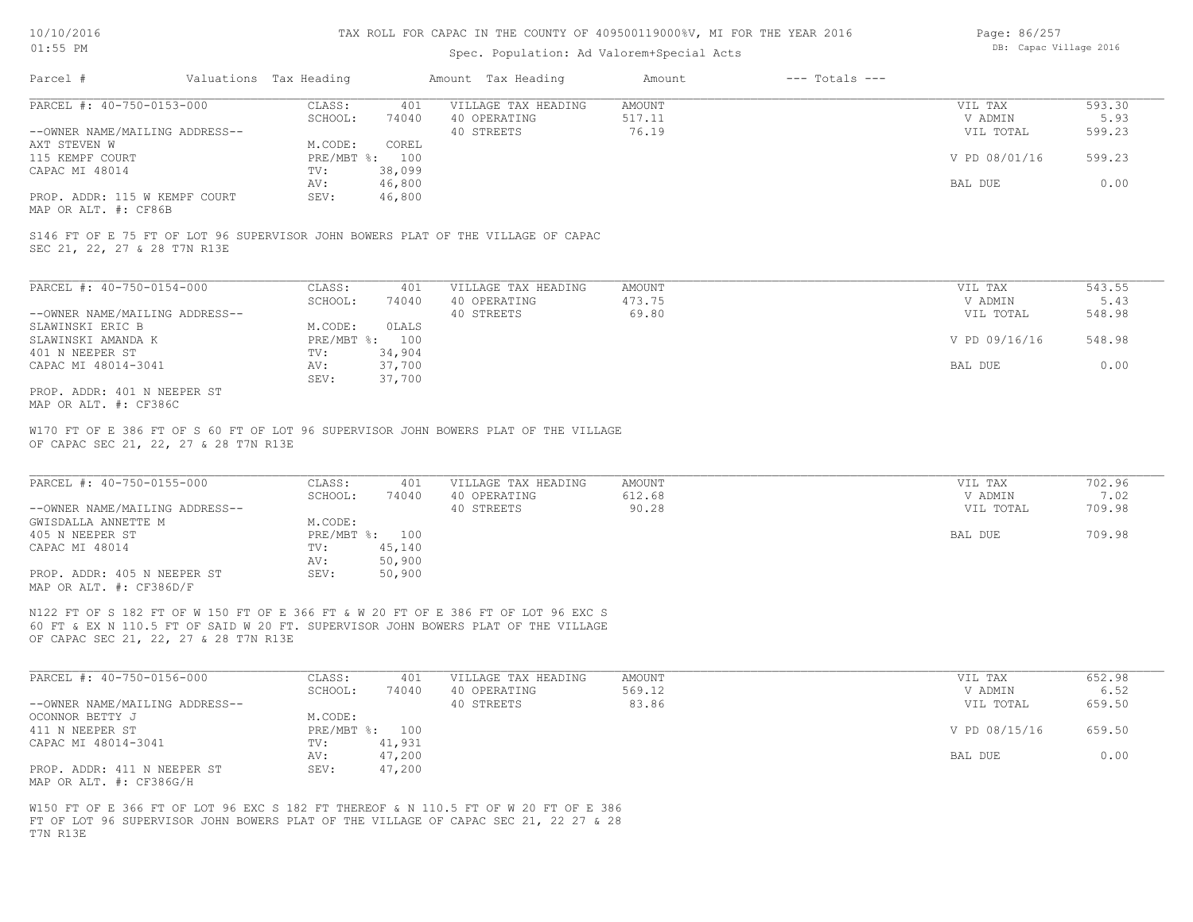TAX ROLL FOR CAPAC IN THE COUNTY OF 409500119000%V, MI FOR THE YEAR 2016

Spec. Population: Ad Valorem+Special Acts

| Parcel # | Valuations | Tax Heading | Amount | Tax Heading | Amount | --- Totals --- | |
|---|---|---|---|---|---|---|---|
| PARCEL #: 40-750-0153-000 | CLASS: | 401 | VILLAGE TAX HEADING | AMOUNT | | VIL TAX | 593.30 |
| | SCHOOL: | 74040 | 40 OPERATING | 517.11 | | V ADMIN | 5.93 |
| --OWNER NAME/MAILING ADDRESS-- | | | 40 STREETS | 76.19 | | VIL TOTAL | 599.23 |
| AXT STEVEN W | M.CODE: | COREL | | | | | |
| 115 KEMPF COURT | PRE/MBT %: | 100 | | | | V PD 08/01/16 | 599.23 |
| CAPAC MI 48014 | TV: | 38,099 | | | | | |
| | AV: | 46,800 | | | | BAL DUE | 0.00 |
| PROP. ADDR: 115 W KEMPF COURT | SEV: | 46,800 | | | | | |
| MAP OR ALT. #: CF86B | | | | | | | |

S146 FT OF E 75 FT OF LOT 96 SUPERVISOR JOHN BOWERS PLAT OF THE VILLAGE OF CAPAC
SEC 21, 22, 27 & 28 T7N R13E

| Parcel # | Valuations | Tax Heading | Amount | Tax Heading | Amount | --- Totals --- | |
|---|---|---|---|---|---|---|---|
| PARCEL #: 40-750-0154-000 | CLASS: | 401 | VILLAGE TAX HEADING | AMOUNT | | VIL TAX | 543.55 |
| | SCHOOL: | 74040 | 40 OPERATING | 473.75 | | V ADMIN | 5.43 |
| --OWNER NAME/MAILING ADDRESS-- | | | 40 STREETS | 69.80 | | VIL TOTAL | 548.98 |
| SLAWINSKI ERIC B | M.CODE: | 0LALS | | | | | |
| SLAWINSKI AMANDA K | PRE/MBT %: | 100 | | | | V PD 09/16/16 | 548.98 |
| 401 N NEEPER ST | TV: | 34,904 | | | | | |
| CAPAC MI 48014-3041 | AV: | 37,700 | | | | BAL DUE | 0.00 |
| | SEV: | 37,700 | | | | | |
| PROP. ADDR: 401 N NEEPER ST | | | | | | | |
| MAP OR ALT. #: CF386C | | | | | | | |

W170 FT OF E 386 FT OF S 60 FT OF LOT 96 SUPERVISOR JOHN BOWERS PLAT OF THE VILLAGE
OF CAPAC SEC 21, 22, 27 & 28 T7N R13E

| Parcel # | Valuations | Tax Heading | Amount | Tax Heading | Amount | --- Totals --- | |
|---|---|---|---|---|---|---|---|
| PARCEL #: 40-750-0155-000 | CLASS: | 401 | VILLAGE TAX HEADING | AMOUNT | | VIL TAX | 702.96 |
| | SCHOOL: | 74040 | 40 OPERATING | 612.68 | | V ADMIN | 7.02 |
| --OWNER NAME/MAILING ADDRESS-- | | | 40 STREETS | 90.28 | | VIL TOTAL | 709.98 |
| GWISDALLA ANNETTE M | M.CODE: | | | | | | |
| 405 N NEEPER ST | PRE/MBT %: | 100 | | | | BAL DUE | 709.98 |
| CAPAC MI 48014 | TV: | 45,140 | | | | | |
| | AV: | 50,900 | | | | | |
| PROP. ADDR: 405 N NEEPER ST | SEV: | 50,900 | | | | | |
| MAP OR ALT. #: CF386D/F | | | | | | | |

N122 FT OF S 182 FT OF W 150 FT OF E 366 FT & W 20 FT OF E 386 FT OF LOT 96 EXC S
60 FT & EX N 110.5 FT OF SAID W 20 FT. SUPERVISOR JOHN BOWERS PLAT OF THE VILLAGE
OF CAPAC SEC 21, 22, 27 & 28 T7N R13E

| Parcel # | Valuations | Tax Heading | Amount | Tax Heading | Amount | --- Totals --- | |
|---|---|---|---|---|---|---|---|
| PARCEL #: 40-750-0156-000 | CLASS: | 401 | VILLAGE TAX HEADING | AMOUNT | | VIL TAX | 652.98 |
| | SCHOOL: | 74040 | 40 OPERATING | 569.12 | | V ADMIN | 6.52 |
| --OWNER NAME/MAILING ADDRESS-- | | | 40 STREETS | 83.86 | | VIL TOTAL | 659.50 |
| OCONNOR BETTY J | M.CODE: | | | | | | |
| 411 N NEEPER ST | PRE/MBT %: | 100 | | | | V PD 08/15/16 | 659.50 |
| CAPAC MI 48014-3041 | TV: | 41,931 | | | | | |
| | AV: | 47,200 | | | | BAL DUE | 0.00 |
| PROP. ADDR: 411 N NEEPER ST | SEV: | 47,200 | | | | | |
| MAP OR ALT. #: CF386G/H | | | | | | | |

W150 FT OF E 366 FT OF LOT 96 EXC S 182 FT THEREOF & N 110.5 FT OF W 20 FT OF E 386
FT OF LOT 96 SUPERVISOR JOHN BOWERS PLAT OF THE VILLAGE OF CAPAC SEC 21, 22 27 & 28
T7N R13E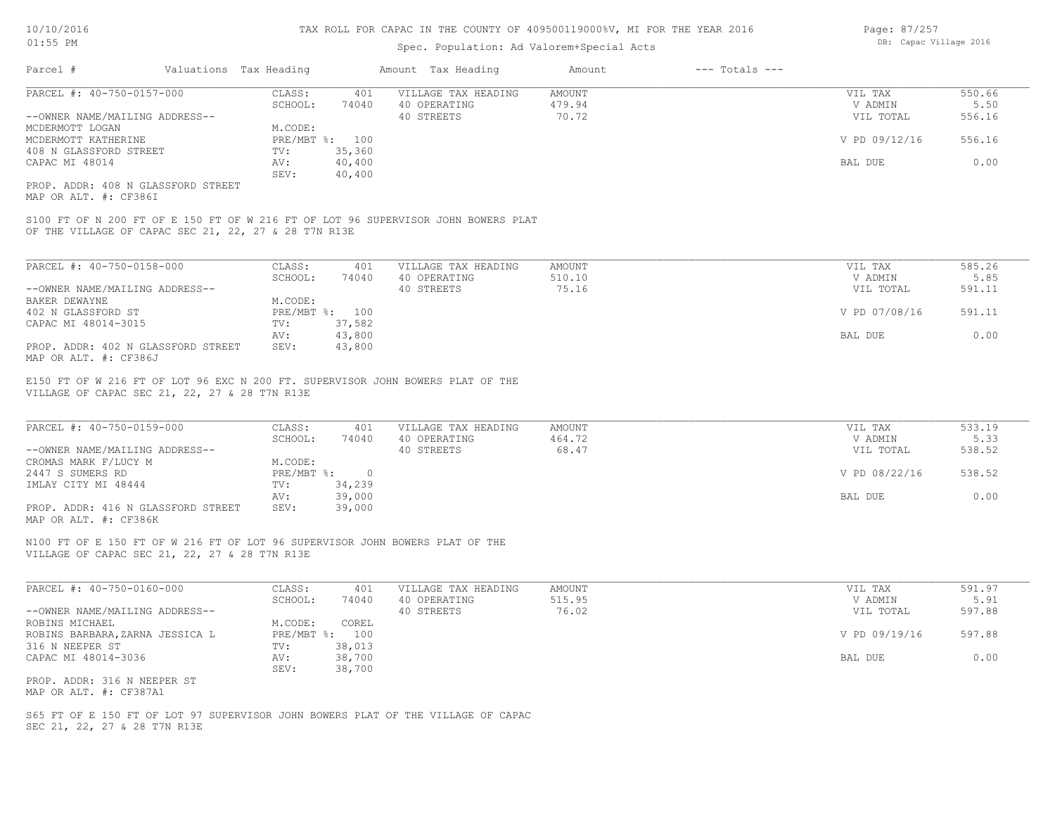TAX ROLL FOR CAPAC IN THE COUNTY OF 409500119000%V, MI FOR THE YEAR 2016

Spec. Population: Ad Valorem+Special Acts

| Parcel # | Valuations | Tax Heading | Amount | Tax Heading | Amount | --- Totals --- | |
|---|---|---|---|---|---|---|---|
| PARCEL #: 40-750-0157-000 | CLASS: | 401 | VILLAGE TAX HEADING | AMOUNT | | VIL TAX | 550.66 |
| | SCHOOL: | 74040 | 40 OPERATING | 479.94 | | V ADMIN | 5.50 |
| --OWNER NAME/MAILING ADDRESS-- | | | 40 STREETS | 70.72 | | VIL TOTAL | 556.16 |
| MCDERMOTT LOGAN | M.CODE: | | | | | | |
| MCDERMOTT KATHERINE | PRE/MBT %: | 100 | | | | V PD 09/12/16 | 556.16 |
| 408 N GLASSFORD STREET | TV: | 35,360 | | | | | |
| CAPAC MI 48014 | AV: | 40,400 | | | | BAL DUE | 0.00 |
| | SEV: | 40,400 | | | | | |
| PROP. ADDR: 408 N GLASSFORD STREET | | | | | | | |
| MAP OR ALT. #: CF386I | | | | | | | |

S100 FT OF N 200 FT OF E 150 FT OF W 216 FT OF LOT 96 SUPERVISOR JOHN BOWERS PLAT OF THE VILLAGE OF CAPAC SEC 21, 22, 27 & 28 T7N R13E

| Parcel # | Valuations | Tax Heading | Amount | Tax Heading | Amount | --- Totals --- | |
|---|---|---|---|---|---|---|---|
| PARCEL #: 40-750-0158-000 | CLASS: | 401 | VILLAGE TAX HEADING | AMOUNT | | VIL TAX | 585.26 |
| | SCHOOL: | 74040 | 40 OPERATING | 510.10 | | V ADMIN | 5.85 |
| --OWNER NAME/MAILING ADDRESS-- | | | 40 STREETS | 75.16 | | VIL TOTAL | 591.11 |
| BAKER DEWAYNE | M.CODE: | | | | | | |
| 402 N GLASSFORD ST | PRE/MBT %: | 100 | | | | V PD 07/08/16 | 591.11 |
| CAPAC MI 48014-3015 | TV: | 37,582 | | | | | |
| | AV: | 43,800 | | | | BAL DUE | 0.00 |
| PROP. ADDR: 402 N GLASSFORD STREET | SEV: | 43,800 | | | | | |
| MAP OR ALT. #: CF386J | | | | | | | |

E150 FT OF W 216 FT OF LOT 96 EXC N 200 FT. SUPERVISOR JOHN BOWERS PLAT OF THE VILLAGE OF CAPAC SEC 21, 22, 27 & 28 T7N R13E

| Parcel # | Valuations | Tax Heading | Amount | Tax Heading | Amount | --- Totals --- | |
|---|---|---|---|---|---|---|---|
| PARCEL #: 40-750-0159-000 | CLASS: | 401 | VILLAGE TAX HEADING | AMOUNT | | VIL TAX | 533.19 |
| | SCHOOL: | 74040 | 40 OPERATING | 464.72 | | V ADMIN | 5.33 |
| --OWNER NAME/MAILING ADDRESS-- | | | 40 STREETS | 68.47 | | VIL TOTAL | 538.52 |
| CROMAS MARK F/LUCY M | M.CODE: | | | | | | |
| 2447 S SUMERS RD | PRE/MBT %: | 0 | | | | V PD 08/22/16 | 538.52 |
| IMLAY CITY MI 48444 | TV: | 34,239 | | | | | |
| | AV: | 39,000 | | | | BAL DUE | 0.00 |
| PROP. ADDR: 416 N GLASSFORD STREET | SEV: | 39,000 | | | | | |
| MAP OR ALT. #: CF386K | | | | | | | |

N100 FT OF E 150 FT OF W 216 FT OF LOT 96 SUPERVISOR JOHN BOWERS PLAT OF THE VILLAGE OF CAPAC SEC 21, 22, 27 & 28 T7N R13E

| Parcel # | Valuations | Tax Heading | Amount | Tax Heading | Amount | --- Totals --- | |
|---|---|---|---|---|---|---|---|
| PARCEL #: 40-750-0160-000 | CLASS: | 401 | VILLAGE TAX HEADING | AMOUNT | | VIL TAX | 591.97 |
| | SCHOOL: | 74040 | 40 OPERATING | 515.95 | | V ADMIN | 5.91 |
| --OWNER NAME/MAILING ADDRESS-- | | | 40 STREETS | 76.02 | | VIL TOTAL | 597.88 |
| ROBINS MICHAEL | M.CODE: | COREL | | | | | |
| ROBINS BARBARA,ZARNA JESSICA L | PRE/MBT %: | 100 | | | | V PD 09/19/16 | 597.88 |
| 316 N NEEPER ST | TV: | 38,013 | | | | | |
| CAPAC MI 48014-3036 | AV: | 38,700 | | | | BAL DUE | 0.00 |
| | SEV: | 38,700 | | | | | |
| PROP. ADDR: 316 N NEEPER ST | | | | | | | |
| MAP OR ALT. #: CF387A1 | | | | | | | |

S65 FT OF E 150 FT OF LOT 97 SUPERVISOR JOHN BOWERS PLAT OF THE VILLAGE OF CAPAC SEC 21, 22, 27 & 28 T7N R13E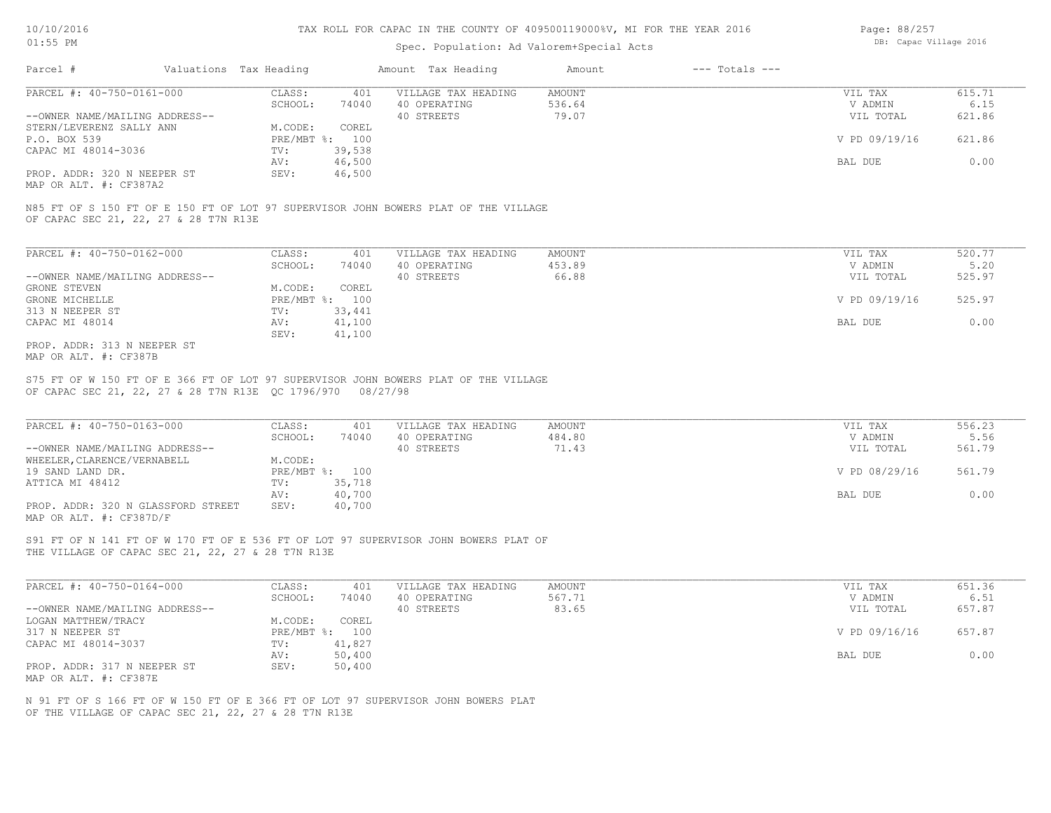TAX ROLL FOR CAPAC IN THE COUNTY OF 409500119000%V, MI FOR THE YEAR 2016

Spec. Population: Ad Valorem+Special Acts

| Parcel # | Valuations | Tax Heading | Amount | Tax Heading | Amount | --- Totals --- | |
|---|---|---|---|---|---|---|---|
| PARCEL #: 40-750-0161-000 | CLASS: | 401 | VILLAGE TAX HEADING | AMOUNT | | VIL TAX | 615.71 |
| | SCHOOL: | 74040 | 40 OPERATING | 536.64 | | V ADMIN | 6.15 |
| --OWNER NAME/MAILING ADDRESS-- | | | 40 STREETS | 79.07 | | VIL TOTAL | 621.86 |
| STERN/LEVERENZ SALLY ANN | M.CODE: | COREL | | | | | |
| P.O. BOX 539 | PRE/MBT %: | 100 | | | | V PD 09/19/16 | 621.86 |
| CAPAC MI 48014-3036 | TV: | 39,538 | | | | | |
| | AV: | 46,500 | | | | BAL DUE | 0.00 |
| PROP. ADDR: 320 N NEEPER ST | SEV: | 46,500 | | | | | |
| MAP OR ALT. #: CF387A2 | | | | | | | |

N85 FT OF S 150 FT OF E 150 FT OF LOT 97 SUPERVISOR JOHN BOWERS PLAT OF THE VILLAGE OF CAPAC SEC 21, 22, 27 & 28 T7N R13E

| Parcel # | Valuations | Tax Heading | Amount | Tax Heading | Amount | --- Totals --- | |
|---|---|---|---|---|---|---|---|
| PARCEL #: 40-750-0162-000 | CLASS: | 401 | VILLAGE TAX HEADING | AMOUNT | | VIL TAX | 520.77 |
| | SCHOOL: | 74040 | 40 OPERATING | 453.89 | | V ADMIN | 5.20 |
| --OWNER NAME/MAILING ADDRESS-- | | | 40 STREETS | 66.88 | | VIL TOTAL | 525.97 |
| GRONE STEVEN | M.CODE: | COREL | | | | | |
| GRONE MICHELLE | PRE/MBT %: | 100 | | | | V PD 09/19/16 | 525.97 |
| 313 N NEEPER ST | TV: | 33,441 | | | | | |
| CAPAC MI 48014 | AV: | 41,100 | | | | BAL DUE | 0.00 |
| | SEV: | 41,100 | | | | | |
| PROP. ADDR: 313 N NEEPER ST | | | | | | | |
| MAP OR ALT. #: CF387B | | | | | | | |

S75 FT OF W 150 FT OF E 366 FT OF LOT 97 SUPERVISOR JOHN BOWERS PLAT OF THE VILLAGE OF CAPAC SEC 21, 22, 27 & 28 T7N R13E QC 1796/970 08/27/98

| Parcel # | Valuations | Tax Heading | Amount | Tax Heading | Amount | --- Totals --- | |
|---|---|---|---|---|---|---|---|
| PARCEL #: 40-750-0163-000 | CLASS: | 401 | VILLAGE TAX HEADING | AMOUNT | | VIL TAX | 556.23 |
| | SCHOOL: | 74040 | 40 OPERATING | 484.80 | | V ADMIN | 5.56 |
| --OWNER NAME/MAILING ADDRESS-- | | | 40 STREETS | 71.43 | | VIL TOTAL | 561.79 |
| WHEELER,CLARENCE/VERNABELL | M.CODE: | | | | | | |
| 19 SAND LAND DR. | PRE/MBT %: | 100 | | | | V PD 08/29/16 | 561.79 |
| ATTICA MI 48412 | TV: | 35,718 | | | | | |
| | AV: | 40,700 | | | | BAL DUE | 0.00 |
| PROP. ADDR: 320 N GLASSFORD STREET | SEV: | 40,700 | | | | | |
| MAP OR ALT. #: CF387D/F | | | | | | | |

S91 FT OF N 141 FT OF W 170 FT OF E 536 FT OF LOT 97 SUPERVISOR JOHN BOWERS PLAT OF THE VILLAGE OF CAPAC SEC 21, 22, 27 & 28 T7N R13E

| Parcel # | Valuations | Tax Heading | Amount | Tax Heading | Amount | --- Totals --- | |
|---|---|---|---|---|---|---|---|
| PARCEL #: 40-750-0164-000 | CLASS: | 401 | VILLAGE TAX HEADING | AMOUNT | | VIL TAX | 651.36 |
| | SCHOOL: | 74040 | 40 OPERATING | 567.71 | | V ADMIN | 6.51 |
| --OWNER NAME/MAILING ADDRESS-- | | | 40 STREETS | 83.65 | | VIL TOTAL | 657.87 |
| LOGAN MATTHEW/TRACY | M.CODE: | COREL | | | | | |
| 317 N NEEPER ST | PRE/MBT %: | 100 | | | | V PD 09/16/16 | 657.87 |
| CAPAC MI 48014-3037 | TV: | 41,827 | | | | | |
| | AV: | 50,400 | | | | BAL DUE | 0.00 |
| PROP. ADDR: 317 N NEEPER ST | SEV: | 50,400 | | | | | |
| MAP OR ALT. #: CF387E | | | | | | | |

N 91 FT OF S 166 FT OF W 150 FT OF E 366 FT OF LOT 97 SUPERVISOR JOHN BOWERS PLAT OF THE VILLAGE OF CAPAC SEC 21, 22, 27 & 28 T7N R13E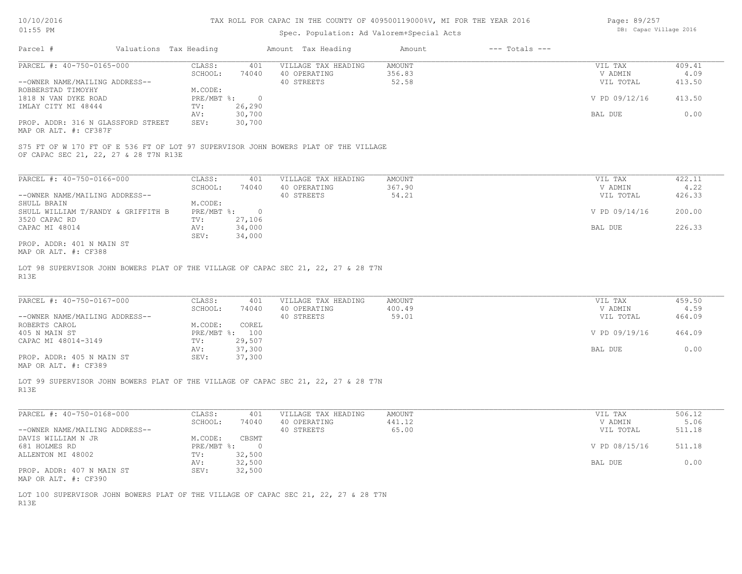# TAX ROLL FOR CAPAC IN THE COUNTY OF 409500119000%V, MI FOR THE YEAR 2016

Spec. Population: Ad Valorem+Special Acts

| Parcel # | Valuations | Tax Heading | Amount | Tax Heading | Amount | --- Totals --- | |
|---|---|---|---|---|---|---|---|

---

**PARCEL #: 40-750-0165-000**

| | | | | | |
|---|---|---|---|---|---|
| CLASS: | 401 | VILLAGE TAX HEADING | AMOUNT | VIL TAX | 409.41 |
| SCHOOL: | 74040 | 40 OPERATING | 356.83 | V ADMIN | 4.09 |
| M.CODE: | | 40 STREETS | 52.58 | VIL TOTAL | 413.50 |
| PRE/MBT %: | 0 | | | V PD 09/12/16 | 413.50 |
| TV: | 26,290 | | | | |
| AV: | 30,700 | | | BAL DUE | 0.00 |
| SEV: | 30,700 | | | | |

--OWNER NAME/MAILING ADDRESS--
ROBBERSTAD TIMOYHY
1818 N VAN DYKE ROAD
IMLAY CITY MI 48444

PROP. ADDR: 316 N GLASSFORD STREET
MAP OR ALT. #: CF387F

S75 FT OF W 170 FT OF E 536 FT OF LOT 97 SUPERVISOR JOHN BOWERS PLAT OF THE VILLAGE OF CAPAC SEC 21, 22, 27 & 28 T7N R13E

---

**PARCEL #: 40-750-0166-000**

| | | | | | |
|---|---|---|---|---|---|
| CLASS: | 401 | VILLAGE TAX HEADING | AMOUNT | VIL TAX | 422.11 |
| SCHOOL: | 74040 | 40 OPERATING | 367.90 | V ADMIN | 4.22 |
| M.CODE: | | 40 STREETS | 54.21 | VIL TOTAL | 426.33 |
| PRE/MBT %: | 0 | | | V PD 09/14/16 | 200.00 |
| TV: | 27,106 | | | | |
| AV: | 34,000 | | | BAL DUE | 226.33 |
| SEV: | 34,000 | | | | |

--OWNER NAME/MAILING ADDRESS--
SHULL BRAIN
SHULL WILLIAM T/RANDY & GRIFFITH B
3520 CAPAC RD
CAPAC MI 48014

PROP. ADDR: 401 N MAIN ST
MAP OR ALT. #: CF388

LOT 98 SUPERVISOR JOHN BOWERS PLAT OF THE VILLAGE OF CAPAC SEC 21, 22, 27 & 28 T7N R13E

---

**PARCEL #: 40-750-0167-000**

| | | | | | |
|---|---|---|---|---|---|
| CLASS: | 401 | VILLAGE TAX HEADING | AMOUNT | VIL TAX | 459.50 |
| SCHOOL: | 74040 | 40 OPERATING | 400.49 | V ADMIN | 4.59 |
| M.CODE: | COREL | 40 STREETS | 59.01 | VIL TOTAL | 464.09 |
| PRE/MBT %: | 100 | | | V PD 09/19/16 | 464.09 |
| TV: | 29,507 | | | | |
| AV: | 37,300 | | | BAL DUE | 0.00 |
| SEV: | 37,300 | | | | |

--OWNER NAME/MAILING ADDRESS--
ROBERTS CAROL
405 N MAIN ST
CAPAC MI 48014-3149

PROP. ADDR: 405 N MAIN ST
MAP OR ALT. #: CF389

LOT 99 SUPERVISOR JOHN BOWERS PLAT OF THE VILLAGE OF CAPAC SEC 21, 22, 27 & 28 T7N R13E

---

**PARCEL #: 40-750-0168-000**

| | | | | | |
|---|---|---|---|---|---|
| CLASS: | 401 | VILLAGE TAX HEADING | AMOUNT | VIL TAX | 506.12 |
| SCHOOL: | 74040 | 40 OPERATING | 441.12 | V ADMIN | 5.06 |
| M.CODE: | CBSMT | 40 STREETS | 65.00 | VIL TOTAL | 511.18 |
| PRE/MBT %: | 0 | | | V PD 08/15/16 | 511.18 |
| TV: | 32,500 | | | | |
| AV: | 32,500 | | | BAL DUE | 0.00 |
| SEV: | 32,500 | | | | |

--OWNER NAME/MAILING ADDRESS--
DAVIS WILLIAM N JR
681 HOLMES RD
ALLENTON MI 48002

PROP. ADDR: 407 N MAIN ST
MAP OR ALT. #: CF390

LOT 100 SUPERVISOR JOHN BOWERS PLAT OF THE VILLAGE OF CAPAC SEC 21, 22, 27 & 28 T7N R13E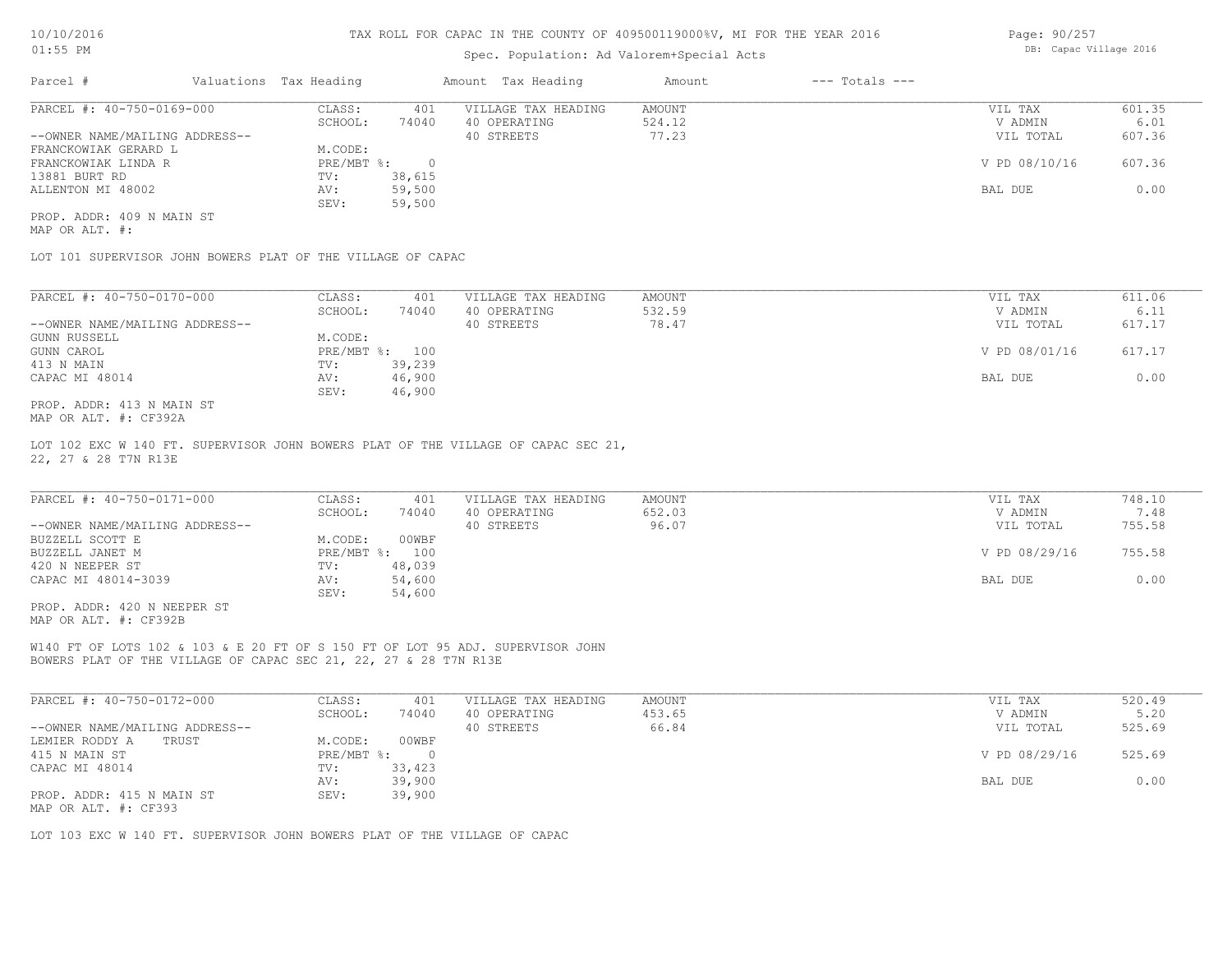# TAX ROLL FOR CAPAC IN THE COUNTY OF 409500119000%V, MI FOR THE YEAR 2016

Spec. Population: Ad Valorem+Special Acts

| Parcel # | Valuations | Tax Heading | Amount | Tax Heading | Amount | --- Totals --- | |
|---|---|---|---|---|---|---|---|

---

**PARCEL #: 40-750-0169-000**

| | | | | | |
|---|---|---|---|---|---|
| CLASS: | 401 | VILLAGE TAX HEADING | AMOUNT | VIL TAX | 601.35 |
| SCHOOL: | 74040 | 40 OPERATING | 524.12 | V ADMIN | 6.01 |
| | | 40 STREETS | 77.23 | VIL TOTAL | 607.36 |
| M.CODE: | | | | | |
| PRE/MBT %: | 0 | | | V PD 08/10/16 | 607.36 |
| TV: | 38,615 | | | | |
| AV: | 59,500 | | | BAL DUE | 0.00 |
| SEV: | 59,500 | | | | |

--OWNER NAME/MAILING ADDRESS--
FRANCKOWIAK GERARD L
FRANCKOWIAK LINDA R
13881 BURT RD
ALLENTON MI 48002

PROP. ADDR: 409 N MAIN ST
MAP OR ALT. #:

LOT 101 SUPERVISOR JOHN BOWERS PLAT OF THE VILLAGE OF CAPAC

---

**PARCEL #: 40-750-0170-000**

| | | | | | |
|---|---|---|---|---|---|
| CLASS: | 401 | VILLAGE TAX HEADING | AMOUNT | VIL TAX | 611.06 |
| SCHOOL: | 74040 | 40 OPERATING | 532.59 | V ADMIN | 6.11 |
| | | 40 STREETS | 78.47 | VIL TOTAL | 617.17 |
| M.CODE: | | | | | |
| PRE/MBT %: | 100 | | | V PD 08/01/16 | 617.17 |
| TV: | 39,239 | | | | |
| AV: | 46,900 | | | BAL DUE | 0.00 |
| SEV: | 46,900 | | | | |

--OWNER NAME/MAILING ADDRESS--
GUNN RUSSELL
GUNN CAROL
413 N MAIN
CAPAC MI 48014

PROP. ADDR: 413 N MAIN ST
MAP OR ALT. #: CF392A

LOT 102 EXC W 140 FT. SUPERVISOR JOHN BOWERS PLAT OF THE VILLAGE OF CAPAC SEC 21, 22, 27 & 28 T7N R13E

---

**PARCEL #: 40-750-0171-000**

| | | | | | |
|---|---|---|---|---|---|
| CLASS: | 401 | VILLAGE TAX HEADING | AMOUNT | VIL TAX | 748.10 |
| SCHOOL: | 74040 | 40 OPERATING | 652.03 | V ADMIN | 7.48 |
| | | 40 STREETS | 96.07 | VIL TOTAL | 755.58 |
| M.CODE: | 00WBF | | | | |
| PRE/MBT %: | 100 | | | V PD 08/29/16 | 755.58 |
| TV: | 48,039 | | | | |
| AV: | 54,600 | | | BAL DUE | 0.00 |
| SEV: | 54,600 | | | | |

--OWNER NAME/MAILING ADDRESS--
BUZZELL SCOTT E
BUZZELL JANET M
420 N NEEPER ST
CAPAC MI 48014-3039

PROP. ADDR: 420 N NEEPER ST
MAP OR ALT. #: CF392B

W140 FT OF LOTS 102 & 103 & E 20 FT OF S 150 FT OF LOT 95 ADJ. SUPERVISOR JOHN BOWERS PLAT OF THE VILLAGE OF CAPAC SEC 21, 22, 27 & 28 T7N R13E

---

**PARCEL #: 40-750-0172-000**

| | | | | | |
|---|---|---|---|---|---|
| CLASS: | 401 | VILLAGE TAX HEADING | AMOUNT | VIL TAX | 520.49 |
| SCHOOL: | 74040 | 40 OPERATING | 453.65 | V ADMIN | 5.20 |
| | | 40 STREETS | 66.84 | VIL TOTAL | 525.69 |
| M.CODE: | 00WBF | | | | |
| PRE/MBT %: | 0 | | | V PD 08/29/16 | 525.69 |
| TV: | 33,423 | | | | |
| AV: | 39,900 | | | BAL DUE | 0.00 |
| SEV: | 39,900 | | | | |

--OWNER NAME/MAILING ADDRESS--
LEMIER RODDY A TRUST
415 N MAIN ST
CAPAC MI 48014

PROP. ADDR: 415 N MAIN ST
MAP OR ALT. #: CF393

LOT 103 EXC W 140 FT. SUPERVISOR JOHN BOWERS PLAT OF THE VILLAGE OF CAPAC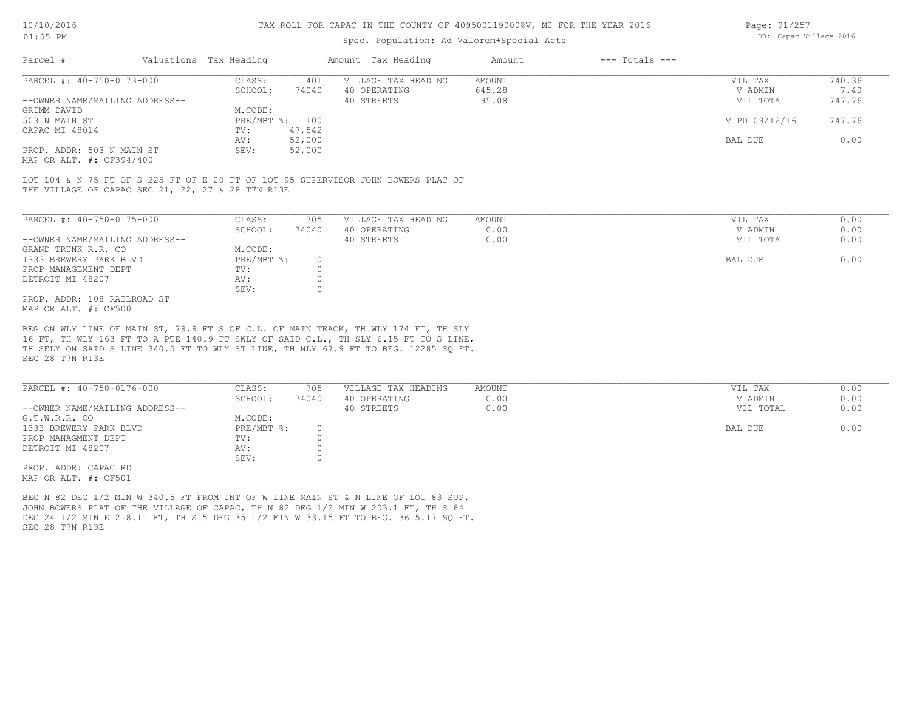TAX ROLL FOR CAPAC IN THE COUNTY OF 409500119000%V, MI FOR THE YEAR 2016

Spec. Population: Ad Valorem+Special Acts

DB: Capac Village 2016

| Parcel # | Valuations | Tax Heading | Amount | Tax Heading | Amount | --- Totals --- | |
|---|---|---|---|---|---|---|---|
| PARCEL #: 40-750-0173-000 | CLASS: | 401 | VILLAGE TAX HEADING | AMOUNT | | VIL TAX | 740.36 |
| | SCHOOL: | 74040 | 40 OPERATING | 645.28 | | V ADMIN | 7.40 |
| --OWNER NAME/MAILING ADDRESS-- | | | 40 STREETS | 95.08 | | VIL TOTAL | 747.76 |
| GRIMM DAVID | M.CODE: | | | | | | |
| 503 N MAIN ST | PRE/MBT %: | 100 | | | | V PD 09/12/16 | 747.76 |
| CAPAC MI 48014 | TV: | 47,542 | | | | | |
| | AV: | 52,000 | | | | BAL DUE | 0.00 |
| PROP. ADDR: 503 N MAIN ST | SEV: | 52,000 | | | | | |
| MAP OR ALT. #: CF394/400 | | | | | | | |

LOT 104 & N 75 FT OF S 225 FT OF E 20 FT OF LOT 95 SUPERVISOR JOHN BOWERS PLAT OF THE VILLAGE OF CAPAC SEC 21, 22, 27 & 28 T7N R13E

| Parcel # | Valuations | Tax Heading | Amount | Tax Heading | Amount | --- Totals --- | |
|---|---|---|---|---|---|---|---|
| PARCEL #: 40-750-0175-000 | CLASS: | 705 | VILLAGE TAX HEADING | AMOUNT | | VIL TAX | 0.00 |
| | SCHOOL: | 74040 | 40 OPERATING | 0.00 | | V ADMIN | 0.00 |
| --OWNER NAME/MAILING ADDRESS-- | | | 40 STREETS | 0.00 | | VIL TOTAL | 0.00 |
| GRAND TRUNK R.R. CO | M.CODE: | | | | | | |
| 1333 BREWERY PARK BLVD | PRE/MBT %: | 0 | | | | BAL DUE | 0.00 |
| PROP MANAGEMENT DEPT | TV: | 0 | | | | | |
| DETROIT MI 48207 | AV: | 0 | | | | | |
| | SEV: | 0 | | | | | |
| PROP. ADDR: 108 RAILROAD ST | | | | | | | |
| MAP OR ALT. #: CF500 | | | | | | | |

BEG ON WLY LINE OF MAIN ST, 79.9 FT S OF C.L. OF MAIN TRACK, TH WLY 174 FT, TH SLY 16 FT, TH WLY 163 FT TO A PTE 140.9 FT SWLY OF SAID C.L., TH SLY 6.15 FT TO S LINE, TH SELY ON SAID S LINE 340.5 FT TO WLY ST LINE, TH NLY 67.9 FT TO BEG. 12285 SQ FT. SEC 28 T7N R13E

| Parcel # | Valuations | Tax Heading | Amount | Tax Heading | Amount | --- Totals --- | |
|---|---|---|---|---|---|---|---|
| PARCEL #: 40-750-0176-000 | CLASS: | 705 | VILLAGE TAX HEADING | AMOUNT | | VIL TAX | 0.00 |
| | SCHOOL: | 74040 | 40 OPERATING | 0.00 | | V ADMIN | 0.00 |
| --OWNER NAME/MAILING ADDRESS-- | | | 40 STREETS | 0.00 | | VIL TOTAL | 0.00 |
| G.T.W.R.R. CO | M.CODE: | | | | | | |
| 1333 BREWERY PARK BLVD | PRE/MBT %: | 0 | | | | BAL DUE | 0.00 |
| PROP MANAGMENT DEPT | TV: | 0 | | | | | |
| DETROIT MI 48207 | AV: | 0 | | | | | |
| | SEV: | 0 | | | | | |
| PROP. ADDR: CAPAC RD | | | | | | | |
| MAP OR ALT. #: CF501 | | | | | | | |

BEG N 82 DEG 1/2 MIN W 340.5 FT FROM INT OF W LINE MAIN ST & N LINE OF LOT 83 SUP. JOHN BOWERS PLAT OF THE VILLAGE OF CAPAC, TH N 82 DEG 1/2 MIN W 203.1 FT, TH S 84 DEG 24 1/2 MIN E 218.11 FT, TH S 5 DEG 35 1/2 MIN W 33.15 FT TO BEG. 3615.17 SQ FT. SEC 28 T7N R13E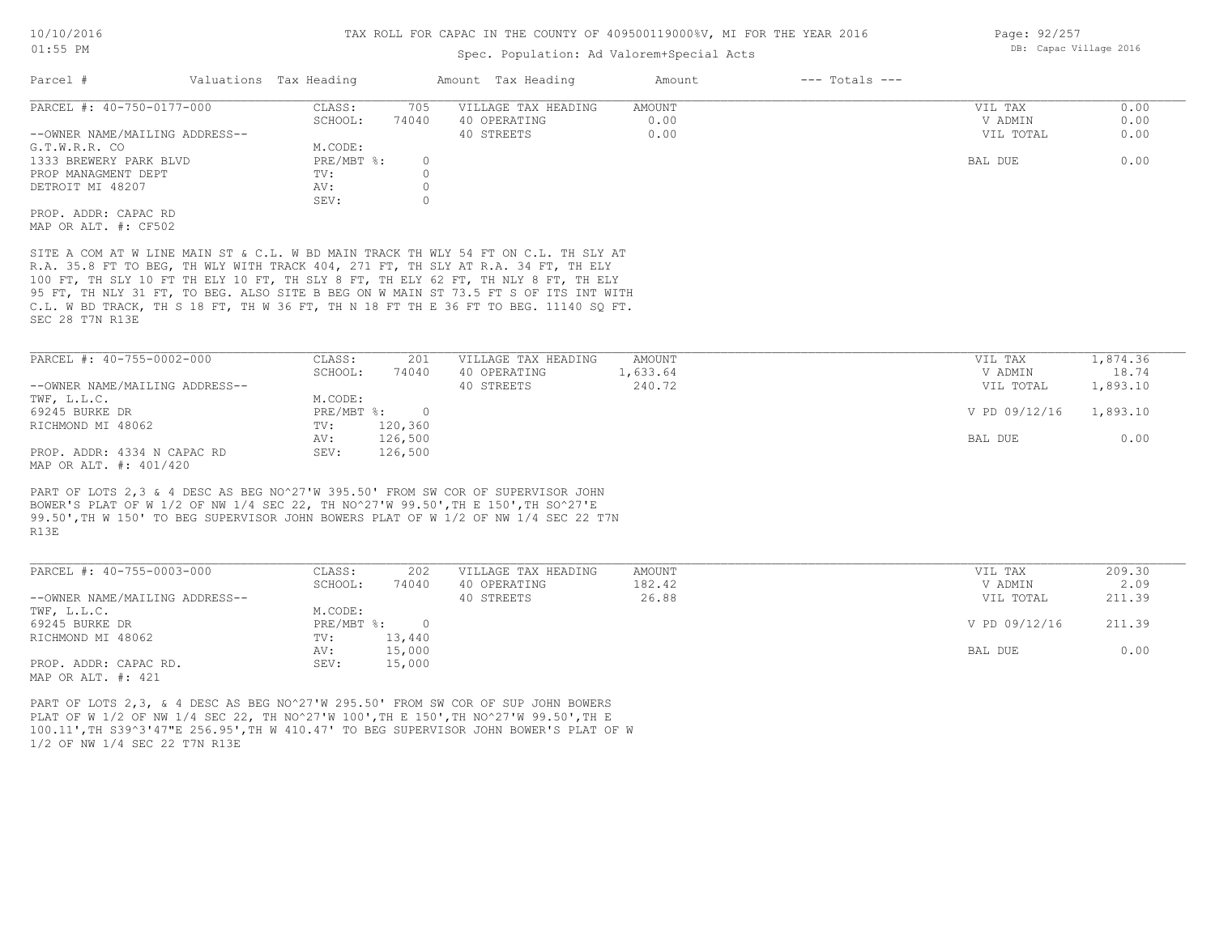TAX ROLL FOR CAPAC IN THE COUNTY OF 409500119000%V, MI FOR THE YEAR 2016

Spec. Population: Ad Valorem+Special Acts

| Parcel # | Valuations | Tax Heading | Amount | Tax Heading | Amount | --- Totals --- | |
|---|---|---|---|---|---|---|---|

**PARCEL #: 40-750-0177-000**

| | | | | | |
|---|---|---|---|---|---|
| CLASS: | 705 | VILLAGE TAX HEADING | AMOUNT | VIL TAX | 0.00 |
| SCHOOL: | 74040 | 40 OPERATING | 0.00 | V ADMIN | 0.00 |
| | | 40 STREETS | 0.00 | VIL TOTAL | 0.00 |
| M.CODE: | | | | | |
| PRE/MBT %: | 0 | | | BAL DUE | 0.00 |
| TV: | 0 | | | | |
| AV: | 0 | | | | |
| SEV: | 0 | | | | |

--OWNER NAME/MAILING ADDRESS--
G.T.W.R.R. CO
1333 BREWERY PARK BLVD
PROP MANAGMENT DEPT
DETROIT MI 48207

PROP. ADDR: CAPAC RD
MAP OR ALT. #: CF502

SITE A COM AT W LINE MAIN ST & C.L. W BD MAIN TRACK TH WLY 54 FT ON C.L. TH SLY AT R.A. 35.8 FT TO BEG, TH WLY WITH TRACK 404, 271 FT, TH SLY AT R.A. 34 FT, TH ELY 100 FT, TH SLY 10 FT TH ELY 10 FT, TH SLY 8 FT, TH ELY 62 FT, TH NLY 8 FT, TH ELY 95 FT, TH NLY 31 FT, TO BEG. ALSO SITE B BEG ON W MAIN ST 73.5 FT S OF ITS INT WITH C.L. W BD TRACK, TH S 18 FT, TH W 36 FT, TH N 18 FT TH E 36 FT TO BEG. 11140 SQ FT. SEC 28 T7N R13E

**PARCEL #: 40-755-0002-000**

| | | | | | |
|---|---|---|---|---|---|
| CLASS: | 201 | VILLAGE TAX HEADING | AMOUNT | VIL TAX | 1,874.36 |
| SCHOOL: | 74040 | 40 OPERATING | 1,633.64 | V ADMIN | 18.74 |
| | | 40 STREETS | 240.72 | VIL TOTAL | 1,893.10 |
| M.CODE: | | | | | |
| PRE/MBT %: | 0 | | | V PD 09/12/16 | 1,893.10 |
| TV: | 120,360 | | | | |
| AV: | 126,500 | | | BAL DUE | 0.00 |
| SEV: | 126,500 | | | | |

--OWNER NAME/MAILING ADDRESS--
TWF, L.L.C.
69245 BURKE DR
RICHMOND MI 48062

PROP. ADDR: 4334 N CAPAC RD
MAP OR ALT. #: 401/420

PART OF LOTS 2,3 & 4 DESC AS BEG NO^27'W 395.50' FROM SW COR OF SUPERVISOR JOHN BOWER'S PLAT OF W 1/2 OF NW 1/4 SEC 22, TH NO^27'W 99.50',TH E 150',TH SO^27'E 99.50',TH W 150' TO BEG SUPERVISOR JOHN BOWERS PLAT OF W 1/2 OF NW 1/4 SEC 22 T7N R13E

**PARCEL #: 40-755-0003-000**

| | | | | | |
|---|---|---|---|---|---|
| CLASS: | 202 | VILLAGE TAX HEADING | AMOUNT | VIL TAX | 209.30 |
| SCHOOL: | 74040 | 40 OPERATING | 182.42 | V ADMIN | 2.09 |
| | | 40 STREETS | 26.88 | VIL TOTAL | 211.39 |
| M.CODE: | | | | | |
| PRE/MBT %: | 0 | | | V PD 09/12/16 | 211.39 |
| TV: | 13,440 | | | | |
| AV: | 15,000 | | | BAL DUE | 0.00 |
| SEV: | 15,000 | | | | |

--OWNER NAME/MAILING ADDRESS--
TWF, L.L.C.
69245 BURKE DR
RICHMOND MI 48062

PROP. ADDR: CAPAC RD.
MAP OR ALT. #: 421

PART OF LOTS 2,3, & 4 DESC AS BEG NO^27'W 295.50' FROM SW COR OF SUP JOHN BOWERS PLAT OF W 1/2 OF NW 1/4 SEC 22, TH NO^27'W 100',TH E 150',TH NO^27'W 99.50',TH E 100.11',TH S39^3'47"E 256.95',TH W 410.47' TO BEG SUPERVISOR JOHN BOWER'S PLAT OF W 1/2 OF NW 1/4 SEC 22 T7N R13E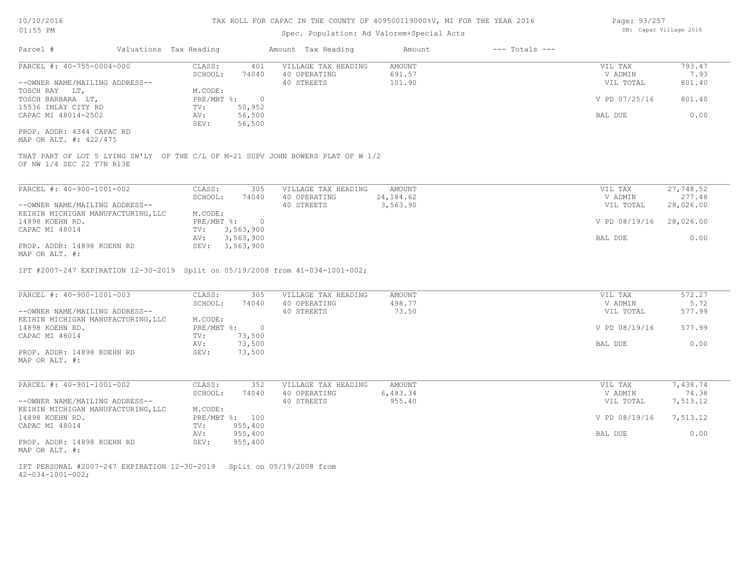# TAX ROLL FOR CAPAC IN THE COUNTY OF 409500119000%V, MI FOR THE YEAR 2016

10/10/2016
01:55 PM

Spec. Population: Ad Valorem+Special Acts

DB: Capac Village 2016

| Parcel # | Valuations | Tax Heading | Amount | Tax Heading | Amount | --- Totals --- | |
|---|---|---|---|---|---|---|---|

## PARCEL #: 40-755-0004-000

| | | | | | |
|---|---|---|---|---|---|
| CLASS: | 401 | VILLAGE TAX HEADING | AMOUNT | VIL TAX | 793.47 |
| SCHOOL: | 74040 | 40 OPERATING | 691.57 | V ADMIN | 7.93 |
| | | 40 STREETS | 101.90 | VIL TOTAL | 801.40 |
| M.CODE: | | | | | |
| PRE/MBT %: | 0 | | | V PD 07/25/16 | 801.40 |
| TV: | 50,952 | | | | |
| AV: | 56,500 | | | BAL DUE | 0.00 |
| SEV: | 56,500 | | | | |

--OWNER NAME/MAILING ADDRESS--
TOSCH RAY LT,
TOSCH BARBARA LT,
15536 IMLAY CITY RD
CAPAC MI 48014-2502

PROP. ADDR: 4344 CAPAC RD
MAP OR ALT. #: 422/475

THAT PART OF LOT 5 LYING SW'LY OF THE C/L OF M-21 SUPV JOHN BOWERS PLAT OF W 1/2 OF NW 1/4 SEC 22 T7N R13E

## PARCEL #: 40-900-1001-002

| | | | | | |
|---|---|---|---|---|---|
| CLASS: | 305 | VILLAGE TAX HEADING | AMOUNT | VIL TAX | 27,748.52 |
| SCHOOL: | 74040 | 40 OPERATING | 24,184.62 | V ADMIN | 277.48 |
| | | 40 STREETS | 3,563.90 | VIL TOTAL | 28,026.00 |
| M.CODE: | | | | | |
| PRE/MBT %: | 0 | | | V PD 08/19/16 | 28,026.00 |
| TV: | 3,563,900 | | | | |
| AV: | 3,563,900 | | | BAL DUE | 0.00 |
| SEV: | 3,563,900 | | | | |

--OWNER NAME/MAILING ADDRESS--
KEIHIN MICHIGAN MANUFACTURING,LLC
14898 KOEHN RD.
CAPAC MI 48014

PROP. ADDR: 14898 KOEHN RD
MAP OR ALT. #:

IFT #2007-247 EXPIRATION 12-30-2019 Split on 05/19/2008 from 41-034-1001-002;

## PARCEL #: 40-900-1001-003

| | | | | | |
|---|---|---|---|---|---|
| CLASS: | 305 | VILLAGE TAX HEADING | AMOUNT | VIL TAX | 572.27 |
| SCHOOL: | 74040 | 40 OPERATING | 498.77 | V ADMIN | 5.72 |
| | | 40 STREETS | 73.50 | VIL TOTAL | 577.99 |
| M.CODE: | | | | | |
| PRE/MBT %: | 0 | | | V PD 08/19/16 | 577.99 |
| TV: | 73,500 | | | | |
| AV: | 73,500 | | | BAL DUE | 0.00 |
| SEV: | 73,500 | | | | |

--OWNER NAME/MAILING ADDRESS--
KEIHIN MICHIGAN MANUFACTURING,LLC
14898 KOEHN RD.
CAPAC MI 48014

PROP. ADDR: 14898 KOEHN RD
MAP OR ALT. #:

## PARCEL #: 40-901-1001-002

| | | | | | |
|---|---|---|---|---|---|
| CLASS: | 352 | VILLAGE TAX HEADING | AMOUNT | VIL TAX | 7,438.74 |
| SCHOOL: | 74040 | 40 OPERATING | 6,483.34 | V ADMIN | 74.38 |
| | | 40 STREETS | 955.40 | VIL TOTAL | 7,513.12 |
| M.CODE: | | | | | |
| PRE/MBT %: | 100 | | | V PD 08/19/16 | 7,513.12 |
| TV: | 955,400 | | | | |
| AV: | 955,400 | | | BAL DUE | 0.00 |
| SEV: | 955,400 | | | | |

--OWNER NAME/MAILING ADDRESS--
KEIHIN MICHIGAN MANUFACTURING,LLC
14898 KOEHN RD.
CAPAC MI 48014

PROP. ADDR: 14898 KOEHN RD
MAP OR ALT. #:

IFT PERSONAL #2007-247 EXPIRATION 12-30-2019 Split on 05/19/2008 from 42-034-1001-002;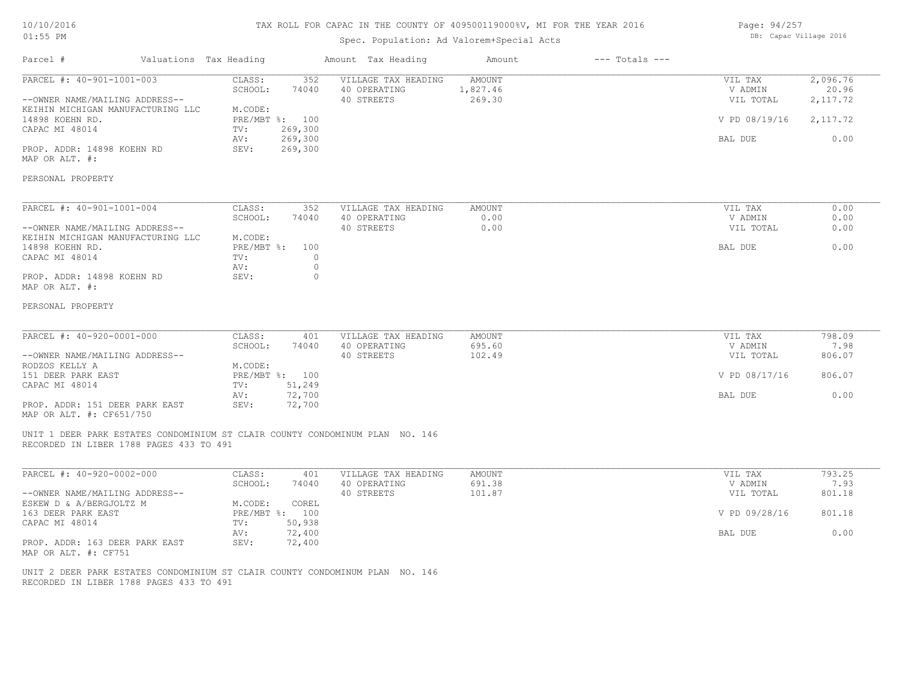# TAX ROLL FOR CAPAC IN THE COUNTY OF 409500119000%V, MI FOR THE YEAR 2016

Spec. Population: Ad Valorem+Special Acts

10/10/2016
01:55 PM

DB: Capac Village 2016

| Parcel # | Valuations | Tax Heading | Amount | Tax Heading | Amount | --- Totals --- |
|---|---|---|---|---|---|---|

---

**PARCEL #: 40-901-1001-003**

--OWNER NAME/MAILING ADDRESS--
KEIHIN MICHIGAN MANUFACTURING LLC
14898 KOEHN RD.
CAPAC MI 48014

PROP. ADDR: 14898 KOEHN RD
MAP OR ALT. #:

| | |
|---|---|
| CLASS: | 352 |
| SCHOOL: | 74040 |
| M.CODE: | |
| PRE/MBT %: | 100 |
| TV: | 269,300 |
| AV: | 269,300 |
| SEV: | 269,300 |

| VILLAGE TAX HEADING | AMOUNT |
|---|---|
| 40 OPERATING | 1,827.46 |
| 40 STREETS | 269.30 |

| | |
|---|---|
| VIL TAX | 2,096.76 |
| V ADMIN | 20.96 |
| VIL TOTAL | 2,117.72 |
| V PD 08/19/16 | 2,117.72 |
| BAL DUE | 0.00 |

PERSONAL PROPERTY

---

**PARCEL #: 40-901-1001-004**

--OWNER NAME/MAILING ADDRESS--
KEIHIN MICHIGAN MANUFACTURING LLC
14898 KOEHN RD.
CAPAC MI 48014

PROP. ADDR: 14898 KOEHN RD
MAP OR ALT. #:

| | |
|---|---|
| CLASS: | 352 |
| SCHOOL: | 74040 |
| M.CODE: | |
| PRE/MBT %: | 100 |
| TV: | 0 |
| AV: | 0 |
| SEV: | 0 |

| VILLAGE TAX HEADING | AMOUNT |
|---|---|
| 40 OPERATING | 0.00 |
| 40 STREETS | 0.00 |

| | |
|---|---|
| VIL TAX | 0.00 |
| V ADMIN | 0.00 |
| VIL TOTAL | 0.00 |
| BAL DUE | 0.00 |

PERSONAL PROPERTY

---

**PARCEL #: 40-920-0001-000**

--OWNER NAME/MAILING ADDRESS--
RODZOS KELLY A
151 DEER PARK EAST
CAPAC MI 48014

PROP. ADDR: 151 DEER PARK EAST
MAP OR ALT. #: CF651/750

| | |
|---|---|
| CLASS: | 401 |
| SCHOOL: | 74040 |
| M.CODE: | |
| PRE/MBT %: | 100 |
| TV: | 51,249 |
| AV: | 72,700 |
| SEV: | 72,700 |

| VILLAGE TAX HEADING | AMOUNT |
|---|---|
| 40 OPERATING | 695.60 |
| 40 STREETS | 102.49 |

| | |
|---|---|
| VIL TAX | 798.09 |
| V ADMIN | 7.98 |
| VIL TOTAL | 806.07 |
| V PD 08/17/16 | 806.07 |
| BAL DUE | 0.00 |

UNIT 1 DEER PARK ESTATES CONDOMINIUM ST CLAIR COUNTY CONDOMINUM PLAN NO. 146
RECORDED IN LIBER 1788 PAGES 433 TO 491

---

**PARCEL #: 40-920-0002-000**

--OWNER NAME/MAILING ADDRESS--
ESKEW D & A/BERGJOLTZ M
163 DEER PARK EAST
CAPAC MI 48014

PROP. ADDR: 163 DEER PARK EAST
MAP OR ALT. #: CF751

| | |
|---|---|
| CLASS: | 401 |
| SCHOOL: | 74040 |
| M.CODE: | COREL |
| PRE/MBT %: | 100 |
| TV: | 50,938 |
| AV: | 72,400 |
| SEV: | 72,400 |

| VILLAGE TAX HEADING | AMOUNT |
|---|---|
| 40 OPERATING | 691.38 |
| 40 STREETS | 101.87 |

| | |
|---|---|
| VIL TAX | 793.25 |
| V ADMIN | 7.93 |
| VIL TOTAL | 801.18 |
| V PD 09/28/16 | 801.18 |
| BAL DUE | 0.00 |

UNIT 2 DEER PARK ESTATES CONDOMINIUM ST CLAIR COUNTY CONDOMINUM PLAN NO. 146
RECORDED IN LIBER 1788 PAGES 433 TO 491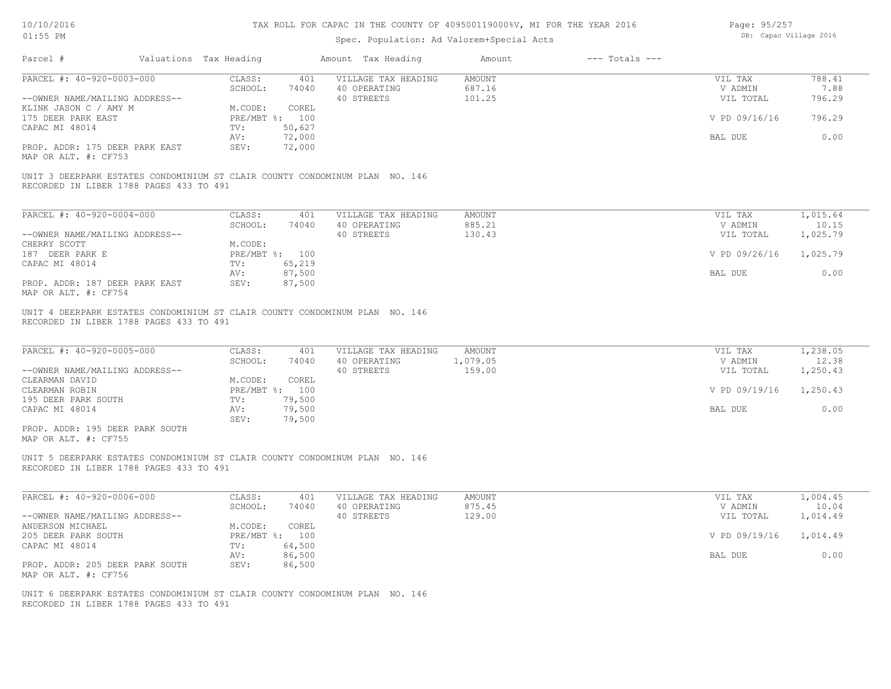TAX ROLL FOR CAPAC IN THE COUNTY OF 409500119000%V, MI FOR THE YEAR 2016

Spec. Population: Ad Valorem+Special Acts

| Parcel # | Valuations | Tax Heading | Amount | Tax Heading | Amount | --- Totals --- | | |
|---|---|---|---|---|---|---|---|---|
| PARCEL #: 40-920-0003-000 | CLASS: | 401 | VILLAGE TAX HEADING | AMOUNT | | | VIL TAX | 788.41 |
| | SCHOOL: | 74040 | 40 OPERATING | 687.16 | | | V ADMIN | 7.88 |
| --OWNER NAME/MAILING ADDRESS-- | | | 40 STREETS | 101.25 | | | VIL TOTAL | 796.29 |
| KLINK JASON C / AMY M | M.CODE: | COREL | | | | | | |
| 175 DEER PARK EAST | PRE/MBT %: | 100 | | | | | V PD 09/16/16 | 796.29 |
| CAPAC MI 48014 | TV: | 50,627 | | | | | | |
| | AV: | 72,000 | | | | | BAL DUE | 0.00 |
| PROP. ADDR: 175 DEER PARK EAST | SEV: | 72,000 | | | | | | |
| MAP OR ALT. #: CF753 | | | | | | | | |

UNIT 3 DEERPARK ESTATES CONDOMINIUM ST CLAIR COUNTY CONDOMINUM PLAN NO. 146
RECORDED IN LIBER 1788 PAGES 433 TO 491

| Parcel # | Valuations | Tax Heading | Amount | Tax Heading | Amount | --- Totals --- | | |
|---|---|---|---|---|---|---|---|---|
| PARCEL #: 40-920-0004-000 | CLASS: | 401 | VILLAGE TAX HEADING | AMOUNT | | | VIL TAX | 1,015.64 |
| | SCHOOL: | 74040 | 40 OPERATING | 885.21 | | | V ADMIN | 10.15 |
| --OWNER NAME/MAILING ADDRESS-- | | | 40 STREETS | 130.43 | | | VIL TOTAL | 1,025.79 |
| CHERRY SCOTT | M.CODE: | | | | | | | |
| 187 DEER PARK E | PRE/MBT %: | 100 | | | | | V PD 09/26/16 | 1,025.79 |
| CAPAC MI 48014 | TV: | 65,219 | | | | | | |
| | AV: | 87,500 | | | | | BAL DUE | 0.00 |
| PROP. ADDR: 187 DEER PARK EAST | SEV: | 87,500 | | | | | | |
| MAP OR ALT. #: CF754 | | | | | | | | |

UNIT 4 DEERPARK ESTATES CONDOMINIUM ST CLAIR COUNTY CONDOMINUM PLAN NO. 146
RECORDED IN LIBER 1788 PAGES 433 TO 491

| Parcel # | Valuations | Tax Heading | Amount | Tax Heading | Amount | --- Totals --- | | |
|---|---|---|---|---|---|---|---|---|
| PARCEL #: 40-920-0005-000 | CLASS: | 401 | VILLAGE TAX HEADING | AMOUNT | | | VIL TAX | 1,238.05 |
| | SCHOOL: | 74040 | 40 OPERATING | 1,079.05 | | | V ADMIN | 12.38 |
| --OWNER NAME/MAILING ADDRESS-- | | | 40 STREETS | 159.00 | | | VIL TOTAL | 1,250.43 |
| CLEARMAN DAVID | M.CODE: | COREL | | | | | | |
| CLEARMAN ROBIN | PRE/MBT %: | 100 | | | | | V PD 09/19/16 | 1,250.43 |
| 195 DEER PARK SOUTH | TV: | 79,500 | | | | | | |
| CAPAC MI 48014 | AV: | 79,500 | | | | | BAL DUE | 0.00 |
| | SEV: | 79,500 | | | | | | |
| PROP. ADDR: 195 DEER PARK SOUTH | | | | | | | | |
| MAP OR ALT. #: CF755 | | | | | | | | |

UNIT 5 DEERPARK ESTATES CONDOMINIUM ST CLAIR COUNTY CONDOMINUM PLAN NO. 146
RECORDED IN LIBER 1788 PAGES 433 TO 491

| Parcel # | Valuations | Tax Heading | Amount | Tax Heading | Amount | --- Totals --- | | |
|---|---|---|---|---|---|---|---|---|
| PARCEL #: 40-920-0006-000 | CLASS: | 401 | VILLAGE TAX HEADING | AMOUNT | | | VIL TAX | 1,004.45 |
| | SCHOOL: | 74040 | 40 OPERATING | 875.45 | | | V ADMIN | 10.04 |
| --OWNER NAME/MAILING ADDRESS-- | | | 40 STREETS | 129.00 | | | VIL TOTAL | 1,014.49 |
| ANDERSON MICHAEL | M.CODE: | COREL | | | | | | |
| 205 DEER PARK SOUTH | PRE/MBT %: | 100 | | | | | V PD 09/19/16 | 1,014.49 |
| CAPAC MI 48014 | TV: | 64,500 | | | | | | |
| | AV: | 86,500 | | | | | BAL DUE | 0.00 |
| PROP. ADDR: 205 DEER PARK SOUTH | SEV: | 86,500 | | | | | | |
| MAP OR ALT. #: CF756 | | | | | | | | |

UNIT 6 DEERPARK ESTATES CONDOMINIUM ST CLAIR COUNTY CONDOMINUM PLAN NO. 146
RECORDED IN LIBER 1788 PAGES 433 TO 491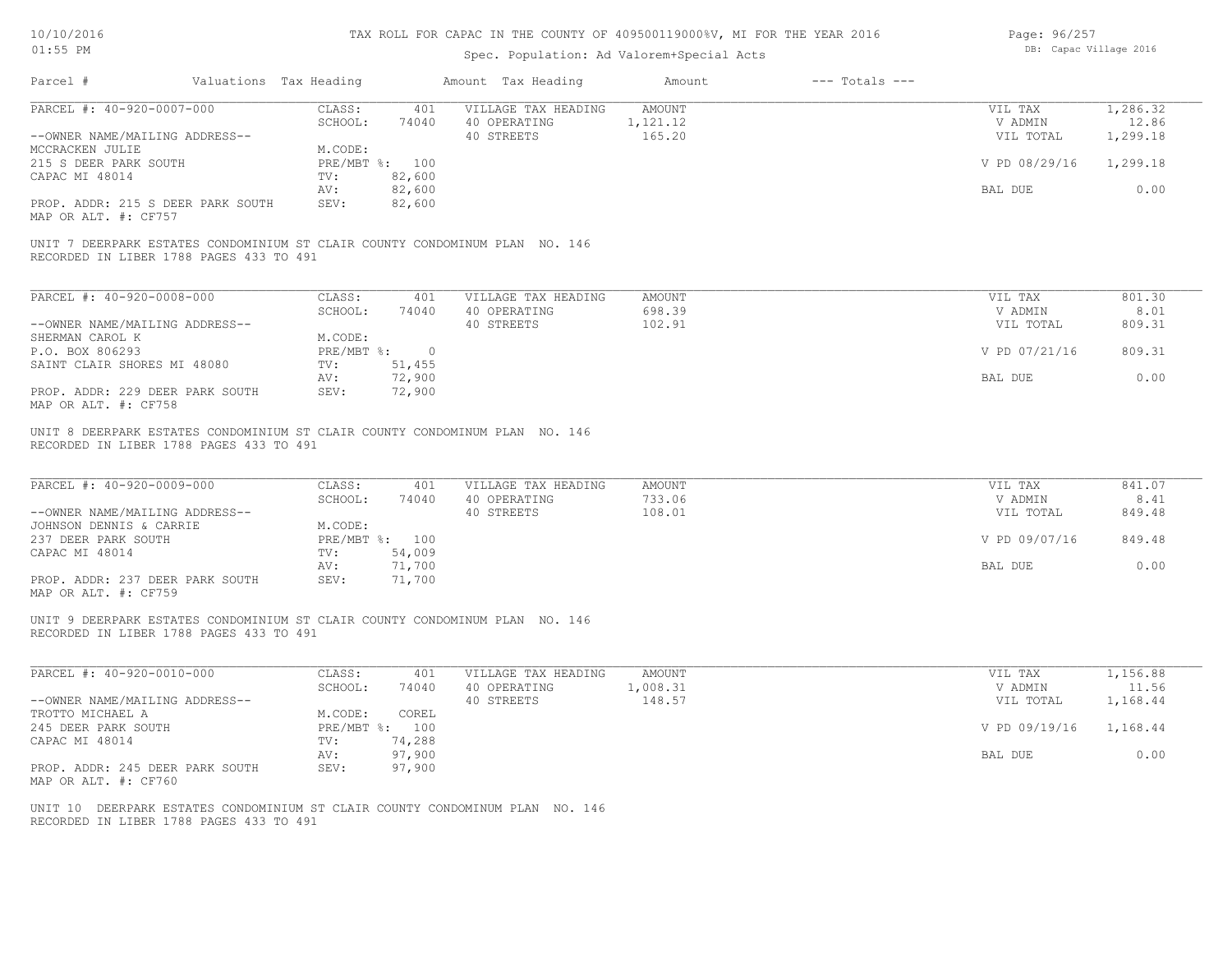TAX ROLL FOR CAPAC IN THE COUNTY OF 409500119000%V, MI FOR THE YEAR 2016

Spec. Population: Ad Valorem+Special Acts

| Parcel # | Valuations | Tax Heading | Amount | Tax Heading | Amount | --- Totals --- | | |
|---|---|---|---|---|---|---|---|---|
| PARCEL #: 40-920-0007-000 | CLASS: | 401 | VILLAGE TAX HEADING | AMOUNT | | VIL TAX | 1,286.32 | |
| | SCHOOL: | 74040 | 40 OPERATING | 1,121.12 | | V ADMIN | 12.86 | |
| --OWNER NAME/MAILING ADDRESS-- | | | 40 STREETS | 165.20 | | VIL TOTAL | 1,299.18 | |
| MCCRACKEN JULIE | M.CODE: | | | | | | | |
| 215 S DEER PARK SOUTH | PRE/MBT %: | 100 | | | | V PD 08/29/16 | 1,299.18 | |
| CAPAC MI 48014 | TV: | 82,600 | | | | | | |
| | AV: | 82,600 | | | | BAL DUE | 0.00 | |
| PROP. ADDR: 215 S DEER PARK SOUTH | SEV: | 82,600 | | | | | | |
| MAP OR ALT. #: CF757 | | | | | | | | |

UNIT 7 DEERPARK ESTATES CONDOMINIUM ST CLAIR COUNTY CONDOMINUM PLAN NO. 146
RECORDED IN LIBER 1788 PAGES 433 TO 491

| Parcel # | Valuations | Tax Heading | Amount | Tax Heading | Amount | --- Totals --- | |
|---|---|---|---|---|---|---|---|
| PARCEL #: 40-920-0008-000 | CLASS: | 401 | VILLAGE TAX HEADING | AMOUNT | | VIL TAX | 801.30 |
| | SCHOOL: | 74040 | 40 OPERATING | 698.39 | | V ADMIN | 8.01 |
| --OWNER NAME/MAILING ADDRESS-- | | | 40 STREETS | 102.91 | | VIL TOTAL | 809.31 |
| SHERMAN CAROL K | M.CODE: | | | | | | |
| P.O. BOX 806293 | PRE/MBT %: | 0 | | | | V PD 07/21/16 | 809.31 |
| SAINT CLAIR SHORES MI 48080 | TV: | 51,455 | | | | | |
| | AV: | 72,900 | | | | BAL DUE | 0.00 |
| PROP. ADDR: 229 DEER PARK SOUTH | SEV: | 72,900 | | | | | |
| MAP OR ALT. #: CF758 | | | | | | | |

UNIT 8 DEERPARK ESTATES CONDOMINIUM ST CLAIR COUNTY CONDOMINUM PLAN NO. 146
RECORDED IN LIBER 1788 PAGES 433 TO 491

| Parcel # | Valuations | Tax Heading | Amount | Tax Heading | Amount | --- Totals --- | |
|---|---|---|---|---|---|---|---|
| PARCEL #: 40-920-0009-000 | CLASS: | 401 | VILLAGE TAX HEADING | AMOUNT | | VIL TAX | 841.07 |
| | SCHOOL: | 74040 | 40 OPERATING | 733.06 | | V ADMIN | 8.41 |
| --OWNER NAME/MAILING ADDRESS-- | | | 40 STREETS | 108.01 | | VIL TOTAL | 849.48 |
| JOHNSON DENNIS & CARRIE | M.CODE: | | | | | | |
| 237 DEER PARK SOUTH | PRE/MBT %: | 100 | | | | V PD 09/07/16 | 849.48 |
| CAPAC MI 48014 | TV: | 54,009 | | | | | |
| | AV: | 71,700 | | | | BAL DUE | 0.00 |
| PROP. ADDR: 237 DEER PARK SOUTH | SEV: | 71,700 | | | | | |
| MAP OR ALT. #: CF759 | | | | | | | |

UNIT 9 DEERPARK ESTATES CONDOMINIUM ST CLAIR COUNTY CONDOMINUM PLAN NO. 146
RECORDED IN LIBER 1788 PAGES 433 TO 491

| Parcel # | Valuations | Tax Heading | Amount | Tax Heading | Amount | --- Totals --- | |
|---|---|---|---|---|---|---|---|
| PARCEL #: 40-920-0010-000 | CLASS: | 401 | VILLAGE TAX HEADING | AMOUNT | | VIL TAX | 1,156.88 |
| | SCHOOL: | 74040 | 40 OPERATING | 1,008.31 | | V ADMIN | 11.56 |
| --OWNER NAME/MAILING ADDRESS-- | | | 40 STREETS | 148.57 | | VIL TOTAL | 1,168.44 |
| TROTTO MICHAEL A | M.CODE: | COREL | | | | | |
| 245 DEER PARK SOUTH | PRE/MBT %: | 100 | | | | V PD 09/19/16 | 1,168.44 |
| CAPAC MI 48014 | TV: | 74,288 | | | | | |
| | AV: | 97,900 | | | | BAL DUE | 0.00 |
| PROP. ADDR: 245 DEER PARK SOUTH | SEV: | 97,900 | | | | | |
| MAP OR ALT. #: CF760 | | | | | | | |

UNIT 10 DEERPARK ESTATES CONDOMINIUM ST CLAIR COUNTY CONDOMINUM PLAN NO. 146
RECORDED IN LIBER 1788 PAGES 433 TO 491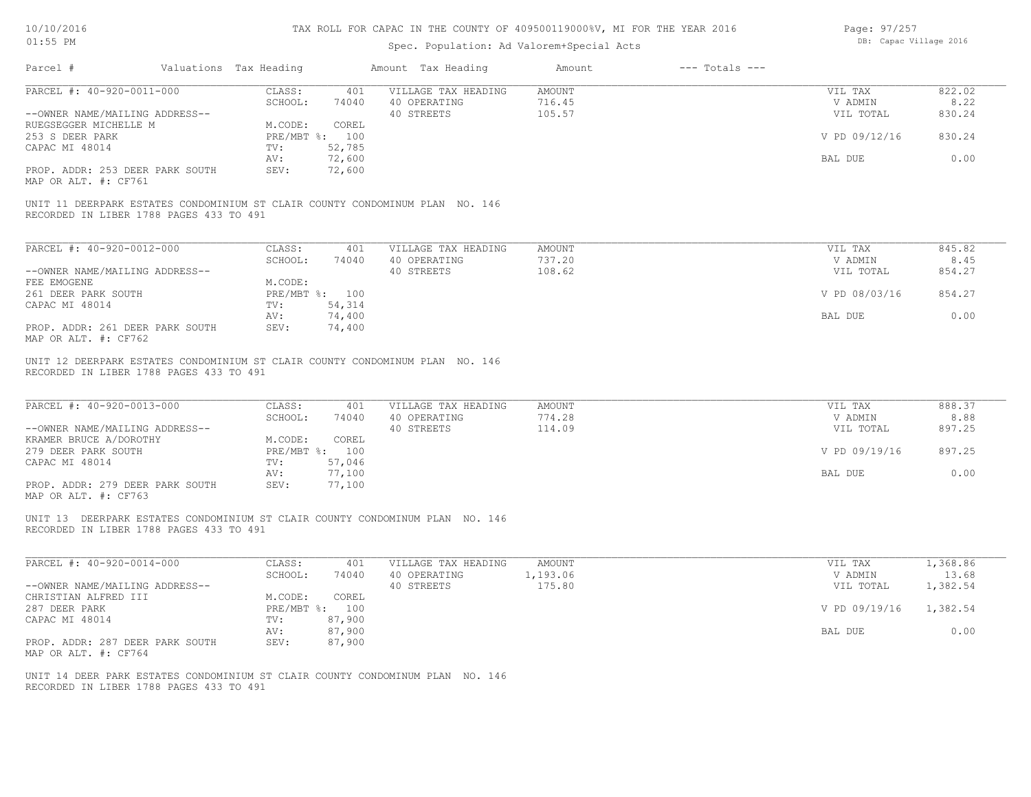# TAX ROLL FOR CAPAC IN THE COUNTY OF 409500119000%V, MI FOR THE YEAR 2016

Spec. Population: Ad Valorem+Special Acts

| Parcel # | Valuations | Tax Heading | Amount | Tax Heading | Amount | --- Totals --- | |
|---|---|---|---|---|---|---|---|
| PARCEL #: 40-920-0011-000 | CLASS: | 401 | VILLAGE TAX HEADING | AMOUNT | | VIL TAX | 822.02 |
| | SCHOOL: | 74040 | 40 OPERATING | 716.45 | | V ADMIN | 8.22 |
| --OWNER NAME/MAILING ADDRESS-- | | | 40 STREETS | 105.57 | | VIL TOTAL | 830.24 |
| RUEGSEGGER MICHELLE M | M.CODE: | COREL | | | | | |
| 253 S DEER PARK | PRE/MBT %: | 100 | | | | V PD 09/12/16 | 830.24 |
| CAPAC MI 48014 | TV: | 52,785 | | | | | |
| | AV: | 72,600 | | | | BAL DUE | 0.00 |
| PROP. ADDR: 253 DEER PARK SOUTH | SEV: | 72,600 | | | | | |
| MAP OR ALT. #: CF761 | | | | | | | |

UNIT 11 DEERPARK ESTATES CONDOMINIUM ST CLAIR COUNTY CONDOMINUM PLAN NO. 146
RECORDED IN LIBER 1788 PAGES 433 TO 491

| Parcel # | Valuations | Tax Heading | Amount | Tax Heading | Amount | --- Totals --- | |
|---|---|---|---|---|---|---|---|
| PARCEL #: 40-920-0012-000 | CLASS: | 401 | VILLAGE TAX HEADING | AMOUNT | | VIL TAX | 845.82 |
| | SCHOOL: | 74040 | 40 OPERATING | 737.20 | | V ADMIN | 8.45 |
| --OWNER NAME/MAILING ADDRESS-- | | | 40 STREETS | 108.62 | | VIL TOTAL | 854.27 |
| FEE EMOGENE | M.CODE: | | | | | | |
| 261 DEER PARK SOUTH | PRE/MBT %: | 100 | | | | V PD 08/03/16 | 854.27 |
| CAPAC MI 48014 | TV: | 54,314 | | | | | |
| | AV: | 74,400 | | | | BAL DUE | 0.00 |
| PROP. ADDR: 261 DEER PARK SOUTH | SEV: | 74,400 | | | | | |
| MAP OR ALT. #: CF762 | | | | | | | |

UNIT 12 DEERPARK ESTATES CONDOMINIUM ST CLAIR COUNTY CONDOMINUM PLAN NO. 146
RECORDED IN LIBER 1788 PAGES 433 TO 491

| Parcel # | Valuations | Tax Heading | Amount | Tax Heading | Amount | --- Totals --- | |
|---|---|---|---|---|---|---|---|
| PARCEL #: 40-920-0013-000 | CLASS: | 401 | VILLAGE TAX HEADING | AMOUNT | | VIL TAX | 888.37 |
| | SCHOOL: | 74040 | 40 OPERATING | 774.28 | | V ADMIN | 8.88 |
| --OWNER NAME/MAILING ADDRESS-- | | | 40 STREETS | 114.09 | | VIL TOTAL | 897.25 |
| KRAMER BRUCE A/DOROTHY | M.CODE: | COREL | | | | | |
| 279 DEER PARK SOUTH | PRE/MBT %: | 100 | | | | V PD 09/19/16 | 897.25 |
| CAPAC MI 48014 | TV: | 57,046 | | | | | |
| | AV: | 77,100 | | | | BAL DUE | 0.00 |
| PROP. ADDR: 279 DEER PARK SOUTH | SEV: | 77,100 | | | | | |
| MAP OR ALT. #: CF763 | | | | | | | |

UNIT 13 DEERPARK ESTATES CONDOMINIUM ST CLAIR COUNTY CONDOMINUM PLAN NO. 146
RECORDED IN LIBER 1788 PAGES 433 TO 491

| Parcel # | Valuations | Tax Heading | Amount | Tax Heading | Amount | --- Totals --- | |
|---|---|---|---|---|---|---|---|
| PARCEL #: 40-920-0014-000 | CLASS: | 401 | VILLAGE TAX HEADING | AMOUNT | | VIL TAX | 1,368.86 |
| | SCHOOL: | 74040 | 40 OPERATING | 1,193.06 | | V ADMIN | 13.68 |
| --OWNER NAME/MAILING ADDRESS-- | | | 40 STREETS | 175.80 | | VIL TOTAL | 1,382.54 |
| CHRISTIAN ALFRED III | M.CODE: | COREL | | | | | |
| 287 DEER PARK | PRE/MBT %: | 100 | | | | V PD 09/19/16 | 1,382.54 |
| CAPAC MI 48014 | TV: | 87,900 | | | | | |
| | AV: | 87,900 | | | | BAL DUE | 0.00 |
| PROP. ADDR: 287 DEER PARK SOUTH | SEV: | 87,900 | | | | | |
| MAP OR ALT. #: CF764 | | | | | | | |

UNIT 14 DEER PARK ESTATES CONDOMINIUM ST CLAIR COUNTY CONDOMINUM PLAN NO. 146
RECORDED IN LIBER 1788 PAGES 433 TO 491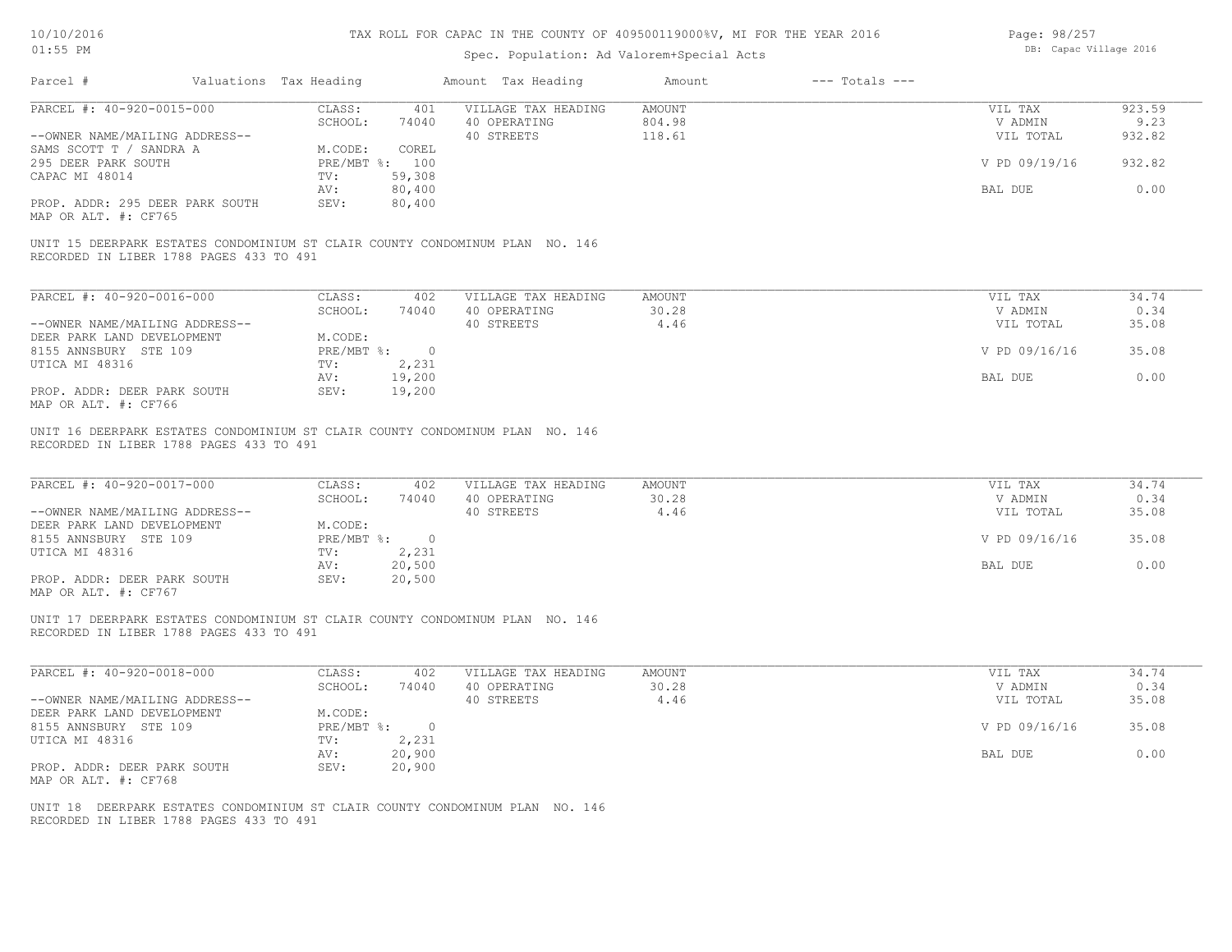# TAX ROLL FOR CAPAC IN THE COUNTY OF 409500119000%V, MI FOR THE YEAR 2016

Spec. Population: Ad Valorem+Special Acts

10/10/2016
01:55 PM

DB: Capac Village 2016

| Parcel # | Valuations | Tax Heading | Amount | Tax Heading | Amount | --- Totals --- | |
|---|---|---|---|---|---|---|---|
| PARCEL #: 40-920-0015-000 | CLASS: | 401 | VILLAGE TAX HEADING | AMOUNT | | VIL TAX | 923.59 |
| | SCHOOL: | 74040 | 40 OPERATING | 804.98 | | V ADMIN | 9.23 |
| --OWNER NAME/MAILING ADDRESS-- | | | 40 STREETS | 118.61 | | VIL TOTAL | 932.82 |
| SAMS SCOTT T / SANDRA A | M.CODE: | COREL | | | | | |
| 295 DEER PARK SOUTH | PRE/MBT %: | 100 | | | | V PD 09/19/16 | 932.82 |
| CAPAC MI 48014 | TV: | 59,308 | | | | | |
| | AV: | 80,400 | | | | BAL DUE | 0.00 |
| PROP. ADDR: 295 DEER PARK SOUTH | SEV: | 80,400 | | | | | |
| MAP OR ALT. #: CF765 | | | | | | | |

UNIT 15 DEERPARK ESTATES CONDOMINIUM ST CLAIR COUNTY CONDOMINUM PLAN NO. 146
RECORDED IN LIBER 1788 PAGES 433 TO 491

| Parcel # | Valuations | Tax Heading | Amount | Tax Heading | Amount | --- Totals --- | |
|---|---|---|---|---|---|---|---|
| PARCEL #: 40-920-0016-000 | CLASS: | 402 | VILLAGE TAX HEADING | AMOUNT | | VIL TAX | 34.74 |
| | SCHOOL: | 74040 | 40 OPERATING | 30.28 | | V ADMIN | 0.34 |
| --OWNER NAME/MAILING ADDRESS-- | | | 40 STREETS | 4.46 | | VIL TOTAL | 35.08 |
| DEER PARK LAND DEVELOPMENT | M.CODE: | | | | | | |
| 8155 ANNSBURY STE 109 | PRE/MBT %: | 0 | | | | V PD 09/16/16 | 35.08 |
| UTICA MI 48316 | TV: | 2,231 | | | | | |
| | AV: | 19,200 | | | | BAL DUE | 0.00 |
| PROP. ADDR: DEER PARK SOUTH | SEV: | 19,200 | | | | | |
| MAP OR ALT. #: CF766 | | | | | | | |

UNIT 16 DEERPARK ESTATES CONDOMINIUM ST CLAIR COUNTY CONDOMINUM PLAN NO. 146
RECORDED IN LIBER 1788 PAGES 433 TO 491

| Parcel # | Valuations | Tax Heading | Amount | Tax Heading | Amount | --- Totals --- | |
|---|---|---|---|---|---|---|---|
| PARCEL #: 40-920-0017-000 | CLASS: | 402 | VILLAGE TAX HEADING | AMOUNT | | VIL TAX | 34.74 |
| | SCHOOL: | 74040 | 40 OPERATING | 30.28 | | V ADMIN | 0.34 |
| --OWNER NAME/MAILING ADDRESS-- | | | 40 STREETS | 4.46 | | VIL TOTAL | 35.08 |
| DEER PARK LAND DEVELOPMENT | M.CODE: | | | | | | |
| 8155 ANNSBURY STE 109 | PRE/MBT %: | 0 | | | | V PD 09/16/16 | 35.08 |
| UTICA MI 48316 | TV: | 2,231 | | | | | |
| | AV: | 20,500 | | | | BAL DUE | 0.00 |
| PROP. ADDR: DEER PARK SOUTH | SEV: | 20,500 | | | | | |
| MAP OR ALT. #: CF767 | | | | | | | |

UNIT 17 DEERPARK ESTATES CONDOMINIUM ST CLAIR COUNTY CONDOMINUM PLAN NO. 146
RECORDED IN LIBER 1788 PAGES 433 TO 491

| Parcel # | Valuations | Tax Heading | Amount | Tax Heading | Amount | --- Totals --- | |
|---|---|---|---|---|---|---|---|
| PARCEL #: 40-920-0018-000 | CLASS: | 402 | VILLAGE TAX HEADING | AMOUNT | | VIL TAX | 34.74 |
| | SCHOOL: | 74040 | 40 OPERATING | 30.28 | | V ADMIN | 0.34 |
| --OWNER NAME/MAILING ADDRESS-- | | | 40 STREETS | 4.46 | | VIL TOTAL | 35.08 |
| DEER PARK LAND DEVELOPMENT | M.CODE: | | | | | | |
| 8155 ANNSBURY STE 109 | PRE/MBT %: | 0 | | | | V PD 09/16/16 | 35.08 |
| UTICA MI 48316 | TV: | 2,231 | | | | | |
| | AV: | 20,900 | | | | BAL DUE | 0.00 |
| PROP. ADDR: DEER PARK SOUTH | SEV: | 20,900 | | | | | |
| MAP OR ALT. #: CF768 | | | | | | | |

UNIT 18 DEERPARK ESTATES CONDOMINIUM ST CLAIR COUNTY CONDOMINUM PLAN NO. 146
RECORDED IN LIBER 1788 PAGES 433 TO 491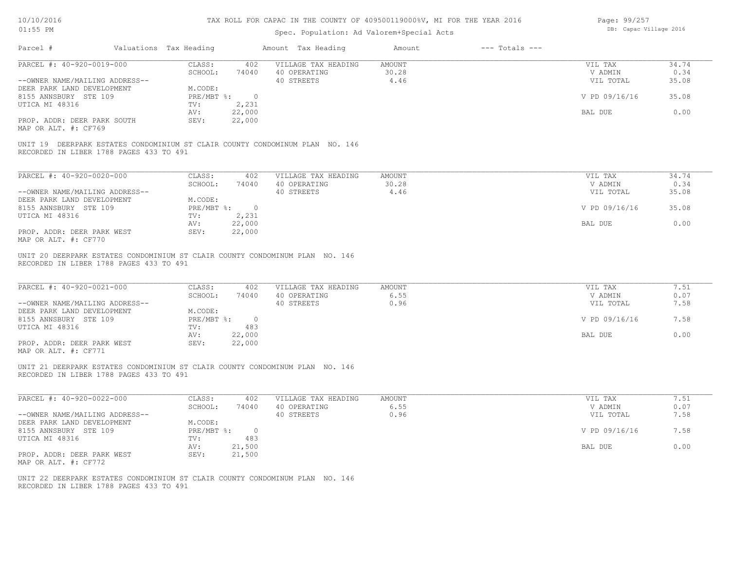TAX ROLL FOR CAPAC IN THE COUNTY OF 409500119000%V, MI FOR THE YEAR 2016

Spec. Population: Ad Valorem+Special Acts

| Parcel # | Valuations | Tax Heading | Amount | Tax Heading | Amount | --- Totals --- | |
|---|---|---|---|---|---|---|---|
| PARCEL #: 40-920-0019-000 | CLASS: | 402 | VILLAGE TAX HEADING | AMOUNT | | VIL TAX | 34.74 |
| | SCHOOL: | 74040 | 40 OPERATING | 30.28 | | V ADMIN | 0.34 |
| --OWNER NAME/MAILING ADDRESS-- | | | 40 STREETS | 4.46 | | VIL TOTAL | 35.08 |
| DEER PARK LAND DEVELOPMENT | M.CODE: | | | | | | |
| 8155 ANNSBURY STE 109 | PRE/MBT %: | 0 | | | | V PD 09/16/16 | 35.08 |
| UTICA MI 48316 | TV: | 2,231 | | | | | |
| | AV: | 22,000 | | | | BAL DUE | 0.00 |
| PROP. ADDR: DEER PARK SOUTH | SEV: | 22,000 | | | | | |
| MAP OR ALT. #: CF769 | | | | | | | |

UNIT 19 DEERPARK ESTATES CONDOMINIUM ST CLAIR COUNTY CONDOMINUM PLAN NO. 146
RECORDED IN LIBER 1788 PAGES 433 TO 491

| Parcel # | Valuations | Tax Heading | Amount | Tax Heading | Amount | --- Totals --- | |
|---|---|---|---|---|---|---|---|
| PARCEL #: 40-920-0020-000 | CLASS: | 402 | VILLAGE TAX HEADING | AMOUNT | | VIL TAX | 34.74 |
| | SCHOOL: | 74040 | 40 OPERATING | 30.28 | | V ADMIN | 0.34 |
| --OWNER NAME/MAILING ADDRESS-- | | | 40 STREETS | 4.46 | | VIL TOTAL | 35.08 |
| DEER PARK LAND DEVELOPMENT | M.CODE: | | | | | | |
| 8155 ANNSBURY STE 109 | PRE/MBT %: | 0 | | | | V PD 09/16/16 | 35.08 |
| UTICA MI 48316 | TV: | 2,231 | | | | | |
| | AV: | 22,000 | | | | BAL DUE | 0.00 |
| PROP. ADDR: DEER PARK WEST | SEV: | 22,000 | | | | | |
| MAP OR ALT. #: CF770 | | | | | | | |

UNIT 20 DEERPARK ESTATES CONDOMINIUM ST CLAIR COUNTY CONDOMINUM PLAN NO. 146
RECORDED IN LIBER 1788 PAGES 433 TO 491

| Parcel # | Valuations | Tax Heading | Amount | Tax Heading | Amount | --- Totals --- | |
|---|---|---|---|---|---|---|---|
| PARCEL #: 40-920-0021-000 | CLASS: | 402 | VILLAGE TAX HEADING | AMOUNT | | VIL TAX | 7.51 |
| | SCHOOL: | 74040 | 40 OPERATING | 6.55 | | V ADMIN | 0.07 |
| --OWNER NAME/MAILING ADDRESS-- | | | 40 STREETS | 0.96 | | VIL TOTAL | 7.58 |
| DEER PARK LAND DEVELOPMENT | M.CODE: | | | | | | |
| 8155 ANNSBURY STE 109 | PRE/MBT %: | 0 | | | | V PD 09/16/16 | 7.58 |
| UTICA MI 48316 | TV: | 483 | | | | | |
| | AV: | 22,000 | | | | BAL DUE | 0.00 |
| PROP. ADDR: DEER PARK WEST | SEV: | 22,000 | | | | | |
| MAP OR ALT. #: CF771 | | | | | | | |

UNIT 21 DEERPARK ESTATES CONDOMINIUM ST CLAIR COUNTY CONDOMINUM PLAN NO. 146
RECORDED IN LIBER 1788 PAGES 433 TO 491

| Parcel # | Valuations | Tax Heading | Amount | Tax Heading | Amount | --- Totals --- | |
|---|---|---|---|---|---|---|---|
| PARCEL #: 40-920-0022-000 | CLASS: | 402 | VILLAGE TAX HEADING | AMOUNT | | VIL TAX | 7.51 |
| | SCHOOL: | 74040 | 40 OPERATING | 6.55 | | V ADMIN | 0.07 |
| --OWNER NAME/MAILING ADDRESS-- | | | 40 STREETS | 0.96 | | VIL TOTAL | 7.58 |
| DEER PARK LAND DEVELOPMENT | M.CODE: | | | | | | |
| 8155 ANNSBURY STE 109 | PRE/MBT %: | 0 | | | | V PD 09/16/16 | 7.58 |
| UTICA MI 48316 | TV: | 483 | | | | | |
| | AV: | 21,500 | | | | BAL DUE | 0.00 |
| PROP. ADDR: DEER PARK WEST | SEV: | 21,500 | | | | | |
| MAP OR ALT. #: CF772 | | | | | | | |

UNIT 22 DEERPARK ESTATES CONDOMINIUM ST CLAIR COUNTY CONDOMINUM PLAN NO. 146
RECORDED IN LIBER 1788 PAGES 433 TO 491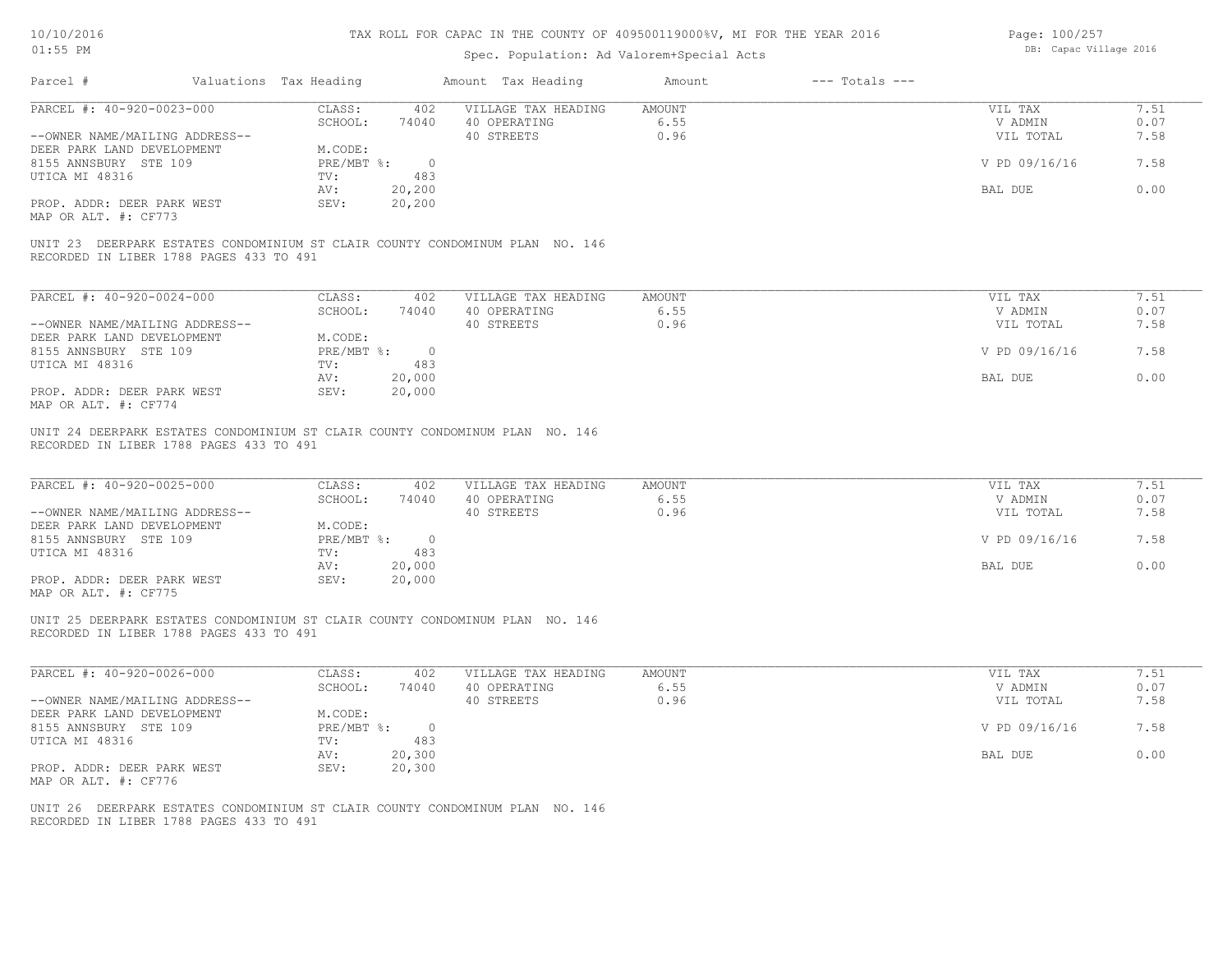TAX ROLL FOR CAPAC IN THE COUNTY OF 409500119000%V, MI FOR THE YEAR 2016

Spec. Population: Ad Valorem+Special Acts

| Parcel # | Valuations | Tax Heading | Amount | Tax Heading | Amount | --- Totals --- | |
|---|---|---|---|---|---|---|---|
| PARCEL #: 40-920-0023-000 | CLASS: | 402 | VILLAGE TAX HEADING | AMOUNT | | VIL TAX | 7.51 |
| | SCHOOL: | 74040 | 40 OPERATING | 6.55 | | V ADMIN | 0.07 |
| --OWNER NAME/MAILING ADDRESS-- | | | 40 STREETS | 0.96 | | VIL TOTAL | 7.58 |
| DEER PARK LAND DEVELOPMENT | M.CODE: | | | | | | |
| 8155 ANNSBURY STE 109 | PRE/MBT %: | 0 | | | | V PD 09/16/16 | 7.58 |
| UTICA MI 48316 | TV: | 483 | | | | | |
| | AV: | 20,200 | | | | BAL DUE | 0.00 |
| PROP. ADDR: DEER PARK WEST | SEV: | 20,200 | | | | | |
| MAP OR ALT. #: CF773 | | | | | | | |

UNIT 23 DEERPARK ESTATES CONDOMINIUM ST CLAIR COUNTY CONDOMINUM PLAN NO. 146
RECORDED IN LIBER 1788 PAGES 433 TO 491

| Parcel # | Valuations | Tax Heading | Amount | Tax Heading | Amount | --- Totals --- | |
|---|---|---|---|---|---|---|---|
| PARCEL #: 40-920-0024-000 | CLASS: | 402 | VILLAGE TAX HEADING | AMOUNT | | VIL TAX | 7.51 |
| | SCHOOL: | 74040 | 40 OPERATING | 6.55 | | V ADMIN | 0.07 |
| --OWNER NAME/MAILING ADDRESS-- | | | 40 STREETS | 0.96 | | VIL TOTAL | 7.58 |
| DEER PARK LAND DEVELOPMENT | M.CODE: | | | | | | |
| 8155 ANNSBURY STE 109 | PRE/MBT %: | 0 | | | | V PD 09/16/16 | 7.58 |
| UTICA MI 48316 | TV: | 483 | | | | | |
| | AV: | 20,000 | | | | BAL DUE | 0.00 |
| PROP. ADDR: DEER PARK WEST | SEV: | 20,000 | | | | | |
| MAP OR ALT. #: CF774 | | | | | | | |

UNIT 24 DEERPARK ESTATES CONDOMINIUM ST CLAIR COUNTY CONDOMINUM PLAN NO. 146
RECORDED IN LIBER 1788 PAGES 433 TO 491

| Parcel # | Valuations | Tax Heading | Amount | Tax Heading | Amount | --- Totals --- | |
|---|---|---|---|---|---|---|---|
| PARCEL #: 40-920-0025-000 | CLASS: | 402 | VILLAGE TAX HEADING | AMOUNT | | VIL TAX | 7.51 |
| | SCHOOL: | 74040 | 40 OPERATING | 6.55 | | V ADMIN | 0.07 |
| --OWNER NAME/MAILING ADDRESS-- | | | 40 STREETS | 0.96 | | VIL TOTAL | 7.58 |
| DEER PARK LAND DEVELOPMENT | M.CODE: | | | | | | |
| 8155 ANNSBURY STE 109 | PRE/MBT %: | 0 | | | | V PD 09/16/16 | 7.58 |
| UTICA MI 48316 | TV: | 483 | | | | | |
| | AV: | 20,000 | | | | BAL DUE | 0.00 |
| PROP. ADDR: DEER PARK WEST | SEV: | 20,000 | | | | | |
| MAP OR ALT. #: CF775 | | | | | | | |

UNIT 25 DEERPARK ESTATES CONDOMINIUM ST CLAIR COUNTY CONDOMINUM PLAN NO. 146
RECORDED IN LIBER 1788 PAGES 433 TO 491

| Parcel # | Valuations | Tax Heading | Amount | Tax Heading | Amount | --- Totals --- | |
|---|---|---|---|---|---|---|---|
| PARCEL #: 40-920-0026-000 | CLASS: | 402 | VILLAGE TAX HEADING | AMOUNT | | VIL TAX | 7.51 |
| | SCHOOL: | 74040 | 40 OPERATING | 6.55 | | V ADMIN | 0.07 |
| --OWNER NAME/MAILING ADDRESS-- | | | 40 STREETS | 0.96 | | VIL TOTAL | 7.58 |
| DEER PARK LAND DEVELOPMENT | M.CODE: | | | | | | |
| 8155 ANNSBURY STE 109 | PRE/MBT %: | 0 | | | | V PD 09/16/16 | 7.58 |
| UTICA MI 48316 | TV: | 483 | | | | | |
| | AV: | 20,300 | | | | BAL DUE | 0.00 |
| PROP. ADDR: DEER PARK WEST | SEV: | 20,300 | | | | | |
| MAP OR ALT. #: CF776 | | | | | | | |

UNIT 26 DEERPARK ESTATES CONDOMINIUM ST CLAIR COUNTY CONDOMINUM PLAN NO. 146
RECORDED IN LIBER 1788 PAGES 433 TO 491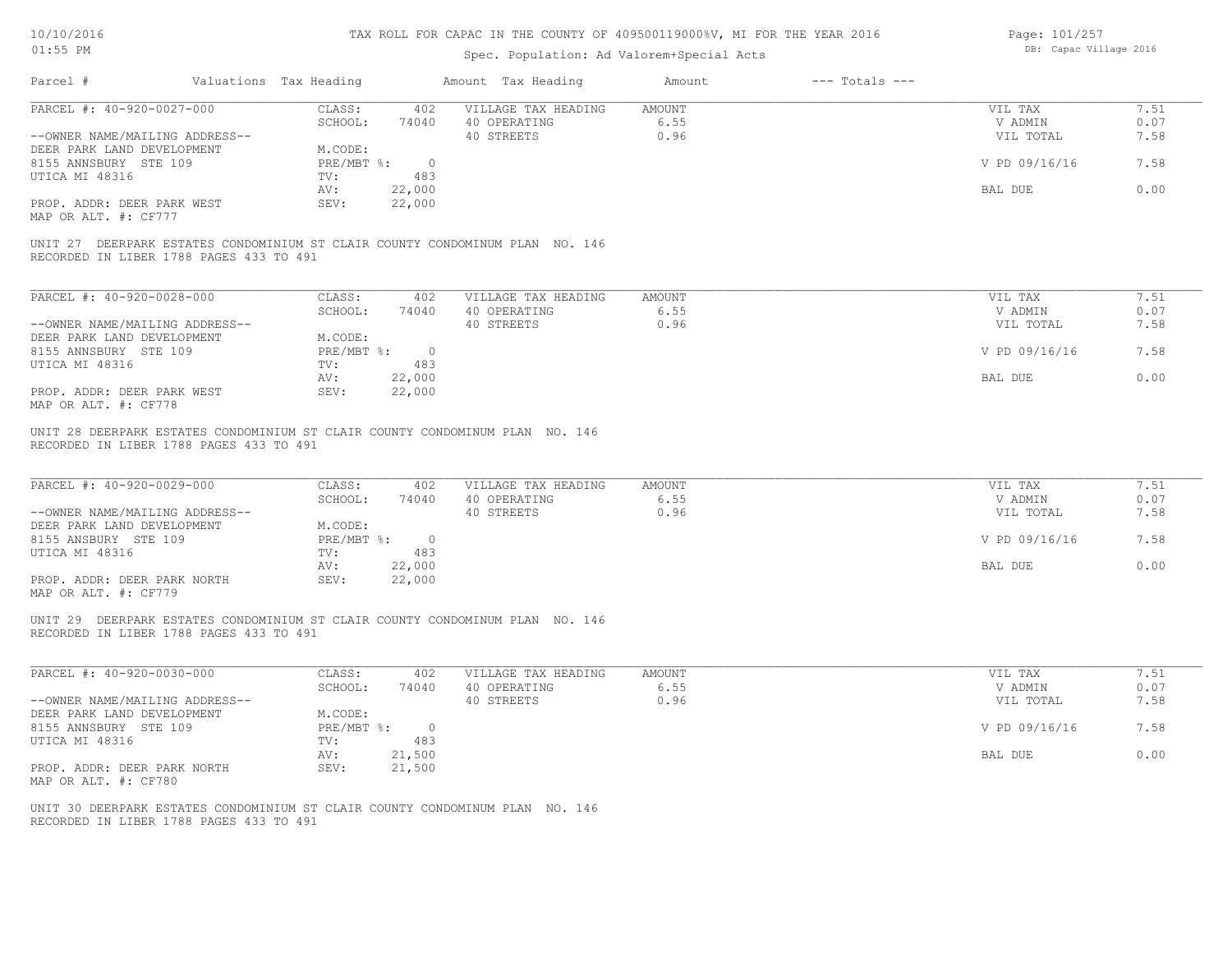TAX ROLL FOR CAPAC IN THE COUNTY OF 409500119000%V, MI FOR THE YEAR 2016

Spec. Population: Ad Valorem+Special Acts

10/10/2016
01:55 PM

DB: Capac Village 2016

| Parcel # | Valuations Tax Heading | | Amount Tax Heading | Amount | --- Totals --- | |
|---|---|---|---|---|---|---|
| PARCEL #: 40-920-0027-000 | CLASS: | 402 | VILLAGE TAX HEADING | AMOUNT | VIL TAX | 7.51 |
| | SCHOOL: | 74040 | 40 OPERATING | 6.55 | V ADMIN | 0.07 |
| --OWNER NAME/MAILING ADDRESS-- | | | 40 STREETS | 0.96 | VIL TOTAL | 7.58 |
| DEER PARK LAND DEVELOPMENT | M.CODE: | | | | | |
| 8155 ANNSBURY STE 109 | PRE/MBT %: | 0 | | | V PD 09/16/16 | 7.58 |
| UTICA MI 48316 | TV: | 483 | | | | |
| | AV: | 22,000 | | | BAL DUE | 0.00 |
| PROP. ADDR: DEER PARK WEST | SEV: | 22,000 | | | | |
| MAP OR ALT. #: CF777 | | | | | | |

UNIT 27 DEERPARK ESTATES CONDOMINIUM ST CLAIR COUNTY CONDOMINUM PLAN NO. 146
RECORDED IN LIBER 1788 PAGES 433 TO 491

| Parcel # | Valuations Tax Heading | | Amount Tax Heading | Amount | --- Totals --- | |
|---|---|---|---|---|---|---|
| PARCEL #: 40-920-0028-000 | CLASS: | 402 | VILLAGE TAX HEADING | AMOUNT | VIL TAX | 7.51 |
| | SCHOOL: | 74040 | 40 OPERATING | 6.55 | V ADMIN | 0.07 |
| --OWNER NAME/MAILING ADDRESS-- | | | 40 STREETS | 0.96 | VIL TOTAL | 7.58 |
| DEER PARK LAND DEVELOPMENT | M.CODE: | | | | | |
| 8155 ANNSBURY STE 109 | PRE/MBT %: | 0 | | | V PD 09/16/16 | 7.58 |
| UTICA MI 48316 | TV: | 483 | | | | |
| | AV: | 22,000 | | | BAL DUE | 0.00 |
| PROP. ADDR: DEER PARK WEST | SEV: | 22,000 | | | | |
| MAP OR ALT. #: CF778 | | | | | | |

UNIT 28 DEERPARK ESTATES CONDOMINIUM ST CLAIR COUNTY CONDOMINUM PLAN NO. 146
RECORDED IN LIBER 1788 PAGES 433 TO 491

| Parcel # | Valuations Tax Heading | | Amount Tax Heading | Amount | --- Totals --- | |
|---|---|---|---|---|---|---|
| PARCEL #: 40-920-0029-000 | CLASS: | 402 | VILLAGE TAX HEADING | AMOUNT | VIL TAX | 7.51 |
| | SCHOOL: | 74040 | 40 OPERATING | 6.55 | V ADMIN | 0.07 |
| --OWNER NAME/MAILING ADDRESS-- | | | 40 STREETS | 0.96 | VIL TOTAL | 7.58 |
| DEER PARK LAND DEVELOPMENT | M.CODE: | | | | | |
| 8155 ANSBURY STE 109 | PRE/MBT %: | 0 | | | V PD 09/16/16 | 7.58 |
| UTICA MI 48316 | TV: | 483 | | | | |
| | AV: | 22,000 | | | BAL DUE | 0.00 |
| PROP. ADDR: DEER PARK NORTH | SEV: | 22,000 | | | | |
| MAP OR ALT. #: CF779 | | | | | | |

UNIT 29 DEERPARK ESTATES CONDOMINIUM ST CLAIR COUNTY CONDOMINUM PLAN NO. 146
RECORDED IN LIBER 1788 PAGES 433 TO 491

| Parcel # | Valuations Tax Heading | | Amount Tax Heading | Amount | --- Totals --- | |
|---|---|---|---|---|---|---|
| PARCEL #: 40-920-0030-000 | CLASS: | 402 | VILLAGE TAX HEADING | AMOUNT | VIL TAX | 7.51 |
| | SCHOOL: | 74040 | 40 OPERATING | 6.55 | V ADMIN | 0.07 |
| --OWNER NAME/MAILING ADDRESS-- | | | 40 STREETS | 0.96 | VIL TOTAL | 7.58 |
| DEER PARK LAND DEVELOPMENT | M.CODE: | | | | | |
| 8155 ANNSBURY STE 109 | PRE/MBT %: | 0 | | | V PD 09/16/16 | 7.58 |
| UTICA MI 48316 | TV: | 483 | | | | |
| | AV: | 21,500 | | | BAL DUE | 0.00 |
| PROP. ADDR: DEER PARK NORTH | SEV: | 21,500 | | | | |
| MAP OR ALT. #: CF780 | | | | | | |

UNIT 30 DEERPARK ESTATES CONDOMINIUM ST CLAIR COUNTY CONDOMINUM PLAN NO. 146
RECORDED IN LIBER 1788 PAGES 433 TO 491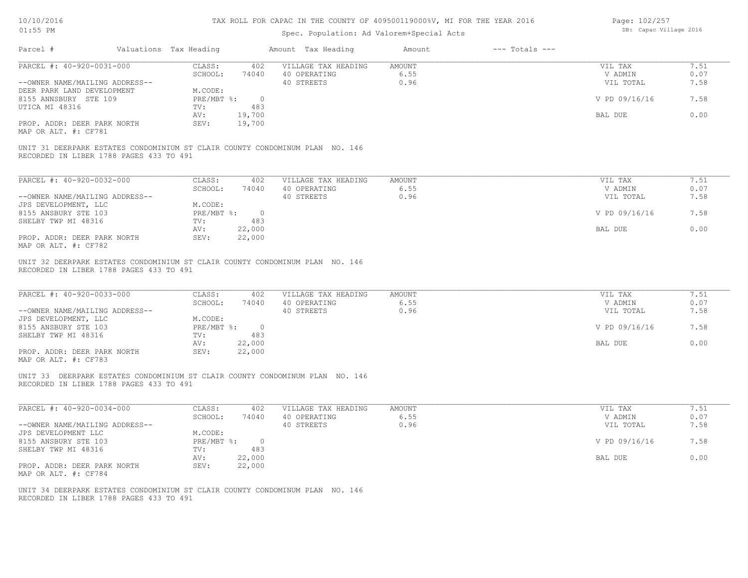TAX ROLL FOR CAPAC IN THE COUNTY OF 409500119000%V, MI FOR THE YEAR 2016

Spec. Population: Ad Valorem+Special Acts

| Parcel # | Valuations | Tax Heading | Amount | Tax Heading | Amount | --- Totals --- | |
|---|---|---|---|---|---|---|---|
| PARCEL #: 40-920-0031-000 | CLASS: | 402 | VILLAGE TAX HEADING | AMOUNT | | VIL TAX | 7.51 |
| | SCHOOL: | 74040 | 40 OPERATING | 6.55 | | V ADMIN | 0.07 |
| --OWNER NAME/MAILING ADDRESS-- | | | 40 STREETS | 0.96 | | VIL TOTAL | 7.58 |
| DEER PARK LAND DEVELOPMENT | M.CODE: | | | | | | |
| 8155 ANNSBURY STE 109 | PRE/MBT %: | 0 | | | | V PD 09/16/16 | 7.58 |
| UTICA MI 48316 | TV: | 483 | | | | | |
| | AV: | 19,700 | | | | BAL DUE | 0.00 |
| PROP. ADDR: DEER PARK NORTH | SEV: | 19,700 | | | | | |
| MAP OR ALT. #: CF781 | | | | | | | |

UNIT 31 DEERPARK ESTATES CONDOMINIUM ST CLAIR COUNTY CONDOMINUM PLAN NO. 146
RECORDED IN LIBER 1788 PAGES 433 TO 491

| Parcel # | Valuations | Tax Heading | Amount | Tax Heading | Amount | --- Totals --- | |
|---|---|---|---|---|---|---|---|
| PARCEL #: 40-920-0032-000 | CLASS: | 402 | VILLAGE TAX HEADING | AMOUNT | | VIL TAX | 7.51 |
| | SCHOOL: | 74040 | 40 OPERATING | 6.55 | | V ADMIN | 0.07 |
| --OWNER NAME/MAILING ADDRESS-- | | | 40 STREETS | 0.96 | | VIL TOTAL | 7.58 |
| JPS DEVELOPMENT, LLC | M.CODE: | | | | | | |
| 8155 ANSBURY STE 103 | PRE/MBT %: | 0 | | | | V PD 09/16/16 | 7.58 |
| SHELBY TWP MI 48316 | TV: | 483 | | | | | |
| | AV: | 22,000 | | | | BAL DUE | 0.00 |
| PROP. ADDR: DEER PARK NORTH | SEV: | 22,000 | | | | | |
| MAP OR ALT. #: CF782 | | | | | | | |

UNIT 32 DEERPARK ESTATES CONDOMINIUM ST CLAIR COUNTY CONDOMINUM PLAN NO. 146
RECORDED IN LIBER 1788 PAGES 433 TO 491

| Parcel # | Valuations | Tax Heading | Amount | Tax Heading | Amount | --- Totals --- | |
|---|---|---|---|---|---|---|---|
| PARCEL #: 40-920-0033-000 | CLASS: | 402 | VILLAGE TAX HEADING | AMOUNT | | VIL TAX | 7.51 |
| | SCHOOL: | 74040 | 40 OPERATING | 6.55 | | V ADMIN | 0.07 |
| --OWNER NAME/MAILING ADDRESS-- | | | 40 STREETS | 0.96 | | VIL TOTAL | 7.58 |
| JPS DEVELOPMENT, LLC | M.CODE: | | | | | | |
| 8155 ANSBURY STE 103 | PRE/MBT %: | 0 | | | | V PD 09/16/16 | 7.58 |
| SHELBY TWP MI 48316 | TV: | 483 | | | | | |
| | AV: | 22,000 | | | | BAL DUE | 0.00 |
| PROP. ADDR: DEER PARK NORTH | SEV: | 22,000 | | | | | |
| MAP OR ALT. #: CF783 | | | | | | | |

UNIT 33 DEERPARK ESTATES CONDOMINIUM ST CLAIR COUNTY CONDOMINUM PLAN NO. 146
RECORDED IN LIBER 1788 PAGES 433 TO 491

| Parcel # | Valuations | Tax Heading | Amount | Tax Heading | Amount | --- Totals --- | |
|---|---|---|---|---|---|---|---|
| PARCEL #: 40-920-0034-000 | CLASS: | 402 | VILLAGE TAX HEADING | AMOUNT | | VIL TAX | 7.51 |
| | SCHOOL: | 74040 | 40 OPERATING | 6.55 | | V ADMIN | 0.07 |
| --OWNER NAME/MAILING ADDRESS-- | | | 40 STREETS | 0.96 | | VIL TOTAL | 7.58 |
| JPS DEVELOPMENT LLC | M.CODE: | | | | | | |
| 8155 ANSBURY STE 103 | PRE/MBT %: | 0 | | | | V PD 09/16/16 | 7.58 |
| SHELBY TWP MI 48316 | TV: | 483 | | | | | |
| | AV: | 22,000 | | | | BAL DUE | 0.00 |
| PROP. ADDR: DEER PARK NORTH | SEV: | 22,000 | | | | | |
| MAP OR ALT. #: CF784 | | | | | | | |

UNIT 34 DEERPARK ESTATES CONDOMINIUM ST CLAIR COUNTY CONDOMINUM PLAN NO. 146
RECORDED IN LIBER 1788 PAGES 433 TO 491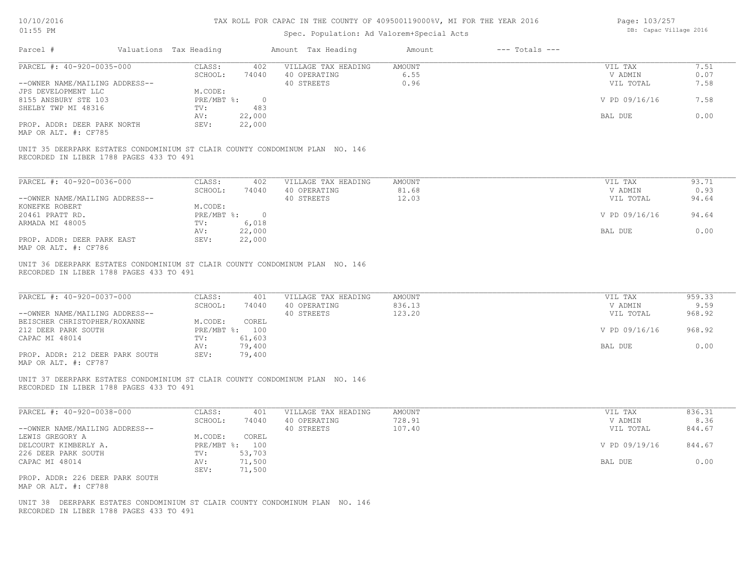TAX ROLL FOR CAPAC IN THE COUNTY OF 409500119000%V, MI FOR THE YEAR 2016

Spec. Population: Ad Valorem+Special Acts

DB: Capac Village 2016

| Parcel # | Valuations | Tax Heading | Amount | Tax Heading | Amount | --- Totals --- | |
|---|---|---|---|---|---|---|---|
| PARCEL #: 40-920-0035-000 | CLASS: | 402 | VILLAGE TAX HEADING | AMOUNT | | VIL TAX | 7.51 |
| | SCHOOL: | 74040 | 40 OPERATING | 6.55 | | V ADMIN | 0.07 |
| --OWNER NAME/MAILING ADDRESS-- | | | 40 STREETS | 0.96 | | VIL TOTAL | 7.58 |
| JPS DEVELOPMENT LLC | M.CODE: | | | | | | |
| 8155 ANSBURY STE 103 | PRE/MBT %: | 0 | | | | V PD 09/16/16 | 7.58 |
| SHELBY TWP MI 48316 | TV: | 483 | | | | | |
| | AV: | 22,000 | | | | BAL DUE | 0.00 |
| PROP. ADDR: DEER PARK NORTH | SEV: | 22,000 | | | | | |
| MAP OR ALT. #: CF785 | | | | | | | |

UNIT 35 DEERPARK ESTATES CONDOMINIUM ST CLAIR COUNTY CONDOMINUM PLAN NO. 146
RECORDED IN LIBER 1788 PAGES 433 TO 491

| Parcel # | Valuations | Tax Heading | Amount | Tax Heading | Amount | --- Totals --- | |
|---|---|---|---|---|---|---|---|
| PARCEL #: 40-920-0036-000 | CLASS: | 402 | VILLAGE TAX HEADING | AMOUNT | | VIL TAX | 93.71 |
| | SCHOOL: | 74040 | 40 OPERATING | 81.68 | | V ADMIN | 0.93 |
| --OWNER NAME/MAILING ADDRESS-- | | | 40 STREETS | 12.03 | | VIL TOTAL | 94.64 |
| KONEFKE ROBERT | M.CODE: | | | | | | |
| 20461 PRATT RD. | PRE/MBT %: | 0 | | | | V PD 09/16/16 | 94.64 |
| ARMADA MI 48005 | TV: | 6,018 | | | | | |
| | AV: | 22,000 | | | | BAL DUE | 0.00 |
| PROP. ADDR: DEER PARK EAST | SEV: | 22,000 | | | | | |
| MAP OR ALT. #: CF786 | | | | | | | |

UNIT 36 DEERPARK ESTATES CONDOMINIUM ST CLAIR COUNTY CONDOMINUM PLAN NO. 146
RECORDED IN LIBER 1788 PAGES 433 TO 491

| Parcel # | Valuations | Tax Heading | Amount | Tax Heading | Amount | --- Totals --- | |
|---|---|---|---|---|---|---|---|
| PARCEL #: 40-920-0037-000 | CLASS: | 401 | VILLAGE TAX HEADING | AMOUNT | | VIL TAX | 959.33 |
| | SCHOOL: | 74040 | 40 OPERATING | 836.13 | | V ADMIN | 9.59 |
| --OWNER NAME/MAILING ADDRESS-- | | | 40 STREETS | 123.20 | | VIL TOTAL | 968.92 |
| BEISCHER CHRISTOPHER/ROXANNE | M.CODE: | COREL | | | | | |
| 212 DEER PARK SOUTH | PRE/MBT %: | 100 | | | | V PD 09/16/16 | 968.92 |
| CAPAC MI 48014 | TV: | 61,603 | | | | | |
| | AV: | 79,400 | | | | BAL DUE | 0.00 |
| PROP. ADDR: 212 DEER PARK SOUTH | SEV: | 79,400 | | | | | |
| MAP OR ALT. #: CF787 | | | | | | | |

UNIT 37 DEERPARK ESTATES CONDOMINIUM ST CLAIR COUNTY CONDOMINUM PLAN NO. 146
RECORDED IN LIBER 1788 PAGES 433 TO 491

| Parcel # | Valuations | Tax Heading | Amount | Tax Heading | Amount | --- Totals --- | |
|---|---|---|---|---|---|---|---|
| PARCEL #: 40-920-0038-000 | CLASS: | 401 | VILLAGE TAX HEADING | AMOUNT | | VIL TAX | 836.31 |
| | SCHOOL: | 74040 | 40 OPERATING | 728.91 | | V ADMIN | 8.36 |
| --OWNER NAME/MAILING ADDRESS-- | | | 40 STREETS | 107.40 | | VIL TOTAL | 844.67 |
| LEWIS GREGORY A | M.CODE: | COREL | | | | | |
| DELCOURT KIMBERLY A. | PRE/MBT %: | 100 | | | | V PD 09/19/16 | 844.67 |
| 226 DEER PARK SOUTH | TV: | 53,703 | | | | | |
| CAPAC MI 48014 | AV: | 71,500 | | | | BAL DUE | 0.00 |
| | SEV: | 71,500 | | | | | |
| PROP. ADDR: 226 DEER PARK SOUTH | | | | | | | |
| MAP OR ALT. #: CF788 | | | | | | | |

UNIT 38 DEERPARK ESTATES CONDOMINIUM ST CLAIR COUNTY CONDOMINUM PLAN NO. 146
RECORDED IN LIBER 1788 PAGES 433 TO 491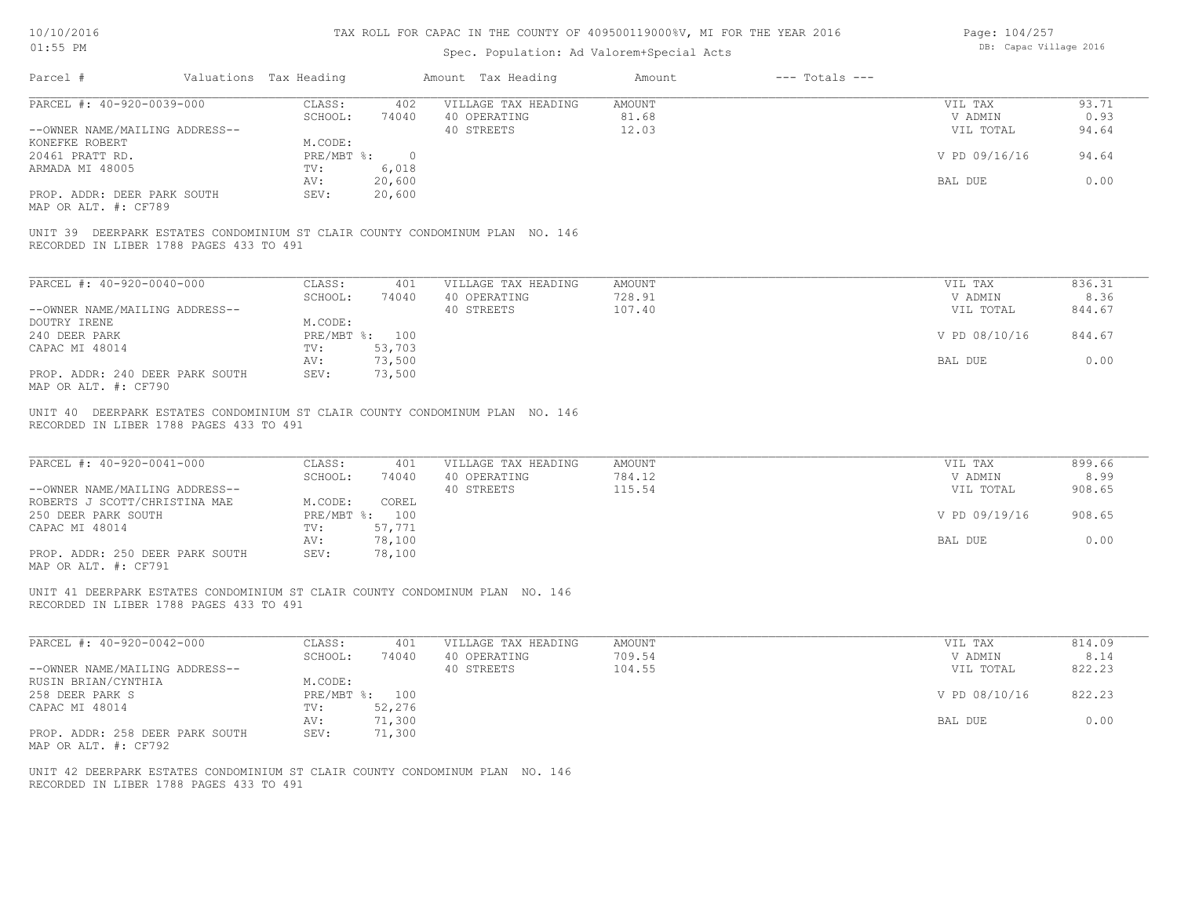TAX ROLL FOR CAPAC IN THE COUNTY OF 409500119000%V, MI FOR THE YEAR 2016

Spec. Population: Ad Valorem+Special Acts

| Parcel # | Valuations | Tax Heading | Amount | Tax Heading | Amount | --- Totals --- | |
|---|---|---|---|---|---|---|---|
| PARCEL #: 40-920-0039-000 | CLASS: | 402 | VILLAGE TAX HEADING | AMOUNT | | VIL TAX | 93.71 |
| | SCHOOL: | 74040 | 40 OPERATING | 81.68 | | V ADMIN | 0.93 |
| --OWNER NAME/MAILING ADDRESS-- | | | 40 STREETS | 12.03 | | VIL TOTAL | 94.64 |
| KONEFKE ROBERT | M.CODE: | | | | | | |
| 20461 PRATT RD. | PRE/MBT %: | 0 | | | | V PD 09/16/16 | 94.64 |
| ARMADA MI 48005 | TV: | 6,018 | | | | | |
| | AV: | 20,600 | | | | BAL DUE | 0.00 |
| PROP. ADDR: DEER PARK SOUTH | SEV: | 20,600 | | | | | |
| MAP OR ALT. #: CF789 | | | | | | | |

UNIT 39 DEERPARK ESTATES CONDOMINIUM ST CLAIR COUNTY CONDOMINUM PLAN NO. 146
RECORDED IN LIBER 1788 PAGES 433 TO 491

| Parcel # | Valuations | Tax Heading | Amount | Tax Heading | Amount | --- Totals --- | |
|---|---|---|---|---|---|---|---|
| PARCEL #: 40-920-0040-000 | CLASS: | 401 | VILLAGE TAX HEADING | AMOUNT | | VIL TAX | 836.31 |
| | SCHOOL: | 74040 | 40 OPERATING | 728.91 | | V ADMIN | 8.36 |
| --OWNER NAME/MAILING ADDRESS-- | | | 40 STREETS | 107.40 | | VIL TOTAL | 844.67 |
| DOUTRY IRENE | M.CODE: | | | | | | |
| 240 DEER PARK | PRE/MBT %: | 100 | | | | V PD 08/10/16 | 844.67 |
| CAPAC MI 48014 | TV: | 53,703 | | | | | |
| | AV: | 73,500 | | | | BAL DUE | 0.00 |
| PROP. ADDR: 240 DEER PARK SOUTH | SEV: | 73,500 | | | | | |
| MAP OR ALT. #: CF790 | | | | | | | |

UNIT 40 DEERPARK ESTATES CONDOMINIUM ST CLAIR COUNTY CONDOMINUM PLAN NO. 146
RECORDED IN LIBER 1788 PAGES 433 TO 491

| Parcel # | Valuations | Tax Heading | Amount | Tax Heading | Amount | --- Totals --- | |
|---|---|---|---|---|---|---|---|
| PARCEL #: 40-920-0041-000 | CLASS: | 401 | VILLAGE TAX HEADING | AMOUNT | | VIL TAX | 899.66 |
| | SCHOOL: | 74040 | 40 OPERATING | 784.12 | | V ADMIN | 8.99 |
| --OWNER NAME/MAILING ADDRESS-- | | | 40 STREETS | 115.54 | | VIL TOTAL | 908.65 |
| ROBERTS J SCOTT/CHRISTINA MAE | M.CODE: | COREL | | | | | |
| 250 DEER PARK SOUTH | PRE/MBT %: | 100 | | | | V PD 09/19/16 | 908.65 |
| CAPAC MI 48014 | TV: | 57,771 | | | | | |
| | AV: | 78,100 | | | | BAL DUE | 0.00 |
| PROP. ADDR: 250 DEER PARK SOUTH | SEV: | 78,100 | | | | | |
| MAP OR ALT. #: CF791 | | | | | | | |

UNIT 41 DEERPARK ESTATES CONDOMINIUM ST CLAIR COUNTY CONDOMINUM PLAN NO. 146
RECORDED IN LIBER 1788 PAGES 433 TO 491

| Parcel # | Valuations | Tax Heading | Amount | Tax Heading | Amount | --- Totals --- | |
|---|---|---|---|---|---|---|---|
| PARCEL #: 40-920-0042-000 | CLASS: | 401 | VILLAGE TAX HEADING | AMOUNT | | VIL TAX | 814.09 |
| | SCHOOL: | 74040 | 40 OPERATING | 709.54 | | V ADMIN | 8.14 |
| --OWNER NAME/MAILING ADDRESS-- | | | 40 STREETS | 104.55 | | VIL TOTAL | 822.23 |
| RUSIN BRIAN/CYNTHIA | M.CODE: | | | | | | |
| 258 DEER PARK S | PRE/MBT %: | 100 | | | | V PD 08/10/16 | 822.23 |
| CAPAC MI 48014 | TV: | 52,276 | | | | | |
| | AV: | 71,300 | | | | BAL DUE | 0.00 |
| PROP. ADDR: 258 DEER PARK SOUTH | SEV: | 71,300 | | | | | |
| MAP OR ALT. #: CF792 | | | | | | | |

UNIT 42 DEERPARK ESTATES CONDOMINIUM ST CLAIR COUNTY CONDOMINUM PLAN NO. 146
RECORDED IN LIBER 1788 PAGES 433 TO 491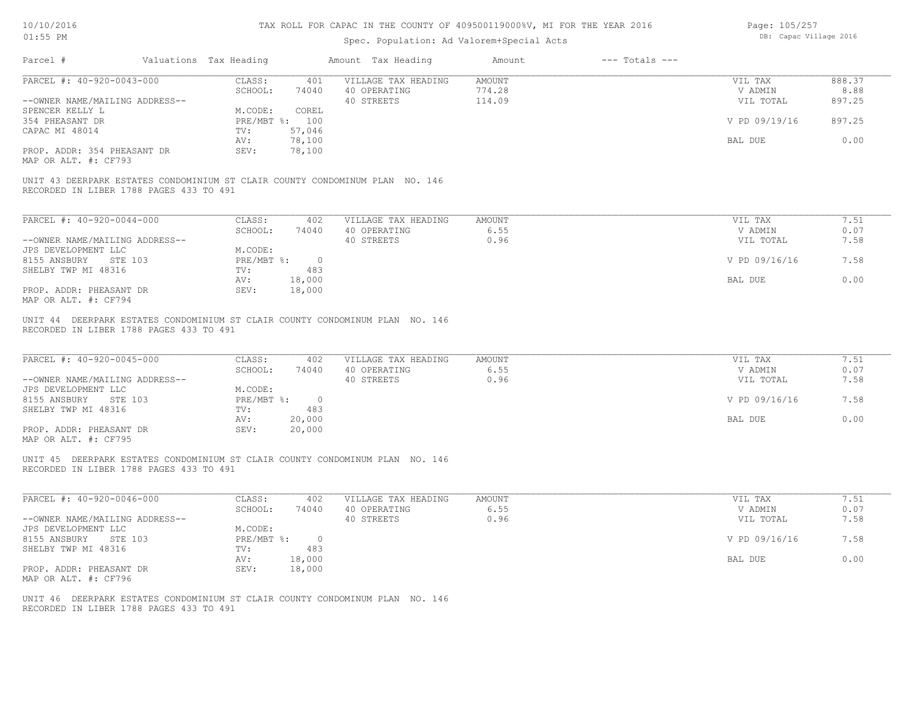TAX ROLL FOR CAPAC IN THE COUNTY OF 409500119000%V, MI FOR THE YEAR 2016

Spec. Population: Ad Valorem+Special Acts

| Parcel # | Valuations | Tax Heading | Amount | Tax Heading | Amount | --- Totals --- | |
|---|---|---|---|---|---|---|---|

**PARCEL #: 40-920-0043-000**

| | | | | | |
|---|---|---|---|---|---|
| CLASS: | 401 | VILLAGE TAX HEADING | AMOUNT | VIL TAX | 888.37 |
| SCHOOL: | 74040 | 40 OPERATING | 774.28 | V ADMIN | 8.88 |
| | | 40 STREETS | 114.09 | VIL TOTAL | 897.25 |
| M.CODE: | COREL | | | | |
| PRE/MBT %: | 100 | | | V PD 09/19/16 | 897.25 |
| TV: | 57,046 | | | | |
| AV: | 78,100 | | | BAL DUE | 0.00 |
| SEV: | 78,100 | | | | |

--OWNER NAME/MAILING ADDRESS--
SPENCER KELLY L
354 PHEASANT DR
CAPAC MI 48014

PROP. ADDR: 354 PHEASANT DR
MAP OR ALT. #: CF793

UNIT 43 DEERPARK ESTATES CONDOMINIUM ST CLAIR COUNTY CONDOMINUM PLAN NO. 146
RECORDED IN LIBER 1788 PAGES 433 TO 491

**PARCEL #: 40-920-0044-000**

| | | | | | |
|---|---|---|---|---|---|
| CLASS: | 402 | VILLAGE TAX HEADING | AMOUNT | VIL TAX | 7.51 |
| SCHOOL: | 74040 | 40 OPERATING | 6.55 | V ADMIN | 0.07 |
| | | 40 STREETS | 0.96 | VIL TOTAL | 7.58 |
| M.CODE: | | | | | |
| PRE/MBT %: | 0 | | | V PD 09/16/16 | 7.58 |
| TV: | 483 | | | | |
| AV: | 18,000 | | | BAL DUE | 0.00 |
| SEV: | 18,000 | | | | |

--OWNER NAME/MAILING ADDRESS--
JPS DEVELOPMENT LLC
8155 ANSBURY STE 103
SHELBY TWP MI 48316

PROP. ADDR: PHEASANT DR
MAP OR ALT. #: CF794

UNIT 44 DEERPARK ESTATES CONDOMINIUM ST CLAIR COUNTY CONDOMINUM PLAN NO. 146
RECORDED IN LIBER 1788 PAGES 433 TO 491

**PARCEL #: 40-920-0045-000**

| | | | | | |
|---|---|---|---|---|---|
| CLASS: | 402 | VILLAGE TAX HEADING | AMOUNT | VIL TAX | 7.51 |
| SCHOOL: | 74040 | 40 OPERATING | 6.55 | V ADMIN | 0.07 |
| | | 40 STREETS | 0.96 | VIL TOTAL | 7.58 |
| M.CODE: | | | | | |
| PRE/MBT %: | 0 | | | V PD 09/16/16 | 7.58 |
| TV: | 483 | | | | |
| AV: | 20,000 | | | BAL DUE | 0.00 |
| SEV: | 20,000 | | | | |

--OWNER NAME/MAILING ADDRESS--
JPS DEVELOPMENT LLC
8155 ANSBURY STE 103
SHELBY TWP MI 48316

PROP. ADDR: PHEASANT DR
MAP OR ALT. #: CF795

UNIT 45 DEERPARK ESTATES CONDOMINIUM ST CLAIR COUNTY CONDOMINUM PLAN NO. 146
RECORDED IN LIBER 1788 PAGES 433 TO 491

**PARCEL #: 40-920-0046-000**

| | | | | | |
|---|---|---|---|---|---|
| CLASS: | 402 | VILLAGE TAX HEADING | AMOUNT | VIL TAX | 7.51 |
| SCHOOL: | 74040 | 40 OPERATING | 6.55 | V ADMIN | 0.07 |
| | | 40 STREETS | 0.96 | VIL TOTAL | 7.58 |
| M.CODE: | | | | | |
| PRE/MBT %: | 0 | | | V PD 09/16/16 | 7.58 |
| TV: | 483 | | | | |
| AV: | 18,000 | | | BAL DUE | 0.00 |
| SEV: | 18,000 | | | | |

--OWNER NAME/MAILING ADDRESS--
JPS DEVELOPMENT LLC
8155 ANSBURY STE 103
SHELBY TWP MI 48316

PROP. ADDR: PHEASANT DR
MAP OR ALT. #: CF796

UNIT 46 DEERPARK ESTATES CONDOMINIUM ST CLAIR COUNTY CONDOMINUM PLAN NO. 146
RECORDED IN LIBER 1788 PAGES 433 TO 491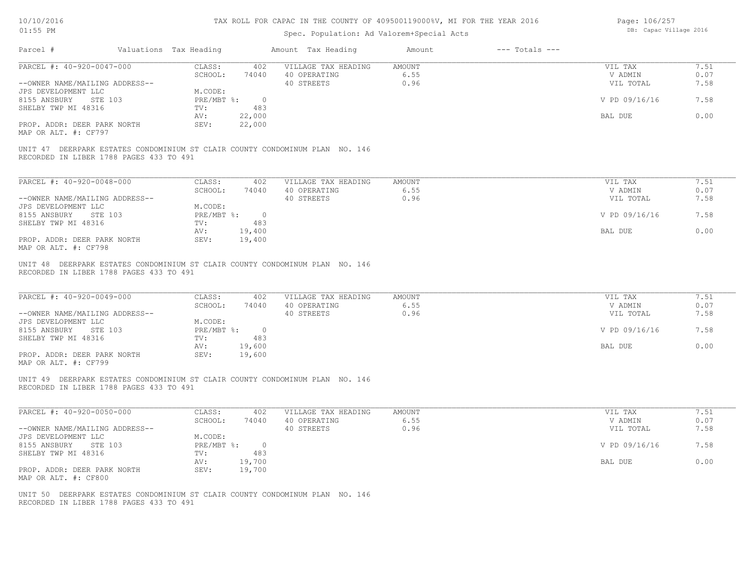# TAX ROLL FOR CAPAC IN THE COUNTY OF 409500119000%V, MI FOR THE YEAR 2016

Spec. Population: Ad Valorem+Special Acts

DB: Capac Village 2016

10/10/2016
01:55 PM

| Parcel # | Valuations Tax Heading | | Amount Tax Heading | Amount | --- Totals --- | |
|---|---|---|---|---|---|---|

---

**PARCEL #: 40-920-0047-000**

| | | | | | |
|---|---|---|---|---|---|
| --OWNER NAME/MAILING ADDRESS-- | CLASS: 402 | VILLAGE TAX HEADING | AMOUNT | VIL TAX | 7.51 |
| JPS DEVELOPMENT LLC | SCHOOL: 74040 | 40 OPERATING | 6.55 | V ADMIN | 0.07 |
| 8155 ANSBURY STE 103 | M.CODE: | 40 STREETS | 0.96 | VIL TOTAL | 7.58 |
| SHELBY TWP MI 48316 | PRE/MBT %: 0 | | | V PD 09/16/16 | 7.58 |
| | TV: 483 | | | | |
| | AV: 22,000 | | | BAL DUE | 0.00 |
| PROP. ADDR: DEER PARK NORTH | SEV: 22,000 | | | | |
| MAP OR ALT. #: CF797 | | | | | |

UNIT 47 DEERPARK ESTATES CONDOMINIUM ST CLAIR COUNTY CONDOMINUM PLAN NO. 146
RECORDED IN LIBER 1788 PAGES 433 TO 491

---

**PARCEL #: 40-920-0048-000**

| | | | | | |
|---|---|---|---|---|---|
| --OWNER NAME/MAILING ADDRESS-- | CLASS: 402 | VILLAGE TAX HEADING | AMOUNT | VIL TAX | 7.51 |
| JPS DEVELOPMENT LLC | SCHOOL: 74040 | 40 OPERATING | 6.55 | V ADMIN | 0.07 |
| 8155 ANSBURY STE 103 | M.CODE: | 40 STREETS | 0.96 | VIL TOTAL | 7.58 |
| SHELBY TWP MI 48316 | PRE/MBT %: 0 | | | V PD 09/16/16 | 7.58 |
| | TV: 483 | | | | |
| | AV: 19,400 | | | BAL DUE | 0.00 |
| PROP. ADDR: DEER PARK NORTH | SEV: 19,400 | | | | |
| MAP OR ALT. #: CF798 | | | | | |

UNIT 48 DEERPARK ESTATES CONDOMINIUM ST CLAIR COUNTY CONDOMINUM PLAN NO. 146
RECORDED IN LIBER 1788 PAGES 433 TO 491

---

**PARCEL #: 40-920-0049-000**

| | | | | | |
|---|---|---|---|---|---|
| --OWNER NAME/MAILING ADDRESS-- | CLASS: 402 | VILLAGE TAX HEADING | AMOUNT | VIL TAX | 7.51 |
| JPS DEVELOPMENT LLC | SCHOOL: 74040 | 40 OPERATING | 6.55 | V ADMIN | 0.07 |
| 8155 ANSBURY STE 103 | M.CODE: | 40 STREETS | 0.96 | VIL TOTAL | 7.58 |
| SHELBY TWP MI 48316 | PRE/MBT %: 0 | | | V PD 09/16/16 | 7.58 |
| | TV: 483 | | | | |
| | AV: 19,600 | | | BAL DUE | 0.00 |
| PROP. ADDR: DEER PARK NORTH | SEV: 19,600 | | | | |
| MAP OR ALT. #: CF799 | | | | | |

UNIT 49 DEERPARK ESTATES CONDOMINIUM ST CLAIR COUNTY CONDOMINUM PLAN NO. 146
RECORDED IN LIBER 1788 PAGES 433 TO 491

---

**PARCEL #: 40-920-0050-000**

| | | | | | |
|---|---|---|---|---|---|
| --OWNER NAME/MAILING ADDRESS-- | CLASS: 402 | VILLAGE TAX HEADING | AMOUNT | VIL TAX | 7.51 |
| JPS DEVELOPMENT LLC | SCHOOL: 74040 | 40 OPERATING | 6.55 | V ADMIN | 0.07 |
| 8155 ANSBURY STE 103 | M.CODE: | 40 STREETS | 0.96 | VIL TOTAL | 7.58 |
| SHELBY TWP MI 48316 | PRE/MBT %: 0 | | | V PD 09/16/16 | 7.58 |
| | TV: 483 | | | | |
| | AV: 19,700 | | | BAL DUE | 0.00 |
| PROP. ADDR: DEER PARK NORTH | SEV: 19,700 | | | | |
| MAP OR ALT. #: CF800 | | | | | |

UNIT 50 DEERPARK ESTATES CONDOMINIUM ST CLAIR COUNTY CONDOMINUM PLAN NO. 146
RECORDED IN LIBER 1788 PAGES 433 TO 491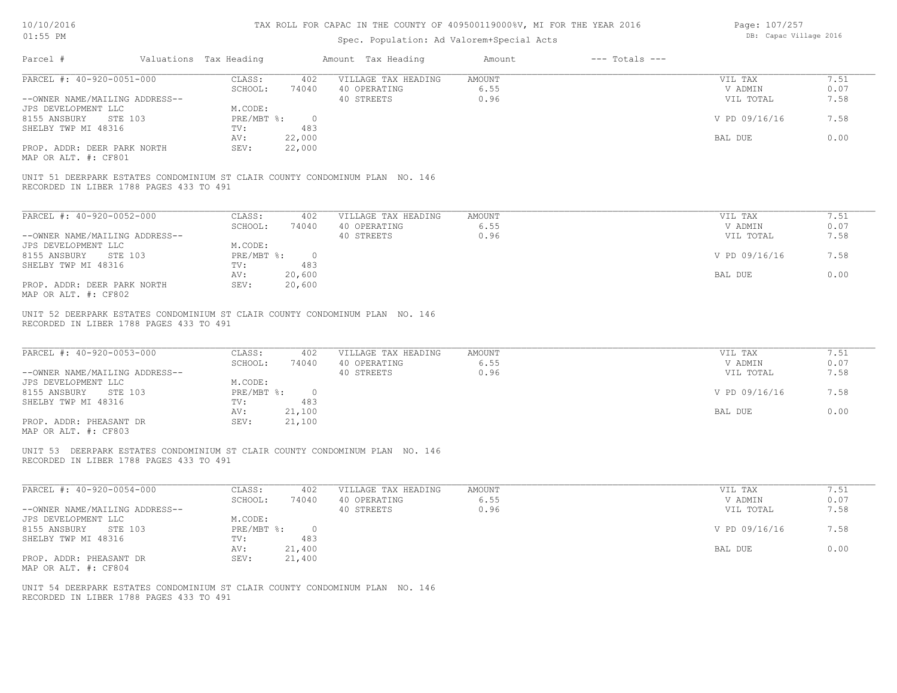TAX ROLL FOR CAPAC IN THE COUNTY OF 409500119000%V, MI FOR THE YEAR 2016

Spec. Population: Ad Valorem+Special Acts

| Parcel # | Valuations | Tax Heading | Amount | Tax Heading | Amount | --- Totals --- | |
|---|---|---|---|---|---|---|---|
| PARCEL #: 40-920-0051-000 | CLASS: | 402 | VILLAGE TAX HEADING | AMOUNT | | VIL TAX | 7.51 |
| | SCHOOL: | 74040 | 40 OPERATING | 6.55 | | V ADMIN | 0.07 |
| --OWNER NAME/MAILING ADDRESS-- | | | 40 STREETS | 0.96 | | VIL TOTAL | 7.58 |
| JPS DEVELOPMENT LLC | M.CODE: | | | | | | |
| 8155 ANSBURY STE 103 | PRE/MBT %: | 0 | | | | V PD 09/16/16 | 7.58 |
| SHELBY TWP MI 48316 | TV: | 483 | | | | | |
| | AV: | 22,000 | | | | BAL DUE | 0.00 |
| PROP. ADDR: DEER PARK NORTH | SEV: | 22,000 | | | | | |
| MAP OR ALT. #: CF801 | | | | | | | |

UNIT 51 DEERPARK ESTATES CONDOMINIUM ST CLAIR COUNTY CONDOMINIUM PLAN NO. 146
RECORDED IN LIBER 1788 PAGES 433 TO 491

| Parcel # | Valuations | Tax Heading | Amount | Tax Heading | Amount | --- Totals --- | |
|---|---|---|---|---|---|---|---|
| PARCEL #: 40-920-0052-000 | CLASS: | 402 | VILLAGE TAX HEADING | AMOUNT | | VIL TAX | 7.51 |
| | SCHOOL: | 74040 | 40 OPERATING | 6.55 | | V ADMIN | 0.07 |
| --OWNER NAME/MAILING ADDRESS-- | | | 40 STREETS | 0.96 | | VIL TOTAL | 7.58 |
| JPS DEVELOPMENT LLC | M.CODE: | | | | | | |
| 8155 ANSBURY STE 103 | PRE/MBT %: | 0 | | | | V PD 09/16/16 | 7.58 |
| SHELBY TWP MI 48316 | TV: | 483 | | | | | |
| | AV: | 20,600 | | | | BAL DUE | 0.00 |
| PROP. ADDR: DEER PARK NORTH | SEV: | 20,600 | | | | | |
| MAP OR ALT. #: CF802 | | | | | | | |

UNIT 52 DEERPARK ESTATES CONDOMINIUM ST CLAIR COUNTY CONDOMINIUM PLAN NO. 146
RECORDED IN LIBER 1788 PAGES 433 TO 491

| Parcel # | Valuations | Tax Heading | Amount | Tax Heading | Amount | --- Totals --- | |
|---|---|---|---|---|---|---|---|
| PARCEL #: 40-920-0053-000 | CLASS: | 402 | VILLAGE TAX HEADING | AMOUNT | | VIL TAX | 7.51 |
| | SCHOOL: | 74040 | 40 OPERATING | 6.55 | | V ADMIN | 0.07 |
| --OWNER NAME/MAILING ADDRESS-- | | | 40 STREETS | 0.96 | | VIL TOTAL | 7.58 |
| JPS DEVELOPMENT LLC | M.CODE: | | | | | | |
| 8155 ANSBURY STE 103 | PRE/MBT %: | 0 | | | | V PD 09/16/16 | 7.58 |
| SHELBY TWP MI 48316 | TV: | 483 | | | | | |
| | AV: | 21,100 | | | | BAL DUE | 0.00 |
| PROP. ADDR: PHEASANT DR | SEV: | 21,100 | | | | | |
| MAP OR ALT. #: CF803 | | | | | | | |

UNIT 53 DEERPARK ESTATES CONDOMINIUM ST CLAIR COUNTY CONDOMINUM PLAN NO. 146
RECORDED IN LIBER 1788 PAGES 433 TO 491

| Parcel # | Valuations | Tax Heading | Amount | Tax Heading | Amount | --- Totals --- | |
|---|---|---|---|---|---|---|---|
| PARCEL #: 40-920-0054-000 | CLASS: | 402 | VILLAGE TAX HEADING | AMOUNT | | VIL TAX | 7.51 |
| | SCHOOL: | 74040 | 40 OPERATING | 6.55 | | V ADMIN | 0.07 |
| --OWNER NAME/MAILING ADDRESS-- | | | 40 STREETS | 0.96 | | VIL TOTAL | 7.58 |
| JPS DEVELOPMENT LLC | M.CODE: | | | | | | |
| 8155 ANSBURY STE 103 | PRE/MBT %: | 0 | | | | V PD 09/16/16 | 7.58 |
| SHELBY TWP MI 48316 | TV: | 483 | | | | | |
| | AV: | 21,400 | | | | BAL DUE | 0.00 |
| PROP. ADDR: PHEASANT DR | SEV: | 21,400 | | | | | |
| MAP OR ALT. #: CF804 | | | | | | | |

UNIT 54 DEERPARK ESTATES CONDOMINIUM ST CLAIR COUNTY CONDOMINUM PLAN NO. 146
RECORDED IN LIBER 1788 PAGES 433 TO 491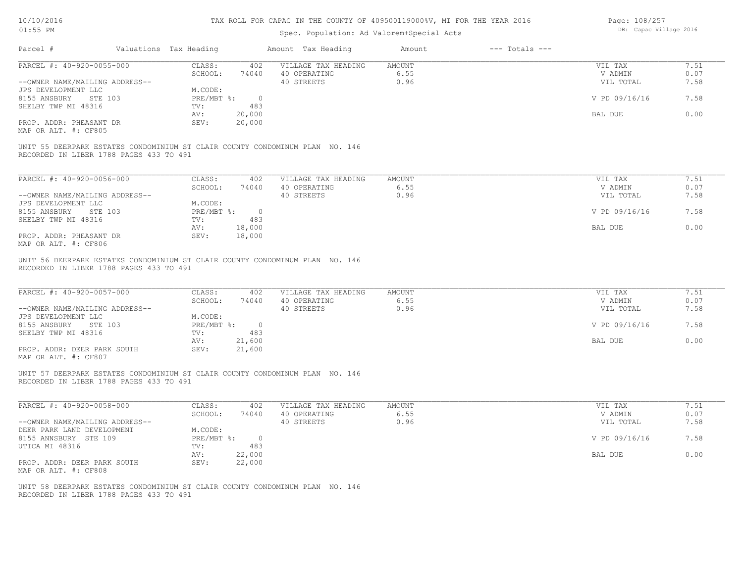| Parcel # | Valuations | Tax Heading | Amount | Tax Heading | Amount | --- Totals --- | |
|---|---|---|---|---|---|---|---|
| PARCEL #: 40-920-0055-000 | CLASS: | 402 | VILLAGE TAX HEADING | AMOUNT | | VIL TAX | 7.51 |
| | SCHOOL: | 74040 | 40 OPERATING | 6.55 | | V ADMIN | 0.07 |
| --OWNER NAME/MAILING ADDRESS-- | | | 40 STREETS | 0.96 | | VIL TOTAL | 7.58 |
| JPS DEVELOPMENT LLC | M.CODE: | | | | | | |
| 8155 ANSBURY STE 103 | PRE/MBT %: | 0 | | | | V PD 09/16/16 | 7.58 |
| SHELBY TWP MI 48316 | TV: | 483 | | | | | |
| | AV: | 20,000 | | | | BAL DUE | 0.00 |
| PROP. ADDR: PHEASANT DR | SEV: | 20,000 | | | | | |
| MAP OR ALT. #: CF805 | | | | | | | |

UNIT 55 DEERPARK ESTATES CONDOMINIUM ST CLAIR COUNTY CONDOMINUM PLAN NO. 146
RECORDED IN LIBER 1788 PAGES 433 TO 491

| Parcel # | Valuations | Tax Heading | Amount | Tax Heading | Amount | --- Totals --- | |
|---|---|---|---|---|---|---|---|
| PARCEL #: 40-920-0056-000 | CLASS: | 402 | VILLAGE TAX HEADING | AMOUNT | | VIL TAX | 7.51 |
| | SCHOOL: | 74040 | 40 OPERATING | 6.55 | | V ADMIN | 0.07 |
| --OWNER NAME/MAILING ADDRESS-- | | | 40 STREETS | 0.96 | | VIL TOTAL | 7.58 |
| JPS DEVELOPMENT LLC | M.CODE: | | | | | | |
| 8155 ANSBURY STE 103 | PRE/MBT %: | 0 | | | | V PD 09/16/16 | 7.58 |
| SHELBY TWP MI 48316 | TV: | 483 | | | | | |
| | AV: | 18,000 | | | | BAL DUE | 0.00 |
| PROP. ADDR: PHEASANT DR | SEV: | 18,000 | | | | | |
| MAP OR ALT. #: CF806 | | | | | | | |

UNIT 56 DEERPARK ESTATES CONDOMINIUM ST CLAIR COUNTY CONDOMINUM PLAN NO. 146
RECORDED IN LIBER 1788 PAGES 433 TO 491

| Parcel # | Valuations | Tax Heading | Amount | Tax Heading | Amount | --- Totals --- | |
|---|---|---|---|---|---|---|---|
| PARCEL #: 40-920-0057-000 | CLASS: | 402 | VILLAGE TAX HEADING | AMOUNT | | VIL TAX | 7.51 |
| | SCHOOL: | 74040 | 40 OPERATING | 6.55 | | V ADMIN | 0.07 |
| --OWNER NAME/MAILING ADDRESS-- | | | 40 STREETS | 0.96 | | VIL TOTAL | 7.58 |
| JPS DEVELOPMENT LLC | M.CODE: | | | | | | |
| 8155 ANSBURY STE 103 | PRE/MBT %: | 0 | | | | V PD 09/16/16 | 7.58 |
| SHELBY TWP MI 48316 | TV: | 483 | | | | | |
| | AV: | 21,600 | | | | BAL DUE | 0.00 |
| PROP. ADDR: DEER PARK SOUTH | SEV: | 21,600 | | | | | |
| MAP OR ALT. #: CF807 | | | | | | | |

UNIT 57 DEERPARK ESTATES CONDOMINIUM ST CLAIR COUNTY CONDOMINUM PLAN NO. 146
RECORDED IN LIBER 1788 PAGES 433 TO 491

| Parcel # | Valuations | Tax Heading | Amount | Tax Heading | Amount | --- Totals --- | |
|---|---|---|---|---|---|---|---|
| PARCEL #: 40-920-0058-000 | CLASS: | 402 | VILLAGE TAX HEADING | AMOUNT | | VIL TAX | 7.51 |
| | SCHOOL: | 74040 | 40 OPERATING | 6.55 | | V ADMIN | 0.07 |
| --OWNER NAME/MAILING ADDRESS-- | | | 40 STREETS | 0.96 | | VIL TOTAL | 7.58 |
| DEER PARK LAND DEVELOPMENT | M.CODE: | | | | | | |
| 8155 ANNSBURY STE 109 | PRE/MBT %: | 0 | | | | V PD 09/16/16 | 7.58 |
| UTICA MI 48316 | TV: | 483 | | | | | |
| | AV: | 22,000 | | | | BAL DUE | 0.00 |
| PROP. ADDR: DEER PARK SOUTH | SEV: | 22,000 | | | | | |
| MAP OR ALT. #: CF808 | | | | | | | |

UNIT 58 DEERPARK ESTATES CONDOMINIUM ST CLAIR COUNTY CONDOMINUM PLAN NO. 146
RECORDED IN LIBER 1788 PAGES 433 TO 491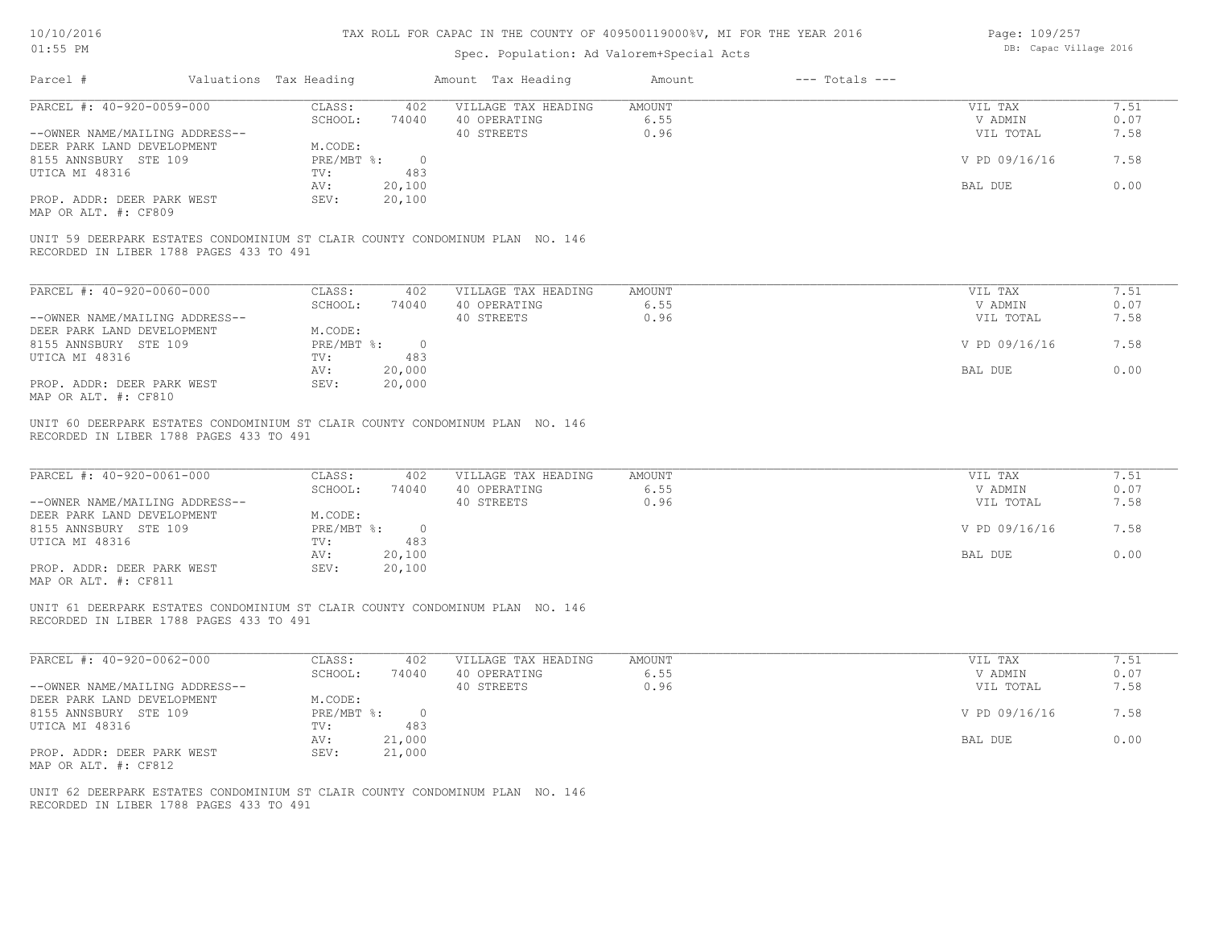TAX ROLL FOR CAPAC IN THE COUNTY OF 409500119000%V, MI FOR THE YEAR 2016

Spec. Population: Ad Valorem+Special Acts

| Parcel # | Valuations | Tax Heading | Amount | Tax Heading | Amount | --- Totals --- | |
|---|---|---|---|---|---|---|---|
| PARCEL #: 40-920-0059-000 | CLASS: | 402 | VILLAGE TAX HEADING | AMOUNT | | VIL TAX | 7.51 |
| | SCHOOL: | 74040 | 40 OPERATING | 6.55 | | V ADMIN | 0.07 |
| --OWNER NAME/MAILING ADDRESS-- | | | 40 STREETS | 0.96 | | VIL TOTAL | 7.58 |
| DEER PARK LAND DEVELOPMENT | M.CODE: | | | | | | |
| 8155 ANNSBURY STE 109 | PRE/MBT %: | 0 | | | | V PD 09/16/16 | 7.58 |
| UTICA MI 48316 | TV: | 483 | | | | | |
| | AV: | 20,100 | | | | BAL DUE | 0.00 |
| PROP. ADDR: DEER PARK WEST | SEV: | 20,100 | | | | | |
| MAP OR ALT. #: CF809 | | | | | | | |

UNIT 59 DEERPARK ESTATES CONDOMINIUM ST CLAIR COUNTY CONDOMINUM PLAN NO. 146
RECORDED IN LIBER 1788 PAGES 433 TO 491

| Parcel # | Valuations | Tax Heading | Amount | Tax Heading | Amount | --- Totals --- | |
|---|---|---|---|---|---|---|---|
| PARCEL #: 40-920-0060-000 | CLASS: | 402 | VILLAGE TAX HEADING | AMOUNT | | VIL TAX | 7.51 |
| | SCHOOL: | 74040 | 40 OPERATING | 6.55 | | V ADMIN | 0.07 |
| --OWNER NAME/MAILING ADDRESS-- | | | 40 STREETS | 0.96 | | VIL TOTAL | 7.58 |
| DEER PARK LAND DEVELOPMENT | M.CODE: | | | | | | |
| 8155 ANNSBURY STE 109 | PRE/MBT %: | 0 | | | | V PD 09/16/16 | 7.58 |
| UTICA MI 48316 | TV: | 483 | | | | | |
| | AV: | 20,000 | | | | BAL DUE | 0.00 |
| PROP. ADDR: DEER PARK WEST | SEV: | 20,000 | | | | | |
| MAP OR ALT. #: CF810 | | | | | | | |

UNIT 60 DEERPARK ESTATES CONDOMINIUM ST CLAIR COUNTY CONDOMINUM PLAN NO. 146
RECORDED IN LIBER 1788 PAGES 433 TO 491

| Parcel # | Valuations | Tax Heading | Amount | Tax Heading | Amount | --- Totals --- | |
|---|---|---|---|---|---|---|---|
| PARCEL #: 40-920-0061-000 | CLASS: | 402 | VILLAGE TAX HEADING | AMOUNT | | VIL TAX | 7.51 |
| | SCHOOL: | 74040 | 40 OPERATING | 6.55 | | V ADMIN | 0.07 |
| --OWNER NAME/MAILING ADDRESS-- | | | 40 STREETS | 0.96 | | VIL TOTAL | 7.58 |
| DEER PARK LAND DEVELOPMENT | M.CODE: | | | | | | |
| 8155 ANNSBURY STE 109 | PRE/MBT %: | 0 | | | | V PD 09/16/16 | 7.58 |
| UTICA MI 48316 | TV: | 483 | | | | | |
| | AV: | 20,100 | | | | BAL DUE | 0.00 |
| PROP. ADDR: DEER PARK WEST | SEV: | 20,100 | | | | | |
| MAP OR ALT. #: CF811 | | | | | | | |

UNIT 61 DEERPARK ESTATES CONDOMINIUM ST CLAIR COUNTY CONDOMINUM PLAN NO. 146
RECORDED IN LIBER 1788 PAGES 433 TO 491

| Parcel # | Valuations | Tax Heading | Amount | Tax Heading | Amount | --- Totals --- | |
|---|---|---|---|---|---|---|---|
| PARCEL #: 40-920-0062-000 | CLASS: | 402 | VILLAGE TAX HEADING | AMOUNT | | VIL TAX | 7.51 |
| | SCHOOL: | 74040 | 40 OPERATING | 6.55 | | V ADMIN | 0.07 |
| --OWNER NAME/MAILING ADDRESS-- | | | 40 STREETS | 0.96 | | VIL TOTAL | 7.58 |
| DEER PARK LAND DEVELOPMENT | M.CODE: | | | | | | |
| 8155 ANNSBURY STE 109 | PRE/MBT %: | 0 | | | | V PD 09/16/16 | 7.58 |
| UTICA MI 48316 | TV: | 483 | | | | | |
| | AV: | 21,000 | | | | BAL DUE | 0.00 |
| PROP. ADDR: DEER PARK WEST | SEV: | 21,000 | | | | | |
| MAP OR ALT. #: CF812 | | | | | | | |

UNIT 62 DEERPARK ESTATES CONDOMINIUM ST CLAIR COUNTY CONDOMINUM PLAN NO. 146
RECORDED IN LIBER 1788 PAGES 433 TO 491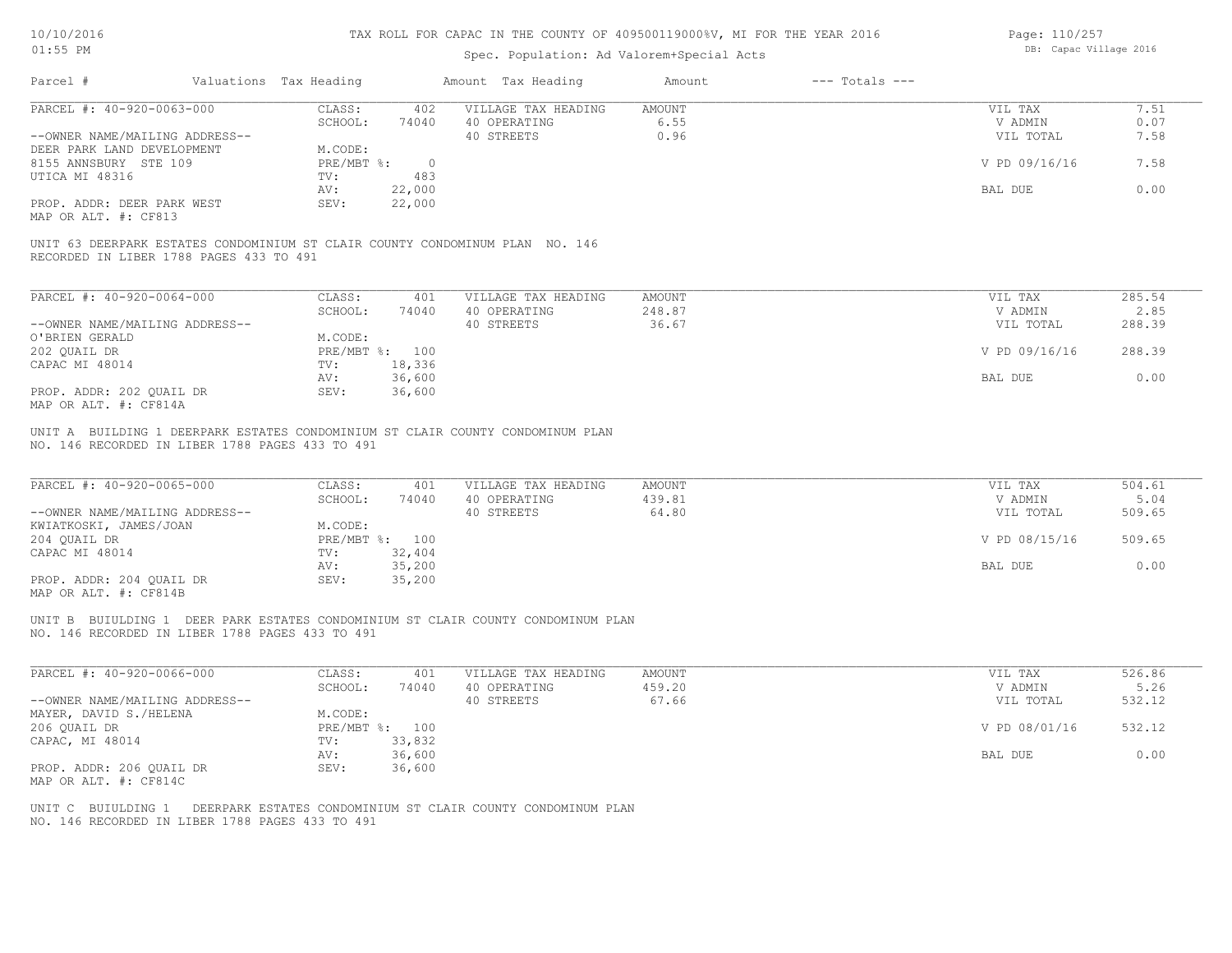TAX ROLL FOR CAPAC IN THE COUNTY OF 409500119000%V, MI FOR THE YEAR 2016

Spec. Population: Ad Valorem+Special Acts

| Parcel # | Valuations | Tax Heading | Amount | Tax Heading | Amount | --- Totals --- | |
|---|---|---|---|---|---|---|---|
| PARCEL #: 40-920-0063-000 | CLASS: | 402 | VILLAGE TAX HEADING | AMOUNT | | VIL TAX | 7.51 |
| | SCHOOL: | 74040 | 40 OPERATING | 6.55 | | V ADMIN | 0.07 |
| --OWNER NAME/MAILING ADDRESS-- | | | 40 STREETS | 0.96 | | VIL TOTAL | 7.58 |
| DEER PARK LAND DEVELOPMENT | M.CODE: | | | | | | |
| 8155 ANNSBURY STE 109 | PRE/MBT %: | 0 | | | | V PD 09/16/16 | 7.58 |
| UTICA MI 48316 | TV: | 483 | | | | | |
| | AV: | 22,000 | | | | BAL DUE | 0.00 |
| PROP. ADDR: DEER PARK WEST | SEV: | 22,000 | | | | | |
| MAP OR ALT. #: CF813 | | | | | | | |

UNIT 63 DEERPARK ESTATES CONDOMINIUM ST CLAIR COUNTY CONDOMINUM PLAN NO. 146 RECORDED IN LIBER 1788 PAGES 433 TO 491

| Parcel # | Valuations | Tax Heading | Amount | Tax Heading | Amount | --- Totals --- | |
|---|---|---|---|---|---|---|---|
| PARCEL #: 40-920-0064-000 | CLASS: | 401 | VILLAGE TAX HEADING | AMOUNT | | VIL TAX | 285.54 |
| | SCHOOL: | 74040 | 40 OPERATING | 248.87 | | V ADMIN | 2.85 |
| --OWNER NAME/MAILING ADDRESS-- | | | 40 STREETS | 36.67 | | VIL TOTAL | 288.39 |
| O'BRIEN GERALD | M.CODE: | | | | | | |
| 202 QUAIL DR | PRE/MBT %: | 100 | | | | V PD 09/16/16 | 288.39 |
| CAPAC MI 48014 | TV: | 18,336 | | | | | |
| | AV: | 36,600 | | | | BAL DUE | 0.00 |
| PROP. ADDR: 202 QUAIL DR | SEV: | 36,600 | | | | | |
| MAP OR ALT. #: CF814A | | | | | | | |

UNIT A BUILDING 1 DEERPARK ESTATES CONDOMINIUM ST CLAIR COUNTY CONDOMINUM PLAN NO. 146 RECORDED IN LIBER 1788 PAGES 433 TO 491

| Parcel # | Valuations | Tax Heading | Amount | Tax Heading | Amount | --- Totals --- | |
|---|---|---|---|---|---|---|---|
| PARCEL #: 40-920-0065-000 | CLASS: | 401 | VILLAGE TAX HEADING | AMOUNT | | VIL TAX | 504.61 |
| | SCHOOL: | 74040 | 40 OPERATING | 439.81 | | V ADMIN | 5.04 |
| --OWNER NAME/MAILING ADDRESS-- | | | 40 STREETS | 64.80 | | VIL TOTAL | 509.65 |
| KWIATKOSKI, JAMES/JOAN | M.CODE: | | | | | | |
| 204 QUAIL DR | PRE/MBT %: | 100 | | | | V PD 08/15/16 | 509.65 |
| CAPAC MI 48014 | TV: | 32,404 | | | | | |
| | AV: | 35,200 | | | | BAL DUE | 0.00 |
| PROP. ADDR: 204 QUAIL DR | SEV: | 35,200 | | | | | |
| MAP OR ALT. #: CF814B | | | | | | | |

UNIT B BUIULDING 1 DEER PARK ESTATES CONDOMINIUM ST CLAIR COUNTY CONDOMINUM PLAN NO. 146 RECORDED IN LIBER 1788 PAGES 433 TO 491

| Parcel # | Valuations | Tax Heading | Amount | Tax Heading | Amount | --- Totals --- | |
|---|---|---|---|---|---|---|---|
| PARCEL #: 40-920-0066-000 | CLASS: | 401 | VILLAGE TAX HEADING | AMOUNT | | VIL TAX | 526.86 |
| | SCHOOL: | 74040 | 40 OPERATING | 459.20 | | V ADMIN | 5.26 |
| --OWNER NAME/MAILING ADDRESS-- | | | 40 STREETS | 67.66 | | VIL TOTAL | 532.12 |
| MAYER, DAVID S./HELENA | M.CODE: | | | | | | |
| 206 QUAIL DR | PRE/MBT %: | 100 | | | | V PD 08/01/16 | 532.12 |
| CAPAC, MI 48014 | TV: | 33,832 | | | | | |
| | AV: | 36,600 | | | | BAL DUE | 0.00 |
| PROP. ADDR: 206 QUAIL DR | SEV: | 36,600 | | | | | |
| MAP OR ALT. #: CF814C | | | | | | | |

UNIT C BUIULDING 1 DEERPARK ESTATES CONDOMINIUM ST CLAIR COUNTY CONDOMINUM PLAN NO. 146 RECORDED IN LIBER 1788 PAGES 433 TO 491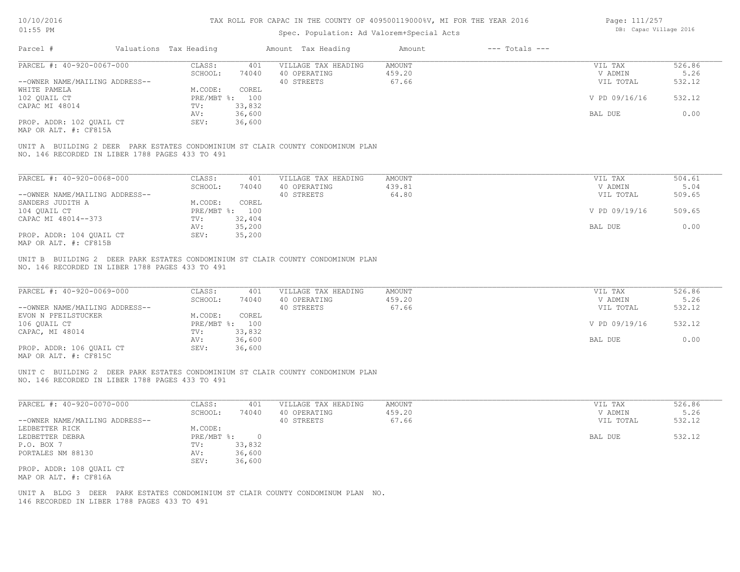TAX ROLL FOR CAPAC IN THE COUNTY OF 409500119000%V, MI FOR THE YEAR 2016

Spec. Population: Ad Valorem+Special Acts

DB: Capac Village 2016

10/10/2016
01:55 PM

| Parcel # | Valuations | Tax Heading | Amount | Tax Heading | Amount | --- Totals --- | |
|---|---|---|---|---|---|---|---|

**PARCEL #: 40-920-0067-000**

| | | | | | |
|---|---|---|---|---|---|
| CLASS: | 401 | VILLAGE TAX HEADING | AMOUNT | VIL TAX | 526.86 |
| SCHOOL: | 74040 | 40 OPERATING | 459.20 | V ADMIN | 5.26 |
| | | 40 STREETS | 67.66 | VIL TOTAL | 532.12 |
| M.CODE: | COREL | | | | |
| PRE/MBT %: | 100 | | | V PD 09/16/16 | 532.12 |
| TV: | 33,832 | | | | |
| AV: | 36,600 | | | BAL DUE | 0.00 |
| SEV: | 36,600 | | | | |

--OWNER NAME/MAILING ADDRESS--
WHITE PAMELA
102 QUAIL CT
CAPAC MI 48014

PROP. ADDR: 102 QUAIL CT
MAP OR ALT. #: CF815A

UNIT A BUILDING 2 DEER PARK ESTATES CONDOMINIUM ST CLAIR COUNTY CONDOMINUM PLAN NO. 146 RECORDED IN LIBER 1788 PAGES 433 TO 491

**PARCEL #: 40-920-0068-000**

| | | | | | |
|---|---|---|---|---|---|
| CLASS: | 401 | VILLAGE TAX HEADING | AMOUNT | VIL TAX | 504.61 |
| SCHOOL: | 74040 | 40 OPERATING | 439.81 | V ADMIN | 5.04 |
| | | 40 STREETS | 64.80 | VIL TOTAL | 509.65 |
| M.CODE: | COREL | | | | |
| PRE/MBT %: | 100 | | | V PD 09/19/16 | 509.65 |
| TV: | 32,404 | | | | |
| AV: | 35,200 | | | BAL DUE | 0.00 |
| SEV: | 35,200 | | | | |

--OWNER NAME/MAILING ADDRESS--
SANDERS JUDITH A
104 QUAIL CT
CAPAC MI 48014--373

PROP. ADDR: 104 QUAIL CT
MAP OR ALT. #: CF815B

UNIT B BUILDING 2 DEER PARK ESTATES CONDOMINIUM ST CLAIR COUNTY CONDOMINUM PLAN NO. 146 RECORDED IN LIBER 1788 PAGES 433 TO 491

**PARCEL #: 40-920-0069-000**

| | | | | | |
|---|---|---|---|---|---|
| CLASS: | 401 | VILLAGE TAX HEADING | AMOUNT | VIL TAX | 526.86 |
| SCHOOL: | 74040 | 40 OPERATING | 459.20 | V ADMIN | 5.26 |
| | | 40 STREETS | 67.66 | VIL TOTAL | 532.12 |
| M.CODE: | COREL | | | | |
| PRE/MBT %: | 100 | | | V PD 09/19/16 | 532.12 |
| TV: | 33,832 | | | | |
| AV: | 36,600 | | | BAL DUE | 0.00 |
| SEV: | 36,600 | | | | |

--OWNER NAME/MAILING ADDRESS--
EVON N PFEILSTUCKER
106 QUAIL CT
CAPAC, MI 48014

PROP. ADDR: 106 QUAIL CT
MAP OR ALT. #: CF815C

UNIT C BUILDING 2 DEER PARK ESTATES CONDOMINIUM ST CLAIR COUNTY CONDOMINUM PLAN NO. 146 RECORDED IN LIBER 1788 PAGES 433 TO 491

**PARCEL #: 40-920-0070-000**

| | | | | | |
|---|---|---|---|---|---|
| CLASS: | 401 | VILLAGE TAX HEADING | AMOUNT | VIL TAX | 526.86 |
| SCHOOL: | 74040 | 40 OPERATING | 459.20 | V ADMIN | 5.26 |
| | | 40 STREETS | 67.66 | VIL TOTAL | 532.12 |
| M.CODE: | | | | | |
| PRE/MBT %: | 0 | | | BAL DUE | 532.12 |
| TV: | 33,832 | | | | |
| AV: | 36,600 | | | | |
| SEV: | 36,600 | | | | |

--OWNER NAME/MAILING ADDRESS--
LEDBETTER RICK
LEDBETTER DEBRA
P.O. BOX 7
PORTALES NM 88130

PROP. ADDR: 108 QUAIL CT
MAP OR ALT. #: CF816A

UNIT A BLDG 3 DEER PARK ESTATES CONDOMINIUM ST CLAIR COUNTY CONDOMINUM PLAN NO. 146 RECORDED IN LIBER 1788 PAGES 433 TO 491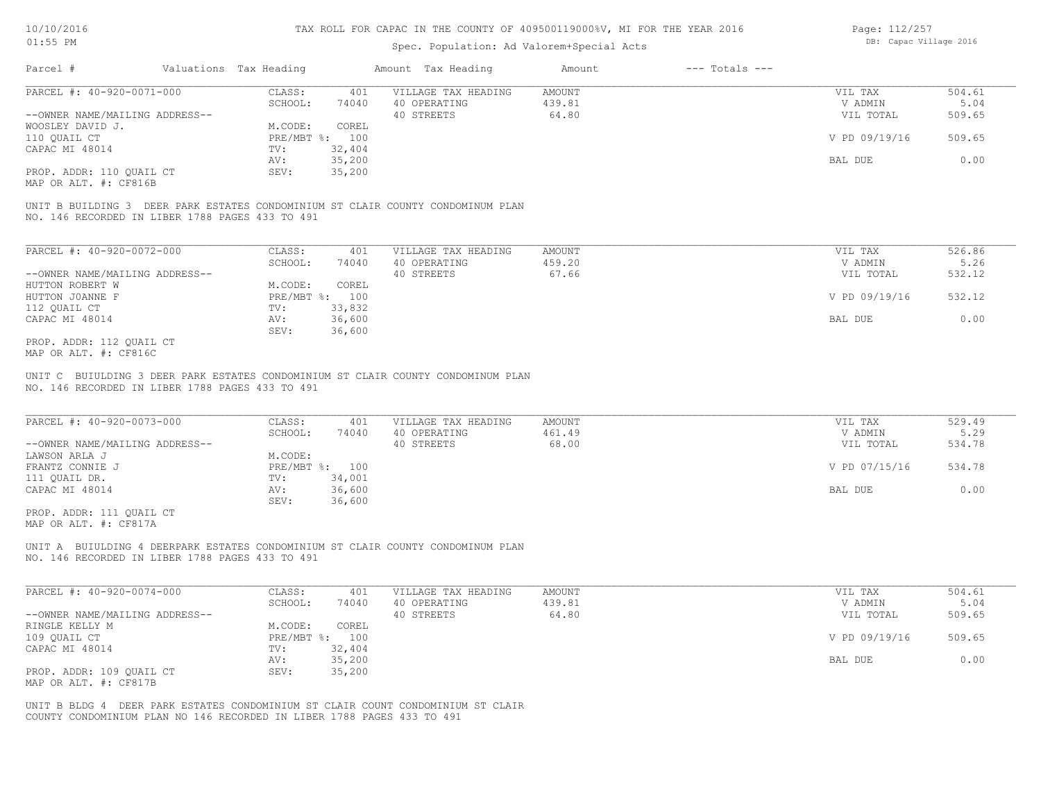TAX ROLL FOR CAPAC IN THE COUNTY OF 409500119000%V, MI FOR THE YEAR 2016

Spec. Population: Ad Valorem+Special Acts

| Parcel # | Valuations | Tax Heading | Amount | Tax Heading | Amount | --- Totals --- | |
|---|---|---|---|---|---|---|---|
| PARCEL #: 40-920-0071-000 | CLASS: | 401 | VILLAGE TAX HEADING | AMOUNT | | VIL TAX | 504.61 |
| | SCHOOL: | 74040 | 40 OPERATING | 439.81 | | V ADMIN | 5.04 |
| --OWNER NAME/MAILING ADDRESS-- | | | 40 STREETS | 64.80 | | VIL TOTAL | 509.65 |
| WOOSLEY DAVID J. | M.CODE: | COREL | | | | | |
| 110 QUAIL CT | PRE/MBT %: | 100 | | | | V PD 09/19/16 | 509.65 |
| CAPAC MI 48014 | TV: | 32,404 | | | | | |
| | AV: | 35,200 | | | | BAL DUE | 0.00 |
| PROP. ADDR: 110 QUAIL CT | SEV: | 35,200 | | | | | |
| MAP OR ALT. #: CF816B | | | | | | | |

UNIT B BUILDING 3 DEER PARK ESTATES CONDOMINIUM ST CLAIR COUNTY CONDOMINUM PLAN NO. 146 RECORDED IN LIBER 1788 PAGES 433 TO 491

| Parcel # | Valuations | Tax Heading | Amount | Tax Heading | Amount | --- Totals --- | |
|---|---|---|---|---|---|---|---|
| PARCEL #: 40-920-0072-000 | CLASS: | 401 | VILLAGE TAX HEADING | AMOUNT | | VIL TAX | 526.86 |
| | SCHOOL: | 74040 | 40 OPERATING | 459.20 | | V ADMIN | 5.26 |
| --OWNER NAME/MAILING ADDRESS-- | | | 40 STREETS | 67.66 | | VIL TOTAL | 532.12 |
| HUTTON ROBERT W | M.CODE: | COREL | | | | | |
| HUTTON JOANNE F | PRE/MBT %: | 100 | | | | V PD 09/19/16 | 532.12 |
| 112 QUAIL CT | TV: | 33,832 | | | | | |
| CAPAC MI 48014 | AV: | 36,600 | | | | BAL DUE | 0.00 |
| | SEV: | 36,600 | | | | | |
| PROP. ADDR: 112 QUAIL CT | | | | | | | |
| MAP OR ALT. #: CF816C | | | | | | | |

UNIT C BUIULDING 3 DEER PARK ESTATES CONDOMINIUM ST CLAIR COUNTY CONDOMINUM PLAN NO. 146 RECORDED IN LIBER 1788 PAGES 433 TO 491

| Parcel # | Valuations | Tax Heading | Amount | Tax Heading | Amount | --- Totals --- | |
|---|---|---|---|---|---|---|---|
| PARCEL #: 40-920-0073-000 | CLASS: | 401 | VILLAGE TAX HEADING | AMOUNT | | VIL TAX | 529.49 |
| | SCHOOL: | 74040 | 40 OPERATING | 461.49 | | V ADMIN | 5.29 |
| --OWNER NAME/MAILING ADDRESS-- | | | 40 STREETS | 68.00 | | VIL TOTAL | 534.78 |
| LAWSON ARLA J | M.CODE: | | | | | | |
| FRANTZ CONNIE J | PRE/MBT %: | 100 | | | | V PD 07/15/16 | 534.78 |
| 111 QUAIL DR. | TV: | 34,001 | | | | | |
| CAPAC MI 48014 | AV: | 36,600 | | | | BAL DUE | 0.00 |
| | SEV: | 36,600 | | | | | |
| PROP. ADDR: 111 QUAIL CT | | | | | | | |
| MAP OR ALT. #: CF817A | | | | | | | |

UNIT A BUIULDING 4 DEERPARK ESTATES CONDOMINIUM ST CLAIR COUNTY CONDOMINUM PLAN NO. 146 RECORDED IN LIBER 1788 PAGES 433 TO 491

| Parcel # | Valuations | Tax Heading | Amount | Tax Heading | Amount | --- Totals --- | |
|---|---|---|---|---|---|---|---|
| PARCEL #: 40-920-0074-000 | CLASS: | 401 | VILLAGE TAX HEADING | AMOUNT | | VIL TAX | 504.61 |
| | SCHOOL: | 74040 | 40 OPERATING | 439.81 | | V ADMIN | 5.04 |
| --OWNER NAME/MAILING ADDRESS-- | | | 40 STREETS | 64.80 | | VIL TOTAL | 509.65 |
| RINGLE KELLY M | M.CODE: | COREL | | | | | |
| 109 QUAIL CT | PRE/MBT %: | 100 | | | | V PD 09/19/16 | 509.65 |
| CAPAC MI 48014 | TV: | 32,404 | | | | | |
| | AV: | 35,200 | | | | BAL DUE | 0.00 |
| PROP. ADDR: 109 QUAIL CT | SEV: | 35,200 | | | | | |
| MAP OR ALT. #: CF817B | | | | | | | |

UNIT B BLDG 4 DEER PARK ESTATES CONDOMINIUM ST CLAIR COUNT CONDOMINIUM ST CLAIR COUNTY CONDOMINIUM PLAN NO 146 RECORDED IN LIBER 1788 PAGES 433 TO 491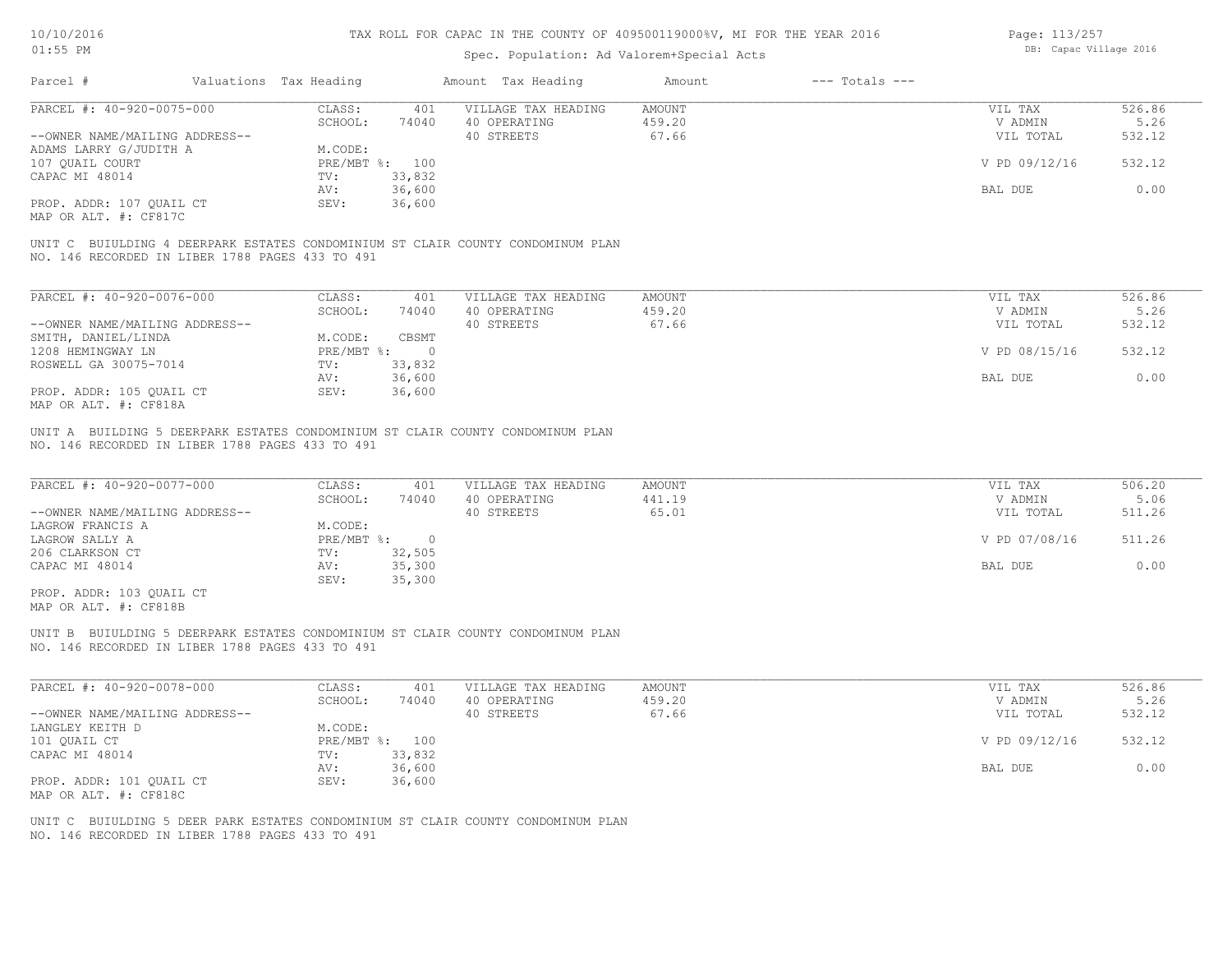# TAX ROLL FOR CAPAC IN THE COUNTY OF 409500119000%V, MI FOR THE YEAR 2016

10/10/2016
01:55 PM

Spec. Population: Ad Valorem+Special Acts

DB: Capac Village 2016

| Parcel # | Valuations | Tax Heading | Amount | Tax Heading | Amount | --- Totals --- | |
|---|---|---|---|---|---|---|---|

## PARCEL #: 40-920-0075-000

| | | | | |
|---|---|---|---|---|
| CLASS: 401 | VILLAGE TAX HEADING | AMOUNT | VIL TAX | 526.86 |
| SCHOOL: 74040 | 40 OPERATING | 459.20 | V ADMIN | 5.26 |
| M.CODE: | 40 STREETS | 67.66 | VIL TOTAL | 532.12 |
| PRE/MBT %: 100 | | | V PD 09/12/16 | 532.12 |
| TV: 33,832 | | | | |
| AV: 36,600 | | | BAL DUE | 0.00 |
| SEV: 36,600 | | | | |

--OWNER NAME/MAILING ADDRESS--
ADAMS LARRY G/JUDITH A
107 QUAIL COURT
CAPAC MI 48014

PROP. ADDR: 107 QUAIL CT
MAP OR ALT. #: CF817C

UNIT C BUIULDING 4 DEERPARK ESTATES CONDOMINIUM ST CLAIR COUNTY CONDOMINUM PLAN NO. 146 RECORDED IN LIBER 1788 PAGES 433 TO 491

## PARCEL #: 40-920-0076-000

| | | | | |
|---|---|---|---|---|
| CLASS: 401 | VILLAGE TAX HEADING | AMOUNT | VIL TAX | 526.86 |
| SCHOOL: 74040 | 40 OPERATING | 459.20 | V ADMIN | 5.26 |
| M.CODE: CBSMT | 40 STREETS | 67.66 | VIL TOTAL | 532.12 |
| PRE/MBT %: 0 | | | V PD 08/15/16 | 532.12 |
| TV: 33,832 | | | | |
| AV: 36,600 | | | BAL DUE | 0.00 |
| SEV: 36,600 | | | | |

--OWNER NAME/MAILING ADDRESS--
SMITH, DANIEL/LINDA
1208 HEMINGWAY LN
ROSWELL GA 30075-7014

PROP. ADDR: 105 QUAIL CT
MAP OR ALT. #: CF818A

UNIT A BUILDING 5 DEERPARK ESTATES CONDOMINIUM ST CLAIR COUNTY CONDOMINUM PLAN NO. 146 RECORDED IN LIBER 1788 PAGES 433 TO 491

## PARCEL #: 40-920-0077-000

| | | | | |
|---|---|---|---|---|
| CLASS: 401 | VILLAGE TAX HEADING | AMOUNT | VIL TAX | 506.20 |
| SCHOOL: 74040 | 40 OPERATING | 441.19 | V ADMIN | 5.06 |
| M.CODE: | 40 STREETS | 65.01 | VIL TOTAL | 511.26 |
| PRE/MBT %: 0 | | | V PD 07/08/16 | 511.26 |
| TV: 32,505 | | | | |
| AV: 35,300 | | | BAL DUE | 0.00 |
| SEV: 35,300 | | | | |

--OWNER NAME/MAILING ADDRESS--
LAGROW FRANCIS A
LAGROW SALLY A
206 CLARKSON CT
CAPAC MI 48014

PROP. ADDR: 103 QUAIL CT
MAP OR ALT. #: CF818B

UNIT B BUIULDING 5 DEERPARK ESTATES CONDOMINIUM ST CLAIR COUNTY CONDOMINUM PLAN NO. 146 RECORDED IN LIBER 1788 PAGES 433 TO 491

## PARCEL #: 40-920-0078-000

| | | | | |
|---|---|---|---|---|
| CLASS: 401 | VILLAGE TAX HEADING | AMOUNT | VIL TAX | 526.86 |
| SCHOOL: 74040 | 40 OPERATING | 459.20 | V ADMIN | 5.26 |
| M.CODE: | 40 STREETS | 67.66 | VIL TOTAL | 532.12 |
| PRE/MBT %: 100 | | | V PD 09/12/16 | 532.12 |
| TV: 33,832 | | | | |
| AV: 36,600 | | | BAL DUE | 0.00 |
| SEV: 36,600 | | | | |

--OWNER NAME/MAILING ADDRESS--
LANGLEY KEITH D
101 QUAIL CT
CAPAC MI 48014

PROP. ADDR: 101 QUAIL CT
MAP OR ALT. #: CF818C

UNIT C BUIULDING 5 DEER PARK ESTATES CONDOMINIUM ST CLAIR COUNTY CONDOMINUM PLAN NO. 146 RECORDED IN LIBER 1788 PAGES 433 TO 491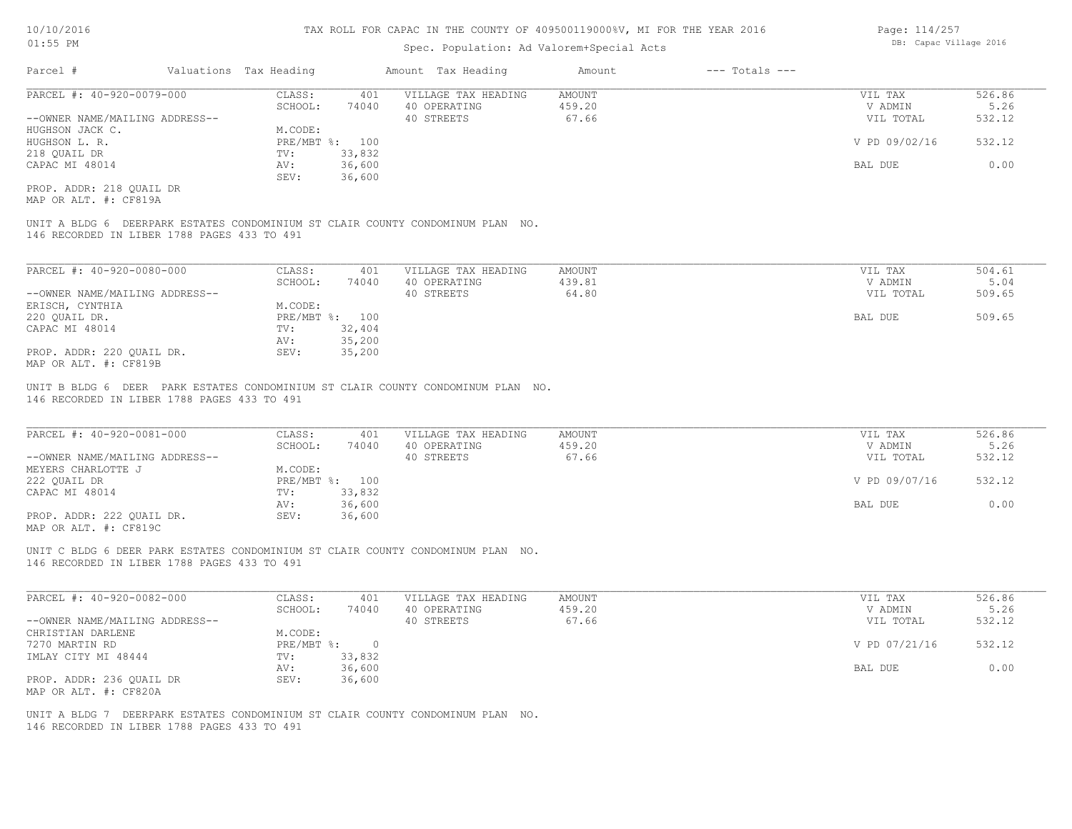# TAX ROLL FOR CAPAC IN THE COUNTY OF 409500119000%V, MI FOR THE YEAR 2016

Spec. Population: Ad Valorem+Special Acts

| Parcel # | Valuations | Tax Heading | Amount | Tax Heading | Amount | --- Totals --- | |
|---|---|---|---|---|---|---|---|

---

**PARCEL #: 40-920-0079-000**

--OWNER NAME/MAILING ADDRESS--
HUGHSON JACK C.
HUGHSON L. R.
218 QUAIL DR
CAPAC MI 48014

PROP. ADDR: 218 QUAIL DR
MAP OR ALT. #: CF819A

| | |
|---|---|
| CLASS: | 401 |
| SCHOOL: | 74040 |
| M.CODE: | |
| PRE/MBT %: | 100 |
| TV: | 33,832 |
| AV: | 36,600 |
| SEV: | 36,600 |

| VILLAGE TAX HEADING | AMOUNT |
|---|---|
| 40 OPERATING | 459.20 |
| 40 STREETS | 67.66 |

| | |
|---|---|
| VIL TAX | 526.86 |
| V ADMIN | 5.26 |
| VIL TOTAL | 532.12 |
| V PD 09/02/16 | 532.12 |
| BAL DUE | 0.00 |

UNIT A BLDG 6 DEERPARK ESTATES CONDOMINIUM ST CLAIR COUNTY CONDOMINUM PLAN NO. 146 RECORDED IN LIBER 1788 PAGES 433 TO 491

---

**PARCEL #: 40-920-0080-000**

--OWNER NAME/MAILING ADDRESS--
ERISCH, CYNTHIA
220 QUAIL DR.
CAPAC MI 48014

PROP. ADDR: 220 QUAIL DR.
MAP OR ALT. #: CF819B

| | |
|---|---|
| CLASS: | 401 |
| SCHOOL: | 74040 |
| M.CODE: | |
| PRE/MBT %: | 100 |
| TV: | 32,404 |
| AV: | 35,200 |
| SEV: | 35,200 |

| VILLAGE TAX HEADING | AMOUNT |
|---|---|
| 40 OPERATING | 439.81 |
| 40 STREETS | 64.80 |

| | |
|---|---|
| VIL TAX | 504.61 |
| V ADMIN | 5.04 |
| VIL TOTAL | 509.65 |
| BAL DUE | 509.65 |

UNIT B BLDG 6 DEER PARK ESTATES CONDOMINIUM ST CLAIR COUNTY CONDOMINUM PLAN NO. 146 RECORDED IN LIBER 1788 PAGES 433 TO 491

---

**PARCEL #: 40-920-0081-000**

--OWNER NAME/MAILING ADDRESS--
MEYERS CHARLOTTE J
222 QUAIL DR
CAPAC MI 48014

PROP. ADDR: 222 QUAIL DR.
MAP OR ALT. #: CF819C

| | |
|---|---|
| CLASS: | 401 |
| SCHOOL: | 74040 |
| M.CODE: | |
| PRE/MBT %: | 100 |
| TV: | 33,832 |
| AV: | 36,600 |
| SEV: | 36,600 |

| VILLAGE TAX HEADING | AMOUNT |
|---|---|
| 40 OPERATING | 459.20 |
| 40 STREETS | 67.66 |

| | |
|---|---|
| VIL TAX | 526.86 |
| V ADMIN | 5.26 |
| VIL TOTAL | 532.12 |
| V PD 09/07/16 | 532.12 |
| BAL DUE | 0.00 |

UNIT C BLDG 6 DEER PARK ESTATES CONDOMINIUM ST CLAIR COUNTY CONDOMINUM PLAN NO. 146 RECORDED IN LIBER 1788 PAGES 433 TO 491

---

**PARCEL #: 40-920-0082-000**

--OWNER NAME/MAILING ADDRESS--
CHRISTIAN DARLENE
7270 MARTIN RD
IMLAY CITY MI 48444

PROP. ADDR: 236 QUAIL DR
MAP OR ALT. #: CF820A

| | |
|---|---|
| CLASS: | 401 |
| SCHOOL: | 74040 |
| M.CODE: | |
| PRE/MBT %: | 0 |
| TV: | 33,832 |
| AV: | 36,600 |
| SEV: | 36,600 |

| VILLAGE TAX HEADING | AMOUNT |
|---|---|
| 40 OPERATING | 459.20 |
| 40 STREETS | 67.66 |

| | |
|---|---|
| VIL TAX | 526.86 |
| V ADMIN | 5.26 |
| VIL TOTAL | 532.12 |
| V PD 07/21/16 | 532.12 |
| BAL DUE | 0.00 |

UNIT A BLDG 7 DEERPARK ESTATES CONDOMINIUM ST CLAIR COUNTY CONDOMINUM PLAN NO. 146 RECORDED IN LIBER 1788 PAGES 433 TO 491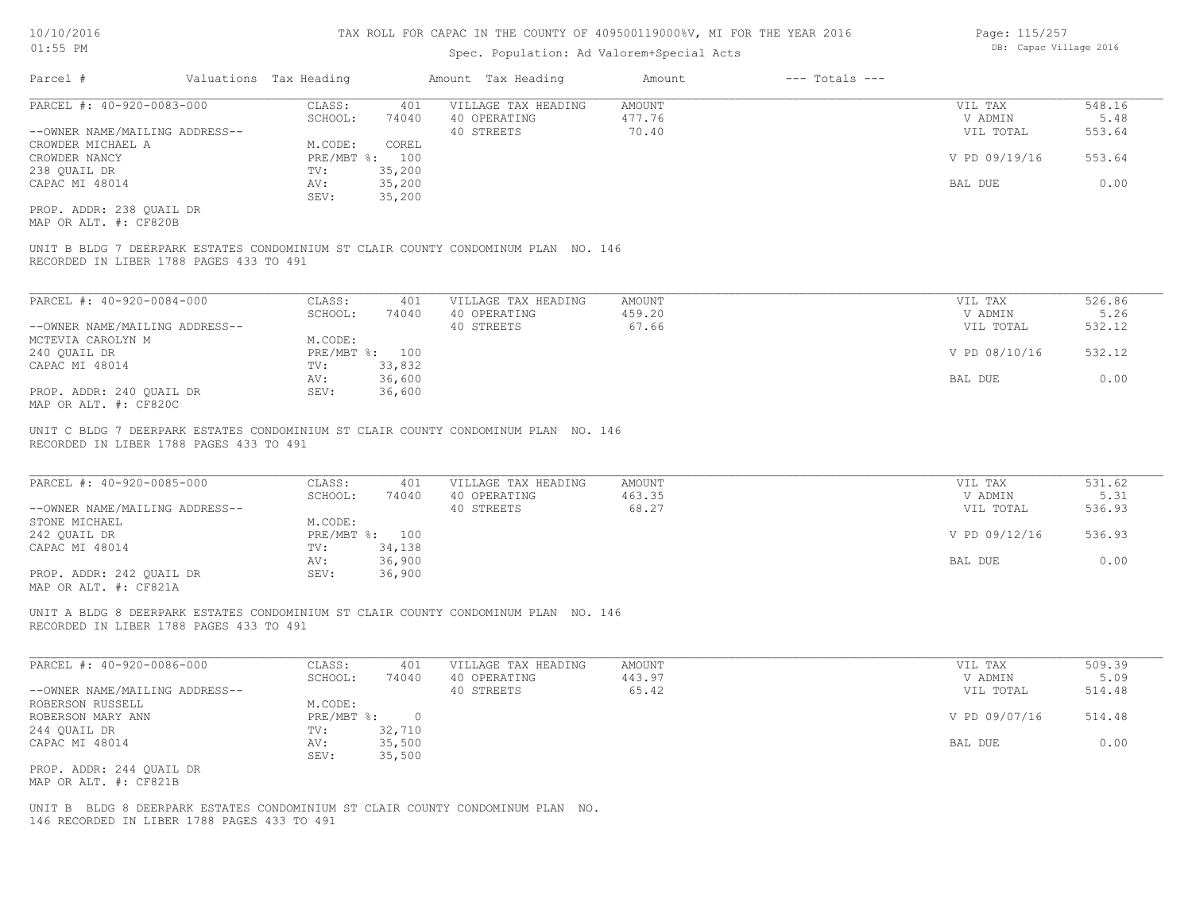# TAX ROLL FOR CAPAC IN THE COUNTY OF 409500119000%V, MI FOR THE YEAR 2016

Spec. Population: Ad Valorem+Special Acts

| Parcel # | Valuations | Tax Heading | Amount | Tax Heading | Amount | --- Totals --- |
|---|---|---|---|---|---|---|

---

**PARCEL #: 40-920-0083-000**

| | | | |
|---|---|---|---|
| CLASS: | 401 | VILLAGE TAX HEADING | AMOUNT |
| SCHOOL: | 74040 | 40 OPERATING | 477.76 |
| | | 40 STREETS | 70.40 |
| M.CODE: | COREL | | |
| PRE/MBT %: | 100 | | |
| TV: | 35,200 | | |
| AV: | 35,200 | | |
| SEV: | 35,200 | | |

--OWNER NAME/MAILING ADDRESS--
CROWDER MICHAEL A
CROWDER NANCY
238 QUAIL DR
CAPAC MI 48014

PROP. ADDR: 238 QUAIL DR
MAP OR ALT. #: CF820B

| | |
|---|---|
| VIL TAX | 548.16 |
| V ADMIN | 5.48 |
| VIL TOTAL | 553.64 |
| V PD 09/19/16 | 553.64 |
| BAL DUE | 0.00 |

UNIT B BLDG 7 DEERPARK ESTATES CONDOMINIUM ST CLAIR COUNTY CONDOMINUM PLAN NO. 146
RECORDED IN LIBER 1788 PAGES 433 TO 491

---

**PARCEL #: 40-920-0084-000**

| | | | |
|---|---|---|---|
| CLASS: | 401 | VILLAGE TAX HEADING | AMOUNT |
| SCHOOL: | 74040 | 40 OPERATING | 459.20 |
| | | 40 STREETS | 67.66 |
| M.CODE: | | | |
| PRE/MBT %: | 100 | | |
| TV: | 33,832 | | |
| AV: | 36,600 | | |
| SEV: | 36,600 | | |

--OWNER NAME/MAILING ADDRESS--
MCTEVIA CAROLYN M
240 QUAIL DR
CAPAC MI 48014

PROP. ADDR: 240 QUAIL DR
MAP OR ALT. #: CF820C

| | |
|---|---|
| VIL TAX | 526.86 |
| V ADMIN | 5.26 |
| VIL TOTAL | 532.12 |
| V PD 08/10/16 | 532.12 |
| BAL DUE | 0.00 |

UNIT C BLDG 7 DEERPARK ESTATES CONDOMINIUM ST CLAIR COUNTY CONDOMINUM PLAN NO. 146
RECORDED IN LIBER 1788 PAGES 433 TO 491

---

**PARCEL #: 40-920-0085-000**

| | | | |
|---|---|---|---|
| CLASS: | 401 | VILLAGE TAX HEADING | AMOUNT |
| SCHOOL: | 74040 | 40 OPERATING | 463.35 |
| | | 40 STREETS | 68.27 |
| M.CODE: | | | |
| PRE/MBT %: | 100 | | |
| TV: | 34,138 | | |
| AV: | 36,900 | | |
| SEV: | 36,900 | | |

--OWNER NAME/MAILING ADDRESS--
STONE MICHAEL
242 QUAIL DR
CAPAC MI 48014

PROP. ADDR: 242 QUAIL DR
MAP OR ALT. #: CF821A

| | |
|---|---|
| VIL TAX | 531.62 |
| V ADMIN | 5.31 |
| VIL TOTAL | 536.93 |
| V PD 09/12/16 | 536.93 |
| BAL DUE | 0.00 |

UNIT A BLDG 8 DEERPARK ESTATES CONDOMINIUM ST CLAIR COUNTY CONDOMINUM PLAN NO. 146
RECORDED IN LIBER 1788 PAGES 433 TO 491

---

**PARCEL #: 40-920-0086-000**

| | | | |
|---|---|---|---|
| CLASS: | 401 | VILLAGE TAX HEADING | AMOUNT |
| SCHOOL: | 74040 | 40 OPERATING | 443.97 |
| | | 40 STREETS | 65.42 |
| M.CODE: | | | |
| PRE/MBT %: | 0 | | |
| TV: | 32,710 | | |
| AV: | 35,500 | | |
| SEV: | 35,500 | | |

--OWNER NAME/MAILING ADDRESS--
ROBERSON RUSSELL
ROBERSON MARY ANN
244 QUAIL DR
CAPAC MI 48014

PROP. ADDR: 244 QUAIL DR
MAP OR ALT. #: CF821B

| | |
|---|---|
| VIL TAX | 509.39 |
| V ADMIN | 5.09 |
| VIL TOTAL | 514.48 |
| V PD 09/07/16 | 514.48 |
| BAL DUE | 0.00 |

UNIT B BLDG 8 DEERPARK ESTATES CONDOMINIUM ST CLAIR COUNTY CONDOMINUM PLAN NO.
146 RECORDED IN LIBER 1788 PAGES 433 TO 491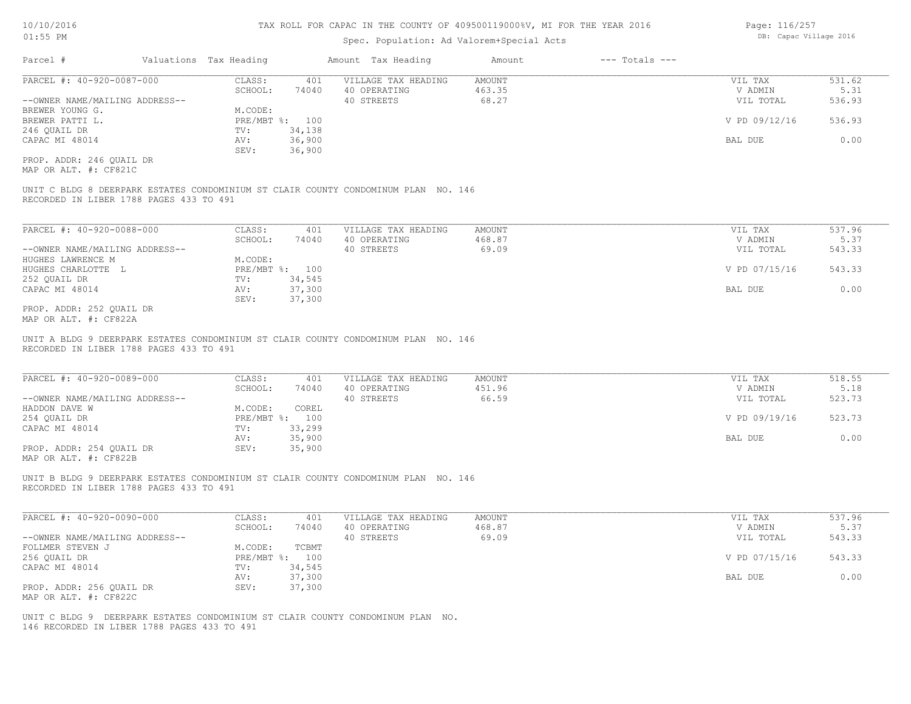# TAX ROLL FOR CAPAC IN THE COUNTY OF 409500119000%V, MI FOR THE YEAR 2016

10/10/2016
01:55 PM

Spec. Population: Ad Valorem+Special Acts

DB: Capac Village 2016

| Parcel # | Valuations | Tax Heading | Amount | Tax Heading | Amount | --- Totals --- |
|---|---|---|---|---|---|---|

---

**PARCEL #: 40-920-0087-000**

| | | | | | |
|---|---|---|---|---|---|
| CLASS: | 401 | VILLAGE TAX HEADING | AMOUNT | VIL TAX | 531.62 |
| SCHOOL: | 74040 | 40 OPERATING | 463.35 | V ADMIN | 5.31 |
| | | 40 STREETS | 68.27 | VIL TOTAL | 536.93 |
| M.CODE: | | | | | |
| PRE/MBT %: | 100 | | | V PD 09/12/16 | 536.93 |
| TV: | 34,138 | | | | |
| AV: | 36,900 | | | BAL DUE | 0.00 |
| SEV: | 36,900 | | | | |

--OWNER NAME/MAILING ADDRESS--
BREWER YOUNG G.
BREWER PATTI L.
246 QUAIL DR
CAPAC MI 48014

PROP. ADDR: 246 QUAIL DR
MAP OR ALT. #: CF821C

UNIT C BLDG 8 DEERPARK ESTATES CONDOMINIUM ST CLAIR COUNTY CONDOMINUM PLAN NO. 146
RECORDED IN LIBER 1788 PAGES 433 TO 491

---

**PARCEL #: 40-920-0088-000**

| | | | | | |
|---|---|---|---|---|---|
| CLASS: | 401 | VILLAGE TAX HEADING | AMOUNT | VIL TAX | 537.96 |
| SCHOOL: | 74040 | 40 OPERATING | 468.87 | V ADMIN | 5.37 |
| | | 40 STREETS | 69.09 | VIL TOTAL | 543.33 |
| M.CODE: | | | | | |
| PRE/MBT %: | 100 | | | V PD 07/15/16 | 543.33 |
| TV: | 34,545 | | | | |
| AV: | 37,300 | | | BAL DUE | 0.00 |
| SEV: | 37,300 | | | | |

--OWNER NAME/MAILING ADDRESS--
HUGHES LAWRENCE M
HUGHES CHARLOTTE L
252 QUAIL DR
CAPAC MI 48014

PROP. ADDR: 252 QUAIL DR
MAP OR ALT. #: CF822A

UNIT A BLDG 9 DEERPARK ESTATES CONDOMINIUM ST CLAIR COUNTY CONDOMINUM PLAN NO. 146
RECORDED IN LIBER 1788 PAGES 433 TO 491

---

**PARCEL #: 40-920-0089-000**

| | | | | | |
|---|---|---|---|---|---|
| CLASS: | 401 | VILLAGE TAX HEADING | AMOUNT | VIL TAX | 518.55 |
| SCHOOL: | 74040 | 40 OPERATING | 451.96 | V ADMIN | 5.18 |
| | | 40 STREETS | 66.59 | VIL TOTAL | 523.73 |
| M.CODE: | COREL | | | | |
| PRE/MBT %: | 100 | | | V PD 09/19/16 | 523.73 |
| TV: | 33,299 | | | | |
| AV: | 35,900 | | | BAL DUE | 0.00 |
| SEV: | 35,900 | | | | |

--OWNER NAME/MAILING ADDRESS--
HADDON DAVE W
254 QUAIL DR
CAPAC MI 48014

PROP. ADDR: 254 QUAIL DR
MAP OR ALT. #: CF822B

UNIT B BLDG 9 DEERPARK ESTATES CONDOMINIUM ST CLAIR COUNTY CONDOMINUM PLAN NO. 146
RECORDED IN LIBER 1788 PAGES 433 TO 491

---

**PARCEL #: 40-920-0090-000**

| | | | | | |
|---|---|---|---|---|---|
| CLASS: | 401 | VILLAGE TAX HEADING | AMOUNT | VIL TAX | 537.96 |
| SCHOOL: | 74040 | 40 OPERATING | 468.87 | V ADMIN | 5.37 |
| | | 40 STREETS | 69.09 | VIL TOTAL | 543.33 |
| M.CODE: | TCBMT | | | | |
| PRE/MBT %: | 100 | | | V PD 07/15/16 | 543.33 |
| TV: | 34,545 | | | | |
| AV: | 37,300 | | | BAL DUE | 0.00 |
| SEV: | 37,300 | | | | |

--OWNER NAME/MAILING ADDRESS--
FOLLMER STEVEN J
256 QUAIL DR
CAPAC MI 48014

PROP. ADDR: 256 QUAIL DR
MAP OR ALT. #: CF822C

UNIT C BLDG 9 DEERPARK ESTATES CONDOMINIUM ST CLAIR COUNTY CONDOMINUM PLAN NO.
146 RECORDED IN LIBER 1788 PAGES 433 TO 491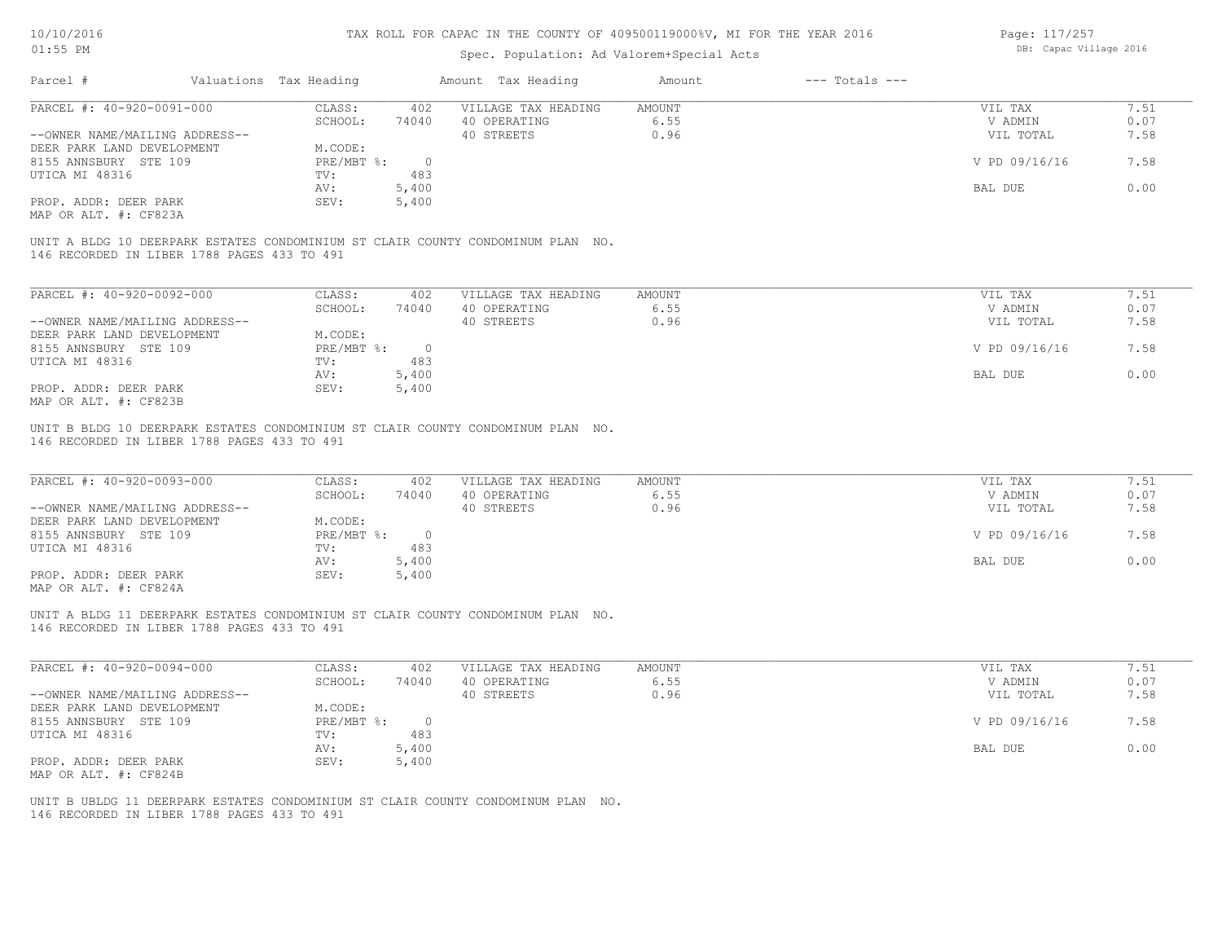TAX ROLL FOR CAPAC IN THE COUNTY OF 409500119000%V, MI FOR THE YEAR 2016

Spec. Population: Ad Valorem+Special Acts

| Parcel # | Valuations | Tax Heading | Amount | Tax Heading | Amount | --- Totals --- |
|---|---|---|---|---|---|---|

---

**PARCEL #: 40-920-0091-000**

| | | | | | | |
|---|---|---|---|---|---|---|
| | CLASS: | 402 | VILLAGE TAX HEADING | AMOUNT | VIL TAX | 7.51 |
| | SCHOOL: | 74040 | 40 OPERATING | 6.55 | V ADMIN | 0.07 |
| --OWNER NAME/MAILING ADDRESS-- | | | 40 STREETS | 0.96 | VIL TOTAL | 7.58 |
| DEER PARK LAND DEVELOPMENT | M.CODE: | | | | | |
| 8155 ANNSBURY STE 109 | PRE/MBT %: | 0 | | | V PD 09/16/16 | 7.58 |
| UTICA MI 48316 | TV: | 483 | | | | |
| | AV: | 5,400 | | | BAL DUE | 0.00 |
| PROP. ADDR: DEER PARK | SEV: | 5,400 | | | | |
| MAP OR ALT. #: CF823A | | | | | | |

UNIT A BLDG 10 DEERPARK ESTATES CONDOMINIUM ST CLAIR COUNTY CONDOMINUM PLAN NO.
146 RECORDED IN LIBER 1788 PAGES 433 TO 491

---

**PARCEL #: 40-920-0092-000**

| | | | | | | |
|---|---|---|---|---|---|---|
| | CLASS: | 402 | VILLAGE TAX HEADING | AMOUNT | VIL TAX | 7.51 |
| | SCHOOL: | 74040 | 40 OPERATING | 6.55 | V ADMIN | 0.07 |
| --OWNER NAME/MAILING ADDRESS-- | | | 40 STREETS | 0.96 | VIL TOTAL | 7.58 |
| DEER PARK LAND DEVELOPMENT | M.CODE: | | | | | |
| 8155 ANNSBURY STE 109 | PRE/MBT %: | 0 | | | V PD 09/16/16 | 7.58 |
| UTICA MI 48316 | TV: | 483 | | | | |
| | AV: | 5,400 | | | BAL DUE | 0.00 |
| PROP. ADDR: DEER PARK | SEV: | 5,400 | | | | |
| MAP OR ALT. #: CF823B | | | | | | |

UNIT B BLDG 10 DEERPARK ESTATES CONDOMINIUM ST CLAIR COUNTY CONDOMINUM PLAN NO.
146 RECORDED IN LIBER 1788 PAGES 433 TO 491

---

**PARCEL #: 40-920-0093-000**

| | | | | | | |
|---|---|---|---|---|---|---|
| | CLASS: | 402 | VILLAGE TAX HEADING | AMOUNT | VIL TAX | 7.51 |
| | SCHOOL: | 74040 | 40 OPERATING | 6.55 | V ADMIN | 0.07 |
| --OWNER NAME/MAILING ADDRESS-- | | | 40 STREETS | 0.96 | VIL TOTAL | 7.58 |
| DEER PARK LAND DEVELOPMENT | M.CODE: | | | | | |
| 8155 ANNSBURY STE 109 | PRE/MBT %: | 0 | | | V PD 09/16/16 | 7.58 |
| UTICA MI 48316 | TV: | 483 | | | | |
| | AV: | 5,400 | | | BAL DUE | 0.00 |
| PROP. ADDR: DEER PARK | SEV: | 5,400 | | | | |
| MAP OR ALT. #: CF824A | | | | | | |

UNIT A BLDG 11 DEERPARK ESTATES CONDOMINIUM ST CLAIR COUNTY CONDOMINUM PLAN NO.
146 RECORDED IN LIBER 1788 PAGES 433 TO 491

---

**PARCEL #: 40-920-0094-000**

| | | | | | | |
|---|---|---|---|---|---|---|
| | CLASS: | 402 | VILLAGE TAX HEADING | AMOUNT | VIL TAX | 7.51 |
| | SCHOOL: | 74040 | 40 OPERATING | 6.55 | V ADMIN | 0.07 |
| --OWNER NAME/MAILING ADDRESS-- | | | 40 STREETS | 0.96 | VIL TOTAL | 7.58 |
| DEER PARK LAND DEVELOPMENT | M.CODE: | | | | | |
| 8155 ANNSBURY STE 109 | PRE/MBT %: | 0 | | | V PD 09/16/16 | 7.58 |
| UTICA MI 48316 | TV: | 483 | | | | |
| | AV: | 5,400 | | | BAL DUE | 0.00 |
| PROP. ADDR: DEER PARK | SEV: | 5,400 | | | | |
| MAP OR ALT. #: CF824B | | | | | | |

UNIT B UBLDG 11 DEERPARK ESTATES CONDOMINIUM ST CLAIR COUNTY CONDOMINUM PLAN NO.
146 RECORDED IN LIBER 1788 PAGES 433 TO 491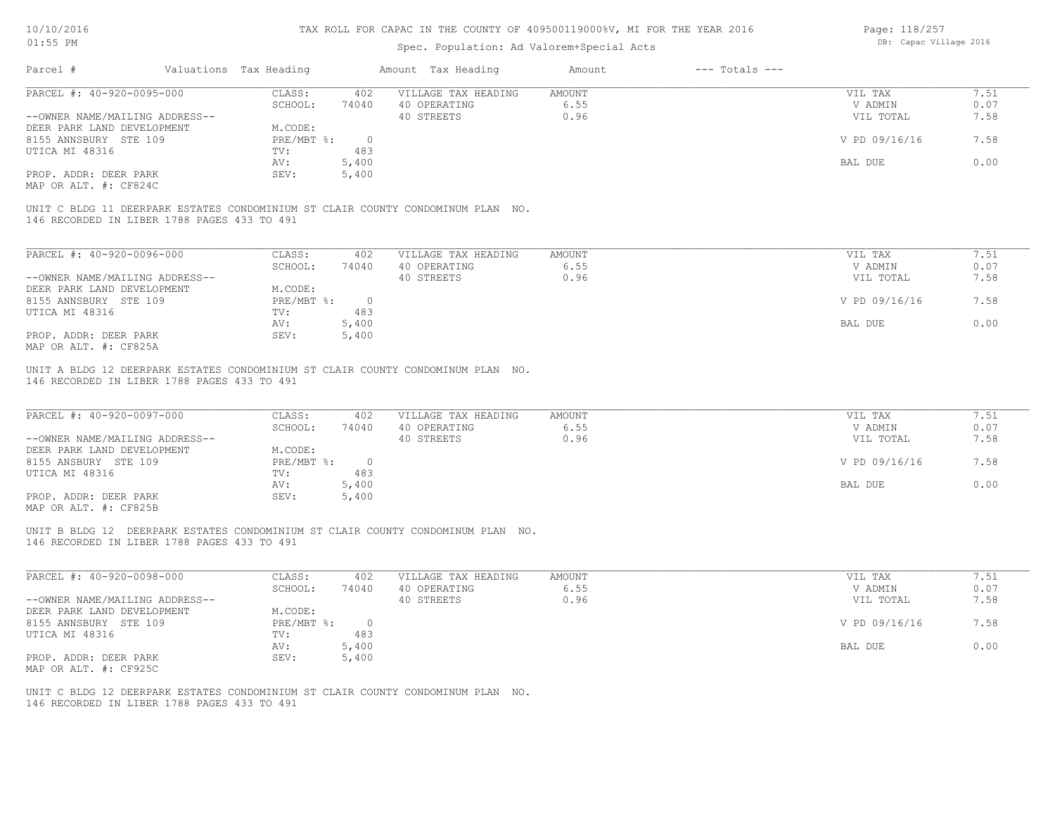# TAX ROLL FOR CAPAC IN THE COUNTY OF 409500119000%V, MI FOR THE YEAR 2016

Spec. Population: Ad Valorem+Special Acts

DB: Capac Village 2016

10/10/2016 01:55 PM

| Parcel # | Valuations | Tax Heading | Amount | Tax Heading | Amount | --- Totals --- | |
|---|---|---|---|---|---|---|---|
| PARCEL #: 40-920-0095-000 | CLASS: | 402 | VILLAGE TAX HEADING | AMOUNT | | VIL TAX | 7.51 |
| | SCHOOL: | 74040 | 40 OPERATING | 6.55 | | V ADMIN | 0.07 |
| --OWNER NAME/MAILING ADDRESS-- | | | 40 STREETS | 0.96 | | VIL TOTAL | 7.58 |
| DEER PARK LAND DEVELOPMENT | M.CODE: | | | | | | |
| 8155 ANNSBURY STE 109 | PRE/MBT %: | 0 | | | | V PD 09/16/16 | 7.58 |
| UTICA MI 48316 | TV: | 483 | | | | | |
| | AV: | 5,400 | | | | BAL DUE | 0.00 |
| PROP. ADDR: DEER PARK | SEV: | 5,400 | | | | | |
| MAP OR ALT. #: CF824C | | | | | | | |

UNIT C BLDG 11 DEERPARK ESTATES CONDOMINIUM ST CLAIR COUNTY CONDOMINUM PLAN NO. 146 RECORDED IN LIBER 1788 PAGES 433 TO 491

| Parcel # | Valuations | Tax Heading | Amount | Tax Heading | Amount | --- Totals --- | |
|---|---|---|---|---|---|---|---|
| PARCEL #: 40-920-0096-000 | CLASS: | 402 | VILLAGE TAX HEADING | AMOUNT | | VIL TAX | 7.51 |
| | SCHOOL: | 74040 | 40 OPERATING | 6.55 | | V ADMIN | 0.07 |
| --OWNER NAME/MAILING ADDRESS-- | | | 40 STREETS | 0.96 | | VIL TOTAL | 7.58 |
| DEER PARK LAND DEVELOPMENT | M.CODE: | | | | | | |
| 8155 ANNSBURY STE 109 | PRE/MBT %: | 0 | | | | V PD 09/16/16 | 7.58 |
| UTICA MI 48316 | TV: | 483 | | | | | |
| | AV: | 5,400 | | | | BAL DUE | 0.00 |
| PROP. ADDR: DEER PARK | SEV: | 5,400 | | | | | |
| MAP OR ALT. #: CF825A | | | | | | | |

UNIT A BLDG 12 DEERPARK ESTATES CONDOMINIUM ST CLAIR COUNTY CONDOMINUM PLAN NO. 146 RECORDED IN LIBER 1788 PAGES 433 TO 491

| Parcel # | Valuations | Tax Heading | Amount | Tax Heading | Amount | --- Totals --- | |
|---|---|---|---|---|---|---|---|
| PARCEL #: 40-920-0097-000 | CLASS: | 402 | VILLAGE TAX HEADING | AMOUNT | | VIL TAX | 7.51 |
| | SCHOOL: | 74040 | 40 OPERATING | 6.55 | | V ADMIN | 0.07 |
| --OWNER NAME/MAILING ADDRESS-- | | | 40 STREETS | 0.96 | | VIL TOTAL | 7.58 |
| DEER PARK LAND DEVELOPMENT | M.CODE: | | | | | | |
| 8155 ANSBURY STE 109 | PRE/MBT %: | 0 | | | | V PD 09/16/16 | 7.58 |
| UTICA MI 48316 | TV: | 483 | | | | | |
| | AV: | 5,400 | | | | BAL DUE | 0.00 |
| PROP. ADDR: DEER PARK | SEV: | 5,400 | | | | | |
| MAP OR ALT. #: CF825B | | | | | | | |

UNIT B BLDG 12 DEERPARK ESTATES CONDOMINIUM ST CLAIR COUNTY CONDOMINUM PLAN NO. 146 RECORDED IN LIBER 1788 PAGES 433 TO 491

| Parcel # | Valuations | Tax Heading | Amount | Tax Heading | Amount | --- Totals --- | |
|---|---|---|---|---|---|---|---|
| PARCEL #: 40-920-0098-000 | CLASS: | 402 | VILLAGE TAX HEADING | AMOUNT | | VIL TAX | 7.51 |
| | SCHOOL: | 74040 | 40 OPERATING | 6.55 | | V ADMIN | 0.07 |
| --OWNER NAME/MAILING ADDRESS-- | | | 40 STREETS | 0.96 | | VIL TOTAL | 7.58 |
| DEER PARK LAND DEVELOPMENT | M.CODE: | | | | | | |
| 8155 ANNSBURY STE 109 | PRE/MBT %: | 0 | | | | V PD 09/16/16 | 7.58 |
| UTICA MI 48316 | TV: | 483 | | | | | |
| | AV: | 5,400 | | | | BAL DUE | 0.00 |
| PROP. ADDR: DEER PARK | SEV: | 5,400 | | | | | |
| MAP OR ALT. #: CF925C | | | | | | | |

UNIT C BLDG 12 DEERPARK ESTATES CONDOMINIUM ST CLAIR COUNTY CONDOMINUM PLAN NO. 146 RECORDED IN LIBER 1788 PAGES 433 TO 491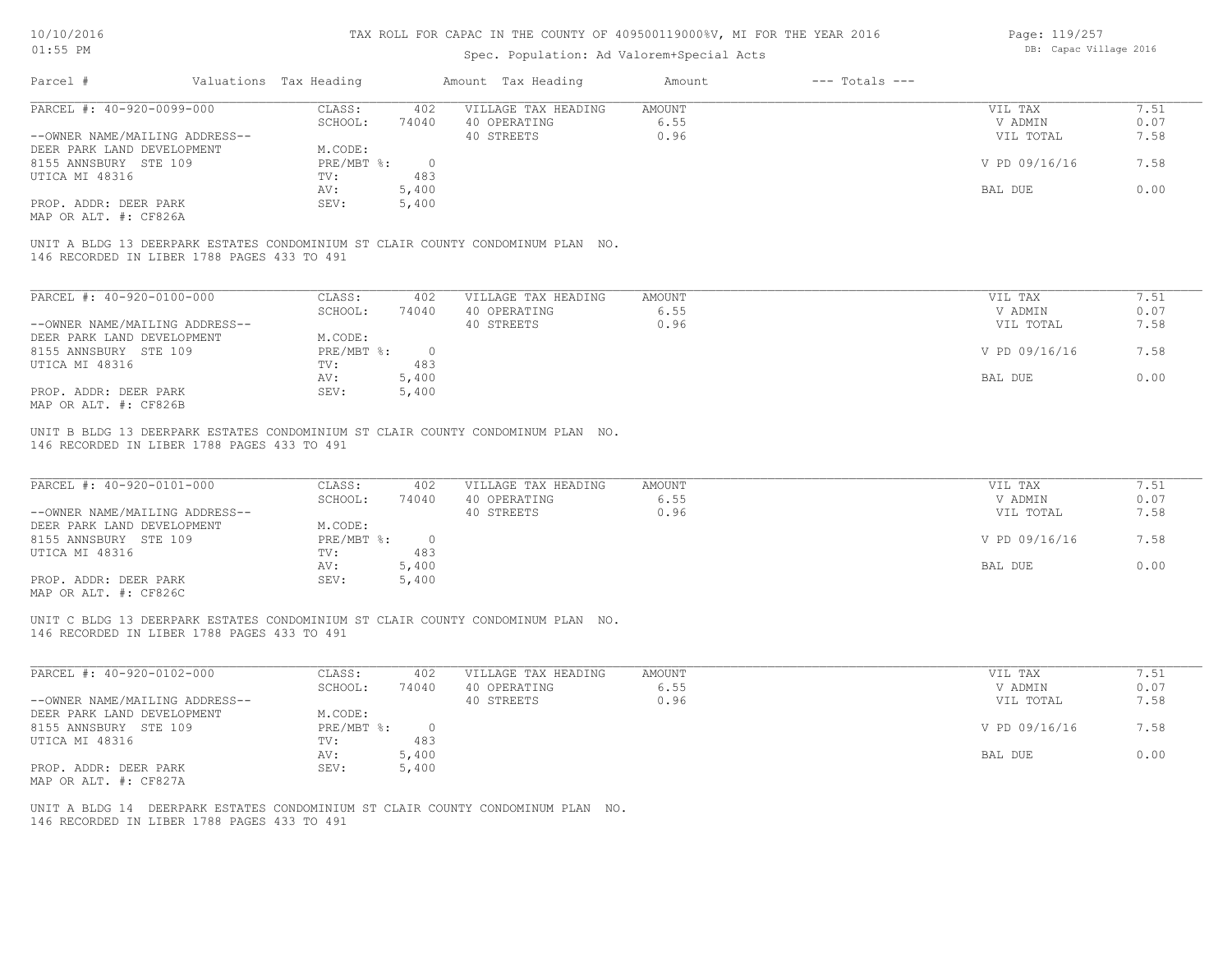# TAX ROLL FOR CAPAC IN THE COUNTY OF 409500119000%V, MI FOR THE YEAR 2016

Spec. Population: Ad Valorem+Special Acts

DB: Capac Village 2016

10/10/2016
01:55 PM

| Parcel # | Valuations | Tax Heading | Amount | Tax Heading | Amount | --- Totals --- | |
|---|---|---|---|---|---|---|---|

---

**PARCEL #: 40-920-0099-000**

| | | | | | |
|---|---|---|---|---|---|
| CLASS: | 402 | VILLAGE TAX HEADING | AMOUNT | VIL TAX | 7.51 |
| SCHOOL: | 74040 | 40 OPERATING | 6.55 | V ADMIN | 0.07 |
| | | 40 STREETS | 0.96 | VIL TOTAL | 7.58 |
| M.CODE: | | | | | |
| PRE/MBT %: | 0 | | | V PD 09/16/16 | 7.58 |
| TV: | 483 | | | | |
| AV: | 5,400 | | | BAL DUE | 0.00 |
| SEV: | 5,400 | | | | |

--OWNER NAME/MAILING ADDRESS--
DEER PARK LAND DEVELOPMENT
8155 ANNSBURY STE 109
UTICA MI 48316

PROP. ADDR: DEER PARK
MAP OR ALT. #: CF826A

UNIT A BLDG 13 DEERPARK ESTATES CONDOMINIUM ST CLAIR COUNTY CONDOMINUM PLAN NO. 146 RECORDED IN LIBER 1788 PAGES 433 TO 491

---

**PARCEL #: 40-920-0100-000**

| | | | | | |
|---|---|---|---|---|---|
| CLASS: | 402 | VILLAGE TAX HEADING | AMOUNT | VIL TAX | 7.51 |
| SCHOOL: | 74040 | 40 OPERATING | 6.55 | V ADMIN | 0.07 |
| | | 40 STREETS | 0.96 | VIL TOTAL | 7.58 |
| M.CODE: | | | | | |
| PRE/MBT %: | 0 | | | V PD 09/16/16 | 7.58 |
| TV: | 483 | | | | |
| AV: | 5,400 | | | BAL DUE | 0.00 |
| SEV: | 5,400 | | | | |

--OWNER NAME/MAILING ADDRESS--
DEER PARK LAND DEVELOPMENT
8155 ANNSBURY STE 109
UTICA MI 48316

PROP. ADDR: DEER PARK
MAP OR ALT. #: CF826B

UNIT B BLDG 13 DEERPARK ESTATES CONDOMINIUM ST CLAIR COUNTY CONDOMINUM PLAN NO. 146 RECORDED IN LIBER 1788 PAGES 433 TO 491

---

**PARCEL #: 40-920-0101-000**

| | | | | | |
|---|---|---|---|---|---|
| CLASS: | 402 | VILLAGE TAX HEADING | AMOUNT | VIL TAX | 7.51 |
| SCHOOL: | 74040 | 40 OPERATING | 6.55 | V ADMIN | 0.07 |
| | | 40 STREETS | 0.96 | VIL TOTAL | 7.58 |
| M.CODE: | | | | | |
| PRE/MBT %: | 0 | | | V PD 09/16/16 | 7.58 |
| TV: | 483 | | | | |
| AV: | 5,400 | | | BAL DUE | 0.00 |
| SEV: | 5,400 | | | | |

--OWNER NAME/MAILING ADDRESS--
DEER PARK LAND DEVELOPMENT
8155 ANNSBURY STE 109
UTICA MI 48316

PROP. ADDR: DEER PARK
MAP OR ALT. #: CF826C

UNIT C BLDG 13 DEERPARK ESTATES CONDOMINIUM ST CLAIR COUNTY CONDOMINUM PLAN NO. 146 RECORDED IN LIBER 1788 PAGES 433 TO 491

---

**PARCEL #: 40-920-0102-000**

| | | | | | |
|---|---|---|---|---|---|
| CLASS: | 402 | VILLAGE TAX HEADING | AMOUNT | VIL TAX | 7.51 |
| SCHOOL: | 74040 | 40 OPERATING | 6.55 | V ADMIN | 0.07 |
| | | 40 STREETS | 0.96 | VIL TOTAL | 7.58 |
| M.CODE: | | | | | |
| PRE/MBT %: | 0 | | | V PD 09/16/16 | 7.58 |
| TV: | 483 | | | | |
| AV: | 5,400 | | | BAL DUE | 0.00 |
| SEV: | 5,400 | | | | |

--OWNER NAME/MAILING ADDRESS--
DEER PARK LAND DEVELOPMENT
8155 ANNSBURY STE 109
UTICA MI 48316

PROP. ADDR: DEER PARK
MAP OR ALT. #: CF827A

UNIT A BLDG 14 DEERPARK ESTATES CONDOMINIUM ST CLAIR COUNTY CONDOMINUM PLAN NO. 146 RECORDED IN LIBER 1788 PAGES 433 TO 491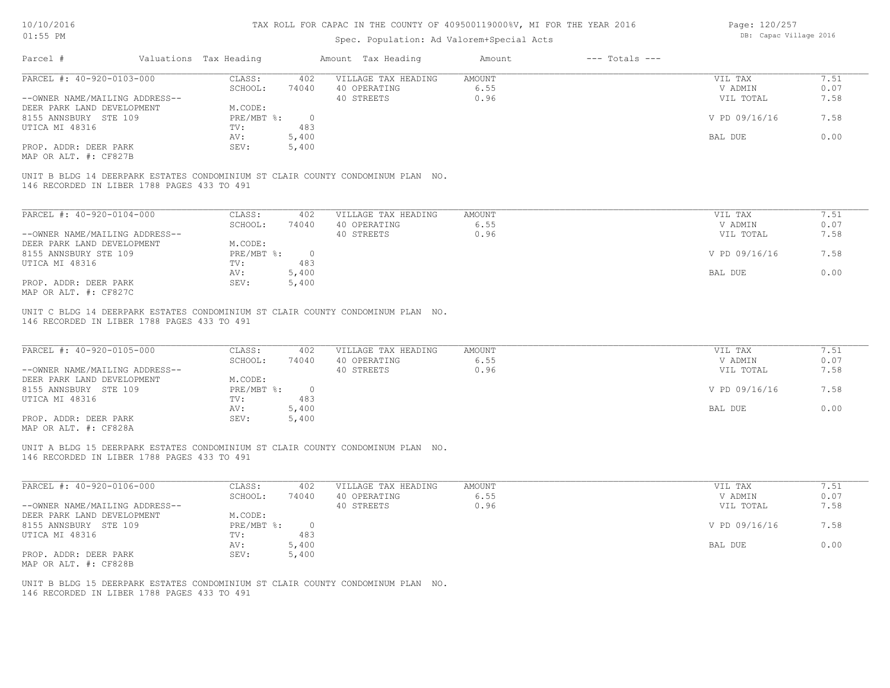TAX ROLL FOR CAPAC IN THE COUNTY OF 409500119000%V, MI FOR THE YEAR 2016

Spec. Population: Ad Valorem+Special Acts

DB: Capac Village 2016

| Parcel # | Valuations | Tax Heading | Amount | Tax Heading | Amount | --- Totals --- | |
|---|---|---|---|---|---|---|---|
| PARCEL #: 40-920-0103-000 | CLASS: | 402 | VILLAGE TAX HEADING | AMOUNT | | VIL TAX | 7.51 |
| | SCHOOL: | 74040 | 40 OPERATING | 6.55 | | V ADMIN | 0.07 |
| --OWNER NAME/MAILING ADDRESS-- | | | 40 STREETS | 0.96 | | VIL TOTAL | 7.58 |
| DEER PARK LAND DEVELOPMENT | M.CODE: | | | | | | |
| 8155 ANNSBURY STE 109 | PRE/MBT %: | 0 | | | | V PD 09/16/16 | 7.58 |
| UTICA MI 48316 | TV: | 483 | | | | | |
| | AV: | 5,400 | | | | BAL DUE | 0.00 |
| PROP. ADDR: DEER PARK | SEV: | 5,400 | | | | | |
| MAP OR ALT. #: CF827B | | | | | | | |

UNIT B BLDG 14 DEERPARK ESTATES CONDOMINIUM ST CLAIR COUNTY CONDOMINUM PLAN NO. 146 RECORDED IN LIBER 1788 PAGES 433 TO 491

| Parcel # | Valuations | Tax Heading | Amount | Tax Heading | Amount | --- Totals --- | |
|---|---|---|---|---|---|---|---|
| PARCEL #: 40-920-0104-000 | CLASS: | 402 | VILLAGE TAX HEADING | AMOUNT | | VIL TAX | 7.51 |
| | SCHOOL: | 74040 | 40 OPERATING | 6.55 | | V ADMIN | 0.07 |
| --OWNER NAME/MAILING ADDRESS-- | | | 40 STREETS | 0.96 | | VIL TOTAL | 7.58 |
| DEER PARK LAND DEVELOPMENT | M.CODE: | | | | | | |
| 8155 ANNSBURY STE 109 | PRE/MBT %: | 0 | | | | V PD 09/16/16 | 7.58 |
| UTICA MI 48316 | TV: | 483 | | | | | |
| | AV: | 5,400 | | | | BAL DUE | 0.00 |
| PROP. ADDR: DEER PARK | SEV: | 5,400 | | | | | |
| MAP OR ALT. #: CF827C | | | | | | | |

UNIT C BLDG 14 DEERPARK ESTATES CONDOMINIUM ST CLAIR COUNTY CONDOMINUM PLAN NO. 146 RECORDED IN LIBER 1788 PAGES 433 TO 491

| Parcel # | Valuations | Tax Heading | Amount | Tax Heading | Amount | --- Totals --- | |
|---|---|---|---|---|---|---|---|
| PARCEL #: 40-920-0105-000 | CLASS: | 402 | VILLAGE TAX HEADING | AMOUNT | | VIL TAX | 7.51 |
| | SCHOOL: | 74040 | 40 OPERATING | 6.55 | | V ADMIN | 0.07 |
| --OWNER NAME/MAILING ADDRESS-- | | | 40 STREETS | 0.96 | | VIL TOTAL | 7.58 |
| DEER PARK LAND DEVELOPMENT | M.CODE: | | | | | | |
| 8155 ANNSBURY STE 109 | PRE/MBT %: | 0 | | | | V PD 09/16/16 | 7.58 |
| UTICA MI 48316 | TV: | 483 | | | | | |
| | AV: | 5,400 | | | | BAL DUE | 0.00 |
| PROP. ADDR: DEER PARK | SEV: | 5,400 | | | | | |
| MAP OR ALT. #: CF828A | | | | | | | |

UNIT A BLDG 15 DEERPARK ESTATES CONDOMINIUM ST CLAIR COUNTY CONDOMINUM PLAN NO. 146 RECORDED IN LIBER 1788 PAGES 433 TO 491

| Parcel # | Valuations | Tax Heading | Amount | Tax Heading | Amount | --- Totals --- | |
|---|---|---|---|---|---|---|---|
| PARCEL #: 40-920-0106-000 | CLASS: | 402 | VILLAGE TAX HEADING | AMOUNT | | VIL TAX | 7.51 |
| | SCHOOL: | 74040 | 40 OPERATING | 6.55 | | V ADMIN | 0.07 |
| --OWNER NAME/MAILING ADDRESS-- | | | 40 STREETS | 0.96 | | VIL TOTAL | 7.58 |
| DEER PARK LAND DEVELOPMENT | M.CODE: | | | | | | |
| 8155 ANNSBURY STE 109 | PRE/MBT %: | 0 | | | | V PD 09/16/16 | 7.58 |
| UTICA MI 48316 | TV: | 483 | | | | | |
| | AV: | 5,400 | | | | BAL DUE | 0.00 |
| PROP. ADDR: DEER PARK | SEV: | 5,400 | | | | | |
| MAP OR ALT. #: CF828B | | | | | | | |

UNIT B BLDG 15 DEERPARK ESTATES CONDOMINIUM ST CLAIR COUNTY CONDOMINUM PLAN NO. 146 RECORDED IN LIBER 1788 PAGES 433 TO 491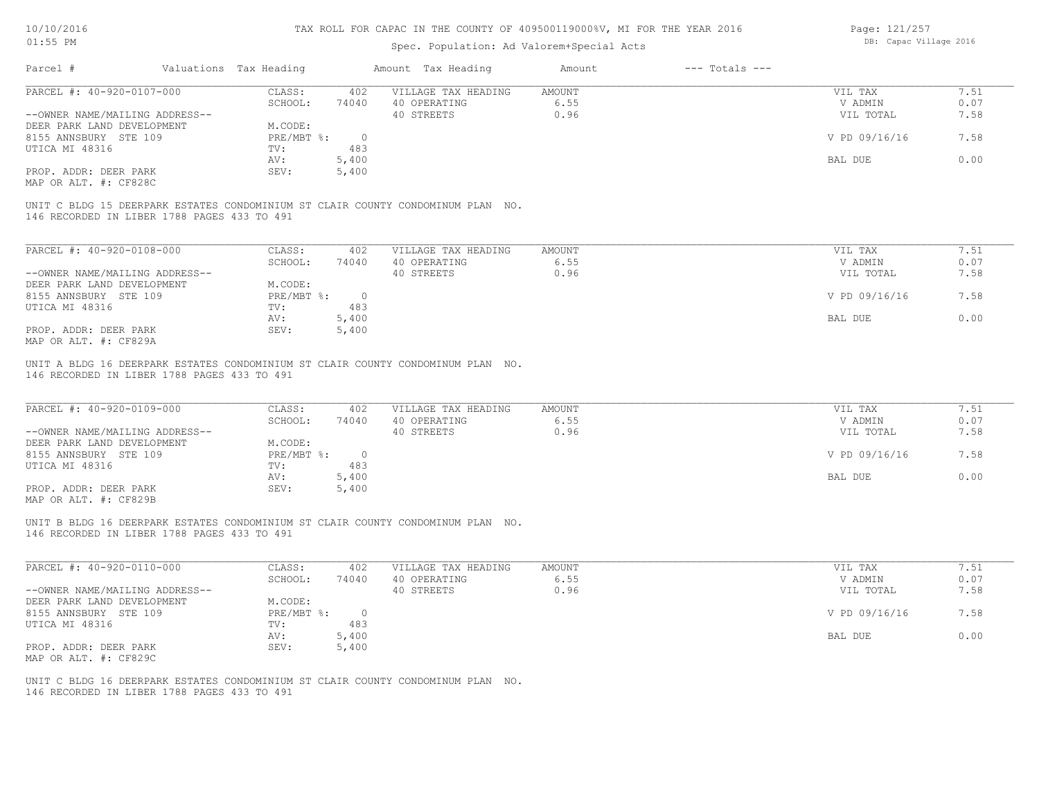# TAX ROLL FOR CAPAC IN THE COUNTY OF 409500119000%V, MI FOR THE YEAR 2016

Spec. Population: Ad Valorem+Special Acts

| Parcel # | Valuations | Tax Heading | Amount | Tax Heading | Amount | --- Totals --- | |
|---|---|---|---|---|---|---|---|
| PARCEL #: 40-920-0107-000 | CLASS: | 402 | VILLAGE TAX HEADING | AMOUNT | | VIL TAX | 7.51 |
| | SCHOOL: | 74040 | 40 OPERATING | 6.55 | | V ADMIN | 0.07 |
| --OWNER NAME/MAILING ADDRESS-- | | | 40 STREETS | 0.96 | | VIL TOTAL | 7.58 |
| DEER PARK LAND DEVELOPMENT | M.CODE: | | | | | | |
| 8155 ANNSBURY STE 109 | PRE/MBT %: | 0 | | | | V PD 09/16/16 | 7.58 |
| UTICA MI 48316 | TV: | 483 | | | | | |
| | AV: | 5,400 | | | | BAL DUE | 0.00 |
| PROP. ADDR: DEER PARK | SEV: | 5,400 | | | | | |
| MAP OR ALT. #: CF828C | | | | | | | |

UNIT C BLDG 15 DEERPARK ESTATES CONDOMINIUM ST CLAIR COUNTY CONDOMINUM PLAN NO. 146 RECORDED IN LIBER 1788 PAGES 433 TO 491

| Parcel # | Valuations | Tax Heading | Amount | Tax Heading | Amount | --- Totals --- | |
|---|---|---|---|---|---|---|---|
| PARCEL #: 40-920-0108-000 | CLASS: | 402 | VILLAGE TAX HEADING | AMOUNT | | VIL TAX | 7.51 |
| | SCHOOL: | 74040 | 40 OPERATING | 6.55 | | V ADMIN | 0.07 |
| --OWNER NAME/MAILING ADDRESS-- | | | 40 STREETS | 0.96 | | VIL TOTAL | 7.58 |
| DEER PARK LAND DEVELOPMENT | M.CODE: | | | | | | |
| 8155 ANNSBURY STE 109 | PRE/MBT %: | 0 | | | | V PD 09/16/16 | 7.58 |
| UTICA MI 48316 | TV: | 483 | | | | | |
| | AV: | 5,400 | | | | BAL DUE | 0.00 |
| PROP. ADDR: DEER PARK | SEV: | 5,400 | | | | | |
| MAP OR ALT. #: CF829A | | | | | | | |

UNIT A BLDG 16 DEERPARK ESTATES CONDOMINIUM ST CLAIR COUNTY CONDOMINUM PLAN NO. 146 RECORDED IN LIBER 1788 PAGES 433 TO 491

| Parcel # | Valuations | Tax Heading | Amount | Tax Heading | Amount | --- Totals --- | |
|---|---|---|---|---|---|---|---|
| PARCEL #: 40-920-0109-000 | CLASS: | 402 | VILLAGE TAX HEADING | AMOUNT | | VIL TAX | 7.51 |
| | SCHOOL: | 74040 | 40 OPERATING | 6.55 | | V ADMIN | 0.07 |
| --OWNER NAME/MAILING ADDRESS-- | | | 40 STREETS | 0.96 | | VIL TOTAL | 7.58 |
| DEER PARK LAND DEVELOPMENT | M.CODE: | | | | | | |
| 8155 ANNSBURY STE 109 | PRE/MBT %: | 0 | | | | V PD 09/16/16 | 7.58 |
| UTICA MI 48316 | TV: | 483 | | | | | |
| | AV: | 5,400 | | | | BAL DUE | 0.00 |
| PROP. ADDR: DEER PARK | SEV: | 5,400 | | | | | |
| MAP OR ALT. #: CF829B | | | | | | | |

UNIT B BLDG 16 DEERPARK ESTATES CONDOMINIUM ST CLAIR COUNTY CONDOMINUM PLAN NO. 146 RECORDED IN LIBER 1788 PAGES 433 TO 491

| Parcel # | Valuations | Tax Heading | Amount | Tax Heading | Amount | --- Totals --- | |
|---|---|---|---|---|---|---|---|
| PARCEL #: 40-920-0110-000 | CLASS: | 402 | VILLAGE TAX HEADING | AMOUNT | | VIL TAX | 7.51 |
| | SCHOOL: | 74040 | 40 OPERATING | 6.55 | | V ADMIN | 0.07 |
| --OWNER NAME/MAILING ADDRESS-- | | | 40 STREETS | 0.96 | | VIL TOTAL | 7.58 |
| DEER PARK LAND DEVELOPMENT | M.CODE: | | | | | | |
| 8155 ANNSBURY STE 109 | PRE/MBT %: | 0 | | | | V PD 09/16/16 | 7.58 |
| UTICA MI 48316 | TV: | 483 | | | | | |
| | AV: | 5,400 | | | | BAL DUE | 0.00 |
| PROP. ADDR: DEER PARK | SEV: | 5,400 | | | | | |
| MAP OR ALT. #: CF829C | | | | | | | |

UNIT C BLDG 16 DEERPARK ESTATES CONDOMINIUM ST CLAIR COUNTY CONDOMINUM PLAN NO. 146 RECORDED IN LIBER 1788 PAGES 433 TO 491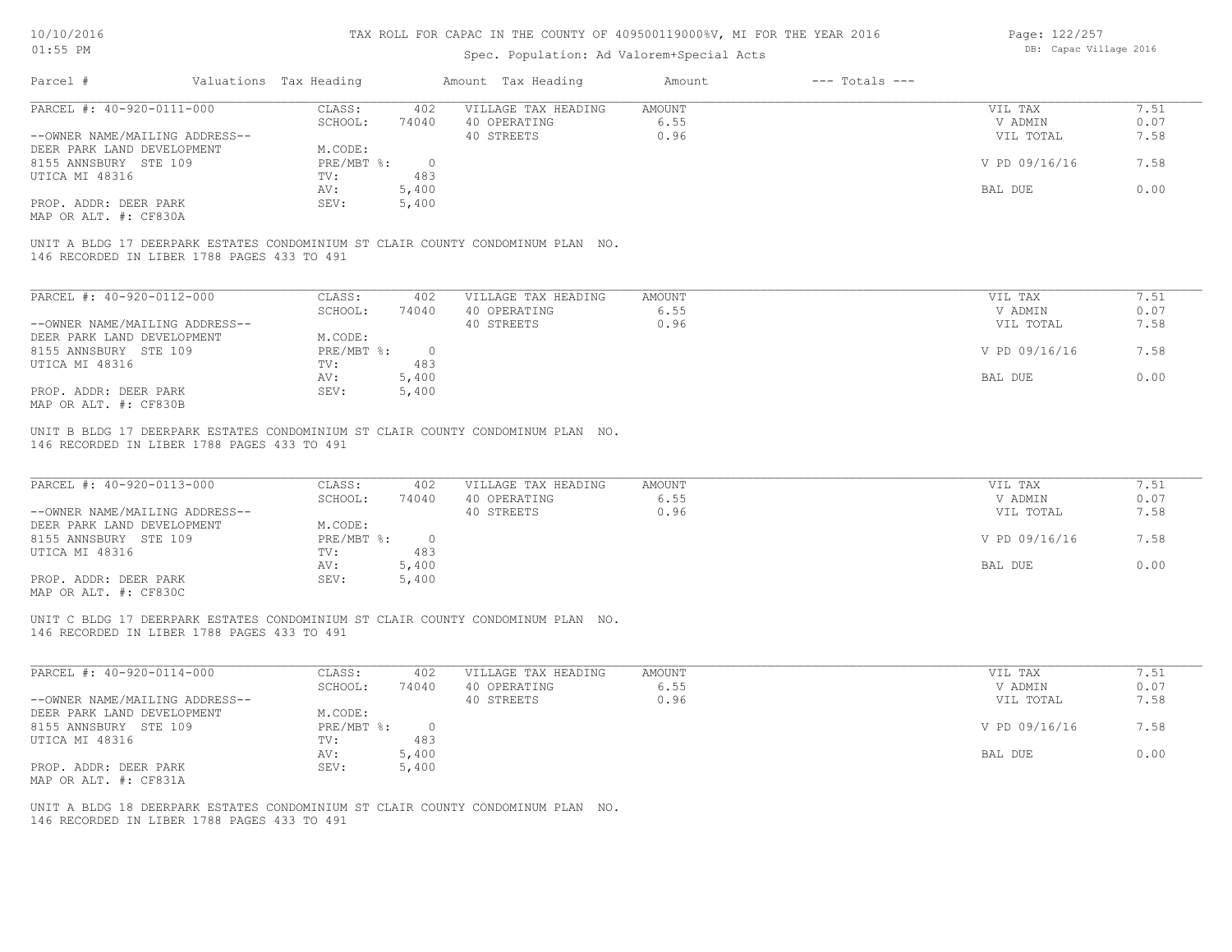# TAX ROLL FOR CAPAC IN THE COUNTY OF 409500119000%V, MI FOR THE YEAR 2016

Spec. Population: Ad Valorem+Special Acts

DB: Capac Village 2016

| Parcel # | Valuations | Tax Heading | Amount | Tax Heading | Amount | --- Totals --- | |
|---|---|---|---|---|---|---|---|
| PARCEL #: 40-920-0111-000 | CLASS: | 402 | VILLAGE TAX HEADING | AMOUNT | | VIL TAX | 7.51 |
| | SCHOOL: | 74040 | 40 OPERATING | 6.55 | | V ADMIN | 0.07 |
| --OWNER NAME/MAILING ADDRESS-- | | | 40 STREETS | 0.96 | | VIL TOTAL | 7.58 |
| DEER PARK LAND DEVELOPMENT | M.CODE: | | | | | | |
| 8155 ANNSBURY STE 109 | PRE/MBT %: | 0 | | | | V PD 09/16/16 | 7.58 |
| UTICA MI 48316 | TV: | 483 | | | | | |
| | AV: | 5,400 | | | | BAL DUE | 0.00 |
| PROP. ADDR: DEER PARK | SEV: | 5,400 | | | | | |
| MAP OR ALT. #: CF830A | | | | | | | |

UNIT A BLDG 17 DEERPARK ESTATES CONDOMINIUM ST CLAIR COUNTY CONDOMINUM PLAN NO. 146 RECORDED IN LIBER 1788 PAGES 433 TO 491

| Parcel # | Valuations | Tax Heading | Amount | Tax Heading | Amount | --- Totals --- | |
|---|---|---|---|---|---|---|---|
| PARCEL #: 40-920-0112-000 | CLASS: | 402 | VILLAGE TAX HEADING | AMOUNT | | VIL TAX | 7.51 |
| | SCHOOL: | 74040 | 40 OPERATING | 6.55 | | V ADMIN | 0.07 |
| --OWNER NAME/MAILING ADDRESS-- | | | 40 STREETS | 0.96 | | VIL TOTAL | 7.58 |
| DEER PARK LAND DEVELOPMENT | M.CODE: | | | | | | |
| 8155 ANNSBURY STE 109 | PRE/MBT %: | 0 | | | | V PD 09/16/16 | 7.58 |
| UTICA MI 48316 | TV: | 483 | | | | | |
| | AV: | 5,400 | | | | BAL DUE | 0.00 |
| PROP. ADDR: DEER PARK | SEV: | 5,400 | | | | | |
| MAP OR ALT. #: CF830B | | | | | | | |

UNIT B BLDG 17 DEERPARK ESTATES CONDOMINIUM ST CLAIR COUNTY CONDOMINUM PLAN NO. 146 RECORDED IN LIBER 1788 PAGES 433 TO 491

| Parcel # | Valuations | Tax Heading | Amount | Tax Heading | Amount | --- Totals --- | |
|---|---|---|---|---|---|---|---|
| PARCEL #: 40-920-0113-000 | CLASS: | 402 | VILLAGE TAX HEADING | AMOUNT | | VIL TAX | 7.51 |
| | SCHOOL: | 74040 | 40 OPERATING | 6.55 | | V ADMIN | 0.07 |
| --OWNER NAME/MAILING ADDRESS-- | | | 40 STREETS | 0.96 | | VIL TOTAL | 7.58 |
| DEER PARK LAND DEVELOPMENT | M.CODE: | | | | | | |
| 8155 ANNSBURY STE 109 | PRE/MBT %: | 0 | | | | V PD 09/16/16 | 7.58 |
| UTICA MI 48316 | TV: | 483 | | | | | |
| | AV: | 5,400 | | | | BAL DUE | 0.00 |
| PROP. ADDR: DEER PARK | SEV: | 5,400 | | | | | |
| MAP OR ALT. #: CF830C | | | | | | | |

UNIT C BLDG 17 DEERPARK ESTATES CONDOMINIUM ST CLAIR COUNTY CONDOMINUM PLAN NO. 146 RECORDED IN LIBER 1788 PAGES 433 TO 491

| Parcel # | Valuations | Tax Heading | Amount | Tax Heading | Amount | --- Totals --- | |
|---|---|---|---|---|---|---|---|
| PARCEL #: 40-920-0114-000 | CLASS: | 402 | VILLAGE TAX HEADING | AMOUNT | | VIL TAX | 7.51 |
| | SCHOOL: | 74040 | 40 OPERATING | 6.55 | | V ADMIN | 0.07 |
| --OWNER NAME/MAILING ADDRESS-- | | | 40 STREETS | 0.96 | | VIL TOTAL | 7.58 |
| DEER PARK LAND DEVELOPMENT | M.CODE: | | | | | | |
| 8155 ANNSBURY STE 109 | PRE/MBT %: | 0 | | | | V PD 09/16/16 | 7.58 |
| UTICA MI 48316 | TV: | 483 | | | | | |
| | AV: | 5,400 | | | | BAL DUE | 0.00 |
| PROP. ADDR: DEER PARK | SEV: | 5,400 | | | | | |
| MAP OR ALT. #: CF831A | | | | | | | |

UNIT A BLDG 18 DEERPARK ESTATES CONDOMINIUM ST CLAIR COUNTY CONDOMINUM PLAN NO. 146 RECORDED IN LIBER 1788 PAGES 433 TO 491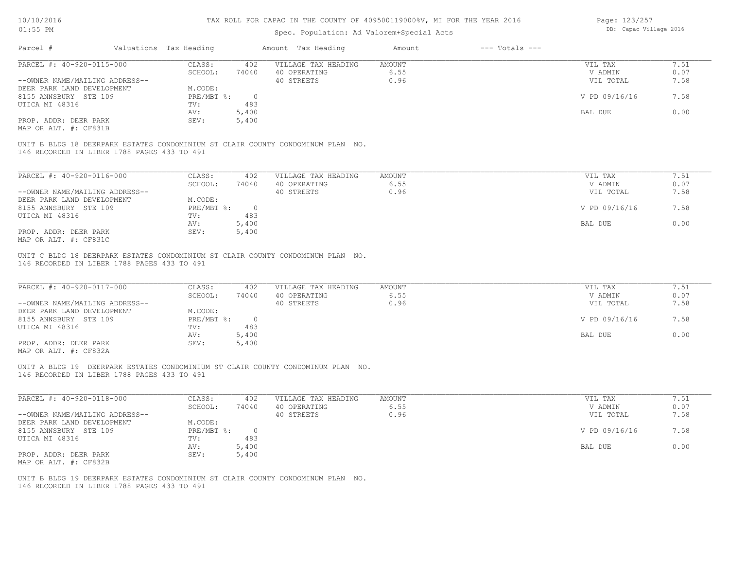TAX ROLL FOR CAPAC IN THE COUNTY OF 409500119000%V, MI FOR THE YEAR 2016

Spec. Population: Ad Valorem+Special Acts

| Parcel # | Valuations | Tax Heading | Amount | Tax Heading | Amount | --- Totals --- | |
|---|---|---|---|---|---|---|---|
| PARCEL #: 40-920-0115-000 | CLASS: | 402 | VILLAGE TAX HEADING | AMOUNT | | VIL TAX | 7.51 |
| | SCHOOL: | 74040 | 40 OPERATING | 6.55 | | V ADMIN | 0.07 |
| --OWNER NAME/MAILING ADDRESS-- | | | 40 STREETS | 0.96 | | VIL TOTAL | 7.58 |
| DEER PARK LAND DEVELOPMENT | M.CODE: | | | | | | |
| 8155 ANNSBURY STE 109 | PRE/MBT %: | 0 | | | | V PD 09/16/16 | 7.58 |
| UTICA MI 48316 | TV: | 483 | | | | | |
| | AV: | 5,400 | | | | BAL DUE | 0.00 |
| PROP. ADDR: DEER PARK | SEV: | 5,400 | | | | | |
| MAP OR ALT. #: CF831B | | | | | | | |

UNIT B BLDG 18 DEERPARK ESTATES CONDOMINIUM ST CLAIR COUNTY CONDOMINUM PLAN NO. 146 RECORDED IN LIBER 1788 PAGES 433 TO 491

| Parcel # | Valuations | Tax Heading | Amount | Tax Heading | Amount | --- Totals --- | |
|---|---|---|---|---|---|---|---|
| PARCEL #: 40-920-0116-000 | CLASS: | 402 | VILLAGE TAX HEADING | AMOUNT | | VIL TAX | 7.51 |
| | SCHOOL: | 74040 | 40 OPERATING | 6.55 | | V ADMIN | 0.07 |
| --OWNER NAME/MAILING ADDRESS-- | | | 40 STREETS | 0.96 | | VIL TOTAL | 7.58 |
| DEER PARK LAND DEVELOPMENT | M.CODE: | | | | | | |
| 8155 ANNSBURY STE 109 | PRE/MBT %: | 0 | | | | V PD 09/16/16 | 7.58 |
| UTICA MI 48316 | TV: | 483 | | | | | |
| | AV: | 5,400 | | | | BAL DUE | 0.00 |
| PROP. ADDR: DEER PARK | SEV: | 5,400 | | | | | |
| MAP OR ALT. #: CF831C | | | | | | | |

UNIT C BLDG 18 DEERPARK ESTATES CONDOMINIUM ST CLAIR COUNTY CONDOMINUM PLAN NO. 146 RECORDED IN LIBER 1788 PAGES 433 TO 491

| Parcel # | Valuations | Tax Heading | Amount | Tax Heading | Amount | --- Totals --- | |
|---|---|---|---|---|---|---|---|
| PARCEL #: 40-920-0117-000 | CLASS: | 402 | VILLAGE TAX HEADING | AMOUNT | | VIL TAX | 7.51 |
| | SCHOOL: | 74040 | 40 OPERATING | 6.55 | | V ADMIN | 0.07 |
| --OWNER NAME/MAILING ADDRESS-- | | | 40 STREETS | 0.96 | | VIL TOTAL | 7.58 |
| DEER PARK LAND DEVELOPMENT | M.CODE: | | | | | | |
| 8155 ANNSBURY STE 109 | PRE/MBT %: | 0 | | | | V PD 09/16/16 | 7.58 |
| UTICA MI 48316 | TV: | 483 | | | | | |
| | AV: | 5,400 | | | | BAL DUE | 0.00 |
| PROP. ADDR: DEER PARK | SEV: | 5,400 | | | | | |
| MAP OR ALT. #: CF832A | | | | | | | |

UNIT A BLDG 19 DEERPARK ESTATES CONDOMINIUM ST CLAIR COUNTY CONDOMINUM PLAN NO. 146 RECORDED IN LIBER 1788 PAGES 433 TO 491

| Parcel # | Valuations | Tax Heading | Amount | Tax Heading | Amount | --- Totals --- | |
|---|---|---|---|---|---|---|---|
| PARCEL #: 40-920-0118-000 | CLASS: | 402 | VILLAGE TAX HEADING | AMOUNT | | VIL TAX | 7.51 |
| | SCHOOL: | 74040 | 40 OPERATING | 6.55 | | V ADMIN | 0.07 |
| --OWNER NAME/MAILING ADDRESS-- | | | 40 STREETS | 0.96 | | VIL TOTAL | 7.58 |
| DEER PARK LAND DEVELOPMENT | M.CODE: | | | | | | |
| 8155 ANNSBURY STE 109 | PRE/MBT %: | 0 | | | | V PD 09/16/16 | 7.58 |
| UTICA MI 48316 | TV: | 483 | | | | | |
| | AV: | 5,400 | | | | BAL DUE | 0.00 |
| PROP. ADDR: DEER PARK | SEV: | 5,400 | | | | | |
| MAP OR ALT. #: CF832B | | | | | | | |

UNIT B BLDG 19 DEERPARK ESTATES CONDOMINIUM ST CLAIR COUNTY CONDOMINUM PLAN NO. 146 RECORDED IN LIBER 1788 PAGES 433 TO 491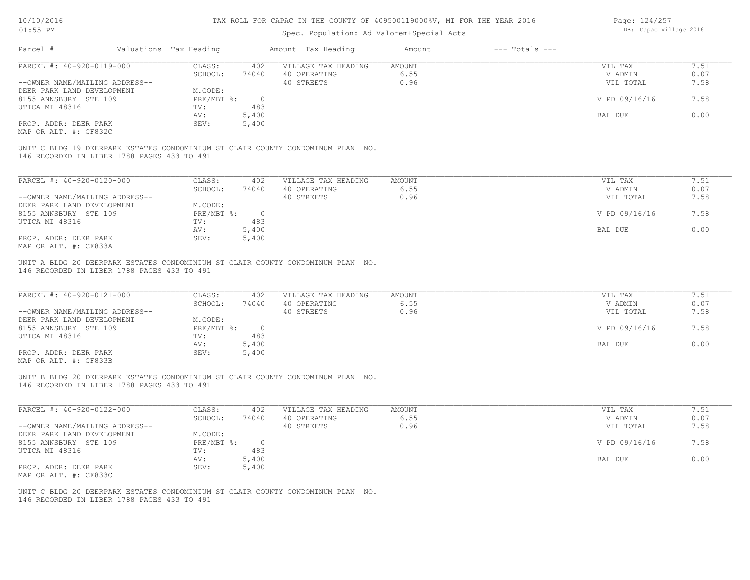TAX ROLL FOR CAPAC IN THE COUNTY OF 409500119000%V, MI FOR THE YEAR 2016

Spec. Population: Ad Valorem+Special Acts

| Parcel # | Valuations | Tax Heading | Amount | Tax Heading | Amount | --- Totals --- | |
|---|---|---|---|---|---|---|---|
| PARCEL #: 40-920-0119-000 | CLASS: | 402 | VILLAGE TAX HEADING | AMOUNT | | VIL TAX | 7.51 |
| | SCHOOL: | 74040 | 40 OPERATING | 6.55 | | V ADMIN | 0.07 |
| --OWNER NAME/MAILING ADDRESS-- | | | 40 STREETS | 0.96 | | VIL TOTAL | 7.58 |
| DEER PARK LAND DEVELOPMENT | M.CODE: | | | | | | |
| 8155 ANNSBURY STE 109 | PRE/MBT %: | 0 | | | | V PD 09/16/16 | 7.58 |
| UTICA MI 48316 | TV: | 483 | | | | | |
| | AV: | 5,400 | | | | BAL DUE | 0.00 |
| PROP. ADDR: DEER PARK | SEV: | 5,400 | | | | | |
| MAP OR ALT. #: CF832C | | | | | | | |

UNIT C BLDG 19 DEERPARK ESTATES CONDOMINIUM ST CLAIR COUNTY CONDOMINUM PLAN NO. 146 RECORDED IN LIBER 1788 PAGES 433 TO 491

| Parcel # | Valuations | Tax Heading | Amount | Tax Heading | Amount | --- Totals --- | |
|---|---|---|---|---|---|---|---|
| PARCEL #: 40-920-0120-000 | CLASS: | 402 | VILLAGE TAX HEADING | AMOUNT | | VIL TAX | 7.51 |
| | SCHOOL: | 74040 | 40 OPERATING | 6.55 | | V ADMIN | 0.07 |
| --OWNER NAME/MAILING ADDRESS-- | | | 40 STREETS | 0.96 | | VIL TOTAL | 7.58 |
| DEER PARK LAND DEVELOPMENT | M.CODE: | | | | | | |
| 8155 ANNSBURY STE 109 | PRE/MBT %: | 0 | | | | V PD 09/16/16 | 7.58 |
| UTICA MI 48316 | TV: | 483 | | | | | |
| | AV: | 5,400 | | | | BAL DUE | 0.00 |
| PROP. ADDR: DEER PARK | SEV: | 5,400 | | | | | |
| MAP OR ALT. #: CF833A | | | | | | | |

UNIT A BLDG 20 DEERPARK ESTATES CONDOMINIUM ST CLAIR COUNTY CONDOMINUM PLAN NO. 146 RECORDED IN LIBER 1788 PAGES 433 TO 491

| Parcel # | Valuations | Tax Heading | Amount | Tax Heading | Amount | --- Totals --- | |
|---|---|---|---|---|---|---|---|
| PARCEL #: 40-920-0121-000 | CLASS: | 402 | VILLAGE TAX HEADING | AMOUNT | | VIL TAX | 7.51 |
| | SCHOOL: | 74040 | 40 OPERATING | 6.55 | | V ADMIN | 0.07 |
| --OWNER NAME/MAILING ADDRESS-- | | | 40 STREETS | 0.96 | | VIL TOTAL | 7.58 |
| DEER PARK LAND DEVELOPMENT | M.CODE: | | | | | | |
| 8155 ANNSBURY STE 109 | PRE/MBT %: | 0 | | | | V PD 09/16/16 | 7.58 |
| UTICA MI 48316 | TV: | 483 | | | | | |
| | AV: | 5,400 | | | | BAL DUE | 0.00 |
| PROP. ADDR: DEER PARK | SEV: | 5,400 | | | | | |
| MAP OR ALT. #: CF833B | | | | | | | |

UNIT B BLDG 20 DEERPARK ESTATES CONDOMINIUM ST CLAIR COUNTY CONDOMINUM PLAN NO. 146 RECORDED IN LIBER 1788 PAGES 433 TO 491

| Parcel # | Valuations | Tax Heading | Amount | Tax Heading | Amount | --- Totals --- | |
|---|---|---|---|---|---|---|---|
| PARCEL #: 40-920-0122-000 | CLASS: | 402 | VILLAGE TAX HEADING | AMOUNT | | VIL TAX | 7.51 |
| | SCHOOL: | 74040 | 40 OPERATING | 6.55 | | V ADMIN | 0.07 |
| --OWNER NAME/MAILING ADDRESS-- | | | 40 STREETS | 0.96 | | VIL TOTAL | 7.58 |
| DEER PARK LAND DEVELOPMENT | M.CODE: | | | | | | |
| 8155 ANNSBURY STE 109 | PRE/MBT %: | 0 | | | | V PD 09/16/16 | 7.58 |
| UTICA MI 48316 | TV: | 483 | | | | | |
| | AV: | 5,400 | | | | BAL DUE | 0.00 |
| PROP. ADDR: DEER PARK | SEV: | 5,400 | | | | | |
| MAP OR ALT. #: CF833C | | | | | | | |

UNIT C BLDG 20 DEERPARK ESTATES CONDOMINIUM ST CLAIR COUNTY CONDOMINUM PLAN NO. 146 RECORDED IN LIBER 1788 PAGES 433 TO 491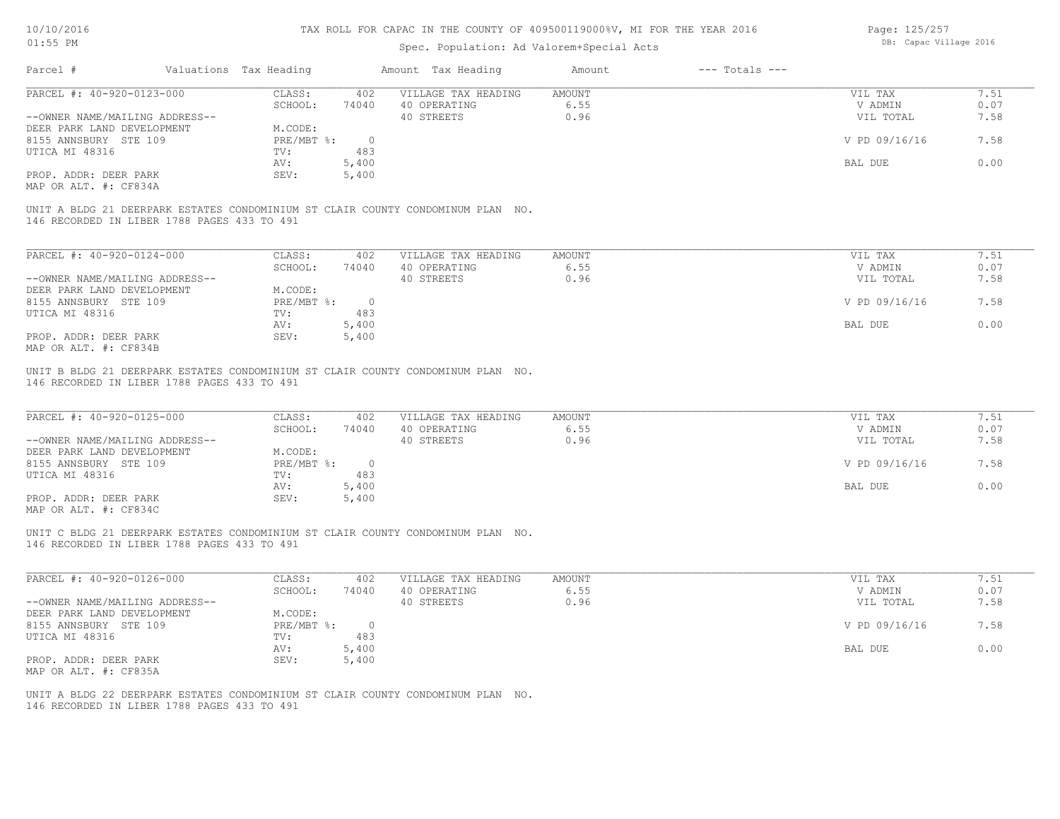TAX ROLL FOR CAPAC IN THE COUNTY OF 409500119000%V, MI FOR THE YEAR 2016

Spec. Population: Ad Valorem+Special Acts

| Parcel # | Valuations | Tax Heading | Amount | Tax Heading | Amount | --- Totals --- | |
|---|---|---|---|---|---|---|---|
| PARCEL #: 40-920-0123-000 | CLASS: | 402 | VILLAGE TAX HEADING | AMOUNT | | VIL TAX | 7.51 |
| | SCHOOL: | 74040 | 40 OPERATING | 6.55 | | V ADMIN | 0.07 |
| --OWNER NAME/MAILING ADDRESS-- | | | 40 STREETS | 0.96 | | VIL TOTAL | 7.58 |
| DEER PARK LAND DEVELOPMENT | M.CODE: | | | | | | |
| 8155 ANNSBURY STE 109 | PRE/MBT %: | 0 | | | | V PD 09/16/16 | 7.58 |
| UTICA MI 48316 | TV: | 483 | | | | | |
| | AV: | 5,400 | | | | BAL DUE | 0.00 |
| PROP. ADDR: DEER PARK | SEV: | 5,400 | | | | | |
| MAP OR ALT. #: CF834A | | | | | | | |

UNIT A BLDG 21 DEERPARK ESTATES CONDOMINIUM ST CLAIR COUNTY CONDOMINUM PLAN NO. 146 RECORDED IN LIBER 1788 PAGES 433 TO 491

| Parcel # | Valuations | Tax Heading | Amount | Tax Heading | Amount | --- Totals --- | |
|---|---|---|---|---|---|---|---|
| PARCEL #: 40-920-0124-000 | CLASS: | 402 | VILLAGE TAX HEADING | AMOUNT | | VIL TAX | 7.51 |
| | SCHOOL: | 74040 | 40 OPERATING | 6.55 | | V ADMIN | 0.07 |
| --OWNER NAME/MAILING ADDRESS-- | | | 40 STREETS | 0.96 | | VIL TOTAL | 7.58 |
| DEER PARK LAND DEVELOPMENT | M.CODE: | | | | | | |
| 8155 ANNSBURY STE 109 | PRE/MBT %: | 0 | | | | V PD 09/16/16 | 7.58 |
| UTICA MI 48316 | TV: | 483 | | | | | |
| | AV: | 5,400 | | | | BAL DUE | 0.00 |
| PROP. ADDR: DEER PARK | SEV: | 5,400 | | | | | |
| MAP OR ALT. #: CF834B | | | | | | | |

UNIT B BLDG 21 DEERPARK ESTATES CONDOMINIUM ST CLAIR COUNTY CONDOMINUM PLAN NO. 146 RECORDED IN LIBER 1788 PAGES 433 TO 491

| Parcel # | Valuations | Tax Heading | Amount | Tax Heading | Amount | --- Totals --- | |
|---|---|---|---|---|---|---|---|
| PARCEL #: 40-920-0125-000 | CLASS: | 402 | VILLAGE TAX HEADING | AMOUNT | | VIL TAX | 7.51 |
| | SCHOOL: | 74040 | 40 OPERATING | 6.55 | | V ADMIN | 0.07 |
| --OWNER NAME/MAILING ADDRESS-- | | | 40 STREETS | 0.96 | | VIL TOTAL | 7.58 |
| DEER PARK LAND DEVELOPMENT | M.CODE: | | | | | | |
| 8155 ANNSBURY STE 109 | PRE/MBT %: | 0 | | | | V PD 09/16/16 | 7.58 |
| UTICA MI 48316 | TV: | 483 | | | | | |
| | AV: | 5,400 | | | | BAL DUE | 0.00 |
| PROP. ADDR: DEER PARK | SEV: | 5,400 | | | | | |
| MAP OR ALT. #: CF834C | | | | | | | |

UNIT C BLDG 21 DEERPARK ESTATES CONDOMINIUM ST CLAIR COUNTY CONDOMINUM PLAN NO. 146 RECORDED IN LIBER 1788 PAGES 433 TO 491

| Parcel # | Valuations | Tax Heading | Amount | Tax Heading | Amount | --- Totals --- | |
|---|---|---|---|---|---|---|---|
| PARCEL #: 40-920-0126-000 | CLASS: | 402 | VILLAGE TAX HEADING | AMOUNT | | VIL TAX | 7.51 |
| | SCHOOL: | 74040 | 40 OPERATING | 6.55 | | V ADMIN | 0.07 |
| --OWNER NAME/MAILING ADDRESS-- | | | 40 STREETS | 0.96 | | VIL TOTAL | 7.58 |
| DEER PARK LAND DEVELOPMENT | M.CODE: | | | | | | |
| 8155 ANNSBURY STE 109 | PRE/MBT %: | 0 | | | | V PD 09/16/16 | 7.58 |
| UTICA MI 48316 | TV: | 483 | | | | | |
| | AV: | 5,400 | | | | BAL DUE | 0.00 |
| PROP. ADDR: DEER PARK | SEV: | 5,400 | | | | | |
| MAP OR ALT. #: CF835A | | | | | | | |

UNIT A BLDG 22 DEERPARK ESTATES CONDOMINIUM ST CLAIR COUNTY CONDOMINUM PLAN NO. 146 RECORDED IN LIBER 1788 PAGES 433 TO 491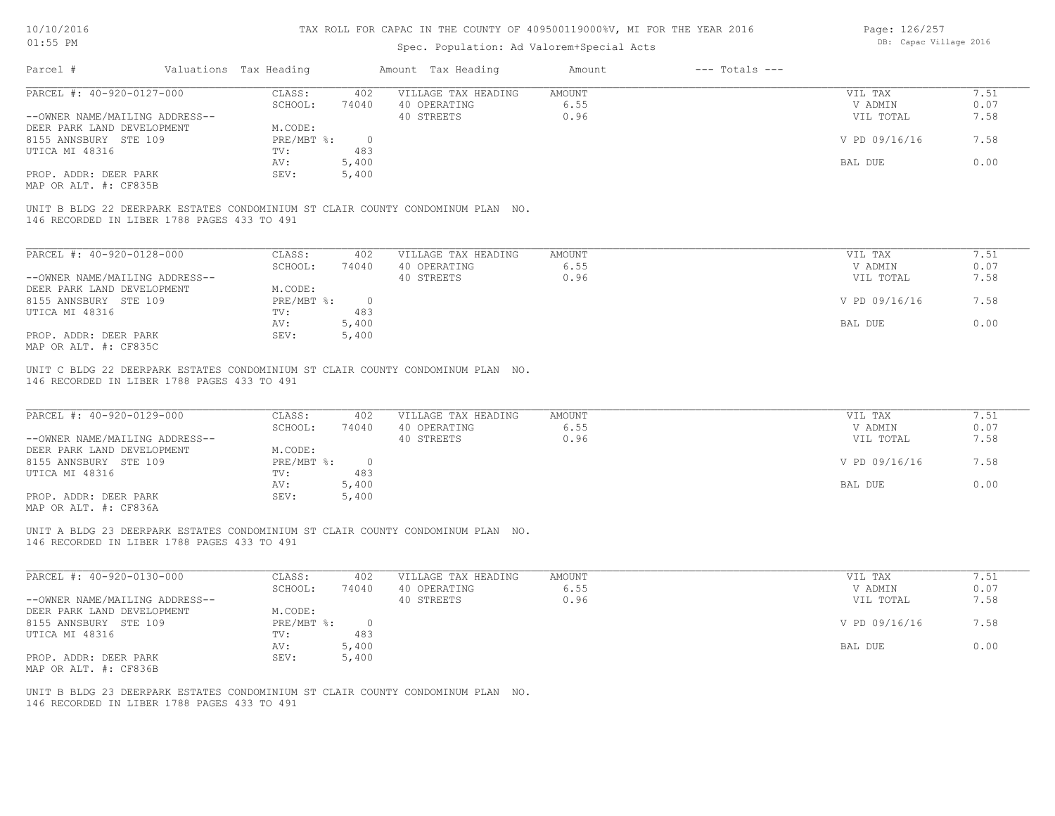TAX ROLL FOR CAPAC IN THE COUNTY OF 409500119000%V, MI FOR THE YEAR 2016

Spec. Population: Ad Valorem+Special Acts

| Parcel # | Valuations | Tax Heading | Amount | Tax Heading | Amount | --- Totals --- | |
|---|---|---|---|---|---|---|---|
| PARCEL #: 40-920-0127-000 | CLASS: | 402 | VILLAGE TAX HEADING | AMOUNT | | VIL TAX | 7.51 |
| | SCHOOL: | 74040 | 40 OPERATING | 6.55 | | V ADMIN | 0.07 |
| --OWNER NAME/MAILING ADDRESS-- | | | 40 STREETS | 0.96 | | VIL TOTAL | 7.58 |
| DEER PARK LAND DEVELOPMENT | M.CODE: | | | | | | |
| 8155 ANNSBURY STE 109 | PRE/MBT %: | 0 | | | | V PD 09/16/16 | 7.58 |
| UTICA MI 48316 | TV: | 483 | | | | | |
| | AV: | 5,400 | | | | BAL DUE | 0.00 |
| PROP. ADDR: DEER PARK | SEV: | 5,400 | | | | | |
| MAP OR ALT. #: CF835B | | | | | | | |

UNIT B BLDG 22 DEERPARK ESTATES CONDOMINIUM ST CLAIR COUNTY CONDOMINUM PLAN NO. 146 RECORDED IN LIBER 1788 PAGES 433 TO 491

| Parcel # | Valuations | Tax Heading | Amount | Tax Heading | Amount | --- Totals --- | |
|---|---|---|---|---|---|---|---|
| PARCEL #: 40-920-0128-000 | CLASS: | 402 | VILLAGE TAX HEADING | AMOUNT | | VIL TAX | 7.51 |
| | SCHOOL: | 74040 | 40 OPERATING | 6.55 | | V ADMIN | 0.07 |
| --OWNER NAME/MAILING ADDRESS-- | | | 40 STREETS | 0.96 | | VIL TOTAL | 7.58 |
| DEER PARK LAND DEVELOPMENT | M.CODE: | | | | | | |
| 8155 ANNSBURY STE 109 | PRE/MBT %: | 0 | | | | V PD 09/16/16 | 7.58 |
| UTICA MI 48316 | TV: | 483 | | | | | |
| | AV: | 5,400 | | | | BAL DUE | 0.00 |
| PROP. ADDR: DEER PARK | SEV: | 5,400 | | | | | |
| MAP OR ALT. #: CF835C | | | | | | | |

UNIT C BLDG 22 DEERPARK ESTATES CONDOMINIUM ST CLAIR COUNTY CONDOMINUM PLAN NO. 146 RECORDED IN LIBER 1788 PAGES 433 TO 491

| Parcel # | Valuations | Tax Heading | Amount | Tax Heading | Amount | --- Totals --- | |
|---|---|---|---|---|---|---|---|
| PARCEL #: 40-920-0129-000 | CLASS: | 402 | VILLAGE TAX HEADING | AMOUNT | | VIL TAX | 7.51 |
| | SCHOOL: | 74040 | 40 OPERATING | 6.55 | | V ADMIN | 0.07 |
| --OWNER NAME/MAILING ADDRESS-- | | | 40 STREETS | 0.96 | | VIL TOTAL | 7.58 |
| DEER PARK LAND DEVELOPMENT | M.CODE: | | | | | | |
| 8155 ANNSBURY STE 109 | PRE/MBT %: | 0 | | | | V PD 09/16/16 | 7.58 |
| UTICA MI 48316 | TV: | 483 | | | | | |
| | AV: | 5,400 | | | | BAL DUE | 0.00 |
| PROP. ADDR: DEER PARK | SEV: | 5,400 | | | | | |
| MAP OR ALT. #: CF836A | | | | | | | |

UNIT A BLDG 23 DEERPARK ESTATES CONDOMINIUM ST CLAIR COUNTY CONDOMINUM PLAN NO. 146 RECORDED IN LIBER 1788 PAGES 433 TO 491

| Parcel # | Valuations | Tax Heading | Amount | Tax Heading | Amount | --- Totals --- | |
|---|---|---|---|---|---|---|---|
| PARCEL #: 40-920-0130-000 | CLASS: | 402 | VILLAGE TAX HEADING | AMOUNT | | VIL TAX | 7.51 |
| | SCHOOL: | 74040 | 40 OPERATING | 6.55 | | V ADMIN | 0.07 |
| --OWNER NAME/MAILING ADDRESS-- | | | 40 STREETS | 0.96 | | VIL TOTAL | 7.58 |
| DEER PARK LAND DEVELOPMENT | M.CODE: | | | | | | |
| 8155 ANNSBURY STE 109 | PRE/MBT %: | 0 | | | | V PD 09/16/16 | 7.58 |
| UTICA MI 48316 | TV: | 483 | | | | | |
| | AV: | 5,400 | | | | BAL DUE | 0.00 |
| PROP. ADDR: DEER PARK | SEV: | 5,400 | | | | | |
| MAP OR ALT. #: CF836B | | | | | | | |

UNIT B BLDG 23 DEERPARK ESTATES CONDOMINIUM ST CLAIR COUNTY CONDOMINUM PLAN NO. 146 RECORDED IN LIBER 1788 PAGES 433 TO 491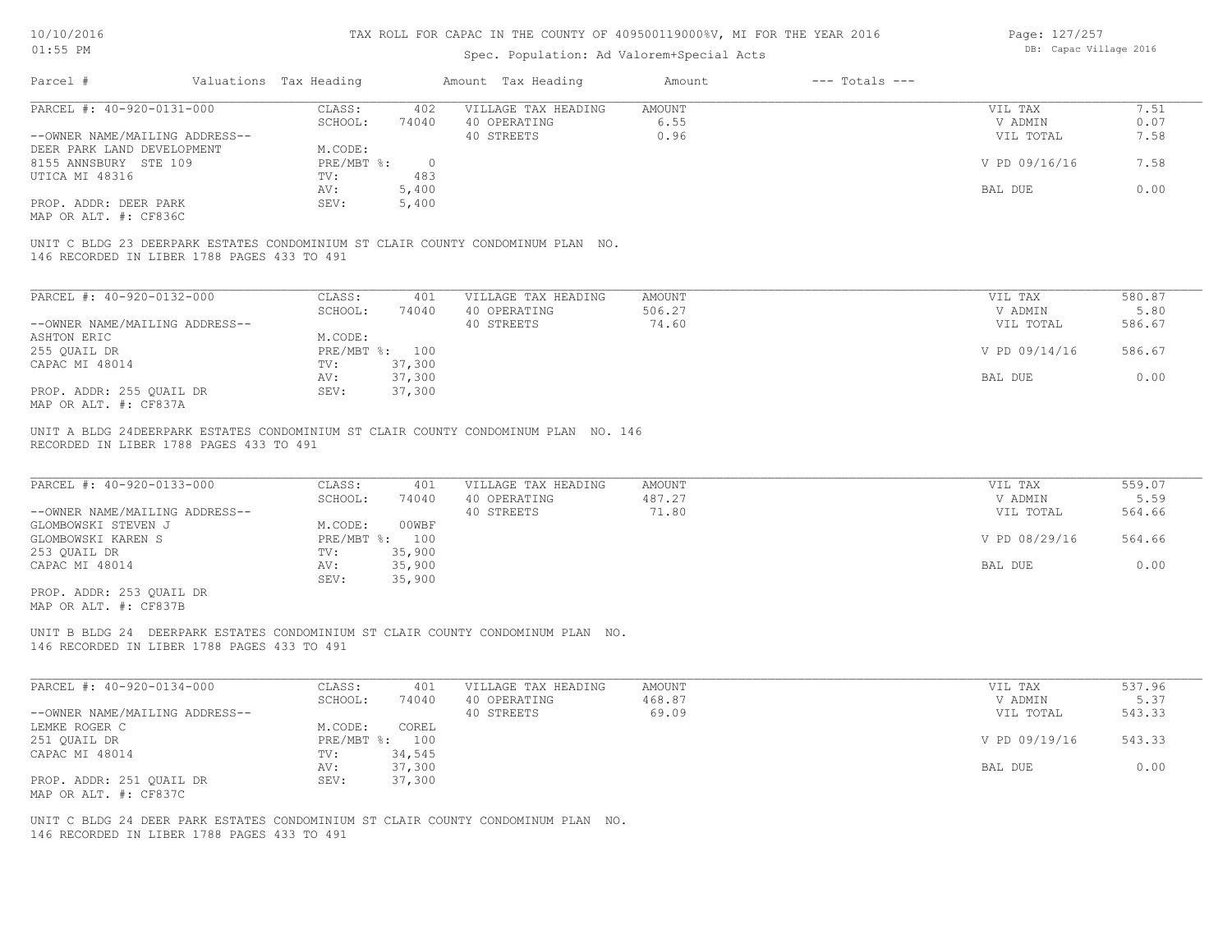TAX ROLL FOR CAPAC IN THE COUNTY OF 409500119000%V, MI FOR THE YEAR 2016

Spec. Population: Ad Valorem+Special Acts

DB: Capac Village 2016

10/10/2016
01:55 PM

| Parcel # | Valuations Tax Heading | | Amount Tax Heading | Amount | --- Totals --- | |
|---|---|---|---|---|---|---|
| PARCEL #: 40-920-0131-000 | CLASS: | 402 | VILLAGE TAX HEADING | AMOUNT | VIL TAX | 7.51 |
| | SCHOOL: | 74040 | 40 OPERATING | 6.55 | V ADMIN | 0.07 |
| --OWNER NAME/MAILING ADDRESS-- | | | 40 STREETS | 0.96 | VIL TOTAL | 7.58 |
| DEER PARK LAND DEVELOPMENT | M.CODE: | | | | | |
| 8155 ANNSBURY STE 109 | PRE/MBT %: | 0 | | | V PD 09/16/16 | 7.58 |
| UTICA MI 48316 | TV: | 483 | | | | |
| | AV: | 5,400 | | | BAL DUE | 0.00 |
| PROP. ADDR: DEER PARK | SEV: | 5,400 | | | | |
| MAP OR ALT. #: CF836C | | | | | | |

UNIT C BLDG 23 DEERPARK ESTATES CONDOMINIUM ST CLAIR COUNTY CONDOMINUM PLAN NO. 146 RECORDED IN LIBER 1788 PAGES 433 TO 491

| Parcel # | Valuations Tax Heading | | Amount Tax Heading | Amount | --- Totals --- | |
|---|---|---|---|---|---|---|
| PARCEL #: 40-920-0132-000 | CLASS: | 401 | VILLAGE TAX HEADING | AMOUNT | VIL TAX | 580.87 |
| | SCHOOL: | 74040 | 40 OPERATING | 506.27 | V ADMIN | 5.80 |
| --OWNER NAME/MAILING ADDRESS-- | | | 40 STREETS | 74.60 | VIL TOTAL | 586.67 |
| ASHTON ERIC | M.CODE: | | | | | |
| 255 QUAIL DR | PRE/MBT %: | 100 | | | V PD 09/14/16 | 586.67 |
| CAPAC MI 48014 | TV: | 37,300 | | | | |
| | AV: | 37,300 | | | BAL DUE | 0.00 |
| PROP. ADDR: 255 QUAIL DR | SEV: | 37,300 | | | | |
| MAP OR ALT. #: CF837A | | | | | | |

UNIT A BLDG 24DEERPARK ESTATES CONDOMINIUM ST CLAIR COUNTY CONDOMINUM PLAN NO. 146 RECORDED IN LIBER 1788 PAGES 433 TO 491

| Parcel # | Valuations Tax Heading | | Amount Tax Heading | Amount | --- Totals --- | |
|---|---|---|---|---|---|---|
| PARCEL #: 40-920-0133-000 | CLASS: | 401 | VILLAGE TAX HEADING | AMOUNT | VIL TAX | 559.07 |
| | SCHOOL: | 74040 | 40 OPERATING | 487.27 | V ADMIN | 5.59 |
| --OWNER NAME/MAILING ADDRESS-- | | | 40 STREETS | 71.80 | VIL TOTAL | 564.66 |
| GLOMBOWSKI STEVEN J | M.CODE: | 00WBF | | | | |
| GLOMBOWSKI KAREN S | PRE/MBT %: | 100 | | | V PD 08/29/16 | 564.66 |
| 253 QUAIL DR | TV: | 35,900 | | | | |
| CAPAC MI 48014 | AV: | 35,900 | | | BAL DUE | 0.00 |
| | SEV: | 35,900 | | | | |
| PROP. ADDR: 253 QUAIL DR | | | | | | |
| MAP OR ALT. #: CF837B | | | | | | |

UNIT B BLDG 24 DEERPARK ESTATES CONDOMINIUM ST CLAIR COUNTY CONDOMINUM PLAN NO. 146 RECORDED IN LIBER 1788 PAGES 433 TO 491

| Parcel # | Valuations Tax Heading | | Amount Tax Heading | Amount | --- Totals --- | |
|---|---|---|---|---|---|---|
| PARCEL #: 40-920-0134-000 | CLASS: | 401 | VILLAGE TAX HEADING | AMOUNT | VIL TAX | 537.96 |
| | SCHOOL: | 74040 | 40 OPERATING | 468.87 | V ADMIN | 5.37 |
| --OWNER NAME/MAILING ADDRESS-- | | | 40 STREETS | 69.09 | VIL TOTAL | 543.33 |
| LEMKE ROGER C | M.CODE: | COREL | | | | |
| 251 QUAIL DR | PRE/MBT %: | 100 | | | V PD 09/19/16 | 543.33 |
| CAPAC MI 48014 | TV: | 34,545 | | | | |
| | AV: | 37,300 | | | BAL DUE | 0.00 |
| PROP. ADDR: 251 QUAIL DR | SEV: | 37,300 | | | | |
| MAP OR ALT. #: CF837C | | | | | | |

UNIT C BLDG 24 DEER PARK ESTATES CONDOMINIUM ST CLAIR COUNTY CONDOMINUM PLAN NO. 146 RECORDED IN LIBER 1788 PAGES 433 TO 491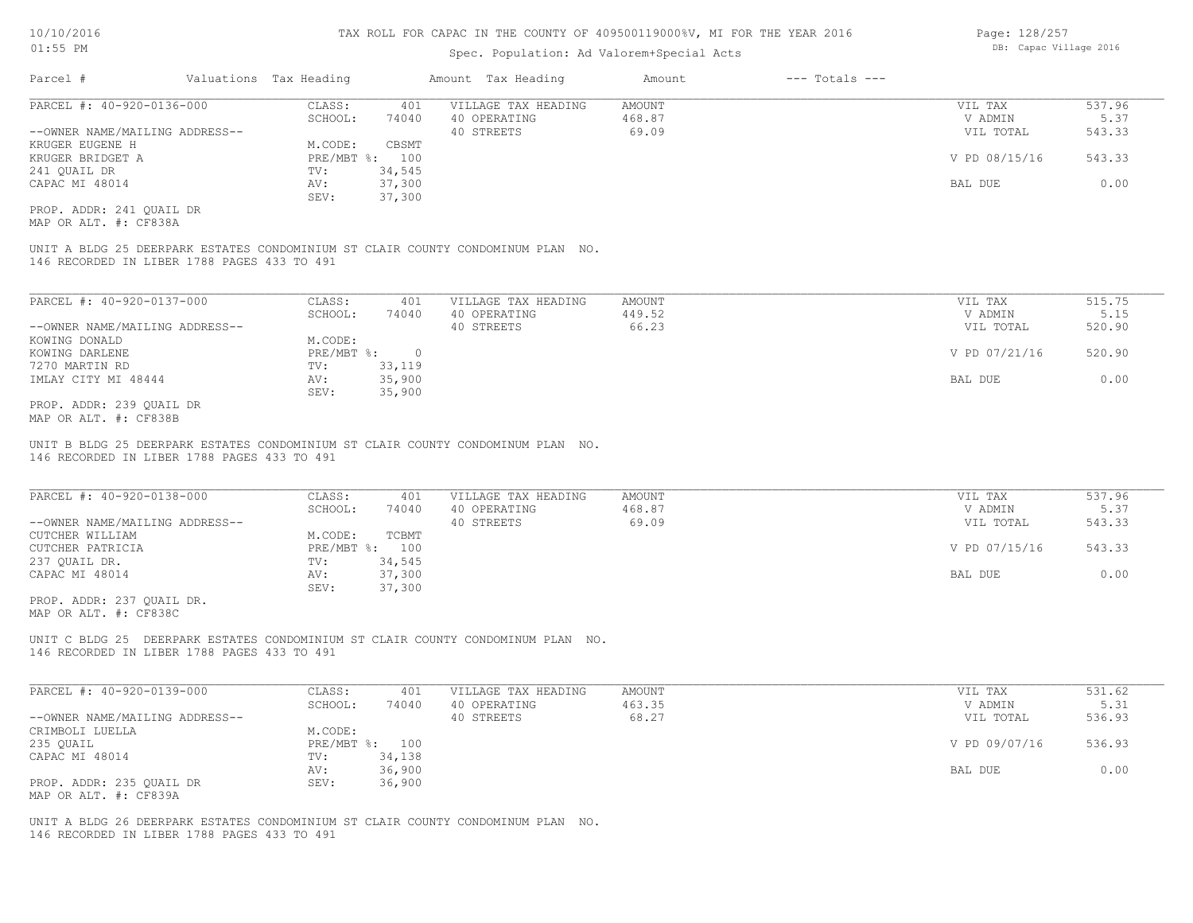TAX ROLL FOR CAPAC IN THE COUNTY OF 409500119000%V, MI FOR THE YEAR 2016

Spec. Population: Ad Valorem+Special Acts

| Parcel # | Valuations | Tax Heading | Amount | Tax Heading | Amount | --- Totals --- |
|---|---|---|---|---|---|---|

**PARCEL #: 40-920-0136-000**

| | | | | | |
|---|---|---|---|---|---|
| CLASS: | 401 | VILLAGE TAX HEADING | AMOUNT | VIL TAX | 537.96 |
| SCHOOL: | 74040 | 40 OPERATING | 468.87 | V ADMIN | 5.37 |
| | | 40 STREETS | 69.09 | VIL TOTAL | 543.33 |
| M.CODE: | CBSMT | | | | |
| PRE/MBT %: | 100 | | | V PD 08/15/16 | 543.33 |
| TV: | 34,545 | | | | |
| AV: | 37,300 | | | BAL DUE | 0.00 |
| SEV: | 37,300 | | | | |

--OWNER NAME/MAILING ADDRESS--
KRUGER EUGENE H
KRUGER BRIDGET A
241 QUAIL DR
CAPAC MI 48014

PROP. ADDR: 241 QUAIL DR
MAP OR ALT. #: CF838A

UNIT A BLDG 25 DEERPARK ESTATES CONDOMINIUM ST CLAIR COUNTY CONDOMINUM PLAN NO. 146 RECORDED IN LIBER 1788 PAGES 433 TO 491

**PARCEL #: 40-920-0137-000**

| | | | | | |
|---|---|---|---|---|---|
| CLASS: | 401 | VILLAGE TAX HEADING | AMOUNT | VIL TAX | 515.75 |
| SCHOOL: | 74040 | 40 OPERATING | 449.52 | V ADMIN | 5.15 |
| | | 40 STREETS | 66.23 | VIL TOTAL | 520.90 |
| M.CODE: | | | | | |
| PRE/MBT %: | 0 | | | V PD 07/21/16 | 520.90 |
| TV: | 33,119 | | | | |
| AV: | 35,900 | | | BAL DUE | 0.00 |
| SEV: | 35,900 | | | | |

--OWNER NAME/MAILING ADDRESS--
KOWING DONALD
KOWING DARLENE
7270 MARTIN RD
IMLAY CITY MI 48444

PROP. ADDR: 239 QUAIL DR
MAP OR ALT. #: CF838B

UNIT B BLDG 25 DEERPARK ESTATES CONDOMINIUM ST CLAIR COUNTY CONDOMINUM PLAN NO. 146 RECORDED IN LIBER 1788 PAGES 433 TO 491

**PARCEL #: 40-920-0138-000**

| | | | | | |
|---|---|---|---|---|---|
| CLASS: | 401 | VILLAGE TAX HEADING | AMOUNT | VIL TAX | 537.96 |
| SCHOOL: | 74040 | 40 OPERATING | 468.87 | V ADMIN | 5.37 |
| | | 40 STREETS | 69.09 | VIL TOTAL | 543.33 |
| M.CODE: | TCBMT | | | | |
| PRE/MBT %: | 100 | | | V PD 07/15/16 | 543.33 |
| TV: | 34,545 | | | | |
| AV: | 37,300 | | | BAL DUE | 0.00 |
| SEV: | 37,300 | | | | |

--OWNER NAME/MAILING ADDRESS--
CUTCHER WILLIAM
CUTCHER PATRICIA
237 QUAIL DR.
CAPAC MI 48014

PROP. ADDR: 237 QUAIL DR.
MAP OR ALT. #: CF838C

UNIT C BLDG 25 DEERPARK ESTATES CONDOMINIUM ST CLAIR COUNTY CONDOMINUM PLAN NO. 146 RECORDED IN LIBER 1788 PAGES 433 TO 491

**PARCEL #: 40-920-0139-000**

| | | | | | |
|---|---|---|---|---|---|
| CLASS: | 401 | VILLAGE TAX HEADING | AMOUNT | VIL TAX | 531.62 |
| SCHOOL: | 74040 | 40 OPERATING | 463.35 | V ADMIN | 5.31 |
| | | 40 STREETS | 68.27 | VIL TOTAL | 536.93 |
| M.CODE: | | | | | |
| PRE/MBT %: | 100 | | | V PD 09/07/16 | 536.93 |
| TV: | 34,138 | | | | |
| AV: | 36,900 | | | BAL DUE | 0.00 |
| SEV: | 36,900 | | | | |

--OWNER NAME/MAILING ADDRESS--
CRIMBOLI LUELLA
235 QUAIL
CAPAC MI 48014

PROP. ADDR: 235 QUAIL DR
MAP OR ALT. #: CF839A

UNIT A BLDG 26 DEERPARK ESTATES CONDOMINIUM ST CLAIR COUNTY CONDOMINUM PLAN NO. 146 RECORDED IN LIBER 1788 PAGES 433 TO 491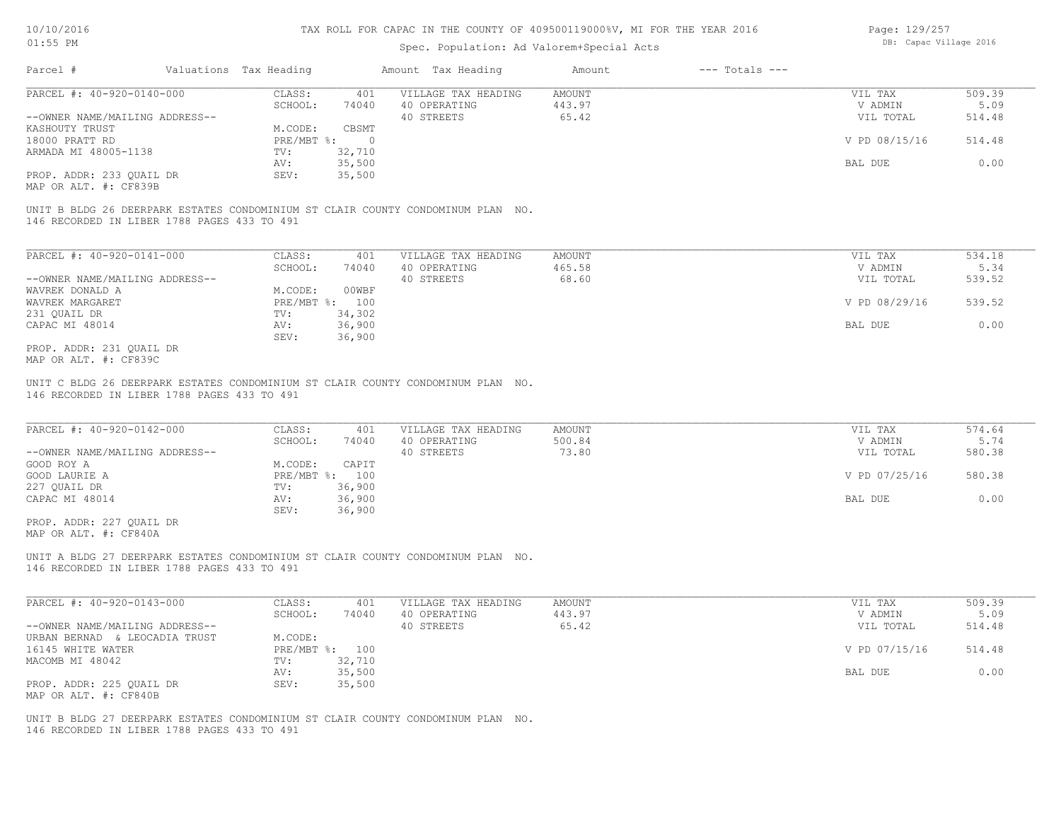# TAX ROLL FOR CAPAC IN THE COUNTY OF 409500119000%V, MI FOR THE YEAR 2016

Spec. Population: Ad Valorem+Special Acts

| Parcel # | Valuations | Tax Heading | Amount | Tax Heading | Amount | --- Totals --- | |
|---|---|---|---|---|---|---|---|

## PARCEL #: 40-920-0140-000

| | | | | | |
|---|---|---|---|---|---|
| CLASS: | 401 | VILLAGE TAX HEADING | AMOUNT | VIL TAX | 509.39 |
| SCHOOL: | 74040 | 40 OPERATING | 443.97 | V ADMIN | 5.09 |
| M.CODE: | CBSMT | 40 STREETS | 65.42 | VIL TOTAL | 514.48 |
| PRE/MBT %: | 0 | | | V PD 08/15/16 | 514.48 |
| TV: | 32,710 | | | | |
| AV: | 35,500 | | | BAL DUE | 0.00 |
| SEV: | 35,500 | | | | |

--OWNER NAME/MAILING ADDRESS--
KASHOUTY TRUST
18000 PRATT RD
ARMADA MI 48005-1138

PROP. ADDR: 233 QUAIL DR
MAP OR ALT. #: CF839B

UNIT B BLDG 26 DEERPARK ESTATES CONDOMINIUM ST CLAIR COUNTY CONDOMINUM PLAN NO. 146 RECORDED IN LIBER 1788 PAGES 433 TO 491

## PARCEL #: 40-920-0141-000

| | | | | | |
|---|---|---|---|---|---|
| CLASS: | 401 | VILLAGE TAX HEADING | AMOUNT | VIL TAX | 534.18 |
| SCHOOL: | 74040 | 40 OPERATING | 465.58 | V ADMIN | 5.34 |
| M.CODE: | 00WBF | 40 STREETS | 68.60 | VIL TOTAL | 539.52 |
| PRE/MBT %: | 100 | | | V PD 08/29/16 | 539.52 |
| TV: | 34,302 | | | | |
| AV: | 36,900 | | | BAL DUE | 0.00 |
| SEV: | 36,900 | | | | |

--OWNER NAME/MAILING ADDRESS--
WAVREK DONALD A
WAVREK MARGARET
231 QUAIL DR
CAPAC MI 48014

PROP. ADDR: 231 QUAIL DR
MAP OR ALT. #: CF839C

UNIT C BLDG 26 DEERPARK ESTATES CONDOMINIUM ST CLAIR COUNTY CONDOMINUM PLAN NO. 146 RECORDED IN LIBER 1788 PAGES 433 TO 491

## PARCEL #: 40-920-0142-000

| | | | | | |
|---|---|---|---|---|---|
| CLASS: | 401 | VILLAGE TAX HEADING | AMOUNT | VIL TAX | 574.64 |
| SCHOOL: | 74040 | 40 OPERATING | 500.84 | V ADMIN | 5.74 |
| M.CODE: | CAPIT | 40 STREETS | 73.80 | VIL TOTAL | 580.38 |
| PRE/MBT %: | 100 | | | V PD 07/25/16 | 580.38 |
| TV: | 36,900 | | | | |
| AV: | 36,900 | | | BAL DUE | 0.00 |
| SEV: | 36,900 | | | | |

--OWNER NAME/MAILING ADDRESS--
GOOD ROY A
GOOD LAURIE A
227 QUAIL DR
CAPAC MI 48014

PROP. ADDR: 227 QUAIL DR
MAP OR ALT. #: CF840A

UNIT A BLDG 27 DEERPARK ESTATES CONDOMINIUM ST CLAIR COUNTY CONDOMINUM PLAN NO. 146 RECORDED IN LIBER 1788 PAGES 433 TO 491

## PARCEL #: 40-920-0143-000

| | | | | | |
|---|---|---|---|---|---|
| CLASS: | 401 | VILLAGE TAX HEADING | AMOUNT | VIL TAX | 509.39 |
| SCHOOL: | 74040 | 40 OPERATING | 443.97 | V ADMIN | 5.09 |
| M.CODE: | | 40 STREETS | 65.42 | VIL TOTAL | 514.48 |
| PRE/MBT %: | 100 | | | V PD 07/15/16 | 514.48 |
| TV: | 32,710 | | | | |
| AV: | 35,500 | | | BAL DUE | 0.00 |
| SEV: | 35,500 | | | | |

--OWNER NAME/MAILING ADDRESS--
URBAN BERNAD & LEOCADIA TRUST
16145 WHITE WATER
MACOMB MI 48042

PROP. ADDR: 225 QUAIL DR
MAP OR ALT. #: CF840B

UNIT B BLDG 27 DEERPARK ESTATES CONDOMINIUM ST CLAIR COUNTY CONDOMINUM PLAN NO. 146 RECORDED IN LIBER 1788 PAGES 433 TO 491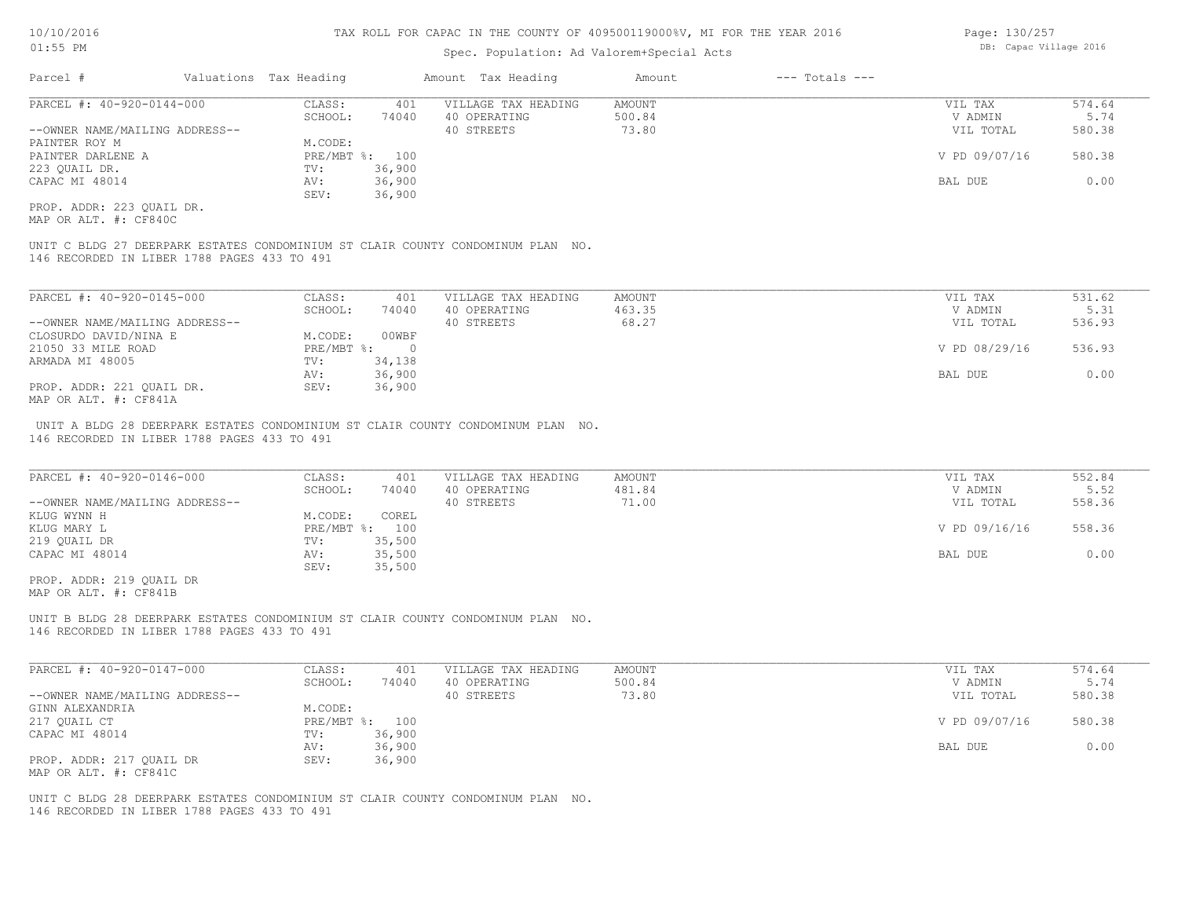TAX ROLL FOR CAPAC IN THE COUNTY OF 409500119000%V, MI FOR THE YEAR 2016

Spec. Population: Ad Valorem+Special Acts

| Parcel # | Valuations | Tax Heading | Amount | Tax Heading | Amount | --- Totals --- | |
|---|---|---|---|---|---|---|---|
| PARCEL #: 40-920-0144-000 | CLASS: | 401 | VILLAGE TAX HEADING | AMOUNT | | VIL TAX | 574.64 |
| | SCHOOL: | 74040 | 40 OPERATING | 500.84 | | V ADMIN | 5.74 |
| --OWNER NAME/MAILING ADDRESS-- | | | 40 STREETS | 73.80 | | VIL TOTAL | 580.38 |
| PAINTER ROY M | M.CODE: | | | | | | |
| PAINTER DARLENE A | PRE/MBT %: | 100 | | | | V PD 09/07/16 | 580.38 |
| 223 QUAIL DR. | TV: | 36,900 | | | | | |
| CAPAC MI 48014 | AV: | 36,900 | | | | BAL DUE | 0.00 |
| | SEV: | 36,900 | | | | | |
| PROP. ADDR: 223 QUAIL DR. | | | | | | | |
| MAP OR ALT. #: CF840C | | | | | | | |

UNIT C BLDG 27 DEERPARK ESTATES CONDOMINIUM ST CLAIR COUNTY CONDOMINUM PLAN NO. 146 RECORDED IN LIBER 1788 PAGES 433 TO 491

| Parcel # | Valuations | Tax Heading | Amount | Tax Heading | Amount | --- Totals --- | |
|---|---|---|---|---|---|---|---|
| PARCEL #: 40-920-0145-000 | CLASS: | 401 | VILLAGE TAX HEADING | AMOUNT | | VIL TAX | 531.62 |
| | SCHOOL: | 74040 | 40 OPERATING | 463.35 | | V ADMIN | 5.31 |
| --OWNER NAME/MAILING ADDRESS-- | | | 40 STREETS | 68.27 | | VIL TOTAL | 536.93 |
| CLOSURDO DAVID/NINA E | M.CODE: | 00WBF | | | | | |
| 21050 33 MILE ROAD | PRE/MBT %: | 0 | | | | V PD 08/29/16 | 536.93 |
| ARMADA MI 48005 | TV: | 34,138 | | | | | |
| | AV: | 36,900 | | | | BAL DUE | 0.00 |
| PROP. ADDR: 221 QUAIL DR. | SEV: | 36,900 | | | | | |
| MAP OR ALT. #: CF841A | | | | | | | |

UNIT A BLDG 28 DEERPARK ESTATES CONDOMINIUM ST CLAIR COUNTY CONDOMINUM PLAN NO. 146 RECORDED IN LIBER 1788 PAGES 433 TO 491

| Parcel # | Valuations | Tax Heading | Amount | Tax Heading | Amount | --- Totals --- | |
|---|---|---|---|---|---|---|---|
| PARCEL #: 40-920-0146-000 | CLASS: | 401 | VILLAGE TAX HEADING | AMOUNT | | VIL TAX | 552.84 |
| | SCHOOL: | 74040 | 40 OPERATING | 481.84 | | V ADMIN | 5.52 |
| --OWNER NAME/MAILING ADDRESS-- | | | 40 STREETS | 71.00 | | VIL TOTAL | 558.36 |
| KLUG WYNN H | M.CODE: | COREL | | | | | |
| KLUG MARY L | PRE/MBT %: | 100 | | | | V PD 09/16/16 | 558.36 |
| 219 QUAIL DR | TV: | 35,500 | | | | | |
| CAPAC MI 48014 | AV: | 35,500 | | | | BAL DUE | 0.00 |
| | SEV: | 35,500 | | | | | |
| PROP. ADDR: 219 QUAIL DR | | | | | | | |
| MAP OR ALT. #: CF841B | | | | | | | |

UNIT B BLDG 28 DEERPARK ESTATES CONDOMINIUM ST CLAIR COUNTY CONDOMINUM PLAN NO. 146 RECORDED IN LIBER 1788 PAGES 433 TO 491

| Parcel # | Valuations | Tax Heading | Amount | Tax Heading | Amount | --- Totals --- | |
|---|---|---|---|---|---|---|---|
| PARCEL #: 40-920-0147-000 | CLASS: | 401 | VILLAGE TAX HEADING | AMOUNT | | VIL TAX | 574.64 |
| | SCHOOL: | 74040 | 40 OPERATING | 500.84 | | V ADMIN | 5.74 |
| --OWNER NAME/MAILING ADDRESS-- | | | 40 STREETS | 73.80 | | VIL TOTAL | 580.38 |
| GINN ALEXANDRIA | M.CODE: | | | | | | |
| 217 QUAIL CT | PRE/MBT %: | 100 | | | | V PD 09/07/16 | 580.38 |
| CAPAC MI 48014 | TV: | 36,900 | | | | | |
| | AV: | 36,900 | | | | BAL DUE | 0.00 |
| PROP. ADDR: 217 QUAIL DR | SEV: | 36,900 | | | | | |
| MAP OR ALT. #: CF841C | | | | | | | |

UNIT C BLDG 28 DEERPARK ESTATES CONDOMINIUM ST CLAIR COUNTY CONDOMINUM PLAN NO. 146 RECORDED IN LIBER 1788 PAGES 433 TO 491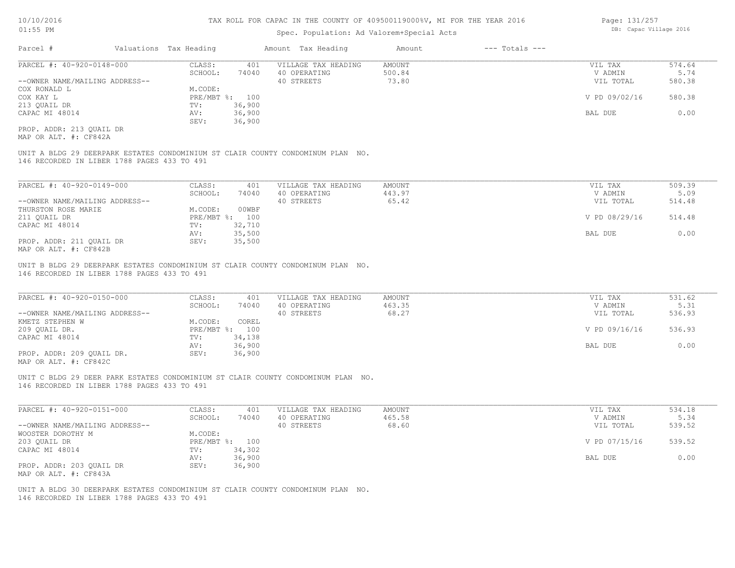# TAX ROLL FOR CAPAC IN THE COUNTY OF 409500119000%V, MI FOR THE YEAR 2016

Spec. Population: Ad Valorem+Special Acts

DB: Capac Village 2016

10/10/2016 01:55 PM

| Parcel # | Valuations Tax Heading | Amount Tax Heading | Amount | --- Totals --- |
|---|---|---|---|---|

---

**PARCEL #: 40-920-0148-000**

| | | | | | |
|---|---|---|---|---|---|
| CLASS: | 401 | VILLAGE TAX HEADING | AMOUNT | VIL TAX | 574.64 |
| SCHOOL: | 74040 | 40 OPERATING | 500.84 | V ADMIN | 5.74 |
| | | 40 STREETS | 73.80 | VIL TOTAL | 580.38 |
| M.CODE: | | | | | |
| PRE/MBT %: | 100 | | | V PD 09/02/16 | 580.38 |
| TV: | 36,900 | | | | |
| AV: | 36,900 | | | BAL DUE | 0.00 |
| SEV: | 36,900 | | | | |

--OWNER NAME/MAILING ADDRESS--
COX RONALD L
COX KAY L
213 QUAIL DR
CAPAC MI 48014

PROP. ADDR: 213 QUAIL DR
MAP OR ALT. #: CF842A

UNIT A BLDG 29 DEERPARK ESTATES CONDOMINIUM ST CLAIR COUNTY CONDOMINUM PLAN NO. 146 RECORDED IN LIBER 1788 PAGES 433 TO 491

---

**PARCEL #: 40-920-0149-000**

| | | | | | |
|---|---|---|---|---|---|
| CLASS: | 401 | VILLAGE TAX HEADING | AMOUNT | VIL TAX | 509.39 |
| SCHOOL: | 74040 | 40 OPERATING | 443.97 | V ADMIN | 5.09 |
| | | 40 STREETS | 65.42 | VIL TOTAL | 514.48 |
| M.CODE: | 00WBF | | | | |
| PRE/MBT %: | 100 | | | V PD 08/29/16 | 514.48 |
| TV: | 32,710 | | | | |
| AV: | 35,500 | | | BAL DUE | 0.00 |
| SEV: | 35,500 | | | | |

--OWNER NAME/MAILING ADDRESS--
THURSTON ROSE MARIE
211 QUAIL DR
CAPAC MI 48014

PROP. ADDR: 211 QUAIL DR
MAP OR ALT. #: CF842B

UNIT B BLDG 29 DEERPARK ESTATES CONDOMINIUM ST CLAIR COUNTY CONDOMINUM PLAN NO. 146 RECORDED IN LIBER 1788 PAGES 433 TO 491

---

**PARCEL #: 40-920-0150-000**

| | | | | | |
|---|---|---|---|---|---|
| CLASS: | 401 | VILLAGE TAX HEADING | AMOUNT | VIL TAX | 531.62 |
| SCHOOL: | 74040 | 40 OPERATING | 463.35 | V ADMIN | 5.31 |
| | | 40 STREETS | 68.27 | VIL TOTAL | 536.93 |
| M.CODE: | COREL | | | | |
| PRE/MBT %: | 100 | | | V PD 09/16/16 | 536.93 |
| TV: | 34,138 | | | | |
| AV: | 36,900 | | | BAL DUE | 0.00 |
| SEV: | 36,900 | | | | |

--OWNER NAME/MAILING ADDRESS--
KMETZ STEPHEN W
209 QUAIL DR.
CAPAC MI 48014

PROP. ADDR: 209 QUAIL DR.
MAP OR ALT. #: CF842C

UNIT C BLDG 29 DEER PARK ESTATES CONDOMINIUM ST CLAIR COUNTY CONDOMINUM PLAN NO. 146 RECORDED IN LIBER 1788 PAGES 433 TO 491

---

**PARCEL #: 40-920-0151-000**

| | | | | | |
|---|---|---|---|---|---|
| CLASS: | 401 | VILLAGE TAX HEADING | AMOUNT | VIL TAX | 534.18 |
| SCHOOL: | 74040 | 40 OPERATING | 465.58 | V ADMIN | 5.34 |
| | | 40 STREETS | 68.60 | VIL TOTAL | 539.52 |
| M.CODE: | | | | | |
| PRE/MBT %: | 100 | | | V PD 07/15/16 | 539.52 |
| TV: | 34,302 | | | | |
| AV: | 36,900 | | | BAL DUE | 0.00 |
| SEV: | 36,900 | | | | |

--OWNER NAME/MAILING ADDRESS--
WOOSTER DOROTHY M
203 QUAIL DR
CAPAC MI 48014

PROP. ADDR: 203 QUAIL DR
MAP OR ALT. #: CF843A

UNIT A BLDG 30 DEERPARK ESTATES CONDOMINIUM ST CLAIR COUNTY CONDOMINUM PLAN NO. 146 RECORDED IN LIBER 1788 PAGES 433 TO 491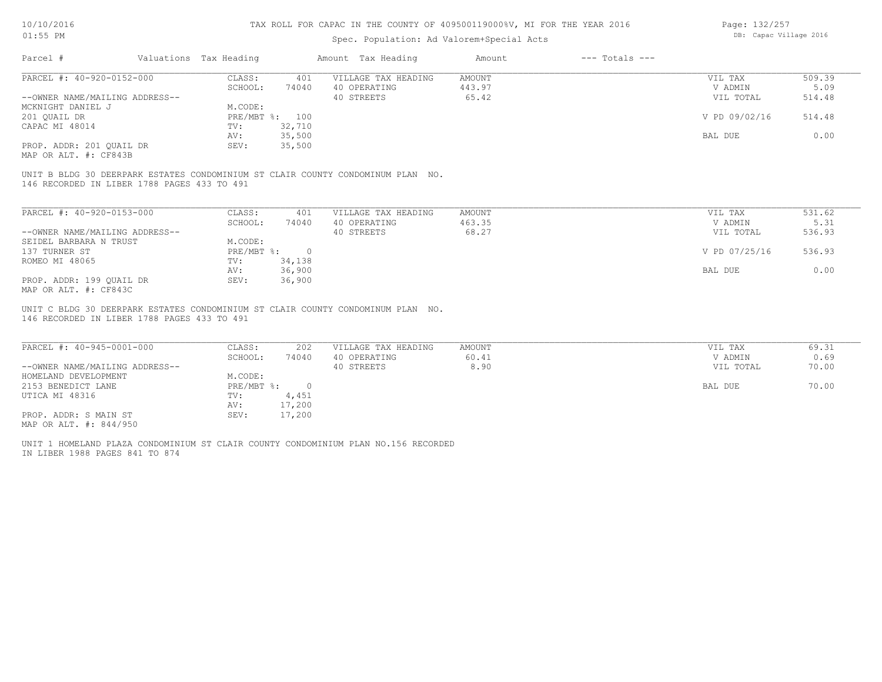TAX ROLL FOR CAPAC IN THE COUNTY OF 409500119000%V, MI FOR THE YEAR 2016

Spec. Population: Ad Valorem+Special Acts

DB: Capac Village 2016

| Parcel # | Valuations | Tax Heading | Amount | Tax Heading | Amount | --- Totals --- | |
|---|---|---|---|---|---|---|---|
| PARCEL #: 40-920-0152-000 | CLASS: | 401 | VILLAGE TAX HEADING | AMOUNT | | VIL TAX | 509.39 |
| | SCHOOL: | 74040 | 40 OPERATING | 443.97 | | V ADMIN | 5.09 |
| --OWNER NAME/MAILING ADDRESS-- | | | 40 STREETS | 65.42 | | VIL TOTAL | 514.48 |
| MCKNIGHT DANIEL J | M.CODE: | | | | | | |
| 201 QUAIL DR | PRE/MBT %: | 100 | | | | V PD 09/02/16 | 514.48 |
| CAPAC MI 48014 | TV: | 32,710 | | | | | |
| | AV: | 35,500 | | | | BAL DUE | 0.00 |
| PROP. ADDR: 201 QUAIL DR | SEV: | 35,500 | | | | | |
| MAP OR ALT. #: CF843B | | | | | | | |

UNIT B BLDG 30 DEERPARK ESTATES CONDOMINIUM ST CLAIR COUNTY CONDOMINUM PLAN NO. 146 RECORDED IN LIBER 1788 PAGES 433 TO 491

| Parcel # | Valuations | Tax Heading | Amount | Tax Heading | Amount | --- Totals --- | |
|---|---|---|---|---|---|---|---|
| PARCEL #: 40-920-0153-000 | CLASS: | 401 | VILLAGE TAX HEADING | AMOUNT | | VIL TAX | 531.62 |
| | SCHOOL: | 74040 | 40 OPERATING | 463.35 | | V ADMIN | 5.31 |
| --OWNER NAME/MAILING ADDRESS-- | | | 40 STREETS | 68.27 | | VIL TOTAL | 536.93 |
| SEIDEL BARBARA N TRUST | M.CODE: | | | | | | |
| 137 TURNER ST | PRE/MBT %: | 0 | | | | V PD 07/25/16 | 536.93 |
| ROMEO MI 48065 | TV: | 34,138 | | | | | |
| | AV: | 36,900 | | | | BAL DUE | 0.00 |
| PROP. ADDR: 199 QUAIL DR | SEV: | 36,900 | | | | | |
| MAP OR ALT. #: CF843C | | | | | | | |

UNIT C BLDG 30 DEERPARK ESTATES CONDOMINIUM ST CLAIR COUNTY CONDOMINUM PLAN NO. 146 RECORDED IN LIBER 1788 PAGES 433 TO 491

| Parcel # | Valuations | Tax Heading | Amount | Tax Heading | Amount | --- Totals --- | |
|---|---|---|---|---|---|---|---|
| PARCEL #: 40-945-0001-000 | CLASS: | 202 | VILLAGE TAX HEADING | AMOUNT | | VIL TAX | 69.31 |
| | SCHOOL: | 74040 | 40 OPERATING | 60.41 | | V ADMIN | 0.69 |
| --OWNER NAME/MAILING ADDRESS-- | | | 40 STREETS | 8.90 | | VIL TOTAL | 70.00 |
| HOMELAND DEVELOPMENT | M.CODE: | | | | | | |
| 2153 BENEDICT LANE | PRE/MBT %: | 0 | | | | BAL DUE | 70.00 |
| UTICA MI 48316 | TV: | 4,451 | | | | | |
| | AV: | 17,200 | | | | | |
| PROP. ADDR: S MAIN ST | SEV: | 17,200 | | | | | |
| MAP OR ALT. #: 844/950 | | | | | | | |

UNIT 1 HOMELAND PLAZA CONDOMINIUM ST CLAIR COUNTY CONDOMINIUM PLAN NO.156 RECORDED IN LIBER 1988 PAGES 841 TO 874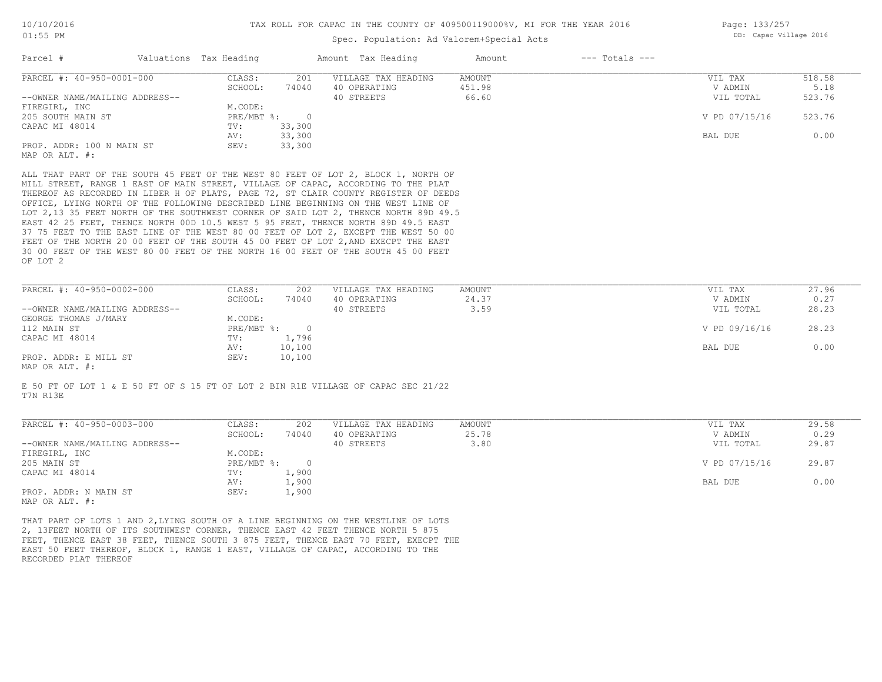# TAX ROLL FOR CAPAC IN THE COUNTY OF 409500119000%V, MI FOR THE YEAR 2016

Spec. Population: Ad Valorem+Special Acts

| Parcel # | Valuations | Tax Heading | Amount | Tax Heading | Amount | --- Totals --- | |
|---|---|---|---|---|---|---|---|

## PARCEL #: 40-950-0001-000

| | | | | | | |
|---|---|---|---|---|---|---|
| PARCEL #: 40-950-0001-000 | CLASS: | 201 | VILLAGE TAX HEADING | AMOUNT | VIL TAX | 518.58 |
| | SCHOOL: | 74040 | 40 OPERATING | 451.98 | V ADMIN | 5.18 |
| --OWNER NAME/MAILING ADDRESS-- | | | 40 STREETS | 66.60 | VIL TOTAL | 523.76 |
| FIREGIRL, INC | M.CODE: | | | | | |
| 205 SOUTH MAIN ST | PRE/MBT %: | 0 | | | V PD 07/15/16 | 523.76 |
| CAPAC MI 48014 | TV: | 33,300 | | | | |
| | AV: | 33,300 | | | BAL DUE | 0.00 |
| PROP. ADDR: 100 N MAIN ST | SEV: | 33,300 | | | | |
| MAP OR ALT. #: | | | | | | |

ALL THAT PART OF THE SOUTH 45 FEET OF THE WEST 80 FEET OF LOT 2, BLOCK 1, NORTH OF MILL STREET, RANGE 1 EAST OF MAIN STREET, VILLAGE OF CAPAC, ACCORDING TO THE PLAT THEREOF AS RECORDED IN LIBER H OF PLATS, PAGE 72, ST CLAIR COUNTY REGISTER OF DEEDS OFFICE, LYING NORTH OF THE FOLLOWING DESCRIBED LINE BEGINNING ON THE WEST LINE OF LOT 2,13 35 FEET NORTH OF THE SOUTHWEST CORNER OF SAID LOT 2, THENCE NORTH 89D 49.5 EAST 42 25 FEET, THENCE NORTH 00D 10.5 WEST 5 95 FEET, THENCE NORTH 89D 49.5 EAST 37 75 FEET TO THE EAST LINE OF THE WEST 80 00 FEET OF LOT 2, EXCEPT THE WEST 50 00 FEET OF THE NORTH 20 00 FEET OF THE SOUTH 45 00 FEET OF LOT 2,AND EXECPT THE EAST 30 00 FEET OF THE WEST 80 00 FEET OF THE NORTH 16 00 FEET OF THE SOUTH 45 00 FEET OF LOT 2

## PARCEL #: 40-950-0002-000

| | | | | | | |
|---|---|---|---|---|---|---|
| PARCEL #: 40-950-0002-000 | CLASS: | 202 | VILLAGE TAX HEADING | AMOUNT | VIL TAX | 27.96 |
| | SCHOOL: | 74040 | 40 OPERATING | 24.37 | V ADMIN | 0.27 |
| --OWNER NAME/MAILING ADDRESS-- | | | 40 STREETS | 3.59 | VIL TOTAL | 28.23 |
| GEORGE THOMAS J/MARY | M.CODE: | | | | | |
| 112 MAIN ST | PRE/MBT %: | 0 | | | V PD 09/16/16 | 28.23 |
| CAPAC MI 48014 | TV: | 1,796 | | | | |
| | AV: | 10,100 | | | BAL DUE | 0.00 |
| PROP. ADDR: E MILL ST | SEV: | 10,100 | | | | |
| MAP OR ALT. #: | | | | | | |

E 50 FT OF LOT 1 & E 50 FT OF S 15 FT OF LOT 2 BIN R1E VILLAGE OF CAPAC SEC 21/22 T7N R13E

## PARCEL #: 40-950-0003-000

| | | | | | | |
|---|---|---|---|---|---|---|
| PARCEL #: 40-950-0003-000 | CLASS: | 202 | VILLAGE TAX HEADING | AMOUNT | VIL TAX | 29.58 |
| | SCHOOL: | 74040 | 40 OPERATING | 25.78 | V ADMIN | 0.29 |
| --OWNER NAME/MAILING ADDRESS-- | | | 40 STREETS | 3.80 | VIL TOTAL | 29.87 |
| FIREGIRL, INC | M.CODE: | | | | | |
| 205 MAIN ST | PRE/MBT %: | 0 | | | V PD 07/15/16 | 29.87 |
| CAPAC MI 48014 | TV: | 1,900 | | | | |
| | AV: | 1,900 | | | BAL DUE | 0.00 |
| PROP. ADDR: N MAIN ST | SEV: | 1,900 | | | | |
| MAP OR ALT. #: | | | | | | |

THAT PART OF LOTS 1 AND 2,LYING SOUTH OF A LINE BEGINNING ON THE WESTLINE OF LOTS 2, 13FEET NORTH OF ITS SOUTHWEST CORNER, THENCE EAST 42 FEET THENCE NORTH 5 875 FEET, THENCE EAST 38 FEET, THENCE SOUTH 3 875 FEET, THENCE EAST 70 FEET, EXECPT THE EAST 50 FEET THEREOF, BLOCK 1, RANGE 1 EAST, VILLAGE OF CAPAC, ACCORDING TO THE RECORDED PLAT THEREOF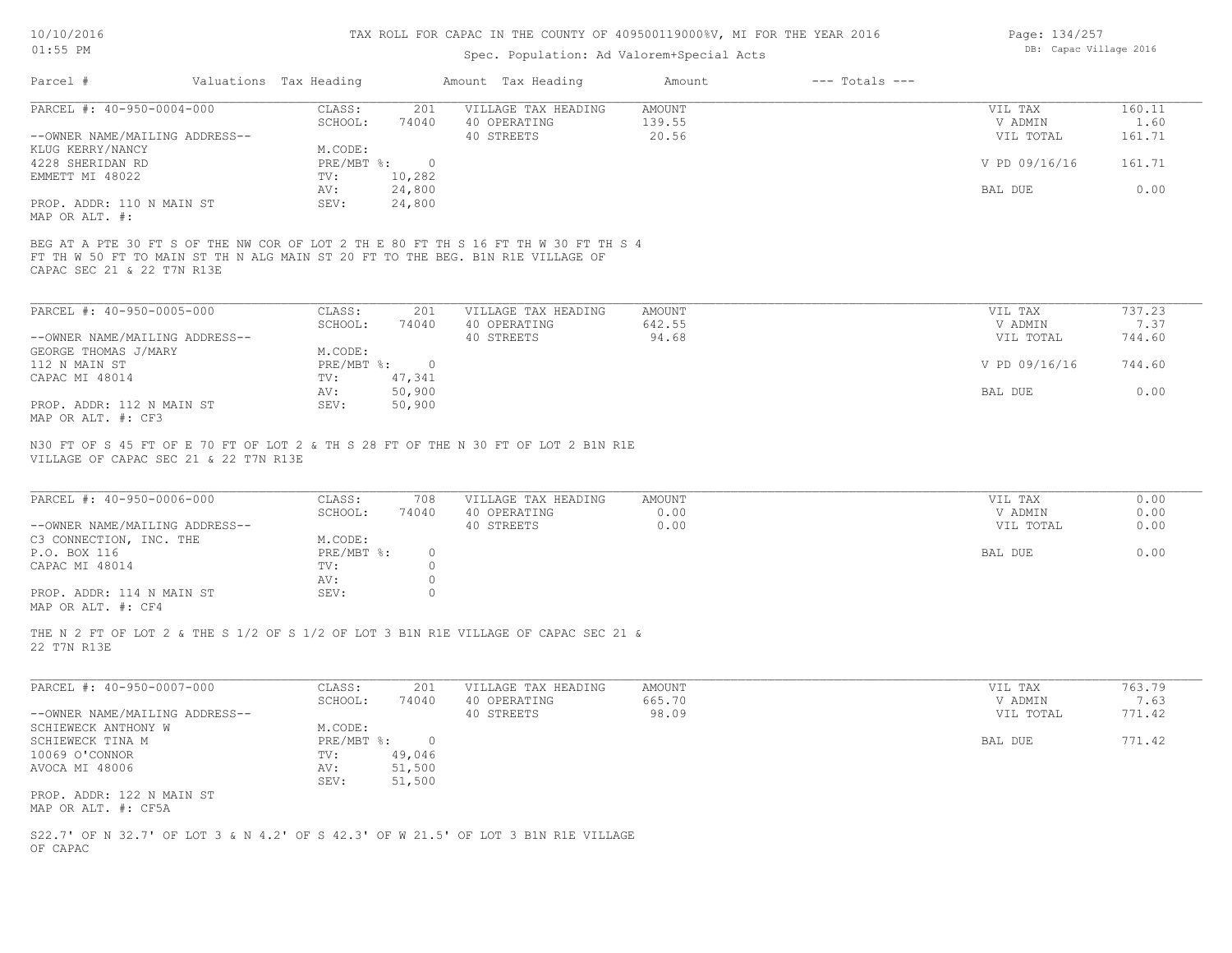# TAX ROLL FOR CAPAC IN THE COUNTY OF 409500119000%V, MI FOR THE YEAR 2016

Spec. Population: Ad Valorem+Special Acts

DB: Capac Village 2016

| Parcel # | Valuations | Tax Heading | Amount | Tax Heading | Amount | --- Totals --- | |
|---|---|---|---|---|---|---|---|

## PARCEL #: 40-950-0004-000

| | | | | | | |
|---|---|---|---|---|---|---|
| --OWNER NAME/MAILING ADDRESS-- | CLASS: | 201 | VILLAGE TAX HEADING | AMOUNT | VIL TAX | 160.11 |
| KLUG KERRY/NANCY | SCHOOL: | 74040 | 40 OPERATING | 139.55 | V ADMIN | 1.60 |
| 4228 SHERIDAN RD | M.CODE: | | 40 STREETS | 20.56 | VIL TOTAL | 161.71 |
| EMMETT MI 48022 | PRE/MBT %: | 0 | | | V PD 09/16/16 | 161.71 |
| | TV: | 10,282 | | | | |
| | AV: | 24,800 | | | BAL DUE | 0.00 |
| PROP. ADDR: 110 N MAIN ST | SEV: | 24,800 | | | | |
| MAP OR ALT. #: | | | | | | |

BEG AT A PTE 30 FT S OF THE NW COR OF LOT 2 TH E 80 FT TH S 16 FT TH W 30 FT TH S 4 FT TH W 50 FT TO MAIN ST TH N ALG MAIN ST 20 FT TO THE BEG. B1N R1E VILLAGE OF CAPAC SEC 21 & 22 T7N R13E

## PARCEL #: 40-950-0005-000

| | | | | | | |
|---|---|---|---|---|---|---|
| --OWNER NAME/MAILING ADDRESS-- | CLASS: | 201 | VILLAGE TAX HEADING | AMOUNT | VIL TAX | 737.23 |
| GEORGE THOMAS J/MARY | SCHOOL: | 74040 | 40 OPERATING | 642.55 | V ADMIN | 7.37 |
| 112 N MAIN ST | M.CODE: | | 40 STREETS | 94.68 | VIL TOTAL | 744.60 |
| CAPAC MI 48014 | PRE/MBT %: | 0 | | | V PD 09/16/16 | 744.60 |
| | TV: | 47,341 | | | | |
| | AV: | 50,900 | | | BAL DUE | 0.00 |
| PROP. ADDR: 112 N MAIN ST | SEV: | 50,900 | | | | |
| MAP OR ALT. #: CF3 | | | | | | |

N30 FT OF S 45 FT OF E 70 FT OF LOT 2 & TH S 28 FT OF THE N 30 FT OF LOT 2 B1N R1E VILLAGE OF CAPAC SEC 21 & 22 T7N R13E

## PARCEL #: 40-950-0006-000

| | | | | | | |
|---|---|---|---|---|---|---|
| --OWNER NAME/MAILING ADDRESS-- | CLASS: | 708 | VILLAGE TAX HEADING | AMOUNT | VIL TAX | 0.00 |
| C3 CONNECTION, INC. THE | SCHOOL: | 74040 | 40 OPERATING | 0.00 | V ADMIN | 0.00 |
| P.O. BOX 116 | M.CODE: | | 40 STREETS | 0.00 | VIL TOTAL | 0.00 |
| CAPAC MI 48014 | PRE/MBT %: | 0 | | | BAL DUE | 0.00 |
| | TV: | 0 | | | | |
| | AV: | 0 | | | | |
| PROP. ADDR: 114 N MAIN ST | SEV: | 0 | | | | |
| MAP OR ALT. #: CF4 | | | | | | |

THE N 2 FT OF LOT 2 & THE S 1/2 OF S 1/2 OF LOT 3 B1N R1E VILLAGE OF CAPAC SEC 21 & 22 T7N R13E

## PARCEL #: 40-950-0007-000

| | | | | | | |
|---|---|---|---|---|---|---|
| --OWNER NAME/MAILING ADDRESS-- | CLASS: | 201 | VILLAGE TAX HEADING | AMOUNT | VIL TAX | 763.79 |
| SCHIEWECK ANTHONY W | SCHOOL: | 74040 | 40 OPERATING | 665.70 | V ADMIN | 7.63 |
| SCHIEWECK TINA M | M.CODE: | | 40 STREETS | 98.09 | VIL TOTAL | 771.42 |
| 10069 O'CONNOR | PRE/MBT %: | 0 | | | BAL DUE | 771.42 |
| AVOCA MI 48006 | TV: | 49,046 | | | | |
| | AV: | 51,500 | | | | |
| | SEV: | 51,500 | | | | |
| PROP. ADDR: 122 N MAIN ST | | | | | | |
| MAP OR ALT. #: CF5A | | | | | | |

S22.7' OF N 32.7' OF LOT 3 & N 4.2' OF S 42.3' OF W 21.5' OF LOT 3 B1N R1E VILLAGE OF CAPAC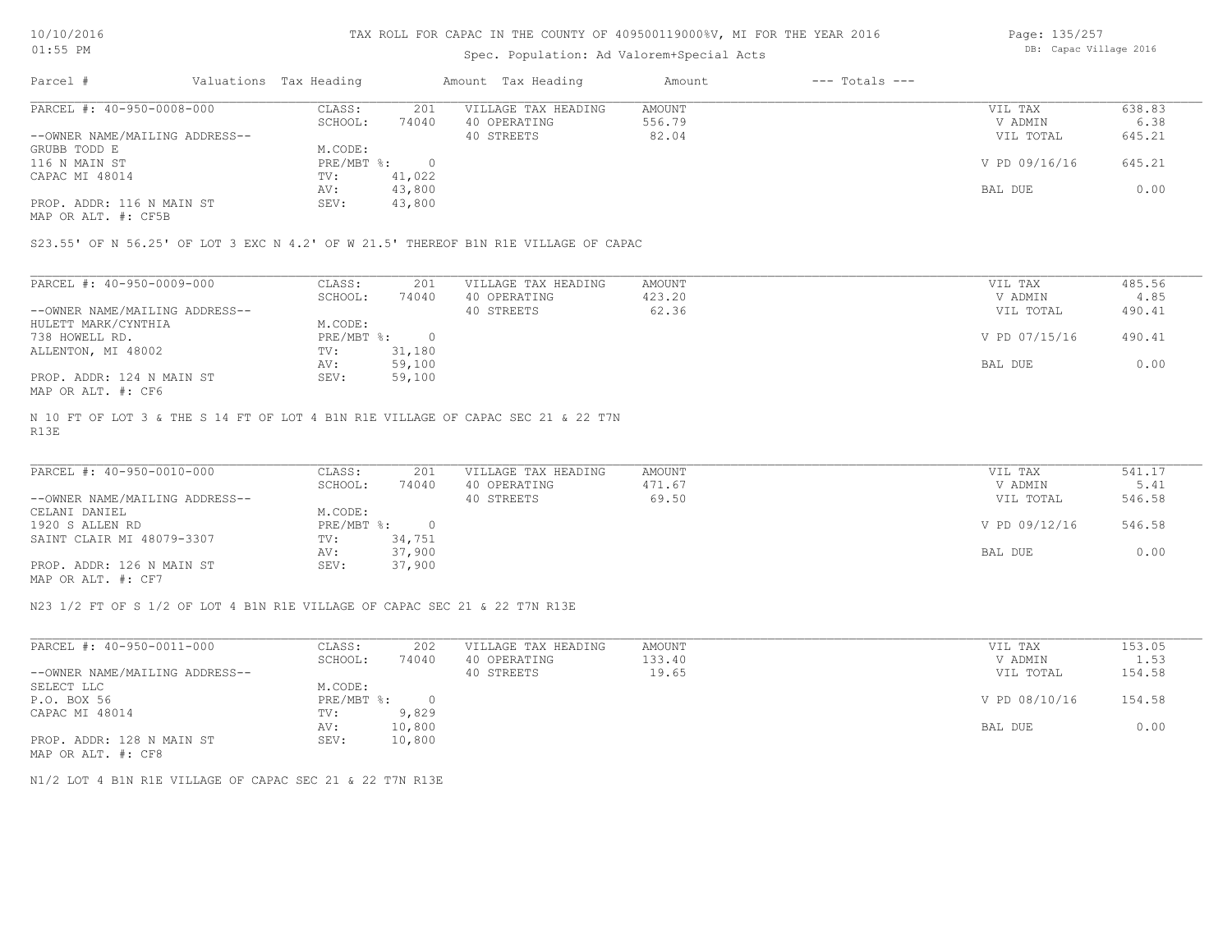TAX ROLL FOR CAPAC IN THE COUNTY OF 409500119000%V, MI FOR THE YEAR 2016

Spec. Population: Ad Valorem+Special Acts

DB: Capac Village 2016

10/10/2016
01:55 PM

| Parcel # | Valuations | Tax Heading | Amount | Tax Heading | Amount | --- Totals --- | |
|---|---|---|---|---|---|---|---|

## PARCEL #: 40-950-0008-000

| | | | | |
|---|---|---|---|---|
| CLASS: 201 | VILLAGE TAX HEADING | AMOUNT | VIL TAX | 638.83 |
| SCHOOL: 74040 | 40 OPERATING | 556.79 | V ADMIN | 6.38 |
| M.CODE: | 40 STREETS | 82.04 | VIL TOTAL | 645.21 |
| PRE/MBT %: 0 | | | V PD 09/16/16 | 645.21 |
| TV: 41,022 | | | | |
| AV: 43,800 | | | BAL DUE | 0.00 |
| SEV: 43,800 | | | | |

--OWNER NAME/MAILING ADDRESS--
GRUBB TODD E
116 N MAIN ST
CAPAC MI 48014

PROP. ADDR: 116 N MAIN ST
MAP OR ALT. #: CF5B

S23.55' OF N 56.25' OF LOT 3 EXC N 4.2' OF W 21.5' THEREOF B1N R1E VILLAGE OF CAPAC

## PARCEL #: 40-950-0009-000

| | | | | |
|---|---|---|---|---|
| CLASS: 201 | VILLAGE TAX HEADING | AMOUNT | VIL TAX | 485.56 |
| SCHOOL: 74040 | 40 OPERATING | 423.20 | V ADMIN | 4.85 |
| M.CODE: | 40 STREETS | 62.36 | VIL TOTAL | 490.41 |
| PRE/MBT %: 0 | | | V PD 07/15/16 | 490.41 |
| TV: 31,180 | | | | |
| AV: 59,100 | | | BAL DUE | 0.00 |
| SEV: 59,100 | | | | |

--OWNER NAME/MAILING ADDRESS--
HULETT MARK/CYNTHIA
738 HOWELL RD.
ALLENTON, MI 48002

PROP. ADDR: 124 N MAIN ST
MAP OR ALT. #: CF6

N 10 FT OF LOT 3 & THE S 14 FT OF LOT 4 B1N R1E VILLAGE OF CAPAC SEC 21 & 22 T7N R13E

## PARCEL #: 40-950-0010-000

| | | | | |
|---|---|---|---|---|
| CLASS: 201 | VILLAGE TAX HEADING | AMOUNT | VIL TAX | 541.17 |
| SCHOOL: 74040 | 40 OPERATING | 471.67 | V ADMIN | 5.41 |
| M.CODE: | 40 STREETS | 69.50 | VIL TOTAL | 546.58 |
| PRE/MBT %: 0 | | | V PD 09/12/16 | 546.58 |
| TV: 34,751 | | | | |
| AV: 37,900 | | | BAL DUE | 0.00 |
| SEV: 37,900 | | | | |

--OWNER NAME/MAILING ADDRESS--
CELANI DANIEL
1920 S ALLEN RD
SAINT CLAIR MI 48079-3307

PROP. ADDR: 126 N MAIN ST
MAP OR ALT. #: CF7

N23 1/2 FT OF S 1/2 OF LOT 4 B1N R1E VILLAGE OF CAPAC SEC 21 & 22 T7N R13E

## PARCEL #: 40-950-0011-000

| | | | | |
|---|---|---|---|---|
| CLASS: 202 | VILLAGE TAX HEADING | AMOUNT | VIL TAX | 153.05 |
| SCHOOL: 74040 | 40 OPERATING | 133.40 | V ADMIN | 1.53 |
| M.CODE: | 40 STREETS | 19.65 | VIL TOTAL | 154.58 |
| PRE/MBT %: 0 | | | V PD 08/10/16 | 154.58 |
| TV: 9,829 | | | | |
| AV: 10,800 | | | BAL DUE | 0.00 |
| SEV: 10,800 | | | | |

--OWNER NAME/MAILING ADDRESS--
SELECT LLC
P.O. BOX 56
CAPAC MI 48014

PROP. ADDR: 128 N MAIN ST
MAP OR ALT. #: CF8

N1/2 LOT 4 B1N R1E VILLAGE OF CAPAC SEC 21 & 22 T7N R13E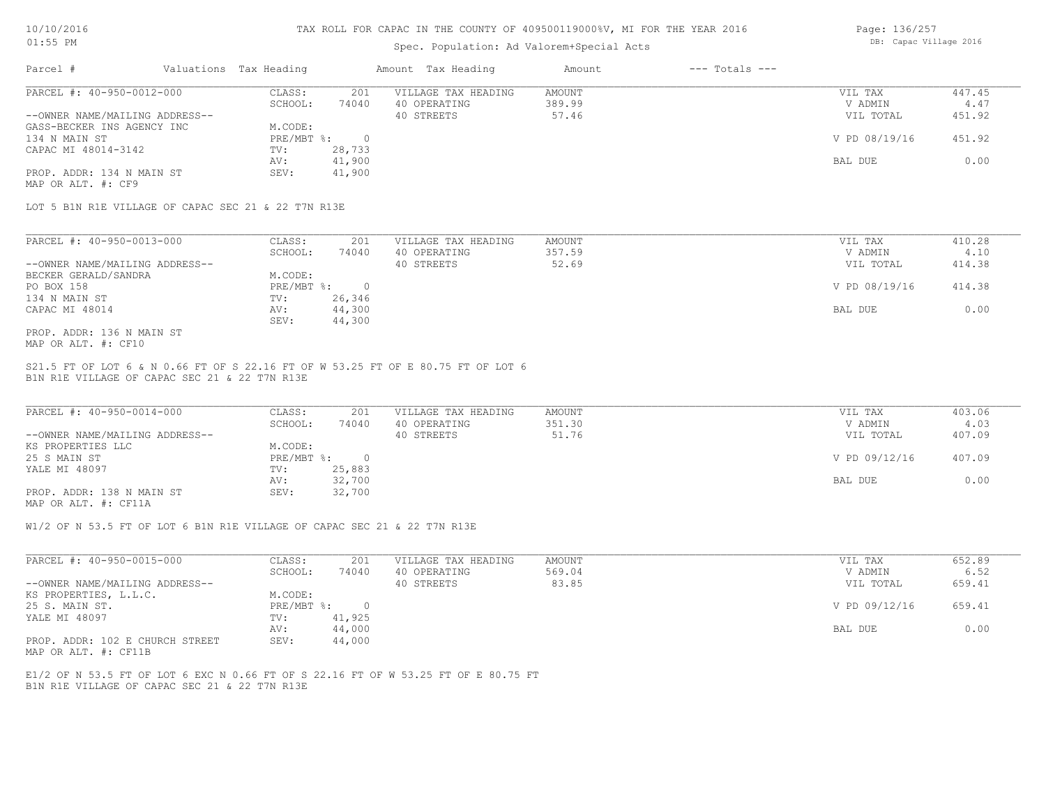TAX ROLL FOR CAPAC IN THE COUNTY OF 409500119000%V, MI FOR THE YEAR 2016

Spec. Population: Ad Valorem+Special Acts

DB: Capac Village 2016

| Parcel # | Valuations | Tax Heading | Amount | Tax Heading | Amount | --- Totals --- | |
|---|---|---|---|---|---|---|---|
| PARCEL #: 40-950-0012-000 | CLASS: | 201 | VILLAGE TAX HEADING | AMOUNT | | VIL TAX | 447.45 |
| | SCHOOL: | 74040 | 40 OPERATING | 389.99 | | V ADMIN | 4.47 |
| --OWNER NAME/MAILING ADDRESS-- | | | 40 STREETS | 57.46 | | VIL TOTAL | 451.92 |
| GASS-BECKER INS AGENCY INC | M.CODE: | | | | | | |
| 134 N MAIN ST | PRE/MBT %: | 0 | | | | V PD 08/19/16 | 451.92 |
| CAPAC MI 48014-3142 | TV: | 28,733 | | | | | |
| | AV: | 41,900 | | | | BAL DUE | 0.00 |
| PROP. ADDR: 134 N MAIN ST | SEV: | 41,900 | | | | | |
| MAP OR ALT. #: CF9 | | | | | | | |

LOT 5 B1N R1E VILLAGE OF CAPAC SEC 21 & 22 T7N R13E

| Parcel # | Valuations | Tax Heading | Amount | Tax Heading | Amount | --- Totals --- | |
|---|---|---|---|---|---|---|---|
| PARCEL #: 40-950-0013-000 | CLASS: | 201 | VILLAGE TAX HEADING | AMOUNT | | VIL TAX | 410.28 |
| | SCHOOL: | 74040 | 40 OPERATING | 357.59 | | V ADMIN | 4.10 |
| --OWNER NAME/MAILING ADDRESS-- | | | 40 STREETS | 52.69 | | VIL TOTAL | 414.38 |
| BECKER GERALD/SANDRA | M.CODE: | | | | | | |
| PO BOX 158 | PRE/MBT %: | 0 | | | | V PD 08/19/16 | 414.38 |
| 134 N MAIN ST | TV: | 26,346 | | | | | |
| CAPAC MI 48014 | AV: | 44,300 | | | | BAL DUE | 0.00 |
| | SEV: | 44,300 | | | | | |
| PROP. ADDR: 136 N MAIN ST | | | | | | | |
| MAP OR ALT. #: CF10 | | | | | | | |

S21.5 FT OF LOT 6 & N 0.66 FT OF S 22.16 FT OF W 53.25 FT OF E 80.75 FT OF LOT 6
B1N R1E VILLAGE OF CAPAC SEC 21 & 22 T7N R13E

| Parcel # | Valuations | Tax Heading | Amount | Tax Heading | Amount | --- Totals --- | |
|---|---|---|---|---|---|---|---|
| PARCEL #: 40-950-0014-000 | CLASS: | 201 | VILLAGE TAX HEADING | AMOUNT | | VIL TAX | 403.06 |
| | SCHOOL: | 74040 | 40 OPERATING | 351.30 | | V ADMIN | 4.03 |
| --OWNER NAME/MAILING ADDRESS-- | | | 40 STREETS | 51.76 | | VIL TOTAL | 407.09 |
| KS PROPERTIES LLC | M.CODE: | | | | | | |
| 25 S MAIN ST | PRE/MBT %: | 0 | | | | V PD 09/12/16 | 407.09 |
| YALE MI 48097 | TV: | 25,883 | | | | | |
| | AV: | 32,700 | | | | BAL DUE | 0.00 |
| PROP. ADDR: 138 N MAIN ST | SEV: | 32,700 | | | | | |
| MAP OR ALT. #: CF11A | | | | | | | |

W1/2 OF N 53.5 FT OF LOT 6 B1N R1E VILLAGE OF CAPAC SEC 21 & 22 T7N R13E

| Parcel # | Valuations | Tax Heading | Amount | Tax Heading | Amount | --- Totals --- | |
|---|---|---|---|---|---|---|---|
| PARCEL #: 40-950-0015-000 | CLASS: | 201 | VILLAGE TAX HEADING | AMOUNT | | VIL TAX | 652.89 |
| | SCHOOL: | 74040 | 40 OPERATING | 569.04 | | V ADMIN | 6.52 |
| --OWNER NAME/MAILING ADDRESS-- | | | 40 STREETS | 83.85 | | VIL TOTAL | 659.41 |
| KS PROPERTIES, L.L.C. | M.CODE: | | | | | | |
| 25 S. MAIN ST. | PRE/MBT %: | 0 | | | | V PD 09/12/16 | 659.41 |
| YALE MI 48097 | TV: | 41,925 | | | | | |
| | AV: | 44,000 | | | | BAL DUE | 0.00 |
| PROP. ADDR: 102 E CHURCH STREET | SEV: | 44,000 | | | | | |
| MAP OR ALT. #: CF11B | | | | | | | |

E1/2 OF N 53.5 FT OF LOT 6 EXC N 0.66 FT OF S 22.16 FT OF W 53.25 FT OF E 80.75 FT
B1N R1E VILLAGE OF CAPAC SEC 21 & 22 T7N R13E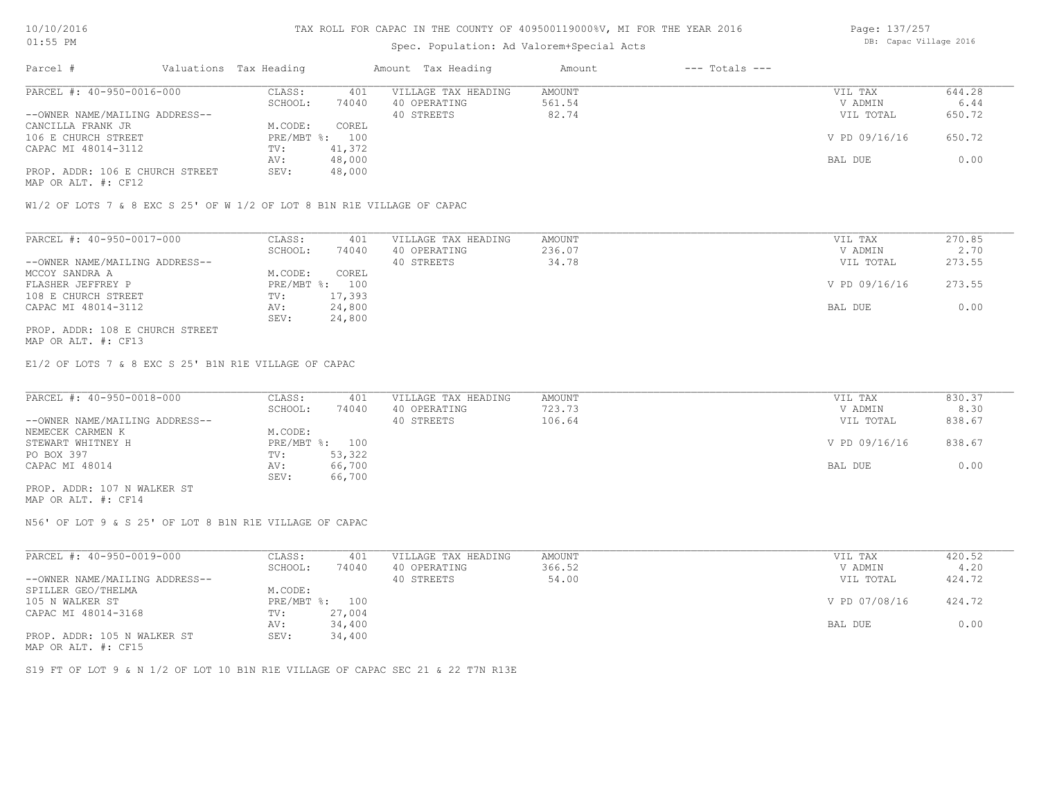TAX ROLL FOR CAPAC IN THE COUNTY OF 409500119000%V, MI FOR THE YEAR 2016

Spec. Population: Ad Valorem+Special Acts

| Parcel # | Valuations | Tax Heading | Amount | Tax Heading | Amount | --- Totals --- | |
|---|---|---|---|---|---|---|---|

**PARCEL #: 40-950-0016-000**

| | | | | | |
|---|---|---|---|---|---|
| CLASS: | 401 | VILLAGE TAX HEADING | AMOUNT | VIL TAX | 644.28 |
| SCHOOL: | 74040 | 40 OPERATING | 561.54 | V ADMIN | 6.44 |
| | | 40 STREETS | 82.74 | VIL TOTAL | 650.72 |
| M.CODE: | COREL | | | | |
| PRE/MBT %: | 100 | | | V PD 09/16/16 | 650.72 |
| TV: | 41,372 | | | | |
| AV: | 48,000 | | | BAL DUE | 0.00 |
| SEV: | 48,000 | | | | |

--OWNER NAME/MAILING ADDRESS--
CANCILLA FRANK JR
106 E CHURCH STREET
CAPAC MI 48014-3112

PROP. ADDR: 106 E CHURCH STREET
MAP OR ALT. #: CF12

W1/2 OF LOTS 7 & 8 EXC S 25' OF W 1/2 OF LOT 8 B1N R1E VILLAGE OF CAPAC

**PARCEL #: 40-950-0017-000**

| | | | | | |
|---|---|---|---|---|---|
| CLASS: | 401 | VILLAGE TAX HEADING | AMOUNT | VIL TAX | 270.85 |
| SCHOOL: | 74040 | 40 OPERATING | 236.07 | V ADMIN | 2.70 |
| | | 40 STREETS | 34.78 | VIL TOTAL | 273.55 |
| M.CODE: | COREL | | | | |
| PRE/MBT %: | 100 | | | V PD 09/16/16 | 273.55 |
| TV: | 17,393 | | | | |
| AV: | 24,800 | | | BAL DUE | 0.00 |
| SEV: | 24,800 | | | | |

--OWNER NAME/MAILING ADDRESS--
MCCOY SANDRA A
FLASHER JEFFREY P
108 E CHURCH STREET
CAPAC MI 48014-3112

PROP. ADDR: 108 E CHURCH STREET
MAP OR ALT. #: CF13

E1/2 OF LOTS 7 & 8 EXC S 25' B1N R1E VILLAGE OF CAPAC

**PARCEL #: 40-950-0018-000**

| | | | | | |
|---|---|---|---|---|---|
| CLASS: | 401 | VILLAGE TAX HEADING | AMOUNT | VIL TAX | 830.37 |
| SCHOOL: | 74040 | 40 OPERATING | 723.73 | V ADMIN | 8.30 |
| | | 40 STREETS | 106.64 | VIL TOTAL | 838.67 |
| M.CODE: | | | | | |
| PRE/MBT %: | 100 | | | V PD 09/16/16 | 838.67 |
| TV: | 53,322 | | | | |
| AV: | 66,700 | | | BAL DUE | 0.00 |
| SEV: | 66,700 | | | | |

--OWNER NAME/MAILING ADDRESS--
NEMECEK CARMEN K
STEWART WHITNEY H
PO BOX 397
CAPAC MI 48014

PROP. ADDR: 107 N WALKER ST
MAP OR ALT. #: CF14

N56' OF LOT 9 & S 25' OF LOT 8 B1N R1E VILLAGE OF CAPAC

**PARCEL #: 40-950-0019-000**

| | | | | | |
|---|---|---|---|---|---|
| CLASS: | 401 | VILLAGE TAX HEADING | AMOUNT | VIL TAX | 420.52 |
| SCHOOL: | 74040 | 40 OPERATING | 366.52 | V ADMIN | 4.20 |
| | | 40 STREETS | 54.00 | VIL TOTAL | 424.72 |
| M.CODE: | | | | | |
| PRE/MBT %: | 100 | | | V PD 07/08/16 | 424.72 |
| TV: | 27,004 | | | | |
| AV: | 34,400 | | | BAL DUE | 0.00 |
| SEV: | 34,400 | | | | |

--OWNER NAME/MAILING ADDRESS--
SPILLER GEO/THELMA
105 N WALKER ST
CAPAC MI 48014-3168

PROP. ADDR: 105 N WALKER ST
MAP OR ALT. #: CF15

S19 FT OF LOT 9 & N 1/2 OF LOT 10 B1N R1E VILLAGE OF CAPAC SEC 21 & 22 T7N R13E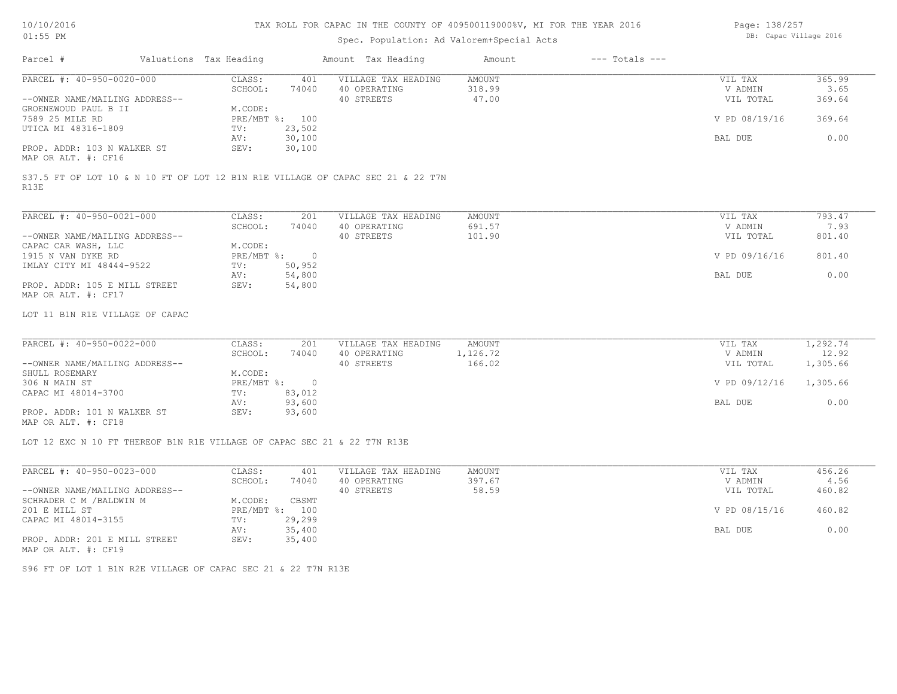# TAX ROLL FOR CAPAC IN THE COUNTY OF 409500119000%V, MI FOR THE YEAR 2016

Spec. Population: Ad Valorem+Special Acts

10/10/2016 01:55 PM

DB: Capac Village 2016

| Parcel # | Valuations | Tax Heading | Amount | Tax Heading | Amount | --- Totals --- | |
|---|---|---|---|---|---|---|---|
| PARCEL #: 40-950-0020-000 | CLASS: | 401 | VILLAGE TAX HEADING | AMOUNT | | VIL TAX | 365.99 |
| | SCHOOL: | 74040 | 40 OPERATING | 318.99 | | V ADMIN | 3.65 |
| --OWNER NAME/MAILING ADDRESS-- | | | 40 STREETS | 47.00 | | VIL TOTAL | 369.64 |
| GROENEWOUD PAUL B II | M.CODE: | | | | | | |
| 7589 25 MILE RD | PRE/MBT %: | 100 | | | | V PD 08/19/16 | 369.64 |
| UTICA MI 48316-1809 | TV: | 23,502 | | | | | |
| | AV: | 30,100 | | | | BAL DUE | 0.00 |
| PROP. ADDR: 103 N WALKER ST | SEV: | 30,100 | | | | | |
| MAP OR ALT. #: CF16 | | | | | | | |

S37.5 FT OF LOT 10 & N 10 FT OF LOT 12 B1N R1E VILLAGE OF CAPAC SEC 21 & 22 T7N R13E

| Parcel # | Valuations | Tax Heading | Amount | Tax Heading | Amount | --- Totals --- | |
|---|---|---|---|---|---|---|---|
| PARCEL #: 40-950-0021-000 | CLASS: | 201 | VILLAGE TAX HEADING | AMOUNT | | VIL TAX | 793.47 |
| | SCHOOL: | 74040 | 40 OPERATING | 691.57 | | V ADMIN | 7.93 |
| --OWNER NAME/MAILING ADDRESS-- | | | 40 STREETS | 101.90 | | VIL TOTAL | 801.40 |
| CAPAC CAR WASH, LLC | M.CODE: | | | | | | |
| 1915 N VAN DYKE RD | PRE/MBT %: | 0 | | | | V PD 09/16/16 | 801.40 |
| IMLAY CITY MI 48444-9522 | TV: | 50,952 | | | | | |
| | AV: | 54,800 | | | | BAL DUE | 0.00 |
| PROP. ADDR: 105 E MILL STREET | SEV: | 54,800 | | | | | |
| MAP OR ALT. #: CF17 | | | | | | | |

LOT 11 B1N R1E VILLAGE OF CAPAC

| Parcel # | Valuations | Tax Heading | Amount | Tax Heading | Amount | --- Totals --- | |
|---|---|---|---|---|---|---|---|
| PARCEL #: 40-950-0022-000 | CLASS: | 201 | VILLAGE TAX HEADING | AMOUNT | | VIL TAX | 1,292.74 |
| | SCHOOL: | 74040 | 40 OPERATING | 1,126.72 | | V ADMIN | 12.92 |
| --OWNER NAME/MAILING ADDRESS-- | | | 40 STREETS | 166.02 | | VIL TOTAL | 1,305.66 |
| SHULL ROSEMARY | M.CODE: | | | | | | |
| 306 N MAIN ST | PRE/MBT %: | 0 | | | | V PD 09/12/16 | 1,305.66 |
| CAPAC MI 48014-3700 | TV: | 83,012 | | | | | |
| | AV: | 93,600 | | | | BAL DUE | 0.00 |
| PROP. ADDR: 101 N WALKER ST | SEV: | 93,600 | | | | | |
| MAP OR ALT. #: CF18 | | | | | | | |

LOT 12 EXC N 10 FT THEREOF B1N R1E VILLAGE OF CAPAC SEC 21 & 22 T7N R13E

| Parcel # | Valuations | Tax Heading | Amount | Tax Heading | Amount | --- Totals --- | |
|---|---|---|---|---|---|---|---|
| PARCEL #: 40-950-0023-000 | CLASS: | 401 | VILLAGE TAX HEADING | AMOUNT | | VIL TAX | 456.26 |
| | SCHOOL: | 74040 | 40 OPERATING | 397.67 | | V ADMIN | 4.56 |
| --OWNER NAME/MAILING ADDRESS-- | | | 40 STREETS | 58.59 | | VIL TOTAL | 460.82 |
| SCHRADER C M /BALDWIN M | M.CODE: | CBSMT | | | | | |
| 201 E MILL ST | PRE/MBT %: | 100 | | | | V PD 08/15/16 | 460.82 |
| CAPAC MI 48014-3155 | TV: | 29,299 | | | | | |
| | AV: | 35,400 | | | | BAL DUE | 0.00 |
| PROP. ADDR: 201 E MILL STREET | SEV: | 35,400 | | | | | |
| MAP OR ALT. #: CF19 | | | | | | | |

S96 FT OF LOT 1 B1N R2E VILLAGE OF CAPAC SEC 21 & 22 T7N R13E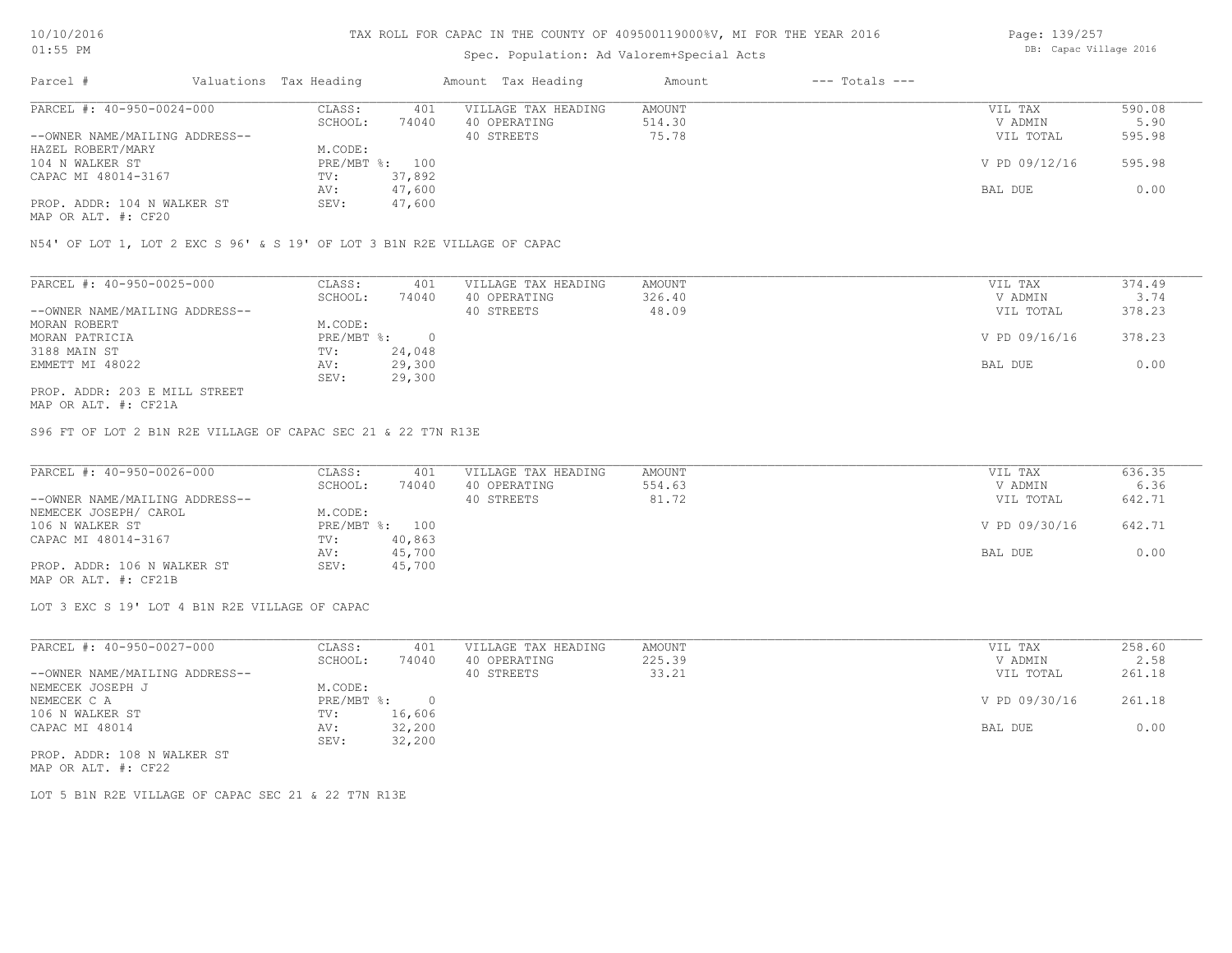# TAX ROLL FOR CAPAC IN THE COUNTY OF 409500119000%V, MI FOR THE YEAR 2016

Spec. Population: Ad Valorem+Special Acts

| Parcel # | Valuations | Tax Heading | Amount | Tax Heading | Amount | --- Totals --- | |
|---|---|---|---|---|---|---|---|
| PARCEL #: 40-950-0024-000 | CLASS: | 401 | VILLAGE TAX HEADING | AMOUNT | | VIL TAX | 590.08 |
| | SCHOOL: | 74040 | 40 OPERATING | 514.30 | | V ADMIN | 5.90 |
| --OWNER NAME/MAILING ADDRESS-- | | | 40 STREETS | 75.78 | | VIL TOTAL | 595.98 |
| HAZEL ROBERT/MARY | M.CODE: | | | | | | |
| 104 N WALKER ST | PRE/MBT %: | 100 | | | | V PD 09/12/16 | 595.98 |
| CAPAC MI 48014-3167 | TV: | 37,892 | | | | | |
| | AV: | 47,600 | | | | BAL DUE | 0.00 |
| PROP. ADDR: 104 N WALKER ST | SEV: | 47,600 | | | | | |
| MAP OR ALT. #: CF20 | | | | | | | |

N54' OF LOT 1, LOT 2 EXC S 96' & S 19' OF LOT 3 B1N R2E VILLAGE OF CAPAC

| Parcel # | Valuations | Tax Heading | Amount | Tax Heading | Amount | --- Totals --- | |
|---|---|---|---|---|---|---|---|
| PARCEL #: 40-950-0025-000 | CLASS: | 401 | VILLAGE TAX HEADING | AMOUNT | | VIL TAX | 374.49 |
| | SCHOOL: | 74040 | 40 OPERATING | 326.40 | | V ADMIN | 3.74 |
| --OWNER NAME/MAILING ADDRESS-- | | | 40 STREETS | 48.09 | | VIL TOTAL | 378.23 |
| MORAN ROBERT | M.CODE: | | | | | | |
| MORAN PATRICIA | PRE/MBT %: | 0 | | | | V PD 09/16/16 | 378.23 |
| 3188 MAIN ST | TV: | 24,048 | | | | | |
| EMMETT MI 48022 | AV: | 29,300 | | | | BAL DUE | 0.00 |
| | SEV: | 29,300 | | | | | |
| PROP. ADDR: 203 E MILL STREET | | | | | | | |
| MAP OR ALT. #: CF21A | | | | | | | |

S96 FT OF LOT 2 B1N R2E VILLAGE OF CAPAC SEC 21 & 22 T7N R13E

| Parcel # | Valuations | Tax Heading | Amount | Tax Heading | Amount | --- Totals --- | |
|---|---|---|---|---|---|---|---|
| PARCEL #: 40-950-0026-000 | CLASS: | 401 | VILLAGE TAX HEADING | AMOUNT | | VIL TAX | 636.35 |
| | SCHOOL: | 74040 | 40 OPERATING | 554.63 | | V ADMIN | 6.36 |
| --OWNER NAME/MAILING ADDRESS-- | | | 40 STREETS | 81.72 | | VIL TOTAL | 642.71 |
| NEMECEK JOSEPH/ CAROL | M.CODE: | | | | | | |
| 106 N WALKER ST | PRE/MBT %: | 100 | | | | V PD 09/30/16 | 642.71 |
| CAPAC MI 48014-3167 | TV: | 40,863 | | | | | |
| | AV: | 45,700 | | | | BAL DUE | 0.00 |
| PROP. ADDR: 106 N WALKER ST | SEV: | 45,700 | | | | | |
| MAP OR ALT. #: CF21B | | | | | | | |

LOT 3 EXC S 19' LOT 4 B1N R2E VILLAGE OF CAPAC

| Parcel # | Valuations | Tax Heading | Amount | Tax Heading | Amount | --- Totals --- | |
|---|---|---|---|---|---|---|---|
| PARCEL #: 40-950-0027-000 | CLASS: | 401 | VILLAGE TAX HEADING | AMOUNT | | VIL TAX | 258.60 |
| | SCHOOL: | 74040 | 40 OPERATING | 225.39 | | V ADMIN | 2.58 |
| --OWNER NAME/MAILING ADDRESS-- | | | 40 STREETS | 33.21 | | VIL TOTAL | 261.18 |
| NEMECEK JOSEPH J | M.CODE: | | | | | | |
| NEMECEK C A | PRE/MBT %: | 0 | | | | V PD 09/30/16 | 261.18 |
| 106 N WALKER ST | TV: | 16,606 | | | | | |
| CAPAC MI 48014 | AV: | 32,200 | | | | BAL DUE | 0.00 |
| | SEV: | 32,200 | | | | | |
| PROP. ADDR: 108 N WALKER ST | | | | | | | |
| MAP OR ALT. #: CF22 | | | | | | | |

LOT 5 B1N R2E VILLAGE OF CAPAC SEC 21 & 22 T7N R13E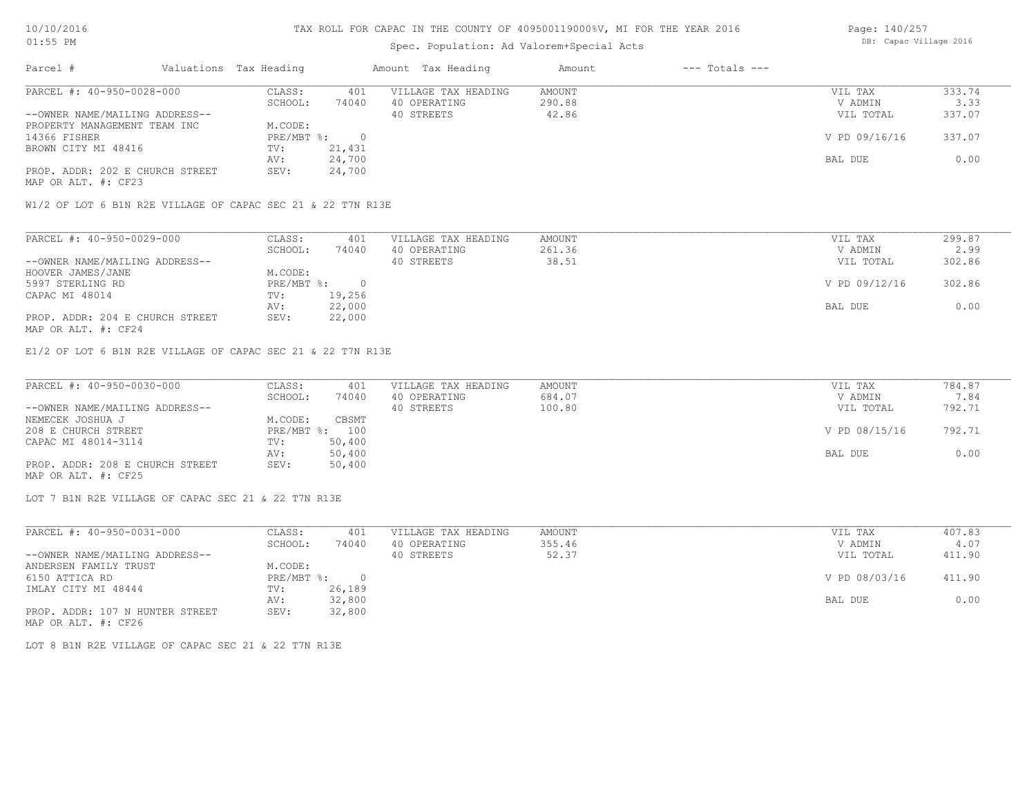TAX ROLL FOR CAPAC IN THE COUNTY OF 409500119000%V, MI FOR THE YEAR 2016

Spec. Population: Ad Valorem+Special Acts

DB: Capac Village 2016

10/10/2016
01:55 PM

| Parcel # | Valuations | Tax Heading | Amount | Tax Heading | Amount | --- Totals --- | |
|---|---|---|---|---|---|---|---|
| PARCEL #: 40-950-0028-000 | CLASS: | 401 | VILLAGE TAX HEADING | AMOUNT | | VIL TAX | 333.74 |
| | SCHOOL: | 74040 | 40 OPERATING | 290.88 | | V ADMIN | 3.33 |
| --OWNER NAME/MAILING ADDRESS-- | | | 40 STREETS | 42.86 | | VIL TOTAL | 337.07 |
| PROPERTY MANAGEMENT TEAM INC | M.CODE: | | | | | | |
| 14366 FISHER | PRE/MBT %: | 0 | | | | V PD 09/16/16 | 337.07 |
| BROWN CITY MI 48416 | TV: | 21,431 | | | | | |
| | AV: | 24,700 | | | | BAL DUE | 0.00 |
| PROP. ADDR: 202 E CHURCH STREET | SEV: | 24,700 | | | | | |
| MAP OR ALT. #: CF23 | | | | | | | |

W1/2 OF LOT 6 B1N R2E VILLAGE OF CAPAC SEC 21 & 22 T7N R13E

| Parcel # | Valuations | Tax Heading | Amount | Tax Heading | Amount | --- Totals --- | |
|---|---|---|---|---|---|---|---|
| PARCEL #: 40-950-0029-000 | CLASS: | 401 | VILLAGE TAX HEADING | AMOUNT | | VIL TAX | 299.87 |
| | SCHOOL: | 74040 | 40 OPERATING | 261.36 | | V ADMIN | 2.99 |
| --OWNER NAME/MAILING ADDRESS-- | | | 40 STREETS | 38.51 | | VIL TOTAL | 302.86 |
| HOOVER JAMES/JANE | M.CODE: | | | | | | |
| 5997 STERLING RD | PRE/MBT %: | 0 | | | | V PD 09/12/16 | 302.86 |
| CAPAC MI 48014 | TV: | 19,256 | | | | | |
| | AV: | 22,000 | | | | BAL DUE | 0.00 |
| PROP. ADDR: 204 E CHURCH STREET | SEV: | 22,000 | | | | | |
| MAP OR ALT. #: CF24 | | | | | | | |

E1/2 OF LOT 6 B1N R2E VILLAGE OF CAPAC SEC 21 & 22 T7N R13E

| Parcel # | Valuations | Tax Heading | Amount | Tax Heading | Amount | --- Totals --- | |
|---|---|---|---|---|---|---|---|
| PARCEL #: 40-950-0030-000 | CLASS: | 401 | VILLAGE TAX HEADING | AMOUNT | | VIL TAX | 784.87 |
| | SCHOOL: | 74040 | 40 OPERATING | 684.07 | | V ADMIN | 7.84 |
| --OWNER NAME/MAILING ADDRESS-- | | | 40 STREETS | 100.80 | | VIL TOTAL | 792.71 |
| NEMECEK JOSHUA J | M.CODE: | CBSMT | | | | | |
| 208 E CHURCH STREET | PRE/MBT %: | 100 | | | | V PD 08/15/16 | 792.71 |
| CAPAC MI 48014-3114 | TV: | 50,400 | | | | | |
| | AV: | 50,400 | | | | BAL DUE | 0.00 |
| PROP. ADDR: 208 E CHURCH STREET | SEV: | 50,400 | | | | | |
| MAP OR ALT. #: CF25 | | | | | | | |

LOT 7 B1N R2E VILLAGE OF CAPAC SEC 21 & 22 T7N R13E

| Parcel # | Valuations | Tax Heading | Amount | Tax Heading | Amount | --- Totals --- | |
|---|---|---|---|---|---|---|---|
| PARCEL #: 40-950-0031-000 | CLASS: | 401 | VILLAGE TAX HEADING | AMOUNT | | VIL TAX | 407.83 |
| | SCHOOL: | 74040 | 40 OPERATING | 355.46 | | V ADMIN | 4.07 |
| --OWNER NAME/MAILING ADDRESS-- | | | 40 STREETS | 52.37 | | VIL TOTAL | 411.90 |
| ANDERSEN FAMILY TRUST | M.CODE: | | | | | | |
| 6150 ATTICA RD | PRE/MBT %: | 0 | | | | V PD 08/03/16 | 411.90 |
| IMLAY CITY MI 48444 | TV: | 26,189 | | | | | |
| | AV: | 32,800 | | | | BAL DUE | 0.00 |
| PROP. ADDR: 107 N HUNTER STREET | SEV: | 32,800 | | | | | |
| MAP OR ALT. #: CF26 | | | | | | | |

LOT 8 B1N R2E VILLAGE OF CAPAC SEC 21 & 22 T7N R13E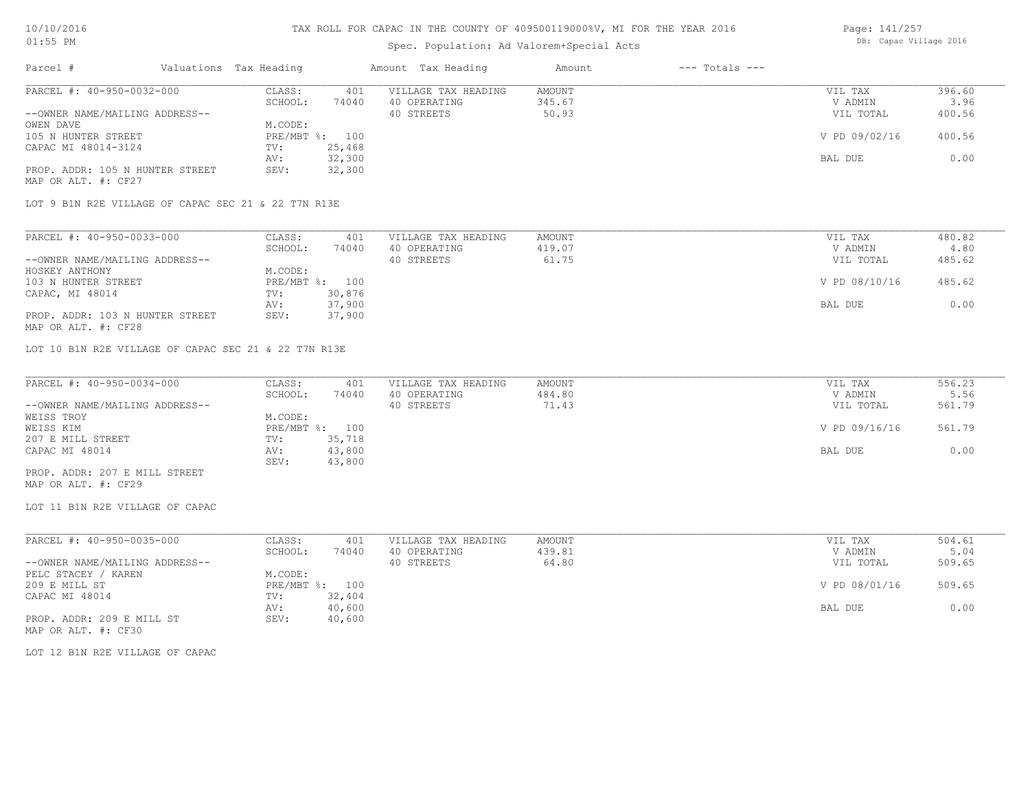TAX ROLL FOR CAPAC IN THE COUNTY OF 409500119000%V, MI FOR THE YEAR 2016

Spec. Population: Ad Valorem+Special Acts

DB: Capac Village 2016

| Parcel # | Valuations | Tax Heading | Amount | Tax Heading | Amount | --- Totals --- | |
|---|---|---|---|---|---|---|---|
| PARCEL #: 40-950-0032-000 | CLASS: | 401 | VILLAGE TAX HEADING | AMOUNT | | VIL TAX | 396.60 |
| | SCHOOL: | 74040 | 40 OPERATING | 345.67 | | V ADMIN | 3.96 |
| --OWNER NAME/MAILING ADDRESS-- | | | 40 STREETS | 50.93 | | VIL TOTAL | 400.56 |
| OWEN DAVE | M.CODE: | | | | | | |
| 105 N HUNTER STREET | PRE/MBT %: | 100 | | | | V PD 09/02/16 | 400.56 |
| CAPAC MI 48014-3124 | TV: | 25,468 | | | | | |
| | AV: | 32,300 | | | | BAL DUE | 0.00 |
| PROP. ADDR: 105 N HUNTER STREET | SEV: | 32,300 | | | | | |
| MAP OR ALT. #: CF27 | | | | | | | |

LOT 9 B1N R2E VILLAGE OF CAPAC SEC 21 & 22 T7N R13E

| Parcel # | Valuations | Tax Heading | Amount | Tax Heading | Amount | --- Totals --- | |
|---|---|---|---|---|---|---|---|
| PARCEL #: 40-950-0033-000 | CLASS: | 401 | VILLAGE TAX HEADING | AMOUNT | | VIL TAX | 480.82 |
| | SCHOOL: | 74040 | 40 OPERATING | 419.07 | | V ADMIN | 4.80 |
| --OWNER NAME/MAILING ADDRESS-- | | | 40 STREETS | 61.75 | | VIL TOTAL | 485.62 |
| HOSKEY ANTHONY | M.CODE: | | | | | | |
| 103 N HUNTER STREET | PRE/MBT %: | 100 | | | | V PD 08/10/16 | 485.62 |
| CAPAC, MI 48014 | TV: | 30,876 | | | | | |
| | AV: | 37,900 | | | | BAL DUE | 0.00 |
| PROP. ADDR: 103 N HUNTER STREET | SEV: | 37,900 | | | | | |
| MAP OR ALT. #: CF28 | | | | | | | |

LOT 10 B1N R2E VILLAGE OF CAPAC SEC 21 & 22 T7N R13E

| Parcel # | Valuations | Tax Heading | Amount | Tax Heading | Amount | --- Totals --- | |
|---|---|---|---|---|---|---|---|
| PARCEL #: 40-950-0034-000 | CLASS: | 401 | VILLAGE TAX HEADING | AMOUNT | | VIL TAX | 556.23 |
| | SCHOOL: | 74040 | 40 OPERATING | 484.80 | | V ADMIN | 5.56 |
| --OWNER NAME/MAILING ADDRESS-- | | | 40 STREETS | 71.43 | | VIL TOTAL | 561.79 |
| WEISS TROY | M.CODE: | | | | | | |
| WEISS KIM | PRE/MBT %: | 100 | | | | V PD 09/16/16 | 561.79 |
| 207 E MILL STREET | TV: | 35,718 | | | | | |
| CAPAC MI 48014 | AV: | 43,800 | | | | BAL DUE | 0.00 |
| | SEV: | 43,800 | | | | | |
| PROP. ADDR: 207 E MILL STREET | | | | | | | |
| MAP OR ALT. #: CF29 | | | | | | | |

LOT 11 B1N R2E VILLAGE OF CAPAC

| Parcel # | Valuations | Tax Heading | Amount | Tax Heading | Amount | --- Totals --- | |
|---|---|---|---|---|---|---|---|
| PARCEL #: 40-950-0035-000 | CLASS: | 401 | VILLAGE TAX HEADING | AMOUNT | | VIL TAX | 504.61 |
| | SCHOOL: | 74040 | 40 OPERATING | 439.81 | | V ADMIN | 5.04 |
| --OWNER NAME/MAILING ADDRESS-- | | | 40 STREETS | 64.80 | | VIL TOTAL | 509.65 |
| PELC STACEY / KAREN | M.CODE: | | | | | | |
| 209 E MILL ST | PRE/MBT %: | 100 | | | | V PD 08/01/16 | 509.65 |
| CAPAC MI 48014 | TV: | 32,404 | | | | | |
| | AV: | 40,600 | | | | BAL DUE | 0.00 |
| PROP. ADDR: 209 E MILL ST | SEV: | 40,600 | | | | | |
| MAP OR ALT. #: CF30 | | | | | | | |

LOT 12 B1N R2E VILLAGE OF CAPAC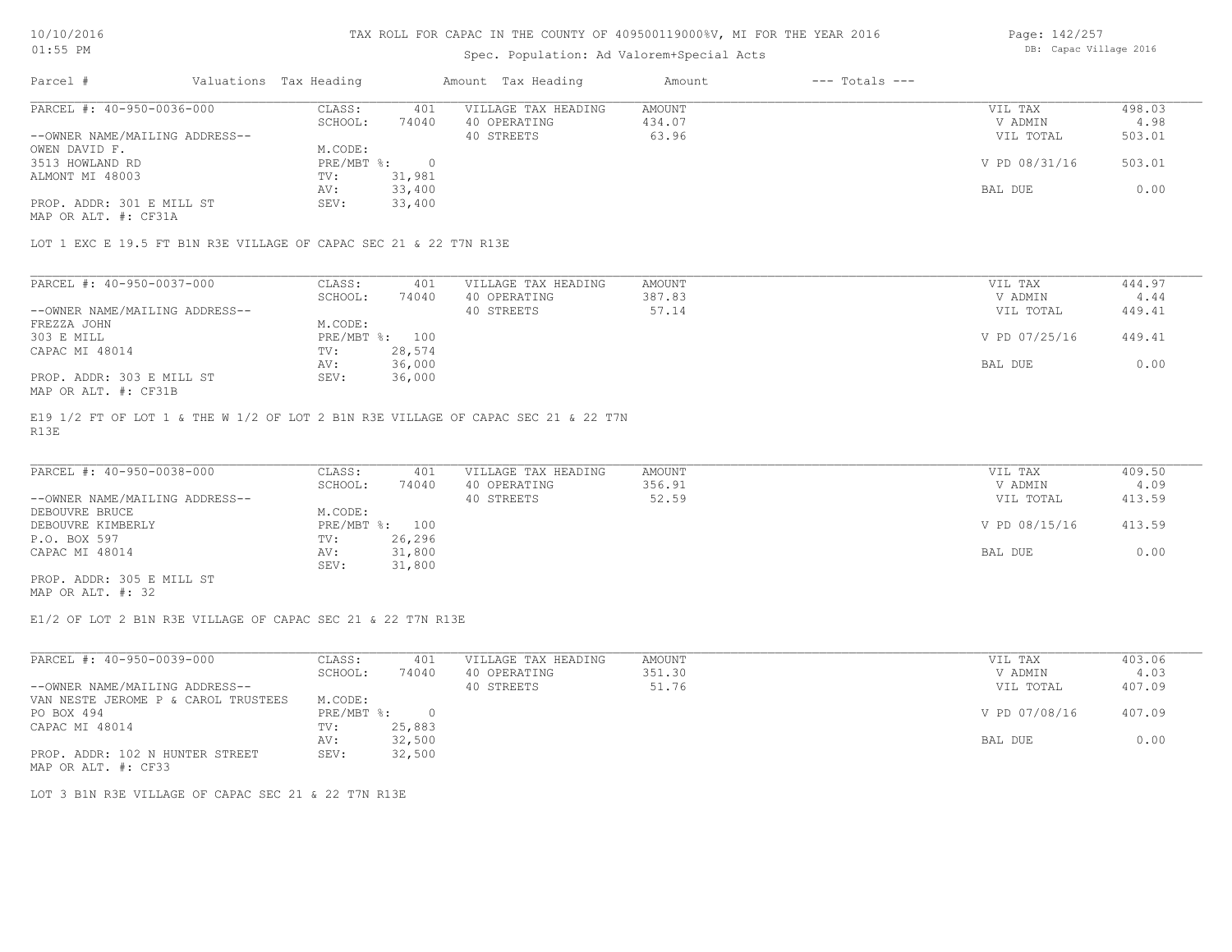TAX ROLL FOR CAPAC IN THE COUNTY OF 409500119000%V, MI FOR THE YEAR 2016

Spec. Population: Ad Valorem+Special Acts

| Parcel # | Valuations | Tax Heading | Amount | Tax Heading | Amount | --- Totals --- | |
|---|---|---|---|---|---|---|---|
| PARCEL #: 40-950-0036-000 | CLASS: | 401 | VILLAGE TAX HEADING | AMOUNT | | VIL TAX | 498.03 |
| | SCHOOL: | 74040 | 40 OPERATING | 434.07 | | V ADMIN | 4.98 |
| --OWNER NAME/MAILING ADDRESS-- | | | 40 STREETS | 63.96 | | VIL TOTAL | 503.01 |
| OWEN DAVID F. | M.CODE: | | | | | | |
| 3513 HOWLAND RD | PRE/MBT %: | 0 | | | | V PD 08/31/16 | 503.01 |
| ALMONT MI 48003 | TV: | 31,981 | | | | | |
| | AV: | 33,400 | | | | BAL DUE | 0.00 |
| PROP. ADDR: 301 E MILL ST | SEV: | 33,400 | | | | | |
| MAP OR ALT. #: CF31A | | | | | | | |

LOT 1 EXC E 19.5 FT B1N R3E VILLAGE OF CAPAC SEC 21 & 22 T7N R13E

| Parcel # | Valuations | Tax Heading | Amount | Tax Heading | Amount | --- Totals --- | |
|---|---|---|---|---|---|---|---|
| PARCEL #: 40-950-0037-000 | CLASS: | 401 | VILLAGE TAX HEADING | AMOUNT | | VIL TAX | 444.97 |
| | SCHOOL: | 74040 | 40 OPERATING | 387.83 | | V ADMIN | 4.44 |
| --OWNER NAME/MAILING ADDRESS-- | | | 40 STREETS | 57.14 | | VIL TOTAL | 449.41 |
| FREZZA JOHN | M.CODE: | | | | | | |
| 303 E MILL | PRE/MBT %: | 100 | | | | V PD 07/25/16 | 449.41 |
| CAPAC MI 48014 | TV: | 28,574 | | | | | |
| | AV: | 36,000 | | | | BAL DUE | 0.00 |
| PROP. ADDR: 303 E MILL ST | SEV: | 36,000 | | | | | |
| MAP OR ALT. #: CF31B | | | | | | | |

E19 1/2 FT OF LOT 1 & THE W 1/2 OF LOT 2 B1N R3E VILLAGE OF CAPAC SEC 21 & 22 T7N R13E

| Parcel # | Valuations | Tax Heading | Amount | Tax Heading | Amount | --- Totals --- | |
|---|---|---|---|---|---|---|---|
| PARCEL #: 40-950-0038-000 | CLASS: | 401 | VILLAGE TAX HEADING | AMOUNT | | VIL TAX | 409.50 |
| | SCHOOL: | 74040 | 40 OPERATING | 356.91 | | V ADMIN | 4.09 |
| --OWNER NAME/MAILING ADDRESS-- | | | 40 STREETS | 52.59 | | VIL TOTAL | 413.59 |
| DEBOUVRE BRUCE | M.CODE: | | | | | | |
| DEBOUVRE KIMBERLY | PRE/MBT %: | 100 | | | | V PD 08/15/16 | 413.59 |
| P.O. BOX 597 | TV: | 26,296 | | | | | |
| CAPAC MI 48014 | AV: | 31,800 | | | | BAL DUE | 0.00 |
| | SEV: | 31,800 | | | | | |
| PROP. ADDR: 305 E MILL ST | | | | | | | |
| MAP OR ALT. #: 32 | | | | | | | |

E1/2 OF LOT 2 B1N R3E VILLAGE OF CAPAC SEC 21 & 22 T7N R13E

| Parcel # | Valuations | Tax Heading | Amount | Tax Heading | Amount | --- Totals --- | |
|---|---|---|---|---|---|---|---|
| PARCEL #: 40-950-0039-000 | CLASS: | 401 | VILLAGE TAX HEADING | AMOUNT | | VIL TAX | 403.06 |
| | SCHOOL: | 74040 | 40 OPERATING | 351.30 | | V ADMIN | 4.03 |
| --OWNER NAME/MAILING ADDRESS-- | | | 40 STREETS | 51.76 | | VIL TOTAL | 407.09 |
| VAN NESTE JEROME P & CAROL TRUSTEES | M.CODE: | | | | | | |
| PO BOX 494 | PRE/MBT %: | 0 | | | | V PD 07/08/16 | 407.09 |
| CAPAC MI 48014 | TV: | 25,883 | | | | | |
| | AV: | 32,500 | | | | BAL DUE | 0.00 |
| PROP. ADDR: 102 N HUNTER STREET | SEV: | 32,500 | | | | | |
| MAP OR ALT. #: CF33 | | | | | | | |

LOT 3 B1N R3E VILLAGE OF CAPAC SEC 21 & 22 T7N R13E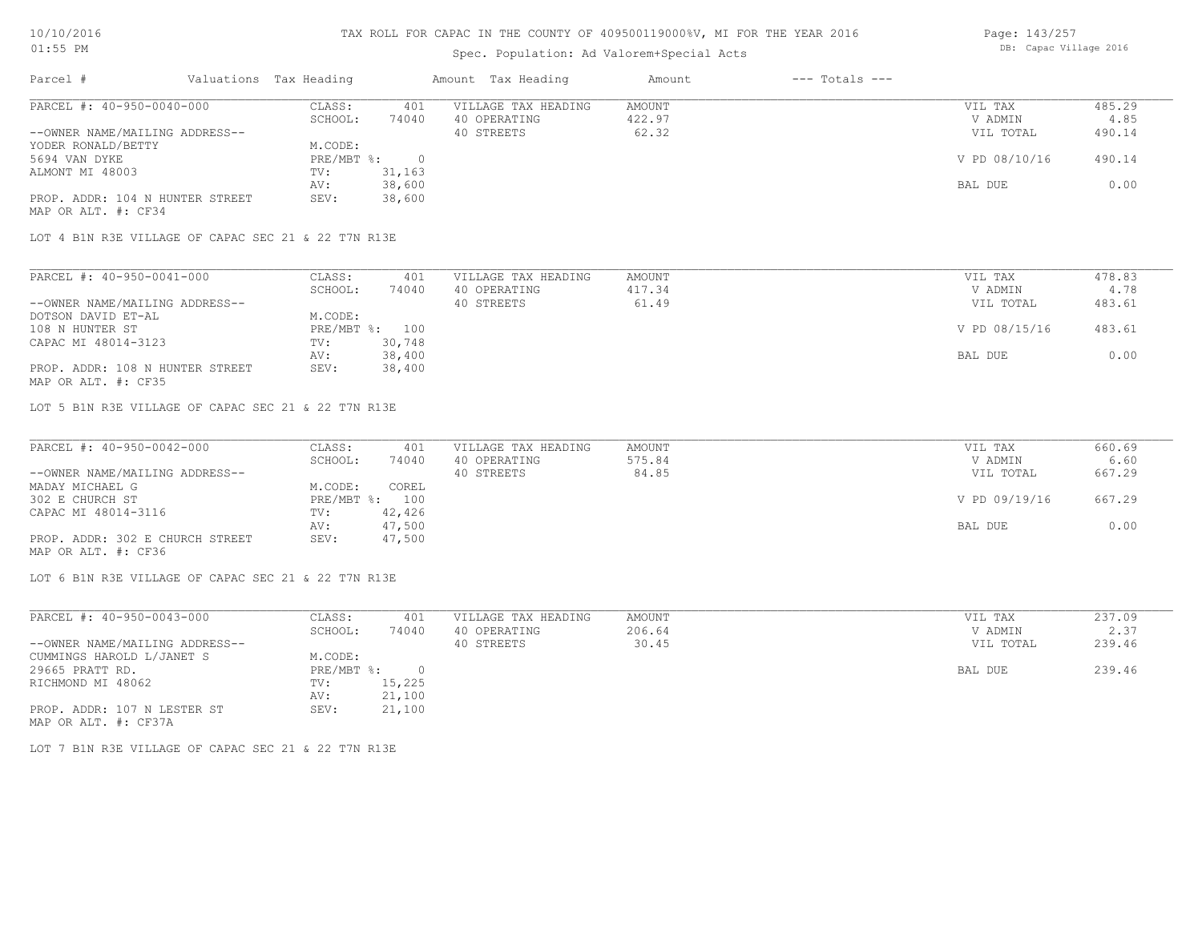TAX ROLL FOR CAPAC IN THE COUNTY OF 409500119000%V, MI FOR THE YEAR 2016

Spec. Population: Ad Valorem+Special Acts

DB: Capac Village 2016

| Parcel # | Valuations | Tax Heading | Amount | Tax Heading | Amount | --- Totals --- | |
|---|---|---|---|---|---|---|---|
| PARCEL #: 40-950-0040-000 | CLASS: | 401 | VILLAGE TAX HEADING | AMOUNT | | VIL TAX | 485.29 |
| | SCHOOL: | 74040 | 40 OPERATING | 422.97 | | V ADMIN | 4.85 |
| --OWNER NAME/MAILING ADDRESS-- | | | 40 STREETS | 62.32 | | VIL TOTAL | 490.14 |
| YODER RONALD/BETTY | M.CODE: | | | | | | |
| 5694 VAN DYKE | PRE/MBT %: | 0 | | | | V PD 08/10/16 | 490.14 |
| ALMONT MI 48003 | TV: | 31,163 | | | | | |
| | AV: | 38,600 | | | | BAL DUE | 0.00 |
| PROP. ADDR: 104 N HUNTER STREET | SEV: | 38,600 | | | | | |
| MAP OR ALT. #: CF34 | | | | | | | |

LOT 4 B1N R3E VILLAGE OF CAPAC SEC 21 & 22 T7N R13E

| Parcel # | Valuations | Tax Heading | Amount | Tax Heading | Amount | --- Totals --- | |
|---|---|---|---|---|---|---|---|
| PARCEL #: 40-950-0041-000 | CLASS: | 401 | VILLAGE TAX HEADING | AMOUNT | | VIL TAX | 478.83 |
| | SCHOOL: | 74040 | 40 OPERATING | 417.34 | | V ADMIN | 4.78 |
| --OWNER NAME/MAILING ADDRESS-- | | | 40 STREETS | 61.49 | | VIL TOTAL | 483.61 |
| DOTSON DAVID ET-AL | M.CODE: | | | | | | |
| 108 N HUNTER ST | PRE/MBT %: | 100 | | | | V PD 08/15/16 | 483.61 |
| CAPAC MI 48014-3123 | TV: | 30,748 | | | | | |
| | AV: | 38,400 | | | | BAL DUE | 0.00 |
| PROP. ADDR: 108 N HUNTER STREET | SEV: | 38,400 | | | | | |
| MAP OR ALT. #: CF35 | | | | | | | |

LOT 5 B1N R3E VILLAGE OF CAPAC SEC 21 & 22 T7N R13E

| Parcel # | Valuations | Tax Heading | Amount | Tax Heading | Amount | --- Totals --- | |
|---|---|---|---|---|---|---|---|
| PARCEL #: 40-950-0042-000 | CLASS: | 401 | VILLAGE TAX HEADING | AMOUNT | | VIL TAX | 660.69 |
| | SCHOOL: | 74040 | 40 OPERATING | 575.84 | | V ADMIN | 6.60 |
| --OWNER NAME/MAILING ADDRESS-- | | | 40 STREETS | 84.85 | | VIL TOTAL | 667.29 |
| MADAY MICHAEL G | M.CODE: | COREL | | | | | |
| 302 E CHURCH ST | PRE/MBT %: | 100 | | | | V PD 09/19/16 | 667.29 |
| CAPAC MI 48014-3116 | TV: | 42,426 | | | | | |
| | AV: | 47,500 | | | | BAL DUE | 0.00 |
| PROP. ADDR: 302 E CHURCH STREET | SEV: | 47,500 | | | | | |
| MAP OR ALT. #: CF36 | | | | | | | |

LOT 6 B1N R3E VILLAGE OF CAPAC SEC 21 & 22 T7N R13E

| Parcel # | Valuations | Tax Heading | Amount | Tax Heading | Amount | --- Totals --- | |
|---|---|---|---|---|---|---|---|
| PARCEL #: 40-950-0043-000 | CLASS: | 401 | VILLAGE TAX HEADING | AMOUNT | | VIL TAX | 237.09 |
| | SCHOOL: | 74040 | 40 OPERATING | 206.64 | | V ADMIN | 2.37 |
| --OWNER NAME/MAILING ADDRESS-- | | | 40 STREETS | 30.45 | | VIL TOTAL | 239.46 |
| CUMMINGS HAROLD L/JANET S | M.CODE: | | | | | | |
| 29665 PRATT RD. | PRE/MBT %: | 0 | | | | BAL DUE | 239.46 |
| RICHMOND MI 48062 | TV: | 15,225 | | | | | |
| | AV: | 21,100 | | | | | |
| PROP. ADDR: 107 N LESTER ST | SEV: | 21,100 | | | | | |
| MAP OR ALT. #: CF37A | | | | | | | |

LOT 7 B1N R3E VILLAGE OF CAPAC SEC 21 & 22 T7N R13E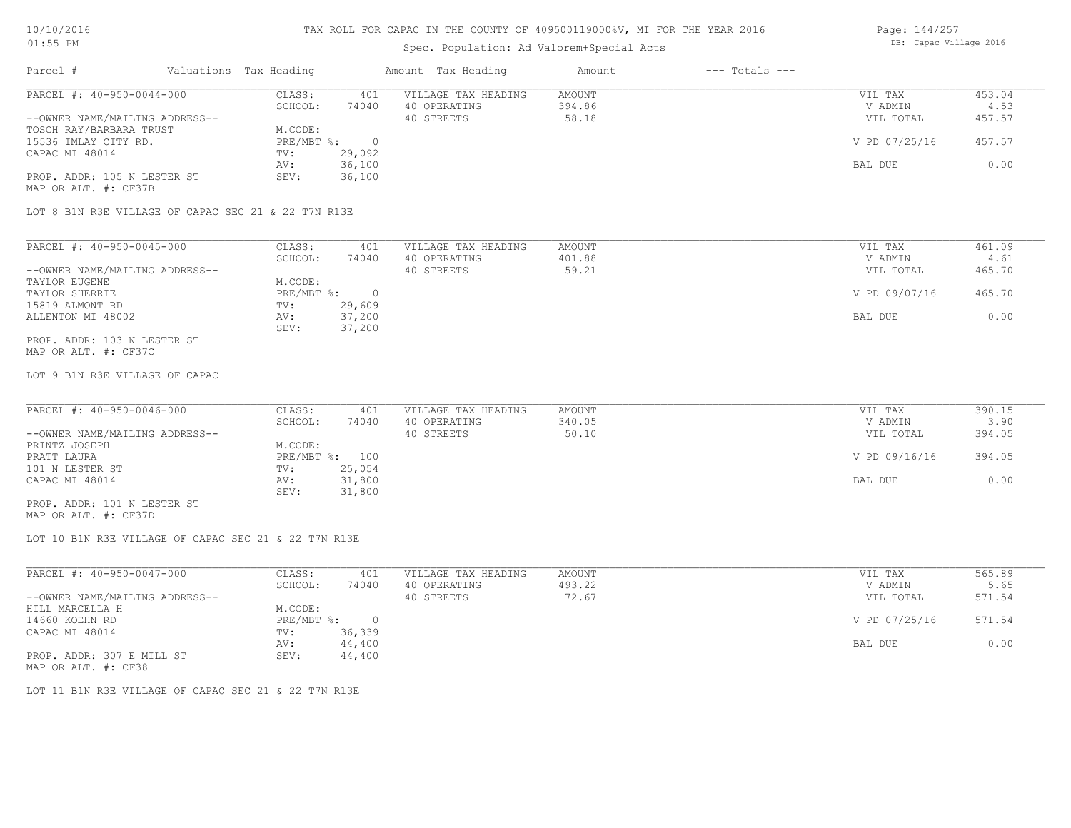# TAX ROLL FOR CAPAC IN THE COUNTY OF 409500119000%V, MI FOR THE YEAR 2016

Spec. Population: Ad Valorem+Special Acts

10/10/2016
01:55 PM

DB: Capac Village 2016

| Parcel # | Valuations | Tax Heading | Amount | Tax Heading | Amount | --- Totals --- | |
|---|---|---|---|---|---|---|---|
| PARCEL #: 40-950-0044-000 | CLASS: | 401 | VILLAGE TAX HEADING | AMOUNT | | VIL TAX | 453.04 |
| | SCHOOL: | 74040 | 40 OPERATING | 394.86 | | V ADMIN | 4.53 |
| --OWNER NAME/MAILING ADDRESS-- | | | 40 STREETS | 58.18 | | VIL TOTAL | 457.57 |
| TOSCH RAY/BARBARA TRUST | M.CODE: | | | | | | |
| 15536 IMLAY CITY RD. | PRE/MBT %: | 0 | | | | V PD 07/25/16 | 457.57 |
| CAPAC MI 48014 | TV: | 29,092 | | | | | |
| | AV: | 36,100 | | | | BAL DUE | 0.00 |
| PROP. ADDR: 105 N LESTER ST | SEV: | 36,100 | | | | | |
| MAP OR ALT. #: CF37B | | | | | | | |

LOT 8 B1N R3E VILLAGE OF CAPAC SEC 21 & 22 T7N R13E

| Parcel # | Valuations | Tax Heading | Amount | Tax Heading | Amount | --- Totals --- | |
|---|---|---|---|---|---|---|---|
| PARCEL #: 40-950-0045-000 | CLASS: | 401 | VILLAGE TAX HEADING | AMOUNT | | VIL TAX | 461.09 |
| | SCHOOL: | 74040 | 40 OPERATING | 401.88 | | V ADMIN | 4.61 |
| --OWNER NAME/MAILING ADDRESS-- | | | 40 STREETS | 59.21 | | VIL TOTAL | 465.70 |
| TAYLOR EUGENE | M.CODE: | | | | | | |
| TAYLOR SHERRIE | PRE/MBT %: | 0 | | | | V PD 09/07/16 | 465.70 |
| 15819 ALMONT RD | TV: | 29,609 | | | | | |
| ALLENTON MI 48002 | AV: | 37,200 | | | | BAL DUE | 0.00 |
| | SEV: | 37,200 | | | | | |
| PROP. ADDR: 103 N LESTER ST | | | | | | | |
| MAP OR ALT. #: CF37C | | | | | | | |

LOT 9 B1N R3E VILLAGE OF CAPAC

| Parcel # | Valuations | Tax Heading | Amount | Tax Heading | Amount | --- Totals --- | |
|---|---|---|---|---|---|---|---|
| PARCEL #: 40-950-0046-000 | CLASS: | 401 | VILLAGE TAX HEADING | AMOUNT | | VIL TAX | 390.15 |
| | SCHOOL: | 74040 | 40 OPERATING | 340.05 | | V ADMIN | 3.90 |
| --OWNER NAME/MAILING ADDRESS-- | | | 40 STREETS | 50.10 | | VIL TOTAL | 394.05 |
| PRINTZ JOSEPH | M.CODE: | | | | | | |
| PRATT LAURA | PRE/MBT %: | 100 | | | | V PD 09/16/16 | 394.05 |
| 101 N LESTER ST | TV: | 25,054 | | | | | |
| CAPAC MI 48014 | AV: | 31,800 | | | | BAL DUE | 0.00 |
| | SEV: | 31,800 | | | | | |
| PROP. ADDR: 101 N LESTER ST | | | | | | | |
| MAP OR ALT. #: CF37D | | | | | | | |

LOT 10 B1N R3E VILLAGE OF CAPAC SEC 21 & 22 T7N R13E

| Parcel # | Valuations | Tax Heading | Amount | Tax Heading | Amount | --- Totals --- | |
|---|---|---|---|---|---|---|---|
| PARCEL #: 40-950-0047-000 | CLASS: | 401 | VILLAGE TAX HEADING | AMOUNT | | VIL TAX | 565.89 |
| | SCHOOL: | 74040 | 40 OPERATING | 493.22 | | V ADMIN | 5.65 |
| --OWNER NAME/MAILING ADDRESS-- | | | 40 STREETS | 72.67 | | VIL TOTAL | 571.54 |
| HILL MARCELLA H | M.CODE: | | | | | | |
| 14660 KOEHN RD | PRE/MBT %: | 0 | | | | V PD 07/25/16 | 571.54 |
| CAPAC MI 48014 | TV: | 36,339 | | | | | |
| | AV: | 44,400 | | | | BAL DUE | 0.00 |
| PROP. ADDR: 307 E MILL ST | SEV: | 44,400 | | | | | |
| MAP OR ALT. #: CF38 | | | | | | | |

LOT 11 B1N R3E VILLAGE OF CAPAC SEC 21 & 22 T7N R13E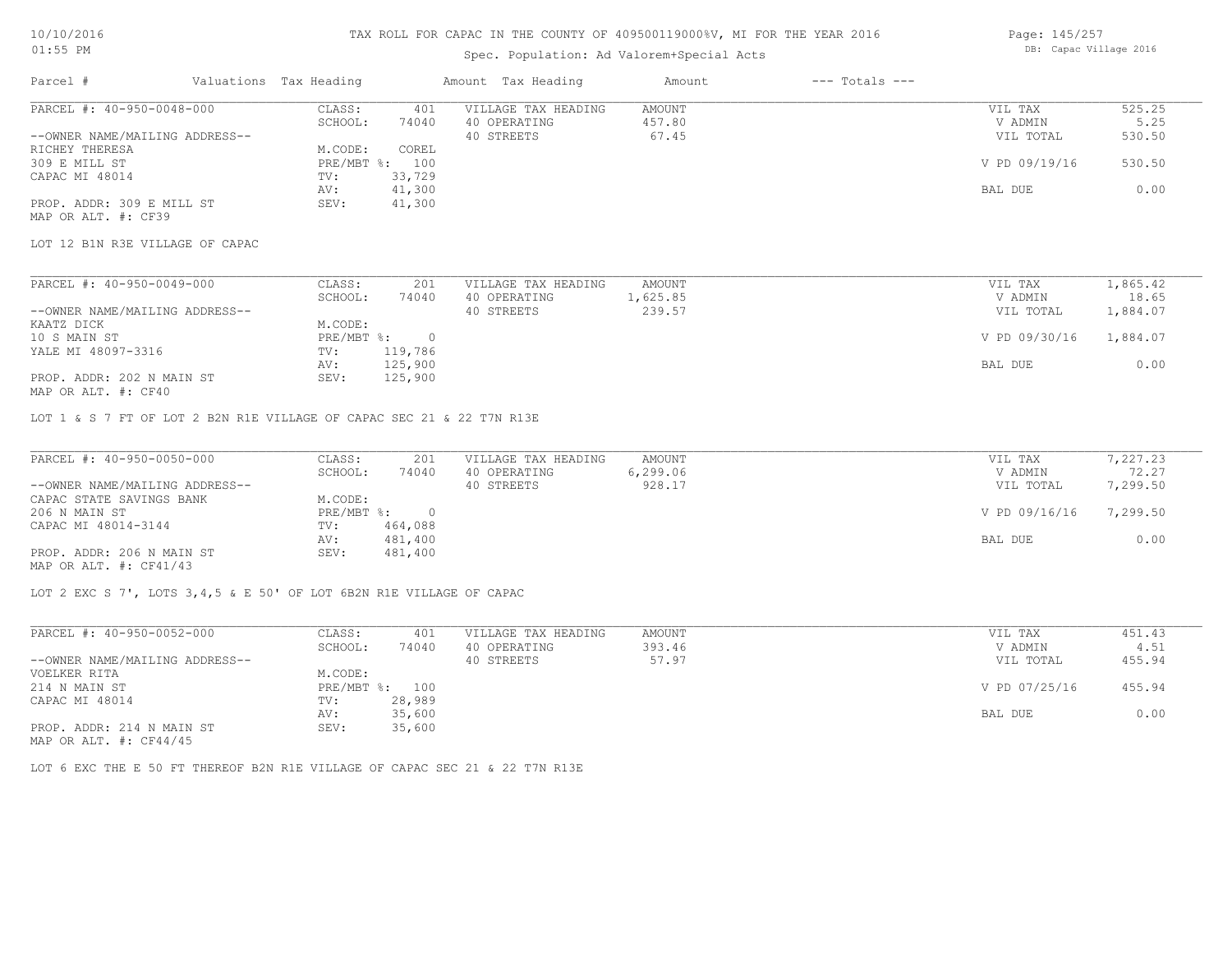TAX ROLL FOR CAPAC IN THE COUNTY OF 409500119000%V, MI FOR THE YEAR 2016

Spec. Population: Ad Valorem+Special Acts

DB: Capac Village 2016

| Parcel # | Valuations Tax Heading | | Amount Tax Heading | Amount | --- Totals --- | |
|---|---|---|---|---|---|---|
| PARCEL #: 40-950-0048-000 | CLASS: | 401 | VILLAGE TAX HEADING | AMOUNT | VIL TAX | 525.25 |
| | SCHOOL: | 74040 | 40 OPERATING | 457.80 | V ADMIN | 5.25 |
| --OWNER NAME/MAILING ADDRESS-- | | | 40 STREETS | 67.45 | VIL TOTAL | 530.50 |
| RICHEY THERESA | M.CODE: | COREL | | | | |
| 309 E MILL ST | PRE/MBT %: | 100 | | | V PD 09/19/16 | 530.50 |
| CAPAC MI 48014 | TV: | 33,729 | | | | |
| | AV: | 41,300 | | | BAL DUE | 0.00 |
| PROP. ADDR: 309 E MILL ST | SEV: | 41,300 | | | | |
| MAP OR ALT. #: CF39 | | | | | | |

LOT 12 B1N R3E VILLAGE OF CAPAC

| Parcel # | Valuations Tax Heading | | Amount Tax Heading | Amount | --- Totals --- | |
|---|---|---|---|---|---|---|
| PARCEL #: 40-950-0049-000 | CLASS: | 201 | VILLAGE TAX HEADING | AMOUNT | VIL TAX | 1,865.42 |
| | SCHOOL: | 74040 | 40 OPERATING | 1,625.85 | V ADMIN | 18.65 |
| --OWNER NAME/MAILING ADDRESS-- | | | 40 STREETS | 239.57 | VIL TOTAL | 1,884.07 |
| KAATZ DICK | M.CODE: | | | | | |
| 10 S MAIN ST | PRE/MBT %: | 0 | | | V PD 09/30/16 | 1,884.07 |
| YALE MI 48097-3316 | TV: | 119,786 | | | | |
| | AV: | 125,900 | | | BAL DUE | 0.00 |
| PROP. ADDR: 202 N MAIN ST | SEV: | 125,900 | | | | |
| MAP OR ALT. #: CF40 | | | | | | |

LOT 1 & S 7 FT OF LOT 2 B2N R1E VILLAGE OF CAPAC SEC 21 & 22 T7N R13E

| Parcel # | Valuations Tax Heading | | Amount Tax Heading | Amount | --- Totals --- | |
|---|---|---|---|---|---|---|
| PARCEL #: 40-950-0050-000 | CLASS: | 201 | VILLAGE TAX HEADING | AMOUNT | VIL TAX | 7,227.23 |
| | SCHOOL: | 74040 | 40 OPERATING | 6,299.06 | V ADMIN | 72.27 |
| --OWNER NAME/MAILING ADDRESS-- | | | 40 STREETS | 928.17 | VIL TOTAL | 7,299.50 |
| CAPAC STATE SAVINGS BANK | M.CODE: | | | | | |
| 206 N MAIN ST | PRE/MBT %: | 0 | | | V PD 09/16/16 | 7,299.50 |
| CAPAC MI 48014-3144 | TV: | 464,088 | | | | |
| | AV: | 481,400 | | | BAL DUE | 0.00 |
| PROP. ADDR: 206 N MAIN ST | SEV: | 481,400 | | | | |
| MAP OR ALT. #: CF41/43 | | | | | | |

LOT 2 EXC S 7', LOTS 3,4,5 & E 50' OF LOT 6B2N R1E VILLAGE OF CAPAC

| Parcel # | Valuations Tax Heading | | Amount Tax Heading | Amount | --- Totals --- | |
|---|---|---|---|---|---|---|
| PARCEL #: 40-950-0052-000 | CLASS: | 401 | VILLAGE TAX HEADING | AMOUNT | VIL TAX | 451.43 |
| | SCHOOL: | 74040 | 40 OPERATING | 393.46 | V ADMIN | 4.51 |
| --OWNER NAME/MAILING ADDRESS-- | | | 40 STREETS | 57.97 | VIL TOTAL | 455.94 |
| VOELKER RITA | M.CODE: | | | | | |
| 214 N MAIN ST | PRE/MBT %: | 100 | | | V PD 07/25/16 | 455.94 |
| CAPAC MI 48014 | TV: | 28,989 | | | | |
| | AV: | 35,600 | | | BAL DUE | 0.00 |
| PROP. ADDR: 214 N MAIN ST | SEV: | 35,600 | | | | |
| MAP OR ALT. #: CF44/45 | | | | | | |

LOT 6 EXC THE E 50 FT THEREOF B2N R1E VILLAGE OF CAPAC SEC 21 & 22 T7N R13E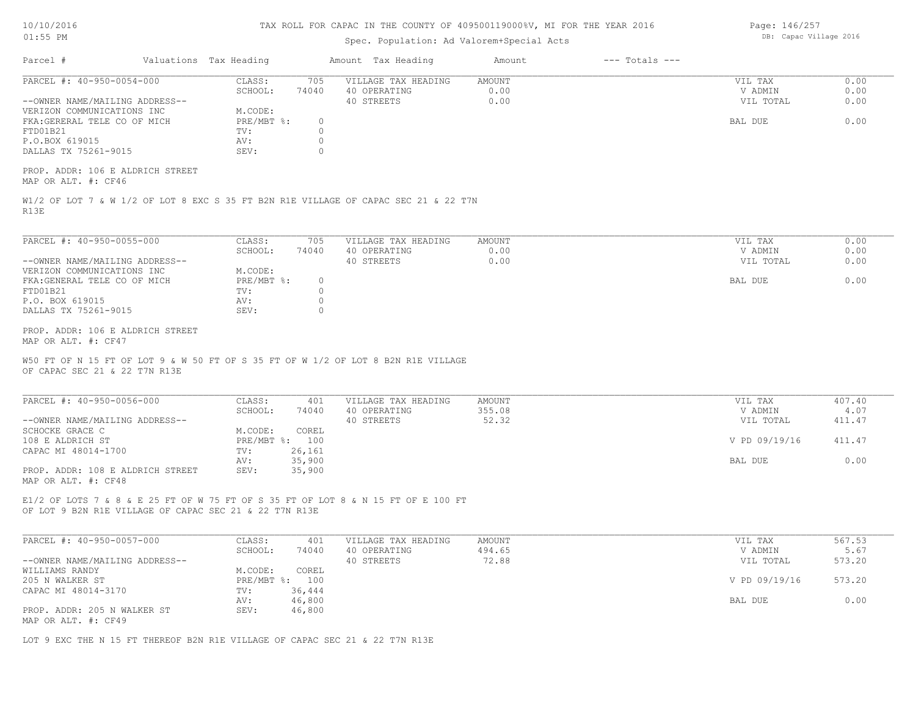TAX ROLL FOR CAPAC IN THE COUNTY OF 409500119000%V, MI FOR THE YEAR 2016

Spec. Population: Ad Valorem+Special Acts

| Parcel # | Valuations | Tax Heading | Amount | Tax Heading | Amount | --- Totals --- | |
|---|---|---|---|---|---|---|---|

**PARCEL #: 40-950-0054-000**

| | | | | | |
|---|---|---|---|---|---|
| CLASS: | 705 | VILLAGE TAX HEADING | AMOUNT | VIL TAX | 0.00 |
| SCHOOL: | 74040 | 40 OPERATING | 0.00 | V ADMIN | 0.00 |
| | | 40 STREETS | 0.00 | VIL TOTAL | 0.00 |
| M.CODE: | | | | | |
| PRE/MBT %: | 0 | | | BAL DUE | 0.00 |
| TV: | 0 | | | | |
| AV: | 0 | | | | |
| SEV: | 0 | | | | |

--OWNER NAME/MAILING ADDRESS--
VERIZON COMMUNICATIONS INC
FKA:GERERAL TELE CO OF MICH
FTD01B21
P.O.BOX 619015
DALLAS TX 75261-9015

PROP. ADDR: 106 E ALDRICH STREET
MAP OR ALT. #: CF46

W1/2 OF LOT 7 & W 1/2 OF LOT 8 EXC S 35 FT B2N R1E VILLAGE OF CAPAC SEC 21 & 22 T7N R13E

**PARCEL #: 40-950-0055-000**

| | | | | | |
|---|---|---|---|---|---|
| CLASS: | 705 | VILLAGE TAX HEADING | AMOUNT | VIL TAX | 0.00 |
| SCHOOL: | 74040 | 40 OPERATING | 0.00 | V ADMIN | 0.00 |
| | | 40 STREETS | 0.00 | VIL TOTAL | 0.00 |
| M.CODE: | | | | | |
| PRE/MBT %: | 0 | | | BAL DUE | 0.00 |
| TV: | 0 | | | | |
| AV: | 0 | | | | |
| SEV: | 0 | | | | |

--OWNER NAME/MAILING ADDRESS--
VERIZON COMMUNICATIONS INC
FKA:GENERAL TELE CO OF MICH
FTD01B21
P.O. BOX 619015
DALLAS TX 75261-9015

PROP. ADDR: 106 E ALDRICH STREET
MAP OR ALT. #: CF47

W50 FT OF N 15 FT OF LOT 9 & W 50 FT OF S 35 FT OF W 1/2 OF LOT 8 B2N R1E VILLAGE OF CAPAC SEC 21 & 22 T7N R13E

**PARCEL #: 40-950-0056-000**

| | | | | | |
|---|---|---|---|---|---|
| CLASS: | 401 | VILLAGE TAX HEADING | AMOUNT | VIL TAX | 407.40 |
| SCHOOL: | 74040 | 40 OPERATING | 355.08 | V ADMIN | 4.07 |
| | | 40 STREETS | 52.32 | VIL TOTAL | 411.47 |
| M.CODE: | COREL | | | | |
| PRE/MBT %: | 100 | | | V PD 09/19/16 | 411.47 |
| TV: | 26,161 | | | | |
| AV: | 35,900 | | | BAL DUE | 0.00 |
| SEV: | 35,900 | | | | |

--OWNER NAME/MAILING ADDRESS--
SCHOCKE GRACE C
108 E ALDRICH ST
CAPAC MI 48014-1700

PROP. ADDR: 108 E ALDRICH STREET
MAP OR ALT. #: CF48

E1/2 OF LOTS 7 & 8 & E 25 FT OF W 75 FT OF S 35 FT OF LOT 8 & N 15 FT OF E 100 FT OF LOT 9 B2N R1E VILLAGE OF CAPAC SEC 21 & 22 T7N R13E

**PARCEL #: 40-950-0057-000**

| | | | | | |
|---|---|---|---|---|---|
| CLASS: | 401 | VILLAGE TAX HEADING | AMOUNT | VIL TAX | 567.53 |
| SCHOOL: | 74040 | 40 OPERATING | 494.65 | V ADMIN | 5.67 |
| | | 40 STREETS | 72.88 | VIL TOTAL | 573.20 |
| M.CODE: | COREL | | | | |
| PRE/MBT %: | 100 | | | V PD 09/19/16 | 573.20 |
| TV: | 36,444 | | | | |
| AV: | 46,800 | | | BAL DUE | 0.00 |
| SEV: | 46,800 | | | | |

--OWNER NAME/MAILING ADDRESS--
WILLIAMS RANDY
205 N WALKER ST
CAPAC MI 48014-3170

PROP. ADDR: 205 N WALKER ST
MAP OR ALT. #: CF49

LOT 9 EXC THE N 15 FT THEREOF B2N R1E VILLAGE OF CAPAC SEC 21 & 22 T7N R13E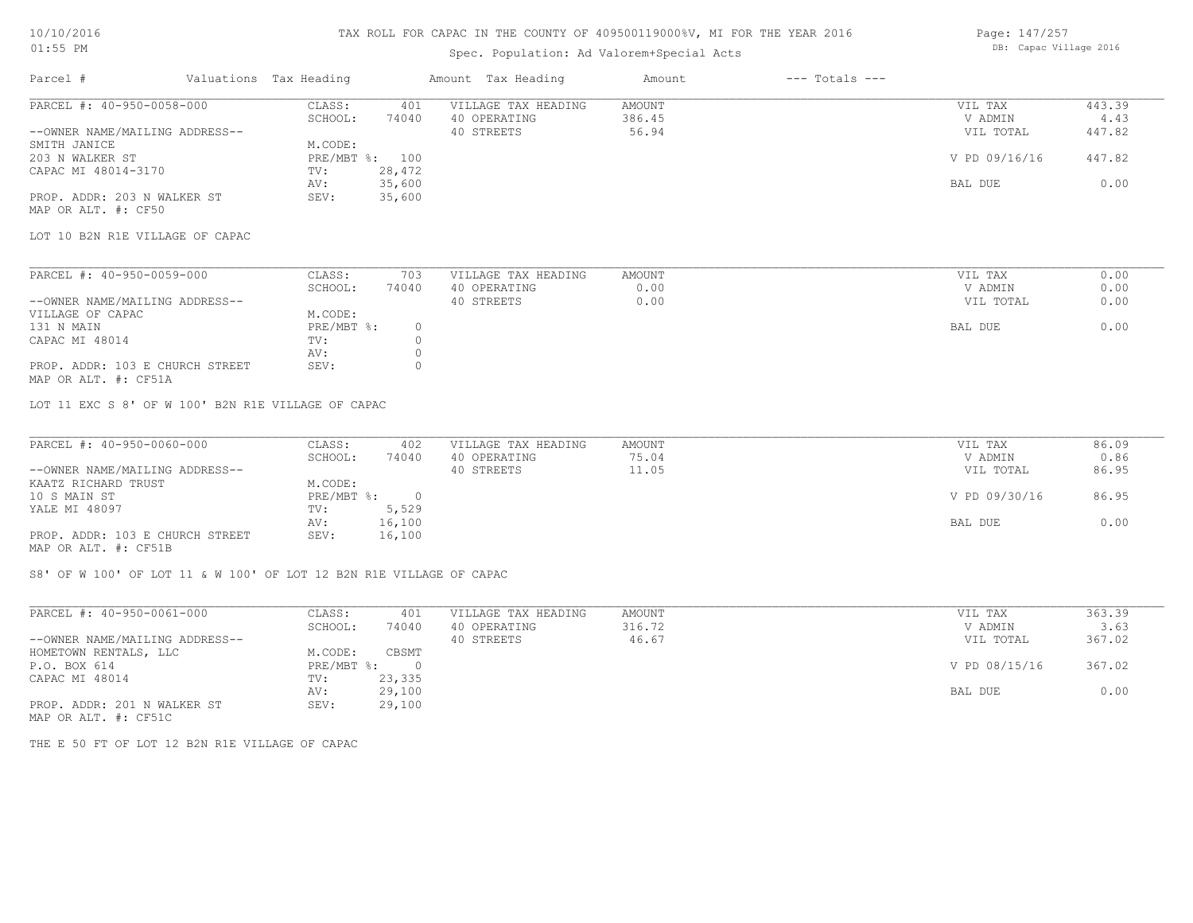TAX ROLL FOR CAPAC IN THE COUNTY OF 409500119000%V, MI FOR THE YEAR 2016

Spec. Population: Ad Valorem+Special Acts

| Parcel # | Valuations | Tax Heading | Amount | Tax Heading | Amount | --- Totals --- | |
|---|---|---|---|---|---|---|---|
| PARCEL #: 40-950-0058-000 | CLASS: | 401 | VILLAGE TAX HEADING | AMOUNT | | VIL TAX | 443.39 |
| | SCHOOL: | 74040 | 40 OPERATING | 386.45 | | V ADMIN | 4.43 |
| --OWNER NAME/MAILING ADDRESS-- | | | 40 STREETS | 56.94 | | VIL TOTAL | 447.82 |
| SMITH JANICE | M.CODE: | | | | | | |
| 203 N WALKER ST | PRE/MBT %: | 100 | | | | V PD 09/16/16 | 447.82 |
| CAPAC MI 48014-3170 | TV: | 28,472 | | | | | |
| | AV: | 35,600 | | | | BAL DUE | 0.00 |
| PROP. ADDR: 203 N WALKER ST | SEV: | 35,600 | | | | | |
| MAP OR ALT. #: CF50 | | | | | | | |

LOT 10 B2N R1E VILLAGE OF CAPAC

| Parcel # | Valuations | Tax Heading | Amount | Tax Heading | Amount | --- Totals --- | |
|---|---|---|---|---|---|---|---|
| PARCEL #: 40-950-0059-000 | CLASS: | 703 | VILLAGE TAX HEADING | AMOUNT | | VIL TAX | 0.00 |
| | SCHOOL: | 74040 | 40 OPERATING | 0.00 | | V ADMIN | 0.00 |
| --OWNER NAME/MAILING ADDRESS-- | | | 40 STREETS | 0.00 | | VIL TOTAL | 0.00 |
| VILLAGE OF CAPAC | M.CODE: | | | | | | |
| 131 N MAIN | PRE/MBT %: | 0 | | | | BAL DUE | 0.00 |
| CAPAC MI 48014 | TV: | 0 | | | | | |
| | AV: | 0 | | | | | |
| PROP. ADDR: 103 E CHURCH STREET | SEV: | 0 | | | | | |
| MAP OR ALT. #: CF51A | | | | | | | |

LOT 11 EXC S 8' OF W 100' B2N R1E VILLAGE OF CAPAC

| Parcel # | Valuations | Tax Heading | Amount | Tax Heading | Amount | --- Totals --- | |
|---|---|---|---|---|---|---|---|
| PARCEL #: 40-950-0060-000 | CLASS: | 402 | VILLAGE TAX HEADING | AMOUNT | | VIL TAX | 86.09 |
| | SCHOOL: | 74040 | 40 OPERATING | 75.04 | | V ADMIN | 0.86 |
| --OWNER NAME/MAILING ADDRESS-- | | | 40 STREETS | 11.05 | | VIL TOTAL | 86.95 |
| KAATZ RICHARD TRUST | M.CODE: | | | | | | |
| 10 S MAIN ST | PRE/MBT %: | 0 | | | | V PD 09/30/16 | 86.95 |
| YALE MI 48097 | TV: | 5,529 | | | | | |
| | AV: | 16,100 | | | | BAL DUE | 0.00 |
| PROP. ADDR: 103 E CHURCH STREET | SEV: | 16,100 | | | | | |
| MAP OR ALT. #: CF51B | | | | | | | |

S8' OF W 100' OF LOT 11 & W 100' OF LOT 12 B2N R1E VILLAGE OF CAPAC

| Parcel # | Valuations | Tax Heading | Amount | Tax Heading | Amount | --- Totals --- | |
|---|---|---|---|---|---|---|---|
| PARCEL #: 40-950-0061-000 | CLASS: | 401 | VILLAGE TAX HEADING | AMOUNT | | VIL TAX | 363.39 |
| | SCHOOL: | 74040 | 40 OPERATING | 316.72 | | V ADMIN | 3.63 |
| --OWNER NAME/MAILING ADDRESS-- | | | 40 STREETS | 46.67 | | VIL TOTAL | 367.02 |
| HOMETOWN RENTALS, LLC | M.CODE: | CBSMT | | | | | |
| P.O. BOX 614 | PRE/MBT %: | 0 | | | | V PD 08/15/16 | 367.02 |
| CAPAC MI 48014 | TV: | 23,335 | | | | | |
| | AV: | 29,100 | | | | BAL DUE | 0.00 |
| PROP. ADDR: 201 N WALKER ST | SEV: | 29,100 | | | | | |
| MAP OR ALT. #: CF51C | | | | | | | |

THE E 50 FT OF LOT 12 B2N R1E VILLAGE OF CAPAC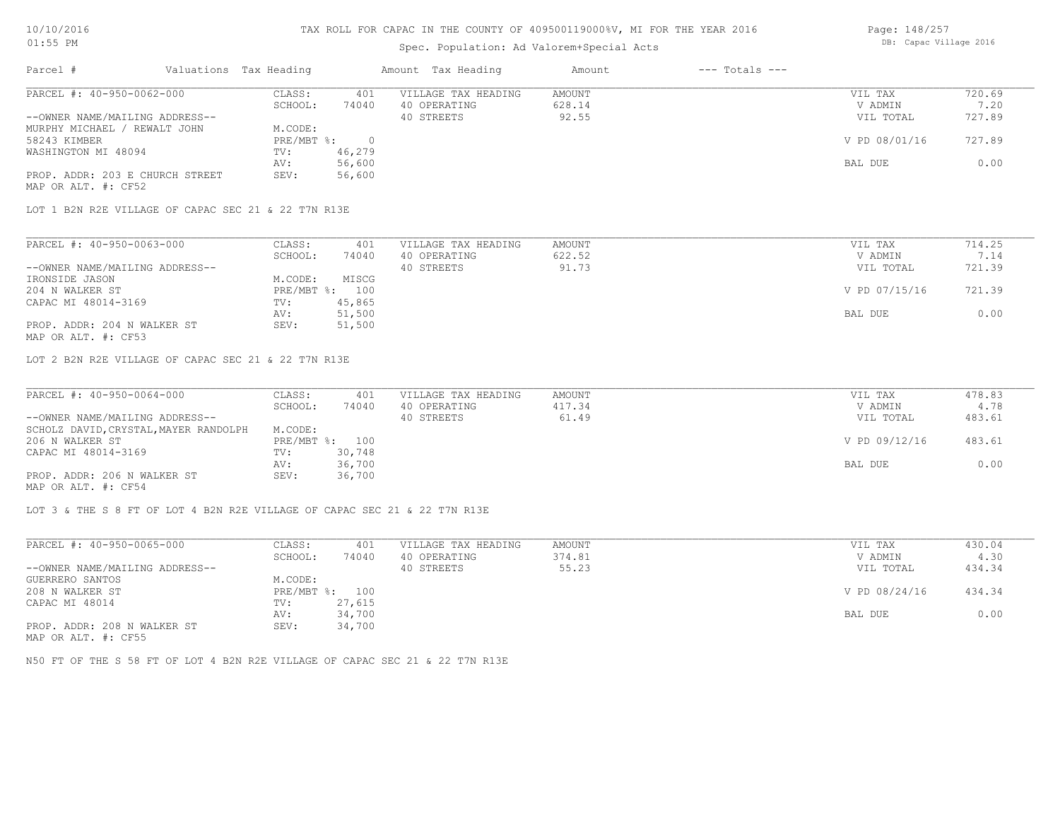# TAX ROLL FOR CAPAC IN THE COUNTY OF 409500119000%V, MI FOR THE YEAR 2016

Spec. Population: Ad Valorem+Special Acts

| Parcel # | Valuations | Tax Heading | Amount | Tax Heading | Amount | --- Totals --- | |
|---|---|---|---|---|---|---|---|
| PARCEL #: 40-950-0062-000 | CLASS: | 401 | VILLAGE TAX HEADING | AMOUNT | | VIL TAX | 720.69 |
| | SCHOOL: | 74040 | 40 OPERATING | 628.14 | | V ADMIN | 7.20 |
| --OWNER NAME/MAILING ADDRESS-- | | | 40 STREETS | 92.55 | | VIL TOTAL | 727.89 |
| MURPHY MICHAEL / REWALT JOHN | M.CODE: | | | | | | |
| 58243 KIMBER | PRE/MBT %: | 0 | | | | V PD 08/01/16 | 727.89 |
| WASHINGTON MI 48094 | TV: | 46,279 | | | | | |
| | AV: | 56,600 | | | | BAL DUE | 0.00 |
| PROP. ADDR: 203 E CHURCH STREET | SEV: | 56,600 | | | | | |
| MAP OR ALT. #: CF52 | | | | | | | |

LOT 1 B2N R2E VILLAGE OF CAPAC SEC 21 & 22 T7N R13E

| Parcel # | Valuations | Tax Heading | Amount | Tax Heading | Amount | --- Totals --- | |
|---|---|---|---|---|---|---|---|
| PARCEL #: 40-950-0063-000 | CLASS: | 401 | VILLAGE TAX HEADING | AMOUNT | | VIL TAX | 714.25 |
| | SCHOOL: | 74040 | 40 OPERATING | 622.52 | | V ADMIN | 7.14 |
| --OWNER NAME/MAILING ADDRESS-- | | | 40 STREETS | 91.73 | | VIL TOTAL | 721.39 |
| IRONSIDE JASON | M.CODE: | MISCG | | | | | |
| 204 N WALKER ST | PRE/MBT %: | 100 | | | | V PD 07/15/16 | 721.39 |
| CAPAC MI 48014-3169 | TV: | 45,865 | | | | | |
| | AV: | 51,500 | | | | BAL DUE | 0.00 |
| PROP. ADDR: 204 N WALKER ST | SEV: | 51,500 | | | | | |
| MAP OR ALT. #: CF53 | | | | | | | |

LOT 2 B2N R2E VILLAGE OF CAPAC SEC 21 & 22 T7N R13E

| Parcel # | Valuations | Tax Heading | Amount | Tax Heading | Amount | --- Totals --- | |
|---|---|---|---|---|---|---|---|
| PARCEL #: 40-950-0064-000 | CLASS: | 401 | VILLAGE TAX HEADING | AMOUNT | | VIL TAX | 478.83 |
| | SCHOOL: | 74040 | 40 OPERATING | 417.34 | | V ADMIN | 4.78 |
| --OWNER NAME/MAILING ADDRESS-- | | | 40 STREETS | 61.49 | | VIL TOTAL | 483.61 |
| SCHOLZ DAVID,CRYSTAL,MAYER RANDOLPH | M.CODE: | | | | | | |
| 206 N WALKER ST | PRE/MBT %: | 100 | | | | V PD 09/12/16 | 483.61 |
| CAPAC MI 48014-3169 | TV: | 30,748 | | | | | |
| | AV: | 36,700 | | | | BAL DUE | 0.00 |
| PROP. ADDR: 206 N WALKER ST | SEV: | 36,700 | | | | | |
| MAP OR ALT. #: CF54 | | | | | | | |

LOT 3 & THE S 8 FT OF LOT 4 B2N R2E VILLAGE OF CAPAC SEC 21 & 22 T7N R13E

| Parcel # | Valuations | Tax Heading | Amount | Tax Heading | Amount | --- Totals --- | |
|---|---|---|---|---|---|---|---|
| PARCEL #: 40-950-0065-000 | CLASS: | 401 | VILLAGE TAX HEADING | AMOUNT | | VIL TAX | 430.04 |
| | SCHOOL: | 74040 | 40 OPERATING | 374.81 | | V ADMIN | 4.30 |
| --OWNER NAME/MAILING ADDRESS-- | | | 40 STREETS | 55.23 | | VIL TOTAL | 434.34 |
| GUERRERO SANTOS | M.CODE: | | | | | | |
| 208 N WALKER ST | PRE/MBT %: | 100 | | | | V PD 08/24/16 | 434.34 |
| CAPAC MI 48014 | TV: | 27,615 | | | | | |
| | AV: | 34,700 | | | | BAL DUE | 0.00 |
| PROP. ADDR: 208 N WALKER ST | SEV: | 34,700 | | | | | |
| MAP OR ALT. #: CF55 | | | | | | | |

N50 FT OF THE S 58 FT OF LOT 4 B2N R2E VILLAGE OF CAPAC SEC 21 & 22 T7N R13E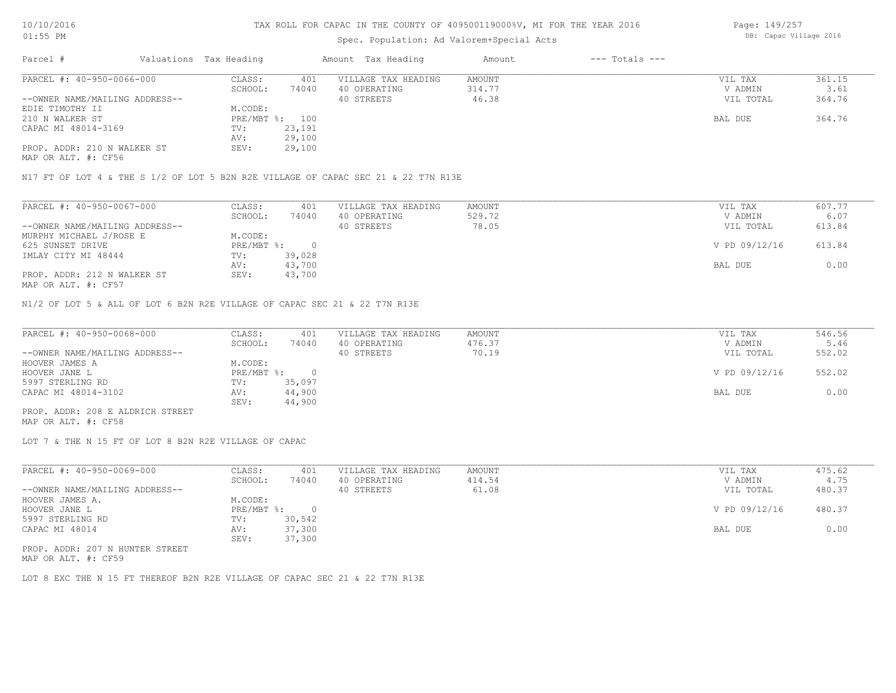TAX ROLL FOR CAPAC IN THE COUNTY OF 409500119000%V, MI FOR THE YEAR 2016

Spec. Population: Ad Valorem+Special Acts

DB: Capac Village 2016

| Parcel # | Valuations | Tax Heading | Amount | Tax Heading | Amount | --- Totals --- | |
|---|---|---|---|---|---|---|---|

PARCEL #: 40-950-0066-000

| | | | | |
|---|---|---|---|---|
| CLASS: 401 | VILLAGE TAX HEADING | AMOUNT | VIL TAX | 361.15 |
| SCHOOL: 74040 | 40 OPERATING | 314.77 | V ADMIN | 3.61 |
| | 40 STREETS | 46.38 | VIL TOTAL | 364.76 |
| M.CODE: | | | | |
| PRE/MBT %: 100 | | | BAL DUE | 364.76 |
| TV: 23,191 | | | | |
| AV: 29,100 | | | | |
| SEV: 29,100 | | | | |

--OWNER NAME/MAILING ADDRESS--
EDIE TIMOTHY II
210 N WALKER ST
CAPAC MI 48014-3169

PROP. ADDR: 210 N WALKER ST
MAP OR ALT. #: CF56

N17 FT OF LOT 4 & THE S 1/2 OF LOT 5 B2N R2E VILLAGE OF CAPAC SEC 21 & 22 T7N R13E

PARCEL #: 40-950-0067-000

| | | | | |
|---|---|---|---|---|
| CLASS: 401 | VILLAGE TAX HEADING | AMOUNT | VIL TAX | 607.77 |
| SCHOOL: 74040 | 40 OPERATING | 529.72 | V ADMIN | 6.07 |
| | 40 STREETS | 78.05 | VIL TOTAL | 613.84 |
| M.CODE: | | | | |
| PRE/MBT %: 0 | | | V PD 09/12/16 | 613.84 |
| TV: 39,028 | | | | |
| AV: 43,700 | | | BAL DUE | 0.00 |
| SEV: 43,700 | | | | |

--OWNER NAME/MAILING ADDRESS--
MURPHY MICHAEL J/ROSE E
625 SUNSET DRIVE
IMLAY CITY MI 48444

PROP. ADDR: 212 N WALKER ST
MAP OR ALT. #: CF57

N1/2 OF LOT 5 & ALL OF LOT 6 B2N R2E VILLAGE OF CAPAC SEC 21 & 22 T7N R13E

PARCEL #: 40-950-0068-000

| | | | | |
|---|---|---|---|---|
| CLASS: 401 | VILLAGE TAX HEADING | AMOUNT | VIL TAX | 546.56 |
| SCHOOL: 74040 | 40 OPERATING | 476.37 | V ADMIN | 5.46 |
| | 40 STREETS | 70.19 | VIL TOTAL | 552.02 |
| M.CODE: | | | | |
| PRE/MBT %: 0 | | | V PD 09/12/16 | 552.02 |
| TV: 35,097 | | | | |
| AV: 44,900 | | | BAL DUE | 0.00 |
| SEV: 44,900 | | | | |

--OWNER NAME/MAILING ADDRESS--
HOOVER JAMES A
HOOVER JANE L
5997 STERLING RD
CAPAC MI 48014-3102

PROP. ADDR: 208 E ALDRICH STREET
MAP OR ALT. #: CF58

LOT 7 & THE N 15 FT OF LOT 8 B2N R2E VILLAGE OF CAPAC

PARCEL #: 40-950-0069-000

| | | | | |
|---|---|---|---|---|
| CLASS: 401 | VILLAGE TAX HEADING | AMOUNT | VIL TAX | 475.62 |
| SCHOOL: 74040 | 40 OPERATING | 414.54 | V ADMIN | 4.75 |
| | 40 STREETS | 61.08 | VIL TOTAL | 480.37 |
| M.CODE: | | | | |
| PRE/MBT %: 0 | | | V PD 09/12/16 | 480.37 |
| TV: 30,542 | | | | |
| AV: 37,300 | | | BAL DUE | 0.00 |
| SEV: 37,300 | | | | |

--OWNER NAME/MAILING ADDRESS--
HOOVER JAMES A.
HOOVER JANE L
5997 STERLING RD
CAPAC MI 48014

PROP. ADDR: 207 N HUNTER STREET
MAP OR ALT. #: CF59

LOT 8 EXC THE N 15 FT THEREOF B2N R2E VILLAGE OF CAPAC SEC 21 & 22 T7N R13E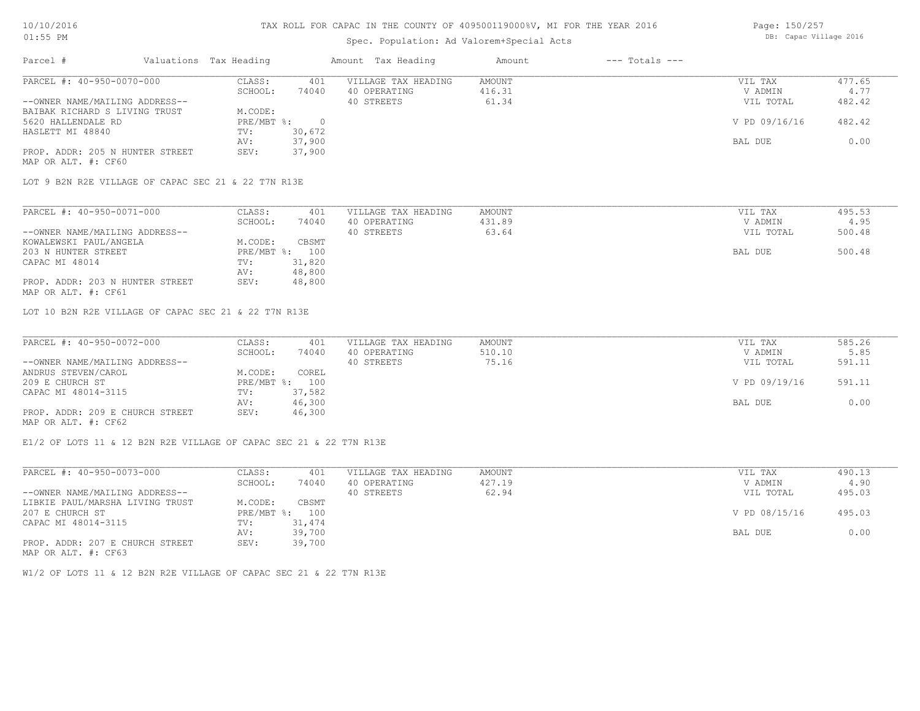TAX ROLL FOR CAPAC IN THE COUNTY OF 409500119000%V, MI FOR THE YEAR 2016

Spec. Population: Ad Valorem+Special Acts

| Parcel # | Valuations | Tax Heading | Amount | Tax Heading | Amount | --- Totals --- | |
|---|---|---|---|---|---|---|---|
| PARCEL #: 40-950-0070-000 | CLASS: | 401 | VILLAGE TAX HEADING | AMOUNT | | VIL TAX | 477.65 |
| | SCHOOL: | 74040 | 40 OPERATING | 416.31 | | V ADMIN | 4.77 |
| --OWNER NAME/MAILING ADDRESS-- | | | 40 STREETS | 61.34 | | VIL TOTAL | 482.42 |
| BAIBAK RICHARD S LIVING TRUST | M.CODE: | | | | | | |
| 5620 HALLENDALE RD | PRE/MBT %: | 0 | | | | V PD 09/16/16 | 482.42 |
| HASLETT MI 48840 | TV: | 30,672 | | | | | |
| | AV: | 37,900 | | | | BAL DUE | 0.00 |
| PROP. ADDR: 205 N HUNTER STREET | SEV: | 37,900 | | | | | |
| MAP OR ALT. #: CF60 | | | | | | | |

LOT 9 B2N R2E VILLAGE OF CAPAC SEC 21 & 22 T7N R13E

| Parcel # | Valuations | Tax Heading | Amount | Tax Heading | Amount | --- Totals --- | |
|---|---|---|---|---|---|---|---|
| PARCEL #: 40-950-0071-000 | CLASS: | 401 | VILLAGE TAX HEADING | AMOUNT | | VIL TAX | 495.53 |
| | SCHOOL: | 74040 | 40 OPERATING | 431.89 | | V ADMIN | 4.95 |
| --OWNER NAME/MAILING ADDRESS-- | | | 40 STREETS | 63.64 | | VIL TOTAL | 500.48 |
| KOWALEWSKI PAUL/ANGELA | M.CODE: | CBSMT | | | | | |
| 203 N HUNTER STREET | PRE/MBT %: | 100 | | | | BAL DUE | 500.48 |
| CAPAC MI 48014 | TV: | 31,820 | | | | | |
| | AV: | 48,800 | | | | | |
| PROP. ADDR: 203 N HUNTER STREET | SEV: | 48,800 | | | | | |
| MAP OR ALT. #: CF61 | | | | | | | |

LOT 10 B2N R2E VILLAGE OF CAPAC SEC 21 & 22 T7N R13E

| Parcel # | Valuations | Tax Heading | Amount | Tax Heading | Amount | --- Totals --- | |
|---|---|---|---|---|---|---|---|
| PARCEL #: 40-950-0072-000 | CLASS: | 401 | VILLAGE TAX HEADING | AMOUNT | | VIL TAX | 585.26 |
| | SCHOOL: | 74040 | 40 OPERATING | 510.10 | | V ADMIN | 5.85 |
| --OWNER NAME/MAILING ADDRESS-- | | | 40 STREETS | 75.16 | | VIL TOTAL | 591.11 |
| ANDRUS STEVEN/CAROL | M.CODE: | COREL | | | | | |
| 209 E CHURCH ST | PRE/MBT %: | 100 | | | | V PD 09/19/16 | 591.11 |
| CAPAC MI 48014-3115 | TV: | 37,582 | | | | | |
| | AV: | 46,300 | | | | BAL DUE | 0.00 |
| PROP. ADDR: 209 E CHURCH STREET | SEV: | 46,300 | | | | | |
| MAP OR ALT. #: CF62 | | | | | | | |

E1/2 OF LOTS 11 & 12 B2N R2E VILLAGE OF CAPAC SEC 21 & 22 T7N R13E

| Parcel # | Valuations | Tax Heading | Amount | Tax Heading | Amount | --- Totals --- | |
|---|---|---|---|---|---|---|---|
| PARCEL #: 40-950-0073-000 | CLASS: | 401 | VILLAGE TAX HEADING | AMOUNT | | VIL TAX | 490.13 |
| | SCHOOL: | 74040 | 40 OPERATING | 427.19 | | V ADMIN | 4.90 |
| --OWNER NAME/MAILING ADDRESS-- | | | 40 STREETS | 62.94 | | VIL TOTAL | 495.03 |
| LIBKIE PAUL/MARSHA LIVING TRUST | M.CODE: | CBSMT | | | | | |
| 207 E CHURCH ST | PRE/MBT %: | 100 | | | | V PD 08/15/16 | 495.03 |
| CAPAC MI 48014-3115 | TV: | 31,474 | | | | | |
| | AV: | 39,700 | | | | BAL DUE | 0.00 |
| PROP. ADDR: 207 E CHURCH STREET | SEV: | 39,700 | | | | | |
| MAP OR ALT. #: CF63 | | | | | | | |

W1/2 OF LOTS 11 & 12 B2N R2E VILLAGE OF CAPAC SEC 21 & 22 T7N R13E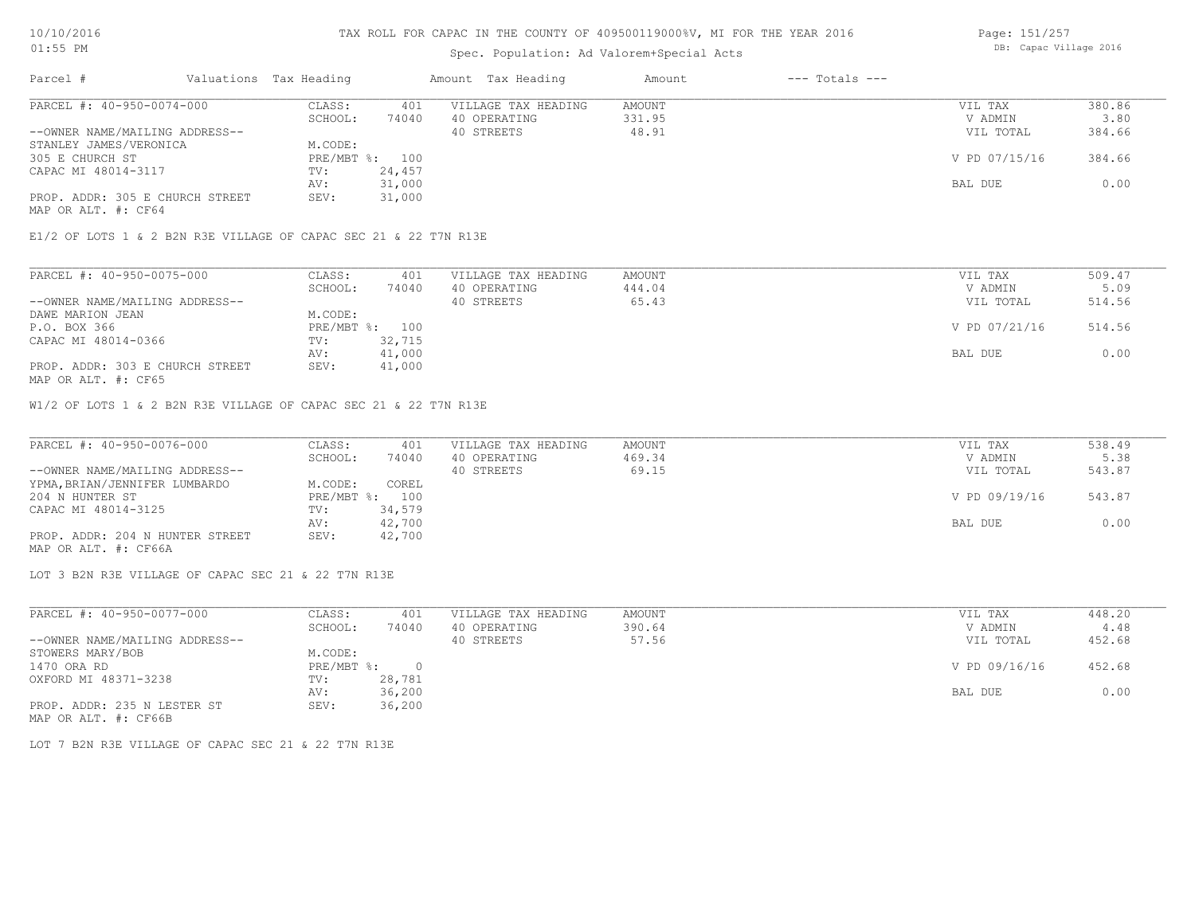TAX ROLL FOR CAPAC IN THE COUNTY OF 409500119000%V, MI FOR THE YEAR 2016

Spec. Population: Ad Valorem+Special Acts

10/10/2016
01:55 PM

DB: Capac Village 2016

| Parcel # | Valuations | Tax Heading | Amount | Tax Heading | Amount | --- Totals --- | |
|---|---|---|---|---|---|---|---|

**PARCEL #: 40-950-0074-000**

| | | | | | |
|---|---|---|---|---|---|
| CLASS: | 401 | VILLAGE TAX HEADING | AMOUNT | VIL TAX | 380.86 |
| SCHOOL: | 74040 | 40 OPERATING | 331.95 | V ADMIN | 3.80 |
| | | 40 STREETS | 48.91 | VIL TOTAL | 384.66 |
| M.CODE: | | | | | |
| PRE/MBT %: | 100 | | | V PD 07/15/16 | 384.66 |
| TV: | 24,457 | | | | |
| AV: | 31,000 | | | BAL DUE | 0.00 |
| SEV: | 31,000 | | | | |

--OWNER NAME/MAILING ADDRESS--
STANLEY JAMES/VERONICA
305 E CHURCH ST
CAPAC MI 48014-3117

PROP. ADDR: 305 E CHURCH STREET
MAP OR ALT. #: CF64

E1/2 OF LOTS 1 & 2 B2N R3E VILLAGE OF CAPAC SEC 21 & 22 T7N R13E

**PARCEL #: 40-950-0075-000**

| | | | | | |
|---|---|---|---|---|---|
| CLASS: | 401 | VILLAGE TAX HEADING | AMOUNT | VIL TAX | 509.47 |
| SCHOOL: | 74040 | 40 OPERATING | 444.04 | V ADMIN | 5.09 |
| | | 40 STREETS | 65.43 | VIL TOTAL | 514.56 |
| M.CODE: | | | | | |
| PRE/MBT %: | 100 | | | V PD 07/21/16 | 514.56 |
| TV: | 32,715 | | | | |
| AV: | 41,000 | | | BAL DUE | 0.00 |
| SEV: | 41,000 | | | | |

--OWNER NAME/MAILING ADDRESS--
DAWE MARION JEAN
P.O. BOX 366
CAPAC MI 48014-0366

PROP. ADDR: 303 E CHURCH STREET
MAP OR ALT. #: CF65

W1/2 OF LOTS 1 & 2 B2N R3E VILLAGE OF CAPAC SEC 21 & 22 T7N R13E

**PARCEL #: 40-950-0076-000**

| | | | | | |
|---|---|---|---|---|---|
| CLASS: | 401 | VILLAGE TAX HEADING | AMOUNT | VIL TAX | 538.49 |
| SCHOOL: | 74040 | 40 OPERATING | 469.34 | V ADMIN | 5.38 |
| | | 40 STREETS | 69.15 | VIL TOTAL | 543.87 |
| M.CODE: | COREL | | | | |
| PRE/MBT %: | 100 | | | V PD 09/19/16 | 543.87 |
| TV: | 34,579 | | | | |
| AV: | 42,700 | | | BAL DUE | 0.00 |
| SEV: | 42,700 | | | | |

--OWNER NAME/MAILING ADDRESS--
YPMA,BRIAN/JENNIFER LUMBARDO
204 N HUNTER ST
CAPAC MI 48014-3125

PROP. ADDR: 204 N HUNTER STREET
MAP OR ALT. #: CF66A

LOT 3 B2N R3E VILLAGE OF CAPAC SEC 21 & 22 T7N R13E

**PARCEL #: 40-950-0077-000**

| | | | | | |
|---|---|---|---|---|---|
| CLASS: | 401 | VILLAGE TAX HEADING | AMOUNT | VIL TAX | 448.20 |
| SCHOOL: | 74040 | 40 OPERATING | 390.64 | V ADMIN | 4.48 |
| | | 40 STREETS | 57.56 | VIL TOTAL | 452.68 |
| M.CODE: | | | | | |
| PRE/MBT %: | 0 | | | V PD 09/16/16 | 452.68 |
| TV: | 28,781 | | | | |
| AV: | 36,200 | | | BAL DUE | 0.00 |
| SEV: | 36,200 | | | | |

--OWNER NAME/MAILING ADDRESS--
STOWERS MARY/BOB
1470 ORA RD
OXFORD MI 48371-3238

PROP. ADDR: 235 N LESTER ST
MAP OR ALT. #: CF66B

LOT 7 B2N R3E VILLAGE OF CAPAC SEC 21 & 22 T7N R13E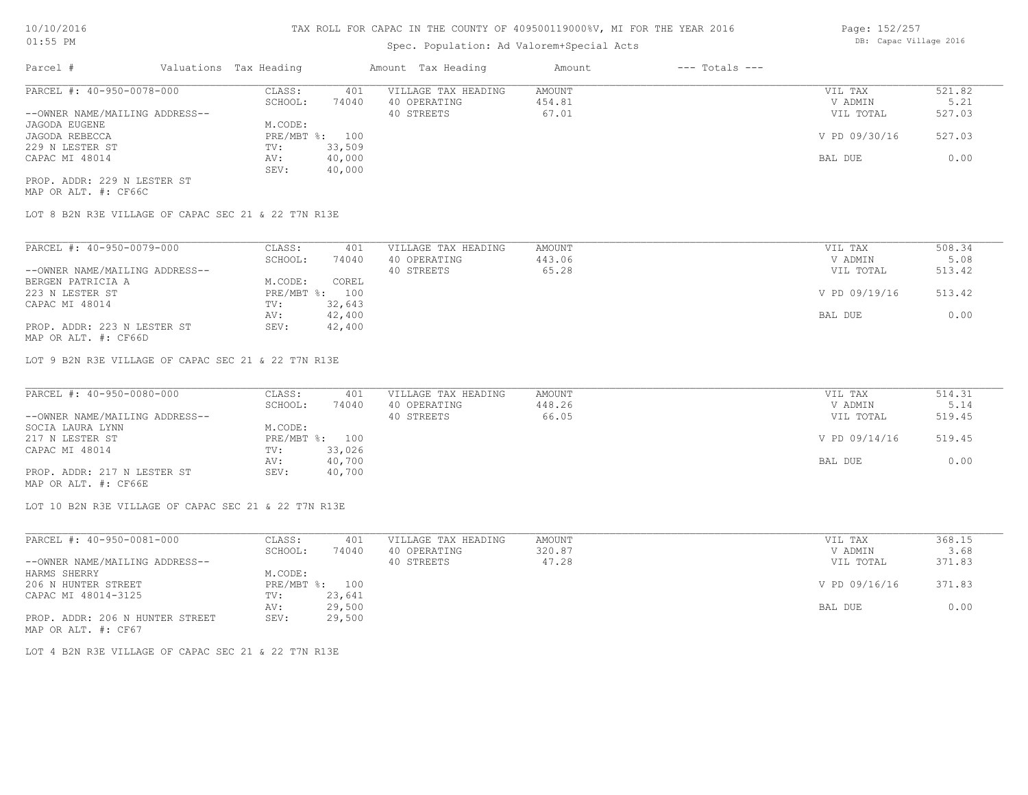# TAX ROLL FOR CAPAC IN THE COUNTY OF 409500119000%V, MI FOR THE YEAR 2016

Spec. Population: Ad Valorem+Special Acts

| Parcel # | Valuations | Tax Heading | Amount | Tax Heading | Amount | --- Totals --- | |
|---|---|---|---|---|---|---|---|
| PARCEL #: 40-950-0078-000 | CLASS: | 401 | VILLAGE TAX HEADING | AMOUNT | | VIL TAX | 521.82 |
| | SCHOOL: | 74040 | 40 OPERATING | 454.81 | | V ADMIN | 5.21 |
| --OWNER NAME/MAILING ADDRESS-- | | | 40 STREETS | 67.01 | | VIL TOTAL | 527.03 |
| JAGODA EUGENE | M.CODE: | | | | | | |
| JAGODA REBECCA | PRE/MBT %: | 100 | | | | V PD 09/30/16 | 527.03 |
| 229 N LESTER ST | TV: | 33,509 | | | | | |
| CAPAC MI 48014 | AV: | 40,000 | | | | BAL DUE | 0.00 |
| | SEV: | 40,000 | | | | | |
| PROP. ADDR: 229 N LESTER ST | | | | | | | |
| MAP OR ALT. #: CF66C | | | | | | | |

LOT 8 B2N R3E VILLAGE OF CAPAC SEC 21 & 22 T7N R13E

| Parcel # | Valuations | Tax Heading | Amount | Tax Heading | Amount | --- Totals --- | |
|---|---|---|---|---|---|---|---|
| PARCEL #: 40-950-0079-000 | CLASS: | 401 | VILLAGE TAX HEADING | AMOUNT | | VIL TAX | 508.34 |
| | SCHOOL: | 74040 | 40 OPERATING | 443.06 | | V ADMIN | 5.08 |
| --OWNER NAME/MAILING ADDRESS-- | | | 40 STREETS | 65.28 | | VIL TOTAL | 513.42 |
| BERGEN PATRICIA A | M.CODE: | COREL | | | | | |
| 223 N LESTER ST | PRE/MBT %: | 100 | | | | V PD 09/19/16 | 513.42 |
| CAPAC MI 48014 | TV: | 32,643 | | | | | |
| | AV: | 42,400 | | | | BAL DUE | 0.00 |
| PROP. ADDR: 223 N LESTER ST | SEV: | 42,400 | | | | | |
| MAP OR ALT. #: CF66D | | | | | | | |

LOT 9 B2N R3E VILLAGE OF CAPAC SEC 21 & 22 T7N R13E

| Parcel # | Valuations | Tax Heading | Amount | Tax Heading | Amount | --- Totals --- | |
|---|---|---|---|---|---|---|---|
| PARCEL #: 40-950-0080-000 | CLASS: | 401 | VILLAGE TAX HEADING | AMOUNT | | VIL TAX | 514.31 |
| | SCHOOL: | 74040 | 40 OPERATING | 448.26 | | V ADMIN | 5.14 |
| --OWNER NAME/MAILING ADDRESS-- | | | 40 STREETS | 66.05 | | VIL TOTAL | 519.45 |
| SOCIA LAURA LYNN | M.CODE: | | | | | | |
| 217 N LESTER ST | PRE/MBT %: | 100 | | | | V PD 09/14/16 | 519.45 |
| CAPAC MI 48014 | TV: | 33,026 | | | | | |
| | AV: | 40,700 | | | | BAL DUE | 0.00 |
| PROP. ADDR: 217 N LESTER ST | SEV: | 40,700 | | | | | |
| MAP OR ALT. #: CF66E | | | | | | | |

LOT 10 B2N R3E VILLAGE OF CAPAC SEC 21 & 22 T7N R13E

| Parcel # | Valuations | Tax Heading | Amount | Tax Heading | Amount | --- Totals --- | |
|---|---|---|---|---|---|---|---|
| PARCEL #: 40-950-0081-000 | CLASS: | 401 | VILLAGE TAX HEADING | AMOUNT | | VIL TAX | 368.15 |
| | SCHOOL: | 74040 | 40 OPERATING | 320.87 | | V ADMIN | 3.68 |
| --OWNER NAME/MAILING ADDRESS-- | | | 40 STREETS | 47.28 | | VIL TOTAL | 371.83 |
| HARMS SHERRY | M.CODE: | | | | | | |
| 206 N HUNTER STREET | PRE/MBT %: | 100 | | | | V PD 09/16/16 | 371.83 |
| CAPAC MI 48014-3125 | TV: | 23,641 | | | | | |
| | AV: | 29,500 | | | | BAL DUE | 0.00 |
| PROP. ADDR: 206 N HUNTER STREET | SEV: | 29,500 | | | | | |
| MAP OR ALT. #: CF67 | | | | | | | |

LOT 4 B2N R3E VILLAGE OF CAPAC SEC 21 & 22 T7N R13E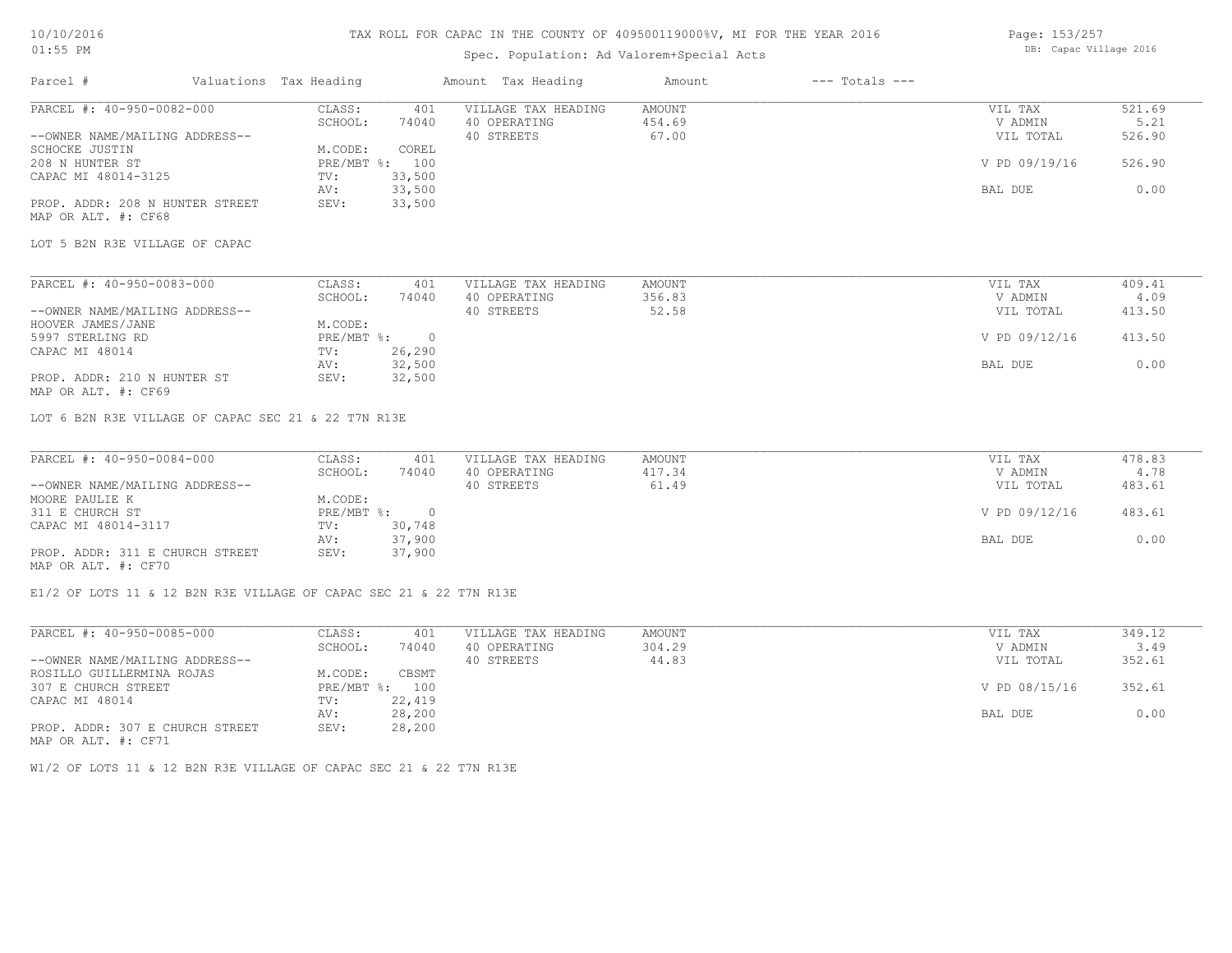# TAX ROLL FOR CAPAC IN THE COUNTY OF 409500119000%V, MI FOR THE YEAR 2016

Spec. Population: Ad Valorem+Special Acts

10/10/2016 01:55 PM — DB: Capac Village 2016

| Parcel # | Valuations | Tax Heading | Amount | Tax Heading | Amount | --- Totals --- | |
|---|---|---|---|---|---|---|---|
| PARCEL #: 40-950-0082-000 | CLASS: | 401 | VILLAGE TAX HEADING | AMOUNT | | VIL TAX | 521.69 |
| | SCHOOL: | 74040 | 40 OPERATING | 454.69 | | V ADMIN | 5.21 |
| --OWNER NAME/MAILING ADDRESS-- | | | 40 STREETS | 67.00 | | VIL TOTAL | 526.90 |
| SCHOCKE JUSTIN | M.CODE: | COREL | | | | | |
| 208 N HUNTER ST | PRE/MBT %: | 100 | | | | V PD 09/19/16 | 526.90 |
| CAPAC MI 48014-3125 | TV: | 33,500 | | | | | |
| | AV: | 33,500 | | | | BAL DUE | 0.00 |
| PROP. ADDR: 208 N HUNTER STREET | SEV: | 33,500 | | | | | |
| MAP OR ALT. #: CF68 | | | | | | | |

LOT 5 B2N R3E VILLAGE OF CAPAC

| Parcel # | Valuations | Tax Heading | Amount | Tax Heading | Amount | --- Totals --- | |
|---|---|---|---|---|---|---|---|
| PARCEL #: 40-950-0083-000 | CLASS: | 401 | VILLAGE TAX HEADING | AMOUNT | | VIL TAX | 409.41 |
| | SCHOOL: | 74040 | 40 OPERATING | 356.83 | | V ADMIN | 4.09 |
| --OWNER NAME/MAILING ADDRESS-- | | | 40 STREETS | 52.58 | | VIL TOTAL | 413.50 |
| HOOVER JAMES/JANE | M.CODE: | | | | | | |
| 5997 STERLING RD | PRE/MBT %: | 0 | | | | V PD 09/12/16 | 413.50 |
| CAPAC MI 48014 | TV: | 26,290 | | | | | |
| | AV: | 32,500 | | | | BAL DUE | 0.00 |
| PROP. ADDR: 210 N HUNTER ST | SEV: | 32,500 | | | | | |
| MAP OR ALT. #: CF69 | | | | | | | |

LOT 6 B2N R3E VILLAGE OF CAPAC SEC 21 & 22 T7N R13E

| Parcel # | Valuations | Tax Heading | Amount | Tax Heading | Amount | --- Totals --- | |
|---|---|---|---|---|---|---|---|
| PARCEL #: 40-950-0084-000 | CLASS: | 401 | VILLAGE TAX HEADING | AMOUNT | | VIL TAX | 478.83 |
| | SCHOOL: | 74040 | 40 OPERATING | 417.34 | | V ADMIN | 4.78 |
| --OWNER NAME/MAILING ADDRESS-- | | | 40 STREETS | 61.49 | | VIL TOTAL | 483.61 |
| MOORE PAULIE K | M.CODE: | | | | | | |
| 311 E CHURCH ST | PRE/MBT %: | 0 | | | | V PD 09/12/16 | 483.61 |
| CAPAC MI 48014-3117 | TV: | 30,748 | | | | | |
| | AV: | 37,900 | | | | BAL DUE | 0.00 |
| PROP. ADDR: 311 E CHURCH STREET | SEV: | 37,900 | | | | | |
| MAP OR ALT. #: CF70 | | | | | | | |

E1/2 OF LOTS 11 & 12 B2N R3E VILLAGE OF CAPAC SEC 21 & 22 T7N R13E

| Parcel # | Valuations | Tax Heading | Amount | Tax Heading | Amount | --- Totals --- | |
|---|---|---|---|---|---|---|---|
| PARCEL #: 40-950-0085-000 | CLASS: | 401 | VILLAGE TAX HEADING | AMOUNT | | VIL TAX | 349.12 |
| | SCHOOL: | 74040 | 40 OPERATING | 304.29 | | V ADMIN | 3.49 |
| --OWNER NAME/MAILING ADDRESS-- | | | 40 STREETS | 44.83 | | VIL TOTAL | 352.61 |
| ROSILLO GUILLERMINA ROJAS | M.CODE: | CBSMT | | | | | |
| 307 E CHURCH STREET | PRE/MBT %: | 100 | | | | V PD 08/15/16 | 352.61 |
| CAPAC MI 48014 | TV: | 22,419 | | | | | |
| | AV: | 28,200 | | | | BAL DUE | 0.00 |
| PROP. ADDR: 307 E CHURCH STREET | SEV: | 28,200 | | | | | |
| MAP OR ALT. #: CF71 | | | | | | | |

W1/2 OF LOTS 11 & 12 B2N R3E VILLAGE OF CAPAC SEC 21 & 22 T7N R13E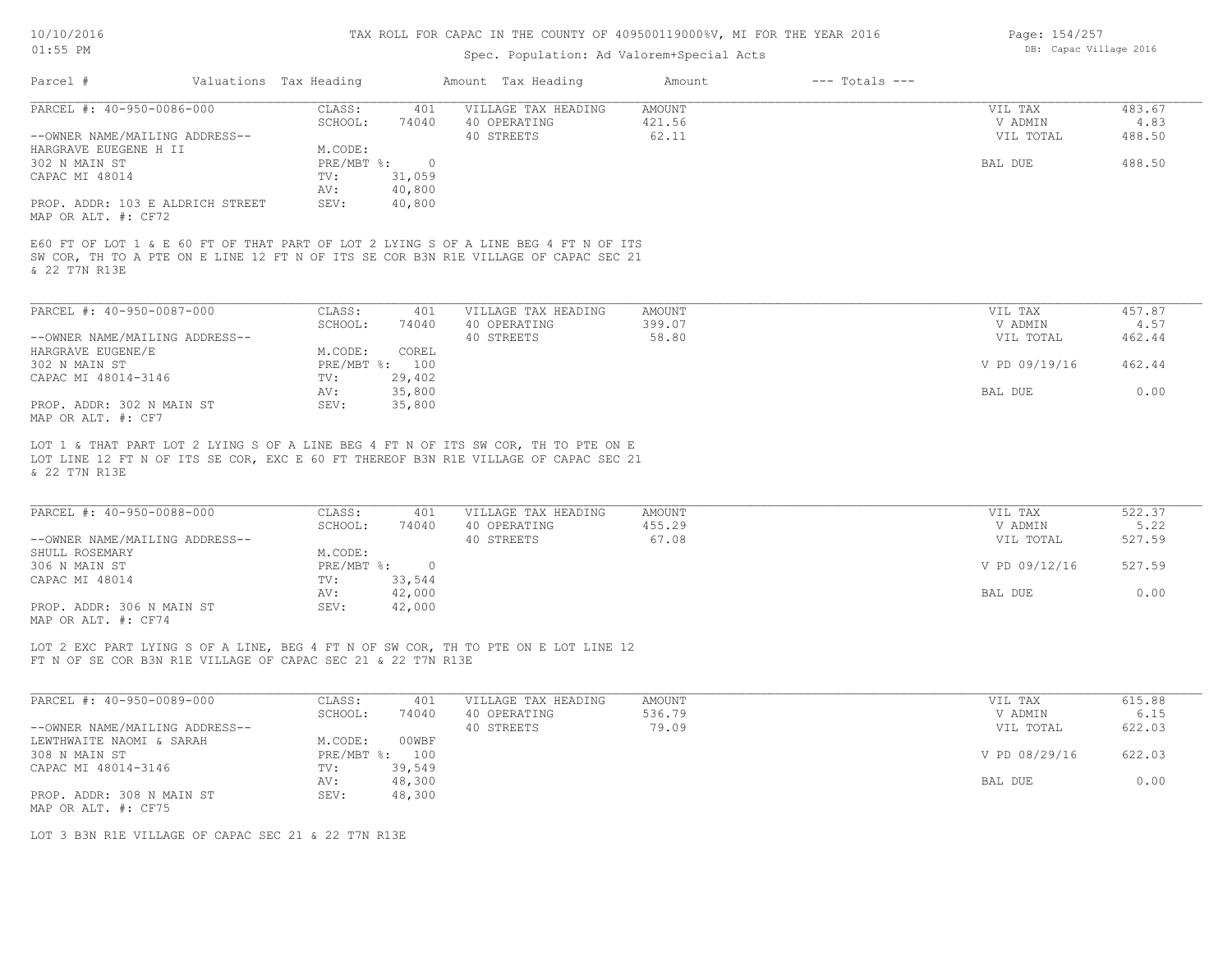# TAX ROLL FOR CAPAC IN THE COUNTY OF 409500119000%V, MI FOR THE YEAR 2016

Spec. Population: Ad Valorem+Special Acts

| Parcel # | Valuations | Tax Heading | Amount | Tax Heading | Amount | --- Totals --- | |
|---|---|---|---|---|---|---|---|

---

**PARCEL #: 40-950-0086-000**

--OWNER NAME/MAILING ADDRESS--
HARGRAVE EUEGENE H II
302 N MAIN ST
CAPAC MI 48014

PROP. ADDR: 103 E ALDRICH STREET
MAP OR ALT. #: CF72

| | | | | | |
|---|---|---|---|---|---|
| CLASS: | 401 | VILLAGE TAX HEADING | AMOUNT | VIL TAX | 483.67 |
| SCHOOL: | 74040 | 40 OPERATING | 421.56 | V ADMIN | 4.83 |
| M.CODE: | | 40 STREETS | 62.11 | VIL TOTAL | 488.50 |
| PRE/MBT %: | 0 | | | BAL DUE | 488.50 |
| TV: | 31,059 | | | | |
| AV: | 40,800 | | | | |
| SEV: | 40,800 | | | | |

E60 FT OF LOT 1 & E 60 FT OF THAT PART OF LOT 2 LYING S OF A LINE BEG 4 FT N OF ITS SW COR, TH TO A PTE ON E LINE 12 FT N OF ITS SE COR B3N R1E VILLAGE OF CAPAC SEC 21 & 22 T7N R13E

---

**PARCEL #: 40-950-0087-000**

--OWNER NAME/MAILING ADDRESS--
HARGRAVE EUGENE/E
302 N MAIN ST
CAPAC MI 48014-3146

PROP. ADDR: 302 N MAIN ST
MAP OR ALT. #: CF7

| | | | | | |
|---|---|---|---|---|---|
| CLASS: | 401 | VILLAGE TAX HEADING | AMOUNT | VIL TAX | 457.87 |
| SCHOOL: | 74040 | 40 OPERATING | 399.07 | V ADMIN | 4.57 |
| M.CODE: | COREL | 40 STREETS | 58.80 | VIL TOTAL | 462.44 |
| PRE/MBT %: | 100 | | | V PD 09/19/16 | 462.44 |
| TV: | 29,402 | | | | |
| AV: | 35,800 | | | BAL DUE | 0.00 |
| SEV: | 35,800 | | | | |

LOT 1 & THAT PART LOT 2 LYING S OF A LINE BEG 4 FT N OF ITS SW COR, TH TO PTE ON E LOT LINE 12 FT N OF ITS SE COR, EXC E 60 FT THEREOF B3N R1E VILLAGE OF CAPAC SEC 21 & 22 T7N R13E

---

**PARCEL #: 40-950-0088-000**

--OWNER NAME/MAILING ADDRESS--
SHULL ROSEMARY
306 N MAIN ST
CAPAC MI 48014

PROP. ADDR: 306 N MAIN ST
MAP OR ALT. #: CF74

| | | | | | |
|---|---|---|---|---|---|
| CLASS: | 401 | VILLAGE TAX HEADING | AMOUNT | VIL TAX | 522.37 |
| SCHOOL: | 74040 | 40 OPERATING | 455.29 | V ADMIN | 5.22 |
| M.CODE: | | 40 STREETS | 67.08 | VIL TOTAL | 527.59 |
| PRE/MBT %: | 0 | | | V PD 09/12/16 | 527.59 |
| TV: | 33,544 | | | | |
| AV: | 42,000 | | | BAL DUE | 0.00 |
| SEV: | 42,000 | | | | |

LOT 2 EXC PART LYING S OF A LINE, BEG 4 FT N OF SW COR, TH TO PTE ON E LOT LINE 12 FT N OF SE COR B3N R1E VILLAGE OF CAPAC SEC 21 & 22 T7N R13E

---

**PARCEL #: 40-950-0089-000**

--OWNER NAME/MAILING ADDRESS--
LEWTHWAITE NAOMI & SARAH
308 N MAIN ST
CAPAC MI 48014-3146

PROP. ADDR: 308 N MAIN ST
MAP OR ALT. #: CF75

| | | | | | |
|---|---|---|---|---|---|
| CLASS: | 401 | VILLAGE TAX HEADING | AMOUNT | VIL TAX | 615.88 |
| SCHOOL: | 74040 | 40 OPERATING | 536.79 | V ADMIN | 6.15 |
| M.CODE: | 00WBF | 40 STREETS | 79.09 | VIL TOTAL | 622.03 |
| PRE/MBT %: | 100 | | | V PD 08/29/16 | 622.03 |
| TV: | 39,549 | | | | |
| AV: | 48,300 | | | BAL DUE | 0.00 |
| SEV: | 48,300 | | | | |

LOT 3 B3N R1E VILLAGE OF CAPAC SEC 21 & 22 T7N R13E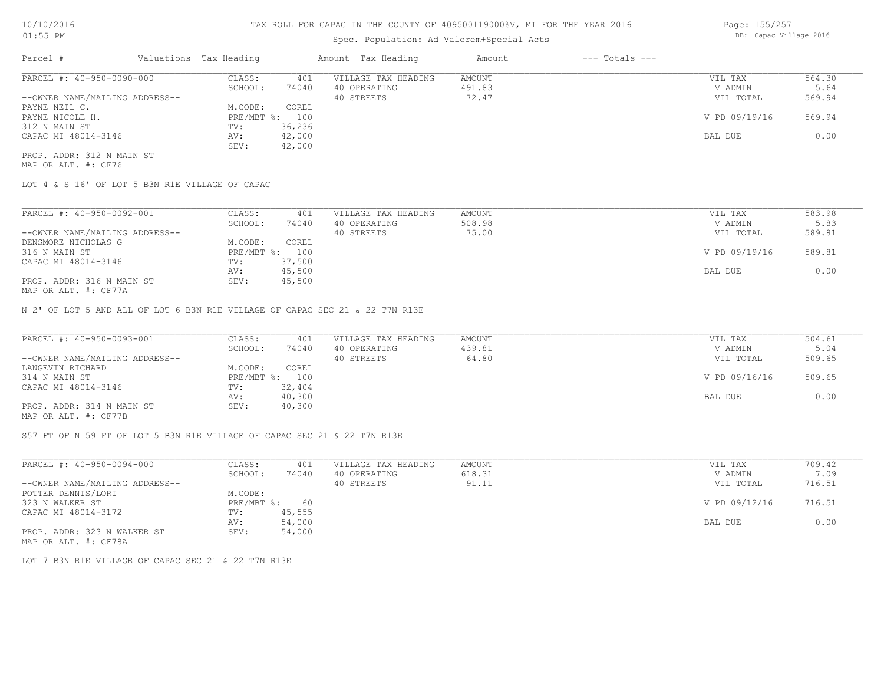10/10/2016
01:55 PM

TAX ROLL FOR CAPAC IN THE COUNTY OF 409500119000%V, MI FOR THE YEAR 2016

Spec. Population: Ad Valorem+Special Acts

DB: Capac Village 2016

| Parcel # | Valuations | Tax Heading | Amount | Tax Heading | Amount | --- Totals --- | |
|---|---|---|---|---|---|---|---|

**PARCEL #: 40-950-0090-000**

| | | | | | |
|---|---|---|---|---|---|
| CLASS: | 401 | VILLAGE TAX HEADING | AMOUNT | VIL TAX | 564.30 |
| SCHOOL: | 74040 | 40 OPERATING | 491.83 | V ADMIN | 5.64 |
| | | 40 STREETS | 72.47 | VIL TOTAL | 569.94 |
| M.CODE: | COREL | | | | |
| PRE/MBT %: | 100 | | | V PD 09/19/16 | 569.94 |
| TV: | 36,236 | | | | |
| AV: | 42,000 | | | BAL DUE | 0.00 |
| SEV: | 42,000 | | | | |

--OWNER NAME/MAILING ADDRESS--
PAYNE NEIL C.
PAYNE NICOLE H.
312 N MAIN ST
CAPAC MI 48014-3146

PROP. ADDR: 312 N MAIN ST
MAP OR ALT. #: CF76

LOT 4 & S 16' OF LOT 5 B3N R1E VILLAGE OF CAPAC

**PARCEL #: 40-950-0092-001**

| | | | | | |
|---|---|---|---|---|---|
| CLASS: | 401 | VILLAGE TAX HEADING | AMOUNT | VIL TAX | 583.98 |
| SCHOOL: | 74040 | 40 OPERATING | 508.98 | V ADMIN | 5.83 |
| | | 40 STREETS | 75.00 | VIL TOTAL | 589.81 |
| M.CODE: | COREL | | | | |
| PRE/MBT %: | 100 | | | V PD 09/19/16 | 589.81 |
| TV: | 37,500 | | | | |
| AV: | 45,500 | | | BAL DUE | 0.00 |
| SEV: | 45,500 | | | | |

--OWNER NAME/MAILING ADDRESS--
DENSMORE NICHOLAS G
316 N MAIN ST
CAPAC MI 48014-3146

PROP. ADDR: 316 N MAIN ST
MAP OR ALT. #: CF77A

N 2' OF LOT 5 AND ALL OF LOT 6 B3N R1E VILLAGE OF CAPAC SEC 21 & 22 T7N R13E

**PARCEL #: 40-950-0093-001**

| | | | | | |
|---|---|---|---|---|---|
| CLASS: | 401 | VILLAGE TAX HEADING | AMOUNT | VIL TAX | 504.61 |
| SCHOOL: | 74040 | 40 OPERATING | 439.81 | V ADMIN | 5.04 |
| | | 40 STREETS | 64.80 | VIL TOTAL | 509.65 |
| M.CODE: | COREL | | | | |
| PRE/MBT %: | 100 | | | V PD 09/16/16 | 509.65 |
| TV: | 32,404 | | | | |
| AV: | 40,300 | | | BAL DUE | 0.00 |
| SEV: | 40,300 | | | | |

--OWNER NAME/MAILING ADDRESS--
LANGEVIN RICHARD
314 N MAIN ST
CAPAC MI 48014-3146

PROP. ADDR: 314 N MAIN ST
MAP OR ALT. #: CF77B

S57 FT OF N 59 FT OF LOT 5 B3N R1E VILLAGE OF CAPAC SEC 21 & 22 T7N R13E

**PARCEL #: 40-950-0094-000**

| | | | | | |
|---|---|---|---|---|---|
| CLASS: | 401 | VILLAGE TAX HEADING | AMOUNT | VIL TAX | 709.42 |
| SCHOOL: | 74040 | 40 OPERATING | 618.31 | V ADMIN | 7.09 |
| | | 40 STREETS | 91.11 | VIL TOTAL | 716.51 |
| M.CODE: | | | | | |
| PRE/MBT %: | 60 | | | V PD 09/12/16 | 716.51 |
| TV: | 45,555 | | | | |
| AV: | 54,000 | | | BAL DUE | 0.00 |
| SEV: | 54,000 | | | | |

--OWNER NAME/MAILING ADDRESS--
POTTER DENNIS/LORI
323 N WALKER ST
CAPAC MI 48014-3172

PROP. ADDR: 323 N WALKER ST
MAP OR ALT. #: CF78A

LOT 7 B3N R1E VILLAGE OF CAPAC SEC 21 & 22 T7N R13E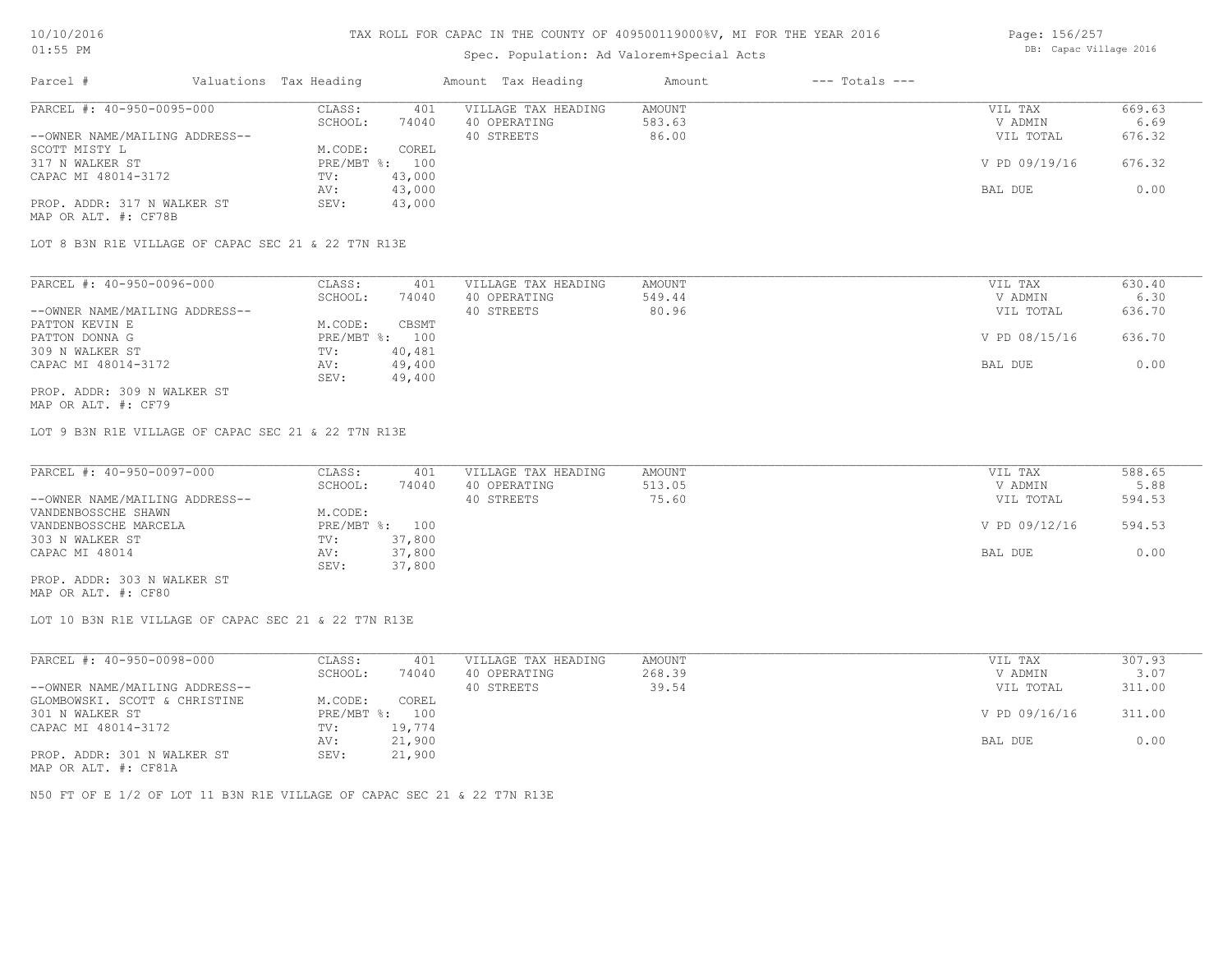# TAX ROLL FOR CAPAC IN THE COUNTY OF 409500119000%V, MI FOR THE YEAR 2016

10/10/2016
01:55 PM

Spec. Population: Ad Valorem+Special Acts

DB: Capac Village 2016

| Parcel # | Valuations | Tax Heading | Amount | Tax Heading | Amount | --- Totals --- | |
|---|---|---|---|---|---|---|---|

---

PARCEL #: 40-950-0095-000

| | | | | |
|---|---|---|---|---|
| CLASS: 401 | VILLAGE TAX HEADING | AMOUNT | VIL TAX | 669.63 |
| SCHOOL: 74040 | 40 OPERATING | 583.63 | V ADMIN | 6.69 |
| M.CODE: COREL | 40 STREETS | 86.00 | VIL TOTAL | 676.32 |
| PRE/MBT %: 100 | | | V PD 09/19/16 | 676.32 |
| TV: 43,000 | | | | |
| AV: 43,000 | | | BAL DUE | 0.00 |
| SEV: 43,000 | | | | |

--OWNER NAME/MAILING ADDRESS--
SCOTT MISTY L
317 N WALKER ST
CAPAC MI 48014-3172

PROP. ADDR: 317 N WALKER ST
MAP OR ALT. #: CF78B

LOT 8 B3N R1E VILLAGE OF CAPAC SEC 21 & 22 T7N R13E

---

PARCEL #: 40-950-0096-000

| | | | | |
|---|---|---|---|---|
| CLASS: 401 | VILLAGE TAX HEADING | AMOUNT | VIL TAX | 630.40 |
| SCHOOL: 74040 | 40 OPERATING | 549.44 | V ADMIN | 6.30 |
| M.CODE: CBSMT | 40 STREETS | 80.96 | VIL TOTAL | 636.70 |
| PRE/MBT %: 100 | | | V PD 08/15/16 | 636.70 |
| TV: 40,481 | | | | |
| AV: 49,400 | | | BAL DUE | 0.00 |
| SEV: 49,400 | | | | |

--OWNER NAME/MAILING ADDRESS--
PATTON KEVIN E
PATTON DONNA G
309 N WALKER ST
CAPAC MI 48014-3172

PROP. ADDR: 309 N WALKER ST
MAP OR ALT. #: CF79

LOT 9 B3N R1E VILLAGE OF CAPAC SEC 21 & 22 T7N R13E

---

PARCEL #: 40-950-0097-000

| | | | | |
|---|---|---|---|---|
| CLASS: 401 | VILLAGE TAX HEADING | AMOUNT | VIL TAX | 588.65 |
| SCHOOL: 74040 | 40 OPERATING | 513.05 | V ADMIN | 5.88 |
| M.CODE: | 40 STREETS | 75.60 | VIL TOTAL | 594.53 |
| PRE/MBT %: 100 | | | V PD 09/12/16 | 594.53 |
| TV: 37,800 | | | | |
| AV: 37,800 | | | BAL DUE | 0.00 |
| SEV: 37,800 | | | | |

--OWNER NAME/MAILING ADDRESS--
VANDENBOSSCHE SHAWN
VANDENBOSSCHE MARCELA
303 N WALKER ST
CAPAC MI 48014

PROP. ADDR: 303 N WALKER ST
MAP OR ALT. #: CF80

LOT 10 B3N R1E VILLAGE OF CAPAC SEC 21 & 22 T7N R13E

---

PARCEL #: 40-950-0098-000

| | | | | |
|---|---|---|---|---|
| CLASS: 401 | VILLAGE TAX HEADING | AMOUNT | VIL TAX | 307.93 |
| SCHOOL: 74040 | 40 OPERATING | 268.39 | V ADMIN | 3.07 |
| M.CODE: COREL | 40 STREETS | 39.54 | VIL TOTAL | 311.00 |
| PRE/MBT %: 100 | | | V PD 09/16/16 | 311.00 |
| TV: 19,774 | | | | |
| AV: 21,900 | | | BAL DUE | 0.00 |
| SEV: 21,900 | | | | |

--OWNER NAME/MAILING ADDRESS--
GLOMBOWSKI. SCOTT & CHRISTINE
301 N WALKER ST
CAPAC MI 48014-3172

PROP. ADDR: 301 N WALKER ST
MAP OR ALT. #: CF81A

N50 FT OF E 1/2 OF LOT 11 B3N R1E VILLAGE OF CAPAC SEC 21 & 22 T7N R13E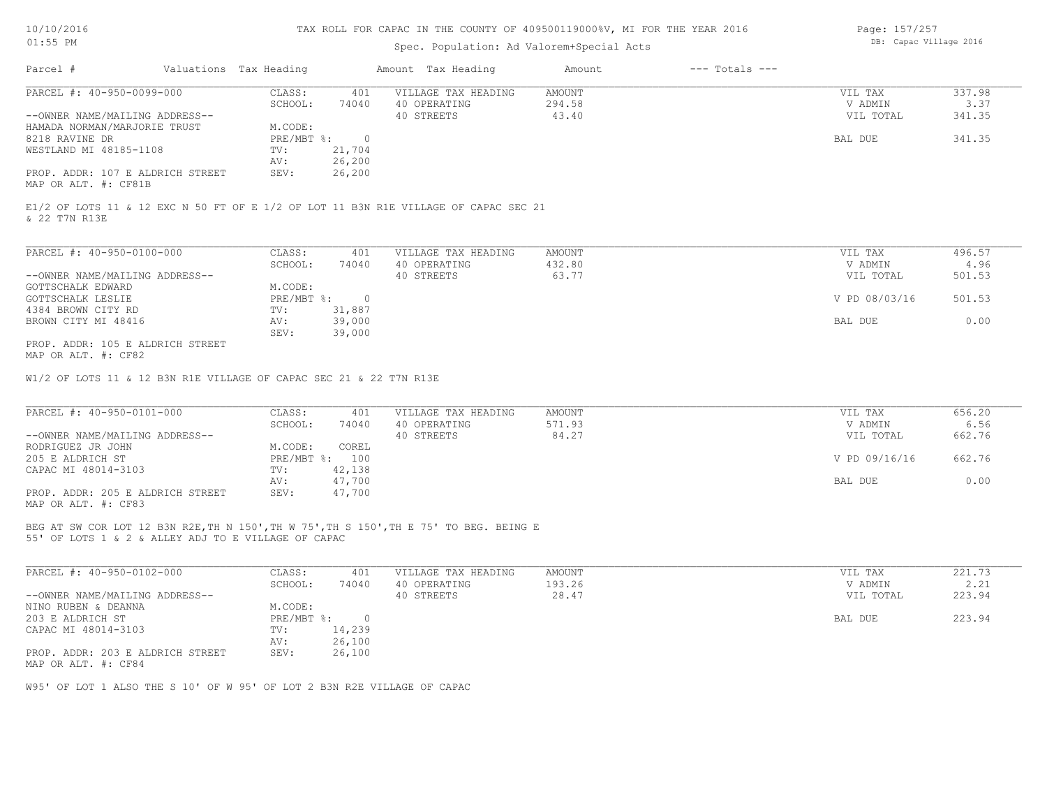TAX ROLL FOR CAPAC IN THE COUNTY OF 409500119000%V, MI FOR THE YEAR 2016

Spec. Population: Ad Valorem+Special Acts

| Parcel # | Valuations | Tax Heading | Amount | Tax Heading | Amount | --- Totals --- |
|---|---|---|---|---|---|---|

---

**PARCEL #: 40-950-0099-000**

| | | | | | |
|---|---|---|---|---|---|
| CLASS: | 401 | VILLAGE TAX HEADING | AMOUNT | VIL TAX | 337.98 |
| SCHOOL: | 74040 | 40 OPERATING | 294.58 | V ADMIN | 3.37 |
| | | 40 STREETS | 43.40 | VIL TOTAL | 341.35 |
| M.CODE: | | | | | |
| PRE/MBT %: | 0 | | | BAL DUE | 341.35 |
| TV: | 21,704 | | | | |
| AV: | 26,200 | | | | |
| SEV: | 26,200 | | | | |

--OWNER NAME/MAILING ADDRESS--
HAMADA NORMAN/MARJORIE TRUST
8218 RAVINE DR
WESTLAND MI 48185-1108

PROP. ADDR: 107 E ALDRICH STREET
MAP OR ALT. #: CF81B

E1/2 OF LOTS 11 & 12 EXC N 50 FT OF E 1/2 OF LOT 11 B3N R1E VILLAGE OF CAPAC SEC 21 & 22 T7N R13E

---

**PARCEL #: 40-950-0100-000**

| | | | | | |
|---|---|---|---|---|---|
| CLASS: | 401 | VILLAGE TAX HEADING | AMOUNT | VIL TAX | 496.57 |
| SCHOOL: | 74040 | 40 OPERATING | 432.80 | V ADMIN | 4.96 |
| | | 40 STREETS | 63.77 | VIL TOTAL | 501.53 |
| M.CODE: | | | | | |
| PRE/MBT %: | 0 | | | V PD 08/03/16 | 501.53 |
| TV: | 31,887 | | | | |
| AV: | 39,000 | | | BAL DUE | 0.00 |
| SEV: | 39,000 | | | | |

--OWNER NAME/MAILING ADDRESS--
GOTTSCHALK EDWARD
GOTTSCHALK LESLIE
4384 BROWN CITY RD
BROWN CITY MI 48416

PROP. ADDR: 105 E ALDRICH STREET
MAP OR ALT. #: CF82

W1/2 OF LOTS 11 & 12 B3N R1E VILLAGE OF CAPAC SEC 21 & 22 T7N R13E

---

**PARCEL #: 40-950-0101-000**

| | | | | | |
|---|---|---|---|---|---|
| CLASS: | 401 | VILLAGE TAX HEADING | AMOUNT | VIL TAX | 656.20 |
| SCHOOL: | 74040 | 40 OPERATING | 571.93 | V ADMIN | 6.56 |
| | | 40 STREETS | 84.27 | VIL TOTAL | 662.76 |
| M.CODE: | COREL | | | | |
| PRE/MBT %: | 100 | | | V PD 09/16/16 | 662.76 |
| TV: | 42,138 | | | | |
| AV: | 47,700 | | | BAL DUE | 0.00 |
| SEV: | 47,700 | | | | |

--OWNER NAME/MAILING ADDRESS--
RODRIGUEZ JR JOHN
205 E ALDRICH ST
CAPAC MI 48014-3103

PROP. ADDR: 205 E ALDRICH STREET
MAP OR ALT. #: CF83

BEG AT SW COR LOT 12 B3N R2E,TH N 150',TH W 75',TH S 150',TH E 75' TO BEG. BEING E 55' OF LOTS 1 & 2 & ALLEY ADJ TO E VILLAGE OF CAPAC

---

**PARCEL #: 40-950-0102-000**

| | | | | | |
|---|---|---|---|---|---|
| CLASS: | 401 | VILLAGE TAX HEADING | AMOUNT | VIL TAX | 221.73 |
| SCHOOL: | 74040 | 40 OPERATING | 193.26 | V ADMIN | 2.21 |
| | | 40 STREETS | 28.47 | VIL TOTAL | 223.94 |
| M.CODE: | | | | | |
| PRE/MBT %: | 0 | | | BAL DUE | 223.94 |
| TV: | 14,239 | | | | |
| AV: | 26,100 | | | | |
| SEV: | 26,100 | | | | |

--OWNER NAME/MAILING ADDRESS--
NINO RUBEN & DEANNA
203 E ALDRICH ST
CAPAC MI 48014-3103

PROP. ADDR: 203 E ALDRICH STREET
MAP OR ALT. #: CF84

W95' OF LOT 1 ALSO THE S 10' OF W 95' OF LOT 2 B3N R2E VILLAGE OF CAPAC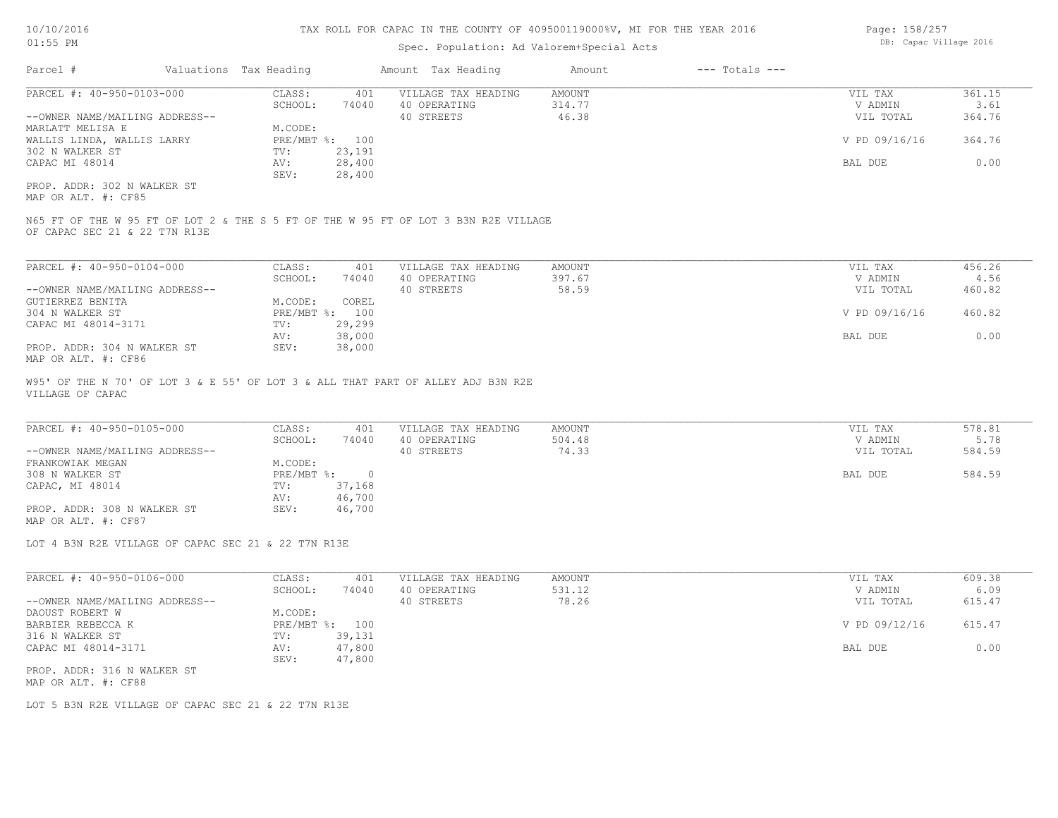TAX ROLL FOR CAPAC IN THE COUNTY OF 409500119000%V, MI FOR THE YEAR 2016

Spec. Population: Ad Valorem+Special Acts

| Parcel # | Valuations | Tax Heading | Amount | Tax Heading | Amount | --- Totals --- | |
|---|---|---|---|---|---|---|---|

**PARCEL #: 40-950-0103-000**

| | | | | | |
|---|---|---|---|---|---|
| CLASS: | 401 | VILLAGE TAX HEADING | AMOUNT | VIL TAX | 361.15 |
| SCHOOL: | 74040 | 40 OPERATING | 314.77 | V ADMIN | 3.61 |
| | | 40 STREETS | 46.38 | VIL TOTAL | 364.76 |
| M.CODE: | | | | | |
| PRE/MBT %: | 100 | | | V PD 09/16/16 | 364.76 |
| TV: | 23,191 | | | | |
| AV: | 28,400 | | | BAL DUE | 0.00 |
| SEV: | 28,400 | | | | |

--OWNER NAME/MAILING ADDRESS--
MARLATT MELISA E
WALLIS LINDA, WALLIS LARRY
302 N WALKER ST
CAPAC MI 48014

PROP. ADDR: 302 N WALKER ST
MAP OR ALT. #: CF85

N65 FT OF THE W 95 FT OF LOT 2 & THE S 5 FT OF THE W 95 FT OF LOT 3 B3N R2E VILLAGE OF CAPAC SEC 21 & 22 T7N R13E

**PARCEL #: 40-950-0104-000**

| | | | | | |
|---|---|---|---|---|---|
| CLASS: | 401 | VILLAGE TAX HEADING | AMOUNT | VIL TAX | 456.26 |
| SCHOOL: | 74040 | 40 OPERATING | 397.67 | V ADMIN | 4.56 |
| | | 40 STREETS | 58.59 | VIL TOTAL | 460.82 |
| M.CODE: | COREL | | | | |
| PRE/MBT %: | 100 | | | V PD 09/16/16 | 460.82 |
| TV: | 29,299 | | | | |
| AV: | 38,000 | | | BAL DUE | 0.00 |
| SEV: | 38,000 | | | | |

--OWNER NAME/MAILING ADDRESS--
GUTIERREZ BENITA
304 N WALKER ST
CAPAC MI 48014-3171

PROP. ADDR: 304 N WALKER ST
MAP OR ALT. #: CF86

W95' OF THE N 70' OF LOT 3 & E 55' OF LOT 3 & ALL THAT PART OF ALLEY ADJ B3N R2E VILLAGE OF CAPAC

**PARCEL #: 40-950-0105-000**

| | | | | | |
|---|---|---|---|---|---|
| CLASS: | 401 | VILLAGE TAX HEADING | AMOUNT | VIL TAX | 578.81 |
| SCHOOL: | 74040 | 40 OPERATING | 504.48 | V ADMIN | 5.78 |
| | | 40 STREETS | 74.33 | VIL TOTAL | 584.59 |
| M.CODE: | | | | | |
| PRE/MBT %: | 0 | | | BAL DUE | 584.59 |
| TV: | 37,168 | | | | |
| AV: | 46,700 | | | | |
| SEV: | 46,700 | | | | |

--OWNER NAME/MAILING ADDRESS--
FRANKOWIAK MEGAN
308 N WALKER ST
CAPAC, MI 48014

PROP. ADDR: 308 N WALKER ST
MAP OR ALT. #: CF87

LOT 4 B3N R2E VILLAGE OF CAPAC SEC 21 & 22 T7N R13E

**PARCEL #: 40-950-0106-000**

| | | | | | |
|---|---|---|---|---|---|
| CLASS: | 401 | VILLAGE TAX HEADING | AMOUNT | VIL TAX | 609.38 |
| SCHOOL: | 74040 | 40 OPERATING | 531.12 | V ADMIN | 6.09 |
| | | 40 STREETS | 78.26 | VIL TOTAL | 615.47 |
| M.CODE: | | | | | |
| PRE/MBT %: | 100 | | | V PD 09/12/16 | 615.47 |
| TV: | 39,131 | | | | |
| AV: | 47,800 | | | BAL DUE | 0.00 |
| SEV: | 47,800 | | | | |

--OWNER NAME/MAILING ADDRESS--
DAOUST ROBERT W
BARBIER REBECCA K
316 N WALKER ST
CAPAC MI 48014-3171

PROP. ADDR: 316 N WALKER ST
MAP OR ALT. #: CF88

LOT 5 B3N R2E VILLAGE OF CAPAC SEC 21 & 22 T7N R13E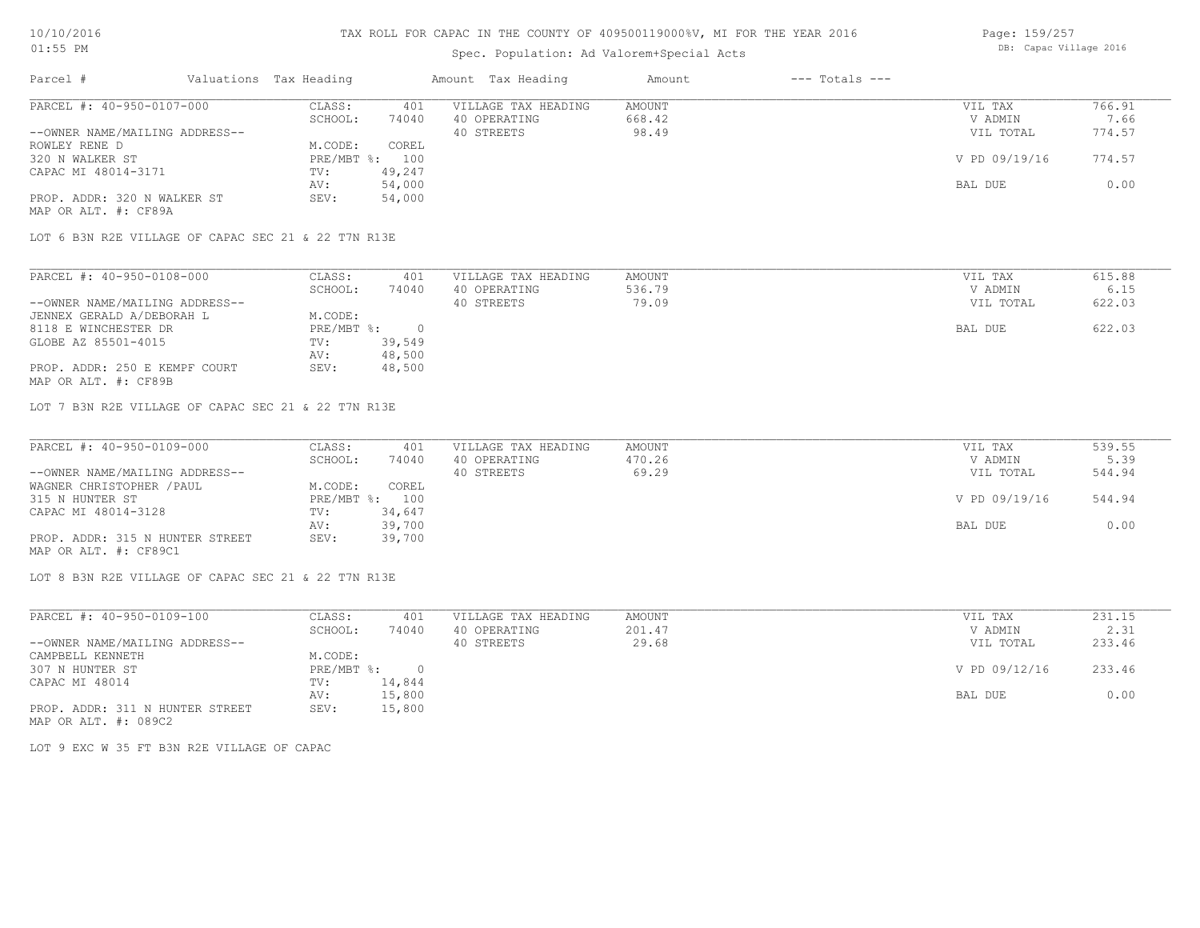# TAX ROLL FOR CAPAC IN THE COUNTY OF 409500119000%V, MI FOR THE YEAR 2016

Spec. Population: Ad Valorem+Special Acts

| Parcel # | Valuations | Tax Heading | Amount | Tax Heading | Amount | --- Totals --- | |
|---|---|---|---|---|---|---|---|

---

**PARCEL #: 40-950-0107-000**

| | | | | |
|---|---|---|---|---|
| CLASS: 401 | VILLAGE TAX HEADING | AMOUNT | VIL TAX | 766.91 |
| SCHOOL: 74040 | 40 OPERATING | 668.42 | V ADMIN | 7.66 |
| | 40 STREETS | 98.49 | VIL TOTAL | 774.57 |
| M.CODE: COREL | | | | |
| PRE/MBT %: 100 | | | V PD 09/19/16 | 774.57 |
| TV: 49,247 | | | | |
| AV: 54,000 | | | BAL DUE | 0.00 |
| SEV: 54,000 | | | | |

--OWNER NAME/MAILING ADDRESS--
ROWLEY RENE D
320 N WALKER ST
CAPAC MI 48014-3171

PROP. ADDR: 320 N WALKER ST
MAP OR ALT. #: CF89A

LOT 6 B3N R2E VILLAGE OF CAPAC SEC 21 & 22 T7N R13E

---

**PARCEL #: 40-950-0108-000**

| | | | | |
|---|---|---|---|---|
| CLASS: 401 | VILLAGE TAX HEADING | AMOUNT | VIL TAX | 615.88 |
| SCHOOL: 74040 | 40 OPERATING | 536.79 | V ADMIN | 6.15 |
| | 40 STREETS | 79.09 | VIL TOTAL | 622.03 |
| M.CODE: | | | | |
| PRE/MBT %: 0 | | | BAL DUE | 622.03 |
| TV: 39,549 | | | | |
| AV: 48,500 | | | | |
| SEV: 48,500 | | | | |

--OWNER NAME/MAILING ADDRESS--
JENNEX GERALD A/DEBORAH L
8118 E WINCHESTER DR
GLOBE AZ 85501-4015

PROP. ADDR: 250 E KEMPF COURT
MAP OR ALT. #: CF89B

LOT 7 B3N R2E VILLAGE OF CAPAC SEC 21 & 22 T7N R13E

---

**PARCEL #: 40-950-0109-000**

| | | | | |
|---|---|---|---|---|
| CLASS: 401 | VILLAGE TAX HEADING | AMOUNT | VIL TAX | 539.55 |
| SCHOOL: 74040 | 40 OPERATING | 470.26 | V ADMIN | 5.39 |
| | 40 STREETS | 69.29 | VIL TOTAL | 544.94 |
| M.CODE: COREL | | | | |
| PRE/MBT %: 100 | | | V PD 09/19/16 | 544.94 |
| TV: 34,647 | | | | |
| AV: 39,700 | | | BAL DUE | 0.00 |
| SEV: 39,700 | | | | |

--OWNER NAME/MAILING ADDRESS--
WAGNER CHRISTOPHER /PAUL
315 N HUNTER ST
CAPAC MI 48014-3128

PROP. ADDR: 315 N HUNTER STREET
MAP OR ALT. #: CF89C1

LOT 8 B3N R2E VILLAGE OF CAPAC SEC 21 & 22 T7N R13E

---

**PARCEL #: 40-950-0109-100**

| | | | | |
|---|---|---|---|---|
| CLASS: 401 | VILLAGE TAX HEADING | AMOUNT | VIL TAX | 231.15 |
| SCHOOL: 74040 | 40 OPERATING | 201.47 | V ADMIN | 2.31 |
| | 40 STREETS | 29.68 | VIL TOTAL | 233.46 |
| M.CODE: | | | | |
| PRE/MBT %: 0 | | | V PD 09/12/16 | 233.46 |
| TV: 14,844 | | | | |
| AV: 15,800 | | | BAL DUE | 0.00 |
| SEV: 15,800 | | | | |

--OWNER NAME/MAILING ADDRESS--
CAMPBELL KENNETH
307 N HUNTER ST
CAPAC MI 48014

PROP. ADDR: 311 N HUNTER STREET
MAP OR ALT. #: 089C2

LOT 9 EXC W 35 FT B3N R2E VILLAGE OF CAPAC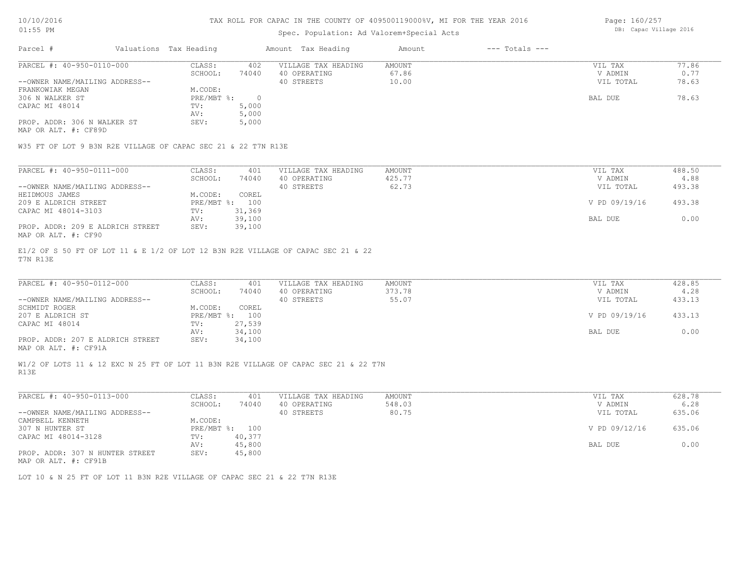| Parcel # | Valuations | Tax Heading | Amount | Tax Heading | Amount | --- Totals --- | |
|---|---|---|---|---|---|---|---|

**PARCEL #: 40-950-0110-000**

| | | | | | |
|---|---|---|---|---|---|
| --OWNER NAME/MAILING ADDRESS-- | CLASS: 402 | VILLAGE TAX HEADING | AMOUNT | VIL TAX | 77.86 |
| FRANKOWIAK MEGAN | SCHOOL: 74040 | 40 OPERATING | 67.86 | V ADMIN | 0.77 |
| 306 N WALKER ST | M.CODE: | 40 STREETS | 10.00 | VIL TOTAL | 78.63 |
| CAPAC MI 48014 | PRE/MBT %: 0 | | | BAL DUE | 78.63 |
| | TV: 5,000 | | | | |
| | AV: 5,000 | | | | |
| PROP. ADDR: 306 N WALKER ST | SEV: 5,000 | | | | |
| MAP OR ALT. #: CF89D | | | | | |

W35 FT OF LOT 9 B3N R2E VILLAGE OF CAPAC SEC 21 & 22 T7N R13E

**PARCEL #: 40-950-0111-000**

| | | | | | |
|---|---|---|---|---|---|
| --OWNER NAME/MAILING ADDRESS-- | CLASS: 401 | VILLAGE TAX HEADING | AMOUNT | VIL TAX | 488.50 |
| HEIDMOUS JAMES | SCHOOL: 74040 | 40 OPERATING | 425.77 | V ADMIN | 4.88 |
| 209 E ALDRICH STREET | M.CODE: COREL | 40 STREETS | 62.73 | VIL TOTAL | 493.38 |
| CAPAC MI 48014-3103 | PRE/MBT %: 100 | | | V PD 09/19/16 | 493.38 |
| | TV: 31,369 | | | | |
| | AV: 39,100 | | | BAL DUE | 0.00 |
| PROP. ADDR: 209 E ALDRICH STREET | SEV: 39,100 | | | | |
| MAP OR ALT. #: CF90 | | | | | |

E1/2 OF S 50 FT OF LOT 11 & E 1/2 OF LOT 12 B3N R2E VILLAGE OF CAPAC SEC 21 & 22 T7N R13E

**PARCEL #: 40-950-0112-000**

| | | | | | |
|---|---|---|---|---|---|
| --OWNER NAME/MAILING ADDRESS-- | CLASS: 401 | VILLAGE TAX HEADING | AMOUNT | VIL TAX | 428.85 |
| SCHMIDT ROGER | SCHOOL: 74040 | 40 OPERATING | 373.78 | V ADMIN | 4.28 |
| 207 E ALDRICH ST | M.CODE: COREL | 40 STREETS | 55.07 | VIL TOTAL | 433.13 |
| CAPAC MI 48014 | PRE/MBT %: 100 | | | V PD 09/19/16 | 433.13 |
| | TV: 27,539 | | | | |
| | AV: 34,100 | | | BAL DUE | 0.00 |
| PROP. ADDR: 207 E ALDRICH STREET | SEV: 34,100 | | | | |
| MAP OR ALT. #: CF91A | | | | | |

W1/2 OF LOTS 11 & 12 EXC N 25 FT OF LOT 11 B3N R2E VILLAGE OF CAPAC SEC 21 & 22 T7N R13E

**PARCEL #: 40-950-0113-000**

| | | | | | |
|---|---|---|---|---|---|
| --OWNER NAME/MAILING ADDRESS-- | CLASS: 401 | VILLAGE TAX HEADING | AMOUNT | VIL TAX | 628.78 |
| CAMPBELL KENNETH | SCHOOL: 74040 | 40 OPERATING | 548.03 | V ADMIN | 6.28 |
| 307 N HUNTER ST | M.CODE: | 40 STREETS | 80.75 | VIL TOTAL | 635.06 |
| CAPAC MI 48014-3128 | PRE/MBT %: 100 | | | V PD 09/12/16 | 635.06 |
| | TV: 40,377 | | | | |
| | AV: 45,800 | | | BAL DUE | 0.00 |
| PROP. ADDR: 307 N HUNTER STREET | SEV: 45,800 | | | | |
| MAP OR ALT. #: CF91B | | | | | |

LOT 10 & N 25 FT OF LOT 11 B3N R2E VILLAGE OF CAPAC SEC 21 & 22 T7N R13E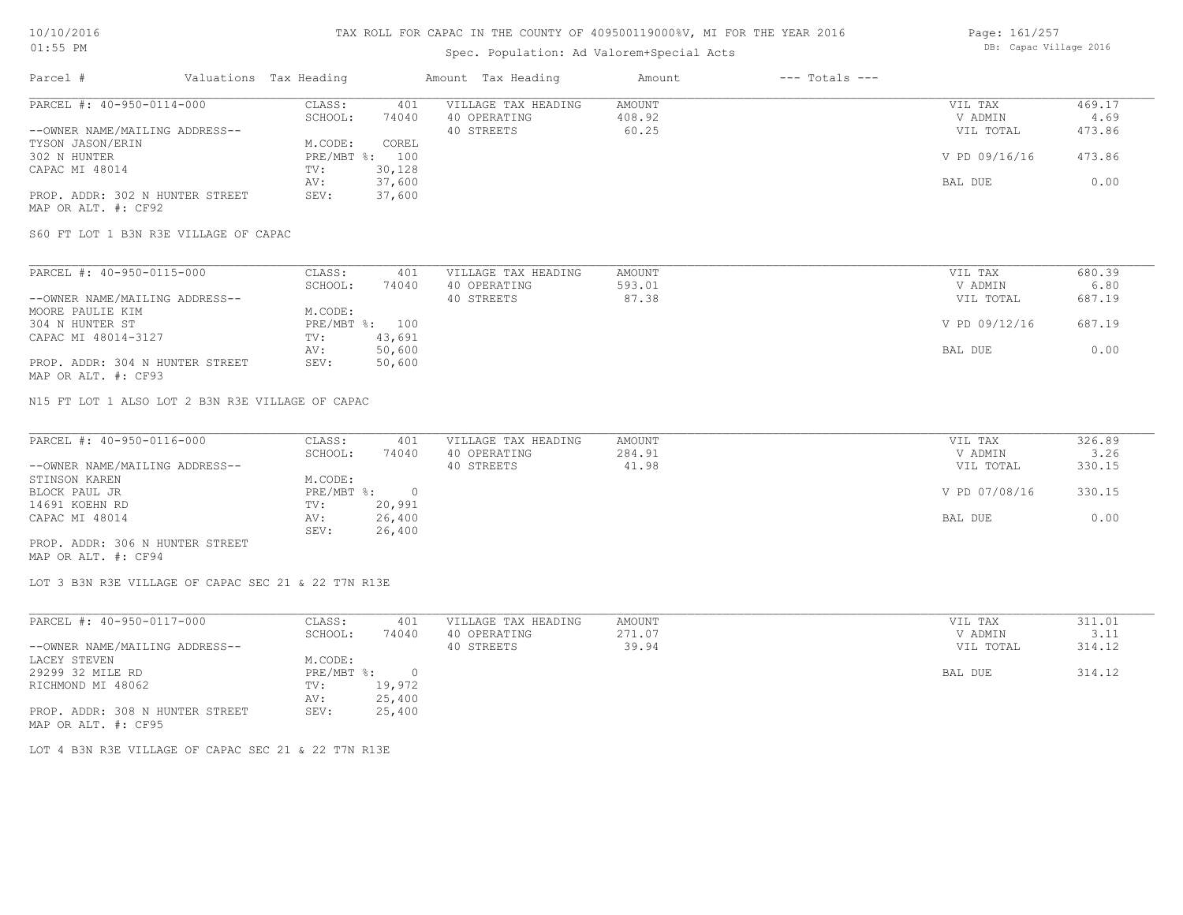TAX ROLL FOR CAPAC IN THE COUNTY OF 409500119000%V, MI FOR THE YEAR 2016

Spec. Population: Ad Valorem+Special Acts

| Parcel # | Valuations | Tax Heading | Amount | Tax Heading | Amount | --- Totals --- | |
|---|---|---|---|---|---|---|---|
| PARCEL #: 40-950-0114-000 | CLASS: | 401 | VILLAGE TAX HEADING | AMOUNT | | VIL TAX | 469.17 |
| | SCHOOL: | 74040 | 40 OPERATING | 408.92 | | V ADMIN | 4.69 |
| --OWNER NAME/MAILING ADDRESS-- | | | 40 STREETS | 60.25 | | VIL TOTAL | 473.86 |
| TYSON JASON/ERIN | M.CODE: | COREL | | | | | |
| 302 N HUNTER | PRE/MBT %: | 100 | | | | V PD 09/16/16 | 473.86 |
| CAPAC MI 48014 | TV: | 30,128 | | | | | |
| | AV: | 37,600 | | | | BAL DUE | 0.00 |
| PROP. ADDR: 302 N HUNTER STREET | SEV: | 37,600 | | | | | |
| MAP OR ALT. #: CF92 | | | | | | | |

S60 FT LOT 1 B3N R3E VILLAGE OF CAPAC

| Parcel # | Valuations | Tax Heading | Amount | Tax Heading | Amount | --- Totals --- | |
|---|---|---|---|---|---|---|---|
| PARCEL #: 40-950-0115-000 | CLASS: | 401 | VILLAGE TAX HEADING | AMOUNT | | VIL TAX | 680.39 |
| | SCHOOL: | 74040 | 40 OPERATING | 593.01 | | V ADMIN | 6.80 |
| --OWNER NAME/MAILING ADDRESS-- | | | 40 STREETS | 87.38 | | VIL TOTAL | 687.19 |
| MOORE PAULIE KIM | M.CODE: | | | | | | |
| 304 N HUNTER ST | PRE/MBT %: | 100 | | | | V PD 09/12/16 | 687.19 |
| CAPAC MI 48014-3127 | TV: | 43,691 | | | | | |
| | AV: | 50,600 | | | | BAL DUE | 0.00 |
| PROP. ADDR: 304 N HUNTER STREET | SEV: | 50,600 | | | | | |
| MAP OR ALT. #: CF93 | | | | | | | |

N15 FT LOT 1 ALSO LOT 2 B3N R3E VILLAGE OF CAPAC

| Parcel # | Valuations | Tax Heading | Amount | Tax Heading | Amount | --- Totals --- | |
|---|---|---|---|---|---|---|---|
| PARCEL #: 40-950-0116-000 | CLASS: | 401 | VILLAGE TAX HEADING | AMOUNT | | VIL TAX | 326.89 |
| | SCHOOL: | 74040 | 40 OPERATING | 284.91 | | V ADMIN | 3.26 |
| --OWNER NAME/MAILING ADDRESS-- | | | 40 STREETS | 41.98 | | VIL TOTAL | 330.15 |
| STINSON KAREN | M.CODE: | | | | | | |
| BLOCK PAUL JR | PRE/MBT %: | 0 | | | | V PD 07/08/16 | 330.15 |
| 14691 KOEHN RD | TV: | 20,991 | | | | | |
| CAPAC MI 48014 | AV: | 26,400 | | | | BAL DUE | 0.00 |
| | SEV: | 26,400 | | | | | |
| PROP. ADDR: 306 N HUNTER STREET | | | | | | | |
| MAP OR ALT. #: CF94 | | | | | | | |

LOT 3 B3N R3E VILLAGE OF CAPAC SEC 21 & 22 T7N R13E

| Parcel # | Valuations | Tax Heading | Amount | Tax Heading | Amount | --- Totals --- | |
|---|---|---|---|---|---|---|---|
| PARCEL #: 40-950-0117-000 | CLASS: | 401 | VILLAGE TAX HEADING | AMOUNT | | VIL TAX | 311.01 |
| | SCHOOL: | 74040 | 40 OPERATING | 271.07 | | V ADMIN | 3.11 |
| --OWNER NAME/MAILING ADDRESS-- | | | 40 STREETS | 39.94 | | VIL TOTAL | 314.12 |
| LACEY STEVEN | M.CODE: | | | | | | |
| 29299 32 MILE RD | PRE/MBT %: | 0 | | | | BAL DUE | 314.12 |
| RICHMOND MI 48062 | TV: | 19,972 | | | | | |
| | AV: | 25,400 | | | | | |
| PROP. ADDR: 308 N HUNTER STREET | SEV: | 25,400 | | | | | |
| MAP OR ALT. #: CF95 | | | | | | | |

LOT 4 B3N R3E VILLAGE OF CAPAC SEC 21 & 22 T7N R13E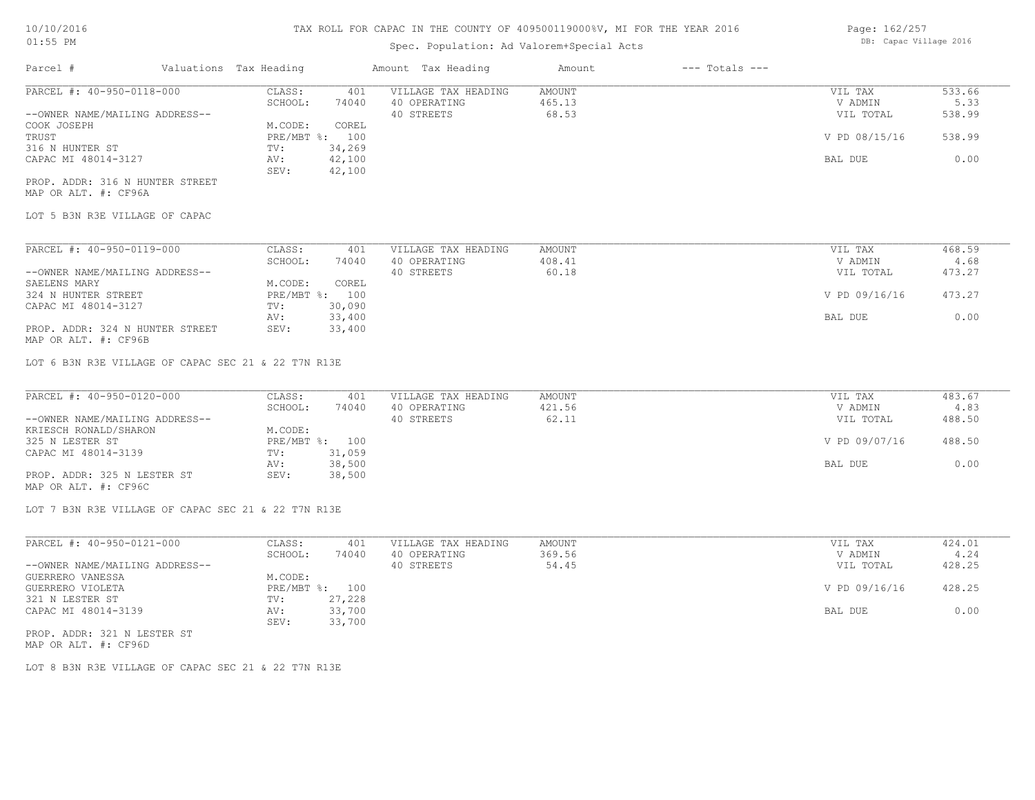# TAX ROLL FOR CAPAC IN THE COUNTY OF 409500119000%V, MI FOR THE YEAR 2016

Spec. Population: Ad Valorem+Special Acts

DB: Capac Village 2016

| Parcel # | Valuations | Tax Heading | Amount | Tax Heading | Amount | --- Totals --- | |
|---|---|---|---|---|---|---|---|
| PARCEL #: 40-950-0118-000 | CLASS: | 401 | VILLAGE TAX HEADING | AMOUNT | | VIL TAX | 533.66 |
| | SCHOOL: | 74040 | 40 OPERATING | 465.13 | | V ADMIN | 5.33 |
| --OWNER NAME/MAILING ADDRESS-- | | | 40 STREETS | 68.53 | | VIL TOTAL | 538.99 |
| COOK JOSEPH | M.CODE: | COREL | | | | | |
| TRUST | PRE/MBT %: | 100 | | | | V PD 08/15/16 | 538.99 |
| 316 N HUNTER ST | TV: | 34,269 | | | | | |
| CAPAC MI 48014-3127 | AV: | 42,100 | | | | BAL DUE | 0.00 |
| | SEV: | 42,100 | | | | | |
| PROP. ADDR: 316 N HUNTER STREET | | | | | | | |
| MAP OR ALT. #: CF96A | | | | | | | |

LOT 5 B3N R3E VILLAGE OF CAPAC

| Parcel # | Valuations | Tax Heading | Amount | Tax Heading | Amount | --- Totals --- | |
|---|---|---|---|---|---|---|---|
| PARCEL #: 40-950-0119-000 | CLASS: | 401 | VILLAGE TAX HEADING | AMOUNT | | VIL TAX | 468.59 |
| | SCHOOL: | 74040 | 40 OPERATING | 408.41 | | V ADMIN | 4.68 |
| --OWNER NAME/MAILING ADDRESS-- | | | 40 STREETS | 60.18 | | VIL TOTAL | 473.27 |
| SAELENS MARY | M.CODE: | COREL | | | | | |
| 324 N HUNTER STREET | PRE/MBT %: | 100 | | | | V PD 09/16/16 | 473.27 |
| CAPAC MI 48014-3127 | TV: | 30,090 | | | | | |
| | AV: | 33,400 | | | | BAL DUE | 0.00 |
| PROP. ADDR: 324 N HUNTER STREET | SEV: | 33,400 | | | | | |
| MAP OR ALT. #: CF96B | | | | | | | |

LOT 6 B3N R3E VILLAGE OF CAPAC SEC 21 & 22 T7N R13E

| Parcel # | Valuations | Tax Heading | Amount | Tax Heading | Amount | --- Totals --- | |
|---|---|---|---|---|---|---|---|
| PARCEL #: 40-950-0120-000 | CLASS: | 401 | VILLAGE TAX HEADING | AMOUNT | | VIL TAX | 483.67 |
| | SCHOOL: | 74040 | 40 OPERATING | 421.56 | | V ADMIN | 4.83 |
| --OWNER NAME/MAILING ADDRESS-- | | | 40 STREETS | 62.11 | | VIL TOTAL | 488.50 |
| KRIESCH RONALD/SHARON | M.CODE: | | | | | | |
| 325 N LESTER ST | PRE/MBT %: | 100 | | | | V PD 09/07/16 | 488.50 |
| CAPAC MI 48014-3139 | TV: | 31,059 | | | | | |
| | AV: | 38,500 | | | | BAL DUE | 0.00 |
| PROP. ADDR: 325 N LESTER ST | SEV: | 38,500 | | | | | |
| MAP OR ALT. #: CF96C | | | | | | | |

LOT 7 B3N R3E VILLAGE OF CAPAC SEC 21 & 22 T7N R13E

| Parcel # | Valuations | Tax Heading | Amount | Tax Heading | Amount | --- Totals --- | |
|---|---|---|---|---|---|---|---|
| PARCEL #: 40-950-0121-000 | CLASS: | 401 | VILLAGE TAX HEADING | AMOUNT | | VIL TAX | 424.01 |
| | SCHOOL: | 74040 | 40 OPERATING | 369.56 | | V ADMIN | 4.24 |
| --OWNER NAME/MAILING ADDRESS-- | | | 40 STREETS | 54.45 | | VIL TOTAL | 428.25 |
| GUERRERO VANESSA | M.CODE: | | | | | | |
| GUERRERO VIOLETA | PRE/MBT %: | 100 | | | | V PD 09/16/16 | 428.25 |
| 321 N LESTER ST | TV: | 27,228 | | | | | |
| CAPAC MI 48014-3139 | AV: | 33,700 | | | | BAL DUE | 0.00 |
| | SEV: | 33,700 | | | | | |
| PROP. ADDR: 321 N LESTER ST | | | | | | | |
| MAP OR ALT. #: CF96D | | | | | | | |

LOT 8 B3N R3E VILLAGE OF CAPAC SEC 21 & 22 T7N R13E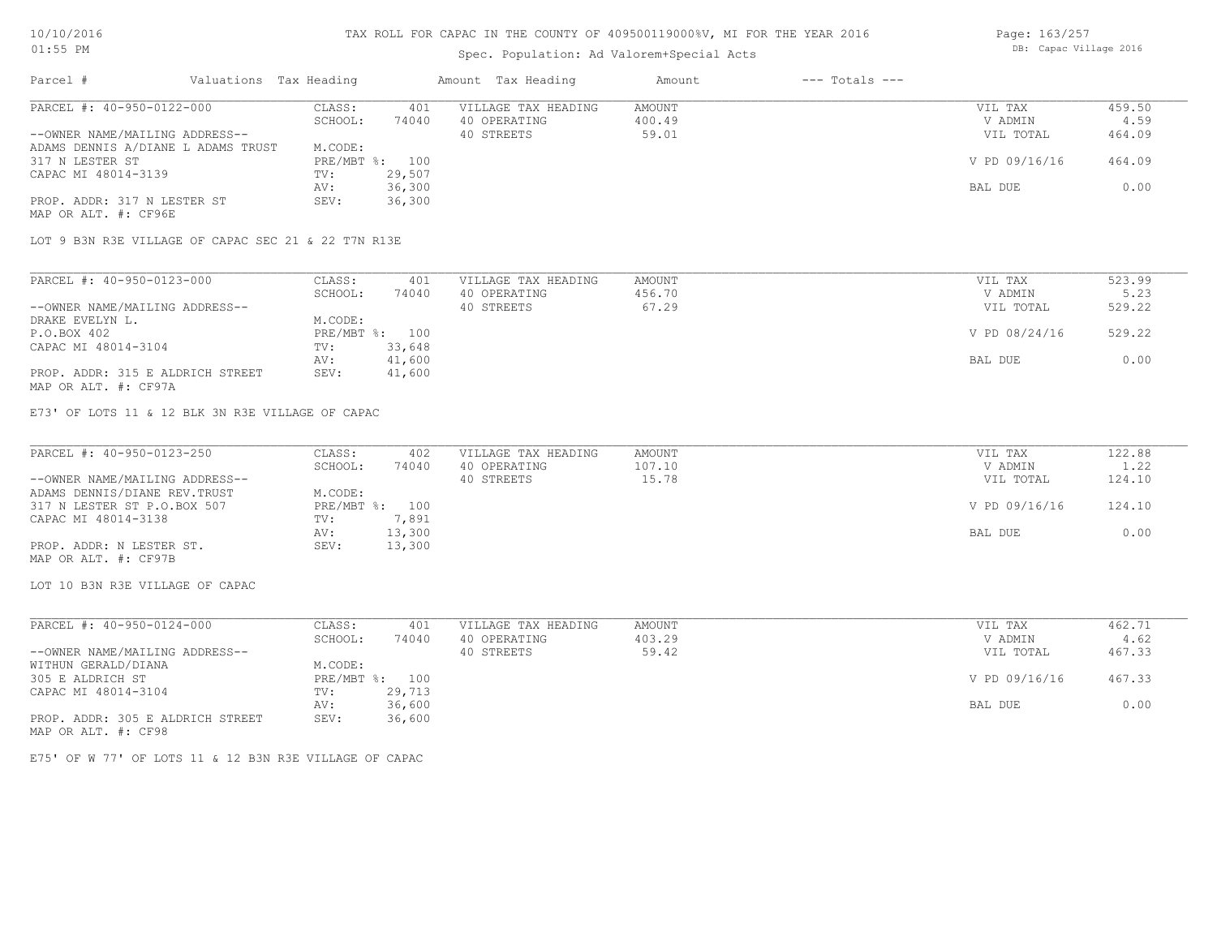TAX ROLL FOR CAPAC IN THE COUNTY OF 409500119000%V, MI FOR THE YEAR 2016

Spec. Population: Ad Valorem+Special Acts

| Parcel # | Valuations Tax Heading | | Amount Tax Heading | Amount | --- Totals --- | |
|---|---|---|---|---|---|---|
| PARCEL #: 40-950-0122-000 | CLASS: | 401 | VILLAGE TAX HEADING | AMOUNT | VIL TAX | 459.50 |
| | SCHOOL: | 74040 | 40 OPERATING | 400.49 | V ADMIN | 4.59 |
| --OWNER NAME/MAILING ADDRESS-- | | | 40 STREETS | 59.01 | VIL TOTAL | 464.09 |
| ADAMS DENNIS A/DIANE L ADAMS TRUST | M.CODE: | | | | | |
| 317 N LESTER ST | PRE/MBT %: | 100 | | | V PD 09/16/16 | 464.09 |
| CAPAC MI 48014-3139 | TV: | 29,507 | | | | |
| | AV: | 36,300 | | | BAL DUE | 0.00 |
| PROP. ADDR: 317 N LESTER ST | SEV: | 36,300 | | | | |
| MAP OR ALT. #: CF96E | | | | | | |

LOT 9 B3N R3E VILLAGE OF CAPAC SEC 21 & 22 T7N R13E

| Parcel # | Valuations Tax Heading | | Amount Tax Heading | Amount | --- Totals --- | |
|---|---|---|---|---|---|---|
| PARCEL #: 40-950-0123-000 | CLASS: | 401 | VILLAGE TAX HEADING | AMOUNT | VIL TAX | 523.99 |
| | SCHOOL: | 74040 | 40 OPERATING | 456.70 | V ADMIN | 5.23 |
| --OWNER NAME/MAILING ADDRESS-- | | | 40 STREETS | 67.29 | VIL TOTAL | 529.22 |
| DRAKE EVELYN L. | M.CODE: | | | | | |
| P.O.BOX 402 | PRE/MBT %: | 100 | | | V PD 08/24/16 | 529.22 |
| CAPAC MI 48014-3104 | TV: | 33,648 | | | | |
| | AV: | 41,600 | | | BAL DUE | 0.00 |
| PROP. ADDR: 315 E ALDRICH STREET | SEV: | 41,600 | | | | |
| MAP OR ALT. #: CF97A | | | | | | |

E73' OF LOTS 11 & 12 BLK 3N R3E VILLAGE OF CAPAC

| Parcel # | Valuations Tax Heading | | Amount Tax Heading | Amount | --- Totals --- | |
|---|---|---|---|---|---|---|
| PARCEL #: 40-950-0123-250 | CLASS: | 402 | VILLAGE TAX HEADING | AMOUNT | VIL TAX | 122.88 |
| | SCHOOL: | 74040 | 40 OPERATING | 107.10 | V ADMIN | 1.22 |
| --OWNER NAME/MAILING ADDRESS-- | | | 40 STREETS | 15.78 | VIL TOTAL | 124.10 |
| ADAMS DENNIS/DIANE REV.TRUST | M.CODE: | | | | | |
| 317 N LESTER ST P.O.BOX 507 | PRE/MBT %: | 100 | | | V PD 09/16/16 | 124.10 |
| CAPAC MI 48014-3138 | TV: | 7,891 | | | | |
| | AV: | 13,300 | | | BAL DUE | 0.00 |
| PROP. ADDR: N LESTER ST. | SEV: | 13,300 | | | | |
| MAP OR ALT. #: CF97B | | | | | | |

LOT 10 B3N R3E VILLAGE OF CAPAC

| Parcel # | Valuations Tax Heading | | Amount Tax Heading | Amount | --- Totals --- | |
|---|---|---|---|---|---|---|
| PARCEL #: 40-950-0124-000 | CLASS: | 401 | VILLAGE TAX HEADING | AMOUNT | VIL TAX | 462.71 |
| | SCHOOL: | 74040 | 40 OPERATING | 403.29 | V ADMIN | 4.62 |
| --OWNER NAME/MAILING ADDRESS-- | | | 40 STREETS | 59.42 | VIL TOTAL | 467.33 |
| WITHUN GERALD/DIANA | M.CODE: | | | | | |
| 305 E ALDRICH ST | PRE/MBT %: | 100 | | | V PD 09/16/16 | 467.33 |
| CAPAC MI 48014-3104 | TV: | 29,713 | | | | |
| | AV: | 36,600 | | | BAL DUE | 0.00 |
| PROP. ADDR: 305 E ALDRICH STREET | SEV: | 36,600 | | | | |
| MAP OR ALT. #: CF98 | | | | | | |

E75' OF W 77' OF LOTS 11 & 12 B3N R3E VILLAGE OF CAPAC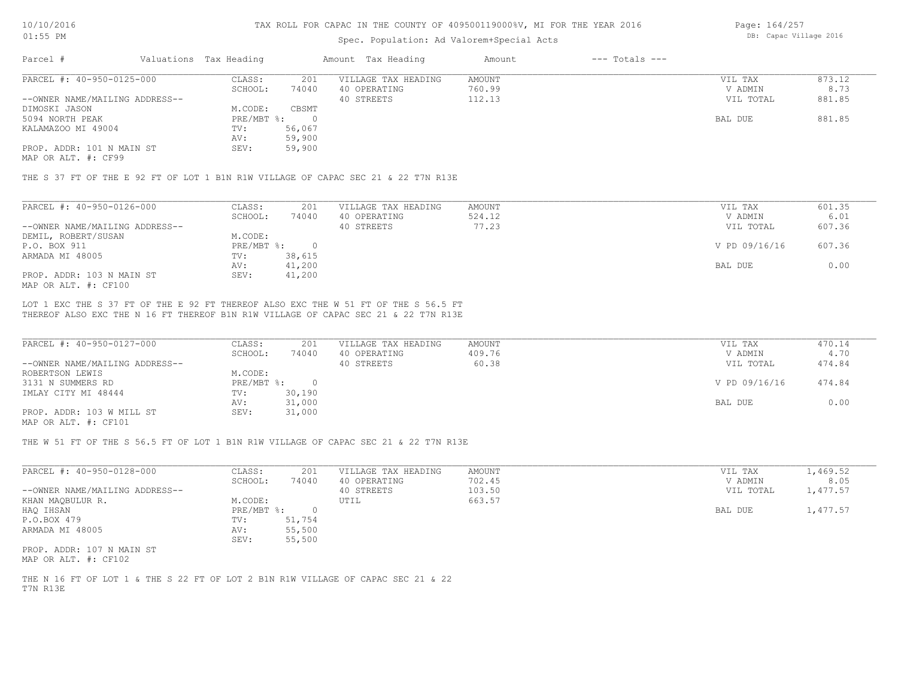TAX ROLL FOR CAPAC IN THE COUNTY OF 409500119000%V, MI FOR THE YEAR 2016

Spec. Population: Ad Valorem+Special Acts

DB: Capac Village 2016

10/10/2016
01:55 PM

| Parcel # | Valuations | Tax Heading | Amount | Tax Heading | Amount | --- Totals --- | |
|---|---|---|---|---|---|---|---|

## PARCEL #: 40-950-0125-000

| | | | | | |
|---|---|---|---|---|---|
| CLASS: | 201 | VILLAGE TAX HEADING | AMOUNT | VIL TAX | 873.12 |
| SCHOOL: | 74040 | 40 OPERATING | 760.99 | V ADMIN | 8.73 |
| | | 40 STREETS | 112.13 | VIL TOTAL | 881.85 |
| M.CODE: | CBSMT | | | | |
| PRE/MBT %: | 0 | | | BAL DUE | 881.85 |
| TV: | 56,067 | | | | |
| AV: | 59,900 | | | | |
| SEV: | 59,900 | | | | |

--OWNER NAME/MAILING ADDRESS--
DIMOSKI JASON
5094 NORTH PEAK
KALAMAZOO MI 49004

PROP. ADDR: 101 N MAIN ST
MAP OR ALT. #: CF99

THE S 37 FT OF THE E 92 FT OF LOT 1 B1N R1W VILLAGE OF CAPAC SEC 21 & 22 T7N R13E

## PARCEL #: 40-950-0126-000

| | | | | | |
|---|---|---|---|---|---|
| CLASS: | 201 | VILLAGE TAX HEADING | AMOUNT | VIL TAX | 601.35 |
| SCHOOL: | 74040 | 40 OPERATING | 524.12 | V ADMIN | 6.01 |
| | | 40 STREETS | 77.23 | VIL TOTAL | 607.36 |
| M.CODE: | | | | | |
| PRE/MBT %: | 0 | | | V PD 09/16/16 | 607.36 |
| TV: | 38,615 | | | | |
| AV: | 41,200 | | | BAL DUE | 0.00 |
| SEV: | 41,200 | | | | |

--OWNER NAME/MAILING ADDRESS--
DEMIL, ROBERT/SUSAN
P.O. BOX 911
ARMADA MI 48005

PROP. ADDR: 103 N MAIN ST
MAP OR ALT. #: CF100

LOT 1 EXC THE S 37 FT OF THE E 92 FT THEREOF ALSO EXC THE W 51 FT OF THE S 56.5 FT THEREOF ALSO EXC THE N 16 FT THEREOF B1N R1W VILLAGE OF CAPAC SEC 21 & 22 T7N R13E

## PARCEL #: 40-950-0127-000

| | | | | | |
|---|---|---|---|---|---|
| CLASS: | 201 | VILLAGE TAX HEADING | AMOUNT | VIL TAX | 470.14 |
| SCHOOL: | 74040 | 40 OPERATING | 409.76 | V ADMIN | 4.70 |
| | | 40 STREETS | 60.38 | VIL TOTAL | 474.84 |
| M.CODE: | | | | | |
| PRE/MBT %: | 0 | | | V PD 09/16/16 | 474.84 |
| TV: | 30,190 | | | | |
| AV: | 31,000 | | | BAL DUE | 0.00 |
| SEV: | 31,000 | | | | |

--OWNER NAME/MAILING ADDRESS--
ROBERTSON LEWIS
3131 N SUMMERS RD
IMLAY CITY MI 48444

PROP. ADDR: 103 W MILL ST
MAP OR ALT. #: CF101

THE W 51 FT OF THE S 56.5 FT OF LOT 1 B1N R1W VILLAGE OF CAPAC SEC 21 & 22 T7N R13E

## PARCEL #: 40-950-0128-000

| | | | | | |
|---|---|---|---|---|---|
| CLASS: | 201 | VILLAGE TAX HEADING | AMOUNT | VIL TAX | 1,469.52 |
| SCHOOL: | 74040 | 40 OPERATING | 702.45 | V ADMIN | 8.05 |
| | | 40 STREETS | 103.50 | VIL TOTAL | 1,477.57 |
| M.CODE: | | UTIL | 663.57 | | |
| PRE/MBT %: | 0 | | | BAL DUE | 1,477.57 |
| TV: | 51,754 | | | | |
| AV: | 55,500 | | | | |
| SEV: | 55,500 | | | | |

--OWNER NAME/MAILING ADDRESS--
KHAN MAQBULUR R.
HAQ IHSAN
P.O.BOX 479
ARMADA MI 48005

PROP. ADDR: 107 N MAIN ST
MAP OR ALT. #: CF102

THE N 16 FT OF LOT 1 & THE S 22 FT OF LOT 2 B1N R1W VILLAGE OF CAPAC SEC 21 & 22 T7N R13E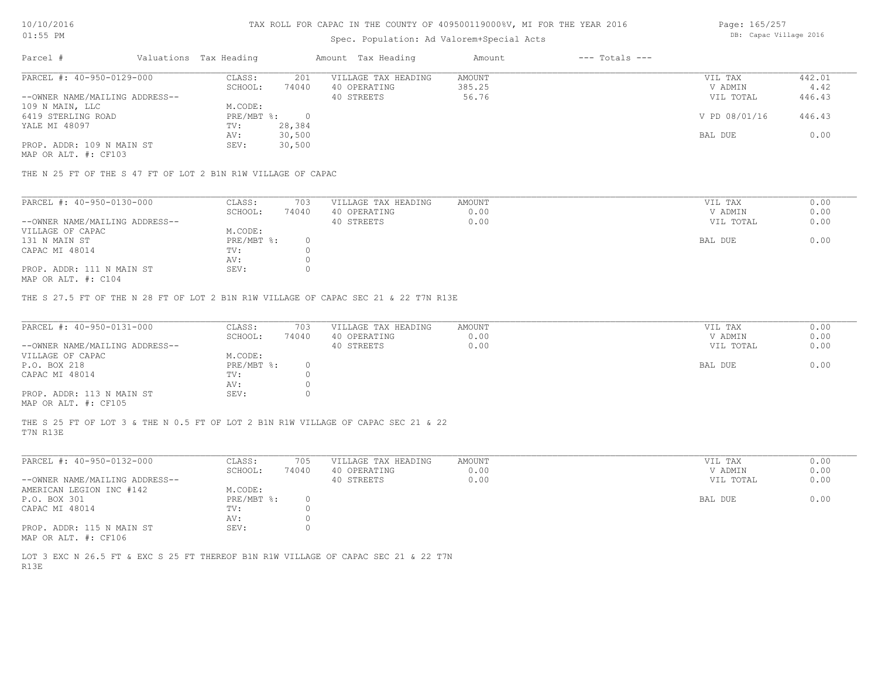# TAX ROLL FOR CAPAC IN THE COUNTY OF 409500119000%V, MI FOR THE YEAR 2016

10/10/2016
01:55 PM

Spec. Population: Ad Valorem+Special Acts

DB: Capac Village 2016

| Parcel # | Valuations | Tax Heading | Amount | Tax Heading | Amount | --- Totals --- | |
|---|---|---|---|---|---|---|---|

## PARCEL #: 40-950-0129-000

| | | | | | |
|---|---|---|---|---|---|
| CLASS: | 201 | VILLAGE TAX HEADING | AMOUNT | VIL TAX | 442.01 |
| SCHOOL: | 74040 | 40 OPERATING | 385.25 | V ADMIN | 4.42 |
| | | 40 STREETS | 56.76 | VIL TOTAL | 446.43 |
| M.CODE: | | | | | |
| PRE/MBT %: | 0 | | | V PD 08/01/16 | 446.43 |
| TV: | 28,384 | | | | |
| AV: | 30,500 | | | BAL DUE | 0.00 |
| SEV: | 30,500 | | | | |

--OWNER NAME/MAILING ADDRESS--
109 N MAIN, LLC
6419 STERLING ROAD
YALE MI 48097

PROP. ADDR: 109 N MAIN ST
MAP OR ALT. #: CF103

THE N 25 FT OF THE S 47 FT OF LOT 2 B1N R1W VILLAGE OF CAPAC

## PARCEL #: 40-950-0130-000

| | | | | | |
|---|---|---|---|---|---|
| CLASS: | 703 | VILLAGE TAX HEADING | AMOUNT | VIL TAX | 0.00 |
| SCHOOL: | 74040 | 40 OPERATING | 0.00 | V ADMIN | 0.00 |
| | | 40 STREETS | 0.00 | VIL TOTAL | 0.00 |
| M.CODE: | | | | | |
| PRE/MBT %: | 0 | | | BAL DUE | 0.00 |
| TV: | 0 | | | | |
| AV: | 0 | | | | |
| SEV: | 0 | | | | |

--OWNER NAME/MAILING ADDRESS--
VILLAGE OF CAPAC
131 N MAIN ST
CAPAC MI 48014

PROP. ADDR: 111 N MAIN ST
MAP OR ALT. #: C104

THE S 27.5 FT OF THE N 28 FT OF LOT 2 B1N R1W VILLAGE OF CAPAC SEC 21 & 22 T7N R13E

## PARCEL #: 40-950-0131-000

| | | | | | |
|---|---|---|---|---|---|
| CLASS: | 703 | VILLAGE TAX HEADING | AMOUNT | VIL TAX | 0.00 |
| SCHOOL: | 74040 | 40 OPERATING | 0.00 | V ADMIN | 0.00 |
| | | 40 STREETS | 0.00 | VIL TOTAL | 0.00 |
| M.CODE: | | | | | |
| PRE/MBT %: | 0 | | | BAL DUE | 0.00 |
| TV: | 0 | | | | |
| AV: | 0 | | | | |
| SEV: | 0 | | | | |

--OWNER NAME/MAILING ADDRESS--
VILLAGE OF CAPAC
P.O. BOX 218
CAPAC MI 48014

PROP. ADDR: 113 N MAIN ST
MAP OR ALT. #: CF105

THE S 25 FT OF LOT 3 & THE N 0.5 FT OF LOT 2 B1N R1W VILLAGE OF CAPAC SEC 21 & 22 T7N R13E

## PARCEL #: 40-950-0132-000

| | | | | | |
|---|---|---|---|---|---|
| CLASS: | 705 | VILLAGE TAX HEADING | AMOUNT | VIL TAX | 0.00 |
| SCHOOL: | 74040 | 40 OPERATING | 0.00 | V ADMIN | 0.00 |
| | | 40 STREETS | 0.00 | VIL TOTAL | 0.00 |
| M.CODE: | | | | | |
| PRE/MBT %: | 0 | | | BAL DUE | 0.00 |
| TV: | 0 | | | | |
| AV: | 0 | | | | |
| SEV: | 0 | | | | |

--OWNER NAME/MAILING ADDRESS--
AMERICAN LEGION INC #142
P.O. BOX 301
CAPAC MI 48014

PROP. ADDR: 115 N MAIN ST
MAP OR ALT. #: CF106

LOT 3 EXC N 26.5 FT & EXC S 25 FT THEREOF B1N R1W VILLAGE OF CAPAC SEC 21 & 22 T7N R13E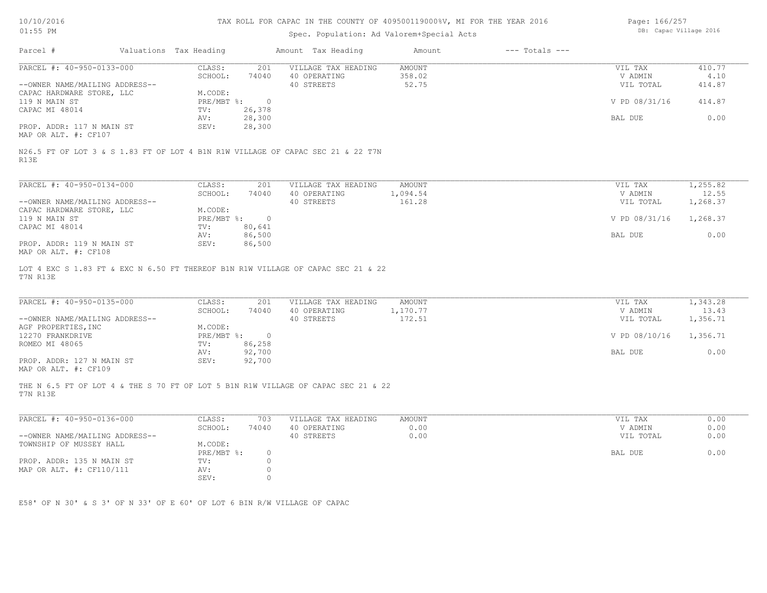# TAX ROLL FOR CAPAC IN THE COUNTY OF 409500119000%V, MI FOR THE YEAR 2016

Spec. Population: Ad Valorem+Special Acts

DB: Capac Village 2016

10/10/2016
01:55 PM

| Parcel # | Valuations | Tax Heading | Amount | Tax Heading | Amount | --- Totals --- | |
|---|---|---|---|---|---|---|---|
| PARCEL #: 40-950-0133-000 | CLASS: | 201 | VILLAGE TAX HEADING | AMOUNT | | VIL TAX | 410.77 |
| | SCHOOL: | 74040 | 40 OPERATING | 358.02 | | V ADMIN | 4.10 |
| --OWNER NAME/MAILING ADDRESS-- | | | 40 STREETS | 52.75 | | VIL TOTAL | 414.87 |
| CAPAC HARDWARE STORE, LLC | M.CODE: | | | | | | |
| 119 N MAIN ST | PRE/MBT %: | 0 | | | | V PD 08/31/16 | 414.87 |
| CAPAC MI 48014 | TV: | 26,378 | | | | | |
| | AV: | 28,300 | | | | BAL DUE | 0.00 |
| PROP. ADDR: 117 N MAIN ST | SEV: | 28,300 | | | | | |
| MAP OR ALT. #: CF107 | | | | | | | |

N26.5 FT OF LOT 3 & S 1.83 FT OF LOT 4 B1N R1W VILLAGE OF CAPAC SEC 21 & 22 T7N R13E

| Parcel # | Valuations | Tax Heading | Amount | Tax Heading | Amount | --- Totals --- | |
|---|---|---|---|---|---|---|---|
| PARCEL #: 40-950-0134-000 | CLASS: | 201 | VILLAGE TAX HEADING | AMOUNT | | VIL TAX | 1,255.82 |
| | SCHOOL: | 74040 | 40 OPERATING | 1,094.54 | | V ADMIN | 12.55 |
| --OWNER NAME/MAILING ADDRESS-- | | | 40 STREETS | 161.28 | | VIL TOTAL | 1,268.37 |
| CAPAC HARDWARE STORE, LLC | M.CODE: | | | | | | |
| 119 N MAIN ST | PRE/MBT %: | 0 | | | | V PD 08/31/16 | 1,268.37 |
| CAPAC MI 48014 | TV: | 80,641 | | | | | |
| | AV: | 86,500 | | | | BAL DUE | 0.00 |
| PROP. ADDR: 119 N MAIN ST | SEV: | 86,500 | | | | | |
| MAP OR ALT. #: CF108 | | | | | | | |

LOT 4 EXC S 1.83 FT & EXC N 6.50 FT THEREOF B1N R1W VILLAGE OF CAPAC SEC 21 & 22 T7N R13E

| Parcel # | Valuations | Tax Heading | Amount | Tax Heading | Amount | --- Totals --- | |
|---|---|---|---|---|---|---|---|
| PARCEL #: 40-950-0135-000 | CLASS: | 201 | VILLAGE TAX HEADING | AMOUNT | | VIL TAX | 1,343.28 |
| | SCHOOL: | 74040 | 40 OPERATING | 1,170.77 | | V ADMIN | 13.43 |
| --OWNER NAME/MAILING ADDRESS-- | | | 40 STREETS | 172.51 | | VIL TOTAL | 1,356.71 |
| AGF PROPERTIES,INC | M.CODE: | | | | | | |
| 12270 FRANKDRIVE | PRE/MBT %: | 0 | | | | V PD 08/10/16 | 1,356.71 |
| ROMEO MI 48065 | TV: | 86,258 | | | | | |
| | AV: | 92,700 | | | | BAL DUE | 0.00 |
| PROP. ADDR: 127 N MAIN ST | SEV: | 92,700 | | | | | |
| MAP OR ALT. #: CF109 | | | | | | | |

THE N 6.5 FT OF LOT 4 & THE S 70 FT OF LOT 5 B1N R1W VILLAGE OF CAPAC SEC 21 & 22 T7N R13E

| Parcel # | Valuations | Tax Heading | Amount | Tax Heading | Amount | --- Totals --- | |
|---|---|---|---|---|---|---|---|
| PARCEL #: 40-950-0136-000 | CLASS: | 703 | VILLAGE TAX HEADING | AMOUNT | | VIL TAX | 0.00 |
| | SCHOOL: | 74040 | 40 OPERATING | 0.00 | | V ADMIN | 0.00 |
| --OWNER NAME/MAILING ADDRESS-- | | | 40 STREETS | 0.00 | | VIL TOTAL | 0.00 |
| TOWNSHIP OF MUSSEY HALL | M.CODE: | | | | | | |
| | PRE/MBT %: | 0 | | | | BAL DUE | 0.00 |
| PROP. ADDR: 135 N MAIN ST | TV: | 0 | | | | | |
| MAP OR ALT. #: CF110/111 | AV: | 0 | | | | | |
| | SEV: | 0 | | | | | |

E58' OF N 30' & S 3' OF N 33' OF E 60' OF LOT 6 BIN R/W VILLAGE OF CAPAC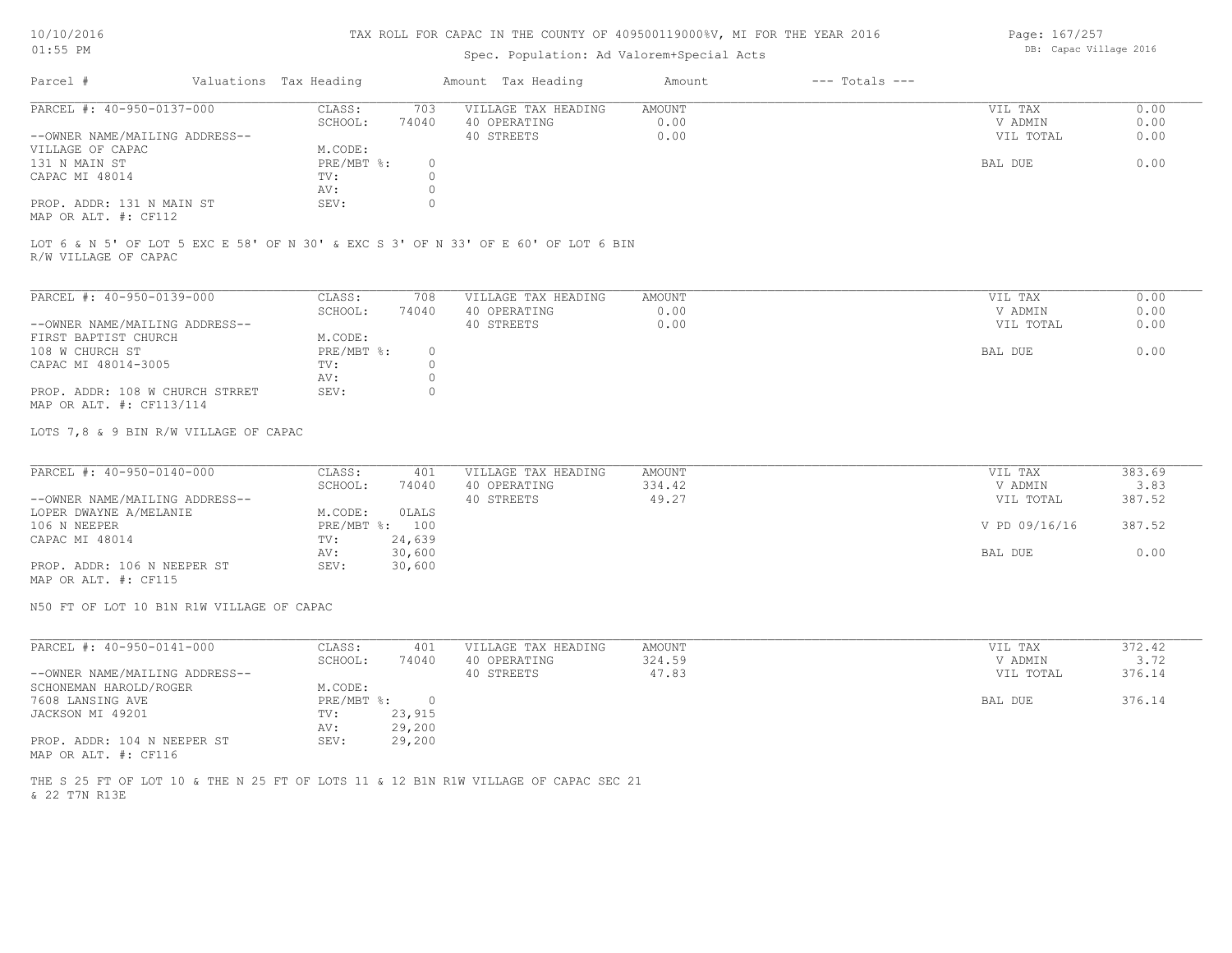TAX ROLL FOR CAPAC IN THE COUNTY OF 409500119000%V, MI FOR THE YEAR 2016

Spec. Population: Ad Valorem+Special Acts

DB: Capac Village 2016

10/10/2016
01:55 PM

| Parcel # | Valuations | Tax Heading | Amount | Tax Heading | Amount | --- Totals --- | |
|---|---|---|---|---|---|---|---|

**PARCEL #: 40-950-0137-000**

| --OWNER NAME/MAILING ADDRESS-- | | | | | | |
|---|---|---|---|---|---|---|
| VILLAGE OF CAPAC | CLASS: | 703 | VILLAGE TAX HEADING | AMOUNT | VIL TAX | 0.00 |
| 131 N MAIN ST | SCHOOL: | 74040 | 40 OPERATING | 0.00 | V ADMIN | 0.00 |
| CAPAC MI 48014 | M.CODE: | | 40 STREETS | 0.00 | VIL TOTAL | 0.00 |
| | PRE/MBT %: | 0 | | | BAL DUE | 0.00 |
| | TV: | 0 | | | | |
| | AV: | 0 | | | | |
| PROP. ADDR: 131 N MAIN ST | SEV: | 0 | | | | |
| MAP OR ALT. #: CF112 | | | | | | |

LOT 6 & N 5' OF LOT 5 EXC E 58' OF N 30' & EXC S 3' OF N 33' OF E 60' OF LOT 6 BIN
R/W VILLAGE OF CAPAC

**PARCEL #: 40-950-0139-000**

| --OWNER NAME/MAILING ADDRESS-- | | | | | | |
|---|---|---|---|---|---|---|
| FIRST BAPTIST CHURCH | CLASS: | 708 | VILLAGE TAX HEADING | AMOUNT | VIL TAX | 0.00 |
| 108 W CHURCH ST | SCHOOL: | 74040 | 40 OPERATING | 0.00 | V ADMIN | 0.00 |
| CAPAC MI 48014-3005 | M.CODE: | | 40 STREETS | 0.00 | VIL TOTAL | 0.00 |
| | PRE/MBT %: | 0 | | | BAL DUE | 0.00 |
| | TV: | 0 | | | | |
| | AV: | 0 | | | | |
| PROP. ADDR: 108 W CHURCH STRRET | SEV: | 0 | | | | |
| MAP OR ALT. #: CF113/114 | | | | | | |

LOTS 7,8 & 9 BIN R/W VILLAGE OF CAPAC

**PARCEL #: 40-950-0140-000**

| --OWNER NAME/MAILING ADDRESS-- | | | | | | |
|---|---|---|---|---|---|---|
| LOPER DWAYNE A/MELANIE | CLASS: | 401 | VILLAGE TAX HEADING | AMOUNT | VIL TAX | 383.69 |
| 106 N NEEPER | SCHOOL: | 74040 | 40 OPERATING | 334.42 | V ADMIN | 3.83 |
| CAPAC MI 48014 | M.CODE: | 0LALS | 40 STREETS | 49.27 | VIL TOTAL | 387.52 |
| | PRE/MBT %: | 100 | | | V PD 09/16/16 | 387.52 |
| | TV: | 24,639 | | | | |
| | AV: | 30,600 | | | BAL DUE | 0.00 |
| PROP. ADDR: 106 N NEEPER ST | SEV: | 30,600 | | | | |
| MAP OR ALT. #: CF115 | | | | | | |

N50 FT OF LOT 10 B1N R1W VILLAGE OF CAPAC

**PARCEL #: 40-950-0141-000**

| --OWNER NAME/MAILING ADDRESS-- | | | | | | |
|---|---|---|---|---|---|---|
| SCHONEMAN HAROLD/ROGER | CLASS: | 401 | VILLAGE TAX HEADING | AMOUNT | VIL TAX | 372.42 |
| 7608 LANSING AVE | SCHOOL: | 74040 | 40 OPERATING | 324.59 | V ADMIN | 3.72 |
| JACKSON MI 49201 | M.CODE: | | 40 STREETS | 47.83 | VIL TOTAL | 376.14 |
| | PRE/MBT %: | 0 | | | BAL DUE | 376.14 |
| | TV: | 23,915 | | | | |
| | AV: | 29,200 | | | | |
| PROP. ADDR: 104 N NEEPER ST | SEV: | 29,200 | | | | |
| MAP OR ALT. #: CF116 | | | | | | |

THE S 25 FT OF LOT 10 & THE N 25 FT OF LOTS 11 & 12 B1N R1W VILLAGE OF CAPAC SEC 21
& 22 T7N R13E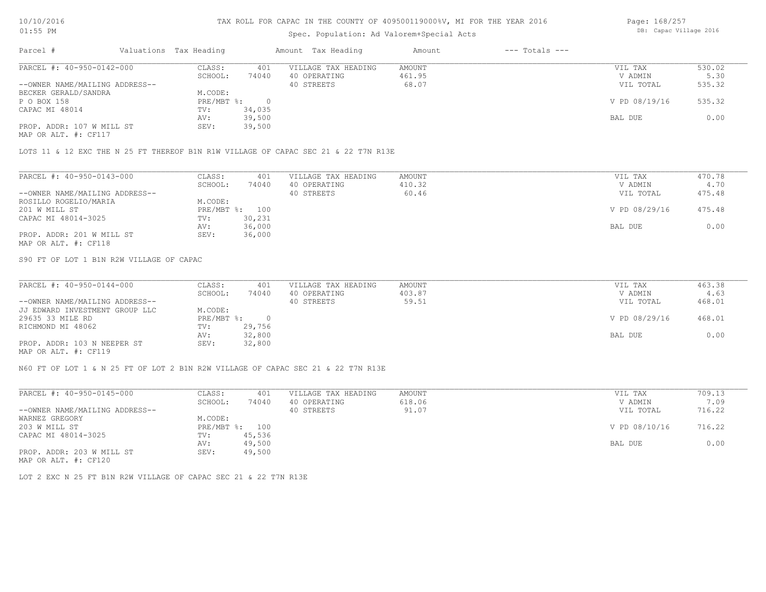TAX ROLL FOR CAPAC IN THE COUNTY OF 409500119000%V, MI FOR THE YEAR 2016

Spec. Population: Ad Valorem+Special Acts

DB: Capac Village 2016

10/10/2016
01:55 PM

| Parcel # | Valuations | Tax Heading | Amount | Tax Heading | Amount | --- Totals --- | |
|---|---|---|---|---|---|---|---|
| PARCEL #: 40-950-0142-000 | CLASS: | 401 | VILLAGE TAX HEADING | AMOUNT | | VIL TAX | 530.02 |
| | SCHOOL: | 74040 | 40 OPERATING | 461.95 | | V ADMIN | 5.30 |
| --OWNER NAME/MAILING ADDRESS-- | | | 40 STREETS | 68.07 | | VIL TOTAL | 535.32 |
| BECKER GERALD/SANDRA | M.CODE: | | | | | | |
| P O BOX 158 | PRE/MBT %: | 0 | | | | V PD 08/19/16 | 535.32 |
| CAPAC MI 48014 | TV: | 34,035 | | | | | |
| | AV: | 39,500 | | | | BAL DUE | 0.00 |
| PROP. ADDR: 107 W MILL ST | SEV: | 39,500 | | | | | |
| MAP OR ALT. #: CF117 | | | | | | | |

LOTS 11 & 12 EXC THE N 25 FT THEREOF B1N R1W VILLAGE OF CAPAC SEC 21 & 22 T7N R13E

| Parcel # | Valuations | Tax Heading | Amount | Tax Heading | Amount | --- Totals --- | |
|---|---|---|---|---|---|---|---|
| PARCEL #: 40-950-0143-000 | CLASS: | 401 | VILLAGE TAX HEADING | AMOUNT | | VIL TAX | 470.78 |
| | SCHOOL: | 74040 | 40 OPERATING | 410.32 | | V ADMIN | 4.70 |
| --OWNER NAME/MAILING ADDRESS-- | | | 40 STREETS | 60.46 | | VIL TOTAL | 475.48 |
| ROSILLO ROGELIO/MARIA | M.CODE: | | | | | | |
| 201 W MILL ST | PRE/MBT %: | 100 | | | | V PD 08/29/16 | 475.48 |
| CAPAC MI 48014-3025 | TV: | 30,231 | | | | | |
| | AV: | 36,000 | | | | BAL DUE | 0.00 |
| PROP. ADDR: 201 W MILL ST | SEV: | 36,000 | | | | | |
| MAP OR ALT. #: CF118 | | | | | | | |

S90 FT OF LOT 1 B1N R2W VILLAGE OF CAPAC

| Parcel # | Valuations | Tax Heading | Amount | Tax Heading | Amount | --- Totals --- | |
|---|---|---|---|---|---|---|---|
| PARCEL #: 40-950-0144-000 | CLASS: | 401 | VILLAGE TAX HEADING | AMOUNT | | VIL TAX | 463.38 |
| | SCHOOL: | 74040 | 40 OPERATING | 403.87 | | V ADMIN | 4.63 |
| --OWNER NAME/MAILING ADDRESS-- | | | 40 STREETS | 59.51 | | VIL TOTAL | 468.01 |
| JJ EDWARD INVESTMENT GROUP LLC | M.CODE: | | | | | | |
| 29635 33 MILE RD | PRE/MBT %: | 0 | | | | V PD 08/29/16 | 468.01 |
| RICHMOND MI 48062 | TV: | 29,756 | | | | | |
| | AV: | 32,800 | | | | BAL DUE | 0.00 |
| PROP. ADDR: 103 N NEEPER ST | SEV: | 32,800 | | | | | |
| MAP OR ALT. #: CF119 | | | | | | | |

N60 FT OF LOT 1 & N 25 FT OF LOT 2 B1N R2W VILLAGE OF CAPAC SEC 21 & 22 T7N R13E

| Parcel # | Valuations | Tax Heading | Amount | Tax Heading | Amount | --- Totals --- | |
|---|---|---|---|---|---|---|---|
| PARCEL #: 40-950-0145-000 | CLASS: | 401 | VILLAGE TAX HEADING | AMOUNT | | VIL TAX | 709.13 |
| | SCHOOL: | 74040 | 40 OPERATING | 618.06 | | V ADMIN | 7.09 |
| --OWNER NAME/MAILING ADDRESS-- | | | 40 STREETS | 91.07 | | VIL TOTAL | 716.22 |
| WARNEZ GREGORY | M.CODE: | | | | | | |
| 203 W MILL ST | PRE/MBT %: | 100 | | | | V PD 08/10/16 | 716.22 |
| CAPAC MI 48014-3025 | TV: | 45,536 | | | | | |
| | AV: | 49,500 | | | | BAL DUE | 0.00 |
| PROP. ADDR: 203 W MILL ST | SEV: | 49,500 | | | | | |
| MAP OR ALT. #: CF120 | | | | | | | |

LOT 2 EXC N 25 FT B1N R2W VILLAGE OF CAPAC SEC 21 & 22 T7N R13E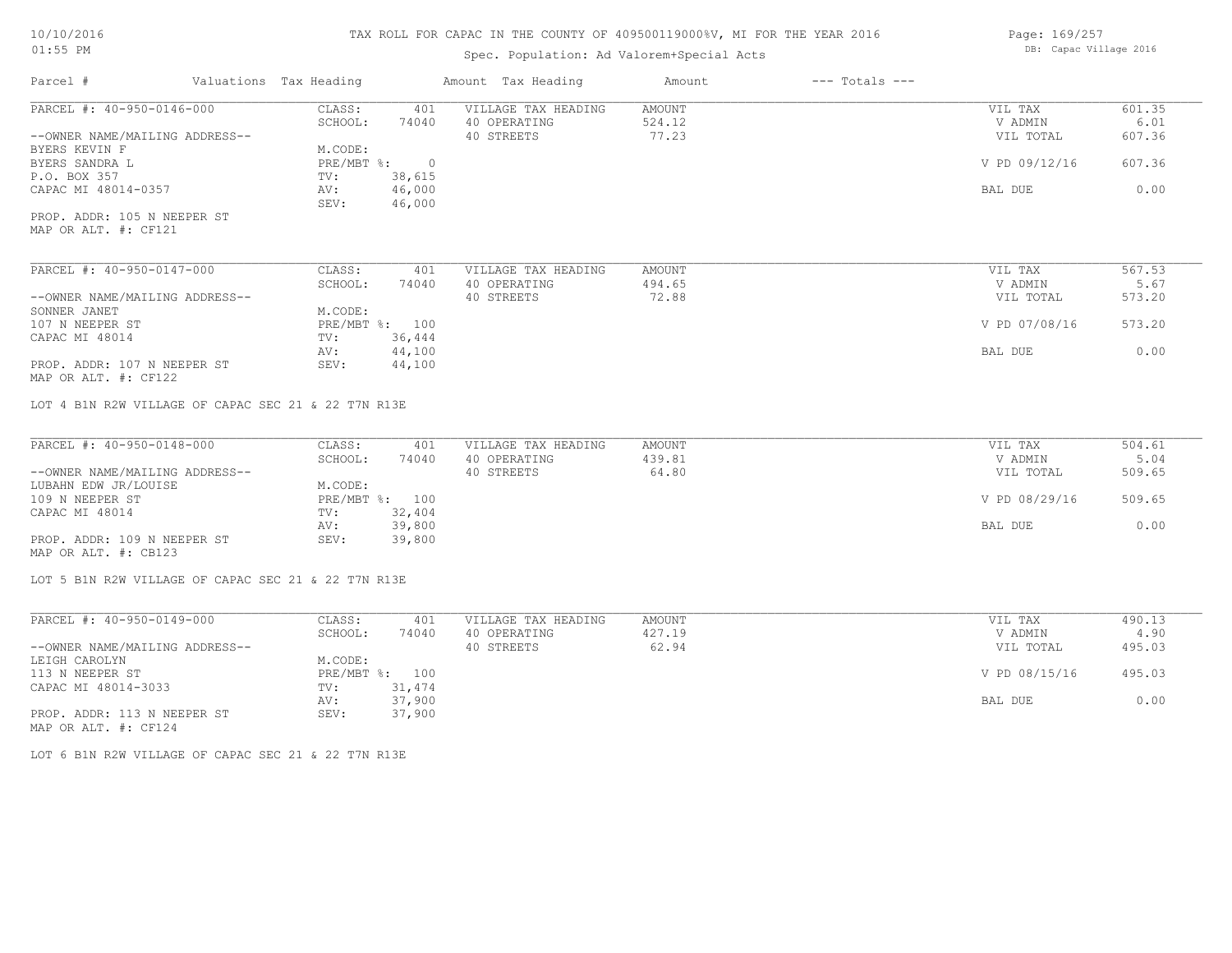# TAX ROLL FOR CAPAC IN THE COUNTY OF 409500119000%V, MI FOR THE YEAR 2016

10/10/2016
01:55 PM

Spec. Population: Ad Valorem+Special Acts

DB: Capac Village 2016

| Parcel # | Valuations | Tax Heading | Amount | Tax Heading | Amount | --- Totals --- | |
|---|---|---|---|---|---|---|---|
| PARCEL #: 40-950-0146-000 | CLASS: | 401 | VILLAGE TAX HEADING | AMOUNT | | VIL TAX | 601.35 |
| | SCHOOL: | 74040 | 40 OPERATING | 524.12 | | V ADMIN | 6.01 |
| --OWNER NAME/MAILING ADDRESS-- | | | 40 STREETS | 77.23 | | VIL TOTAL | 607.36 |
| BYERS KEVIN F | M.CODE: | | | | | | |
| BYERS SANDRA L | PRE/MBT %: | 0 | | | | V PD 09/12/16 | 607.36 |
| P.O. BOX 357 | TV: | 38,615 | | | | | |
| CAPAC MI 48014-0357 | AV: | 46,000 | | | | BAL DUE | 0.00 |
| | SEV: | 46,000 | | | | | |
| PROP. ADDR: 105 N NEEPER ST | | | | | | | |
| MAP OR ALT. #: CF121 | | | | | | | |

| Parcel # | Valuations | Tax Heading | Amount | Tax Heading | Amount | --- Totals --- | |
|---|---|---|---|---|---|---|---|
| PARCEL #: 40-950-0147-000 | CLASS: | 401 | VILLAGE TAX HEADING | AMOUNT | | VIL TAX | 567.53 |
| | SCHOOL: | 74040 | 40 OPERATING | 494.65 | | V ADMIN | 5.67 |
| --OWNER NAME/MAILING ADDRESS-- | | | 40 STREETS | 72.88 | | VIL TOTAL | 573.20 |
| SONNER JANET | M.CODE: | | | | | | |
| 107 N NEEPER ST | PRE/MBT %: | 100 | | | | V PD 07/08/16 | 573.20 |
| CAPAC MI 48014 | TV: | 36,444 | | | | | |
| | AV: | 44,100 | | | | BAL DUE | 0.00 |
| PROP. ADDR: 107 N NEEPER ST | SEV: | 44,100 | | | | | |
| MAP OR ALT. #: CF122 | | | | | | | |

LOT 4 B1N R2W VILLAGE OF CAPAC SEC 21 & 22 T7N R13E

| Parcel # | Valuations | Tax Heading | Amount | Tax Heading | Amount | --- Totals --- | |
|---|---|---|---|---|---|---|---|
| PARCEL #: 40-950-0148-000 | CLASS: | 401 | VILLAGE TAX HEADING | AMOUNT | | VIL TAX | 504.61 |
| | SCHOOL: | 74040 | 40 OPERATING | 439.81 | | V ADMIN | 5.04 |
| --OWNER NAME/MAILING ADDRESS-- | | | 40 STREETS | 64.80 | | VIL TOTAL | 509.65 |
| LUBAHN EDW JR/LOUISE | M.CODE: | | | | | | |
| 109 N NEEPER ST | PRE/MBT %: | 100 | | | | V PD 08/29/16 | 509.65 |
| CAPAC MI 48014 | TV: | 32,404 | | | | | |
| | AV: | 39,800 | | | | BAL DUE | 0.00 |
| PROP. ADDR: 109 N NEEPER ST | SEV: | 39,800 | | | | | |
| MAP OR ALT. #: CB123 | | | | | | | |

LOT 5 B1N R2W VILLAGE OF CAPAC SEC 21 & 22 T7N R13E

| Parcel # | Valuations | Tax Heading | Amount | Tax Heading | Amount | --- Totals --- | |
|---|---|---|---|---|---|---|---|
| PARCEL #: 40-950-0149-000 | CLASS: | 401 | VILLAGE TAX HEADING | AMOUNT | | VIL TAX | 490.13 |
| | SCHOOL: | 74040 | 40 OPERATING | 427.19 | | V ADMIN | 4.90 |
| --OWNER NAME/MAILING ADDRESS-- | | | 40 STREETS | 62.94 | | VIL TOTAL | 495.03 |
| LEIGH CAROLYN | M.CODE: | | | | | | |
| 113 N NEEPER ST | PRE/MBT %: | 100 | | | | V PD 08/15/16 | 495.03 |
| CAPAC MI 48014-3033 | TV: | 31,474 | | | | | |
| | AV: | 37,900 | | | | BAL DUE | 0.00 |
| PROP. ADDR: 113 N NEEPER ST | SEV: | 37,900 | | | | | |
| MAP OR ALT. #: CF124 | | | | | | | |

LOT 6 B1N R2W VILLAGE OF CAPAC SEC 21 & 22 T7N R13E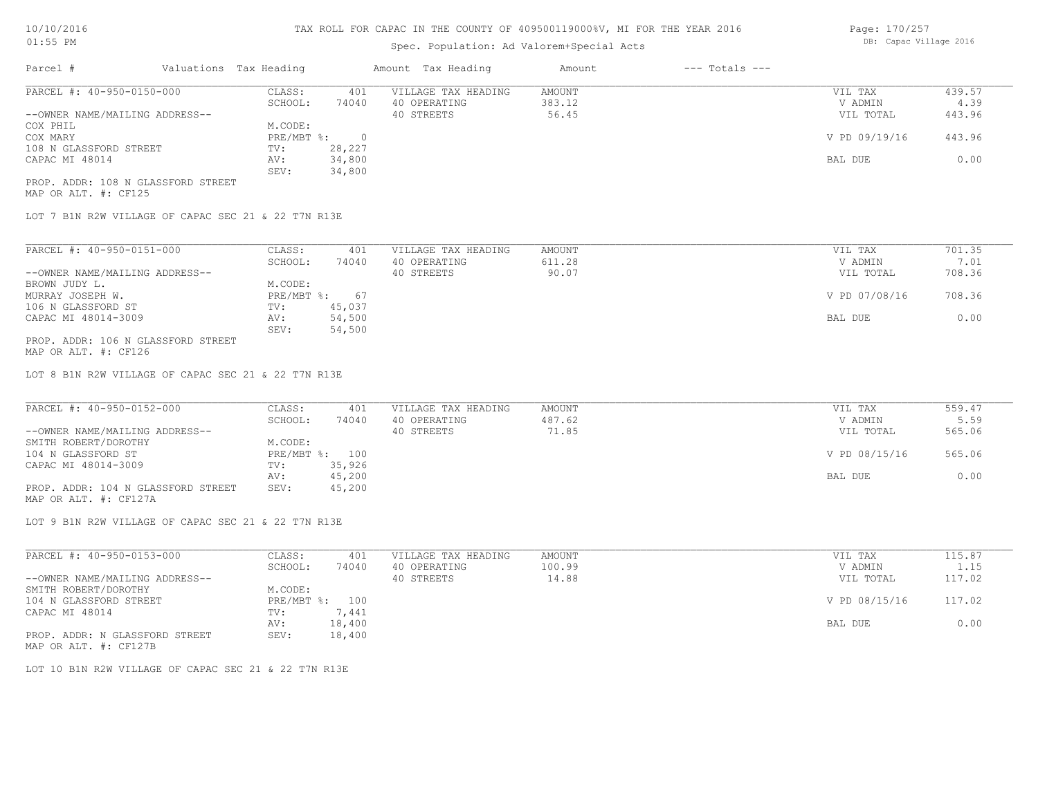# TAX ROLL FOR CAPAC IN THE COUNTY OF 409500119000%V, MI FOR THE YEAR 2016

10/10/2016
01:55 PM

Spec. Population: Ad Valorem+Special Acts

DB: Capac Village 2016

| Parcel # | Valuations | Tax Heading | Amount | Tax Heading | Amount | --- Totals --- | |
|---|---|---|---|---|---|---|---|

---

**PARCEL #: 40-950-0150-000**

| | | | | | |
|---|---|---|---|---|---|
| CLASS: | 401 | VILLAGE TAX HEADING | AMOUNT | VIL TAX | 439.57 |
| SCHOOL: | 74040 | 40 OPERATING | 383.12 | V ADMIN | 4.39 |
| | | 40 STREETS | 56.45 | VIL TOTAL | 443.96 |
| M.CODE: | | | | | |
| PRE/MBT %: | 0 | | | V PD 09/19/16 | 443.96 |
| TV: | 28,227 | | | | |
| AV: | 34,800 | | | BAL DUE | 0.00 |
| SEV: | 34,800 | | | | |

--OWNER NAME/MAILING ADDRESS--
COX PHIL
COX MARY
108 N GLASSFORD STREET
CAPAC MI 48014

PROP. ADDR: 108 N GLASSFORD STREET
MAP OR ALT. #: CF125

LOT 7 B1N R2W VILLAGE OF CAPAC SEC 21 & 22 T7N R13E

---

**PARCEL #: 40-950-0151-000**

| | | | | | |
|---|---|---|---|---|---|
| CLASS: | 401 | VILLAGE TAX HEADING | AMOUNT | VIL TAX | 701.35 |
| SCHOOL: | 74040 | 40 OPERATING | 611.28 | V ADMIN | 7.01 |
| | | 40 STREETS | 90.07 | VIL TOTAL | 708.36 |
| M.CODE: | | | | | |
| PRE/MBT %: | 67 | | | V PD 07/08/16 | 708.36 |
| TV: | 45,037 | | | | |
| AV: | 54,500 | | | BAL DUE | 0.00 |
| SEV: | 54,500 | | | | |

--OWNER NAME/MAILING ADDRESS--
BROWN JUDY L.
MURRAY JOSEPH W.
106 N GLASSFORD ST
CAPAC MI 48014-3009

PROP. ADDR: 106 N GLASSFORD STREET
MAP OR ALT. #: CF126

LOT 8 B1N R2W VILLAGE OF CAPAC SEC 21 & 22 T7N R13E

---

**PARCEL #: 40-950-0152-000**

| | | | | | |
|---|---|---|---|---|---|
| CLASS: | 401 | VILLAGE TAX HEADING | AMOUNT | VIL TAX | 559.47 |
| SCHOOL: | 74040 | 40 OPERATING | 487.62 | V ADMIN | 5.59 |
| | | 40 STREETS | 71.85 | VIL TOTAL | 565.06 |
| M.CODE: | | | | | |
| PRE/MBT %: | 100 | | | V PD 08/15/16 | 565.06 |
| TV: | 35,926 | | | | |
| AV: | 45,200 | | | BAL DUE | 0.00 |
| SEV: | 45,200 | | | | |

--OWNER NAME/MAILING ADDRESS--
SMITH ROBERT/DOROTHY
104 N GLASSFORD ST
CAPAC MI 48014-3009

PROP. ADDR: 104 N GLASSFORD STREET
MAP OR ALT. #: CF127A

LOT 9 B1N R2W VILLAGE OF CAPAC SEC 21 & 22 T7N R13E

---

**PARCEL #: 40-950-0153-000**

| | | | | | |
|---|---|---|---|---|---|
| CLASS: | 401 | VILLAGE TAX HEADING | AMOUNT | VIL TAX | 115.87 |
| SCHOOL: | 74040 | 40 OPERATING | 100.99 | V ADMIN | 1.15 |
| | | 40 STREETS | 14.88 | VIL TOTAL | 117.02 |
| M.CODE: | | | | | |
| PRE/MBT %: | 100 | | | V PD 08/15/16 | 117.02 |
| TV: | 7,441 | | | | |
| AV: | 18,400 | | | BAL DUE | 0.00 |
| SEV: | 18,400 | | | | |

--OWNER NAME/MAILING ADDRESS--
SMITH ROBERT/DOROTHY
104 N GLASSFORD STREET
CAPAC MI 48014

PROP. ADDR: N GLASSFORD STREET
MAP OR ALT. #: CF127B

LOT 10 B1N R2W VILLAGE OF CAPAC SEC 21 & 22 T7N R13E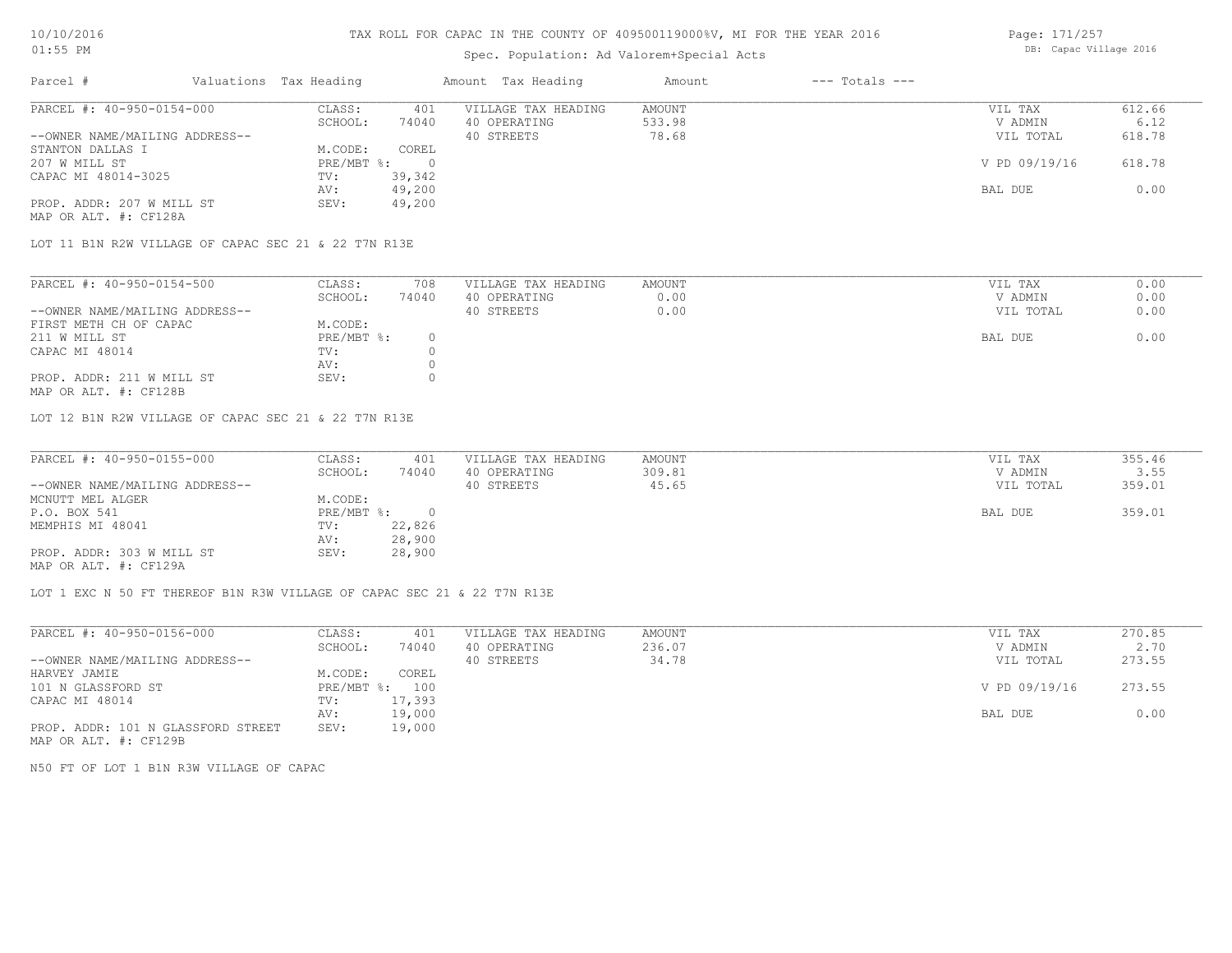TAX ROLL FOR CAPAC IN THE COUNTY OF 409500119000%V, MI FOR THE YEAR 2016

Spec. Population: Ad Valorem+Special Acts

| Parcel # | Valuations | Tax Heading | Amount | Tax Heading | Amount | --- Totals --- | |
|---|---|---|---|---|---|---|---|

**PARCEL #: 40-950-0154-000**

| | | | | | |
|---|---|---|---|---|---|
| CLASS: | 401 | VILLAGE TAX HEADING | AMOUNT | VIL TAX | 612.66 |
| SCHOOL: | 74040 | 40 OPERATING | 533.98 | V ADMIN | 6.12 |
| M.CODE: | COREL | 40 STREETS | 78.68 | VIL TOTAL | 618.78 |
| PRE/MBT %: | 0 | | | V PD 09/19/16 | 618.78 |
| TV: | 39,342 | | | | |
| AV: | 49,200 | | | BAL DUE | 0.00 |
| SEV: | 49,200 | | | | |

--OWNER NAME/MAILING ADDRESS--
STANTON DALLAS I
207 W MILL ST
CAPAC MI 48014-3025

PROP. ADDR: 207 W MILL ST
MAP OR ALT. #: CF128A

LOT 11 B1N R2W VILLAGE OF CAPAC SEC 21 & 22 T7N R13E

**PARCEL #: 40-950-0154-500**

| | | | | | |
|---|---|---|---|---|---|
| CLASS: | 708 | VILLAGE TAX HEADING | AMOUNT | VIL TAX | 0.00 |
| SCHOOL: | 74040 | 40 OPERATING | 0.00 | V ADMIN | 0.00 |
| M.CODE: | | 40 STREETS | 0.00 | VIL TOTAL | 0.00 |
| PRE/MBT %: | 0 | | | BAL DUE | 0.00 |
| TV: | 0 | | | | |
| AV: | 0 | | | | |
| SEV: | 0 | | | | |

--OWNER NAME/MAILING ADDRESS--
FIRST METH CH OF CAPAC
211 W MILL ST
CAPAC MI 48014

PROP. ADDR: 211 W MILL ST
MAP OR ALT. #: CF128B

LOT 12 B1N R2W VILLAGE OF CAPAC SEC 21 & 22 T7N R13E

**PARCEL #: 40-950-0155-000**

| | | | | | |
|---|---|---|---|---|---|
| CLASS: | 401 | VILLAGE TAX HEADING | AMOUNT | VIL TAX | 355.46 |
| SCHOOL: | 74040 | 40 OPERATING | 309.81 | V ADMIN | 3.55 |
| M.CODE: | | 40 STREETS | 45.65 | VIL TOTAL | 359.01 |
| PRE/MBT %: | 0 | | | BAL DUE | 359.01 |
| TV: | 22,826 | | | | |
| AV: | 28,900 | | | | |
| SEV: | 28,900 | | | | |

--OWNER NAME/MAILING ADDRESS--
MCNUTT MEL ALGER
P.O. BOX 541
MEMPHIS MI 48041

PROP. ADDR: 303 W MILL ST
MAP OR ALT. #: CF129A

LOT 1 EXC N 50 FT THEREOF B1N R3W VILLAGE OF CAPAC SEC 21 & 22 T7N R13E

**PARCEL #: 40-950-0156-000**

| | | | | | |
|---|---|---|---|---|---|
| CLASS: | 401 | VILLAGE TAX HEADING | AMOUNT | VIL TAX | 270.85 |
| SCHOOL: | 74040 | 40 OPERATING | 236.07 | V ADMIN | 2.70 |
| M.CODE: | COREL | 40 STREETS | 34.78 | VIL TOTAL | 273.55 |
| PRE/MBT %: | 100 | | | V PD 09/19/16 | 273.55 |
| TV: | 17,393 | | | | |
| AV: | 19,000 | | | BAL DUE | 0.00 |
| SEV: | 19,000 | | | | |

--OWNER NAME/MAILING ADDRESS--
HARVEY JAMIE
101 N GLASSFORD ST
CAPAC MI 48014

PROP. ADDR: 101 N GLASSFORD STREET
MAP OR ALT. #: CF129B

N50 FT OF LOT 1 B1N R3W VILLAGE OF CAPAC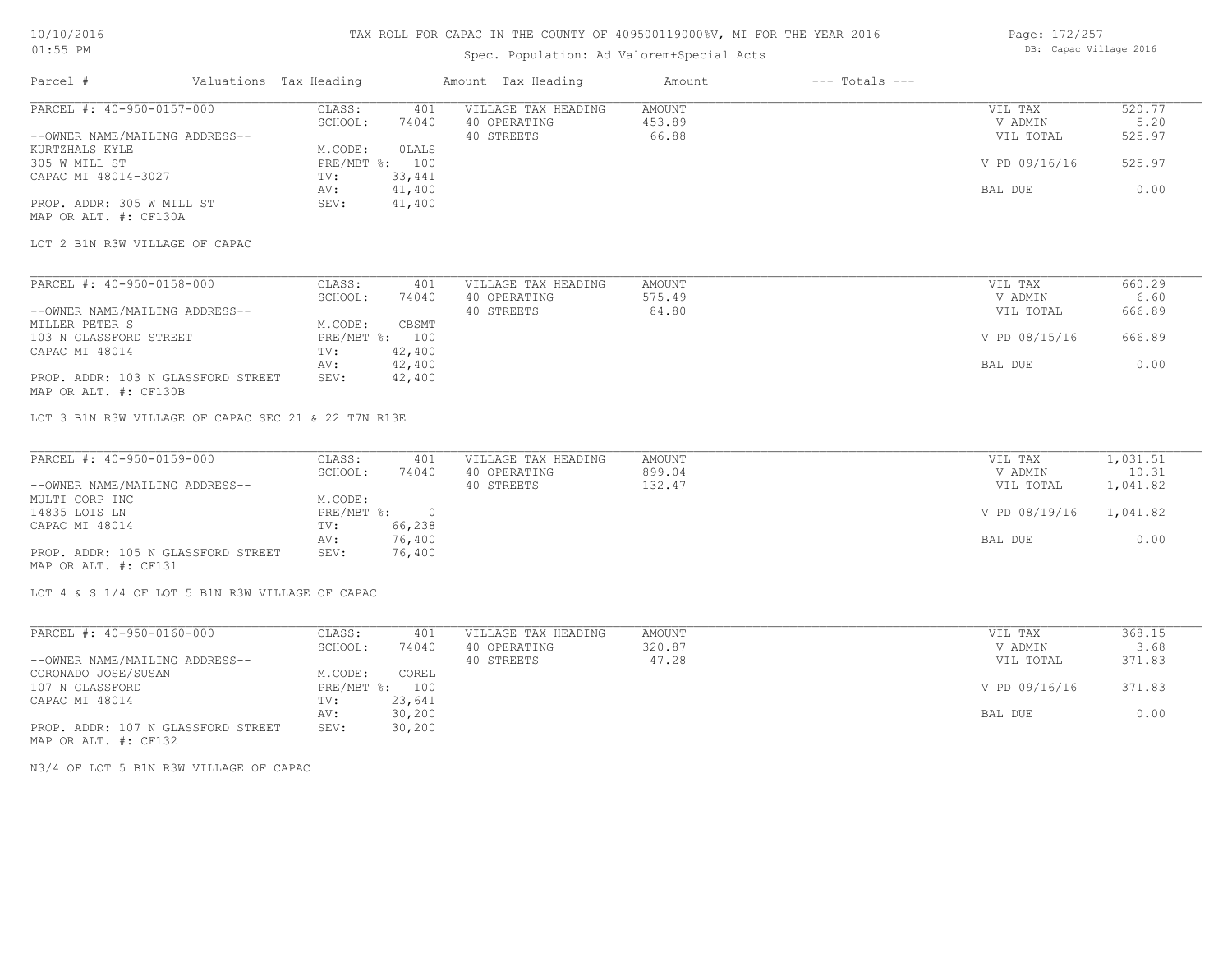TAX ROLL FOR CAPAC IN THE COUNTY OF 409500119000%V, MI FOR THE YEAR 2016

Spec. Population: Ad Valorem+Special Acts

DB: Capac Village 2016

10/10/2016
01:55 PM

| Parcel # | Valuations Tax Heading | | Amount Tax Heading | Amount | --- Totals --- | |
|---|---|---|---|---|---|---|
| PARCEL #: 40-950-0157-000 | CLASS: | 401 | VILLAGE TAX HEADING | AMOUNT | VIL TAX | 520.77 |
| | SCHOOL: | 74040 | 40 OPERATING | 453.89 | V ADMIN | 5.20 |
| --OWNER NAME/MAILING ADDRESS-- | | | 40 STREETS | 66.88 | VIL TOTAL | 525.97 |
| KURTZHALS KYLE | M.CODE: | 0LALS | | | | |
| 305 W MILL ST | PRE/MBT %: | 100 | | | V PD 09/16/16 | 525.97 |
| CAPAC MI 48014-3027 | TV: | 33,441 | | | | |
| | AV: | 41,400 | | | BAL DUE | 0.00 |
| PROP. ADDR: 305 W MILL ST | SEV: | 41,400 | | | | |
| MAP OR ALT. #: CF130A | | | | | | |

LOT 2 B1N R3W VILLAGE OF CAPAC

| Parcel # | Valuations Tax Heading | | Amount Tax Heading | Amount | --- Totals --- | |
|---|---|---|---|---|---|---|
| PARCEL #: 40-950-0158-000 | CLASS: | 401 | VILLAGE TAX HEADING | AMOUNT | VIL TAX | 660.29 |
| | SCHOOL: | 74040 | 40 OPERATING | 575.49 | V ADMIN | 6.60 |
| --OWNER NAME/MAILING ADDRESS-- | | | 40 STREETS | 84.80 | VIL TOTAL | 666.89 |
| MILLER PETER S | M.CODE: | CBSMT | | | | |
| 103 N GLASSFORD STREET | PRE/MBT %: | 100 | | | V PD 08/15/16 | 666.89 |
| CAPAC MI 48014 | TV: | 42,400 | | | | |
| | AV: | 42,400 | | | BAL DUE | 0.00 |
| PROP. ADDR: 103 N GLASSFORD STREET | SEV: | 42,400 | | | | |
| MAP OR ALT. #: CF130B | | | | | | |

LOT 3 B1N R3W VILLAGE OF CAPAC SEC 21 & 22 T7N R13E

| Parcel # | Valuations Tax Heading | | Amount Tax Heading | Amount | --- Totals --- | |
|---|---|---|---|---|---|---|
| PARCEL #: 40-950-0159-000 | CLASS: | 401 | VILLAGE TAX HEADING | AMOUNT | VIL TAX | 1,031.51 |
| | SCHOOL: | 74040 | 40 OPERATING | 899.04 | V ADMIN | 10.31 |
| --OWNER NAME/MAILING ADDRESS-- | | | 40 STREETS | 132.47 | VIL TOTAL | 1,041.82 |
| MULTI CORP INC | M.CODE: | | | | | |
| 14835 LOIS LN | PRE/MBT %: | 0 | | | V PD 08/19/16 | 1,041.82 |
| CAPAC MI 48014 | TV: | 66,238 | | | | |
| | AV: | 76,400 | | | BAL DUE | 0.00 |
| PROP. ADDR: 105 N GLASSFORD STREET | SEV: | 76,400 | | | | |
| MAP OR ALT. #: CF131 | | | | | | |

LOT 4 & S 1/4 OF LOT 5 B1N R3W VILLAGE OF CAPAC

| Parcel # | Valuations Tax Heading | | Amount Tax Heading | Amount | --- Totals --- | |
|---|---|---|---|---|---|---|
| PARCEL #: 40-950-0160-000 | CLASS: | 401 | VILLAGE TAX HEADING | AMOUNT | VIL TAX | 368.15 |
| | SCHOOL: | 74040 | 40 OPERATING | 320.87 | V ADMIN | 3.68 |
| --OWNER NAME/MAILING ADDRESS-- | | | 40 STREETS | 47.28 | VIL TOTAL | 371.83 |
| CORONADO JOSE/SUSAN | M.CODE: | COREL | | | | |
| 107 N GLASSFORD | PRE/MBT %: | 100 | | | V PD 09/16/16 | 371.83 |
| CAPAC MI 48014 | TV: | 23,641 | | | | |
| | AV: | 30,200 | | | BAL DUE | 0.00 |
| PROP. ADDR: 107 N GLASSFORD STREET | SEV: | 30,200 | | | | |
| MAP OR ALT. #: CF132 | | | | | | |

N3/4 OF LOT 5 B1N R3W VILLAGE OF CAPAC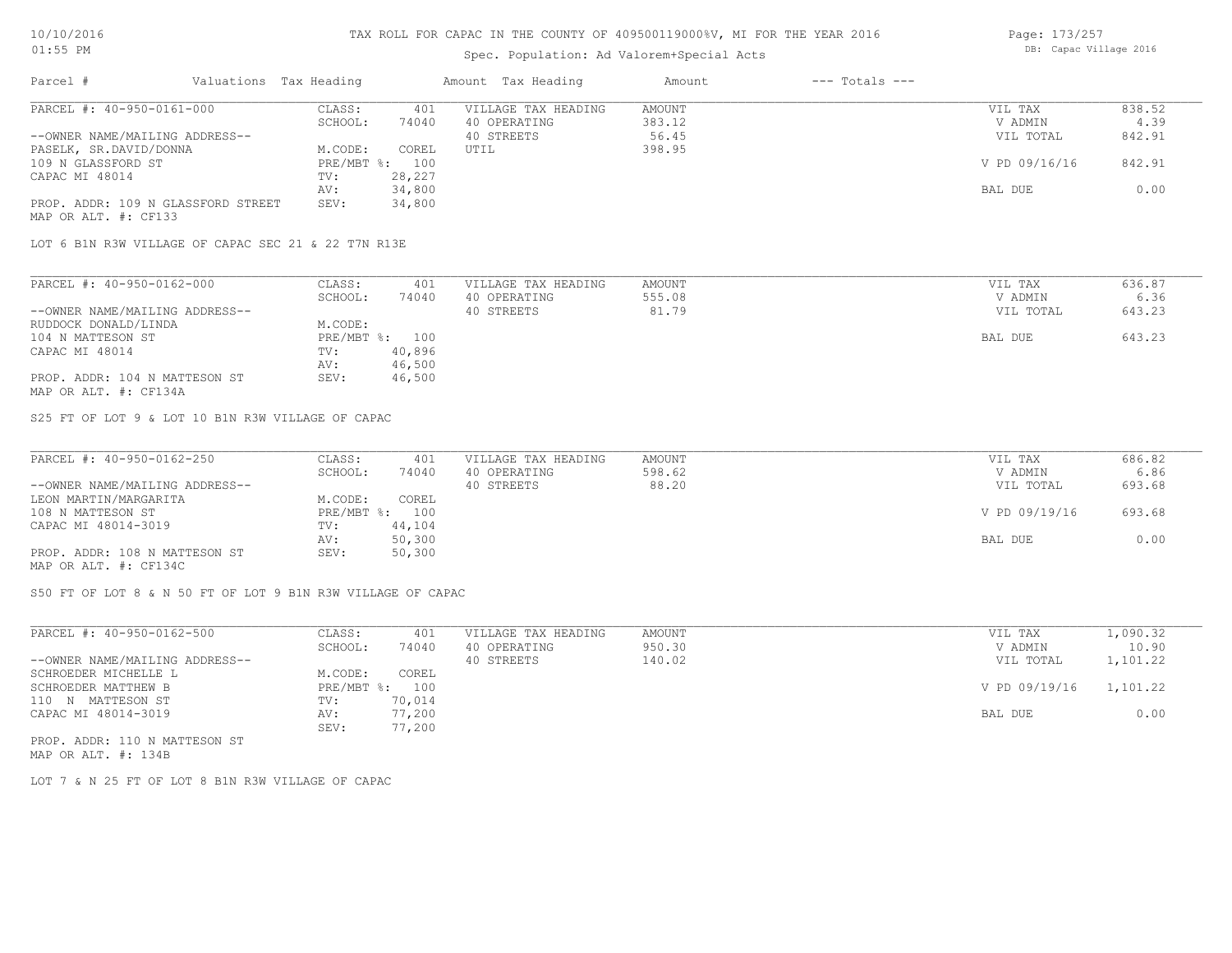TAX ROLL FOR CAPAC IN THE COUNTY OF 409500119000%V, MI FOR THE YEAR 2016

Spec. Population: Ad Valorem+Special Acts

DB: Capac Village 2016

10/10/2016
01:55 PM

| Parcel # | Valuations | Tax Heading | Amount | Tax Heading | Amount | --- Totals --- | |
|---|---|---|---|---|---|---|---|

**PARCEL #: 40-950-0161-000**

| | | | | | |
|---|---|---|---|---|---|
| CLASS: | 401 | VILLAGE TAX HEADING | AMOUNT | VIL TAX | 838.52 |
| SCHOOL: | 74040 | 40 OPERATING | 383.12 | V ADMIN | 4.39 |
| | | 40 STREETS | 56.45 | VIL TOTAL | 842.91 |
| M.CODE: | COREL | UTIL | 398.95 | | |
| PRE/MBT %: | 100 | | | V PD 09/16/16 | 842.91 |
| TV: | 28,227 | | | | |
| AV: | 34,800 | | | BAL DUE | 0.00 |
| SEV: | 34,800 | | | | |

--OWNER NAME/MAILING ADDRESS--
PASELK, SR.DAVID/DONNA
109 N GLASSFORD ST
CAPAC MI 48014

PROP. ADDR: 109 N GLASSFORD STREET
MAP OR ALT. #: CF133

LOT 6 B1N R3W VILLAGE OF CAPAC SEC 21 & 22 T7N R13E

**PARCEL #: 40-950-0162-000**

| | | | | | |
|---|---|---|---|---|---|
| CLASS: | 401 | VILLAGE TAX HEADING | AMOUNT | VIL TAX | 636.87 |
| SCHOOL: | 74040 | 40 OPERATING | 555.08 | V ADMIN | 6.36 |
| | | 40 STREETS | 81.79 | VIL TOTAL | 643.23 |
| M.CODE: | | | | | |
| PRE/MBT %: | 100 | | | BAL DUE | 643.23 |
| TV: | 40,896 | | | | |
| AV: | 46,500 | | | | |
| SEV: | 46,500 | | | | |

--OWNER NAME/MAILING ADDRESS--
RUDDOCK DONALD/LINDA
104 N MATTESON ST
CAPAC MI 48014

PROP. ADDR: 104 N MATTESON ST
MAP OR ALT. #: CF134A

S25 FT OF LOT 9 & LOT 10 B1N R3W VILLAGE OF CAPAC

**PARCEL #: 40-950-0162-250**

| | | | | | |
|---|---|---|---|---|---|
| CLASS: | 401 | VILLAGE TAX HEADING | AMOUNT | VIL TAX | 686.82 |
| SCHOOL: | 74040 | 40 OPERATING | 598.62 | V ADMIN | 6.86 |
| | | 40 STREETS | 88.20 | VIL TOTAL | 693.68 |
| M.CODE: | COREL | | | | |
| PRE/MBT %: | 100 | | | V PD 09/19/16 | 693.68 |
| TV: | 44,104 | | | | |
| AV: | 50,300 | | | BAL DUE | 0.00 |
| SEV: | 50,300 | | | | |

--OWNER NAME/MAILING ADDRESS--
LEON MARTIN/MARGARITA
108 N MATTESON ST
CAPAC MI 48014-3019

PROP. ADDR: 108 N MATTESON ST
MAP OR ALT. #: CF134C

S50 FT OF LOT 8 & N 50 FT OF LOT 9 B1N R3W VILLAGE OF CAPAC

**PARCEL #: 40-950-0162-500**

| | | | | | |
|---|---|---|---|---|---|
| CLASS: | 401 | VILLAGE TAX HEADING | AMOUNT | VIL TAX | 1,090.32 |
| SCHOOL: | 74040 | 40 OPERATING | 950.30 | V ADMIN | 10.90 |
| | | 40 STREETS | 140.02 | VIL TOTAL | 1,101.22 |
| M.CODE: | COREL | | | | |
| PRE/MBT %: | 100 | | | V PD 09/19/16 | 1,101.22 |
| TV: | 70,014 | | | | |
| AV: | 77,200 | | | BAL DUE | 0.00 |
| SEV: | 77,200 | | | | |

--OWNER NAME/MAILING ADDRESS--
SCHROEDER MICHELLE L
SCHROEDER MATTHEW B
110 N MATTESON ST
CAPAC MI 48014-3019

PROP. ADDR: 110 N MATTESON ST
MAP OR ALT. #: 134B

LOT 7 & N 25 FT OF LOT 8 B1N R3W VILLAGE OF CAPAC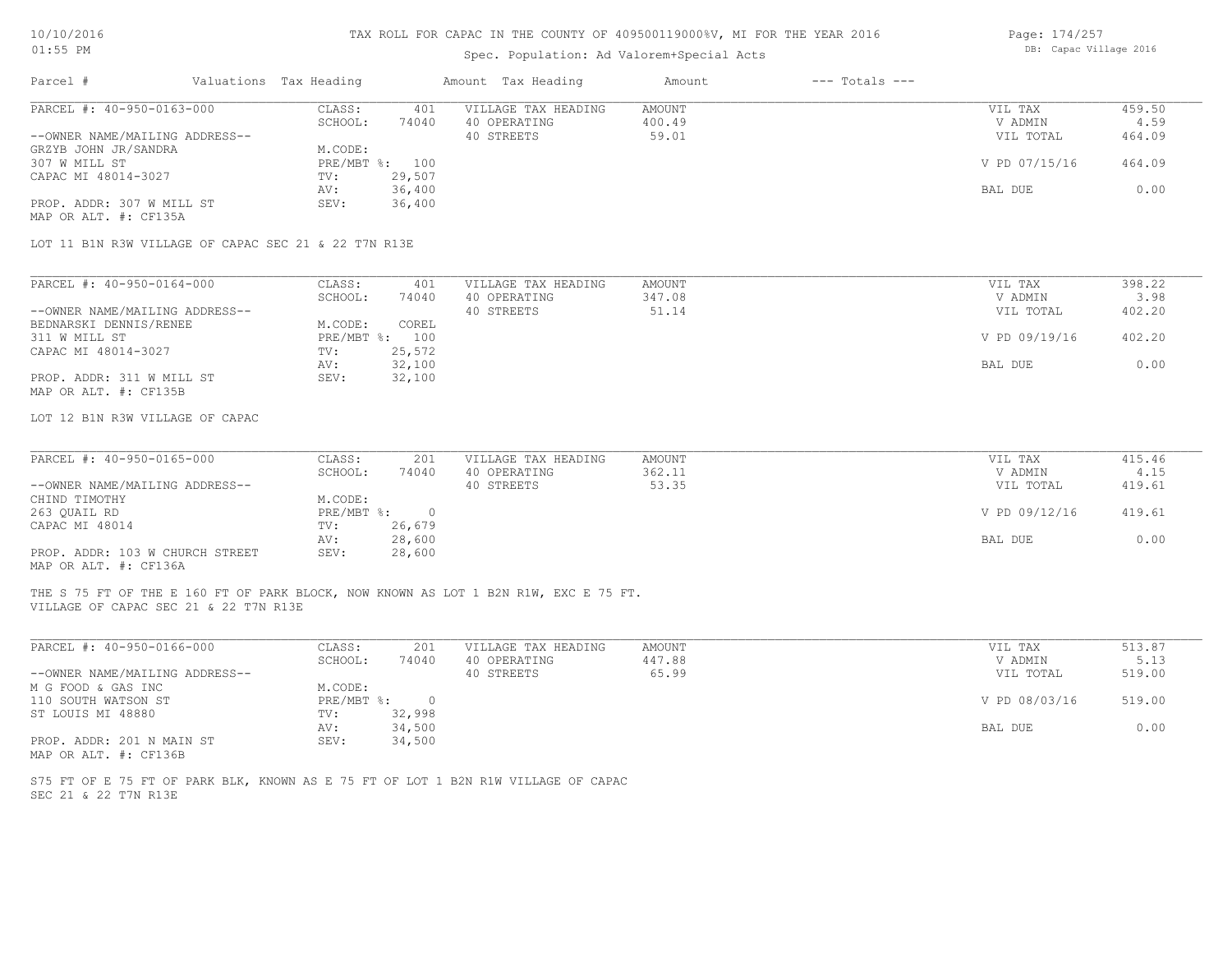TAX ROLL FOR CAPAC IN THE COUNTY OF 409500119000%V, MI FOR THE YEAR 2016

Spec. Population: Ad Valorem+Special Acts

| Parcel # | Valuations | Tax Heading | Amount | Tax Heading | Amount | --- Totals --- | | |
|---|---|---|---|---|---|---|---|---|
| PARCEL #: 40-950-0163-000 | CLASS: | 401 | VILLAGE TAX HEADING | AMOUNT | | VIL TAX | 459.50 |
| | SCHOOL: | 74040 | 40 OPERATING | 400.49 | | V ADMIN | 4.59 |
| --OWNER NAME/MAILING ADDRESS-- | | | 40 STREETS | 59.01 | | VIL TOTAL | 464.09 |
| GRZYB JOHN JR/SANDRA | M.CODE: | | | | | | |
| 307 W MILL ST | PRE/MBT %: | 100 | | | | V PD 07/15/16 | 464.09 |
| CAPAC MI 48014-3027 | TV: | 29,507 | | | | | |
| | AV: | 36,400 | | | | BAL DUE | 0.00 |
| PROP. ADDR: 307 W MILL ST | SEV: | 36,400 | | | | | |
| MAP OR ALT. #: CF135A | | | | | | | |

LOT 11 B1N R3W VILLAGE OF CAPAC SEC 21 & 22 T7N R13E

| Parcel # | Valuations | Tax Heading | Amount | Tax Heading | Amount | --- Totals --- | | |
|---|---|---|---|---|---|---|---|---|
| PARCEL #: 40-950-0164-000 | CLASS: | 401 | VILLAGE TAX HEADING | AMOUNT | | VIL TAX | 398.22 |
| | SCHOOL: | 74040 | 40 OPERATING | 347.08 | | V ADMIN | 3.98 |
| --OWNER NAME/MAILING ADDRESS-- | | | 40 STREETS | 51.14 | | VIL TOTAL | 402.20 |
| BEDNARSKI DENNIS/RENEE | M.CODE: | COREL | | | | | |
| 311 W MILL ST | PRE/MBT %: | 100 | | | | V PD 09/19/16 | 402.20 |
| CAPAC MI 48014-3027 | TV: | 25,572 | | | | | |
| | AV: | 32,100 | | | | BAL DUE | 0.00 |
| PROP. ADDR: 311 W MILL ST | SEV: | 32,100 | | | | | |
| MAP OR ALT. #: CF135B | | | | | | | |

LOT 12 B1N R3W VILLAGE OF CAPAC

| Parcel # | Valuations | Tax Heading | Amount | Tax Heading | Amount | --- Totals --- | | |
|---|---|---|---|---|---|---|---|---|
| PARCEL #: 40-950-0165-000 | CLASS: | 201 | VILLAGE TAX HEADING | AMOUNT | | VIL TAX | 415.46 |
| | SCHOOL: | 74040 | 40 OPERATING | 362.11 | | V ADMIN | 4.15 |
| --OWNER NAME/MAILING ADDRESS-- | | | 40 STREETS | 53.35 | | VIL TOTAL | 419.61 |
| CHIND TIMOTHY | M.CODE: | | | | | | |
| 263 QUAIL RD | PRE/MBT %: | 0 | | | | V PD 09/12/16 | 419.61 |
| CAPAC MI 48014 | TV: | 26,679 | | | | | |
| | AV: | 28,600 | | | | BAL DUE | 0.00 |
| PROP. ADDR: 103 W CHURCH STREET | SEV: | 28,600 | | | | | |
| MAP OR ALT. #: CF136A | | | | | | | |

THE S 75 FT OF THE E 160 FT OF PARK BLOCK, NOW KNOWN AS LOT 1 B2N R1W, EXC E 75 FT.
VILLAGE OF CAPAC SEC 21 & 22 T7N R13E

| Parcel # | Valuations | Tax Heading | Amount | Tax Heading | Amount | --- Totals --- | | |
|---|---|---|---|---|---|---|---|---|
| PARCEL #: 40-950-0166-000 | CLASS: | 201 | VILLAGE TAX HEADING | AMOUNT | | VIL TAX | 513.87 |
| | SCHOOL: | 74040 | 40 OPERATING | 447.88 | | V ADMIN | 5.13 |
| --OWNER NAME/MAILING ADDRESS-- | | | 40 STREETS | 65.99 | | VIL TOTAL | 519.00 |
| M G FOOD & GAS INC | M.CODE: | | | | | | |
| 110 SOUTH WATSON ST | PRE/MBT %: | 0 | | | | V PD 08/03/16 | 519.00 |
| ST LOUIS MI 48880 | TV: | 32,998 | | | | | |
| | AV: | 34,500 | | | | BAL DUE | 0.00 |
| PROP. ADDR: 201 N MAIN ST | SEV: | 34,500 | | | | | |
| MAP OR ALT. #: CF136B | | | | | | | |

S75 FT OF E 75 FT OF PARK BLK, KNOWN AS E 75 FT OF LOT 1 B2N R1W VILLAGE OF CAPAC
SEC 21 & 22 T7N R13E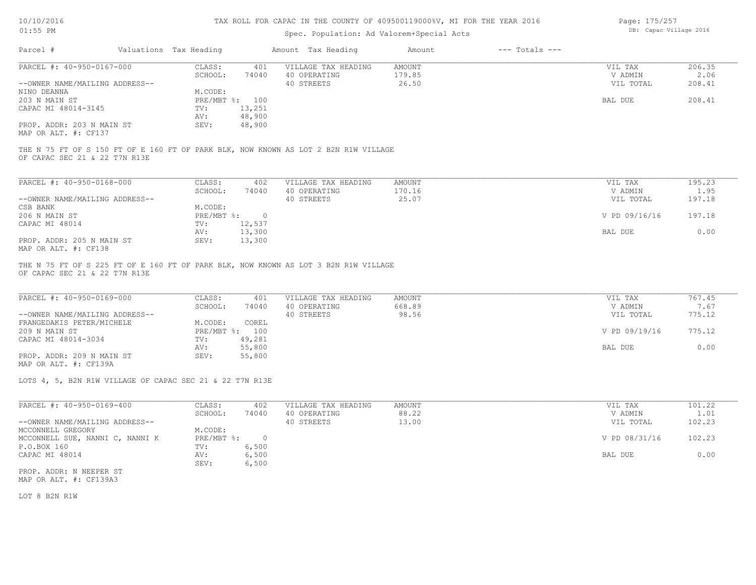TAX ROLL FOR CAPAC IN THE COUNTY OF 409500119000%V, MI FOR THE YEAR 2016

Spec. Population: Ad Valorem+Special Acts

| Parcel # | Valuations | Tax Heading | Amount | Tax Heading | Amount | --- Totals --- | | |
|---|---|---|---|---|---|---|---|---|
| PARCEL #: 40-950-0167-000 | CLASS: | 401 | VILLAGE TAX HEADING | AMOUNT | | VIL TAX | 206.35 |
| | SCHOOL: | 74040 | 40 OPERATING | 179.85 | | V ADMIN | 2.06 |
| --OWNER NAME/MAILING ADDRESS-- | | | 40 STREETS | 26.50 | | VIL TOTAL | 208.41 |
| NINO DEANNA | M.CODE: | | | | | | |
| 203 N MAIN ST | PRE/MBT %: | 100 | | | | BAL DUE | 208.41 |
| CAPAC MI 48014-3145 | TV: | 13,251 | | | | | |
| | AV: | 48,900 | | | | | |
| PROP. ADDR: 203 N MAIN ST | SEV: | 48,900 | | | | | |
| MAP OR ALT. #: CF137 | | | | | | | |

THE N 75 FT OF S 150 FT OF E 160 FT OF PARK BLK, NOW KNOWN AS LOT 2 B2N R1W VILLAGE OF CAPAC SEC 21 & 22 T7N R13E

| Parcel # | Valuations | Tax Heading | Amount | Tax Heading | Amount | --- Totals --- | |
|---|---|---|---|---|---|---|---|
| PARCEL #: 40-950-0168-000 | CLASS: | 402 | VILLAGE TAX HEADING | AMOUNT | | VIL TAX | 195.23 |
| | SCHOOL: | 74040 | 40 OPERATING | 170.16 | | V ADMIN | 1.95 |
| --OWNER NAME/MAILING ADDRESS-- | | | 40 STREETS | 25.07 | | VIL TOTAL | 197.18 |
| CSB BANK | M.CODE: | | | | | | |
| 206 N MAIN ST | PRE/MBT %: | 0 | | | | V PD 09/16/16 | 197.18 |
| CAPAC MI 48014 | TV: | 12,537 | | | | | |
| | AV: | 13,300 | | | | BAL DUE | 0.00 |
| PROP. ADDR: 205 N MAIN ST | SEV: | 13,300 | | | | | |
| MAP OR ALT. #: CF138 | | | | | | | |

THE N 75 FT OF S 225 FT OF E 160 FT OF PARK BLK, NOW KNOWN AS LOT 3 B2N R1W VILLAGE OF CAPAC SEC 21 & 22 T7N R13E

| Parcel # | Valuations | Tax Heading | Amount | Tax Heading | Amount | --- Totals --- | |
|---|---|---|---|---|---|---|---|
| PARCEL #: 40-950-0169-000 | CLASS: | 401 | VILLAGE TAX HEADING | AMOUNT | | VIL TAX | 767.45 |
| | SCHOOL: | 74040 | 40 OPERATING | 668.89 | | V ADMIN | 7.67 |
| --OWNER NAME/MAILING ADDRESS-- | | | 40 STREETS | 98.56 | | VIL TOTAL | 775.12 |
| FRANGEDAKIS PETER/MICHELE | M.CODE: | COREL | | | | | |
| 209 N MAIN ST | PRE/MBT %: | 100 | | | | V PD 09/19/16 | 775.12 |
| CAPAC MI 48014-3034 | TV: | 49,281 | | | | | |
| | AV: | 55,800 | | | | BAL DUE | 0.00 |
| PROP. ADDR: 209 N MAIN ST | SEV: | 55,800 | | | | | |
| MAP OR ALT. #: CF139A | | | | | | | |

LOTS 4, 5, B2N R1W VILLAGE OF CAPAC SEC 21 & 22 T7N R13E

| Parcel # | Valuations | Tax Heading | Amount | Tax Heading | Amount | --- Totals --- | |
|---|---|---|---|---|---|---|---|
| PARCEL #: 40-950-0169-400 | CLASS: | 402 | VILLAGE TAX HEADING | AMOUNT | | VIL TAX | 101.22 |
| | SCHOOL: | 74040 | 40 OPERATING | 88.22 | | V ADMIN | 1.01 |
| --OWNER NAME/MAILING ADDRESS-- | | | 40 STREETS | 13.00 | | VIL TOTAL | 102.23 |
| MCCONNELL GREGORY | M.CODE: | | | | | | |
| MCCONNELL SUE, NANNI C, NANNI K | PRE/MBT %: | 0 | | | | V PD 08/31/16 | 102.23 |
| P.O.BOX 160 | TV: | 6,500 | | | | | |
| CAPAC MI 48014 | AV: | 6,500 | | | | BAL DUE | 0.00 |
| | SEV: | 6,500 | | | | | |
| PROP. ADDR: N NEEPER ST | | | | | | | |
| MAP OR ALT. #: CF139A3 | | | | | | | |

LOT 8 B2N R1W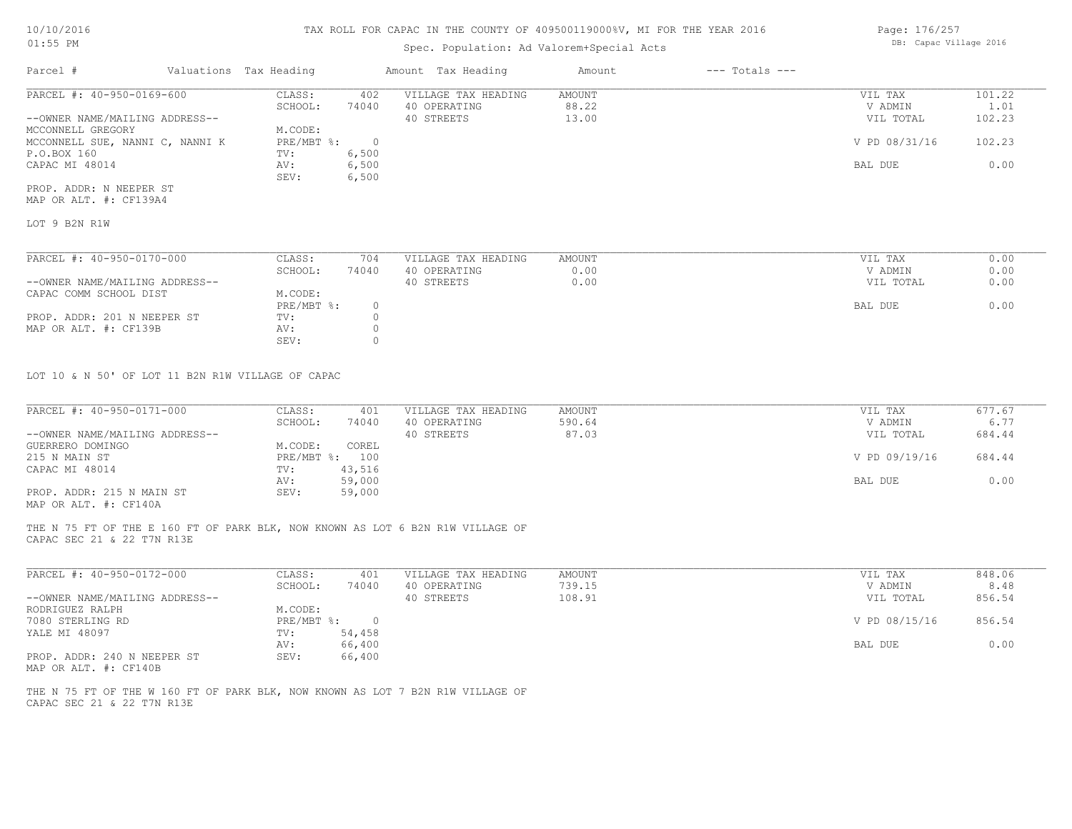# TAX ROLL FOR CAPAC IN THE COUNTY OF 409500119000%V, MI FOR THE YEAR 2016

Spec. Population: Ad Valorem+Special Acts

| Parcel # | Valuations | Tax Heading | Amount | Tax Heading | Amount | --- Totals --- | |
|---|---|---|---|---|---|---|---|

---

PARCEL #: 40-950-0169-600

| | | | | | | |
|---|---|---|---|---|---|---|
| --OWNER NAME/MAILING ADDRESS-- | CLASS: | 402 | VILLAGE TAX HEADING | AMOUNT | VIL TAX | 101.22 |
| MCCONNELL GREGORY | SCHOOL: | 74040 | 40 OPERATING | 88.22 | V ADMIN | 1.01 |
| MCCONNELL SUE, NANNI C, NANNI K | M.CODE: | | 40 STREETS | 13.00 | VIL TOTAL | 102.23 |
| P.O.BOX 160 | PRE/MBT %: | 0 | | | V PD 08/31/16 | 102.23 |
| CAPAC MI 48014 | TV: | 6,500 | | | | |
| | AV: | 6,500 | | | BAL DUE | 0.00 |
| | SEV: | 6,500 | | | | |

PROP. ADDR: N NEEPER ST
MAP OR ALT. #: CF139A4

LOT 9 B2N R1W

---

PARCEL #: 40-950-0170-000

| | | | | | | |
|---|---|---|---|---|---|---|
| --OWNER NAME/MAILING ADDRESS-- | CLASS: | 704 | VILLAGE TAX HEADING | AMOUNT | VIL TAX | 0.00 |
| CAPAC COMM SCHOOL DIST | SCHOOL: | 74040 | 40 OPERATING | 0.00 | V ADMIN | 0.00 |
| | M.CODE: | | 40 STREETS | 0.00 | VIL TOTAL | 0.00 |
| | PRE/MBT %: | 0 | | | BAL DUE | 0.00 |
| | TV: | 0 | | | | |
| | AV: | 0 | | | | |
| | SEV: | 0 | | | | |

PROP. ADDR: 201 N NEEPER ST
MAP OR ALT. #: CF139B

LOT 10 & N 50' OF LOT 11 B2N R1W VILLAGE OF CAPAC

---

PARCEL #: 40-950-0171-000

| | | | | | | |
|---|---|---|---|---|---|---|
| --OWNER NAME/MAILING ADDRESS-- | CLASS: | 401 | VILLAGE TAX HEADING | AMOUNT | VIL TAX | 677.67 |
| GUERRERO DOMINGO | SCHOOL: | 74040 | 40 OPERATING | 590.64 | V ADMIN | 6.77 |
| 215 N MAIN ST | M.CODE: | COREL | 40 STREETS | 87.03 | VIL TOTAL | 684.44 |
| CAPAC MI 48014 | PRE/MBT %: | 100 | | | V PD 09/19/16 | 684.44 |
| | TV: | 43,516 | | | | |
| | AV: | 59,000 | | | BAL DUE | 0.00 |
| | SEV: | 59,000 | | | | |

PROP. ADDR: 215 N MAIN ST
MAP OR ALT. #: CF140A

THE N 75 FT OF THE E 160 FT OF PARK BLK, NOW KNOWN AS LOT 6 B2N R1W VILLAGE OF CAPAC SEC 21 & 22 T7N R13E

---

PARCEL #: 40-950-0172-000

| | | | | | | |
|---|---|---|---|---|---|---|
| --OWNER NAME/MAILING ADDRESS-- | CLASS: | 401 | VILLAGE TAX HEADING | AMOUNT | VIL TAX | 848.06 |
| RODRIGUEZ RALPH | SCHOOL: | 74040 | 40 OPERATING | 739.15 | V ADMIN | 8.48 |
| 7080 STERLING RD | M.CODE: | | 40 STREETS | 108.91 | VIL TOTAL | 856.54 |
| YALE MI 48097 | PRE/MBT %: | 0 | | | V PD 08/15/16 | 856.54 |
| | TV: | 54,458 | | | | |
| | AV: | 66,400 | | | BAL DUE | 0.00 |
| | SEV: | 66,400 | | | | |

PROP. ADDR: 240 N NEEPER ST
MAP OR ALT. #: CF140B

THE N 75 FT OF THE W 160 FT OF PARK BLK, NOW KNOWN AS LOT 7 B2N R1W VILLAGE OF CAPAC SEC 21 & 22 T7N R13E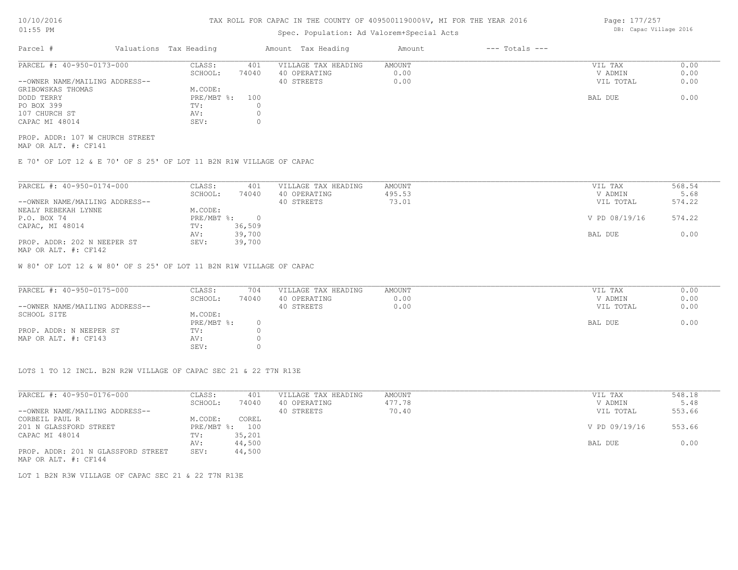# TAX ROLL FOR CAPAC IN THE COUNTY OF 409500119000%V, MI FOR THE YEAR 2016

Spec. Population: Ad Valorem+Special Acts

DB: Capac Village 2016

10/10/2016
01:55 PM

| Parcel # | Valuations | Tax Heading | Amount | Tax Heading | Amount | --- Totals --- | |
|---|---|---|---|---|---|---|---|

---

PARCEL #: 40-950-0173-000

| | | | | | |
|---|---|---|---|---|---|
| CLASS: | 401 | VILLAGE TAX HEADING | AMOUNT | VIL TAX | 0.00 |
| SCHOOL: | 74040 | 40 OPERATING | 0.00 | V ADMIN | 0.00 |
| | | 40 STREETS | 0.00 | VIL TOTAL | 0.00 |
| M.CODE: | | | | | |
| PRE/MBT %: | 100 | | | BAL DUE | 0.00 |
| TV: | 0 | | | | |
| AV: | 0 | | | | |
| SEV: | 0 | | | | |

--OWNER NAME/MAILING ADDRESS--
GRIBOWSKAS THOMAS
DODD TERRY
PO BOX 399
107 CHURCH ST
CAPAC MI 48014

PROP. ADDR: 107 W CHURCH STREET
MAP OR ALT. #: CF141

E 70' OF LOT 12 & E 70' OF S 25' OF LOT 11 B2N R1W VILLAGE OF CAPAC

---

PARCEL #: 40-950-0174-000

| | | | | | |
|---|---|---|---|---|---|
| CLASS: | 401 | VILLAGE TAX HEADING | AMOUNT | VIL TAX | 568.54 |
| SCHOOL: | 74040 | 40 OPERATING | 495.53 | V ADMIN | 5.68 |
| | | 40 STREETS | 73.01 | VIL TOTAL | 574.22 |
| M.CODE: | | | | | |
| PRE/MBT %: | 0 | | | V PD 08/19/16 | 574.22 |
| TV: | 36,509 | | | | |
| AV: | 39,700 | | | BAL DUE | 0.00 |
| SEV: | 39,700 | | | | |

--OWNER NAME/MAILING ADDRESS--
NEALY REBEKAH LYNNE
P.O. BOX 74
CAPAC, MI 48014

PROP. ADDR: 202 N NEEPER ST
MAP OR ALT. #: CF142

W 80' OF LOT 12 & W 80' OF S 25' OF LOT 11 B2N R1W VILLAGE OF CAPAC

---

PARCEL #: 40-950-0175-000

| | | | | | |
|---|---|---|---|---|---|
| CLASS: | 704 | VILLAGE TAX HEADING | AMOUNT | VIL TAX | 0.00 |
| SCHOOL: | 74040 | 40 OPERATING | 0.00 | V ADMIN | 0.00 |
| | | 40 STREETS | 0.00 | VIL TOTAL | 0.00 |
| M.CODE: | | | | | |
| PRE/MBT %: | 0 | | | BAL DUE | 0.00 |
| TV: | 0 | | | | |
| AV: | 0 | | | | |
| SEV: | 0 | | | | |

--OWNER NAME/MAILING ADDRESS--
SCHOOL SITE

PROP. ADDR: N NEEPER ST
MAP OR ALT. #: CF143

LOTS 1 TO 12 INCL. B2N R2W VILLAGE OF CAPAC SEC 21 & 22 T7N R13E

---

PARCEL #: 40-950-0176-000

| | | | | | |
|---|---|---|---|---|---|
| CLASS: | 401 | VILLAGE TAX HEADING | AMOUNT | VIL TAX | 548.18 |
| SCHOOL: | 74040 | 40 OPERATING | 477.78 | V ADMIN | 5.48 |
| | | 40 STREETS | 70.40 | VIL TOTAL | 553.66 |
| M.CODE: | COREL | | | | |
| PRE/MBT %: | 100 | | | V PD 09/19/16 | 553.66 |
| TV: | 35,201 | | | | |
| AV: | 44,500 | | | BAL DUE | 0.00 |
| SEV: | 44,500 | | | | |

--OWNER NAME/MAILING ADDRESS--
CORBEIL PAUL R
201 N GLASSFORD STREET
CAPAC MI 48014

PROP. ADDR: 201 N GLASSFORD STREET
MAP OR ALT. #: CF144

LOT 1 B2N R3W VILLAGE OF CAPAC SEC 21 & 22 T7N R13E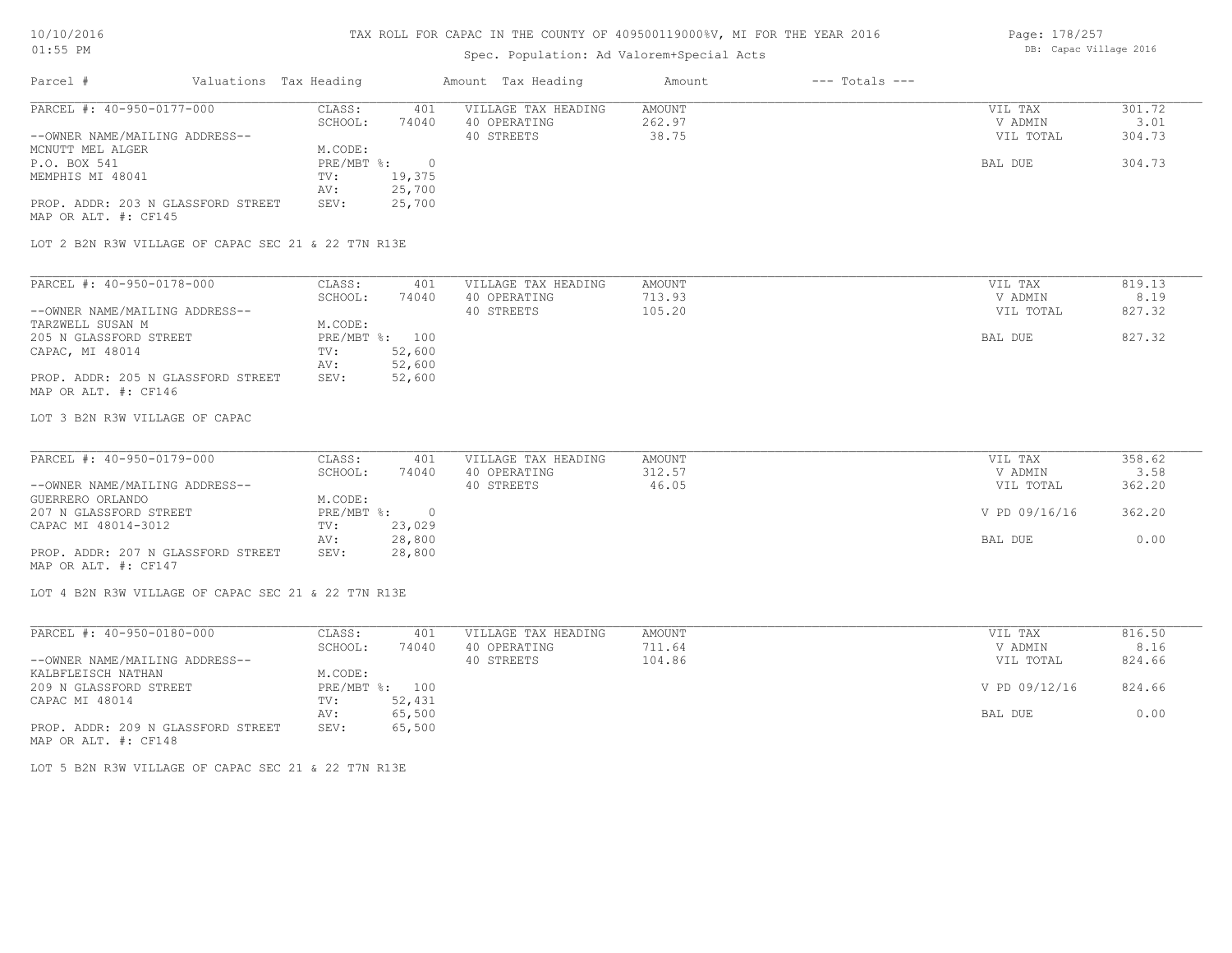TAX ROLL FOR CAPAC IN THE COUNTY OF 409500119000%V, MI FOR THE YEAR 2016

Spec. Population: Ad Valorem+Special Acts

DB: Capac Village 2016

10/10/2016
01:55 PM

| Parcel # | Valuations | Tax Heading | Amount | Tax Heading | Amount | --- Totals --- | |
|---|---|---|---|---|---|---|---|

**PARCEL #: 40-950-0177-000**

| | | | | | | |
|---|---|---|---|---|---|---|
| --OWNER NAME/MAILING ADDRESS-- | CLASS: | 401 | VILLAGE TAX HEADING | AMOUNT | VIL TAX | 301.72 |
| MCNUTT MEL ALGER | SCHOOL: | 74040 | 40 OPERATING | 262.97 | V ADMIN | 3.01 |
| P.O. BOX 541 | M.CODE: | | 40 STREETS | 38.75 | VIL TOTAL | 304.73 |
| MEMPHIS MI 48041 | PRE/MBT %: | 0 | | | BAL DUE | 304.73 |
| | TV: | 19,375 | | | | |
| | AV: | 25,700 | | | | |
| PROP. ADDR: 203 N GLASSFORD STREET | SEV: | 25,700 | | | | |

MAP OR ALT. #: CF145

LOT 2 B2N R3W VILLAGE OF CAPAC SEC 21 & 22 T7N R13E

**PARCEL #: 40-950-0178-000**

| | | | | | | |
|---|---|---|---|---|---|---|
| --OWNER NAME/MAILING ADDRESS-- | CLASS: | 401 | VILLAGE TAX HEADING | AMOUNT | VIL TAX | 819.13 |
| TARZWELL SUSAN M | SCHOOL: | 74040 | 40 OPERATING | 713.93 | V ADMIN | 8.19 |
| 205 N GLASSFORD STREET | M.CODE: | | 40 STREETS | 105.20 | VIL TOTAL | 827.32 |
| CAPAC, MI 48014 | PRE/MBT %: | 100 | | | BAL DUE | 827.32 |
| | TV: | 52,600 | | | | |
| | AV: | 52,600 | | | | |
| PROP. ADDR: 205 N GLASSFORD STREET | SEV: | 52,600 | | | | |

MAP OR ALT. #: CF146

LOT 3 B2N R3W VILLAGE OF CAPAC

**PARCEL #: 40-950-0179-000**

| | | | | | | |
|---|---|---|---|---|---|---|
| --OWNER NAME/MAILING ADDRESS-- | CLASS: | 401 | VILLAGE TAX HEADING | AMOUNT | VIL TAX | 358.62 |
| GUERRERO ORLANDO | SCHOOL: | 74040 | 40 OPERATING | 312.57 | V ADMIN | 3.58 |
| 207 N GLASSFORD STREET | M.CODE: | | 40 STREETS | 46.05 | VIL TOTAL | 362.20 |
| CAPAC MI 48014-3012 | PRE/MBT %: | 0 | | | V PD 09/16/16 | 362.20 |
| | TV: | 23,029 | | | | |
| | AV: | 28,800 | | | BAL DUE | 0.00 |
| PROP. ADDR: 207 N GLASSFORD STREET | SEV: | 28,800 | | | | |

MAP OR ALT. #: CF147

LOT 4 B2N R3W VILLAGE OF CAPAC SEC 21 & 22 T7N R13E

**PARCEL #: 40-950-0180-000**

| | | | | | | |
|---|---|---|---|---|---|---|
| --OWNER NAME/MAILING ADDRESS-- | CLASS: | 401 | VILLAGE TAX HEADING | AMOUNT | VIL TAX | 816.50 |
| KALBFLEISCH NATHAN | SCHOOL: | 74040 | 40 OPERATING | 711.64 | V ADMIN | 8.16 |
| 209 N GLASSFORD STREET | M.CODE: | | 40 STREETS | 104.86 | VIL TOTAL | 824.66 |
| CAPAC MI 48014 | PRE/MBT %: | 100 | | | V PD 09/12/16 | 824.66 |
| | TV: | 52,431 | | | | |
| | AV: | 65,500 | | | BAL DUE | 0.00 |
| PROP. ADDR: 209 N GLASSFORD STREET | SEV: | 65,500 | | | | |

MAP OR ALT. #: CF148

LOT 5 B2N R3W VILLAGE OF CAPAC SEC 21 & 22 T7N R13E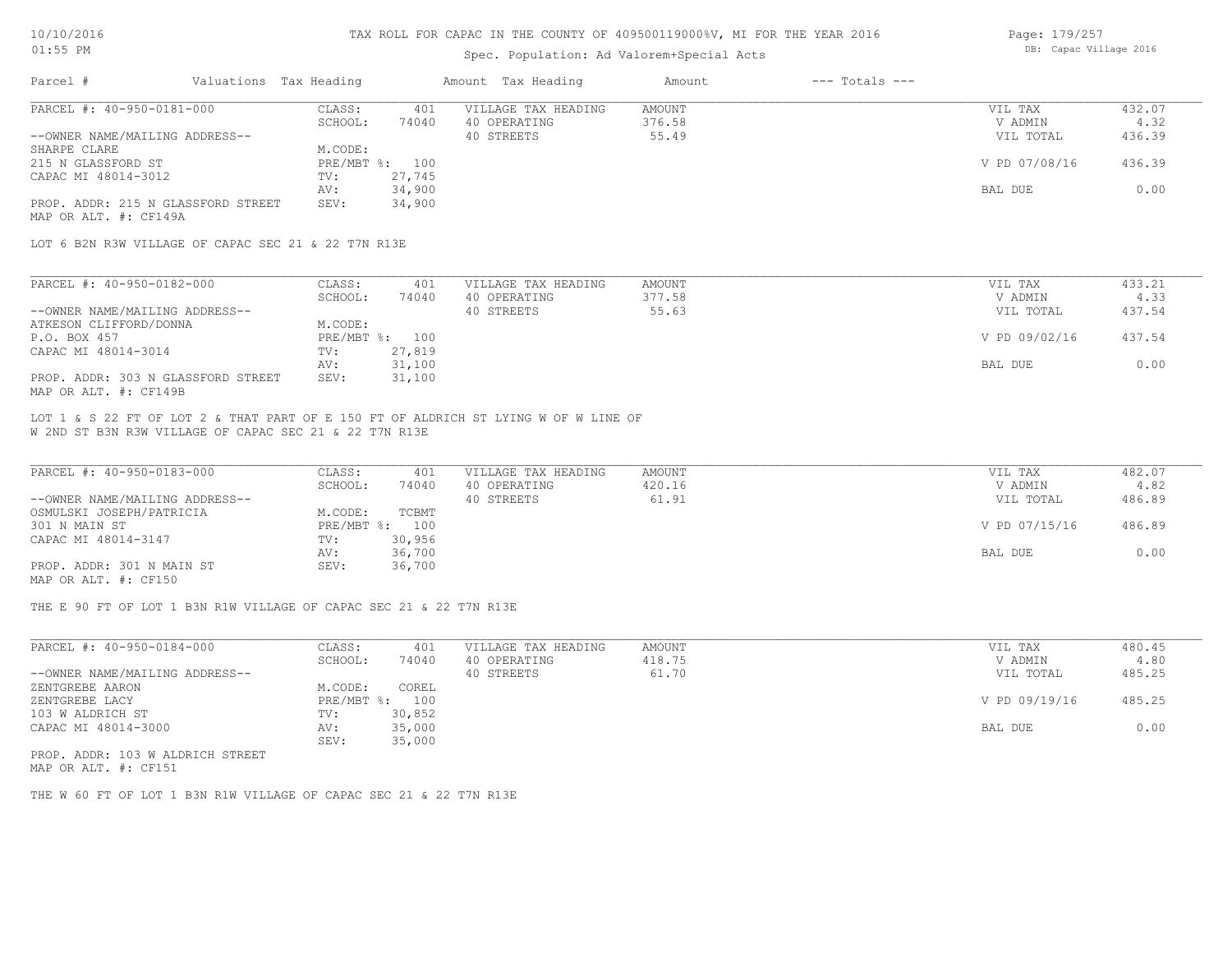Spec. Population: Ad Valorem+Special Acts

| Parcel # | Valuations | Tax Heading | Amount | Tax Heading | Amount | --- Totals --- | |
|---|---|---|---|---|---|---|---|

PARCEL #: 40-950-0181-000

| | | | | | |
|---|---|---|---|---|---|
| CLASS: | 401 | VILLAGE TAX HEADING | AMOUNT | VIL TAX | 432.07 |
| SCHOOL: | 74040 | 40 OPERATING | 376.58 | V ADMIN | 4.32 |
| | | 40 STREETS | 55.49 | VIL TOTAL | 436.39 |
| M.CODE: | | | | | |
| PRE/MBT %: | 100 | | | V PD 07/08/16 | 436.39 |
| TV: | 27,745 | | | | |
| AV: | 34,900 | | | BAL DUE | 0.00 |
| SEV: | 34,900 | | | | |

--OWNER NAME/MAILING ADDRESS--
SHARPE CLARE
215 N GLASSFORD ST
CAPAC MI 48014-3012

PROP. ADDR: 215 N GLASSFORD STREET
MAP OR ALT. #: CF149A

LOT 6 B2N R3W VILLAGE OF CAPAC SEC 21 & 22 T7N R13E

PARCEL #: 40-950-0182-000

| | | | | | |
|---|---|---|---|---|---|
| CLASS: | 401 | VILLAGE TAX HEADING | AMOUNT | VIL TAX | 433.21 |
| SCHOOL: | 74040 | 40 OPERATING | 377.58 | V ADMIN | 4.33 |
| | | 40 STREETS | 55.63 | VIL TOTAL | 437.54 |
| M.CODE: | | | | | |
| PRE/MBT %: | 100 | | | V PD 09/02/16 | 437.54 |
| TV: | 27,819 | | | | |
| AV: | 31,100 | | | BAL DUE | 0.00 |
| SEV: | 31,100 | | | | |

--OWNER NAME/MAILING ADDRESS--
ATKESON CLIFFORD/DONNA
P.O. BOX 457
CAPAC MI 48014-3014

PROP. ADDR: 303 N GLASSFORD STREET
MAP OR ALT. #: CF149B

LOT 1 & S 22 FT OF LOT 2 & THAT PART OF E 150 FT OF ALDRICH ST LYING W OF W LINE OF W 2ND ST B3N R3W VILLAGE OF CAPAC SEC 21 & 22 T7N R13E

PARCEL #: 40-950-0183-000

| | | | | | |
|---|---|---|---|---|---|
| CLASS: | 401 | VILLAGE TAX HEADING | AMOUNT | VIL TAX | 482.07 |
| SCHOOL: | 74040 | 40 OPERATING | 420.16 | V ADMIN | 4.82 |
| | | 40 STREETS | 61.91 | VIL TOTAL | 486.89 |
| M.CODE: | TCBMT | | | | |
| PRE/MBT %: | 100 | | | V PD 07/15/16 | 486.89 |
| TV: | 30,956 | | | | |
| AV: | 36,700 | | | BAL DUE | 0.00 |
| SEV: | 36,700 | | | | |

--OWNER NAME/MAILING ADDRESS--
OSMULSKI JOSEPH/PATRICIA
301 N MAIN ST
CAPAC MI 48014-3147

PROP. ADDR: 301 N MAIN ST
MAP OR ALT. #: CF150

THE E 90 FT OF LOT 1 B3N R1W VILLAGE OF CAPAC SEC 21 & 22 T7N R13E

PARCEL #: 40-950-0184-000

| | | | | | |
|---|---|---|---|---|---|
| CLASS: | 401 | VILLAGE TAX HEADING | AMOUNT | VIL TAX | 480.45 |
| SCHOOL: | 74040 | 40 OPERATING | 418.75 | V ADMIN | 4.80 |
| | | 40 STREETS | 61.70 | VIL TOTAL | 485.25 |
| M.CODE: | COREL | | | | |
| PRE/MBT %: | 100 | | | V PD 09/19/16 | 485.25 |
| TV: | 30,852 | | | | |
| AV: | 35,000 | | | BAL DUE | 0.00 |
| SEV: | 35,000 | | | | |

--OWNER NAME/MAILING ADDRESS--
ZENTGREBE AARON
ZENTGREBE LACY
103 W ALDRICH ST
CAPAC MI 48014-3000

PROP. ADDR: 103 W ALDRICH STREET
MAP OR ALT. #: CF151

THE W 60 FT OF LOT 1 B3N R1W VILLAGE OF CAPAC SEC 21 & 22 T7N R13E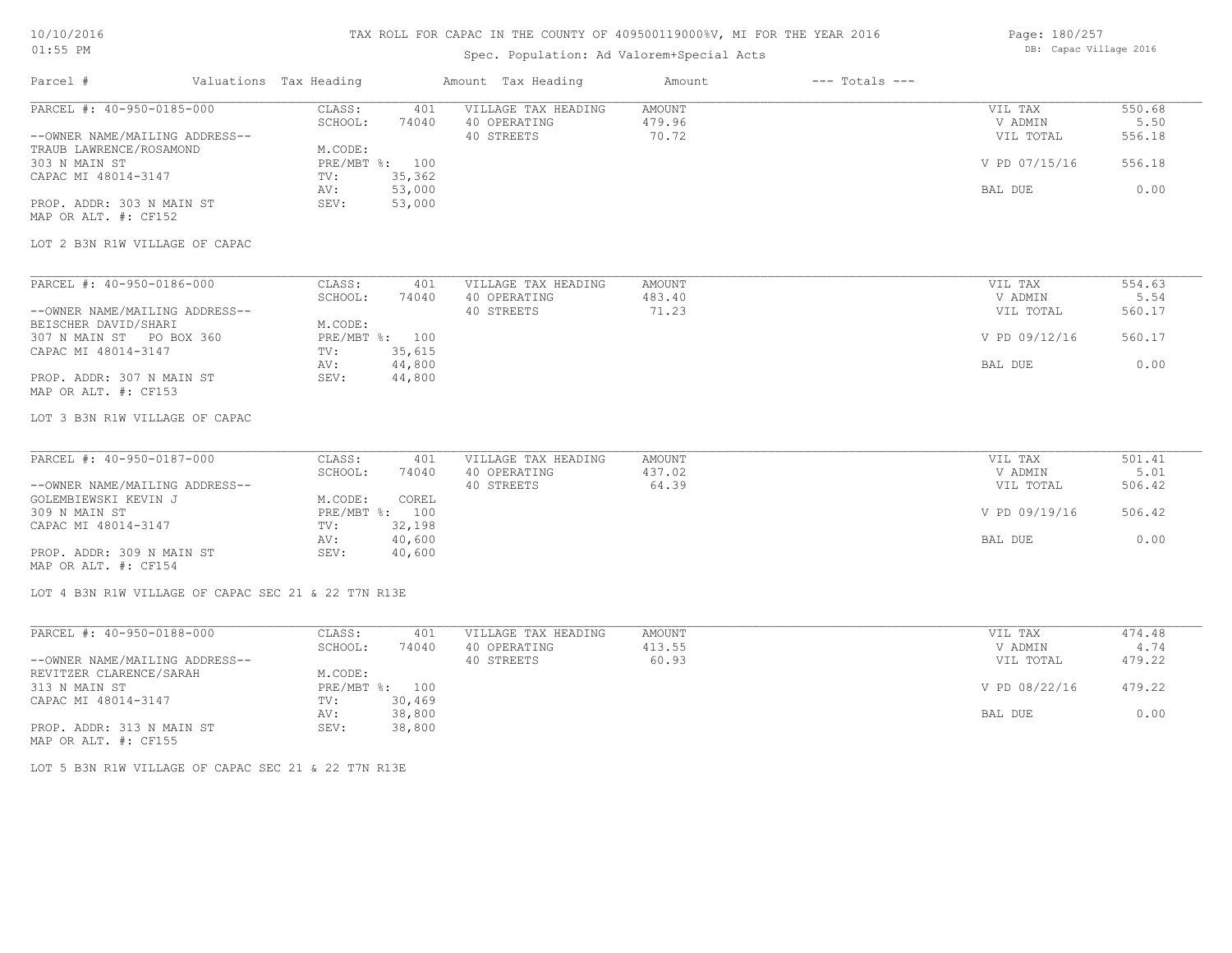TAX ROLL FOR CAPAC IN THE COUNTY OF 409500119000%V, MI FOR THE YEAR 2016

Spec. Population: Ad Valorem+Special Acts

| Parcel # | Valuations | Tax Heading | Amount | Tax Heading | Amount | --- Totals --- | |
|---|---|---|---|---|---|---|---|
| PARCEL #: 40-950-0185-000 | CLASS: | 401 | VILLAGE TAX HEADING | AMOUNT | | VIL TAX | 550.68 |
| | SCHOOL: | 74040 | 40 OPERATING | 479.96 | | V ADMIN | 5.50 |
| --OWNER NAME/MAILING ADDRESS-- | | | 40 STREETS | 70.72 | | VIL TOTAL | 556.18 |
| TRAUB LAWRENCE/ROSAMOND | M.CODE: | | | | | | |
| 303 N MAIN ST | PRE/MBT %: | 100 | | | | V PD 07/15/16 | 556.18 |
| CAPAC MI 48014-3147 | TV: | 35,362 | | | | | |
| | AV: | 53,000 | | | | BAL DUE | 0.00 |
| PROP. ADDR: 303 N MAIN ST | SEV: | 53,000 | | | | | |
| MAP OR ALT. #: CF152 | | | | | | | |

LOT 2 B3N R1W VILLAGE OF CAPAC

| Parcel # | Valuations | Tax Heading | Amount | Tax Heading | Amount | --- Totals --- | |
|---|---|---|---|---|---|---|---|
| PARCEL #: 40-950-0186-000 | CLASS: | 401 | VILLAGE TAX HEADING | AMOUNT | | VIL TAX | 554.63 |
| | SCHOOL: | 74040 | 40 OPERATING | 483.40 | | V ADMIN | 5.54 |
| --OWNER NAME/MAILING ADDRESS-- | | | 40 STREETS | 71.23 | | VIL TOTAL | 560.17 |
| BEISCHER DAVID/SHARI | M.CODE: | | | | | | |
| 307 N MAIN ST PO BOX 360 | PRE/MBT %: | 100 | | | | V PD 09/12/16 | 560.17 |
| CAPAC MI 48014-3147 | TV: | 35,615 | | | | | |
| | AV: | 44,800 | | | | BAL DUE | 0.00 |
| PROP. ADDR: 307 N MAIN ST | SEV: | 44,800 | | | | | |
| MAP OR ALT. #: CF153 | | | | | | | |

LOT 3 B3N R1W VILLAGE OF CAPAC

| Parcel # | Valuations | Tax Heading | Amount | Tax Heading | Amount | --- Totals --- | |
|---|---|---|---|---|---|---|---|
| PARCEL #: 40-950-0187-000 | CLASS: | 401 | VILLAGE TAX HEADING | AMOUNT | | VIL TAX | 501.41 |
| | SCHOOL: | 74040 | 40 OPERATING | 437.02 | | V ADMIN | 5.01 |
| --OWNER NAME/MAILING ADDRESS-- | | | 40 STREETS | 64.39 | | VIL TOTAL | 506.42 |
| GOLEMBIEWSKI KEVIN J | M.CODE: | COREL | | | | | |
| 309 N MAIN ST | PRE/MBT %: | 100 | | | | V PD 09/19/16 | 506.42 |
| CAPAC MI 48014-3147 | TV: | 32,198 | | | | | |
| | AV: | 40,600 | | | | BAL DUE | 0.00 |
| PROP. ADDR: 309 N MAIN ST | SEV: | 40,600 | | | | | |
| MAP OR ALT. #: CF154 | | | | | | | |

LOT 4 B3N R1W VILLAGE OF CAPAC SEC 21 & 22 T7N R13E

| Parcel # | Valuations | Tax Heading | Amount | Tax Heading | Amount | --- Totals --- | |
|---|---|---|---|---|---|---|---|
| PARCEL #: 40-950-0188-000 | CLASS: | 401 | VILLAGE TAX HEADING | AMOUNT | | VIL TAX | 474.48 |
| | SCHOOL: | 74040 | 40 OPERATING | 413.55 | | V ADMIN | 4.74 |
| --OWNER NAME/MAILING ADDRESS-- | | | 40 STREETS | 60.93 | | VIL TOTAL | 479.22 |
| REVITZER CLARENCE/SARAH | M.CODE: | | | | | | |
| 313 N MAIN ST | PRE/MBT %: | 100 | | | | V PD 08/22/16 | 479.22 |
| CAPAC MI 48014-3147 | TV: | 30,469 | | | | | |
| | AV: | 38,800 | | | | BAL DUE | 0.00 |
| PROP. ADDR: 313 N MAIN ST | SEV: | 38,800 | | | | | |
| MAP OR ALT. #: CF155 | | | | | | | |

LOT 5 B3N R1W VILLAGE OF CAPAC SEC 21 & 22 T7N R13E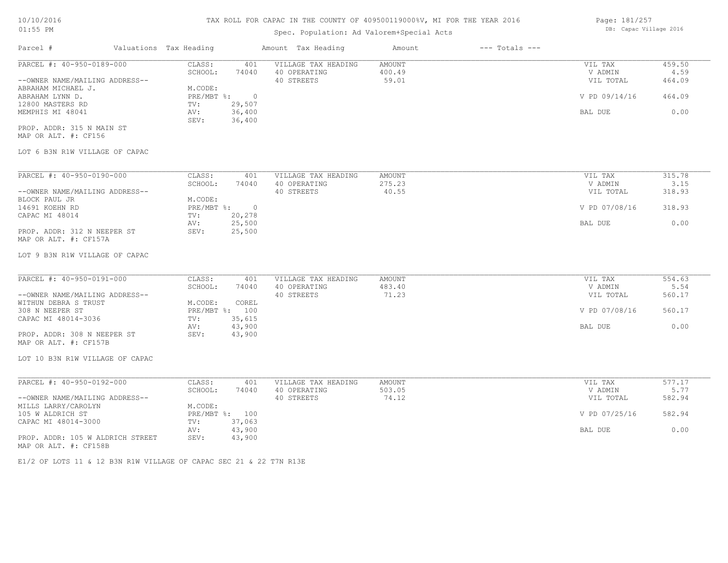TAX ROLL FOR CAPAC IN THE COUNTY OF 409500119000%V, MI FOR THE YEAR 2016

Spec. Population: Ad Valorem+Special Acts

DB: Capac Village 2016

10/10/2016
01:55 PM

| Parcel # | Valuations Tax Heading | Amount Tax Heading | Amount | --- Totals --- |
|---|---|---|---|---|

**PARCEL #: 40-950-0189-000**

--OWNER NAME/MAILING ADDRESS--
ABRAHAM MICHAEL J.
ABRAHAM LYNN D.
12800 MASTERS RD
MEMPHIS MI 48041

PROP. ADDR: 315 N MAIN ST
MAP OR ALT. #: CF156

LOT 6 B3N R1W VILLAGE OF CAPAC

| Valuations | | Tax Heading | Amount | Totals | |
|---|---|---|---|---|---|
| CLASS: | 401 | VILLAGE TAX HEADING | AMOUNT | VIL TAX | 459.50 |
| SCHOOL: | 74040 | 40 OPERATING | 400.49 | V ADMIN | 4.59 |
| M.CODE: | | 40 STREETS | 59.01 | VIL TOTAL | 464.09 |
| PRE/MBT %: | 0 | | | V PD 09/14/16 | 464.09 |
| TV: | 29,507 | | | | |
| AV: | 36,400 | | | BAL DUE | 0.00 |
| SEV: | 36,400 | | | | |

**PARCEL #: 40-950-0190-000**

--OWNER NAME/MAILING ADDRESS--
BLOCK PAUL JR
14691 KOEHN RD
CAPAC MI 48014

PROP. ADDR: 312 N NEEPER ST
MAP OR ALT. #: CF157A

LOT 9 B3N R1W VILLAGE OF CAPAC

| Valuations | | Tax Heading | Amount | Totals | |
|---|---|---|---|---|---|
| CLASS: | 401 | VILLAGE TAX HEADING | AMOUNT | VIL TAX | 315.78 |
| SCHOOL: | 74040 | 40 OPERATING | 275.23 | V ADMIN | 3.15 |
| M.CODE: | | 40 STREETS | 40.55 | VIL TOTAL | 318.93 |
| PRE/MBT %: | 0 | | | V PD 07/08/16 | 318.93 |
| TV: | 20,278 | | | | |
| AV: | 25,500 | | | BAL DUE | 0.00 |
| SEV: | 25,500 | | | | |

**PARCEL #: 40-950-0191-000**

--OWNER NAME/MAILING ADDRESS--
WITHUN DEBRA S TRUST
308 N NEEPER ST
CAPAC MI 48014-3036

PROP. ADDR: 308 N NEEPER ST
MAP OR ALT. #: CF157B

LOT 10 B3N R1W VILLAGE OF CAPAC

| Valuations | | Tax Heading | Amount | Totals | |
|---|---|---|---|---|---|
| CLASS: | 401 | VILLAGE TAX HEADING | AMOUNT | VIL TAX | 554.63 |
| SCHOOL: | 74040 | 40 OPERATING | 483.40 | V ADMIN | 5.54 |
| M.CODE: | COREL | 40 STREETS | 71.23 | VIL TOTAL | 560.17 |
| PRE/MBT %: | 100 | | | V PD 07/08/16 | 560.17 |
| TV: | 35,615 | | | | |
| AV: | 43,900 | | | BAL DUE | 0.00 |
| SEV: | 43,900 | | | | |

**PARCEL #: 40-950-0192-000**

--OWNER NAME/MAILING ADDRESS--
MILLS LARRY/CAROLYN
105 W ALDRICH ST
CAPAC MI 48014-3000

PROP. ADDR: 105 W ALDRICH STREET
MAP OR ALT. #: CF158B

E1/2 OF LOTS 11 & 12 B3N R1W VILLAGE OF CAPAC SEC 21 & 22 T7N R13E

| Valuations | | Tax Heading | Amount | Totals | |
|---|---|---|---|---|---|
| CLASS: | 401 | VILLAGE TAX HEADING | AMOUNT | VIL TAX | 577.17 |
| SCHOOL: | 74040 | 40 OPERATING | 503.05 | V ADMIN | 5.77 |
| M.CODE: | | 40 STREETS | 74.12 | VIL TOTAL | 582.94 |
| PRE/MBT %: | 100 | | | V PD 07/25/16 | 582.94 |
| TV: | 37,063 | | | | |
| AV: | 43,900 | | | BAL DUE | 0.00 |
| SEV: | 43,900 | | | | |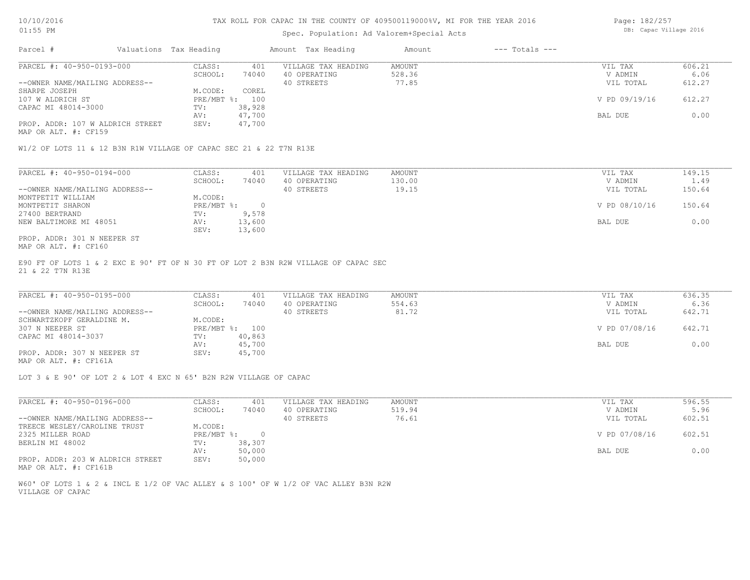TAX ROLL FOR CAPAC IN THE COUNTY OF 409500119000%V, MI FOR THE YEAR 2016

Spec. Population: Ad Valorem+Special Acts

DB: Capac Village 2016

| Parcel # | Valuations | Tax Heading | Amount | Tax Heading | Amount | --- Totals --- | |
|---|---|---|---|---|---|---|---|

**PARCEL #: 40-950-0193-000**

| | | | | |
|---|---|---|---|---|
| CLASS: 401 | VILLAGE TAX HEADING | AMOUNT | VIL TAX | 606.21 |
| SCHOOL: 74040 | 40 OPERATING | 528.36 | V ADMIN | 6.06 |
| | 40 STREETS | 77.85 | VIL TOTAL | 612.27 |
| M.CODE: COREL | | | | |
| PRE/MBT %: 100 | | | V PD 09/19/16 | 612.27 |
| TV: 38,928 | | | | |
| AV: 47,700 | | | BAL DUE | 0.00 |
| SEV: 47,700 | | | | |

--OWNER NAME/MAILING ADDRESS--
SHARPE JOSEPH
107 W ALDRICH ST
CAPAC MI 48014-3000

PROP. ADDR: 107 W ALDRICH STREET
MAP OR ALT. #: CF159

W1/2 OF LOTS 11 & 12 B3N R1W VILLAGE OF CAPAC SEC 21 & 22 T7N R13E

**PARCEL #: 40-950-0194-000**

| | | | | |
|---|---|---|---|---|
| CLASS: 401 | VILLAGE TAX HEADING | AMOUNT | VIL TAX | 149.15 |
| SCHOOL: 74040 | 40 OPERATING | 130.00 | V ADMIN | 1.49 |
| | 40 STREETS | 19.15 | VIL TOTAL | 150.64 |
| M.CODE: | | | | |
| PRE/MBT %: 0 | | | V PD 08/10/16 | 150.64 |
| TV: 9,578 | | | | |
| AV: 13,600 | | | BAL DUE | 0.00 |
| SEV: 13,600 | | | | |

--OWNER NAME/MAILING ADDRESS--
MONTPETIT WILLIAM
MONTPETIT SHARON
27400 BERTRAND
NEW BALTIMORE MI 48051

PROP. ADDR: 301 N NEEPER ST
MAP OR ALT. #: CF160

E90 FT OF LOTS 1 & 2 EXC E 90' FT OF N 30 FT OF LOT 2 B3N R2W VILLAGE OF CAPAC SEC 21 & 22 T7N R13E

**PARCEL #: 40-950-0195-000**

| | | | | |
|---|---|---|---|---|
| CLASS: 401 | VILLAGE TAX HEADING | AMOUNT | VIL TAX | 636.35 |
| SCHOOL: 74040 | 40 OPERATING | 554.63 | V ADMIN | 6.36 |
| | 40 STREETS | 81.72 | VIL TOTAL | 642.71 |
| M.CODE: | | | | |
| PRE/MBT %: 100 | | | V PD 07/08/16 | 642.71 |
| TV: 40,863 | | | | |
| AV: 45,700 | | | BAL DUE | 0.00 |
| SEV: 45,700 | | | | |

--OWNER NAME/MAILING ADDRESS--
SCHWARTZKOPF GERALDINE M.
307 N NEEPER ST
CAPAC MI 48014-3037

PROP. ADDR: 307 N NEEPER ST
MAP OR ALT. #: CF161A

LOT 3 & E 90' OF LOT 2 & LOT 4 EXC N 65' B2N R2W VILLAGE OF CAPAC

**PARCEL #: 40-950-0196-000**

| | | | | |
|---|---|---|---|---|
| CLASS: 401 | VILLAGE TAX HEADING | AMOUNT | VIL TAX | 596.55 |
| SCHOOL: 74040 | 40 OPERATING | 519.94 | V ADMIN | 5.96 |
| | 40 STREETS | 76.61 | VIL TOTAL | 602.51 |
| M.CODE: | | | | |
| PRE/MBT %: 0 | | | V PD 07/08/16 | 602.51 |
| TV: 38,307 | | | | |
| AV: 50,000 | | | BAL DUE | 0.00 |
| SEV: 50,000 | | | | |

--OWNER NAME/MAILING ADDRESS--
TREECE WESLEY/CAROLINE TRUST
2325 MILLER ROAD
BERLIN MI 48002

PROP. ADDR: 203 W ALDRICH STREET
MAP OR ALT. #: CF161B

W60' OF LOTS 1 & 2 & INCL E 1/2 OF VAC ALLEY & S 100' OF W 1/2 OF VAC ALLEY B3N R2W VILLAGE OF CAPAC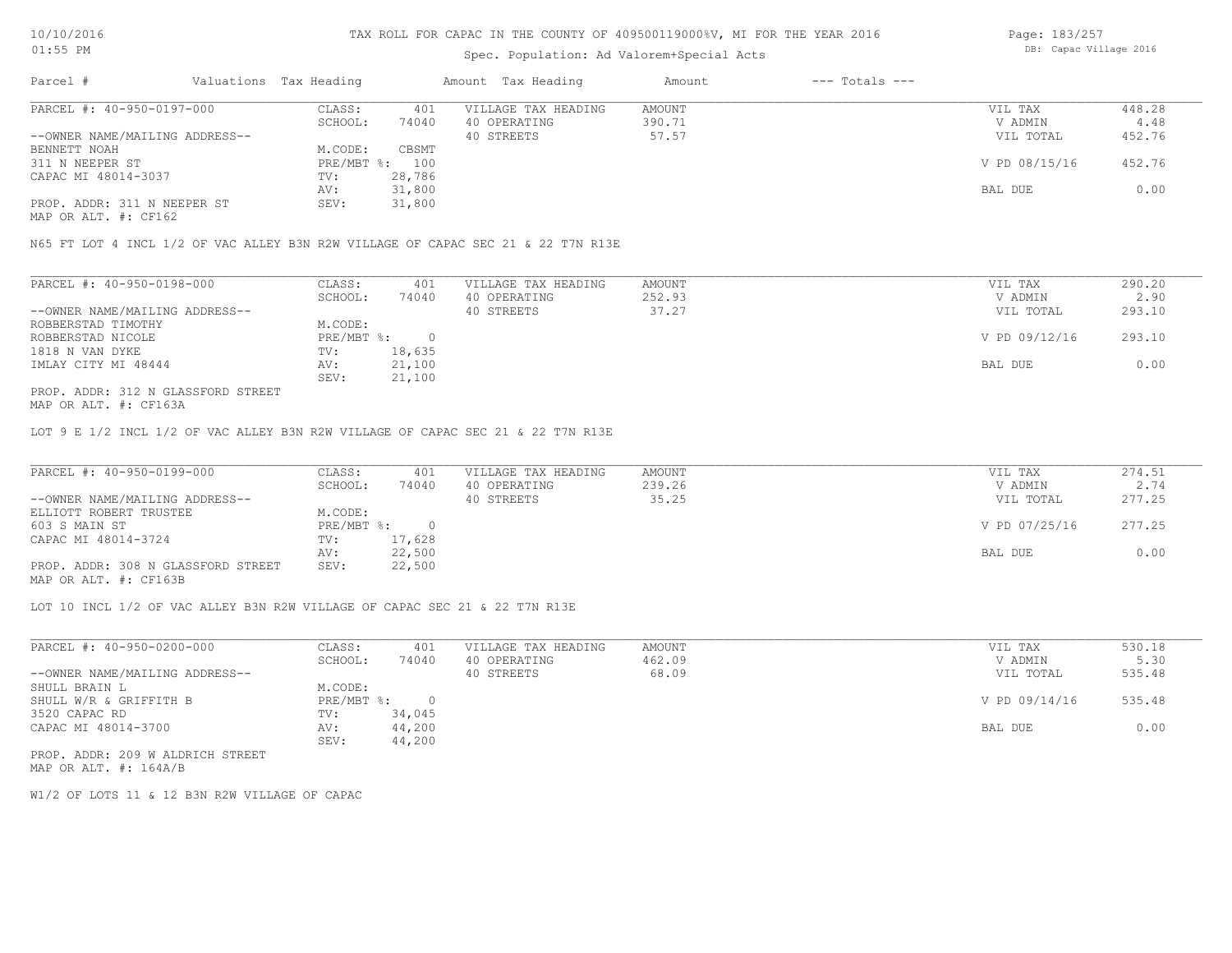# TAX ROLL FOR CAPAC IN THE COUNTY OF 409500119000%V, MI FOR THE YEAR 2016

Spec. Population: Ad Valorem+Special Acts

DB: Capac Village 2016

| Parcel # | Valuations Tax Heading | | Amount Tax Heading | Amount | --- Totals --- | |
|---|---|---|---|---|---|---|
| PARCEL #: 40-950-0197-000 | CLASS: | 401 | VILLAGE TAX HEADING | AMOUNT | VIL TAX | 448.28 |
| | SCHOOL: | 74040 | 40 OPERATING | 390.71 | V ADMIN | 4.48 |
| --OWNER NAME/MAILING ADDRESS-- | | | 40 STREETS | 57.57 | VIL TOTAL | 452.76 |
| BENNETT NOAH | M.CODE: | CBSMT | | | | |
| 311 N NEEPER ST | PRE/MBT %: | 100 | | | V PD 08/15/16 | 452.76 |
| CAPAC MI 48014-3037 | TV: | 28,786 | | | | |
| | AV: | 31,800 | | | BAL DUE | 0.00 |
| PROP. ADDR: 311 N NEEPER ST | SEV: | 31,800 | | | | |
| MAP OR ALT. #: CF162 | | | | | | |

N65 FT LOT 4 INCL 1/2 OF VAC ALLEY B3N R2W VILLAGE OF CAPAC SEC 21 & 22 T7N R13E

| Parcel # | Valuations Tax Heading | | Amount Tax Heading | Amount | --- Totals --- | |
|---|---|---|---|---|---|---|
| PARCEL #: 40-950-0198-000 | CLASS: | 401 | VILLAGE TAX HEADING | AMOUNT | VIL TAX | 290.20 |
| | SCHOOL: | 74040 | 40 OPERATING | 252.93 | V ADMIN | 2.90 |
| --OWNER NAME/MAILING ADDRESS-- | | | 40 STREETS | 37.27 | VIL TOTAL | 293.10 |
| ROBBERSTAD TIMOTHY | M.CODE: | | | | | |
| ROBBERSTAD NICOLE | PRE/MBT %: | 0 | | | V PD 09/12/16 | 293.10 |
| 1818 N VAN DYKE | TV: | 18,635 | | | | |
| IMLAY CITY MI 48444 | AV: | 21,100 | | | BAL DUE | 0.00 |
| | SEV: | 21,100 | | | | |
| PROP. ADDR: 312 N GLASSFORD STREET | | | | | | |
| MAP OR ALT. #: CF163A | | | | | | |

LOT 9 E 1/2 INCL 1/2 OF VAC ALLEY B3N R2W VILLAGE OF CAPAC SEC 21 & 22 T7N R13E

| Parcel # | Valuations Tax Heading | | Amount Tax Heading | Amount | --- Totals --- | |
|---|---|---|---|---|---|---|
| PARCEL #: 40-950-0199-000 | CLASS: | 401 | VILLAGE TAX HEADING | AMOUNT | VIL TAX | 274.51 |
| | SCHOOL: | 74040 | 40 OPERATING | 239.26 | V ADMIN | 2.74 |
| --OWNER NAME/MAILING ADDRESS-- | | | 40 STREETS | 35.25 | VIL TOTAL | 277.25 |
| ELLIOTT ROBERT TRUSTEE | M.CODE: | | | | | |
| 603 S MAIN ST | PRE/MBT %: | 0 | | | V PD 07/25/16 | 277.25 |
| CAPAC MI 48014-3724 | TV: | 17,628 | | | | |
| | AV: | 22,500 | | | BAL DUE | 0.00 |
| PROP. ADDR: 308 N GLASSFORD STREET | SEV: | 22,500 | | | | |
| MAP OR ALT. #: CF163B | | | | | | |

LOT 10 INCL 1/2 OF VAC ALLEY B3N R2W VILLAGE OF CAPAC SEC 21 & 22 T7N R13E

| Parcel # | Valuations Tax Heading | | Amount Tax Heading | Amount | --- Totals --- | |
|---|---|---|---|---|---|---|
| PARCEL #: 40-950-0200-000 | CLASS: | 401 | VILLAGE TAX HEADING | AMOUNT | VIL TAX | 530.18 |
| | SCHOOL: | 74040 | 40 OPERATING | 462.09 | V ADMIN | 5.30 |
| --OWNER NAME/MAILING ADDRESS-- | | | 40 STREETS | 68.09 | VIL TOTAL | 535.48 |
| SHULL BRAIN L | M.CODE: | | | | | |
| SHULL W/R & GRIFFITH B | PRE/MBT %: | 0 | | | V PD 09/14/16 | 535.48 |
| 3520 CAPAC RD | TV: | 34,045 | | | | |
| CAPAC MI 48014-3700 | AV: | 44,200 | | | BAL DUE | 0.00 |
| | SEV: | 44,200 | | | | |
| PROP. ADDR: 209 W ALDRICH STREET | | | | | | |
| MAP OR ALT. #: 164A/B | | | | | | |

W1/2 OF LOTS 11 & 12 B3N R2W VILLAGE OF CAPAC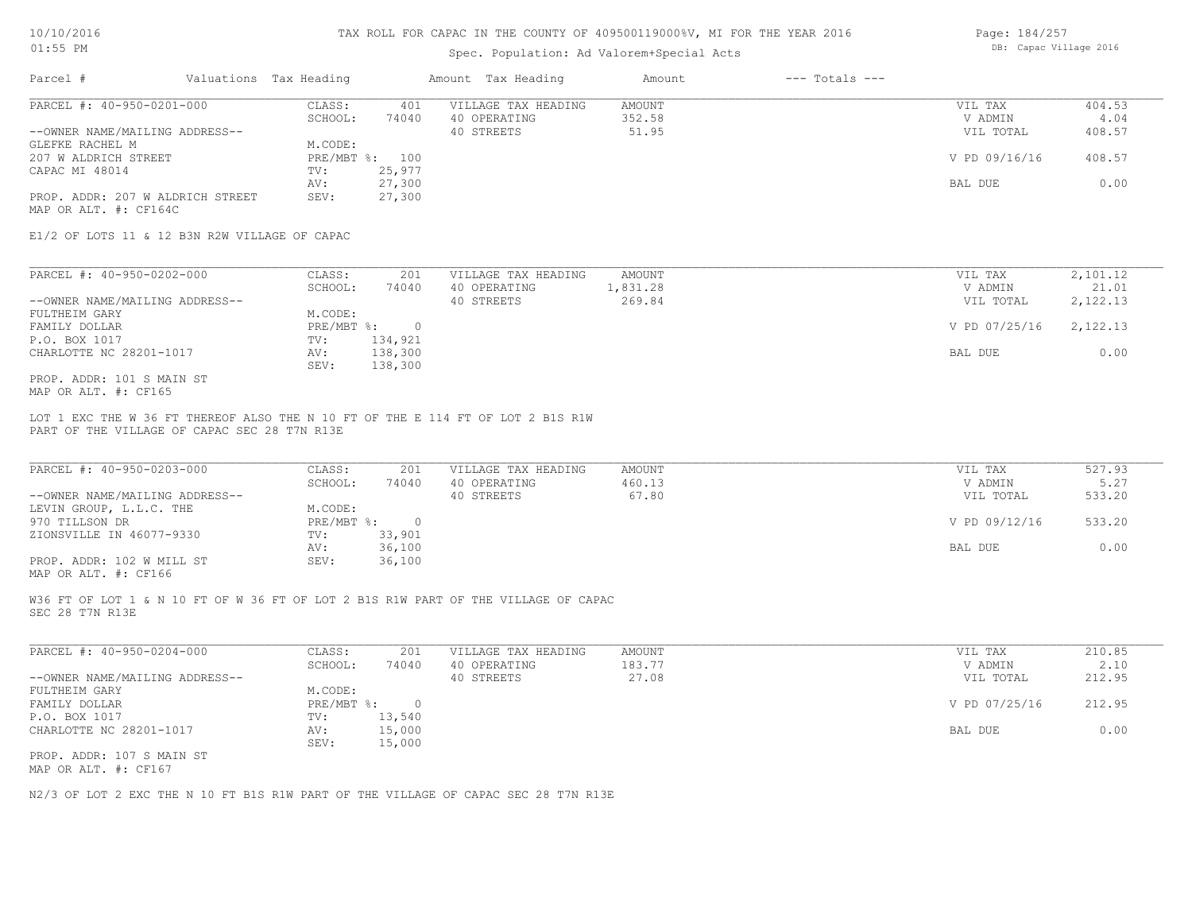# TAX ROLL FOR CAPAC IN THE COUNTY OF 409500119000%V, MI FOR THE YEAR 2016

Spec. Population: Ad Valorem+Special Acts

DB: Capac Village 2016

| Parcel # | Valuations | Tax Heading | Amount | Tax Heading | Amount | --- Totals --- | |
|---|---|---|---|---|---|---|---|
| PARCEL #: 40-950-0201-000 | CLASS: | 401 | VILLAGE TAX HEADING | AMOUNT | | VIL TAX | 404.53 |
| | SCHOOL: | 74040 | 40 OPERATING | 352.58 | | V ADMIN | 4.04 |
| --OWNER NAME/MAILING ADDRESS-- | | | 40 STREETS | 51.95 | | VIL TOTAL | 408.57 |
| GLEFKE RACHEL M | M.CODE: | | | | | | |
| 207 W ALDRICH STREET | PRE/MBT %: | 100 | | | | V PD 09/16/16 | 408.57 |
| CAPAC MI 48014 | TV: | 25,977 | | | | | |
| | AV: | 27,300 | | | | BAL DUE | 0.00 |
| PROP. ADDR: 207 W ALDRICH STREET | SEV: | 27,300 | | | | | |
| MAP OR ALT. #: CF164C | | | | | | | |

E1/2 OF LOTS 11 & 12 B3N R2W VILLAGE OF CAPAC

| Parcel # | Valuations | Tax Heading | Amount | Tax Heading | Amount | --- Totals --- | |
|---|---|---|---|---|---|---|---|
| PARCEL #: 40-950-0202-000 | CLASS: | 201 | VILLAGE TAX HEADING | AMOUNT | | VIL TAX | 2,101.12 |
| | SCHOOL: | 74040 | 40 OPERATING | 1,831.28 | | V ADMIN | 21.01 |
| --OWNER NAME/MAILING ADDRESS-- | | | 40 STREETS | 269.84 | | VIL TOTAL | 2,122.13 |
| FULTHEIM GARY | M.CODE: | | | | | | |
| FAMILY DOLLAR | PRE/MBT %: | 0 | | | | V PD 07/25/16 | 2,122.13 |
| P.O. BOX 1017 | TV: | 134,921 | | | | | |
| CHARLOTTE NC 28201-1017 | AV: | 138,300 | | | | BAL DUE | 0.00 |
| | SEV: | 138,300 | | | | | |
| PROP. ADDR: 101 S MAIN ST | | | | | | | |
| MAP OR ALT. #: CF165 | | | | | | | |

LOT 1 EXC THE W 36 FT THEREOF ALSO THE N 10 FT OF THE E 114 FT OF LOT 2 B1S R1W
PART OF THE VILLAGE OF CAPAC SEC 28 T7N R13E

| Parcel # | Valuations | Tax Heading | Amount | Tax Heading | Amount | --- Totals --- | |
|---|---|---|---|---|---|---|---|
| PARCEL #: 40-950-0203-000 | CLASS: | 201 | VILLAGE TAX HEADING | AMOUNT | | VIL TAX | 527.93 |
| | SCHOOL: | 74040 | 40 OPERATING | 460.13 | | V ADMIN | 5.27 |
| --OWNER NAME/MAILING ADDRESS-- | | | 40 STREETS | 67.80 | | VIL TOTAL | 533.20 |
| LEVIN GROUP, L.L.C. THE | M.CODE: | | | | | | |
| 970 TILLSON DR | PRE/MBT %: | 0 | | | | V PD 09/12/16 | 533.20 |
| ZIONSVILLE IN 46077-9330 | TV: | 33,901 | | | | | |
| | AV: | 36,100 | | | | BAL DUE | 0.00 |
| PROP. ADDR: 102 W MILL ST | SEV: | 36,100 | | | | | |
| MAP OR ALT. #: CF166 | | | | | | | |

W36 FT OF LOT 1 & N 10 FT OF W 36 FT OF LOT 2 B1S R1W PART OF THE VILLAGE OF CAPAC
SEC 28 T7N R13E

| Parcel # | Valuations | Tax Heading | Amount | Tax Heading | Amount | --- Totals --- | |
|---|---|---|---|---|---|---|---|
| PARCEL #: 40-950-0204-000 | CLASS: | 201 | VILLAGE TAX HEADING | AMOUNT | | VIL TAX | 210.85 |
| | SCHOOL: | 74040 | 40 OPERATING | 183.77 | | V ADMIN | 2.10 |
| --OWNER NAME/MAILING ADDRESS-- | | | 40 STREETS | 27.08 | | VIL TOTAL | 212.95 |
| FULTHEIM GARY | M.CODE: | | | | | | |
| FAMILY DOLLAR | PRE/MBT %: | 0 | | | | V PD 07/25/16 | 212.95 |
| P.O. BOX 1017 | TV: | 13,540 | | | | | |
| CHARLOTTE NC 28201-1017 | AV: | 15,000 | | | | BAL DUE | 0.00 |
| | SEV: | 15,000 | | | | | |
| PROP. ADDR: 107 S MAIN ST | | | | | | | |
| MAP OR ALT. #: CF167 | | | | | | | |

N2/3 OF LOT 2 EXC THE N 10 FT B1S R1W PART OF THE VILLAGE OF CAPAC SEC 28 T7N R13E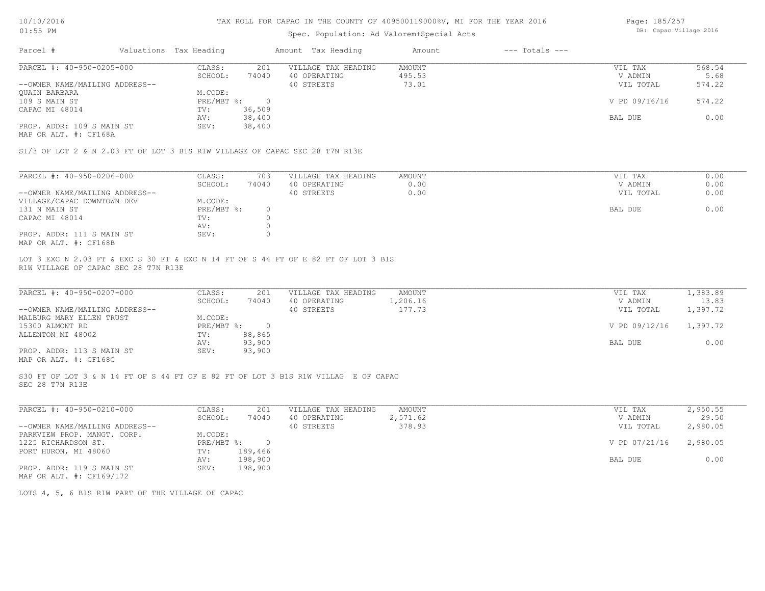TAX ROLL FOR CAPAC IN THE COUNTY OF 409500119000%V, MI FOR THE YEAR 2016

Spec. Population: Ad Valorem+Special Acts

| Parcel # | Valuations | Tax Heading | Amount | Tax Heading | Amount | --- Totals --- | |
|---|---|---|---|---|---|---|---|
| PARCEL #: 40-950-0205-000 | CLASS: | 201 | VILLAGE TAX HEADING | AMOUNT | | VIL TAX | 568.54 |
| | SCHOOL: | 74040 | 40 OPERATING | 495.53 | | V ADMIN | 5.68 |
| --OWNER NAME/MAILING ADDRESS-- | | | 40 STREETS | 73.01 | | VIL TOTAL | 574.22 |
| QUAIN BARBARA | M.CODE: | | | | | | |
| 109 S MAIN ST | PRE/MBT %: | 0 | | | | V PD 09/16/16 | 574.22 |
| CAPAC MI 48014 | TV: | 36,509 | | | | | |
| | AV: | 38,400 | | | | BAL DUE | 0.00 |
| PROP. ADDR: 109 S MAIN ST | SEV: | 38,400 | | | | | |
| MAP OR ALT. #: CF168A | | | | | | | |

S1/3 OF LOT 2 & N 2.03 FT OF LOT 3 B1S R1W VILLAGE OF CAPAC SEC 28 T7N R13E

| Parcel # | Valuations | Tax Heading | Amount | Tax Heading | Amount | --- Totals --- | |
|---|---|---|---|---|---|---|---|
| PARCEL #: 40-950-0206-000 | CLASS: | 703 | VILLAGE TAX HEADING | AMOUNT | | VIL TAX | 0.00 |
| | SCHOOL: | 74040 | 40 OPERATING | 0.00 | | V ADMIN | 0.00 |
| --OWNER NAME/MAILING ADDRESS-- | | | 40 STREETS | 0.00 | | VIL TOTAL | 0.00 |
| VILLAGE/CAPAC DOWNTOWN DEV | M.CODE: | | | | | | |
| 131 N MAIN ST | PRE/MBT %: | 0 | | | | BAL DUE | 0.00 |
| CAPAC MI 48014 | TV: | 0 | | | | | |
| | AV: | 0 | | | | | |
| PROP. ADDR: 111 S MAIN ST | SEV: | 0 | | | | | |
| MAP OR ALT. #: CF168B | | | | | | | |

LOT 3 EXC N 2.03 FT & EXC S 30 FT & EXC N 14 FT OF S 44 FT OF E 82 FT OF LOT 3 B1S R1W VILLAGE OF CAPAC SEC 28 T7N R13E

| Parcel # | Valuations | Tax Heading | Amount | Tax Heading | Amount | --- Totals --- | |
|---|---|---|---|---|---|---|---|
| PARCEL #: 40-950-0207-000 | CLASS: | 201 | VILLAGE TAX HEADING | AMOUNT | | VIL TAX | 1,383.89 |
| | SCHOOL: | 74040 | 40 OPERATING | 1,206.16 | | V ADMIN | 13.83 |
| --OWNER NAME/MAILING ADDRESS-- | | | 40 STREETS | 177.73 | | VIL TOTAL | 1,397.72 |
| MALBURG MARY ELLEN TRUST | M.CODE: | | | | | | |
| 15300 ALMONT RD | PRE/MBT %: | 0 | | | | V PD 09/12/16 | 1,397.72 |
| ALLENTON MI 48002 | TV: | 88,865 | | | | | |
| | AV: | 93,900 | | | | BAL DUE | 0.00 |
| PROP. ADDR: 113 S MAIN ST | SEV: | 93,900 | | | | | |
| MAP OR ALT. #: CF168C | | | | | | | |

S30 FT OF LOT 3 & N 14 FT OF S 44 FT OF E 82 FT OF LOT 3 B1S R1W VILLAG E OF CAPAC SEC 28 T7N R13E

| Parcel # | Valuations | Tax Heading | Amount | Tax Heading | Amount | --- Totals --- | |
|---|---|---|---|---|---|---|---|
| PARCEL #: 40-950-0210-000 | CLASS: | 201 | VILLAGE TAX HEADING | AMOUNT | | VIL TAX | 2,950.55 |
| | SCHOOL: | 74040 | 40 OPERATING | 2,571.62 | | V ADMIN | 29.50 |
| --OWNER NAME/MAILING ADDRESS-- | | | 40 STREETS | 378.93 | | VIL TOTAL | 2,980.05 |
| PARKVIEW PROP. MANGT. CORP. | M.CODE: | | | | | | |
| 1225 RICHARDSON ST. | PRE/MBT %: | 0 | | | | V PD 07/21/16 | 2,980.05 |
| PORT HURON, MI 48060 | TV: | 189,466 | | | | | |
| | AV: | 198,900 | | | | BAL DUE | 0.00 |
| PROP. ADDR: 119 S MAIN ST | SEV: | 198,900 | | | | | |
| MAP OR ALT. #: CF169/172 | | | | | | | |

LOTS 4, 5, 6 B1S R1W PART OF THE VILLAGE OF CAPAC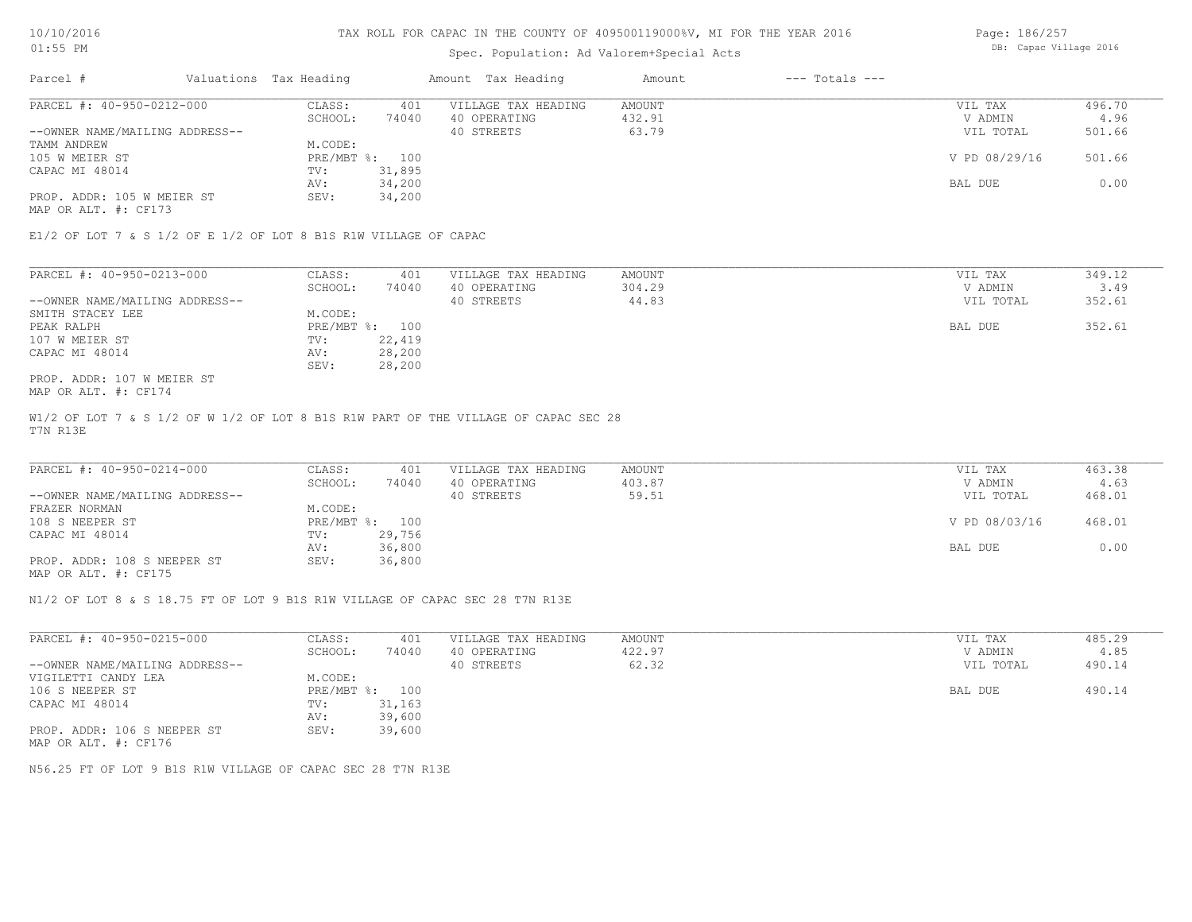Spec. Population: Ad Valorem+Special Acts

| Parcel # | Valuations | Tax Heading | Amount | Tax Heading | Amount | --- Totals --- | |
|---|---|---|---|---|---|---|---|

**PARCEL #: 40-950-0212-000**

| | | | |
|---|---|---|---|
| CLASS: 401 | VILLAGE TAX HEADING | AMOUNT | VIL TAX 496.70 |
| SCHOOL: 74040 | 40 OPERATING | 432.91 | V ADMIN 4.96 |
| | 40 STREETS | 63.79 | VIL TOTAL 501.66 |
| M.CODE: | | | |
| PRE/MBT %: 100 | | | V PD 08/29/16 501.66 |
| TV: 31,895 | | | |
| AV: 34,200 | | | BAL DUE 0.00 |
| SEV: 34,200 | | | |

--OWNER NAME/MAILING ADDRESS--
TAMM ANDREW
105 W MEIER ST
CAPAC MI 48014

PROP. ADDR: 105 W MEIER ST
MAP OR ALT. #: CF173

E1/2 OF LOT 7 & S 1/2 OF E 1/2 OF LOT 8 B1S R1W VILLAGE OF CAPAC

**PARCEL #: 40-950-0213-000**

| | | | |
|---|---|---|---|
| CLASS: 401 | VILLAGE TAX HEADING | AMOUNT | VIL TAX 349.12 |
| SCHOOL: 74040 | 40 OPERATING | 304.29 | V ADMIN 3.49 |
| | 40 STREETS | 44.83 | VIL TOTAL 352.61 |
| M.CODE: | | | |
| PRE/MBT %: 100 | | | BAL DUE 352.61 |
| TV: 22,419 | | | |
| AV: 28,200 | | | |
| SEV: 28,200 | | | |

--OWNER NAME/MAILING ADDRESS--
SMITH STACEY LEE
PEAK RALPH
107 W MEIER ST
CAPAC MI 48014

PROP. ADDR: 107 W MEIER ST
MAP OR ALT. #: CF174

W1/2 OF LOT 7 & S 1/2 OF W 1/2 OF LOT 8 B1S R1W PART OF THE VILLAGE OF CAPAC SEC 28 T7N R13E

**PARCEL #: 40-950-0214-000**

| | | | |
|---|---|---|---|
| CLASS: 401 | VILLAGE TAX HEADING | AMOUNT | VIL TAX 463.38 |
| SCHOOL: 74040 | 40 OPERATING | 403.87 | V ADMIN 4.63 |
| | 40 STREETS | 59.51 | VIL TOTAL 468.01 |
| M.CODE: | | | |
| PRE/MBT %: 100 | | | V PD 08/03/16 468.01 |
| TV: 29,756 | | | |
| AV: 36,800 | | | BAL DUE 0.00 |
| SEV: 36,800 | | | |

--OWNER NAME/MAILING ADDRESS--
FRAZER NORMAN
108 S NEEPER ST
CAPAC MI 48014

PROP. ADDR: 108 S NEEPER ST
MAP OR ALT. #: CF175

N1/2 OF LOT 8 & S 18.75 FT OF LOT 9 B1S R1W VILLAGE OF CAPAC SEC 28 T7N R13E

**PARCEL #: 40-950-0215-000**

| | | | |
|---|---|---|---|
| CLASS: 401 | VILLAGE TAX HEADING | AMOUNT | VIL TAX 485.29 |
| SCHOOL: 74040 | 40 OPERATING | 422.97 | V ADMIN 4.85 |
| | 40 STREETS | 62.32 | VIL TOTAL 490.14 |
| M.CODE: | | | |
| PRE/MBT %: 100 | | | BAL DUE 490.14 |
| TV: 31,163 | | | |
| AV: 39,600 | | | |
| SEV: 39,600 | | | |

--OWNER NAME/MAILING ADDRESS--
VIGILETTI CANDY LEA
106 S NEEPER ST
CAPAC MI 48014

PROP. ADDR: 106 S NEEPER ST
MAP OR ALT. #: CF176

N56.25 FT OF LOT 9 B1S R1W VILLAGE OF CAPAC SEC 28 T7N R13E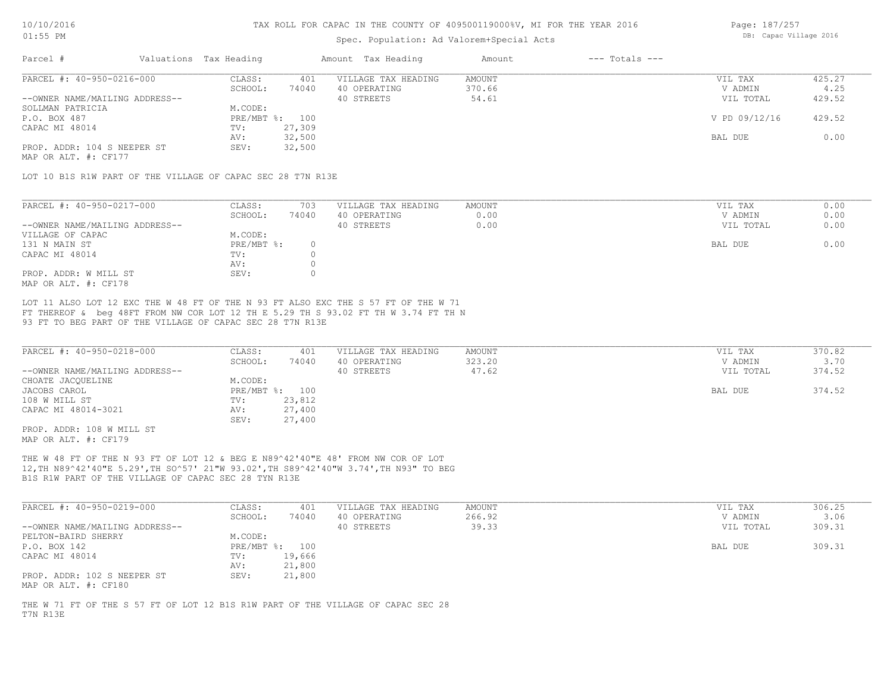## TAX ROLL FOR CAPAC IN THE COUNTY OF 409500119000%V, MI FOR THE YEAR 2016

Spec. Population: Ad Valorem+Special Acts

DB: Capac Village 2016

| Parcel # | Valuations | Tax Heading | Amount | Tax Heading | Amount | --- Totals --- | |
|---|---|---|---|---|---|---|---|

**PARCEL #: 40-950-0216-000**

| | | | | | | |
|---|---|---|---|---|---|---|
| CLASS: | 401 | VILLAGE TAX HEADING | AMOUNT | | VIL TAX | 425.27 |
| SCHOOL: | 74040 | 40 OPERATING | 370.66 | | V ADMIN | 4.25 |
| M.CODE: | | 40 STREETS | 54.61 | | VIL TOTAL | 429.52 |
| PRE/MBT %: | 100 | | | | V PD 09/12/16 | 429.52 |
| TV: | 27,309 | | | | | |
| AV: | 32,500 | | | | BAL DUE | 0.00 |
| SEV: | 32,500 | | | | | |

--OWNER NAME/MAILING ADDRESS--
SOLLMAN PATRICIA
P.O. BOX 487
CAPAC MI 48014

PROP. ADDR: 104 S NEEPER ST
MAP OR ALT. #: CF177

LOT 10 B1S R1W PART OF THE VILLAGE OF CAPAC SEC 28 T7N R13E

**PARCEL #: 40-950-0217-000**

| | | | | | | |
|---|---|---|---|---|---|---|
| CLASS: | 703 | VILLAGE TAX HEADING | AMOUNT | | VIL TAX | 0.00 |
| SCHOOL: | 74040 | 40 OPERATING | 0.00 | | V ADMIN | 0.00 |
| M.CODE: | | 40 STREETS | 0.00 | | VIL TOTAL | 0.00 |
| PRE/MBT %: | 0 | | | | BAL DUE | 0.00 |
| TV: | 0 | | | | | |
| AV: | 0 | | | | | |
| SEV: | 0 | | | | | |

--OWNER NAME/MAILING ADDRESS--
VILLAGE OF CAPAC
131 N MAIN ST
CAPAC MI 48014

PROP. ADDR: W MILL ST
MAP OR ALT. #: CF178

LOT 11 ALSO LOT 12 EXC THE W 48 FT OF THE N 93 FT ALSO EXC THE S 57 FT OF THE W 71 FT THEREOF & beg 48FT FROM NW COR LOT 12 TH E 5.29 TH S 93.02 FT TH W 3.74 FT TH N 93 FT TO BEG PART OF THE VILLAGE OF CAPAC SEC 28 T7N R13E

**PARCEL #: 40-950-0218-000**

| | | | | | | |
|---|---|---|---|---|---|---|
| CLASS: | 401 | VILLAGE TAX HEADING | AMOUNT | | VIL TAX | 370.82 |
| SCHOOL: | 74040 | 40 OPERATING | 323.20 | | V ADMIN | 3.70 |
| M.CODE: | | 40 STREETS | 47.62 | | VIL TOTAL | 374.52 |
| PRE/MBT %: | 100 | | | | BAL DUE | 374.52 |
| TV: | 23,812 | | | | | |
| AV: | 27,400 | | | | | |
| SEV: | 27,400 | | | | | |

--OWNER NAME/MAILING ADDRESS--
CHOATE JACQUELINE
JACOBS CAROL
108 W MILL ST
CAPAC MI 48014-3021

PROP. ADDR: 108 W MILL ST
MAP OR ALT. #: CF179

THE W 48 FT OF THE N 93 FT OF LOT 12 & BEG E N89^42'40"E 48' FROM NW COR OF LOT 12,TH N89^42'40"E 5.29',TH SO^57' 21"W 93.02',TH S89^42'40"W 3.74',TH N93" TO BEG B1S R1W PART OF THE VILLAGE OF CAPAC SEC 28 TYN R13E

**PARCEL #: 40-950-0219-000**

| | | | | | | |
|---|---|---|---|---|---|---|
| CLASS: | 401 | VILLAGE TAX HEADING | AMOUNT | | VIL TAX | 306.25 |
| SCHOOL: | 74040 | 40 OPERATING | 266.92 | | V ADMIN | 3.06 |
| M.CODE: | | 40 STREETS | 39.33 | | VIL TOTAL | 309.31 |
| PRE/MBT %: | 100 | | | | BAL DUE | 309.31 |
| TV: | 19,666 | | | | | |
| AV: | 21,800 | | | | | |
| SEV: | 21,800 | | | | | |

--OWNER NAME/MAILING ADDRESS--
PELTON-BAIRD SHERRY
P.O. BOX 142
CAPAC MI 48014

PROP. ADDR: 102 S NEEPER ST
MAP OR ALT. #: CF180

THE W 71 FT OF THE S 57 FT OF LOT 12 B1S R1W PART OF THE VILLAGE OF CAPAC SEC 28 T7N R13E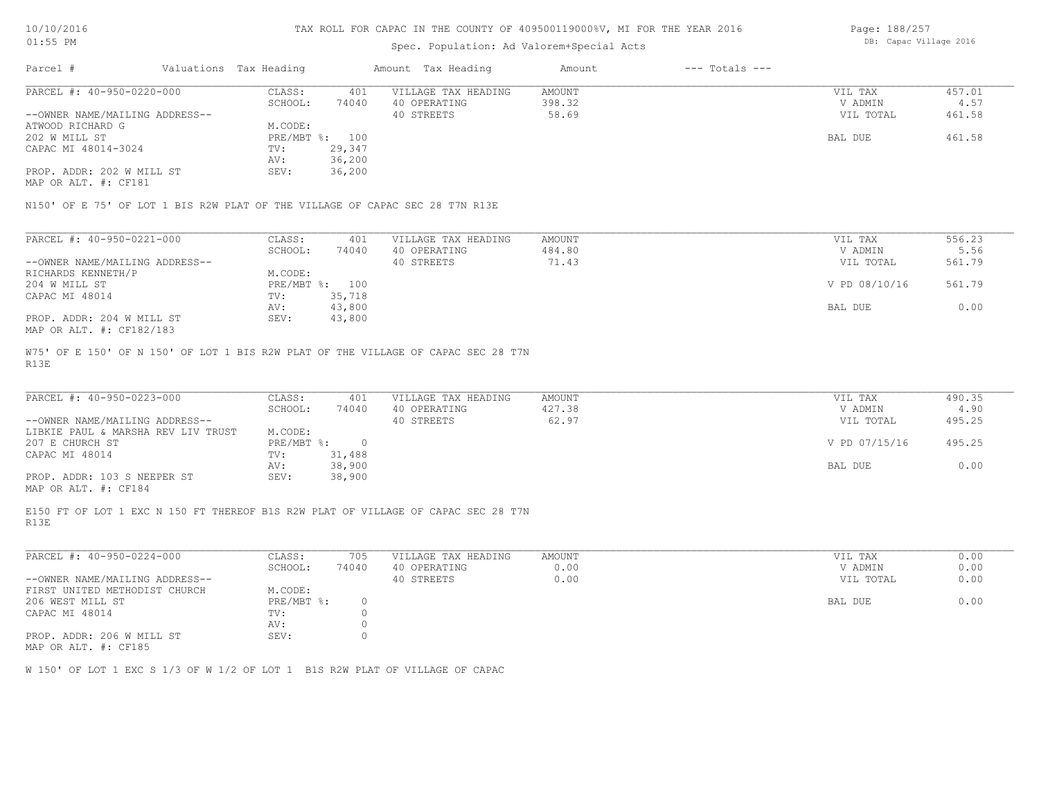TAX ROLL FOR CAPAC IN THE COUNTY OF 409500119000%V, MI FOR THE YEAR 2016

Spec. Population: Ad Valorem+Special Acts

DB: Capac Village 2016

| Parcel # | Valuations Tax Heading | | Amount Tax Heading | Amount | --- Totals --- | |
|---|---|---|---|---|---|---|
| PARCEL #: 40-950-0220-000 | CLASS: | 401 | VILLAGE TAX HEADING | AMOUNT | VIL TAX | 457.01 |
| | SCHOOL: | 74040 | 40 OPERATING | 398.32 | V ADMIN | 4.57 |
| --OWNER NAME/MAILING ADDRESS-- | | | 40 STREETS | 58.69 | VIL TOTAL | 461.58 |
| ATWOOD RICHARD G | M.CODE: | | | | | |
| 202 W MILL ST | PRE/MBT %: | 100 | | | BAL DUE | 461.58 |
| CAPAC MI 48014-3024 | TV: | 29,347 | | | | |
| | AV: | 36,200 | | | | |
| PROP. ADDR: 202 W MILL ST | SEV: | 36,200 | | | | |
| MAP OR ALT. #: CF181 | | | | | | |

N150' OF E 75' OF LOT 1 BIS R2W PLAT OF THE VILLAGE OF CAPAC SEC 28 T7N R13E

| Parcel # | Valuations Tax Heading | | Amount Tax Heading | Amount | --- Totals --- | |
|---|---|---|---|---|---|---|
| PARCEL #: 40-950-0221-000 | CLASS: | 401 | VILLAGE TAX HEADING | AMOUNT | VIL TAX | 556.23 |
| | SCHOOL: | 74040 | 40 OPERATING | 484.80 | V ADMIN | 5.56 |
| --OWNER NAME/MAILING ADDRESS-- | | | 40 STREETS | 71.43 | VIL TOTAL | 561.79 |
| RICHARDS KENNETH/P | M.CODE: | | | | | |
| 204 W MILL ST | PRE/MBT %: | 100 | | | V PD 08/10/16 | 561.79 |
| CAPAC MI 48014 | TV: | 35,718 | | | | |
| | AV: | 43,800 | | | BAL DUE | 0.00 |
| PROP. ADDR: 204 W MILL ST | SEV: | 43,800 | | | | |
| MAP OR ALT. #: CF182/183 | | | | | | |

W75' OF E 150' OF N 150' OF LOT 1 BIS R2W PLAT OF THE VILLAGE OF CAPAC SEC 28 T7N R13E

| Parcel # | Valuations Tax Heading | | Amount Tax Heading | Amount | --- Totals --- | |
|---|---|---|---|---|---|---|
| PARCEL #: 40-950-0223-000 | CLASS: | 401 | VILLAGE TAX HEADING | AMOUNT | VIL TAX | 490.35 |
| | SCHOOL: | 74040 | 40 OPERATING | 427.38 | V ADMIN | 4.90 |
| --OWNER NAME/MAILING ADDRESS-- | | | 40 STREETS | 62.97 | VIL TOTAL | 495.25 |
| LIBKIE PAUL & MARSHA REV LIV TRUST | M.CODE: | | | | | |
| 207 E CHURCH ST | PRE/MBT %: | 0 | | | V PD 07/15/16 | 495.25 |
| CAPAC MI 48014 | TV: | 31,488 | | | | |
| | AV: | 38,900 | | | BAL DUE | 0.00 |
| PROP. ADDR: 103 S NEEPER ST | SEV: | 38,900 | | | | |
| MAP OR ALT. #: CF184 | | | | | | |

E150 FT OF LOT 1 EXC N 150 FT THEREOF B1S R2W PLAT OF VILLAGE OF CAPAC SEC 28 T7N R13E

| Parcel # | Valuations Tax Heading | | Amount Tax Heading | Amount | --- Totals --- | |
|---|---|---|---|---|---|---|
| PARCEL #: 40-950-0224-000 | CLASS: | 705 | VILLAGE TAX HEADING | AMOUNT | VIL TAX | 0.00 |
| | SCHOOL: | 74040 | 40 OPERATING | 0.00 | V ADMIN | 0.00 |
| --OWNER NAME/MAILING ADDRESS-- | | | 40 STREETS | 0.00 | VIL TOTAL | 0.00 |
| FIRST UNITED METHODIST CHURCH | M.CODE: | | | | | |
| 206 WEST MILL ST | PRE/MBT %: | 0 | | | BAL DUE | 0.00 |
| CAPAC MI 48014 | TV: | 0 | | | | |
| | AV: | 0 | | | | |
| PROP. ADDR: 206 W MILL ST | SEV: | 0 | | | | |
| MAP OR ALT. #: CF185 | | | | | | |

W 150' OF LOT 1 EXC S 1/3 OF W 1/2 OF LOT 1 B1S R2W PLAT OF VILLAGE OF CAPAC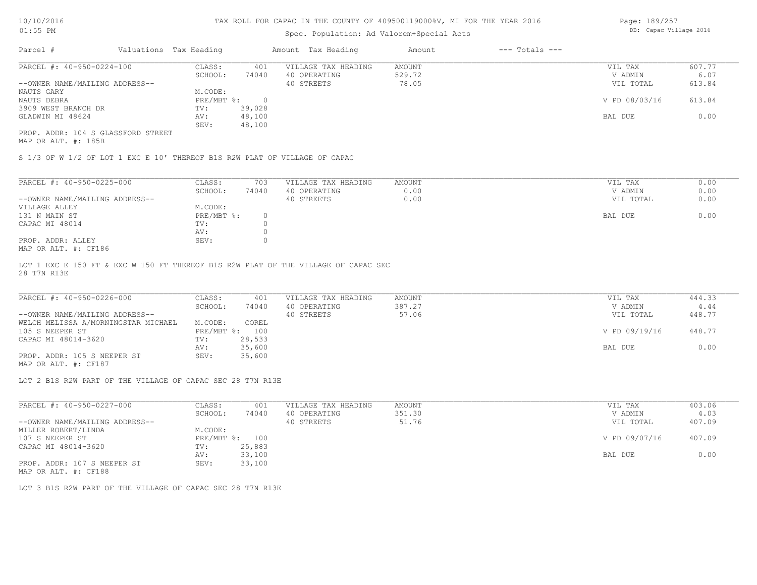TAX ROLL FOR CAPAC IN THE COUNTY OF 409500119000%V, MI FOR THE YEAR 2016

Spec. Population: Ad Valorem+Special Acts

| Parcel # | Valuations | Tax Heading | Amount | Tax Heading | Amount | --- Totals --- |
|---|---|---|---|---|---|---|

PARCEL #: 40-950-0224-100

| | | | | | |
|---|---|---|---|---|---|
| CLASS: | 401 | VILLAGE TAX HEADING | AMOUNT | VIL TAX | 607.77 |
| SCHOOL: | 74040 | 40 OPERATING | 529.72 | V ADMIN | 6.07 |
| | | 40 STREETS | 78.05 | VIL TOTAL | 613.84 |
| M.CODE: | | | | | |
| PRE/MBT %: | 0 | | | V PD 08/03/16 | 613.84 |
| TV: | 39,028 | | | | |
| AV: | 48,100 | | | BAL DUE | 0.00 |
| SEV: | 48,100 | | | | |

--OWNER NAME/MAILING ADDRESS--
NAUTS GARY
NAUTS DEBRA
3909 WEST BRANCH DR
GLADWIN MI 48624

PROP. ADDR: 104 S GLASSFORD STREET
MAP OR ALT. #: 185B

S 1/3 OF W 1/2 OF LOT 1 EXC E 10' THEREOF B1S R2W PLAT OF VILLAGE OF CAPAC

PARCEL #: 40-950-0225-000

| | | | | | |
|---|---|---|---|---|---|
| CLASS: | 703 | VILLAGE TAX HEADING | AMOUNT | VIL TAX | 0.00 |
| SCHOOL: | 74040 | 40 OPERATING | 0.00 | V ADMIN | 0.00 |
| | | 40 STREETS | 0.00 | VIL TOTAL | 0.00 |
| M.CODE: | | | | | |
| PRE/MBT %: | 0 | | | BAL DUE | 0.00 |
| TV: | 0 | | | | |
| AV: | 0 | | | | |
| SEV: | 0 | | | | |

--OWNER NAME/MAILING ADDRESS--
VILLAGE ALLEY
131 N MAIN ST
CAPAC MI 48014

PROP. ADDR: ALLEY
MAP OR ALT. #: CF186

LOT 1 EXC E 150 FT & EXC W 150 FT THEREOF B1S R2W PLAT OF THE VILLAGE OF CAPAC SEC 28 T7N R13E

PARCEL #: 40-950-0226-000

| | | | | | |
|---|---|---|---|---|---|
| CLASS: | 401 | VILLAGE TAX HEADING | AMOUNT | VIL TAX | 444.33 |
| SCHOOL: | 74040 | 40 OPERATING | 387.27 | V ADMIN | 4.44 |
| | | 40 STREETS | 57.06 | VIL TOTAL | 448.77 |
| M.CODE: | COREL | | | | |
| PRE/MBT %: | 100 | | | V PD 09/19/16 | 448.77 |
| TV: | 28,533 | | | | |
| AV: | 35,600 | | | BAL DUE | 0.00 |
| SEV: | 35,600 | | | | |

--OWNER NAME/MAILING ADDRESS--
WELCH MELISSA A/MORNINGSTAR MICHAEL
105 S NEEPER ST
CAPAC MI 48014-3620

PROP. ADDR: 105 S NEEPER ST
MAP OR ALT. #: CF187

LOT 2 B1S R2W PART OF THE VILLAGE OF CAPAC SEC 28 T7N R13E

PARCEL #: 40-950-0227-000

| | | | | | |
|---|---|---|---|---|---|
| CLASS: | 401 | VILLAGE TAX HEADING | AMOUNT | VIL TAX | 403.06 |
| SCHOOL: | 74040 | 40 OPERATING | 351.30 | V ADMIN | 4.03 |
| | | 40 STREETS | 51.76 | VIL TOTAL | 407.09 |
| M.CODE: | | | | | |
| PRE/MBT %: | 100 | | | V PD 09/07/16 | 407.09 |
| TV: | 25,883 | | | | |
| AV: | 33,100 | | | BAL DUE | 0.00 |
| SEV: | 33,100 | | | | |

--OWNER NAME/MAILING ADDRESS--
MILLER ROBERT/LINDA
107 S NEEPER ST
CAPAC MI 48014-3620

PROP. ADDR: 107 S NEEPER ST
MAP OR ALT. #: CF188

LOT 3 B1S R2W PART OF THE VILLAGE OF CAPAC SEC 28 T7N R13E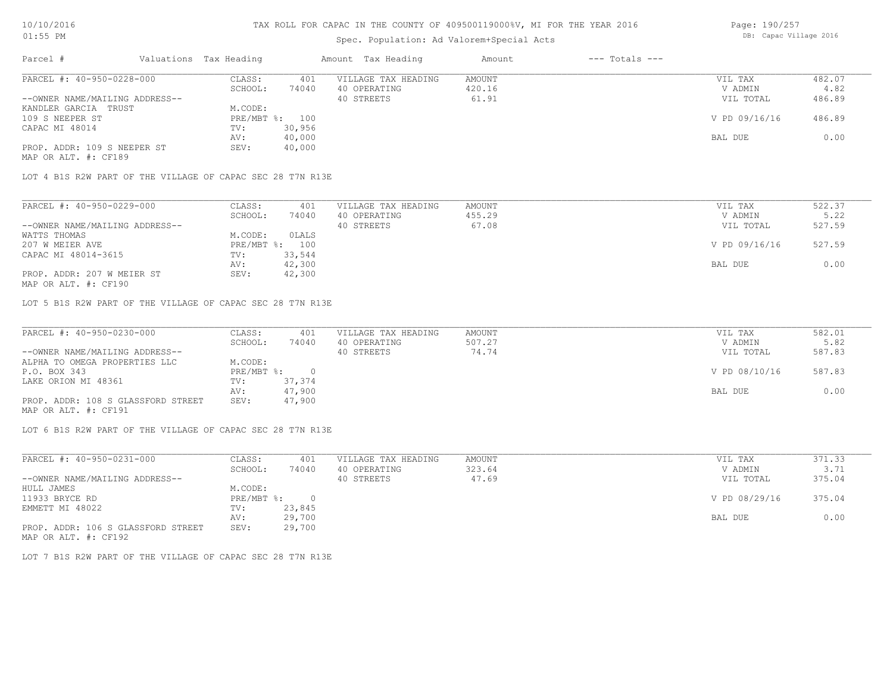TAX ROLL FOR CAPAC IN THE COUNTY OF 409500119000%V, MI FOR THE YEAR 2016

Spec. Population: Ad Valorem+Special Acts

| Parcel # | Valuations | Tax Heading | Amount | Tax Heading | Amount | --- Totals --- | |
|---|---|---|---|---|---|---|---|

---

| PARCEL #: 40-950-0228-000 | CLASS: | 401 | VILLAGE TAX HEADING | AMOUNT | VIL TAX | 482.07 |
|---|---|---|---|---|---|---|
| | SCHOOL: | 74040 | 40 OPERATING | 420.16 | V ADMIN | 4.82 |
| --OWNER NAME/MAILING ADDRESS-- | | | 40 STREETS | 61.91 | VIL TOTAL | 486.89 |
| KANDLER GARCIA TRUST | M.CODE: | | | | | |
| 109 S NEEPER ST | PRE/MBT %: | 100 | | | V PD 09/16/16 | 486.89 |
| CAPAC MI 48014 | TV: | 30,956 | | | | |
| | AV: | 40,000 | | | BAL DUE | 0.00 |
| PROP. ADDR: 109 S NEEPER ST | SEV: | 40,000 | | | | |
| MAP OR ALT. #: CF189 | | | | | | |

LOT 4 B1S R2W PART OF THE VILLAGE OF CAPAC SEC 28 T7N R13E

---

| PARCEL #: 40-950-0229-000 | CLASS: | 401 | VILLAGE TAX HEADING | AMOUNT | VIL TAX | 522.37 |
|---|---|---|---|---|---|---|
| | SCHOOL: | 74040 | 40 OPERATING | 455.29 | V ADMIN | 5.22 |
| --OWNER NAME/MAILING ADDRESS-- | | | 40 STREETS | 67.08 | VIL TOTAL | 527.59 |
| WATTS THOMAS | M.CODE: | OLALS | | | | |
| 207 W MEIER AVE | PRE/MBT %: | 100 | | | V PD 09/16/16 | 527.59 |
| CAPAC MI 48014-3615 | TV: | 33,544 | | | | |
| | AV: | 42,300 | | | BAL DUE | 0.00 |
| PROP. ADDR: 207 W MEIER ST | SEV: | 42,300 | | | | |
| MAP OR ALT. #: CF190 | | | | | | |

LOT 5 B1S R2W PART OF THE VILLAGE OF CAPAC SEC 28 T7N R13E

---

| PARCEL #: 40-950-0230-000 | CLASS: | 401 | VILLAGE TAX HEADING | AMOUNT | VIL TAX | 582.01 |
|---|---|---|---|---|---|---|
| | SCHOOL: | 74040 | 40 OPERATING | 507.27 | V ADMIN | 5.82 |
| --OWNER NAME/MAILING ADDRESS-- | | | 40 STREETS | 74.74 | VIL TOTAL | 587.83 |
| ALPHA TO OMEGA PROPERTIES LLC | M.CODE: | | | | | |
| P.O. BOX 343 | PRE/MBT %: | 0 | | | V PD 08/10/16 | 587.83 |
| LAKE ORION MI 48361 | TV: | 37,374 | | | | |
| | AV: | 47,900 | | | BAL DUE | 0.00 |
| PROP. ADDR: 108 S GLASSFORD STREET | SEV: | 47,900 | | | | |
| MAP OR ALT. #: CF191 | | | | | | |

LOT 6 B1S R2W PART OF THE VILLAGE OF CAPAC SEC 28 T7N R13E

---

| PARCEL #: 40-950-0231-000 | CLASS: | 401 | VILLAGE TAX HEADING | AMOUNT | VIL TAX | 371.33 |
|---|---|---|---|---|---|---|
| | SCHOOL: | 74040 | 40 OPERATING | 323.64 | V ADMIN | 3.71 |
| --OWNER NAME/MAILING ADDRESS-- | | | 40 STREETS | 47.69 | VIL TOTAL | 375.04 |
| HULL JAMES | M.CODE: | | | | | |
| 11933 BRYCE RD | PRE/MBT %: | 0 | | | V PD 08/29/16 | 375.04 |
| EMMETT MI 48022 | TV: | 23,845 | | | | |
| | AV: | 29,700 | | | BAL DUE | 0.00 |
| PROP. ADDR: 106 S GLASSFORD STREET | SEV: | 29,700 | | | | |
| MAP OR ALT. #: CF192 | | | | | | |

LOT 7 B1S R2W PART OF THE VILLAGE OF CAPAC SEC 28 T7N R13E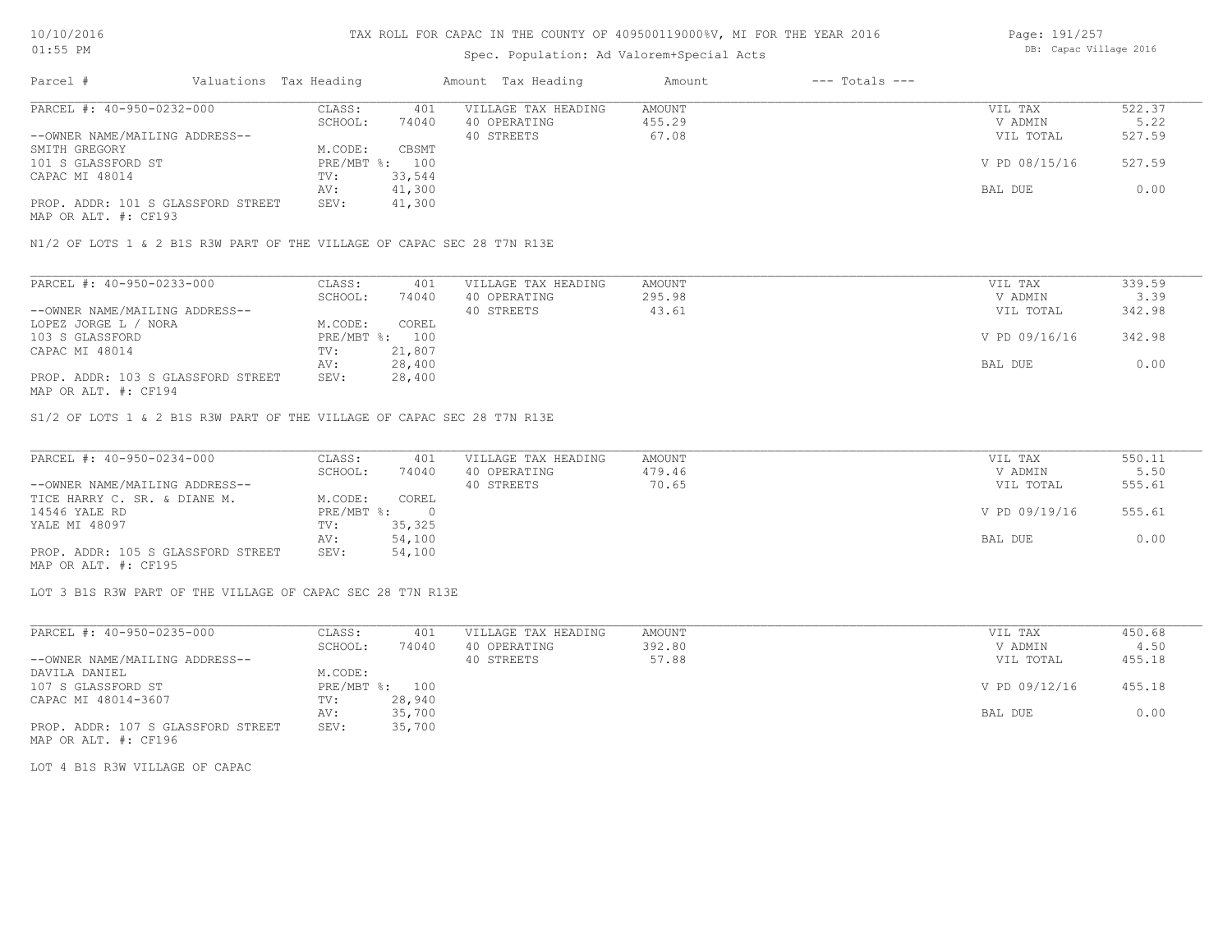TAX ROLL FOR CAPAC IN THE COUNTY OF 409500119000%V, MI FOR THE YEAR 2016

Spec. Population: Ad Valorem+Special Acts

| Parcel # | Valuations | Tax Heading | Amount | Tax Heading | Amount | --- Totals --- | |
|---|---|---|---|---|---|---|---|
| PARCEL #: 40-950-0232-000 | CLASS: | 401 | VILLAGE TAX HEADING | AMOUNT | | VIL TAX | 522.37 |
| | SCHOOL: | 74040 | 40 OPERATING | 455.29 | | V ADMIN | 5.22 |
| --OWNER NAME/MAILING ADDRESS-- | | | 40 STREETS | 67.08 | | VIL TOTAL | 527.59 |
| SMITH GREGORY | M.CODE: | CBSMT | | | | | |
| 101 S GLASSFORD ST | PRE/MBT %: | 100 | | | | V PD 08/15/16 | 527.59 |
| CAPAC MI 48014 | TV: | 33,544 | | | | | |
| | AV: | 41,300 | | | | BAL DUE | 0.00 |
| PROP. ADDR: 101 S GLASSFORD STREET | SEV: | 41,300 | | | | | |
| MAP OR ALT. #: CF193 | | | | | | | |

N1/2 OF LOTS 1 & 2 B1S R3W PART OF THE VILLAGE OF CAPAC SEC 28 T7N R13E

| Parcel # | Valuations | Tax Heading | Amount | Tax Heading | Amount | --- Totals --- | |
|---|---|---|---|---|---|---|---|
| PARCEL #: 40-950-0233-000 | CLASS: | 401 | VILLAGE TAX HEADING | AMOUNT | | VIL TAX | 339.59 |
| | SCHOOL: | 74040 | 40 OPERATING | 295.98 | | V ADMIN | 3.39 |
| --OWNER NAME/MAILING ADDRESS-- | | | 40 STREETS | 43.61 | | VIL TOTAL | 342.98 |
| LOPEZ JORGE L / NORA | M.CODE: | COREL | | | | | |
| 103 S GLASSFORD | PRE/MBT %: | 100 | | | | V PD 09/16/16 | 342.98 |
| CAPAC MI 48014 | TV: | 21,807 | | | | | |
| | AV: | 28,400 | | | | BAL DUE | 0.00 |
| PROP. ADDR: 103 S GLASSFORD STREET | SEV: | 28,400 | | | | | |
| MAP OR ALT. #: CF194 | | | | | | | |

S1/2 OF LOTS 1 & 2 B1S R3W PART OF THE VILLAGE OF CAPAC SEC 28 T7N R13E

| Parcel # | Valuations | Tax Heading | Amount | Tax Heading | Amount | --- Totals --- | |
|---|---|---|---|---|---|---|---|
| PARCEL #: 40-950-0234-000 | CLASS: | 401 | VILLAGE TAX HEADING | AMOUNT | | VIL TAX | 550.11 |
| | SCHOOL: | 74040 | 40 OPERATING | 479.46 | | V ADMIN | 5.50 |
| --OWNER NAME/MAILING ADDRESS-- | | | 40 STREETS | 70.65 | | VIL TOTAL | 555.61 |
| TICE HARRY C. SR. & DIANE M. | M.CODE: | COREL | | | | | |
| 14546 YALE RD | PRE/MBT %: | 0 | | | | V PD 09/19/16 | 555.61 |
| YALE MI 48097 | TV: | 35,325 | | | | | |
| | AV: | 54,100 | | | | BAL DUE | 0.00 |
| PROP. ADDR: 105 S GLASSFORD STREET | SEV: | 54,100 | | | | | |
| MAP OR ALT. #: CF195 | | | | | | | |

LOT 3 B1S R3W PART OF THE VILLAGE OF CAPAC SEC 28 T7N R13E

| Parcel # | Valuations | Tax Heading | Amount | Tax Heading | Amount | --- Totals --- | |
|---|---|---|---|---|---|---|---|
| PARCEL #: 40-950-0235-000 | CLASS: | 401 | VILLAGE TAX HEADING | AMOUNT | | VIL TAX | 450.68 |
| | SCHOOL: | 74040 | 40 OPERATING | 392.80 | | V ADMIN | 4.50 |
| --OWNER NAME/MAILING ADDRESS-- | | | 40 STREETS | 57.88 | | VIL TOTAL | 455.18 |
| DAVILA DANIEL | M.CODE: | | | | | | |
| 107 S GLASSFORD ST | PRE/MBT %: | 100 | | | | V PD 09/12/16 | 455.18 |
| CAPAC MI 48014-3607 | TV: | 28,940 | | | | | |
| | AV: | 35,700 | | | | BAL DUE | 0.00 |
| PROP. ADDR: 107 S GLASSFORD STREET | SEV: | 35,700 | | | | | |
| MAP OR ALT. #: CF196 | | | | | | | |

LOT 4 B1S R3W VILLAGE OF CAPAC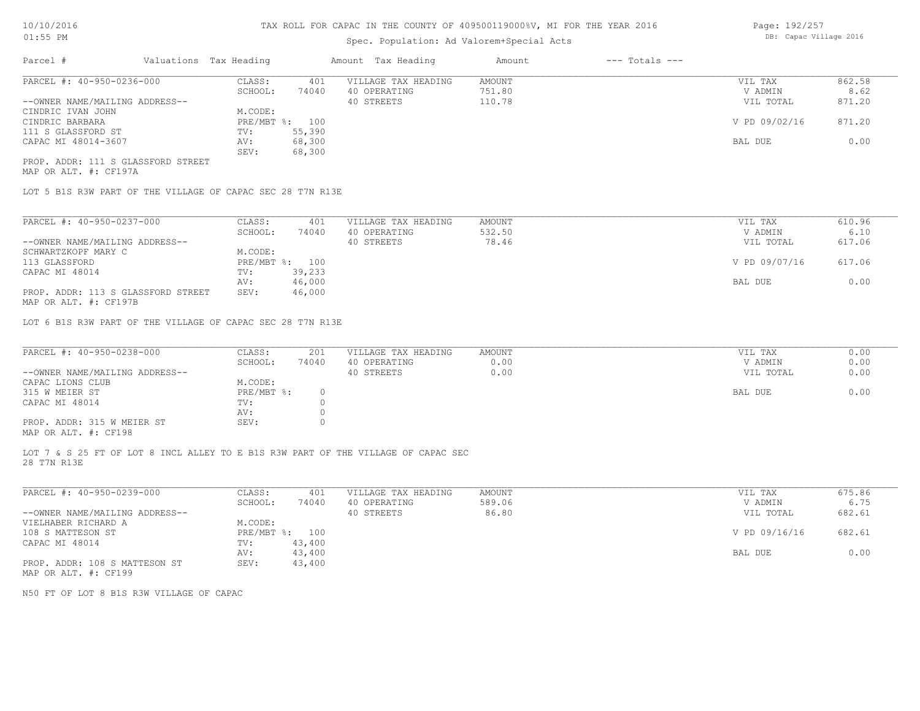TAX ROLL FOR CAPAC IN THE COUNTY OF 409500119000%V, MI FOR THE YEAR 2016

Spec. Population: Ad Valorem+Special Acts

| Parcel # | Valuations | Tax Heading | Amount | Tax Heading | Amount | --- Totals --- | |
|---|---|---|---|---|---|---|---|
| PARCEL #: 40-950-0236-000 | CLASS: | 401 | VILLAGE TAX HEADING | AMOUNT | | VIL TAX | 862.58 |
| | SCHOOL: | 74040 | 40 OPERATING | 751.80 | | V ADMIN | 8.62 |
| --OWNER NAME/MAILING ADDRESS-- | | | 40 STREETS | 110.78 | | VIL TOTAL | 871.20 |
| CINDRIC IVAN JOHN | M.CODE: | | | | | | |
| CINDRIC BARBARA | PRE/MBT %: | 100 | | | | V PD 09/02/16 | 871.20 |
| 111 S GLASSFORD ST | TV: | 55,390 | | | | | |
| CAPAC MI 48014-3607 | AV: | 68,300 | | | | BAL DUE | 0.00 |
| | SEV: | 68,300 | | | | | |

PROP. ADDR: 111 S GLASSFORD STREET
MAP OR ALT. #: CF197A

LOT 5 B1S R3W PART OF THE VILLAGE OF CAPAC SEC 28 T7N R13E

| Parcel # | Valuations | Tax Heading | Amount | Tax Heading | Amount | --- Totals --- | |
|---|---|---|---|---|---|---|---|
| PARCEL #: 40-950-0237-000 | CLASS: | 401 | VILLAGE TAX HEADING | AMOUNT | | VIL TAX | 610.96 |
| | SCHOOL: | 74040 | 40 OPERATING | 532.50 | | V ADMIN | 6.10 |
| --OWNER NAME/MAILING ADDRESS-- | | | 40 STREETS | 78.46 | | VIL TOTAL | 617.06 |
| SCHWARTZKOPF MARY C | M.CODE: | | | | | | |
| 113 GLASSFORD | PRE/MBT %: | 100 | | | | V PD 09/07/16 | 617.06 |
| CAPAC MI 48014 | TV: | 39,233 | | | | | |
| | AV: | 46,000 | | | | BAL DUE | 0.00 |
| PROP. ADDR: 113 S GLASSFORD STREET | SEV: | 46,000 | | | | | |

MAP OR ALT. #: CF197B

LOT 6 B1S R3W PART OF THE VILLAGE OF CAPAC SEC 28 T7N R13E

| Parcel # | Valuations | Tax Heading | Amount | Tax Heading | Amount | --- Totals --- | |
|---|---|---|---|---|---|---|---|
| PARCEL #: 40-950-0238-000 | CLASS: | 201 | VILLAGE TAX HEADING | AMOUNT | | VIL TAX | 0.00 |
| | SCHOOL: | 74040 | 40 OPERATING | 0.00 | | V ADMIN | 0.00 |
| --OWNER NAME/MAILING ADDRESS-- | | | 40 STREETS | 0.00 | | VIL TOTAL | 0.00 |
| CAPAC LIONS CLUB | M.CODE: | | | | | | |
| 315 W MEIER ST | PRE/MBT %: | 0 | | | | BAL DUE | 0.00 |
| CAPAC MI 48014 | TV: | 0 | | | | | |
| | AV: | 0 | | | | | |
| PROP. ADDR: 315 W MEIER ST | SEV: | 0 | | | | | |

MAP OR ALT. #: CF198

LOT 7 & S 25 FT OF LOT 8 INCL ALLEY TO E B1S R3W PART OF THE VILLAGE OF CAPAC SEC 28 T7N R13E

| Parcel # | Valuations | Tax Heading | Amount | Tax Heading | Amount | --- Totals --- | |
|---|---|---|---|---|---|---|---|
| PARCEL #: 40-950-0239-000 | CLASS: | 401 | VILLAGE TAX HEADING | AMOUNT | | VIL TAX | 675.86 |
| | SCHOOL: | 74040 | 40 OPERATING | 589.06 | | V ADMIN | 6.75 |
| --OWNER NAME/MAILING ADDRESS-- | | | 40 STREETS | 86.80 | | VIL TOTAL | 682.61 |
| VIELHABER RICHARD A | M.CODE: | | | | | | |
| 108 S MATTESON ST | PRE/MBT %: | 100 | | | | V PD 09/16/16 | 682.61 |
| CAPAC MI 48014 | TV: | 43,400 | | | | | |
| | AV: | 43,400 | | | | BAL DUE | 0.00 |
| PROP. ADDR: 108 S MATTESON ST | SEV: | 43,400 | | | | | |

MAP OR ALT. #: CF199

N50 FT OF LOT 8 B1S R3W VILLAGE OF CAPAC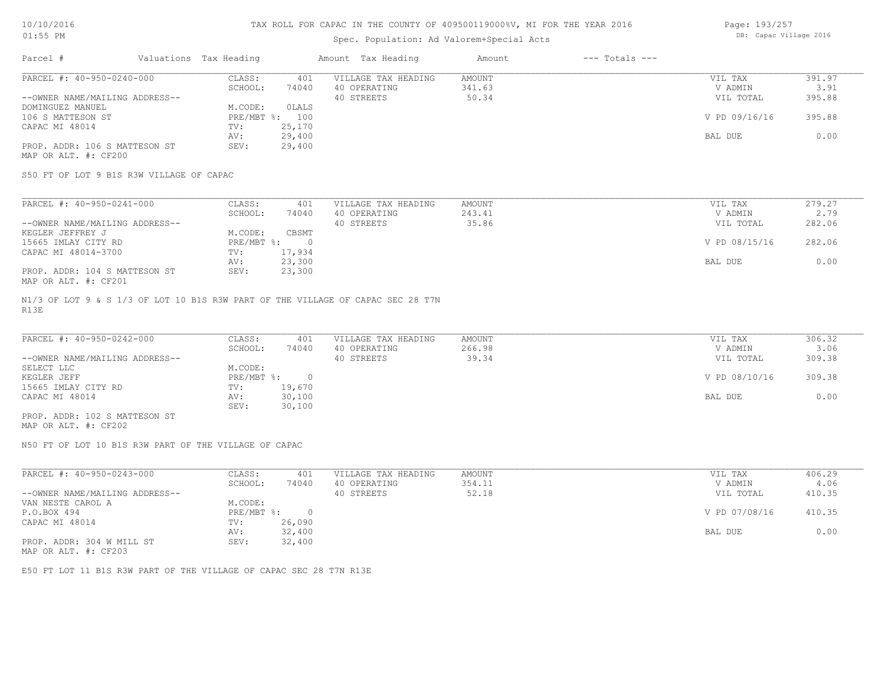TAX ROLL FOR CAPAC IN THE COUNTY OF 409500119000%V, MI FOR THE YEAR 2016

Spec. Population: Ad Valorem+Special Acts

DB: Capac Village 2016

| Parcel # | Valuations Tax Heading | | Amount Tax Heading | Amount | --- Totals --- | |
|---|---|---|---|---|---|---|
| PARCEL #: 40-950-0240-000 | CLASS: | 401 | VILLAGE TAX HEADING | AMOUNT | VIL TAX | 391.97 |
| | SCHOOL: | 74040 | 40 OPERATING | 341.63 | V ADMIN | 3.91 |
| --OWNER NAME/MAILING ADDRESS-- | | | 40 STREETS | 50.34 | VIL TOTAL | 395.88 |
| DOMINGUEZ MANUEL | M.CODE: | 0LALS | | | | |
| 106 S MATTESON ST | PRE/MBT %: | 100 | | | V PD 09/16/16 | 395.88 |
| CAPAC MI 48014 | TV: | 25,170 | | | | |
| | AV: | 29,400 | | | BAL DUE | 0.00 |
| PROP. ADDR: 106 S MATTESON ST | SEV: | 29,400 | | | | |
| MAP OR ALT. #: CF200 | | | | | | |

S50 FT OF LOT 9 B1S R3W VILLAGE OF CAPAC

| Parcel # | Valuations Tax Heading | | Amount Tax Heading | Amount | --- Totals --- | |
|---|---|---|---|---|---|---|
| PARCEL #: 40-950-0241-000 | CLASS: | 401 | VILLAGE TAX HEADING | AMOUNT | VIL TAX | 279.27 |
| | SCHOOL: | 74040 | 40 OPERATING | 243.41 | V ADMIN | 2.79 |
| --OWNER NAME/MAILING ADDRESS-- | | | 40 STREETS | 35.86 | VIL TOTAL | 282.06 |
| KEGLER JEFFREY J | M.CODE: | CBSMT | | | | |
| 15665 IMLAY CITY RD | PRE/MBT %: | 0 | | | V PD 08/15/16 | 282.06 |
| CAPAC MI 48014-3700 | TV: | 17,934 | | | | |
| | AV: | 23,300 | | | BAL DUE | 0.00 |
| PROP. ADDR: 104 S MATTESON ST | SEV: | 23,300 | | | | |
| MAP OR ALT. #: CF201 | | | | | | |

N1/3 OF LOT 9 & S 1/3 OF LOT 10 B1S R3W PART OF THE VILLAGE OF CAPAC SEC 28 T7N R13E

| Parcel # | Valuations Tax Heading | | Amount Tax Heading | Amount | --- Totals --- | |
|---|---|---|---|---|---|---|
| PARCEL #: 40-950-0242-000 | CLASS: | 401 | VILLAGE TAX HEADING | AMOUNT | VIL TAX | 306.32 |
| | SCHOOL: | 74040 | 40 OPERATING | 266.98 | V ADMIN | 3.06 |
| --OWNER NAME/MAILING ADDRESS-- | | | 40 STREETS | 39.34 | VIL TOTAL | 309.38 |
| SELECT LLC | M.CODE: | | | | | |
| KEGLER JEFF | PRE/MBT %: | 0 | | | V PD 08/10/16 | 309.38 |
| 15665 IMLAY CITY RD | TV: | 19,670 | | | | |
| CAPAC MI 48014 | AV: | 30,100 | | | BAL DUE | 0.00 |
| | SEV: | 30,100 | | | | |
| PROP. ADDR: 102 S MATTESON ST | | | | | | |
| MAP OR ALT. #: CF202 | | | | | | |

N50 FT OF LOT 10 B1S R3W PART OF THE VILLAGE OF CAPAC

| Parcel # | Valuations Tax Heading | | Amount Tax Heading | Amount | --- Totals --- | |
|---|---|---|---|---|---|---|
| PARCEL #: 40-950-0243-000 | CLASS: | 401 | VILLAGE TAX HEADING | AMOUNT | VIL TAX | 406.29 |
| | SCHOOL: | 74040 | 40 OPERATING | 354.11 | V ADMIN | 4.06 |
| --OWNER NAME/MAILING ADDRESS-- | | | 40 STREETS | 52.18 | VIL TOTAL | 410.35 |
| VAN NESTE CAROL A | M.CODE: | | | | | |
| P.O.BOX 494 | PRE/MBT %: | 0 | | | V PD 07/08/16 | 410.35 |
| CAPAC MI 48014 | TV: | 26,090 | | | | |
| | AV: | 32,400 | | | BAL DUE | 0.00 |
| PROP. ADDR: 304 W MILL ST | SEV: | 32,400 | | | | |
| MAP OR ALT. #: CF203 | | | | | | |

E50 FT LOT 11 B1S R3W PART OF THE VILLAGE OF CAPAC SEC 28 T7N R13E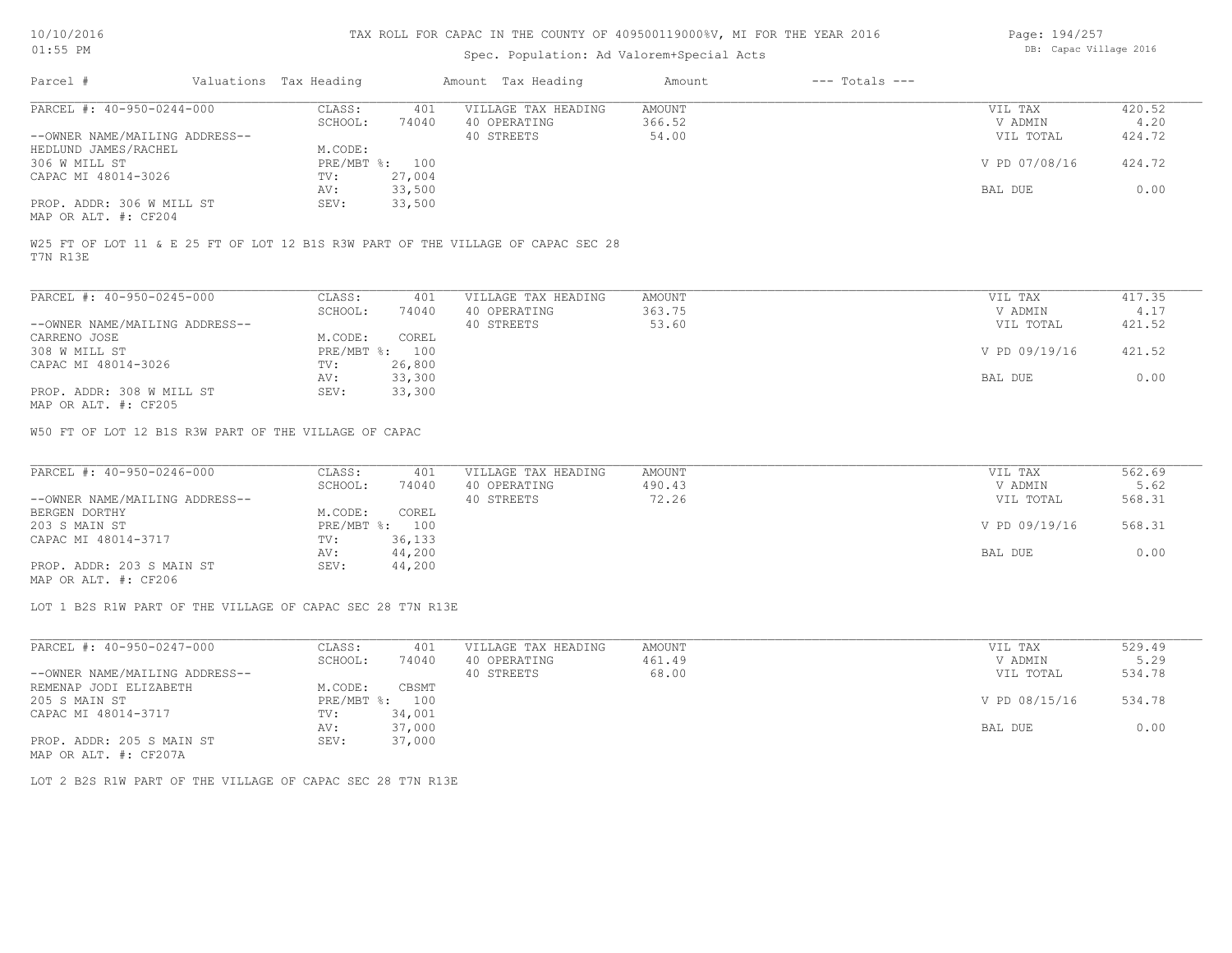TAX ROLL FOR CAPAC IN THE COUNTY OF 409500119000%V, MI FOR THE YEAR 2016

Spec. Population: Ad Valorem+Special Acts

DB: Capac Village 2016

10/10/2016
01:55 PM

| Parcel # | Valuations | Tax Heading | Amount | Tax Heading | Amount | --- Totals --- | |
|---|---|---|---|---|---|---|---|
| PARCEL #: 40-950-0244-000 | CLASS: | 401 | VILLAGE TAX HEADING | AMOUNT | | VIL TAX | 420.52 |
| | SCHOOL: | 74040 | 40 OPERATING | 366.52 | | V ADMIN | 4.20 |
| --OWNER NAME/MAILING ADDRESS-- | | | 40 STREETS | 54.00 | | VIL TOTAL | 424.72 |
| HEDLUND JAMES/RACHEL | M.CODE: | | | | | | |
| 306 W MILL ST | PRE/MBT %: | 100 | | | | V PD 07/08/16 | 424.72 |
| CAPAC MI 48014-3026 | TV: | 27,004 | | | | | |
| | AV: | 33,500 | | | | BAL DUE | 0.00 |
| PROP. ADDR: 306 W MILL ST | SEV: | 33,500 | | | | | |
| MAP OR ALT. #: CF204 | | | | | | | |

W25 FT OF LOT 11 & E 25 FT OF LOT 12 B1S R3W PART OF THE VILLAGE OF CAPAC SEC 28 T7N R13E

| Parcel # | Valuations | Tax Heading | Amount | Tax Heading | Amount | --- Totals --- | |
|---|---|---|---|---|---|---|---|
| PARCEL #: 40-950-0245-000 | CLASS: | 401 | VILLAGE TAX HEADING | AMOUNT | | VIL TAX | 417.35 |
| | SCHOOL: | 74040 | 40 OPERATING | 363.75 | | V ADMIN | 4.17 |
| --OWNER NAME/MAILING ADDRESS-- | | | 40 STREETS | 53.60 | | VIL TOTAL | 421.52 |
| CARRENO JOSE | M.CODE: | COREL | | | | | |
| 308 W MILL ST | PRE/MBT %: | 100 | | | | V PD 09/19/16 | 421.52 |
| CAPAC MI 48014-3026 | TV: | 26,800 | | | | | |
| | AV: | 33,300 | | | | BAL DUE | 0.00 |
| PROP. ADDR: 308 W MILL ST | SEV: | 33,300 | | | | | |
| MAP OR ALT. #: CF205 | | | | | | | |

W50 FT OF LOT 12 B1S R3W PART OF THE VILLAGE OF CAPAC

| Parcel # | Valuations | Tax Heading | Amount | Tax Heading | Amount | --- Totals --- | |
|---|---|---|---|---|---|---|---|
| PARCEL #: 40-950-0246-000 | CLASS: | 401 | VILLAGE TAX HEADING | AMOUNT | | VIL TAX | 562.69 |
| | SCHOOL: | 74040 | 40 OPERATING | 490.43 | | V ADMIN | 5.62 |
| --OWNER NAME/MAILING ADDRESS-- | | | 40 STREETS | 72.26 | | VIL TOTAL | 568.31 |
| BERGEN DORTHY | M.CODE: | COREL | | | | | |
| 203 S MAIN ST | PRE/MBT %: | 100 | | | | V PD 09/19/16 | 568.31 |
| CAPAC MI 48014-3717 | TV: | 36,133 | | | | | |
| | AV: | 44,200 | | | | BAL DUE | 0.00 |
| PROP. ADDR: 203 S MAIN ST | SEV: | 44,200 | | | | | |
| MAP OR ALT. #: CF206 | | | | | | | |

LOT 1 B2S R1W PART OF THE VILLAGE OF CAPAC SEC 28 T7N R13E

| Parcel # | Valuations | Tax Heading | Amount | Tax Heading | Amount | --- Totals --- | |
|---|---|---|---|---|---|---|---|
| PARCEL #: 40-950-0247-000 | CLASS: | 401 | VILLAGE TAX HEADING | AMOUNT | | VIL TAX | 529.49 |
| | SCHOOL: | 74040 | 40 OPERATING | 461.49 | | V ADMIN | 5.29 |
| --OWNER NAME/MAILING ADDRESS-- | | | 40 STREETS | 68.00 | | VIL TOTAL | 534.78 |
| REMENAP JODI ELIZABETH | M.CODE: | CBSMT | | | | | |
| 205 S MAIN ST | PRE/MBT %: | 100 | | | | V PD 08/15/16 | 534.78 |
| CAPAC MI 48014-3717 | TV: | 34,001 | | | | | |
| | AV: | 37,000 | | | | BAL DUE | 0.00 |
| PROP. ADDR: 205 S MAIN ST | SEV: | 37,000 | | | | | |
| MAP OR ALT. #: CF207A | | | | | | | |

LOT 2 B2S R1W PART OF THE VILLAGE OF CAPAC SEC 28 T7N R13E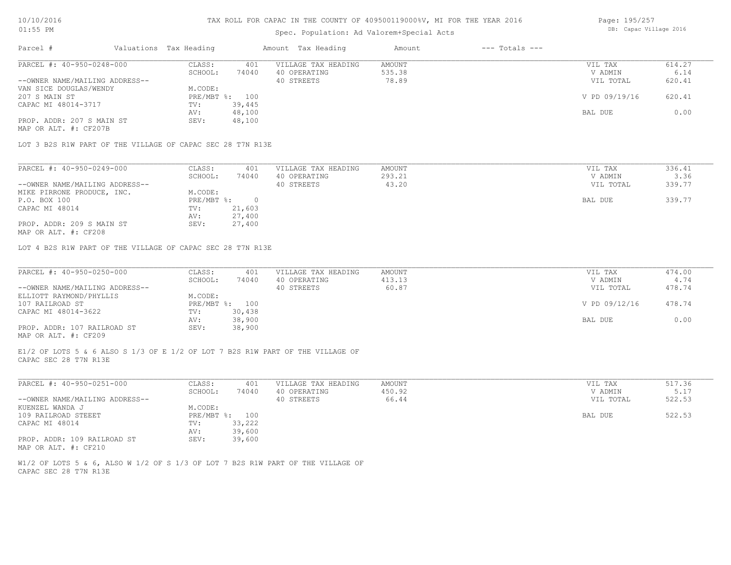TAX ROLL FOR CAPAC IN THE COUNTY OF 409500119000%V, MI FOR THE YEAR 2016

Spec. Population: Ad Valorem+Special Acts

| Parcel # | Valuations | Tax Heading | Amount | Tax Heading | Amount | --- Totals --- | |
|---|---|---|---|---|---|---|---|
| PARCEL #: 40-950-0248-000 | CLASS: | 401 | VILLAGE TAX HEADING | AMOUNT | | VIL TAX | 614.27 |
| | SCHOOL: | 74040 | 40 OPERATING | 535.38 | | V ADMIN | 6.14 |
| --OWNER NAME/MAILING ADDRESS-- | | | 40 STREETS | 78.89 | | VIL TOTAL | 620.41 |
| VAN SICE DOUGLAS/WENDY | M.CODE: | | | | | | |
| 207 S MAIN ST | PRE/MBT %: | 100 | | | | V PD 09/19/16 | 620.41 |
| CAPAC MI 48014-3717 | TV: | 39,445 | | | | | |
| | AV: | 48,100 | | | | BAL DUE | 0.00 |
| PROP. ADDR: 207 S MAIN ST | SEV: | 48,100 | | | | | |
| MAP OR ALT. #: CF207B | | | | | | | |

LOT 3 B2S R1W PART OF THE VILLAGE OF CAPAC SEC 28 T7N R13E

| Parcel # | Valuations | Tax Heading | Amount | Tax Heading | Amount | --- Totals --- | |
|---|---|---|---|---|---|---|---|
| PARCEL #: 40-950-0249-000 | CLASS: | 401 | VILLAGE TAX HEADING | AMOUNT | | VIL TAX | 336.41 |
| | SCHOOL: | 74040 | 40 OPERATING | 293.21 | | V ADMIN | 3.36 |
| --OWNER NAME/MAILING ADDRESS-- | | | 40 STREETS | 43.20 | | VIL TOTAL | 339.77 |
| MIKE PIRRONE PRODUCE, INC. | M.CODE: | | | | | | |
| P.O. BOX 100 | PRE/MBT %: | 0 | | | | BAL DUE | 339.77 |
| CAPAC MI 48014 | TV: | 21,603 | | | | | |
| | AV: | 27,400 | | | | | |
| PROP. ADDR: 209 S MAIN ST | SEV: | 27,400 | | | | | |
| MAP OR ALT. #: CF208 | | | | | | | |

LOT 4 B2S R1W PART OF THE VILLAGE OF CAPAC SEC 28 T7N R13E

| Parcel # | Valuations | Tax Heading | Amount | Tax Heading | Amount | --- Totals --- | |
|---|---|---|---|---|---|---|---|
| PARCEL #: 40-950-0250-000 | CLASS: | 401 | VILLAGE TAX HEADING | AMOUNT | | VIL TAX | 474.00 |
| | SCHOOL: | 74040 | 40 OPERATING | 413.13 | | V ADMIN | 4.74 |
| --OWNER NAME/MAILING ADDRESS-- | | | 40 STREETS | 60.87 | | VIL TOTAL | 478.74 |
| ELLIOTT RAYMOND/PHYLLIS | M.CODE: | | | | | | |
| 107 RAILROAD ST | PRE/MBT %: | 100 | | | | V PD 09/12/16 | 478.74 |
| CAPAC MI 48014-3622 | TV: | 30,438 | | | | | |
| | AV: | 38,900 | | | | BAL DUE | 0.00 |
| PROP. ADDR: 107 RAILROAD ST | SEV: | 38,900 | | | | | |
| MAP OR ALT. #: CF209 | | | | | | | |

E1/2 OF LOTS 5 & 6 ALSO S 1/3 OF E 1/2 OF LOT 7 B2S R1W PART OF THE VILLAGE OF CAPAC SEC 28 T7N R13E

| Parcel # | Valuations | Tax Heading | Amount | Tax Heading | Amount | --- Totals --- | |
|---|---|---|---|---|---|---|---|
| PARCEL #: 40-950-0251-000 | CLASS: | 401 | VILLAGE TAX HEADING | AMOUNT | | VIL TAX | 517.36 |
| | SCHOOL: | 74040 | 40 OPERATING | 450.92 | | V ADMIN | 5.17 |
| --OWNER NAME/MAILING ADDRESS-- | | | 40 STREETS | 66.44 | | VIL TOTAL | 522.53 |
| KUENZEL WANDA J | M.CODE: | | | | | | |
| 109 RAILROAD STEEET | PRE/MBT %: | 100 | | | | BAL DUE | 522.53 |
| CAPAC MI 48014 | TV: | 33,222 | | | | | |
| | AV: | 39,600 | | | | | |
| PROP. ADDR: 109 RAILROAD ST | SEV: | 39,600 | | | | | |
| MAP OR ALT. #: CF210 | | | | | | | |

W1/2 OF LOTS 5 & 6, ALSO W 1/2 OF S 1/3 OF LOT 7 B2S R1W PART OF THE VILLAGE OF CAPAC SEC 28 T7N R13E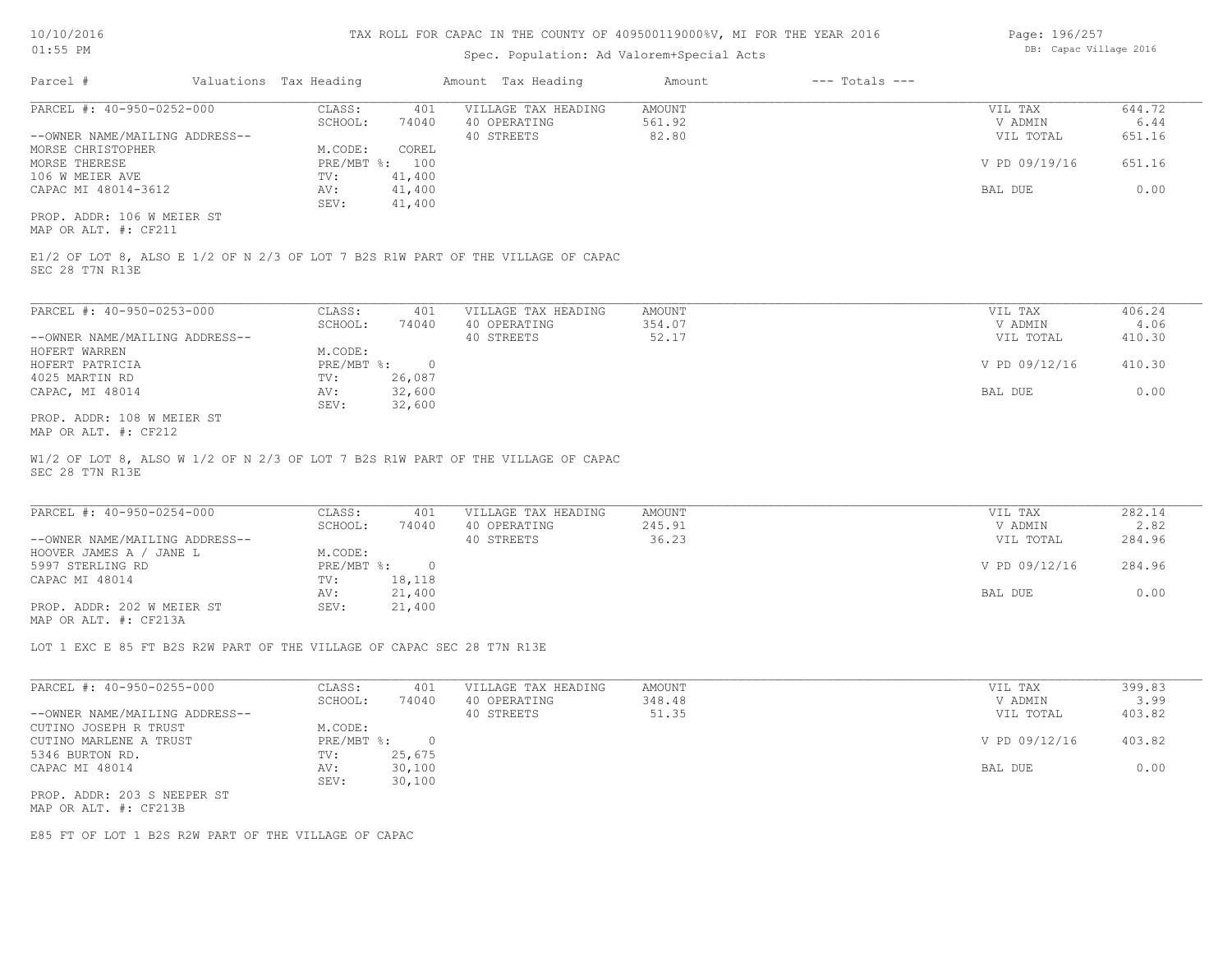TAX ROLL FOR CAPAC IN THE COUNTY OF 409500119000%V, MI FOR THE YEAR 2016

Spec. Population: Ad Valorem+Special Acts

DB: Capac Village 2016

| Parcel # | Valuations | Tax Heading | Amount | Tax Heading | Amount | --- Totals --- | |
|---|---|---|---|---|---|---|---|

---

**PARCEL #: 40-950-0252-000**

| | | | | | |
|---|---|---|---|---|---|
| CLASS: | 401 | VILLAGE TAX HEADING | AMOUNT | VIL TAX | 644.72 |
| SCHOOL: | 74040 | 40 OPERATING | 561.92 | V ADMIN | 6.44 |
| | | 40 STREETS | 82.80 | VIL TOTAL | 651.16 |
| M.CODE: | COREL | | | | |
| PRE/MBT %: | 100 | | | V PD 09/19/16 | 651.16 |
| TV: | 41,400 | | | | |
| AV: | 41,400 | | | BAL DUE | 0.00 |
| SEV: | 41,400 | | | | |

--OWNER NAME/MAILING ADDRESS--
MORSE CHRISTOPHER
MORSE THERESE
106 W MEIER AVE
CAPAC MI 48014-3612

PROP. ADDR: 106 W MEIER ST
MAP OR ALT. #: CF211

E1/2 OF LOT 8, ALSO E 1/2 OF N 2/3 OF LOT 7 B2S R1W PART OF THE VILLAGE OF CAPAC SEC 28 T7N R13E

---

**PARCEL #: 40-950-0253-000**

| | | | | | |
|---|---|---|---|---|---|
| CLASS: | 401 | VILLAGE TAX HEADING | AMOUNT | VIL TAX | 406.24 |
| SCHOOL: | 74040 | 40 OPERATING | 354.07 | V ADMIN | 4.06 |
| | | 40 STREETS | 52.17 | VIL TOTAL | 410.30 |
| M.CODE: | | | | | |
| PRE/MBT %: | 0 | | | V PD 09/12/16 | 410.30 |
| TV: | 26,087 | | | | |
| AV: | 32,600 | | | BAL DUE | 0.00 |
| SEV: | 32,600 | | | | |

--OWNER NAME/MAILING ADDRESS--
HOFERT WARREN
HOFERT PATRICIA
4025 MARTIN RD
CAPAC, MI 48014

PROP. ADDR: 108 W MEIER ST
MAP OR ALT. #: CF212

W1/2 OF LOT 8, ALSO W 1/2 OF N 2/3 OF LOT 7 B2S R1W PART OF THE VILLAGE OF CAPAC SEC 28 T7N R13E

---

**PARCEL #: 40-950-0254-000**

| | | | | | |
|---|---|---|---|---|---|
| CLASS: | 401 | VILLAGE TAX HEADING | AMOUNT | VIL TAX | 282.14 |
| SCHOOL: | 74040 | 40 OPERATING | 245.91 | V ADMIN | 2.82 |
| | | 40 STREETS | 36.23 | VIL TOTAL | 284.96 |
| M.CODE: | | | | | |
| PRE/MBT %: | 0 | | | V PD 09/12/16 | 284.96 |
| TV: | 18,118 | | | | |
| AV: | 21,400 | | | BAL DUE | 0.00 |
| SEV: | 21,400 | | | | |

--OWNER NAME/MAILING ADDRESS--
HOOVER JAMES A / JANE L
5997 STERLING RD
CAPAC MI 48014

PROP. ADDR: 202 W MEIER ST
MAP OR ALT. #: CF213A

LOT 1 EXC E 85 FT B2S R2W PART OF THE VILLAGE OF CAPAC SEC 28 T7N R13E

---

**PARCEL #: 40-950-0255-000**

| | | | | | |
|---|---|---|---|---|---|
| CLASS: | 401 | VILLAGE TAX HEADING | AMOUNT | VIL TAX | 399.83 |
| SCHOOL: | 74040 | 40 OPERATING | 348.48 | V ADMIN | 3.99 |
| | | 40 STREETS | 51.35 | VIL TOTAL | 403.82 |
| M.CODE: | | | | | |
| PRE/MBT %: | 0 | | | V PD 09/12/16 | 403.82 |
| TV: | 25,675 | | | | |
| AV: | 30,100 | | | BAL DUE | 0.00 |
| SEV: | 30,100 | | | | |

--OWNER NAME/MAILING ADDRESS--
CUTINO JOSEPH R TRUST
CUTINO MARLENE A TRUST
5346 BURTON RD.
CAPAC MI 48014

PROP. ADDR: 203 S NEEPER ST
MAP OR ALT. #: CF213B

E85 FT OF LOT 1 B2S R2W PART OF THE VILLAGE OF CAPAC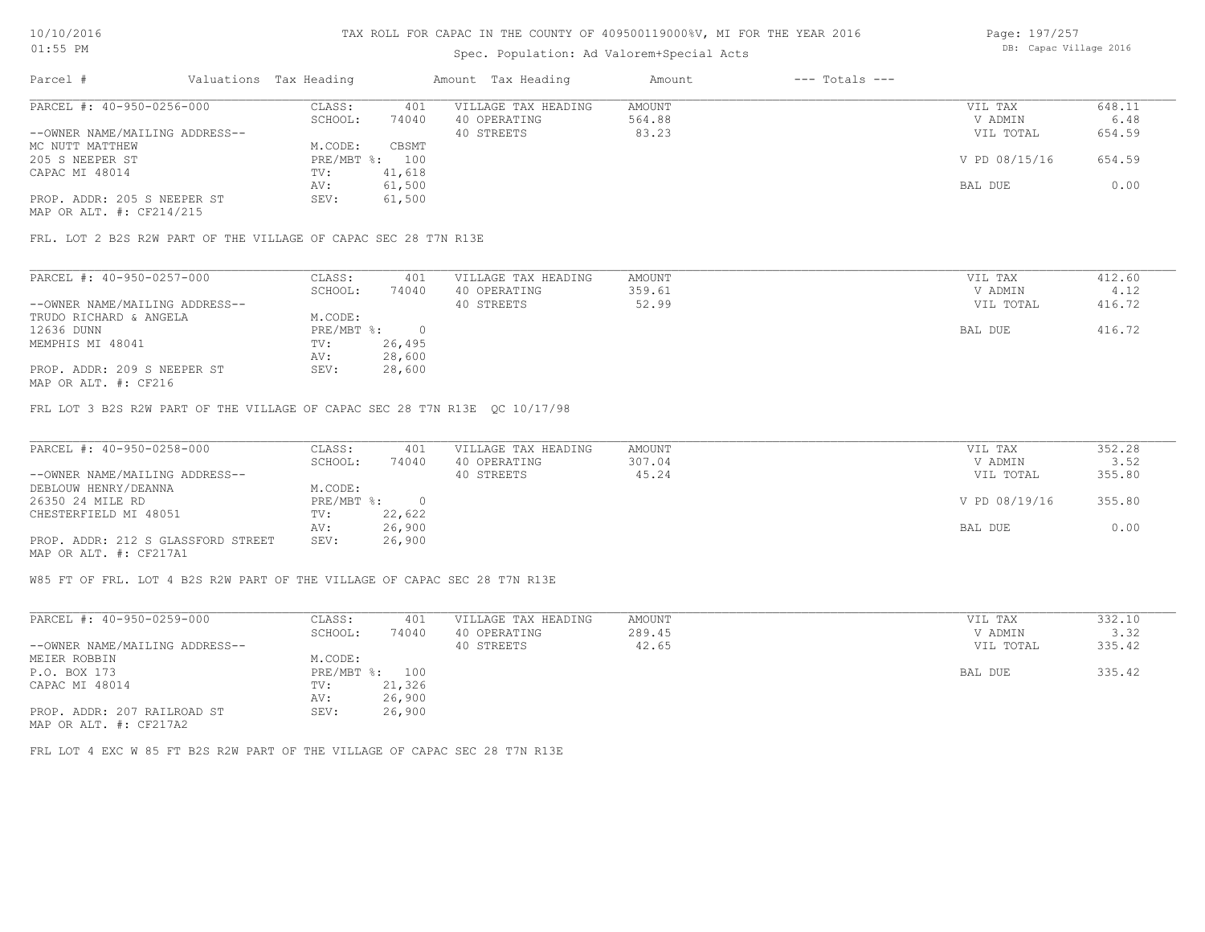TAX ROLL FOR CAPAC IN THE COUNTY OF 409500119000%V, MI FOR THE YEAR 2016

Spec. Population: Ad Valorem+Special Acts

| Parcel # | Valuations | Tax Heading | Amount | Tax Heading | Amount | --- Totals --- | |
|---|---|---|---|---|---|---|---|
| PARCEL #: 40-950-0256-000 | CLASS: | 401 | VILLAGE TAX HEADING | AMOUNT | | VIL TAX | 648.11 |
| | SCHOOL: | 74040 | 40 OPERATING | 564.88 | | V ADMIN | 6.48 |
| --OWNER NAME/MAILING ADDRESS-- | | | 40 STREETS | 83.23 | | VIL TOTAL | 654.59 |
| MC NUTT MATTHEW | M.CODE: | CBSMT | | | | | |
| 205 S NEEPER ST | PRE/MBT %: | 100 | | | | V PD 08/15/16 | 654.59 |
| CAPAC MI 48014 | TV: | 41,618 | | | | | |
| | AV: | 61,500 | | | | BAL DUE | 0.00 |
| PROP. ADDR: 205 S NEEPER ST | SEV: | 61,500 | | | | | |
| MAP OR ALT. #: CF214/215 | | | | | | | |

FRL. LOT 2 B2S R2W PART OF THE VILLAGE OF CAPAC SEC 28 T7N R13E

| Parcel # | Valuations | Tax Heading | Amount | Tax Heading | Amount | --- Totals --- | |
|---|---|---|---|---|---|---|---|
| PARCEL #: 40-950-0257-000 | CLASS: | 401 | VILLAGE TAX HEADING | AMOUNT | | VIL TAX | 412.60 |
| | SCHOOL: | 74040 | 40 OPERATING | 359.61 | | V ADMIN | 4.12 |
| --OWNER NAME/MAILING ADDRESS-- | | | 40 STREETS | 52.99 | | VIL TOTAL | 416.72 |
| TRUDO RICHARD & ANGELA | M.CODE: | | | | | | |
| 12636 DUNN | PRE/MBT %: | 0 | | | | BAL DUE | 416.72 |
| MEMPHIS MI 48041 | TV: | 26,495 | | | | | |
| | AV: | 28,600 | | | | | |
| PROP. ADDR: 209 S NEEPER ST | SEV: | 28,600 | | | | | |
| MAP OR ALT. #: CF216 | | | | | | | |

FRL LOT 3 B2S R2W PART OF THE VILLAGE OF CAPAC SEC 28 T7N R13E QC 10/17/98

| Parcel # | Valuations | Tax Heading | Amount | Tax Heading | Amount | --- Totals --- | |
|---|---|---|---|---|---|---|---|
| PARCEL #: 40-950-0258-000 | CLASS: | 401 | VILLAGE TAX HEADING | AMOUNT | | VIL TAX | 352.28 |
| | SCHOOL: | 74040 | 40 OPERATING | 307.04 | | V ADMIN | 3.52 |
| --OWNER NAME/MAILING ADDRESS-- | | | 40 STREETS | 45.24 | | VIL TOTAL | 355.80 |
| DEBLOUW HENRY/DEANNA | M.CODE: | | | | | | |
| 26350 24 MILE RD | PRE/MBT %: | 0 | | | | V PD 08/19/16 | 355.80 |
| CHESTERFIELD MI 48051 | TV: | 22,622 | | | | | |
| | AV: | 26,900 | | | | BAL DUE | 0.00 |
| PROP. ADDR: 212 S GLASSFORD STREET | SEV: | 26,900 | | | | | |
| MAP OR ALT. #: CF217A1 | | | | | | | |

W85 FT OF FRL. LOT 4 B2S R2W PART OF THE VILLAGE OF CAPAC SEC 28 T7N R13E

| Parcel # | Valuations | Tax Heading | Amount | Tax Heading | Amount | --- Totals --- | |
|---|---|---|---|---|---|---|---|
| PARCEL #: 40-950-0259-000 | CLASS: | 401 | VILLAGE TAX HEADING | AMOUNT | | VIL TAX | 332.10 |
| | SCHOOL: | 74040 | 40 OPERATING | 289.45 | | V ADMIN | 3.32 |
| --OWNER NAME/MAILING ADDRESS-- | | | 40 STREETS | 42.65 | | VIL TOTAL | 335.42 |
| MEIER ROBBIN | M.CODE: | | | | | | |
| P.O. BOX 173 | PRE/MBT %: | 100 | | | | BAL DUE | 335.42 |
| CAPAC MI 48014 | TV: | 21,326 | | | | | |
| | AV: | 26,900 | | | | | |
| PROP. ADDR: 207 RAILROAD ST | SEV: | 26,900 | | | | | |
| MAP OR ALT. #: CF217A2 | | | | | | | |

FRL LOT 4 EXC W 85 FT B2S R2W PART OF THE VILLAGE OF CAPAC SEC 28 T7N R13E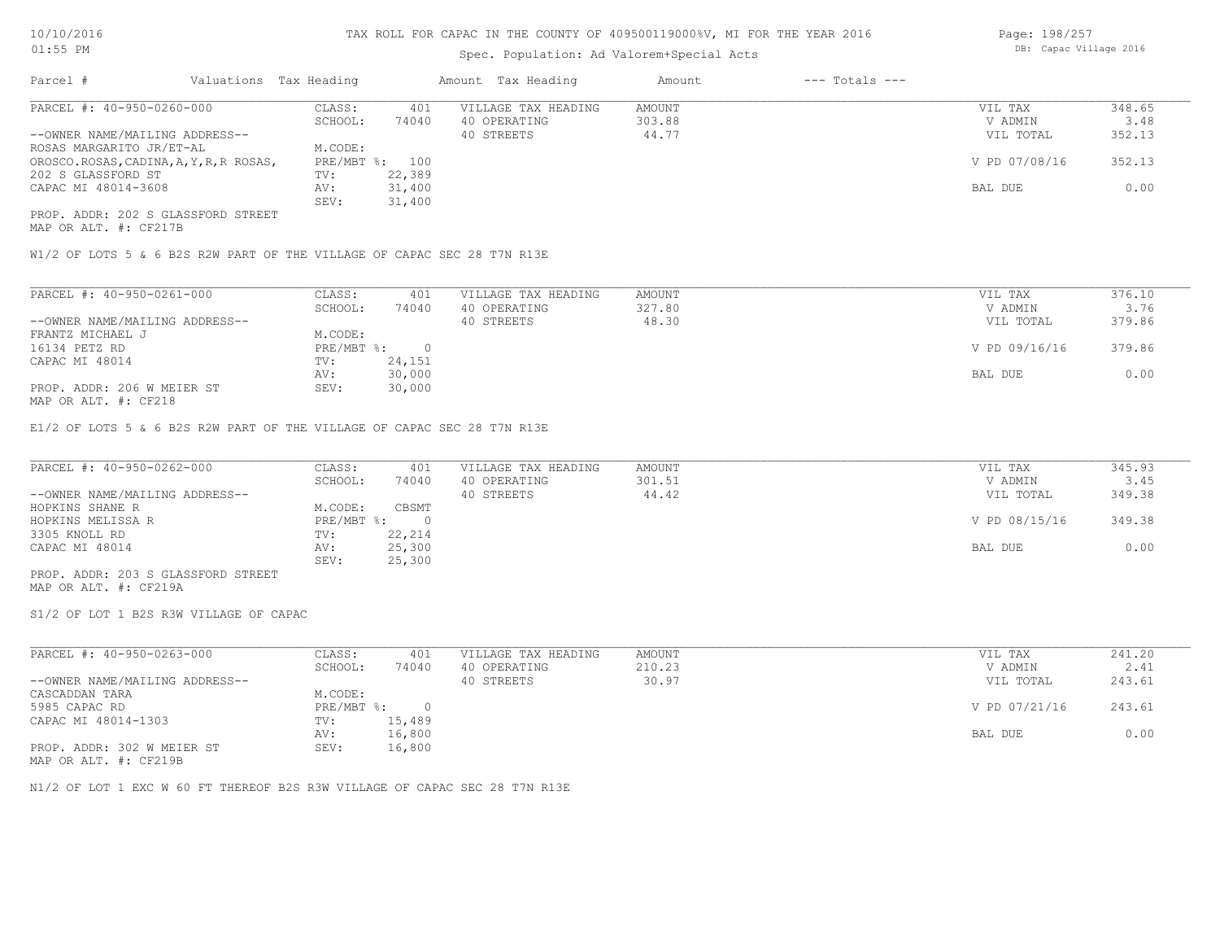TAX ROLL FOR CAPAC IN THE COUNTY OF 409500119000%V, MI FOR THE YEAR 2016

Spec. Population: Ad Valorem+Special Acts

| Parcel # | Valuations | Tax Heading | Amount | Tax Heading | Amount | --- Totals --- | |
|---|---|---|---|---|---|---|---|

PARCEL #: 40-950-0260-000

| | | | | | |
|---|---|---|---|---|---|
| CLASS: | 401 | VILLAGE TAX HEADING | AMOUNT | VIL TAX | 348.65 |
| SCHOOL: | 74040 | 40 OPERATING | 303.88 | V ADMIN | 3.48 |
| | | 40 STREETS | 44.77 | VIL TOTAL | 352.13 |
| M.CODE: | | | | | |
| PRE/MBT %: | 100 | | | V PD 07/08/16 | 352.13 |
| TV: | 22,389 | | | | |
| AV: | 31,400 | | | BAL DUE | 0.00 |
| SEV: | 31,400 | | | | |

--OWNER NAME/MAILING ADDRESS--
ROSAS MARGARITO JR/ET-AL
OROSCO.ROSAS,CADINA,A,Y,R,R ROSAS,
202 S GLASSFORD ST
CAPAC MI 48014-3608

PROP. ADDR: 202 S GLASSFORD STREET
MAP OR ALT. #: CF217B

W1/2 OF LOTS 5 & 6 B2S R2W PART OF THE VILLAGE OF CAPAC SEC 28 T7N R13E

PARCEL #: 40-950-0261-000

| | | | | | |
|---|---|---|---|---|---|
| CLASS: | 401 | VILLAGE TAX HEADING | AMOUNT | VIL TAX | 376.10 |
| SCHOOL: | 74040 | 40 OPERATING | 327.80 | V ADMIN | 3.76 |
| | | 40 STREETS | 48.30 | VIL TOTAL | 379.86 |
| M.CODE: | | | | | |
| PRE/MBT %: | 0 | | | V PD 09/16/16 | 379.86 |
| TV: | 24,151 | | | | |
| AV: | 30,000 | | | BAL DUE | 0.00 |
| SEV: | 30,000 | | | | |

--OWNER NAME/MAILING ADDRESS--
FRANTZ MICHAEL J
16134 PETZ RD
CAPAC MI 48014

PROP. ADDR: 206 W MEIER ST
MAP OR ALT. #: CF218

E1/2 OF LOTS 5 & 6 B2S R2W PART OF THE VILLAGE OF CAPAC SEC 28 T7N R13E

PARCEL #: 40-950-0262-000

| | | | | | |
|---|---|---|---|---|---|
| CLASS: | 401 | VILLAGE TAX HEADING | AMOUNT | VIL TAX | 345.93 |
| SCHOOL: | 74040 | 40 OPERATING | 301.51 | V ADMIN | 3.45 |
| | | 40 STREETS | 44.42 | VIL TOTAL | 349.38 |
| M.CODE: | CBSMT | | | | |
| PRE/MBT %: | 0 | | | V PD 08/15/16 | 349.38 |
| TV: | 22,214 | | | | |
| AV: | 25,300 | | | BAL DUE | 0.00 |
| SEV: | 25,300 | | | | |

--OWNER NAME/MAILING ADDRESS--
HOPKINS SHANE R
HOPKINS MELISSA R
3305 KNOLL RD
CAPAC MI 48014

PROP. ADDR: 203 S GLASSFORD STREET
MAP OR ALT. #: CF219A

S1/2 OF LOT 1 B2S R3W VILLAGE OF CAPAC

PARCEL #: 40-950-0263-000

| | | | | | |
|---|---|---|---|---|---|
| CLASS: | 401 | VILLAGE TAX HEADING | AMOUNT | VIL TAX | 241.20 |
| SCHOOL: | 74040 | 40 OPERATING | 210.23 | V ADMIN | 2.41 |
| | | 40 STREETS | 30.97 | VIL TOTAL | 243.61 |
| M.CODE: | | | | | |
| PRE/MBT %: | 0 | | | V PD 07/21/16 | 243.61 |
| TV: | 15,489 | | | | |
| AV: | 16,800 | | | BAL DUE | 0.00 |
| SEV: | 16,800 | | | | |

--OWNER NAME/MAILING ADDRESS--
CASCADDAN TARA
5985 CAPAC RD
CAPAC MI 48014-1303

PROP. ADDR: 302 W MEIER ST
MAP OR ALT. #: CF219B

N1/2 OF LOT 1 EXC W 60 FT THEREOF B2S R3W VILLAGE OF CAPAC SEC 28 T7N R13E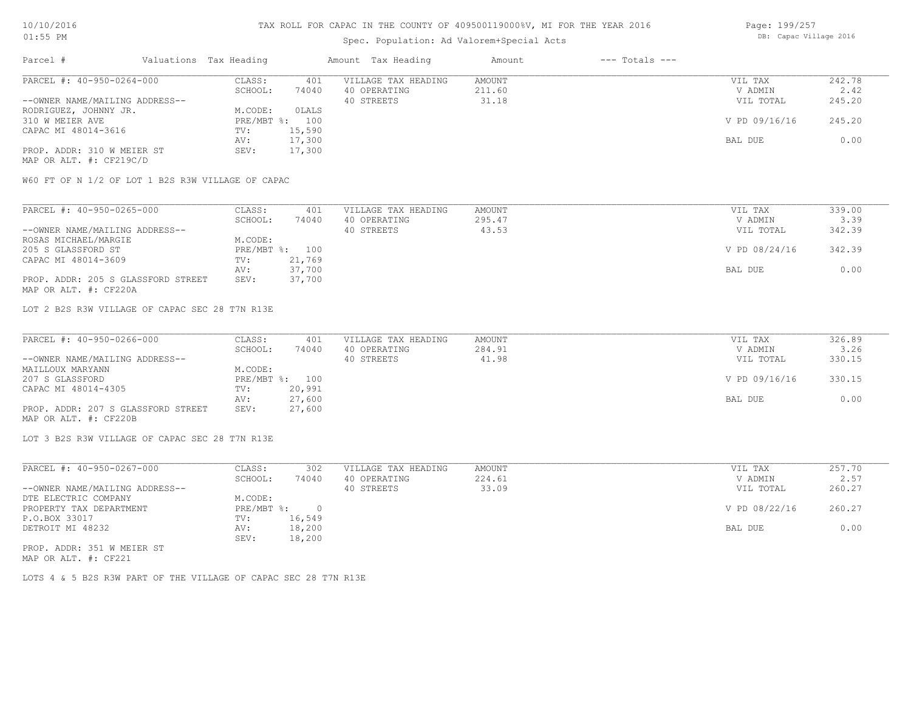TAX ROLL FOR CAPAC IN THE COUNTY OF 409500119000%V, MI FOR THE YEAR 2016

Spec. Population: Ad Valorem+Special Acts

| Parcel # | Valuations | Tax Heading | Amount | Tax Heading | Amount | --- Totals --- | |
|---|---|---|---|---|---|---|---|
| PARCEL #: 40-950-0264-000 | CLASS: | 401 | VILLAGE TAX HEADING | AMOUNT | | VIL TAX | 242.78 |
| | SCHOOL: | 74040 | 40 OPERATING | 211.60 | | V ADMIN | 2.42 |
| --OWNER NAME/MAILING ADDRESS-- | | | 40 STREETS | 31.18 | | VIL TOTAL | 245.20 |
| RODRIGUEZ, JOHNNY JR. | M.CODE: | 0LALS | | | | | |
| 310 W MEIER AVE | PRE/MBT %: | 100 | | | | V PD 09/16/16 | 245.20 |
| CAPAC MI 48014-3616 | TV: | 15,590 | | | | | |
| | AV: | 17,300 | | | | BAL DUE | 0.00 |
| PROP. ADDR: 310 W MEIER ST | SEV: | 17,300 | | | | | |
| MAP OR ALT. #: CF219C/D | | | | | | | |

W60 FT OF N 1/2 OF LOT 1 B2S R3W VILLAGE OF CAPAC

| Parcel # | Valuations | Tax Heading | Amount | Tax Heading | Amount | --- Totals --- | |
|---|---|---|---|---|---|---|---|
| PARCEL #: 40-950-0265-000 | CLASS: | 401 | VILLAGE TAX HEADING | AMOUNT | | VIL TAX | 339.00 |
| | SCHOOL: | 74040 | 40 OPERATING | 295.47 | | V ADMIN | 3.39 |
| --OWNER NAME/MAILING ADDRESS-- | | | 40 STREETS | 43.53 | | VIL TOTAL | 342.39 |
| ROSAS MICHAEL/MARGIE | M.CODE: | | | | | | |
| 205 S GLASSFORD ST | PRE/MBT %: | 100 | | | | V PD 08/24/16 | 342.39 |
| CAPAC MI 48014-3609 | TV: | 21,769 | | | | | |
| | AV: | 37,700 | | | | BAL DUE | 0.00 |
| PROP. ADDR: 205 S GLASSFORD STREET | SEV: | 37,700 | | | | | |
| MAP OR ALT. #: CF220A | | | | | | | |

LOT 2 B2S R3W VILLAGE OF CAPAC SEC 28 T7N R13E

| Parcel # | Valuations | Tax Heading | Amount | Tax Heading | Amount | --- Totals --- | |
|---|---|---|---|---|---|---|---|
| PARCEL #: 40-950-0266-000 | CLASS: | 401 | VILLAGE TAX HEADING | AMOUNT | | VIL TAX | 326.89 |
| | SCHOOL: | 74040 | 40 OPERATING | 284.91 | | V ADMIN | 3.26 |
| --OWNER NAME/MAILING ADDRESS-- | | | 40 STREETS | 41.98 | | VIL TOTAL | 330.15 |
| MAILLOUX MARYANN | M.CODE: | | | | | | |
| 207 S GLASSFORD | PRE/MBT %: | 100 | | | | V PD 09/16/16 | 330.15 |
| CAPAC MI 48014-4305 | TV: | 20,991 | | | | | |
| | AV: | 27,600 | | | | BAL DUE | 0.00 |
| PROP. ADDR: 207 S GLASSFORD STREET | SEV: | 27,600 | | | | | |
| MAP OR ALT. #: CF220B | | | | | | | |

LOT 3 B2S R3W VILLAGE OF CAPAC SEC 28 T7N R13E

| Parcel # | Valuations | Tax Heading | Amount | Tax Heading | Amount | --- Totals --- | |
|---|---|---|---|---|---|---|---|
| PARCEL #: 40-950-0267-000 | CLASS: | 302 | VILLAGE TAX HEADING | AMOUNT | | VIL TAX | 257.70 |
| | SCHOOL: | 74040 | 40 OPERATING | 224.61 | | V ADMIN | 2.57 |
| --OWNER NAME/MAILING ADDRESS-- | | | 40 STREETS | 33.09 | | VIL TOTAL | 260.27 |
| DTE ELECTRIC COMPANY | M.CODE: | | | | | | |
| PROPERTY TAX DEPARTMENT | PRE/MBT %: | 0 | | | | V PD 08/22/16 | 260.27 |
| P.O.BOX 33017 | TV: | 16,549 | | | | | |
| DETROIT MI 48232 | AV: | 18,200 | | | | BAL DUE | 0.00 |
| | SEV: | 18,200 | | | | | |
| PROP. ADDR: 351 W MEIER ST | | | | | | | |
| MAP OR ALT. #: CF221 | | | | | | | |

LOTS 4 & 5 B2S R3W PART OF THE VILLAGE OF CAPAC SEC 28 T7N R13E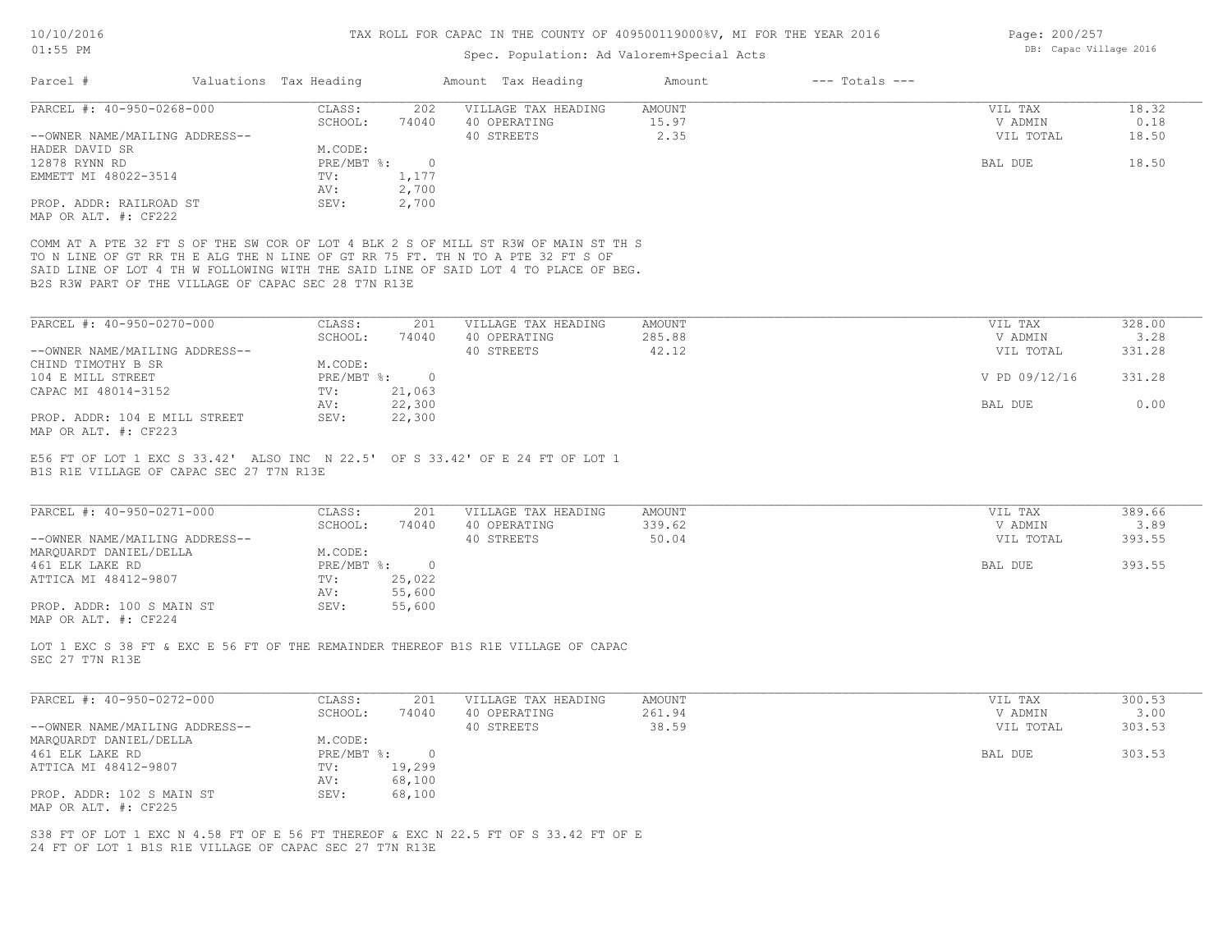# TAX ROLL FOR CAPAC IN THE COUNTY OF 409500119000%V, MI FOR THE YEAR 2016

Spec. Population: Ad Valorem+Special Acts

| Parcel # | Valuations | Tax Heading | Amount | Tax Heading | Amount | --- Totals --- | |
|---|---|---|---|---|---|---|---|
| PARCEL #: 40-950-0268-000 | CLASS: | 202 | VILLAGE TAX HEADING | AMOUNT | | VIL TAX | 18.32 |
| | SCHOOL: | 74040 | 40 OPERATING | 15.97 | | V ADMIN | 0.18 |
| --OWNER NAME/MAILING ADDRESS-- | | | 40 STREETS | 2.35 | | VIL TOTAL | 18.50 |
| HADER DAVID SR | M.CODE: | | | | | | |
| 12878 RYNN RD | PRE/MBT %: | 0 | | | | BAL DUE | 18.50 |
| EMMETT MI 48022-3514 | TV: | 1,177 | | | | | |
| | AV: | 2,700 | | | | | |
| PROP. ADDR: RAILROAD ST | SEV: | 2,700 | | | | | |
| MAP OR ALT. #: CF222 | | | | | | | |

COMM AT A PTE 32 FT S OF THE SW COR OF LOT 4 BLK 2 S OF MILL ST R3W OF MAIN ST TH S TO N LINE OF GT RR TH E ALG THE N LINE OF GT RR 75 FT. TH N TO A PTE 32 FT S OF SAID LINE OF LOT 4 TH W FOLLOWING WITH THE SAID LINE OF SAID LOT 4 TO PLACE OF BEG. B2S R3W PART OF THE VILLAGE OF CAPAC SEC 28 T7N R13E

| Parcel # | Valuations | Tax Heading | Amount | Tax Heading | Amount | --- Totals --- | |
|---|---|---|---|---|---|---|---|
| PARCEL #: 40-950-0270-000 | CLASS: | 201 | VILLAGE TAX HEADING | AMOUNT | | VIL TAX | 328.00 |
| | SCHOOL: | 74040 | 40 OPERATING | 285.88 | | V ADMIN | 3.28 |
| --OWNER NAME/MAILING ADDRESS-- | | | 40 STREETS | 42.12 | | VIL TOTAL | 331.28 |
| CHIND TIMOTHY B SR | M.CODE: | | | | | | |
| 104 E MILL STREET | PRE/MBT %: | 0 | | | | V PD 09/12/16 | 331.28 |
| CAPAC MI 48014-3152 | TV: | 21,063 | | | | | |
| | AV: | 22,300 | | | | BAL DUE | 0.00 |
| PROP. ADDR: 104 E MILL STREET | SEV: | 22,300 | | | | | |
| MAP OR ALT. #: CF223 | | | | | | | |

E56 FT OF LOT 1 EXC S 33.42' ALSO INC N 22.5' OF S 33.42' OF E 24 FT OF LOT 1 B1S R1E VILLAGE OF CAPAC SEC 27 T7N R13E

| Parcel # | Valuations | Tax Heading | Amount | Tax Heading | Amount | --- Totals --- | |
|---|---|---|---|---|---|---|---|
| PARCEL #: 40-950-0271-000 | CLASS: | 201 | VILLAGE TAX HEADING | AMOUNT | | VIL TAX | 389.66 |
| | SCHOOL: | 74040 | 40 OPERATING | 339.62 | | V ADMIN | 3.89 |
| --OWNER NAME/MAILING ADDRESS-- | | | 40 STREETS | 50.04 | | VIL TOTAL | 393.55 |
| MARQUARDT DANIEL/DELLA | M.CODE: | | | | | | |
| 461 ELK LAKE RD | PRE/MBT %: | 0 | | | | BAL DUE | 393.55 |
| ATTICA MI 48412-9807 | TV: | 25,022 | | | | | |
| | AV: | 55,600 | | | | | |
| PROP. ADDR: 100 S MAIN ST | SEV: | 55,600 | | | | | |
| MAP OR ALT. #: CF224 | | | | | | | |

LOT 1 EXC S 38 FT & EXC E 56 FT OF THE REMAINDER THEREOF B1S R1E VILLAGE OF CAPAC SEC 27 T7N R13E

| Parcel # | Valuations | Tax Heading | Amount | Tax Heading | Amount | --- Totals --- | |
|---|---|---|---|---|---|---|---|
| PARCEL #: 40-950-0272-000 | CLASS: | 201 | VILLAGE TAX HEADING | AMOUNT | | VIL TAX | 300.53 |
| | SCHOOL: | 74040 | 40 OPERATING | 261.94 | | V ADMIN | 3.00 |
| --OWNER NAME/MAILING ADDRESS-- | | | 40 STREETS | 38.59 | | VIL TOTAL | 303.53 |
| MARQUARDT DANIEL/DELLA | M.CODE: | | | | | | |
| 461 ELK LAKE RD | PRE/MBT %: | 0 | | | | BAL DUE | 303.53 |
| ATTICA MI 48412-9807 | TV: | 19,299 | | | | | |
| | AV: | 68,100 | | | | | |
| PROP. ADDR: 102 S MAIN ST | SEV: | 68,100 | | | | | |
| MAP OR ALT. #: CF225 | | | | | | | |

S38 FT OF LOT 1 EXC N 4.58 FT OF E 56 FT THEREOF & EXC N 22.5 FT OF S 33.42 FT OF E 24 FT OF LOT 1 B1S R1E VILLAGE OF CAPAC SEC 27 T7N R13E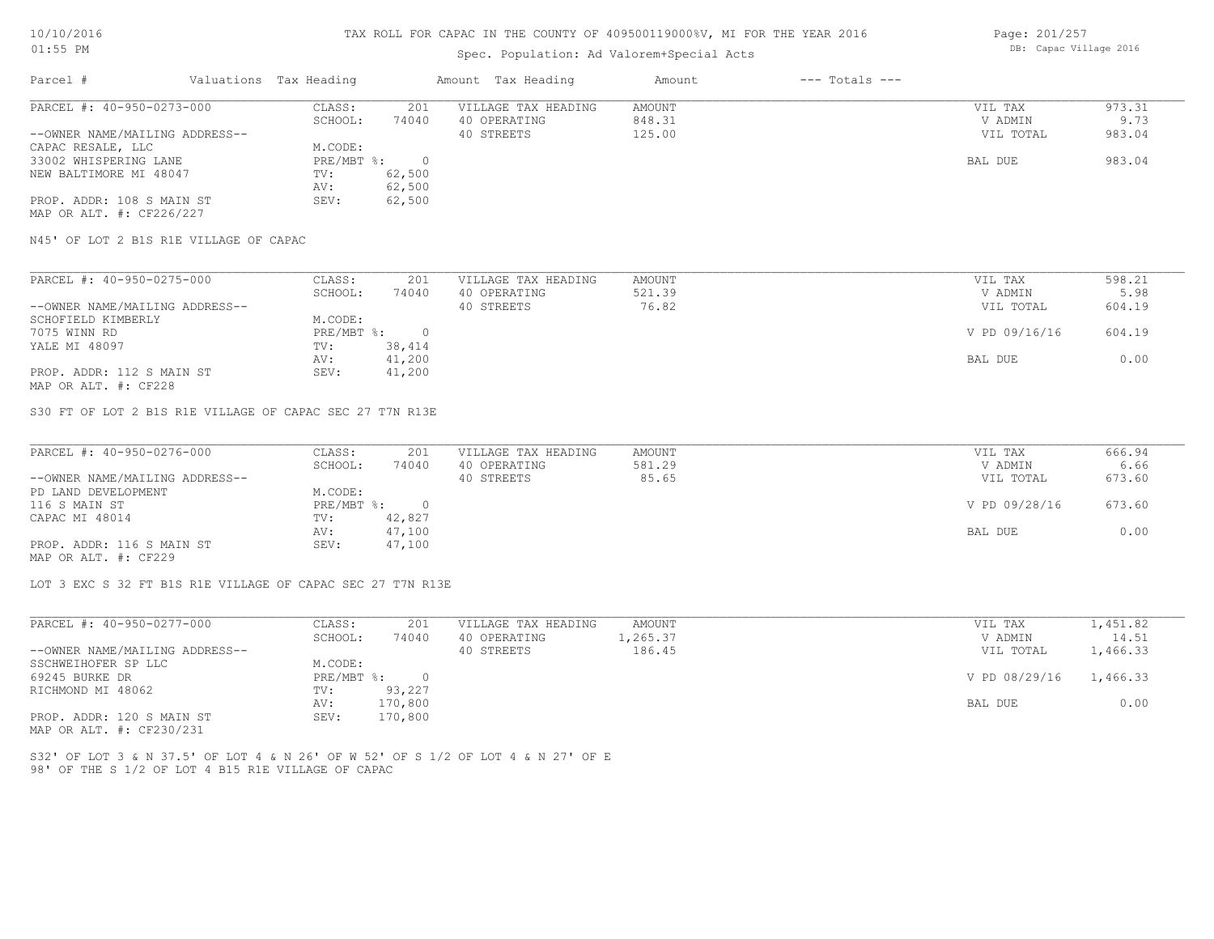TAX ROLL FOR CAPAC IN THE COUNTY OF 409500119000%V, MI FOR THE YEAR 2016

Spec. Population: Ad Valorem+Special Acts

| Parcel # | Valuations | Tax Heading | Amount | Tax Heading | Amount | --- Totals --- | |
|---|---|---|---|---|---|---|---|
| PARCEL #: 40-950-0273-000 | CLASS: | 201 | VILLAGE TAX HEADING | AMOUNT | VIL TAX | 973.31 |
| | SCHOOL: | 74040 | 40 OPERATING | 848.31 | V ADMIN | 9.73 |
| --OWNER NAME/MAILING ADDRESS-- | | | 40 STREETS | 125.00 | VIL TOTAL | 983.04 |
| CAPAC RESALE, LLC | M.CODE: | | | | | |
| 33002 WHISPERING LANE | PRE/MBT %: | 0 | | | BAL DUE | 983.04 |
| NEW BALTIMORE MI 48047 | TV: | 62,500 | | | | |
| | AV: | 62,500 | | | | |
| PROP. ADDR: 108 S MAIN ST | SEV: | 62,500 | | | | |
| MAP OR ALT. #: CF226/227 | | | | | | |

N45' OF LOT 2 B1S R1E VILLAGE OF CAPAC

| | | | | | | |
|---|---|---|---|---|---|---|
| PARCEL #: 40-950-0275-000 | CLASS: | 201 | VILLAGE TAX HEADING | AMOUNT | VIL TAX | 598.21 |
| | SCHOOL: | 74040 | 40 OPERATING | 521.39 | V ADMIN | 5.98 |
| --OWNER NAME/MAILING ADDRESS-- | | | 40 STREETS | 76.82 | VIL TOTAL | 604.19 |
| SCHOFIELD KIMBERLY | M.CODE: | | | | | |
| 7075 WINN RD | PRE/MBT %: | 0 | | | V PD 09/16/16 | 604.19 |
| YALE MI 48097 | TV: | 38,414 | | | | |
| | AV: | 41,200 | | | BAL DUE | 0.00 |
| PROP. ADDR: 112 S MAIN ST | SEV: | 41,200 | | | | |
| MAP OR ALT. #: CF228 | | | | | | |

S30 FT OF LOT 2 B1S R1E VILLAGE OF CAPAC SEC 27 T7N R13E

| | | | | | | |
|---|---|---|---|---|---|---|
| PARCEL #: 40-950-0276-000 | CLASS: | 201 | VILLAGE TAX HEADING | AMOUNT | VIL TAX | 666.94 |
| | SCHOOL: | 74040 | 40 OPERATING | 581.29 | V ADMIN | 6.66 |
| --OWNER NAME/MAILING ADDRESS-- | | | 40 STREETS | 85.65 | VIL TOTAL | 673.60 |
| PD LAND DEVELOPMENT | M.CODE: | | | | | |
| 116 S MAIN ST | PRE/MBT %: | 0 | | | V PD 09/28/16 | 673.60 |
| CAPAC MI 48014 | TV: | 42,827 | | | | |
| | AV: | 47,100 | | | BAL DUE | 0.00 |
| PROP. ADDR: 116 S MAIN ST | SEV: | 47,100 | | | | |
| MAP OR ALT. #: CF229 | | | | | | |

LOT 3 EXC S 32 FT B1S R1E VILLAGE OF CAPAC SEC 27 T7N R13E

| | | | | | | |
|---|---|---|---|---|---|---|
| PARCEL #: 40-950-0277-000 | CLASS: | 201 | VILLAGE TAX HEADING | AMOUNT | VIL TAX | 1,451.82 |
| | SCHOOL: | 74040 | 40 OPERATING | 1,265.37 | V ADMIN | 14.51 |
| --OWNER NAME/MAILING ADDRESS-- | | | 40 STREETS | 186.45 | VIL TOTAL | 1,466.33 |
| SSCHWEIHOFER SP LLC | M.CODE: | | | | | |
| 69245 BURKE DR | PRE/MBT %: | 0 | | | V PD 08/29/16 | 1,466.33 |
| RICHMOND MI 48062 | TV: | 93,227 | | | | |
| | AV: | 170,800 | | | BAL DUE | 0.00 |
| PROP. ADDR: 120 S MAIN ST | SEV: | 170,800 | | | | |
| MAP OR ALT. #: CF230/231 | | | | | | |

S32' OF LOT 3 & N 37.5' OF LOT 4 & N 26' OF W 52' OF S 1/2 OF LOT 4 & N 27' OF E 98' OF THE S 1/2 OF LOT 4 B15 R1E VILLAGE OF CAPAC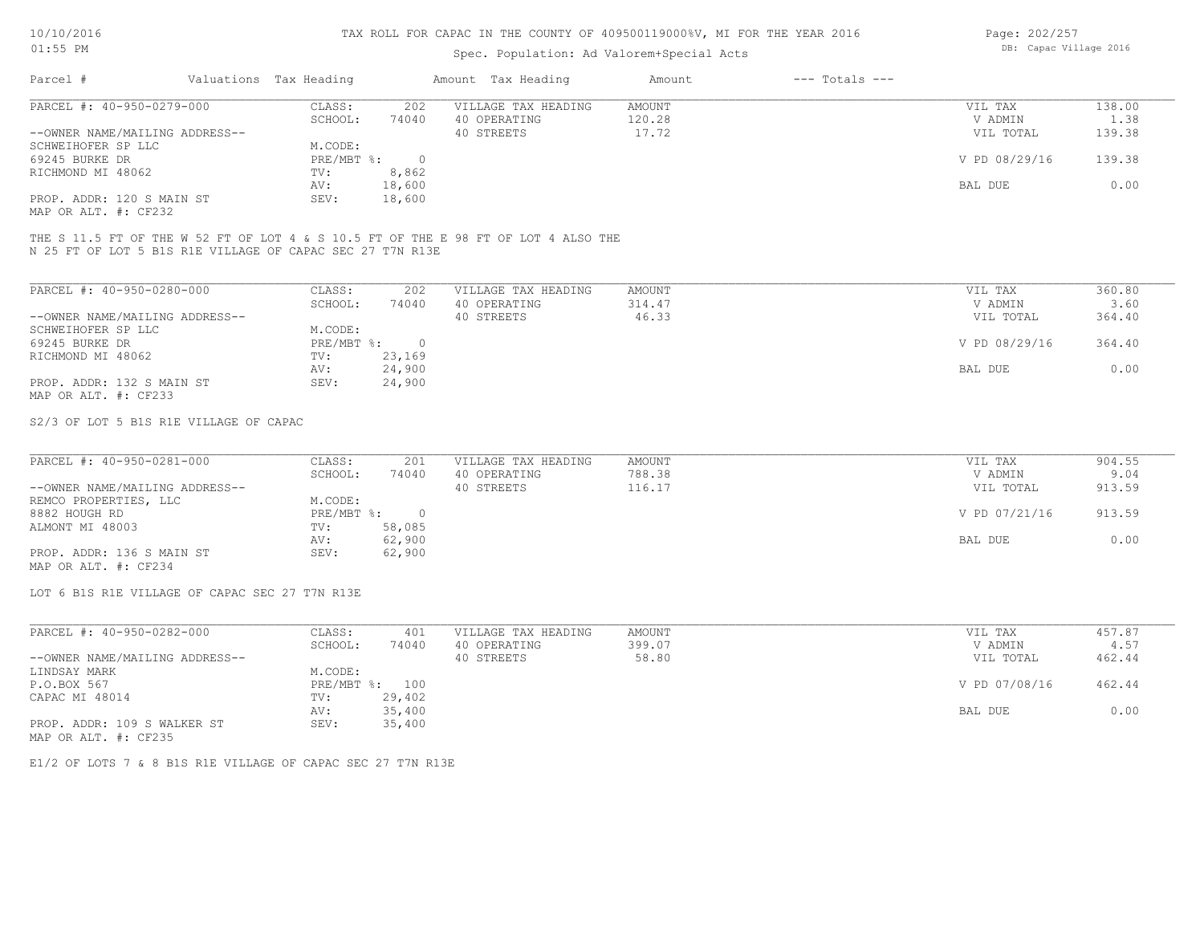# TAX ROLL FOR CAPAC IN THE COUNTY OF 409500119000%V, MI FOR THE YEAR 2016

Spec. Population: Ad Valorem+Special Acts

| Parcel # | Valuations | Tax Heading | Amount | Tax Heading | Amount | --- Totals --- | |
|---|---|---|---|---|---|---|---|
| PARCEL #: 40-950-0279-000 | CLASS: | 202 | VILLAGE TAX HEADING | AMOUNT | | VIL TAX | 138.00 |
| | SCHOOL: | 74040 | 40 OPERATING | 120.28 | | V ADMIN | 1.38 |
| --OWNER NAME/MAILING ADDRESS-- | | | 40 STREETS | 17.72 | | VIL TOTAL | 139.38 |
| SCHWEIHOFER SP LLC | M.CODE: | | | | | | |
| 69245 BURKE DR | PRE/MBT %: | 0 | | | | V PD 08/29/16 | 139.38 |
| RICHMOND MI 48062 | TV: | 8,862 | | | | | |
| | AV: | 18,600 | | | | BAL DUE | 0.00 |
| PROP. ADDR: 120 S MAIN ST | SEV: | 18,600 | | | | | |
| MAP OR ALT. #: CF232 | | | | | | | |

THE S 11.5 FT OF THE W 52 FT OF LOT 4 & S 10.5 FT OF THE E 98 FT OF LOT 4 ALSO THE N 25 FT OF LOT 5 B1S R1E VILLAGE OF CAPAC SEC 27 T7N R13E

| Parcel # | Valuations | Tax Heading | Amount | Tax Heading | Amount | --- Totals --- | |
|---|---|---|---|---|---|---|---|
| PARCEL #: 40-950-0280-000 | CLASS: | 202 | VILLAGE TAX HEADING | AMOUNT | | VIL TAX | 360.80 |
| | SCHOOL: | 74040 | 40 OPERATING | 314.47 | | V ADMIN | 3.60 |
| --OWNER NAME/MAILING ADDRESS-- | | | 40 STREETS | 46.33 | | VIL TOTAL | 364.40 |
| SCHWEIHOFER SP LLC | M.CODE: | | | | | | |
| 69245 BURKE DR | PRE/MBT %: | 0 | | | | V PD 08/29/16 | 364.40 |
| RICHMOND MI 48062 | TV: | 23,169 | | | | | |
| | AV: | 24,900 | | | | BAL DUE | 0.00 |
| PROP. ADDR: 132 S MAIN ST | SEV: | 24,900 | | | | | |
| MAP OR ALT. #: CF233 | | | | | | | |

S2/3 OF LOT 5 B1S R1E VILLAGE OF CAPAC

| Parcel # | Valuations | Tax Heading | Amount | Tax Heading | Amount | --- Totals --- | |
|---|---|---|---|---|---|---|---|
| PARCEL #: 40-950-0281-000 | CLASS: | 201 | VILLAGE TAX HEADING | AMOUNT | | VIL TAX | 904.55 |
| | SCHOOL: | 74040 | 40 OPERATING | 788.38 | | V ADMIN | 9.04 |
| --OWNER NAME/MAILING ADDRESS-- | | | 40 STREETS | 116.17 | | VIL TOTAL | 913.59 |
| REMCO PROPERTIES, LLC | M.CODE: | | | | | | |
| 8882 HOUGH RD | PRE/MBT %: | 0 | | | | V PD 07/21/16 | 913.59 |
| ALMONT MI 48003 | TV: | 58,085 | | | | | |
| | AV: | 62,900 | | | | BAL DUE | 0.00 |
| PROP. ADDR: 136 S MAIN ST | SEV: | 62,900 | | | | | |
| MAP OR ALT. #: CF234 | | | | | | | |

LOT 6 B1S R1E VILLAGE OF CAPAC SEC 27 T7N R13E

| Parcel # | Valuations | Tax Heading | Amount | Tax Heading | Amount | --- Totals --- | |
|---|---|---|---|---|---|---|---|
| PARCEL #: 40-950-0282-000 | CLASS: | 401 | VILLAGE TAX HEADING | AMOUNT | | VIL TAX | 457.87 |
| | SCHOOL: | 74040 | 40 OPERATING | 399.07 | | V ADMIN | 4.57 |
| --OWNER NAME/MAILING ADDRESS-- | | | 40 STREETS | 58.80 | | VIL TOTAL | 462.44 |
| LINDSAY MARK | M.CODE: | | | | | | |
| P.O.BOX 567 | PRE/MBT %: | 100 | | | | V PD 07/08/16 | 462.44 |
| CAPAC MI 48014 | TV: | 29,402 | | | | | |
| | AV: | 35,400 | | | | BAL DUE | 0.00 |
| PROP. ADDR: 109 S WALKER ST | SEV: | 35,400 | | | | | |
| MAP OR ALT. #: CF235 | | | | | | | |

E1/2 OF LOTS 7 & 8 B1S R1E VILLAGE OF CAPAC SEC 27 T7N R13E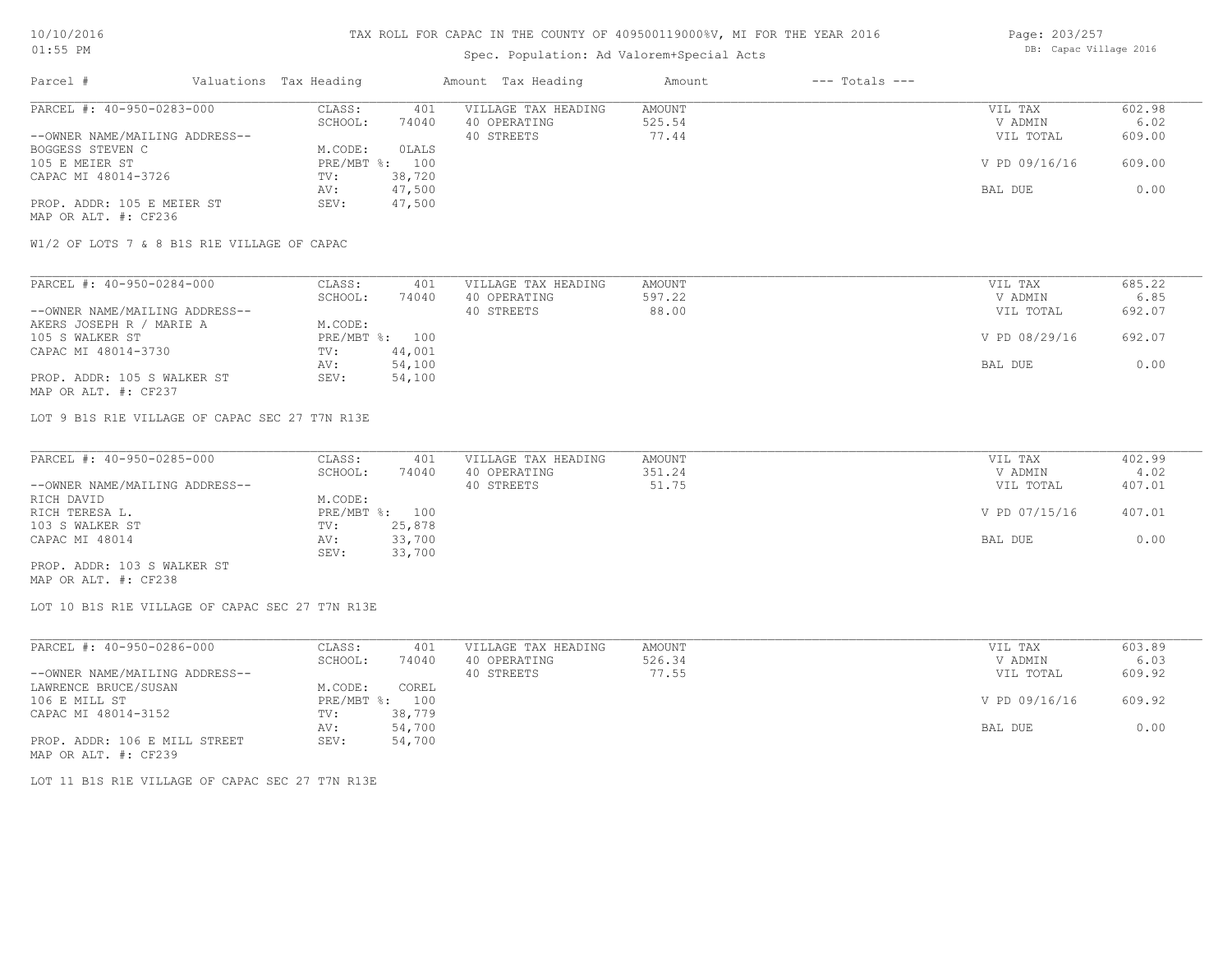# TAX ROLL FOR CAPAC IN THE COUNTY OF 409500119000%V, MI FOR THE YEAR 2016

Spec. Population: Ad Valorem+Special Acts

| Parcel # | Valuations | Tax Heading | Amount | Tax Heading | Amount | --- Totals --- | |
|---|---|---|---|---|---|---|---|
| PARCEL #: 40-950-0283-000 | CLASS: | 401 | VILLAGE TAX HEADING | AMOUNT | | VIL TAX | 602.98 |
| | SCHOOL: | 74040 | 40 OPERATING | 525.54 | | V ADMIN | 6.02 |
| --OWNER NAME/MAILING ADDRESS-- | | | 40 STREETS | 77.44 | | VIL TOTAL | 609.00 |
| BOGGESS STEVEN C | M.CODE: | OLALS | | | | | |
| 105 E MEIER ST | PRE/MBT %: | 100 | | | | V PD 09/16/16 | 609.00 |
| CAPAC MI 48014-3726 | TV: | 38,720 | | | | | |
| | AV: | 47,500 | | | | BAL DUE | 0.00 |
| PROP. ADDR: 105 E MEIER ST | SEV: | 47,500 | | | | | |
| MAP OR ALT. #: CF236 | | | | | | | |

W1/2 OF LOTS 7 & 8 B1S R1E VILLAGE OF CAPAC

| Parcel # | Valuations | Tax Heading | Amount | Tax Heading | Amount | --- Totals --- | |
|---|---|---|---|---|---|---|---|
| PARCEL #: 40-950-0284-000 | CLASS: | 401 | VILLAGE TAX HEADING | AMOUNT | | VIL TAX | 685.22 |
| | SCHOOL: | 74040 | 40 OPERATING | 597.22 | | V ADMIN | 6.85 |
| --OWNER NAME/MAILING ADDRESS-- | | | 40 STREETS | 88.00 | | VIL TOTAL | 692.07 |
| AKERS JOSEPH R / MARIE A | M.CODE: | | | | | | |
| 105 S WALKER ST | PRE/MBT %: | 100 | | | | V PD 08/29/16 | 692.07 |
| CAPAC MI 48014-3730 | TV: | 44,001 | | | | | |
| | AV: | 54,100 | | | | BAL DUE | 0.00 |
| PROP. ADDR: 105 S WALKER ST | SEV: | 54,100 | | | | | |
| MAP OR ALT. #: CF237 | | | | | | | |

LOT 9 B1S R1E VILLAGE OF CAPAC SEC 27 T7N R13E

| Parcel # | Valuations | Tax Heading | Amount | Tax Heading | Amount | --- Totals --- | |
|---|---|---|---|---|---|---|---|
| PARCEL #: 40-950-0285-000 | CLASS: | 401 | VILLAGE TAX HEADING | AMOUNT | | VIL TAX | 402.99 |
| | SCHOOL: | 74040 | 40 OPERATING | 351.24 | | V ADMIN | 4.02 |
| --OWNER NAME/MAILING ADDRESS-- | | | 40 STREETS | 51.75 | | VIL TOTAL | 407.01 |
| RICH DAVID | M.CODE: | | | | | | |
| RICH TERESA L. | PRE/MBT %: | 100 | | | | V PD 07/15/16 | 407.01 |
| 103 S WALKER ST | TV: | 25,878 | | | | | |
| CAPAC MI 48014 | AV: | 33,700 | | | | BAL DUE | 0.00 |
| | SEV: | 33,700 | | | | | |
| PROP. ADDR: 103 S WALKER ST | | | | | | | |
| MAP OR ALT. #: CF238 | | | | | | | |

LOT 10 B1S R1E VILLAGE OF CAPAC SEC 27 T7N R13E

| Parcel # | Valuations | Tax Heading | Amount | Tax Heading | Amount | --- Totals --- | |
|---|---|---|---|---|---|---|---|
| PARCEL #: 40-950-0286-000 | CLASS: | 401 | VILLAGE TAX HEADING | AMOUNT | | VIL TAX | 603.89 |
| | SCHOOL: | 74040 | 40 OPERATING | 526.34 | | V ADMIN | 6.03 |
| --OWNER NAME/MAILING ADDRESS-- | | | 40 STREETS | 77.55 | | VIL TOTAL | 609.92 |
| LAWRENCE BRUCE/SUSAN | M.CODE: | COREL | | | | | |
| 106 E MILL ST | PRE/MBT %: | 100 | | | | V PD 09/16/16 | 609.92 |
| CAPAC MI 48014-3152 | TV: | 38,779 | | | | | |
| | AV: | 54,700 | | | | BAL DUE | 0.00 |
| PROP. ADDR: 106 E MILL STREET | SEV: | 54,700 | | | | | |
| MAP OR ALT. #: CF239 | | | | | | | |

LOT 11 B1S R1E VILLAGE OF CAPAC SEC 27 T7N R13E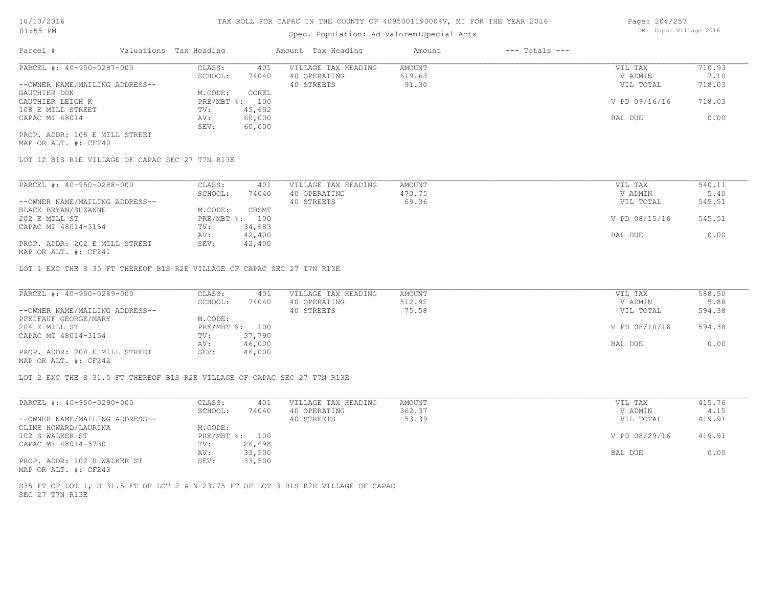# TAX ROLL FOR CAPAC IN THE COUNTY OF 409500119000%V, MI FOR THE YEAR 2016

Spec. Population: Ad Valorem+Special Acts

DB: Capac Village 2016

10/10/2016 01:55 PM

| Parcel # | Valuations | Tax Heading | Amount | Tax Heading | Amount | --- Totals --- | |
|---|---|---|---|---|---|---|---|

---

**PARCEL #: 40-950-0287-000**

| | | | | | |
|---|---|---|---|---|---|
| CLASS: | 401 | VILLAGE TAX HEADING | AMOUNT | VIL TAX | 710.93 |
| SCHOOL: | 74040 | 40 OPERATING | 619.63 | V ADMIN | 7.10 |
| | | 40 STREETS | 91.30 | VIL TOTAL | 718.03 |
| M.CODE: | COREL | | | | |
| PRE/MBT %: | 100 | | | V PD 09/16/16 | 718.03 |
| TV: | 45,652 | | | | |
| AV: | 60,000 | | | BAL DUE | 0.00 |
| SEV: | 60,000 | | | | |

--OWNER NAME/MAILING ADDRESS--
GAUTHIER DON
GAUTHIER LEIGH K
108 E MILL STREET
CAPAC MI 48014

PROP. ADDR: 108 E MILL STREET
MAP OR ALT. #: CF240

LOT 12 B1S R1E VILLAGE OF CAPAC SEC 27 T7N R13E

---

**PARCEL #: 40-950-0288-000**

| | | | | | |
|---|---|---|---|---|---|
| CLASS: | 401 | VILLAGE TAX HEADING | AMOUNT | VIL TAX | 540.11 |
| SCHOOL: | 74040 | 40 OPERATING | 470.75 | V ADMIN | 5.40 |
| | | 40 STREETS | 69.36 | VIL TOTAL | 545.51 |
| M.CODE: | CBSMT | | | | |
| PRE/MBT %: | 100 | | | V PD 08/15/16 | 545.51 |
| TV: | 34,683 | | | | |
| AV: | 42,400 | | | BAL DUE | 0.00 |
| SEV: | 42,400 | | | | |

--OWNER NAME/MAILING ADDRESS--
BLACK BRYAN/SUZANNE
202 E MILL ST
CAPAC MI 48014-3154

PROP. ADDR: 202 E MILL STREET
MAP OR ALT. #: CF241

LOT 1 EXC THE S 35 FT THEREOF B1S R2E VILLAGE OF CAPAC SEC 27 T7N R13E

---

**PARCEL #: 40-950-0289-000**

| | | | | | |
|---|---|---|---|---|---|
| CLASS: | 401 | VILLAGE TAX HEADING | AMOUNT | VIL TAX | 588.50 |
| SCHOOL: | 74040 | 40 OPERATING | 512.92 | V ADMIN | 5.88 |
| | | 40 STREETS | 75.58 | VIL TOTAL | 594.38 |
| M.CODE: | | | | | |
| PRE/MBT %: | 100 | | | V PD 08/10/16 | 594.38 |
| TV: | 37,790 | | | | |
| AV: | 46,000 | | | BAL DUE | 0.00 |
| SEV: | 46,000 | | | | |

--OWNER NAME/MAILING ADDRESS--
PFEIFAUF GEORGE/MARY
204 E MILL ST
CAPAC MI 48014-3154

PROP. ADDR: 204 E MILL STREET
MAP OR ALT. #: CF242

LOT 2 EXC THE S 31.5 FT THEREOF B1S R2E VILLAGE OF CAPAC SEC 27 T7N R13E

---

**PARCEL #: 40-950-0290-000**

| | | | | | |
|---|---|---|---|---|---|
| CLASS: | 401 | VILLAGE TAX HEADING | AMOUNT | VIL TAX | 415.76 |
| SCHOOL: | 74040 | 40 OPERATING | 362.37 | V ADMIN | 4.15 |
| | | 40 STREETS | 53.39 | VIL TOTAL | 419.91 |
| M.CODE: | | | | | |
| PRE/MBT %: | 100 | | | V PD 08/29/16 | 419.91 |
| TV: | 26,698 | | | | |
| AV: | 33,500 | | | BAL DUE | 0.00 |
| SEV: | 33,500 | | | | |

--OWNER NAME/MAILING ADDRESS--
CLINE HOWARD/LAURINA
102 S WALKER ST
CAPAC MI 48014-3730

PROP. ADDR: 102 S WALKER ST
MAP OR ALT. #: CF243

S35 FT OF LOT 1, S 31.5 FT OF LOT 2 & N 23.75 FT OF LOT 3 B1S R2E VILLAGE OF CAPAC SEC 27 T7N R13E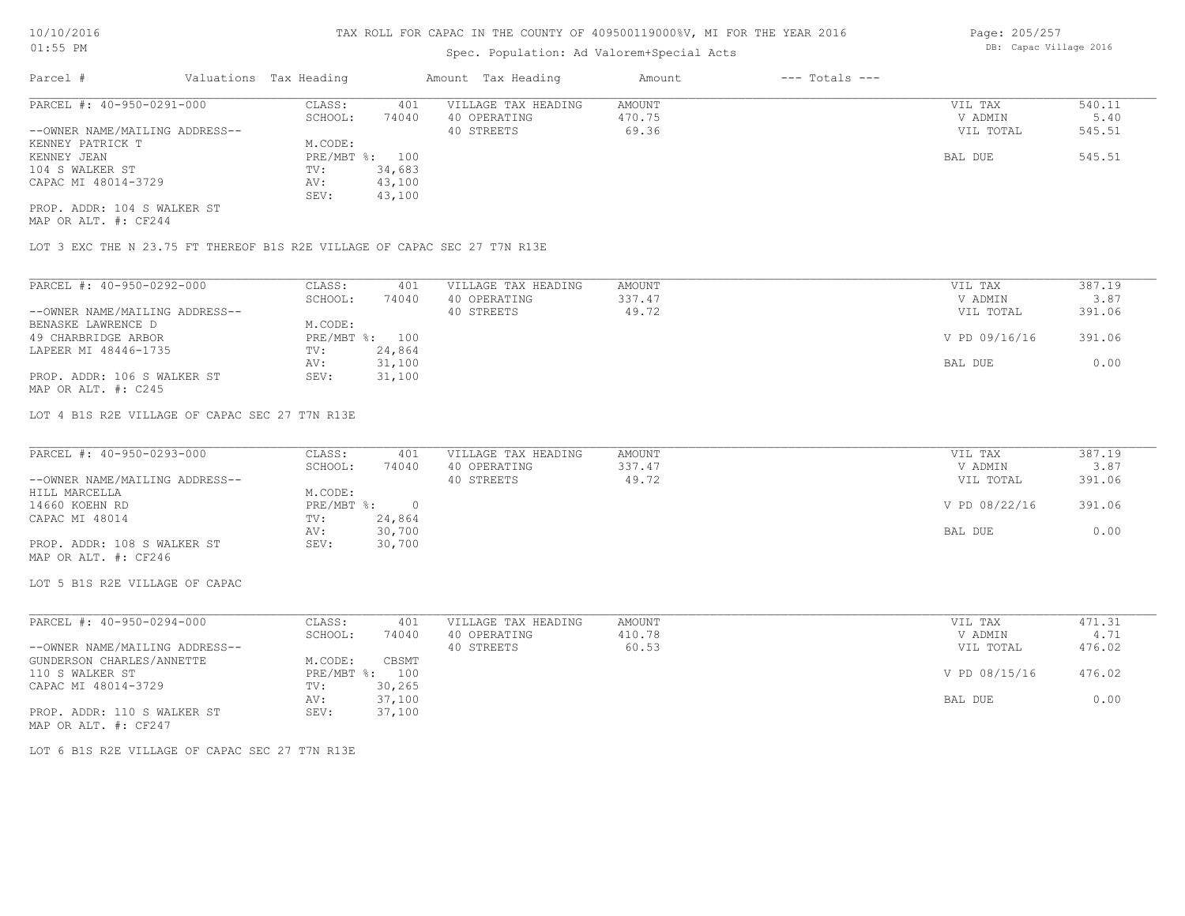TAX ROLL FOR CAPAC IN THE COUNTY OF 409500119000%V, MI FOR THE YEAR 2016

Spec. Population: Ad Valorem+Special Acts

DB: Capac Village 2016

| Parcel # | Valuations Tax Heading | Amount Tax Heading | Amount | --- Totals --- |
|---|---|---|---|---|

**PARCEL #: 40-950-0291-000**

| | | | | | | |
|---|---|---|---|---|---|---|
| --OWNER NAME/MAILING ADDRESS-- | CLASS: | 401 | VILLAGE TAX HEADING | AMOUNT | VIL TAX | 540.11 |
| KENNEY PATRICK T | SCHOOL: | 74040 | 40 OPERATING | 470.75 | V ADMIN | 5.40 |
| KENNEY JEAN | M.CODE: | | 40 STREETS | 69.36 | VIL TOTAL | 545.51 |
| 104 S WALKER ST | PRE/MBT %: | 100 | | | BAL DUE | 545.51 |
| CAPAC MI 48014-3729 | TV: | 34,683 | | | | |
| | AV: | 43,100 | | | | |
| | SEV: | 43,100 | | | | |

PROP. ADDR: 104 S WALKER ST
MAP OR ALT. #: CF244

LOT 3 EXC THE N 23.75 FT THEREOF B1S R2E VILLAGE OF CAPAC SEC 27 T7N R13E

**PARCEL #: 40-950-0292-000**

| | | | | | | |
|---|---|---|---|---|---|---|
| --OWNER NAME/MAILING ADDRESS-- | CLASS: | 401 | VILLAGE TAX HEADING | AMOUNT | VIL TAX | 387.19 |
| BENASKE LAWRENCE D | SCHOOL: | 74040 | 40 OPERATING | 337.47 | V ADMIN | 3.87 |
| 49 CHARBRIDGE ARBOR | M.CODE: | | 40 STREETS | 49.72 | VIL TOTAL | 391.06 |
| LAPEER MI 48446-1735 | PRE/MBT %: | 100 | | | V PD 09/16/16 | 391.06 |
| | TV: | 24,864 | | | | |
| | AV: | 31,100 | | | BAL DUE | 0.00 |
| | SEV: | 31,100 | | | | |

PROP. ADDR: 106 S WALKER ST
MAP OR ALT. #: C245

LOT 4 B1S R2E VILLAGE OF CAPAC SEC 27 T7N R13E

**PARCEL #: 40-950-0293-000**

| | | | | | | |
|---|---|---|---|---|---|---|
| --OWNER NAME/MAILING ADDRESS-- | CLASS: | 401 | VILLAGE TAX HEADING | AMOUNT | VIL TAX | 387.19 |
| HILL MARCELLA | SCHOOL: | 74040 | 40 OPERATING | 337.47 | V ADMIN | 3.87 |
| 14660 KOEHN RD | M.CODE: | | 40 STREETS | 49.72 | VIL TOTAL | 391.06 |
| CAPAC MI 48014 | PRE/MBT %: | 0 | | | V PD 08/22/16 | 391.06 |
| | TV: | 24,864 | | | | |
| | AV: | 30,700 | | | BAL DUE | 0.00 |
| | SEV: | 30,700 | | | | |

PROP. ADDR: 108 S WALKER ST
MAP OR ALT. #: CF246

LOT 5 B1S R2E VILLAGE OF CAPAC

**PARCEL #: 40-950-0294-000**

| | | | | | | |
|---|---|---|---|---|---|---|
| --OWNER NAME/MAILING ADDRESS-- | CLASS: | 401 | VILLAGE TAX HEADING | AMOUNT | VIL TAX | 471.31 |
| GUNDERSON CHARLES/ANNETTE | SCHOOL: | 74040 | 40 OPERATING | 410.78 | V ADMIN | 4.71 |
| 110 S WALKER ST | M.CODE: | CBSMT | 40 STREETS | 60.53 | VIL TOTAL | 476.02 |
| CAPAC MI 48014-3729 | PRE/MBT %: | 100 | | | V PD 08/15/16 | 476.02 |
| | TV: | 30,265 | | | | |
| | AV: | 37,100 | | | BAL DUE | 0.00 |
| | SEV: | 37,100 | | | | |

PROP. ADDR: 110 S WALKER ST
MAP OR ALT. #: CF247

LOT 6 B1S R2E VILLAGE OF CAPAC SEC 27 T7N R13E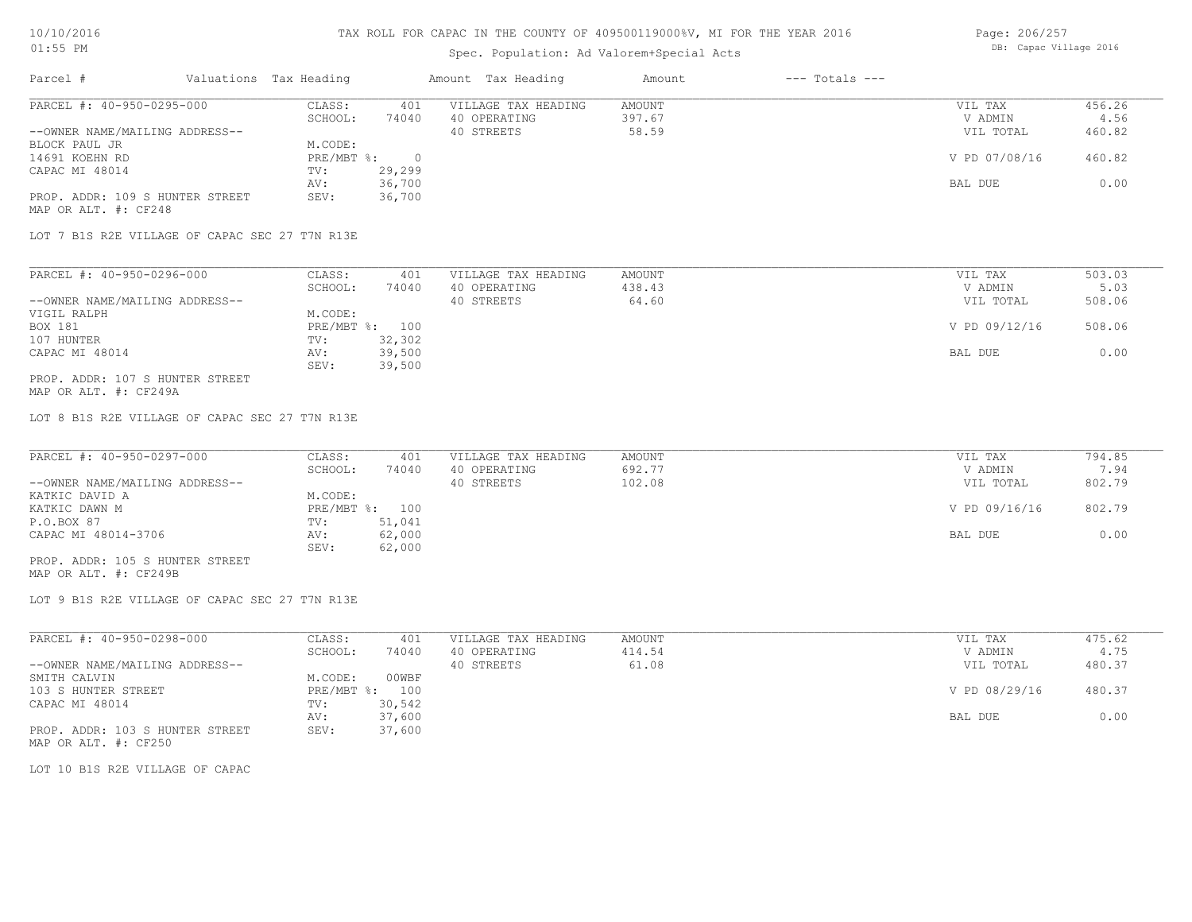# TAX ROLL FOR CAPAC IN THE COUNTY OF 409500119000%V, MI FOR THE YEAR 2016

Spec. Population: Ad Valorem+Special Acts

DB: Capac Village 2016

| Parcel # | Valuations | Tax Heading | Amount | Tax Heading | Amount | --- Totals --- | |
|---|---|---|---|---|---|---|---|

---

**PARCEL #: 40-950-0295-000**

--OWNER NAME/MAILING ADDRESS--
BLOCK PAUL JR
14691 KOEHN RD
CAPAC MI 48014

PROP. ADDR: 109 S HUNTER STREET
MAP OR ALT. #: CF248

| | | | | | |
|---|---|---|---|---|---|
| CLASS: | 401 | VILLAGE TAX HEADING | AMOUNT | VIL TAX | 456.26 |
| SCHOOL: | 74040 | 40 OPERATING | 397.67 | V ADMIN | 4.56 |
| M.CODE: | | 40 STREETS | 58.59 | VIL TOTAL | 460.82 |
| PRE/MBT %: | 0 | | | V PD 07/08/16 | 460.82 |
| TV: | 29,299 | | | | |
| AV: | 36,700 | | | BAL DUE | 0.00 |
| SEV: | 36,700 | | | | |

LOT 7 B1S R2E VILLAGE OF CAPAC SEC 27 T7N R13E

---

**PARCEL #: 40-950-0296-000**

--OWNER NAME/MAILING ADDRESS--
VIGIL RALPH
BOX 181
107 HUNTER
CAPAC MI 48014

PROP. ADDR: 107 S HUNTER STREET
MAP OR ALT. #: CF249A

| | | | | | |
|---|---|---|---|---|---|
| CLASS: | 401 | VILLAGE TAX HEADING | AMOUNT | VIL TAX | 503.03 |
| SCHOOL: | 74040 | 40 OPERATING | 438.43 | V ADMIN | 5.03 |
| M.CODE: | | 40 STREETS | 64.60 | VIL TOTAL | 508.06 |
| PRE/MBT %: | 100 | | | V PD 09/12/16 | 508.06 |
| TV: | 32,302 | | | | |
| AV: | 39,500 | | | BAL DUE | 0.00 |
| SEV: | 39,500 | | | | |

LOT 8 B1S R2E VILLAGE OF CAPAC SEC 27 T7N R13E

---

**PARCEL #: 40-950-0297-000**

--OWNER NAME/MAILING ADDRESS--
KATKIC DAVID A
KATKIC DAWN M
P.O.BOX 87
CAPAC MI 48014-3706

PROP. ADDR: 105 S HUNTER STREET
MAP OR ALT. #: CF249B

| | | | | | |
|---|---|---|---|---|---|
| CLASS: | 401 | VILLAGE TAX HEADING | AMOUNT | VIL TAX | 794.85 |
| SCHOOL: | 74040 | 40 OPERATING | 692.77 | V ADMIN | 7.94 |
| M.CODE: | | 40 STREETS | 102.08 | VIL TOTAL | 802.79 |
| PRE/MBT %: | 100 | | | V PD 09/16/16 | 802.79 |
| TV: | 51,041 | | | | |
| AV: | 62,000 | | | BAL DUE | 0.00 |
| SEV: | 62,000 | | | | |

LOT 9 B1S R2E VILLAGE OF CAPAC SEC 27 T7N R13E

---

**PARCEL #: 40-950-0298-000**

--OWNER NAME/MAILING ADDRESS--
SMITH CALVIN
103 S HUNTER STREET
CAPAC MI 48014

PROP. ADDR: 103 S HUNTER STREET
MAP OR ALT. #: CF250

| | | | | | |
|---|---|---|---|---|---|
| CLASS: | 401 | VILLAGE TAX HEADING | AMOUNT | VIL TAX | 475.62 |
| SCHOOL: | 74040 | 40 OPERATING | 414.54 | V ADMIN | 4.75 |
| M.CODE: | 00WBF | 40 STREETS | 61.08 | VIL TOTAL | 480.37 |
| PRE/MBT %: | 100 | | | V PD 08/29/16 | 480.37 |
| TV: | 30,542 | | | | |
| AV: | 37,600 | | | BAL DUE | 0.00 |
| SEV: | 37,600 | | | | |

LOT 10 B1S R2E VILLAGE OF CAPAC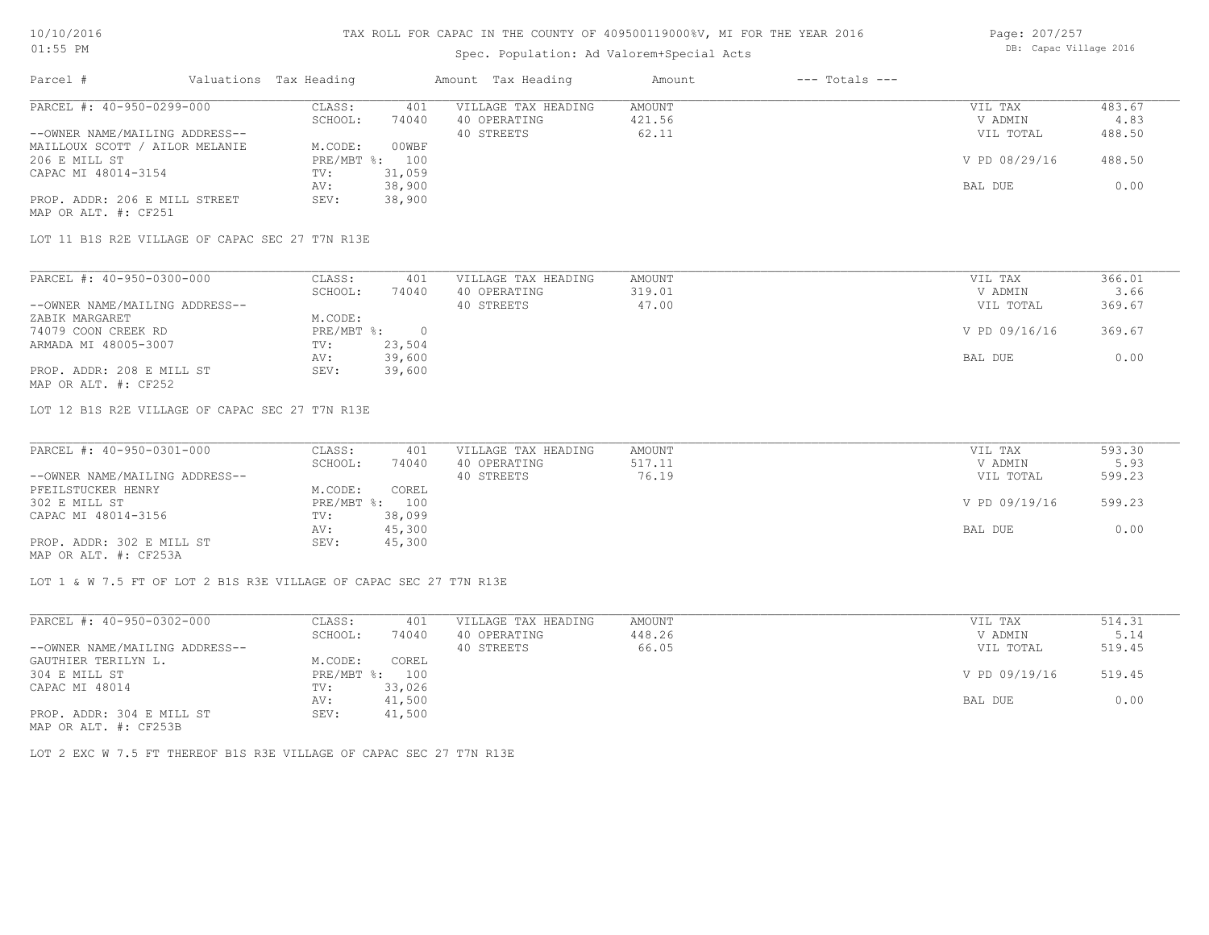TAX ROLL FOR CAPAC IN THE COUNTY OF 409500119000%V, MI FOR THE YEAR 2016

Spec. Population: Ad Valorem+Special Acts

| Parcel # | Valuations | Tax Heading | Amount | Tax Heading | Amount | --- Totals --- | |
|---|---|---|---|---|---|---|---|

---

PARCEL #: 40-950-0299-000

--OWNER NAME/MAILING ADDRESS--
MAILLOUX SCOTT / AILOR MELANIE
206 E MILL ST
CAPAC MI 48014-3154

PROP. ADDR: 206 E MILL STREET
MAP OR ALT. #: CF251

| | | | | | |
|---|---|---|---|---|---|
| CLASS: | 401 | VILLAGE TAX HEADING | AMOUNT | VIL TAX | 483.67 |
| SCHOOL: | 74040 | 40 OPERATING | 421.56 | V ADMIN | 4.83 |
| M.CODE: | 00WBF | 40 STREETS | 62.11 | VIL TOTAL | 488.50 |
| PRE/MBT %: | 100 | | | V PD 08/29/16 | 488.50 |
| TV: | 31,059 | | | | |
| AV: | 38,900 | | | BAL DUE | 0.00 |
| SEV: | 38,900 | | | | |

LOT 11 B1S R2E VILLAGE OF CAPAC SEC 27 T7N R13E

---

PARCEL #: 40-950-0300-000

--OWNER NAME/MAILING ADDRESS--
ZABIK MARGARET
74079 COON CREEK RD
ARMADA MI 48005-3007

PROP. ADDR: 208 E MILL ST
MAP OR ALT. #: CF252

| | | | | | |
|---|---|---|---|---|---|
| CLASS: | 401 | VILLAGE TAX HEADING | AMOUNT | VIL TAX | 366.01 |
| SCHOOL: | 74040 | 40 OPERATING | 319.01 | V ADMIN | 3.66 |
| M.CODE: | | 40 STREETS | 47.00 | VIL TOTAL | 369.67 |
| PRE/MBT %: | 0 | | | V PD 09/16/16 | 369.67 |
| TV: | 23,504 | | | | |
| AV: | 39,600 | | | BAL DUE | 0.00 |
| SEV: | 39,600 | | | | |

LOT 12 B1S R2E VILLAGE OF CAPAC SEC 27 T7N R13E

---

PARCEL #: 40-950-0301-000

--OWNER NAME/MAILING ADDRESS--
PFEILSTUCKER HENRY
302 E MILL ST
CAPAC MI 48014-3156

PROP. ADDR: 302 E MILL ST
MAP OR ALT. #: CF253A

| | | | | | |
|---|---|---|---|---|---|
| CLASS: | 401 | VILLAGE TAX HEADING | AMOUNT | VIL TAX | 593.30 |
| SCHOOL: | 74040 | 40 OPERATING | 517.11 | V ADMIN | 5.93 |
| M.CODE: | COREL | 40 STREETS | 76.19 | VIL TOTAL | 599.23 |
| PRE/MBT %: | 100 | | | V PD 09/19/16 | 599.23 |
| TV: | 38,099 | | | | |
| AV: | 45,300 | | | BAL DUE | 0.00 |
| SEV: | 45,300 | | | | |

LOT 1 & W 7.5 FT OF LOT 2 B1S R3E VILLAGE OF CAPAC SEC 27 T7N R13E

---

PARCEL #: 40-950-0302-000

--OWNER NAME/MAILING ADDRESS--
GAUTHIER TERILYN L.
304 E MILL ST
CAPAC MI 48014

PROP. ADDR: 304 E MILL ST
MAP OR ALT. #: CF253B

| | | | | | |
|---|---|---|---|---|---|
| CLASS: | 401 | VILLAGE TAX HEADING | AMOUNT | VIL TAX | 514.31 |
| SCHOOL: | 74040 | 40 OPERATING | 448.26 | V ADMIN | 5.14 |
| M.CODE: | COREL | 40 STREETS | 66.05 | VIL TOTAL | 519.45 |
| PRE/MBT %: | 100 | | | V PD 09/19/16 | 519.45 |
| TV: | 33,026 | | | | |
| AV: | 41,500 | | | BAL DUE | 0.00 |
| SEV: | 41,500 | | | | |

LOT 2 EXC W 7.5 FT THEREOF B1S R3E VILLAGE OF CAPAC SEC 27 T7N R13E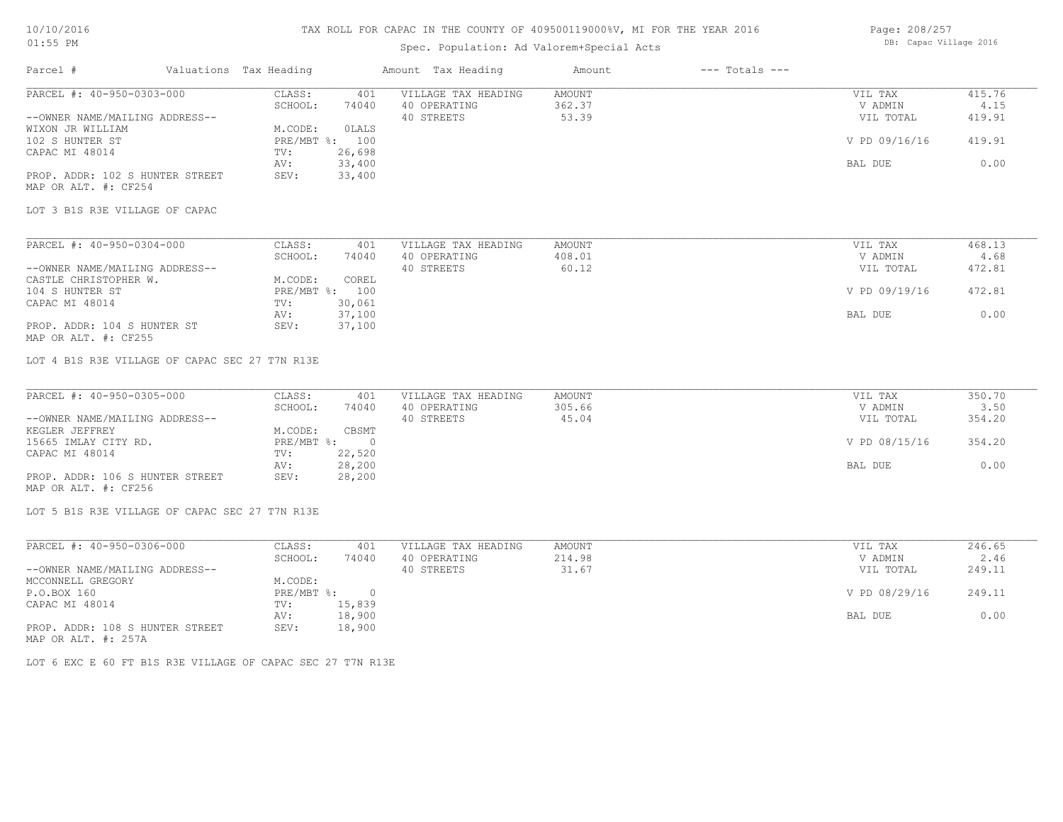# TAX ROLL FOR CAPAC IN THE COUNTY OF 409500119000%V, MI FOR THE YEAR 2016

Spec. Population: Ad Valorem+Special Acts

10/10/2016
01:55 PM

DB: Capac Village 2016

| Parcel # | Valuations Tax Heading | | Amount Tax Heading | Amount | --- Totals --- | |
|---|---|---|---|---|---|---|
| PARCEL #: 40-950-0303-000 | CLASS: | 401 | VILLAGE TAX HEADING | AMOUNT | VIL TAX | 415.76 |
| | SCHOOL: | 74040 | 40 OPERATING | 362.37 | V ADMIN | 4.15 |
| --OWNER NAME/MAILING ADDRESS-- | | | 40 STREETS | 53.39 | VIL TOTAL | 419.91 |
| WIXON JR WILLIAM | M.CODE: | 0LALS | | | | |
| 102 S HUNTER ST | PRE/MBT %: | 100 | | | V PD 09/16/16 | 419.91 |
| CAPAC MI 48014 | TV: | 26,698 | | | | |
| | AV: | 33,400 | | | BAL DUE | 0.00 |
| PROP. ADDR: 102 S HUNTER STREET | SEV: | 33,400 | | | | |
| MAP OR ALT. #: CF254 | | | | | | |

LOT 3 B1S R3E VILLAGE OF CAPAC

| Parcel # | Valuations Tax Heading | | Amount Tax Heading | Amount | --- Totals --- | |
|---|---|---|---|---|---|---|
| PARCEL #: 40-950-0304-000 | CLASS: | 401 | VILLAGE TAX HEADING | AMOUNT | VIL TAX | 468.13 |
| | SCHOOL: | 74040 | 40 OPERATING | 408.01 | V ADMIN | 4.68 |
| --OWNER NAME/MAILING ADDRESS-- | | | 40 STREETS | 60.12 | VIL TOTAL | 472.81 |
| CASTLE CHRISTOPHER W. | M.CODE: | COREL | | | | |
| 104 S HUNTER ST | PRE/MBT %: | 100 | | | V PD 09/19/16 | 472.81 |
| CAPAC MI 48014 | TV: | 30,061 | | | | |
| | AV: | 37,100 | | | BAL DUE | 0.00 |
| PROP. ADDR: 104 S HUNTER ST | SEV: | 37,100 | | | | |
| MAP OR ALT. #: CF255 | | | | | | |

LOT 4 B1S R3E VILLAGE OF CAPAC SEC 27 T7N R13E

| Parcel # | Valuations Tax Heading | | Amount Tax Heading | Amount | --- Totals --- | |
|---|---|---|---|---|---|---|
| PARCEL #: 40-950-0305-000 | CLASS: | 401 | VILLAGE TAX HEADING | AMOUNT | VIL TAX | 350.70 |
| | SCHOOL: | 74040 | 40 OPERATING | 305.66 | V ADMIN | 3.50 |
| --OWNER NAME/MAILING ADDRESS-- | | | 40 STREETS | 45.04 | VIL TOTAL | 354.20 |
| KEGLER JEFFREY | M.CODE: | CBSMT | | | | |
| 15665 IMLAY CITY RD. | PRE/MBT %: | 0 | | | V PD 08/15/16 | 354.20 |
| CAPAC MI 48014 | TV: | 22,520 | | | | |
| | AV: | 28,200 | | | BAL DUE | 0.00 |
| PROP. ADDR: 106 S HUNTER STREET | SEV: | 28,200 | | | | |
| MAP OR ALT. #: CF256 | | | | | | |

LOT 5 B1S R3E VILLAGE OF CAPAC SEC 27 T7N R13E

| Parcel # | Valuations Tax Heading | | Amount Tax Heading | Amount | --- Totals --- | |
|---|---|---|---|---|---|---|
| PARCEL #: 40-950-0306-000 | CLASS: | 401 | VILLAGE TAX HEADING | AMOUNT | VIL TAX | 246.65 |
| | SCHOOL: | 74040 | 40 OPERATING | 214.98 | V ADMIN | 2.46 |
| --OWNER NAME/MAILING ADDRESS-- | | | 40 STREETS | 31.67 | VIL TOTAL | 249.11 |
| MCCONNELL GREGORY | M.CODE: | | | | | |
| P.O.BOX 160 | PRE/MBT %: | 0 | | | V PD 08/29/16 | 249.11 |
| CAPAC MI 48014 | TV: | 15,839 | | | | |
| | AV: | 18,900 | | | BAL DUE | 0.00 |
| PROP. ADDR: 108 S HUNTER STREET | SEV: | 18,900 | | | | |
| MAP OR ALT. #: 257A | | | | | | |

LOT 6 EXC E 60 FT B1S R3E VILLAGE OF CAPAC SEC 27 T7N R13E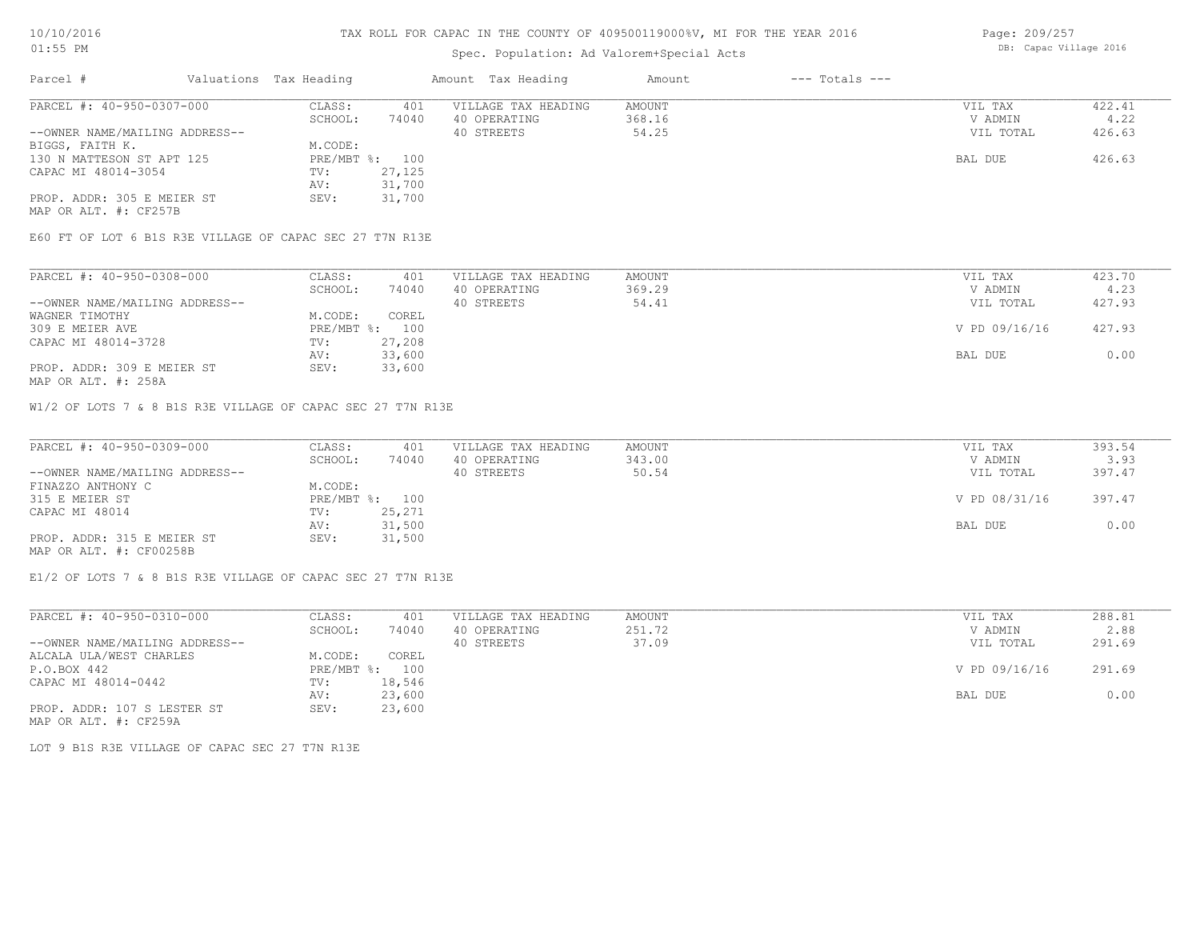TAX ROLL FOR CAPAC IN THE COUNTY OF 409500119000%V, MI FOR THE YEAR 2016

Spec. Population: Ad Valorem+Special Acts

DB: Capac Village 2016

10/10/2016
01:55 PM

| Parcel # | Valuations | Tax Heading | Amount | Tax Heading | Amount | --- Totals --- | |
|---|---|---|---|---|---|---|---|

**PARCEL #: 40-950-0307-000**

| | | | | | |
|---|---|---|---|---|---|
| CLASS: | 401 | VILLAGE TAX HEADING | AMOUNT | VIL TAX | 422.41 |
| SCHOOL: | 74040 | 40 OPERATING | 368.16 | V ADMIN | 4.22 |
| M.CODE: | | 40 STREETS | 54.25 | VIL TOTAL | 426.63 |
| PRE/MBT %: | 100 | | | BAL DUE | 426.63 |
| TV: | 27,125 | | | | |
| AV: | 31,700 | | | | |
| SEV: | 31,700 | | | | |

--OWNER NAME/MAILING ADDRESS--
BIGGS, FAITH K.
130 N MATTESON ST APT 125
CAPAC MI 48014-3054

PROP. ADDR: 305 E MEIER ST
MAP OR ALT. #: CF257B

E60 FT OF LOT 6 B1S R3E VILLAGE OF CAPAC SEC 27 T7N R13E

**PARCEL #: 40-950-0308-000**

| | | | | | |
|---|---|---|---|---|---|
| CLASS: | 401 | VILLAGE TAX HEADING | AMOUNT | VIL TAX | 423.70 |
| SCHOOL: | 74040 | 40 OPERATING | 369.29 | V ADMIN | 4.23 |
| M.CODE: | COREL | 40 STREETS | 54.41 | VIL TOTAL | 427.93 |
| PRE/MBT %: | 100 | | | V PD 09/16/16 | 427.93 |
| TV: | 27,208 | | | | |
| AV: | 33,600 | | | BAL DUE | 0.00 |
| SEV: | 33,600 | | | | |

--OWNER NAME/MAILING ADDRESS--
WAGNER TIMOTHY
309 E MEIER AVE
CAPAC MI 48014-3728

PROP. ADDR: 309 E MEIER ST
MAP OR ALT. #: 258A

W1/2 OF LOTS 7 & 8 B1S R3E VILLAGE OF CAPAC SEC 27 T7N R13E

**PARCEL #: 40-950-0309-000**

| | | | | | |
|---|---|---|---|---|---|
| CLASS: | 401 | VILLAGE TAX HEADING | AMOUNT | VIL TAX | 393.54 |
| SCHOOL: | 74040 | 40 OPERATING | 343.00 | V ADMIN | 3.93 |
| M.CODE: | | 40 STREETS | 50.54 | VIL TOTAL | 397.47 |
| PRE/MBT %: | 100 | | | V PD 08/31/16 | 397.47 |
| TV: | 25,271 | | | | |
| AV: | 31,500 | | | BAL DUE | 0.00 |
| SEV: | 31,500 | | | | |

--OWNER NAME/MAILING ADDRESS--
FINAZZO ANTHONY C
315 E MEIER ST
CAPAC MI 48014

PROP. ADDR: 315 E MEIER ST
MAP OR ALT. #: CF00258B

E1/2 OF LOTS 7 & 8 B1S R3E VILLAGE OF CAPAC SEC 27 T7N R13E

**PARCEL #: 40-950-0310-000**

| | | | | | |
|---|---|---|---|---|---|
| CLASS: | 401 | VILLAGE TAX HEADING | AMOUNT | VIL TAX | 288.81 |
| SCHOOL: | 74040 | 40 OPERATING | 251.72 | V ADMIN | 2.88 |
| M.CODE: | COREL | 40 STREETS | 37.09 | VIL TOTAL | 291.69 |
| PRE/MBT %: | 100 | | | V PD 09/16/16 | 291.69 |
| TV: | 18,546 | | | | |
| AV: | 23,600 | | | BAL DUE | 0.00 |
| SEV: | 23,600 | | | | |

--OWNER NAME/MAILING ADDRESS--
ALCALA ULA/WEST CHARLES
P.O.BOX 442
CAPAC MI 48014-0442

PROP. ADDR: 107 S LESTER ST
MAP OR ALT. #: CF259A

LOT 9 B1S R3E VILLAGE OF CAPAC SEC 27 T7N R13E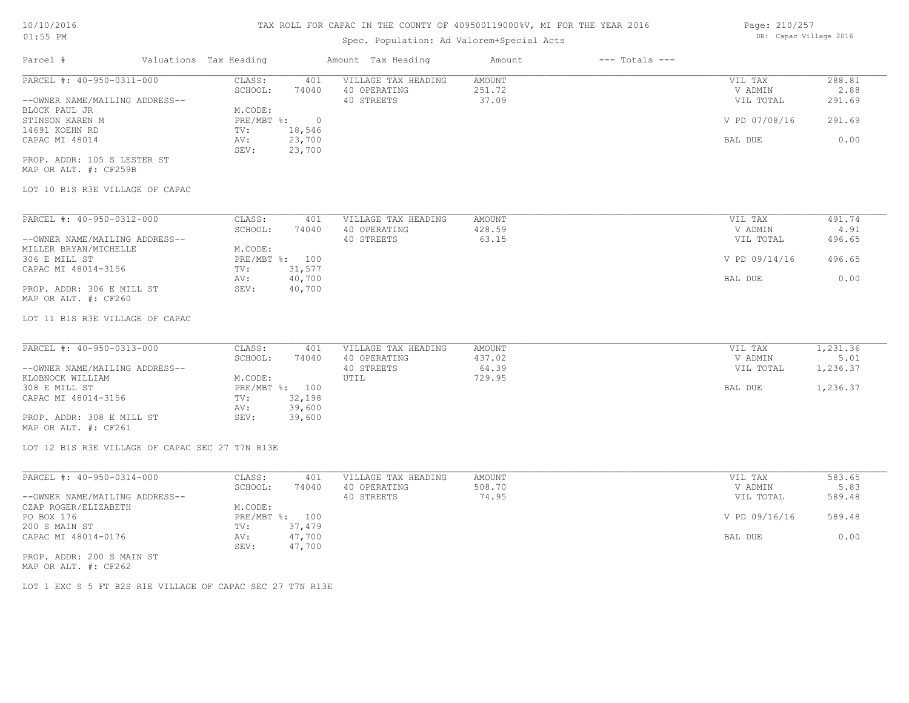# TAX ROLL FOR CAPAC IN THE COUNTY OF 409500119000%V, MI FOR THE YEAR 2016

Spec. Population: Ad Valorem+Special Acts

| Parcel # | Valuations | Tax Heading | Amount | Tax Heading | Amount | --- Totals --- | |
|---|---|---|---|---|---|---|---|
| PARCEL #: 40-950-0311-000 | CLASS: | 401 | VILLAGE TAX HEADING | AMOUNT | | VIL TAX | 288.81 |
| | SCHOOL: | 74040 | 40 OPERATING | 251.72 | | V ADMIN | 2.88 |
| --OWNER NAME/MAILING ADDRESS-- | | | 40 STREETS | 37.09 | | VIL TOTAL | 291.69 |
| BLOCK PAUL JR | M.CODE: | | | | | | |
| STINSON KAREN M | PRE/MBT %: | 0 | | | | V PD 07/08/16 | 291.69 |
| 14691 KOEHN RD | TV: | 18,546 | | | | | |
| CAPAC MI 48014 | AV: | 23,700 | | | | BAL DUE | 0.00 |
| | SEV: | 23,700 | | | | | |
| PROP. ADDR: 105 S LESTER ST | | | | | | | |
| MAP OR ALT. #: CF259B | | | | | | | |
| LOT 10 B1S R3E VILLAGE OF CAPAC | | | | | | | |
| PARCEL #: 40-950-0312-000 | CLASS: | 401 | VILLAGE TAX HEADING | AMOUNT | | VIL TAX | 491.74 |
| | SCHOOL: | 74040 | 40 OPERATING | 428.59 | | V ADMIN | 4.91 |
| --OWNER NAME/MAILING ADDRESS-- | | | 40 STREETS | 63.15 | | VIL TOTAL | 496.65 |
| MILLER BRYAN/MICHELLE | M.CODE: | | | | | | |
| 306 E MILL ST | PRE/MBT %: | 100 | | | | V PD 09/14/16 | 496.65 |
| CAPAC MI 48014-3156 | TV: | 31,577 | | | | | |
| | AV: | 40,700 | | | | BAL DUE | 0.00 |
| PROP. ADDR: 306 E MILL ST | SEV: | 40,700 | | | | | |
| MAP OR ALT. #: CF260 | | | | | | | |
| LOT 11 B1S R3E VILLAGE OF CAPAC | | | | | | | |
| PARCEL #: 40-950-0313-000 | CLASS: | 401 | VILLAGE TAX HEADING | AMOUNT | | VIL TAX | 1,231.36 |
| | SCHOOL: | 74040 | 40 OPERATING | 437.02 | | V ADMIN | 5.01 |
| --OWNER NAME/MAILING ADDRESS-- | | | 40 STREETS | 64.39 | | VIL TOTAL | 1,236.37 |
| KLOBNOCK WILLIAM | M.CODE: | | UTIL | 729.95 | | | |
| 308 E MILL ST | PRE/MBT %: | 100 | | | | BAL DUE | 1,236.37 |
| CAPAC MI 48014-3156 | TV: | 32,198 | | | | | |
| | AV: | 39,600 | | | | | |
| PROP. ADDR: 308 E MILL ST | SEV: | 39,600 | | | | | |
| MAP OR ALT. #: CF261 | | | | | | | |
| LOT 12 B1S R3E VILLAGE OF CAPAC SEC 27 T7N R13E | | | | | | | |
| PARCEL #: 40-950-0314-000 | CLASS: | 401 | VILLAGE TAX HEADING | AMOUNT | | VIL TAX | 583.65 |
| | SCHOOL: | 74040 | 40 OPERATING | 508.70 | | V ADMIN | 5.83 |
| --OWNER NAME/MAILING ADDRESS-- | | | 40 STREETS | 74.95 | | VIL TOTAL | 589.48 |
| CZAP ROGER/ELIZABETH | M.CODE: | | | | | | |
| PO BOX 176 | PRE/MBT %: | 100 | | | | V PD 09/16/16 | 589.48 |
| 200 S MAIN ST | TV: | 37,479 | | | | | |
| CAPAC MI 48014-0176 | AV: | 47,700 | | | | BAL DUE | 0.00 |
| | SEV: | 47,700 | | | | | |
| PROP. ADDR: 200 S MAIN ST | | | | | | | |
| MAP OR ALT. #: CF262 | | | | | | | |
| LOT 1 EXC S 5 FT B2S R1E VILLAGE OF CAPAC SEC 27 T7N R13E | | | | | | | |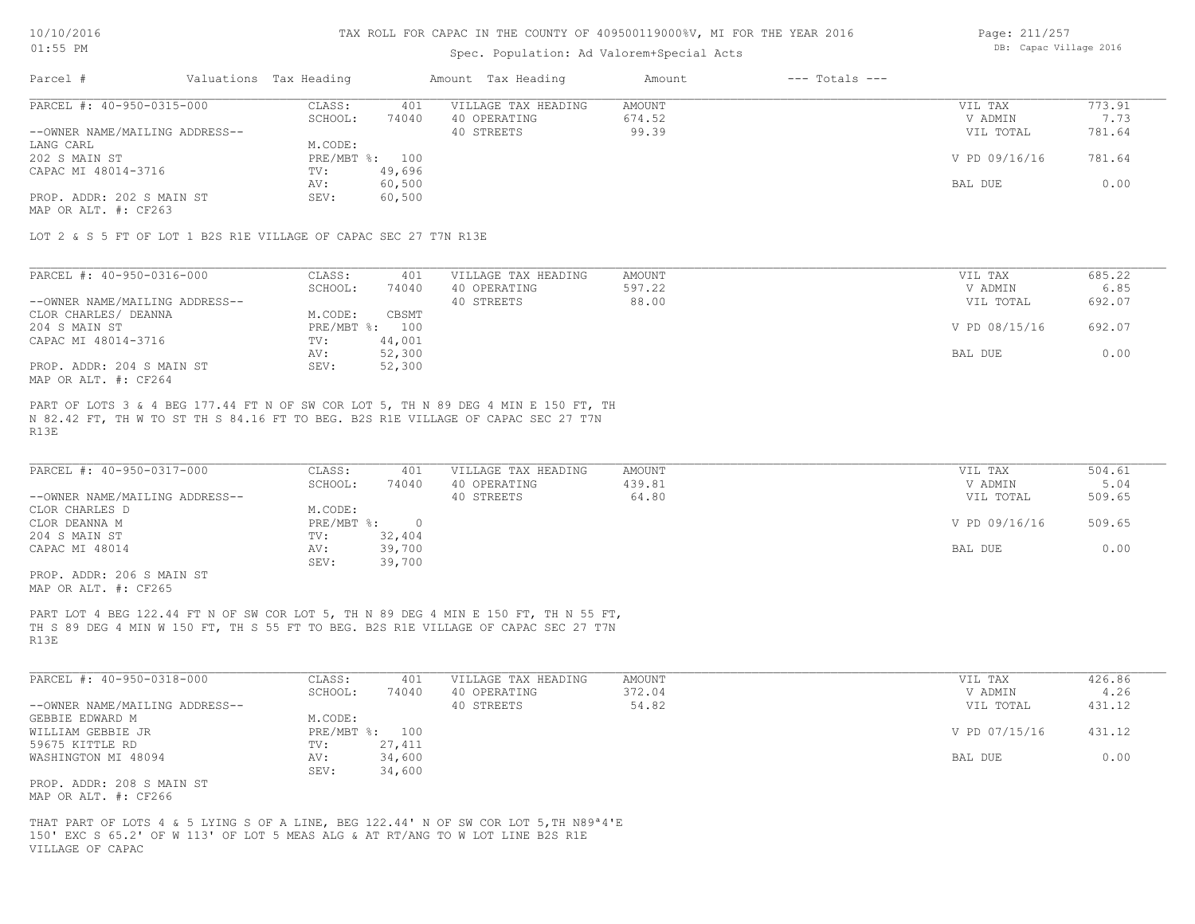# TAX ROLL FOR CAPAC IN THE COUNTY OF 409500119000%V, MI FOR THE YEAR 2016

Spec. Population: Ad Valorem+Special Acts

DB: Capac Village 2016

| Parcel # | Valuations | Tax Heading | Amount | Tax Heading | Amount | --- Totals --- | |
|---|---|---|---|---|---|---|---|

## PARCEL #: 40-950-0315-000

| | | | | | |
|---|---|---|---|---|---|
| CLASS: | 401 | VILLAGE TAX HEADING | AMOUNT | VIL TAX | 773.91 |
| SCHOOL: | 74040 | 40 OPERATING | 674.52 | V ADMIN | 7.73 |
| | | 40 STREETS | 99.39 | VIL TOTAL | 781.64 |
| M.CODE: | | | | | |
| PRE/MBT %: | 100 | | | V PD 09/16/16 | 781.64 |
| TV: | 49,696 | | | | |
| AV: | 60,500 | | | BAL DUE | 0.00 |
| SEV: | 60,500 | | | | |

--OWNER NAME/MAILING ADDRESS--
LANG CARL
202 S MAIN ST
CAPAC MI 48014-3716

PROP. ADDR: 202 S MAIN ST
MAP OR ALT. #: CF263

LOT 2 & S 5 FT OF LOT 1 B2S R1E VILLAGE OF CAPAC SEC 27 T7N R13E

## PARCEL #: 40-950-0316-000

| | | | | | |
|---|---|---|---|---|---|
| CLASS: | 401 | VILLAGE TAX HEADING | AMOUNT | VIL TAX | 685.22 |
| SCHOOL: | 74040 | 40 OPERATING | 597.22 | V ADMIN | 6.85 |
| | | 40 STREETS | 88.00 | VIL TOTAL | 692.07 |
| M.CODE: | CBSMT | | | | |
| PRE/MBT %: | 100 | | | V PD 08/15/16 | 692.07 |
| TV: | 44,001 | | | | |
| AV: | 52,300 | | | BAL DUE | 0.00 |
| SEV: | 52,300 | | | | |

--OWNER NAME/MAILING ADDRESS--
CLOR CHARLES/ DEANNA
204 S MAIN ST
CAPAC MI 48014-3716

PROP. ADDR: 204 S MAIN ST
MAP OR ALT. #: CF264

PART OF LOTS 3 & 4 BEG 177.44 FT N OF SW COR LOT 5, TH N 89 DEG 4 MIN E 150 FT, TH N 82.42 FT, TH W TO ST TH S 84.16 FT TO BEG. B2S R1E VILLAGE OF CAPAC SEC 27 T7N R13E

## PARCEL #: 40-950-0317-000

| | | | | | |
|---|---|---|---|---|---|
| CLASS: | 401 | VILLAGE TAX HEADING | AMOUNT | VIL TAX | 504.61 |
| SCHOOL: | 74040 | 40 OPERATING | 439.81 | V ADMIN | 5.04 |
| | | 40 STREETS | 64.80 | VIL TOTAL | 509.65 |
| M.CODE: | | | | | |
| PRE/MBT %: | 0 | | | V PD 09/16/16 | 509.65 |
| TV: | 32,404 | | | | |
| AV: | 39,700 | | | BAL DUE | 0.00 |
| SEV: | 39,700 | | | | |

--OWNER NAME/MAILING ADDRESS--
CLOR CHARLES D
CLOR DEANNA M
204 S MAIN ST
CAPAC MI 48014

PROP. ADDR: 206 S MAIN ST
MAP OR ALT. #: CF265

PART LOT 4 BEG 122.44 FT N OF SW COR LOT 5, TH N 89 DEG 4 MIN E 150 FT, TH N 55 FT, TH S 89 DEG 4 MIN W 150 FT, TH S 55 FT TO BEG. B2S R1E VILLAGE OF CAPAC SEC 27 T7N R13E

## PARCEL #: 40-950-0318-000

| | | | | | |
|---|---|---|---|---|---|
| CLASS: | 401 | VILLAGE TAX HEADING | AMOUNT | VIL TAX | 426.86 |
| SCHOOL: | 74040 | 40 OPERATING | 372.04 | V ADMIN | 4.26 |
| | | 40 STREETS | 54.82 | VIL TOTAL | 431.12 |
| M.CODE: | | | | | |
| PRE/MBT %: | 100 | | | V PD 07/15/16 | 431.12 |
| TV: | 27,411 | | | | |
| AV: | 34,600 | | | BAL DUE | 0.00 |
| SEV: | 34,600 | | | | |

--OWNER NAME/MAILING ADDRESS--
GEBBIE EDWARD M
WILLIAM GEBBIE JR
59675 KITTLE RD
WASHINGTON MI 48094

PROP. ADDR: 208 S MAIN ST
MAP OR ALT. #: CF266

THAT PART OF LOTS 4 & 5 LYING S OF A LINE, BEG 122.44' N OF SW COR LOT 5,TH N89ª4'E 150' EXC S 65.2' OF W 113' OF LOT 5 MEAS ALG & AT RT/ANG TO W LOT LINE B2S R1E VILLAGE OF CAPAC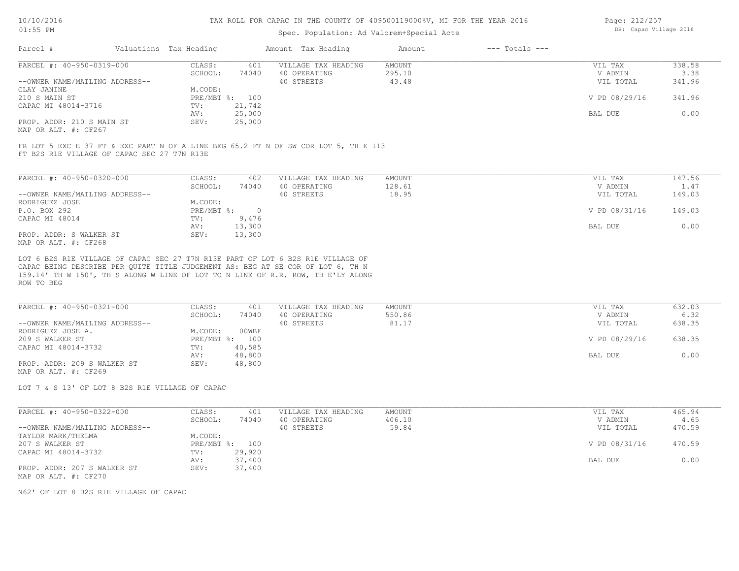10/10/2016
01:55 PM

TAX ROLL FOR CAPAC IN THE COUNTY OF 409500119000%V, MI FOR THE YEAR 2016

Spec. Population: Ad Valorem+Special Acts

DB: Capac Village 2016

| Parcel # | Valuations | Tax Heading | Amount | Tax Heading | Amount | --- Totals --- | |
|---|---|---|---|---|---|---|---|

---

PARCEL #: 40-950-0319-000

| | | | | | | |
|---|---|---|---|---|---|---|
| CLASS: | 401 | VILLAGE TAX HEADING | AMOUNT | | VIL TAX | 338.58 |
| SCHOOL: | 74040 | 40 OPERATING | 295.10 | | V ADMIN | 3.38 |
| | | 40 STREETS | 43.48 | | VIL TOTAL | 341.96 |
| M.CODE: | | | | | | |
| PRE/MBT %: | 100 | | | | V PD 08/29/16 | 341.96 |
| TV: | 21,742 | | | | | |
| AV: | 25,000 | | | | BAL DUE | 0.00 |
| SEV: | 25,000 | | | | | |

--OWNER NAME/MAILING ADDRESS--
CLAY JANINE
210 S MAIN ST
CAPAC MI 48014-3716

PROP. ADDR: 210 S MAIN ST
MAP OR ALT. #: CF267

FR LOT 5 EXC E 37 FT & EXC PART N OF A LINE BEG 65.2 FT N OF SW COR LOT 5, TH E 113 FT B2S R1E VILLAGE OF CAPAC SEC 27 T7N R13E

---

PARCEL #: 40-950-0320-000

| | | | | | | |
|---|---|---|---|---|---|---|
| CLASS: | 402 | VILLAGE TAX HEADING | AMOUNT | | VIL TAX | 147.56 |
| SCHOOL: | 74040 | 40 OPERATING | 128.61 | | V ADMIN | 1.47 |
| | | 40 STREETS | 18.95 | | VIL TOTAL | 149.03 |
| M.CODE: | | | | | | |
| PRE/MBT %: | 0 | | | | V PD 08/31/16 | 149.03 |
| TV: | 9,476 | | | | | |
| AV: | 13,300 | | | | BAL DUE | 0.00 |
| SEV: | 13,300 | | | | | |

--OWNER NAME/MAILING ADDRESS--
RODRIGUEZ JOSE
P.O. BOX 292
CAPAC MI 48014

PROP. ADDR: S WALKER ST
MAP OR ALT. #: CF268

LOT 6 B2S R1E VILLAGE OF CAPAC SEC 27 T7N R13E PART OF LOT 6 B2S R1E VILLAGE OF CAPAC BEING DESCRIBE PER QUITE TITLE JUDGEMENT AS: BEG AT SE COR OF LOT 6, TH N 159.14' TH W 150', TH S ALONG W LINE OF LOT TO N LINE OF R.R. ROW, TH E'LY ALONG ROW TO BEG

---

PARCEL #: 40-950-0321-000

| | | | | | | |
|---|---|---|---|---|---|---|
| CLASS: | 401 | VILLAGE TAX HEADING | AMOUNT | | VIL TAX | 632.03 |
| SCHOOL: | 74040 | 40 OPERATING | 550.86 | | V ADMIN | 6.32 |
| | | 40 STREETS | 81.17 | | VIL TOTAL | 638.35 |
| M.CODE: | 00WBF | | | | | |
| PRE/MBT %: | 100 | | | | V PD 08/29/16 | 638.35 |
| TV: | 40,585 | | | | | |
| AV: | 48,800 | | | | BAL DUE | 0.00 |
| SEV: | 48,800 | | | | | |

--OWNER NAME/MAILING ADDRESS--
RODRIGUEZ JOSE A.
209 S WALKER ST
CAPAC MI 48014-3732

PROP. ADDR: 209 S WALKER ST
MAP OR ALT. #: CF269

LOT 7 & S 13' OF LOT 8 B2S R1E VILLAGE OF CAPAC

---

PARCEL #: 40-950-0322-000

| | | | | | | |
|---|---|---|---|---|---|---|
| CLASS: | 401 | VILLAGE TAX HEADING | AMOUNT | | VIL TAX | 465.94 |
| SCHOOL: | 74040 | 40 OPERATING | 406.10 | | V ADMIN | 4.65 |
| | | 40 STREETS | 59.84 | | VIL TOTAL | 470.59 |
| M.CODE: | | | | | | |
| PRE/MBT %: | 100 | | | | V PD 08/31/16 | 470.59 |
| TV: | 29,920 | | | | | |
| AV: | 37,400 | | | | BAL DUE | 0.00 |
| SEV: | 37,400 | | | | | |

--OWNER NAME/MAILING ADDRESS--
TAYLOR MARK/THELMA
207 S WALKER ST
CAPAC MI 48014-3732

PROP. ADDR: 207 S WALKER ST
MAP OR ALT. #: CF270

N62' OF LOT 8 B2S R1E VILLAGE OF CAPAC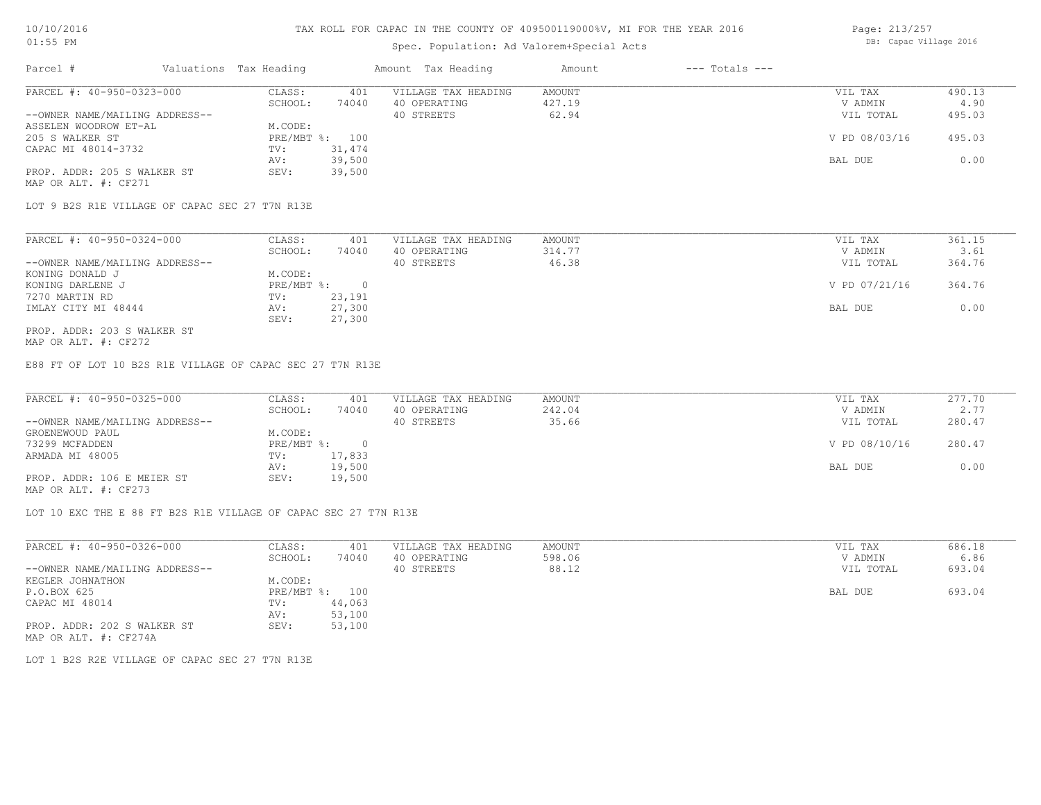TAX ROLL FOR CAPAC IN THE COUNTY OF 409500119000%V, MI FOR THE YEAR 2016

Spec. Population: Ad Valorem+Special Acts

10/10/2016
01:55 PM

DB: Capac Village 2016

| Parcel # | Valuations | Tax Heading | Amount | Tax Heading | Amount | --- Totals --- | |
|---|---|---|---|---|---|---|---|

---

**PARCEL #: 40-950-0323-000**

| | | | | | | |
|---|---|---|---|---|---|---|
| | CLASS: | 401 | VILLAGE TAX HEADING | AMOUNT | VIL TAX | 490.13 |
| | SCHOOL: | 74040 | 40 OPERATING | 427.19 | V ADMIN | 4.90 |
| --OWNER NAME/MAILING ADDRESS-- | | | 40 STREETS | 62.94 | VIL TOTAL | 495.03 |
| ASSELEN WOODROW ET-AL | M.CODE: | | | | | |
| 205 S WALKER ST | PRE/MBT %: | 100 | | | V PD 08/03/16 | 495.03 |
| CAPAC MI 48014-3732 | TV: | 31,474 | | | | |
| | AV: | 39,500 | | | BAL DUE | 0.00 |
| PROP. ADDR: 205 S WALKER ST | SEV: | 39,500 | | | | |

MAP OR ALT. #: CF271

LOT 9 B2S R1E VILLAGE OF CAPAC SEC 27 T7N R13E

---

**PARCEL #: 40-950-0324-000**

| | | | | | | |
|---|---|---|---|---|---|---|
| | CLASS: | 401 | VILLAGE TAX HEADING | AMOUNT | VIL TAX | 361.15 |
| | SCHOOL: | 74040 | 40 OPERATING | 314.77 | V ADMIN | 3.61 |
| --OWNER NAME/MAILING ADDRESS-- | | | 40 STREETS | 46.38 | VIL TOTAL | 364.76 |
| KONING DONALD J | M.CODE: | | | | | |
| KONING DARLENE J | PRE/MBT %: | 0 | | | V PD 07/21/16 | 364.76 |
| 7270 MARTIN RD | TV: | 23,191 | | | | |
| IMLAY CITY MI 48444 | AV: | 27,300 | | | BAL DUE | 0.00 |
| | SEV: | 27,300 | | | | |

PROP. ADDR: 203 S WALKER ST
MAP OR ALT. #: CF272

E88 FT OF LOT 10 B2S R1E VILLAGE OF CAPAC SEC 27 T7N R13E

---

**PARCEL #: 40-950-0325-000**

| | | | | | | |
|---|---|---|---|---|---|---|
| | CLASS: | 401 | VILLAGE TAX HEADING | AMOUNT | VIL TAX | 277.70 |
| | SCHOOL: | 74040 | 40 OPERATING | 242.04 | V ADMIN | 2.77 |
| --OWNER NAME/MAILING ADDRESS-- | | | 40 STREETS | 35.66 | VIL TOTAL | 280.47 |
| GROENEWOUD PAUL | M.CODE: | | | | | |
| 73299 MCFADDEN | PRE/MBT %: | 0 | | | V PD 08/10/16 | 280.47 |
| ARMADA MI 48005 | TV: | 17,833 | | | | |
| | AV: | 19,500 | | | BAL DUE | 0.00 |
| PROP. ADDR: 106 E MEIER ST | SEV: | 19,500 | | | | |

MAP OR ALT. #: CF273

LOT 10 EXC THE E 88 FT B2S R1E VILLAGE OF CAPAC SEC 27 T7N R13E

---

**PARCEL #: 40-950-0326-000**

| | | | | | | |
|---|---|---|---|---|---|---|
| | CLASS: | 401 | VILLAGE TAX HEADING | AMOUNT | VIL TAX | 686.18 |
| | SCHOOL: | 74040 | 40 OPERATING | 598.06 | V ADMIN | 6.86 |
| --OWNER NAME/MAILING ADDRESS-- | | | 40 STREETS | 88.12 | VIL TOTAL | 693.04 |
| KEGLER JOHNATHON | M.CODE: | | | | | |
| P.O.BOX 625 | PRE/MBT %: | 100 | | | BAL DUE | 693.04 |
| CAPAC MI 48014 | TV: | 44,063 | | | | |
| | AV: | 53,100 | | | | |
| PROP. ADDR: 202 S WALKER ST | SEV: | 53,100 | | | | |

MAP OR ALT. #: CF274A

LOT 1 B2S R2E VILLAGE OF CAPAC SEC 27 T7N R13E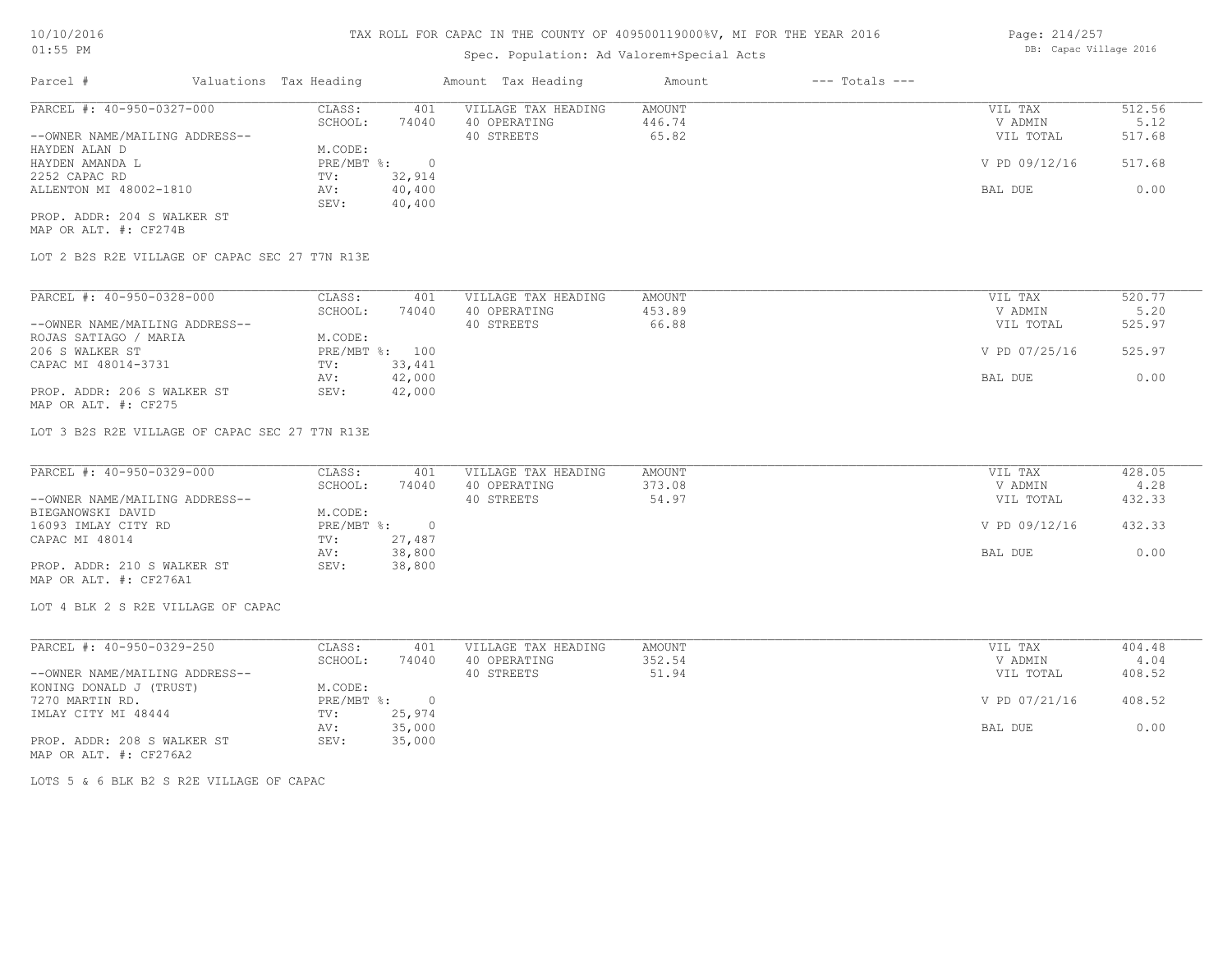# TAX ROLL FOR CAPAC IN THE COUNTY OF 409500119000%V, MI FOR THE YEAR 2016

Spec. Population: Ad Valorem+Special Acts

10/10/2016
01:55 PM

DB: Capac Village 2016

| Parcel # | Valuations Tax Heading | | Amount Tax Heading | Amount | --- Totals --- | |
|---|---|---|---|---|---|---|

## PARCEL #: 40-950-0327-000

| | | | | | | |
|---|---|---|---|---|---|---|
| | CLASS: | 401 | VILLAGE TAX HEADING | AMOUNT | VIL TAX | 512.56 |
| | SCHOOL: | 74040 | 40 OPERATING | 446.74 | V ADMIN | 5.12 |
| --OWNER NAME/MAILING ADDRESS-- | | | 40 STREETS | 65.82 | VIL TOTAL | 517.68 |
| HAYDEN ALAN D | M.CODE: | | | | | |
| HAYDEN AMANDA L | PRE/MBT %: | 0 | | | V PD 09/12/16 | 517.68 |
| 2252 CAPAC RD | TV: | 32,914 | | | | |
| ALLENTON MI 48002-1810 | AV: | 40,400 | | | BAL DUE | 0.00 |
| | SEV: | 40,400 | | | | |

PROP. ADDR: 204 S WALKER ST
MAP OR ALT. #: CF274B

LOT 2 B2S R2E VILLAGE OF CAPAC SEC 27 T7N R13E

## PARCEL #: 40-950-0328-000

| | | | | | | |
|---|---|---|---|---|---|---|
| | CLASS: | 401 | VILLAGE TAX HEADING | AMOUNT | VIL TAX | 520.77 |
| | SCHOOL: | 74040 | 40 OPERATING | 453.89 | V ADMIN | 5.20 |
| --OWNER NAME/MAILING ADDRESS-- | | | 40 STREETS | 66.88 | VIL TOTAL | 525.97 |
| ROJAS SATIAGO / MARIA | M.CODE: | | | | | |
| 206 S WALKER ST | PRE/MBT %: | 100 | | | V PD 07/25/16 | 525.97 |
| CAPAC MI 48014-3731 | TV: | 33,441 | | | | |
| | AV: | 42,000 | | | BAL DUE | 0.00 |
| PROP. ADDR: 206 S WALKER ST | SEV: | 42,000 | | | | |

MAP OR ALT. #: CF275

LOT 3 B2S R2E VILLAGE OF CAPAC SEC 27 T7N R13E

## PARCEL #: 40-950-0329-000

| | | | | | | |
|---|---|---|---|---|---|---|
| | CLASS: | 401 | VILLAGE TAX HEADING | AMOUNT | VIL TAX | 428.05 |
| | SCHOOL: | 74040 | 40 OPERATING | 373.08 | V ADMIN | 4.28 |
| --OWNER NAME/MAILING ADDRESS-- | | | 40 STREETS | 54.97 | VIL TOTAL | 432.33 |
| BIEGANOWSKI DAVID | M.CODE: | | | | | |
| 16093 IMLAY CITY RD | PRE/MBT %: | 0 | | | V PD 09/12/16 | 432.33 |
| CAPAC MI 48014 | TV: | 27,487 | | | | |
| | AV: | 38,800 | | | BAL DUE | 0.00 |
| PROP. ADDR: 210 S WALKER ST | SEV: | 38,800 | | | | |

MAP OR ALT. #: CF276A1

LOT 4 BLK 2 S R2E VILLAGE OF CAPAC

## PARCEL #: 40-950-0329-250

| | | | | | | |
|---|---|---|---|---|---|---|
| | CLASS: | 401 | VILLAGE TAX HEADING | AMOUNT | VIL TAX | 404.48 |
| | SCHOOL: | 74040 | 40 OPERATING | 352.54 | V ADMIN | 4.04 |
| --OWNER NAME/MAILING ADDRESS-- | | | 40 STREETS | 51.94 | VIL TOTAL | 408.52 |
| KONING DONALD J (TRUST) | M.CODE: | | | | | |
| 7270 MARTIN RD. | PRE/MBT %: | 0 | | | V PD 07/21/16 | 408.52 |
| IMLAY CITY MI 48444 | TV: | 25,974 | | | | |
| | AV: | 35,000 | | | BAL DUE | 0.00 |
| PROP. ADDR: 208 S WALKER ST | SEV: | 35,000 | | | | |

MAP OR ALT. #: CF276A2

LOTS 5 & 6 BLK B2 S R2E VILLAGE OF CAPAC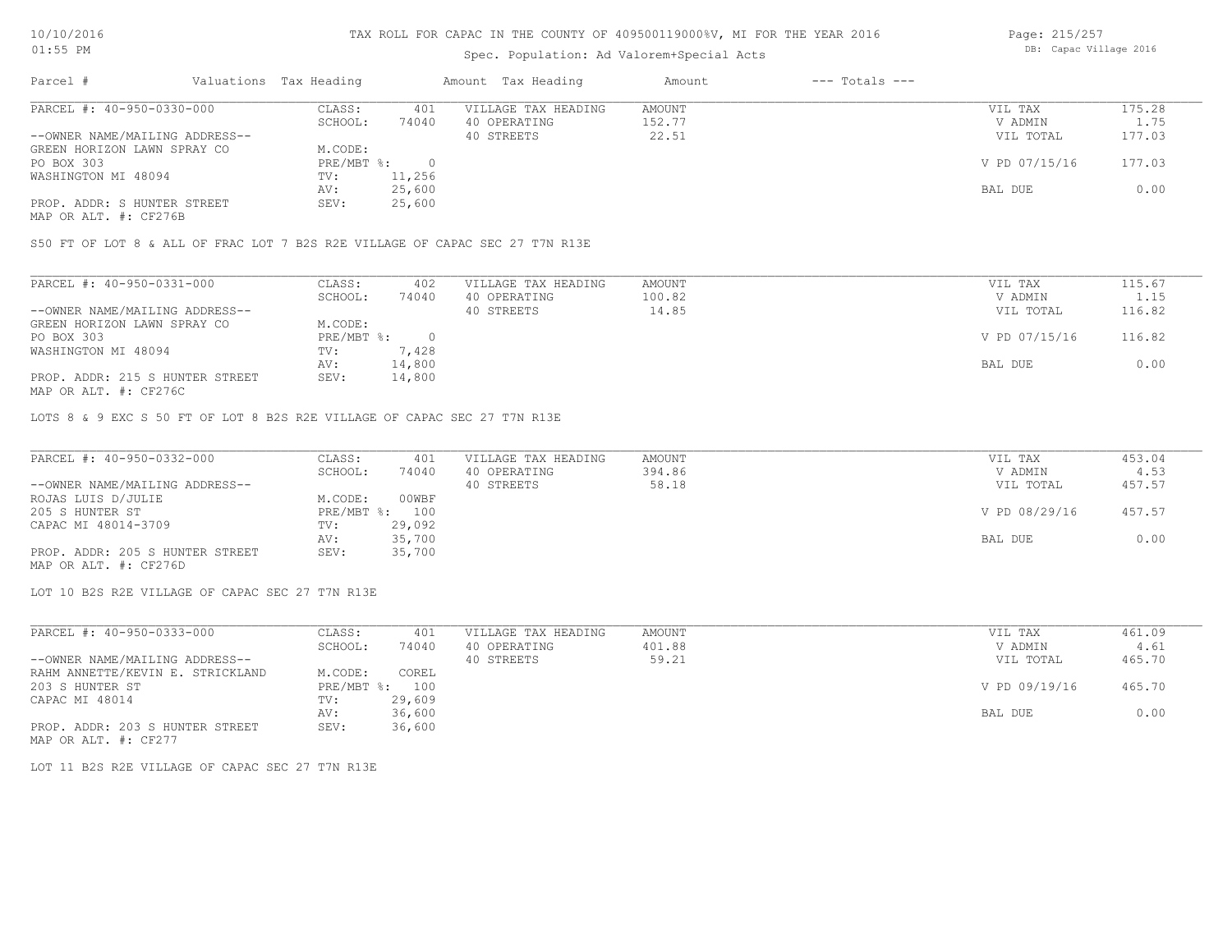TAX ROLL FOR CAPAC IN THE COUNTY OF 409500119000%V, MI FOR THE YEAR 2016

Spec. Population: Ad Valorem+Special Acts

| Parcel # | Valuations Tax Heading | | Amount Tax Heading | Amount | --- Totals --- | |
|---|---|---|---|---|---|---|
| PARCEL #: 40-950-0330-000 | CLASS: | 401 | VILLAGE TAX HEADING | AMOUNT | VIL TAX | 175.28 |
| | SCHOOL: | 74040 | 40 OPERATING | 152.77 | V ADMIN | 1.75 |
| --OWNER NAME/MAILING ADDRESS-- | | | 40 STREETS | 22.51 | VIL TOTAL | 177.03 |
| GREEN HORIZON LAWN SPRAY CO | M.CODE: | | | | | |
| PO BOX 303 | PRE/MBT %: | 0 | | | V PD 07/15/16 | 177.03 |
| WASHINGTON MI 48094 | TV: | 11,256 | | | | |
| | AV: | 25,600 | | | BAL DUE | 0.00 |
| PROP. ADDR: S HUNTER STREET | SEV: | 25,600 | | | | |
| MAP OR ALT. #: CF276B | | | | | | |

S50 FT OF LOT 8 & ALL OF FRAC LOT 7 B2S R2E VILLAGE OF CAPAC SEC 27 T7N R13E

| Parcel # | Valuations Tax Heading | | Amount Tax Heading | Amount | --- Totals --- | |
|---|---|---|---|---|---|---|
| PARCEL #: 40-950-0331-000 | CLASS: | 402 | VILLAGE TAX HEADING | AMOUNT | VIL TAX | 115.67 |
| | SCHOOL: | 74040 | 40 OPERATING | 100.82 | V ADMIN | 1.15 |
| --OWNER NAME/MAILING ADDRESS-- | | | 40 STREETS | 14.85 | VIL TOTAL | 116.82 |
| GREEN HORIZON LAWN SPRAY CO | M.CODE: | | | | | |
| PO BOX 303 | PRE/MBT %: | 0 | | | V PD 07/15/16 | 116.82 |
| WASHINGTON MI 48094 | TV: | 7,428 | | | | |
| | AV: | 14,800 | | | BAL DUE | 0.00 |
| PROP. ADDR: 215 S HUNTER STREET | SEV: | 14,800 | | | | |
| MAP OR ALT. #: CF276C | | | | | | |

LOTS 8 & 9 EXC S 50 FT OF LOT 8 B2S R2E VILLAGE OF CAPAC SEC 27 T7N R13E

| Parcel # | Valuations Tax Heading | | Amount Tax Heading | Amount | --- Totals --- | |
|---|---|---|---|---|---|---|
| PARCEL #: 40-950-0332-000 | CLASS: | 401 | VILLAGE TAX HEADING | AMOUNT | VIL TAX | 453.04 |
| | SCHOOL: | 74040 | 40 OPERATING | 394.86 | V ADMIN | 4.53 |
| --OWNER NAME/MAILING ADDRESS-- | | | 40 STREETS | 58.18 | VIL TOTAL | 457.57 |
| ROJAS LUIS D/JULIE | M.CODE: | 00WBF | | | | |
| 205 S HUNTER ST | PRE/MBT %: | 100 | | | V PD 08/29/16 | 457.57 |
| CAPAC MI 48014-3709 | TV: | 29,092 | | | | |
| | AV: | 35,700 | | | BAL DUE | 0.00 |
| PROP. ADDR: 205 S HUNTER STREET | SEV: | 35,700 | | | | |
| MAP OR ALT. #: CF276D | | | | | | |

LOT 10 B2S R2E VILLAGE OF CAPAC SEC 27 T7N R13E

| Parcel # | Valuations Tax Heading | | Amount Tax Heading | Amount | --- Totals --- | |
|---|---|---|---|---|---|---|
| PARCEL #: 40-950-0333-000 | CLASS: | 401 | VILLAGE TAX HEADING | AMOUNT | VIL TAX | 461.09 |
| | SCHOOL: | 74040 | 40 OPERATING | 401.88 | V ADMIN | 4.61 |
| --OWNER NAME/MAILING ADDRESS-- | | | 40 STREETS | 59.21 | VIL TOTAL | 465.70 |
| RAHM ANNETTE/KEVIN E. STRICKLAND | M.CODE: | COREL | | | | |
| 203 S HUNTER ST | PRE/MBT %: | 100 | | | V PD 09/19/16 | 465.70 |
| CAPAC MI 48014 | TV: | 29,609 | | | | |
| | AV: | 36,600 | | | BAL DUE | 0.00 |
| PROP. ADDR: 203 S HUNTER STREET | SEV: | 36,600 | | | | |
| MAP OR ALT. #: CF277 | | | | | | |

LOT 11 B2S R2E VILLAGE OF CAPAC SEC 27 T7N R13E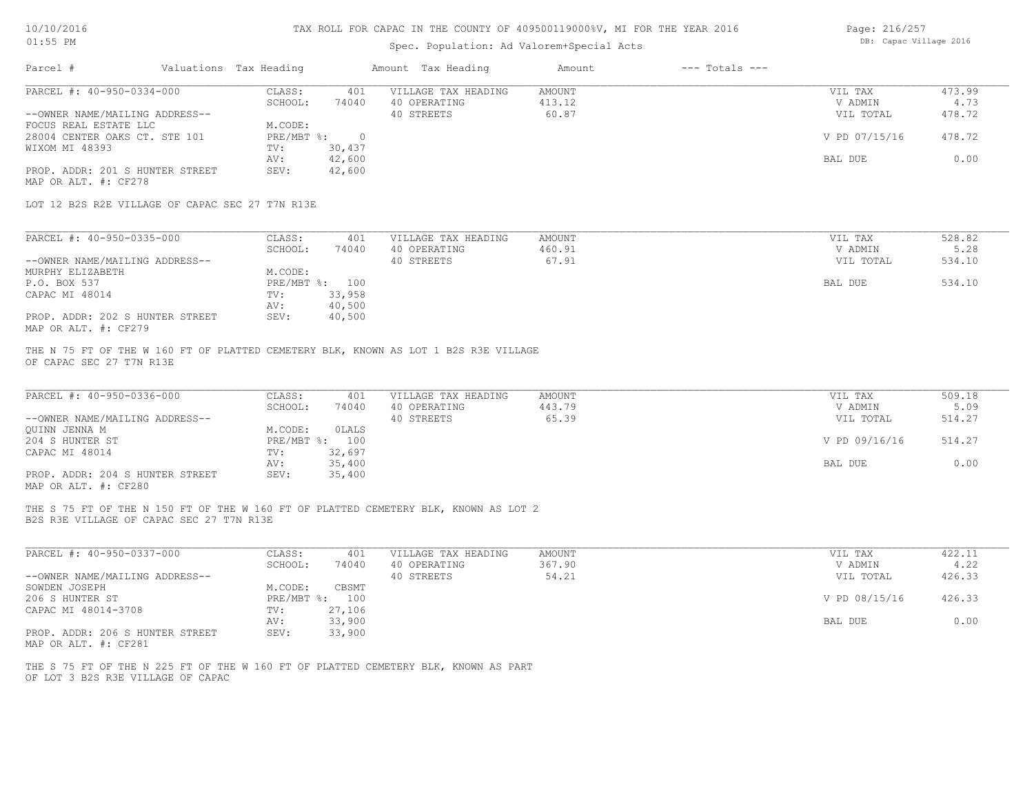# TAX ROLL FOR CAPAC IN THE COUNTY OF 409500119000%V, MI FOR THE YEAR 2016

Spec. Population: Ad Valorem+Special Acts

| Parcel # | Valuations | Tax Heading | Amount | Tax Heading | Amount | --- Totals --- |
|---|---|---|---|---|---|---|

---

**PARCEL #: 40-950-0334-000**

| | | | | | |
|---|---|---|---|---|---|
| --OWNER NAME/MAILING ADDRESS-- | CLASS: 401 | VILLAGE TAX HEADING | AMOUNT | VIL TAX | 473.99 |
| FOCUS REAL ESTATE LLC | SCHOOL: 74040 | 40 OPERATING | 413.12 | V ADMIN | 4.73 |
| 28004 CENTER OAKS CT. STE 101 | M.CODE: | 40 STREETS | 60.87 | VIL TOTAL | 478.72 |
| WIXOM MI 48393 | PRE/MBT %: 0 | | | V PD 07/15/16 | 478.72 |
| | TV: 30,437 | | | | |
| | AV: 42,600 | | | BAL DUE | 0.00 |
| PROP. ADDR: 201 S HUNTER STREET | SEV: 42,600 | | | | |
| MAP OR ALT. #: CF278 | | | | | |

LOT 12 B2S R2E VILLAGE OF CAPAC SEC 27 T7N R13E

---

**PARCEL #: 40-950-0335-000**

| | | | | | |
|---|---|---|---|---|---|
| --OWNER NAME/MAILING ADDRESS-- | CLASS: 401 | VILLAGE TAX HEADING | AMOUNT | VIL TAX | 528.82 |
| MURPHY ELIZABETH | SCHOOL: 74040 | 40 OPERATING | 460.91 | V ADMIN | 5.28 |
| P.O. BOX 537 | M.CODE: | 40 STREETS | 67.91 | VIL TOTAL | 534.10 |
| CAPAC MI 48014 | PRE/MBT %: 100 | | | BAL DUE | 534.10 |
| | TV: 33,958 | | | | |
| | AV: 40,500 | | | | |
| PROP. ADDR: 202 S HUNTER STREET | SEV: 40,500 | | | | |
| MAP OR ALT. #: CF279 | | | | | |

THE N 75 FT OF THE W 160 FT OF PLATTED CEMETERY BLK, KNOWN AS LOT 1 B2S R3E VILLAGE OF CAPAC SEC 27 T7N R13E

---

**PARCEL #: 40-950-0336-000**

| | | | | | |
|---|---|---|---|---|---|
| --OWNER NAME/MAILING ADDRESS-- | CLASS: 401 | VILLAGE TAX HEADING | AMOUNT | VIL TAX | 509.18 |
| QUINN JENNA M | SCHOOL: 74040 | 40 OPERATING | 443.79 | V ADMIN | 5.09 |
| 204 S HUNTER ST | M.CODE: 0LALS | 40 STREETS | 65.39 | VIL TOTAL | 514.27 |
| CAPAC MI 48014 | PRE/MBT %: 100 | | | V PD 09/16/16 | 514.27 |
| | TV: 32,697 | | | | |
| | AV: 35,400 | | | BAL DUE | 0.00 |
| PROP. ADDR: 204 S HUNTER STREET | SEV: 35,400 | | | | |
| MAP OR ALT. #: CF280 | | | | | |

THE S 75 FT OF THE N 150 FT OF THE W 160 FT OF PLATTED CEMETERY BLK, KNOWN AS LOT 2 B2S R3E VILLAGE OF CAPAC SEC 27 T7N R13E

---

**PARCEL #: 40-950-0337-000**

| | | | | | |
|---|---|---|---|---|---|
| --OWNER NAME/MAILING ADDRESS-- | CLASS: 401 | VILLAGE TAX HEADING | AMOUNT | VIL TAX | 422.11 |
| SOWDEN JOSEPH | SCHOOL: 74040 | 40 OPERATING | 367.90 | V ADMIN | 4.22 |
| 206 S HUNTER ST | M.CODE: CBSMT | 40 STREETS | 54.21 | VIL TOTAL | 426.33 |
| CAPAC MI 48014-3708 | PRE/MBT %: 100 | | | V PD 08/15/16 | 426.33 |
| | TV: 27,106 | | | | |
| | AV: 33,900 | | | BAL DUE | 0.00 |
| PROP. ADDR: 206 S HUNTER STREET | SEV: 33,900 | | | | |
| MAP OR ALT. #: CF281 | | | | | |

THE S 75 FT OF THE N 225 FT OF THE W 160 FT OF PLATTED CEMETERY BLK, KNOWN AS PART OF LOT 3 B2S R3E VILLAGE OF CAPAC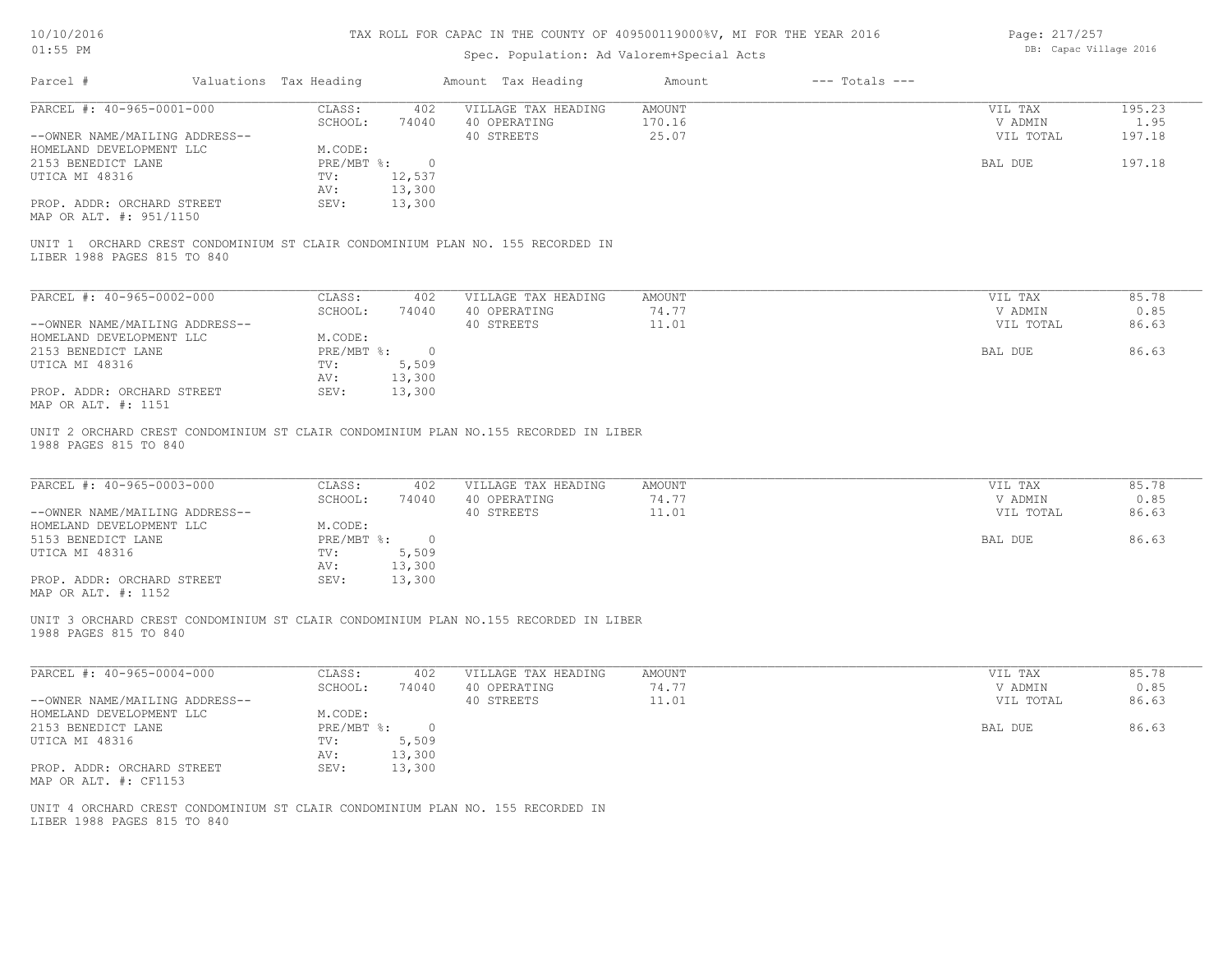TAX ROLL FOR CAPAC IN THE COUNTY OF 409500119000%V, MI FOR THE YEAR 2016

Spec. Population: Ad Valorem+Special Acts

| Parcel # | Valuations | Tax Heading | Amount | Tax Heading | Amount | --- Totals --- | |
|---|---|---|---|---|---|---|---|
| PARCEL #: 40-965-0001-000 | CLASS: | 402 | VILLAGE TAX HEADING | AMOUNT | | VIL TAX | 195.23 |
| | SCHOOL: | 74040 | 40 OPERATING | 170.16 | | V ADMIN | 1.95 |
| --OWNER NAME/MAILING ADDRESS-- | | | 40 STREETS | 25.07 | | VIL TOTAL | 197.18 |
| HOMELAND DEVELOPMENT LLC | M.CODE: | | | | | | |
| 2153 BENEDICT LANE | PRE/MBT %: | 0 | | | | BAL DUE | 197.18 |
| UTICA MI 48316 | TV: | 12,537 | | | | | |
| | AV: | 13,300 | | | | | |
| PROP. ADDR: ORCHARD STREET | SEV: | 13,300 | | | | | |
| MAP OR ALT. #: 951/1150 | | | | | | | |

UNIT 1 ORCHARD CREST CONDOMINIUM ST CLAIR CONDOMINIUM PLAN NO. 155 RECORDED IN LIBER 1988 PAGES 815 TO 840

| Parcel # | Valuations | Tax Heading | Amount | Tax Heading | Amount | --- Totals --- | |
|---|---|---|---|---|---|---|---|
| PARCEL #: 40-965-0002-000 | CLASS: | 402 | VILLAGE TAX HEADING | AMOUNT | | VIL TAX | 85.78 |
| | SCHOOL: | 74040 | 40 OPERATING | 74.77 | | V ADMIN | 0.85 |
| --OWNER NAME/MAILING ADDRESS-- | | | 40 STREETS | 11.01 | | VIL TOTAL | 86.63 |
| HOMELAND DEVELOPMENT LLC | M.CODE: | | | | | | |
| 2153 BENEDICT LANE | PRE/MBT %: | 0 | | | | BAL DUE | 86.63 |
| UTICA MI 48316 | TV: | 5,509 | | | | | |
| | AV: | 13,300 | | | | | |
| PROP. ADDR: ORCHARD STREET | SEV: | 13,300 | | | | | |
| MAP OR ALT. #: 1151 | | | | | | | |

UNIT 2 ORCHARD CREST CONDOMINIUM ST CLAIR CONDOMINIUM PLAN NO.155 RECORDED IN LIBER 1988 PAGES 815 TO 840

| Parcel # | Valuations | Tax Heading | Amount | Tax Heading | Amount | --- Totals --- | |
|---|---|---|---|---|---|---|---|
| PARCEL #: 40-965-0003-000 | CLASS: | 402 | VILLAGE TAX HEADING | AMOUNT | | VIL TAX | 85.78 |
| | SCHOOL: | 74040 | 40 OPERATING | 74.77 | | V ADMIN | 0.85 |
| --OWNER NAME/MAILING ADDRESS-- | | | 40 STREETS | 11.01 | | VIL TOTAL | 86.63 |
| HOMELAND DEVELOPMENT LLC | M.CODE: | | | | | | |
| 5153 BENEDICT LANE | PRE/MBT %: | 0 | | | | BAL DUE | 86.63 |
| UTICA MI 48316 | TV: | 5,509 | | | | | |
| | AV: | 13,300 | | | | | |
| PROP. ADDR: ORCHARD STREET | SEV: | 13,300 | | | | | |
| MAP OR ALT. #: 1152 | | | | | | | |

UNIT 3 ORCHARD CREST CONDOMINIUM ST CLAIR CONDOMINIUM PLAN NO.155 RECORDED IN LIBER 1988 PAGES 815 TO 840

| Parcel # | Valuations | Tax Heading | Amount | Tax Heading | Amount | --- Totals --- | |
|---|---|---|---|---|---|---|---|
| PARCEL #: 40-965-0004-000 | CLASS: | 402 | VILLAGE TAX HEADING | AMOUNT | | VIL TAX | 85.78 |
| | SCHOOL: | 74040 | 40 OPERATING | 74.77 | | V ADMIN | 0.85 |
| --OWNER NAME/MAILING ADDRESS-- | | | 40 STREETS | 11.01 | | VIL TOTAL | 86.63 |
| HOMELAND DEVELOPMENT LLC | M.CODE: | | | | | | |
| 2153 BENEDICT LANE | PRE/MBT %: | 0 | | | | BAL DUE | 86.63 |
| UTICA MI 48316 | TV: | 5,509 | | | | | |
| | AV: | 13,300 | | | | | |
| PROP. ADDR: ORCHARD STREET | SEV: | 13,300 | | | | | |
| MAP OR ALT. #: CF1153 | | | | | | | |

UNIT 4 ORCHARD CREST CONDOMINIUM ST CLAIR CONDOMINIUM PLAN NO. 155 RECORDED IN LIBER 1988 PAGES 815 TO 840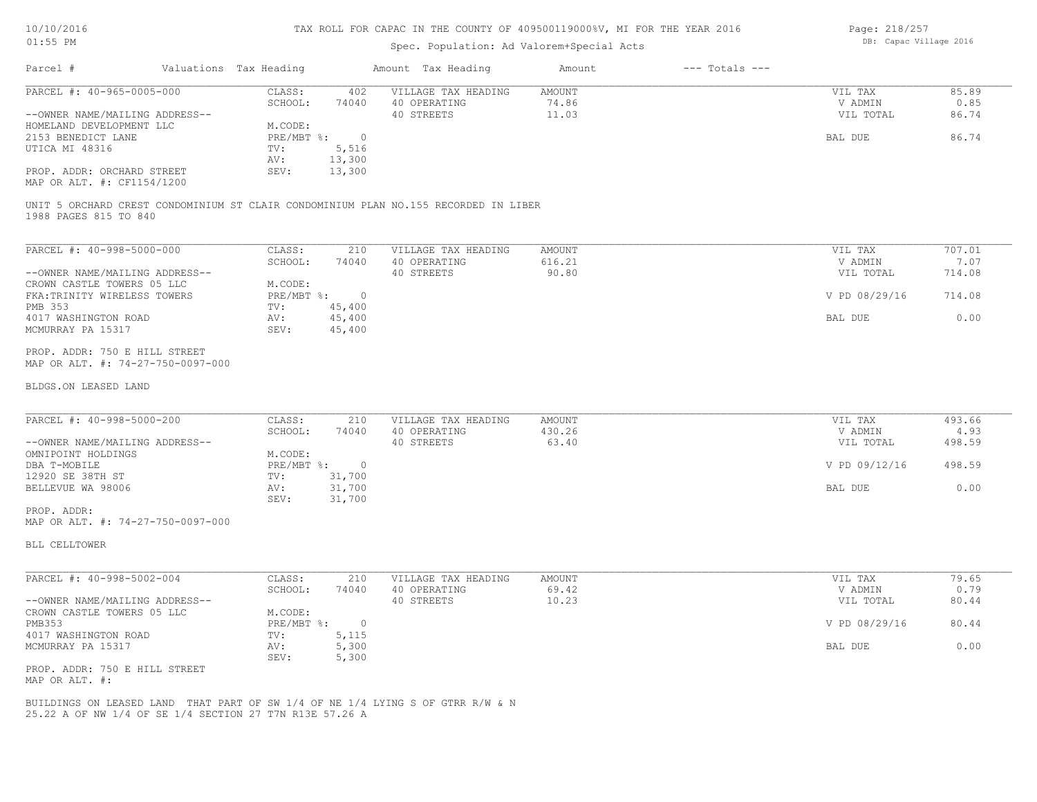# TAX ROLL FOR CAPAC IN THE COUNTY OF 409500119000%V, MI FOR THE YEAR 2016

Spec. Population: Ad Valorem+Special Acts

| Parcel # | Valuations | Tax Heading | Amount | Tax Heading | Amount | --- Totals --- | |
|---|---|---|---|---|---|---|---|

---

**PARCEL #: 40-965-0005-000**

| | | | | | |
|---|---|---|---|---|---|
| CLASS: | 402 | VILLAGE TAX HEADING | AMOUNT | VIL TAX | 85.89 |
| SCHOOL: | 74040 | 40 OPERATING | 74.86 | V ADMIN | 0.85 |
| M.CODE: | | 40 STREETS | 11.03 | VIL TOTAL | 86.74 |
| PRE/MBT %: | 0 | | | BAL DUE | 86.74 |
| TV: | 5,516 | | | | |
| AV: | 13,300 | | | | |
| SEV: | 13,300 | | | | |

--OWNER NAME/MAILING ADDRESS--
HOMELAND DEVELOPMENT LLC
2153 BENEDICT LANE
UTICA MI 48316

PROP. ADDR: ORCHARD STREET
MAP OR ALT. #: CF1154/1200

UNIT 5 ORCHARD CREST CONDOMINIUM ST CLAIR CONDOMINIUM PLAN NO.155 RECORDED IN LIBER 1988 PAGES 815 TO 840

---

**PARCEL #: 40-998-5000-000**

| | | | | | |
|---|---|---|---|---|---|
| CLASS: | 210 | VILLAGE TAX HEADING | AMOUNT | VIL TAX | 707.01 |
| SCHOOL: | 74040 | 40 OPERATING | 616.21 | V ADMIN | 7.07 |
| M.CODE: | | 40 STREETS | 90.80 | VIL TOTAL | 714.08 |
| PRE/MBT %: | 0 | | | V PD 08/29/16 | 714.08 |
| TV: | 45,400 | | | | |
| AV: | 45,400 | | | BAL DUE | 0.00 |
| SEV: | 45,400 | | | | |

--OWNER NAME/MAILING ADDRESS--
CROWN CASTLE TOWERS 05 LLC
FKA:TRINITY WIRELESS TOWERS
PMB 353
4017 WASHINGTON ROAD
MCMURRAY PA 15317

PROP. ADDR: 750 E HILL STREET
MAP OR ALT. #: 74-27-750-0097-000

BLDGS.ON LEASED LAND

---

**PARCEL #: 40-998-5000-200**

| | | | | | |
|---|---|---|---|---|---|
| CLASS: | 210 | VILLAGE TAX HEADING | AMOUNT | VIL TAX | 493.66 |
| SCHOOL: | 74040 | 40 OPERATING | 430.26 | V ADMIN | 4.93 |
| M.CODE: | | 40 STREETS | 63.40 | VIL TOTAL | 498.59 |
| PRE/MBT %: | 0 | | | V PD 09/12/16 | 498.59 |
| TV: | 31,700 | | | | |
| AV: | 31,700 | | | BAL DUE | 0.00 |
| SEV: | 31,700 | | | | |

--OWNER NAME/MAILING ADDRESS--
OMNIPOINT HOLDINGS
DBA T-MOBILE
12920 SE 38TH ST
BELLEVUE WA 98006

PROP. ADDR:
MAP OR ALT. #: 74-27-750-0097-000

BLL CELLTOWER

---

**PARCEL #: 40-998-5002-004**

| | | | | | |
|---|---|---|---|---|---|
| CLASS: | 210 | VILLAGE TAX HEADING | AMOUNT | VIL TAX | 79.65 |
| SCHOOL: | 74040 | 40 OPERATING | 69.42 | V ADMIN | 0.79 |
| M.CODE: | | 40 STREETS | 10.23 | VIL TOTAL | 80.44 |
| PRE/MBT %: | 0 | | | V PD 08/29/16 | 80.44 |
| TV: | 5,115 | | | | |
| AV: | 5,300 | | | BAL DUE | 0.00 |
| SEV: | 5,300 | | | | |

--OWNER NAME/MAILING ADDRESS--
CROWN CASTLE TOWERS 05 LLC
PMB353
4017 WASHINGTON ROAD
MCMURRAY PA 15317

PROP. ADDR: 750 E HILL STREET
MAP OR ALT. #:

BUILDINGS ON LEASED LAND THAT PART OF SW 1/4 OF NE 1/4 LYING S OF GTRR R/W & N 25.22 A OF NW 1/4 OF SE 1/4 SECTION 27 T7N R13E 57.26 A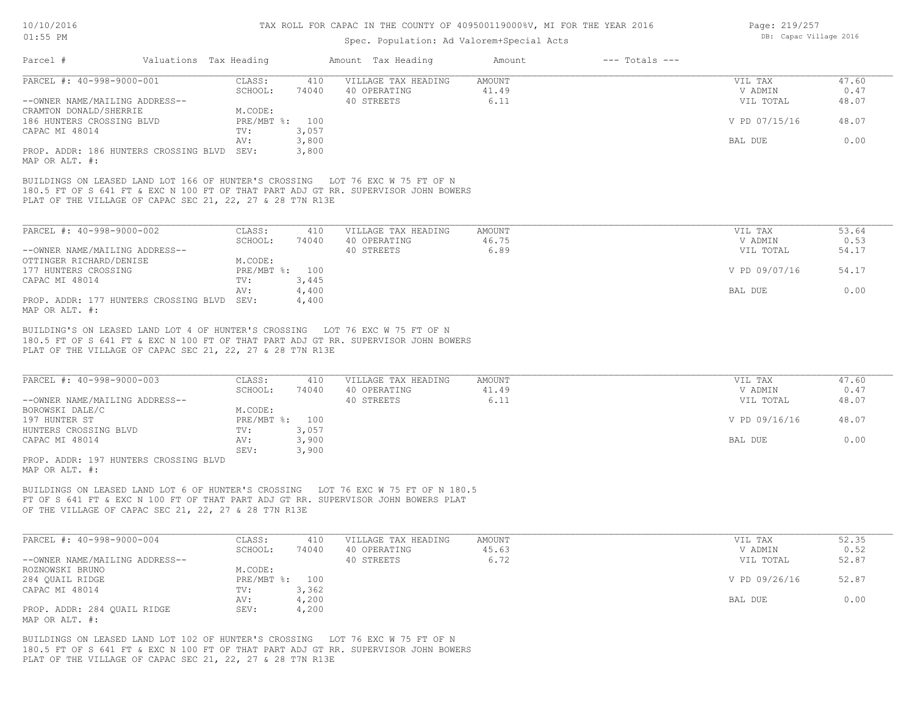TAX ROLL FOR CAPAC IN THE COUNTY OF 409500119000%V, MI FOR THE YEAR 2016

Spec. Population: Ad Valorem+Special Acts

| Parcel # | Valuations | Tax Heading | Amount | Tax Heading | Amount | --- Totals --- | |
|---|---|---|---|---|---|---|---|

**PARCEL #: 40-998-9000-001**

| --OWNER NAME/MAILING ADDRESS-- | | | | | | |
|---|---|---|---|---|---|---|
| CRAMTON DONALD/SHERRIE | CLASS: | 410 | VILLAGE TAX HEADING | AMOUNT | VIL TAX | 47.60 |
| 186 HUNTERS CROSSING BLVD | SCHOOL: | 74040 | 40 OPERATING | 41.49 | V ADMIN | 0.47 |
| CAPAC MI 48014 | M.CODE: | | 40 STREETS | 6.11 | VIL TOTAL | 48.07 |
| | PRE/MBT %: | 100 | | | V PD 07/15/16 | 48.07 |
| | TV: | 3,057 | | | | |
| | AV: | 3,800 | | | BAL DUE | 0.00 |
| PROP. ADDR: 186 HUNTERS CROSSING BLVD | SEV: | 3,800 | | | | |

MAP OR ALT. #:

BUILDINGS ON LEASED LAND LOT 166 OF HUNTER'S CROSSING LOT 76 EXC W 75 FT OF N 180.5 FT OF S 641 FT & EXC N 100 FT OF THAT PART ADJ GT RR. SUPERVISOR JOHN BOWERS PLAT OF THE VILLAGE OF CAPAC SEC 21, 22, 27 & 28 T7N R13E

**PARCEL #: 40-998-9000-002**

| --OWNER NAME/MAILING ADDRESS-- | | | | | | |
|---|---|---|---|---|---|---|
| OTTINGER RICHARD/DENISE | CLASS: | 410 | VILLAGE TAX HEADING | AMOUNT | VIL TAX | 53.64 |
| 177 HUNTERS CROSSING | SCHOOL: | 74040 | 40 OPERATING | 46.75 | V ADMIN | 0.53 |
| CAPAC MI 48014 | M.CODE: | | 40 STREETS | 6.89 | VIL TOTAL | 54.17 |
| | PRE/MBT %: | 100 | | | V PD 09/07/16 | 54.17 |
| | TV: | 3,445 | | | | |
| | AV: | 4,400 | | | BAL DUE | 0.00 |
| PROP. ADDR: 177 HUNTERS CROSSING BLVD | SEV: | 4,400 | | | | |

MAP OR ALT. #:

BUILDING'S ON LEASED LAND LOT 4 OF HUNTER'S CROSSING LOT 76 EXC W 75 FT OF N 180.5 FT OF S 641 FT & EXC N 100 FT OF THAT PART ADJ GT RR. SUPERVISOR JOHN BOWERS PLAT OF THE VILLAGE OF CAPAC SEC 21, 22, 27 & 28 T7N R13E

**PARCEL #: 40-998-9000-003**

| --OWNER NAME/MAILING ADDRESS-- | | | | | | |
|---|---|---|---|---|---|---|
| BOROWSKI DALE/C | CLASS: | 410 | VILLAGE TAX HEADING | AMOUNT | VIL TAX | 47.60 |
| 197 HUNTER ST | SCHOOL: | 74040 | 40 OPERATING | 41.49 | V ADMIN | 0.47 |
| HUNTERS CROSSING BLVD | M.CODE: | | 40 STREETS | 6.11 | VIL TOTAL | 48.07 |
| CAPAC MI 48014 | PRE/MBT %: | 100 | | | V PD 09/16/16 | 48.07 |
| | TV: | 3,057 | | | | |
| | AV: | 3,900 | | | BAL DUE | 0.00 |
| | SEV: | 3,900 | | | | |
| PROP. ADDR: 197 HUNTERS CROSSING BLVD | | | | | | |

MAP OR ALT. #:

BUILDINGS ON LEASED LAND LOT 6 OF HUNTER'S CROSSING LOT 76 EXC W 75 FT OF N 180.5 FT OF S 641 FT & EXC N 100 FT OF THAT PART ADJ GT RR. SUPERVISOR JOHN BOWERS PLAT OF THE VILLAGE OF CAPAC SEC 21, 22, 27 & 28 T7N R13E

**PARCEL #: 40-998-9000-004**

| --OWNER NAME/MAILING ADDRESS-- | | | | | | |
|---|---|---|---|---|---|---|
| ROZNOWSKI BRUNO | CLASS: | 410 | VILLAGE TAX HEADING | AMOUNT | VIL TAX | 52.35 |
| 284 QUAIL RIDGE | SCHOOL: | 74040 | 40 OPERATING | 45.63 | V ADMIN | 0.52 |
| CAPAC MI 48014 | M.CODE: | | 40 STREETS | 6.72 | VIL TOTAL | 52.87 |
| | PRE/MBT %: | 100 | | | V PD 09/26/16 | 52.87 |
| | TV: | 3,362 | | | | |
| | AV: | 4,200 | | | BAL DUE | 0.00 |
| PROP. ADDR: 284 QUAIL RIDGE | SEV: | 4,200 | | | | |

MAP OR ALT. #:

BUILDINGS ON LEASED LAND LOT 102 OF HUNTER'S CROSSING LOT 76 EXC W 75 FT OF N 180.5 FT OF S 641 FT & EXC N 100 FT OF THAT PART ADJ GT RR. SUPERVISOR JOHN BOWERS PLAT OF THE VILLAGE OF CAPAC SEC 21, 22, 27 & 28 T7N R13E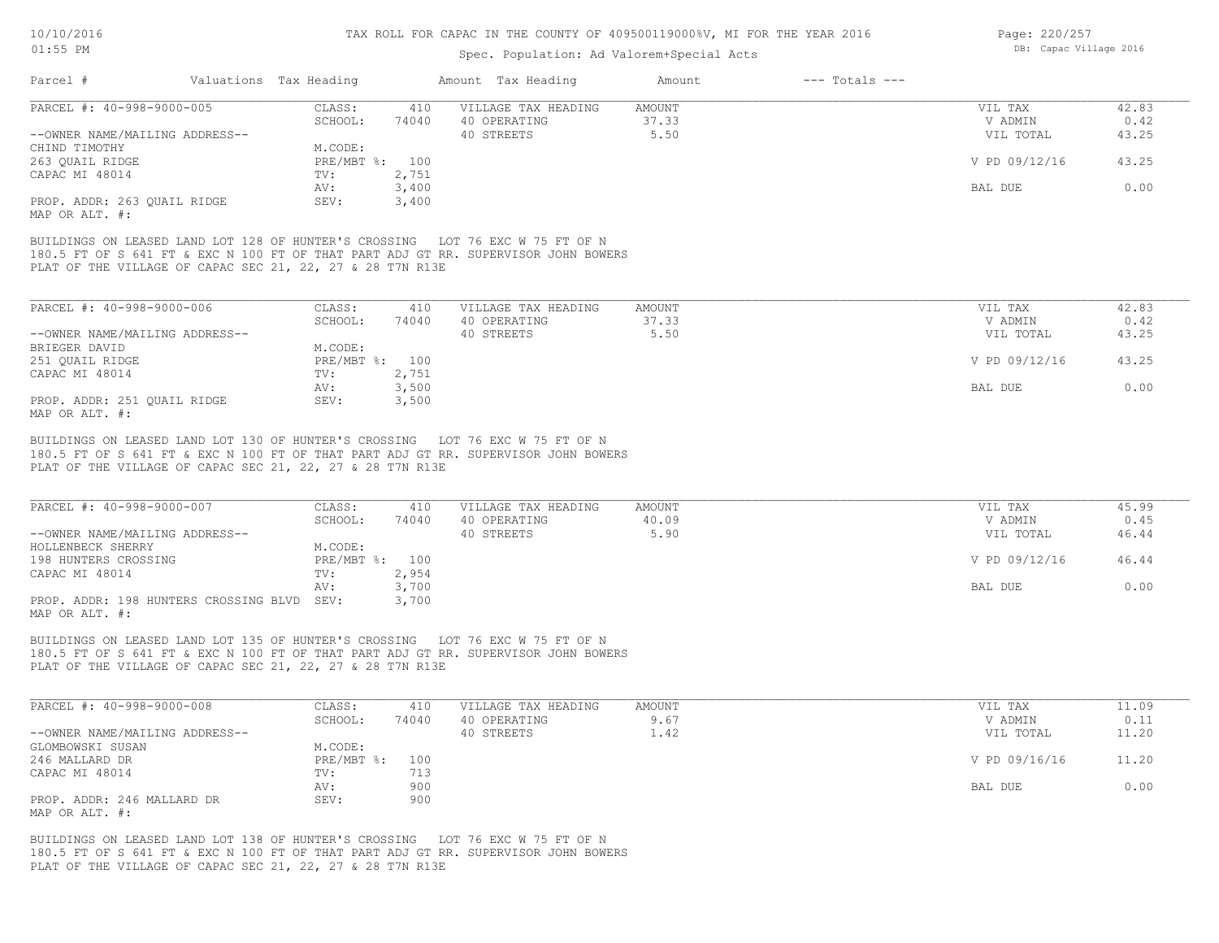TAX ROLL FOR CAPAC IN THE COUNTY OF 409500119000%V, MI FOR THE YEAR 2016

Spec. Population: Ad Valorem+Special Acts

| Parcel # | Valuations | Tax Heading | Amount | Tax Heading | Amount | --- Totals --- | |
|---|---|---|---|---|---|---|---|
| PARCEL #: 40-998-9000-005 | CLASS: | 410 | VILLAGE TAX HEADING | AMOUNT | | VIL TAX | 42.83 |
| | SCHOOL: | 74040 | 40 OPERATING | 37.33 | | V ADMIN | 0.42 |
| --OWNER NAME/MAILING ADDRESS-- | | | 40 STREETS | 5.50 | | VIL TOTAL | 43.25 |
| CHIND TIMOTHY | M.CODE: | | | | | | |
| 263 QUAIL RIDGE | PRE/MBT %: | 100 | | | | V PD 09/12/16 | 43.25 |
| CAPAC MI 48014 | TV: | 2,751 | | | | | |
| | AV: | 3,400 | | | | BAL DUE | 0.00 |
| PROP. ADDR: 263 QUAIL RIDGE | SEV: | 3,400 | | | | | |
| MAP OR ALT. #: | | | | | | | |

BUILDINGS ON LEASED LAND LOT 128 OF HUNTER'S CROSSING LOT 76 EXC W 75 FT OF N 180.5 FT OF S 641 FT & EXC N 100 FT OF THAT PART ADJ GT RR. SUPERVISOR JOHN BOWERS PLAT OF THE VILLAGE OF CAPAC SEC 21, 22, 27 & 28 T7N R13E

| Parcel # | Valuations | Tax Heading | Amount | Tax Heading | Amount | --- Totals --- | |
|---|---|---|---|---|---|---|---|
| PARCEL #: 40-998-9000-006 | CLASS: | 410 | VILLAGE TAX HEADING | AMOUNT | | VIL TAX | 42.83 |
| | SCHOOL: | 74040 | 40 OPERATING | 37.33 | | V ADMIN | 0.42 |
| --OWNER NAME/MAILING ADDRESS-- | | | 40 STREETS | 5.50 | | VIL TOTAL | 43.25 |
| BRIEGER DAVID | M.CODE: | | | | | | |
| 251 QUAIL RIDGE | PRE/MBT %: | 100 | | | | V PD 09/12/16 | 43.25 |
| CAPAC MI 48014 | TV: | 2,751 | | | | | |
| | AV: | 3,500 | | | | BAL DUE | 0.00 |
| PROP. ADDR: 251 QUAIL RIDGE | SEV: | 3,500 | | | | | |
| MAP OR ALT. #: | | | | | | | |

BUILDINGS ON LEASED LAND LOT 130 OF HUNTER'S CROSSING LOT 76 EXC W 75 FT OF N 180.5 FT OF S 641 FT & EXC N 100 FT OF THAT PART ADJ GT RR. SUPERVISOR JOHN BOWERS PLAT OF THE VILLAGE OF CAPAC SEC 21, 22, 27 & 28 T7N R13E

| Parcel # | Valuations | Tax Heading | Amount | Tax Heading | Amount | --- Totals --- | |
|---|---|---|---|---|---|---|---|
| PARCEL #: 40-998-9000-007 | CLASS: | 410 | VILLAGE TAX HEADING | AMOUNT | | VIL TAX | 45.99 |
| | SCHOOL: | 74040 | 40 OPERATING | 40.09 | | V ADMIN | 0.45 |
| --OWNER NAME/MAILING ADDRESS-- | | | 40 STREETS | 5.90 | | VIL TOTAL | 46.44 |
| HOLLENBECK SHERRY | M.CODE: | | | | | | |
| 198 HUNTERS CROSSING | PRE/MBT %: | 100 | | | | V PD 09/12/16 | 46.44 |
| CAPAC MI 48014 | TV: | 2,954 | | | | | |
| | AV: | 3,700 | | | | BAL DUE | 0.00 |
| PROP. ADDR: 198 HUNTERS CROSSING BLVD | SEV: | 3,700 | | | | | |
| MAP OR ALT. #: | | | | | | | |

BUILDINGS ON LEASED LAND LOT 135 OF HUNTER'S CROSSING LOT 76 EXC W 75 FT OF N 180.5 FT OF S 641 FT & EXC N 100 FT OF THAT PART ADJ GT RR. SUPERVISOR JOHN BOWERS PLAT OF THE VILLAGE OF CAPAC SEC 21, 22, 27 & 28 T7N R13E

| Parcel # | Valuations | Tax Heading | Amount | Tax Heading | Amount | --- Totals --- | |
|---|---|---|---|---|---|---|---|
| PARCEL #: 40-998-9000-008 | CLASS: | 410 | VILLAGE TAX HEADING | AMOUNT | | VIL TAX | 11.09 |
| | SCHOOL: | 74040 | 40 OPERATING | 9.67 | | V ADMIN | 0.11 |
| --OWNER NAME/MAILING ADDRESS-- | | | 40 STREETS | 1.42 | | VIL TOTAL | 11.20 |
| GLOMBOWSKI SUSAN | M.CODE: | | | | | | |
| 246 MALLARD DR | PRE/MBT %: | 100 | | | | V PD 09/16/16 | 11.20 |
| CAPAC MI 48014 | TV: | 713 | | | | | |
| | AV: | 900 | | | | BAL DUE | 0.00 |
| PROP. ADDR: 246 MALLARD DR | SEV: | 900 | | | | | |
| MAP OR ALT. #: | | | | | | | |

BUILDINGS ON LEASED LAND LOT 138 OF HUNTER'S CROSSING LOT 76 EXC W 75 FT OF N 180.5 FT OF S 641 FT & EXC N 100 FT OF THAT PART ADJ GT RR. SUPERVISOR JOHN BOWERS PLAT OF THE VILLAGE OF CAPAC SEC 21, 22, 27 & 28 T7N R13E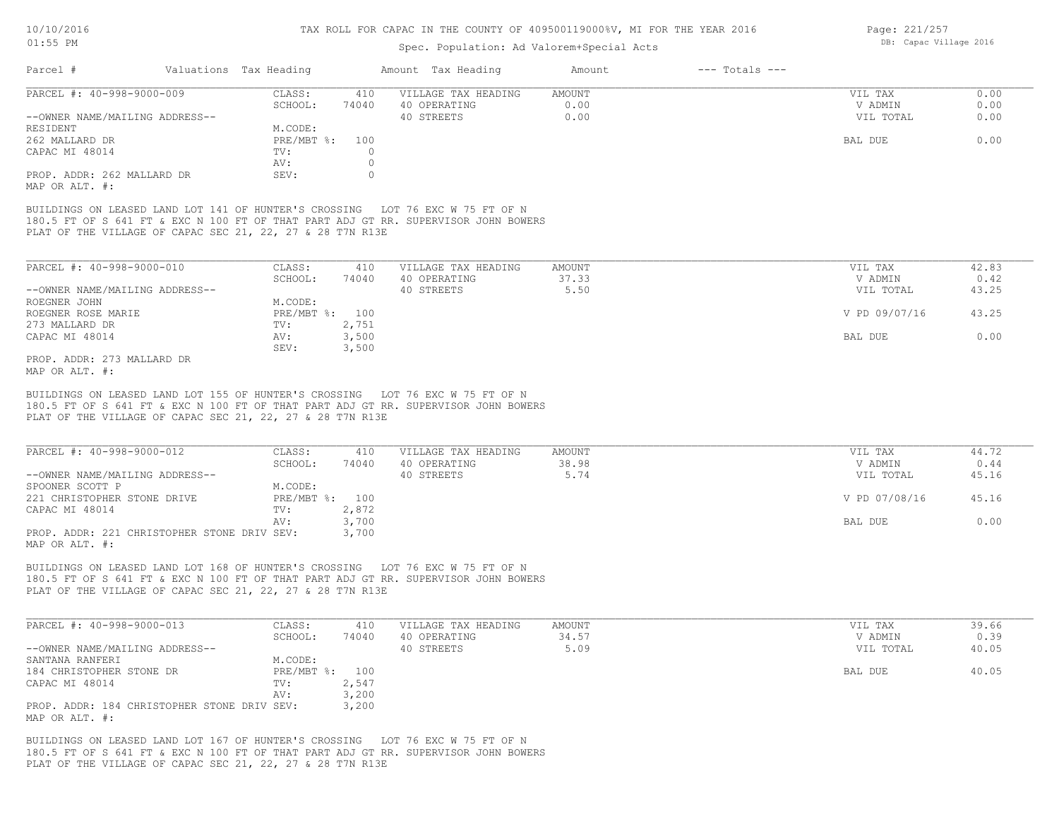TAX ROLL FOR CAPAC IN THE COUNTY OF 409500119000%V, MI FOR THE YEAR 2016

Spec. Population: Ad Valorem+Special Acts

| Parcel # | Valuations | Tax Heading | Amount | Tax Heading | Amount | --- Totals --- | |
|---|---|---|---|---|---|---|---|

---

**PARCEL #: 40-998-9000-009**

--OWNER NAME/MAILING ADDRESS--
RESIDENT
262 MALLARD DR
CAPAC MI 48014

PROP. ADDR: 262 MALLARD DR
MAP OR ALT. #:

| | | Tax Heading | Amount | | |
|---|---|---|---|---|---|
| CLASS: | 410 | VILLAGE TAX HEADING | AMOUNT | VIL TAX | 0.00 |
| SCHOOL: | 74040 | 40 OPERATING | 0.00 | V ADMIN | 0.00 |
| M.CODE: | | 40 STREETS | 0.00 | VIL TOTAL | 0.00 |
| PRE/MBT %: | 100 | | | BAL DUE | 0.00 |
| TV: | 0 | | | | |
| AV: | 0 | | | | |
| SEV: | 0 | | | | |

BUILDINGS ON LEASED LAND LOT 141 OF HUNTER'S CROSSING LOT 76 EXC W 75 FT OF N 180.5 FT OF S 641 FT & EXC N 100 FT OF THAT PART ADJ GT RR. SUPERVISOR JOHN BOWERS PLAT OF THE VILLAGE OF CAPAC SEC 21, 22, 27 & 28 T7N R13E

---

**PARCEL #: 40-998-9000-010**

--OWNER NAME/MAILING ADDRESS--
ROEGNER JOHN
ROEGNER ROSE MARIE
273 MALLARD DR
CAPAC MI 48014

PROP. ADDR: 273 MALLARD DR
MAP OR ALT. #:

| | | Tax Heading | Amount | | |
|---|---|---|---|---|---|
| CLASS: | 410 | VILLAGE TAX HEADING | AMOUNT | VIL TAX | 42.83 |
| SCHOOL: | 74040 | 40 OPERATING | 37.33 | V ADMIN | 0.42 |
| M.CODE: | | 40 STREETS | 5.50 | VIL TOTAL | 43.25 |
| PRE/MBT %: | 100 | | | V PD 09/07/16 | 43.25 |
| TV: | 2,751 | | | | |
| AV: | 3,500 | | | BAL DUE | 0.00 |
| SEV: | 3,500 | | | | |

BUILDINGS ON LEASED LAND LOT 155 OF HUNTER'S CROSSING LOT 76 EXC W 75 FT OF N 180.5 FT OF S 641 FT & EXC N 100 FT OF THAT PART ADJ GT RR. SUPERVISOR JOHN BOWERS PLAT OF THE VILLAGE OF CAPAC SEC 21, 22, 27 & 28 T7N R13E

---

**PARCEL #: 40-998-9000-012**

--OWNER NAME/MAILING ADDRESS--
SPOONER SCOTT P
221 CHRISTOPHER STONE DRIVE
CAPAC MI 48014

PROP. ADDR: 221 CHRISTOPHER STONE DRIV
MAP OR ALT. #:

| | | Tax Heading | Amount | | |
|---|---|---|---|---|---|
| CLASS: | 410 | VILLAGE TAX HEADING | AMOUNT | VIL TAX | 44.72 |
| SCHOOL: | 74040 | 40 OPERATING | 38.98 | V ADMIN | 0.44 |
| M.CODE: | | 40 STREETS | 5.74 | VIL TOTAL | 45.16 |
| PRE/MBT %: | 100 | | | V PD 07/08/16 | 45.16 |
| TV: | 2,872 | | | | |
| AV: | 3,700 | | | BAL DUE | 0.00 |
| SEV: | 3,700 | | | | |

BUILDINGS ON LEASED LAND LOT 168 OF HUNTER'S CROSSING LOT 76 EXC W 75 FT OF N 180.5 FT OF S 641 FT & EXC N 100 FT OF THAT PART ADJ GT RR. SUPERVISOR JOHN BOWERS PLAT OF THE VILLAGE OF CAPAC SEC 21, 22, 27 & 28 T7N R13E

---

**PARCEL #: 40-998-9000-013**

--OWNER NAME/MAILING ADDRESS--
SANTANA RANFERI
184 CHRISTOPHER STONE DR
CAPAC MI 48014

PROP. ADDR: 184 CHRISTOPHER STONE DRIV
MAP OR ALT. #:

| | | Tax Heading | Amount | | |
|---|---|---|---|---|---|
| CLASS: | 410 | VILLAGE TAX HEADING | AMOUNT | VIL TAX | 39.66 |
| SCHOOL: | 74040 | 40 OPERATING | 34.57 | V ADMIN | 0.39 |
| M.CODE: | | 40 STREETS | 5.09 | VIL TOTAL | 40.05 |
| PRE/MBT %: | 100 | | | BAL DUE | 40.05 |
| TV: | 2,547 | | | | |
| AV: | 3,200 | | | | |
| SEV: | 3,200 | | | | |

BUILDINGS ON LEASED LAND LOT 167 OF HUNTER'S CROSSING LOT 76 EXC W 75 FT OF N 180.5 FT OF S 641 FT & EXC N 100 FT OF THAT PART ADJ GT RR. SUPERVISOR JOHN BOWERS PLAT OF THE VILLAGE OF CAPAC SEC 21, 22, 27 & 28 T7N R13E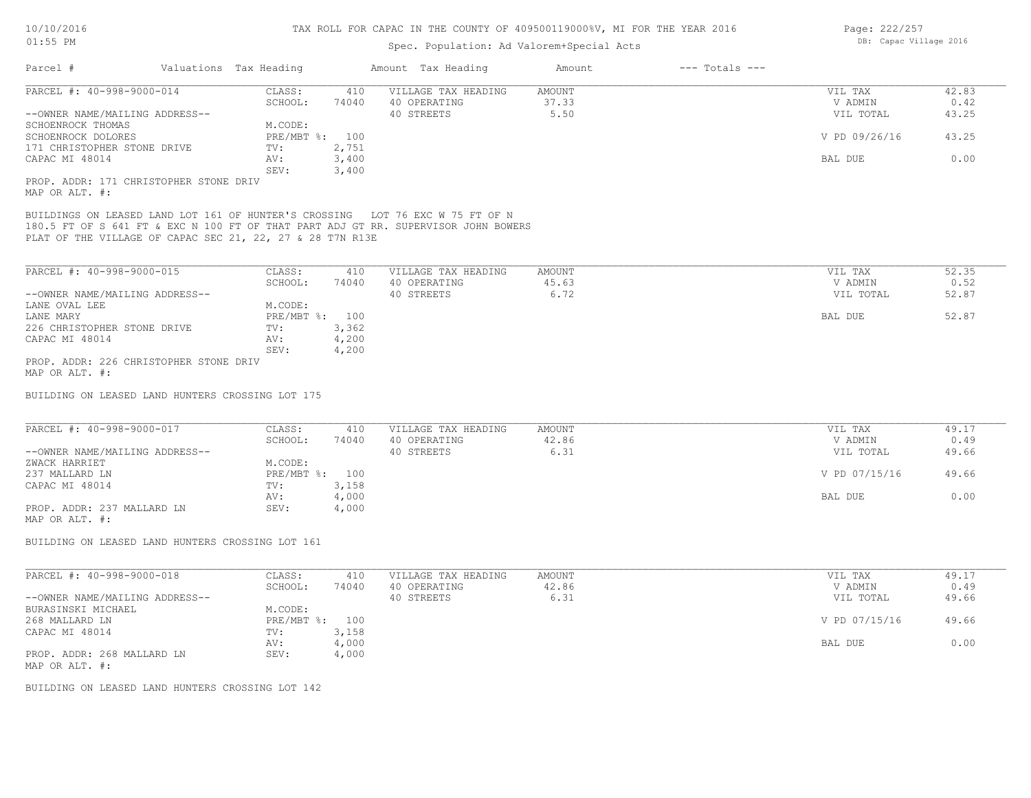TAX ROLL FOR CAPAC IN THE COUNTY OF 409500119000%V, MI FOR THE YEAR 2016

Spec. Population: Ad Valorem+Special Acts

DB: Capac Village 2016

| Parcel # | Valuations | Tax Heading | Amount | Tax Heading | Amount | --- Totals --- | |
|---|---|---|---|---|---|---|---|

**PARCEL #: 40-998-9000-014**

| | | | | | |
|---|---|---|---|---|---|
| CLASS: | 410 | VILLAGE TAX HEADING | AMOUNT | VIL TAX | 42.83 |
| SCHOOL: | 74040 | 40 OPERATING | 37.33 | V ADMIN | 0.42 |
| | | 40 STREETS | 5.50 | VIL TOTAL | 43.25 |
| M.CODE: | | | | | |
| PRE/MBT %: | 100 | | | V PD 09/26/16 | 43.25 |
| TV: | 2,751 | | | | |
| AV: | 3,400 | | | BAL DUE | 0.00 |
| SEV: | 3,400 | | | | |

--OWNER NAME/MAILING ADDRESS--
SCHOENROCK THOMAS
SCHOENROCK DOLORES
171 CHRISTOPHER STONE DRIVE
CAPAC MI 48014

PROP. ADDR: 171 CHRISTOPHER STONE DRIV
MAP OR ALT. #:

BUILDINGS ON LEASED LAND LOT 161 OF HUNTER'S CROSSING LOT 76 EXC W 75 FT OF N 180.5 FT OF S 641 FT & EXC N 100 FT OF THAT PART ADJ GT RR. SUPERVISOR JOHN BOWERS PLAT OF THE VILLAGE OF CAPAC SEC 21, 22, 27 & 28 T7N R13E

**PARCEL #: 40-998-9000-015**

| | | | | | |
|---|---|---|---|---|---|
| CLASS: | 410 | VILLAGE TAX HEADING | AMOUNT | VIL TAX | 52.35 |
| SCHOOL: | 74040 | 40 OPERATING | 45.63 | V ADMIN | 0.52 |
| | | 40 STREETS | 6.72 | VIL TOTAL | 52.87 |
| M.CODE: | | | | | |
| PRE/MBT %: | 100 | | | BAL DUE | 52.87 |
| TV: | 3,362 | | | | |
| AV: | 4,200 | | | | |
| SEV: | 4,200 | | | | |

--OWNER NAME/MAILING ADDRESS--
LANE OVAL LEE
LANE MARY
226 CHRISTOPHER STONE DRIVE
CAPAC MI 48014

PROP. ADDR: 226 CHRISTOPHER STONE DRIV
MAP OR ALT. #:

BUILDING ON LEASED LAND HUNTERS CROSSING LOT 175

**PARCEL #: 40-998-9000-017**

| | | | | | |
|---|---|---|---|---|---|
| CLASS: | 410 | VILLAGE TAX HEADING | AMOUNT | VIL TAX | 49.17 |
| SCHOOL: | 74040 | 40 OPERATING | 42.86 | V ADMIN | 0.49 |
| | | 40 STREETS | 6.31 | VIL TOTAL | 49.66 |
| M.CODE: | | | | | |
| PRE/MBT %: | 100 | | | V PD 07/15/16 | 49.66 |
| TV: | 3,158 | | | | |
| AV: | 4,000 | | | BAL DUE | 0.00 |
| SEV: | 4,000 | | | | |

--OWNER NAME/MAILING ADDRESS--
ZWACK HARRIET
237 MALLARD LN
CAPAC MI 48014

PROP. ADDR: 237 MALLARD LN
MAP OR ALT. #:

BUILDING ON LEASED LAND HUNTERS CROSSING LOT 161

**PARCEL #: 40-998-9000-018**

| | | | | | |
|---|---|---|---|---|---|
| CLASS: | 410 | VILLAGE TAX HEADING | AMOUNT | VIL TAX | 49.17 |
| SCHOOL: | 74040 | 40 OPERATING | 42.86 | V ADMIN | 0.49 |
| | | 40 STREETS | 6.31 | VIL TOTAL | 49.66 |
| M.CODE: | | | | | |
| PRE/MBT %: | 100 | | | V PD 07/15/16 | 49.66 |
| TV: | 3,158 | | | | |
| AV: | 4,000 | | | BAL DUE | 0.00 |
| SEV: | 4,000 | | | | |

--OWNER NAME/MAILING ADDRESS--
BURASINSKI MICHAEL
268 MALLARD LN
CAPAC MI 48014

PROP. ADDR: 268 MALLARD LN
MAP OR ALT. #:

BUILDING ON LEASED LAND HUNTERS CROSSING LOT 142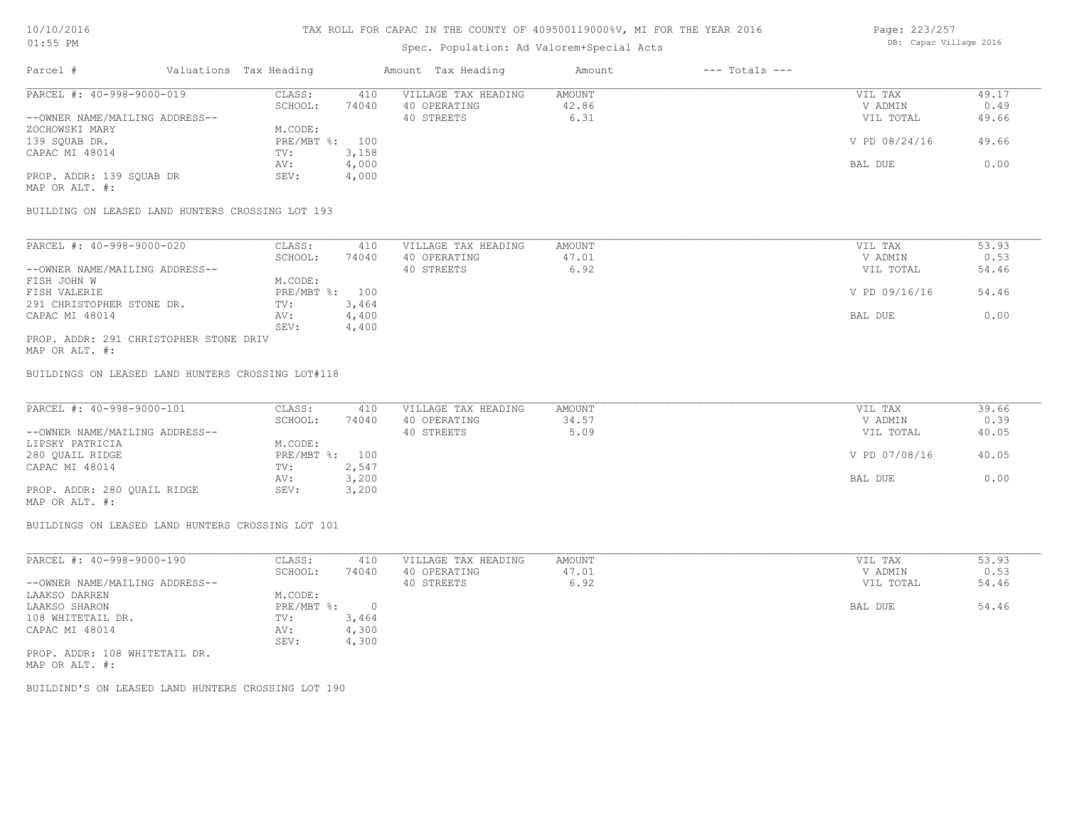# TAX ROLL FOR CAPAC IN THE COUNTY OF 409500119000%V, MI FOR THE YEAR 2016

Spec. Population: Ad Valorem+Special Acts

10/10/2016
01:55 PM

DB: Capac Village 2016

| Parcel # | Valuations | Tax Heading | Amount | Tax Heading | Amount | --- Totals --- | |
|---|---|---|---|---|---|---|---|
| PARCEL #: 40-998-9000-019 | CLASS: | 410 | VILLAGE TAX HEADING | AMOUNT | | VIL TAX | 49.17 |
| | SCHOOL: | 74040 | 40 OPERATING | 42.86 | | V ADMIN | 0.49 |
| --OWNER NAME/MAILING ADDRESS-- | | | 40 STREETS | 6.31 | | VIL TOTAL | 49.66 |
| ZOCHOWSKI MARY | M.CODE: | | | | | | |
| 139 SQUAB DR. | PRE/MBT %: | 100 | | | | V PD 08/24/16 | 49.66 |
| CAPAC MI 48014 | TV: | 3,158 | | | | | |
| | AV: | 4,000 | | | | BAL DUE | 0.00 |
| PROP. ADDR: 139 SQUAB DR | SEV: | 4,000 | | | | | |
| MAP OR ALT. #: | | | | | | | |

BUILDING ON LEASED LAND HUNTERS CROSSING LOT 193

| Parcel # | Valuations | Tax Heading | Amount | Tax Heading | Amount | --- Totals --- | |
|---|---|---|---|---|---|---|---|
| PARCEL #: 40-998-9000-020 | CLASS: | 410 | VILLAGE TAX HEADING | AMOUNT | | VIL TAX | 53.93 |
| | SCHOOL: | 74040 | 40 OPERATING | 47.01 | | V ADMIN | 0.53 |
| --OWNER NAME/MAILING ADDRESS-- | | | 40 STREETS | 6.92 | | VIL TOTAL | 54.46 |
| FISH JOHN W | M.CODE: | | | | | | |
| FISH VALERIE | PRE/MBT %: | 100 | | | | V PD 09/16/16 | 54.46 |
| 291 CHRISTOPHER STONE DR. | TV: | 3,464 | | | | | |
| CAPAC MI 48014 | AV: | 4,400 | | | | BAL DUE | 0.00 |
| | SEV: | 4,400 | | | | | |
| PROP. ADDR: 291 CHRISTOPHER STONE DRIV | | | | | | | |
| MAP OR ALT. #: | | | | | | | |

BUILDINGS ON LEASED LAND HUNTERS CROSSING LOT#118

| Parcel # | Valuations | Tax Heading | Amount | Tax Heading | Amount | --- Totals --- | |
|---|---|---|---|---|---|---|---|
| PARCEL #: 40-998-9000-101 | CLASS: | 410 | VILLAGE TAX HEADING | AMOUNT | | VIL TAX | 39.66 |
| | SCHOOL: | 74040 | 40 OPERATING | 34.57 | | V ADMIN | 0.39 |
| --OWNER NAME/MAILING ADDRESS-- | | | 40 STREETS | 5.09 | | VIL TOTAL | 40.05 |
| LIPSKY PATRICIA | M.CODE: | | | | | | |
| 280 QUAIL RIDGE | PRE/MBT %: | 100 | | | | V PD 07/08/16 | 40.05 |
| CAPAC MI 48014 | TV: | 2,547 | | | | | |
| | AV: | 3,200 | | | | BAL DUE | 0.00 |
| PROP. ADDR: 280 QUAIL RIDGE | SEV: | 3,200 | | | | | |
| MAP OR ALT. #: | | | | | | | |

BUILDINGS ON LEASED LAND HUNTERS CROSSING LOT 101

| Parcel # | Valuations | Tax Heading | Amount | Tax Heading | Amount | --- Totals --- | |
|---|---|---|---|---|---|---|---|
| PARCEL #: 40-998-9000-190 | CLASS: | 410 | VILLAGE TAX HEADING | AMOUNT | | VIL TAX | 53.93 |
| | SCHOOL: | 74040 | 40 OPERATING | 47.01 | | V ADMIN | 0.53 |
| --OWNER NAME/MAILING ADDRESS-- | | | 40 STREETS | 6.92 | | VIL TOTAL | 54.46 |
| LAAKSO DARREN | M.CODE: | | | | | | |
| LAAKSO SHARON | PRE/MBT %: | 0 | | | | BAL DUE | 54.46 |
| 108 WHITETAIL DR. | TV: | 3,464 | | | | | |
| CAPAC MI 48014 | AV: | 4,300 | | | | | |
| | SEV: | 4,300 | | | | | |
| PROP. ADDR: 108 WHITETAIL DR. | | | | | | | |
| MAP OR ALT. #: | | | | | | | |

BUILDIND'S ON LEASED LAND HUNTERS CROSSING LOT 190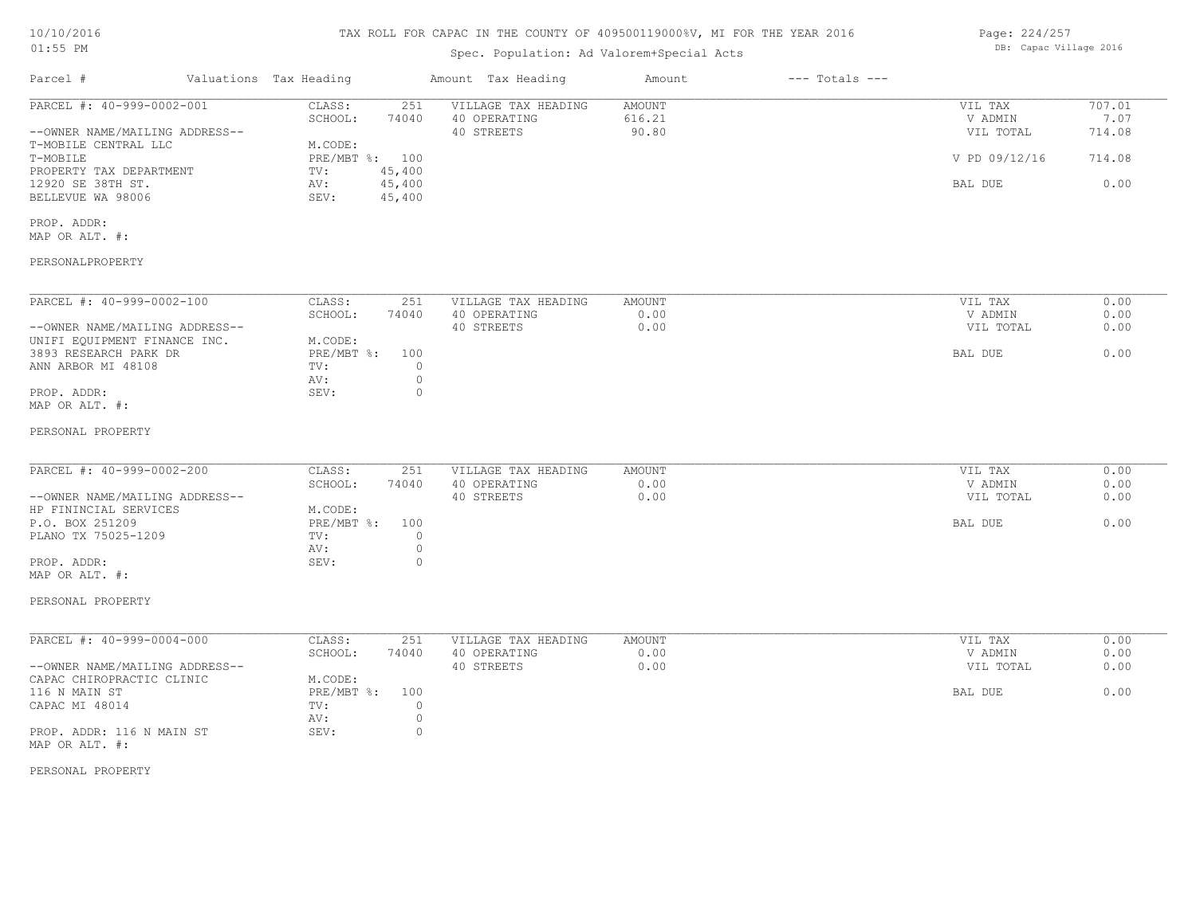# TAX ROLL FOR CAPAC IN THE COUNTY OF 409500119000%V, MI FOR THE YEAR 2016

Spec. Population: Ad Valorem+Special Acts

| Parcel # | Valuations Tax Heading | | Amount Tax Heading | Amount | --- Totals --- | |
|---|---|---|---|---|---|---|
| PARCEL #: 40-999-0002-001 | CLASS: | 251 | VILLAGE TAX HEADING | AMOUNT | VIL TAX | 707.01 |
| | SCHOOL: | 74040 | 40 OPERATING | 616.21 | V ADMIN | 7.07 |
| --OWNER NAME/MAILING ADDRESS-- | | | 40 STREETS | 90.80 | VIL TOTAL | 714.08 |
| T-MOBILE CENTRAL LLC | M.CODE: | | | | | |
| T-MOBILE | PRE/MBT %: | 100 | | | V PD 09/12/16 | 714.08 |
| PROPERTY TAX DEPARTMENT | TV: | 45,400 | | | | |
| 12920 SE 38TH ST. | AV: | 45,400 | | | BAL DUE | 0.00 |
| BELLEVUE WA 98006 | SEV: | 45,400 | | | | |
| PROP. ADDR: | | | | | | |
| MAP OR ALT. #: | | | | | | |
| PERSONALPROPERTY | | | | | | |

| Parcel # | Valuations Tax Heading | | Amount Tax Heading | Amount | --- Totals --- | |
|---|---|---|---|---|---|---|
| PARCEL #: 40-999-0002-100 | CLASS: | 251 | VILLAGE TAX HEADING | AMOUNT | VIL TAX | 0.00 |
| | SCHOOL: | 74040 | 40 OPERATING | 0.00 | V ADMIN | 0.00 |
| --OWNER NAME/MAILING ADDRESS-- | | | 40 STREETS | 0.00 | VIL TOTAL | 0.00 |
| UNIFI EQUIPMENT FINANCE INC. | M.CODE: | | | | | |
| 3893 RESEARCH PARK DR | PRE/MBT %: | 100 | | | BAL DUE | 0.00 |
| ANN ARBOR MI 48108 | TV: | 0 | | | | |
| | AV: | 0 | | | | |
| PROP. ADDR: | SEV: | 0 | | | | |
| MAP OR ALT. #: | | | | | | |
| PERSONAL PROPERTY | | | | | | |

| Parcel # | Valuations Tax Heading | | Amount Tax Heading | Amount | --- Totals --- | |
|---|---|---|---|---|---|---|
| PARCEL #: 40-999-0002-200 | CLASS: | 251 | VILLAGE TAX HEADING | AMOUNT | VIL TAX | 0.00 |
| | SCHOOL: | 74040 | 40 OPERATING | 0.00 | V ADMIN | 0.00 |
| --OWNER NAME/MAILING ADDRESS-- | | | 40 STREETS | 0.00 | VIL TOTAL | 0.00 |
| HP FININCIAL SERVICES | M.CODE: | | | | | |
| P.O. BOX 251209 | PRE/MBT %: | 100 | | | BAL DUE | 0.00 |
| PLANO TX 75025-1209 | TV: | 0 | | | | |
| | AV: | 0 | | | | |
| PROP. ADDR: | SEV: | 0 | | | | |
| MAP OR ALT. #: | | | | | | |
| PERSONAL PROPERTY | | | | | | |

| Parcel # | Valuations Tax Heading | | Amount Tax Heading | Amount | --- Totals --- | |
|---|---|---|---|---|---|---|
| PARCEL #: 40-999-0004-000 | CLASS: | 251 | VILLAGE TAX HEADING | AMOUNT | VIL TAX | 0.00 |
| | SCHOOL: | 74040 | 40 OPERATING | 0.00 | V ADMIN | 0.00 |
| --OWNER NAME/MAILING ADDRESS-- | | | 40 STREETS | 0.00 | VIL TOTAL | 0.00 |
| CAPAC CHIROPRACTIC CLINIC | M.CODE: | | | | | |
| 116 N MAIN ST | PRE/MBT %: | 100 | | | BAL DUE | 0.00 |
| CAPAC MI 48014 | TV: | 0 | | | | |
| | AV: | 0 | | | | |
| PROP. ADDR: 116 N MAIN ST | SEV: | 0 | | | | |
| MAP OR ALT. #: | | | | | | |
| PERSONAL PROPERTY | | | | | | |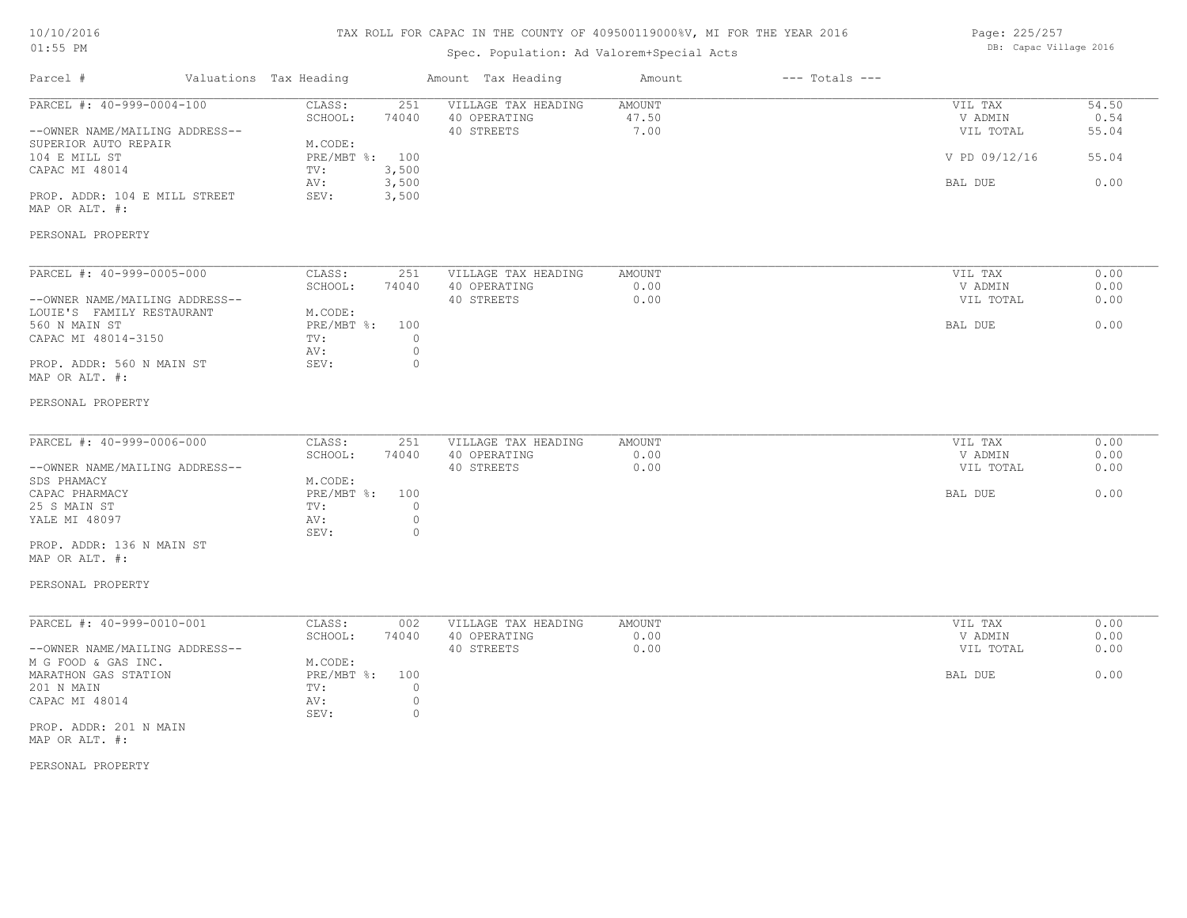# TAX ROLL FOR CAPAC IN THE COUNTY OF 409500119000%V, MI FOR THE YEAR 2016

Spec. Population: Ad Valorem+Special Acts

DB: Capac Village 2016

10/10/2016
01:55 PM

| Parcel # | Valuations | Tax Heading | Amount | Tax Heading | Amount | --- Totals --- | |
|---|---|---|---|---|---|---|---|
| PARCEL #: 40-999-0004-100 | CLASS: | 251 | VILLAGE TAX HEADING | AMOUNT | | VIL TAX | 54.50 |
| | SCHOOL: | 74040 | 40 OPERATING | 47.50 | | V ADMIN | 0.54 |
| --OWNER NAME/MAILING ADDRESS-- | | | 40 STREETS | 7.00 | | VIL TOTAL | 55.04 |
| SUPERIOR AUTO REPAIR | M.CODE: | | | | | | |
| 104 E MILL ST | PRE/MBT %: | 100 | | | | V PD 09/12/16 | 55.04 |
| CAPAC MI 48014 | TV: | 3,500 | | | | | |
| | AV: | 3,500 | | | | BAL DUE | 0.00 |
| PROP. ADDR: 104 E MILL STREET | SEV: | 3,500 | | | | | |
| MAP OR ALT. #: | | | | | | | |
| PERSONAL PROPERTY | | | | | | | |

| Parcel # | Valuations | Tax Heading | Amount | Tax Heading | Amount | --- Totals --- | |
|---|---|---|---|---|---|---|---|
| PARCEL #: 40-999-0005-000 | CLASS: | 251 | VILLAGE TAX HEADING | AMOUNT | | VIL TAX | 0.00 |
| | SCHOOL: | 74040 | 40 OPERATING | 0.00 | | V ADMIN | 0.00 |
| --OWNER NAME/MAILING ADDRESS-- | | | 40 STREETS | 0.00 | | VIL TOTAL | 0.00 |
| LOUIE'S FAMILY RESTAURANT | M.CODE: | | | | | | |
| 560 N MAIN ST | PRE/MBT %: | 100 | | | | BAL DUE | 0.00 |
| CAPAC MI 48014-3150 | TV: | 0 | | | | | |
| | AV: | 0 | | | | | |
| PROP. ADDR: 560 N MAIN ST | SEV: | 0 | | | | | |
| MAP OR ALT. #: | | | | | | | |
| PERSONAL PROPERTY | | | | | | | |

| Parcel # | Valuations | Tax Heading | Amount | Tax Heading | Amount | --- Totals --- | |
|---|---|---|---|---|---|---|---|
| PARCEL #: 40-999-0006-000 | CLASS: | 251 | VILLAGE TAX HEADING | AMOUNT | | VIL TAX | 0.00 |
| | SCHOOL: | 74040 | 40 OPERATING | 0.00 | | V ADMIN | 0.00 |
| --OWNER NAME/MAILING ADDRESS-- | | | 40 STREETS | 0.00 | | VIL TOTAL | 0.00 |
| SDS PHAMACY | M.CODE: | | | | | | |
| CAPAC PHARMACY | PRE/MBT %: | 100 | | | | BAL DUE | 0.00 |
| 25 S MAIN ST | TV: | 0 | | | | | |
| YALE MI 48097 | AV: | 0 | | | | | |
| | SEV: | 0 | | | | | |
| PROP. ADDR: 136 N MAIN ST | | | | | | | |
| MAP OR ALT. #: | | | | | | | |
| PERSONAL PROPERTY | | | | | | | |

| Parcel # | Valuations | Tax Heading | Amount | Tax Heading | Amount | --- Totals --- | |
|---|---|---|---|---|---|---|---|
| PARCEL #: 40-999-0010-001 | CLASS: | 002 | VILLAGE TAX HEADING | AMOUNT | | VIL TAX | 0.00 |
| | SCHOOL: | 74040 | 40 OPERATING | 0.00 | | V ADMIN | 0.00 |
| --OWNER NAME/MAILING ADDRESS-- | | | 40 STREETS | 0.00 | | VIL TOTAL | 0.00 |
| M G FOOD & GAS INC. | M.CODE: | | | | | | |
| MARATHON GAS STATION | PRE/MBT %: | 100 | | | | BAL DUE | 0.00 |
| 201 N MAIN | TV: | 0 | | | | | |
| CAPAC MI 48014 | AV: | 0 | | | | | |
| | SEV: | 0 | | | | | |
| PROP. ADDR: 201 N MAIN | | | | | | | |
| MAP OR ALT. #: | | | | | | | |
| PERSONAL PROPERTY | | | | | | | |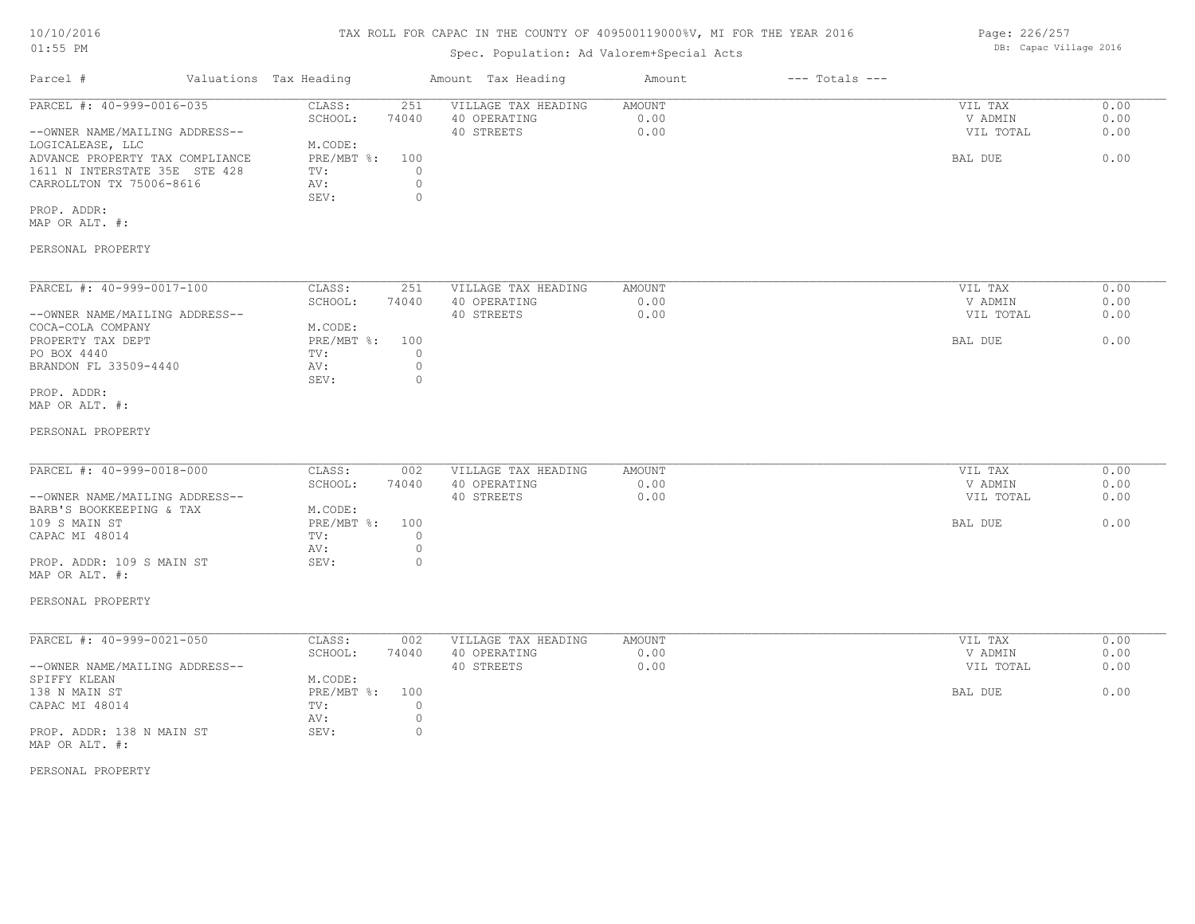TAX ROLL FOR CAPAC IN THE COUNTY OF 409500119000%V, MI FOR THE YEAR 2016

Spec. Population: Ad Valorem+Special Acts

| Parcel # | Valuations | Tax Heading | Amount | Tax Heading | Amount | --- Totals --- | |
|---|---|---|---|---|---|---|---|
| PARCEL #: 40-999-0016-035 | CLASS: | 251 | VILLAGE TAX HEADING | AMOUNT | | VIL TAX | 0.00 |
| | SCHOOL: | 74040 | 40 OPERATING | 0.00 | | V ADMIN | 0.00 |
| --OWNER NAME/MAILING ADDRESS-- | | | 40 STREETS | 0.00 | | VIL TOTAL | 0.00 |
| LOGICALEASE, LLC | M.CODE: | | | | | | |
| ADVANCE PROPERTY TAX COMPLIANCE | PRE/MBT %: | 100 | | | | BAL DUE | 0.00 |
| 1611 N INTERSTATE 35E STE 428 | TV: | 0 | | | | | |
| CARROLLTON TX 75006-8616 | AV: | 0 | | | | | |
| | SEV: | 0 | | | | | |
| PROP. ADDR: | | | | | | | |
| MAP OR ALT. #: | | | | | | | |
| PERSONAL PROPERTY | | | | | | | |

| Parcel # | Valuations | Tax Heading | Amount | Tax Heading | Amount | --- Totals --- | |
|---|---|---|---|---|---|---|---|
| PARCEL #: 40-999-0017-100 | CLASS: | 251 | VILLAGE TAX HEADING | AMOUNT | | VIL TAX | 0.00 |
| | SCHOOL: | 74040 | 40 OPERATING | 0.00 | | V ADMIN | 0.00 |
| --OWNER NAME/MAILING ADDRESS-- | | | 40 STREETS | 0.00 | | VIL TOTAL | 0.00 |
| COCA-COLA COMPANY | M.CODE: | | | | | | |
| PROPERTY TAX DEPT | PRE/MBT %: | 100 | | | | BAL DUE | 0.00 |
| PO BOX 4440 | TV: | 0 | | | | | |
| BRANDON FL 33509-4440 | AV: | 0 | | | | | |
| | SEV: | 0 | | | | | |
| PROP. ADDR: | | | | | | | |
| MAP OR ALT. #: | | | | | | | |
| PERSONAL PROPERTY | | | | | | | |

| Parcel # | Valuations | Tax Heading | Amount | Tax Heading | Amount | --- Totals --- | |
|---|---|---|---|---|---|---|---|
| PARCEL #: 40-999-0018-000 | CLASS: | 002 | VILLAGE TAX HEADING | AMOUNT | | VIL TAX | 0.00 |
| | SCHOOL: | 74040 | 40 OPERATING | 0.00 | | V ADMIN | 0.00 |
| --OWNER NAME/MAILING ADDRESS-- | | | 40 STREETS | 0.00 | | VIL TOTAL | 0.00 |
| BARB'S BOOKKEEPING & TAX | M.CODE: | | | | | | |
| 109 S MAIN ST | PRE/MBT %: | 100 | | | | BAL DUE | 0.00 |
| CAPAC MI 48014 | TV: | 0 | | | | | |
| | AV: | 0 | | | | | |
| PROP. ADDR: 109 S MAIN ST | SEV: | 0 | | | | | |
| MAP OR ALT. #: | | | | | | | |
| PERSONAL PROPERTY | | | | | | | |

| Parcel # | Valuations | Tax Heading | Amount | Tax Heading | Amount | --- Totals --- | |
|---|---|---|---|---|---|---|---|
| PARCEL #: 40-999-0021-050 | CLASS: | 002 | VILLAGE TAX HEADING | AMOUNT | | VIL TAX | 0.00 |
| | SCHOOL: | 74040 | 40 OPERATING | 0.00 | | V ADMIN | 0.00 |
| --OWNER NAME/MAILING ADDRESS-- | | | 40 STREETS | 0.00 | | VIL TOTAL | 0.00 |
| SPIFFY KLEAN | M.CODE: | | | | | | |
| 138 N MAIN ST | PRE/MBT %: | 100 | | | | BAL DUE | 0.00 |
| CAPAC MI 48014 | TV: | 0 | | | | | |
| | AV: | 0 | | | | | |
| PROP. ADDR: 138 N MAIN ST | SEV: | 0 | | | | | |
| MAP OR ALT. #: | | | | | | | |
| PERSONAL PROPERTY | | | | | | | |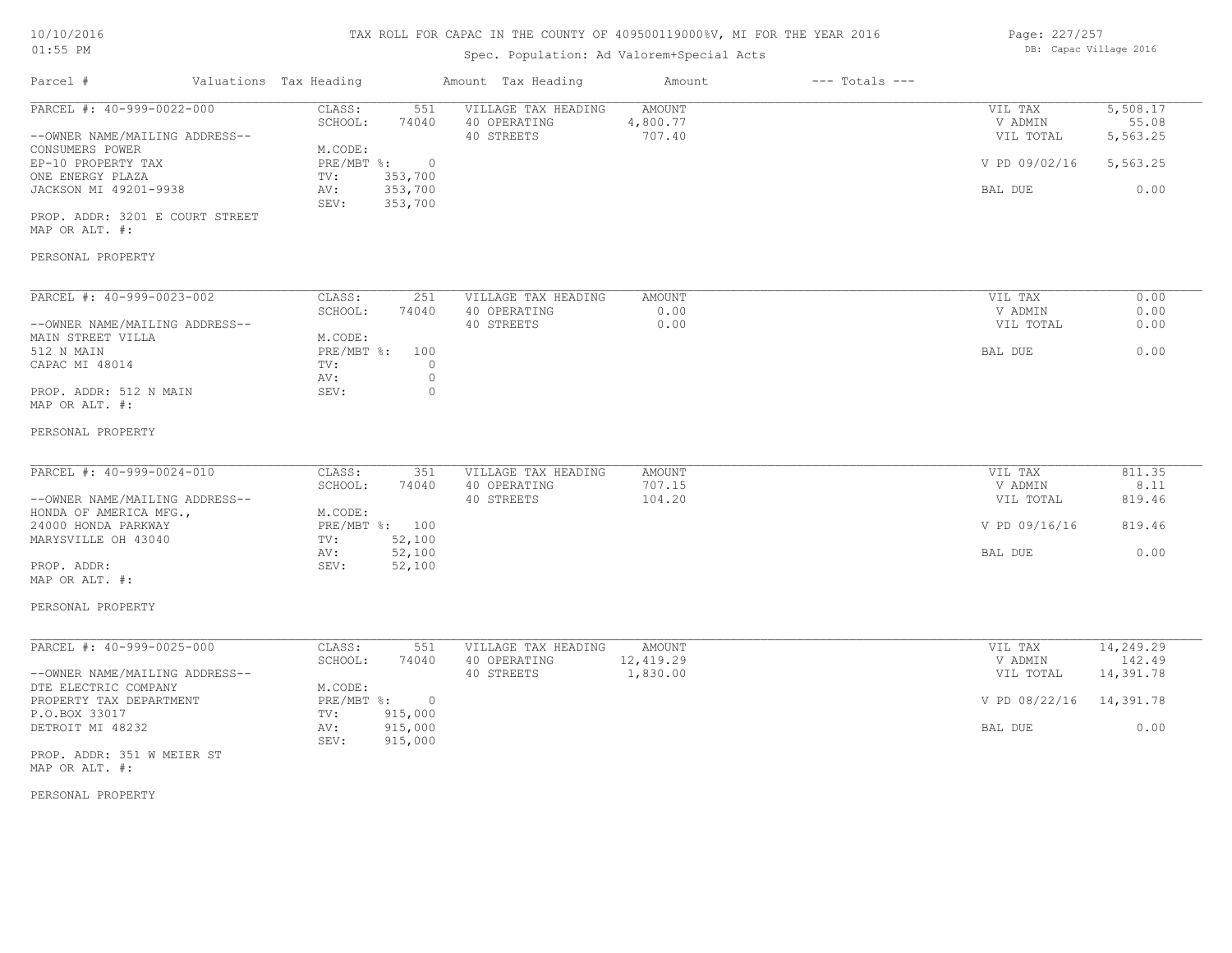# TAX ROLL FOR CAPAC IN THE COUNTY OF 409500119000%V, MI FOR THE YEAR 2016

Spec. Population: Ad Valorem+Special Acts

DB: Capac Village 2016

| Parcel # | Valuations | Tax Heading | Amount | Tax Heading | Amount | --- Totals --- | |
|---|---|---|---|---|---|---|---|
| PARCEL #: 40-999-0022-000 | CLASS: | 551 | VILLAGE TAX HEADING | AMOUNT | | VIL TAX | 5,508.17 |
| | SCHOOL: | 74040 | 40 OPERATING | 4,800.77 | | V ADMIN | 55.08 |
| --OWNER NAME/MAILING ADDRESS-- | | | 40 STREETS | 707.40 | | VIL TOTAL | 5,563.25 |
| CONSUMERS POWER | M.CODE: | | | | | | |
| EP-10 PROPERTY TAX | PRE/MBT %: | 0 | | | | V PD 09/02/16 | 5,563.25 |
| ONE ENERGY PLAZA | TV: | 353,700 | | | | | |
| JACKSON MI 49201-9938 | AV: | 353,700 | | | | BAL DUE | 0.00 |
| | SEV: | 353,700 | | | | | |
| PROP. ADDR: 3201 E COURT STREET | | | | | | | |
| MAP OR ALT. #: | | | | | | | |
| PERSONAL PROPERTY | | | | | | | |

| Parcel # | Valuations | Tax Heading | Amount | Tax Heading | Amount | --- Totals --- | |
|---|---|---|---|---|---|---|---|
| PARCEL #: 40-999-0023-002 | CLASS: | 251 | VILLAGE TAX HEADING | AMOUNT | | VIL TAX | 0.00 |
| | SCHOOL: | 74040 | 40 OPERATING | 0.00 | | V ADMIN | 0.00 |
| --OWNER NAME/MAILING ADDRESS-- | | | 40 STREETS | 0.00 | | VIL TOTAL | 0.00 |
| MAIN STREET VILLA | M.CODE: | | | | | | |
| 512 N MAIN | PRE/MBT %: | 100 | | | | BAL DUE | 0.00 |
| CAPAC MI 48014 | TV: | 0 | | | | | |
| | AV: | 0 | | | | | |
| PROP. ADDR: 512 N MAIN | SEV: | 0 | | | | | |
| MAP OR ALT. #: | | | | | | | |
| PERSONAL PROPERTY | | | | | | | |

| Parcel # | Valuations | Tax Heading | Amount | Tax Heading | Amount | --- Totals --- | |
|---|---|---|---|---|---|---|---|
| PARCEL #: 40-999-0024-010 | CLASS: | 351 | VILLAGE TAX HEADING | AMOUNT | | VIL TAX | 811.35 |
| | SCHOOL: | 74040 | 40 OPERATING | 707.15 | | V ADMIN | 8.11 |
| --OWNER NAME/MAILING ADDRESS-- | | | 40 STREETS | 104.20 | | VIL TOTAL | 819.46 |
| HONDA OF AMERICA MFG., | M.CODE: | | | | | | |
| 24000 HONDA PARKWAY | PRE/MBT %: | 100 | | | | V PD 09/16/16 | 819.46 |
| MARYSVILLE OH 43040 | TV: | 52,100 | | | | | |
| | AV: | 52,100 | | | | BAL DUE | 0.00 |
| PROP. ADDR: | SEV: | 52,100 | | | | | |
| MAP OR ALT. #: | | | | | | | |
| PERSONAL PROPERTY | | | | | | | |

| Parcel # | Valuations | Tax Heading | Amount | Tax Heading | Amount | --- Totals --- | |
|---|---|---|---|---|---|---|---|
| PARCEL #: 40-999-0025-000 | CLASS: | 551 | VILLAGE TAX HEADING | AMOUNT | | VIL TAX | 14,249.29 |
| | SCHOOL: | 74040 | 40 OPERATING | 12,419.29 | | V ADMIN | 142.49 |
| --OWNER NAME/MAILING ADDRESS-- | | | 40 STREETS | 1,830.00 | | VIL TOTAL | 14,391.78 |
| DTE ELECTRIC COMPANY | M.CODE: | | | | | | |
| PROPERTY TAX DEPARTMENT | PRE/MBT %: | 0 | | | | V PD 08/22/16 | 14,391.78 |
| P.O.BOX 33017 | TV: | 915,000 | | | | | |
| DETROIT MI 48232 | AV: | 915,000 | | | | BAL DUE | 0.00 |
| | SEV: | 915,000 | | | | | |
| PROP. ADDR: 351 W MEIER ST | | | | | | | |
| MAP OR ALT. #: | | | | | | | |
| PERSONAL PROPERTY | | | | | | | |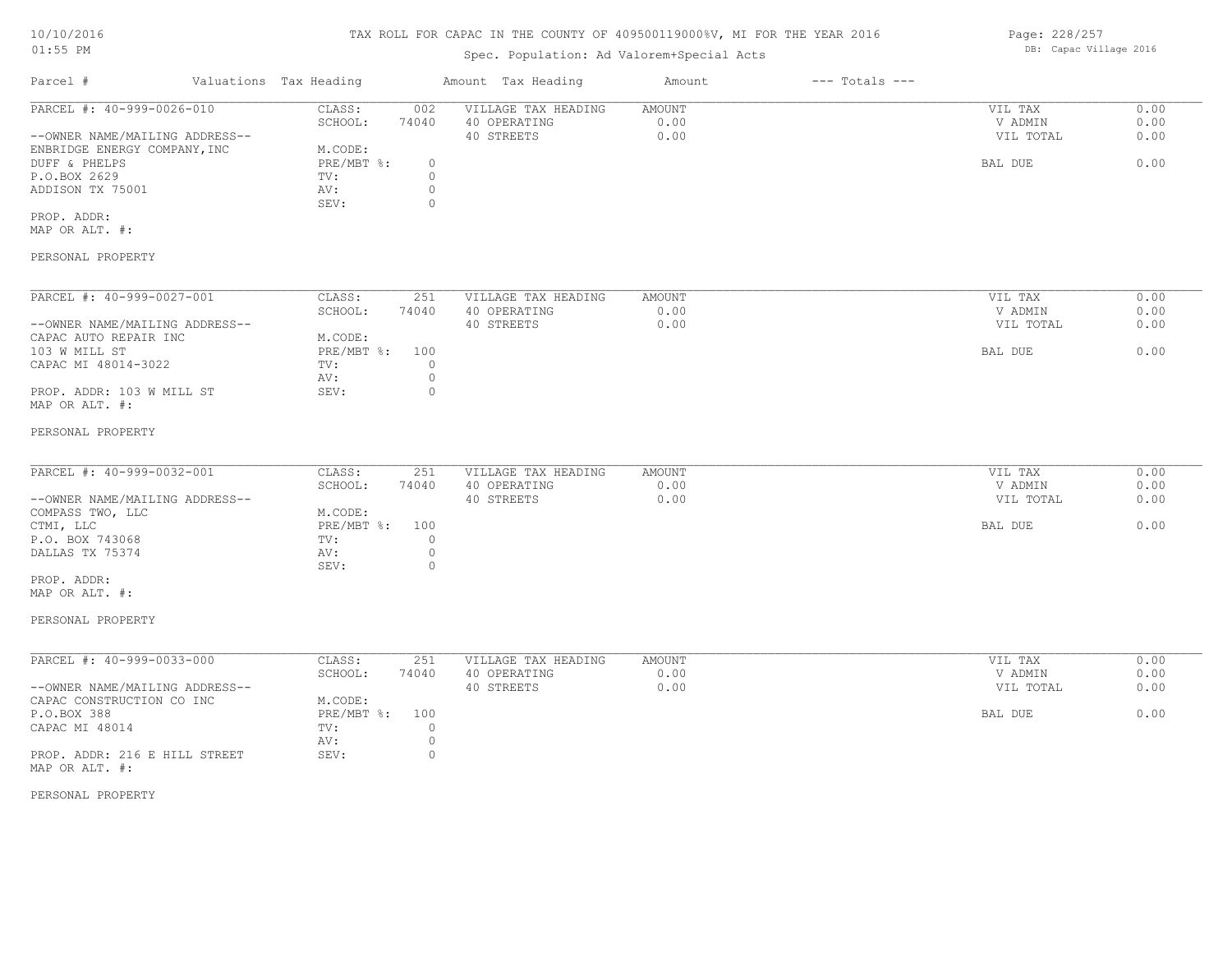# TAX ROLL FOR CAPAC IN THE COUNTY OF 409500119000%V, MI FOR THE YEAR 2016

Spec. Population: Ad Valorem+Special Acts

| Parcel # | Valuations | Tax Heading | Amount | Tax Heading | Amount | --- Totals --- | |
|---|---|---|---|---|---|---|---|

---

PARCEL #: 40-999-0026-010

--OWNER NAME/MAILING ADDRESS--
ENBRIDGE ENERGY COMPANY,INC
DUFF & PHELPS
P.O.BOX 2629
ADDISON TX 75001

PROP. ADDR:
MAP OR ALT. #:

PERSONAL PROPERTY

| | |
|---|---|
| CLASS: | 002 |
| SCHOOL: | 74040 |
| M.CODE: | |
| PRE/MBT %: | 0 |
| TV: | 0 |
| AV: | 0 |
| SEV: | 0 |

| VILLAGE TAX HEADING | AMOUNT |
|---|---|
| 40 OPERATING | 0.00 |
| 40 STREETS | 0.00 |

| | |
|---|---|
| VIL TAX | 0.00 |
| V ADMIN | 0.00 |
| VIL TOTAL | 0.00 |
| BAL DUE | 0.00 |

---

PARCEL #: 40-999-0027-001

--OWNER NAME/MAILING ADDRESS--
CAPAC AUTO REPAIR INC
103 W MILL ST
CAPAC MI 48014-3022

PROP. ADDR: 103 W MILL ST
MAP OR ALT. #:

PERSONAL PROPERTY

| | |
|---|---|
| CLASS: | 251 |
| SCHOOL: | 74040 |
| M.CODE: | |
| PRE/MBT %: | 100 |
| TV: | 0 |
| AV: | 0 |
| SEV: | 0 |

| VILLAGE TAX HEADING | AMOUNT |
|---|---|
| 40 OPERATING | 0.00 |
| 40 STREETS | 0.00 |

| | |
|---|---|
| VIL TAX | 0.00 |
| V ADMIN | 0.00 |
| VIL TOTAL | 0.00 |
| BAL DUE | 0.00 |

---

PARCEL #: 40-999-0032-001

--OWNER NAME/MAILING ADDRESS--
COMPASS TWO, LLC
CTMI, LLC
P.O. BOX 743068
DALLAS TX 75374

PROP. ADDR:
MAP OR ALT. #:

PERSONAL PROPERTY

| | |
|---|---|
| CLASS: | 251 |
| SCHOOL: | 74040 |
| M.CODE: | |
| PRE/MBT %: | 100 |
| TV: | 0 |
| AV: | 0 |
| SEV: | 0 |

| VILLAGE TAX HEADING | AMOUNT |
|---|---|
| 40 OPERATING | 0.00 |
| 40 STREETS | 0.00 |

| | |
|---|---|
| VIL TAX | 0.00 |
| V ADMIN | 0.00 |
| VIL TOTAL | 0.00 |
| BAL DUE | 0.00 |

---

PARCEL #: 40-999-0033-000

--OWNER NAME/MAILING ADDRESS--
CAPAC CONSTRUCTION CO INC
P.O.BOX 388
CAPAC MI 48014

PROP. ADDR: 216 E HILL STREET
MAP OR ALT. #:

PERSONAL PROPERTY

| | |
|---|---|
| CLASS: | 251 |
| SCHOOL: | 74040 |
| M.CODE: | |
| PRE/MBT %: | 100 |
| TV: | 0 |
| AV: | 0 |
| SEV: | 0 |

| VILLAGE TAX HEADING | AMOUNT |
|---|---|
| 40 OPERATING | 0.00 |
| 40 STREETS | 0.00 |

| | |
|---|---|
| VIL TAX | 0.00 |
| V ADMIN | 0.00 |
| VIL TOTAL | 0.00 |
| BAL DUE | 0.00 |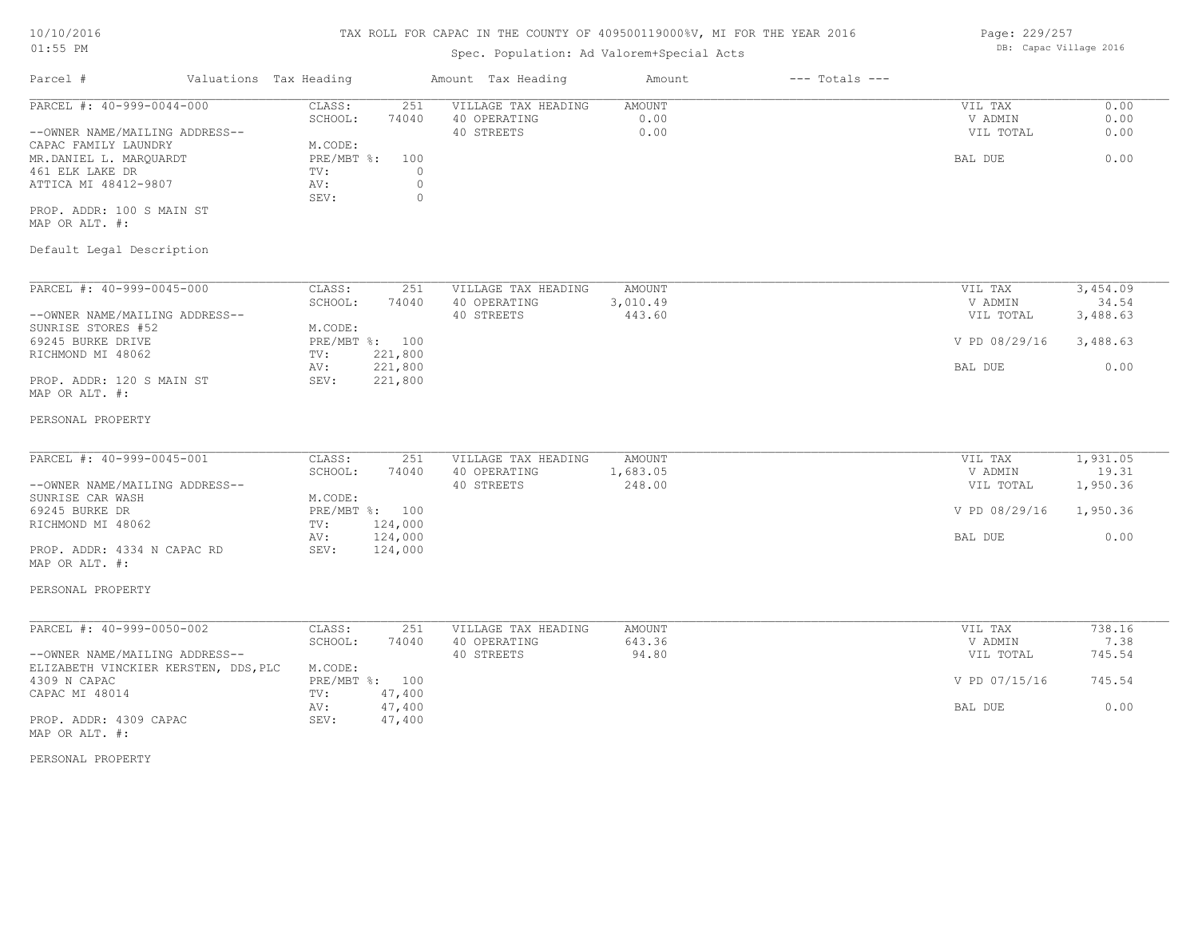TAX ROLL FOR CAPAC IN THE COUNTY OF 409500119000%V, MI FOR THE YEAR 2016

Spec. Population: Ad Valorem+Special Acts

| Parcel # | Valuations Tax Heading | Amount Tax Heading | Amount | --- Totals --- | |
|---|---|---|---|---|---|
| PARCEL #: 40-999-0044-000 | CLASS: 251 | VILLAGE TAX HEADING | AMOUNT | VIL TAX | 0.00 |
| | SCHOOL: 74040 | 40 OPERATING | 0.00 | V ADMIN | 0.00 |
| --OWNER NAME/MAILING ADDRESS-- | | 40 STREETS | 0.00 | VIL TOTAL | 0.00 |
| CAPAC FAMILY LAUNDRY | M.CODE: | | | | |
| MR.DANIEL L. MARQUARDT | PRE/MBT %: 100 | | | BAL DUE | 0.00 |
| 461 ELK LAKE DR | TV: 0 | | | | |
| ATTICA MI 48412-9807 | AV: 0 | | | | |
| | SEV: 0 | | | | |
| PROP. ADDR: 100 S MAIN ST | | | | | |
| MAP OR ALT. #: | | | | | |
| Default Legal Description | | | | | |

| Parcel # | Valuations Tax Heading | Amount Tax Heading | Amount | --- Totals --- | |
|---|---|---|---|---|---|
| PARCEL #: 40-999-0045-000 | CLASS: 251 | VILLAGE TAX HEADING | AMOUNT | VIL TAX | 3,454.09 |
| | SCHOOL: 74040 | 40 OPERATING | 3,010.49 | V ADMIN | 34.54 |
| --OWNER NAME/MAILING ADDRESS-- | | 40 STREETS | 443.60 | VIL TOTAL | 3,488.63 |
| SUNRISE STORES #52 | M.CODE: | | | | |
| 69245 BURKE DRIVE | PRE/MBT %: 100 | | | V PD 08/29/16 | 3,488.63 |
| RICHMOND MI 48062 | TV: 221,800 | | | | |
| | AV: 221,800 | | | BAL DUE | 0.00 |
| PROP. ADDR: 120 S MAIN ST | SEV: 221,800 | | | | |
| MAP OR ALT. #: | | | | | |
| PERSONAL PROPERTY | | | | | |

| Parcel # | Valuations Tax Heading | Amount Tax Heading | Amount | --- Totals --- | |
|---|---|---|---|---|---|
| PARCEL #: 40-999-0045-001 | CLASS: 251 | VILLAGE TAX HEADING | AMOUNT | VIL TAX | 1,931.05 |
| | SCHOOL: 74040 | 40 OPERATING | 1,683.05 | V ADMIN | 19.31 |
| --OWNER NAME/MAILING ADDRESS-- | | 40 STREETS | 248.00 | VIL TOTAL | 1,950.36 |
| SUNRISE CAR WASH | M.CODE: | | | | |
| 69245 BURKE DR | PRE/MBT %: 100 | | | V PD 08/29/16 | 1,950.36 |
| RICHMOND MI 48062 | TV: 124,000 | | | | |
| | AV: 124,000 | | | BAL DUE | 0.00 |
| PROP. ADDR: 4334 N CAPAC RD | SEV: 124,000 | | | | |
| MAP OR ALT. #: | | | | | |
| PERSONAL PROPERTY | | | | | |

| Parcel # | Valuations Tax Heading | Amount Tax Heading | Amount | --- Totals --- | |
|---|---|---|---|---|---|
| PARCEL #: 40-999-0050-002 | CLASS: 251 | VILLAGE TAX HEADING | AMOUNT | VIL TAX | 738.16 |
| | SCHOOL: 74040 | 40 OPERATING | 643.36 | V ADMIN | 7.38 |
| --OWNER NAME/MAILING ADDRESS-- | | 40 STREETS | 94.80 | VIL TOTAL | 745.54 |
| ELIZABETH VINCKIER KERSTEN, DDS,PLC | M.CODE: | | | | |
| 4309 N CAPAC | PRE/MBT %: 100 | | | V PD 07/15/16 | 745.54 |
| CAPAC MI 48014 | TV: 47,400 | | | | |
| | AV: 47,400 | | | BAL DUE | 0.00 |
| PROP. ADDR: 4309 CAPAC | SEV: 47,400 | | | | |
| MAP OR ALT. #: | | | | | |
| PERSONAL PROPERTY | | | | | |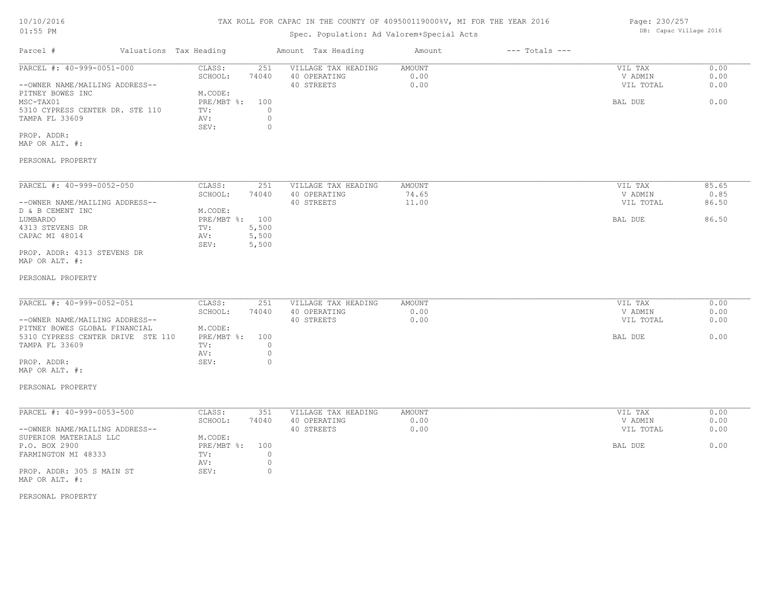TAX ROLL FOR CAPAC IN THE COUNTY OF 409500119000%V, MI FOR THE YEAR 2016

Spec. Population: Ad Valorem+Special Acts

| Parcel # | Valuations | Tax Heading | Amount | Tax Heading | Amount | --- Totals --- | |
|---|---|---|---|---|---|---|---|
| PARCEL #: 40-999-0051-000 | CLASS: | 251 | VILLAGE TAX HEADING | AMOUNT | | VIL TAX | 0.00 |
| | SCHOOL: | 74040 | 40 OPERATING | 0.00 | | V ADMIN | 0.00 |
| --OWNER NAME/MAILING ADDRESS-- | | | 40 STREETS | 0.00 | | VIL TOTAL | 0.00 |
| PITNEY BOWES INC | M.CODE: | | | | | | |
| MSC-TAX01 | PRE/MBT %: | 100 | | | | BAL DUE | 0.00 |
| 5310 CYPRESS CENTER DR. STE 110 | TV: | 0 | | | | | |
| TAMPA FL 33609 | AV: | 0 | | | | | |
| | SEV: | 0 | | | | | |
| PROP. ADDR: | | | | | | | |
| MAP OR ALT. #: | | | | | | | |
| PERSONAL PROPERTY | | | | | | | |

| Parcel # | Valuations | Tax Heading | Amount | Tax Heading | Amount | --- Totals --- | |
|---|---|---|---|---|---|---|---|
| PARCEL #: 40-999-0052-050 | CLASS: | 251 | VILLAGE TAX HEADING | AMOUNT | | VIL TAX | 85.65 |
| | SCHOOL: | 74040 | 40 OPERATING | 74.65 | | V ADMIN | 0.85 |
| --OWNER NAME/MAILING ADDRESS-- | | | 40 STREETS | 11.00 | | VIL TOTAL | 86.50 |
| D & B CEMENT INC | M.CODE: | | | | | | |
| LUMBARDO | PRE/MBT %: | 100 | | | | BAL DUE | 86.50 |
| 4313 STEVENS DR | TV: | 5,500 | | | | | |
| CAPAC MI 48014 | AV: | 5,500 | | | | | |
| | SEV: | 5,500 | | | | | |
| PROP. ADDR: 4313 STEVENS DR | | | | | | | |
| MAP OR ALT. #: | | | | | | | |
| PERSONAL PROPERTY | | | | | | | |

| Parcel # | Valuations | Tax Heading | Amount | Tax Heading | Amount | --- Totals --- | |
|---|---|---|---|---|---|---|---|
| PARCEL #: 40-999-0052-051 | CLASS: | 251 | VILLAGE TAX HEADING | AMOUNT | | VIL TAX | 0.00 |
| | SCHOOL: | 74040 | 40 OPERATING | 0.00 | | V ADMIN | 0.00 |
| --OWNER NAME/MAILING ADDRESS-- | | | 40 STREETS | 0.00 | | VIL TOTAL | 0.00 |
| PITNEY BOWES GLOBAL FINANCIAL | M.CODE: | | | | | | |
| 5310 CYPRESS CENTER DRIVE STE 110 | PRE/MBT %: | 100 | | | | BAL DUE | 0.00 |
| TAMPA FL 33609 | TV: | 0 | | | | | |
| | AV: | 0 | | | | | |
| PROP. ADDR: | SEV: | 0 | | | | | |
| MAP OR ALT. #: | | | | | | | |
| PERSONAL PROPERTY | | | | | | | |

| Parcel # | Valuations | Tax Heading | Amount | Tax Heading | Amount | --- Totals --- | |
|---|---|---|---|---|---|---|---|
| PARCEL #: 40-999-0053-500 | CLASS: | 351 | VILLAGE TAX HEADING | AMOUNT | | VIL TAX | 0.00 |
| | SCHOOL: | 74040 | 40 OPERATING | 0.00 | | V ADMIN | 0.00 |
| --OWNER NAME/MAILING ADDRESS-- | | | 40 STREETS | 0.00 | | VIL TOTAL | 0.00 |
| SUPERIOR MATERIALS LLC | M.CODE: | | | | | | |
| P.O. BOX 2900 | PRE/MBT %: | 100 | | | | BAL DUE | 0.00 |
| FARMINGTON MI 48333 | TV: | 0 | | | | | |
| | AV: | 0 | | | | | |
| PROP. ADDR: 305 S MAIN ST | SEV: | 0 | | | | | |
| MAP OR ALT. #: | | | | | | | |
| PERSONAL PROPERTY | | | | | | | |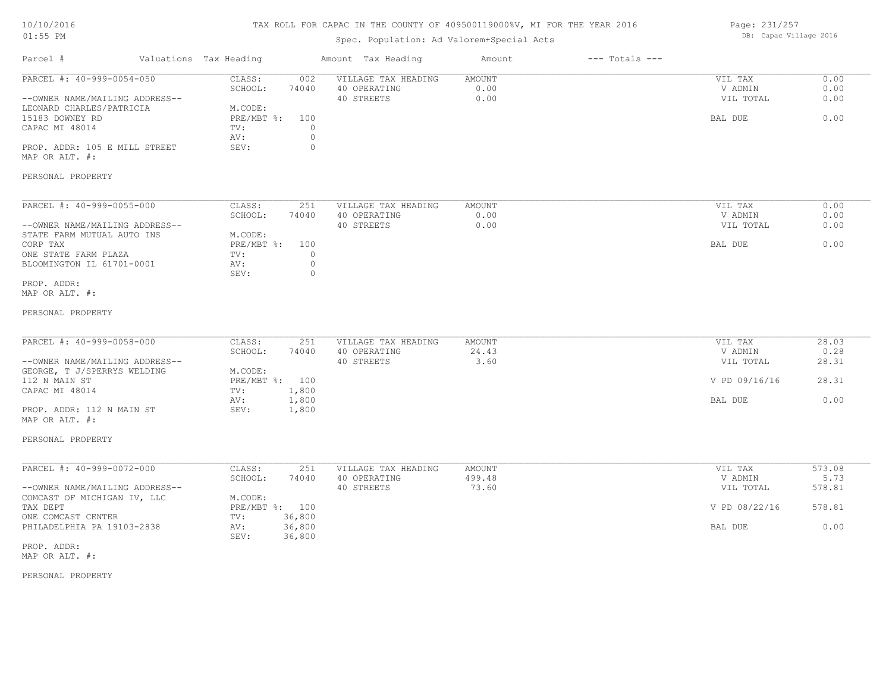TAX ROLL FOR CAPAC IN THE COUNTY OF 409500119000%V, MI FOR THE YEAR 2016

Spec. Population: Ad Valorem+Special Acts

DB: Capac Village 2016

| Parcel # | Valuations | Tax Heading | Amount | Tax Heading | Amount | --- Totals --- | |
|---|---|---|---|---|---|---|---|
| PARCEL #: 40-999-0054-050 | CLASS: | 002 | VILLAGE TAX HEADING | AMOUNT | | VIL TAX | 0.00 |
| | SCHOOL: | 74040 | 40 OPERATING | 0.00 | | V ADMIN | 0.00 |
| --OWNER NAME/MAILING ADDRESS-- | | | 40 STREETS | 0.00 | | VIL TOTAL | 0.00 |
| LEONARD CHARLES/PATRICIA | M.CODE: | | | | | | |
| 15183 DOWNEY RD | PRE/MBT %: | 100 | | | | BAL DUE | 0.00 |
| CAPAC MI 48014 | TV: | 0 | | | | | |
| | AV: | 0 | | | | | |
| PROP. ADDR: 105 E MILL STREET | SEV: | 0 | | | | | |
| MAP OR ALT. #: | | | | | | | |
| PERSONAL PROPERTY | | | | | | | |
| PARCEL #: 40-999-0055-000 | CLASS: | 251 | VILLAGE TAX HEADING | AMOUNT | | VIL TAX | 0.00 |
| | SCHOOL: | 74040 | 40 OPERATING | 0.00 | | V ADMIN | 0.00 |
| --OWNER NAME/MAILING ADDRESS-- | | | 40 STREETS | 0.00 | | VIL TOTAL | 0.00 |
| STATE FARM MUTUAL AUTO INS | M.CODE: | | | | | | |
| CORP TAX | PRE/MBT %: | 100 | | | | BAL DUE | 0.00 |
| ONE STATE FARM PLAZA | TV: | 0 | | | | | |
| BLOOMINGTON IL 61701-0001 | AV: | 0 | | | | | |
| | SEV: | 0 | | | | | |
| PROP. ADDR: | | | | | | | |
| MAP OR ALT. #: | | | | | | | |
| PERSONAL PROPERTY | | | | | | | |
| PARCEL #: 40-999-0058-000 | CLASS: | 251 | VILLAGE TAX HEADING | AMOUNT | | VIL TAX | 28.03 |
| | SCHOOL: | 74040 | 40 OPERATING | 24.43 | | V ADMIN | 0.28 |
| --OWNER NAME/MAILING ADDRESS-- | | | 40 STREETS | 3.60 | | VIL TOTAL | 28.31 |
| GEORGE, T J/SPERRYS WELDING | M.CODE: | | | | | | |
| 112 N MAIN ST | PRE/MBT %: | 100 | | | | V PD 09/16/16 | 28.31 |
| CAPAC MI 48014 | TV: | 1,800 | | | | | |
| | AV: | 1,800 | | | | BAL DUE | 0.00 |
| PROP. ADDR: 112 N MAIN ST | SEV: | 1,800 | | | | | |
| MAP OR ALT. #: | | | | | | | |
| PERSONAL PROPERTY | | | | | | | |
| PARCEL #: 40-999-0072-000 | CLASS: | 251 | VILLAGE TAX HEADING | AMOUNT | | VIL TAX | 573.08 |
| | SCHOOL: | 74040 | 40 OPERATING | 499.48 | | V ADMIN | 5.73 |
| --OWNER NAME/MAILING ADDRESS-- | | | 40 STREETS | 73.60 | | VIL TOTAL | 578.81 |
| COMCAST OF MICHIGAN IV, LLC | M.CODE: | | | | | | |
| TAX DEPT | PRE/MBT %: | 100 | | | | V PD 08/22/16 | 578.81 |
| ONE COMCAST CENTER | TV: | 36,800 | | | | | |
| PHILADELPHIA PA 19103-2838 | AV: | 36,800 | | | | BAL DUE | 0.00 |
| | SEV: | 36,800 | | | | | |
| PROP. ADDR: | | | | | | | |
| MAP OR ALT. #: | | | | | | | |
| PERSONAL PROPERTY | | | | | | | |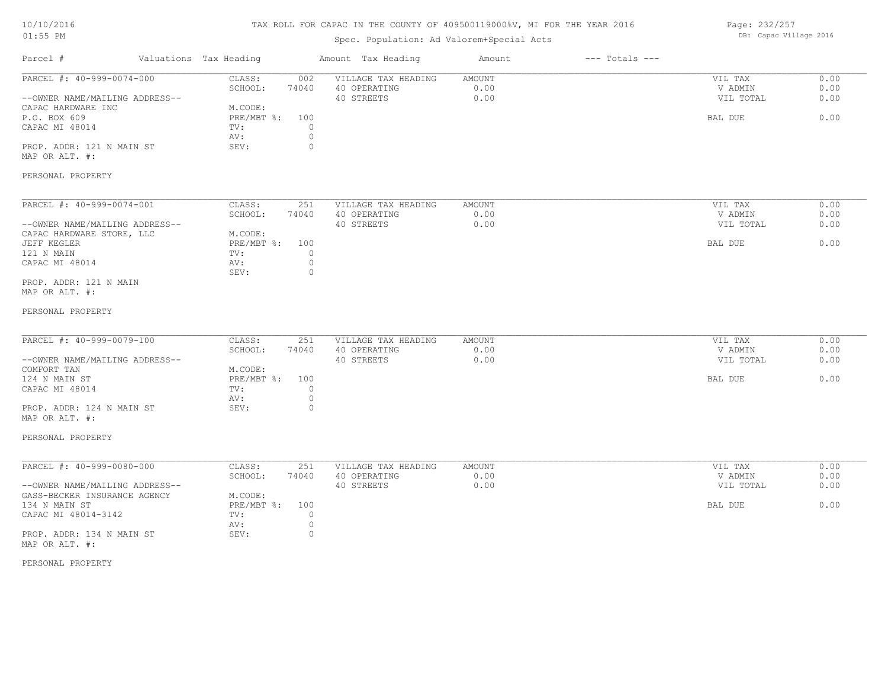# TAX ROLL FOR CAPAC IN THE COUNTY OF 409500119000%V, MI FOR THE YEAR 2016

Spec. Population: Ad Valorem+Special Acts

| Parcel # | Valuations | Tax Heading | Amount | Tax Heading | Amount | --- Totals --- | |
|---|---|---|---|---|---|---|---|
| PARCEL #: 40-999-0074-000 | CLASS: | 002 | VILLAGE TAX HEADING | AMOUNT | | VIL TAX | 0.00 |
| | SCHOOL: | 74040 | 40 OPERATING | 0.00 | | V ADMIN | 0.00 |
| --OWNER NAME/MAILING ADDRESS-- | | | 40 STREETS | 0.00 | | VIL TOTAL | 0.00 |
| CAPAC HARDWARE INC | M.CODE: | | | | | | |
| P.O. BOX 609 | PRE/MBT %: | 100 | | | | BAL DUE | 0.00 |
| CAPAC MI 48014 | TV: | 0 | | | | | |
| | AV: | 0 | | | | | |
| PROP. ADDR: 121 N MAIN ST | SEV: | 0 | | | | | |
| MAP OR ALT. #: | | | | | | | |
| PERSONAL PROPERTY | | | | | | | |
| PARCEL #: 40-999-0074-001 | CLASS: | 251 | VILLAGE TAX HEADING | AMOUNT | | VIL TAX | 0.00 |
| | SCHOOL: | 74040 | 40 OPERATING | 0.00 | | V ADMIN | 0.00 |
| --OWNER NAME/MAILING ADDRESS-- | | | 40 STREETS | 0.00 | | VIL TOTAL | 0.00 |
| CAPAC HARDWARE STORE, LLC | M.CODE: | | | | | | |
| JEFF KEGLER | PRE/MBT %: | 100 | | | | BAL DUE | 0.00 |
| 121 N MAIN | TV: | 0 | | | | | |
| CAPAC MI 48014 | AV: | 0 | | | | | |
| | SEV: | 0 | | | | | |
| PROP. ADDR: 121 N MAIN | | | | | | | |
| MAP OR ALT. #: | | | | | | | |
| PERSONAL PROPERTY | | | | | | | |
| PARCEL #: 40-999-0079-100 | CLASS: | 251 | VILLAGE TAX HEADING | AMOUNT | | VIL TAX | 0.00 |
| | SCHOOL: | 74040 | 40 OPERATING | 0.00 | | V ADMIN | 0.00 |
| --OWNER NAME/MAILING ADDRESS-- | | | 40 STREETS | 0.00 | | VIL TOTAL | 0.00 |
| COMFORT TAN | M.CODE: | | | | | | |
| 124 N MAIN ST | PRE/MBT %: | 100 | | | | BAL DUE | 0.00 |
| CAPAC MI 48014 | TV: | 0 | | | | | |
| | AV: | 0 | | | | | |
| PROP. ADDR: 124 N MAIN ST | SEV: | 0 | | | | | |
| MAP OR ALT. #: | | | | | | | |
| PERSONAL PROPERTY | | | | | | | |
| PARCEL #: 40-999-0080-000 | CLASS: | 251 | VILLAGE TAX HEADING | AMOUNT | | VIL TAX | 0.00 |
| | SCHOOL: | 74040 | 40 OPERATING | 0.00 | | V ADMIN | 0.00 |
| --OWNER NAME/MAILING ADDRESS-- | | | 40 STREETS | 0.00 | | VIL TOTAL | 0.00 |
| GASS-BECKER INSURANCE AGENCY | M.CODE: | | | | | | |
| 134 N MAIN ST | PRE/MBT %: | 100 | | | | BAL DUE | 0.00 |
| CAPAC MI 48014-3142 | TV: | 0 | | | | | |
| | AV: | 0 | | | | | |
| PROP. ADDR: 134 N MAIN ST | SEV: | 0 | | | | | |
| MAP OR ALT. #: | | | | | | | |
| PERSONAL PROPERTY | | | | | | | |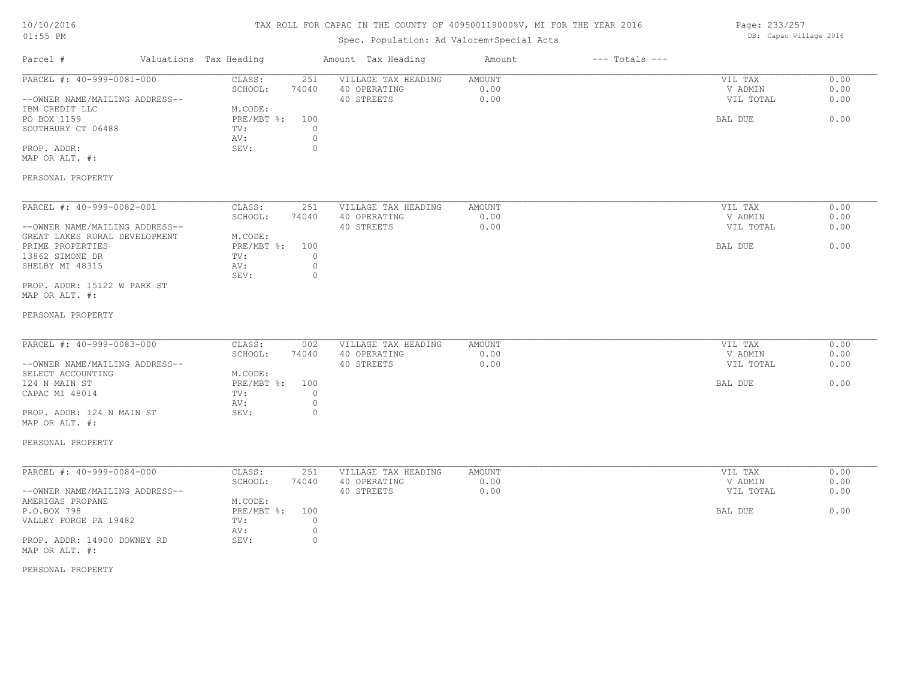# TAX ROLL FOR CAPAC IN THE COUNTY OF 409500119000%V, MI FOR THE YEAR 2016

Spec. Population: Ad Valorem+Special Acts

| Parcel # | Valuations | Tax Heading | Amount | Tax Heading | Amount | --- Totals --- | |
|---|---|---|---|---|---|---|---|

**PARCEL #: 40-999-0081-000**

--OWNER NAME/MAILING ADDRESS--
IBM CREDIT LLC
PO BOX 1159
SOUTHBURY CT 06488

PROP. ADDR:
MAP OR ALT. #:

PERSONAL PROPERTY

| | | | | | | |
|---|---|---|---|---|---|---|
| CLASS: | 251 | VILLAGE TAX HEADING | AMOUNT | | VIL TAX | 0.00 |
| SCHOOL: | 74040 | 40 OPERATING | 0.00 | | V ADMIN | 0.00 |
| M.CODE: | | 40 STREETS | 0.00 | | VIL TOTAL | 0.00 |
| PRE/MBT %: | 100 | | | | BAL DUE | 0.00 |
| TV: | 0 | | | | | |
| AV: | 0 | | | | | |
| SEV: | 0 | | | | | |

**PARCEL #: 40-999-0082-001**

--OWNER NAME/MAILING ADDRESS--
GREAT LAKES RURAL DEVELOPMENT
PRIME PROPERTIES
13862 SIMONE DR
SHELBY MI 48315

PROP. ADDR: 15122 W PARK ST
MAP OR ALT. #:

PERSONAL PROPERTY

| | | | | | | |
|---|---|---|---|---|---|---|
| CLASS: | 251 | VILLAGE TAX HEADING | AMOUNT | | VIL TAX | 0.00 |
| SCHOOL: | 74040 | 40 OPERATING | 0.00 | | V ADMIN | 0.00 |
| M.CODE: | | 40 STREETS | 0.00 | | VIL TOTAL | 0.00 |
| PRE/MBT %: | 100 | | | | BAL DUE | 0.00 |
| TV: | 0 | | | | | |
| AV: | 0 | | | | | |
| SEV: | 0 | | | | | |

**PARCEL #: 40-999-0083-000**

--OWNER NAME/MAILING ADDRESS--
SELECT ACCOUNTING
124 N MAIN ST
CAPAC MI 48014

PROP. ADDR: 124 N MAIN ST
MAP OR ALT. #:

PERSONAL PROPERTY

| | | | | | | |
|---|---|---|---|---|---|---|
| CLASS: | 002 | VILLAGE TAX HEADING | AMOUNT | | VIL TAX | 0.00 |
| SCHOOL: | 74040 | 40 OPERATING | 0.00 | | V ADMIN | 0.00 |
| M.CODE: | | 40 STREETS | 0.00 | | VIL TOTAL | 0.00 |
| PRE/MBT %: | 100 | | | | BAL DUE | 0.00 |
| TV: | 0 | | | | | |
| AV: | 0 | | | | | |
| SEV: | 0 | | | | | |

**PARCEL #: 40-999-0084-000**

--OWNER NAME/MAILING ADDRESS--
AMERIGAS PROPANE
P.O.BOX 798
VALLEY FORGE PA 19482

PROP. ADDR: 14900 DOWNEY RD
MAP OR ALT. #:

PERSONAL PROPERTY

| | | | | | | |
|---|---|---|---|---|---|---|
| CLASS: | 251 | VILLAGE TAX HEADING | AMOUNT | | VIL TAX | 0.00 |
| SCHOOL: | 74040 | 40 OPERATING | 0.00 | | V ADMIN | 0.00 |
| M.CODE: | | 40 STREETS | 0.00 | | VIL TOTAL | 0.00 |
| PRE/MBT %: | 100 | | | | BAL DUE | 0.00 |
| TV: | 0 | | | | | |
| AV: | 0 | | | | | |
| SEV: | 0 | | | | | |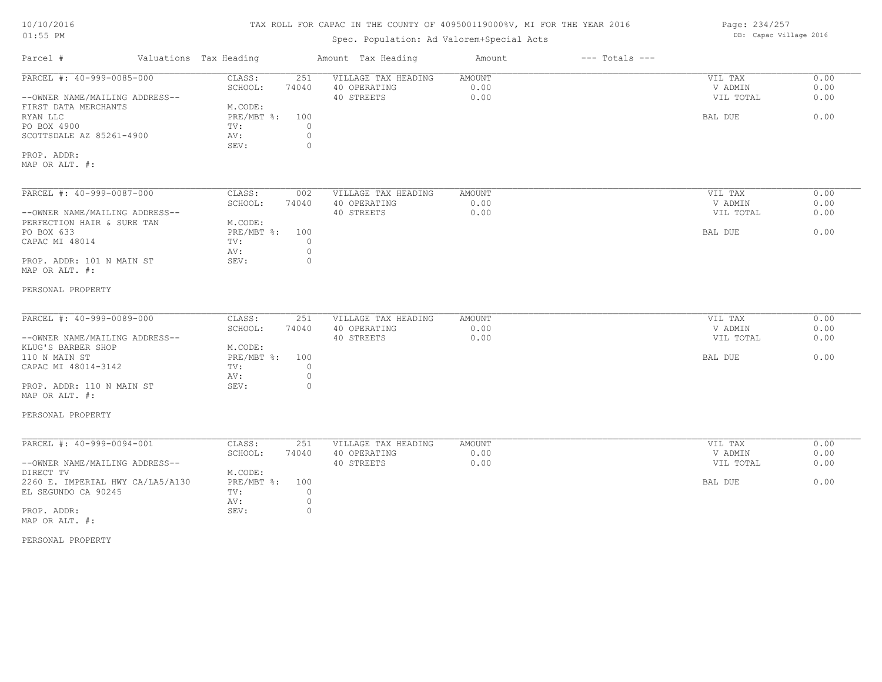# TAX ROLL FOR CAPAC IN THE COUNTY OF 409500119000%V, MI FOR THE YEAR 2016

Spec. Population: Ad Valorem+Special Acts

DB: Capac Village 2016

10/10/2016
01:55 PM

| Parcel # | Valuations | Tax Heading | Amount | Tax Heading | Amount | --- Totals --- |
|---|---|---|---|---|---|---|

---

PARCEL #: 40-999-0085-000

--OWNER NAME/MAILING ADDRESS--
FIRST DATA MERCHANTS
RYAN LLC
PO BOX 4900
SCOTTSDALE AZ 85261-4900

PROP. ADDR:
MAP OR ALT. #:

| CLASS: | 251 |
|---|---|
| SCHOOL: | 74040 |
| M.CODE: | |
| PRE/MBT %: | 100 |
| TV: | 0 |
| AV: | 0 |
| SEV: | 0 |

| VILLAGE TAX HEADING | AMOUNT |
|---|---|
| 40 OPERATING | 0.00 |
| 40 STREETS | 0.00 |

| | |
|---|---|
| VIL TAX | 0.00 |
| V ADMIN | 0.00 |
| VIL TOTAL | 0.00 |
| BAL DUE | 0.00 |

---

PARCEL #: 40-999-0087-000

--OWNER NAME/MAILING ADDRESS--
PERFECTION HAIR & SURE TAN
PO BOX 633
CAPAC MI 48014

PROP. ADDR: 101 N MAIN ST
MAP OR ALT. #:

PERSONAL PROPERTY

| CLASS: | 002 |
|---|---|
| SCHOOL: | 74040 |
| M.CODE: | |
| PRE/MBT %: | 100 |
| TV: | 0 |
| AV: | 0 |
| SEV: | 0 |

| VILLAGE TAX HEADING | AMOUNT |
|---|---|
| 40 OPERATING | 0.00 |
| 40 STREETS | 0.00 |

| | |
|---|---|
| VIL TAX | 0.00 |
| V ADMIN | 0.00 |
| VIL TOTAL | 0.00 |
| BAL DUE | 0.00 |

---

PARCEL #: 40-999-0089-000

--OWNER NAME/MAILING ADDRESS--
KLUG'S BARBER SHOP
110 N MAIN ST
CAPAC MI 48014-3142

PROP. ADDR: 110 N MAIN ST
MAP OR ALT. #:

PERSONAL PROPERTY

| CLASS: | 251 |
|---|---|
| SCHOOL: | 74040 |
| M.CODE: | |
| PRE/MBT %: | 100 |
| TV: | 0 |
| AV: | 0 |
| SEV: | 0 |

| VILLAGE TAX HEADING | AMOUNT |
|---|---|
| 40 OPERATING | 0.00 |
| 40 STREETS | 0.00 |

| | |
|---|---|
| VIL TAX | 0.00 |
| V ADMIN | 0.00 |
| VIL TOTAL | 0.00 |
| BAL DUE | 0.00 |

---

PARCEL #: 40-999-0094-001

--OWNER NAME/MAILING ADDRESS--
DIRECT TV
2260 E. IMPERIAL HWY CA/LA5/A130
EL SEGUNDO CA 90245

PROP. ADDR:
MAP OR ALT. #:

PERSONAL PROPERTY

| CLASS: | 251 |
|---|---|
| SCHOOL: | 74040 |
| M.CODE: | |
| PRE/MBT %: | 100 |
| TV: | 0 |
| AV: | 0 |
| SEV: | 0 |

| VILLAGE TAX HEADING | AMOUNT |
|---|---|
| 40 OPERATING | 0.00 |
| 40 STREETS | 0.00 |

| | |
|---|---|
| VIL TAX | 0.00 |
| V ADMIN | 0.00 |
| VIL TOTAL | 0.00 |
| BAL DUE | 0.00 |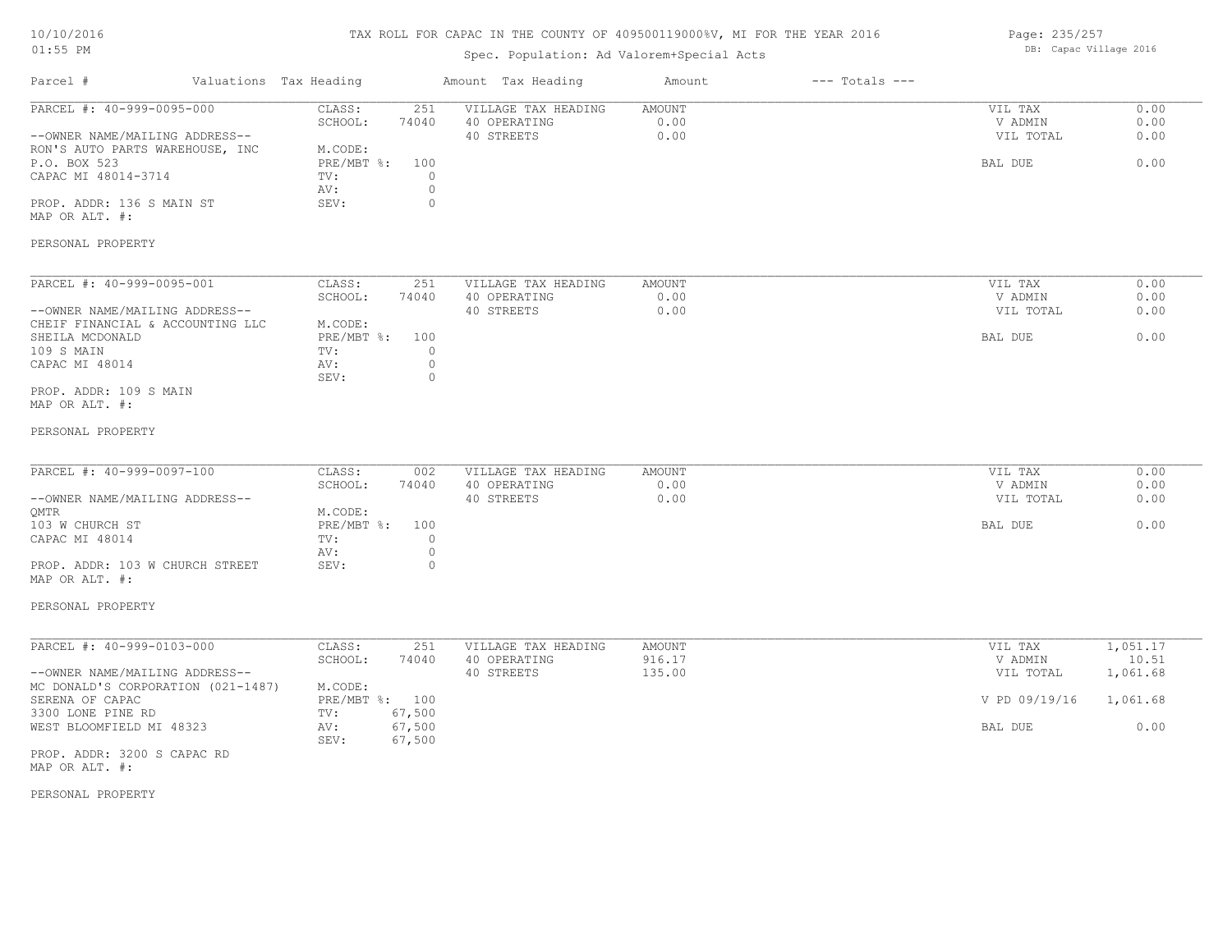# TAX ROLL FOR CAPAC IN THE COUNTY OF 409500119000%V, MI FOR THE YEAR 2016

Spec. Population: Ad Valorem+Special Acts

DB: Capac Village 2016

| Parcel # | Valuations | Tax Heading | Amount | Tax Heading | Amount | --- Totals --- | |
|---|---|---|---|---|---|---|---|
| PARCEL #: 40-999-0095-000 | CLASS: | 251 | VILLAGE TAX HEADING | AMOUNT | | VIL TAX | 0.00 |
| | SCHOOL: | 74040 | 40 OPERATING | 0.00 | | V ADMIN | 0.00 |
| --OWNER NAME/MAILING ADDRESS-- | | | 40 STREETS | 0.00 | | VIL TOTAL | 0.00 |
| RON'S AUTO PARTS WAREHOUSE, INC | M.CODE: | | | | | | |
| P.O. BOX 523 | PRE/MBT %: | 100 | | | | BAL DUE | 0.00 |
| CAPAC MI 48014-3714 | TV: | 0 | | | | | |
| | AV: | 0 | | | | | |
| PROP. ADDR: 136 S MAIN ST | SEV: | 0 | | | | | |
| MAP OR ALT. #: | | | | | | | |
| PERSONAL PROPERTY | | | | | | | |

| Parcel # | Valuations | Tax Heading | Amount | Tax Heading | Amount | --- Totals --- | |
|---|---|---|---|---|---|---|---|
| PARCEL #: 40-999-0095-001 | CLASS: | 251 | VILLAGE TAX HEADING | AMOUNT | | VIL TAX | 0.00 |
| | SCHOOL: | 74040 | 40 OPERATING | 0.00 | | V ADMIN | 0.00 |
| --OWNER NAME/MAILING ADDRESS-- | | | 40 STREETS | 0.00 | | VIL TOTAL | 0.00 |
| CHEIF FINANCIAL & ACCOUNTING LLC | M.CODE: | | | | | | |
| SHEILA MCDONALD | PRE/MBT %: | 100 | | | | BAL DUE | 0.00 |
| 109 S MAIN | TV: | 0 | | | | | |
| CAPAC MI 48014 | AV: | 0 | | | | | |
| | SEV: | 0 | | | | | |
| PROP. ADDR: 109 S MAIN | | | | | | | |
| MAP OR ALT. #: | | | | | | | |
| PERSONAL PROPERTY | | | | | | | |

| Parcel # | Valuations | Tax Heading | Amount | Tax Heading | Amount | --- Totals --- | |
|---|---|---|---|---|---|---|---|
| PARCEL #: 40-999-0097-100 | CLASS: | 002 | VILLAGE TAX HEADING | AMOUNT | | VIL TAX | 0.00 |
| | SCHOOL: | 74040 | 40 OPERATING | 0.00 | | V ADMIN | 0.00 |
| --OWNER NAME/MAILING ADDRESS-- | | | 40 STREETS | 0.00 | | VIL TOTAL | 0.00 |
| QMTR | M.CODE: | | | | | | |
| 103 W CHURCH ST | PRE/MBT %: | 100 | | | | BAL DUE | 0.00 |
| CAPAC MI 48014 | TV: | 0 | | | | | |
| | AV: | 0 | | | | | |
| PROP. ADDR: 103 W CHURCH STREET | SEV: | 0 | | | | | |
| MAP OR ALT. #: | | | | | | | |
| PERSONAL PROPERTY | | | | | | | |

| Parcel # | Valuations | Tax Heading | Amount | Tax Heading | Amount | --- Totals --- | |
|---|---|---|---|---|---|---|---|
| PARCEL #: 40-999-0103-000 | CLASS: | 251 | VILLAGE TAX HEADING | AMOUNT | | VIL TAX | 1,051.17 |
| | SCHOOL: | 74040 | 40 OPERATING | 916.17 | | V ADMIN | 10.51 |
| --OWNER NAME/MAILING ADDRESS-- | | | 40 STREETS | 135.00 | | VIL TOTAL | 1,061.68 |
| MC DONALD'S CORPORATION (021-1487) | M.CODE: | | | | | | |
| SERENA OF CAPAC | PRE/MBT %: | 100 | | | | V PD 09/19/16 | 1,061.68 |
| 3300 LONE PINE RD | TV: | 67,500 | | | | | |
| WEST BLOOMFIELD MI 48323 | AV: | 67,500 | | | | BAL DUE | 0.00 |
| | SEV: | 67,500 | | | | | |
| PROP. ADDR: 3200 S CAPAC RD | | | | | | | |
| MAP OR ALT. #: | | | | | | | |
| PERSONAL PROPERTY | | | | | | | |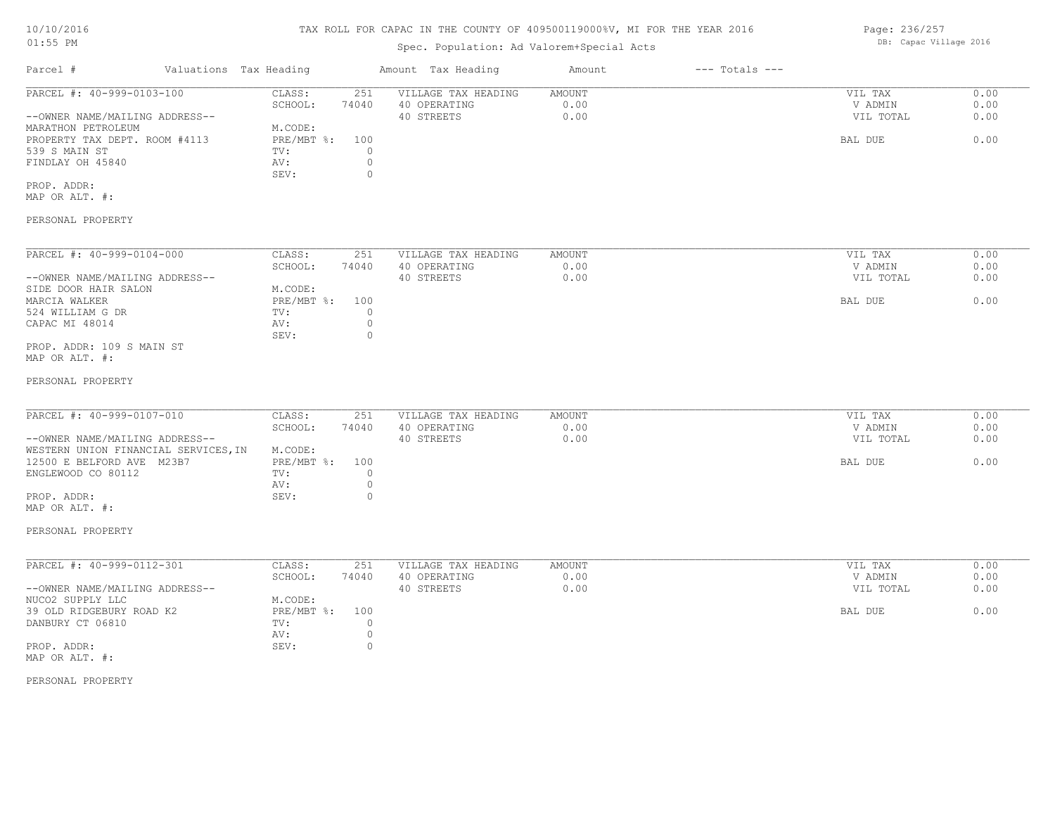TAX ROLL FOR CAPAC IN THE COUNTY OF 409500119000%V, MI FOR THE YEAR 2016

Spec. Population: Ad Valorem+Special Acts

| Parcel # | Valuations | Tax Heading | Amount | Tax Heading | Amount | --- Totals --- | |
|---|---|---|---|---|---|---|---|
| PARCEL #: 40-999-0103-100 | CLASS: | 251 | VILLAGE TAX HEADING | AMOUNT | | VIL TAX | 0.00 |
| | SCHOOL: | 74040 | 40 OPERATING | 0.00 | | V ADMIN | 0.00 |
| --OWNER NAME/MAILING ADDRESS-- | | | 40 STREETS | 0.00 | | VIL TOTAL | 0.00 |
| MARATHON PETROLEUM | M.CODE: | | | | | | |
| PROPERTY TAX DEPT. ROOM #4113 | PRE/MBT %: | 100 | | | | BAL DUE | 0.00 |
| 539 S MAIN ST | TV: | 0 | | | | | |
| FINDLAY OH 45840 | AV: | 0 | | | | | |
| | SEV: | 0 | | | | | |
| PROP. ADDR: | | | | | | | |
| MAP OR ALT. #: | | | | | | | |
| PERSONAL PROPERTY | | | | | | | |

| Parcel # | Valuations | Tax Heading | Amount | Tax Heading | Amount | --- Totals --- | |
|---|---|---|---|---|---|---|---|
| PARCEL #: 40-999-0104-000 | CLASS: | 251 | VILLAGE TAX HEADING | AMOUNT | | VIL TAX | 0.00 |
| | SCHOOL: | 74040 | 40 OPERATING | 0.00 | | V ADMIN | 0.00 |
| --OWNER NAME/MAILING ADDRESS-- | | | 40 STREETS | 0.00 | | VIL TOTAL | 0.00 |
| SIDE DOOR HAIR SALON | M.CODE: | | | | | | |
| MARCIA WALKER | PRE/MBT %: | 100 | | | | BAL DUE | 0.00 |
| 524 WILLIAM G DR | TV: | 0 | | | | | |
| CAPAC MI 48014 | AV: | 0 | | | | | |
| | SEV: | 0 | | | | | |
| PROP. ADDR: 109 S MAIN ST | | | | | | | |
| MAP OR ALT. #: | | | | | | | |
| PERSONAL PROPERTY | | | | | | | |

| Parcel # | Valuations | Tax Heading | Amount | Tax Heading | Amount | --- Totals --- | |
|---|---|---|---|---|---|---|---|
| PARCEL #: 40-999-0107-010 | CLASS: | 251 | VILLAGE TAX HEADING | AMOUNT | | VIL TAX | 0.00 |
| | SCHOOL: | 74040 | 40 OPERATING | 0.00 | | V ADMIN | 0.00 |
| --OWNER NAME/MAILING ADDRESS-- | | | 40 STREETS | 0.00 | | VIL TOTAL | 0.00 |
| WESTERN UNION FINANCIAL SERVICES,IN | M.CODE: | | | | | | |
| 12500 E BELFORD AVE M23B7 | PRE/MBT %: | 100 | | | | BAL DUE | 0.00 |
| ENGLEWOOD CO 80112 | TV: | 0 | | | | | |
| | AV: | 0 | | | | | |
| PROP. ADDR: | SEV: | 0 | | | | | |
| MAP OR ALT. #: | | | | | | | |
| PERSONAL PROPERTY | | | | | | | |

| Parcel # | Valuations | Tax Heading | Amount | Tax Heading | Amount | --- Totals --- | |
|---|---|---|---|---|---|---|---|
| PARCEL #: 40-999-0112-301 | CLASS: | 251 | VILLAGE TAX HEADING | AMOUNT | | VIL TAX | 0.00 |
| | SCHOOL: | 74040 | 40 OPERATING | 0.00 | | V ADMIN | 0.00 |
| --OWNER NAME/MAILING ADDRESS-- | | | 40 STREETS | 0.00 | | VIL TOTAL | 0.00 |
| NUCO2 SUPPLY LLC | M.CODE: | | | | | | |
| 39 OLD RIDGEBURY ROAD K2 | PRE/MBT %: | 100 | | | | BAL DUE | 0.00 |
| DANBURY CT 06810 | TV: | 0 | | | | | |
| | AV: | 0 | | | | | |
| PROP. ADDR: | SEV: | 0 | | | | | |
| MAP OR ALT. #: | | | | | | | |
| PERSONAL PROPERTY | | | | | | | |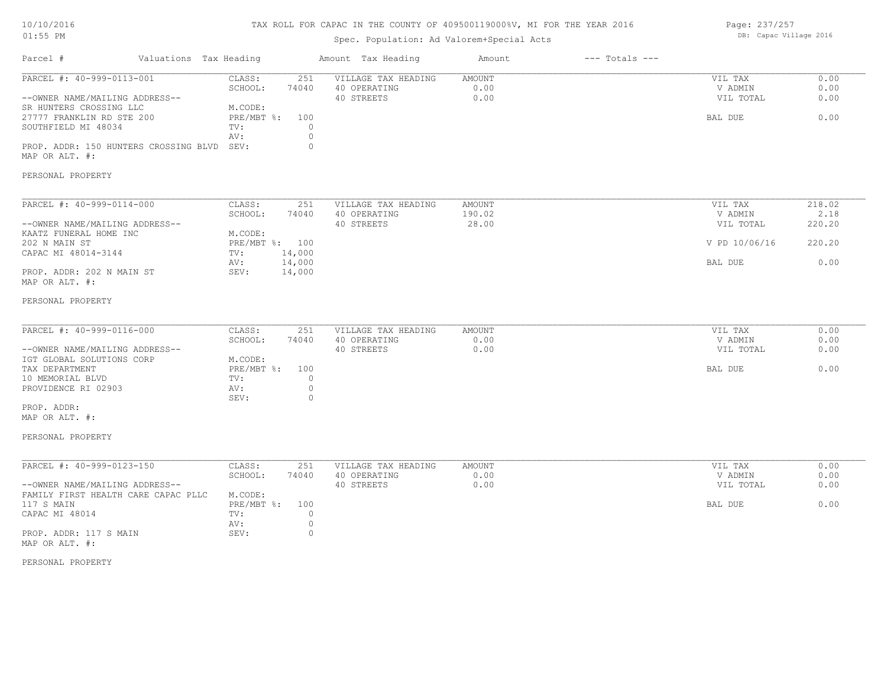TAX ROLL FOR CAPAC IN THE COUNTY OF 409500119000%V, MI FOR THE YEAR 2016

Spec. Population: Ad Valorem+Special Acts

DB: Capac Village 2016

| Parcel # | Valuations | Tax Heading | Amount | Tax Heading | Amount | --- Totals --- |
|---|---|---|---|---|---|---|

---

**PARCEL #: 40-999-0113-001**

--OWNER NAME/MAILING ADDRESS--
SR HUNTERS CROSSING LLC
27777 FRANKLIN RD STE 200
SOUTHFIELD MI 48034

PROP. ADDR: 150 HUNTERS CROSSING BLVD
MAP OR ALT. #:

| | |
|---|---|
| CLASS: | 251 |
| SCHOOL: | 74040 |
| M.CODE: | |
| PRE/MBT %: | 100 |
| TV: | 0 |
| AV: | 0 |
| SEV: | 0 |

| VILLAGE TAX HEADING | AMOUNT |
|---|---|
| 40 OPERATING | 0.00 |
| 40 STREETS | 0.00 |

| | |
|---|---|
| VIL TAX | 0.00 |
| V ADMIN | 0.00 |
| VIL TOTAL | 0.00 |
| BAL DUE | 0.00 |

PERSONAL PROPERTY

---

**PARCEL #: 40-999-0114-000**

--OWNER NAME/MAILING ADDRESS--
KAATZ FUNERAL HOME INC
202 N MAIN ST
CAPAC MI 48014-3144

PROP. ADDR: 202 N MAIN ST
MAP OR ALT. #:

| | |
|---|---|
| CLASS: | 251 |
| SCHOOL: | 74040 |
| M.CODE: | |
| PRE/MBT %: | 100 |
| TV: | 14,000 |
| AV: | 14,000 |
| SEV: | 14,000 |

| VILLAGE TAX HEADING | AMOUNT |
|---|---|
| 40 OPERATING | 190.02 |
| 40 STREETS | 28.00 |

| | |
|---|---|
| VIL TAX | 218.02 |
| V ADMIN | 2.18 |
| VIL TOTAL | 220.20 |
| V PD 10/06/16 | 220.20 |
| BAL DUE | 0.00 |

PERSONAL PROPERTY

---

**PARCEL #: 40-999-0116-000**

--OWNER NAME/MAILING ADDRESS--
IGT GLOBAL SOLUTIONS CORP
TAX DEPARTMENT
10 MEMORIAL BLVD
PROVIDENCE RI 02903

PROP. ADDR:
MAP OR ALT. #:

| | |
|---|---|
| CLASS: | 251 |
| SCHOOL: | 74040 |
| M.CODE: | |
| PRE/MBT %: | 100 |
| TV: | 0 |
| AV: | 0 |
| SEV: | 0 |

| VILLAGE TAX HEADING | AMOUNT |
|---|---|
| 40 OPERATING | 0.00 |
| 40 STREETS | 0.00 |

| | |
|---|---|
| VIL TAX | 0.00 |
| V ADMIN | 0.00 |
| VIL TOTAL | 0.00 |
| BAL DUE | 0.00 |

PERSONAL PROPERTY

---

**PARCEL #: 40-999-0123-150**

--OWNER NAME/MAILING ADDRESS--
FAMILY FIRST HEALTH CARE CAPAC PLLC
117 S MAIN
CAPAC MI 48014

PROP. ADDR: 117 S MAIN
MAP OR ALT. #:

| | |
|---|---|
| CLASS: | 251 |
| SCHOOL: | 74040 |
| M.CODE: | |
| PRE/MBT %: | 100 |
| TV: | 0 |
| AV: | 0 |
| SEV: | 0 |

| VILLAGE TAX HEADING | AMOUNT |
|---|---|
| 40 OPERATING | 0.00 |
| 40 STREETS | 0.00 |

| | |
|---|---|
| VIL TAX | 0.00 |
| V ADMIN | 0.00 |
| VIL TOTAL | 0.00 |
| BAL DUE | 0.00 |

PERSONAL PROPERTY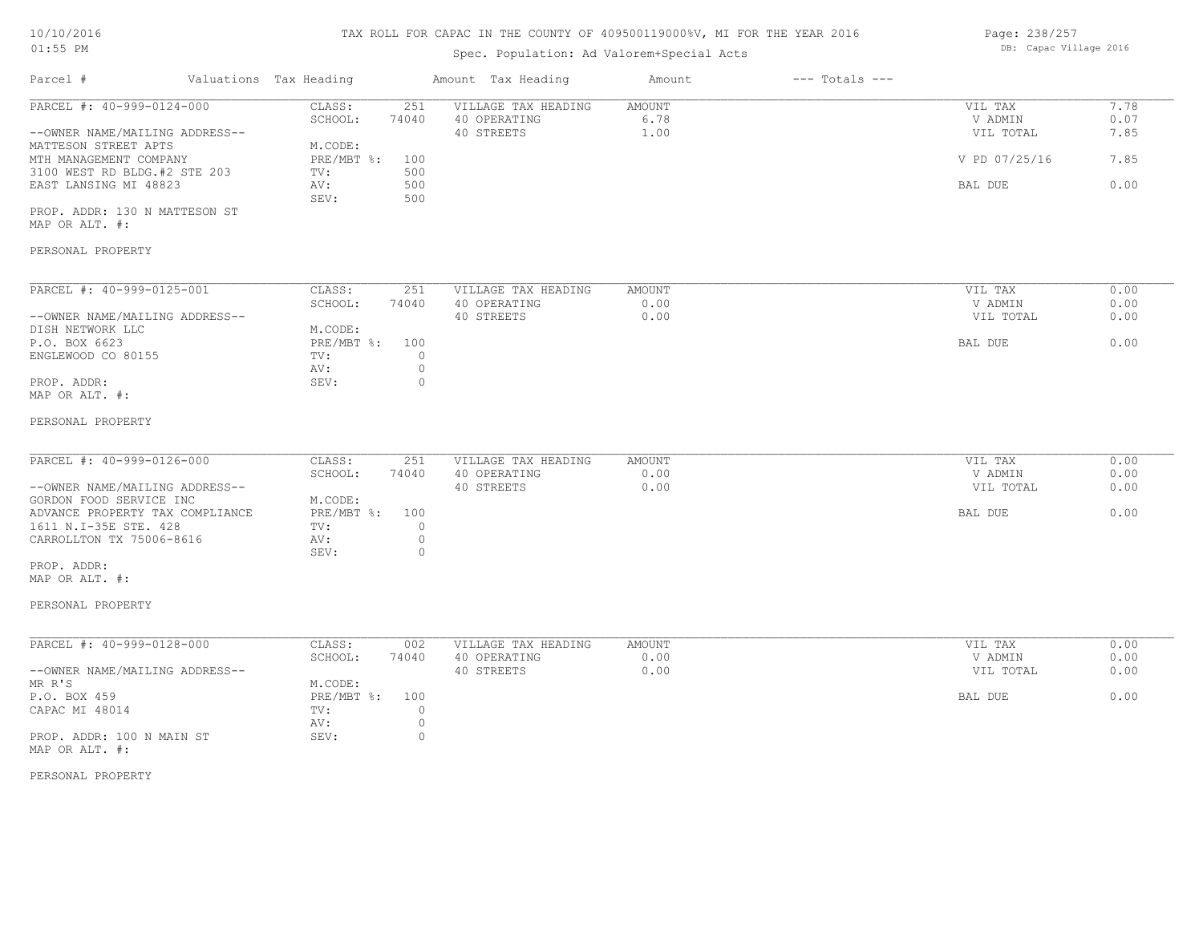# TAX ROLL FOR CAPAC IN THE COUNTY OF 409500119000%V, MI FOR THE YEAR 2016

Spec. Population: Ad Valorem+Special Acts

DB: Capac Village 2016

10/10/2016
01:55 PM

| Parcel # | Valuations | Tax Heading | Amount | Tax Heading | Amount | --- Totals --- | |
|---|---|---|---|---|---|---|---|
| PARCEL #: 40-999-0124-000 | CLASS: | 251 | VILLAGE TAX HEADING | AMOUNT | | VIL TAX | 7.78 |
| | SCHOOL: | 74040 | 40 OPERATING | 6.78 | | V ADMIN | 0.07 |
| --OWNER NAME/MAILING ADDRESS-- | | | 40 STREETS | 1.00 | | VIL TOTAL | 7.85 |
| MATTESON STREET APTS | M.CODE: | | | | | | |
| MTH MANAGEMENT COMPANY | PRE/MBT %: | 100 | | | | V PD 07/25/16 | 7.85 |
| 3100 WEST RD BLDG.#2 STE 203 | TV: | 500 | | | | | |
| EAST LANSING MI 48823 | AV: | 500 | | | | BAL DUE | 0.00 |
| | SEV: | 500 | | | | | |
| PROP. ADDR: 130 N MATTESON ST | | | | | | | |
| MAP OR ALT. #: | | | | | | | |
| PERSONAL PROPERTY | | | | | | | |

| Parcel # | Valuations | Tax Heading | Amount | Tax Heading | Amount | --- Totals --- | |
|---|---|---|---|---|---|---|---|
| PARCEL #: 40-999-0125-001 | CLASS: | 251 | VILLAGE TAX HEADING | AMOUNT | | VIL TAX | 0.00 |
| | SCHOOL: | 74040 | 40 OPERATING | 0.00 | | V ADMIN | 0.00 |
| --OWNER NAME/MAILING ADDRESS-- | | | 40 STREETS | 0.00 | | VIL TOTAL | 0.00 |
| DISH NETWORK LLC | M.CODE: | | | | | | |
| P.O. BOX 6623 | PRE/MBT %: | 100 | | | | BAL DUE | 0.00 |
| ENGLEWOOD CO 80155 | TV: | 0 | | | | | |
| | AV: | 0 | | | | | |
| PROP. ADDR: | SEV: | 0 | | | | | |
| MAP OR ALT. #: | | | | | | | |
| PERSONAL PROPERTY | | | | | | | |

| Parcel # | Valuations | Tax Heading | Amount | Tax Heading | Amount | --- Totals --- | |
|---|---|---|---|---|---|---|---|
| PARCEL #: 40-999-0126-000 | CLASS: | 251 | VILLAGE TAX HEADING | AMOUNT | | VIL TAX | 0.00 |
| | SCHOOL: | 74040 | 40 OPERATING | 0.00 | | V ADMIN | 0.00 |
| --OWNER NAME/MAILING ADDRESS-- | | | 40 STREETS | 0.00 | | VIL TOTAL | 0.00 |
| GORDON FOOD SERVICE INC | M.CODE: | | | | | | |
| ADVANCE PROPERTY TAX COMPLIANCE | PRE/MBT %: | 100 | | | | BAL DUE | 0.00 |
| 1611 N.I-35E STE. 428 | TV: | 0 | | | | | |
| CARROLLTON TX 75006-8616 | AV: | 0 | | | | | |
| | SEV: | 0 | | | | | |
| PROP. ADDR: | | | | | | | |
| MAP OR ALT. #: | | | | | | | |
| PERSONAL PROPERTY | | | | | | | |

| Parcel # | Valuations | Tax Heading | Amount | Tax Heading | Amount | --- Totals --- | |
|---|---|---|---|---|---|---|---|
| PARCEL #: 40-999-0128-000 | CLASS: | 002 | VILLAGE TAX HEADING | AMOUNT | | VIL TAX | 0.00 |
| | SCHOOL: | 74040 | 40 OPERATING | 0.00 | | V ADMIN | 0.00 |
| --OWNER NAME/MAILING ADDRESS-- | | | 40 STREETS | 0.00 | | VIL TOTAL | 0.00 |
| MR R'S | M.CODE: | | | | | | |
| P.O. BOX 459 | PRE/MBT %: | 100 | | | | BAL DUE | 0.00 |
| CAPAC MI 48014 | TV: | 0 | | | | | |
| | AV: | 0 | | | | | |
| PROP. ADDR: 100 N MAIN ST | SEV: | 0 | | | | | |
| MAP OR ALT. #: | | | | | | | |
| PERSONAL PROPERTY | | | | | | | |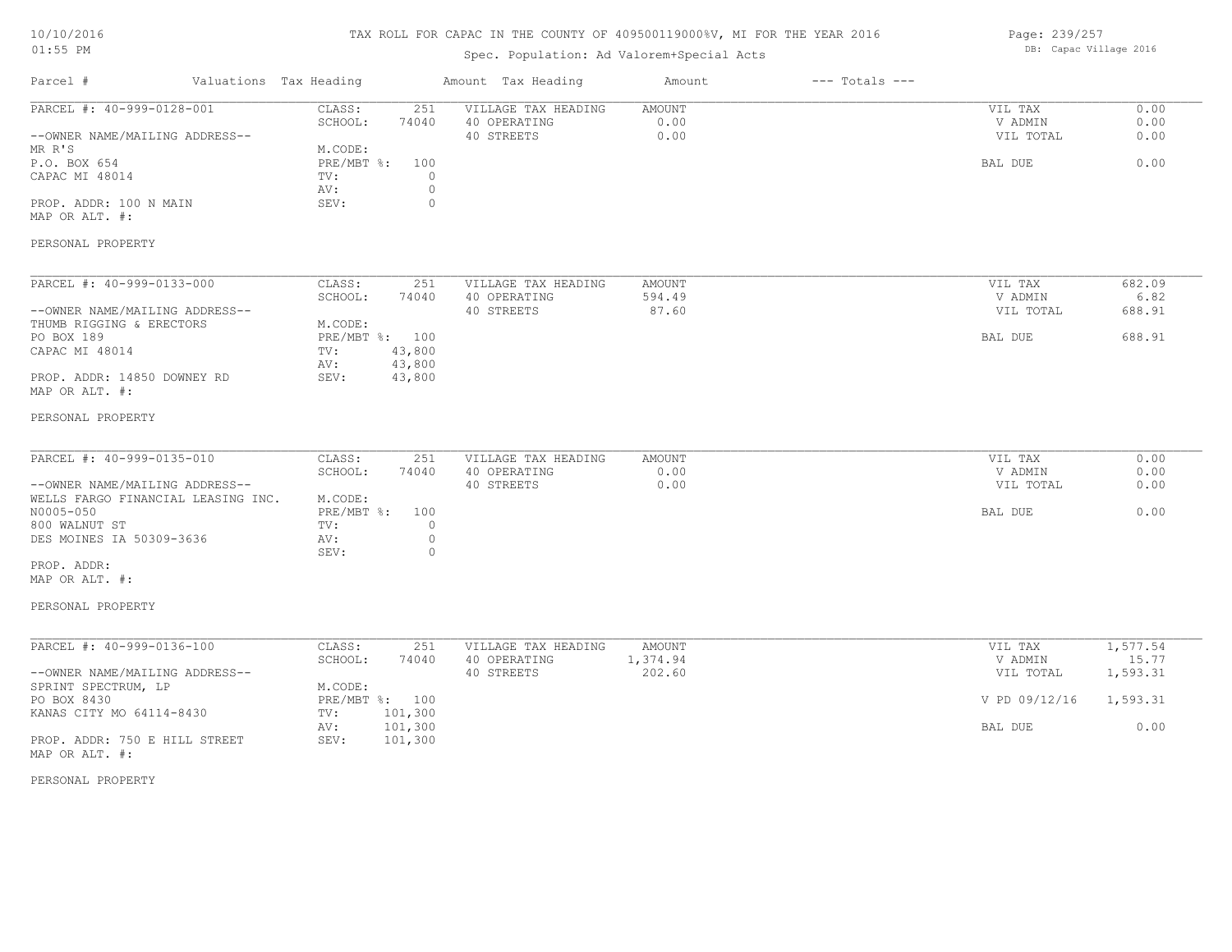# TAX ROLL FOR CAPAC IN THE COUNTY OF 409500119000%V, MI FOR THE YEAR 2016

Spec. Population: Ad Valorem+Special Acts

| Parcel # | Valuations | Tax Heading | Amount | Tax Heading | Amount | --- Totals --- |
|---|---|---|---|---|---|---|

---

**PARCEL #: 40-999-0128-001**

--OWNER NAME/MAILING ADDRESS--
MR R'S
P.O. BOX 654
CAPAC MI 48014

PROP. ADDR: 100 N MAIN
MAP OR ALT. #:

PERSONAL PROPERTY

| | | | | | |
|---|---|---|---|---|---|
| CLASS: | 251 | VILLAGE TAX HEADING | AMOUNT | VIL TAX | 0.00 |
| SCHOOL: | 74040 | 40 OPERATING | 0.00 | V ADMIN | 0.00 |
| M.CODE: | | 40 STREETS | 0.00 | VIL TOTAL | 0.00 |
| PRE/MBT %: | 100 | | | BAL DUE | 0.00 |
| TV: | 0 | | | | |
| AV: | 0 | | | | |
| SEV: | 0 | | | | |

---

**PARCEL #: 40-999-0133-000**

--OWNER NAME/MAILING ADDRESS--
THUMB RIGGING & ERECTORS
PO BOX 189
CAPAC MI 48014

PROP. ADDR: 14850 DOWNEY RD
MAP OR ALT. #:

PERSONAL PROPERTY

| | | | | | |
|---|---|---|---|---|---|
| CLASS: | 251 | VILLAGE TAX HEADING | AMOUNT | VIL TAX | 682.09 |
| SCHOOL: | 74040 | 40 OPERATING | 594.49 | V ADMIN | 6.82 |
| M.CODE: | | 40 STREETS | 87.60 | VIL TOTAL | 688.91 |
| PRE/MBT %: | 100 | | | BAL DUE | 688.91 |
| TV: | 43,800 | | | | |
| AV: | 43,800 | | | | |
| SEV: | 43,800 | | | | |

---

**PARCEL #: 40-999-0135-010**

--OWNER NAME/MAILING ADDRESS--
WELLS FARGO FINANCIAL LEASING INC.
N0005-050
800 WALNUT ST
DES MOINES IA 50309-3636

PROP. ADDR:
MAP OR ALT. #:

PERSONAL PROPERTY

| | | | | | |
|---|---|---|---|---|---|
| CLASS: | 251 | VILLAGE TAX HEADING | AMOUNT | VIL TAX | 0.00 |
| SCHOOL: | 74040 | 40 OPERATING | 0.00 | V ADMIN | 0.00 |
| M.CODE: | | 40 STREETS | 0.00 | VIL TOTAL | 0.00 |
| PRE/MBT %: | 100 | | | BAL DUE | 0.00 |
| TV: | 0 | | | | |
| AV: | 0 | | | | |
| SEV: | 0 | | | | |

---

**PARCEL #: 40-999-0136-100**

--OWNER NAME/MAILING ADDRESS--
SPRINT SPECTRUM, LP
PO BOX 8430
KANAS CITY MO 64114-8430

PROP. ADDR: 750 E HILL STREET
MAP OR ALT. #:

PERSONAL PROPERTY

| | | | | | |
|---|---|---|---|---|---|
| CLASS: | 251 | VILLAGE TAX HEADING | AMOUNT | VIL TAX | 1,577.54 |
| SCHOOL: | 74040 | 40 OPERATING | 1,374.94 | V ADMIN | 15.77 |
| M.CODE: | | 40 STREETS | 202.60 | VIL TOTAL | 1,593.31 |
| PRE/MBT %: | 100 | | | V PD 09/12/16 | 1,593.31 |
| TV: | 101,300 | | | | |
| AV: | 101,300 | | | BAL DUE | 0.00 |
| SEV: | 101,300 | | | | |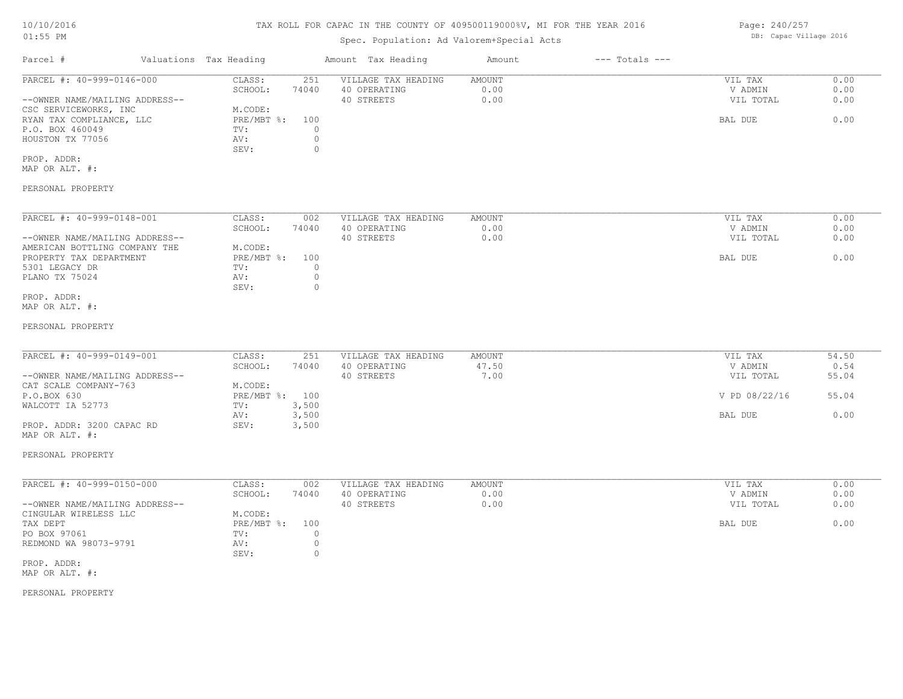# TAX ROLL FOR CAPAC IN THE COUNTY OF 409500119000%V, MI FOR THE YEAR 2016

Spec. Population: Ad Valorem+Special Acts

DB: Capac Village 2016

| Parcel # | Valuations | Tax Heading | Amount | Tax Heading | Amount | --- Totals --- | |
|---|---|---|---|---|---|---|---|
| PARCEL #: 40-999-0146-000 | CLASS: | 251 | VILLAGE TAX HEADING | AMOUNT | | VIL TAX | 0.00 |
| | SCHOOL: | 74040 | 40 OPERATING | 0.00 | | V ADMIN | 0.00 |
| --OWNER NAME/MAILING ADDRESS-- | | | 40 STREETS | 0.00 | | VIL TOTAL | 0.00 |
| CSC SERVICEWORKS, INC | M.CODE: | | | | | | |
| RYAN TAX COMPLIANCE, LLC | PRE/MBT %: | 100 | | | | BAL DUE | 0.00 |
| P.O. BOX 460049 | TV: | 0 | | | | | |
| HOUSTON TX 77056 | AV: | 0 | | | | | |
| | SEV: | 0 | | | | | |
| PROP. ADDR: | | | | | | | |
| MAP OR ALT. #: | | | | | | | |
| PERSONAL PROPERTY | | | | | | | |

| Parcel # | Valuations | Tax Heading | Amount | Tax Heading | Amount | --- Totals --- | |
|---|---|---|---|---|---|---|---|
| PARCEL #: 40-999-0148-001 | CLASS: | 002 | VILLAGE TAX HEADING | AMOUNT | | VIL TAX | 0.00 |
| | SCHOOL: | 74040 | 40 OPERATING | 0.00 | | V ADMIN | 0.00 |
| --OWNER NAME/MAILING ADDRESS-- | | | 40 STREETS | 0.00 | | VIL TOTAL | 0.00 |
| AMERICAN BOTTLING COMPANY THE | M.CODE: | | | | | | |
| PROPERTY TAX DEPARTMENT | PRE/MBT %: | 100 | | | | BAL DUE | 0.00 |
| 5301 LEGACY DR | TV: | 0 | | | | | |
| PLANO TX 75024 | AV: | 0 | | | | | |
| | SEV: | 0 | | | | | |
| PROP. ADDR: | | | | | | | |
| MAP OR ALT. #: | | | | | | | |
| PERSONAL PROPERTY | | | | | | | |

| Parcel # | Valuations | Tax Heading | Amount | Tax Heading | Amount | --- Totals --- | |
|---|---|---|---|---|---|---|---|
| PARCEL #: 40-999-0149-001 | CLASS: | 251 | VILLAGE TAX HEADING | AMOUNT | | VIL TAX | 54.50 |
| | SCHOOL: | 74040 | 40 OPERATING | 47.50 | | V ADMIN | 0.54 |
| --OWNER NAME/MAILING ADDRESS-- | | | 40 STREETS | 7.00 | | VIL TOTAL | 55.04 |
| CAT SCALE COMPANY-763 | M.CODE: | | | | | | |
| P.O.BOX 630 | PRE/MBT %: | 100 | | | | V PD 08/22/16 | 55.04 |
| WALCOTT IA 52773 | TV: | 3,500 | | | | | |
| | AV: | 3,500 | | | | BAL DUE | 0.00 |
| PROP. ADDR: 3200 CAPAC RD | SEV: | 3,500 | | | | | |
| MAP OR ALT. #: | | | | | | | |
| PERSONAL PROPERTY | | | | | | | |

| Parcel # | Valuations | Tax Heading | Amount | Tax Heading | Amount | --- Totals --- | |
|---|---|---|---|---|---|---|---|
| PARCEL #: 40-999-0150-000 | CLASS: | 002 | VILLAGE TAX HEADING | AMOUNT | | VIL TAX | 0.00 |
| | SCHOOL: | 74040 | 40 OPERATING | 0.00 | | V ADMIN | 0.00 |
| --OWNER NAME/MAILING ADDRESS-- | | | 40 STREETS | 0.00 | | VIL TOTAL | 0.00 |
| CINGULAR WIRELESS LLC | M.CODE: | | | | | | |
| TAX DEPT | PRE/MBT %: | 100 | | | | BAL DUE | 0.00 |
| PO BOX 97061 | TV: | 0 | | | | | |
| REDMOND WA 98073-9791 | AV: | 0 | | | | | |
| | SEV: | 0 | | | | | |
| PROP. ADDR: | | | | | | | |
| MAP OR ALT. #: | | | | | | | |
| PERSONAL PROPERTY | | | | | | | |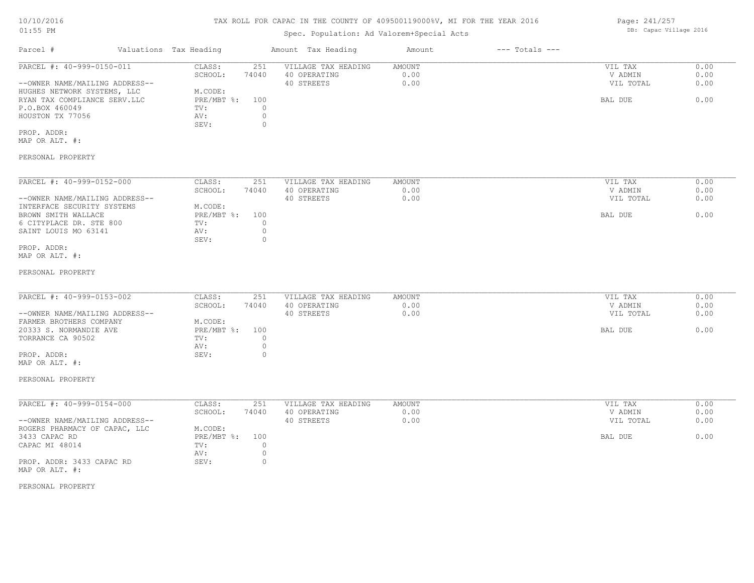TAX ROLL FOR CAPAC IN THE COUNTY OF 409500119000%V, MI FOR THE YEAR 2016

Spec. Population: Ad Valorem+Special Acts

10/10/2016 01:55 PM — DB: Capac Village 2016

| Parcel # | Valuations | Tax Heading | Amount | Tax Heading | Amount | --- Totals --- |
|---|---|---|---|---|---|---|

**PARCEL #: 40-999-0150-011**

CLASS: 251
SCHOOL: 74040
M.CODE:
PRE/MBT %: 100
TV: 0
AV: 0
SEV: 0

--OWNER NAME/MAILING ADDRESS--
HUGHES NETWORK SYSTEMS, LLC
RYAN TAX COMPLIANCE SERV.LLC
P.O.BOX 460049
HOUSTON TX 77056

PROP. ADDR:
MAP OR ALT. #:

PERSONAL PROPERTY

| VILLAGE TAX HEADING | AMOUNT |
|---|---|
| 40 OPERATING | 0.00 |
| 40 STREETS | 0.00 |

| | |
|---|---|
| VIL TAX | 0.00 |
| V ADMIN | 0.00 |
| VIL TOTAL | 0.00 |
| BAL DUE | 0.00 |

**PARCEL #: 40-999-0152-000**

CLASS: 251
SCHOOL: 74040
M.CODE:
PRE/MBT %: 100
TV: 0
AV: 0
SEV: 0

--OWNER NAME/MAILING ADDRESS--
INTERFACE SECURITY SYSTEMS
BROWN SMITH WALLACE
6 CITYPLACE DR. STE 800
SAINT LOUIS MO 63141

PROP. ADDR:
MAP OR ALT. #:

PERSONAL PROPERTY

| VILLAGE TAX HEADING | AMOUNT |
|---|---|
| 40 OPERATING | 0.00 |
| 40 STREETS | 0.00 |

| | |
|---|---|
| VIL TAX | 0.00 |
| V ADMIN | 0.00 |
| VIL TOTAL | 0.00 |
| BAL DUE | 0.00 |

**PARCEL #: 40-999-0153-002**

CLASS: 251
SCHOOL: 74040
M.CODE:
PRE/MBT %: 100
TV: 0
AV: 0
SEV: 0

--OWNER NAME/MAILING ADDRESS--
FARMER BROTHERS COMPANY
20333 S. NORMANDIE AVE
TORRANCE CA 90502

PROP. ADDR:
MAP OR ALT. #:

PERSONAL PROPERTY

| VILLAGE TAX HEADING | AMOUNT |
|---|---|
| 40 OPERATING | 0.00 |
| 40 STREETS | 0.00 |

| | |
|---|---|
| VIL TAX | 0.00 |
| V ADMIN | 0.00 |
| VIL TOTAL | 0.00 |
| BAL DUE | 0.00 |

**PARCEL #: 40-999-0154-000**

CLASS: 251
SCHOOL: 74040
M.CODE:
PRE/MBT %: 100
TV: 0
AV: 0
SEV: 0

--OWNER NAME/MAILING ADDRESS--
ROGERS PHARMACY OF CAPAC, LLC
3433 CAPAC RD
CAPAC MI 48014

PROP. ADDR: 3433 CAPAC RD
MAP OR ALT. #:

PERSONAL PROPERTY

| VILLAGE TAX HEADING | AMOUNT |
|---|---|
| 40 OPERATING | 0.00 |
| 40 STREETS | 0.00 |

| | |
|---|---|
| VIL TAX | 0.00 |
| V ADMIN | 0.00 |
| VIL TOTAL | 0.00 |
| BAL DUE | 0.00 |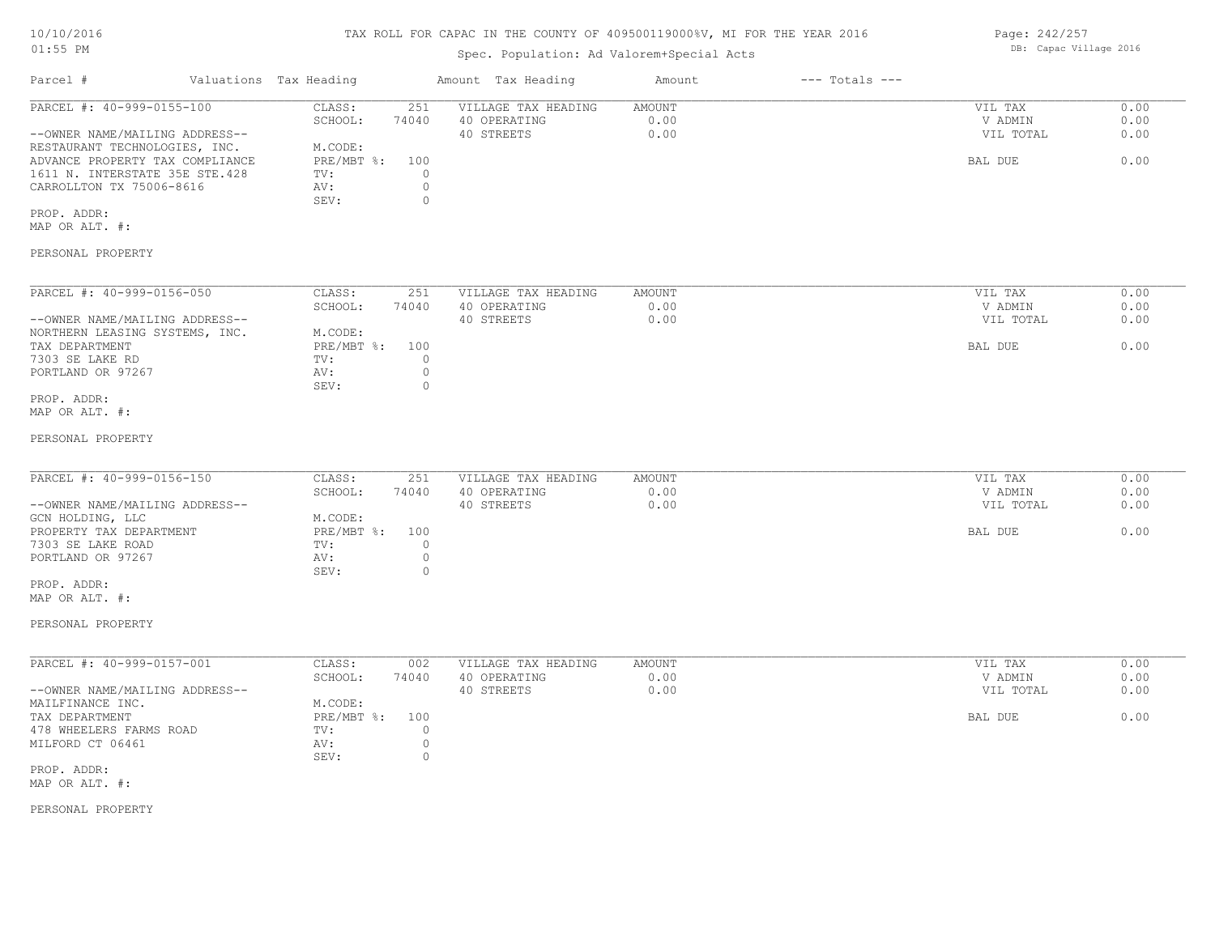TAX ROLL FOR CAPAC IN THE COUNTY OF 409500119000%V, MI FOR THE YEAR 2016

Spec. Population: Ad Valorem+Special Acts

| Parcel # | Valuations | Tax Heading | Amount | Tax Heading | Amount | --- Totals --- |
|---|---|---|---|---|---|---|

PARCEL #: 40-999-0155-100

| | | | | | |
|---|---|---|---|---|---|
| CLASS: | 251 | VILLAGE TAX HEADING | AMOUNT | VIL TAX | 0.00 |
| SCHOOL: | 74040 | 40 OPERATING | 0.00 | V ADMIN | 0.00 |
| | | 40 STREETS | 0.00 | VIL TOTAL | 0.00 |
| M.CODE: | | | | | |
| PRE/MBT %: | 100 | | | BAL DUE | 0.00 |
| TV: | 0 | | | | |
| AV: | 0 | | | | |
| SEV: | 0 | | | | |

--OWNER NAME/MAILING ADDRESS--
RESTAURANT TECHNOLOGIES, INC.
ADVANCE PROPERTY TAX COMPLIANCE
1611 N. INTERSTATE 35E STE.428
CARROLLTON TX 75006-8616

PROP. ADDR:
MAP OR ALT. #:

PERSONAL PROPERTY

PARCEL #: 40-999-0156-050

| | | | | | |
|---|---|---|---|---|---|
| CLASS: | 251 | VILLAGE TAX HEADING | AMOUNT | VIL TAX | 0.00 |
| SCHOOL: | 74040 | 40 OPERATING | 0.00 | V ADMIN | 0.00 |
| | | 40 STREETS | 0.00 | VIL TOTAL | 0.00 |
| M.CODE: | | | | | |
| PRE/MBT %: | 100 | | | BAL DUE | 0.00 |
| TV: | 0 | | | | |
| AV: | 0 | | | | |
| SEV: | 0 | | | | |

--OWNER NAME/MAILING ADDRESS--
NORTHERN LEASING SYSTEMS, INC.
TAX DEPARTMENT
7303 SE LAKE RD
PORTLAND OR 97267

PROP. ADDR:
MAP OR ALT. #:

PERSONAL PROPERTY

PARCEL #: 40-999-0156-150

| | | | | | |
|---|---|---|---|---|---|
| CLASS: | 251 | VILLAGE TAX HEADING | AMOUNT | VIL TAX | 0.00 |
| SCHOOL: | 74040 | 40 OPERATING | 0.00 | V ADMIN | 0.00 |
| | | 40 STREETS | 0.00 | VIL TOTAL | 0.00 |
| M.CODE: | | | | | |
| PRE/MBT %: | 100 | | | BAL DUE | 0.00 |
| TV: | 0 | | | | |
| AV: | 0 | | | | |
| SEV: | 0 | | | | |

--OWNER NAME/MAILING ADDRESS--
GCN HOLDING, LLC
PROPERTY TAX DEPARTMENT
7303 SE LAKE ROAD
PORTLAND OR 97267

PROP. ADDR:
MAP OR ALT. #:

PERSONAL PROPERTY

PARCEL #: 40-999-0157-001

| | | | | | |
|---|---|---|---|---|---|
| CLASS: | 002 | VILLAGE TAX HEADING | AMOUNT | VIL TAX | 0.00 |
| SCHOOL: | 74040 | 40 OPERATING | 0.00 | V ADMIN | 0.00 |
| | | 40 STREETS | 0.00 | VIL TOTAL | 0.00 |
| M.CODE: | | | | | |
| PRE/MBT %: | 100 | | | BAL DUE | 0.00 |
| TV: | 0 | | | | |
| AV: | 0 | | | | |
| SEV: | 0 | | | | |

--OWNER NAME/MAILING ADDRESS--
MAILFINANCE INC.
TAX DEPARTMENT
478 WHEELERS FARMS ROAD
MILFORD CT 06461

PROP. ADDR:
MAP OR ALT. #:

PERSONAL PROPERTY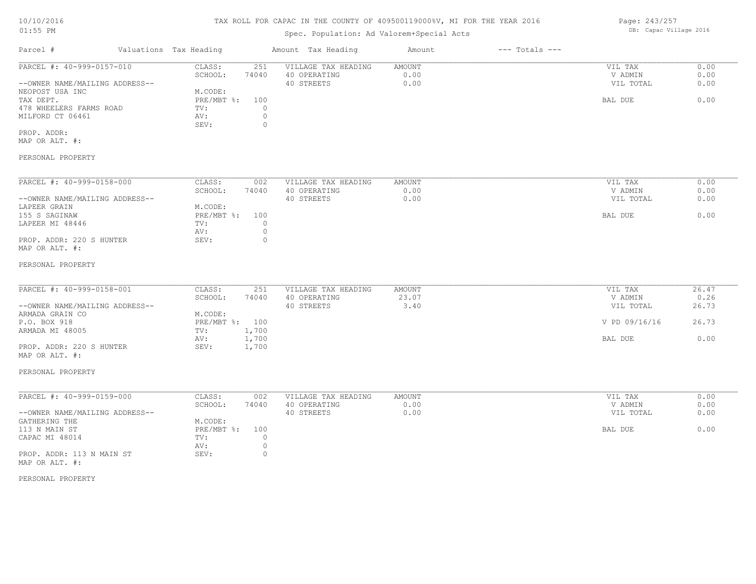| Parcel # | Valuations | Tax Heading | Amount | Tax Heading | Amount | --- Totals --- | |
|---|---|---|---|---|---|---|---|
| PARCEL #: 40-999-0157-010 | CLASS: | 251 | VILLAGE TAX HEADING | AMOUNT | | VIL TAX | 0.00 |
| | SCHOOL: | 74040 | 40 OPERATING | 0.00 | | V ADMIN | 0.00 |
| --OWNER NAME/MAILING ADDRESS-- | | | 40 STREETS | 0.00 | | VIL TOTAL | 0.00 |
| NEOPOST USA INC | M.CODE: | | | | | | |
| TAX DEPT. | PRE/MBT %: | 100 | | | | BAL DUE | 0.00 |
| 478 WHEELERS FARMS ROAD | TV: | 0 | | | | | |
| MILFORD CT 06461 | AV: | 0 | | | | | |
| | SEV: | 0 | | | | | |
| PROP. ADDR: | | | | | | | |
| MAP OR ALT. #: | | | | | | | |
| PERSONAL PROPERTY | | | | | | | |

| Parcel # | Valuations | Tax Heading | Amount | Tax Heading | Amount | --- Totals --- | |
|---|---|---|---|---|---|---|---|
| PARCEL #: 40-999-0158-000 | CLASS: | 002 | VILLAGE TAX HEADING | AMOUNT | | VIL TAX | 0.00 |
| | SCHOOL: | 74040 | 40 OPERATING | 0.00 | | V ADMIN | 0.00 |
| --OWNER NAME/MAILING ADDRESS-- | | | 40 STREETS | 0.00 | | VIL TOTAL | 0.00 |
| LAPEER GRAIN | M.CODE: | | | | | | |
| 155 S SAGINAW | PRE/MBT %: | 100 | | | | BAL DUE | 0.00 |
| LAPEER MI 48446 | TV: | 0 | | | | | |
| | AV: | 0 | | | | | |
| PROP. ADDR: 220 S HUNTER | SEV: | 0 | | | | | |
| MAP OR ALT. #: | | | | | | | |
| PERSONAL PROPERTY | | | | | | | |

| Parcel # | Valuations | Tax Heading | Amount | Tax Heading | Amount | --- Totals --- | |
|---|---|---|---|---|---|---|---|
| PARCEL #: 40-999-0158-001 | CLASS: | 251 | VILLAGE TAX HEADING | AMOUNT | | VIL TAX | 26.47 |
| | SCHOOL: | 74040 | 40 OPERATING | 23.07 | | V ADMIN | 0.26 |
| --OWNER NAME/MAILING ADDRESS-- | | | 40 STREETS | 3.40 | | VIL TOTAL | 26.73 |
| ARMADA GRAIN CO | M.CODE: | | | | | | |
| P.O. BOX 918 | PRE/MBT %: | 100 | | | | V PD 09/16/16 | 26.73 |
| ARMADA MI 48005 | TV: | 1,700 | | | | | |
| | AV: | 1,700 | | | | BAL DUE | 0.00 |
| PROP. ADDR: 220 S HUNTER | SEV: | 1,700 | | | | | |
| MAP OR ALT. #: | | | | | | | |
| PERSONAL PROPERTY | | | | | | | |

| Parcel # | Valuations | Tax Heading | Amount | Tax Heading | Amount | --- Totals --- | |
|---|---|---|---|---|---|---|---|
| PARCEL #: 40-999-0159-000 | CLASS: | 002 | VILLAGE TAX HEADING | AMOUNT | | VIL TAX | 0.00 |
| | SCHOOL: | 74040 | 40 OPERATING | 0.00 | | V ADMIN | 0.00 |
| --OWNER NAME/MAILING ADDRESS-- | | | 40 STREETS | 0.00 | | VIL TOTAL | 0.00 |
| GATHERING THE | M.CODE: | | | | | | |
| 113 N MAIN ST | PRE/MBT %: | 100 | | | | BAL DUE | 0.00 |
| CAPAC MI 48014 | TV: | 0 | | | | | |
| | AV: | 0 | | | | | |
| PROP. ADDR: 113 N MAIN ST | SEV: | 0 | | | | | |
| MAP OR ALT. #: | | | | | | | |
| PERSONAL PROPERTY | | | | | | | |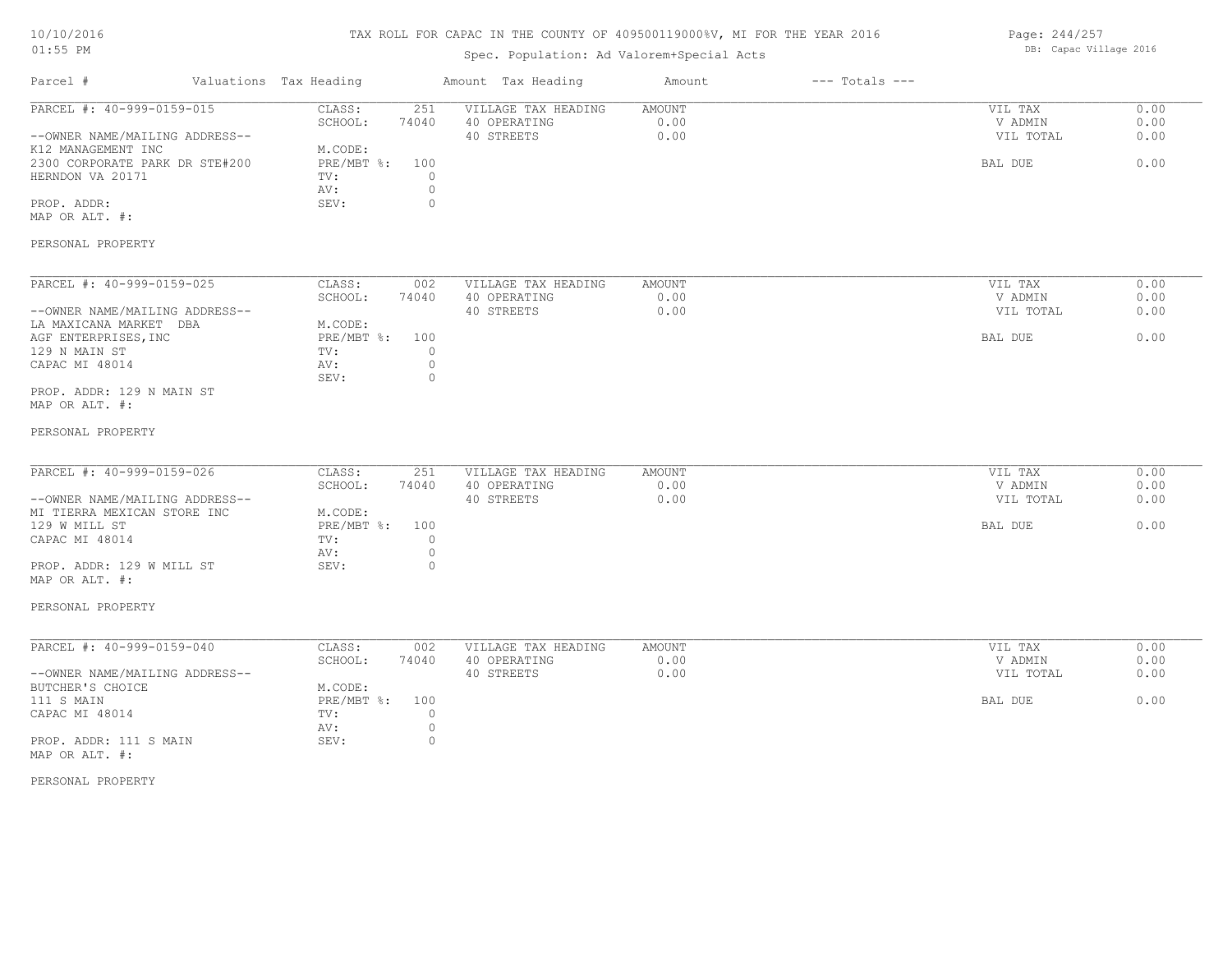TAX ROLL FOR CAPAC IN THE COUNTY OF 409500119000%V, MI FOR THE YEAR 2016

Spec. Population: Ad Valorem+Special Acts

DB: Capac Village 2016

10/10/2016
01:55 PM

| Parcel # | Valuations | Tax Heading | Amount | Tax Heading | Amount | --- Totals --- | |
|---|---|---|---|---|---|---|---|
| PARCEL #: 40-999-0159-015 | CLASS: | 251 | VILLAGE TAX HEADING | AMOUNT | | VIL TAX | 0.00 |
| | SCHOOL: | 74040 | 40 OPERATING | 0.00 | | V ADMIN | 0.00 |
| --OWNER NAME/MAILING ADDRESS-- | | | 40 STREETS | 0.00 | | VIL TOTAL | 0.00 |
| K12 MANAGEMENT INC | M.CODE: | | | | | | |
| 2300 CORPORATE PARK DR STE#200 | PRE/MBT %: | 100 | | | | BAL DUE | 0.00 |
| HERNDON VA 20171 | TV: | 0 | | | | | |
| | AV: | 0 | | | | | |
| PROP. ADDR: | SEV: | 0 | | | | | |
| MAP OR ALT. #: | | | | | | | |

PERSONAL PROPERTY

| Parcel # | Valuations | Tax Heading | Amount | Tax Heading | Amount | --- Totals --- | |
|---|---|---|---|---|---|---|---|
| PARCEL #: 40-999-0159-025 | CLASS: | 002 | VILLAGE TAX HEADING | AMOUNT | | VIL TAX | 0.00 |
| | SCHOOL: | 74040 | 40 OPERATING | 0.00 | | V ADMIN | 0.00 |
| --OWNER NAME/MAILING ADDRESS-- | | | 40 STREETS | 0.00 | | VIL TOTAL | 0.00 |
| LA MAXICANA MARKET DBA | M.CODE: | | | | | | |
| AGF ENTERPRISES,INC | PRE/MBT %: | 100 | | | | BAL DUE | 0.00 |
| 129 N MAIN ST | TV: | 0 | | | | | |
| CAPAC MI 48014 | AV: | 0 | | | | | |
| | SEV: | 0 | | | | | |
| PROP. ADDR: 129 N MAIN ST | | | | | | | |
| MAP OR ALT. #: | | | | | | | |

PERSONAL PROPERTY

| Parcel # | Valuations | Tax Heading | Amount | Tax Heading | Amount | --- Totals --- | |
|---|---|---|---|---|---|---|---|
| PARCEL #: 40-999-0159-026 | CLASS: | 251 | VILLAGE TAX HEADING | AMOUNT | | VIL TAX | 0.00 |
| | SCHOOL: | 74040 | 40 OPERATING | 0.00 | | V ADMIN | 0.00 |
| --OWNER NAME/MAILING ADDRESS-- | | | 40 STREETS | 0.00 | | VIL TOTAL | 0.00 |
| MI TIERRA MEXICAN STORE INC | M.CODE: | | | | | | |
| 129 W MILL ST | PRE/MBT %: | 100 | | | | BAL DUE | 0.00 |
| CAPAC MI 48014 | TV: | 0 | | | | | |
| | AV: | 0 | | | | | |
| PROP. ADDR: 129 W MILL ST | SEV: | 0 | | | | | |
| MAP OR ALT. #: | | | | | | | |

PERSONAL PROPERTY

| Parcel # | Valuations | Tax Heading | Amount | Tax Heading | Amount | --- Totals --- | |
|---|---|---|---|---|---|---|---|
| PARCEL #: 40-999-0159-040 | CLASS: | 002 | VILLAGE TAX HEADING | AMOUNT | | VIL TAX | 0.00 |
| | SCHOOL: | 74040 | 40 OPERATING | 0.00 | | V ADMIN | 0.00 |
| --OWNER NAME/MAILING ADDRESS-- | | | 40 STREETS | 0.00 | | VIL TOTAL | 0.00 |
| BUTCHER'S CHOICE | M.CODE: | | | | | | |
| 111 S MAIN | PRE/MBT %: | 100 | | | | BAL DUE | 0.00 |
| CAPAC MI 48014 | TV: | 0 | | | | | |
| | AV: | 0 | | | | | |
| PROP. ADDR: 111 S MAIN | SEV: | 0 | | | | | |
| MAP OR ALT. #: | | | | | | | |

PERSONAL PROPERTY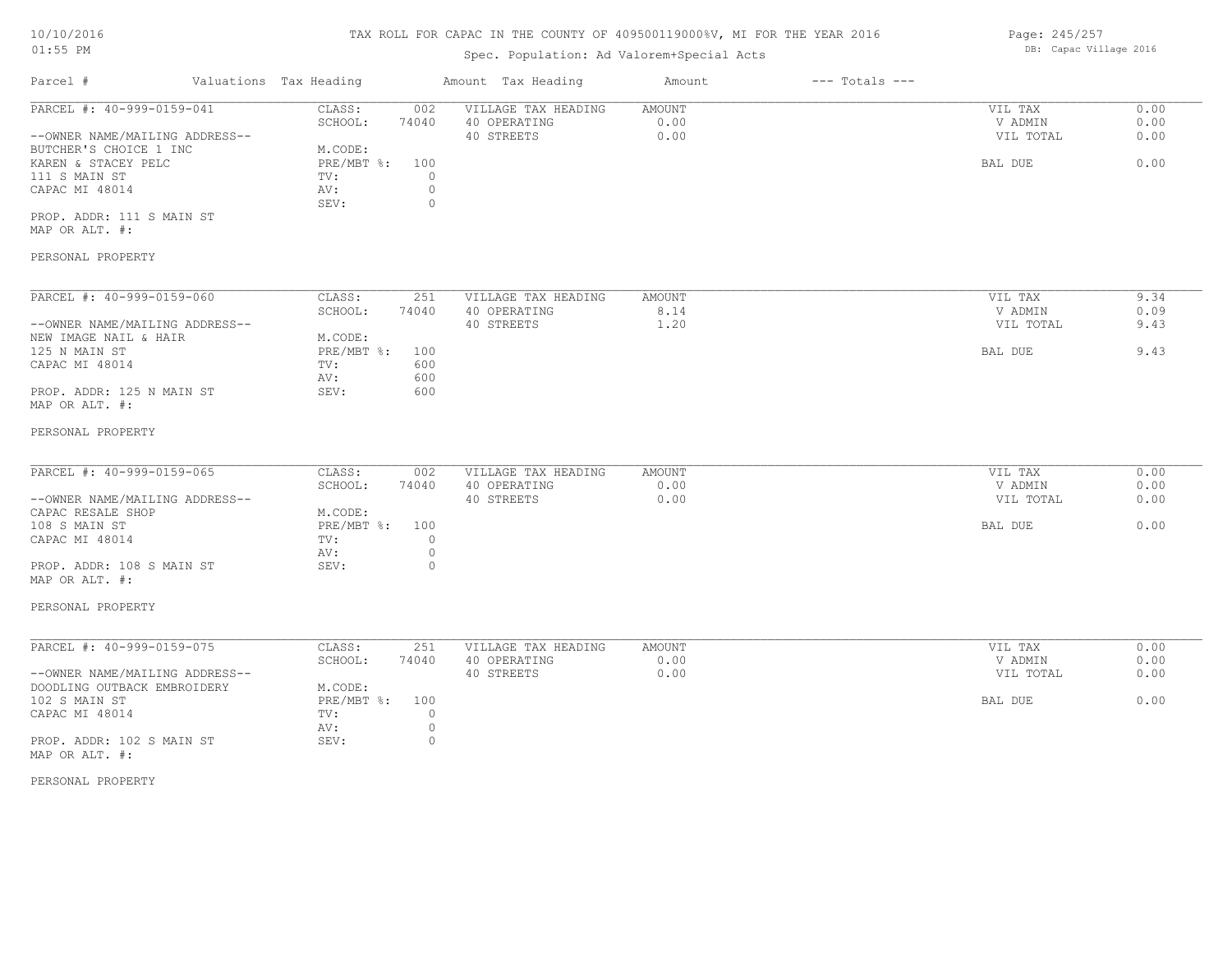# TAX ROLL FOR CAPAC IN THE COUNTY OF 409500119000%V, MI FOR THE YEAR 2016

Spec. Population: Ad Valorem+Special Acts

DB: Capac Village 2016

10/10/2016
01:55 PM

| Parcel # | Valuations | Tax Heading | Amount | Tax Heading | Amount | --- Totals --- | |
|---|---|---|---|---|---|---|---|
| PARCEL #: 40-999-0159-041 | CLASS: | 002 | VILLAGE TAX HEADING | AMOUNT | | VIL TAX | 0.00 |
| | SCHOOL: | 74040 | 40 OPERATING | 0.00 | | V ADMIN | 0.00 |
| --OWNER NAME/MAILING ADDRESS-- | | | 40 STREETS | 0.00 | | VIL TOTAL | 0.00 |
| BUTCHER'S CHOICE 1 INC | M.CODE: | | | | | | |
| KAREN & STACEY PELC | PRE/MBT %: | 100 | | | | BAL DUE | 0.00 |
| 111 S MAIN ST | TV: | 0 | | | | | |
| CAPAC MI 48014 | AV: | 0 | | | | | |
| | SEV: | 0 | | | | | |
| PROP. ADDR: 111 S MAIN ST | | | | | | | |
| MAP OR ALT. #: | | | | | | | |
| PERSONAL PROPERTY | | | | | | | |

| Parcel # | Valuations | Tax Heading | Amount | Tax Heading | Amount | --- Totals --- | |
|---|---|---|---|---|---|---|---|
| PARCEL #: 40-999-0159-060 | CLASS: | 251 | VILLAGE TAX HEADING | AMOUNT | | VIL TAX | 9.34 |
| | SCHOOL: | 74040 | 40 OPERATING | 8.14 | | V ADMIN | 0.09 |
| --OWNER NAME/MAILING ADDRESS-- | | | 40 STREETS | 1.20 | | VIL TOTAL | 9.43 |
| NEW IMAGE NAIL & HAIR | M.CODE: | | | | | | |
| 125 N MAIN ST | PRE/MBT %: | 100 | | | | BAL DUE | 9.43 |
| CAPAC MI 48014 | TV: | 600 | | | | | |
| | AV: | 600 | | | | | |
| PROP. ADDR: 125 N MAIN ST | SEV: | 600 | | | | | |
| MAP OR ALT. #: | | | | | | | |
| PERSONAL PROPERTY | | | | | | | |

| Parcel # | Valuations | Tax Heading | Amount | Tax Heading | Amount | --- Totals --- | |
|---|---|---|---|---|---|---|---|
| PARCEL #: 40-999-0159-065 | CLASS: | 002 | VILLAGE TAX HEADING | AMOUNT | | VIL TAX | 0.00 |
| | SCHOOL: | 74040 | 40 OPERATING | 0.00 | | V ADMIN | 0.00 |
| --OWNER NAME/MAILING ADDRESS-- | | | 40 STREETS | 0.00 | | VIL TOTAL | 0.00 |
| CAPAC RESALE SHOP | M.CODE: | | | | | | |
| 108 S MAIN ST | PRE/MBT %: | 100 | | | | BAL DUE | 0.00 |
| CAPAC MI 48014 | TV: | 0 | | | | | |
| | AV: | 0 | | | | | |
| PROP. ADDR: 108 S MAIN ST | SEV: | 0 | | | | | |
| MAP OR ALT. #: | | | | | | | |
| PERSONAL PROPERTY | | | | | | | |

| Parcel # | Valuations | Tax Heading | Amount | Tax Heading | Amount | --- Totals --- | |
|---|---|---|---|---|---|---|---|
| PARCEL #: 40-999-0159-075 | CLASS: | 251 | VILLAGE TAX HEADING | AMOUNT | | VIL TAX | 0.00 |
| | SCHOOL: | 74040 | 40 OPERATING | 0.00 | | V ADMIN | 0.00 |
| --OWNER NAME/MAILING ADDRESS-- | | | 40 STREETS | 0.00 | | VIL TOTAL | 0.00 |
| DOODLING OUTBACK EMBROIDERY | M.CODE: | | | | | | |
| 102 S MAIN ST | PRE/MBT %: | 100 | | | | BAL DUE | 0.00 |
| CAPAC MI 48014 | TV: | 0 | | | | | |
| | AV: | 0 | | | | | |
| PROP. ADDR: 102 S MAIN ST | SEV: | 0 | | | | | |
| MAP OR ALT. #: | | | | | | | |
| PERSONAL PROPERTY | | | | | | | |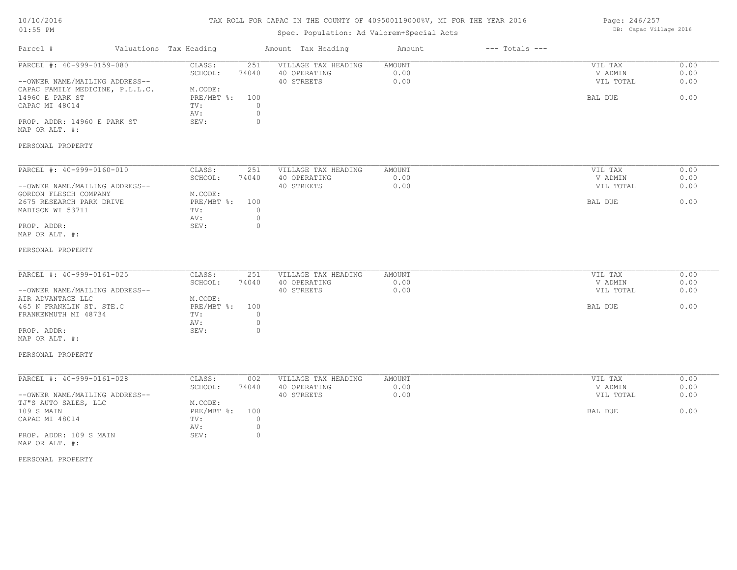TAX ROLL FOR CAPAC IN THE COUNTY OF 409500119000%V, MI FOR THE YEAR 2016

Spec. Population: Ad Valorem+Special Acts

10/10/2016
01:55 PM

DB: Capac Village 2016

| Parcel # | Valuations | Tax Heading | Amount | Tax Heading | Amount | --- Totals --- | |
|---|---|---|---|---|---|---|---|
| PARCEL #: 40-999-0159-080 | CLASS: | 251 | VILLAGE TAX HEADING | AMOUNT | | VIL TAX | 0.00 |
| | SCHOOL: | 74040 | 40 OPERATING | 0.00 | | V ADMIN | 0.00 |
| --OWNER NAME/MAILING ADDRESS-- | | | 40 STREETS | 0.00 | | VIL TOTAL | 0.00 |
| CAPAC FAMILY MEDICINE, P.L.L.C. | M.CODE: | | | | | | |
| 14960 E PARK ST | PRE/MBT %: | 100 | | | | BAL DUE | 0.00 |
| CAPAC MI 48014 | TV: | 0 | | | | | |
| | AV: | 0 | | | | | |
| PROP. ADDR: 14960 E PARK ST | SEV: | 0 | | | | | |
| MAP OR ALT. #: | | | | | | | |
| PERSONAL PROPERTY | | | | | | | |

| Parcel # | Valuations | Tax Heading | Amount | Tax Heading | Amount | --- Totals --- | |
|---|---|---|---|---|---|---|---|
| PARCEL #: 40-999-0160-010 | CLASS: | 251 | VILLAGE TAX HEADING | AMOUNT | | VIL TAX | 0.00 |
| | SCHOOL: | 74040 | 40 OPERATING | 0.00 | | V ADMIN | 0.00 |
| --OWNER NAME/MAILING ADDRESS-- | | | 40 STREETS | 0.00 | | VIL TOTAL | 0.00 |
| GORDON FLESCH COMPANY | M.CODE: | | | | | | |
| 2675 RESEARCH PARK DRIVE | PRE/MBT %: | 100 | | | | BAL DUE | 0.00 |
| MADISON WI 53711 | TV: | 0 | | | | | |
| | AV: | 0 | | | | | |
| PROP. ADDR: | SEV: | 0 | | | | | |
| MAP OR ALT. #: | | | | | | | |
| PERSONAL PROPERTY | | | | | | | |

| Parcel # | Valuations | Tax Heading | Amount | Tax Heading | Amount | --- Totals --- | |
|---|---|---|---|---|---|---|---|
| PARCEL #: 40-999-0161-025 | CLASS: | 251 | VILLAGE TAX HEADING | AMOUNT | | VIL TAX | 0.00 |
| | SCHOOL: | 74040 | 40 OPERATING | 0.00 | | V ADMIN | 0.00 |
| --OWNER NAME/MAILING ADDRESS-- | | | 40 STREETS | 0.00 | | VIL TOTAL | 0.00 |
| AIR ADVANTAGE LLC | M.CODE: | | | | | | |
| 465 N FRANKLIN ST. STE.C | PRE/MBT %: | 100 | | | | BAL DUE | 0.00 |
| FRANKENMUTH MI 48734 | TV: | 0 | | | | | |
| | AV: | 0 | | | | | |
| PROP. ADDR: | SEV: | 0 | | | | | |
| MAP OR ALT. #: | | | | | | | |
| PERSONAL PROPERTY | | | | | | | |

| Parcel # | Valuations | Tax Heading | Amount | Tax Heading | Amount | --- Totals --- | |
|---|---|---|---|---|---|---|---|
| PARCEL #: 40-999-0161-028 | CLASS: | 002 | VILLAGE TAX HEADING | AMOUNT | | VIL TAX | 0.00 |
| | SCHOOL: | 74040 | 40 OPERATING | 0.00 | | V ADMIN | 0.00 |
| --OWNER NAME/MAILING ADDRESS-- | | | 40 STREETS | 0.00 | | VIL TOTAL | 0.00 |
| TJ"S AUTO SALES, LLC | M.CODE: | | | | | | |
| 109 S MAIN | PRE/MBT %: | 100 | | | | BAL DUE | 0.00 |
| CAPAC MI 48014 | TV: | 0 | | | | | |
| | AV: | 0 | | | | | |
| PROP. ADDR: 109 S MAIN | SEV: | 0 | | | | | |
| MAP OR ALT. #: | | | | | | | |
| PERSONAL PROPERTY | | | | | | | |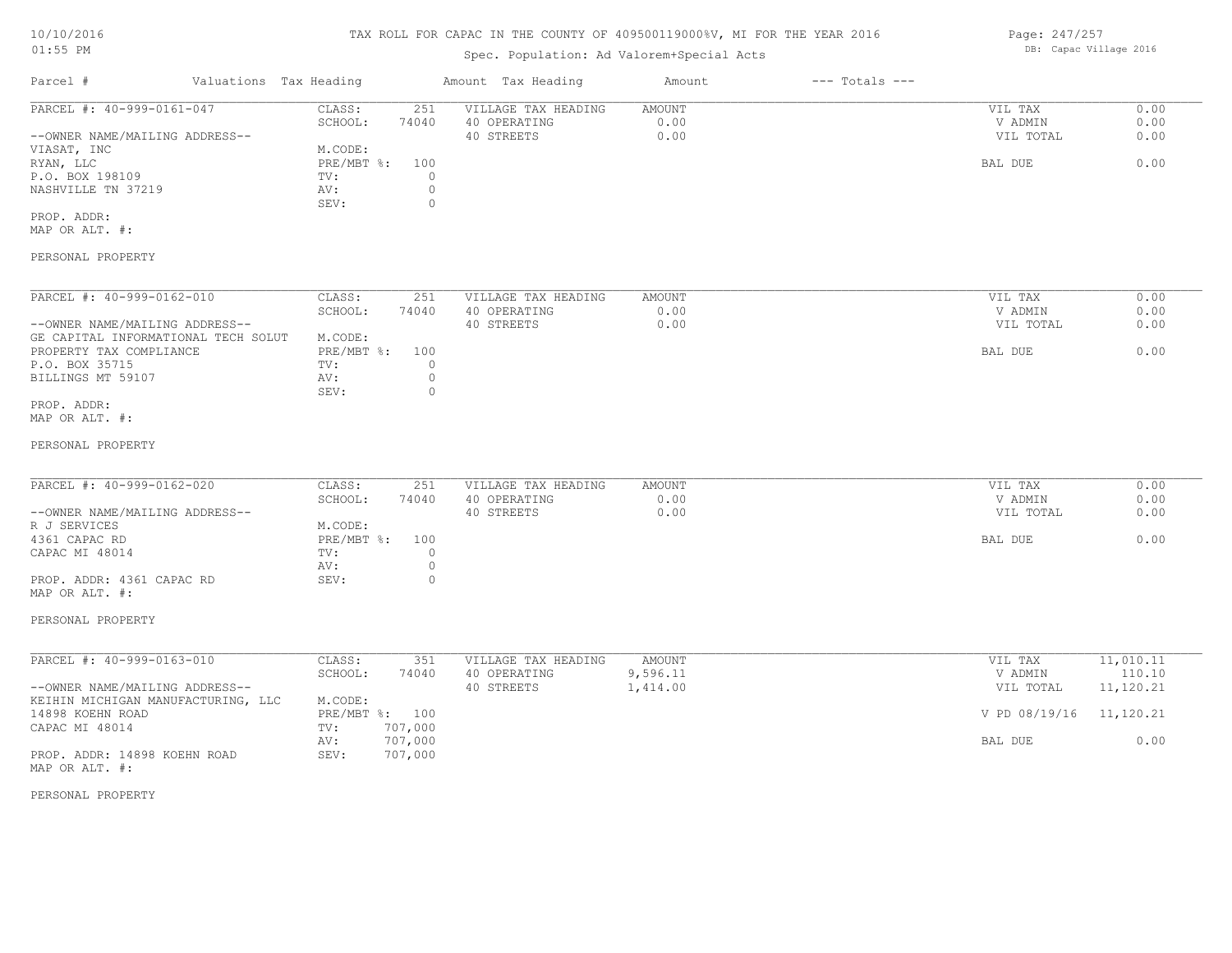TAX ROLL FOR CAPAC IN THE COUNTY OF 409500119000%V, MI FOR THE YEAR 2016

Spec. Population: Ad Valorem+Special Acts

DB: Capac Village 2016

| Parcel # | Valuations | Tax Heading | Amount | Tax Heading | Amount | --- Totals --- | |
|---|---|---|---|---|---|---|---|
| PARCEL #: 40-999-0161-047 | CLASS: | 251 | VILLAGE TAX HEADING | AMOUNT | | VIL TAX | 0.00 |
| | SCHOOL: | 74040 | 40 OPERATING | 0.00 | | V ADMIN | 0.00 |
| --OWNER NAME/MAILING ADDRESS-- | | | 40 STREETS | 0.00 | | VIL TOTAL | 0.00 |
| VIASAT, INC | M.CODE: | | | | | | |
| RYAN, LLC | PRE/MBT %: | 100 | | | | BAL DUE | 0.00 |
| P.O. BOX 198109 | TV: | 0 | | | | | |
| NASHVILLE TN 37219 | AV: | 0 | | | | | |
| | SEV: | 0 | | | | | |
| PROP. ADDR: | | | | | | | |
| MAP OR ALT. #: | | | | | | | |
| PERSONAL PROPERTY | | | | | | | |

| Parcel # | Valuations | Tax Heading | Amount | Tax Heading | Amount | --- Totals --- | |
|---|---|---|---|---|---|---|---|
| PARCEL #: 40-999-0162-010 | CLASS: | 251 | VILLAGE TAX HEADING | AMOUNT | | VIL TAX | 0.00 |
| | SCHOOL: | 74040 | 40 OPERATING | 0.00 | | V ADMIN | 0.00 |
| --OWNER NAME/MAILING ADDRESS-- | | | 40 STREETS | 0.00 | | VIL TOTAL | 0.00 |
| GE CAPITAL INFORMATIONAL TECH SOLUT | M.CODE: | | | | | | |
| PROPERTY TAX COMPLIANCE | PRE/MBT %: | 100 | | | | BAL DUE | 0.00 |
| P.O. BOX 35715 | TV: | 0 | | | | | |
| BILLINGS MT 59107 | AV: | 0 | | | | | |
| | SEV: | 0 | | | | | |
| PROP. ADDR: | | | | | | | |
| MAP OR ALT. #: | | | | | | | |
| PERSONAL PROPERTY | | | | | | | |

| Parcel # | Valuations | Tax Heading | Amount | Tax Heading | Amount | --- Totals --- | |
|---|---|---|---|---|---|---|---|
| PARCEL #: 40-999-0162-020 | CLASS: | 251 | VILLAGE TAX HEADING | AMOUNT | | VIL TAX | 0.00 |
| | SCHOOL: | 74040 | 40 OPERATING | 0.00 | | V ADMIN | 0.00 |
| --OWNER NAME/MAILING ADDRESS-- | | | 40 STREETS | 0.00 | | VIL TOTAL | 0.00 |
| R J SERVICES | M.CODE: | | | | | | |
| 4361 CAPAC RD | PRE/MBT %: | 100 | | | | BAL DUE | 0.00 |
| CAPAC MI 48014 | TV: | 0 | | | | | |
| | AV: | 0 | | | | | |
| PROP. ADDR: 4361 CAPAC RD | SEV: | 0 | | | | | |
| MAP OR ALT. #: | | | | | | | |
| PERSONAL PROPERTY | | | | | | | |

| Parcel # | Valuations | Tax Heading | Amount | Tax Heading | Amount | --- Totals --- | |
|---|---|---|---|---|---|---|---|
| PARCEL #: 40-999-0163-010 | CLASS: | 351 | VILLAGE TAX HEADING | AMOUNT | | VIL TAX | 11,010.11 |
| | SCHOOL: | 74040 | 40 OPERATING | 9,596.11 | | V ADMIN | 110.10 |
| --OWNER NAME/MAILING ADDRESS-- | | | 40 STREETS | 1,414.00 | | VIL TOTAL | 11,120.21 |
| KEIHIN MICHIGAN MANUFACTURING, LLC | M.CODE: | | | | | | |
| 14898 KOEHN ROAD | PRE/MBT %: | 100 | | | | V PD 08/19/16 | 11,120.21 |
| CAPAC MI 48014 | TV: | 707,000 | | | | | |
| | AV: | 707,000 | | | | BAL DUE | 0.00 |
| PROP. ADDR: 14898 KOEHN ROAD | SEV: | 707,000 | | | | | |
| MAP OR ALT. #: | | | | | | | |
| PERSONAL PROPERTY | | | | | | | |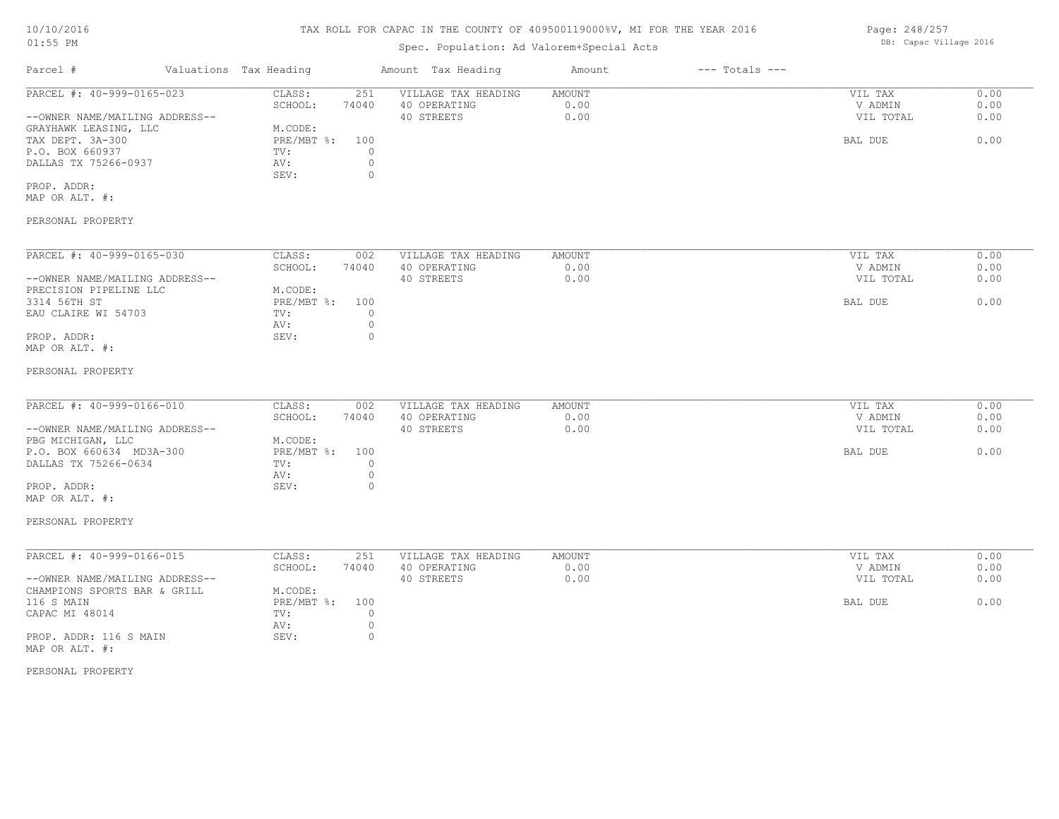TAX ROLL FOR CAPAC IN THE COUNTY OF 409500119000%V, MI FOR THE YEAR 2016

Spec. Population: Ad Valorem+Special Acts

DB: Capac Village 2016

10/10/2016
01:55 PM

| Parcel # | Valuations | Tax Heading | Amount | Tax Heading | Amount | --- Totals --- | |
|---|---|---|---|---|---|---|---|

## PARCEL #: 40-999-0165-023

| | | | | | |
|---|---|---|---|---|---|
| --OWNER NAME/MAILING ADDRESS-- | CLASS: 251 | VILLAGE TAX HEADING | AMOUNT | VIL TAX | 0.00 |
| GRAYHAWK LEASING, LLC | SCHOOL: 74040 | 40 OPERATING | 0.00 | V ADMIN | 0.00 |
| TAX DEPT. 3A-300 | M.CODE: | 40 STREETS | 0.00 | VIL TOTAL | 0.00 |
| P.O. BOX 660937 | PRE/MBT %: 100 | | | BAL DUE | 0.00 |
| DALLAS TX 75266-0937 | TV: 0 | | | | |
| | AV: 0 | | | | |
| | SEV: 0 | | | | |

PROP. ADDR:
MAP OR ALT. #:

PERSONAL PROPERTY

## PARCEL #: 40-999-0165-030

| | | | | | |
|---|---|---|---|---|---|
| --OWNER NAME/MAILING ADDRESS-- | CLASS: 002 | VILLAGE TAX HEADING | AMOUNT | VIL TAX | 0.00 |
| PRECISION PIPELINE LLC | SCHOOL: 74040 | 40 OPERATING | 0.00 | V ADMIN | 0.00 |
| 3314 56TH ST | M.CODE: | 40 STREETS | 0.00 | VIL TOTAL | 0.00 |
| EAU CLAIRE WI 54703 | PRE/MBT %: 100 | | | BAL DUE | 0.00 |
| | TV: 0 | | | | |
| | AV: 0 | | | | |
| | SEV: 0 | | | | |

PROP. ADDR:
MAP OR ALT. #:

PERSONAL PROPERTY

## PARCEL #: 40-999-0166-010

| | | | | | |
|---|---|---|---|---|---|
| --OWNER NAME/MAILING ADDRESS-- | CLASS: 002 | VILLAGE TAX HEADING | AMOUNT | VIL TAX | 0.00 |
| PBG MICHIGAN, LLC | SCHOOL: 74040 | 40 OPERATING | 0.00 | V ADMIN | 0.00 |
| P.O. BOX 660634 MD3A-300 | M.CODE: | 40 STREETS | 0.00 | VIL TOTAL | 0.00 |
| DALLAS TX 75266-0634 | PRE/MBT %: 100 | | | BAL DUE | 0.00 |
| | TV: 0 | | | | |
| | AV: 0 | | | | |
| | SEV: 0 | | | | |

PROP. ADDR:
MAP OR ALT. #:

PERSONAL PROPERTY

## PARCEL #: 40-999-0166-015

| | | | | | |
|---|---|---|---|---|---|
| --OWNER NAME/MAILING ADDRESS-- | CLASS: 251 | VILLAGE TAX HEADING | AMOUNT | VIL TAX | 0.00 |
| CHAMPIONS SPORTS BAR & GRILL | SCHOOL: 74040 | 40 OPERATING | 0.00 | V ADMIN | 0.00 |
| 116 S MAIN | M.CODE: | 40 STREETS | 0.00 | VIL TOTAL | 0.00 |
| CAPAC MI 48014 | PRE/MBT %: 100 | | | BAL DUE | 0.00 |
| | TV: 0 | | | | |
| | AV: 0 | | | | |
| | SEV: 0 | | | | |

PROP. ADDR: 116 S MAIN
MAP OR ALT. #:

PERSONAL PROPERTY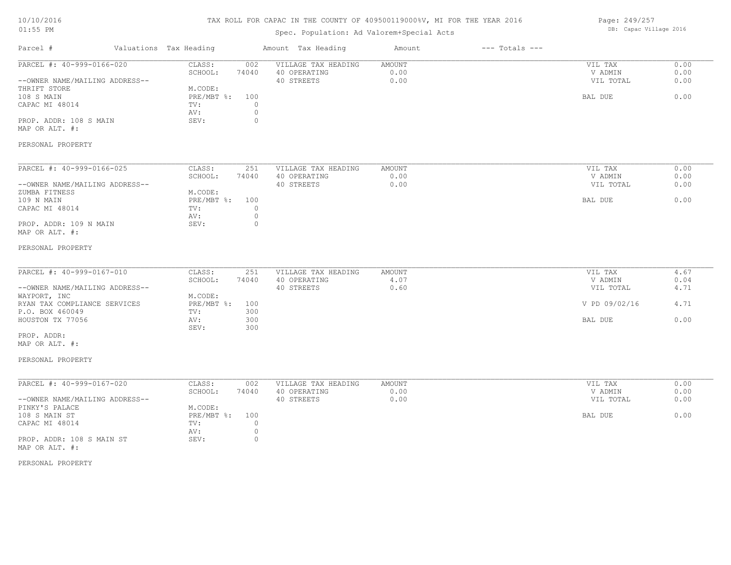TAX ROLL FOR CAPAC IN THE COUNTY OF 409500119000%V, MI FOR THE YEAR 2016

Spec. Population: Ad Valorem+Special Acts

DB: Capac Village 2016

10/10/2016
01:55 PM

| Parcel # | Valuations | Tax Heading | Amount | Tax Heading | Amount | --- Totals --- | |
|---|---|---|---|---|---|---|---|
| PARCEL #: 40-999-0166-020 | CLASS: | 002 | VILLAGE TAX HEADING | AMOUNT | | VIL TAX | 0.00 |
| | SCHOOL: | 74040 | 40 OPERATING | 0.00 | | V ADMIN | 0.00 |
| --OWNER NAME/MAILING ADDRESS-- | | | 40 STREETS | 0.00 | | VIL TOTAL | 0.00 |
| THRIFT STORE | M.CODE: | | | | | | |
| 108 S MAIN | PRE/MBT %: | 100 | | | | BAL DUE | 0.00 |
| CAPAC MI 48014 | TV: | 0 | | | | | |
| | AV: | 0 | | | | | |
| PROP. ADDR: 108 S MAIN | SEV: | 0 | | | | | |
| MAP OR ALT. #: | | | | | | | |
| PERSONAL PROPERTY | | | | | | | |

| Parcel # | Valuations | Tax Heading | Amount | Tax Heading | Amount | --- Totals --- | |
|---|---|---|---|---|---|---|---|
| PARCEL #: 40-999-0166-025 | CLASS: | 251 | VILLAGE TAX HEADING | AMOUNT | | VIL TAX | 0.00 |
| | SCHOOL: | 74040 | 40 OPERATING | 0.00 | | V ADMIN | 0.00 |
| --OWNER NAME/MAILING ADDRESS-- | | | 40 STREETS | 0.00 | | VIL TOTAL | 0.00 |
| ZUMBA FITNESS | M.CODE: | | | | | | |
| 109 N MAIN | PRE/MBT %: | 100 | | | | BAL DUE | 0.00 |
| CAPAC MI 48014 | TV: | 0 | | | | | |
| | AV: | 0 | | | | | |
| PROP. ADDR: 109 N MAIN | SEV: | 0 | | | | | |
| MAP OR ALT. #: | | | | | | | |
| PERSONAL PROPERTY | | | | | | | |

| Parcel # | Valuations | Tax Heading | Amount | Tax Heading | Amount | --- Totals --- | |
|---|---|---|---|---|---|---|---|
| PARCEL #: 40-999-0167-010 | CLASS: | 251 | VILLAGE TAX HEADING | AMOUNT | | VIL TAX | 4.67 |
| | SCHOOL: | 74040 | 40 OPERATING | 4.07 | | V ADMIN | 0.04 |
| --OWNER NAME/MAILING ADDRESS-- | | | 40 STREETS | 0.60 | | VIL TOTAL | 4.71 |
| WAYPORT, INC | M.CODE: | | | | | | |
| RYAN TAX COMPLIANCE SERVICES | PRE/MBT %: | 100 | | | | V PD 09/02/16 | 4.71 |
| P.O. BOX 460049 | TV: | 300 | | | | | |
| HOUSTON TX 77056 | AV: | 300 | | | | BAL DUE | 0.00 |
| | SEV: | 300 | | | | | |
| PROP. ADDR: | | | | | | | |
| MAP OR ALT. #: | | | | | | | |
| PERSONAL PROPERTY | | | | | | | |

| Parcel # | Valuations | Tax Heading | Amount | Tax Heading | Amount | --- Totals --- | |
|---|---|---|---|---|---|---|---|
| PARCEL #: 40-999-0167-020 | CLASS: | 002 | VILLAGE TAX HEADING | AMOUNT | | VIL TAX | 0.00 |
| | SCHOOL: | 74040 | 40 OPERATING | 0.00 | | V ADMIN | 0.00 |
| --OWNER NAME/MAILING ADDRESS-- | | | 40 STREETS | 0.00 | | VIL TOTAL | 0.00 |
| PINKY'S PALACE | M.CODE: | | | | | | |
| 108 S MAIN ST | PRE/MBT %: | 100 | | | | BAL DUE | 0.00 |
| CAPAC MI 48014 | TV: | 0 | | | | | |
| | AV: | 0 | | | | | |
| PROP. ADDR: 108 S MAIN ST | SEV: | 0 | | | | | |
| MAP OR ALT. #: | | | | | | | |
| PERSONAL PROPERTY | | | | | | | |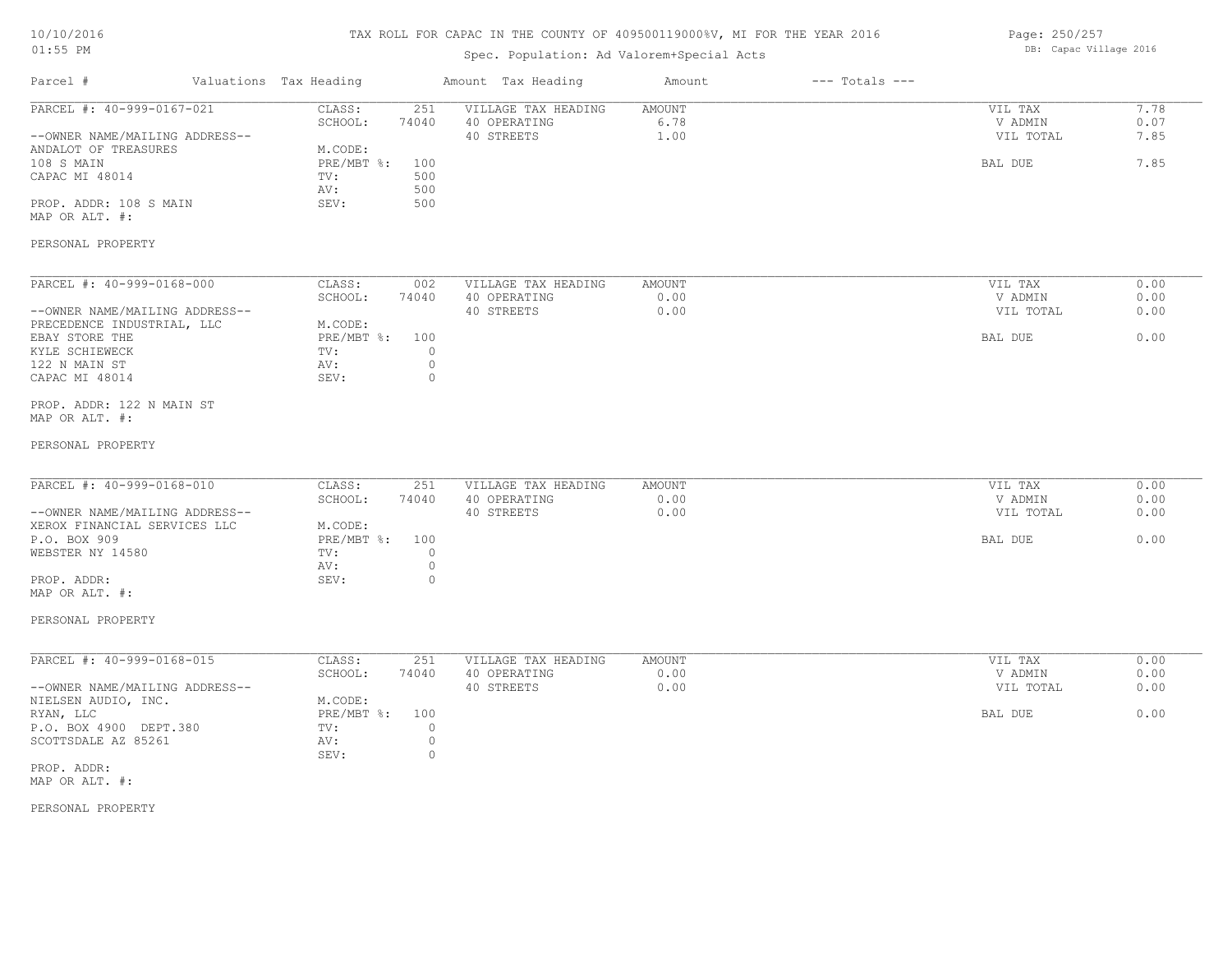TAX ROLL FOR CAPAC IN THE COUNTY OF 409500119000%V, MI FOR THE YEAR 2016

Spec. Population: Ad Valorem+Special Acts

| Parcel # | Valuations | Tax Heading | Amount | Tax Heading | Amount | --- Totals --- | |
|---|---|---|---|---|---|---|---|
| PARCEL #: 40-999-0167-021 | CLASS: | 251 | VILLAGE TAX HEADING | AMOUNT | | VIL TAX | 7.78 |
| | SCHOOL: | 74040 | 40 OPERATING | 6.78 | | V ADMIN | 0.07 |
| --OWNER NAME/MAILING ADDRESS-- | | | 40 STREETS | 1.00 | | VIL TOTAL | 7.85 |
| ANDALOT OF TREASURES | M.CODE: | | | | | | |
| 108 S MAIN | PRE/MBT %: | 100 | | | | BAL DUE | 7.85 |
| CAPAC MI 48014 | TV: | 500 | | | | | |
| | AV: | 500 | | | | | |
| PROP. ADDR: 108 S MAIN | SEV: | 500 | | | | | |
| MAP OR ALT. #: | | | | | | | |
| PERSONAL PROPERTY | | | | | | | |

| Parcel # | Valuations | Tax Heading | Amount | Tax Heading | Amount | --- Totals --- | |
|---|---|---|---|---|---|---|---|
| PARCEL #: 40-999-0168-000 | CLASS: | 002 | VILLAGE TAX HEADING | AMOUNT | | VIL TAX | 0.00 |
| | SCHOOL: | 74040 | 40 OPERATING | 0.00 | | V ADMIN | 0.00 |
| --OWNER NAME/MAILING ADDRESS-- | | | 40 STREETS | 0.00 | | VIL TOTAL | 0.00 |
| PRECEDENCE INDUSTRIAL, LLC | M.CODE: | | | | | | |
| EBAY STORE THE | PRE/MBT %: | 100 | | | | BAL DUE | 0.00 |
| KYLE SCHIEWECK | TV: | 0 | | | | | |
| 122 N MAIN ST | AV: | 0 | | | | | |
| CAPAC MI 48014 | SEV: | 0 | | | | | |
| PROP. ADDR: 122 N MAIN ST | | | | | | | |
| MAP OR ALT. #: | | | | | | | |
| PERSONAL PROPERTY | | | | | | | |

| Parcel # | Valuations | Tax Heading | Amount | Tax Heading | Amount | --- Totals --- | |
|---|---|---|---|---|---|---|---|
| PARCEL #: 40-999-0168-010 | CLASS: | 251 | VILLAGE TAX HEADING | AMOUNT | | VIL TAX | 0.00 |
| | SCHOOL: | 74040 | 40 OPERATING | 0.00 | | V ADMIN | 0.00 |
| --OWNER NAME/MAILING ADDRESS-- | | | 40 STREETS | 0.00 | | VIL TOTAL | 0.00 |
| XEROX FINANCIAL SERVICES LLC | M.CODE: | | | | | | |
| P.O. BOX 909 | PRE/MBT %: | 100 | | | | BAL DUE | 0.00 |
| WEBSTER NY 14580 | TV: | 0 | | | | | |
| | AV: | 0 | | | | | |
| PROP. ADDR: | SEV: | 0 | | | | | |
| MAP OR ALT. #: | | | | | | | |
| PERSONAL PROPERTY | | | | | | | |

| Parcel # | Valuations | Tax Heading | Amount | Tax Heading | Amount | --- Totals --- | |
|---|---|---|---|---|---|---|---|
| PARCEL #: 40-999-0168-015 | CLASS: | 251 | VILLAGE TAX HEADING | AMOUNT | | VIL TAX | 0.00 |
| | SCHOOL: | 74040 | 40 OPERATING | 0.00 | | V ADMIN | 0.00 |
| --OWNER NAME/MAILING ADDRESS-- | | | 40 STREETS | 0.00 | | VIL TOTAL | 0.00 |
| NIELSEN AUDIO, INC. | M.CODE: | | | | | | |
| RYAN, LLC | PRE/MBT %: | 100 | | | | BAL DUE | 0.00 |
| P.O. BOX 4900 DEPT.380 | TV: | 0 | | | | | |
| SCOTTSDALE AZ 85261 | AV: | 0 | | | | | |
| | SEV: | 0 | | | | | |
| PROP. ADDR: | | | | | | | |
| MAP OR ALT. #: | | | | | | | |
| PERSONAL PROPERTY | | | | | | | |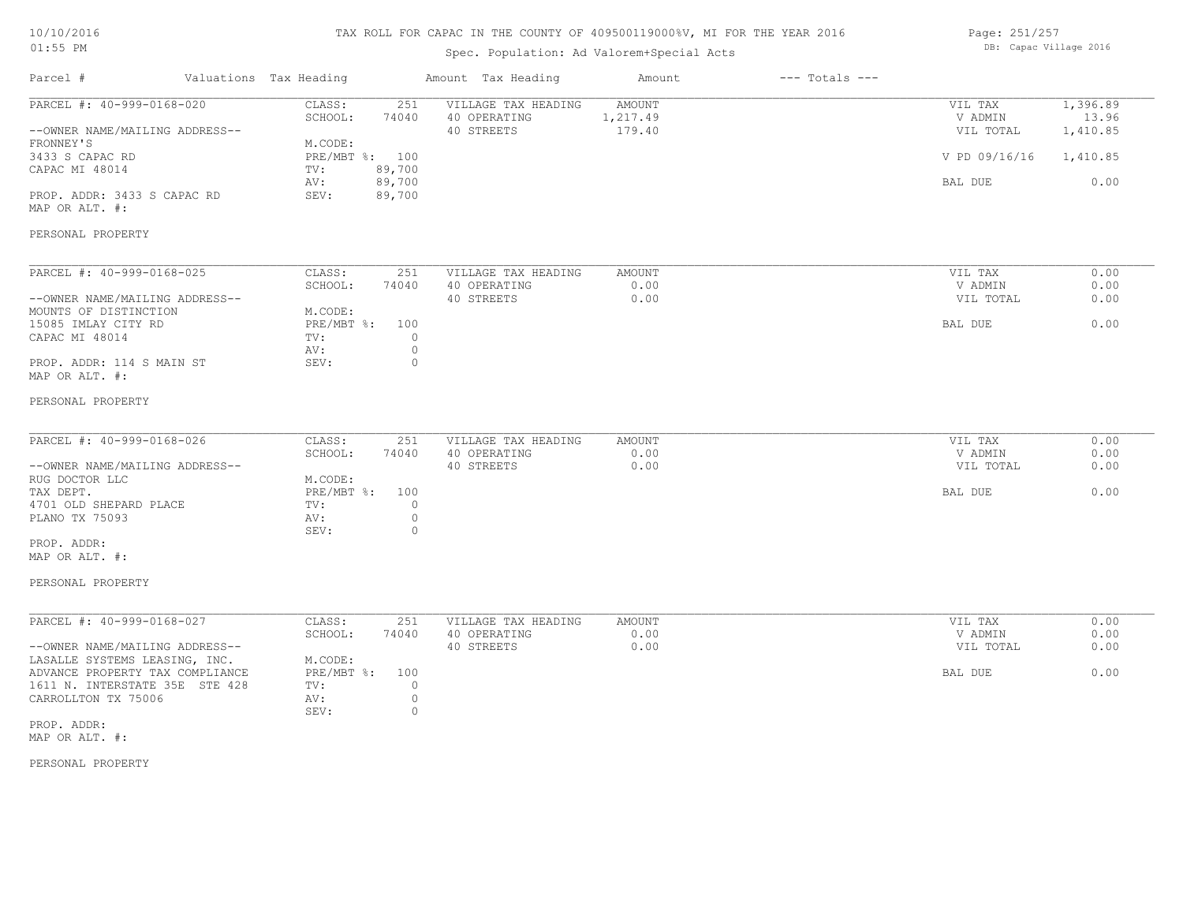# TAX ROLL FOR CAPAC IN THE COUNTY OF 409500119000%V, MI FOR THE YEAR 2016

Spec. Population: Ad Valorem+Special Acts

| Parcel # | Valuations | Tax Heading | Amount | Tax Heading | Amount | --- Totals --- | |
|---|---|---|---|---|---|---|---|

## PARCEL #: 40-999-0168-020

| | | | | | |
|---|---|---|---|---|---|
| CLASS: | 251 | VILLAGE TAX HEADING | AMOUNT | VIL TAX | 1,396.89 |
| SCHOOL: | 74040 | 40 OPERATING | 1,217.49 | V ADMIN | 13.96 |
| M.CODE: | | 40 STREETS | 179.40 | VIL TOTAL | 1,410.85 |
| PRE/MBT %: | 100 | | | V PD 09/16/16 | 1,410.85 |
| TV: | 89,700 | | | | |
| AV: | 89,700 | | | BAL DUE | 0.00 |
| SEV: | 89,700 | | | | |

--OWNER NAME/MAILING ADDRESS--
FRONNEY'S
3433 S CAPAC RD
CAPAC MI 48014

PROP. ADDR: 3433 S CAPAC RD
MAP OR ALT. #:

PERSONAL PROPERTY

## PARCEL #: 40-999-0168-025

| | | | | | |
|---|---|---|---|---|---|
| CLASS: | 251 | VILLAGE TAX HEADING | AMOUNT | VIL TAX | 0.00 |
| SCHOOL: | 74040 | 40 OPERATING | 0.00 | V ADMIN | 0.00 |
| M.CODE: | | 40 STREETS | 0.00 | VIL TOTAL | 0.00 |
| PRE/MBT %: | 100 | | | BAL DUE | 0.00 |
| TV: | 0 | | | | |
| AV: | 0 | | | | |
| SEV: | 0 | | | | |

--OWNER NAME/MAILING ADDRESS--
MOUNTS OF DISTINCTION
15085 IMLAY CITY RD
CAPAC MI 48014

PROP. ADDR: 114 S MAIN ST
MAP OR ALT. #:

PERSONAL PROPERTY

## PARCEL #: 40-999-0168-026

| | | | | | |
|---|---|---|---|---|---|
| CLASS: | 251 | VILLAGE TAX HEADING | AMOUNT | VIL TAX | 0.00 |
| SCHOOL: | 74040 | 40 OPERATING | 0.00 | V ADMIN | 0.00 |
| M.CODE: | | 40 STREETS | 0.00 | VIL TOTAL | 0.00 |
| PRE/MBT %: | 100 | | | BAL DUE | 0.00 |
| TV: | 0 | | | | |
| AV: | 0 | | | | |
| SEV: | 0 | | | | |

--OWNER NAME/MAILING ADDRESS--
RUG DOCTOR LLC
TAX DEPT.
4701 OLD SHEPARD PLACE
PLANO TX 75093

PROP. ADDR:
MAP OR ALT. #:

PERSONAL PROPERTY

## PARCEL #: 40-999-0168-027

| | | | | | |
|---|---|---|---|---|---|
| CLASS: | 251 | VILLAGE TAX HEADING | AMOUNT | VIL TAX | 0.00 |
| SCHOOL: | 74040 | 40 OPERATING | 0.00 | V ADMIN | 0.00 |
| M.CODE: | | 40 STREETS | 0.00 | VIL TOTAL | 0.00 |
| PRE/MBT %: | 100 | | | BAL DUE | 0.00 |
| TV: | 0 | | | | |
| AV: | 0 | | | | |
| SEV: | 0 | | | | |

--OWNER NAME/MAILING ADDRESS--
LASALLE SYSTEMS LEASING, INC.
ADVANCE PROPERTY TAX COMPLIANCE
1611 N. INTERSTATE 35E STE 428
CARROLLTON TX 75006

PROP. ADDR:
MAP OR ALT. #:

PERSONAL PROPERTY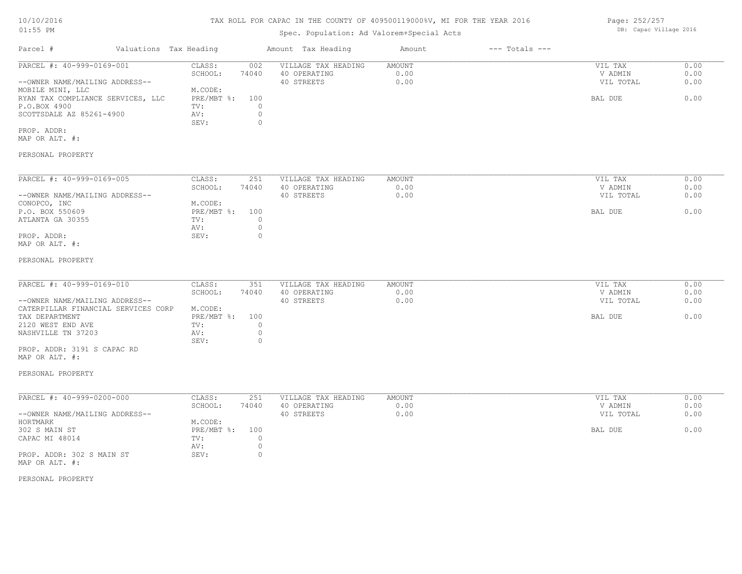# TAX ROLL FOR CAPAC IN THE COUNTY OF 409500119000%V, MI FOR THE YEAR 2016

Spec. Population: Ad Valorem+Special Acts

| Parcel # | Valuations | Tax Heading | Amount | Tax Heading | Amount | --- Totals --- | |
|---|---|---|---|---|---|---|---|

---

PARCEL #: 40-999-0169-001

| | | | | | |
|---|---|---|---|---|---|
| CLASS: | 002 | VILLAGE TAX HEADING | AMOUNT | VIL TAX | 0.00 |
| SCHOOL: | 74040 | 40 OPERATING | 0.00 | V ADMIN | 0.00 |
| | | 40 STREETS | 0.00 | VIL TOTAL | 0.00 |
| M.CODE: | | | | | |
| PRE/MBT %: | 100 | | | BAL DUE | 0.00 |
| TV: | 0 | | | | |
| AV: | 0 | | | | |
| SEV: | 0 | | | | |

--OWNER NAME/MAILING ADDRESS--
MOBILE MINI, LLC
RYAN TAX COMPLIANCE SERVICES, LLC
P.O.BOX 4900
SCOTTSDALE AZ 85261-4900

PROP. ADDR:
MAP OR ALT. #:

PERSONAL PROPERTY

---

PARCEL #: 40-999-0169-005

| | | | | | |
|---|---|---|---|---|---|
| CLASS: | 251 | VILLAGE TAX HEADING | AMOUNT | VIL TAX | 0.00 |
| SCHOOL: | 74040 | 40 OPERATING | 0.00 | V ADMIN | 0.00 |
| | | 40 STREETS | 0.00 | VIL TOTAL | 0.00 |
| M.CODE: | | | | | |
| PRE/MBT %: | 100 | | | BAL DUE | 0.00 |
| TV: | 0 | | | | |
| AV: | 0 | | | | |
| SEV: | 0 | | | | |

--OWNER NAME/MAILING ADDRESS--
CONOPCO, INC
P.O. BOX 550609
ATLANTA GA 30355

PROP. ADDR:
MAP OR ALT. #:

PERSONAL PROPERTY

---

PARCEL #: 40-999-0169-010

| | | | | | |
|---|---|---|---|---|---|
| CLASS: | 351 | VILLAGE TAX HEADING | AMOUNT | VIL TAX | 0.00 |
| SCHOOL: | 74040 | 40 OPERATING | 0.00 | V ADMIN | 0.00 |
| | | 40 STREETS | 0.00 | VIL TOTAL | 0.00 |
| M.CODE: | | | | | |
| PRE/MBT %: | 100 | | | BAL DUE | 0.00 |
| TV: | 0 | | | | |
| AV: | 0 | | | | |
| SEV: | 0 | | | | |

--OWNER NAME/MAILING ADDRESS--
CATERPILLAR FINANCIAL SERVICES CORP
TAX DEPARTMENT
2120 WEST END AVE
NASHVILLE TN 37203

PROP. ADDR: 3191 S CAPAC RD
MAP OR ALT. #:

PERSONAL PROPERTY

---

PARCEL #: 40-999-0200-000

| | | | | | |
|---|---|---|---|---|---|
| CLASS: | 251 | VILLAGE TAX HEADING | AMOUNT | VIL TAX | 0.00 |
| SCHOOL: | 74040 | 40 OPERATING | 0.00 | V ADMIN | 0.00 |
| | | 40 STREETS | 0.00 | VIL TOTAL | 0.00 |
| M.CODE: | | | | | |
| PRE/MBT %: | 100 | | | BAL DUE | 0.00 |
| TV: | 0 | | | | |
| AV: | 0 | | | | |
| SEV: | 0 | | | | |

--OWNER NAME/MAILING ADDRESS--
HORTMARK
302 S MAIN ST
CAPAC MI 48014

PROP. ADDR: 302 S MAIN ST
MAP OR ALT. #:

PERSONAL PROPERTY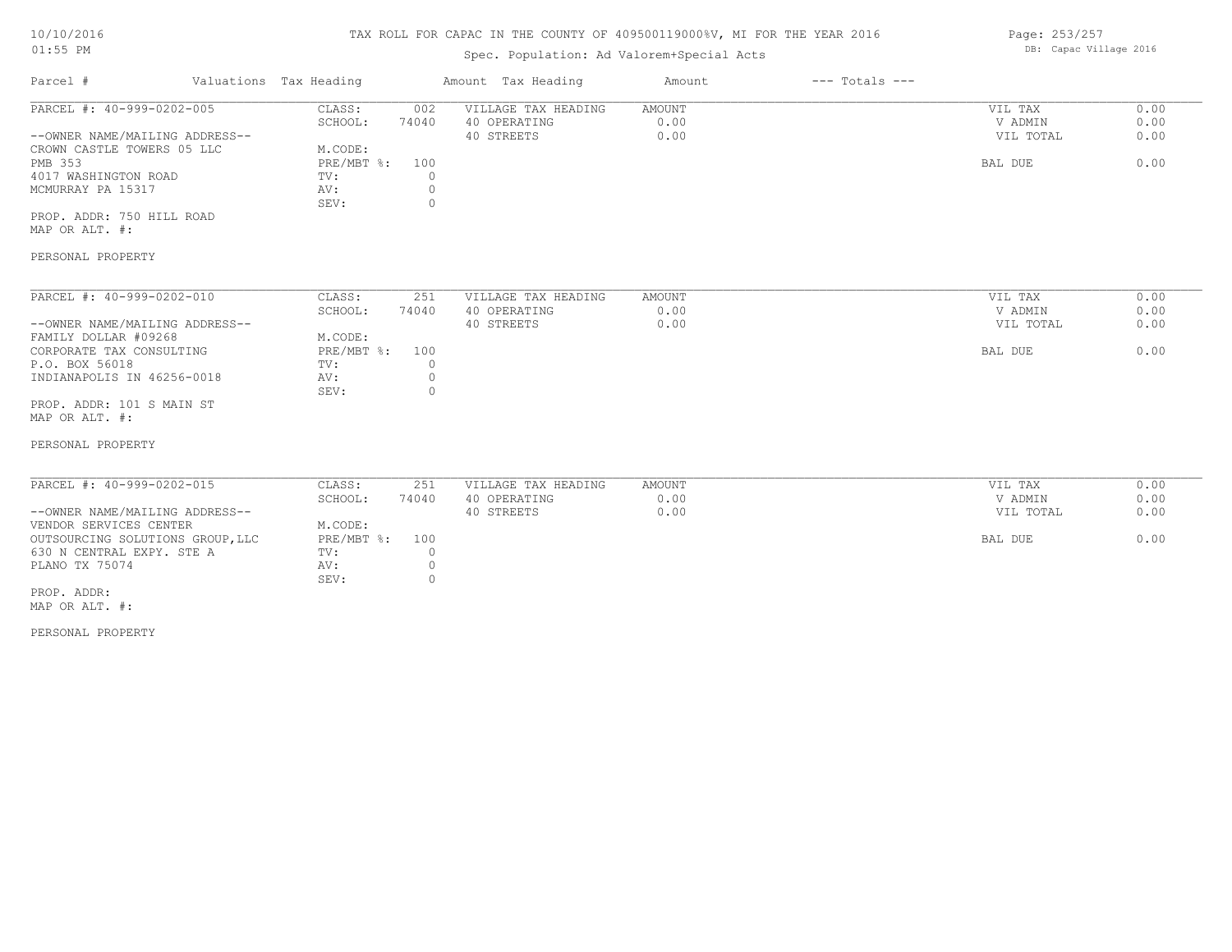# TAX ROLL FOR CAPAC IN THE COUNTY OF 409500119000%V, MI FOR THE YEAR 2016

Spec. Population: Ad Valorem+Special Acts

DB: Capac Village 2016

| Parcel # | Valuations Tax Heading | | Amount Tax Heading | Amount | --- Totals --- | |
|---|---|---|---|---|---|---|
| PARCEL #: 40-999-0202-005 | CLASS: | 002 | VILLAGE TAX HEADING | AMOUNT | VIL TAX | 0.00 |
| | SCHOOL: | 74040 | 40 OPERATING | 0.00 | V ADMIN | 0.00 |
| --OWNER NAME/MAILING ADDRESS-- | | | 40 STREETS | 0.00 | VIL TOTAL | 0.00 |
| CROWN CASTLE TOWERS 05 LLC | M.CODE: | | | | | |
| PMB 353 | PRE/MBT %: | 100 | | | BAL DUE | 0.00 |
| 4017 WASHINGTON ROAD | TV: | 0 | | | | |
| MCMURRAY PA 15317 | AV: | 0 | | | | |
| | SEV: | 0 | | | | |
| PROP. ADDR: 750 HILL ROAD | | | | | | |
| MAP OR ALT. #: | | | | | | |

PERSONAL PROPERTY

| Parcel # | Valuations Tax Heading | | Amount Tax Heading | Amount | --- Totals --- | |
|---|---|---|---|---|---|---|
| PARCEL #: 40-999-0202-010 | CLASS: | 251 | VILLAGE TAX HEADING | AMOUNT | VIL TAX | 0.00 |
| | SCHOOL: | 74040 | 40 OPERATING | 0.00 | V ADMIN | 0.00 |
| --OWNER NAME/MAILING ADDRESS-- | | | 40 STREETS | 0.00 | VIL TOTAL | 0.00 |
| FAMILY DOLLAR #09268 | M.CODE: | | | | | |
| CORPORATE TAX CONSULTING | PRE/MBT %: | 100 | | | BAL DUE | 0.00 |
| P.O. BOX 56018 | TV: | 0 | | | | |
| INDIANAPOLIS IN 46256-0018 | AV: | 0 | | | | |
| | SEV: | 0 | | | | |
| PROP. ADDR: 101 S MAIN ST | | | | | | |
| MAP OR ALT. #: | | | | | | |

PERSONAL PROPERTY

| Parcel # | Valuations Tax Heading | | Amount Tax Heading | Amount | --- Totals --- | |
|---|---|---|---|---|---|---|
| PARCEL #: 40-999-0202-015 | CLASS: | 251 | VILLAGE TAX HEADING | AMOUNT | VIL TAX | 0.00 |
| | SCHOOL: | 74040 | 40 OPERATING | 0.00 | V ADMIN | 0.00 |
| --OWNER NAME/MAILING ADDRESS-- | | | 40 STREETS | 0.00 | VIL TOTAL | 0.00 |
| VENDOR SERVICES CENTER | M.CODE: | | | | | |
| OUTSOURCING SOLUTIONS GROUP,LLC | PRE/MBT %: | 100 | | | BAL DUE | 0.00 |
| 630 N CENTRAL EXPY. STE A | TV: | 0 | | | | |
| PLANO TX 75074 | AV: | 0 | | | | |
| | SEV: | 0 | | | | |
| PROP. ADDR: | | | | | | |
| MAP OR ALT. #: | | | | | | |

PERSONAL PROPERTY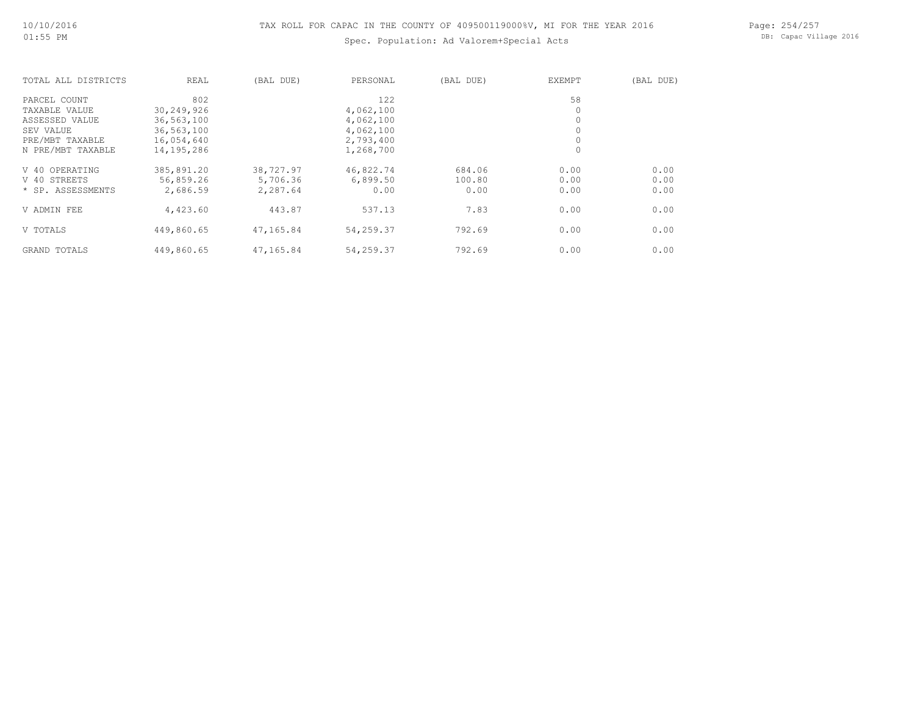TAX ROLL FOR CAPAC IN THE COUNTY OF 409500119000%V, MI FOR THE YEAR 2016

Spec. Population: Ad Valorem+Special Acts

| TOTAL ALL DISTRICTS | REAL | (BAL DUE) | PERSONAL | (BAL DUE) | EXEMPT | (BAL DUE) |
|---|---|---|---|---|---|---|
| PARCEL COUNT | 802 | | 122 | | 58 | |
| TAXABLE VALUE | 30,249,926 | | 4,062,100 | | 0 | |
| ASSESSED VALUE | 36,563,100 | | 4,062,100 | | 0 | |
| SEV VALUE | 36,563,100 | | 4,062,100 | | 0 | |
| PRE/MBT TAXABLE | 16,054,640 | | 2,793,400 | | 0 | |
| N PRE/MBT TAXABLE | 14,195,286 | | 1,268,700 | | 0 | |
| V 40 OPERATING | 385,891.20 | 38,727.97 | 46,822.74 | 684.06 | 0.00 | 0.00 |
| V 40 STREETS | 56,859.26 | 5,706.36 | 6,899.50 | 100.80 | 0.00 | 0.00 |
| * SP. ASSESSMENTS | 2,686.59 | 2,287.64 | 0.00 | 0.00 | 0.00 | 0.00 |
| V ADMIN FEE | 4,423.60 | 443.87 | 537.13 | 7.83 | 0.00 | 0.00 |
| V TOTALS | 449,860.65 | 47,165.84 | 54,259.37 | 792.69 | 0.00 | 0.00 |
| GRAND TOTALS | 449,860.65 | 47,165.84 | 54,259.37 | 792.69 | 0.00 | 0.00 |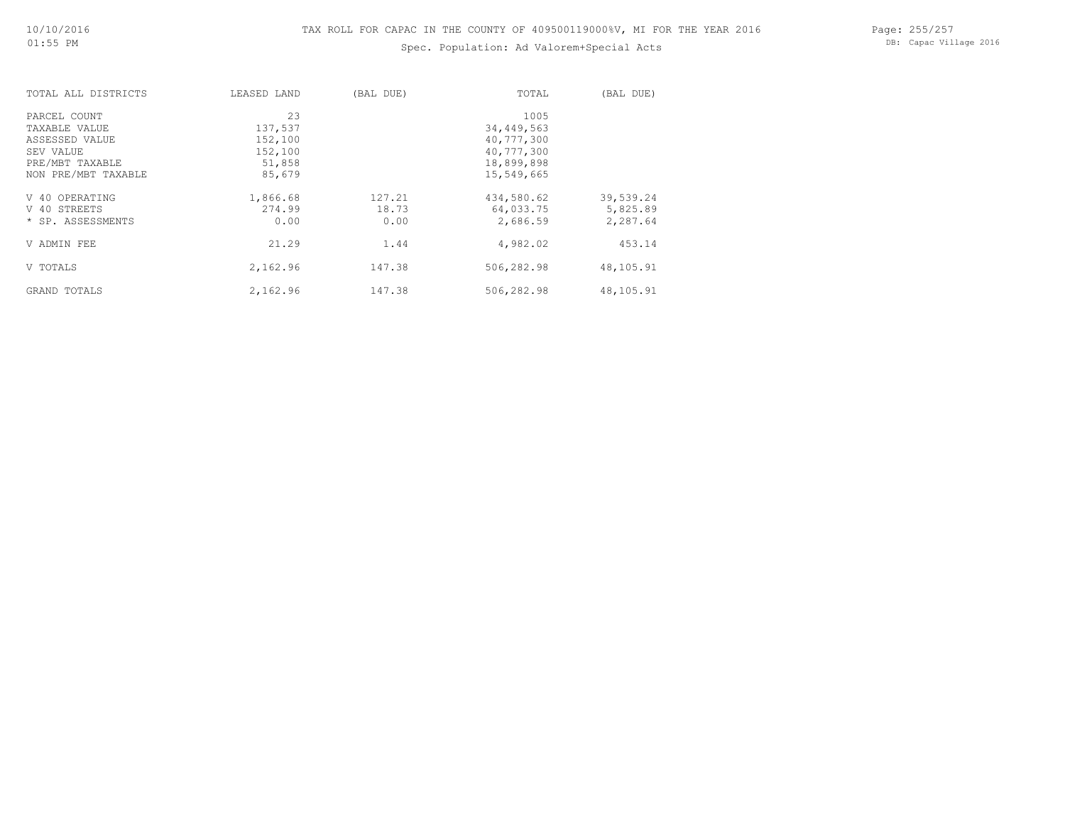# TAX ROLL FOR CAPAC IN THE COUNTY OF 409500119000%V, MI FOR THE YEAR 2016

Spec. Population: Ad Valorem+Special Acts

| TOTAL ALL DISTRICTS | LEASED LAND | (BAL DUE) | TOTAL | (BAL DUE) |
|---|---|---|---|---|
| PARCEL COUNT | 23 | | 1005 | |
| TAXABLE VALUE | 137,537 | | 34,449,563 | |
| ASSESSED VALUE | 152,100 | | 40,777,300 | |
| SEV VALUE | 152,100 | | 40,777,300 | |
| PRE/MBT TAXABLE | 51,858 | | 18,899,898 | |
| NON PRE/MBT TAXABLE | 85,679 | | 15,549,665 | |
| V 40 OPERATING | 1,866.68 | 127.21 | 434,580.62 | 39,539.24 |
| V 40 STREETS | 274.99 | 18.73 | 64,033.75 | 5,825.89 |
| * SP. ASSESSMENTS | 0.00 | 0.00 | 2,686.59 | 2,287.64 |
| V ADMIN FEE | 21.29 | 1.44 | 4,982.02 | 453.14 |
| V TOTALS | 2,162.96 | 147.38 | 506,282.98 | 48,105.91 |
| GRAND TOTALS | 2,162.96 | 147.38 | 506,282.98 | 48,105.91 |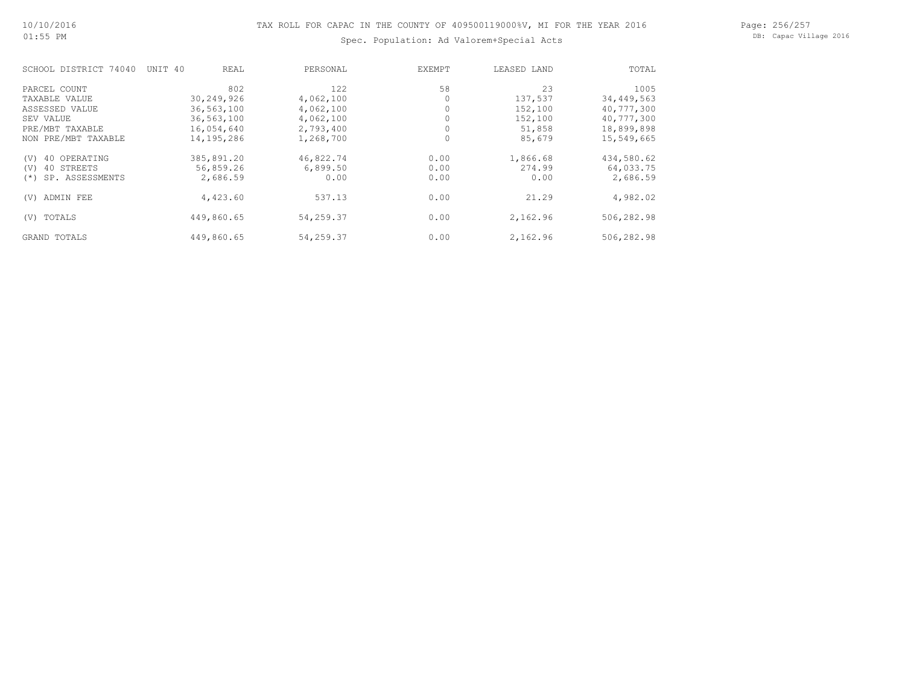TAX ROLL FOR CAPAC IN THE COUNTY OF 409500119000%V, MI FOR THE YEAR 2016

Spec. Population: Ad Valorem+Special Acts

| SCHOOL DISTRICT 74040 UNIT 40 | REAL | PERSONAL | EXEMPT | LEASED LAND | TOTAL |
|---|---|---|---|---|---|
| PARCEL COUNT | 802 | 122 | 58 | 23 | 1005 |
| TAXABLE VALUE | 30,249,926 | 4,062,100 | 0 | 137,537 | 34,449,563 |
| ASSESSED VALUE | 36,563,100 | 4,062,100 | 0 | 152,100 | 40,777,300 |
| SEV VALUE | 36,563,100 | 4,062,100 | 0 | 152,100 | 40,777,300 |
| PRE/MBT TAXABLE | 16,054,640 | 2,793,400 | 0 | 51,858 | 18,899,898 |
| NON PRE/MBT TAXABLE | 14,195,286 | 1,268,700 | 0 | 85,679 | 15,549,665 |
| (V) 40 OPERATING | 385,891.20 | 46,822.74 | 0.00 | 1,866.68 | 434,580.62 |
| (V) 40 STREETS | 56,859.26 | 6,899.50 | 0.00 | 274.99 | 64,033.75 |
| (*) SP. ASSESSMENTS | 2,686.59 | 0.00 | 0.00 | 0.00 | 2,686.59 |
| (V) ADMIN FEE | 4,423.60 | 537.13 | 0.00 | 21.29 | 4,982.02 |
| (V) TOTALS | 449,860.65 | 54,259.37 | 0.00 | 2,162.96 | 506,282.98 |
| GRAND TOTALS | 449,860.65 | 54,259.37 | 0.00 | 2,162.96 | 506,282.98 |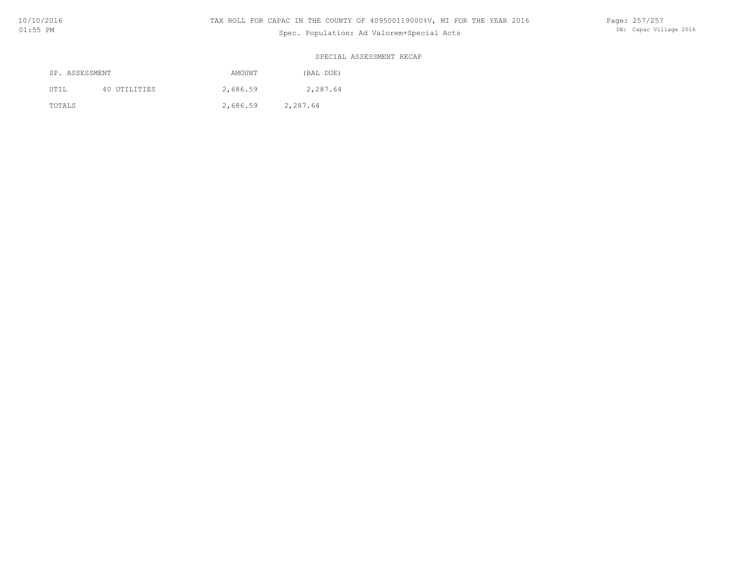SPECIAL ASSESSMENT RECAP

| SP. ASSESSMENT | | AMOUNT | (BAL DUE) |
|---|---|---|---|
| UTIL | 40 UTILITIES | 2,686.59 | 2,287.64 |
| TOTALS | | 2,686.59 | 2,287.64 |